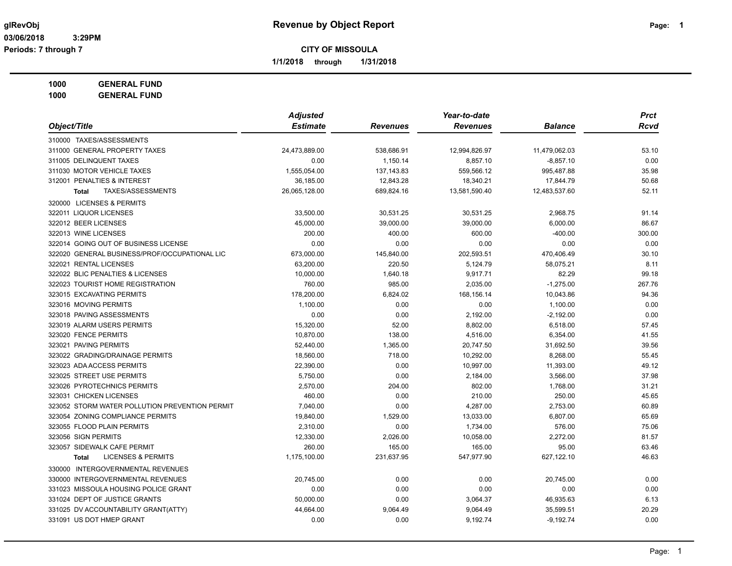# Revenue by Object Report

glRevObj
03/06/2018 3:29PM
Periods: 7 through 7

**CITY OF MISSOULA**

**1/1/2018 through 1/31/2018**

**1000 GENERAL FUND**
**1000 GENERAL FUND**

| Object/Title | Adjusted Estimate | Revenues | Year-to-date Revenues | Balance | Prct Rcvd |
|---|---|---|---|---|---|
| 310000 TAXES/ASSESSMENTS | | | | | |
| 311000 GENERAL PROPERTY TAXES | 24,473,889.00 | 538,686.91 | 12,994,826.97 | 11,479,062.03 | 53.10 |
| 311005 DELINQUENT TAXES | 0.00 | 1,150.14 | 8,857.10 | -8,857.10 | 0.00 |
| 311030 MOTOR VEHICLE TAXES | 1,555,054.00 | 137,143.83 | 559,566.12 | 995,487.88 | 35.98 |
| 312001 PENALTIES & INTEREST | 36,185.00 | 12,843.28 | 18,340.21 | 17,844.79 | 50.68 |
| **Total** TAXES/ASSESSMENTS | 26,065,128.00 | 689,824.16 | 13,581,590.40 | 12,483,537.60 | 52.11 |
| 320000 LICENSES & PERMITS | | | | | |
| 322011 LIQUOR LICENSES | 33,500.00 | 30,531.25 | 30,531.25 | 2,968.75 | 91.14 |
| 322012 BEER LICENSES | 45,000.00 | 39,000.00 | 39,000.00 | 6,000.00 | 86.67 |
| 322013 WINE LICENSES | 200.00 | 400.00 | 600.00 | -400.00 | 300.00 |
| 322014 GOING OUT OF BUSINESS LICENSE | 0.00 | 0.00 | 0.00 | 0.00 | 0.00 |
| 322020 GENERAL BUSINESS/PROF/OCCUPATIONAL LIC | 673,000.00 | 145,840.00 | 202,593.51 | 470,406.49 | 30.10 |
| 322021 RENTAL LICENSES | 63,200.00 | 220.50 | 5,124.79 | 58,075.21 | 8.11 |
| 322022 BLIC PENALTIES & LICENSES | 10,000.00 | 1,640.18 | 9,917.71 | 82.29 | 99.18 |
| 322023 TOURIST HOME REGISTRATION | 760.00 | 985.00 | 2,035.00 | -1,275.00 | 267.76 |
| 323015 EXCAVATING PERMITS | 178,200.00 | 6,824.02 | 168,156.14 | 10,043.86 | 94.36 |
| 323016 MOVING PERMITS | 1,100.00 | 0.00 | 0.00 | 1,100.00 | 0.00 |
| 323018 PAVING ASSESSMENTS | 0.00 | 0.00 | 2,192.00 | -2,192.00 | 0.00 |
| 323019 ALARM USERS PERMITS | 15,320.00 | 52.00 | 8,802.00 | 6,518.00 | 57.45 |
| 323020 FENCE PERMITS | 10,870.00 | 138.00 | 4,516.00 | 6,354.00 | 41.55 |
| 323021 PAVING PERMITS | 52,440.00 | 1,365.00 | 20,747.50 | 31,692.50 | 39.56 |
| 323022 GRADING/DRAINAGE PERMITS | 18,560.00 | 718.00 | 10,292.00 | 8,268.00 | 55.45 |
| 323023 ADA ACCESS PERMITS | 22,390.00 | 0.00 | 10,997.00 | 11,393.00 | 49.12 |
| 323025 STREET USE PERMITS | 5,750.00 | 0.00 | 2,184.00 | 3,566.00 | 37.98 |
| 323026 PYROTECHNICS PERMITS | 2,570.00 | 204.00 | 802.00 | 1,768.00 | 31.21 |
| 323031 CHICKEN LICENSES | 460.00 | 0.00 | 210.00 | 250.00 | 45.65 |
| 323052 STORM WATER POLLUTION PREVENTION PERMIT | 7,040.00 | 0.00 | 4,287.00 | 2,753.00 | 60.89 |
| 323054 ZONING COMPLIANCE PERMITS | 19,840.00 | 1,529.00 | 13,033.00 | 6,807.00 | 65.69 |
| 323055 FLOOD PLAIN PERMITS | 2,310.00 | 0.00 | 1,734.00 | 576.00 | 75.06 |
| 323056 SIGN PERMITS | 12,330.00 | 2,026.00 | 10,058.00 | 2,272.00 | 81.57 |
| 323057 SIDEWALK CAFE PERMIT | 260.00 | 165.00 | 165.00 | 95.00 | 63.46 |
| **Total** LICENSES & PERMITS | 1,175,100.00 | 231,637.95 | 547,977.90 | 627,122.10 | 46.63 |
| 330000 INTERGOVERNMENTAL REVENUES | | | | | |
| 330000 INTERGOVERNMENTAL REVENUES | 20,745.00 | 0.00 | 0.00 | 20,745.00 | 0.00 |
| 331023 MISSOULA HOUSING POLICE GRANT | 0.00 | 0.00 | 0.00 | 0.00 | 0.00 |
| 331024 DEPT OF JUSTICE GRANTS | 50,000.00 | 0.00 | 3,064.37 | 46,935.63 | 6.13 |
| 331025 DV ACCOUNTABILITY GRANT(ATTY) | 44,664.00 | 9,064.49 | 9,064.49 | 35,599.51 | 20.29 |
| 331091 US DOT HMEP GRANT | 0.00 | 0.00 | 9,192.74 | -9,192.74 | 0.00 |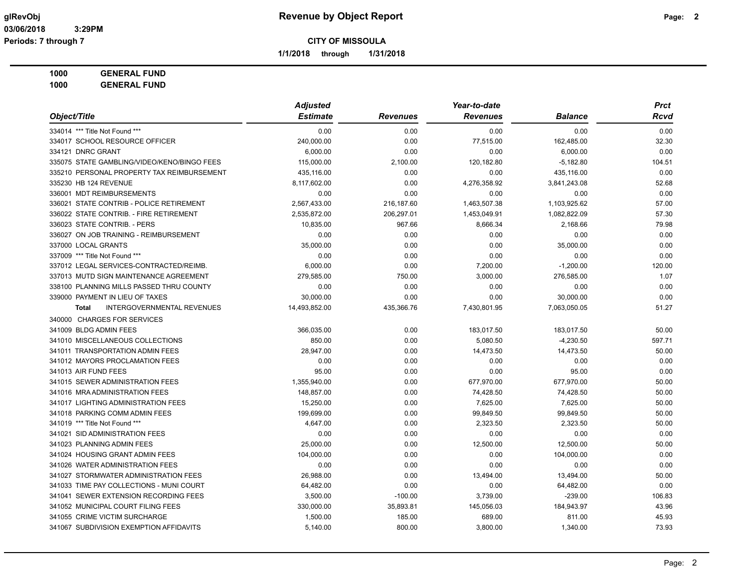**glRevObj** **Revenue by Object Report**

**03/06/2018 3:29PM**

**Periods: 7 through 7**

**CITY OF MISSOULA**

**1/1/2018 through 1/31/2018**

**1000 GENERAL FUND**

**1000 GENERAL FUND**

| Object/Title | Adjusted Estimate | Revenues | Year-to-date Revenues | Balance | Prct Rcvd |
|---|---|---|---|---|---|
| 334014 *** Title Not Found *** | 0.00 | 0.00 | 0.00 | 0.00 | 0.00 |
| 334017 SCHOOL RESOURCE OFFICER | 240,000.00 | 0.00 | 77,515.00 | 162,485.00 | 32.30 |
| 334121 DNRC GRANT | 6,000.00 | 0.00 | 0.00 | 6,000.00 | 0.00 |
| 335075 STATE GAMBLING/VIDEO/KENO/BINGO FEES | 115,000.00 | 2,100.00 | 120,182.80 | -5,182.80 | 104.51 |
| 335210 PERSONAL PROPERTY TAX REIMBURSEMENT | 435,116.00 | 0.00 | 0.00 | 435,116.00 | 0.00 |
| 335230 HB 124 REVENUE | 8,117,602.00 | 0.00 | 4,276,358.92 | 3,841,243.08 | 52.68 |
| 336001 MDT REIMBURSEMENTS | 0.00 | 0.00 | 0.00 | 0.00 | 0.00 |
| 336021 STATE CONTRIB - POLICE RETIREMENT | 2,567,433.00 | 216,187.60 | 1,463,507.38 | 1,103,925.62 | 57.00 |
| 336022 STATE CONTRIB. - FIRE RETIREMENT | 2,535,872.00 | 206,297.01 | 1,453,049.91 | 1,082,822.09 | 57.30 |
| 336023 STATE CONTRIB. - PERS | 10,835.00 | 967.66 | 8,666.34 | 2,168.66 | 79.98 |
| 336027 ON JOB TRAINING - REIMBURSEMENT | 0.00 | 0.00 | 0.00 | 0.00 | 0.00 |
| 337000 LOCAL GRANTS | 35,000.00 | 0.00 | 0.00 | 35,000.00 | 0.00 |
| 337009 *** Title Not Found *** | 0.00 | 0.00 | 0.00 | 0.00 | 0.00 |
| 337012 LEGAL SERVICES-CONTRACTED/REIMB. | 6,000.00 | 0.00 | 7,200.00 | -1,200.00 | 120.00 |
| 337013 MUTD SIGN MAINTENANCE AGREEMENT | 279,585.00 | 750.00 | 3,000.00 | 276,585.00 | 1.07 |
| 338100 PLANNING MILLS PASSED THRU COUNTY | 0.00 | 0.00 | 0.00 | 0.00 | 0.00 |
| 339000 PAYMENT IN LIEU OF TAXES | 30,000.00 | 0.00 | 0.00 | 30,000.00 | 0.00 |
| **Total** INTERGOVERNMENTAL REVENUES | 14,493,852.00 | 435,366.76 | 7,430,801.95 | 7,063,050.05 | 51.27 |
| 340000 CHARGES FOR SERVICES | | | | | |
| 341009 BLDG ADMIN FEES | 366,035.00 | 0.00 | 183,017.50 | 183,017.50 | 50.00 |
| 341010 MISCELLANEOUS COLLECTIONS | 850.00 | 0.00 | 5,080.50 | -4,230.50 | 597.71 |
| 341011 TRANSPORTATION ADMIN FEES | 28,947.00 | 0.00 | 14,473.50 | 14,473.50 | 50.00 |
| 341012 MAYORS PROCLAMATION FEES | 0.00 | 0.00 | 0.00 | 0.00 | 0.00 |
| 341013 AIR FUND FEES | 95.00 | 0.00 | 0.00 | 95.00 | 0.00 |
| 341015 SEWER ADMINISTRATION FEES | 1,355,940.00 | 0.00 | 677,970.00 | 677,970.00 | 50.00 |
| 341016 MRA ADMINISTRATION FEES | 148,857.00 | 0.00 | 74,428.50 | 74,428.50 | 50.00 |
| 341017 LIGHTING ADMINISTRATION FEES | 15,250.00 | 0.00 | 7,625.00 | 7,625.00 | 50.00 |
| 341018 PARKING COMM ADMIN FEES | 199,699.00 | 0.00 | 99,849.50 | 99,849.50 | 50.00 |
| 341019 *** Title Not Found *** | 4,647.00 | 0.00 | 2,323.50 | 2,323.50 | 50.00 |
| 341021 SID ADMINISTRATION FEES | 0.00 | 0.00 | 0.00 | 0.00 | 0.00 |
| 341023 PLANNING ADMIN FEES | 25,000.00 | 0.00 | 12,500.00 | 12,500.00 | 50.00 |
| 341024 HOUSING GRANT ADMIN FEES | 104,000.00 | 0.00 | 0.00 | 104,000.00 | 0.00 |
| 341026 WATER ADMINISTRATION FEES | 0.00 | 0.00 | 0.00 | 0.00 | 0.00 |
| 341027 STORMWATER ADMINISTRATION FEES | 26,988.00 | 0.00 | 13,494.00 | 13,494.00 | 50.00 |
| 341033 TIME PAY COLLECTIONS - MUNI COURT | 64,482.00 | 0.00 | 0.00 | 64,482.00 | 0.00 |
| 341041 SEWER EXTENSION RECORDING FEES | 3,500.00 | -100.00 | 3,739.00 | -239.00 | 106.83 |
| 341052 MUNICIPAL COURT FILING FEES | 330,000.00 | 35,893.81 | 145,056.03 | 184,943.97 | 43.96 |
| 341055 CRIME VICTIM SURCHARGE | 1,500.00 | 185.00 | 689.00 | 811.00 | 45.93 |
| 341067 SUBDIVISION EXEMPTION AFFIDAVITS | 5,140.00 | 800.00 | 3,800.00 | 1,340.00 | 73.93 |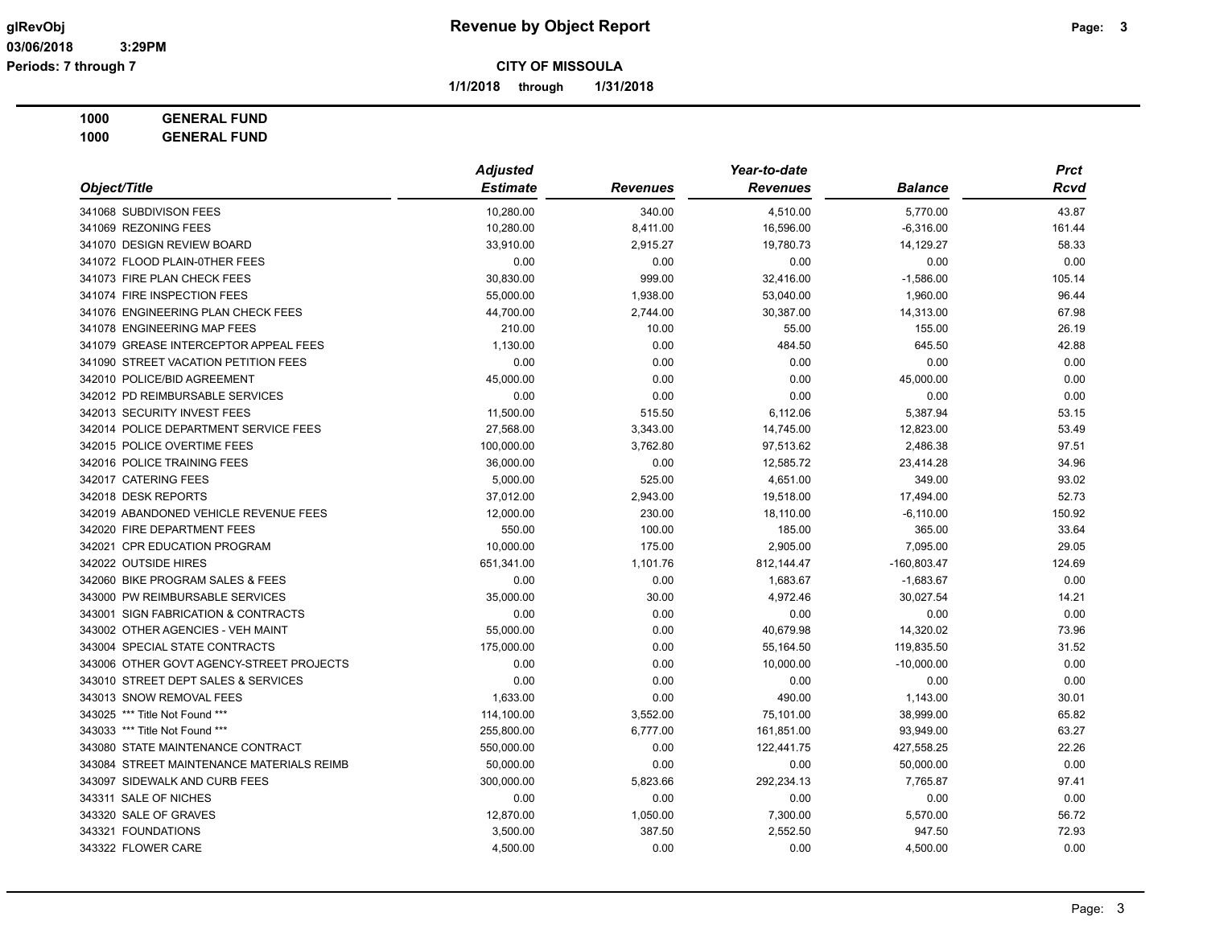**glRevObj** **Revenue by Object Report**
**03/06/2018 3:29PM**
**Periods: 7 through 7**

**CITY OF MISSOULA**

**1/1/2018 through 1/31/2018**

**1000 GENERAL FUND**
**1000 GENERAL FUND**

| Object/Title | Adjusted Estimate | Revenues | Year-to-date Revenues | Balance | Prct Rcvd |
|---|---|---|---|---|---|
| 341068 SUBDIVISON FEES | 10,280.00 | 340.00 | 4,510.00 | 5,770.00 | 43.87 |
| 341069 REZONING FEES | 10,280.00 | 8,411.00 | 16,596.00 | -6,316.00 | 161.44 |
| 341070 DESIGN REVIEW BOARD | 33,910.00 | 2,915.27 | 19,780.73 | 14,129.27 | 58.33 |
| 341072 FLOOD PLAIN-0THER FEES | 0.00 | 0.00 | 0.00 | 0.00 | 0.00 |
| 341073 FIRE PLAN CHECK FEES | 30,830.00 | 999.00 | 32,416.00 | -1,586.00 | 105.14 |
| 341074 FIRE INSPECTION FEES | 55,000.00 | 1,938.00 | 53,040.00 | 1,960.00 | 96.44 |
| 341076 ENGINEERING PLAN CHECK FEES | 44,700.00 | 2,744.00 | 30,387.00 | 14,313.00 | 67.98 |
| 341078 ENGINEERING MAP FEES | 210.00 | 10.00 | 55.00 | 155.00 | 26.19 |
| 341079 GREASE INTERCEPTOR APPEAL FEES | 1,130.00 | 0.00 | 484.50 | 645.50 | 42.88 |
| 341090 STREET VACATION PETITION FEES | 0.00 | 0.00 | 0.00 | 0.00 | 0.00 |
| 342010 POLICE/BID AGREEMENT | 45,000.00 | 0.00 | 0.00 | 45,000.00 | 0.00 |
| 342012 PD REIMBURSABLE SERVICES | 0.00 | 0.00 | 0.00 | 0.00 | 0.00 |
| 342013 SECURITY INVEST FEES | 11,500.00 | 515.50 | 6,112.06 | 5,387.94 | 53.15 |
| 342014 POLICE DEPARTMENT SERVICE FEES | 27,568.00 | 3,343.00 | 14,745.00 | 12,823.00 | 53.49 |
| 342015 POLICE OVERTIME FEES | 100,000.00 | 3,762.80 | 97,513.62 | 2,486.38 | 97.51 |
| 342016 POLICE TRAINING FEES | 36,000.00 | 0.00 | 12,585.72 | 23,414.28 | 34.96 |
| 342017 CATERING FEES | 5,000.00 | 525.00 | 4,651.00 | 349.00 | 93.02 |
| 342018 DESK REPORTS | 37,012.00 | 2,943.00 | 19,518.00 | 17,494.00 | 52.73 |
| 342019 ABANDONED VEHICLE REVENUE FEES | 12,000.00 | 230.00 | 18,110.00 | -6,110.00 | 150.92 |
| 342020 FIRE DEPARTMENT FEES | 550.00 | 100.00 | 185.00 | 365.00 | 33.64 |
| 342021 CPR EDUCATION PROGRAM | 10,000.00 | 175.00 | 2,905.00 | 7,095.00 | 29.05 |
| 342022 OUTSIDE HIRES | 651,341.00 | 1,101.76 | 812,144.47 | -160,803.47 | 124.69 |
| 342060 BIKE PROGRAM SALES & FEES | 0.00 | 0.00 | 1,683.67 | -1,683.67 | 0.00 |
| 343000 PW REIMBURSABLE SERVICES | 35,000.00 | 30.00 | 4,972.46 | 30,027.54 | 14.21 |
| 343001 SIGN FABRICATION & CONTRACTS | 0.00 | 0.00 | 0.00 | 0.00 | 0.00 |
| 343002 OTHER AGENCIES - VEH MAINT | 55,000.00 | 0.00 | 40,679.98 | 14,320.02 | 73.96 |
| 343004 SPECIAL STATE CONTRACTS | 175,000.00 | 0.00 | 55,164.50 | 119,835.50 | 31.52 |
| 343006 OTHER GOVT AGENCY-STREET PROJECTS | 0.00 | 0.00 | 10,000.00 | -10,000.00 | 0.00 |
| 343010 STREET DEPT SALES & SERVICES | 0.00 | 0.00 | 0.00 | 0.00 | 0.00 |
| 343013 SNOW REMOVAL FEES | 1,633.00 | 0.00 | 490.00 | 1,143.00 | 30.01 |
| 343025 *** Title Not Found *** | 114,100.00 | 3,552.00 | 75,101.00 | 38,999.00 | 65.82 |
| 343033 *** Title Not Found *** | 255,800.00 | 6,777.00 | 161,851.00 | 93,949.00 | 63.27 |
| 343080 STATE MAINTENANCE CONTRACT | 550,000.00 | 0.00 | 122,441.75 | 427,558.25 | 22.26 |
| 343084 STREET MAINTENANCE MATERIALS REIMB | 50,000.00 | 0.00 | 0.00 | 50,000.00 | 0.00 |
| 343097 SIDEWALK AND CURB FEES | 300,000.00 | 5,823.66 | 292,234.13 | 7,765.87 | 97.41 |
| 343311 SALE OF NICHES | 0.00 | 0.00 | 0.00 | 0.00 | 0.00 |
| 343320 SALE OF GRAVES | 12,870.00 | 1,050.00 | 7,300.00 | 5,570.00 | 56.72 |
| 343321 FOUNDATIONS | 3,500.00 | 387.50 | 2,552.50 | 947.50 | 72.93 |
| 343322 FLOWER CARE | 4,500.00 | 0.00 | 0.00 | 4,500.00 | 0.00 |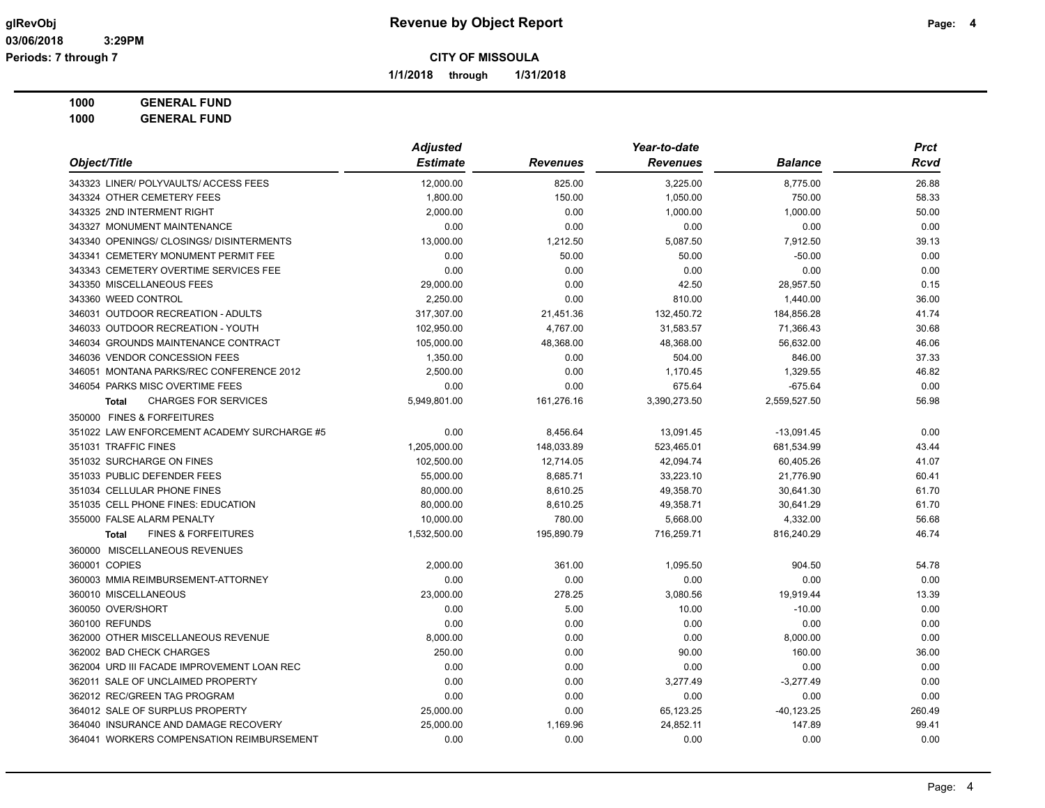**Revenue by Object Report**

glRevObj
03/06/2018 3:29PM
Periods: 7 through 7

**CITY OF MISSOULA**

**1/1/2018 through 1/31/2018**

**1000 GENERAL FUND**
**1000 GENERAL FUND**

| Object/Title | Adjusted Estimate | Revenues | Year-to-date Revenues | Balance | Prct Rcvd |
|---|---|---|---|---|---|
| 343323 LINER/ POLYVAULTS/ ACCESS FEES | 12,000.00 | 825.00 | 3,225.00 | 8,775.00 | 26.88 |
| 343324 OTHER CEMETERY FEES | 1,800.00 | 150.00 | 1,050.00 | 750.00 | 58.33 |
| 343325 2ND INTERMENT RIGHT | 2,000.00 | 0.00 | 1,000.00 | 1,000.00 | 50.00 |
| 343327 MONUMENT MAINTENANCE | 0.00 | 0.00 | 0.00 | 0.00 | 0.00 |
| 343340 OPENINGS/ CLOSINGS/ DISINTERMENTS | 13,000.00 | 1,212.50 | 5,087.50 | 7,912.50 | 39.13 |
| 343341 CEMETERY MONUMENT PERMIT FEE | 0.00 | 50.00 | 50.00 | -50.00 | 0.00 |
| 343343 CEMETERY OVERTIME SERVICES FEE | 0.00 | 0.00 | 0.00 | 0.00 | 0.00 |
| 343350 MISCELLANEOUS FEES | 29,000.00 | 0.00 | 42.50 | 28,957.50 | 0.15 |
| 343360 WEED CONTROL | 2,250.00 | 0.00 | 810.00 | 1,440.00 | 36.00 |
| 346031 OUTDOOR RECREATION - ADULTS | 317,307.00 | 21,451.36 | 132,450.72 | 184,856.28 | 41.74 |
| 346033 OUTDOOR RECREATION - YOUTH | 102,950.00 | 4,767.00 | 31,583.57 | 71,366.43 | 30.68 |
| 346034 GROUNDS MAINTENANCE CONTRACT | 105,000.00 | 48,368.00 | 48,368.00 | 56,632.00 | 46.06 |
| 346036 VENDOR CONCESSION FEES | 1,350.00 | 0.00 | 504.00 | 846.00 | 37.33 |
| 346051 MONTANA PARKS/REC CONFERENCE 2012 | 2,500.00 | 0.00 | 1,170.45 | 1,329.55 | 46.82 |
| 346054 PARKS MISC OVERTIME FEES | 0.00 | 0.00 | 675.64 | -675.64 | 0.00 |
| **Total** CHARGES FOR SERVICES | 5,949,801.00 | 161,276.16 | 3,390,273.50 | 2,559,527.50 | 56.98 |
| 350000 FINES & FORFEITURES | | | | | |
| 351022 LAW ENFORCEMENT ACADEMY SURCHARGE #5 | 0.00 | 8,456.64 | 13,091.45 | -13,091.45 | 0.00 |
| 351031 TRAFFIC FINES | 1,205,000.00 | 148,033.89 | 523,465.01 | 681,534.99 | 43.44 |
| 351032 SURCHARGE ON FINES | 102,500.00 | 12,714.05 | 42,094.74 | 60,405.26 | 41.07 |
| 351033 PUBLIC DEFENDER FEES | 55,000.00 | 8,685.71 | 33,223.10 | 21,776.90 | 60.41 |
| 351034 CELLULAR PHONE FINES | 80,000.00 | 8,610.25 | 49,358.70 | 30,641.30 | 61.70 |
| 351035 CELL PHONE FINES: EDUCATION | 80,000.00 | 8,610.25 | 49,358.71 | 30,641.29 | 61.70 |
| 355000 FALSE ALARM PENALTY | 10,000.00 | 780.00 | 5,668.00 | 4,332.00 | 56.68 |
| **Total** FINES & FORFEITURES | 1,532,500.00 | 195,890.79 | 716,259.71 | 816,240.29 | 46.74 |
| 360000 MISCELLANEOUS REVENUES | | | | | |
| 360001 COPIES | 2,000.00 | 361.00 | 1,095.50 | 904.50 | 54.78 |
| 360003 MMIA REIMBURSEMENT-ATTORNEY | 0.00 | 0.00 | 0.00 | 0.00 | 0.00 |
| 360010 MISCELLANEOUS | 23,000.00 | 278.25 | 3,080.56 | 19,919.44 | 13.39 |
| 360050 OVER/SHORT | 0.00 | 5.00 | 10.00 | -10.00 | 0.00 |
| 360100 REFUNDS | 0.00 | 0.00 | 0.00 | 0.00 | 0.00 |
| 362000 OTHER MISCELLANEOUS REVENUE | 8,000.00 | 0.00 | 0.00 | 8,000.00 | 0.00 |
| 362002 BAD CHECK CHARGES | 250.00 | 0.00 | 90.00 | 160.00 | 36.00 |
| 362004 URD III FACADE IMPROVEMENT LOAN REC | 0.00 | 0.00 | 0.00 | 0.00 | 0.00 |
| 362011 SALE OF UNCLAIMED PROPERTY | 0.00 | 0.00 | 3,277.49 | -3,277.49 | 0.00 |
| 362012 REC/GREEN TAG PROGRAM | 0.00 | 0.00 | 0.00 | 0.00 | 0.00 |
| 364012 SALE OF SURPLUS PROPERTY | 25,000.00 | 0.00 | 65,123.25 | -40,123.25 | 260.49 |
| 364040 INSURANCE AND DAMAGE RECOVERY | 25,000.00 | 1,169.96 | 24,852.11 | 147.89 | 99.41 |
| 364041 WORKERS COMPENSATION REIMBURSEMENT | 0.00 | 0.00 | 0.00 | 0.00 | 0.00 |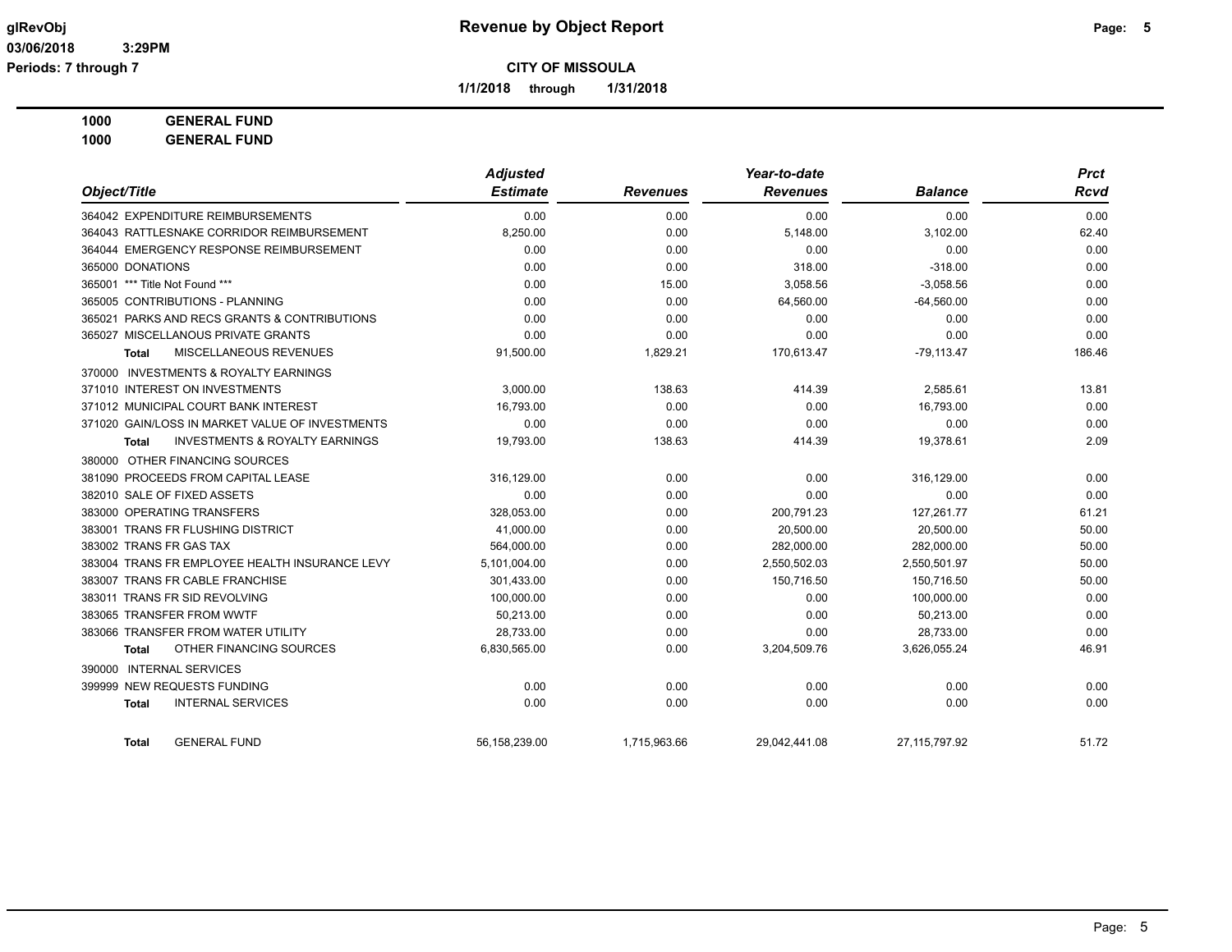**CITY OF MISSOULA**

**1/1/2018 through 1/31/2018**

**1000 GENERAL FUND**

**1000 GENERAL FUND**

| Object/Title | Adjusted Estimate | Revenues | Year-to-date Revenues | Balance | Prct Rcvd |
|---|---|---|---|---|---|
| 364042 EXPENDITURE REIMBURSEMENTS | 0.00 | 0.00 | 0.00 | 0.00 | 0.00 |
| 364043 RATTLESNAKE CORRIDOR REIMBURSEMENT | 8,250.00 | 0.00 | 5,148.00 | 3,102.00 | 62.40 |
| 364044 EMERGENCY RESPONSE REIMBURSEMENT | 0.00 | 0.00 | 0.00 | 0.00 | 0.00 |
| 365000 DONATIONS | 0.00 | 0.00 | 318.00 | -318.00 | 0.00 |
| 365001 *** Title Not Found *** | 0.00 | 15.00 | 3,058.56 | -3,058.56 | 0.00 |
| 365005 CONTRIBUTIONS - PLANNING | 0.00 | 0.00 | 64,560.00 | -64,560.00 | 0.00 |
| 365021 PARKS AND RECS GRANTS & CONTRIBUTIONS | 0.00 | 0.00 | 0.00 | 0.00 | 0.00 |
| 365027 MISCELLANOUS PRIVATE GRANTS | 0.00 | 0.00 | 0.00 | 0.00 | 0.00 |
| **Total** MISCELLANEOUS REVENUES | 91,500.00 | 1,829.21 | 170,613.47 | -79,113.47 | 186.46 |
| 370000 INVESTMENTS & ROYALTY EARNINGS | | | | | |
| 371010 INTEREST ON INVESTMENTS | 3,000.00 | 138.63 | 414.39 | 2,585.61 | 13.81 |
| 371012 MUNICIPAL COURT BANK INTEREST | 16,793.00 | 0.00 | 0.00 | 16,793.00 | 0.00 |
| 371020 GAIN/LOSS IN MARKET VALUE OF INVESTMENTS | 0.00 | 0.00 | 0.00 | 0.00 | 0.00 |
| **Total** INVESTMENTS & ROYALTY EARNINGS | 19,793.00 | 138.63 | 414.39 | 19,378.61 | 2.09 |
| 380000 OTHER FINANCING SOURCES | | | | | |
| 381090 PROCEEDS FROM CAPITAL LEASE | 316,129.00 | 0.00 | 0.00 | 316,129.00 | 0.00 |
| 382010 SALE OF FIXED ASSETS | 0.00 | 0.00 | 0.00 | 0.00 | 0.00 |
| 383000 OPERATING TRANSFERS | 328,053.00 | 0.00 | 200,791.23 | 127,261.77 | 61.21 |
| 383001 TRANS FR FLUSHING DISTRICT | 41,000.00 | 0.00 | 20,500.00 | 20,500.00 | 50.00 |
| 383002 TRANS FR GAS TAX | 564,000.00 | 0.00 | 282,000.00 | 282,000.00 | 50.00 |
| 383004 TRANS FR EMPLOYEE HEALTH INSURANCE LEVY | 5,101,004.00 | 0.00 | 2,550,502.03 | 2,550,501.97 | 50.00 |
| 383007 TRANS FR CABLE FRANCHISE | 301,433.00 | 0.00 | 150,716.50 | 150,716.50 | 50.00 |
| 383011 TRANS FR SID REVOLVING | 100,000.00 | 0.00 | 0.00 | 100,000.00 | 0.00 |
| 383065 TRANSFER FROM WWTF | 50,213.00 | 0.00 | 0.00 | 50,213.00 | 0.00 |
| 383066 TRANSFER FROM WATER UTILITY | 28,733.00 | 0.00 | 0.00 | 28,733.00 | 0.00 |
| **Total** OTHER FINANCING SOURCES | 6,830,565.00 | 0.00 | 3,204,509.76 | 3,626,055.24 | 46.91 |
| 390000 INTERNAL SERVICES | | | | | |
| 399999 NEW REQUESTS FUNDING | 0.00 | 0.00 | 0.00 | 0.00 | 0.00 |
| **Total** INTERNAL SERVICES | 0.00 | 0.00 | 0.00 | 0.00 | 0.00 |
| **Total** GENERAL FUND | 56,158,239.00 | 1,715,963.66 | 29,042,441.08 | 27,115,797.92 | 51.72 |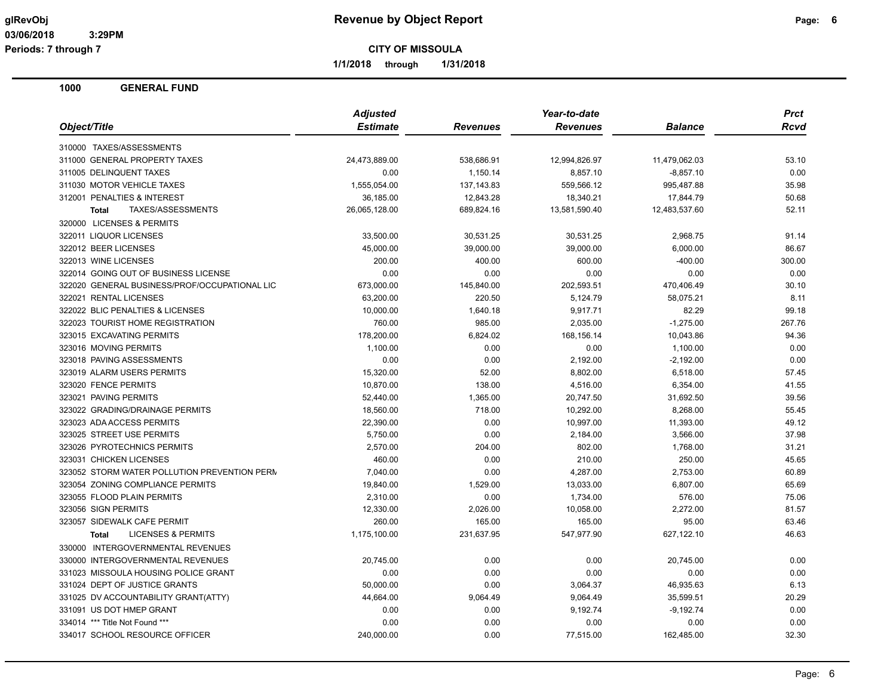# Revenue by Object Report

glRevObj
03/06/2018 3:29PM
Periods: 7 through 7

**CITY OF MISSOULA**

**1/1/2018 through 1/31/2018**

## 1000 GENERAL FUND

| Object/Title | Adjusted Estimate | Revenues | Year-to-date Revenues | Balance | Prct Rcvd |
|---|---|---|---|---|---|
| 310000 TAXES/ASSESSMENTS | | | | | |
| 311000 GENERAL PROPERTY TAXES | 24,473,889.00 | 538,686.91 | 12,994,826.97 | 11,479,062.03 | 53.10 |
| 311005 DELINQUENT TAXES | 0.00 | 1,150.14 | 8,857.10 | -8,857.10 | 0.00 |
| 311030 MOTOR VEHICLE TAXES | 1,555,054.00 | 137,143.83 | 559,566.12 | 995,487.88 | 35.98 |
| 312001 PENALTIES & INTEREST | 36,185.00 | 12,843.28 | 18,340.21 | 17,844.79 | 50.68 |
| **Total** TAXES/ASSESSMENTS | 26,065,128.00 | 689,824.16 | 13,581,590.40 | 12,483,537.60 | 52.11 |
| 320000 LICENSES & PERMITS | | | | | |
| 322011 LIQUOR LICENSES | 33,500.00 | 30,531.25 | 30,531.25 | 2,968.75 | 91.14 |
| 322012 BEER LICENSES | 45,000.00 | 39,000.00 | 39,000.00 | 6,000.00 | 86.67 |
| 322013 WINE LICENSES | 200.00 | 400.00 | 600.00 | -400.00 | 300.00 |
| 322014 GOING OUT OF BUSINESS LICENSE | 0.00 | 0.00 | 0.00 | 0.00 | 0.00 |
| 322020 GENERAL BUSINESS/PROF/OCCUPATIONAL LIC | 673,000.00 | 145,840.00 | 202,593.51 | 470,406.49 | 30.10 |
| 322021 RENTAL LICENSES | 63,200.00 | 220.50 | 5,124.79 | 58,075.21 | 8.11 |
| 322022 BLIC PENALTIES & LICENSES | 10,000.00 | 1,640.18 | 9,917.71 | 82.29 | 99.18 |
| 322023 TOURIST HOME REGISTRATION | 760.00 | 985.00 | 2,035.00 | -1,275.00 | 267.76 |
| 323015 EXCAVATING PERMITS | 178,200.00 | 6,824.02 | 168,156.14 | 10,043.86 | 94.36 |
| 323016 MOVING PERMITS | 1,100.00 | 0.00 | 0.00 | 1,100.00 | 0.00 |
| 323018 PAVING ASSESSMENTS | 0.00 | 0.00 | 2,192.00 | -2,192.00 | 0.00 |
| 323019 ALARM USERS PERMITS | 15,320.00 | 52.00 | 8,802.00 | 6,518.00 | 57.45 |
| 323020 FENCE PERMITS | 10,870.00 | 138.00 | 4,516.00 | 6,354.00 | 41.55 |
| 323021 PAVING PERMITS | 52,440.00 | 1,365.00 | 20,747.50 | 31,692.50 | 39.56 |
| 323022 GRADING/DRAINAGE PERMITS | 18,560.00 | 718.00 | 10,292.00 | 8,268.00 | 55.45 |
| 323023 ADA ACCESS PERMITS | 22,390.00 | 0.00 | 10,997.00 | 11,393.00 | 49.12 |
| 323025 STREET USE PERMITS | 5,750.00 | 0.00 | 2,184.00 | 3,566.00 | 37.98 |
| 323026 PYROTECHNICS PERMITS | 2,570.00 | 204.00 | 802.00 | 1,768.00 | 31.21 |
| 323031 CHICKEN LICENSES | 460.00 | 0.00 | 210.00 | 250.00 | 45.65 |
| 323052 STORM WATER POLLUTION PREVENTION PERM | 7,040.00 | 0.00 | 4,287.00 | 2,753.00 | 60.89 |
| 323054 ZONING COMPLIANCE PERMITS | 19,840.00 | 1,529.00 | 13,033.00 | 6,807.00 | 65.69 |
| 323055 FLOOD PLAIN PERMITS | 2,310.00 | 0.00 | 1,734.00 | 576.00 | 75.06 |
| 323056 SIGN PERMITS | 12,330.00 | 2,026.00 | 10,058.00 | 2,272.00 | 81.57 |
| 323057 SIDEWALK CAFE PERMIT | 260.00 | 165.00 | 165.00 | 95.00 | 63.46 |
| **Total** LICENSES & PERMITS | 1,175,100.00 | 231,637.95 | 547,977.90 | 627,122.10 | 46.63 |
| 330000 INTERGOVERNMENTAL REVENUES | | | | | |
| 330000 INTERGOVERNMENTAL REVENUES | 20,745.00 | 0.00 | 0.00 | 20,745.00 | 0.00 |
| 331023 MISSOULA HOUSING POLICE GRANT | 0.00 | 0.00 | 0.00 | 0.00 | 0.00 |
| 331024 DEPT OF JUSTICE GRANTS | 50,000.00 | 0.00 | 3,064.37 | 46,935.63 | 6.13 |
| 331025 DV ACCOUNTABILITY GRANT(ATTY) | 44,664.00 | 9,064.49 | 9,064.49 | 35,599.51 | 20.29 |
| 331091 US DOT HMEP GRANT | 0.00 | 0.00 | 9,192.74 | -9,192.74 | 0.00 |
| 334014 *** Title Not Found *** | 0.00 | 0.00 | 0.00 | 0.00 | 0.00 |
| 334017 SCHOOL RESOURCE OFFICER | 240,000.00 | 0.00 | 77,515.00 | 162,485.00 | 32.30 |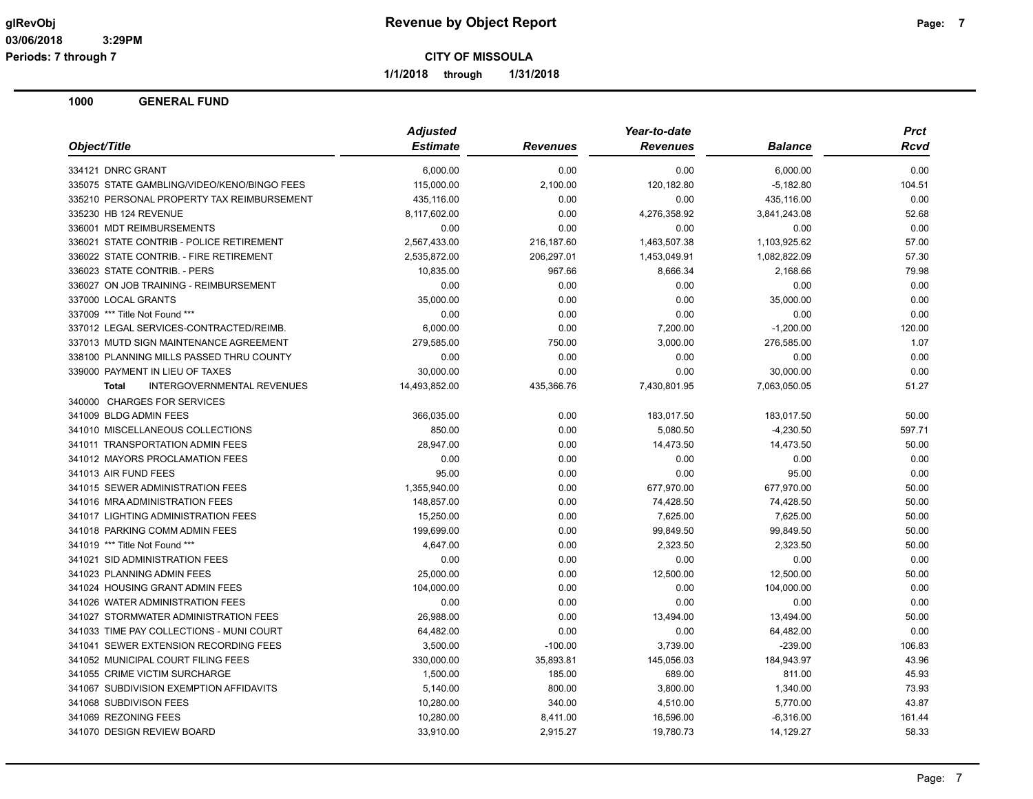**glRevObj** **Revenue by Object Report**

**03/06/2018 3:29PM**

**Periods: 7 through 7**

**CITY OF MISSOULA**

**1/1/2018 through 1/31/2018**

## 1000 GENERAL FUND

| Object/Title | Adjusted Estimate | Revenues | Year-to-date Revenues | Balance | Prct Rcvd |
|---|---|---|---|---|---|
| 334121 DNRC GRANT | 6,000.00 | 0.00 | 0.00 | 6,000.00 | 0.00 |
| 335075 STATE GAMBLING/VIDEO/KENO/BINGO FEES | 115,000.00 | 2,100.00 | 120,182.80 | -5,182.80 | 104.51 |
| 335210 PERSONAL PROPERTY TAX REIMBURSEMENT | 435,116.00 | 0.00 | 0.00 | 435,116.00 | 0.00 |
| 335230 HB 124 REVENUE | 8,117,602.00 | 0.00 | 4,276,358.92 | 3,841,243.08 | 52.68 |
| 336001 MDT REIMBURSEMENTS | 0.00 | 0.00 | 0.00 | 0.00 | 0.00 |
| 336021 STATE CONTRIB - POLICE RETIREMENT | 2,567,433.00 | 216,187.60 | 1,463,507.38 | 1,103,925.62 | 57.00 |
| 336022 STATE CONTRIB. - FIRE RETIREMENT | 2,535,872.00 | 206,297.01 | 1,453,049.91 | 1,082,822.09 | 57.30 |
| 336023 STATE CONTRIB. - PERS | 10,835.00 | 967.66 | 8,666.34 | 2,168.66 | 79.98 |
| 336027 ON JOB TRAINING - REIMBURSEMENT | 0.00 | 0.00 | 0.00 | 0.00 | 0.00 |
| 337000 LOCAL GRANTS | 35,000.00 | 0.00 | 0.00 | 35,000.00 | 0.00 |
| 337009 *** Title Not Found *** | 0.00 | 0.00 | 0.00 | 0.00 | 0.00 |
| 337012 LEGAL SERVICES-CONTRACTED/REIMB. | 6,000.00 | 0.00 | 7,200.00 | -1,200.00 | 120.00 |
| 337013 MUTD SIGN MAINTENANCE AGREEMENT | 279,585.00 | 750.00 | 3,000.00 | 276,585.00 | 1.07 |
| 338100 PLANNING MILLS PASSED THRU COUNTY | 0.00 | 0.00 | 0.00 | 0.00 | 0.00 |
| 339000 PAYMENT IN LIEU OF TAXES | 30,000.00 | 0.00 | 0.00 | 30,000.00 | 0.00 |
| **Total** INTERGOVERNMENTAL REVENUES | 14,493,852.00 | 435,366.76 | 7,430,801.95 | 7,063,050.05 | 51.27 |
| 340000 CHARGES FOR SERVICES | | | | | |
| 341009 BLDG ADMIN FEES | 366,035.00 | 0.00 | 183,017.50 | 183,017.50 | 50.00 |
| 341010 MISCELLANEOUS COLLECTIONS | 850.00 | 0.00 | 5,080.50 | -4,230.50 | 597.71 |
| 341011 TRANSPORTATION ADMIN FEES | 28,947.00 | 0.00 | 14,473.50 | 14,473.50 | 50.00 |
| 341012 MAYORS PROCLAMATION FEES | 0.00 | 0.00 | 0.00 | 0.00 | 0.00 |
| 341013 AIR FUND FEES | 95.00 | 0.00 | 0.00 | 95.00 | 0.00 |
| 341015 SEWER ADMINISTRATION FEES | 1,355,940.00 | 0.00 | 677,970.00 | 677,970.00 | 50.00 |
| 341016 MRA ADMINISTRATION FEES | 148,857.00 | 0.00 | 74,428.50 | 74,428.50 | 50.00 |
| 341017 LIGHTING ADMINISTRATION FEES | 15,250.00 | 0.00 | 7,625.00 | 7,625.00 | 50.00 |
| 341018 PARKING COMM ADMIN FEES | 199,699.00 | 0.00 | 99,849.50 | 99,849.50 | 50.00 |
| 341019 *** Title Not Found *** | 4,647.00 | 0.00 | 2,323.50 | 2,323.50 | 50.00 |
| 341021 SID ADMINISTRATION FEES | 0.00 | 0.00 | 0.00 | 0.00 | 0.00 |
| 341023 PLANNING ADMIN FEES | 25,000.00 | 0.00 | 12,500.00 | 12,500.00 | 50.00 |
| 341024 HOUSING GRANT ADMIN FEES | 104,000.00 | 0.00 | 0.00 | 104,000.00 | 0.00 |
| 341026 WATER ADMINISTRATION FEES | 0.00 | 0.00 | 0.00 | 0.00 | 0.00 |
| 341027 STORMWATER ADMINISTRATION FEES | 26,988.00 | 0.00 | 13,494.00 | 13,494.00 | 50.00 |
| 341033 TIME PAY COLLECTIONS - MUNI COURT | 64,482.00 | 0.00 | 0.00 | 64,482.00 | 0.00 |
| 341041 SEWER EXTENSION RECORDING FEES | 3,500.00 | -100.00 | 3,739.00 | -239.00 | 106.83 |
| 341052 MUNICIPAL COURT FILING FEES | 330,000.00 | 35,893.81 | 145,056.03 | 184,943.97 | 43.96 |
| 341055 CRIME VICTIM SURCHARGE | 1,500.00 | 185.00 | 689.00 | 811.00 | 45.93 |
| 341067 SUBDIVISION EXEMPTION AFFIDAVITS | 5,140.00 | 800.00 | 3,800.00 | 1,340.00 | 73.93 |
| 341068 SUBDIVISON FEES | 10,280.00 | 340.00 | 4,510.00 | 5,770.00 | 43.87 |
| 341069 REZONING FEES | 10,280.00 | 8,411.00 | 16,596.00 | -6,316.00 | 161.44 |
| 341070 DESIGN REVIEW BOARD | 33,910.00 | 2,915.27 | 19,780.73 | 14,129.27 | 58.33 |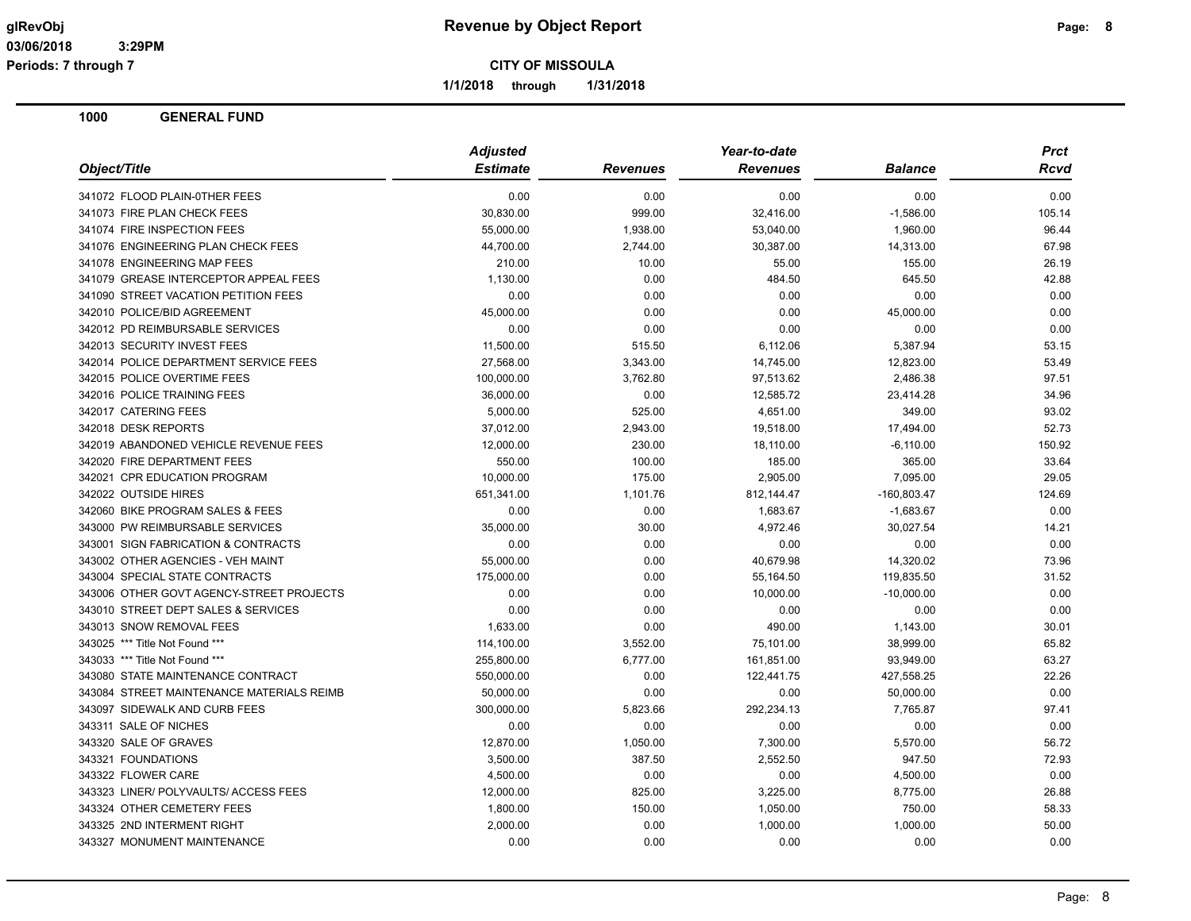# Revenue by Object Report

glRevObj
03/06/2018 3:29PM
Periods: 7 through 7

**CITY OF MISSOULA**

**1/1/2018 through 1/31/2018**

## 1000 GENERAL FUND

| Object/Title | Adjusted Estimate | Revenues | Year-to-date Revenues | Balance | Prct Rcvd |
|---|---|---|---|---|---|
| 341072 FLOOD PLAIN-0THER FEES | 0.00 | 0.00 | 0.00 | 0.00 | 0.00 |
| 341073 FIRE PLAN CHECK FEES | 30,830.00 | 999.00 | 32,416.00 | -1,586.00 | 105.14 |
| 341074 FIRE INSPECTION FEES | 55,000.00 | 1,938.00 | 53,040.00 | 1,960.00 | 96.44 |
| 341076 ENGINEERING PLAN CHECK FEES | 44,700.00 | 2,744.00 | 30,387.00 | 14,313.00 | 67.98 |
| 341078 ENGINEERING MAP FEES | 210.00 | 10.00 | 55.00 | 155.00 | 26.19 |
| 341079 GREASE INTERCEPTOR APPEAL FEES | 1,130.00 | 0.00 | 484.50 | 645.50 | 42.88 |
| 341090 STREET VACATION PETITION FEES | 0.00 | 0.00 | 0.00 | 0.00 | 0.00 |
| 342010 POLICE/BID AGREEMENT | 45,000.00 | 0.00 | 0.00 | 45,000.00 | 0.00 |
| 342012 PD REIMBURSABLE SERVICES | 0.00 | 0.00 | 0.00 | 0.00 | 0.00 |
| 342013 SECURITY INVEST FEES | 11,500.00 | 515.50 | 6,112.06 | 5,387.94 | 53.15 |
| 342014 POLICE DEPARTMENT SERVICE FEES | 27,568.00 | 3,343.00 | 14,745.00 | 12,823.00 | 53.49 |
| 342015 POLICE OVERTIME FEES | 100,000.00 | 3,762.80 | 97,513.62 | 2,486.38 | 97.51 |
| 342016 POLICE TRAINING FEES | 36,000.00 | 0.00 | 12,585.72 | 23,414.28 | 34.96 |
| 342017 CATERING FEES | 5,000.00 | 525.00 | 4,651.00 | 349.00 | 93.02 |
| 342018 DESK REPORTS | 37,012.00 | 2,943.00 | 19,518.00 | 17,494.00 | 52.73 |
| 342019 ABANDONED VEHICLE REVENUE FEES | 12,000.00 | 230.00 | 18,110.00 | -6,110.00 | 150.92 |
| 342020 FIRE DEPARTMENT FEES | 550.00 | 100.00 | 185.00 | 365.00 | 33.64 |
| 342021 CPR EDUCATION PROGRAM | 10,000.00 | 175.00 | 2,905.00 | 7,095.00 | 29.05 |
| 342022 OUTSIDE HIRES | 651,341.00 | 1,101.76 | 812,144.47 | -160,803.47 | 124.69 |
| 342060 BIKE PROGRAM SALES & FEES | 0.00 | 0.00 | 1,683.67 | -1,683.67 | 0.00 |
| 343000 PW REIMBURSABLE SERVICES | 35,000.00 | 30.00 | 4,972.46 | 30,027.54 | 14.21 |
| 343001 SIGN FABRICATION & CONTRACTS | 0.00 | 0.00 | 0.00 | 0.00 | 0.00 |
| 343002 OTHER AGENCIES - VEH MAINT | 55,000.00 | 0.00 | 40,679.98 | 14,320.02 | 73.96 |
| 343004 SPECIAL STATE CONTRACTS | 175,000.00 | 0.00 | 55,164.50 | 119,835.50 | 31.52 |
| 343006 OTHER GOVT AGENCY-STREET PROJECTS | 0.00 | 0.00 | 10,000.00 | -10,000.00 | 0.00 |
| 343010 STREET DEPT SALES & SERVICES | 0.00 | 0.00 | 0.00 | 0.00 | 0.00 |
| 343013 SNOW REMOVAL FEES | 1,633.00 | 0.00 | 490.00 | 1,143.00 | 30.01 |
| 343025 *** Title Not Found *** | 114,100.00 | 3,552.00 | 75,101.00 | 38,999.00 | 65.82 |
| 343033 *** Title Not Found *** | 255,800.00 | 6,777.00 | 161,851.00 | 93,949.00 | 63.27 |
| 343080 STATE MAINTENANCE CONTRACT | 550,000.00 | 0.00 | 122,441.75 | 427,558.25 | 22.26 |
| 343084 STREET MAINTENANCE MATERIALS REIMB | 50,000.00 | 0.00 | 0.00 | 50,000.00 | 0.00 |
| 343097 SIDEWALK AND CURB FEES | 300,000.00 | 5,823.66 | 292,234.13 | 7,765.87 | 97.41 |
| 343311 SALE OF NICHES | 0.00 | 0.00 | 0.00 | 0.00 | 0.00 |
| 343320 SALE OF GRAVES | 12,870.00 | 1,050.00 | 7,300.00 | 5,570.00 | 56.72 |
| 343321 FOUNDATIONS | 3,500.00 | 387.50 | 2,552.50 | 947.50 | 72.93 |
| 343322 FLOWER CARE | 4,500.00 | 0.00 | 0.00 | 4,500.00 | 0.00 |
| 343323 LINER/ POLYVAULTS/ ACCESS FEES | 12,000.00 | 825.00 | 3,225.00 | 8,775.00 | 26.88 |
| 343324 OTHER CEMETERY FEES | 1,800.00 | 150.00 | 1,050.00 | 750.00 | 58.33 |
| 343325 2ND INTERMENT RIGHT | 2,000.00 | 0.00 | 1,000.00 | 1,000.00 | 50.00 |
| 343327 MONUMENT MAINTENANCE | 0.00 | 0.00 | 0.00 | 0.00 | 0.00 |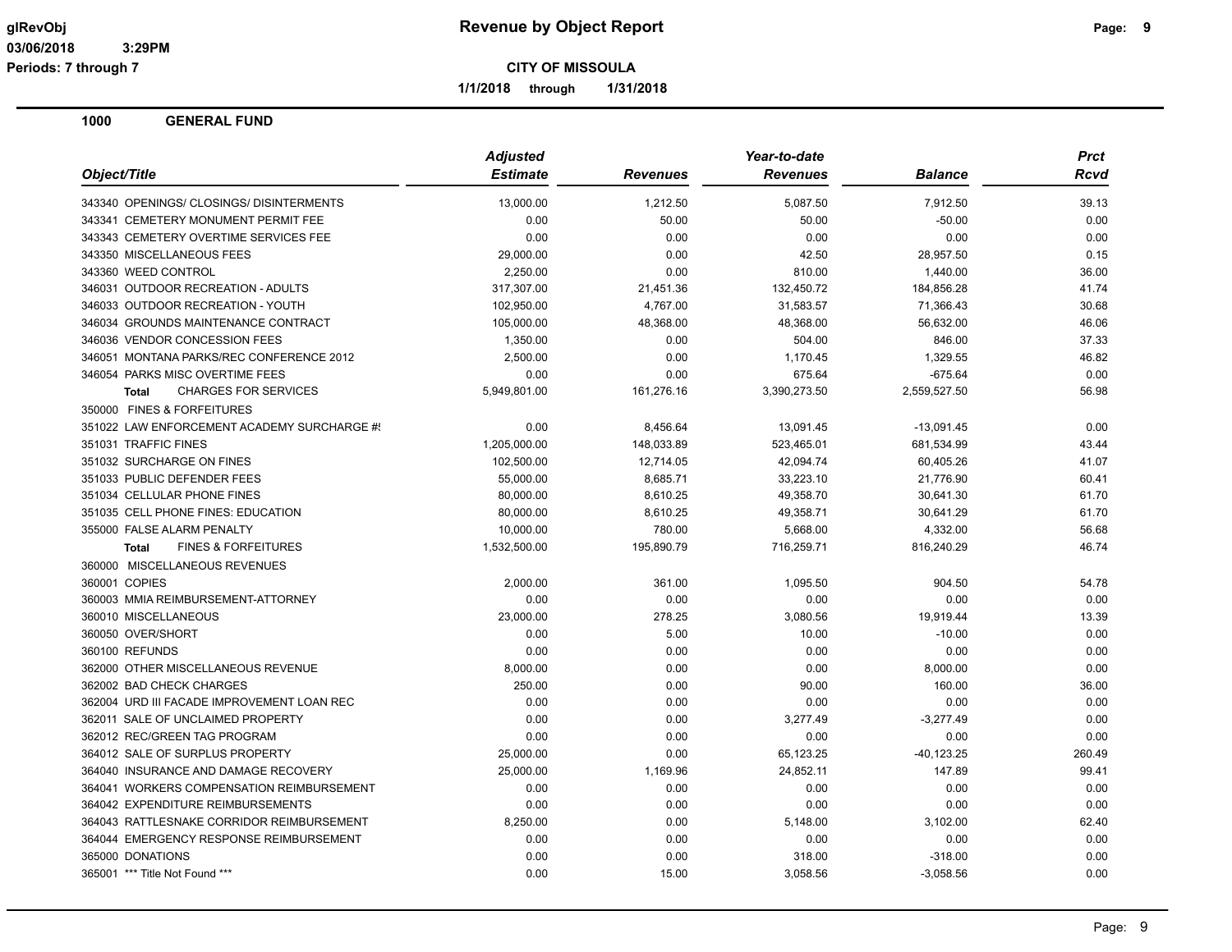**CITY OF MISSOULA**

**1/1/2018 through 1/31/2018**

**Revenue by Object Report**

glRevObj
03/06/2018 3:29PM
Periods: 7 through 7

## 1000 GENERAL FUND

| Object/Title | Adjusted Estimate | Revenues | Year-to-date Revenues | Balance | Prct Rcvd |
|---|---|---|---|---|---|
| 343340 OPENINGS/ CLOSINGS/ DISINTERMENTS | 13,000.00 | 1,212.50 | 5,087.50 | 7,912.50 | 39.13 |
| 343341 CEMETERY MONUMENT PERMIT FEE | 0.00 | 50.00 | 50.00 | -50.00 | 0.00 |
| 343343 CEMETERY OVERTIME SERVICES FEE | 0.00 | 0.00 | 0.00 | 0.00 | 0.00 |
| 343350 MISCELLANEOUS FEES | 29,000.00 | 0.00 | 42.50 | 28,957.50 | 0.15 |
| 343360 WEED CONTROL | 2,250.00 | 0.00 | 810.00 | 1,440.00 | 36.00 |
| 346031 OUTDOOR RECREATION - ADULTS | 317,307.00 | 21,451.36 | 132,450.72 | 184,856.28 | 41.74 |
| 346033 OUTDOOR RECREATION - YOUTH | 102,950.00 | 4,767.00 | 31,583.57 | 71,366.43 | 30.68 |
| 346034 GROUNDS MAINTENANCE CONTRACT | 105,000.00 | 48,368.00 | 48,368.00 | 56,632.00 | 46.06 |
| 346036 VENDOR CONCESSION FEES | 1,350.00 | 0.00 | 504.00 | 846.00 | 37.33 |
| 346051 MONTANA PARKS/REC CONFERENCE 2012 | 2,500.00 | 0.00 | 1,170.45 | 1,329.55 | 46.82 |
| 346054 PARKS MISC OVERTIME FEES | 0.00 | 0.00 | 675.64 | -675.64 | 0.00 |
| **Total** CHARGES FOR SERVICES | 5,949,801.00 | 161,276.16 | 3,390,273.50 | 2,559,527.50 | 56.98 |
| 350000 FINES & FORFEITURES | | | | | |
| 351022 LAW ENFORCEMENT ACADEMY SURCHARGE #! | 0.00 | 8,456.64 | 13,091.45 | -13,091.45 | 0.00 |
| 351031 TRAFFIC FINES | 1,205,000.00 | 148,033.89 | 523,465.01 | 681,534.99 | 43.44 |
| 351032 SURCHARGE ON FINES | 102,500.00 | 12,714.05 | 42,094.74 | 60,405.26 | 41.07 |
| 351033 PUBLIC DEFENDER FEES | 55,000.00 | 8,685.71 | 33,223.10 | 21,776.90 | 60.41 |
| 351034 CELLULAR PHONE FINES | 80,000.00 | 8,610.25 | 49,358.70 | 30,641.30 | 61.70 |
| 351035 CELL PHONE FINES: EDUCATION | 80,000.00 | 8,610.25 | 49,358.71 | 30,641.29 | 61.70 |
| 355000 FALSE ALARM PENALTY | 10,000.00 | 780.00 | 5,668.00 | 4,332.00 | 56.68 |
| **Total** FINES & FORFEITURES | 1,532,500.00 | 195,890.79 | 716,259.71 | 816,240.29 | 46.74 |
| 360000 MISCELLANEOUS REVENUES | | | | | |
| 360001 COPIES | 2,000.00 | 361.00 | 1,095.50 | 904.50 | 54.78 |
| 360003 MMIA REIMBURSEMENT-ATTORNEY | 0.00 | 0.00 | 0.00 | 0.00 | 0.00 |
| 360010 MISCELLANEOUS | 23,000.00 | 278.25 | 3,080.56 | 19,919.44 | 13.39 |
| 360050 OVER/SHORT | 0.00 | 5.00 | 10.00 | -10.00 | 0.00 |
| 360100 REFUNDS | 0.00 | 0.00 | 0.00 | 0.00 | 0.00 |
| 362000 OTHER MISCELLANEOUS REVENUE | 8,000.00 | 0.00 | 0.00 | 8,000.00 | 0.00 |
| 362002 BAD CHECK CHARGES | 250.00 | 0.00 | 90.00 | 160.00 | 36.00 |
| 362004 URD III FACADE IMPROVEMENT LOAN REC | 0.00 | 0.00 | 0.00 | 0.00 | 0.00 |
| 362011 SALE OF UNCLAIMED PROPERTY | 0.00 | 0.00 | 3,277.49 | -3,277.49 | 0.00 |
| 362012 REC/GREEN TAG PROGRAM | 0.00 | 0.00 | 0.00 | 0.00 | 0.00 |
| 364012 SALE OF SURPLUS PROPERTY | 25,000.00 | 0.00 | 65,123.25 | -40,123.25 | 260.49 |
| 364040 INSURANCE AND DAMAGE RECOVERY | 25,000.00 | 1,169.96 | 24,852.11 | 147.89 | 99.41 |
| 364041 WORKERS COMPENSATION REIMBURSEMENT | 0.00 | 0.00 | 0.00 | 0.00 | 0.00 |
| 364042 EXPENDITURE REIMBURSEMENTS | 0.00 | 0.00 | 0.00 | 0.00 | 0.00 |
| 364043 RATTLESNAKE CORRIDOR REIMBURSEMENT | 8,250.00 | 0.00 | 5,148.00 | 3,102.00 | 62.40 |
| 364044 EMERGENCY RESPONSE REIMBURSEMENT | 0.00 | 0.00 | 0.00 | 0.00 | 0.00 |
| 365000 DONATIONS | 0.00 | 0.00 | 318.00 | -318.00 | 0.00 |
| 365001 *** Title Not Found *** | 0.00 | 15.00 | 3,058.56 | -3,058.56 | 0.00 |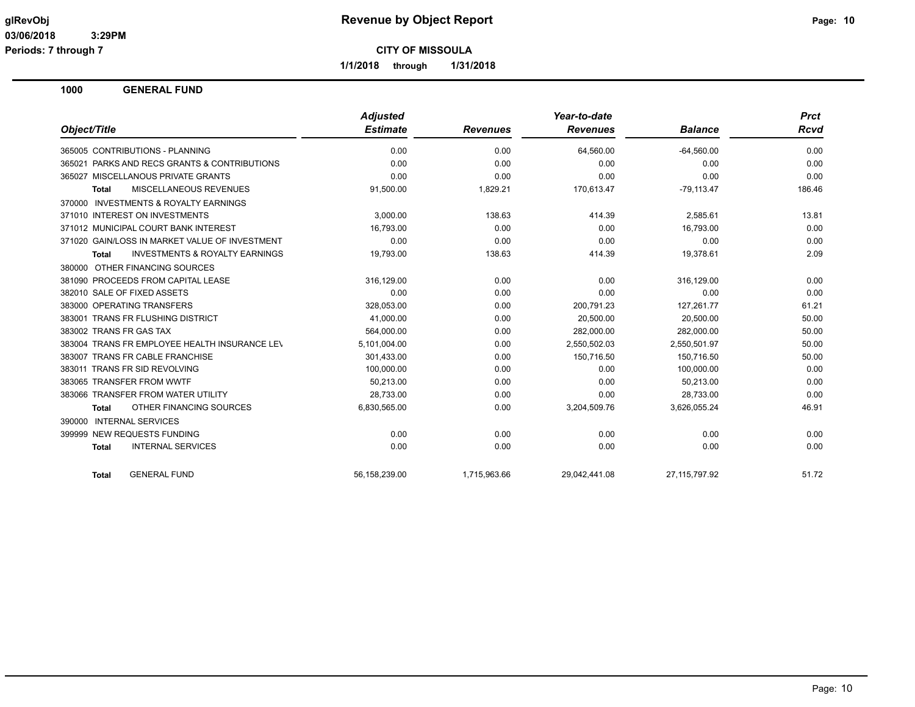**Revenue by Object Report**

**CITY OF MISSOULA**

**1/1/2018 through 1/31/2018**

glRevObj
03/06/2018 3:29PM
Periods: 7 through 7

## 1000 GENERAL FUND

| Object/Title | Adjusted Estimate | Revenues | Year-to-date Revenues | Balance | Prct Rcvd |
|---|---|---|---|---|---|
| 365005 CONTRIBUTIONS - PLANNING | 0.00 | 0.00 | 64,560.00 | -64,560.00 | 0.00 |
| 365021 PARKS AND RECS GRANTS & CONTRIBUTIONS | 0.00 | 0.00 | 0.00 | 0.00 | 0.00 |
| 365027 MISCELLANOUS PRIVATE GRANTS | 0.00 | 0.00 | 0.00 | 0.00 | 0.00 |
| **Total** MISCELLANEOUS REVENUES | 91,500.00 | 1,829.21 | 170,613.47 | -79,113.47 | 186.46 |
| 370000 INVESTMENTS & ROYALTY EARNINGS | | | | | |
| 371010 INTEREST ON INVESTMENTS | 3,000.00 | 138.63 | 414.39 | 2,585.61 | 13.81 |
| 371012 MUNICIPAL COURT BANK INTEREST | 16,793.00 | 0.00 | 0.00 | 16,793.00 | 0.00 |
| 371020 GAIN/LOSS IN MARKET VALUE OF INVESTMENT | 0.00 | 0.00 | 0.00 | 0.00 | 0.00 |
| **Total** INVESTMENTS & ROYALTY EARNINGS | 19,793.00 | 138.63 | 414.39 | 19,378.61 | 2.09 |
| 380000 OTHER FINANCING SOURCES | | | | | |
| 381090 PROCEEDS FROM CAPITAL LEASE | 316,129.00 | 0.00 | 0.00 | 316,129.00 | 0.00 |
| 382010 SALE OF FIXED ASSETS | 0.00 | 0.00 | 0.00 | 0.00 | 0.00 |
| 383000 OPERATING TRANSFERS | 328,053.00 | 0.00 | 200,791.23 | 127,261.77 | 61.21 |
| 383001 TRANS FR FLUSHING DISTRICT | 41,000.00 | 0.00 | 20,500.00 | 20,500.00 | 50.00 |
| 383002 TRANS FR GAS TAX | 564,000.00 | 0.00 | 282,000.00 | 282,000.00 | 50.00 |
| 383004 TRANS FR EMPLOYEE HEALTH INSURANCE LEV | 5,101,004.00 | 0.00 | 2,550,502.03 | 2,550,501.97 | 50.00 |
| 383007 TRANS FR CABLE FRANCHISE | 301,433.00 | 0.00 | 150,716.50 | 150,716.50 | 50.00 |
| 383011 TRANS FR SID REVOLVING | 100,000.00 | 0.00 | 0.00 | 100,000.00 | 0.00 |
| 383065 TRANSFER FROM WWTF | 50,213.00 | 0.00 | 0.00 | 50,213.00 | 0.00 |
| 383066 TRANSFER FROM WATER UTILITY | 28,733.00 | 0.00 | 0.00 | 28,733.00 | 0.00 |
| **Total** OTHER FINANCING SOURCES | 6,830,565.00 | 0.00 | 3,204,509.76 | 3,626,055.24 | 46.91 |
| 390000 INTERNAL SERVICES | | | | | |
| 399999 NEW REQUESTS FUNDING | 0.00 | 0.00 | 0.00 | 0.00 | 0.00 |
| **Total** INTERNAL SERVICES | 0.00 | 0.00 | 0.00 | 0.00 | 0.00 |
| **Total** GENERAL FUND | 56,158,239.00 | 1,715,963.66 | 29,042,441.08 | 27,115,797.92 | 51.72 |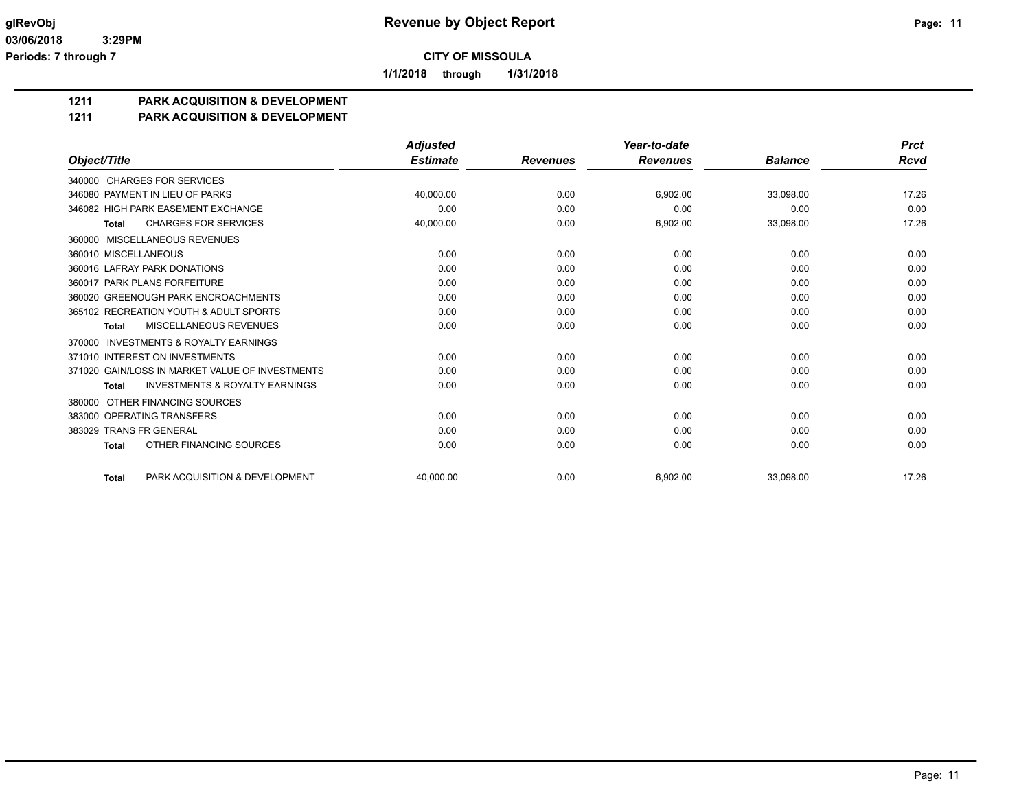**Revenue by Object Report**

**CITY OF MISSOULA**

**1/1/2018 through 1/31/2018**

glRevObj
03/06/2018 3:29PM
Periods: 7 through 7

## 1211 PARK ACQUISITION & DEVELOPMENT
## 1211 PARK ACQUISITION & DEVELOPMENT

| Object/Title | Adjusted Estimate | Revenues | Year-to-date Revenues | Balance | Prct Rcvd |
|---|---|---|---|---|---|
| 340000 CHARGES FOR SERVICES | | | | | |
| 346080 PAYMENT IN LIEU OF PARKS | 40,000.00 | 0.00 | 6,902.00 | 33,098.00 | 17.26 |
| 346082 HIGH PARK EASEMENT EXCHANGE | 0.00 | 0.00 | 0.00 | 0.00 | 0.00 |
| **Total** CHARGES FOR SERVICES | 40,000.00 | 0.00 | 6,902.00 | 33,098.00 | 17.26 |
| 360000 MISCELLANEOUS REVENUES | | | | | |
| 360010 MISCELLANEOUS | 0.00 | 0.00 | 0.00 | 0.00 | 0.00 |
| 360016 LAFRAY PARK DONATIONS | 0.00 | 0.00 | 0.00 | 0.00 | 0.00 |
| 360017 PARK PLANS FORFEITURE | 0.00 | 0.00 | 0.00 | 0.00 | 0.00 |
| 360020 GREENOUGH PARK ENCROACHMENTS | 0.00 | 0.00 | 0.00 | 0.00 | 0.00 |
| 365102 RECREATION YOUTH & ADULT SPORTS | 0.00 | 0.00 | 0.00 | 0.00 | 0.00 |
| **Total** MISCELLANEOUS REVENUES | 0.00 | 0.00 | 0.00 | 0.00 | 0.00 |
| 370000 INVESTMENTS & ROYALTY EARNINGS | | | | | |
| 371010 INTEREST ON INVESTMENTS | 0.00 | 0.00 | 0.00 | 0.00 | 0.00 |
| 371020 GAIN/LOSS IN MARKET VALUE OF INVESTMENTS | 0.00 | 0.00 | 0.00 | 0.00 | 0.00 |
| **Total** INVESTMENTS & ROYALTY EARNINGS | 0.00 | 0.00 | 0.00 | 0.00 | 0.00 |
| 380000 OTHER FINANCING SOURCES | | | | | |
| 383000 OPERATING TRANSFERS | 0.00 | 0.00 | 0.00 | 0.00 | 0.00 |
| 383029 TRANS FR GENERAL | 0.00 | 0.00 | 0.00 | 0.00 | 0.00 |
| **Total** OTHER FINANCING SOURCES | 0.00 | 0.00 | 0.00 | 0.00 | 0.00 |
| **Total** PARK ACQUISITION & DEVELOPMENT | 40,000.00 | 0.00 | 6,902.00 | 33,098.00 | 17.26 |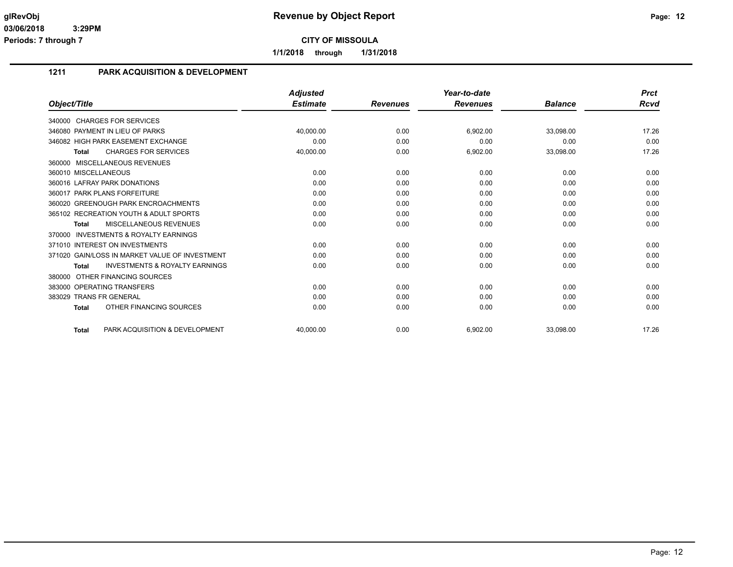# Revenue by Object Report

**CITY OF MISSOULA**

1/1/2018 through 1/31/2018

glRevObj
03/06/2018 3:29PM
Periods: 7 through 7

## 1211 PARK ACQUISITION & DEVELOPMENT

| Object/Title | Adjusted Estimate | Revenues | Year-to-date Revenues | Balance | Prct Rcvd |
|---|---|---|---|---|---|
| 340000 CHARGES FOR SERVICES | | | | | |
| 346080 PAYMENT IN LIEU OF PARKS | 40,000.00 | 0.00 | 6,902.00 | 33,098.00 | 17.26 |
| 346082 HIGH PARK EASEMENT EXCHANGE | 0.00 | 0.00 | 0.00 | 0.00 | 0.00 |
| **Total** CHARGES FOR SERVICES | 40,000.00 | 0.00 | 6,902.00 | 33,098.00 | 17.26 |
| 360000 MISCELLANEOUS REVENUES | | | | | |
| 360010 MISCELLANEOUS | 0.00 | 0.00 | 0.00 | 0.00 | 0.00 |
| 360016 LAFRAY PARK DONATIONS | 0.00 | 0.00 | 0.00 | 0.00 | 0.00 |
| 360017 PARK PLANS FORFEITURE | 0.00 | 0.00 | 0.00 | 0.00 | 0.00 |
| 360020 GREENOUGH PARK ENCROACHMENTS | 0.00 | 0.00 | 0.00 | 0.00 | 0.00 |
| 365102 RECREATION YOUTH & ADULT SPORTS | 0.00 | 0.00 | 0.00 | 0.00 | 0.00 |
| **Total** MISCELLANEOUS REVENUES | 0.00 | 0.00 | 0.00 | 0.00 | 0.00 |
| 370000 INVESTMENTS & ROYALTY EARNINGS | | | | | |
| 371010 INTEREST ON INVESTMENTS | 0.00 | 0.00 | 0.00 | 0.00 | 0.00 |
| 371020 GAIN/LOSS IN MARKET VALUE OF INVESTMENT | 0.00 | 0.00 | 0.00 | 0.00 | 0.00 |
| **Total** INVESTMENTS & ROYALTY EARNINGS | 0.00 | 0.00 | 0.00 | 0.00 | 0.00 |
| 380000 OTHER FINANCING SOURCES | | | | | |
| 383000 OPERATING TRANSFERS | 0.00 | 0.00 | 0.00 | 0.00 | 0.00 |
| 383029 TRANS FR GENERAL | 0.00 | 0.00 | 0.00 | 0.00 | 0.00 |
| **Total** OTHER FINANCING SOURCES | 0.00 | 0.00 | 0.00 | 0.00 | 0.00 |
| **Total** PARK ACQUISITION & DEVELOPMENT | 40,000.00 | 0.00 | 6,902.00 | 33,098.00 | 17.26 |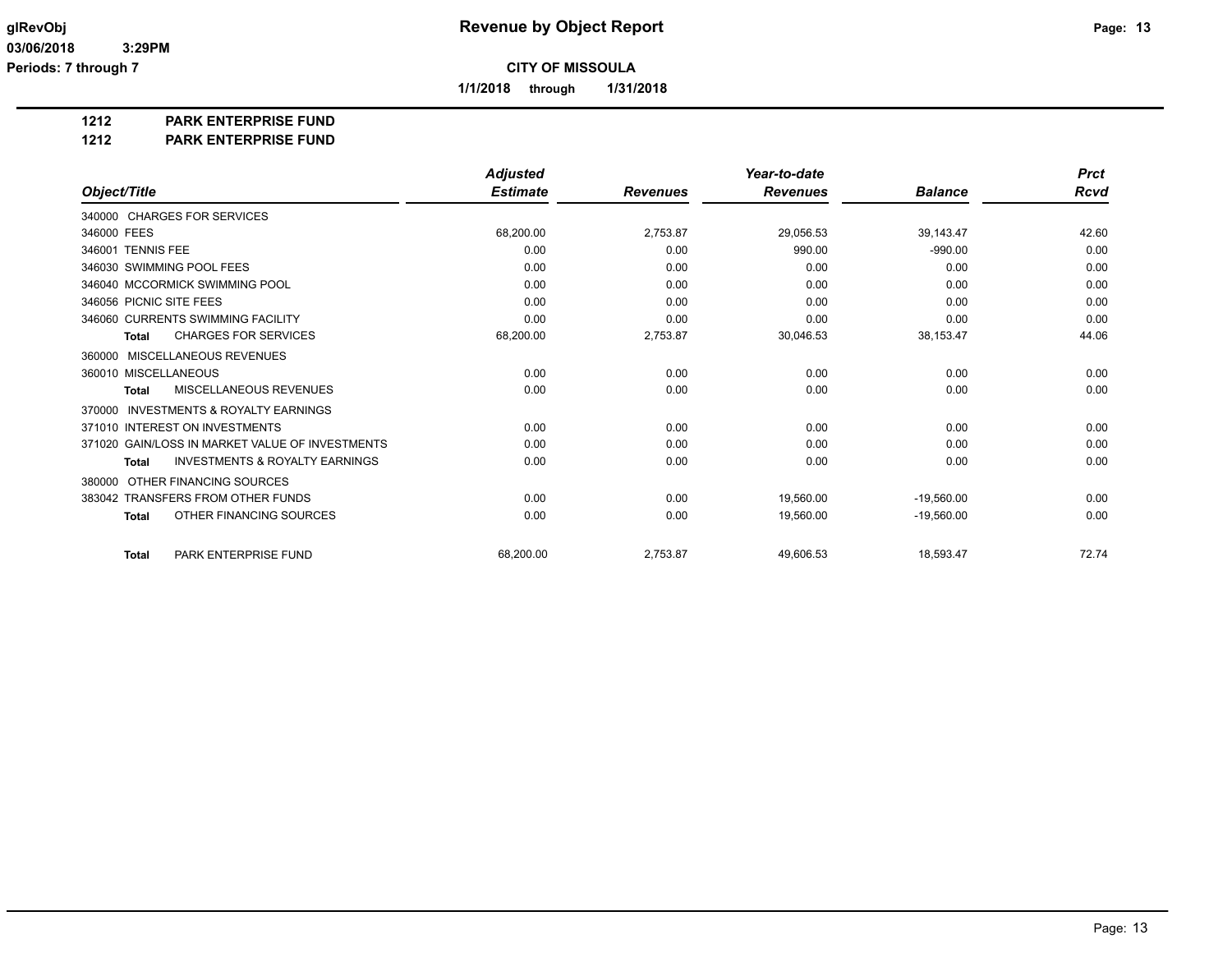# Revenue by Object Report

glRevObj
03/06/2018 3:29PM
Periods: 7 through 7

**CITY OF MISSOULA**

1/1/2018 through 1/31/2018

## 1212 PARK ENTERPRISE FUND
## 1212 PARK ENTERPRISE FUND

| Object/Title | Adjusted Estimate | Revenues | Year-to-date Revenues | Balance | Prct Rcvd |
|---|---|---|---|---|---|
| 340000 CHARGES FOR SERVICES | | | | | |
| 346000 FEES | 68,200.00 | 2,753.87 | 29,056.53 | 39,143.47 | 42.60 |
| 346001 TENNIS FEE | 0.00 | 0.00 | 990.00 | -990.00 | 0.00 |
| 346030 SWIMMING POOL FEES | 0.00 | 0.00 | 0.00 | 0.00 | 0.00 |
| 346040 MCCORMICK SWIMMING POOL | 0.00 | 0.00 | 0.00 | 0.00 | 0.00 |
| 346056 PICNIC SITE FEES | 0.00 | 0.00 | 0.00 | 0.00 | 0.00 |
| 346060 CURRENTS SWIMMING FACILITY | 0.00 | 0.00 | 0.00 | 0.00 | 0.00 |
| **Total** CHARGES FOR SERVICES | 68,200.00 | 2,753.87 | 30,046.53 | 38,153.47 | 44.06 |
| 360000 MISCELLANEOUS REVENUES | | | | | |
| 360010 MISCELLANEOUS | 0.00 | 0.00 | 0.00 | 0.00 | 0.00 |
| **Total** MISCELLANEOUS REVENUES | 0.00 | 0.00 | 0.00 | 0.00 | 0.00 |
| 370000 INVESTMENTS & ROYALTY EARNINGS | | | | | |
| 371010 INTEREST ON INVESTMENTS | 0.00 | 0.00 | 0.00 | 0.00 | 0.00 |
| 371020 GAIN/LOSS IN MARKET VALUE OF INVESTMENTS | 0.00 | 0.00 | 0.00 | 0.00 | 0.00 |
| **Total** INVESTMENTS & ROYALTY EARNINGS | 0.00 | 0.00 | 0.00 | 0.00 | 0.00 |
| 380000 OTHER FINANCING SOURCES | | | | | |
| 383042 TRANSFERS FROM OTHER FUNDS | 0.00 | 0.00 | 19,560.00 | -19,560.00 | 0.00 |
| **Total** OTHER FINANCING SOURCES | 0.00 | 0.00 | 19,560.00 | -19,560.00 | 0.00 |
| **Total** PARK ENTERPRISE FUND | 68,200.00 | 2,753.87 | 49,606.53 | 18,593.47 | 72.74 |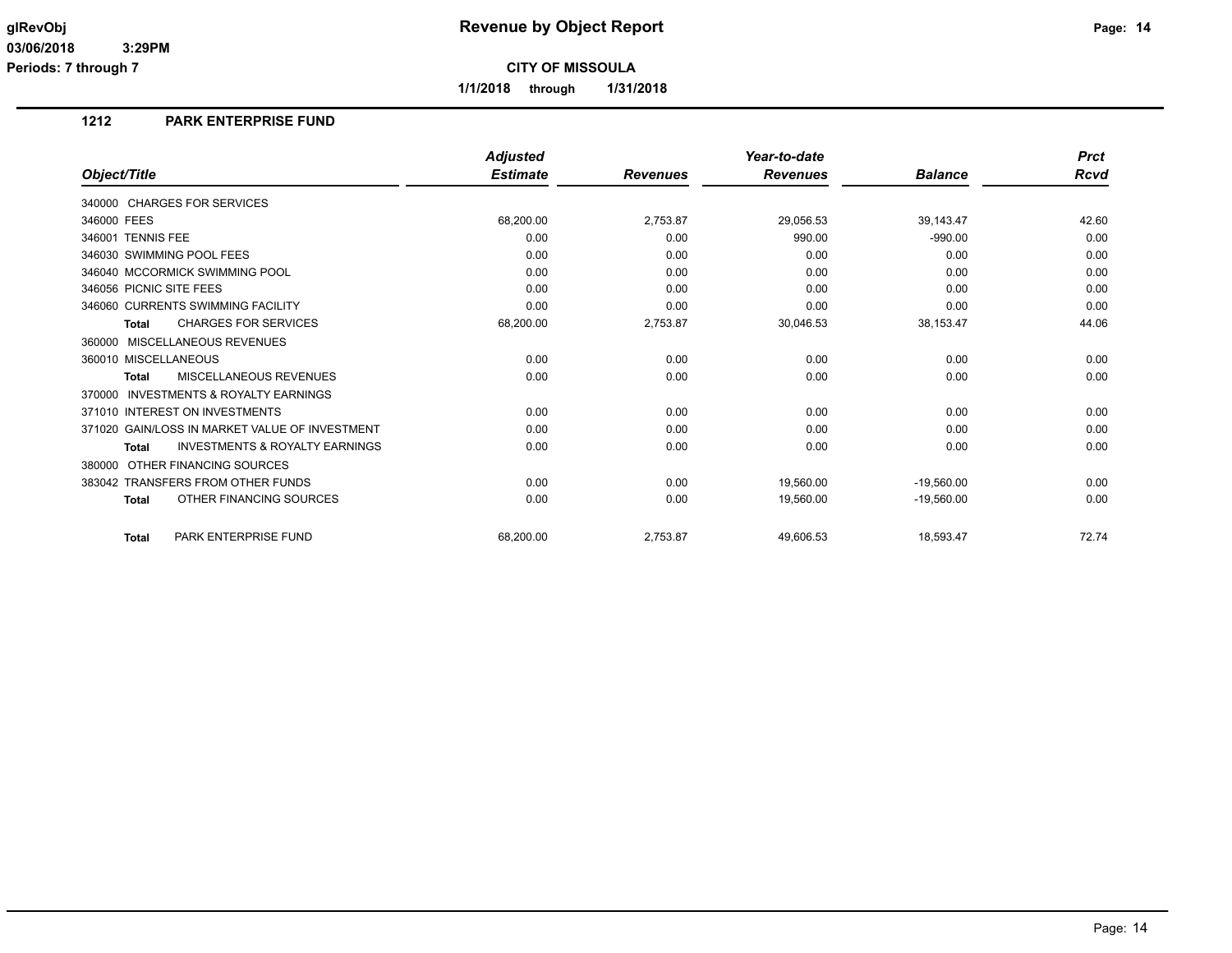# Revenue by Object Report

**CITY OF MISSOULA**

**1/1/2018 through 1/31/2018**

glRevObj
03/06/2018 3:29PM
Periods: 7 through 7

## 1212 PARK ENTERPRISE FUND

| Object/Title | Adjusted Estimate | Revenues | Year-to-date Revenues | Balance | Prct Rcvd |
|---|---|---|---|---|---|
| 340000 CHARGES FOR SERVICES | | | | | |
| 346000 FEES | 68,200.00 | 2,753.87 | 29,056.53 | 39,143.47 | 42.60 |
| 346001 TENNIS FEE | 0.00 | 0.00 | 990.00 | -990.00 | 0.00 |
| 346030 SWIMMING POOL FEES | 0.00 | 0.00 | 0.00 | 0.00 | 0.00 |
| 346040 MCCORMICK SWIMMING POOL | 0.00 | 0.00 | 0.00 | 0.00 | 0.00 |
| 346056 PICNIC SITE FEES | 0.00 | 0.00 | 0.00 | 0.00 | 0.00 |
| 346060 CURRENTS SWIMMING FACILITY | 0.00 | 0.00 | 0.00 | 0.00 | 0.00 |
| **Total** CHARGES FOR SERVICES | 68,200.00 | 2,753.87 | 30,046.53 | 38,153.47 | 44.06 |
| 360000 MISCELLANEOUS REVENUES | | | | | |
| 360010 MISCELLANEOUS | 0.00 | 0.00 | 0.00 | 0.00 | 0.00 |
| **Total** MISCELLANEOUS REVENUES | 0.00 | 0.00 | 0.00 | 0.00 | 0.00 |
| 370000 INVESTMENTS & ROYALTY EARNINGS | | | | | |
| 371010 INTEREST ON INVESTMENTS | 0.00 | 0.00 | 0.00 | 0.00 | 0.00 |
| 371020 GAIN/LOSS IN MARKET VALUE OF INVESTMENT | 0.00 | 0.00 | 0.00 | 0.00 | 0.00 |
| **Total** INVESTMENTS & ROYALTY EARNINGS | 0.00 | 0.00 | 0.00 | 0.00 | 0.00 |
| 380000 OTHER FINANCING SOURCES | | | | | |
| 383042 TRANSFERS FROM OTHER FUNDS | 0.00 | 0.00 | 19,560.00 | -19,560.00 | 0.00 |
| **Total** OTHER FINANCING SOURCES | 0.00 | 0.00 | 19,560.00 | -19,560.00 | 0.00 |
| **Total** PARK ENTERPRISE FUND | 68,200.00 | 2,753.87 | 49,606.53 | 18,593.47 | 72.74 |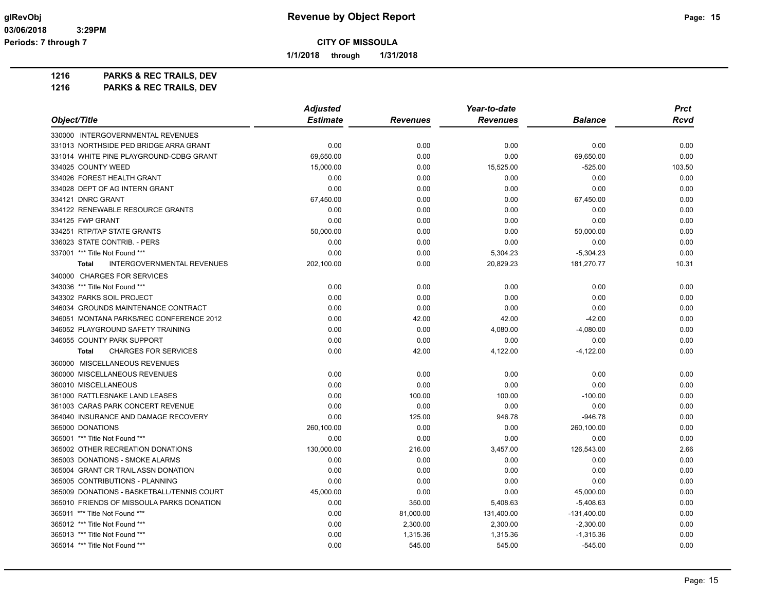**glRevObj**
**03/06/2018 3:29PM**
**Periods: 7 through 7**

# Revenue by Object Report

**CITY OF MISSOULA**

**1/1/2018 through 1/31/2018**

**1216 PARKS & REC TRAILS, DEV**
**1216 PARKS & REC TRAILS, DEV**

| Object/Title | Adjusted Estimate | Revenues | Year-to-date Revenues | Balance | Prct Rcvd |
|---|---|---|---|---|---|
| 330000 INTERGOVERNMENTAL REVENUES | | | | | |
| 331013 NORTHSIDE PED BRIDGE ARRA GRANT | 0.00 | 0.00 | 0.00 | 0.00 | 0.00 |
| 331014 WHITE PINE PLAYGROUND-CDBG GRANT | 69,650.00 | 0.00 | 0.00 | 69,650.00 | 0.00 |
| 334025 COUNTY WEED | 15,000.00 | 0.00 | 15,525.00 | -525.00 | 103.50 |
| 334026 FOREST HEALTH GRANT | 0.00 | 0.00 | 0.00 | 0.00 | 0.00 |
| 334028 DEPT OF AG INTERN GRANT | 0.00 | 0.00 | 0.00 | 0.00 | 0.00 |
| 334121 DNRC GRANT | 67,450.00 | 0.00 | 0.00 | 67,450.00 | 0.00 |
| 334122 RENEWABLE RESOURCE GRANTS | 0.00 | 0.00 | 0.00 | 0.00 | 0.00 |
| 334125 FWP GRANT | 0.00 | 0.00 | 0.00 | 0.00 | 0.00 |
| 334251 RTP/TAP STATE GRANTS | 50,000.00 | 0.00 | 0.00 | 50,000.00 | 0.00 |
| 336023 STATE CONTRIB. - PERS | 0.00 | 0.00 | 0.00 | 0.00 | 0.00 |
| 337001 *** Title Not Found *** | 0.00 | 0.00 | 5,304.23 | -5,304.23 | 0.00 |
| **Total** INTERGOVERNMENTAL REVENUES | 202,100.00 | 0.00 | 20,829.23 | 181,270.77 | 10.31 |
| 340000 CHARGES FOR SERVICES | | | | | |
| 343036 *** Title Not Found *** | 0.00 | 0.00 | 0.00 | 0.00 | 0.00 |
| 343302 PARKS SOIL PROJECT | 0.00 | 0.00 | 0.00 | 0.00 | 0.00 |
| 346034 GROUNDS MAINTENANCE CONTRACT | 0.00 | 0.00 | 0.00 | 0.00 | 0.00 |
| 346051 MONTANA PARKS/REC CONFERENCE 2012 | 0.00 | 42.00 | 42.00 | -42.00 | 0.00 |
| 346052 PLAYGROUND SAFETY TRAINING | 0.00 | 0.00 | 4,080.00 | -4,080.00 | 0.00 |
| 346055 COUNTY PARK SUPPORT | 0.00 | 0.00 | 0.00 | 0.00 | 0.00 |
| **Total** CHARGES FOR SERVICES | 0.00 | 42.00 | 4,122.00 | -4,122.00 | 0.00 |
| 360000 MISCELLANEOUS REVENUES | | | | | |
| 360000 MISCELLANEOUS REVENUES | 0.00 | 0.00 | 0.00 | 0.00 | 0.00 |
| 360010 MISCELLANEOUS | 0.00 | 0.00 | 0.00 | 0.00 | 0.00 |
| 361000 RATTLESNAKE LAND LEASES | 0.00 | 100.00 | 100.00 | -100.00 | 0.00 |
| 361003 CARAS PARK CONCERT REVENUE | 0.00 | 0.00 | 0.00 | 0.00 | 0.00 |
| 364040 INSURANCE AND DAMAGE RECOVERY | 0.00 | 125.00 | 946.78 | -946.78 | 0.00 |
| 365000 DONATIONS | 260,100.00 | 0.00 | 0.00 | 260,100.00 | 0.00 |
| 365001 *** Title Not Found *** | 0.00 | 0.00 | 0.00 | 0.00 | 0.00 |
| 365002 OTHER RECREATION DONATIONS | 130,000.00 | 216.00 | 3,457.00 | 126,543.00 | 2.66 |
| 365003 DONATIONS - SMOKE ALARMS | 0.00 | 0.00 | 0.00 | 0.00 | 0.00 |
| 365004 GRANT CR TRAIL ASSN DONATION | 0.00 | 0.00 | 0.00 | 0.00 | 0.00 |
| 365005 CONTRIBUTIONS - PLANNING | 0.00 | 0.00 | 0.00 | 0.00 | 0.00 |
| 365009 DONATIONS - BASKETBALL/TENNIS COURT | 45,000.00 | 0.00 | 0.00 | 45,000.00 | 0.00 |
| 365010 FRIENDS OF MISSOULA PARKS DONATION | 0.00 | 350.00 | 5,408.63 | -5,408.63 | 0.00 |
| 365011 *** Title Not Found *** | 0.00 | 81,000.00 | 131,400.00 | -131,400.00 | 0.00 |
| 365012 *** Title Not Found *** | 0.00 | 2,300.00 | 2,300.00 | -2,300.00 | 0.00 |
| 365013 *** Title Not Found *** | 0.00 | 1,315.36 | 1,315.36 | -1,315.36 | 0.00 |
| 365014 *** Title Not Found *** | 0.00 | 545.00 | 545.00 | -545.00 | 0.00 |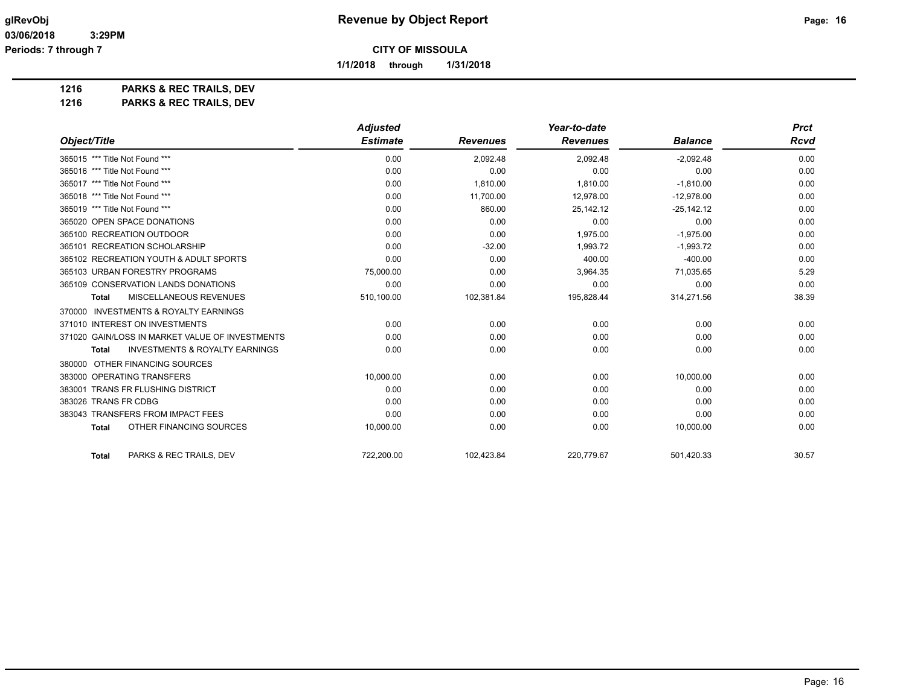**Revenue by Object Report**

**CITY OF MISSOULA**

**1/1/2018 through 1/31/2018**

glRevObj
03/06/2018 3:29PM
Periods: 7 through 7

## 1216 PARKS & REC TRAILS, DEV
## 1216 PARKS & REC TRAILS, DEV

| Object/Title | Adjusted Estimate | Revenues | Year-to-date Revenues | Balance | Prct Rcvd |
|---|---|---|---|---|---|
| 365015 *** Title Not Found *** | 0.00 | 2,092.48 | 2,092.48 | -2,092.48 | 0.00 |
| 365016 *** Title Not Found *** | 0.00 | 0.00 | 0.00 | 0.00 | 0.00 |
| 365017 *** Title Not Found *** | 0.00 | 1,810.00 | 1,810.00 | -1,810.00 | 0.00 |
| 365018 *** Title Not Found *** | 0.00 | 11,700.00 | 12,978.00 | -12,978.00 | 0.00 |
| 365019 *** Title Not Found *** | 0.00 | 860.00 | 25,142.12 | -25,142.12 | 0.00 |
| 365020 OPEN SPACE DONATIONS | 0.00 | 0.00 | 0.00 | 0.00 | 0.00 |
| 365100 RECREATION OUTDOOR | 0.00 | 0.00 | 1,975.00 | -1,975.00 | 0.00 |
| 365101 RECREATION SCHOLARSHIP | 0.00 | -32.00 | 1,993.72 | -1,993.72 | 0.00 |
| 365102 RECREATION YOUTH & ADULT SPORTS | 0.00 | 0.00 | 400.00 | -400.00 | 0.00 |
| 365103 URBAN FORESTRY PROGRAMS | 75,000.00 | 0.00 | 3,964.35 | 71,035.65 | 5.29 |
| 365109 CONSERVATION LANDS DONATIONS | 0.00 | 0.00 | 0.00 | 0.00 | 0.00 |
| **Total** MISCELLANEOUS REVENUES | 510,100.00 | 102,381.84 | 195,828.44 | 314,271.56 | 38.39 |
| 370000 INVESTMENTS & ROYALTY EARNINGS | | | | | |
| 371010 INTEREST ON INVESTMENTS | 0.00 | 0.00 | 0.00 | 0.00 | 0.00 |
| 371020 GAIN/LOSS IN MARKET VALUE OF INVESTMENTS | 0.00 | 0.00 | 0.00 | 0.00 | 0.00 |
| **Total** INVESTMENTS & ROYALTY EARNINGS | 0.00 | 0.00 | 0.00 | 0.00 | 0.00 |
| 380000 OTHER FINANCING SOURCES | | | | | |
| 383000 OPERATING TRANSFERS | 10,000.00 | 0.00 | 0.00 | 10,000.00 | 0.00 |
| 383001 TRANS FR FLUSHING DISTRICT | 0.00 | 0.00 | 0.00 | 0.00 | 0.00 |
| 383026 TRANS FR CDBG | 0.00 | 0.00 | 0.00 | 0.00 | 0.00 |
| 383043 TRANSFERS FROM IMPACT FEES | 0.00 | 0.00 | 0.00 | 0.00 | 0.00 |
| **Total** OTHER FINANCING SOURCES | 10,000.00 | 0.00 | 0.00 | 10,000.00 | 0.00 |
| **Total** PARKS & REC TRAILS, DEV | 722,200.00 | 102,423.84 | 220,779.67 | 501,420.33 | 30.57 |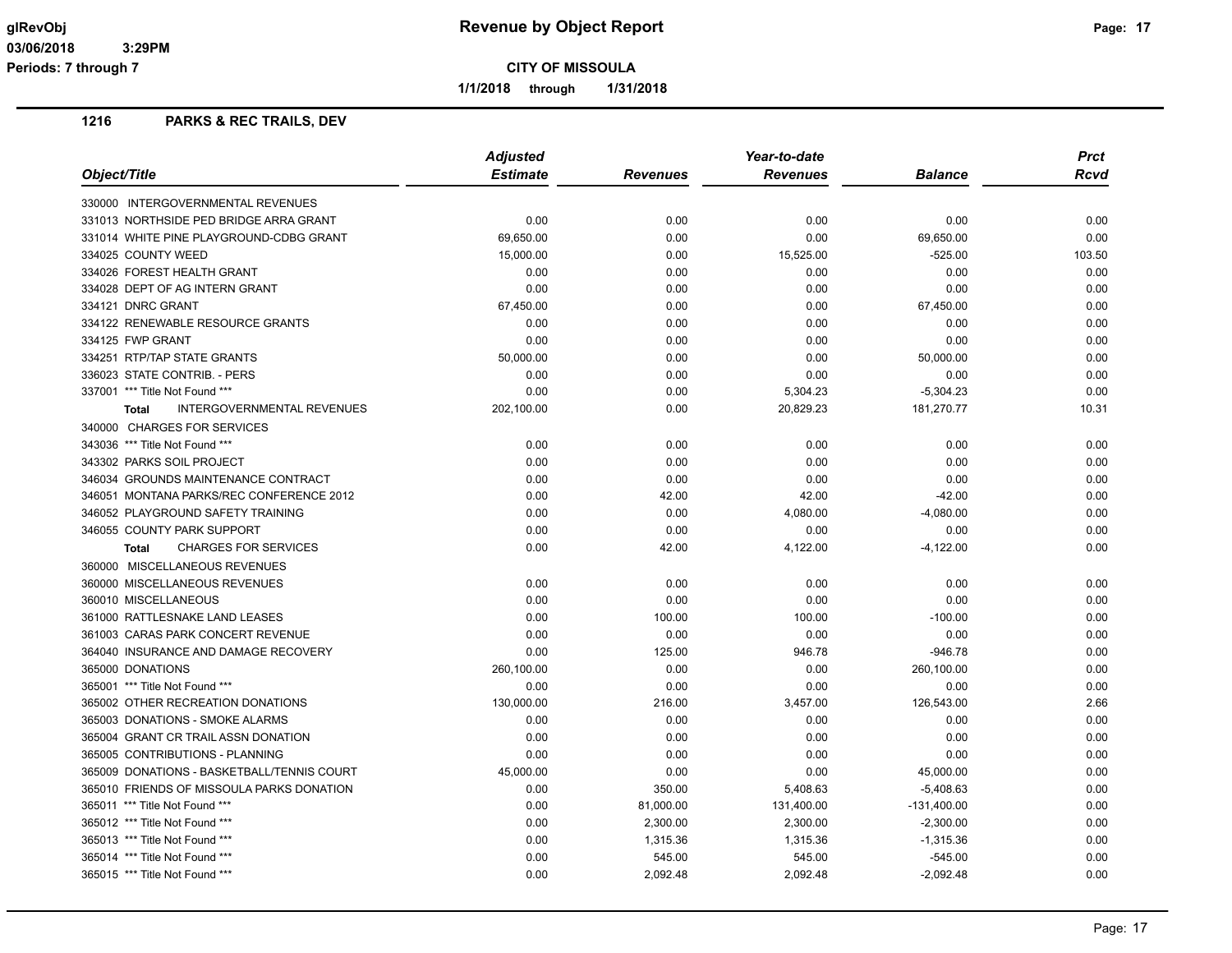# Revenue by Object Report

**CITY OF MISSOULA**

**1/1/2018 through 1/31/2018**

glRevObj
03/06/2018 3:29PM
Periods: 7 through 7

## 1216 PARKS & REC TRAILS, DEV

| Object/Title | Adjusted Estimate | Revenues | Year-to-date Revenues | Balance | Prct Rcvd |
|---|---|---|---|---|---|
| 330000 INTERGOVERNMENTAL REVENUES | | | | | |
| 331013 NORTHSIDE PED BRIDGE ARRA GRANT | 0.00 | 0.00 | 0.00 | 0.00 | 0.00 |
| 331014 WHITE PINE PLAYGROUND-CDBG GRANT | 69,650.00 | 0.00 | 0.00 | 69,650.00 | 0.00 |
| 334025 COUNTY WEED | 15,000.00 | 0.00 | 15,525.00 | -525.00 | 103.50 |
| 334026 FOREST HEALTH GRANT | 0.00 | 0.00 | 0.00 | 0.00 | 0.00 |
| 334028 DEPT OF AG INTERN GRANT | 0.00 | 0.00 | 0.00 | 0.00 | 0.00 |
| 334121 DNRC GRANT | 67,450.00 | 0.00 | 0.00 | 67,450.00 | 0.00 |
| 334122 RENEWABLE RESOURCE GRANTS | 0.00 | 0.00 | 0.00 | 0.00 | 0.00 |
| 334125 FWP GRANT | 0.00 | 0.00 | 0.00 | 0.00 | 0.00 |
| 334251 RTP/TAP STATE GRANTS | 50,000.00 | 0.00 | 0.00 | 50,000.00 | 0.00 |
| 336023 STATE CONTRIB. - PERS | 0.00 | 0.00 | 0.00 | 0.00 | 0.00 |
| 337001 *** Title Not Found *** | 0.00 | 0.00 | 5,304.23 | -5,304.23 | 0.00 |
| **Total** INTERGOVERNMENTAL REVENUES | 202,100.00 | 0.00 | 20,829.23 | 181,270.77 | 10.31 |
| 340000 CHARGES FOR SERVICES | | | | | |
| 343036 *** Title Not Found *** | 0.00 | 0.00 | 0.00 | 0.00 | 0.00 |
| 343302 PARKS SOIL PROJECT | 0.00 | 0.00 | 0.00 | 0.00 | 0.00 |
| 346034 GROUNDS MAINTENANCE CONTRACT | 0.00 | 0.00 | 0.00 | 0.00 | 0.00 |
| 346051 MONTANA PARKS/REC CONFERENCE 2012 | 0.00 | 42.00 | 42.00 | -42.00 | 0.00 |
| 346052 PLAYGROUND SAFETY TRAINING | 0.00 | 0.00 | 4,080.00 | -4,080.00 | 0.00 |
| 346055 COUNTY PARK SUPPORT | 0.00 | 0.00 | 0.00 | 0.00 | 0.00 |
| **Total** CHARGES FOR SERVICES | 0.00 | 42.00 | 4,122.00 | -4,122.00 | 0.00 |
| 360000 MISCELLANEOUS REVENUES | | | | | |
| 360000 MISCELLANEOUS REVENUES | 0.00 | 0.00 | 0.00 | 0.00 | 0.00 |
| 360010 MISCELLANEOUS | 0.00 | 0.00 | 0.00 | 0.00 | 0.00 |
| 361000 RATTLESNAKE LAND LEASES | 0.00 | 100.00 | 100.00 | -100.00 | 0.00 |
| 361003 CARAS PARK CONCERT REVENUE | 0.00 | 0.00 | 0.00 | 0.00 | 0.00 |
| 364040 INSURANCE AND DAMAGE RECOVERY | 0.00 | 125.00 | 946.78 | -946.78 | 0.00 |
| 365000 DONATIONS | 260,100.00 | 0.00 | 0.00 | 260,100.00 | 0.00 |
| 365001 *** Title Not Found *** | 0.00 | 0.00 | 0.00 | 0.00 | 0.00 |
| 365002 OTHER RECREATION DONATIONS | 130,000.00 | 216.00 | 3,457.00 | 126,543.00 | 2.66 |
| 365003 DONATIONS - SMOKE ALARMS | 0.00 | 0.00 | 0.00 | 0.00 | 0.00 |
| 365004 GRANT CR TRAIL ASSN DONATION | 0.00 | 0.00 | 0.00 | 0.00 | 0.00 |
| 365005 CONTRIBUTIONS - PLANNING | 0.00 | 0.00 | 0.00 | 0.00 | 0.00 |
| 365009 DONATIONS - BASKETBALL/TENNIS COURT | 45,000.00 | 0.00 | 0.00 | 45,000.00 | 0.00 |
| 365010 FRIENDS OF MISSOULA PARKS DONATION | 0.00 | 350.00 | 5,408.63 | -5,408.63 | 0.00 |
| 365011 *** Title Not Found *** | 0.00 | 81,000.00 | 131,400.00 | -131,400.00 | 0.00 |
| 365012 *** Title Not Found *** | 0.00 | 2,300.00 | 2,300.00 | -2,300.00 | 0.00 |
| 365013 *** Title Not Found *** | 0.00 | 1,315.36 | 1,315.36 | -1,315.36 | 0.00 |
| 365014 *** Title Not Found *** | 0.00 | 545.00 | 545.00 | -545.00 | 0.00 |
| 365015 *** Title Not Found *** | 0.00 | 2,092.48 | 2,092.48 | -2,092.48 | 0.00 |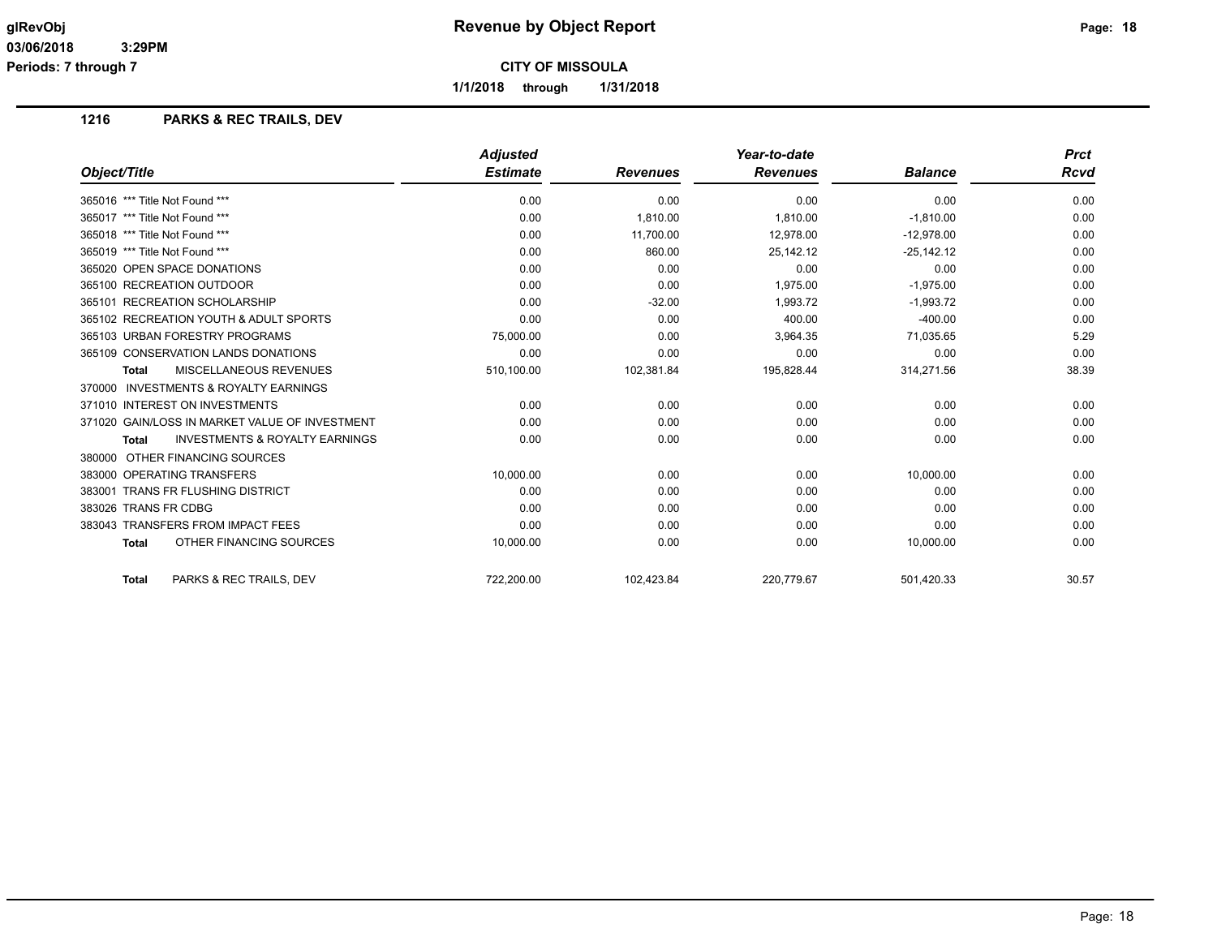**Revenue by Object Report**

**CITY OF MISSOULA**

**1/1/2018 through 1/31/2018**

glRevObj
03/06/2018 3:29PM
Periods: 7 through 7

## 1216 PARKS & REC TRAILS, DEV

| Object/Title | Adjusted Estimate | Revenues | Year-to-date Revenues | Balance | Prct Rcvd |
|---|---|---|---|---|---|
| 365016 *** Title Not Found *** | 0.00 | 0.00 | 0.00 | 0.00 | 0.00 |
| 365017 *** Title Not Found *** | 0.00 | 1,810.00 | 1,810.00 | -1,810.00 | 0.00 |
| 365018 *** Title Not Found *** | 0.00 | 11,700.00 | 12,978.00 | -12,978.00 | 0.00 |
| 365019 *** Title Not Found *** | 0.00 | 860.00 | 25,142.12 | -25,142.12 | 0.00 |
| 365020 OPEN SPACE DONATIONS | 0.00 | 0.00 | 0.00 | 0.00 | 0.00 |
| 365100 RECREATION OUTDOOR | 0.00 | 0.00 | 1,975.00 | -1,975.00 | 0.00 |
| 365101 RECREATION SCHOLARSHIP | 0.00 | -32.00 | 1,993.72 | -1,993.72 | 0.00 |
| 365102 RECREATION YOUTH & ADULT SPORTS | 0.00 | 0.00 | 400.00 | -400.00 | 0.00 |
| 365103 URBAN FORESTRY PROGRAMS | 75,000.00 | 0.00 | 3,964.35 | 71,035.65 | 5.29 |
| 365109 CONSERVATION LANDS DONATIONS | 0.00 | 0.00 | 0.00 | 0.00 | 0.00 |
| **Total** MISCELLANEOUS REVENUES | 510,100.00 | 102,381.84 | 195,828.44 | 314,271.56 | 38.39 |
| 370000 INVESTMENTS & ROYALTY EARNINGS | | | | | |
| 371010 INTEREST ON INVESTMENTS | 0.00 | 0.00 | 0.00 | 0.00 | 0.00 |
| 371020 GAIN/LOSS IN MARKET VALUE OF INVESTMENT | 0.00 | 0.00 | 0.00 | 0.00 | 0.00 |
| **Total** INVESTMENTS & ROYALTY EARNINGS | 0.00 | 0.00 | 0.00 | 0.00 | 0.00 |
| 380000 OTHER FINANCING SOURCES | | | | | |
| 383000 OPERATING TRANSFERS | 10,000.00 | 0.00 | 0.00 | 10,000.00 | 0.00 |
| 383001 TRANS FR FLUSHING DISTRICT | 0.00 | 0.00 | 0.00 | 0.00 | 0.00 |
| 383026 TRANS FR CDBG | 0.00 | 0.00 | 0.00 | 0.00 | 0.00 |
| 383043 TRANSFERS FROM IMPACT FEES | 0.00 | 0.00 | 0.00 | 0.00 | 0.00 |
| **Total** OTHER FINANCING SOURCES | 10,000.00 | 0.00 | 0.00 | 10,000.00 | 0.00 |
| **Total** PARKS & REC TRAILS, DEV | 722,200.00 | 102,423.84 | 220,779.67 | 501,420.33 | 30.57 |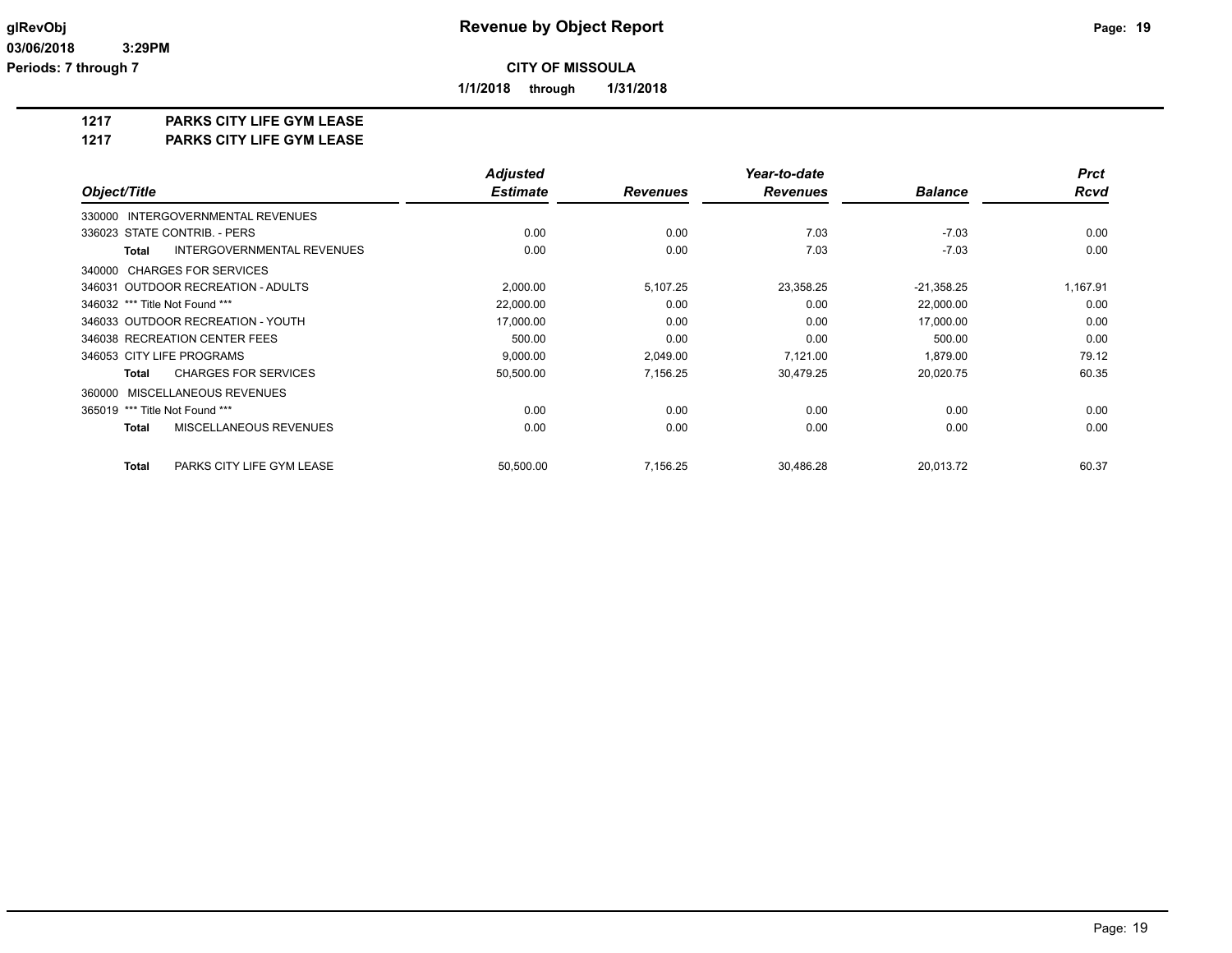# Revenue by Object Report

**CITY OF MISSOULA**

**1/1/2018 through 1/31/2018**

glRevObj
03/06/2018 3:29PM
Periods: 7 through 7

**1217 PARKS CITY LIFE GYM LEASE**
**1217 PARKS CITY LIFE GYM LEASE**

| Object/Title | Adjusted Estimate | Revenues | Year-to-date Revenues | Balance | Prct Rcvd |
|---|---|---|---|---|---|
| 330000 INTERGOVERNMENTAL REVENUES | | | | | |
| 336023 STATE CONTRIB. - PERS | 0.00 | 0.00 | 7.03 | -7.03 | 0.00 |
| **Total** INTERGOVERNMENTAL REVENUES | 0.00 | 0.00 | 7.03 | -7.03 | 0.00 |
| 340000 CHARGES FOR SERVICES | | | | | |
| 346031 OUTDOOR RECREATION - ADULTS | 2,000.00 | 5,107.25 | 23,358.25 | -21,358.25 | 1,167.91 |
| 346032 *** Title Not Found *** | 22,000.00 | 0.00 | 0.00 | 22,000.00 | 0.00 |
| 346033 OUTDOOR RECREATION - YOUTH | 17,000.00 | 0.00 | 0.00 | 17,000.00 | 0.00 |
| 346038 RECREATION CENTER FEES | 500.00 | 0.00 | 0.00 | 500.00 | 0.00 |
| 346053 CITY LIFE PROGRAMS | 9,000.00 | 2,049.00 | 7,121.00 | 1,879.00 | 79.12 |
| **Total** CHARGES FOR SERVICES | 50,500.00 | 7,156.25 | 30,479.25 | 20,020.75 | 60.35 |
| 360000 MISCELLANEOUS REVENUES | | | | | |
| 365019 *** Title Not Found *** | 0.00 | 0.00 | 0.00 | 0.00 | 0.00 |
| **Total** MISCELLANEOUS REVENUES | 0.00 | 0.00 | 0.00 | 0.00 | 0.00 |
| **Total** PARKS CITY LIFE GYM LEASE | 50,500.00 | 7,156.25 | 30,486.28 | 20,013.72 | 60.37 |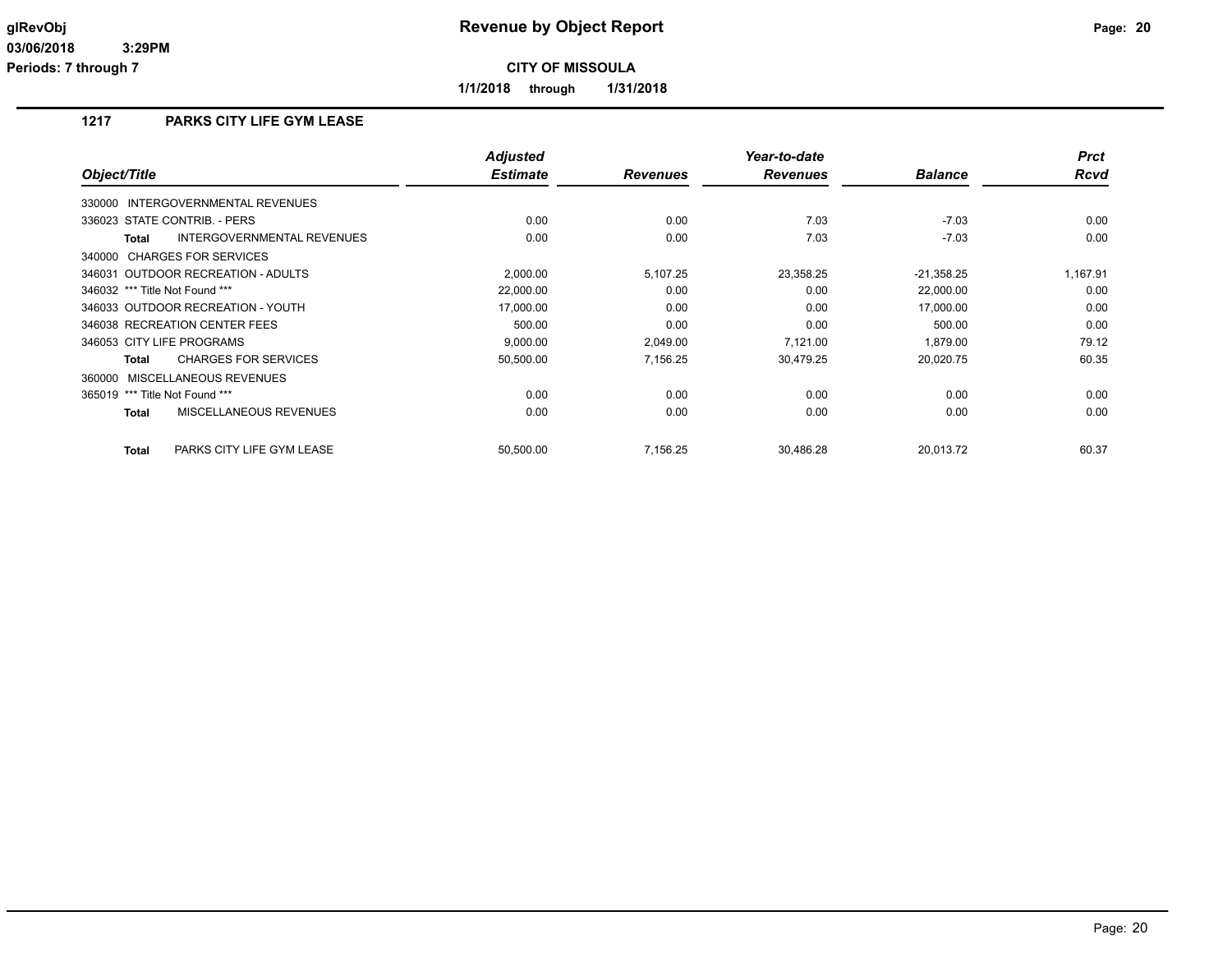**glRevObj** **Revenue by Object Report**

**03/06/2018 3:29PM**

**Periods: 7 through 7**

**CITY OF MISSOULA**

**1/1/2018 through 1/31/2018**

## 1217 PARKS CITY LIFE GYM LEASE

| Object/Title | Adjusted Estimate | Revenues | Year-to-date Revenues | Balance | Prct Rcvd |
|---|---|---|---|---|---|
| 330000 INTERGOVERNMENTAL REVENUES | | | | | |
| 336023 STATE CONTRIB. - PERS | 0.00 | 0.00 | 7.03 | -7.03 | 0.00 |
| **Total** INTERGOVERNMENTAL REVENUES | 0.00 | 0.00 | 7.03 | -7.03 | 0.00 |
| 340000 CHARGES FOR SERVICES | | | | | |
| 346031 OUTDOOR RECREATION - ADULTS | 2,000.00 | 5,107.25 | 23,358.25 | -21,358.25 | 1,167.91 |
| 346032 *** Title Not Found *** | 22,000.00 | 0.00 | 0.00 | 22,000.00 | 0.00 |
| 346033 OUTDOOR RECREATION - YOUTH | 17,000.00 | 0.00 | 0.00 | 17,000.00 | 0.00 |
| 346038 RECREATION CENTER FEES | 500.00 | 0.00 | 0.00 | 500.00 | 0.00 |
| 346053 CITY LIFE PROGRAMS | 9,000.00 | 2,049.00 | 7,121.00 | 1,879.00 | 79.12 |
| **Total** CHARGES FOR SERVICES | 50,500.00 | 7,156.25 | 30,479.25 | 20,020.75 | 60.35 |
| 360000 MISCELLANEOUS REVENUES | | | | | |
| 365019 *** Title Not Found *** | 0.00 | 0.00 | 0.00 | 0.00 | 0.00 |
| **Total** MISCELLANEOUS REVENUES | 0.00 | 0.00 | 0.00 | 0.00 | 0.00 |
| **Total** PARKS CITY LIFE GYM LEASE | 50,500.00 | 7,156.25 | 30,486.28 | 20,013.72 | 60.37 |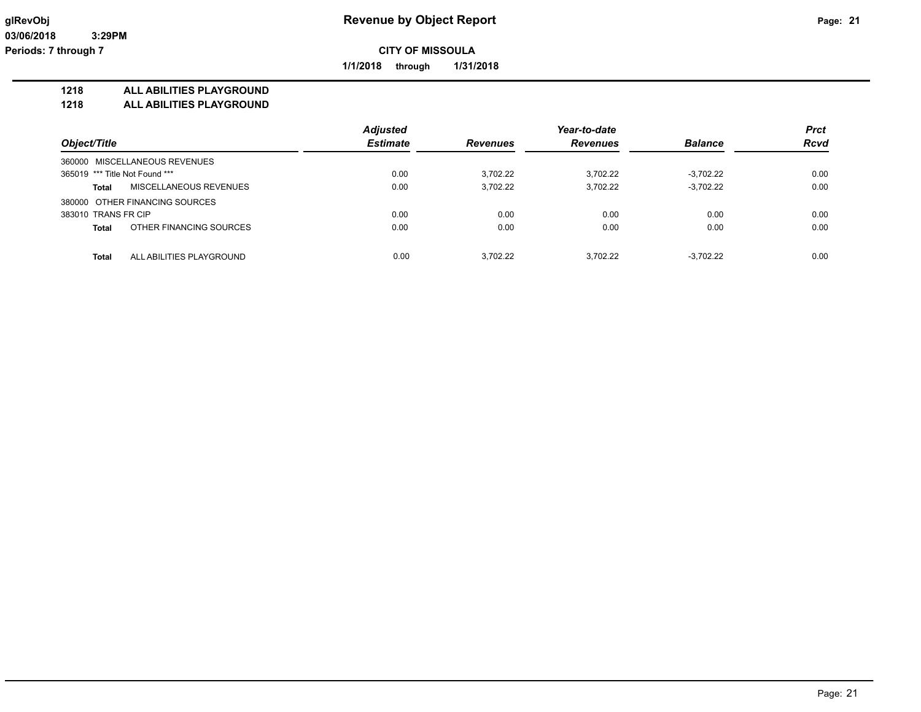# Revenue by Object Report

**CITY OF MISSOULA**

**1/1/2018 through 1/31/2018**

glRevObj
03/06/2018 3:29PM
Periods: 7 through 7

## 1218 ALL ABILITIES PLAYGROUND
## 1218 ALL ABILITIES PLAYGROUND

| Object/Title | | Adjusted Estimate | Revenues | Year-to-date Revenues | Balance | Prct Rcvd |
|---|---|---|---|---|---|---|
| 360000 MISCELLANEOUS REVENUES | | | | | | |
| 365019 *** Title Not Found *** | | 0.00 | 3,702.22 | 3,702.22 | -3,702.22 | 0.00 |
| **Total** | MISCELLANEOUS REVENUES | 0.00 | 3,702.22 | 3,702.22 | -3,702.22 | 0.00 |
| 380000 OTHER FINANCING SOURCES | | | | | | |
| 383010 TRANS FR CIP | | 0.00 | 0.00 | 0.00 | 0.00 | 0.00 |
| **Total** | OTHER FINANCING SOURCES | 0.00 | 0.00 | 0.00 | 0.00 | 0.00 |
| **Total** | ALL ABILITIES PLAYGROUND | 0.00 | 3,702.22 | 3,702.22 | -3,702.22 | 0.00 |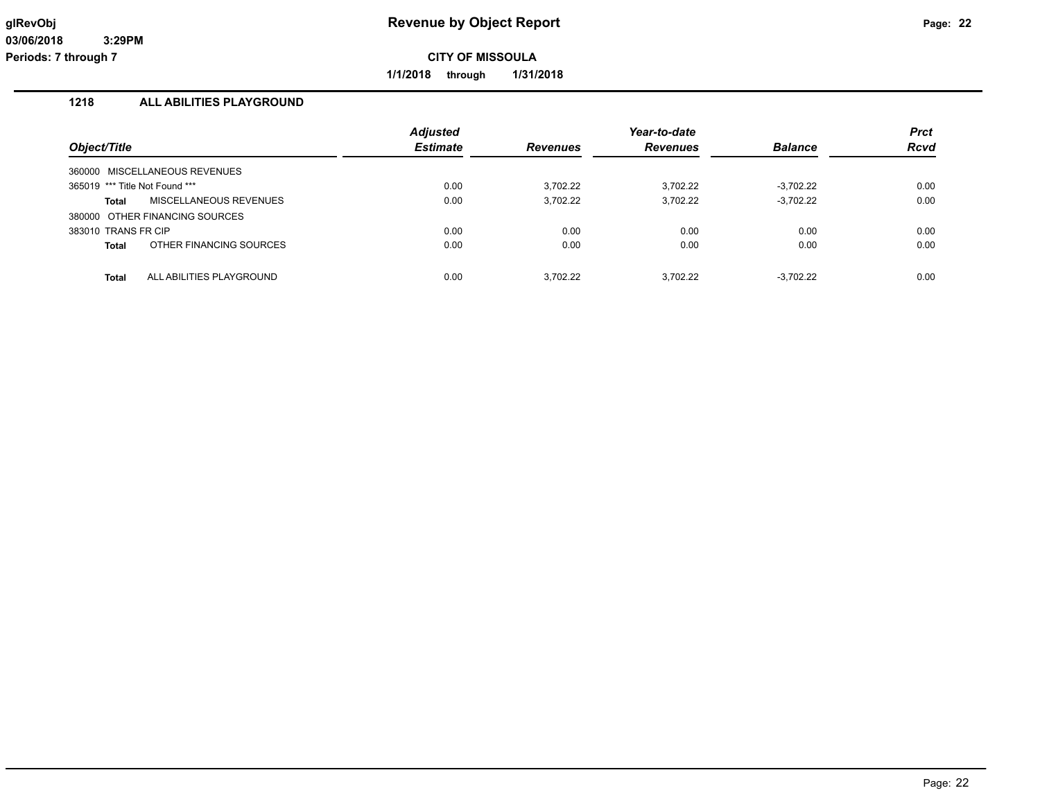# Revenue by Object Report

glRevObj
03/06/2018 3:29PM
Periods: 7 through 7

**CITY OF MISSOULA**

**1/1/2018 through 1/31/2018**

## 1218 ALL ABILITIES PLAYGROUND

| Object/Title | | Adjusted Estimate | Revenues | Year-to-date Revenues | Balance | Prct Rcvd |
|---|---|---|---|---|---|---|
| 360000 MISCELLANEOUS REVENUES | | | | | | |
| 365019 *** Title Not Found *** | | 0.00 | 3,702.22 | 3,702.22 | -3,702.22 | 0.00 |
| **Total** | MISCELLANEOUS REVENUES | 0.00 | 3,702.22 | 3,702.22 | -3,702.22 | 0.00 |
| 380000 OTHER FINANCING SOURCES | | | | | | |
| 383010 TRANS FR CIP | | 0.00 | 0.00 | 0.00 | 0.00 | 0.00 |
| **Total** | OTHER FINANCING SOURCES | 0.00 | 0.00 | 0.00 | 0.00 | 0.00 |
| **Total** | ALL ABILITIES PLAYGROUND | 0.00 | 3,702.22 | 3,702.22 | -3,702.22 | 0.00 |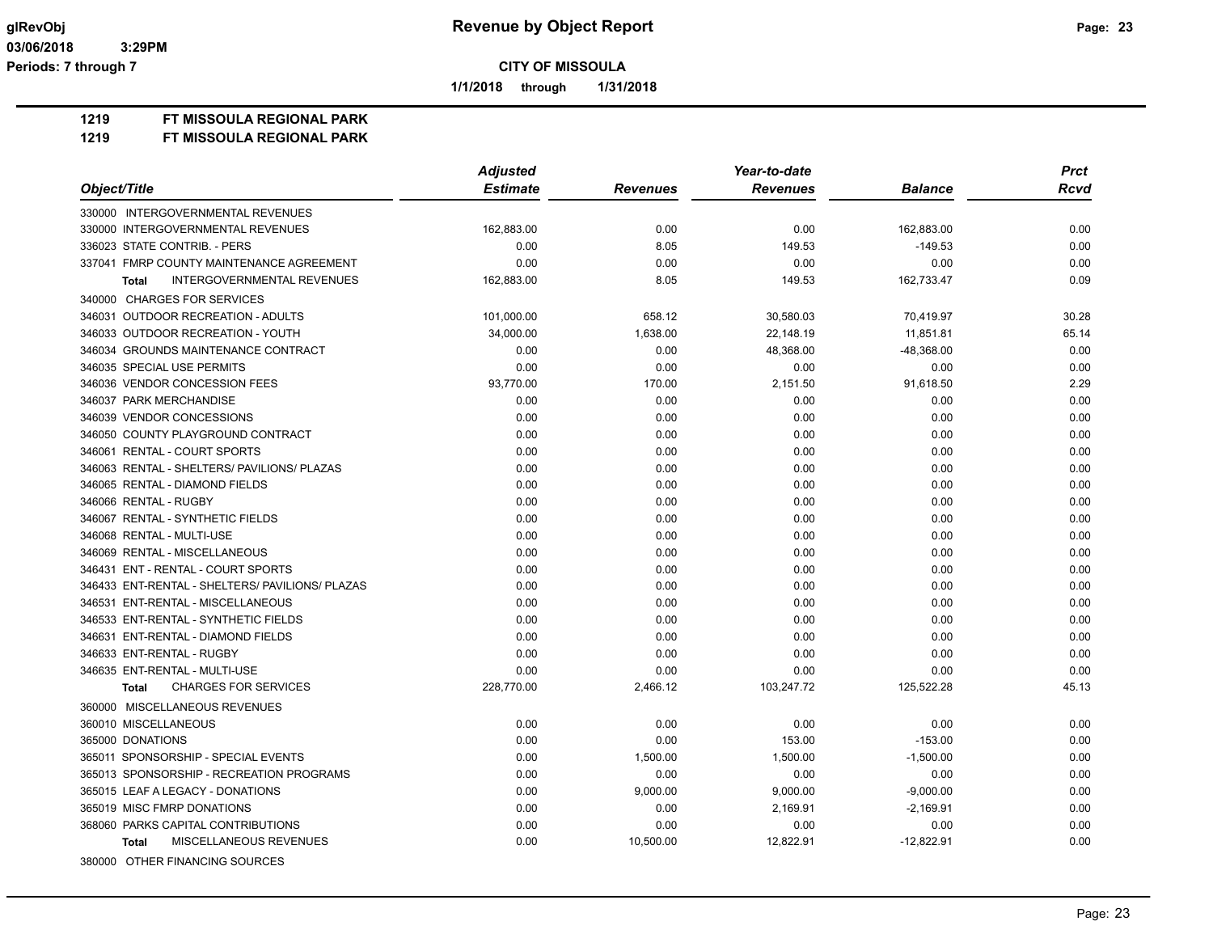# Revenue by Object Report

glRevObj
03/06/2018 3:29PM
Periods: 7 through 7

**CITY OF MISSOULA**

**1/1/2018 through 1/31/2018**

**1219 FT MISSOULA REGIONAL PARK**
**1219 FT MISSOULA REGIONAL PARK**

| Object/Title | Adjusted Estimate | Revenues | Year-to-date Revenues | Balance | Prct Rcvd |
|---|---|---|---|---|---|
| 330000 INTERGOVERNMENTAL REVENUES | | | | | |
| 330000 INTERGOVERNMENTAL REVENUES | 162,883.00 | 0.00 | 0.00 | 162,883.00 | 0.00 |
| 336023 STATE CONTRIB. - PERS | 0.00 | 8.05 | 149.53 | -149.53 | 0.00 |
| 337041 FMRP COUNTY MAINTENANCE AGREEMENT | 0.00 | 0.00 | 0.00 | 0.00 | 0.00 |
| **Total** INTERGOVERNMENTAL REVENUES | 162,883.00 | 8.05 | 149.53 | 162,733.47 | 0.09 |
| 340000 CHARGES FOR SERVICES | | | | | |
| 346031 OUTDOOR RECREATION - ADULTS | 101,000.00 | 658.12 | 30,580.03 | 70,419.97 | 30.28 |
| 346033 OUTDOOR RECREATION - YOUTH | 34,000.00 | 1,638.00 | 22,148.19 | 11,851.81 | 65.14 |
| 346034 GROUNDS MAINTENANCE CONTRACT | 0.00 | 0.00 | 48,368.00 | -48,368.00 | 0.00 |
| 346035 SPECIAL USE PERMITS | 0.00 | 0.00 | 0.00 | 0.00 | 0.00 |
| 346036 VENDOR CONCESSION FEES | 93,770.00 | 170.00 | 2,151.50 | 91,618.50 | 2.29 |
| 346037 PARK MERCHANDISE | 0.00 | 0.00 | 0.00 | 0.00 | 0.00 |
| 346039 VENDOR CONCESSIONS | 0.00 | 0.00 | 0.00 | 0.00 | 0.00 |
| 346050 COUNTY PLAYGROUND CONTRACT | 0.00 | 0.00 | 0.00 | 0.00 | 0.00 |
| 346061 RENTAL - COURT SPORTS | 0.00 | 0.00 | 0.00 | 0.00 | 0.00 |
| 346063 RENTAL - SHELTERS/ PAVILIONS/ PLAZAS | 0.00 | 0.00 | 0.00 | 0.00 | 0.00 |
| 346065 RENTAL - DIAMOND FIELDS | 0.00 | 0.00 | 0.00 | 0.00 | 0.00 |
| 346066 RENTAL - RUGBY | 0.00 | 0.00 | 0.00 | 0.00 | 0.00 |
| 346067 RENTAL - SYNTHETIC FIELDS | 0.00 | 0.00 | 0.00 | 0.00 | 0.00 |
| 346068 RENTAL - MULTI-USE | 0.00 | 0.00 | 0.00 | 0.00 | 0.00 |
| 346069 RENTAL - MISCELLANEOUS | 0.00 | 0.00 | 0.00 | 0.00 | 0.00 |
| 346431 ENT - RENTAL - COURT SPORTS | 0.00 | 0.00 | 0.00 | 0.00 | 0.00 |
| 346433 ENT-RENTAL - SHELTERS/ PAVILIONS/ PLAZAS | 0.00 | 0.00 | 0.00 | 0.00 | 0.00 |
| 346531 ENT-RENTAL - MISCELLANEOUS | 0.00 | 0.00 | 0.00 | 0.00 | 0.00 |
| 346533 ENT-RENTAL - SYNTHETIC FIELDS | 0.00 | 0.00 | 0.00 | 0.00 | 0.00 |
| 346631 ENT-RENTAL - DIAMOND FIELDS | 0.00 | 0.00 | 0.00 | 0.00 | 0.00 |
| 346633 ENT-RENTAL - RUGBY | 0.00 | 0.00 | 0.00 | 0.00 | 0.00 |
| 346635 ENT-RENTAL - MULTI-USE | 0.00 | 0.00 | 0.00 | 0.00 | 0.00 |
| **Total** CHARGES FOR SERVICES | 228,770.00 | 2,466.12 | 103,247.72 | 125,522.28 | 45.13 |
| 360000 MISCELLANEOUS REVENUES | | | | | |
| 360010 MISCELLANEOUS | 0.00 | 0.00 | 0.00 | 0.00 | 0.00 |
| 365000 DONATIONS | 0.00 | 0.00 | 153.00 | -153.00 | 0.00 |
| 365011 SPONSORSHIP - SPECIAL EVENTS | 0.00 | 1,500.00 | 1,500.00 | -1,500.00 | 0.00 |
| 365013 SPONSORSHIP - RECREATION PROGRAMS | 0.00 | 0.00 | 0.00 | 0.00 | 0.00 |
| 365015 LEAF A LEGACY - DONATIONS | 0.00 | 9,000.00 | 9,000.00 | -9,000.00 | 0.00 |
| 365019 MISC FMRP DONATIONS | 0.00 | 0.00 | 2,169.91 | -2,169.91 | 0.00 |
| 368060 PARKS CAPITAL CONTRIBUTIONS | 0.00 | 0.00 | 0.00 | 0.00 | 0.00 |
| **Total** MISCELLANEOUS REVENUES | 0.00 | 10,500.00 | 12,822.91 | -12,822.91 | 0.00 |
| 380000 OTHER FINANCING SOURCES | | | | | |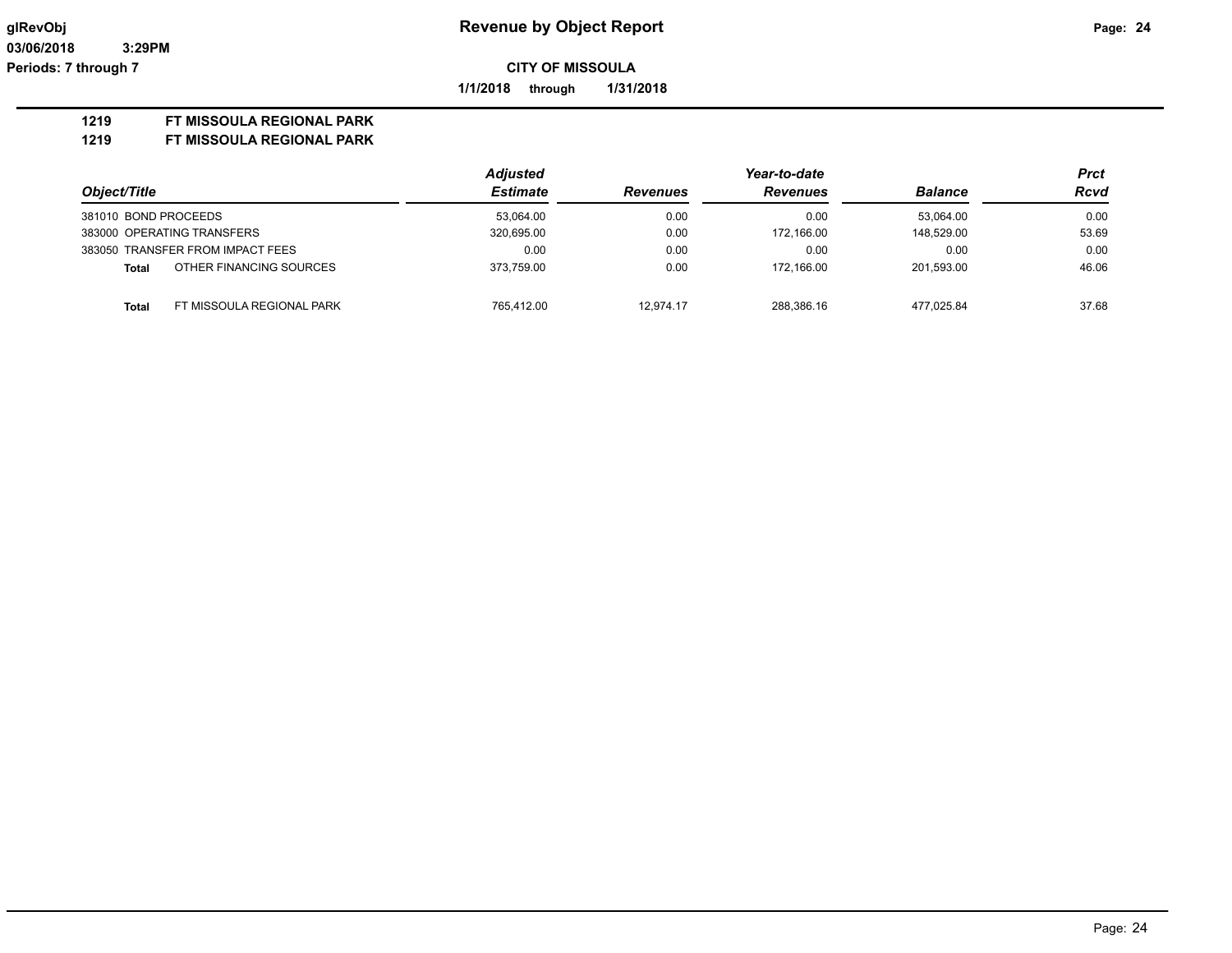# Revenue by Object Report

**CITY OF MISSOULA**

**1/1/2018 through 1/31/2018**

glRevObj
03/06/2018 3:29PM
Periods: 7 through 7

**1219 FT MISSOULA REGIONAL PARK**
**1219 FT MISSOULA REGIONAL PARK**

| Object/Title | | Adjusted Estimate | Revenues | Year-to-date Revenues | Balance | Prct Rcvd |
|---|---|---|---|---|---|---|
| 381010 BOND PROCEEDS | | 53,064.00 | 0.00 | 0.00 | 53,064.00 | 0.00 |
| 383000 OPERATING TRANSFERS | | 320,695.00 | 0.00 | 172,166.00 | 148,529.00 | 53.69 |
| 383050 TRANSFER FROM IMPACT FEES | | 0.00 | 0.00 | 0.00 | 0.00 | 0.00 |
| **Total** | OTHER FINANCING SOURCES | 373,759.00 | 0.00 | 172,166.00 | 201,593.00 | 46.06 |
| **Total** | FT MISSOULA REGIONAL PARK | 765,412.00 | 12,974.17 | 288,386.16 | 477,025.84 | 37.68 |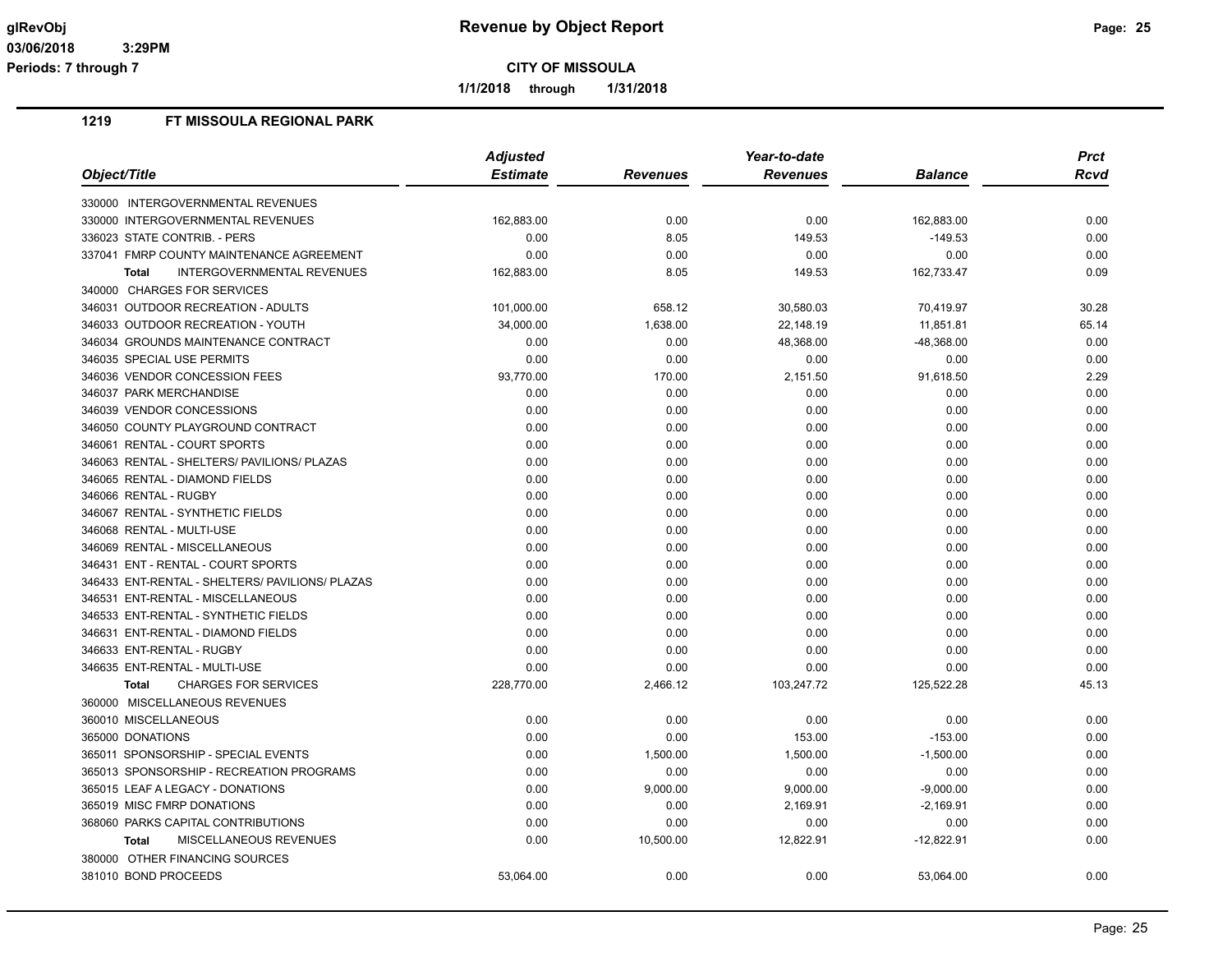# Revenue by Object Report

**CITY OF MISSOULA**

**1/1/2018 through 1/31/2018**

Periods: 7 through 7

glRevObj 03/06/2018 3:29PM

## 1219 FT MISSOULA REGIONAL PARK

| Object/Title | Adjusted Estimate | Revenues | Year-to-date Revenues | Balance | Prct Rcvd |
|---|---|---|---|---|---|
| 330000 INTERGOVERNMENTAL REVENUES | | | | | |
| 330000 INTERGOVERNMENTAL REVENUES | 162,883.00 | 0.00 | 0.00 | 162,883.00 | 0.00 |
| 336023 STATE CONTRIB. - PERS | 0.00 | 8.05 | 149.53 | -149.53 | 0.00 |
| 337041 FMRP COUNTY MAINTENANCE AGREEMENT | 0.00 | 0.00 | 0.00 | 0.00 | 0.00 |
| **Total** INTERGOVERNMENTAL REVENUES | 162,883.00 | 8.05 | 149.53 | 162,733.47 | 0.09 |
| 340000 CHARGES FOR SERVICES | | | | | |
| 346031 OUTDOOR RECREATION - ADULTS | 101,000.00 | 658.12 | 30,580.03 | 70,419.97 | 30.28 |
| 346033 OUTDOOR RECREATION - YOUTH | 34,000.00 | 1,638.00 | 22,148.19 | 11,851.81 | 65.14 |
| 346034 GROUNDS MAINTENANCE CONTRACT | 0.00 | 0.00 | 48,368.00 | -48,368.00 | 0.00 |
| 346035 SPECIAL USE PERMITS | 0.00 | 0.00 | 0.00 | 0.00 | 0.00 |
| 346036 VENDOR CONCESSION FEES | 93,770.00 | 170.00 | 2,151.50 | 91,618.50 | 2.29 |
| 346037 PARK MERCHANDISE | 0.00 | 0.00 | 0.00 | 0.00 | 0.00 |
| 346039 VENDOR CONCESSIONS | 0.00 | 0.00 | 0.00 | 0.00 | 0.00 |
| 346050 COUNTY PLAYGROUND CONTRACT | 0.00 | 0.00 | 0.00 | 0.00 | 0.00 |
| 346061 RENTAL - COURT SPORTS | 0.00 | 0.00 | 0.00 | 0.00 | 0.00 |
| 346063 RENTAL - SHELTERS/ PAVILIONS/ PLAZAS | 0.00 | 0.00 | 0.00 | 0.00 | 0.00 |
| 346065 RENTAL - DIAMOND FIELDS | 0.00 | 0.00 | 0.00 | 0.00 | 0.00 |
| 346066 RENTAL - RUGBY | 0.00 | 0.00 | 0.00 | 0.00 | 0.00 |
| 346067 RENTAL - SYNTHETIC FIELDS | 0.00 | 0.00 | 0.00 | 0.00 | 0.00 |
| 346068 RENTAL - MULTI-USE | 0.00 | 0.00 | 0.00 | 0.00 | 0.00 |
| 346069 RENTAL - MISCELLANEOUS | 0.00 | 0.00 | 0.00 | 0.00 | 0.00 |
| 346431 ENT - RENTAL - COURT SPORTS | 0.00 | 0.00 | 0.00 | 0.00 | 0.00 |
| 346433 ENT-RENTAL - SHELTERS/ PAVILIONS/ PLAZAS | 0.00 | 0.00 | 0.00 | 0.00 | 0.00 |
| 346531 ENT-RENTAL - MISCELLANEOUS | 0.00 | 0.00 | 0.00 | 0.00 | 0.00 |
| 346533 ENT-RENTAL - SYNTHETIC FIELDS | 0.00 | 0.00 | 0.00 | 0.00 | 0.00 |
| 346631 ENT-RENTAL - DIAMOND FIELDS | 0.00 | 0.00 | 0.00 | 0.00 | 0.00 |
| 346633 ENT-RENTAL - RUGBY | 0.00 | 0.00 | 0.00 | 0.00 | 0.00 |
| 346635 ENT-RENTAL - MULTI-USE | 0.00 | 0.00 | 0.00 | 0.00 | 0.00 |
| **Total** CHARGES FOR SERVICES | 228,770.00 | 2,466.12 | 103,247.72 | 125,522.28 | 45.13 |
| 360000 MISCELLANEOUS REVENUES | | | | | |
| 360010 MISCELLANEOUS | 0.00 | 0.00 | 0.00 | 0.00 | 0.00 |
| 365000 DONATIONS | 0.00 | 0.00 | 153.00 | -153.00 | 0.00 |
| 365011 SPONSORSHIP - SPECIAL EVENTS | 0.00 | 1,500.00 | 1,500.00 | -1,500.00 | 0.00 |
| 365013 SPONSORSHIP - RECREATION PROGRAMS | 0.00 | 0.00 | 0.00 | 0.00 | 0.00 |
| 365015 LEAF A LEGACY - DONATIONS | 0.00 | 9,000.00 | 9,000.00 | -9,000.00 | 0.00 |
| 365019 MISC FMRP DONATIONS | 0.00 | 0.00 | 2,169.91 | -2,169.91 | 0.00 |
| 368060 PARKS CAPITAL CONTRIBUTIONS | 0.00 | 0.00 | 0.00 | 0.00 | 0.00 |
| **Total** MISCELLANEOUS REVENUES | 0.00 | 10,500.00 | 12,822.91 | -12,822.91 | 0.00 |
| 380000 OTHER FINANCING SOURCES | | | | | |
| 381010 BOND PROCEEDS | 53,064.00 | 0.00 | 0.00 | 53,064.00 | 0.00 |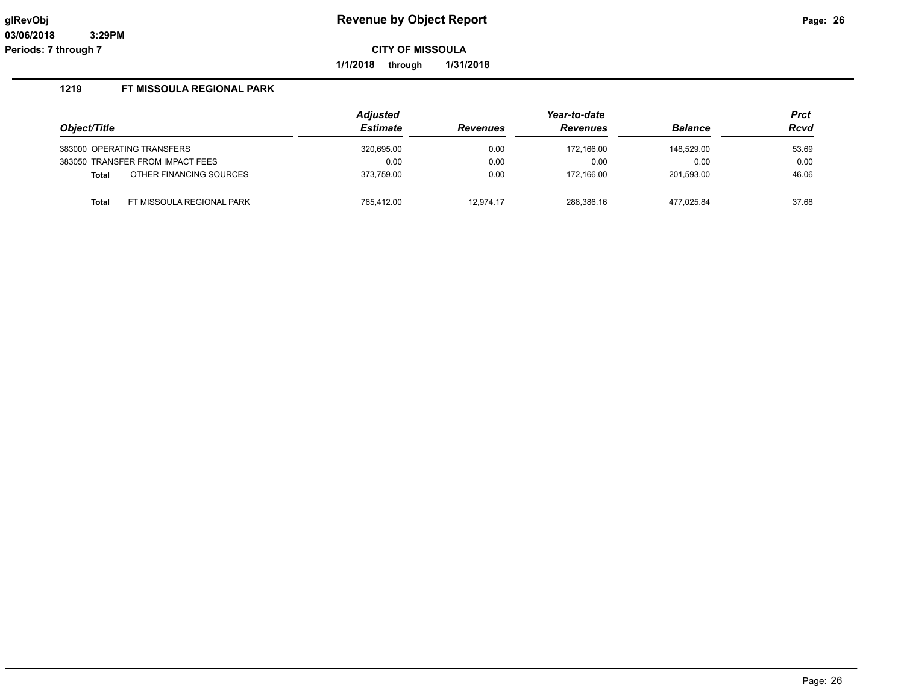**glRevObj**
**03/06/2018 3:29PM**
**Periods: 7 through 7**

# Revenue by Object Report

**CITY OF MISSOULA**

**1/1/2018 through 1/31/2018**

## 1219 FT MISSOULA REGIONAL PARK

| Object/Title | | Adjusted Estimate | Revenues | Year-to-date Revenues | Balance | Prct Rcvd |
|---|---|---|---|---|---|---|
| 383000 | OPERATING TRANSFERS | 320,695.00 | 0.00 | 172,166.00 | 148,529.00 | 53.69 |
| 383050 | TRANSFER FROM IMPACT FEES | 0.00 | 0.00 | 0.00 | 0.00 | 0.00 |
| **Total** | OTHER FINANCING SOURCES | 373,759.00 | 0.00 | 172,166.00 | 201,593.00 | 46.06 |
| **Total** | FT MISSOULA REGIONAL PARK | 765,412.00 | 12,974.17 | 288,386.16 | 477,025.84 | 37.68 |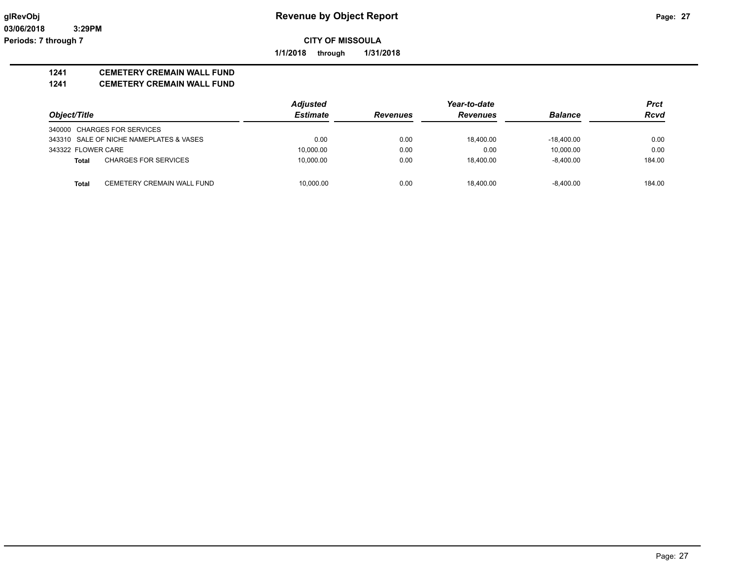**Revenue by Object Report**

**CITY OF MISSOULA**

**1/1/2018 through 1/31/2018**

glRevObj
03/06/2018 3:29PM
Periods: 7 through 7

## 1241 CEMETERY CREMAIN WALL FUND
## 1241 CEMETERY CREMAIN WALL FUND

| Object/Title | | Adjusted Estimate | Revenues | Year-to-date Revenues | Balance | Prct Rcvd |
|---|---|---|---|---|---|---|
| 340000 CHARGES FOR SERVICES | | | | | | |
| 343310 SALE OF NICHE NAMEPLATES & VASES | | 0.00 | 0.00 | 18,400.00 | -18,400.00 | 0.00 |
| 343322 FLOWER CARE | | 10,000.00 | 0.00 | 0.00 | 10,000.00 | 0.00 |
| **Total** | CHARGES FOR SERVICES | 10,000.00 | 0.00 | 18,400.00 | -8,400.00 | 184.00 |
| **Total** | CEMETERY CREMAIN WALL FUND | 10,000.00 | 0.00 | 18,400.00 | -8,400.00 | 184.00 |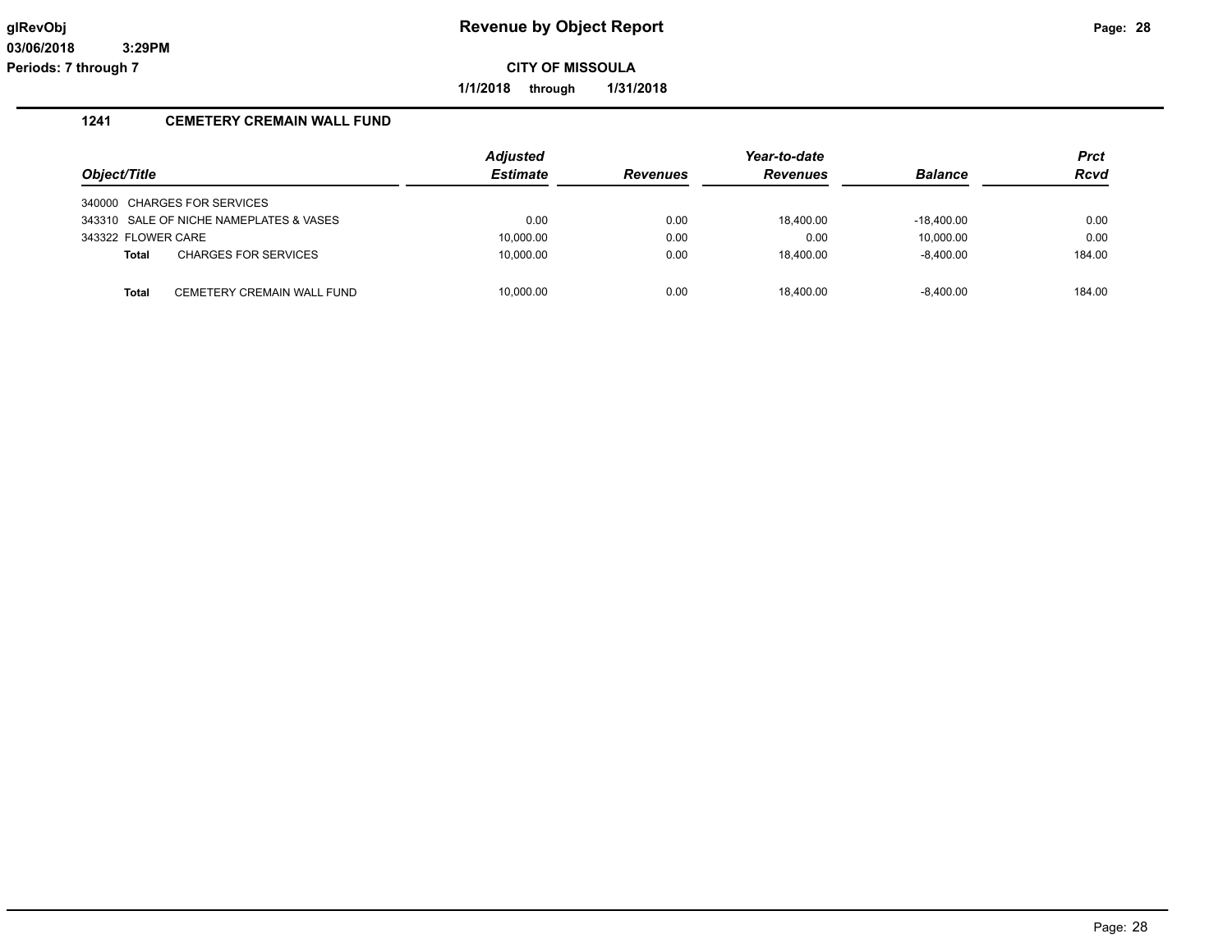# Revenue by Object Report

**CITY OF MISSOULA**

**1/1/2018 through 1/31/2018**

glRevObj
03/06/2018 3:29PM
Periods: 7 through 7

## 1241 CEMETERY CREMAIN WALL FUND

| Object/Title | | Adjusted Estimate | Revenues | Year-to-date Revenues | Balance | Prct Rcvd |
|---|---|---|---|---|---|---|
| 340000 CHARGES FOR SERVICES | | | | | | |
| 343310 SALE OF NICHE NAMEPLATES & VASES | | 0.00 | 0.00 | 18,400.00 | -18,400.00 | 0.00 |
| 343322 FLOWER CARE | | 10,000.00 | 0.00 | 0.00 | 10,000.00 | 0.00 |
| **Total** | CHARGES FOR SERVICES | 10,000.00 | 0.00 | 18,400.00 | -8,400.00 | 184.00 |
| **Total** | CEMETERY CREMAIN WALL FUND | 10,000.00 | 0.00 | 18,400.00 | -8,400.00 | 184.00 |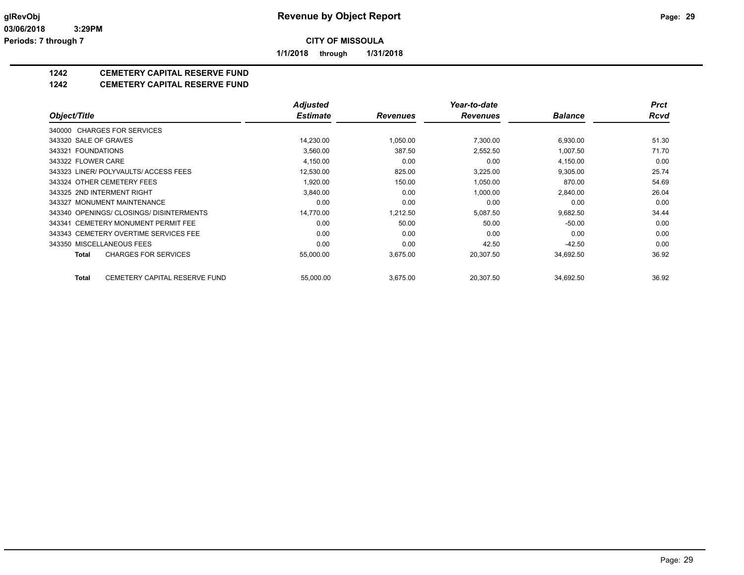**glRevObj** **Revenue by Object Report**

**03/06/2018 3:29PM**

**Periods: 7 through 7**

**CITY OF MISSOULA**

**1/1/2018 through 1/31/2018**

## 1242 CEMETERY CAPITAL RESERVE FUND
## 1242 CEMETERY CAPITAL RESERVE FUND

| Object/Title | Adjusted Estimate | Revenues | Year-to-date Revenues | Balance | Prct Rcvd |
|---|---|---|---|---|---|
| 340000 CHARGES FOR SERVICES | | | | | |
| 343320 SALE OF GRAVES | 14,230.00 | 1,050.00 | 7,300.00 | 6,930.00 | 51.30 |
| 343321 FOUNDATIONS | 3,560.00 | 387.50 | 2,552.50 | 1,007.50 | 71.70 |
| 343322 FLOWER CARE | 4,150.00 | 0.00 | 0.00 | 4,150.00 | 0.00 |
| 343323 LINER/ POLYVAULTS/ ACCESS FEES | 12,530.00 | 825.00 | 3,225.00 | 9,305.00 | 25.74 |
| 343324 OTHER CEMETERY FEES | 1,920.00 | 150.00 | 1,050.00 | 870.00 | 54.69 |
| 343325 2ND INTERMENT RIGHT | 3,840.00 | 0.00 | 1,000.00 | 2,840.00 | 26.04 |
| 343327 MONUMENT MAINTENANCE | 0.00 | 0.00 | 0.00 | 0.00 | 0.00 |
| 343340 OPENINGS/ CLOSINGS/ DISINTERMENTS | 14,770.00 | 1,212.50 | 5,087.50 | 9,682.50 | 34.44 |
| 343341 CEMETERY MONUMENT PERMIT FEE | 0.00 | 50.00 | 50.00 | -50.00 | 0.00 |
| 343343 CEMETERY OVERTIME SERVICES FEE | 0.00 | 0.00 | 0.00 | 0.00 | 0.00 |
| 343350 MISCELLANEOUS FEES | 0.00 | 0.00 | 42.50 | -42.50 | 0.00 |
| **Total** CHARGES FOR SERVICES | 55,000.00 | 3,675.00 | 20,307.50 | 34,692.50 | 36.92 |
| **Total** CEMETERY CAPITAL RESERVE FUND | 55,000.00 | 3,675.00 | 20,307.50 | 34,692.50 | 36.92 |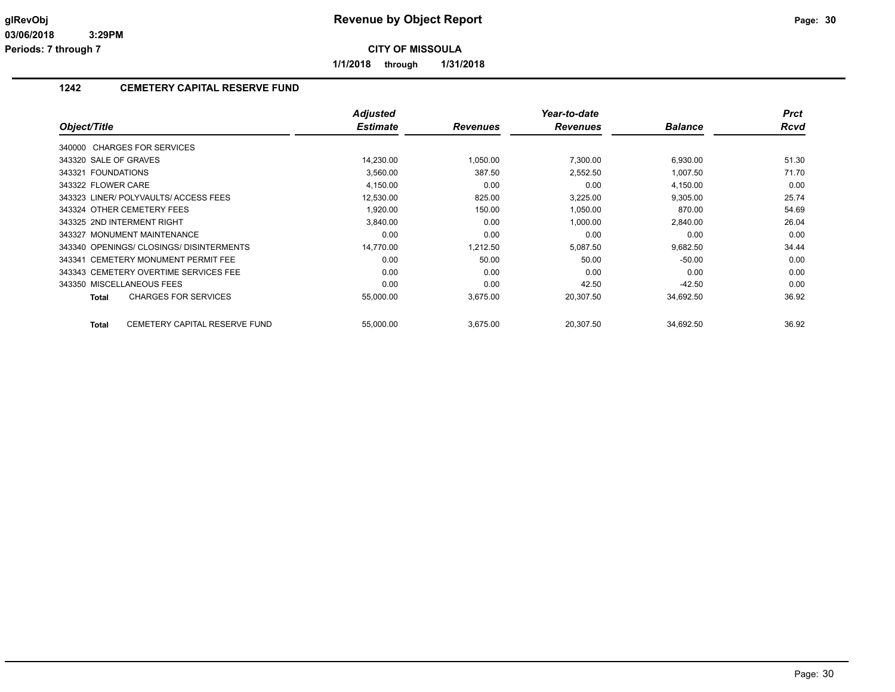**Revenue by Object Report**

**CITY OF MISSOULA**

**1/1/2018 through 1/31/2018**

glRevObj
03/06/2018 3:29PM
Periods: 7 through 7

## 1242 CEMETERY CAPITAL RESERVE FUND

| Object/Title | Adjusted Estimate | Revenues | Year-to-date Revenues | Balance | Prct Rcvd |
|---|---|---|---|---|---|
| 340000 CHARGES FOR SERVICES | | | | | |
| 343320 SALE OF GRAVES | 14,230.00 | 1,050.00 | 7,300.00 | 6,930.00 | 51.30 |
| 343321 FOUNDATIONS | 3,560.00 | 387.50 | 2,552.50 | 1,007.50 | 71.70 |
| 343322 FLOWER CARE | 4,150.00 | 0.00 | 0.00 | 4,150.00 | 0.00 |
| 343323 LINER/ POLYVAULTS/ ACCESS FEES | 12,530.00 | 825.00 | 3,225.00 | 9,305.00 | 25.74 |
| 343324 OTHER CEMETERY FEES | 1,920.00 | 150.00 | 1,050.00 | 870.00 | 54.69 |
| 343325 2ND INTERMENT RIGHT | 3,840.00 | 0.00 | 1,000.00 | 2,840.00 | 26.04 |
| 343327 MONUMENT MAINTENANCE | 0.00 | 0.00 | 0.00 | 0.00 | 0.00 |
| 343340 OPENINGS/ CLOSINGS/ DISINTERMENTS | 14,770.00 | 1,212.50 | 5,087.50 | 9,682.50 | 34.44 |
| 343341 CEMETERY MONUMENT PERMIT FEE | 0.00 | 50.00 | 50.00 | -50.00 | 0.00 |
| 343343 CEMETERY OVERTIME SERVICES FEE | 0.00 | 0.00 | 0.00 | 0.00 | 0.00 |
| 343350 MISCELLANEOUS FEES | 0.00 | 0.00 | 42.50 | -42.50 | 0.00 |
| **Total** CHARGES FOR SERVICES | 55,000.00 | 3,675.00 | 20,307.50 | 34,692.50 | 36.92 |
| **Total** CEMETERY CAPITAL RESERVE FUND | 55,000.00 | 3,675.00 | 20,307.50 | 34,692.50 | 36.92 |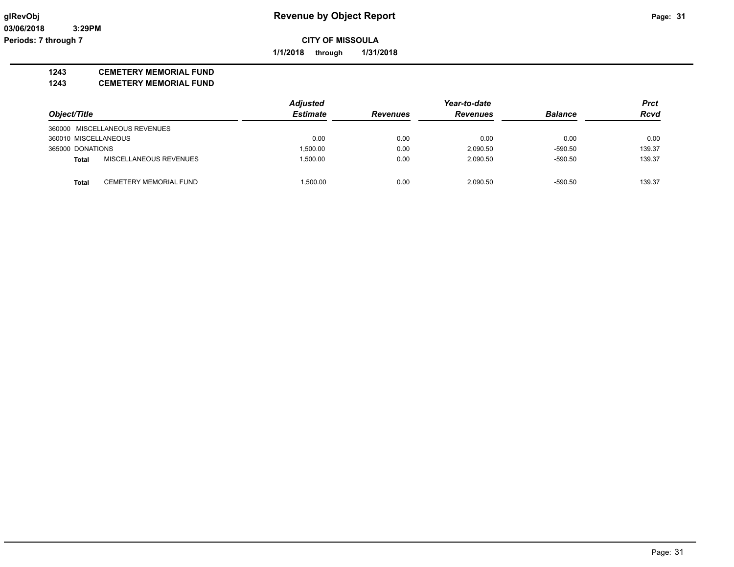# Revenue by Object Report

**CITY OF MISSOULA**

**1/1/2018 through 1/31/2018**

glRevObj
03/06/2018 3:29PM
Periods: 7 through 7

**1243 CEMETERY MEMORIAL FUND**

**1243 CEMETERY MEMORIAL FUND**

| Object/Title | Adjusted Estimate | Revenues | Year-to-date Revenues | Balance | Prct Rcvd |
|---|---|---|---|---|---|
| 360000 MISCELLANEOUS REVENUES | | | | | |
| 360010 MISCELLANEOUS | 0.00 | 0.00 | 0.00 | 0.00 | 0.00 |
| 365000 DONATIONS | 1,500.00 | 0.00 | 2,090.50 | -590.50 | 139.37 |
| **Total** MISCELLANEOUS REVENUES | 1,500.00 | 0.00 | 2,090.50 | -590.50 | 139.37 |
| **Total** CEMETERY MEMORIAL FUND | 1,500.00 | 0.00 | 2,090.50 | -590.50 | 139.37 |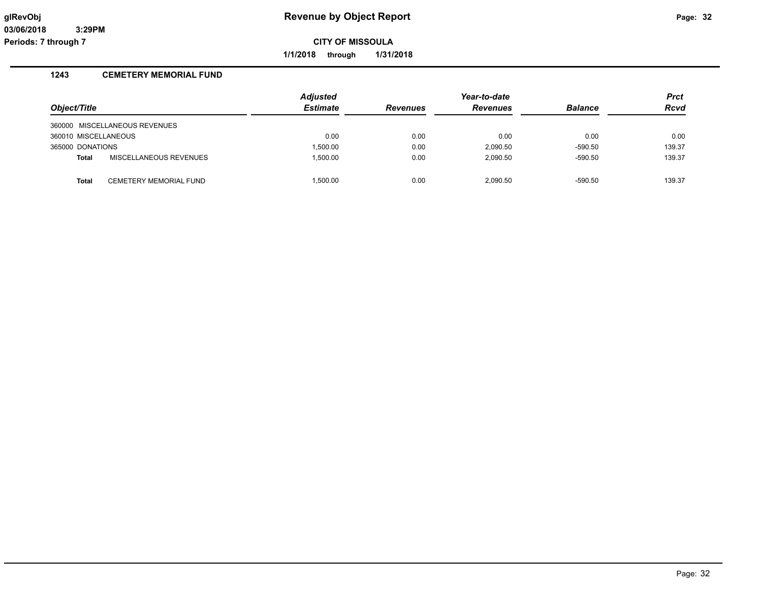**glRevObj**
**03/06/2018 3:29PM**
**Periods: 7 through 7**

# Revenue by Object Report

**CITY OF MISSOULA**

**1/1/2018 through 1/31/2018**

## 1243 CEMETERY MEMORIAL FUND

| Object/Title | | Adjusted Estimate | Revenues | Year-to-date Revenues | Balance | Prct Rcvd |
|---|---|---|---|---|---|---|
| 360000 | MISCELLANEOUS REVENUES | | | | | |
| 360010 MISCELLANEOUS | | 0.00 | 0.00 | 0.00 | 0.00 | 0.00 |
| 365000 DONATIONS | | 1,500.00 | 0.00 | 2,090.50 | -590.50 | 139.37 |
| **Total** | MISCELLANEOUS REVENUES | 1,500.00 | 0.00 | 2,090.50 | -590.50 | 139.37 |
| **Total** | CEMETERY MEMORIAL FUND | 1,500.00 | 0.00 | 2,090.50 | -590.50 | 139.37 |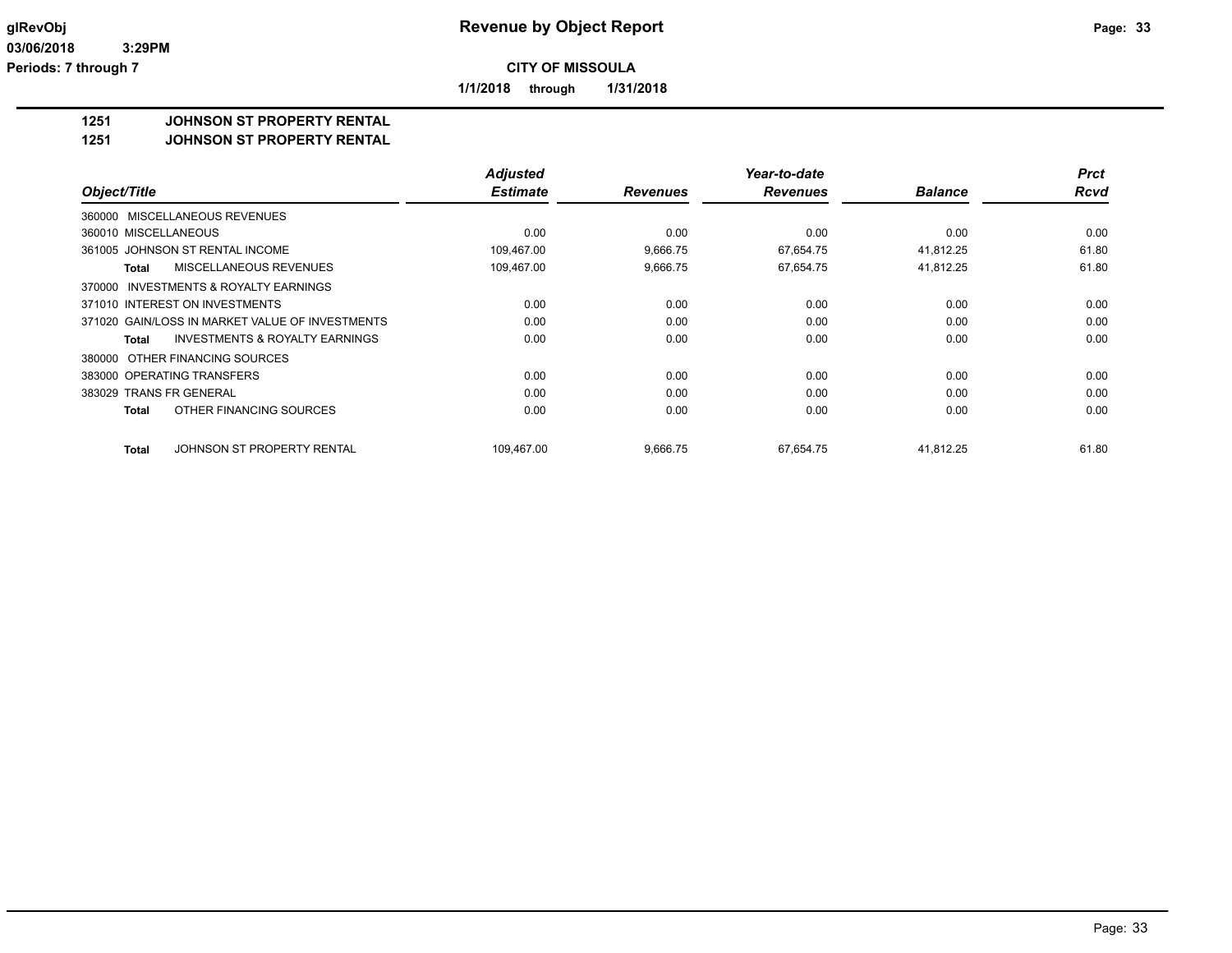# Revenue by Object Report

**CITY OF MISSOULA**

**1/1/2018 through 1/31/2018**

glRevObj
03/06/2018 3:29PM
Periods: 7 through 7

## 1251 JOHNSON ST PROPERTY RENTAL

## 1251 JOHNSON ST PROPERTY RENTAL

| Object/Title | Adjusted Estimate | Revenues | Year-to-date Revenues | Balance | Prct Rcvd |
|---|---|---|---|---|---|
| 360000 MISCELLANEOUS REVENUES | | | | | |
| 360010 MISCELLANEOUS | 0.00 | 0.00 | 0.00 | 0.00 | 0.00 |
| 361005 JOHNSON ST RENTAL INCOME | 109,467.00 | 9,666.75 | 67,654.75 | 41,812.25 | 61.80 |
| **Total** MISCELLANEOUS REVENUES | 109,467.00 | 9,666.75 | 67,654.75 | 41,812.25 | 61.80 |
| 370000 INVESTMENTS & ROYALTY EARNINGS | | | | | |
| 371010 INTEREST ON INVESTMENTS | 0.00 | 0.00 | 0.00 | 0.00 | 0.00 |
| 371020 GAIN/LOSS IN MARKET VALUE OF INVESTMENTS | 0.00 | 0.00 | 0.00 | 0.00 | 0.00 |
| **Total** INVESTMENTS & ROYALTY EARNINGS | 0.00 | 0.00 | 0.00 | 0.00 | 0.00 |
| 380000 OTHER FINANCING SOURCES | | | | | |
| 383000 OPERATING TRANSFERS | 0.00 | 0.00 | 0.00 | 0.00 | 0.00 |
| 383029 TRANS FR GENERAL | 0.00 | 0.00 | 0.00 | 0.00 | 0.00 |
| **Total** OTHER FINANCING SOURCES | 0.00 | 0.00 | 0.00 | 0.00 | 0.00 |
| **Total** JOHNSON ST PROPERTY RENTAL | 109,467.00 | 9,666.75 | 67,654.75 | 41,812.25 | 61.80 |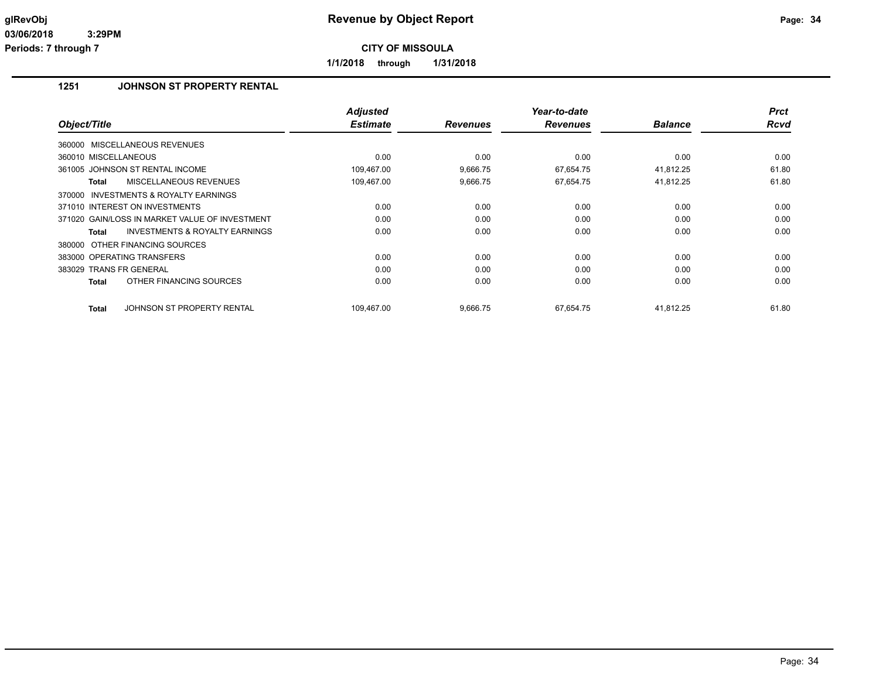**Revenue by Object Report**

**CITY OF MISSOULA**

**1/1/2018 through 1/31/2018**

glRevObj
03/06/2018 3:29PM
Periods: 7 through 7

## 1251 JOHNSON ST PROPERTY RENTAL

| Object/Title | Adjusted Estimate | Revenues | Year-to-date Revenues | Balance | Prct Rcvd |
|---|---|---|---|---|---|
| 360000 MISCELLANEOUS REVENUES | | | | | |
| 360010 MISCELLANEOUS | 0.00 | 0.00 | 0.00 | 0.00 | 0.00 |
| 361005 JOHNSON ST RENTAL INCOME | 109,467.00 | 9,666.75 | 67,654.75 | 41,812.25 | 61.80 |
| **Total** MISCELLANEOUS REVENUES | 109,467.00 | 9,666.75 | 67,654.75 | 41,812.25 | 61.80 |
| 370000 INVESTMENTS & ROYALTY EARNINGS | | | | | |
| 371010 INTEREST ON INVESTMENTS | 0.00 | 0.00 | 0.00 | 0.00 | 0.00 |
| 371020 GAIN/LOSS IN MARKET VALUE OF INVESTMENT | 0.00 | 0.00 | 0.00 | 0.00 | 0.00 |
| **Total** INVESTMENTS & ROYALTY EARNINGS | 0.00 | 0.00 | 0.00 | 0.00 | 0.00 |
| 380000 OTHER FINANCING SOURCES | | | | | |
| 383000 OPERATING TRANSFERS | 0.00 | 0.00 | 0.00 | 0.00 | 0.00 |
| 383029 TRANS FR GENERAL | 0.00 | 0.00 | 0.00 | 0.00 | 0.00 |
| **Total** OTHER FINANCING SOURCES | 0.00 | 0.00 | 0.00 | 0.00 | 0.00 |
| **Total** JOHNSON ST PROPERTY RENTAL | 109,467.00 | 9,666.75 | 67,654.75 | 41,812.25 | 61.80 |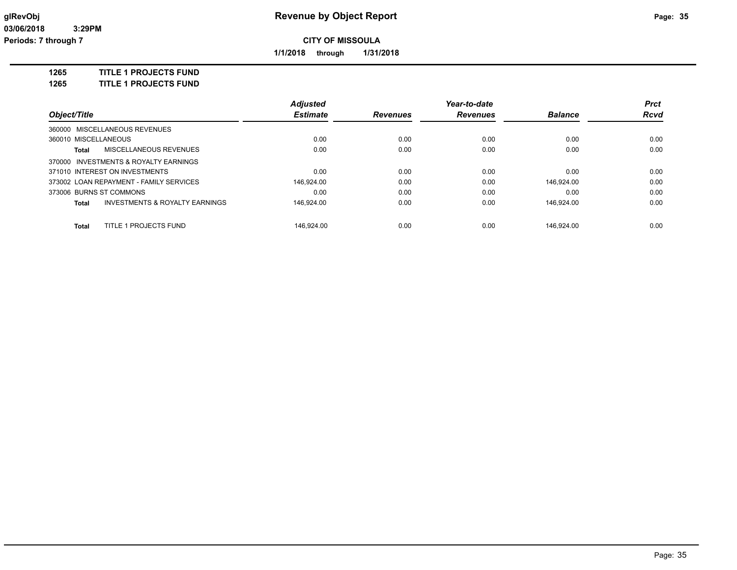**glRevObj** | **Revenue by Object Report**

**03/06/2018 3:29PM**

**Periods: 7 through 7**

**CITY OF MISSOULA**

**1/1/2018 through 1/31/2018**

**1265 TITLE 1 PROJECTS FUND**

**1265 TITLE 1 PROJECTS FUND**

| Object/Title | Adjusted Estimate | Revenues | Year-to-date Revenues | Balance | Prct Rcvd |
|---|---|---|---|---|---|
| 360000 MISCELLANEOUS REVENUES | | | | | |
| 360010 MISCELLANEOUS | 0.00 | 0.00 | 0.00 | 0.00 | 0.00 |
| **Total** MISCELLANEOUS REVENUES | 0.00 | 0.00 | 0.00 | 0.00 | 0.00 |
| 370000 INVESTMENTS & ROYALTY EARNINGS | | | | | |
| 371010 INTEREST ON INVESTMENTS | 0.00 | 0.00 | 0.00 | 0.00 | 0.00 |
| 373002 LOAN REPAYMENT - FAMILY SERVICES | 146,924.00 | 0.00 | 0.00 | 146,924.00 | 0.00 |
| 373006 BURNS ST COMMONS | 0.00 | 0.00 | 0.00 | 0.00 | 0.00 |
| **Total** INVESTMENTS & ROYALTY EARNINGS | 146,924.00 | 0.00 | 0.00 | 146,924.00 | 0.00 |
| **Total** TITLE 1 PROJECTS FUND | 146,924.00 | 0.00 | 0.00 | 146,924.00 | 0.00 |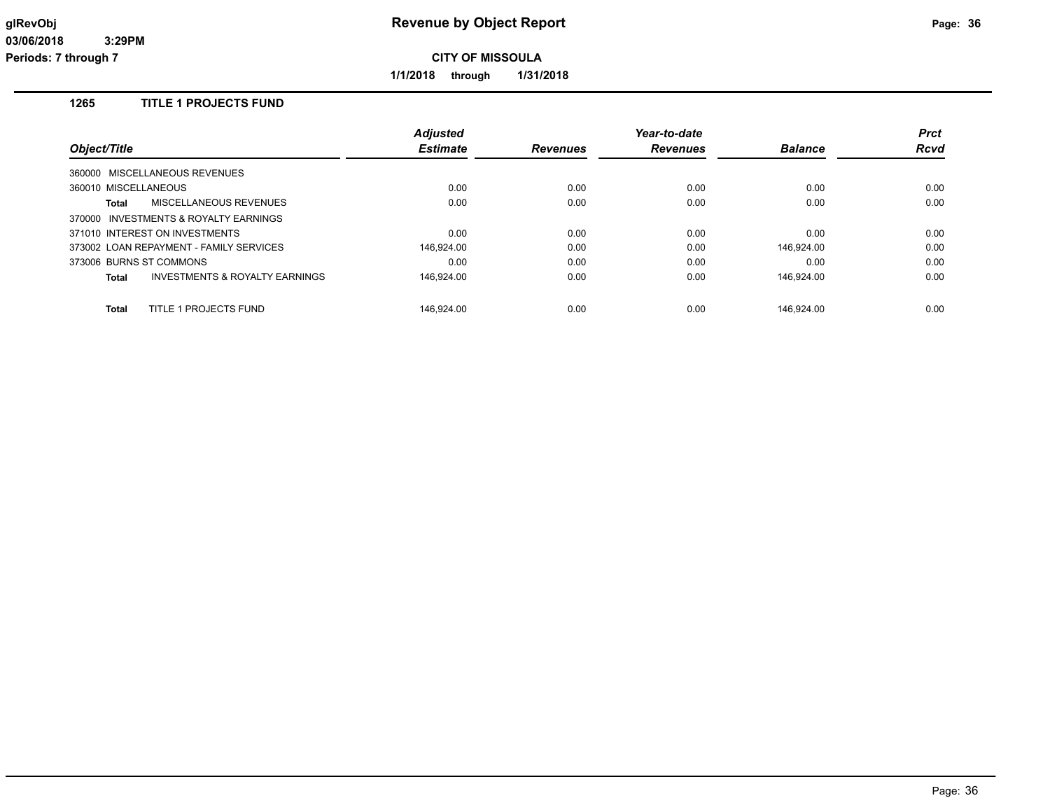# Revenue by Object Report

**CITY OF MISSOULA**

**1/1/2018 through 1/31/2018**

glRevObj
03/06/2018 3:29PM
Periods: 7 through 7

## 1265 TITLE 1 PROJECTS FUND

| Object/Title | Adjusted Estimate | Revenues | Year-to-date Revenues | Balance | Prct Rcvd |
|---|---|---|---|---|---|
| 360000 MISCELLANEOUS REVENUES | | | | | |
| 360010 MISCELLANEOUS | 0.00 | 0.00 | 0.00 | 0.00 | 0.00 |
| **Total** MISCELLANEOUS REVENUES | 0.00 | 0.00 | 0.00 | 0.00 | 0.00 |
| 370000 INVESTMENTS & ROYALTY EARNINGS | | | | | |
| 371010 INTEREST ON INVESTMENTS | 0.00 | 0.00 | 0.00 | 0.00 | 0.00 |
| 373002 LOAN REPAYMENT - FAMILY SERVICES | 146,924.00 | 0.00 | 0.00 | 146,924.00 | 0.00 |
| 373006 BURNS ST COMMONS | 0.00 | 0.00 | 0.00 | 0.00 | 0.00 |
| **Total** INVESTMENTS & ROYALTY EARNINGS | 146,924.00 | 0.00 | 0.00 | 146,924.00 | 0.00 |
| **Total** TITLE 1 PROJECTS FUND | 146,924.00 | 0.00 | 0.00 | 146,924.00 | 0.00 |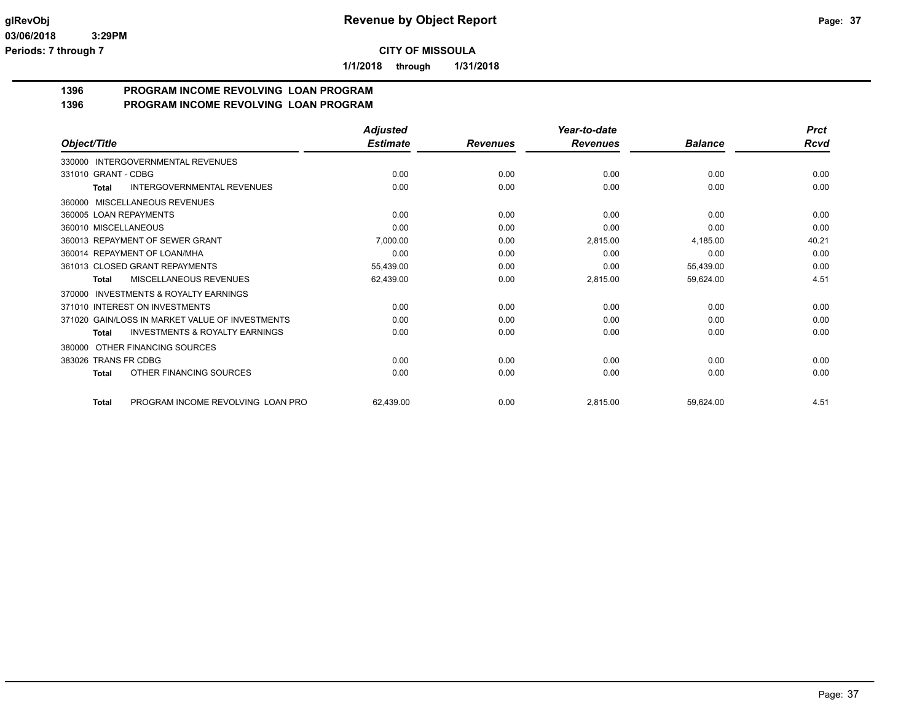**CITY OF MISSOULA**

**1/1/2018 through 1/31/2018**

## 1396 PROGRAM INCOME REVOLVING LOAN PROGRAM
## 1396 PROGRAM INCOME REVOLVING LOAN PROGRAM

| Object/Title | Adjusted Estimate | Revenues | Year-to-date Revenues | Balance | Prct Rcvd |
|---|---|---|---|---|---|
| 330000 INTERGOVERNMENTAL REVENUES | | | | | |
| 331010 GRANT - CDBG | 0.00 | 0.00 | 0.00 | 0.00 | 0.00 |
| **Total** INTERGOVERNMENTAL REVENUES | 0.00 | 0.00 | 0.00 | 0.00 | 0.00 |
| 360000 MISCELLANEOUS REVENUES | | | | | |
| 360005 LOAN REPAYMENTS | 0.00 | 0.00 | 0.00 | 0.00 | 0.00 |
| 360010 MISCELLANEOUS | 0.00 | 0.00 | 0.00 | 0.00 | 0.00 |
| 360013 REPAYMENT OF SEWER GRANT | 7,000.00 | 0.00 | 2,815.00 | 4,185.00 | 40.21 |
| 360014 REPAYMENT OF LOAN/MHA | 0.00 | 0.00 | 0.00 | 0.00 | 0.00 |
| 361013 CLOSED GRANT REPAYMENTS | 55,439.00 | 0.00 | 0.00 | 55,439.00 | 0.00 |
| **Total** MISCELLANEOUS REVENUES | 62,439.00 | 0.00 | 2,815.00 | 59,624.00 | 4.51 |
| 370000 INVESTMENTS & ROYALTY EARNINGS | | | | | |
| 371010 INTEREST ON INVESTMENTS | 0.00 | 0.00 | 0.00 | 0.00 | 0.00 |
| 371020 GAIN/LOSS IN MARKET VALUE OF INVESTMENTS | 0.00 | 0.00 | 0.00 | 0.00 | 0.00 |
| **Total** INVESTMENTS & ROYALTY EARNINGS | 0.00 | 0.00 | 0.00 | 0.00 | 0.00 |
| 380000 OTHER FINANCING SOURCES | | | | | |
| 383026 TRANS FR CDBG | 0.00 | 0.00 | 0.00 | 0.00 | 0.00 |
| **Total** OTHER FINANCING SOURCES | 0.00 | 0.00 | 0.00 | 0.00 | 0.00 |
| **Total** PROGRAM INCOME REVOLVING LOAN PRO | 62,439.00 | 0.00 | 2,815.00 | 59,624.00 | 4.51 |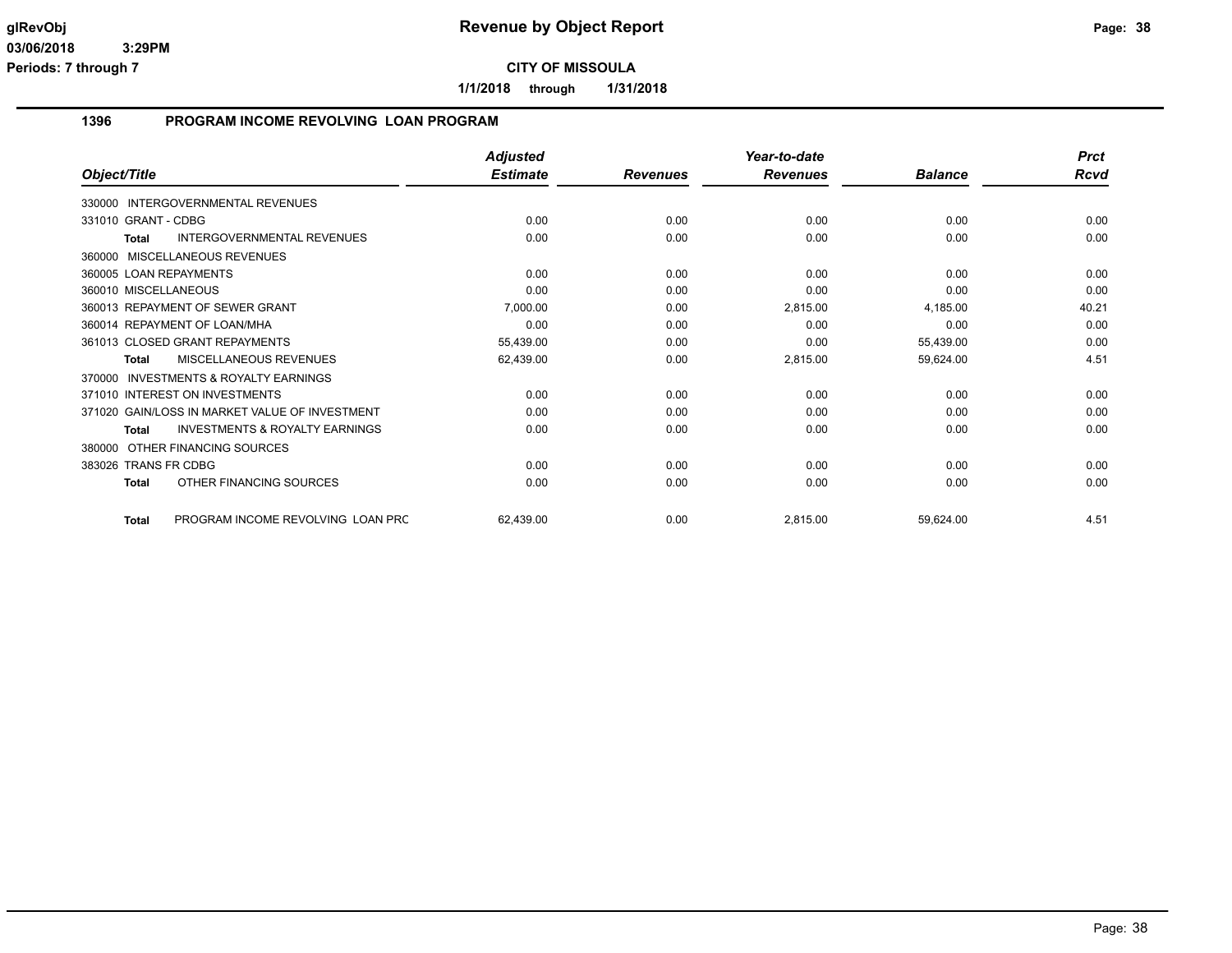**CITY OF MISSOULA**

**1/1/2018 through 1/31/2018**

## 1396 PROGRAM INCOME REVOLVING LOAN PROGRAM

| Object/Title | Adjusted Estimate | Revenues | Year-to-date Revenues | Balance | Prct Rcvd |
|---|---|---|---|---|---|
| 330000 INTERGOVERNMENTAL REVENUES | | | | | |
| 331010 GRANT - CDBG | 0.00 | 0.00 | 0.00 | 0.00 | 0.00 |
| **Total** INTERGOVERNMENTAL REVENUES | 0.00 | 0.00 | 0.00 | 0.00 | 0.00 |
| 360000 MISCELLANEOUS REVENUES | | | | | |
| 360005 LOAN REPAYMENTS | 0.00 | 0.00 | 0.00 | 0.00 | 0.00 |
| 360010 MISCELLANEOUS | 0.00 | 0.00 | 0.00 | 0.00 | 0.00 |
| 360013 REPAYMENT OF SEWER GRANT | 7,000.00 | 0.00 | 2,815.00 | 4,185.00 | 40.21 |
| 360014 REPAYMENT OF LOAN/MHA | 0.00 | 0.00 | 0.00 | 0.00 | 0.00 |
| 361013 CLOSED GRANT REPAYMENTS | 55,439.00 | 0.00 | 0.00 | 55,439.00 | 0.00 |
| **Total** MISCELLANEOUS REVENUES | 62,439.00 | 0.00 | 2,815.00 | 59,624.00 | 4.51 |
| 370000 INVESTMENTS & ROYALTY EARNINGS | | | | | |
| 371010 INTEREST ON INVESTMENTS | 0.00 | 0.00 | 0.00 | 0.00 | 0.00 |
| 371020 GAIN/LOSS IN MARKET VALUE OF INVESTMENT | 0.00 | 0.00 | 0.00 | 0.00 | 0.00 |
| **Total** INVESTMENTS & ROYALTY EARNINGS | 0.00 | 0.00 | 0.00 | 0.00 | 0.00 |
| 380000 OTHER FINANCING SOURCES | | | | | |
| 383026 TRANS FR CDBG | 0.00 | 0.00 | 0.00 | 0.00 | 0.00 |
| **Total** OTHER FINANCING SOURCES | 0.00 | 0.00 | 0.00 | 0.00 | 0.00 |
| **Total** PROGRAM INCOME REVOLVING LOAN PRC | 62,439.00 | 0.00 | 2,815.00 | 59,624.00 | 4.51 |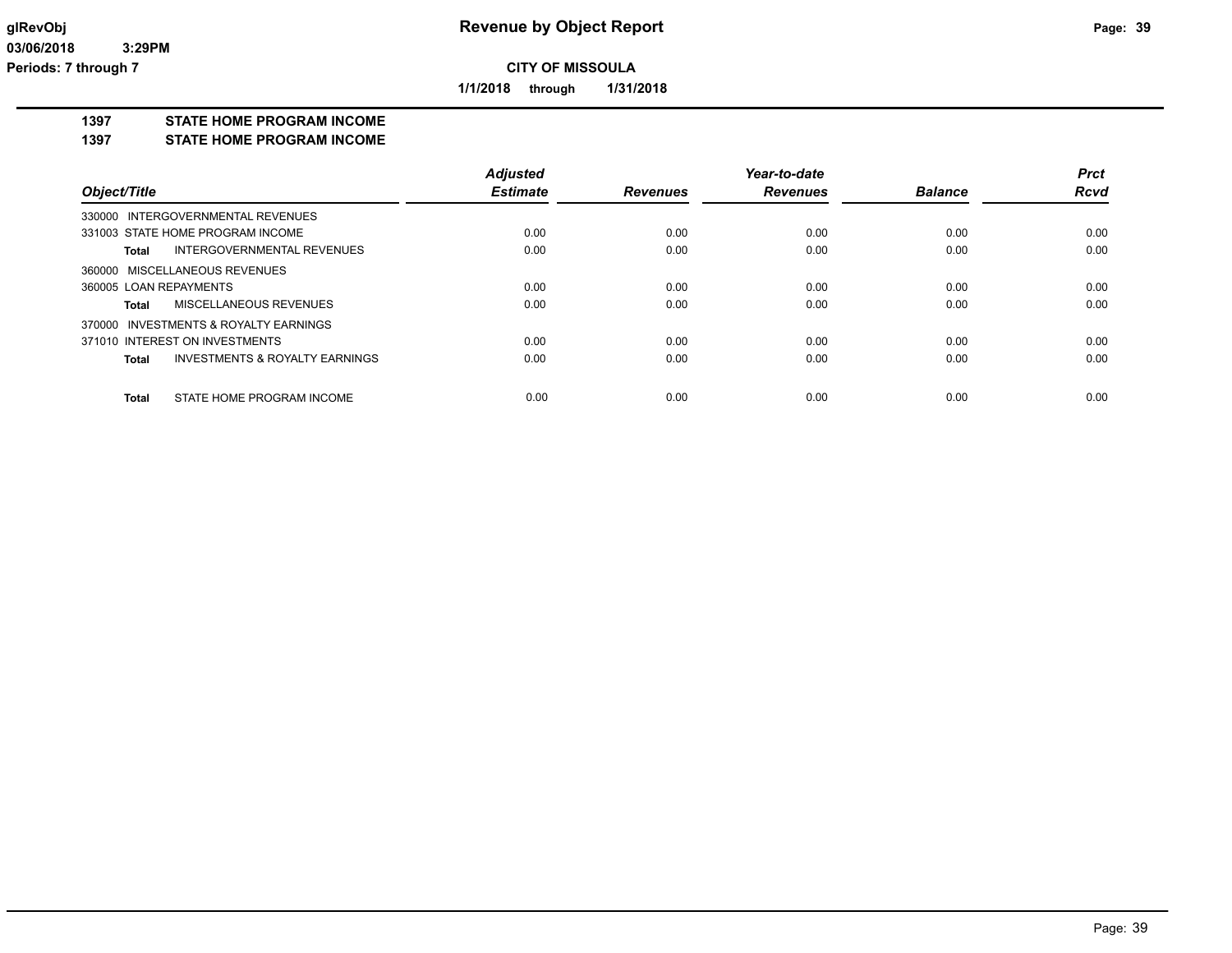**glRevObj** | **Revenue by Object Report** | **Page: 39**

**03/06/2018 3:29PM**

**Periods: 7 through 7**

**CITY OF MISSOULA**

**1/1/2018 through 1/31/2018**

## 1397 STATE HOME PROGRAM INCOME

## 1397 STATE HOME PROGRAM INCOME

| Object/Title | Adjusted Estimate | Revenues | Year-to-date Revenues | Balance | Prct Rcvd |
|---|---|---|---|---|---|
| 330000 INTERGOVERNMENTAL REVENUES | | | | | |
| 331003 STATE HOME PROGRAM INCOME | 0.00 | 0.00 | 0.00 | 0.00 | 0.00 |
| **Total** INTERGOVERNMENTAL REVENUES | 0.00 | 0.00 | 0.00 | 0.00 | 0.00 |
| 360000 MISCELLANEOUS REVENUES | | | | | |
| 360005 LOAN REPAYMENTS | 0.00 | 0.00 | 0.00 | 0.00 | 0.00 |
| **Total** MISCELLANEOUS REVENUES | 0.00 | 0.00 | 0.00 | 0.00 | 0.00 |
| 370000 INVESTMENTS & ROYALTY EARNINGS | | | | | |
| 371010 INTEREST ON INVESTMENTS | 0.00 | 0.00 | 0.00 | 0.00 | 0.00 |
| **Total** INVESTMENTS & ROYALTY EARNINGS | 0.00 | 0.00 | 0.00 | 0.00 | 0.00 |
| **Total** STATE HOME PROGRAM INCOME | 0.00 | 0.00 | 0.00 | 0.00 | 0.00 |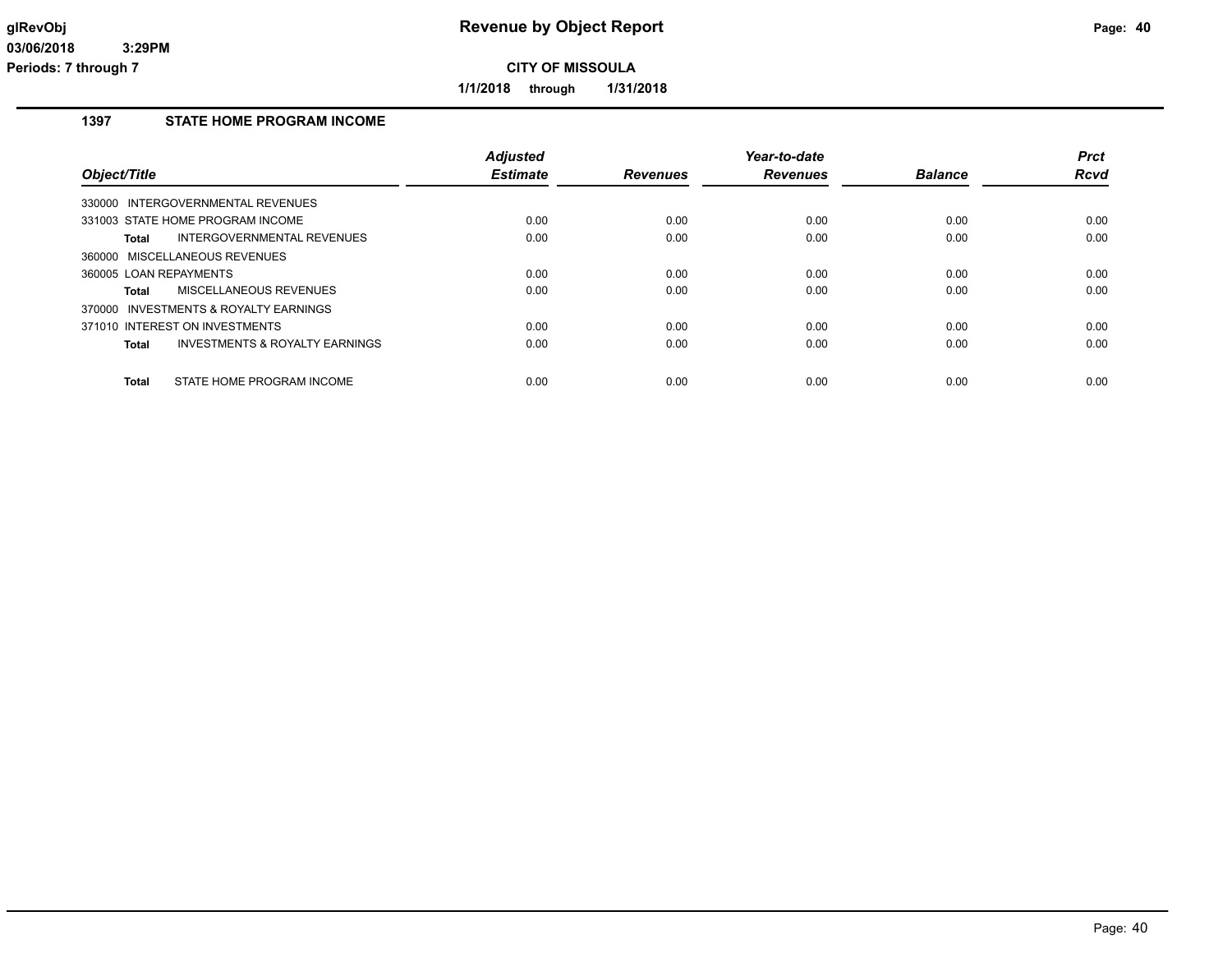# Revenue by Object Report

**CITY OF MISSOULA**

**1/1/2018 through 1/31/2018**

glRevObj
03/06/2018 3:29PM
Periods: 7 through 7

## 1397 STATE HOME PROGRAM INCOME

| Object/Title | Adjusted Estimate | Revenues | Year-to-date Revenues | Balance | Prct Rcvd |
|---|---|---|---|---|---|
| 330000 INTERGOVERNMENTAL REVENUES | | | | | |
| 331003 STATE HOME PROGRAM INCOME | 0.00 | 0.00 | 0.00 | 0.00 | 0.00 |
| **Total** INTERGOVERNMENTAL REVENUES | 0.00 | 0.00 | 0.00 | 0.00 | 0.00 |
| 360000 MISCELLANEOUS REVENUES | | | | | |
| 360005 LOAN REPAYMENTS | 0.00 | 0.00 | 0.00 | 0.00 | 0.00 |
| **Total** MISCELLANEOUS REVENUES | 0.00 | 0.00 | 0.00 | 0.00 | 0.00 |
| 370000 INVESTMENTS & ROYALTY EARNINGS | | | | | |
| 371010 INTEREST ON INVESTMENTS | 0.00 | 0.00 | 0.00 | 0.00 | 0.00 |
| **Total** INVESTMENTS & ROYALTY EARNINGS | 0.00 | 0.00 | 0.00 | 0.00 | 0.00 |
| **Total** STATE HOME PROGRAM INCOME | 0.00 | 0.00 | 0.00 | 0.00 | 0.00 |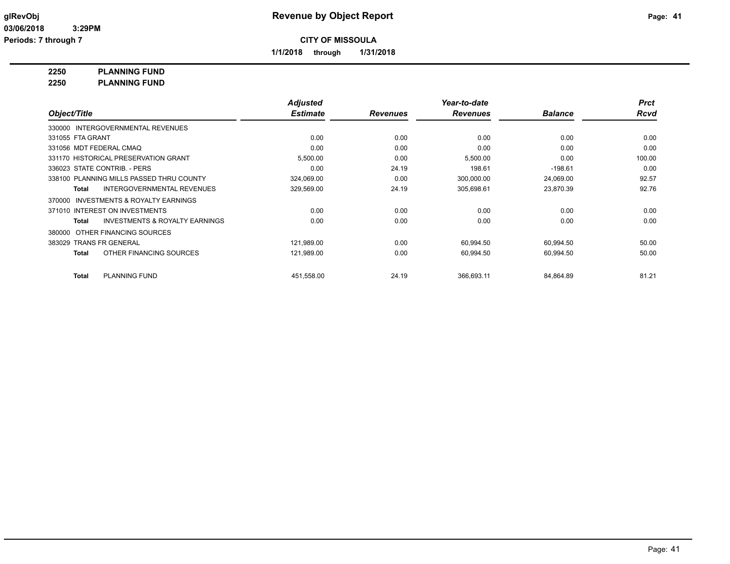**glRevObj** **Revenue by Object Report**

**03/06/2018 3:29PM**

**Periods: 7 through 7**

**CITY OF MISSOULA**

**1/1/2018 through 1/31/2018**

**2250 PLANNING FUND**

**2250 PLANNING FUND**

| Object/Title | *Adjusted Estimate* | *Revenues* | *Year-to-date Revenues* | *Balance* | *Prct Rcvd* |
|---|---|---|---|---|---|
| 330000 INTERGOVERNMENTAL REVENUES | | | | | |
| 331055 FTA GRANT | 0.00 | 0.00 | 0.00 | 0.00 | 0.00 |
| 331056 MDT FEDERAL CMAQ | 0.00 | 0.00 | 0.00 | 0.00 | 0.00 |
| 331170 HISTORICAL PRESERVATION GRANT | 5,500.00 | 0.00 | 5,500.00 | 0.00 | 100.00 |
| 336023 STATE CONTRIB. - PERS | 0.00 | 24.19 | 198.61 | -198.61 | 0.00 |
| 338100 PLANNING MILLS PASSED THRU COUNTY | 324,069.00 | 0.00 | 300,000.00 | 24,069.00 | 92.57 |
| **Total** INTERGOVERNMENTAL REVENUES | 329,569.00 | 24.19 | 305,698.61 | 23,870.39 | 92.76 |
| 370000 INVESTMENTS & ROYALTY EARNINGS | | | | | |
| 371010 INTEREST ON INVESTMENTS | 0.00 | 0.00 | 0.00 | 0.00 | 0.00 |
| **Total** INVESTMENTS & ROYALTY EARNINGS | 0.00 | 0.00 | 0.00 | 0.00 | 0.00 |
| 380000 OTHER FINANCING SOURCES | | | | | |
| 383029 TRANS FR GENERAL | 121,989.00 | 0.00 | 60,994.50 | 60,994.50 | 50.00 |
| **Total** OTHER FINANCING SOURCES | 121,989.00 | 0.00 | 60,994.50 | 60,994.50 | 50.00 |
| **Total** PLANNING FUND | 451,558.00 | 24.19 | 366,693.11 | 84,864.89 | 81.21 |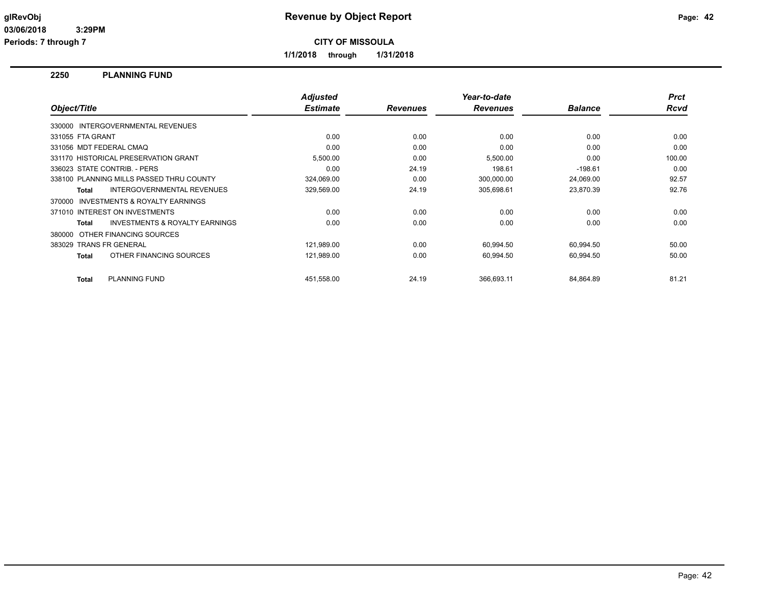**glRevObj**
**03/06/2018 3:29PM**
**Periods: 7 through 7**

# Revenue by Object Report

**CITY OF MISSOULA**

**1/1/2018 through 1/31/2018**

## 2250 PLANNING FUND

| Object/Title | *Adjusted Estimate* | *Revenues* | *Year-to-date Revenues* | *Balance* | *Prct Rcvd* |
|---|---|---|---|---|---|
| 330000 INTERGOVERNMENTAL REVENUES | | | | | |
| 331055 FTA GRANT | 0.00 | 0.00 | 0.00 | 0.00 | 0.00 |
| 331056 MDT FEDERAL CMAQ | 0.00 | 0.00 | 0.00 | 0.00 | 0.00 |
| 331170 HISTORICAL PRESERVATION GRANT | 5,500.00 | 0.00 | 5,500.00 | 0.00 | 100.00 |
| 336023 STATE CONTRIB. - PERS | 0.00 | 24.19 | 198.61 | -198.61 | 0.00 |
| 338100 PLANNING MILLS PASSED THRU COUNTY | 324,069.00 | 0.00 | 300,000.00 | 24,069.00 | 92.57 |
| **Total** INTERGOVERNMENTAL REVENUES | 329,569.00 | 24.19 | 305,698.61 | 23,870.39 | 92.76 |
| 370000 INVESTMENTS & ROYALTY EARNINGS | | | | | |
| 371010 INTEREST ON INVESTMENTS | 0.00 | 0.00 | 0.00 | 0.00 | 0.00 |
| **Total** INVESTMENTS & ROYALTY EARNINGS | 0.00 | 0.00 | 0.00 | 0.00 | 0.00 |
| 380000 OTHER FINANCING SOURCES | | | | | |
| 383029 TRANS FR GENERAL | 121,989.00 | 0.00 | 60,994.50 | 60,994.50 | 50.00 |
| **Total** OTHER FINANCING SOURCES | 121,989.00 | 0.00 | 60,994.50 | 60,994.50 | 50.00 |
| **Total** PLANNING FUND | 451,558.00 | 24.19 | 366,693.11 | 84,864.89 | 81.21 |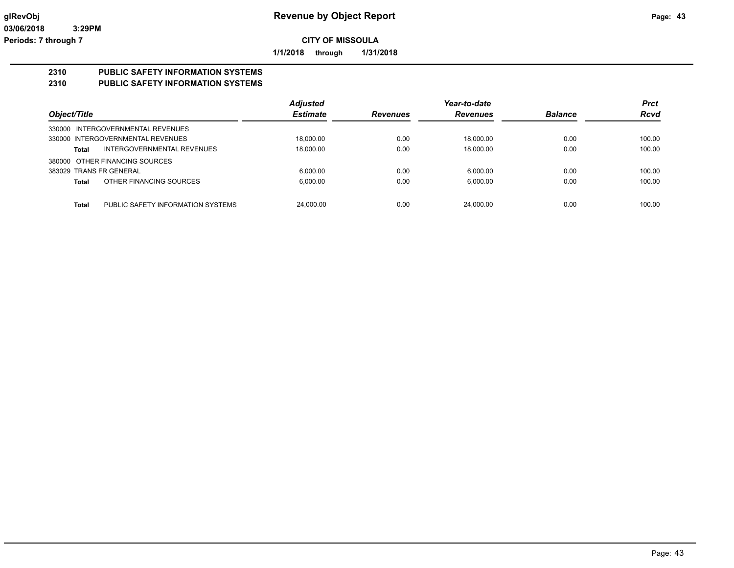# Revenue by Object Report

glRevObj
03/06/2018 3:29PM
Periods: 7 through 7

**CITY OF MISSOULA**

**1/1/2018 through 1/31/2018**

## 2310 PUBLIC SAFETY INFORMATION SYSTEMS
## 2310 PUBLIC SAFETY INFORMATION SYSTEMS

| Object/Title | Adjusted Estimate | Revenues | Year-to-date Revenues | Balance | Prct Rcvd |
|---|---|---|---|---|---|
| 330000 INTERGOVERNMENTAL REVENUES | | | | | |
| 330000 INTERGOVERNMENTAL REVENUES | 18,000.00 | 0.00 | 18,000.00 | 0.00 | 100.00 |
| **Total** INTERGOVERNMENTAL REVENUES | 18,000.00 | 0.00 | 18,000.00 | 0.00 | 100.00 |
| 380000 OTHER FINANCING SOURCES | | | | | |
| 383029 TRANS FR GENERAL | 6,000.00 | 0.00 | 6,000.00 | 0.00 | 100.00 |
| **Total** OTHER FINANCING SOURCES | 6,000.00 | 0.00 | 6,000.00 | 0.00 | 100.00 |
| **Total** PUBLIC SAFETY INFORMATION SYSTEMS | 24,000.00 | 0.00 | 24,000.00 | 0.00 | 100.00 |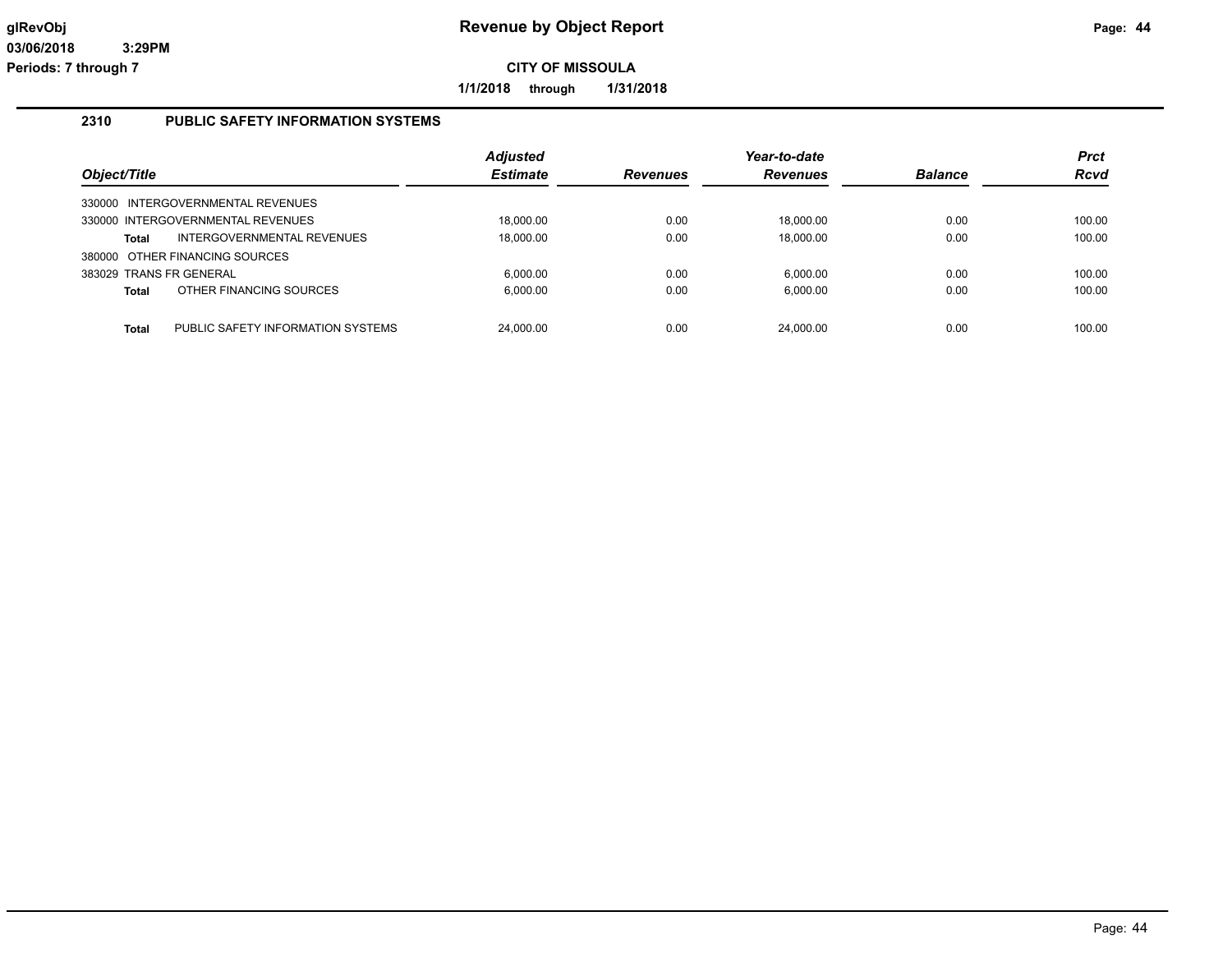# Revenue by Object Report

glRevObj
03/06/2018 3:29PM
Periods: 7 through 7

**CITY OF MISSOULA**

**1/1/2018 through 1/31/2018**

## 2310 PUBLIC SAFETY INFORMATION SYSTEMS

| Object/Title | | Adjusted Estimate | Revenues | Year-to-date Revenues | Balance | Prct Rcvd |
|---|---|---|---|---|---|---|
| 330000 INTERGOVERNMENTAL REVENUES | | | | | | |
| 330000 INTERGOVERNMENTAL REVENUES | | 18,000.00 | 0.00 | 18,000.00 | 0.00 | 100.00 |
| **Total** | INTERGOVERNMENTAL REVENUES | 18,000.00 | 0.00 | 18,000.00 | 0.00 | 100.00 |
| 380000 OTHER FINANCING SOURCES | | | | | | |
| 383029 TRANS FR GENERAL | | 6,000.00 | 0.00 | 6,000.00 | 0.00 | 100.00 |
| **Total** | OTHER FINANCING SOURCES | 6,000.00 | 0.00 | 6,000.00 | 0.00 | 100.00 |
| **Total** | PUBLIC SAFETY INFORMATION SYSTEMS | 24,000.00 | 0.00 | 24,000.00 | 0.00 | 100.00 |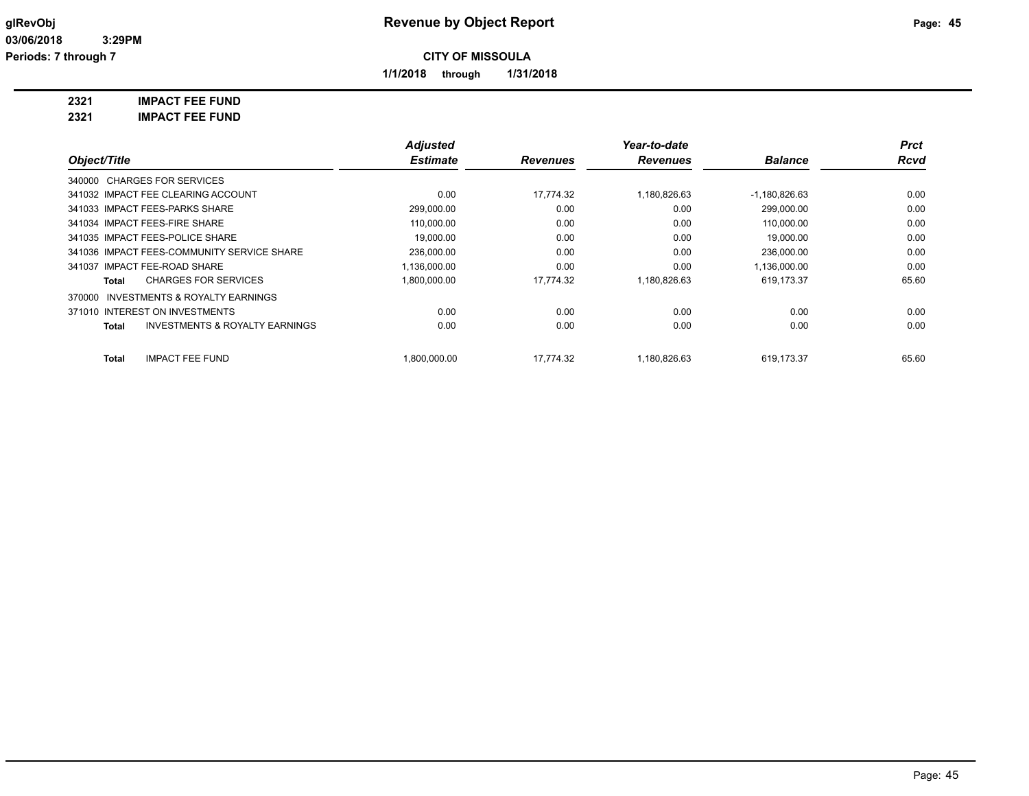# CITY OF MISSOULA

**Revenue by Object Report**

glRevObj
03/06/2018 3:29PM
Periods: 7 through 7

1/1/2018 through 1/31/2018

**2321 IMPACT FEE FUND**
**2321 IMPACT FEE FUND**

| Object/Title | Adjusted Estimate | Revenues | Year-to-date Revenues | Balance | Prct Rcvd |
|---|---|---|---|---|---|
| 340000 CHARGES FOR SERVICES | | | | | |
| 341032 IMPACT FEE CLEARING ACCOUNT | 0.00 | 17,774.32 | 1,180,826.63 | -1,180,826.63 | 0.00 |
| 341033 IMPACT FEES-PARKS SHARE | 299,000.00 | 0.00 | 0.00 | 299,000.00 | 0.00 |
| 341034 IMPACT FEES-FIRE SHARE | 110,000.00 | 0.00 | 0.00 | 110,000.00 | 0.00 |
| 341035 IMPACT FEES-POLICE SHARE | 19,000.00 | 0.00 | 0.00 | 19,000.00 | 0.00 |
| 341036 IMPACT FEES-COMMUNITY SERVICE SHARE | 236,000.00 | 0.00 | 0.00 | 236,000.00 | 0.00 |
| 341037 IMPACT FEE-ROAD SHARE | 1,136,000.00 | 0.00 | 0.00 | 1,136,000.00 | 0.00 |
| **Total** CHARGES FOR SERVICES | 1,800,000.00 | 17,774.32 | 1,180,826.63 | 619,173.37 | 65.60 |
| 370000 INVESTMENTS & ROYALTY EARNINGS | | | | | |
| 371010 INTEREST ON INVESTMENTS | 0.00 | 0.00 | 0.00 | 0.00 | 0.00 |
| **Total** INVESTMENTS & ROYALTY EARNINGS | 0.00 | 0.00 | 0.00 | 0.00 | 0.00 |
| **Total** IMPACT FEE FUND | 1,800,000.00 | 17,774.32 | 1,180,826.63 | 619,173.37 | 65.60 |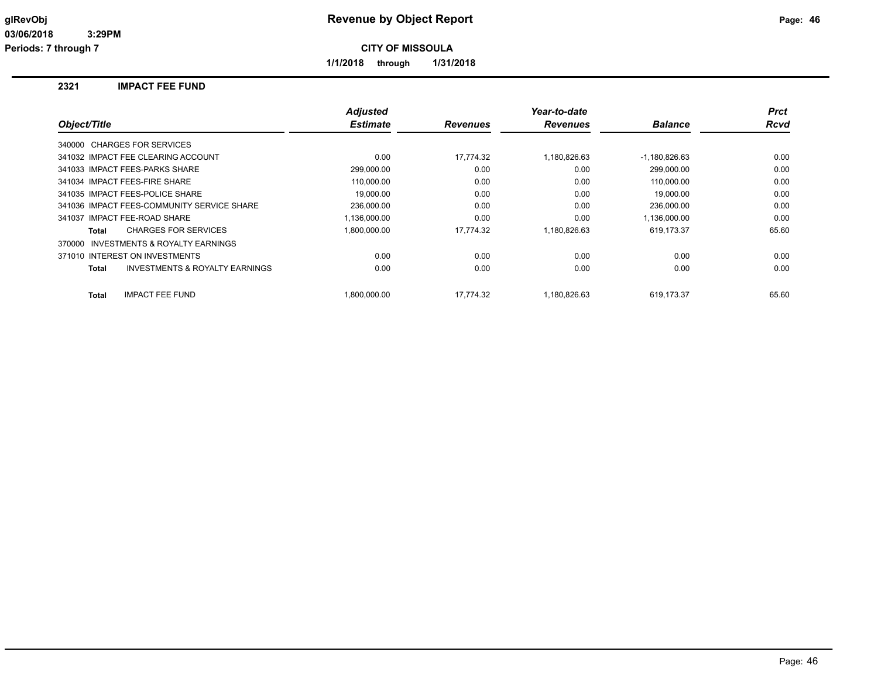# Revenue by Object Report

**CITY OF MISSOULA**

**1/1/2018 through 1/31/2018**

## 2321 IMPACT FEE FUND

| Object/Title | Adjusted Estimate | Revenues | Year-to-date Revenues | Balance | Prct Rcvd |
|---|---|---|---|---|---|
| 340000 CHARGES FOR SERVICES | | | | | |
| 341032 IMPACT FEE CLEARING ACCOUNT | 0.00 | 17,774.32 | 1,180,826.63 | -1,180,826.63 | 0.00 |
| 341033 IMPACT FEES-PARKS SHARE | 299,000.00 | 0.00 | 0.00 | 299,000.00 | 0.00 |
| 341034 IMPACT FEES-FIRE SHARE | 110,000.00 | 0.00 | 0.00 | 110,000.00 | 0.00 |
| 341035 IMPACT FEES-POLICE SHARE | 19,000.00 | 0.00 | 0.00 | 19,000.00 | 0.00 |
| 341036 IMPACT FEES-COMMUNITY SERVICE SHARE | 236,000.00 | 0.00 | 0.00 | 236,000.00 | 0.00 |
| 341037 IMPACT FEE-ROAD SHARE | 1,136,000.00 | 0.00 | 0.00 | 1,136,000.00 | 0.00 |
| **Total** CHARGES FOR SERVICES | 1,800,000.00 | 17,774.32 | 1,180,826.63 | 619,173.37 | 65.60 |
| 370000 INVESTMENTS & ROYALTY EARNINGS | | | | | |
| 371010 INTEREST ON INVESTMENTS | 0.00 | 0.00 | 0.00 | 0.00 | 0.00 |
| **Total** INVESTMENTS & ROYALTY EARNINGS | 0.00 | 0.00 | 0.00 | 0.00 | 0.00 |
| **Total** IMPACT FEE FUND | 1,800,000.00 | 17,774.32 | 1,180,826.63 | 619,173.37 | 65.60 |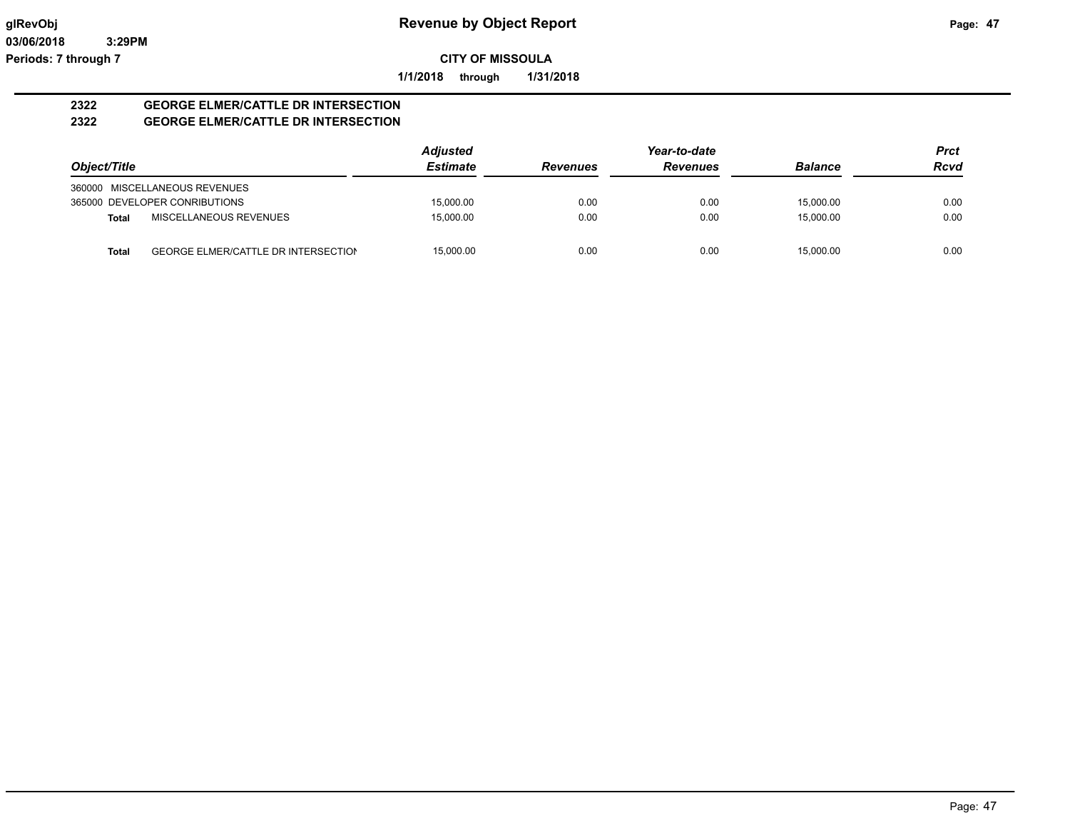**Revenue by Object Report**

**CITY OF MISSOULA**

**1/1/2018 through 1/31/2018**

**2322 GEORGE ELMER/CATTLE DR INTERSECTION**
**2322 GEORGE ELMER/CATTLE DR INTERSECTION**

| Object/Title | | Adjusted Estimate | Revenues | Year-to-date Revenues | Balance | Prct Rcvd |
|---|---|---|---|---|---|---|
| 360000 MISCELLANEOUS REVENUES | | | | | | |
| 365000 DEVELOPER CONRIBUTIONS | | 15,000.00 | 0.00 | 0.00 | 15,000.00 | 0.00 |
| **Total** | MISCELLANEOUS REVENUES | 15,000.00 | 0.00 | 0.00 | 15,000.00 | 0.00 |
| **Total** | GEORGE ELMER/CATTLE DR INTERSECTION | 15,000.00 | 0.00 | 0.00 | 15,000.00 | 0.00 |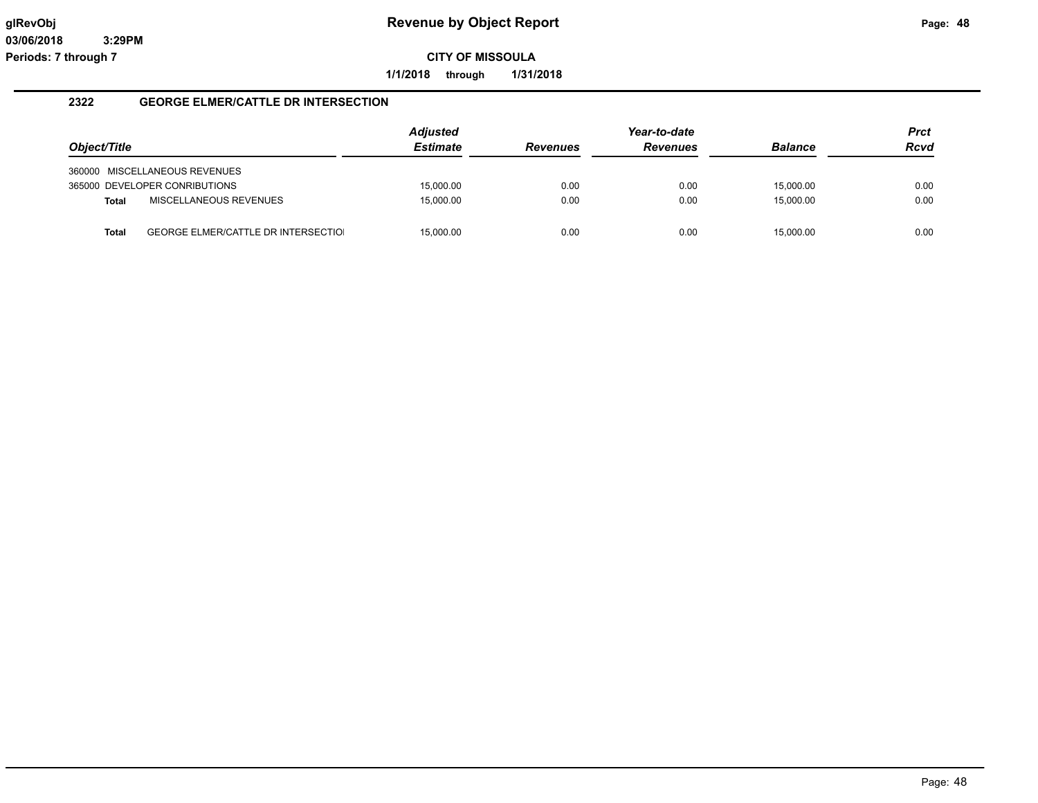# Revenue by Object Report

glRevObj
03/06/2018 3:29PM
Periods: 7 through 7

**CITY OF MISSOULA**

**1/1/2018 through 1/31/2018**

## 2322 GEORGE ELMER/CATTLE DR INTERSECTION

| Object/Title | | Adjusted Estimate | Revenues | Year-to-date Revenues | Balance | Prct Rcvd |
|---|---|---|---|---|---|---|
| 360000 | MISCELLANEOUS REVENUES | | | | | |
| 365000 | DEVELOPER CONRIBUTIONS | 15,000.00 | 0.00 | 0.00 | 15,000.00 | 0.00 |
| Total | MISCELLANEOUS REVENUES | 15,000.00 | 0.00 | 0.00 | 15,000.00 | 0.00 |
| Total | GEORGE ELMER/CATTLE DR INTERSECTIO | 15,000.00 | 0.00 | 0.00 | 15,000.00 | 0.00 |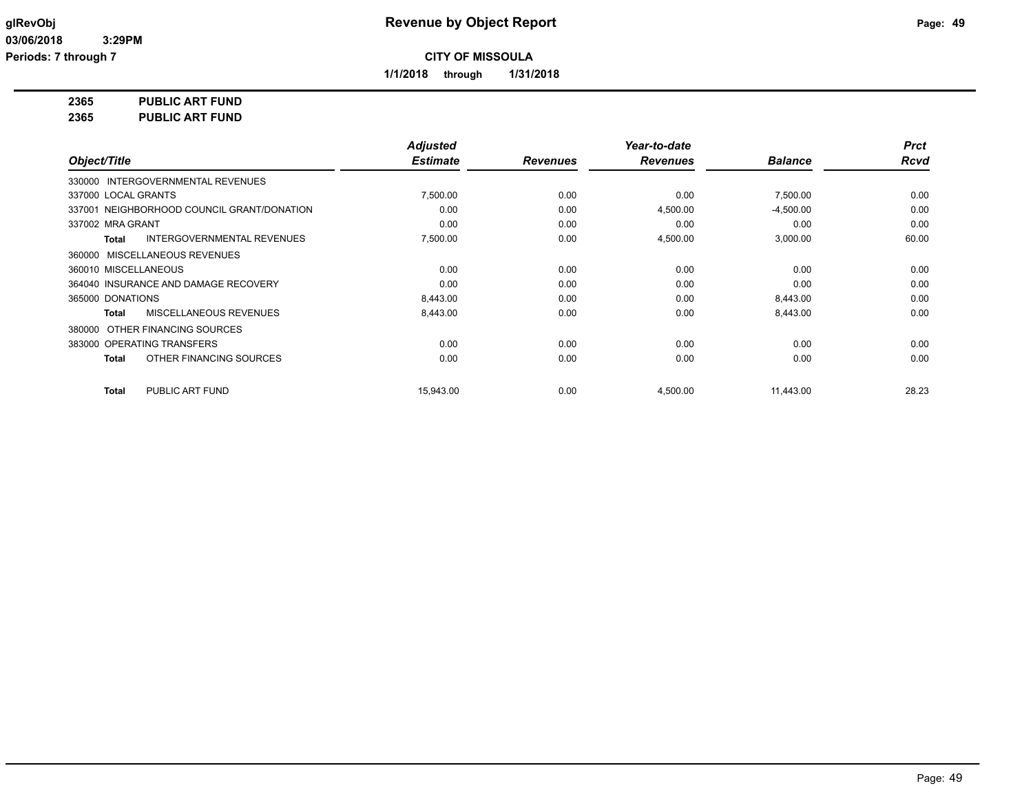**CITY OF MISSOULA**

**1/1/2018 through 1/31/2018**

**2365 PUBLIC ART FUND**
**2365 PUBLIC ART FUND**

| Object/Title | Adjusted Estimate | Revenues | Year-to-date Revenues | Balance | Prct Rcvd |
|---|---|---|---|---|---|
| 330000 INTERGOVERNMENTAL REVENUES | | | | | |
| 337000 LOCAL GRANTS | 7,500.00 | 0.00 | 0.00 | 7,500.00 | 0.00 |
| 337001 NEIGHBORHOOD COUNCIL GRANT/DONATION | 0.00 | 0.00 | 4,500.00 | -4,500.00 | 0.00 |
| 337002 MRA GRANT | 0.00 | 0.00 | 0.00 | 0.00 | 0.00 |
| **Total** INTERGOVERNMENTAL REVENUES | 7,500.00 | 0.00 | 4,500.00 | 3,000.00 | 60.00 |
| 360000 MISCELLANEOUS REVENUES | | | | | |
| 360010 MISCELLANEOUS | 0.00 | 0.00 | 0.00 | 0.00 | 0.00 |
| 364040 INSURANCE AND DAMAGE RECOVERY | 0.00 | 0.00 | 0.00 | 0.00 | 0.00 |
| 365000 DONATIONS | 8,443.00 | 0.00 | 0.00 | 8,443.00 | 0.00 |
| **Total** MISCELLANEOUS REVENUES | 8,443.00 | 0.00 | 0.00 | 8,443.00 | 0.00 |
| 380000 OTHER FINANCING SOURCES | | | | | |
| 383000 OPERATING TRANSFERS | 0.00 | 0.00 | 0.00 | 0.00 | 0.00 |
| **Total** OTHER FINANCING SOURCES | 0.00 | 0.00 | 0.00 | 0.00 | 0.00 |
| **Total** PUBLIC ART FUND | 15,943.00 | 0.00 | 4,500.00 | 11,443.00 | 28.23 |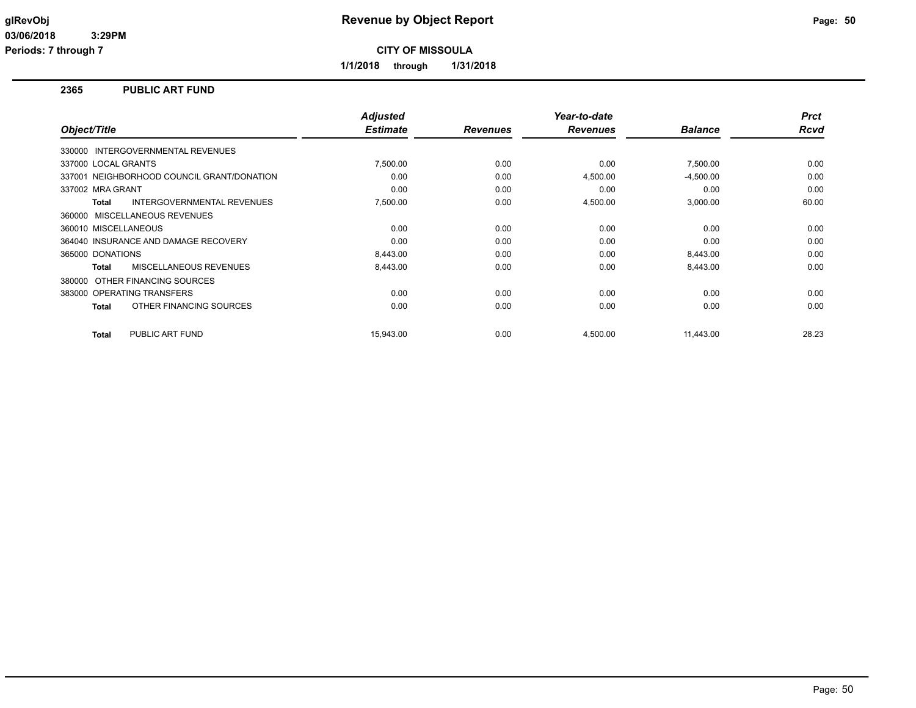**glRevObj** — **Revenue by Object Report**

**03/06/2018 3:29PM**

**Periods: 7 through 7**

**CITY OF MISSOULA**

**1/1/2018 through 1/31/2018**

## 2365 PUBLIC ART FUND

| Object/Title | Adjusted Estimate | Revenues | Year-to-date Revenues | Balance | Prct Rcvd |
|---|---|---|---|---|---|
| 330000 INTERGOVERNMENTAL REVENUES | | | | | |
| 337000 LOCAL GRANTS | 7,500.00 | 0.00 | 0.00 | 7,500.00 | 0.00 |
| 337001 NEIGHBORHOOD COUNCIL GRANT/DONATION | 0.00 | 0.00 | 4,500.00 | -4,500.00 | 0.00 |
| 337002 MRA GRANT | 0.00 | 0.00 | 0.00 | 0.00 | 0.00 |
| **Total** INTERGOVERNMENTAL REVENUES | 7,500.00 | 0.00 | 4,500.00 | 3,000.00 | 60.00 |
| 360000 MISCELLANEOUS REVENUES | | | | | |
| 360010 MISCELLANEOUS | 0.00 | 0.00 | 0.00 | 0.00 | 0.00 |
| 364040 INSURANCE AND DAMAGE RECOVERY | 0.00 | 0.00 | 0.00 | 0.00 | 0.00 |
| 365000 DONATIONS | 8,443.00 | 0.00 | 0.00 | 8,443.00 | 0.00 |
| **Total** MISCELLANEOUS REVENUES | 8,443.00 | 0.00 | 0.00 | 8,443.00 | 0.00 |
| 380000 OTHER FINANCING SOURCES | | | | | |
| 383000 OPERATING TRANSFERS | 0.00 | 0.00 | 0.00 | 0.00 | 0.00 |
| **Total** OTHER FINANCING SOURCES | 0.00 | 0.00 | 0.00 | 0.00 | 0.00 |
| **Total** PUBLIC ART FUND | 15,943.00 | 0.00 | 4,500.00 | 11,443.00 | 28.23 |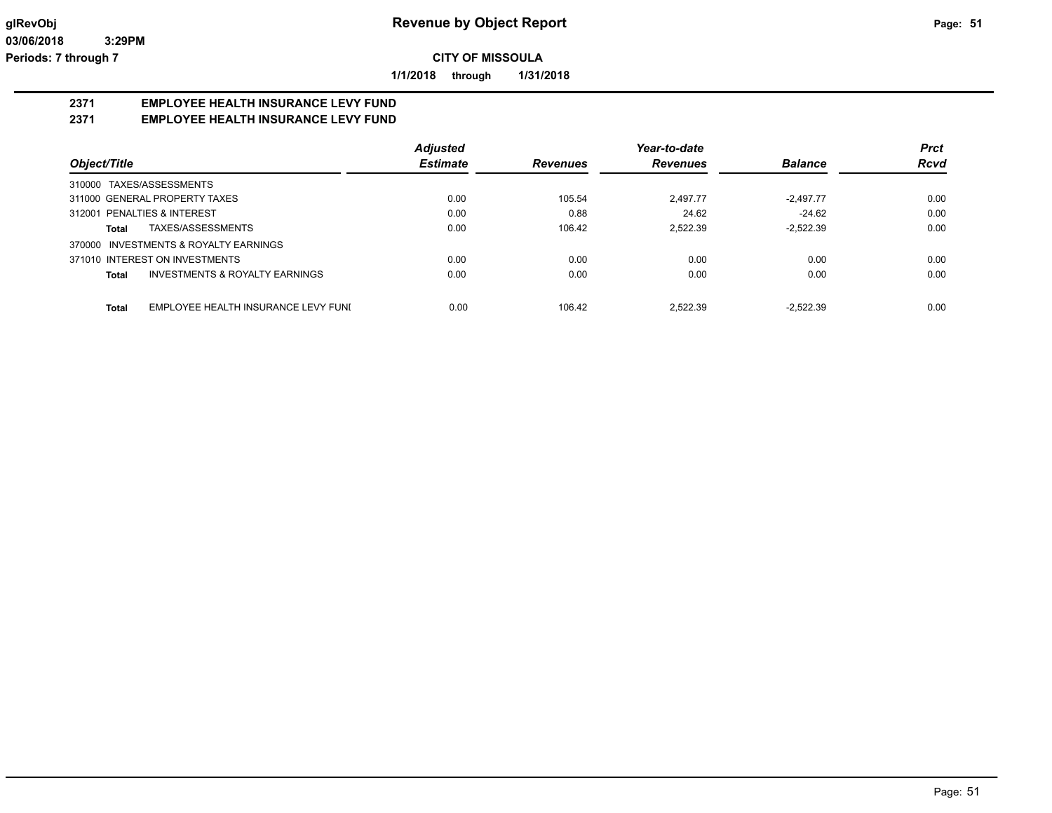**CITY OF MISSOULA**

**1/1/2018 through 1/31/2018**

## 2371 EMPLOYEE HEALTH INSURANCE LEVY FUND
## 2371 EMPLOYEE HEALTH INSURANCE LEVY FUND

| Object/Title | Adjusted Estimate | Revenues | Year-to-date Revenues | Balance | Prct Rcvd |
|---|---|---|---|---|---|
| 310000 TAXES/ASSESSMENTS | | | | | |
| 311000 GENERAL PROPERTY TAXES | 0.00 | 105.54 | 2,497.77 | -2,497.77 | 0.00 |
| 312001 PENALTIES & INTEREST | 0.00 | 0.88 | 24.62 | -24.62 | 0.00 |
| **Total** TAXES/ASSESSMENTS | 0.00 | 106.42 | 2,522.39 | -2,522.39 | 0.00 |
| 370000 INVESTMENTS & ROYALTY EARNINGS | | | | | |
| 371010 INTEREST ON INVESTMENTS | 0.00 | 0.00 | 0.00 | 0.00 | 0.00 |
| **Total** INVESTMENTS & ROYALTY EARNINGS | 0.00 | 0.00 | 0.00 | 0.00 | 0.00 |
| **Total** EMPLOYEE HEALTH INSURANCE LEVY FUNI | 0.00 | 106.42 | 2,522.39 | -2,522.39 | 0.00 |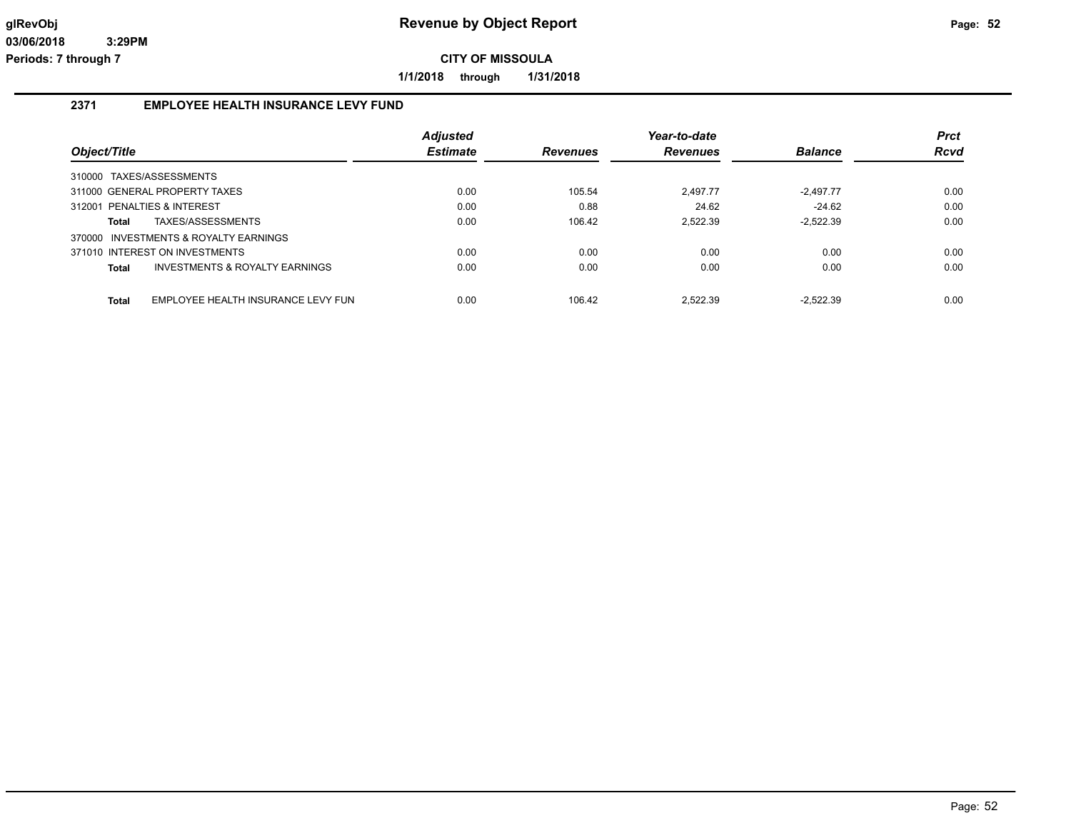# Revenue by Object Report

**CITY OF MISSOULA**

**1/1/2018 through 1/31/2018**

glRevObj
03/06/2018 3:29PM
Periods: 7 through 7

## 2371 EMPLOYEE HEALTH INSURANCE LEVY FUND

| Object/Title | Adjusted Estimate | Revenues | Year-to-date Revenues | Balance | Prct Rcvd |
|---|---|---|---|---|---|
| 310000 TAXES/ASSESSMENTS | | | | | |
| 311000 GENERAL PROPERTY TAXES | 0.00 | 105.54 | 2,497.77 | -2,497.77 | 0.00 |
| 312001 PENALTIES & INTEREST | 0.00 | 0.88 | 24.62 | -24.62 | 0.00 |
| **Total** TAXES/ASSESSMENTS | 0.00 | 106.42 | 2,522.39 | -2,522.39 | 0.00 |
| 370000 INVESTMENTS & ROYALTY EARNINGS | | | | | |
| 371010 INTEREST ON INVESTMENTS | 0.00 | 0.00 | 0.00 | 0.00 | 0.00 |
| **Total** INVESTMENTS & ROYALTY EARNINGS | 0.00 | 0.00 | 0.00 | 0.00 | 0.00 |
| **Total** EMPLOYEE HEALTH INSURANCE LEVY FUN | 0.00 | 106.42 | 2,522.39 | -2,522.39 | 0.00 |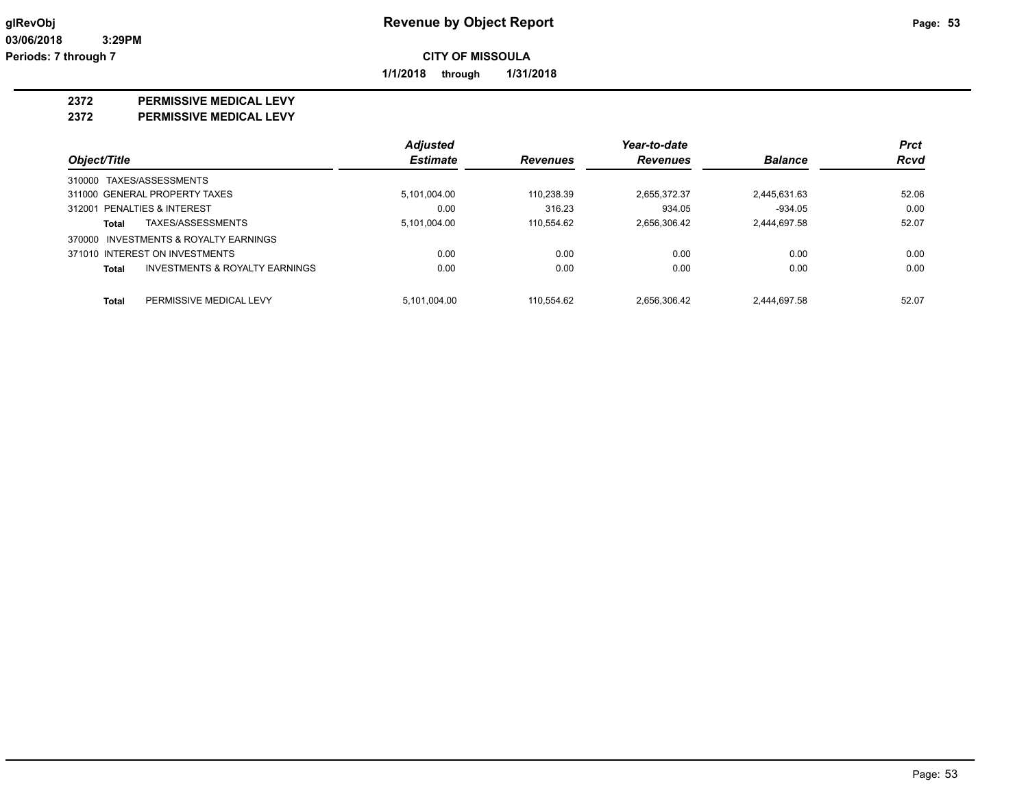# Revenue by Object Report

**CITY OF MISSOULA**

**1/1/2018 through 1/31/2018**

glRevObj
03/06/2018 3:29PM
Periods: 7 through 7

**2372 PERMISSIVE MEDICAL LEVY**

**2372 PERMISSIVE MEDICAL LEVY**

| Object/Title | Adjusted Estimate | Revenues | Year-to-date Revenues | Balance | Prct Rcvd |
|---|---|---|---|---|---|
| 310000 TAXES/ASSESSMENTS | | | | | |
| 311000 GENERAL PROPERTY TAXES | 5,101,004.00 | 110,238.39 | 2,655,372.37 | 2,445,631.63 | 52.06 |
| 312001 PENALTIES & INTEREST | 0.00 | 316.23 | 934.05 | -934.05 | 0.00 |
| **Total** TAXES/ASSESSMENTS | 5,101,004.00 | 110,554.62 | 2,656,306.42 | 2,444,697.58 | 52.07 |
| 370000 INVESTMENTS & ROYALTY EARNINGS | | | | | |
| 371010 INTEREST ON INVESTMENTS | 0.00 | 0.00 | 0.00 | 0.00 | 0.00 |
| **Total** INVESTMENTS & ROYALTY EARNINGS | 0.00 | 0.00 | 0.00 | 0.00 | 0.00 |
| **Total** PERMISSIVE MEDICAL LEVY | 5,101,004.00 | 110,554.62 | 2,656,306.42 | 2,444,697.58 | 52.07 |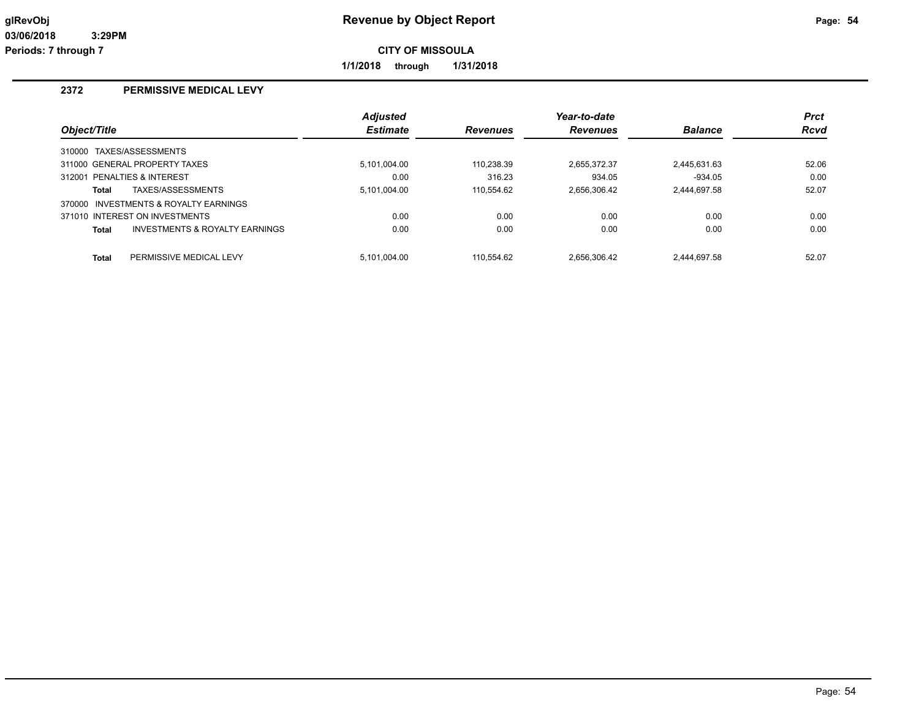# Revenue by Object Report

**CITY OF MISSOULA**

**1/1/2018 through 1/31/2018**

## 2372 PERMISSIVE MEDICAL LEVY

| Object/Title | Adjusted Estimate | Revenues | Year-to-date Revenues | Balance | Prct Rcvd |
|---|---|---|---|---|---|
| 310000 TAXES/ASSESSMENTS | | | | | |
| 311000 GENERAL PROPERTY TAXES | 5,101,004.00 | 110,238.39 | 2,655,372.37 | 2,445,631.63 | 52.06 |
| 312001 PENALTIES & INTEREST | 0.00 | 316.23 | 934.05 | -934.05 | 0.00 |
| **Total** TAXES/ASSESSMENTS | 5,101,004.00 | 110,554.62 | 2,656,306.42 | 2,444,697.58 | 52.07 |
| 370000 INVESTMENTS & ROYALTY EARNINGS | | | | | |
| 371010 INTEREST ON INVESTMENTS | 0.00 | 0.00 | 0.00 | 0.00 | 0.00 |
| **Total** INVESTMENTS & ROYALTY EARNINGS | 0.00 | 0.00 | 0.00 | 0.00 | 0.00 |
| **Total** PERMISSIVE MEDICAL LEVY | 5,101,004.00 | 110,554.62 | 2,656,306.42 | 2,444,697.58 | 52.07 |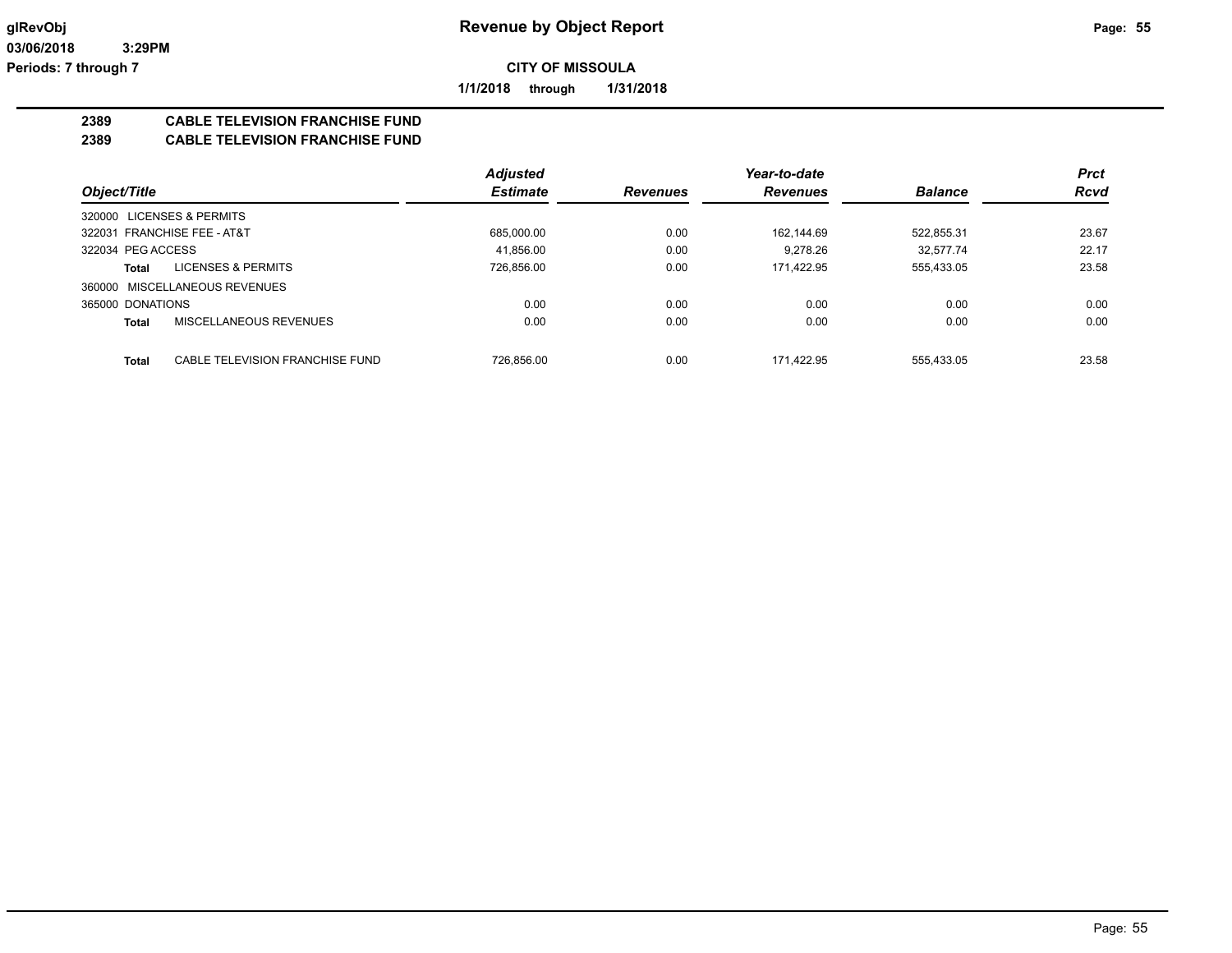**glRevObj** **Revenue by Object Report**

**03/06/2018 3:29PM**

**Periods: 7 through 7**

**CITY OF MISSOULA**

**1/1/2018 through 1/31/2018**

## 2389 CABLE TELEVISION FRANCHISE FUND
## 2389 CABLE TELEVISION FRANCHISE FUND

| Object/Title | | Adjusted Estimate | Revenues | Year-to-date Revenues | Balance | Prct Rcvd |
|---|---|---|---|---|---|---|
| 320000 LICENSES & PERMITS | | | | | | |
| 322031 FRANCHISE FEE - AT&T | | 685,000.00 | 0.00 | 162,144.69 | 522,855.31 | 23.67 |
| 322034 PEG ACCESS | | 41,856.00 | 0.00 | 9,278.26 | 32,577.74 | 22.17 |
| **Total** | LICENSES & PERMITS | 726,856.00 | 0.00 | 171,422.95 | 555,433.05 | 23.58 |
| 360000 MISCELLANEOUS REVENUES | | | | | | |
| 365000 DONATIONS | | 0.00 | 0.00 | 0.00 | 0.00 | 0.00 |
| **Total** | MISCELLANEOUS REVENUES | 0.00 | 0.00 | 0.00 | 0.00 | 0.00 |
| **Total** | CABLE TELEVISION FRANCHISE FUND | 726,856.00 | 0.00 | 171,422.95 | 555,433.05 | 23.58 |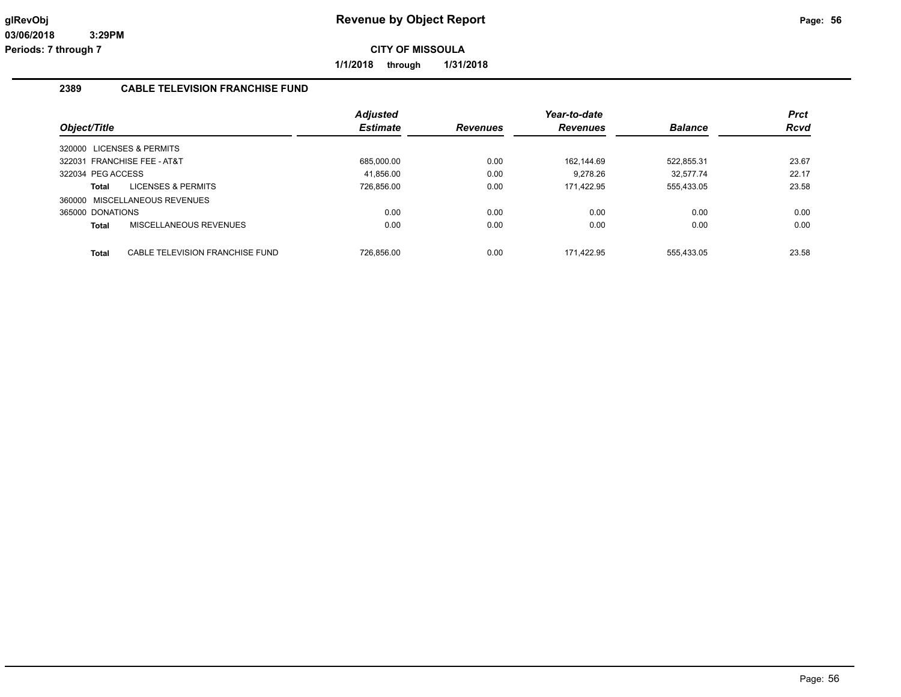# Revenue by Object Report

**CITY OF MISSOULA**

**1/1/2018 through 1/31/2018**

glRevObj
03/06/2018 3:29PM
Periods: 7 through 7

## 2389 CABLE TELEVISION FRANCHISE FUND

| Object/Title | | Adjusted Estimate | Revenues | Year-to-date Revenues | Balance | Prct Rcvd |
|---|---|---|---|---|---|---|
| 320000 LICENSES & PERMITS | | | | | | |
| 322031 FRANCHISE FEE - AT&T | | 685,000.00 | 0.00 | 162,144.69 | 522,855.31 | 23.67 |
| 322034 PEG ACCESS | | 41,856.00 | 0.00 | 9,278.26 | 32,577.74 | 22.17 |
| **Total** | LICENSES & PERMITS | 726,856.00 | 0.00 | 171,422.95 | 555,433.05 | 23.58 |
| 360000 MISCELLANEOUS REVENUES | | | | | | |
| 365000 DONATIONS | | 0.00 | 0.00 | 0.00 | 0.00 | 0.00 |
| **Total** | MISCELLANEOUS REVENUES | 0.00 | 0.00 | 0.00 | 0.00 | 0.00 |
| **Total** | CABLE TELEVISION FRANCHISE FUND | 726,856.00 | 0.00 | 171,422.95 | 555,433.05 | 23.58 |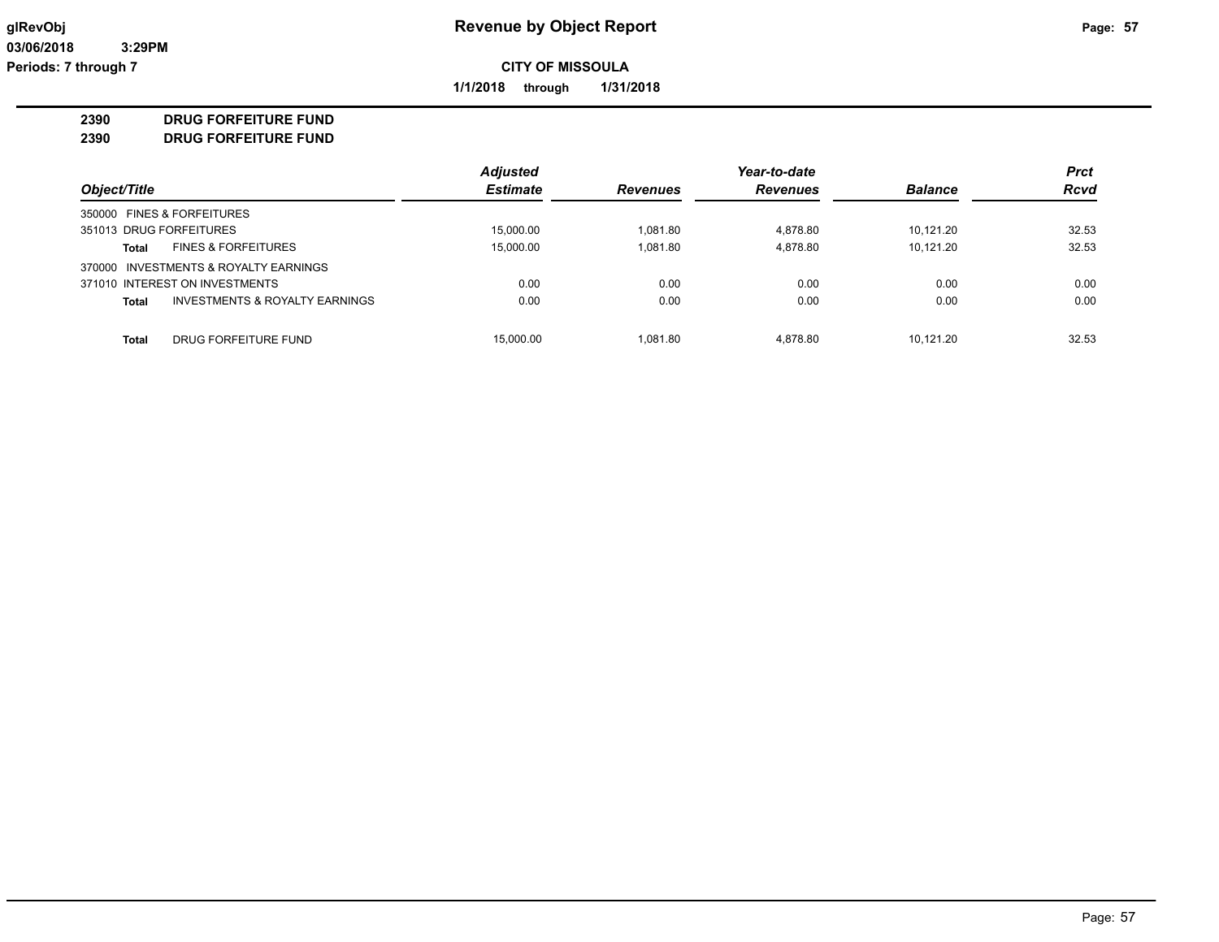**glRevObj** **Revenue by Object Report**

**03/06/2018 3:29PM**

**Periods: 7 through 7**

**CITY OF MISSOULA**

**1/1/2018 through 1/31/2018**

**2390 DRUG FORFEITURE FUND**

**2390 DRUG FORFEITURE FUND**

| Object/Title | Adjusted Estimate | Revenues | Year-to-date Revenues | Balance | Prct Rcvd |
|---|---|---|---|---|---|
| 350000 FINES & FORFEITURES | | | | | |
| 351013 DRUG FORFEITURES | 15,000.00 | 1,081.80 | 4,878.80 | 10,121.20 | 32.53 |
| **Total** FINES & FORFEITURES | 15,000.00 | 1,081.80 | 4,878.80 | 10,121.20 | 32.53 |
| 370000 INVESTMENTS & ROYALTY EARNINGS | | | | | |
| 371010 INTEREST ON INVESTMENTS | 0.00 | 0.00 | 0.00 | 0.00 | 0.00 |
| **Total** INVESTMENTS & ROYALTY EARNINGS | 0.00 | 0.00 | 0.00 | 0.00 | 0.00 |
| **Total** DRUG FORFEITURE FUND | 15,000.00 | 1,081.80 | 4,878.80 | 10,121.20 | 32.53 |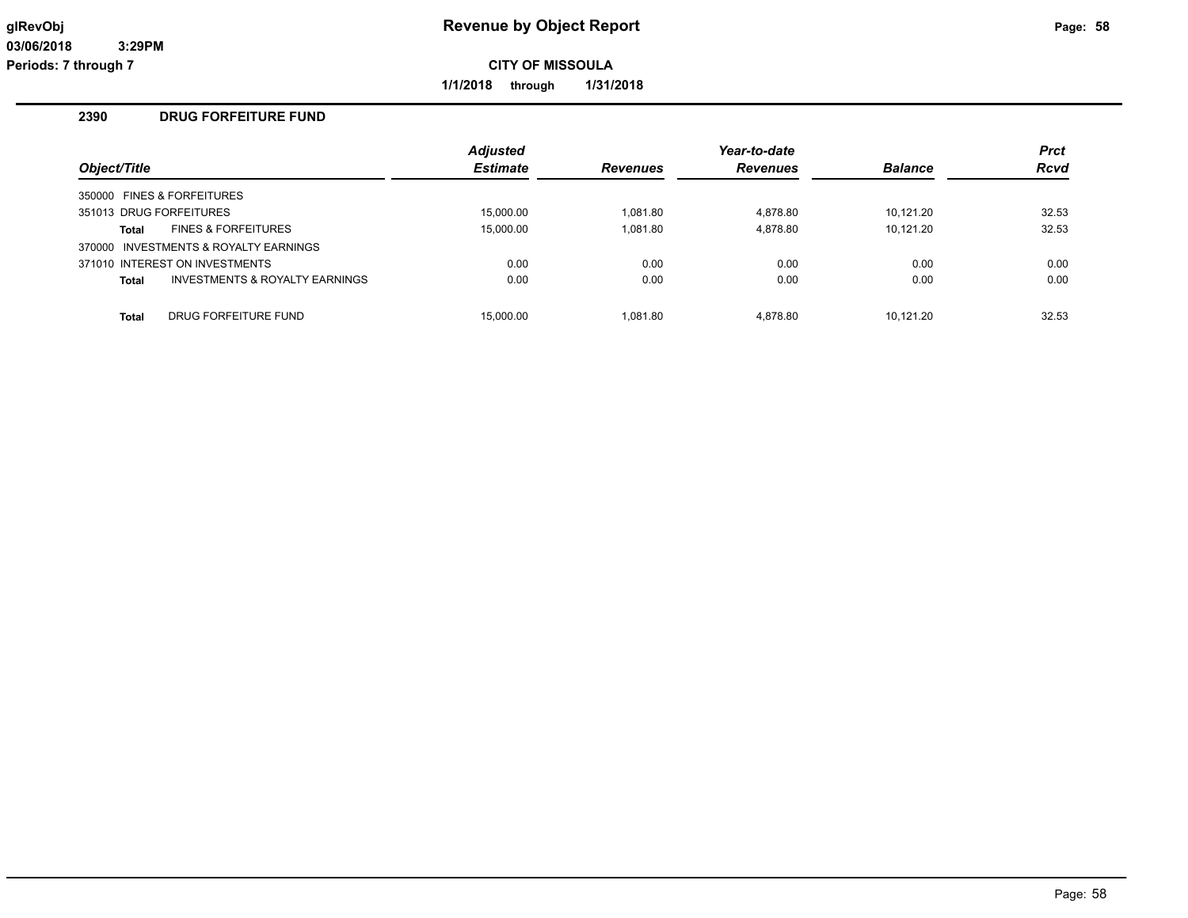# Revenue by Object Report

glRevObj
03/06/2018 3:29PM
Periods: 7 through 7

**CITY OF MISSOULA**

**1/1/2018 through 1/31/2018**

## 2390 DRUG FORFEITURE FUND

| Object/Title | | Adjusted Estimate | Revenues | Year-to-date Revenues | Balance | Prct Rcvd |
|---|---|---|---|---|---|---|
| 350000 FINES & FORFEITURES | | | | | | |
| 351013 DRUG FORFEITURES | | 15,000.00 | 1,081.80 | 4,878.80 | 10,121.20 | 32.53 |
| **Total** | FINES & FORFEITURES | 15,000.00 | 1,081.80 | 4,878.80 | 10,121.20 | 32.53 |
| 370000 INVESTMENTS & ROYALTY EARNINGS | | | | | | |
| 371010 INTEREST ON INVESTMENTS | | 0.00 | 0.00 | 0.00 | 0.00 | 0.00 |
| **Total** | INVESTMENTS & ROYALTY EARNINGS | 0.00 | 0.00 | 0.00 | 0.00 | 0.00 |
| **Total** | DRUG FORFEITURE FUND | 15,000.00 | 1,081.80 | 4,878.80 | 10,121.20 | 32.53 |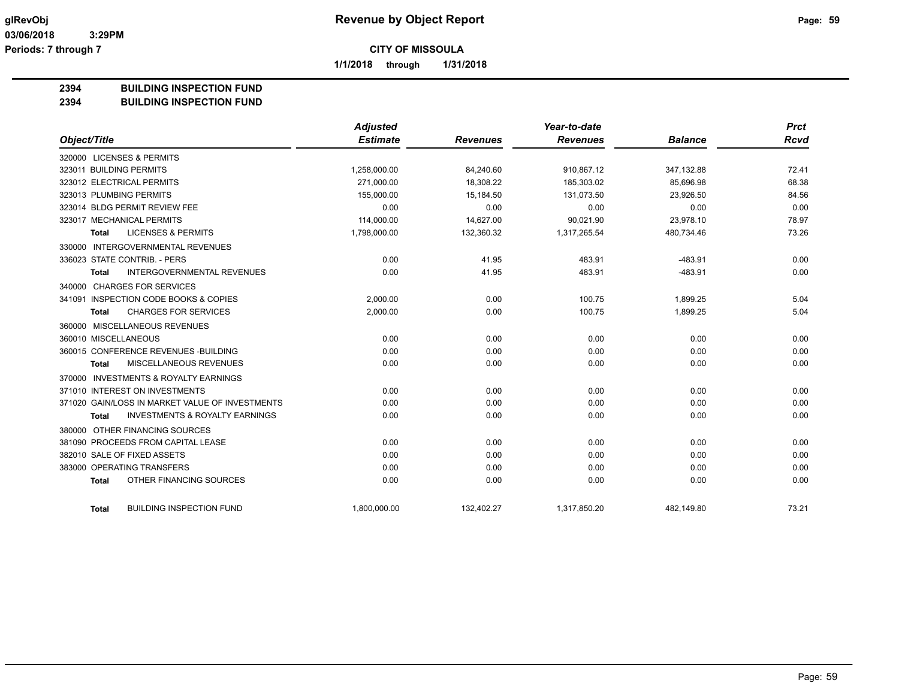**CITY OF MISSOULA**

**1/1/2018 through 1/31/2018**

**Revenue by Object Report**

glRevObj
03/06/2018 3:29PM
Periods: 7 through 7

## 2394 BUILDING INSPECTION FUND
## 2394 BUILDING INSPECTION FUND

| Object/Title | Adjusted Estimate | Revenues | Year-to-date Revenues | Balance | Prct Rcvd |
|---|---|---|---|---|---|
| 320000 LICENSES & PERMITS | | | | | |
| 323011 BUILDING PERMITS | 1,258,000.00 | 84,240.60 | 910,867.12 | 347,132.88 | 72.41 |
| 323012 ELECTRICAL PERMITS | 271,000.00 | 18,308.22 | 185,303.02 | 85,696.98 | 68.38 |
| 323013 PLUMBING PERMITS | 155,000.00 | 15,184.50 | 131,073.50 | 23,926.50 | 84.56 |
| 323014 BLDG PERMIT REVIEW FEE | 0.00 | 0.00 | 0.00 | 0.00 | 0.00 |
| 323017 MECHANICAL PERMITS | 114,000.00 | 14,627.00 | 90,021.90 | 23,978.10 | 78.97 |
| **Total** LICENSES & PERMITS | 1,798,000.00 | 132,360.32 | 1,317,265.54 | 480,734.46 | 73.26 |
| 330000 INTERGOVERNMENTAL REVENUES | | | | | |
| 336023 STATE CONTRIB. - PERS | 0.00 | 41.95 | 483.91 | -483.91 | 0.00 |
| **Total** INTERGOVERNMENTAL REVENUES | 0.00 | 41.95 | 483.91 | -483.91 | 0.00 |
| 340000 CHARGES FOR SERVICES | | | | | |
| 341091 INSPECTION CODE BOOKS & COPIES | 2,000.00 | 0.00 | 100.75 | 1,899.25 | 5.04 |
| **Total** CHARGES FOR SERVICES | 2,000.00 | 0.00 | 100.75 | 1,899.25 | 5.04 |
| 360000 MISCELLANEOUS REVENUES | | | | | |
| 360010 MISCELLANEOUS | 0.00 | 0.00 | 0.00 | 0.00 | 0.00 |
| 360015 CONFERENCE REVENUES -BUILDING | 0.00 | 0.00 | 0.00 | 0.00 | 0.00 |
| **Total** MISCELLANEOUS REVENUES | 0.00 | 0.00 | 0.00 | 0.00 | 0.00 |
| 370000 INVESTMENTS & ROYALTY EARNINGS | | | | | |
| 371010 INTEREST ON INVESTMENTS | 0.00 | 0.00 | 0.00 | 0.00 | 0.00 |
| 371020 GAIN/LOSS IN MARKET VALUE OF INVESTMENTS | 0.00 | 0.00 | 0.00 | 0.00 | 0.00 |
| **Total** INVESTMENTS & ROYALTY EARNINGS | 0.00 | 0.00 | 0.00 | 0.00 | 0.00 |
| 380000 OTHER FINANCING SOURCES | | | | | |
| 381090 PROCEEDS FROM CAPITAL LEASE | 0.00 | 0.00 | 0.00 | 0.00 | 0.00 |
| 382010 SALE OF FIXED ASSETS | 0.00 | 0.00 | 0.00 | 0.00 | 0.00 |
| 383000 OPERATING TRANSFERS | 0.00 | 0.00 | 0.00 | 0.00 | 0.00 |
| **Total** OTHER FINANCING SOURCES | 0.00 | 0.00 | 0.00 | 0.00 | 0.00 |
| **Total** BUILDING INSPECTION FUND | 1,800,000.00 | 132,402.27 | 1,317,850.20 | 482,149.80 | 73.21 |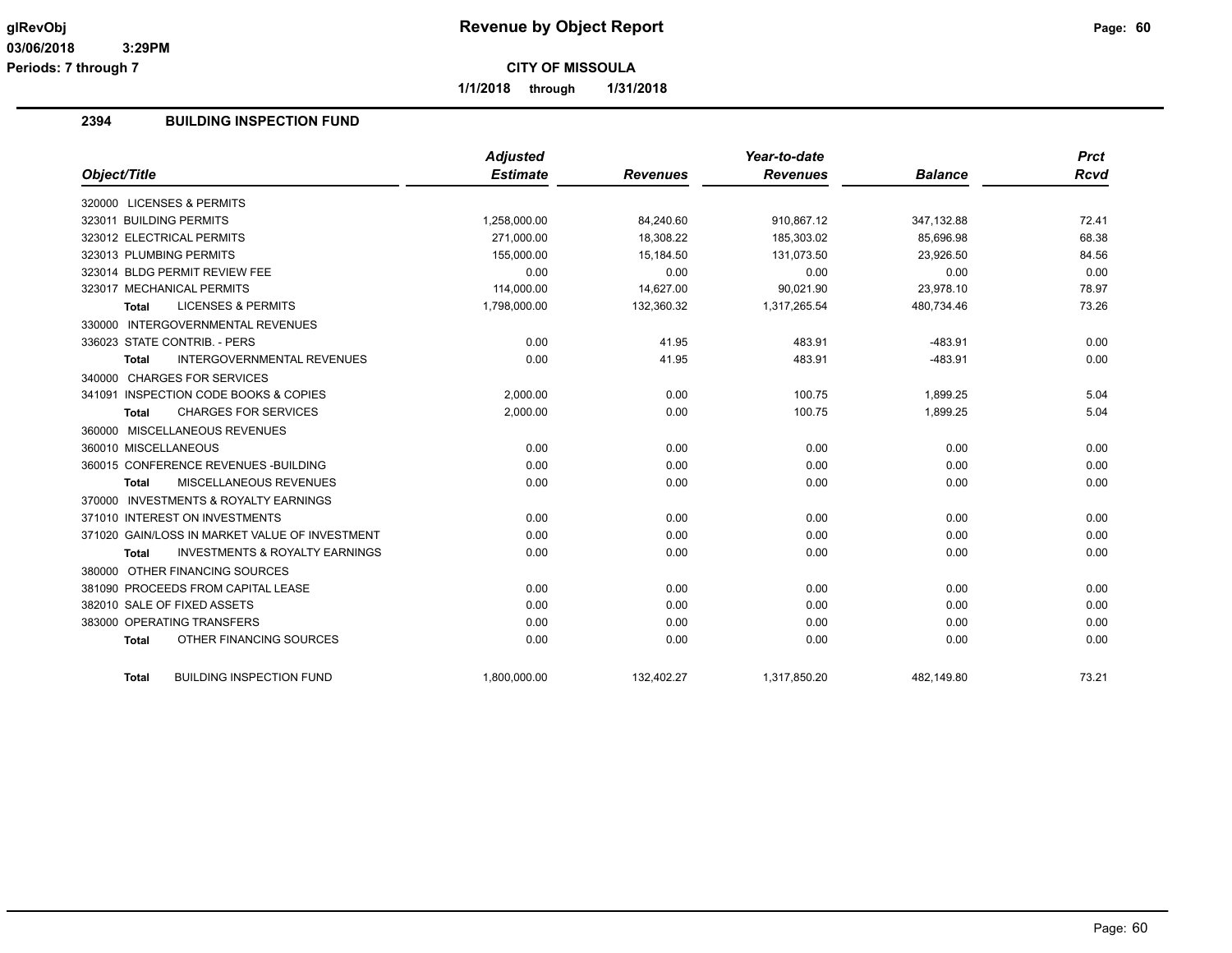# Revenue by Object Report

**CITY OF MISSOULA**

**1/1/2018 through 1/31/2018**

glRevObj
03/06/2018 3:29PM
Periods: 7 through 7

## 2394 BUILDING INSPECTION FUND

| Object/Title | Adjusted Estimate | Revenues | Year-to-date Revenues | Balance | Prct Rcvd |
|---|---|---|---|---|---|
| 320000 LICENSES & PERMITS | | | | | |
| 323011 BUILDING PERMITS | 1,258,000.00 | 84,240.60 | 910,867.12 | 347,132.88 | 72.41 |
| 323012 ELECTRICAL PERMITS | 271,000.00 | 18,308.22 | 185,303.02 | 85,696.98 | 68.38 |
| 323013 PLUMBING PERMITS | 155,000.00 | 15,184.50 | 131,073.50 | 23,926.50 | 84.56 |
| 323014 BLDG PERMIT REVIEW FEE | 0.00 | 0.00 | 0.00 | 0.00 | 0.00 |
| 323017 MECHANICAL PERMITS | 114,000.00 | 14,627.00 | 90,021.90 | 23,978.10 | 78.97 |
| **Total** LICENSES & PERMITS | 1,798,000.00 | 132,360.32 | 1,317,265.54 | 480,734.46 | 73.26 |
| 330000 INTERGOVERNMENTAL REVENUES | | | | | |
| 336023 STATE CONTRIB. - PERS | 0.00 | 41.95 | 483.91 | -483.91 | 0.00 |
| **Total** INTERGOVERNMENTAL REVENUES | 0.00 | 41.95 | 483.91 | -483.91 | 0.00 |
| 340000 CHARGES FOR SERVICES | | | | | |
| 341091 INSPECTION CODE BOOKS & COPIES | 2,000.00 | 0.00 | 100.75 | 1,899.25 | 5.04 |
| **Total** CHARGES FOR SERVICES | 2,000.00 | 0.00 | 100.75 | 1,899.25 | 5.04 |
| 360000 MISCELLANEOUS REVENUES | | | | | |
| 360010 MISCELLANEOUS | 0.00 | 0.00 | 0.00 | 0.00 | 0.00 |
| 360015 CONFERENCE REVENUES -BUILDING | 0.00 | 0.00 | 0.00 | 0.00 | 0.00 |
| **Total** MISCELLANEOUS REVENUES | 0.00 | 0.00 | 0.00 | 0.00 | 0.00 |
| 370000 INVESTMENTS & ROYALTY EARNINGS | | | | | |
| 371010 INTEREST ON INVESTMENTS | 0.00 | 0.00 | 0.00 | 0.00 | 0.00 |
| 371020 GAIN/LOSS IN MARKET VALUE OF INVESTMENT | 0.00 | 0.00 | 0.00 | 0.00 | 0.00 |
| **Total** INVESTMENTS & ROYALTY EARNINGS | 0.00 | 0.00 | 0.00 | 0.00 | 0.00 |
| 380000 OTHER FINANCING SOURCES | | | | | |
| 381090 PROCEEDS FROM CAPITAL LEASE | 0.00 | 0.00 | 0.00 | 0.00 | 0.00 |
| 382010 SALE OF FIXED ASSETS | 0.00 | 0.00 | 0.00 | 0.00 | 0.00 |
| 383000 OPERATING TRANSFERS | 0.00 | 0.00 | 0.00 | 0.00 | 0.00 |
| **Total** OTHER FINANCING SOURCES | 0.00 | 0.00 | 0.00 | 0.00 | 0.00 |
| **Total** BUILDING INSPECTION FUND | 1,800,000.00 | 132,402.27 | 1,317,850.20 | 482,149.80 | 73.21 |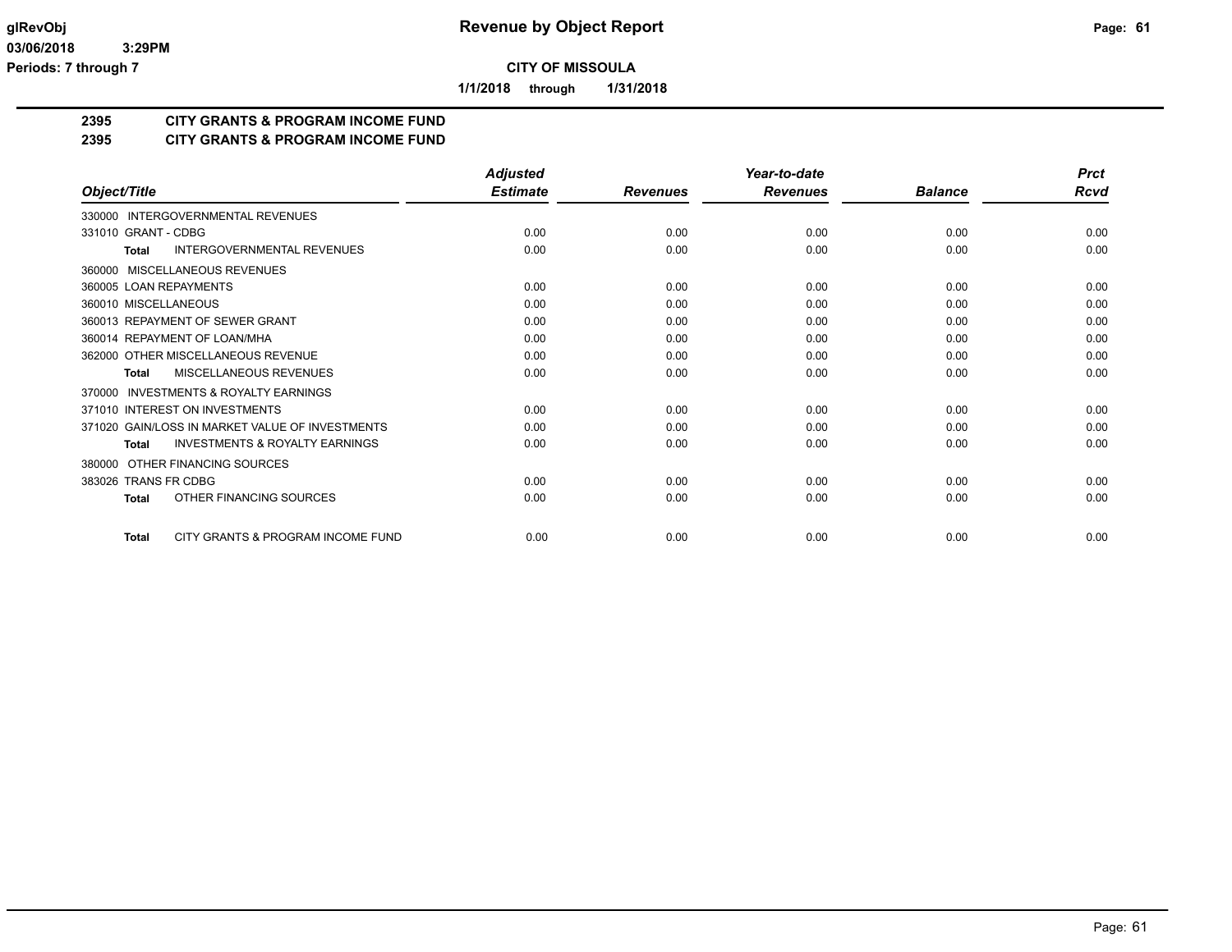**glRevObj**
**03/06/2018 3:29PM**
**Periods: 7 through 7**

# Revenue by Object Report

**CITY OF MISSOULA**

**1/1/2018 through 1/31/2018**

## 2395 CITY GRANTS & PROGRAM INCOME FUND
## 2395 CITY GRANTS & PROGRAM INCOME FUND

| Object/Title | Adjusted Estimate | Revenues | Year-to-date Revenues | Balance | Prct Rcvd |
|---|---|---|---|---|---|
| 330000 INTERGOVERNMENTAL REVENUES | | | | | |
| 331010 GRANT - CDBG | 0.00 | 0.00 | 0.00 | 0.00 | 0.00 |
| **Total** INTERGOVERNMENTAL REVENUES | 0.00 | 0.00 | 0.00 | 0.00 | 0.00 |
| 360000 MISCELLANEOUS REVENUES | | | | | |
| 360005 LOAN REPAYMENTS | 0.00 | 0.00 | 0.00 | 0.00 | 0.00 |
| 360010 MISCELLANEOUS | 0.00 | 0.00 | 0.00 | 0.00 | 0.00 |
| 360013 REPAYMENT OF SEWER GRANT | 0.00 | 0.00 | 0.00 | 0.00 | 0.00 |
| 360014 REPAYMENT OF LOAN/MHA | 0.00 | 0.00 | 0.00 | 0.00 | 0.00 |
| 362000 OTHER MISCELLANEOUS REVENUE | 0.00 | 0.00 | 0.00 | 0.00 | 0.00 |
| **Total** MISCELLANEOUS REVENUES | 0.00 | 0.00 | 0.00 | 0.00 | 0.00 |
| 370000 INVESTMENTS & ROYALTY EARNINGS | | | | | |
| 371010 INTEREST ON INVESTMENTS | 0.00 | 0.00 | 0.00 | 0.00 | 0.00 |
| 371020 GAIN/LOSS IN MARKET VALUE OF INVESTMENTS | 0.00 | 0.00 | 0.00 | 0.00 | 0.00 |
| **Total** INVESTMENTS & ROYALTY EARNINGS | 0.00 | 0.00 | 0.00 | 0.00 | 0.00 |
| 380000 OTHER FINANCING SOURCES | | | | | |
| 383026 TRANS FR CDBG | 0.00 | 0.00 | 0.00 | 0.00 | 0.00 |
| **Total** OTHER FINANCING SOURCES | 0.00 | 0.00 | 0.00 | 0.00 | 0.00 |
| **Total** CITY GRANTS & PROGRAM INCOME FUND | 0.00 | 0.00 | 0.00 | 0.00 | 0.00 |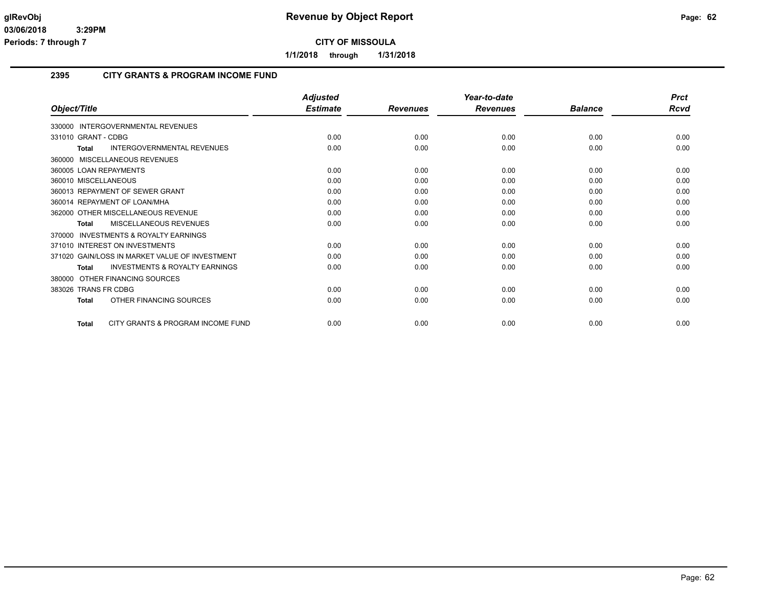# Revenue by Object Report

**CITY OF MISSOULA**

1/1/2018 through 1/31/2018

glRevObj
03/06/2018 3:29PM
Periods: 7 through 7

## 2395 CITY GRANTS & PROGRAM INCOME FUND

| Object/Title | Adjusted Estimate | Revenues | Year-to-date Revenues | Balance | Prct Rcvd |
|---|---|---|---|---|---|
| 330000 INTERGOVERNMENTAL REVENUES | | | | | |
| 331010 GRANT - CDBG | 0.00 | 0.00 | 0.00 | 0.00 | 0.00 |
| **Total** INTERGOVERNMENTAL REVENUES | 0.00 | 0.00 | 0.00 | 0.00 | 0.00 |
| 360000 MISCELLANEOUS REVENUES | | | | | |
| 360005 LOAN REPAYMENTS | 0.00 | 0.00 | 0.00 | 0.00 | 0.00 |
| 360010 MISCELLANEOUS | 0.00 | 0.00 | 0.00 | 0.00 | 0.00 |
| 360013 REPAYMENT OF SEWER GRANT | 0.00 | 0.00 | 0.00 | 0.00 | 0.00 |
| 360014 REPAYMENT OF LOAN/MHA | 0.00 | 0.00 | 0.00 | 0.00 | 0.00 |
| 362000 OTHER MISCELLANEOUS REVENUE | 0.00 | 0.00 | 0.00 | 0.00 | 0.00 |
| **Total** MISCELLANEOUS REVENUES | 0.00 | 0.00 | 0.00 | 0.00 | 0.00 |
| 370000 INVESTMENTS & ROYALTY EARNINGS | | | | | |
| 371010 INTEREST ON INVESTMENTS | 0.00 | 0.00 | 0.00 | 0.00 | 0.00 |
| 371020 GAIN/LOSS IN MARKET VALUE OF INVESTMENT | 0.00 | 0.00 | 0.00 | 0.00 | 0.00 |
| **Total** INVESTMENTS & ROYALTY EARNINGS | 0.00 | 0.00 | 0.00 | 0.00 | 0.00 |
| 380000 OTHER FINANCING SOURCES | | | | | |
| 383026 TRANS FR CDBG | 0.00 | 0.00 | 0.00 | 0.00 | 0.00 |
| **Total** OTHER FINANCING SOURCES | 0.00 | 0.00 | 0.00 | 0.00 | 0.00 |
| **Total** CITY GRANTS & PROGRAM INCOME FUND | 0.00 | 0.00 | 0.00 | 0.00 | 0.00 |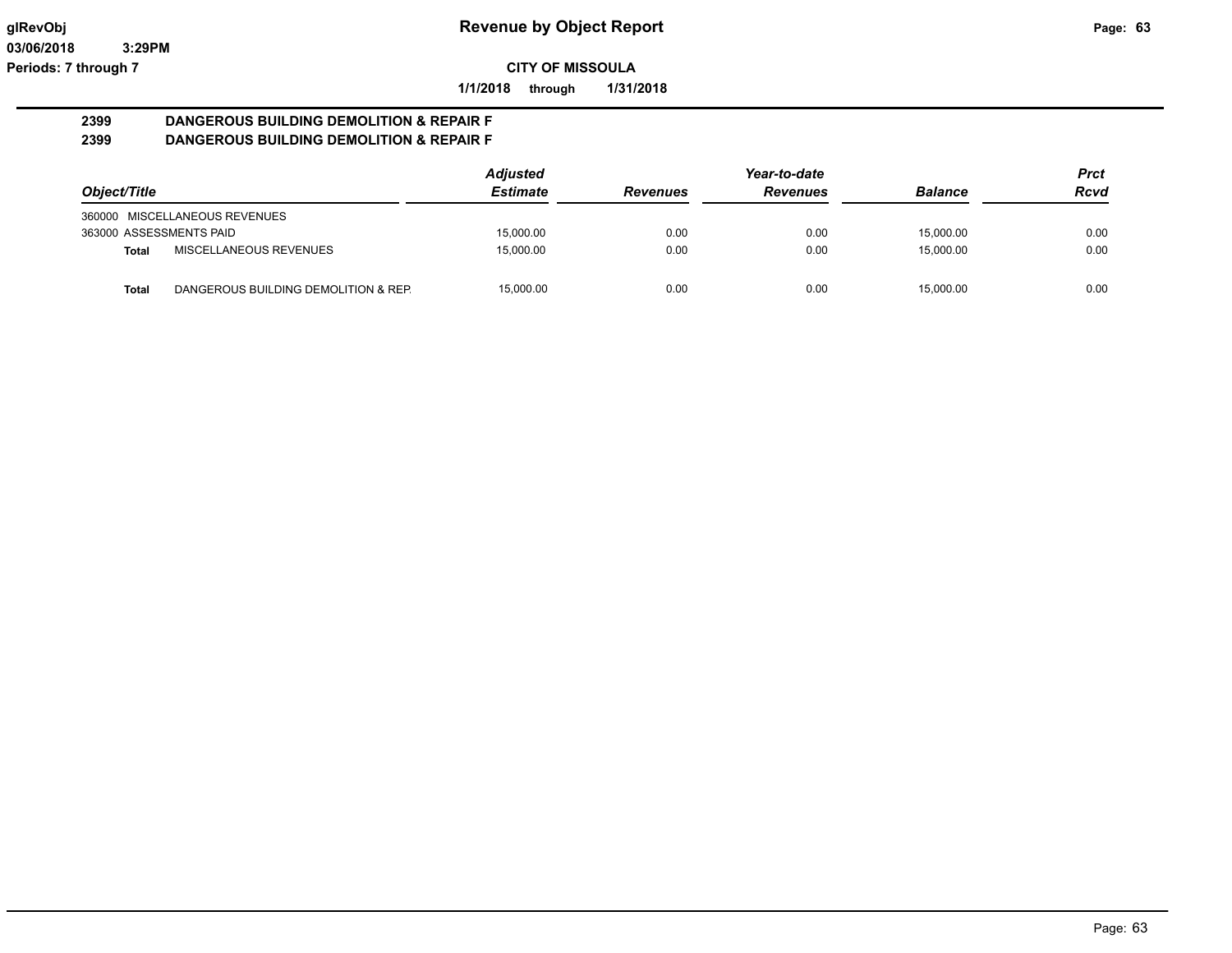**CITY OF MISSOULA**

**1/1/2018 through 1/31/2018**

**2399 DANGEROUS BUILDING DEMOLITION & REPAIR F**

**2399 DANGEROUS BUILDING DEMOLITION & REPAIR F**

| Object/Title | | Adjusted Estimate | Revenues | Year-to-date Revenues | Balance | Prct Rcvd |
|---|---|---|---|---|---|---|
| 360000 MISCELLANEOUS REVENUES | | | | | | |
| 363000 ASSESSMENTS PAID | | 15,000.00 | 0.00 | 0.00 | 15,000.00 | 0.00 |
| **Total** | MISCELLANEOUS REVENUES | 15,000.00 | 0.00 | 0.00 | 15,000.00 | 0.00 |
| **Total** | DANGEROUS BUILDING DEMOLITION & REP. | 15,000.00 | 0.00 | 0.00 | 15,000.00 | 0.00 |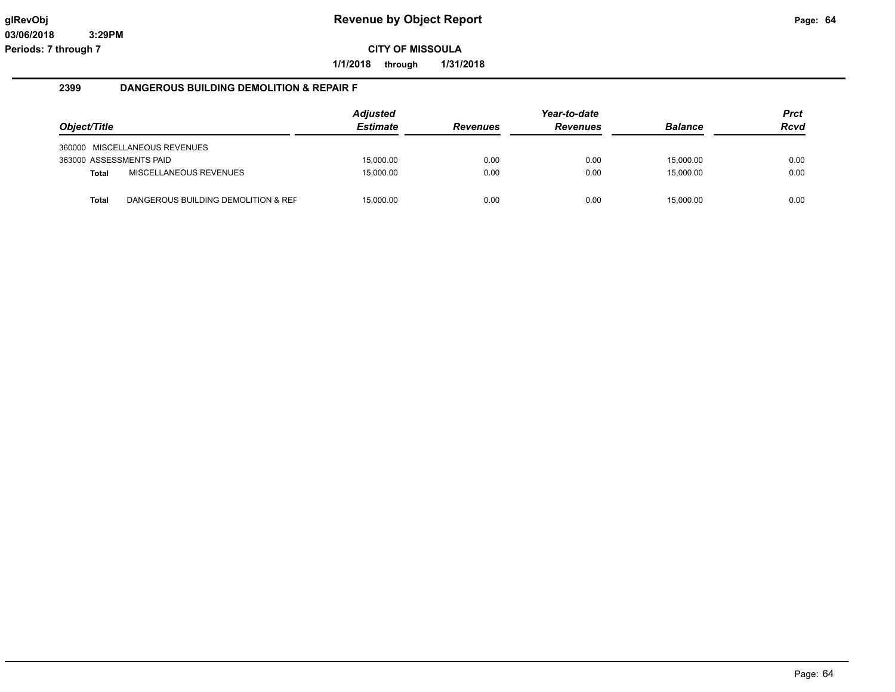**glRevObj** **Revenue by Object Report**
**03/06/2018 3:29PM**
**Periods: 7 through 7**

**CITY OF MISSOULA**

**1/1/2018 through 1/31/2018**

## 2399 DANGEROUS BUILDING DEMOLITION & REPAIR F

| Object/Title | | Adjusted Estimate | Revenues | Year-to-date Revenues | Balance | Prct Rcvd |
|---|---|---|---|---|---|---|
| 360000 MISCELLANEOUS REVENUES | | | | | | |
| 363000 ASSESSMENTS PAID | | 15,000.00 | 0.00 | 0.00 | 15,000.00 | 0.00 |
| **Total** | MISCELLANEOUS REVENUES | 15,000.00 | 0.00 | 0.00 | 15,000.00 | 0.00 |
| **Total** | DANGEROUS BUILDING DEMOLITION & REF | 15,000.00 | 0.00 | 0.00 | 15,000.00 | 0.00 |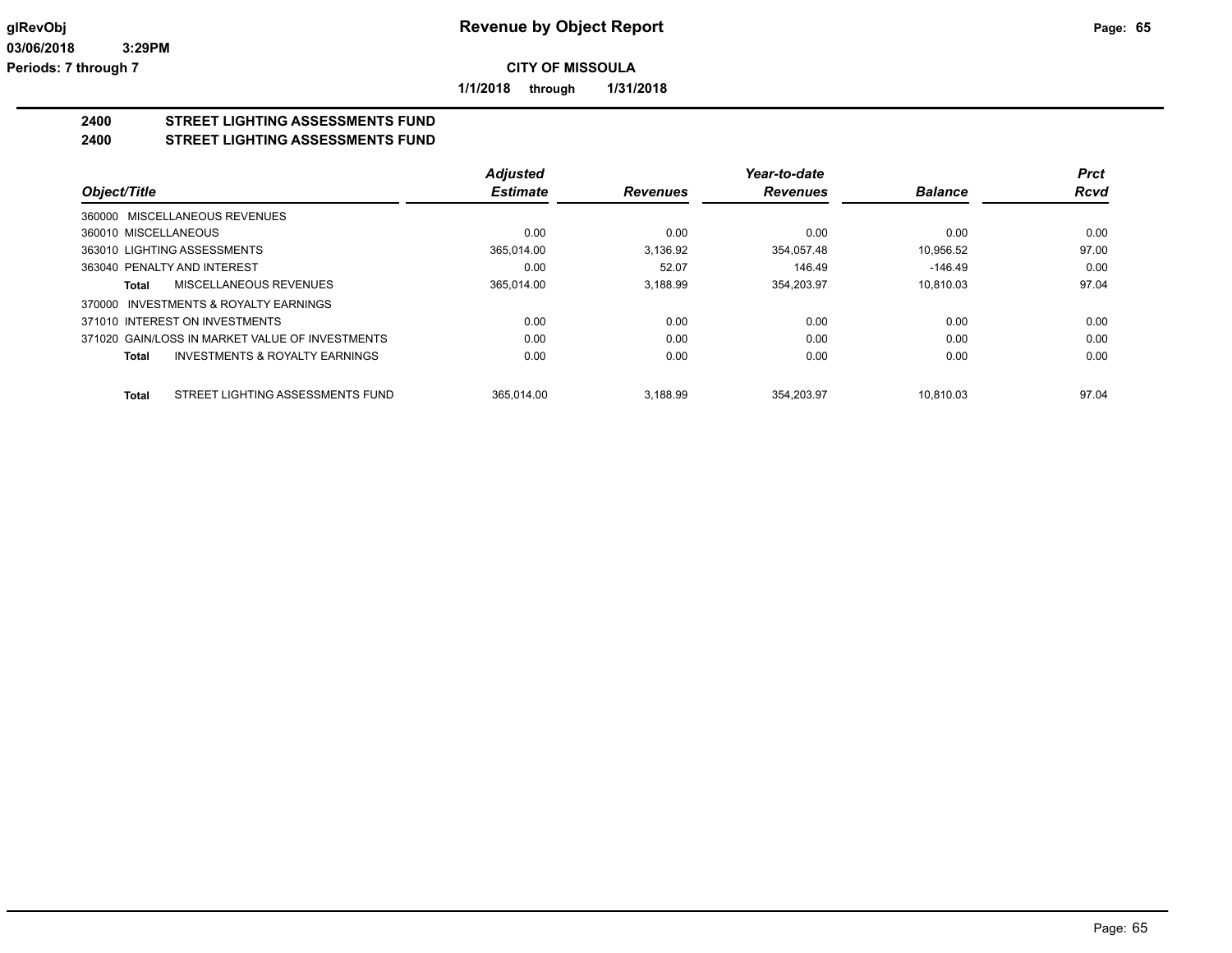**glRevObj** | **Revenue by Object Report**

**03/06/2018 3:29PM**

**Periods: 7 through 7**

**CITY OF MISSOULA**

**1/1/2018 through 1/31/2018**

## 2400 STREET LIGHTING ASSESSMENTS FUND
## 2400 STREET LIGHTING ASSESSMENTS FUND

| Object/Title | Adjusted Estimate | Revenues | Year-to-date Revenues | Balance | Prct Rcvd |
|---|---|---|---|---|---|
| 360000 MISCELLANEOUS REVENUES | | | | | |
| 360010 MISCELLANEOUS | 0.00 | 0.00 | 0.00 | 0.00 | 0.00 |
| 363010 LIGHTING ASSESSMENTS | 365,014.00 | 3,136.92 | 354,057.48 | 10,956.52 | 97.00 |
| 363040 PENALTY AND INTEREST | 0.00 | 52.07 | 146.49 | -146.49 | 0.00 |
| **Total** MISCELLANEOUS REVENUES | 365,014.00 | 3,188.99 | 354,203.97 | 10,810.03 | 97.04 |
| 370000 INVESTMENTS & ROYALTY EARNINGS | | | | | |
| 371010 INTEREST ON INVESTMENTS | 0.00 | 0.00 | 0.00 | 0.00 | 0.00 |
| 371020 GAIN/LOSS IN MARKET VALUE OF INVESTMENTS | 0.00 | 0.00 | 0.00 | 0.00 | 0.00 |
| **Total** INVESTMENTS & ROYALTY EARNINGS | 0.00 | 0.00 | 0.00 | 0.00 | 0.00 |
| **Total** STREET LIGHTING ASSESSMENTS FUND | 365,014.00 | 3,188.99 | 354,203.97 | 10,810.03 | 97.04 |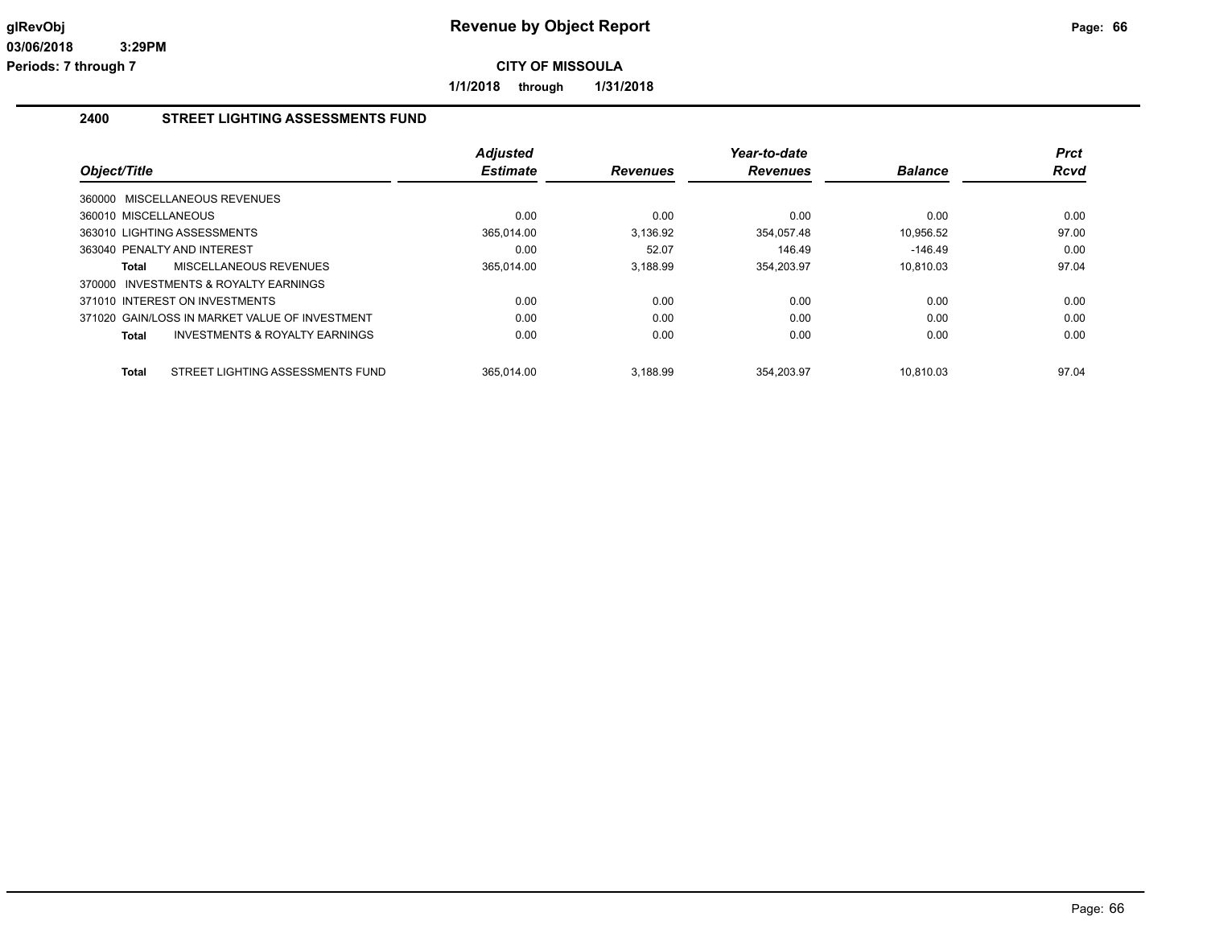**glRevObj** 03/06/2018 3:29PM
**Periods: 7 through 7**

# Revenue by Object Report

**CITY OF MISSOULA**

**1/1/2018 through 1/31/2018**

## 2400 STREET LIGHTING ASSESSMENTS FUND

| Object/Title | Adjusted Estimate | Revenues | Year-to-date Revenues | Balance | Prct Rcvd |
|---|---|---|---|---|---|
| 360000 MISCELLANEOUS REVENUES | | | | | |
| 360010 MISCELLANEOUS | 0.00 | 0.00 | 0.00 | 0.00 | 0.00 |
| 363010 LIGHTING ASSESSMENTS | 365,014.00 | 3,136.92 | 354,057.48 | 10,956.52 | 97.00 |
| 363040 PENALTY AND INTEREST | 0.00 | 52.07 | 146.49 | -146.49 | 0.00 |
| **Total** MISCELLANEOUS REVENUES | 365,014.00 | 3,188.99 | 354,203.97 | 10,810.03 | 97.04 |
| 370000 INVESTMENTS & ROYALTY EARNINGS | | | | | |
| 371010 INTEREST ON INVESTMENTS | 0.00 | 0.00 | 0.00 | 0.00 | 0.00 |
| 371020 GAIN/LOSS IN MARKET VALUE OF INVESTMENT | 0.00 | 0.00 | 0.00 | 0.00 | 0.00 |
| **Total** INVESTMENTS & ROYALTY EARNINGS | 0.00 | 0.00 | 0.00 | 0.00 | 0.00 |
| **Total** STREET LIGHTING ASSESSMENTS FUND | 365,014.00 | 3,188.99 | 354,203.97 | 10,810.03 | 97.04 |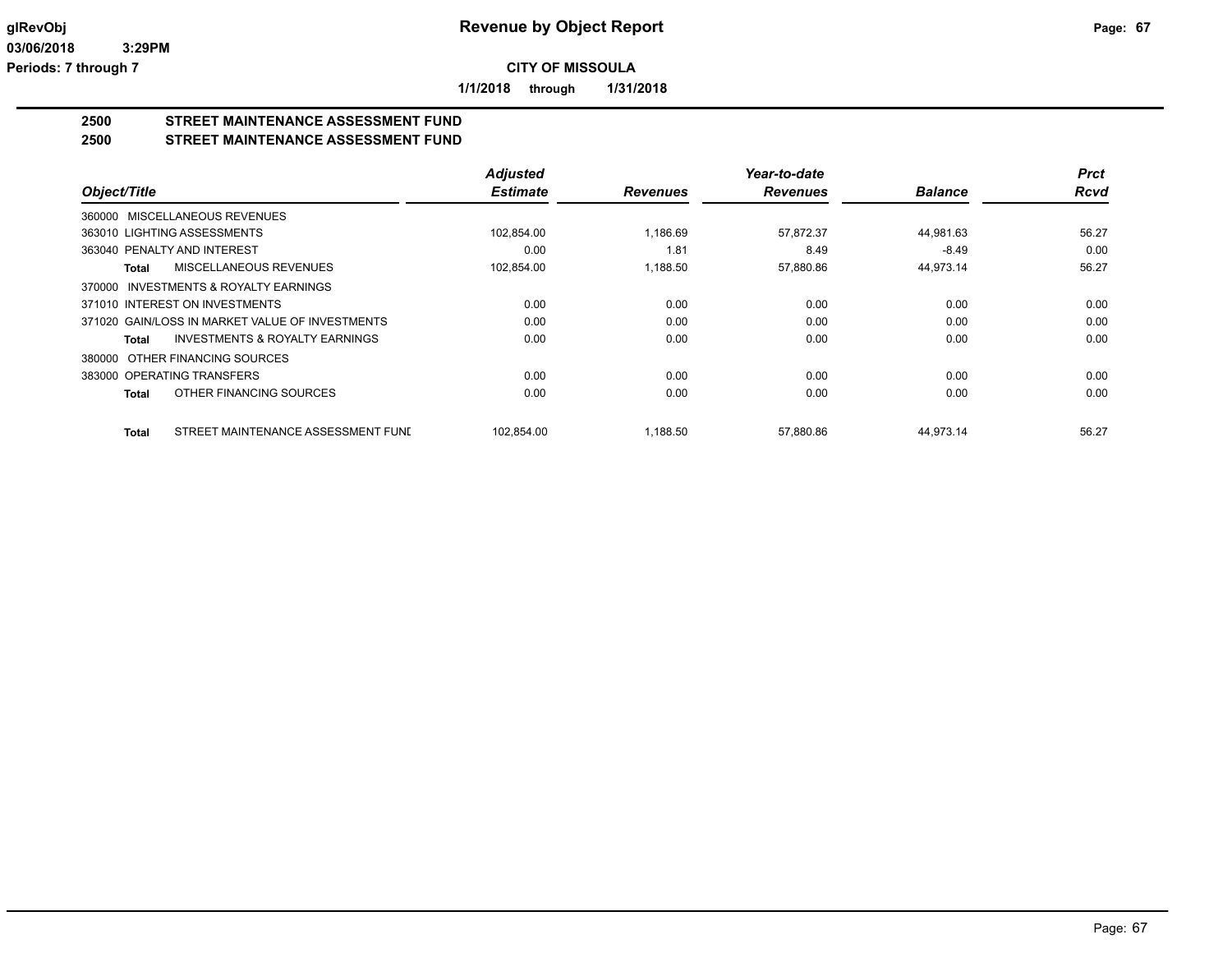**CITY OF MISSOULA**

**1/1/2018 through 1/31/2018**

## 2500 STREET MAINTENANCE ASSESSMENT FUND
## 2500 STREET MAINTENANCE ASSESSMENT FUND

| Object/Title | Adjusted Estimate | Revenues | Year-to-date Revenues | Balance | Prct Rcvd |
|---|---|---|---|---|---|
| 360000 MISCELLANEOUS REVENUES | | | | | |
| 363010 LIGHTING ASSESSMENTS | 102,854.00 | 1,186.69 | 57,872.37 | 44,981.63 | 56.27 |
| 363040 PENALTY AND INTEREST | 0.00 | 1.81 | 8.49 | -8.49 | 0.00 |
| **Total** MISCELLANEOUS REVENUES | 102,854.00 | 1,188.50 | 57,880.86 | 44,973.14 | 56.27 |
| 370000 INVESTMENTS & ROYALTY EARNINGS | | | | | |
| 371010 INTEREST ON INVESTMENTS | 0.00 | 0.00 | 0.00 | 0.00 | 0.00 |
| 371020 GAIN/LOSS IN MARKET VALUE OF INVESTMENTS | 0.00 | 0.00 | 0.00 | 0.00 | 0.00 |
| **Total** INVESTMENTS & ROYALTY EARNINGS | 0.00 | 0.00 | 0.00 | 0.00 | 0.00 |
| 380000 OTHER FINANCING SOURCES | | | | | |
| 383000 OPERATING TRANSFERS | 0.00 | 0.00 | 0.00 | 0.00 | 0.00 |
| **Total** OTHER FINANCING SOURCES | 0.00 | 0.00 | 0.00 | 0.00 | 0.00 |
| **Total** STREET MAINTENANCE ASSESSMENT FUNI | 102,854.00 | 1,188.50 | 57,880.86 | 44,973.14 | 56.27 |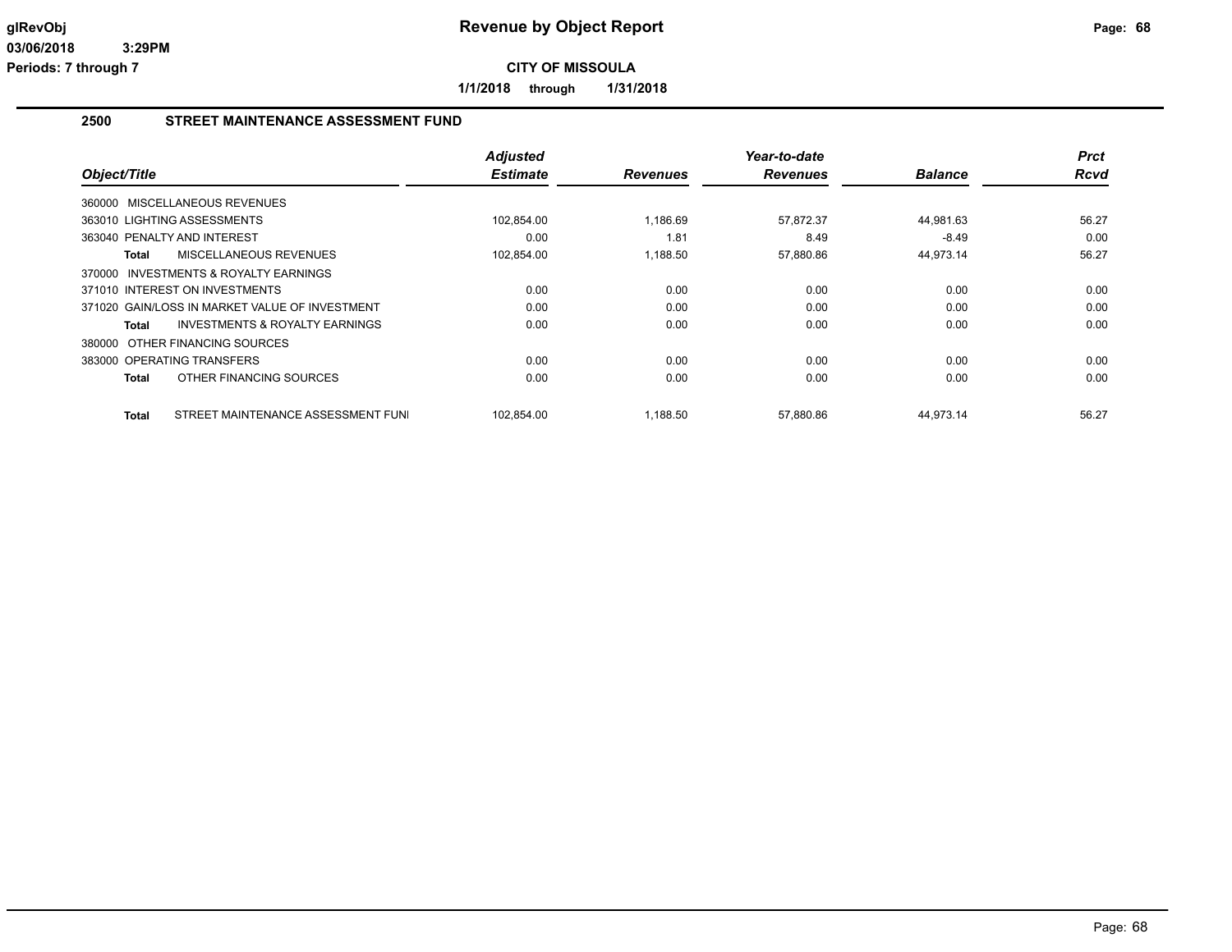**glRevObj** **03/06/2018 3:29PM** **Periods: 7 through 7**

# Revenue by Object Report

**CITY OF MISSOULA**

**1/1/2018 through 1/31/2018**

## 2500 STREET MAINTENANCE ASSESSMENT FUND

| Object/Title | Adjusted Estimate | Revenues | Year-to-date Revenues | Balance | Prct Rcvd |
|---|---|---|---|---|---|
| 360000 MISCELLANEOUS REVENUES | | | | | |
| 363010 LIGHTING ASSESSMENTS | 102,854.00 | 1,186.69 | 57,872.37 | 44,981.63 | 56.27 |
| 363040 PENALTY AND INTEREST | 0.00 | 1.81 | 8.49 | -8.49 | 0.00 |
| **Total** MISCELLANEOUS REVENUES | 102,854.00 | 1,188.50 | 57,880.86 | 44,973.14 | 56.27 |
| 370000 INVESTMENTS & ROYALTY EARNINGS | | | | | |
| 371010 INTEREST ON INVESTMENTS | 0.00 | 0.00 | 0.00 | 0.00 | 0.00 |
| 371020 GAIN/LOSS IN MARKET VALUE OF INVESTMENT | 0.00 | 0.00 | 0.00 | 0.00 | 0.00 |
| **Total** INVESTMENTS & ROYALTY EARNINGS | 0.00 | 0.00 | 0.00 | 0.00 | 0.00 |
| 380000 OTHER FINANCING SOURCES | | | | | |
| 383000 OPERATING TRANSFERS | 0.00 | 0.00 | 0.00 | 0.00 | 0.00 |
| **Total** OTHER FINANCING SOURCES | 0.00 | 0.00 | 0.00 | 0.00 | 0.00 |
| **Total** STREET MAINTENANCE ASSESSMENT FUNI | 102,854.00 | 1,188.50 | 57,880.86 | 44,973.14 | 56.27 |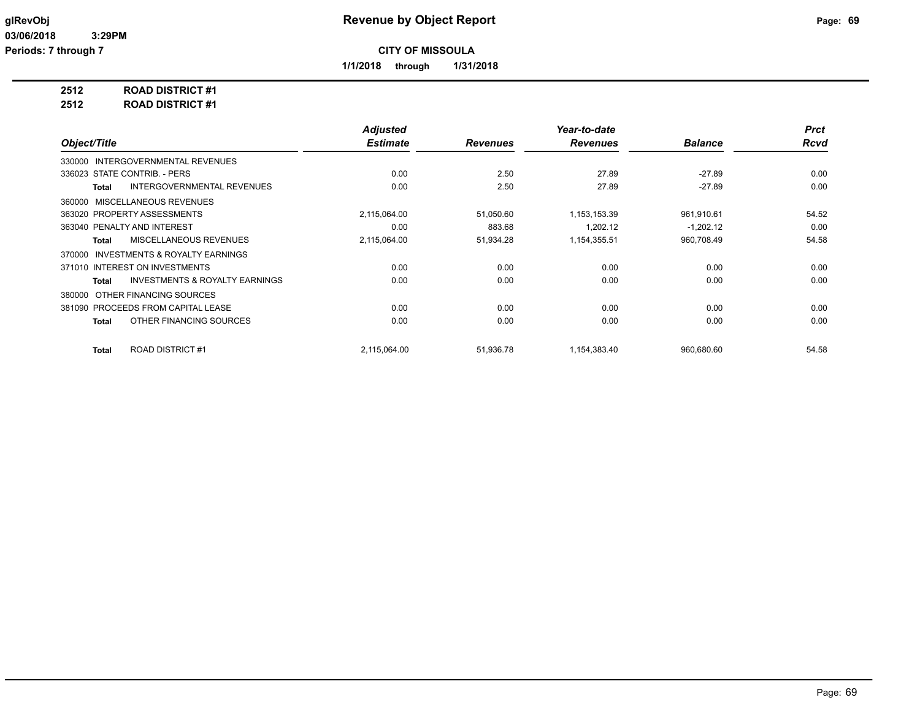**CITY OF MISSOULA**

**1/1/2018 through 1/31/2018**

**Revenue by Object Report**

glRevObj
03/06/2018 3:29PM
Periods: 7 through 7

**2512 ROAD DISTRICT #1**

**2512 ROAD DISTRICT #1**

| Object/Title | Adjusted Estimate | Revenues | Year-to-date Revenues | Balance | Prct Rcvd |
|---|---|---|---|---|---|
| 330000 INTERGOVERNMENTAL REVENUES | | | | | |
| 336023 STATE CONTRIB. - PERS | 0.00 | 2.50 | 27.89 | -27.89 | 0.00 |
| **Total** INTERGOVERNMENTAL REVENUES | 0.00 | 2.50 | 27.89 | -27.89 | 0.00 |
| 360000 MISCELLANEOUS REVENUES | | | | | |
| 363020 PROPERTY ASSESSMENTS | 2,115,064.00 | 51,050.60 | 1,153,153.39 | 961,910.61 | 54.52 |
| 363040 PENALTY AND INTEREST | 0.00 | 883.68 | 1,202.12 | -1,202.12 | 0.00 |
| **Total** MISCELLANEOUS REVENUES | 2,115,064.00 | 51,934.28 | 1,154,355.51 | 960,708.49 | 54.58 |
| 370000 INVESTMENTS & ROYALTY EARNINGS | | | | | |
| 371010 INTEREST ON INVESTMENTS | 0.00 | 0.00 | 0.00 | 0.00 | 0.00 |
| **Total** INVESTMENTS & ROYALTY EARNINGS | 0.00 | 0.00 | 0.00 | 0.00 | 0.00 |
| 380000 OTHER FINANCING SOURCES | | | | | |
| 381090 PROCEEDS FROM CAPITAL LEASE | 0.00 | 0.00 | 0.00 | 0.00 | 0.00 |
| **Total** OTHER FINANCING SOURCES | 0.00 | 0.00 | 0.00 | 0.00 | 0.00 |
| **Total** ROAD DISTRICT #1 | 2,115,064.00 | 51,936.78 | 1,154,383.40 | 960,680.60 | 54.58 |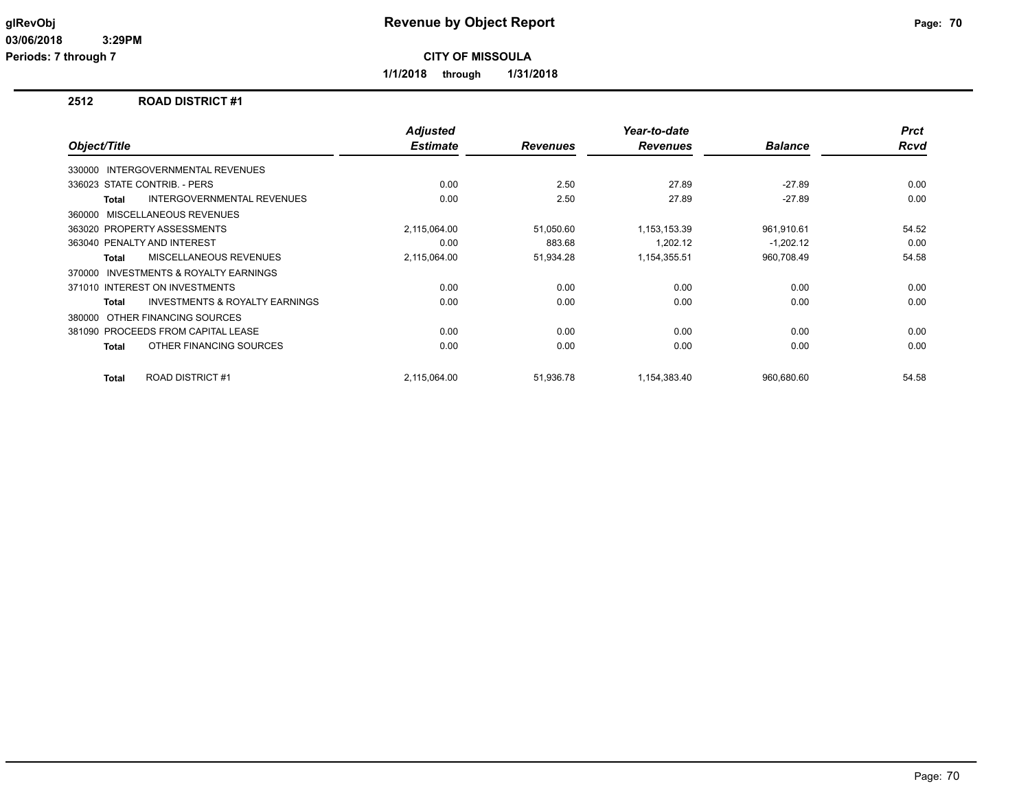# Revenue by Object Report

**CITY OF MISSOULA**

**1/1/2018 through 1/31/2018**

glRevObj
03/06/2018 3:29PM
Periods: 7 through 7

## 2512 ROAD DISTRICT #1

| Object/Title | Adjusted Estimate | Revenues | Year-to-date Revenues | Balance | Prct Rcvd |
|---|---|---|---|---|---|
| 330000 INTERGOVERNMENTAL REVENUES | | | | | |
| 336023 STATE CONTRIB. - PERS | 0.00 | 2.50 | 27.89 | -27.89 | 0.00 |
| **Total** INTERGOVERNMENTAL REVENUES | 0.00 | 2.50 | 27.89 | -27.89 | 0.00 |
| 360000 MISCELLANEOUS REVENUES | | | | | |
| 363020 PROPERTY ASSESSMENTS | 2,115,064.00 | 51,050.60 | 1,153,153.39 | 961,910.61 | 54.52 |
| 363040 PENALTY AND INTEREST | 0.00 | 883.68 | 1,202.12 | -1,202.12 | 0.00 |
| **Total** MISCELLANEOUS REVENUES | 2,115,064.00 | 51,934.28 | 1,154,355.51 | 960,708.49 | 54.58 |
| 370000 INVESTMENTS & ROYALTY EARNINGS | | | | | |
| 371010 INTEREST ON INVESTMENTS | 0.00 | 0.00 | 0.00 | 0.00 | 0.00 |
| **Total** INVESTMENTS & ROYALTY EARNINGS | 0.00 | 0.00 | 0.00 | 0.00 | 0.00 |
| 380000 OTHER FINANCING SOURCES | | | | | |
| 381090 PROCEEDS FROM CAPITAL LEASE | 0.00 | 0.00 | 0.00 | 0.00 | 0.00 |
| **Total** OTHER FINANCING SOURCES | 0.00 | 0.00 | 0.00 | 0.00 | 0.00 |
| **Total** ROAD DISTRICT #1 | 2,115,064.00 | 51,936.78 | 1,154,383.40 | 960,680.60 | 54.58 |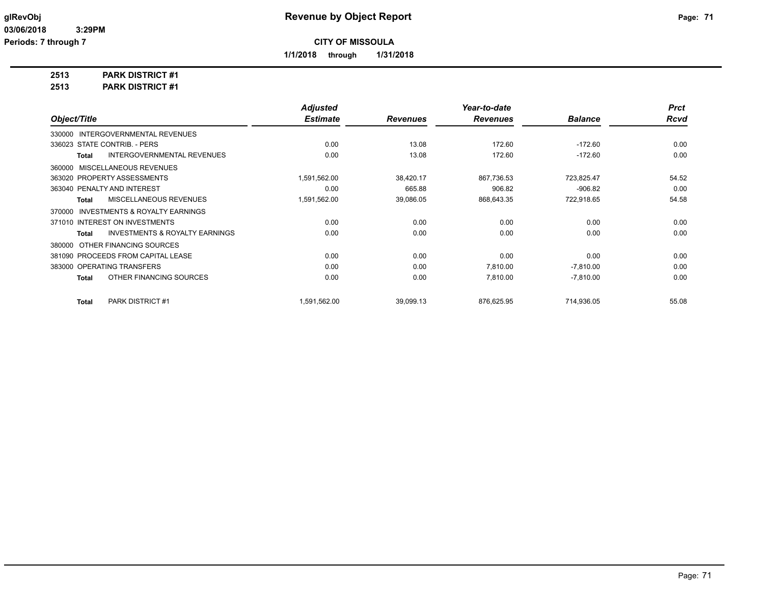**Revenue by Object Report**

**CITY OF MISSOULA**

**1/1/2018 through 1/31/2018**

glRevObj
03/06/2018 3:29PM
Periods: 7 through 7

**2513 PARK DISTRICT #1**
**2513 PARK DISTRICT #1**

| Object/Title | Adjusted Estimate | Revenues | Year-to-date Revenues | Balance | Prct Rcvd |
|---|---|---|---|---|---|
| 330000 INTERGOVERNMENTAL REVENUES | | | | | |
| 336023 STATE CONTRIB. - PERS | 0.00 | 13.08 | 172.60 | -172.60 | 0.00 |
| **Total** INTERGOVERNMENTAL REVENUES | 0.00 | 13.08 | 172.60 | -172.60 | 0.00 |
| 360000 MISCELLANEOUS REVENUES | | | | | |
| 363020 PROPERTY ASSESSMENTS | 1,591,562.00 | 38,420.17 | 867,736.53 | 723,825.47 | 54.52 |
| 363040 PENALTY AND INTEREST | 0.00 | 665.88 | 906.82 | -906.82 | 0.00 |
| **Total** MISCELLANEOUS REVENUES | 1,591,562.00 | 39,086.05 | 868,643.35 | 722,918.65 | 54.58 |
| 370000 INVESTMENTS & ROYALTY EARNINGS | | | | | |
| 371010 INTEREST ON INVESTMENTS | 0.00 | 0.00 | 0.00 | 0.00 | 0.00 |
| **Total** INVESTMENTS & ROYALTY EARNINGS | 0.00 | 0.00 | 0.00 | 0.00 | 0.00 |
| 380000 OTHER FINANCING SOURCES | | | | | |
| 381090 PROCEEDS FROM CAPITAL LEASE | 0.00 | 0.00 | 0.00 | 0.00 | 0.00 |
| 383000 OPERATING TRANSFERS | 0.00 | 0.00 | 7,810.00 | -7,810.00 | 0.00 |
| **Total** OTHER FINANCING SOURCES | 0.00 | 0.00 | 7,810.00 | -7,810.00 | 0.00 |
| **Total** PARK DISTRICT #1 | 1,591,562.00 | 39,099.13 | 876,625.95 | 714,936.05 | 55.08 |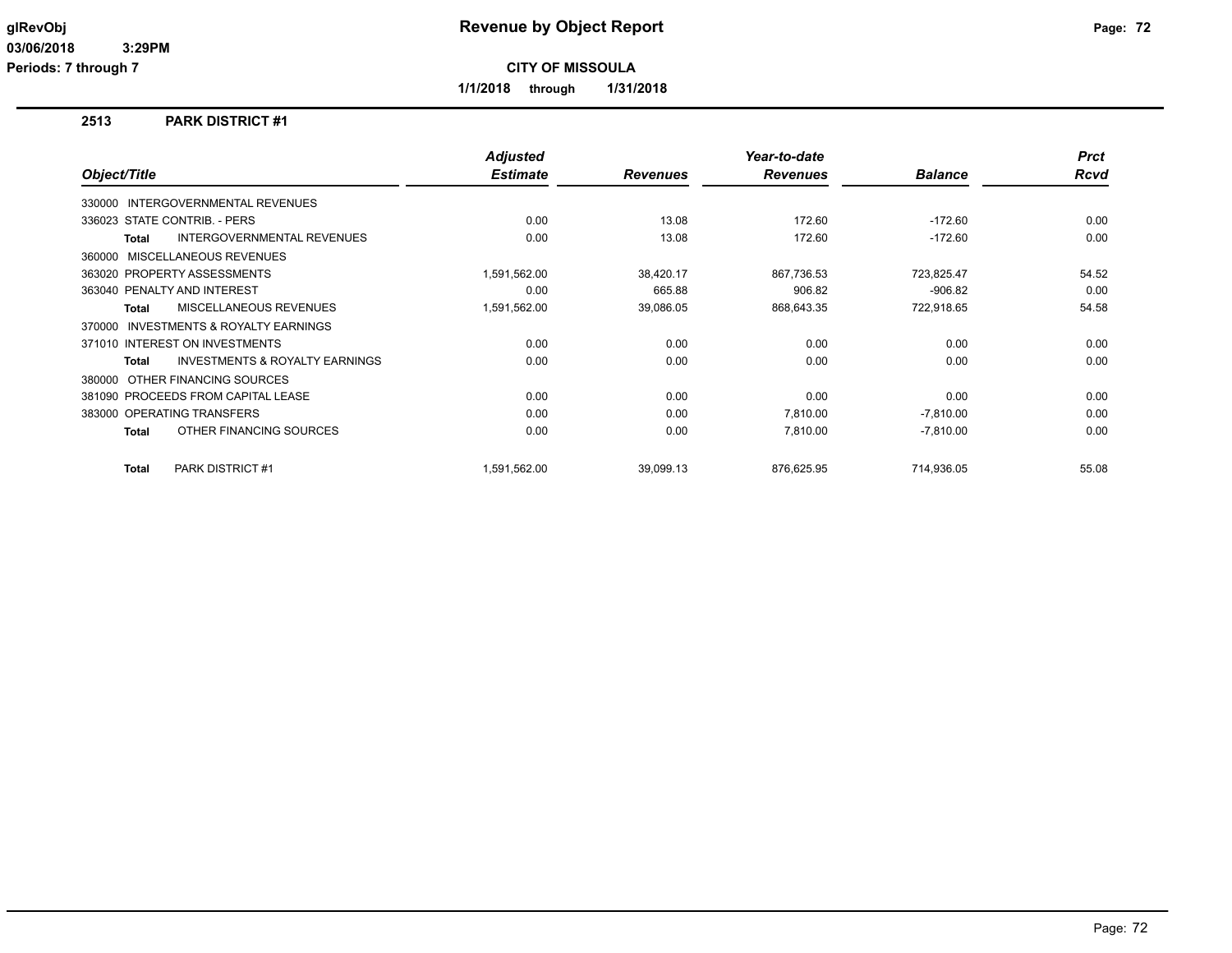# Revenue by Object Report

**CITY OF MISSOULA**

**1/1/2018 through 1/31/2018**

## 2513 PARK DISTRICT #1

| Object/Title | Adjusted Estimate | Revenues | Year-to-date Revenues | Balance | Prct Rcvd |
|---|---|---|---|---|---|
| 330000 INTERGOVERNMENTAL REVENUES | | | | | |
| 336023 STATE CONTRIB. - PERS | 0.00 | 13.08 | 172.60 | -172.60 | 0.00 |
| **Total** INTERGOVERNMENTAL REVENUES | 0.00 | 13.08 | 172.60 | -172.60 | 0.00 |
| 360000 MISCELLANEOUS REVENUES | | | | | |
| 363020 PROPERTY ASSESSMENTS | 1,591,562.00 | 38,420.17 | 867,736.53 | 723,825.47 | 54.52 |
| 363040 PENALTY AND INTEREST | 0.00 | 665.88 | 906.82 | -906.82 | 0.00 |
| **Total** MISCELLANEOUS REVENUES | 1,591,562.00 | 39,086.05 | 868,643.35 | 722,918.65 | 54.58 |
| 370000 INVESTMENTS & ROYALTY EARNINGS | | | | | |
| 371010 INTEREST ON INVESTMENTS | 0.00 | 0.00 | 0.00 | 0.00 | 0.00 |
| **Total** INVESTMENTS & ROYALTY EARNINGS | 0.00 | 0.00 | 0.00 | 0.00 | 0.00 |
| 380000 OTHER FINANCING SOURCES | | | | | |
| 381090 PROCEEDS FROM CAPITAL LEASE | 0.00 | 0.00 | 0.00 | 0.00 | 0.00 |
| 383000 OPERATING TRANSFERS | 0.00 | 0.00 | 7,810.00 | -7,810.00 | 0.00 |
| **Total** OTHER FINANCING SOURCES | 0.00 | 0.00 | 7,810.00 | -7,810.00 | 0.00 |
| **Total** PARK DISTRICT #1 | 1,591,562.00 | 39,099.13 | 876,625.95 | 714,936.05 | 55.08 |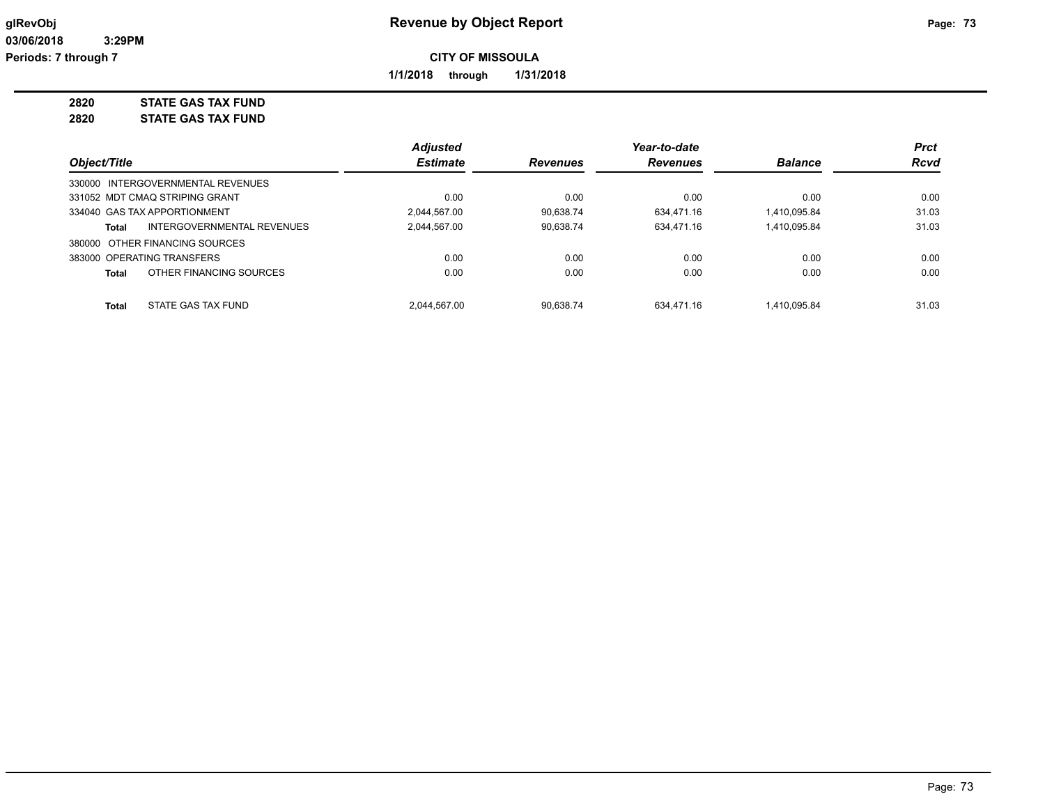# Revenue by Object Report

**CITY OF MISSOULA**

**1/1/2018 through 1/31/2018**

glRevObj
03/06/2018 3:29PM
Periods: 7 through 7

**2820 STATE GAS TAX FUND**
**2820 STATE GAS TAX FUND**

| Object/Title | Adjusted Estimate | Revenues | Year-to-date Revenues | Balance | Prct Rcvd |
|---|---|---|---|---|---|
| 330000 INTERGOVERNMENTAL REVENUES | | | | | |
| 331052 MDT CMAQ STRIPING GRANT | 0.00 | 0.00 | 0.00 | 0.00 | 0.00 |
| 334040 GAS TAX APPORTIONMENT | 2,044,567.00 | 90,638.74 | 634,471.16 | 1,410,095.84 | 31.03 |
| **Total** INTERGOVERNMENTAL REVENUES | 2,044,567.00 | 90,638.74 | 634,471.16 | 1,410,095.84 | 31.03 |
| 380000 OTHER FINANCING SOURCES | | | | | |
| 383000 OPERATING TRANSFERS | 0.00 | 0.00 | 0.00 | 0.00 | 0.00 |
| **Total** OTHER FINANCING SOURCES | 0.00 | 0.00 | 0.00 | 0.00 | 0.00 |
| **Total** STATE GAS TAX FUND | 2,044,567.00 | 90,638.74 | 634,471.16 | 1,410,095.84 | 31.03 |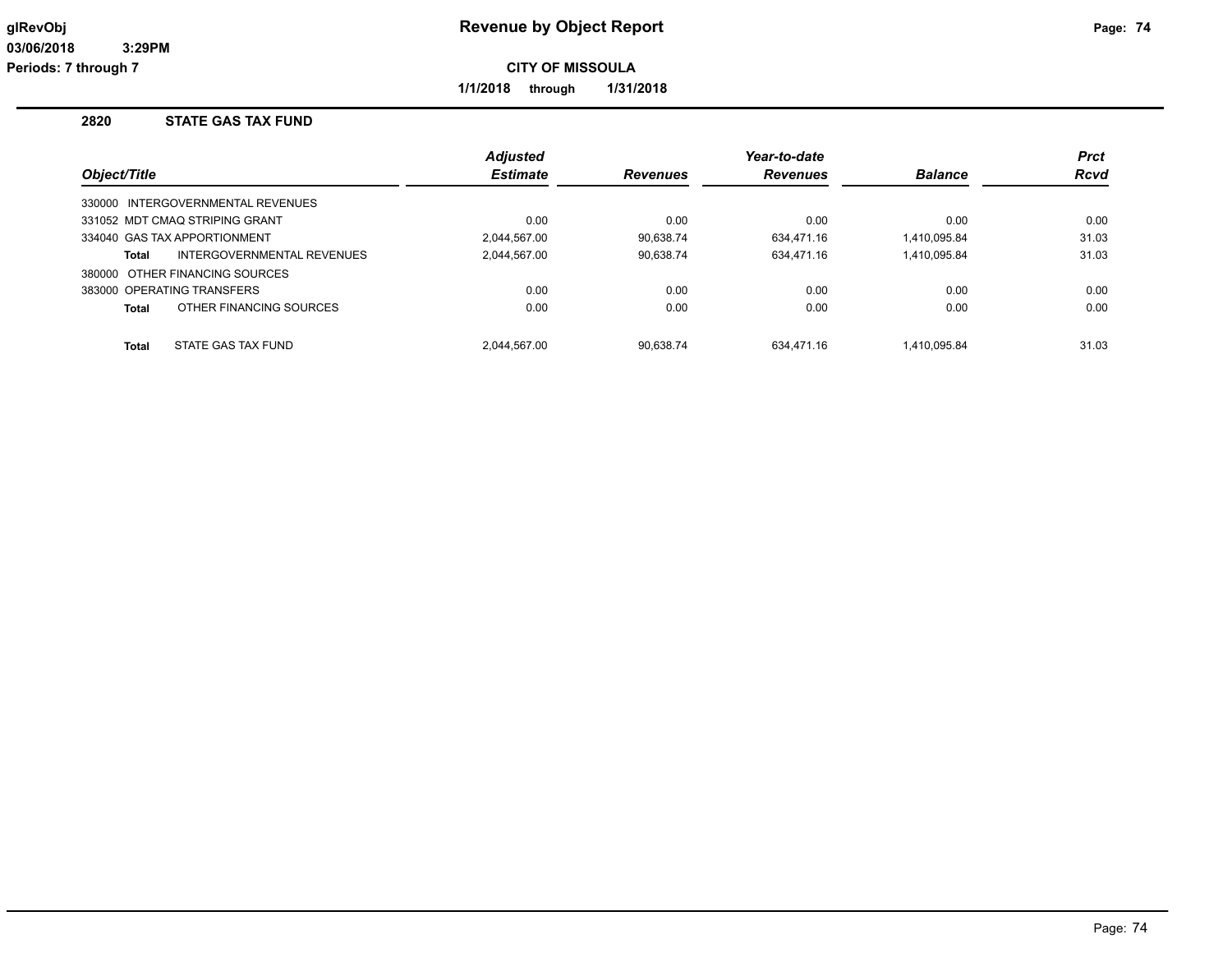**glRevObj**
**03/06/2018 3:29PM**
**Periods: 7 through 7**

# Revenue by Object Report

**CITY OF MISSOULA**

**1/1/2018 through 1/31/2018**

## 2820 STATE GAS TAX FUND

| Object/Title | | Adjusted Estimate | Revenues | Year-to-date Revenues | Balance | Prct Rcvd |
|---|---|---|---|---|---|---|
| 330000 INTERGOVERNMENTAL REVENUES | | | | | | |
| 331052 MDT CMAQ STRIPING GRANT | | 0.00 | 0.00 | 0.00 | 0.00 | 0.00 |
| 334040 GAS TAX APPORTIONMENT | | 2,044,567.00 | 90,638.74 | 634,471.16 | 1,410,095.84 | 31.03 |
| **Total** | INTERGOVERNMENTAL REVENUES | 2,044,567.00 | 90,638.74 | 634,471.16 | 1,410,095.84 | 31.03 |
| 380000 OTHER FINANCING SOURCES | | | | | | |
| 383000 OPERATING TRANSFERS | | 0.00 | 0.00 | 0.00 | 0.00 | 0.00 |
| **Total** | OTHER FINANCING SOURCES | 0.00 | 0.00 | 0.00 | 0.00 | 0.00 |
| **Total** | STATE GAS TAX FUND | 2,044,567.00 | 90,638.74 | 634,471.16 | 1,410,095.84 | 31.03 |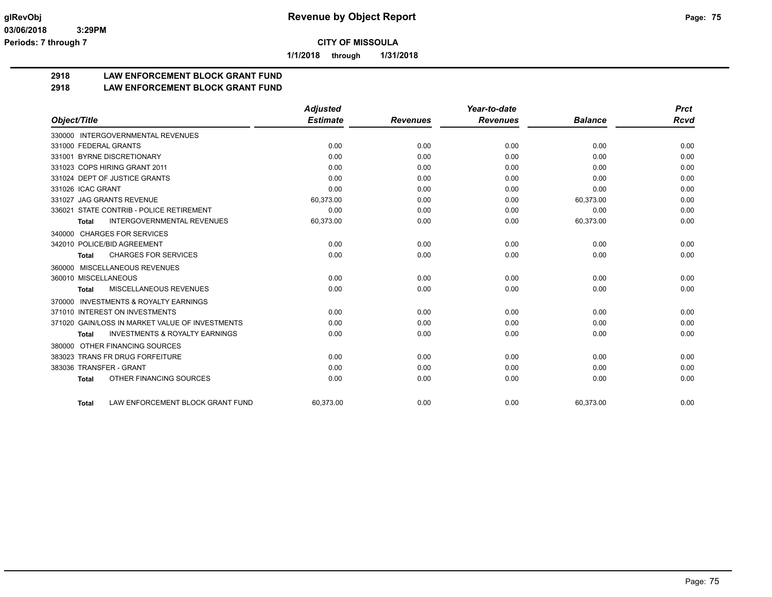**CITY OF MISSOULA**

**1/1/2018 through 1/31/2018**

## 2918 LAW ENFORCEMENT BLOCK GRANT FUND
## 2918 LAW ENFORCEMENT BLOCK GRANT FUND

| Object/Title | Adjusted Estimate | Revenues | Year-to-date Revenues | Balance | Prct Rcvd |
|---|---|---|---|---|---|
| 330000 INTERGOVERNMENTAL REVENUES | | | | | |
| 331000 FEDERAL GRANTS | 0.00 | 0.00 | 0.00 | 0.00 | 0.00 |
| 331001 BYRNE DISCRETIONARY | 0.00 | 0.00 | 0.00 | 0.00 | 0.00 |
| 331023 COPS HIRING GRANT 2011 | 0.00 | 0.00 | 0.00 | 0.00 | 0.00 |
| 331024 DEPT OF JUSTICE GRANTS | 0.00 | 0.00 | 0.00 | 0.00 | 0.00 |
| 331026 ICAC GRANT | 0.00 | 0.00 | 0.00 | 0.00 | 0.00 |
| 331027 JAG GRANTS REVENUE | 60,373.00 | 0.00 | 0.00 | 60,373.00 | 0.00 |
| 336021 STATE CONTRIB - POLICE RETIREMENT | 0.00 | 0.00 | 0.00 | 0.00 | 0.00 |
| **Total** INTERGOVERNMENTAL REVENUES | 60,373.00 | 0.00 | 0.00 | 60,373.00 | 0.00 |
| 340000 CHARGES FOR SERVICES | | | | | |
| 342010 POLICE/BID AGREEMENT | 0.00 | 0.00 | 0.00 | 0.00 | 0.00 |
| **Total** CHARGES FOR SERVICES | 0.00 | 0.00 | 0.00 | 0.00 | 0.00 |
| 360000 MISCELLANEOUS REVENUES | | | | | |
| 360010 MISCELLANEOUS | 0.00 | 0.00 | 0.00 | 0.00 | 0.00 |
| **Total** MISCELLANEOUS REVENUES | 0.00 | 0.00 | 0.00 | 0.00 | 0.00 |
| 370000 INVESTMENTS & ROYALTY EARNINGS | | | | | |
| 371010 INTEREST ON INVESTMENTS | 0.00 | 0.00 | 0.00 | 0.00 | 0.00 |
| 371020 GAIN/LOSS IN MARKET VALUE OF INVESTMENTS | 0.00 | 0.00 | 0.00 | 0.00 | 0.00 |
| **Total** INVESTMENTS & ROYALTY EARNINGS | 0.00 | 0.00 | 0.00 | 0.00 | 0.00 |
| 380000 OTHER FINANCING SOURCES | | | | | |
| 383023 TRANS FR DRUG FORFEITURE | 0.00 | 0.00 | 0.00 | 0.00 | 0.00 |
| 383036 TRANSFER - GRANT | 0.00 | 0.00 | 0.00 | 0.00 | 0.00 |
| **Total** OTHER FINANCING SOURCES | 0.00 | 0.00 | 0.00 | 0.00 | 0.00 |
| **Total** LAW ENFORCEMENT BLOCK GRANT FUND | 60,373.00 | 0.00 | 0.00 | 60,373.00 | 0.00 |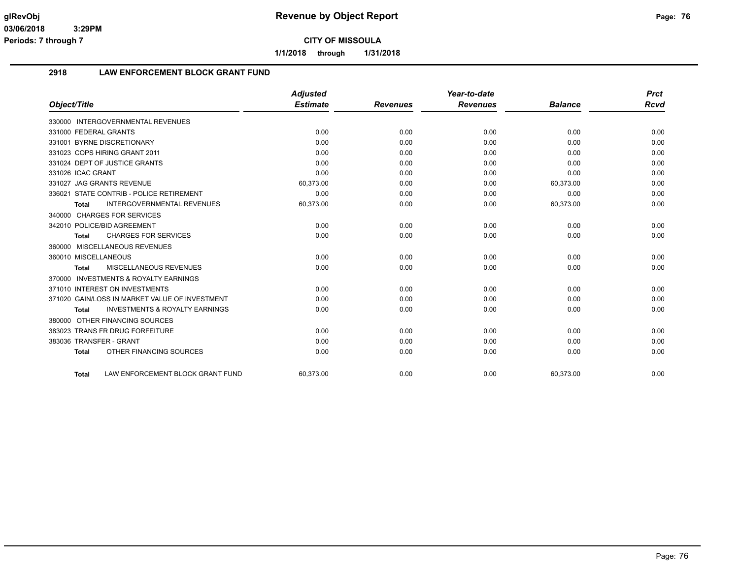**Revenue by Object Report**

**CITY OF MISSOULA**

**1/1/2018 through 1/31/2018**

## 2918 LAW ENFORCEMENT BLOCK GRANT FUND

| Object/Title | Adjusted Estimate | Revenues | Year-to-date Revenues | Balance | Prct Rcvd |
|---|---|---|---|---|---|
| 330000 INTERGOVERNMENTAL REVENUES | | | | | |
| 331000 FEDERAL GRANTS | 0.00 | 0.00 | 0.00 | 0.00 | 0.00 |
| 331001 BYRNE DISCRETIONARY | 0.00 | 0.00 | 0.00 | 0.00 | 0.00 |
| 331023 COPS HIRING GRANT 2011 | 0.00 | 0.00 | 0.00 | 0.00 | 0.00 |
| 331024 DEPT OF JUSTICE GRANTS | 0.00 | 0.00 | 0.00 | 0.00 | 0.00 |
| 331026 ICAC GRANT | 0.00 | 0.00 | 0.00 | 0.00 | 0.00 |
| 331027 JAG GRANTS REVENUE | 60,373.00 | 0.00 | 0.00 | 60,373.00 | 0.00 |
| 336021 STATE CONTRIB - POLICE RETIREMENT | 0.00 | 0.00 | 0.00 | 0.00 | 0.00 |
| **Total** INTERGOVERNMENTAL REVENUES | 60,373.00 | 0.00 | 0.00 | 60,373.00 | 0.00 |
| 340000 CHARGES FOR SERVICES | | | | | |
| 342010 POLICE/BID AGREEMENT | 0.00 | 0.00 | 0.00 | 0.00 | 0.00 |
| **Total** CHARGES FOR SERVICES | 0.00 | 0.00 | 0.00 | 0.00 | 0.00 |
| 360000 MISCELLANEOUS REVENUES | | | | | |
| 360010 MISCELLANEOUS | 0.00 | 0.00 | 0.00 | 0.00 | 0.00 |
| **Total** MISCELLANEOUS REVENUES | 0.00 | 0.00 | 0.00 | 0.00 | 0.00 |
| 370000 INVESTMENTS & ROYALTY EARNINGS | | | | | |
| 371010 INTEREST ON INVESTMENTS | 0.00 | 0.00 | 0.00 | 0.00 | 0.00 |
| 371020 GAIN/LOSS IN MARKET VALUE OF INVESTMENT | 0.00 | 0.00 | 0.00 | 0.00 | 0.00 |
| **Total** INVESTMENTS & ROYALTY EARNINGS | 0.00 | 0.00 | 0.00 | 0.00 | 0.00 |
| 380000 OTHER FINANCING SOURCES | | | | | |
| 383023 TRANS FR DRUG FORFEITURE | 0.00 | 0.00 | 0.00 | 0.00 | 0.00 |
| 383036 TRANSFER - GRANT | 0.00 | 0.00 | 0.00 | 0.00 | 0.00 |
| **Total** OTHER FINANCING SOURCES | 0.00 | 0.00 | 0.00 | 0.00 | 0.00 |
| **Total** LAW ENFORCEMENT BLOCK GRANT FUND | 60,373.00 | 0.00 | 0.00 | 60,373.00 | 0.00 |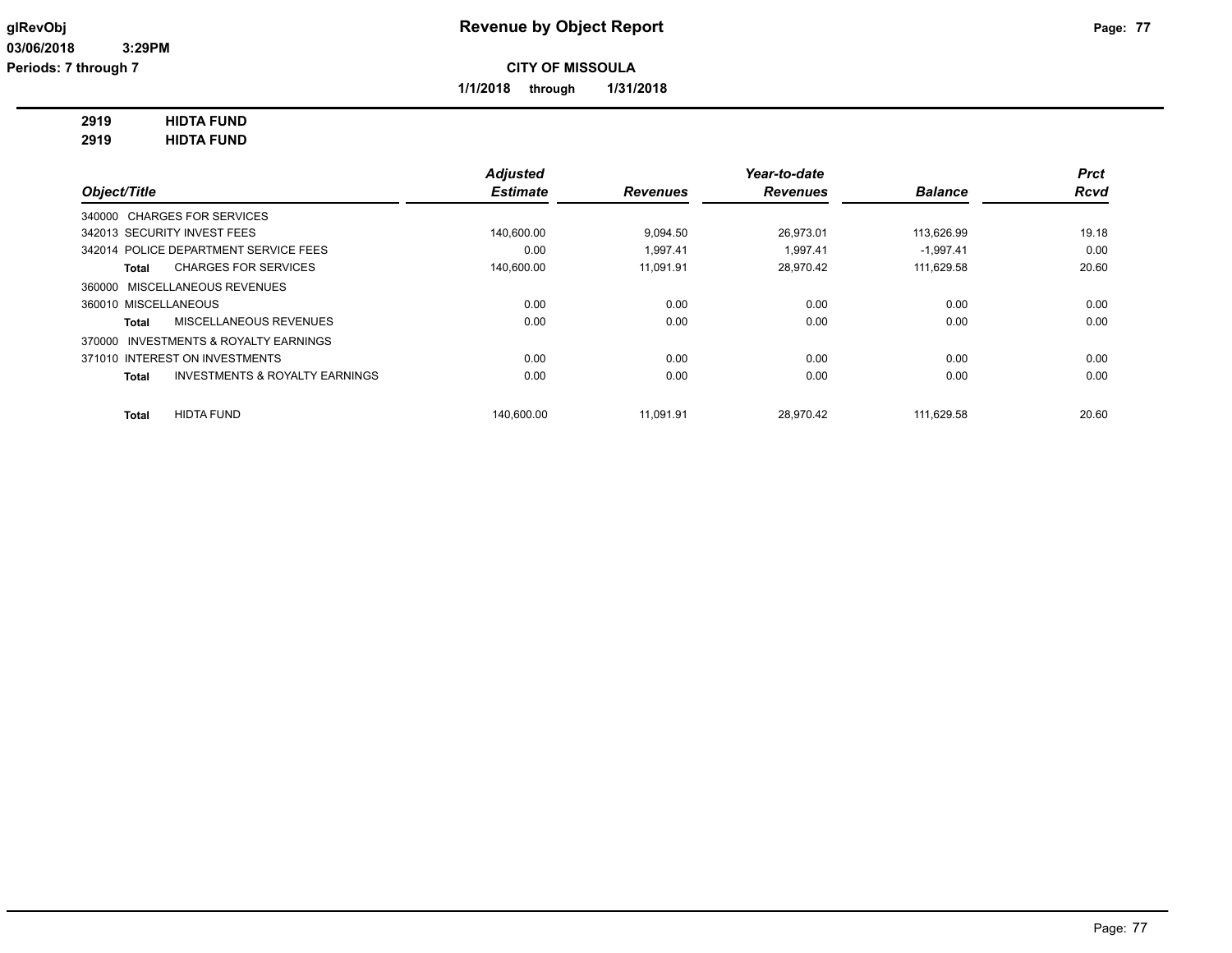**Revenue by Object Report**

**CITY OF MISSOULA**

**1/1/2018 through 1/31/2018**

glRevObj
03/06/2018 3:29PM
Periods: 7 through 7

## 2919 HIDTA FUND
## 2919 HIDTA FUND

| Object/Title | Adjusted Estimate | Revenues | Year-to-date Revenues | Balance | Prct Rcvd |
|---|---|---|---|---|---|
| 340000 CHARGES FOR SERVICES | | | | | |
| 342013 SECURITY INVEST FEES | 140,600.00 | 9,094.50 | 26,973.01 | 113,626.99 | 19.18 |
| 342014 POLICE DEPARTMENT SERVICE FEES | 0.00 | 1,997.41 | 1,997.41 | -1,997.41 | 0.00 |
| **Total** CHARGES FOR SERVICES | 140,600.00 | 11,091.91 | 28,970.42 | 111,629.58 | 20.60 |
| 360000 MISCELLANEOUS REVENUES | | | | | |
| 360010 MISCELLANEOUS | 0.00 | 0.00 | 0.00 | 0.00 | 0.00 |
| **Total** MISCELLANEOUS REVENUES | 0.00 | 0.00 | 0.00 | 0.00 | 0.00 |
| 370000 INVESTMENTS & ROYALTY EARNINGS | | | | | |
| 371010 INTEREST ON INVESTMENTS | 0.00 | 0.00 | 0.00 | 0.00 | 0.00 |
| **Total** INVESTMENTS & ROYALTY EARNINGS | 0.00 | 0.00 | 0.00 | 0.00 | 0.00 |
| **Total** HIDTA FUND | 140,600.00 | 11,091.91 | 28,970.42 | 111,629.58 | 20.60 |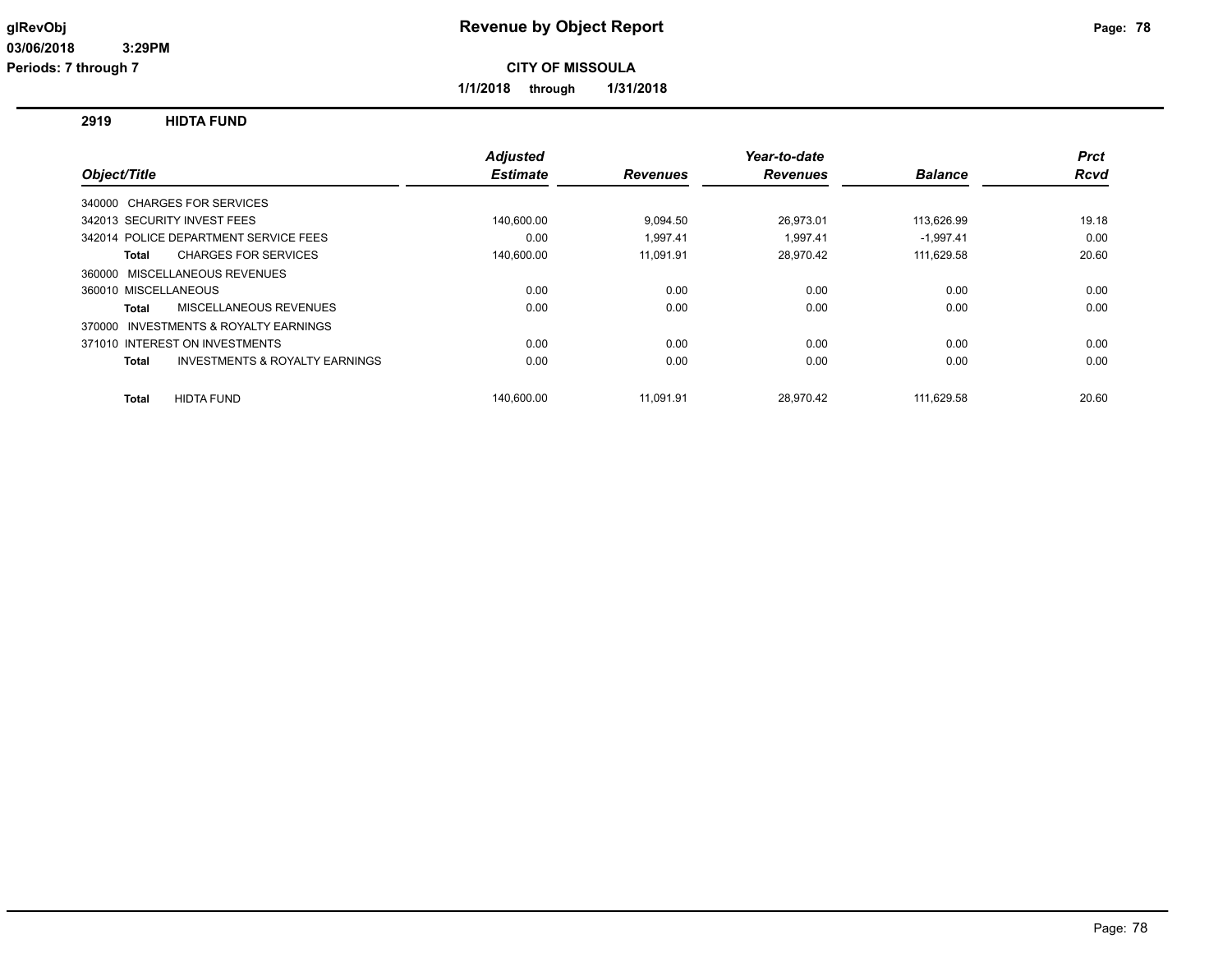# Revenue by Object Report

glRevObj
03/06/2018 3:29PM
Periods: 7 through 7

**CITY OF MISSOULA**

**1/1/2018 through 1/31/2018**

## 2919 HIDTA FUND

| Object/Title | Adjusted Estimate | Revenues | Year-to-date Revenues | Balance | Prct Rcvd |
|---|---|---|---|---|---|
| 340000 CHARGES FOR SERVICES | | | | | |
| 342013 SECURITY INVEST FEES | 140,600.00 | 9,094.50 | 26,973.01 | 113,626.99 | 19.18 |
| 342014 POLICE DEPARTMENT SERVICE FEES | 0.00 | 1,997.41 | 1,997.41 | -1,997.41 | 0.00 |
| **Total** CHARGES FOR SERVICES | 140,600.00 | 11,091.91 | 28,970.42 | 111,629.58 | 20.60 |
| 360000 MISCELLANEOUS REVENUES | | | | | |
| 360010 MISCELLANEOUS | 0.00 | 0.00 | 0.00 | 0.00 | 0.00 |
| **Total** MISCELLANEOUS REVENUES | 0.00 | 0.00 | 0.00 | 0.00 | 0.00 |
| 370000 INVESTMENTS & ROYALTY EARNINGS | | | | | |
| 371010 INTEREST ON INVESTMENTS | 0.00 | 0.00 | 0.00 | 0.00 | 0.00 |
| **Total** INVESTMENTS & ROYALTY EARNINGS | 0.00 | 0.00 | 0.00 | 0.00 | 0.00 |
| **Total** HIDTA FUND | 140,600.00 | 11,091.91 | 28,970.42 | 111,629.58 | 20.60 |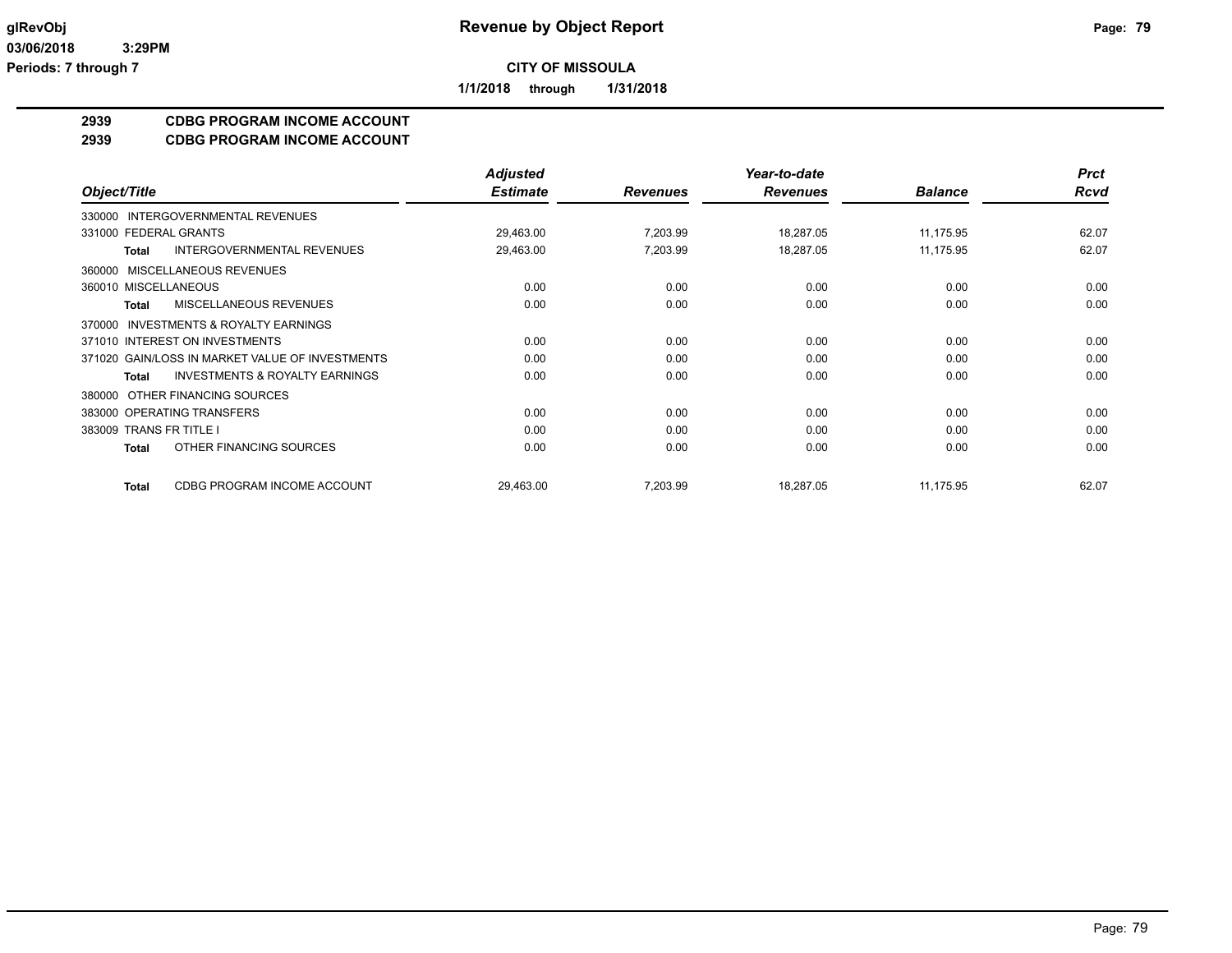**CITY OF MISSOULA**

**1/1/2018 through 1/31/2018**

## 2939 CDBG PROGRAM INCOME ACCOUNT
## 2939 CDBG PROGRAM INCOME ACCOUNT

| Object/Title | Adjusted Estimate | Revenues | Year-to-date Revenues | Balance | Prct Rcvd |
|---|---|---|---|---|---|
| 330000 INTERGOVERNMENTAL REVENUES | | | | | |
| 331000 FEDERAL GRANTS | 29,463.00 | 7,203.99 | 18,287.05 | 11,175.95 | 62.07 |
| **Total** INTERGOVERNMENTAL REVENUES | 29,463.00 | 7,203.99 | 18,287.05 | 11,175.95 | 62.07 |
| 360000 MISCELLANEOUS REVENUES | | | | | |
| 360010 MISCELLANEOUS | 0.00 | 0.00 | 0.00 | 0.00 | 0.00 |
| **Total** MISCELLANEOUS REVENUES | 0.00 | 0.00 | 0.00 | 0.00 | 0.00 |
| 370000 INVESTMENTS & ROYALTY EARNINGS | | | | | |
| 371010 INTEREST ON INVESTMENTS | 0.00 | 0.00 | 0.00 | 0.00 | 0.00 |
| 371020 GAIN/LOSS IN MARKET VALUE OF INVESTMENTS | 0.00 | 0.00 | 0.00 | 0.00 | 0.00 |
| **Total** INVESTMENTS & ROYALTY EARNINGS | 0.00 | 0.00 | 0.00 | 0.00 | 0.00 |
| 380000 OTHER FINANCING SOURCES | | | | | |
| 383000 OPERATING TRANSFERS | 0.00 | 0.00 | 0.00 | 0.00 | 0.00 |
| 383009 TRANS FR TITLE I | 0.00 | 0.00 | 0.00 | 0.00 | 0.00 |
| **Total** OTHER FINANCING SOURCES | 0.00 | 0.00 | 0.00 | 0.00 | 0.00 |
| **Total** CDBG PROGRAM INCOME ACCOUNT | 29,463.00 | 7,203.99 | 18,287.05 | 11,175.95 | 62.07 |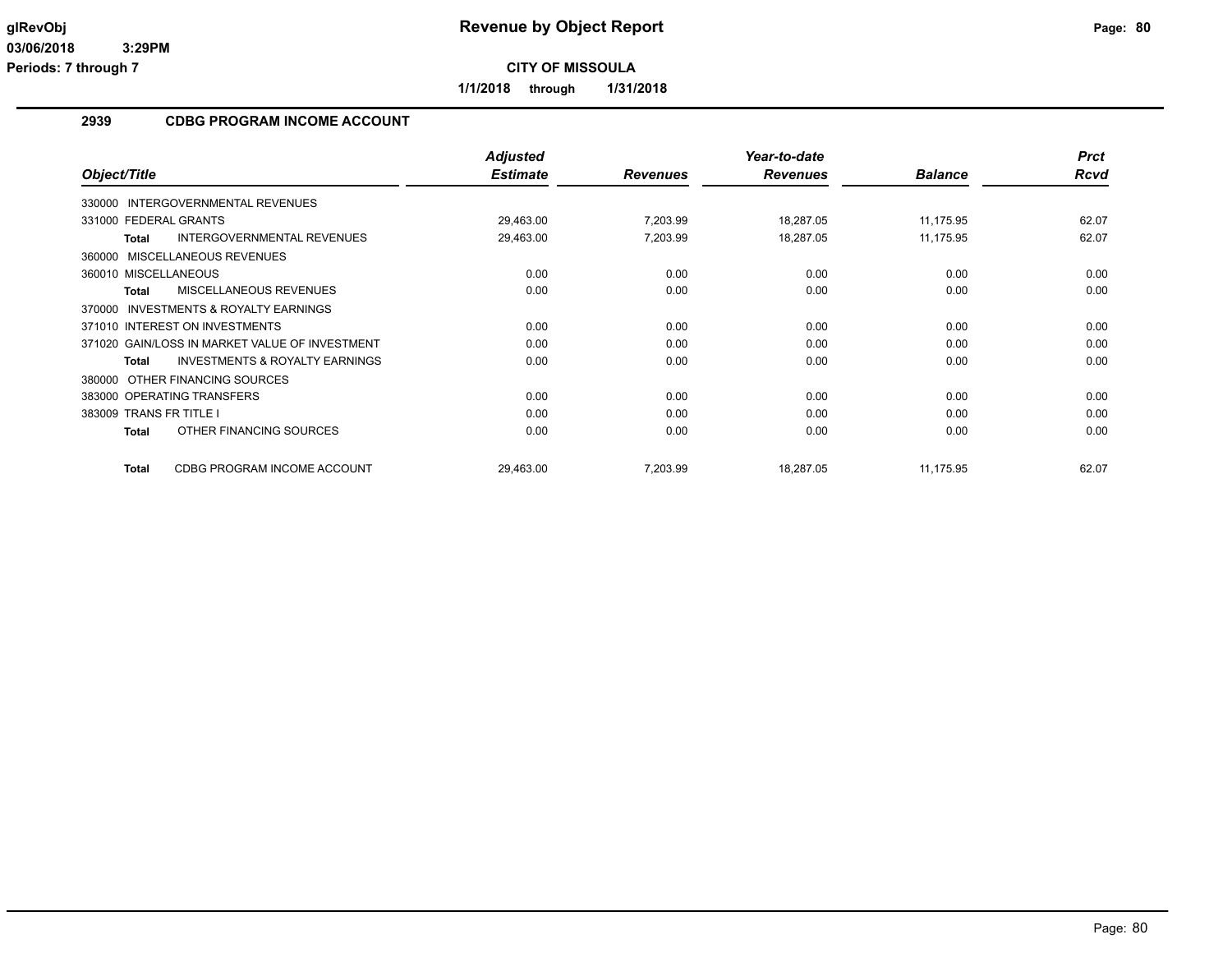# Revenue by Object Report

**CITY OF MISSOULA**

**1/1/2018 through 1/31/2018**

glRevObj
03/06/2018 3:29PM
Periods: 7 through 7

## 2939 CDBG PROGRAM INCOME ACCOUNT

| Object/Title | Adjusted Estimate | Revenues | Year-to-date Revenues | Balance | Prct Rcvd |
|---|---|---|---|---|---|
| 330000 INTERGOVERNMENTAL REVENUES | | | | | |
| 331000 FEDERAL GRANTS | 29,463.00 | 7,203.99 | 18,287.05 | 11,175.95 | 62.07 |
| **Total** INTERGOVERNMENTAL REVENUES | 29,463.00 | 7,203.99 | 18,287.05 | 11,175.95 | 62.07 |
| 360000 MISCELLANEOUS REVENUES | | | | | |
| 360010 MISCELLANEOUS | 0.00 | 0.00 | 0.00 | 0.00 | 0.00 |
| **Total** MISCELLANEOUS REVENUES | 0.00 | 0.00 | 0.00 | 0.00 | 0.00 |
| 370000 INVESTMENTS & ROYALTY EARNINGS | | | | | |
| 371010 INTEREST ON INVESTMENTS | 0.00 | 0.00 | 0.00 | 0.00 | 0.00 |
| 371020 GAIN/LOSS IN MARKET VALUE OF INVESTMENT | 0.00 | 0.00 | 0.00 | 0.00 | 0.00 |
| **Total** INVESTMENTS & ROYALTY EARNINGS | 0.00 | 0.00 | 0.00 | 0.00 | 0.00 |
| 380000 OTHER FINANCING SOURCES | | | | | |
| 383000 OPERATING TRANSFERS | 0.00 | 0.00 | 0.00 | 0.00 | 0.00 |
| 383009 TRANS FR TITLE I | 0.00 | 0.00 | 0.00 | 0.00 | 0.00 |
| **Total** OTHER FINANCING SOURCES | 0.00 | 0.00 | 0.00 | 0.00 | 0.00 |
| **Total** CDBG PROGRAM INCOME ACCOUNT | 29,463.00 | 7,203.99 | 18,287.05 | 11,175.95 | 62.07 |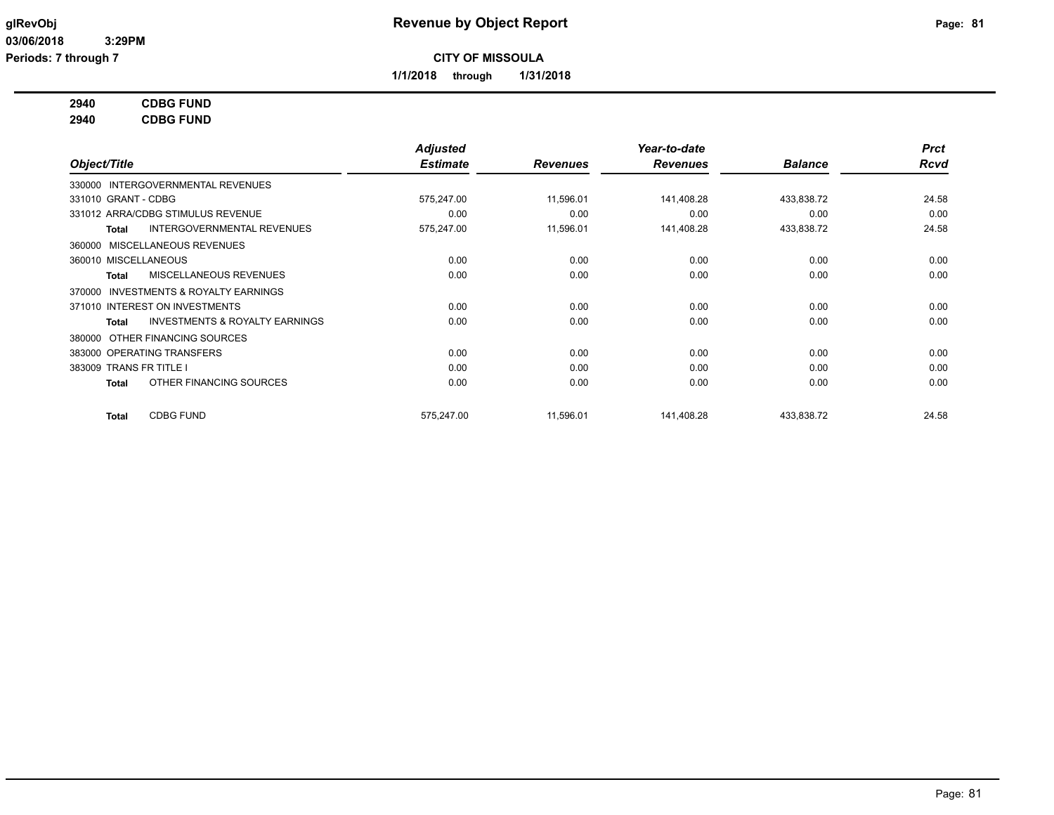**Revenue by Object Report**

**CITY OF MISSOULA**

**1/1/2018 through 1/31/2018**

glRevObj
03/06/2018 3:29PM
Periods: 7 through 7

**2940 CDBG FUND**
**2940 CDBG FUND**

| Object/Title | Adjusted Estimate | Revenues | Year-to-date Revenues | Balance | Prct Rcvd |
|---|---|---|---|---|---|
| 330000 INTERGOVERNMENTAL REVENUES | | | | | |
| 331010 GRANT - CDBG | 575,247.00 | 11,596.01 | 141,408.28 | 433,838.72 | 24.58 |
| 331012 ARRA/CDBG STIMULUS REVENUE | 0.00 | 0.00 | 0.00 | 0.00 | 0.00 |
| **Total** INTERGOVERNMENTAL REVENUES | 575,247.00 | 11,596.01 | 141,408.28 | 433,838.72 | 24.58 |
| 360000 MISCELLANEOUS REVENUES | | | | | |
| 360010 MISCELLANEOUS | 0.00 | 0.00 | 0.00 | 0.00 | 0.00 |
| **Total** MISCELLANEOUS REVENUES | 0.00 | 0.00 | 0.00 | 0.00 | 0.00 |
| 370000 INVESTMENTS & ROYALTY EARNINGS | | | | | |
| 371010 INTEREST ON INVESTMENTS | 0.00 | 0.00 | 0.00 | 0.00 | 0.00 |
| **Total** INVESTMENTS & ROYALTY EARNINGS | 0.00 | 0.00 | 0.00 | 0.00 | 0.00 |
| 380000 OTHER FINANCING SOURCES | | | | | |
| 383000 OPERATING TRANSFERS | 0.00 | 0.00 | 0.00 | 0.00 | 0.00 |
| 383009 TRANS FR TITLE I | 0.00 | 0.00 | 0.00 | 0.00 | 0.00 |
| **Total** OTHER FINANCING SOURCES | 0.00 | 0.00 | 0.00 | 0.00 | 0.00 |
| **Total** CDBG FUND | 575,247.00 | 11,596.01 | 141,408.28 | 433,838.72 | 24.58 |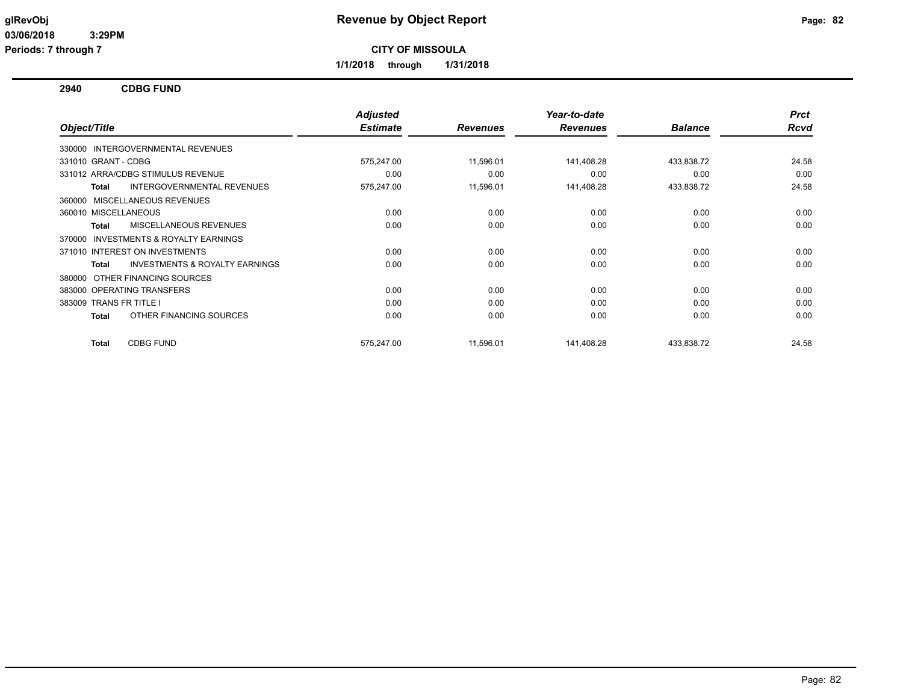**glRevObj**
**03/06/2018 3:29PM**
**Periods: 7 through 7**

# Revenue by Object Report

**CITY OF MISSOULA**

**1/1/2018 through 1/31/2018**

## 2940 CDBG FUND

| Object/Title | Adjusted Estimate | Revenues | Year-to-date Revenues | Balance | Prct Rcvd |
|---|---|---|---|---|---|
| 330000 INTERGOVERNMENTAL REVENUES | | | | | |
| 331010 GRANT - CDBG | 575,247.00 | 11,596.01 | 141,408.28 | 433,838.72 | 24.58 |
| 331012 ARRA/CDBG STIMULUS REVENUE | 0.00 | 0.00 | 0.00 | 0.00 | 0.00 |
| **Total** INTERGOVERNMENTAL REVENUES | 575,247.00 | 11,596.01 | 141,408.28 | 433,838.72 | 24.58 |
| 360000 MISCELLANEOUS REVENUES | | | | | |
| 360010 MISCELLANEOUS | 0.00 | 0.00 | 0.00 | 0.00 | 0.00 |
| **Total** MISCELLANEOUS REVENUES | 0.00 | 0.00 | 0.00 | 0.00 | 0.00 |
| 370000 INVESTMENTS & ROYALTY EARNINGS | | | | | |
| 371010 INTEREST ON INVESTMENTS | 0.00 | 0.00 | 0.00 | 0.00 | 0.00 |
| **Total** INVESTMENTS & ROYALTY EARNINGS | 0.00 | 0.00 | 0.00 | 0.00 | 0.00 |
| 380000 OTHER FINANCING SOURCES | | | | | |
| 383000 OPERATING TRANSFERS | 0.00 | 0.00 | 0.00 | 0.00 | 0.00 |
| 383009 TRANS FR TITLE I | 0.00 | 0.00 | 0.00 | 0.00 | 0.00 |
| **Total** OTHER FINANCING SOURCES | 0.00 | 0.00 | 0.00 | 0.00 | 0.00 |
| **Total** CDBG FUND | 575,247.00 | 11,596.01 | 141,408.28 | 433,838.72 | 24.58 |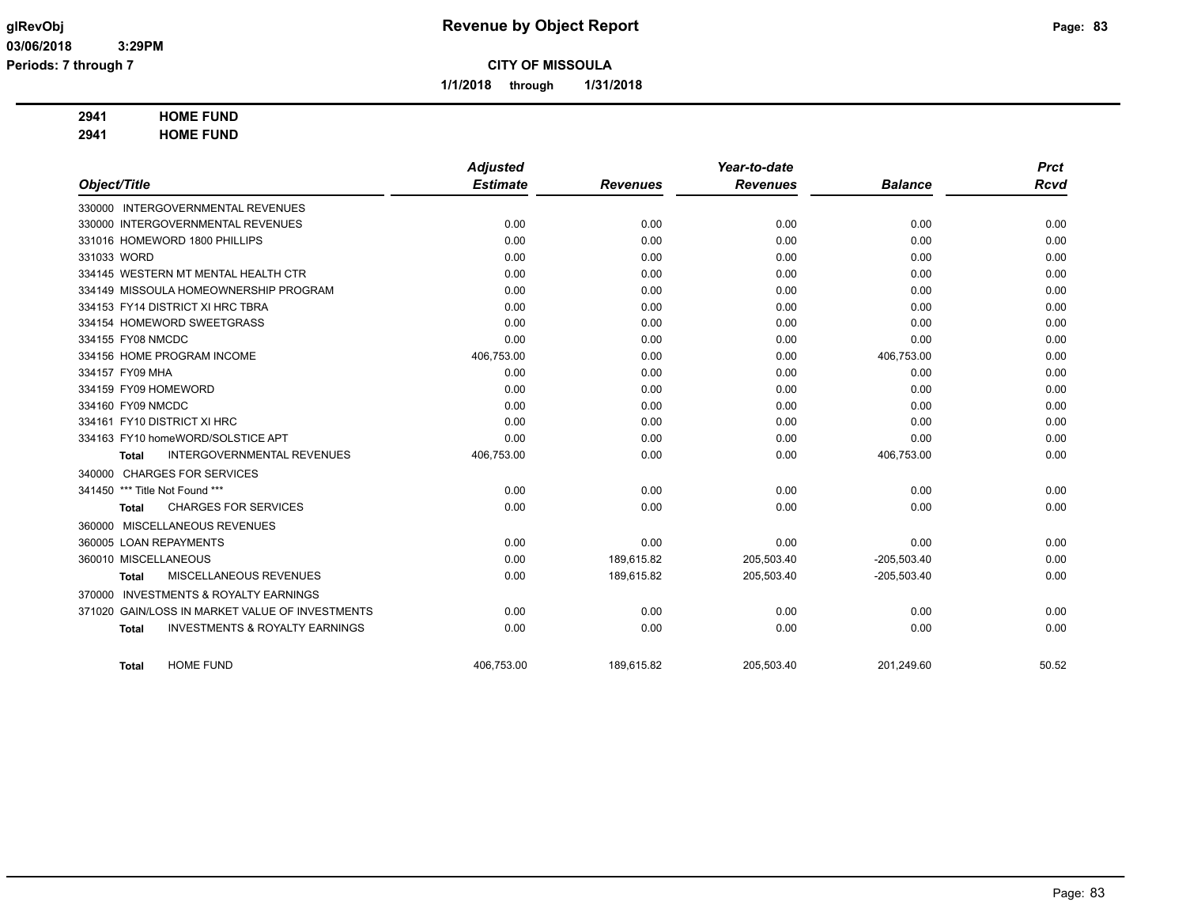# Revenue by Object Report

**CITY OF MISSOULA**

**1/1/2018 through 1/31/2018**

glRevObj
03/06/2018 3:29PM
Periods: 7 through 7

**2941 HOME FUND**
**2941 HOME FUND**

| Object/Title | Adjusted Estimate | Revenues | Year-to-date Revenues | Balance | Prct Rcvd |
|---|---|---|---|---|---|
| 330000 INTERGOVERNMENTAL REVENUES | | | | | |
| 330000 INTERGOVERNMENTAL REVENUES | 0.00 | 0.00 | 0.00 | 0.00 | 0.00 |
| 331016 HOMEWORD 1800 PHILLIPS | 0.00 | 0.00 | 0.00 | 0.00 | 0.00 |
| 331033 WORD | 0.00 | 0.00 | 0.00 | 0.00 | 0.00 |
| 334145 WESTERN MT MENTAL HEALTH CTR | 0.00 | 0.00 | 0.00 | 0.00 | 0.00 |
| 334149 MISSOULA HOMEOWNERSHIP PROGRAM | 0.00 | 0.00 | 0.00 | 0.00 | 0.00 |
| 334153 FY14 DISTRICT XI HRC TBRA | 0.00 | 0.00 | 0.00 | 0.00 | 0.00 |
| 334154 HOMEWORD SWEETGRASS | 0.00 | 0.00 | 0.00 | 0.00 | 0.00 |
| 334155 FY08 NMCDC | 0.00 | 0.00 | 0.00 | 0.00 | 0.00 |
| 334156 HOME PROGRAM INCOME | 406,753.00 | 0.00 | 0.00 | 406,753.00 | 0.00 |
| 334157 FY09 MHA | 0.00 | 0.00 | 0.00 | 0.00 | 0.00 |
| 334159 FY09 HOMEWORD | 0.00 | 0.00 | 0.00 | 0.00 | 0.00 |
| 334160 FY09 NMCDC | 0.00 | 0.00 | 0.00 | 0.00 | 0.00 |
| 334161 FY10 DISTRICT XI HRC | 0.00 | 0.00 | 0.00 | 0.00 | 0.00 |
| 334163 FY10 homeWORD/SOLSTICE APT | 0.00 | 0.00 | 0.00 | 0.00 | 0.00 |
| **Total** INTERGOVERNMENTAL REVENUES | 406,753.00 | 0.00 | 0.00 | 406,753.00 | 0.00 |
| 340000 CHARGES FOR SERVICES | | | | | |
| 341450 *** Title Not Found *** | 0.00 | 0.00 | 0.00 | 0.00 | 0.00 |
| **Total** CHARGES FOR SERVICES | 0.00 | 0.00 | 0.00 | 0.00 | 0.00 |
| 360000 MISCELLANEOUS REVENUES | | | | | |
| 360005 LOAN REPAYMENTS | 0.00 | 0.00 | 0.00 | 0.00 | 0.00 |
| 360010 MISCELLANEOUS | 0.00 | 189,615.82 | 205,503.40 | -205,503.40 | 0.00 |
| **Total** MISCELLANEOUS REVENUES | 0.00 | 189,615.82 | 205,503.40 | -205,503.40 | 0.00 |
| 370000 INVESTMENTS & ROYALTY EARNINGS | | | | | |
| 371020 GAIN/LOSS IN MARKET VALUE OF INVESTMENTS | 0.00 | 0.00 | 0.00 | 0.00 | 0.00 |
| **Total** INVESTMENTS & ROYALTY EARNINGS | 0.00 | 0.00 | 0.00 | 0.00 | 0.00 |
| **Total** HOME FUND | 406,753.00 | 189,615.82 | 205,503.40 | 201,249.60 | 50.52 |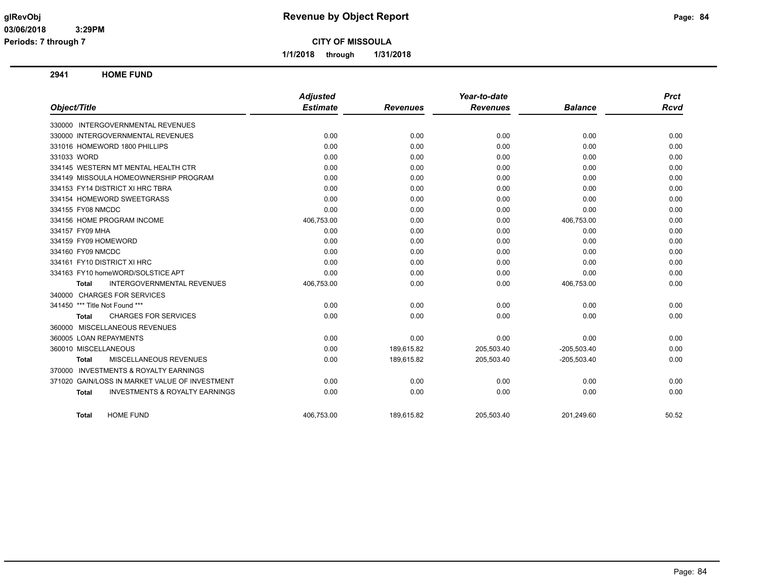**CITY OF MISSOULA**

**1/1/2018 through 1/31/2018**

## 2941 HOME FUND

| Object/Title | Adjusted Estimate | Revenues | Year-to-date Revenues | Balance | Prct Rcvd |
|---|---|---|---|---|---|
| 330000 INTERGOVERNMENTAL REVENUES | | | | | |
| 330000 INTERGOVERNMENTAL REVENUES | 0.00 | 0.00 | 0.00 | 0.00 | 0.00 |
| 331016 HOMEWORD 1800 PHILLIPS | 0.00 | 0.00 | 0.00 | 0.00 | 0.00 |
| 331033 WORD | 0.00 | 0.00 | 0.00 | 0.00 | 0.00 |
| 334145 WESTERN MT MENTAL HEALTH CTR | 0.00 | 0.00 | 0.00 | 0.00 | 0.00 |
| 334149 MISSOULA HOMEOWNERSHIP PROGRAM | 0.00 | 0.00 | 0.00 | 0.00 | 0.00 |
| 334153 FY14 DISTRICT XI HRC TBRA | 0.00 | 0.00 | 0.00 | 0.00 | 0.00 |
| 334154 HOMEWORD SWEETGRASS | 0.00 | 0.00 | 0.00 | 0.00 | 0.00 |
| 334155 FY08 NMCDC | 0.00 | 0.00 | 0.00 | 0.00 | 0.00 |
| 334156 HOME PROGRAM INCOME | 406,753.00 | 0.00 | 0.00 | 406,753.00 | 0.00 |
| 334157 FY09 MHA | 0.00 | 0.00 | 0.00 | 0.00 | 0.00 |
| 334159 FY09 HOMEWORD | 0.00 | 0.00 | 0.00 | 0.00 | 0.00 |
| 334160 FY09 NMCDC | 0.00 | 0.00 | 0.00 | 0.00 | 0.00 |
| 334161 FY10 DISTRICT XI HRC | 0.00 | 0.00 | 0.00 | 0.00 | 0.00 |
| 334163 FY10 homeWORD/SOLSTICE APT | 0.00 | 0.00 | 0.00 | 0.00 | 0.00 |
| **Total** INTERGOVERNMENTAL REVENUES | 406,753.00 | 0.00 | 0.00 | 406,753.00 | 0.00 |
| 340000 CHARGES FOR SERVICES | | | | | |
| 341450 *** Title Not Found *** | 0.00 | 0.00 | 0.00 | 0.00 | 0.00 |
| **Total** CHARGES FOR SERVICES | 0.00 | 0.00 | 0.00 | 0.00 | 0.00 |
| 360000 MISCELLANEOUS REVENUES | | | | | |
| 360005 LOAN REPAYMENTS | 0.00 | 0.00 | 0.00 | 0.00 | 0.00 |
| 360010 MISCELLANEOUS | 0.00 | 189,615.82 | 205,503.40 | -205,503.40 | 0.00 |
| **Total** MISCELLANEOUS REVENUES | 0.00 | 189,615.82 | 205,503.40 | -205,503.40 | 0.00 |
| 370000 INVESTMENTS & ROYALTY EARNINGS | | | | | |
| 371020 GAIN/LOSS IN MARKET VALUE OF INVESTMENT | 0.00 | 0.00 | 0.00 | 0.00 | 0.00 |
| **Total** INVESTMENTS & ROYALTY EARNINGS | 0.00 | 0.00 | 0.00 | 0.00 | 0.00 |
| **Total** HOME FUND | 406,753.00 | 189,615.82 | 205,503.40 | 201,249.60 | 50.52 |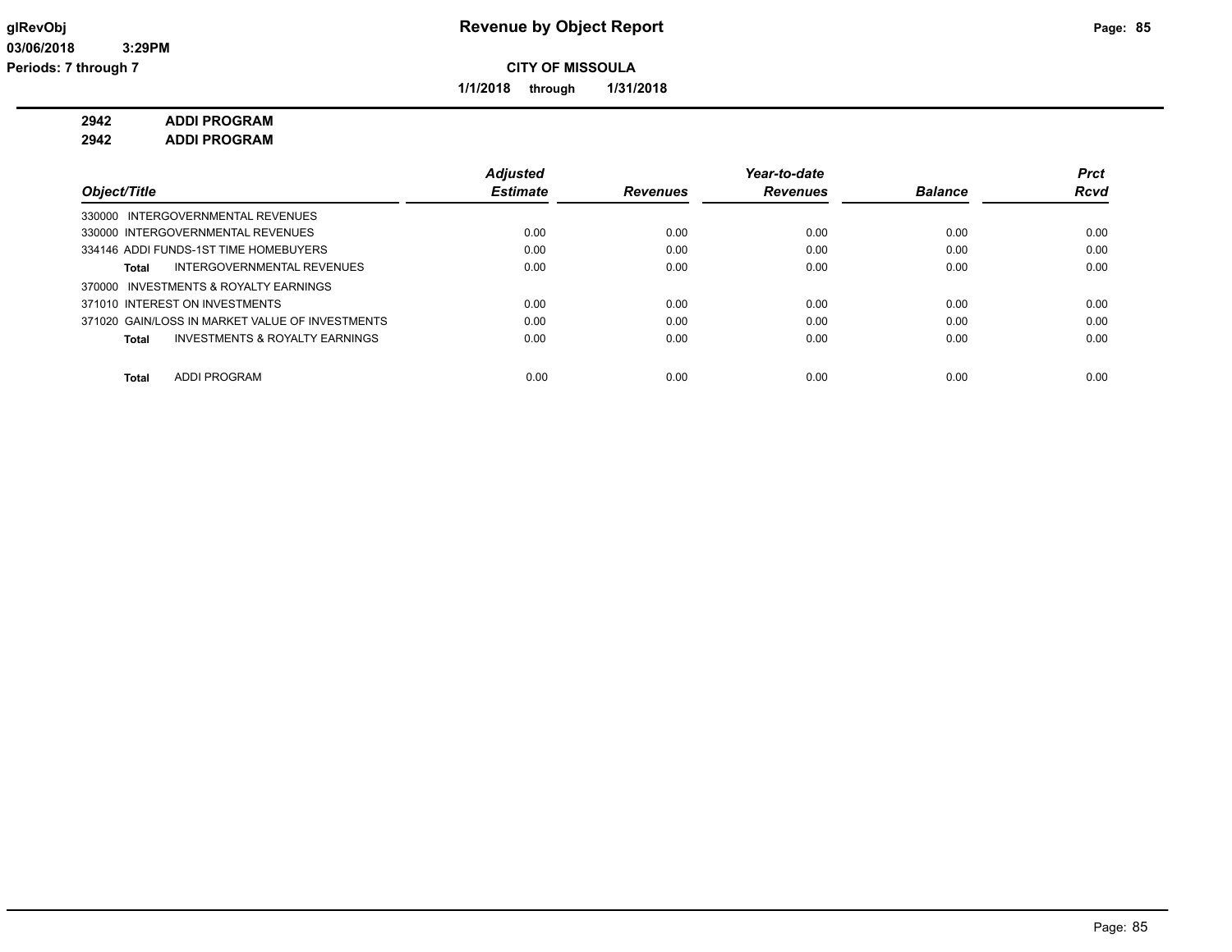**CITY OF MISSOULA**

**1/1/2018 through 1/31/2018**

**2942 ADDI PROGRAM**

**2942 ADDI PROGRAM**

| Object/Title | Adjusted Estimate | Revenues | Year-to-date Revenues | Balance | Prct Rcvd |
|---|---|---|---|---|---|
| 330000 INTERGOVERNMENTAL REVENUES | | | | | |
| 330000 INTERGOVERNMENTAL REVENUES | 0.00 | 0.00 | 0.00 | 0.00 | 0.00 |
| 334146 ADDI FUNDS-1ST TIME HOMEBUYERS | 0.00 | 0.00 | 0.00 | 0.00 | 0.00 |
| **Total** INTERGOVERNMENTAL REVENUES | 0.00 | 0.00 | 0.00 | 0.00 | 0.00 |
| 370000 INVESTMENTS & ROYALTY EARNINGS | | | | | |
| 371010 INTEREST ON INVESTMENTS | 0.00 | 0.00 | 0.00 | 0.00 | 0.00 |
| 371020 GAIN/LOSS IN MARKET VALUE OF INVESTMENTS | 0.00 | 0.00 | 0.00 | 0.00 | 0.00 |
| **Total** INVESTMENTS & ROYALTY EARNINGS | 0.00 | 0.00 | 0.00 | 0.00 | 0.00 |
| **Total** ADDI PROGRAM | 0.00 | 0.00 | 0.00 | 0.00 | 0.00 |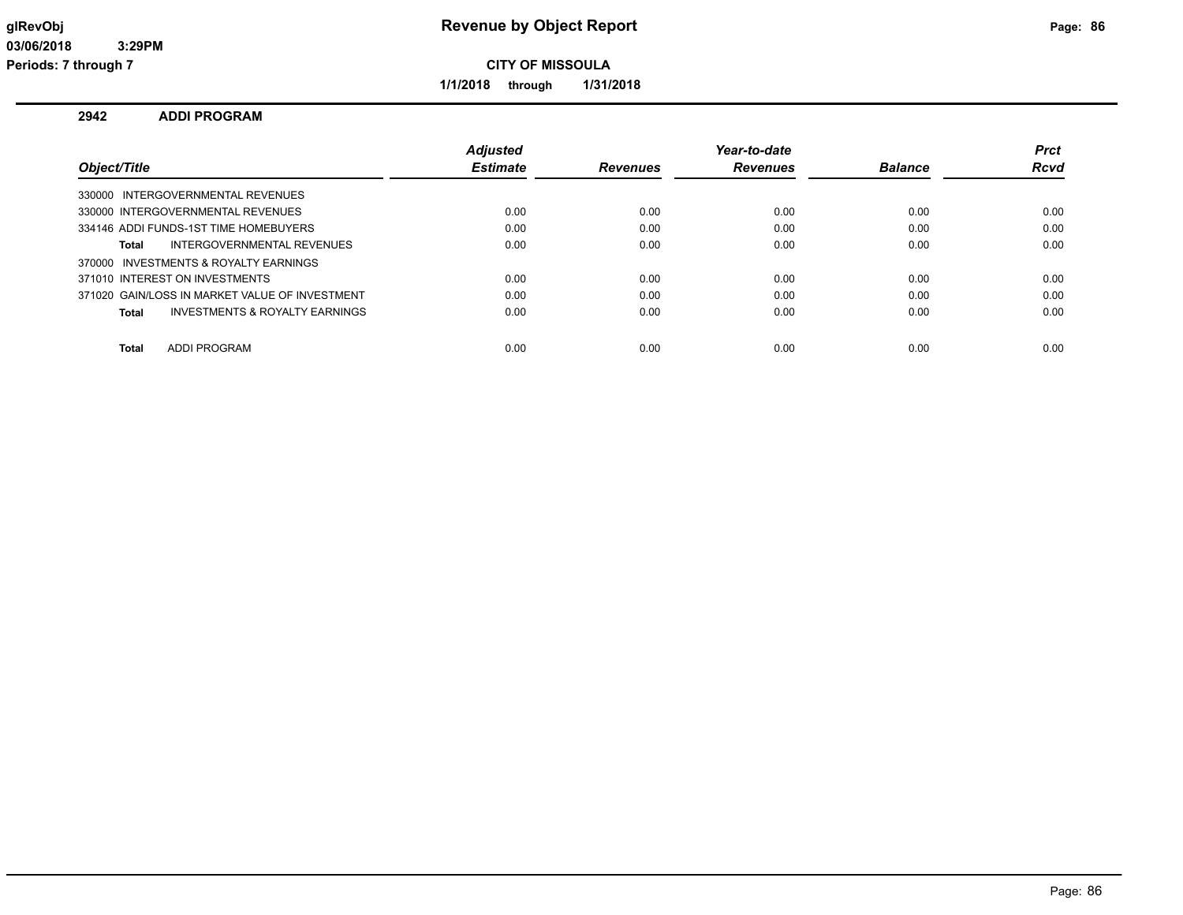# Revenue by Object Report

**CITY OF MISSOULA**

**1/1/2018 through 1/31/2018**

## 2942 ADDI PROGRAM

| Object/Title | Adjusted Estimate | Revenues | Year-to-date Revenues | Balance | Prct Rcvd |
|---|---|---|---|---|---|
| 330000 INTERGOVERNMENTAL REVENUES | | | | | |
| 330000 INTERGOVERNMENTAL REVENUES | 0.00 | 0.00 | 0.00 | 0.00 | 0.00 |
| 334146 ADDI FUNDS-1ST TIME HOMEBUYERS | 0.00 | 0.00 | 0.00 | 0.00 | 0.00 |
| **Total** INTERGOVERNMENTAL REVENUES | 0.00 | 0.00 | 0.00 | 0.00 | 0.00 |
| 370000 INVESTMENTS & ROYALTY EARNINGS | | | | | |
| 371010 INTEREST ON INVESTMENTS | 0.00 | 0.00 | 0.00 | 0.00 | 0.00 |
| 371020 GAIN/LOSS IN MARKET VALUE OF INVESTMENT | 0.00 | 0.00 | 0.00 | 0.00 | 0.00 |
| **Total** INVESTMENTS & ROYALTY EARNINGS | 0.00 | 0.00 | 0.00 | 0.00 | 0.00 |
| **Total** ADDI PROGRAM | 0.00 | 0.00 | 0.00 | 0.00 | 0.00 |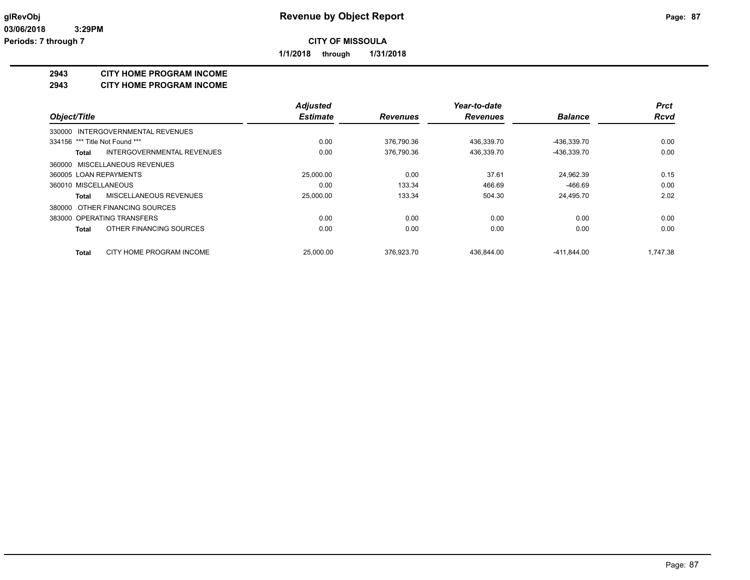# Revenue by Object Report

**CITY OF MISSOULA**

**1/1/2018 through 1/31/2018**

glRevObj
03/06/2018 3:29PM
Periods: 7 through 7

## 2943 CITY HOME PROGRAM INCOME
## 2943 CITY HOME PROGRAM INCOME

| Object/Title | Adjusted Estimate | Revenues | Year-to-date Revenues | Balance | Prct Rcvd |
|---|---|---|---|---|---|
| 330000 INTERGOVERNMENTAL REVENUES | | | | | |
| 334156 *** Title Not Found *** | 0.00 | 376,790.36 | 436,339.70 | -436,339.70 | 0.00 |
| **Total** INTERGOVERNMENTAL REVENUES | 0.00 | 376,790.36 | 436,339.70 | -436,339.70 | 0.00 |
| 360000 MISCELLANEOUS REVENUES | | | | | |
| 360005 LOAN REPAYMENTS | 25,000.00 | 0.00 | 37.61 | 24,962.39 | 0.15 |
| 360010 MISCELLANEOUS | 0.00 | 133.34 | 466.69 | -466.69 | 0.00 |
| **Total** MISCELLANEOUS REVENUES | 25,000.00 | 133.34 | 504.30 | 24,495.70 | 2.02 |
| 380000 OTHER FINANCING SOURCES | | | | | |
| 383000 OPERATING TRANSFERS | 0.00 | 0.00 | 0.00 | 0.00 | 0.00 |
| **Total** OTHER FINANCING SOURCES | 0.00 | 0.00 | 0.00 | 0.00 | 0.00 |
| **Total** CITY HOME PROGRAM INCOME | 25,000.00 | 376,923.70 | 436,844.00 | -411,844.00 | 1,747.38 |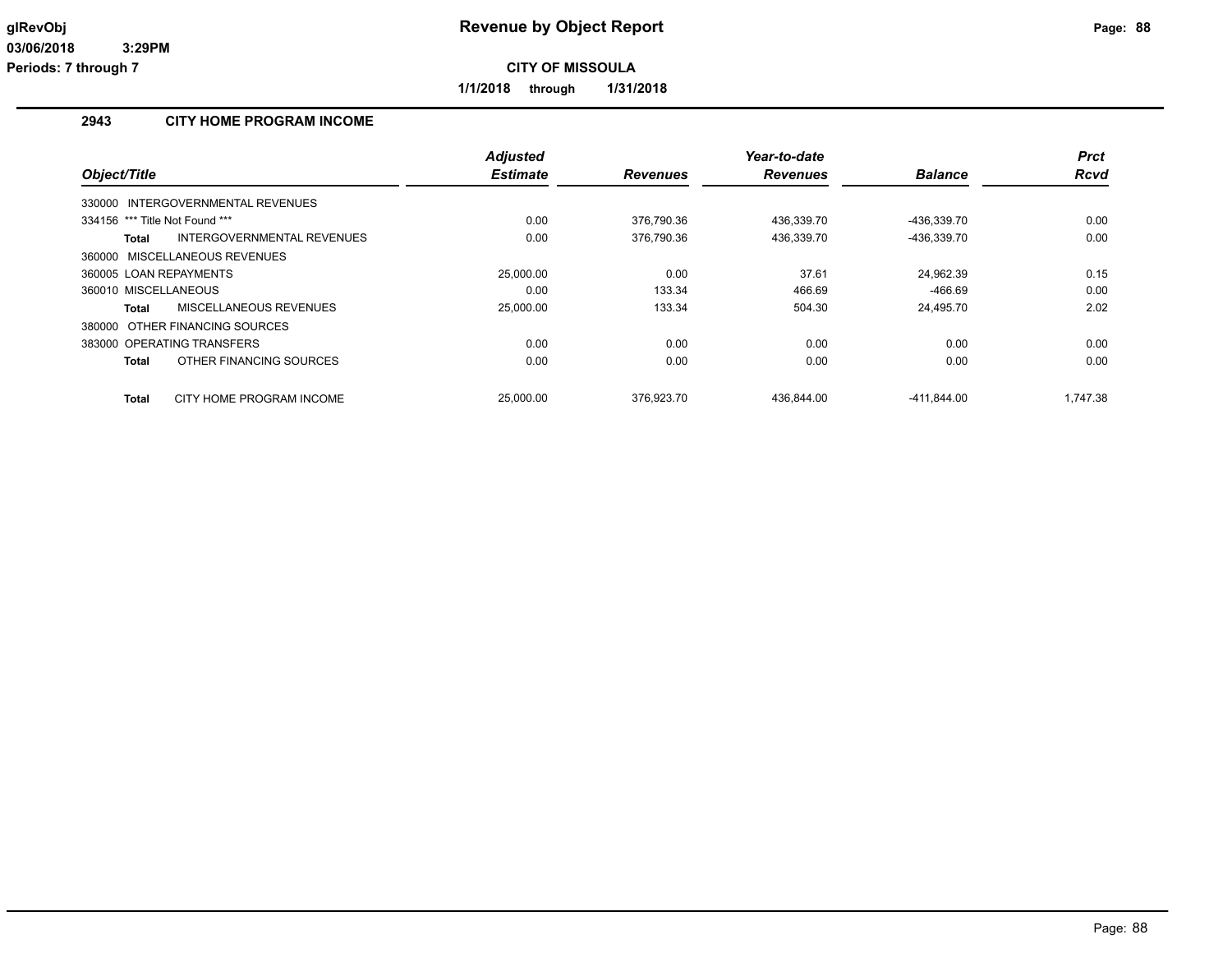# Revenue by Object Report

**CITY OF MISSOULA**

**1/1/2018 through 1/31/2018**

glRevObj
03/06/2018 3:29PM
Periods: 7 through 7

## 2943 CITY HOME PROGRAM INCOME

| Object/Title | Adjusted Estimate | Revenues | Year-to-date Revenues | Balance | Prct Rcvd |
|---|---|---|---|---|---|
| 330000 INTERGOVERNMENTAL REVENUES | | | | | |
| 334156 *** Title Not Found *** | 0.00 | 376,790.36 | 436,339.70 | -436,339.70 | 0.00 |
| **Total** INTERGOVERNMENTAL REVENUES | 0.00 | 376,790.36 | 436,339.70 | -436,339.70 | 0.00 |
| 360000 MISCELLANEOUS REVENUES | | | | | |
| 360005 LOAN REPAYMENTS | 25,000.00 | 0.00 | 37.61 | 24,962.39 | 0.15 |
| 360010 MISCELLANEOUS | 0.00 | 133.34 | 466.69 | -466.69 | 0.00 |
| **Total** MISCELLANEOUS REVENUES | 25,000.00 | 133.34 | 504.30 | 24,495.70 | 2.02 |
| 380000 OTHER FINANCING SOURCES | | | | | |
| 383000 OPERATING TRANSFERS | 0.00 | 0.00 | 0.00 | 0.00 | 0.00 |
| **Total** OTHER FINANCING SOURCES | 0.00 | 0.00 | 0.00 | 0.00 | 0.00 |
| **Total** CITY HOME PROGRAM INCOME | 25,000.00 | 376,923.70 | 436,844.00 | -411,844.00 | 1,747.38 |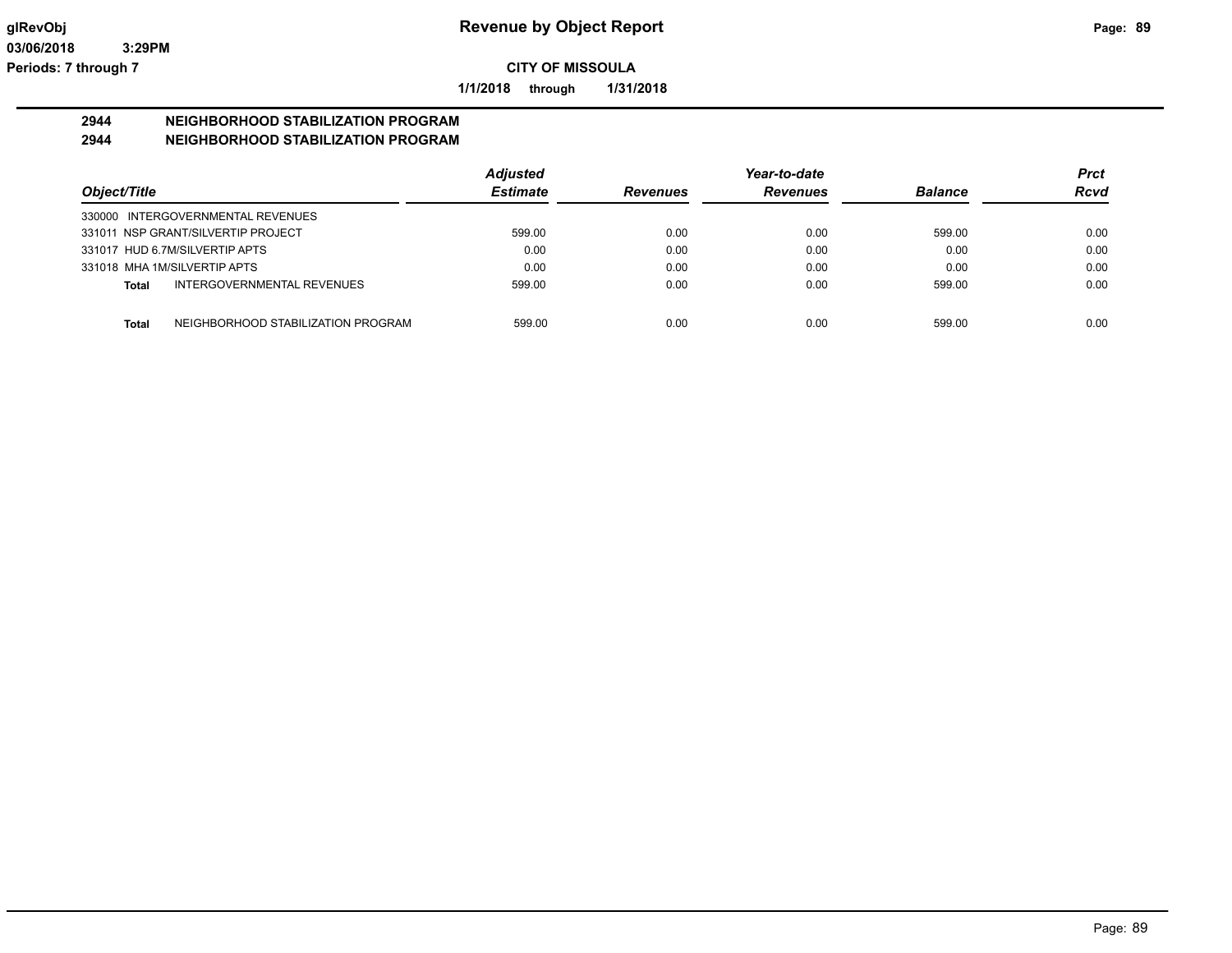# Revenue by Object Report

glRevObj
03/06/2018 3:29PM
Periods: 7 through 7

**CITY OF MISSOULA**

**1/1/2018 through 1/31/2018**

## 2944 NEIGHBORHOOD STABILIZATION PROGRAM
## 2944 NEIGHBORHOOD STABILIZATION PROGRAM

| Object/Title | Adjusted Estimate | Revenues | Year-to-date Revenues | Balance | Prct Rcvd |
|---|---|---|---|---|---|
| 330000 INTERGOVERNMENTAL REVENUES | | | | | |
| 331011 NSP GRANT/SILVERTIP PROJECT | 599.00 | 0.00 | 0.00 | 599.00 | 0.00 |
| 331017 HUD 6.7M/SILVERTIP APTS | 0.00 | 0.00 | 0.00 | 0.00 | 0.00 |
| 331018 MHA 1M/SILVERTIP APTS | 0.00 | 0.00 | 0.00 | 0.00 | 0.00 |
| **Total** INTERGOVERNMENTAL REVENUES | 599.00 | 0.00 | 0.00 | 599.00 | 0.00 |
| **Total** NEIGHBORHOOD STABILIZATION PROGRAM | 599.00 | 0.00 | 0.00 | 599.00 | 0.00 |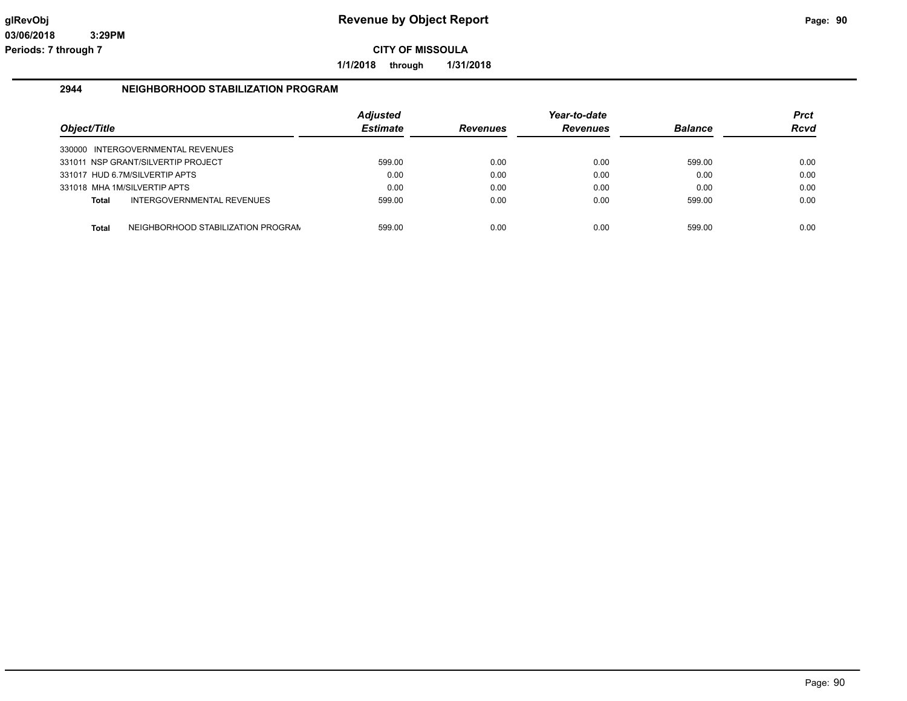**Revenue by Object Report**

**CITY OF MISSOULA**

**1/1/2018 through 1/31/2018**

glRevObj
03/06/2018 3:29PM
Periods: 7 through 7

## 2944 NEIGHBORHOOD STABILIZATION PROGRAM

| Object/Title | Adjusted Estimate | Revenues | Year-to-date Revenues | Balance | Prct Rcvd |
|---|---|---|---|---|---|
| 330000 INTERGOVERNMENTAL REVENUES | | | | | |
| 331011 NSP GRANT/SILVERTIP PROJECT | 599.00 | 0.00 | 0.00 | 599.00 | 0.00 |
| 331017 HUD 6.7M/SILVERTIP APTS | 0.00 | 0.00 | 0.00 | 0.00 | 0.00 |
| 331018 MHA 1M/SILVERTIP APTS | 0.00 | 0.00 | 0.00 | 0.00 | 0.00 |
| **Total** INTERGOVERNMENTAL REVENUES | 599.00 | 0.00 | 0.00 | 599.00 | 0.00 |
| **Total** NEIGHBORHOOD STABILIZATION PROGRAM | 599.00 | 0.00 | 0.00 | 599.00 | 0.00 |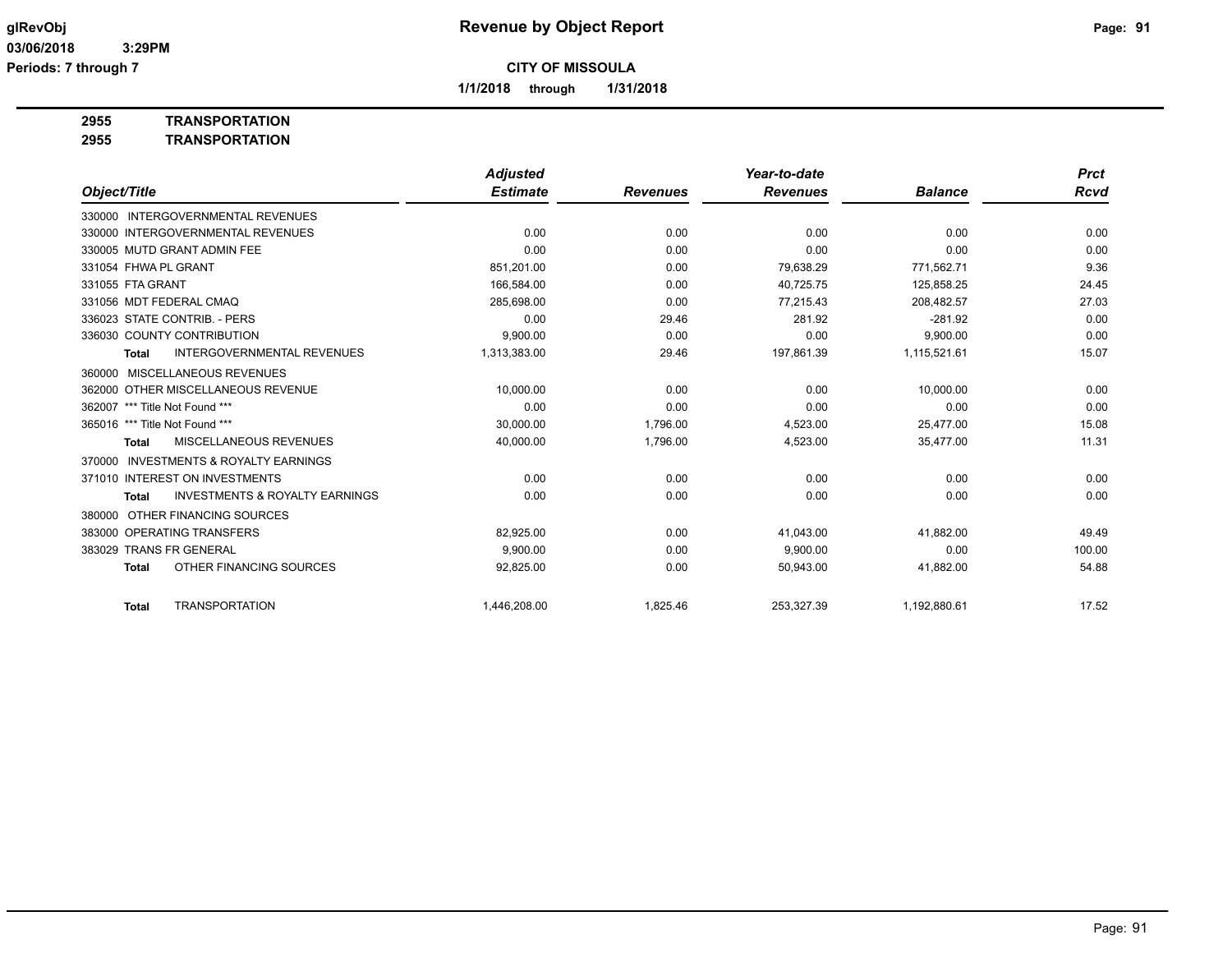# Revenue by Object Report

**CITY OF MISSOULA**

**1/1/2018 through 1/31/2018**

glRevObj
03/06/2018 3:29PM
Periods: 7 through 7

## 2955 TRANSPORTATION
## 2955 TRANSPORTATION

| Object/Title | Adjusted Estimate | Revenues | Year-to-date Revenues | Balance | Prct Rcvd |
|---|---|---|---|---|---|
| 330000 INTERGOVERNMENTAL REVENUES | | | | | |
| 330000 INTERGOVERNMENTAL REVENUES | 0.00 | 0.00 | 0.00 | 0.00 | 0.00 |
| 330005 MUTD GRANT ADMIN FEE | 0.00 | 0.00 | 0.00 | 0.00 | 0.00 |
| 331054 FHWA PL GRANT | 851,201.00 | 0.00 | 79,638.29 | 771,562.71 | 9.36 |
| 331055 FTA GRANT | 166,584.00 | 0.00 | 40,725.75 | 125,858.25 | 24.45 |
| 331056 MDT FEDERAL CMAQ | 285,698.00 | 0.00 | 77,215.43 | 208,482.57 | 27.03 |
| 336023 STATE CONTRIB. - PERS | 0.00 | 29.46 | 281.92 | -281.92 | 0.00 |
| 336030 COUNTY CONTRIBUTION | 9,900.00 | 0.00 | 0.00 | 9,900.00 | 0.00 |
| **Total** INTERGOVERNMENTAL REVENUES | 1,313,383.00 | 29.46 | 197,861.39 | 1,115,521.61 | 15.07 |
| 360000 MISCELLANEOUS REVENUES | | | | | |
| 362000 OTHER MISCELLANEOUS REVENUE | 10,000.00 | 0.00 | 0.00 | 10,000.00 | 0.00 |
| 362007 *** Title Not Found *** | 0.00 | 0.00 | 0.00 | 0.00 | 0.00 |
| 365016 *** Title Not Found *** | 30,000.00 | 1,796.00 | 4,523.00 | 25,477.00 | 15.08 |
| **Total** MISCELLANEOUS REVENUES | 40,000.00 | 1,796.00 | 4,523.00 | 35,477.00 | 11.31 |
| 370000 INVESTMENTS & ROYALTY EARNINGS | | | | | |
| 371010 INTEREST ON INVESTMENTS | 0.00 | 0.00 | 0.00 | 0.00 | 0.00 |
| **Total** INVESTMENTS & ROYALTY EARNINGS | 0.00 | 0.00 | 0.00 | 0.00 | 0.00 |
| 380000 OTHER FINANCING SOURCES | | | | | |
| 383000 OPERATING TRANSFERS | 82,925.00 | 0.00 | 41,043.00 | 41,882.00 | 49.49 |
| 383029 TRANS FR GENERAL | 9,900.00 | 0.00 | 9,900.00 | 0.00 | 100.00 |
| **Total** OTHER FINANCING SOURCES | 92,825.00 | 0.00 | 50,943.00 | 41,882.00 | 54.88 |
| **Total** TRANSPORTATION | 1,446,208.00 | 1,825.46 | 253,327.39 | 1,192,880.61 | 17.52 |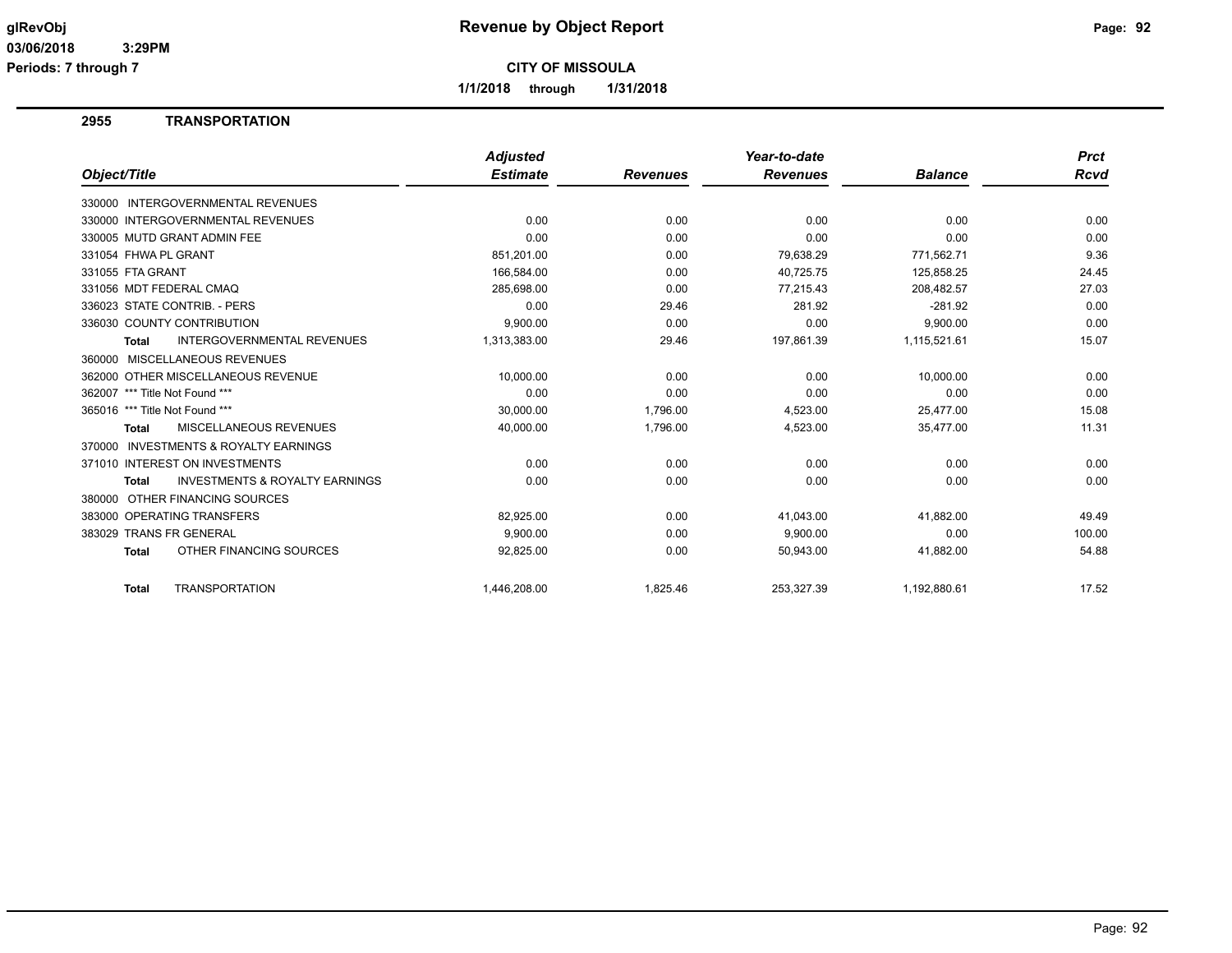# Revenue by Object Report

**CITY OF MISSOULA**

**1/1/2018 through 1/31/2018**

glRevObj
03/06/2018 3:29PM
Periods: 7 through 7

## 2955 TRANSPORTATION

| Object/Title | Adjusted Estimate | Revenues | Year-to-date Revenues | Balance | Prct Rcvd |
|---|---|---|---|---|---|
| 330000 INTERGOVERNMENTAL REVENUES | | | | | |
| 330000 INTERGOVERNMENTAL REVENUES | 0.00 | 0.00 | 0.00 | 0.00 | 0.00 |
| 330005 MUTD GRANT ADMIN FEE | 0.00 | 0.00 | 0.00 | 0.00 | 0.00 |
| 331054 FHWA PL GRANT | 851,201.00 | 0.00 | 79,638.29 | 771,562.71 | 9.36 |
| 331055 FTA GRANT | 166,584.00 | 0.00 | 40,725.75 | 125,858.25 | 24.45 |
| 331056 MDT FEDERAL CMAQ | 285,698.00 | 0.00 | 77,215.43 | 208,482.57 | 27.03 |
| 336023 STATE CONTRIB. - PERS | 0.00 | 29.46 | 281.92 | -281.92 | 0.00 |
| 336030 COUNTY CONTRIBUTION | 9,900.00 | 0.00 | 0.00 | 9,900.00 | 0.00 |
| **Total** INTERGOVERNMENTAL REVENUES | 1,313,383.00 | 29.46 | 197,861.39 | 1,115,521.61 | 15.07 |
| 360000 MISCELLANEOUS REVENUES | | | | | |
| 362000 OTHER MISCELLANEOUS REVENUE | 10,000.00 | 0.00 | 0.00 | 10,000.00 | 0.00 |
| 362007 *** Title Not Found *** | 0.00 | 0.00 | 0.00 | 0.00 | 0.00 |
| 365016 *** Title Not Found *** | 30,000.00 | 1,796.00 | 4,523.00 | 25,477.00 | 15.08 |
| **Total** MISCELLANEOUS REVENUES | 40,000.00 | 1,796.00 | 4,523.00 | 35,477.00 | 11.31 |
| 370000 INVESTMENTS & ROYALTY EARNINGS | | | | | |
| 371010 INTEREST ON INVESTMENTS | 0.00 | 0.00 | 0.00 | 0.00 | 0.00 |
| **Total** INVESTMENTS & ROYALTY EARNINGS | 0.00 | 0.00 | 0.00 | 0.00 | 0.00 |
| 380000 OTHER FINANCING SOURCES | | | | | |
| 383000 OPERATING TRANSFERS | 82,925.00 | 0.00 | 41,043.00 | 41,882.00 | 49.49 |
| 383029 TRANS FR GENERAL | 9,900.00 | 0.00 | 9,900.00 | 0.00 | 100.00 |
| **Total** OTHER FINANCING SOURCES | 92,825.00 | 0.00 | 50,943.00 | 41,882.00 | 54.88 |
| **Total** TRANSPORTATION | 1,446,208.00 | 1,825.46 | 253,327.39 | 1,192,880.61 | 17.52 |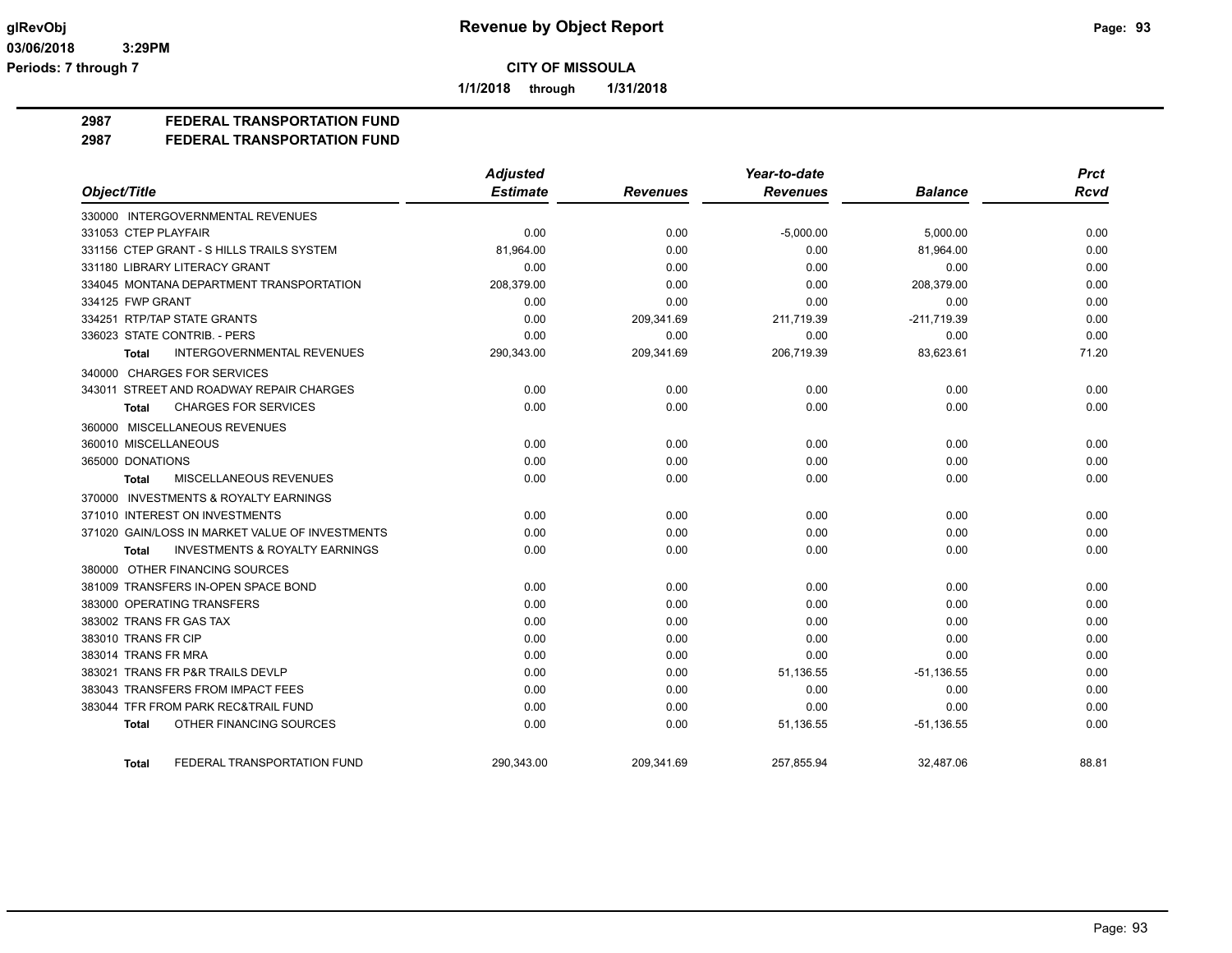**CITY OF MISSOULA**

**1/1/2018 through 1/31/2018**

## 2987 FEDERAL TRANSPORTATION FUND
## 2987 FEDERAL TRANSPORTATION FUND

| Object/Title | Adjusted Estimate | Revenues | Year-to-date Revenues | Balance | Prct Rcvd |
|---|---|---|---|---|---|
| 330000 INTERGOVERNMENTAL REVENUES | | | | | |
| 331053 CTEP PLAYFAIR | 0.00 | 0.00 | -5,000.00 | 5,000.00 | 0.00 |
| 331156 CTEP GRANT - S HILLS TRAILS SYSTEM | 81,964.00 | 0.00 | 0.00 | 81,964.00 | 0.00 |
| 331180 LIBRARY LITERACY GRANT | 0.00 | 0.00 | 0.00 | 0.00 | 0.00 |
| 334045 MONTANA DEPARTMENT TRANSPORTATION | 208,379.00 | 0.00 | 0.00 | 208,379.00 | 0.00 |
| 334125 FWP GRANT | 0.00 | 0.00 | 0.00 | 0.00 | 0.00 |
| 334251 RTP/TAP STATE GRANTS | 0.00 | 209,341.69 | 211,719.39 | -211,719.39 | 0.00 |
| 336023 STATE CONTRIB. - PERS | 0.00 | 0.00 | 0.00 | 0.00 | 0.00 |
| **Total** INTERGOVERNMENTAL REVENUES | 290,343.00 | 209,341.69 | 206,719.39 | 83,623.61 | 71.20 |
| 340000 CHARGES FOR SERVICES | | | | | |
| 343011 STREET AND ROADWAY REPAIR CHARGES | 0.00 | 0.00 | 0.00 | 0.00 | 0.00 |
| **Total** CHARGES FOR SERVICES | 0.00 | 0.00 | 0.00 | 0.00 | 0.00 |
| 360000 MISCELLANEOUS REVENUES | | | | | |
| 360010 MISCELLANEOUS | 0.00 | 0.00 | 0.00 | 0.00 | 0.00 |
| 365000 DONATIONS | 0.00 | 0.00 | 0.00 | 0.00 | 0.00 |
| **Total** MISCELLANEOUS REVENUES | 0.00 | 0.00 | 0.00 | 0.00 | 0.00 |
| 370000 INVESTMENTS & ROYALTY EARNINGS | | | | | |
| 371010 INTEREST ON INVESTMENTS | 0.00 | 0.00 | 0.00 | 0.00 | 0.00 |
| 371020 GAIN/LOSS IN MARKET VALUE OF INVESTMENTS | 0.00 | 0.00 | 0.00 | 0.00 | 0.00 |
| **Total** INVESTMENTS & ROYALTY EARNINGS | 0.00 | 0.00 | 0.00 | 0.00 | 0.00 |
| 380000 OTHER FINANCING SOURCES | | | | | |
| 381009 TRANSFERS IN-OPEN SPACE BOND | 0.00 | 0.00 | 0.00 | 0.00 | 0.00 |
| 383000 OPERATING TRANSFERS | 0.00 | 0.00 | 0.00 | 0.00 | 0.00 |
| 383002 TRANS FR GAS TAX | 0.00 | 0.00 | 0.00 | 0.00 | 0.00 |
| 383010 TRANS FR CIP | 0.00 | 0.00 | 0.00 | 0.00 | 0.00 |
| 383014 TRANS FR MRA | 0.00 | 0.00 | 0.00 | 0.00 | 0.00 |
| 383021 TRANS FR P&R TRAILS DEVLP | 0.00 | 0.00 | 51,136.55 | -51,136.55 | 0.00 |
| 383043 TRANSFERS FROM IMPACT FEES | 0.00 | 0.00 | 0.00 | 0.00 | 0.00 |
| 383044 TFR FROM PARK REC&TRAIL FUND | 0.00 | 0.00 | 0.00 | 0.00 | 0.00 |
| **Total** OTHER FINANCING SOURCES | 0.00 | 0.00 | 51,136.55 | -51,136.55 | 0.00 |
| **Total** FEDERAL TRANSPORTATION FUND | 290,343.00 | 209,341.69 | 257,855.94 | 32,487.06 | 88.81 |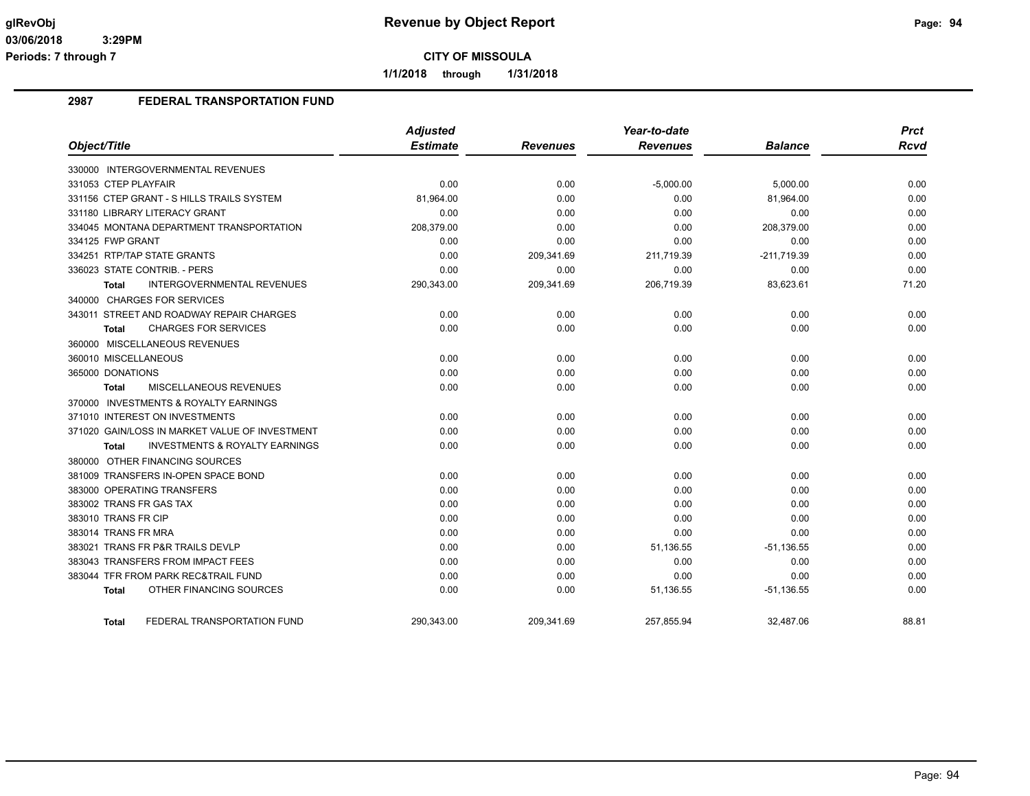# Revenue by Object Report

**CITY OF MISSOULA**

**1/1/2018 through 1/31/2018**

glRevObj
03/06/2018 3:29PM
Periods: 7 through 7

## 2987 FEDERAL TRANSPORTATION FUND

| Object/Title | Adjusted Estimate | Revenues | Year-to-date Revenues | Balance | Prct Rcvd |
|---|---|---|---|---|---|
| 330000 INTERGOVERNMENTAL REVENUES | | | | | |
| 331053 CTEP PLAYFAIR | 0.00 | 0.00 | -5,000.00 | 5,000.00 | 0.00 |
| 331156 CTEP GRANT - S HILLS TRAILS SYSTEM | 81,964.00 | 0.00 | 0.00 | 81,964.00 | 0.00 |
| 331180 LIBRARY LITERACY GRANT | 0.00 | 0.00 | 0.00 | 0.00 | 0.00 |
| 334045 MONTANA DEPARTMENT TRANSPORTATION | 208,379.00 | 0.00 | 0.00 | 208,379.00 | 0.00 |
| 334125 FWP GRANT | 0.00 | 0.00 | 0.00 | 0.00 | 0.00 |
| 334251 RTP/TAP STATE GRANTS | 0.00 | 209,341.69 | 211,719.39 | -211,719.39 | 0.00 |
| 336023 STATE CONTRIB. - PERS | 0.00 | 0.00 | 0.00 | 0.00 | 0.00 |
| **Total** INTERGOVERNMENTAL REVENUES | 290,343.00 | 209,341.69 | 206,719.39 | 83,623.61 | 71.20 |
| 340000 CHARGES FOR SERVICES | | | | | |
| 343011 STREET AND ROADWAY REPAIR CHARGES | 0.00 | 0.00 | 0.00 | 0.00 | 0.00 |
| **Total** CHARGES FOR SERVICES | 0.00 | 0.00 | 0.00 | 0.00 | 0.00 |
| 360000 MISCELLANEOUS REVENUES | | | | | |
| 360010 MISCELLANEOUS | 0.00 | 0.00 | 0.00 | 0.00 | 0.00 |
| 365000 DONATIONS | 0.00 | 0.00 | 0.00 | 0.00 | 0.00 |
| **Total** MISCELLANEOUS REVENUES | 0.00 | 0.00 | 0.00 | 0.00 | 0.00 |
| 370000 INVESTMENTS & ROYALTY EARNINGS | | | | | |
| 371010 INTEREST ON INVESTMENTS | 0.00 | 0.00 | 0.00 | 0.00 | 0.00 |
| 371020 GAIN/LOSS IN MARKET VALUE OF INVESTMENT | 0.00 | 0.00 | 0.00 | 0.00 | 0.00 |
| **Total** INVESTMENTS & ROYALTY EARNINGS | 0.00 | 0.00 | 0.00 | 0.00 | 0.00 |
| 380000 OTHER FINANCING SOURCES | | | | | |
| 381009 TRANSFERS IN-OPEN SPACE BOND | 0.00 | 0.00 | 0.00 | 0.00 | 0.00 |
| 383000 OPERATING TRANSFERS | 0.00 | 0.00 | 0.00 | 0.00 | 0.00 |
| 383002 TRANS FR GAS TAX | 0.00 | 0.00 | 0.00 | 0.00 | 0.00 |
| 383010 TRANS FR CIP | 0.00 | 0.00 | 0.00 | 0.00 | 0.00 |
| 383014 TRANS FR MRA | 0.00 | 0.00 | 0.00 | 0.00 | 0.00 |
| 383021 TRANS FR P&R TRAILS DEVLP | 0.00 | 0.00 | 51,136.55 | -51,136.55 | 0.00 |
| 383043 TRANSFERS FROM IMPACT FEES | 0.00 | 0.00 | 0.00 | 0.00 | 0.00 |
| 383044 TFR FROM PARK REC&TRAIL FUND | 0.00 | 0.00 | 0.00 | 0.00 | 0.00 |
| **Total** OTHER FINANCING SOURCES | 0.00 | 0.00 | 51,136.55 | -51,136.55 | 0.00 |
| **Total** FEDERAL TRANSPORTATION FUND | 290,343.00 | 209,341.69 | 257,855.94 | 32,487.06 | 88.81 |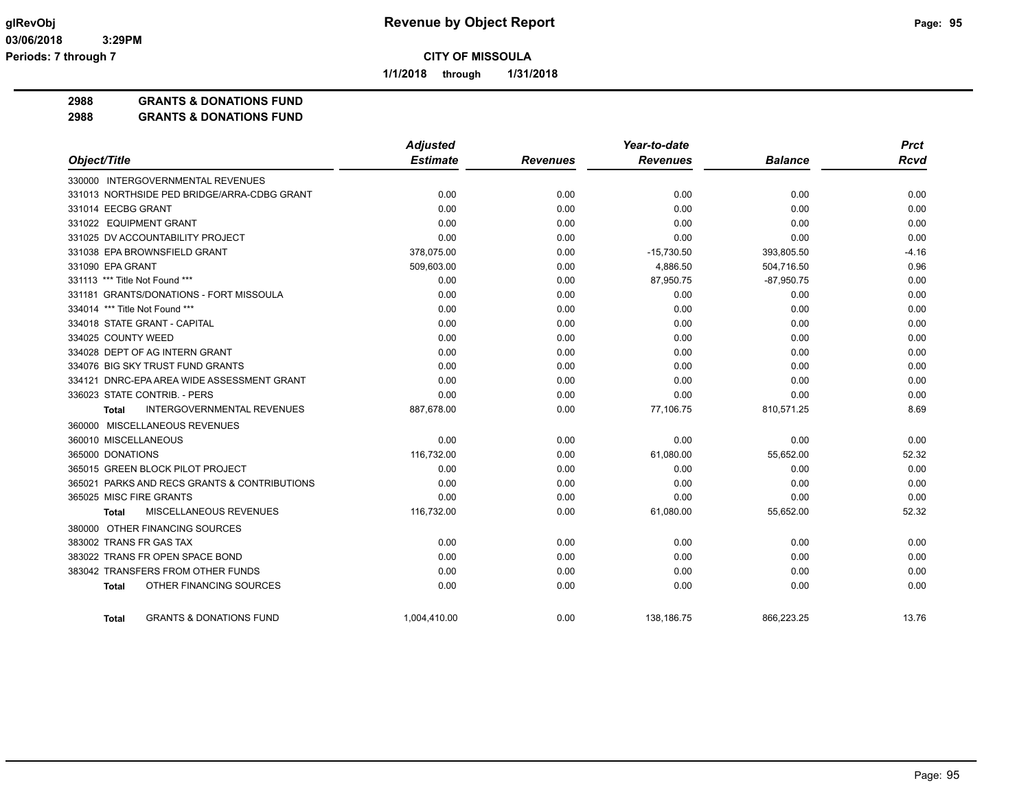**CITY OF MISSOULA**

**Revenue by Object Report**

**1/1/2018 through 1/31/2018**

glRevObj
03/06/2018 3:29PM
Periods: 7 through 7

## 2988 GRANTS & DONATIONS FUND
## 2988 GRANTS & DONATIONS FUND

| Object/Title | Adjusted Estimate | Revenues | Year-to-date Revenues | Balance | Prct Rcvd |
|---|---|---|---|---|---|
| 330000 INTERGOVERNMENTAL REVENUES | | | | | |
| 331013 NORTHSIDE PED BRIDGE/ARRA-CDBG GRANT | 0.00 | 0.00 | 0.00 | 0.00 | 0.00 |
| 331014 EECBG GRANT | 0.00 | 0.00 | 0.00 | 0.00 | 0.00 |
| 331022 EQUIPMENT GRANT | 0.00 | 0.00 | 0.00 | 0.00 | 0.00 |
| 331025 DV ACCOUNTABILITY PROJECT | 0.00 | 0.00 | 0.00 | 0.00 | 0.00 |
| 331038 EPA BROWNSFIELD GRANT | 378,075.00 | 0.00 | -15,730.50 | 393,805.50 | -4.16 |
| 331090 EPA GRANT | 509,603.00 | 0.00 | 4,886.50 | 504,716.50 | 0.96 |
| 331113 *** Title Not Found *** | 0.00 | 0.00 | 87,950.75 | -87,950.75 | 0.00 |
| 331181 GRANTS/DONATIONS - FORT MISSOULA | 0.00 | 0.00 | 0.00 | 0.00 | 0.00 |
| 334014 *** Title Not Found *** | 0.00 | 0.00 | 0.00 | 0.00 | 0.00 |
| 334018 STATE GRANT - CAPITAL | 0.00 | 0.00 | 0.00 | 0.00 | 0.00 |
| 334025 COUNTY WEED | 0.00 | 0.00 | 0.00 | 0.00 | 0.00 |
| 334028 DEPT OF AG INTERN GRANT | 0.00 | 0.00 | 0.00 | 0.00 | 0.00 |
| 334076 BIG SKY TRUST FUND GRANTS | 0.00 | 0.00 | 0.00 | 0.00 | 0.00 |
| 334121 DNRC-EPA AREA WIDE ASSESSMENT GRANT | 0.00 | 0.00 | 0.00 | 0.00 | 0.00 |
| 336023 STATE CONTRIB. - PERS | 0.00 | 0.00 | 0.00 | 0.00 | 0.00 |
| **Total** INTERGOVERNMENTAL REVENUES | 887,678.00 | 0.00 | 77,106.75 | 810,571.25 | 8.69 |
| 360000 MISCELLANEOUS REVENUES | | | | | |
| 360010 MISCELLANEOUS | 0.00 | 0.00 | 0.00 | 0.00 | 0.00 |
| 365000 DONATIONS | 116,732.00 | 0.00 | 61,080.00 | 55,652.00 | 52.32 |
| 365015 GREEN BLOCK PILOT PROJECT | 0.00 | 0.00 | 0.00 | 0.00 | 0.00 |
| 365021 PARKS AND RECS GRANTS & CONTRIBUTIONS | 0.00 | 0.00 | 0.00 | 0.00 | 0.00 |
| 365025 MISC FIRE GRANTS | 0.00 | 0.00 | 0.00 | 0.00 | 0.00 |
| **Total** MISCELLANEOUS REVENUES | 116,732.00 | 0.00 | 61,080.00 | 55,652.00 | 52.32 |
| 380000 OTHER FINANCING SOURCES | | | | | |
| 383002 TRANS FR GAS TAX | 0.00 | 0.00 | 0.00 | 0.00 | 0.00 |
| 383022 TRANS FR OPEN SPACE BOND | 0.00 | 0.00 | 0.00 | 0.00 | 0.00 |
| 383042 TRANSFERS FROM OTHER FUNDS | 0.00 | 0.00 | 0.00 | 0.00 | 0.00 |
| **Total** OTHER FINANCING SOURCES | 0.00 | 0.00 | 0.00 | 0.00 | 0.00 |
| **Total** GRANTS & DONATIONS FUND | 1,004,410.00 | 0.00 | 138,186.75 | 866,223.25 | 13.76 |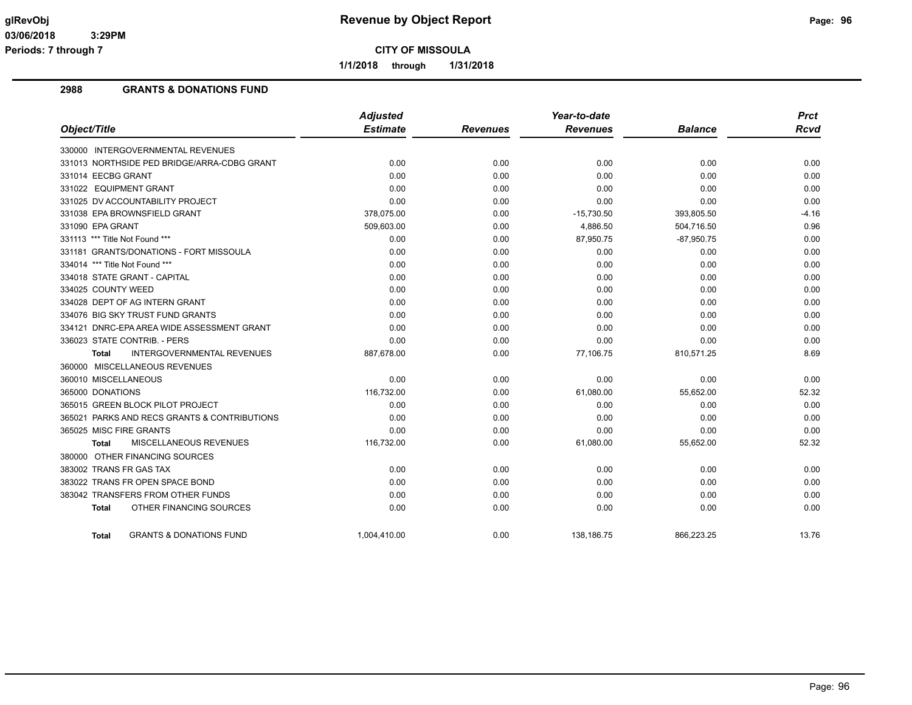# Revenue by Object Report

**CITY OF MISSOULA**

**1/1/2018 through 1/31/2018**

glRevObj
03/06/2018 3:29PM
Periods: 7 through 7

## 2988 GRANTS & DONATIONS FUND

| Object/Title | Adjusted Estimate | Revenues | Year-to-date Revenues | Balance | Prct Rcvd |
|---|---|---|---|---|---|
| 330000 INTERGOVERNMENTAL REVENUES | | | | | |
| 331013 NORTHSIDE PED BRIDGE/ARRA-CDBG GRANT | 0.00 | 0.00 | 0.00 | 0.00 | 0.00 |
| 331014 EECBG GRANT | 0.00 | 0.00 | 0.00 | 0.00 | 0.00 |
| 331022 EQUIPMENT GRANT | 0.00 | 0.00 | 0.00 | 0.00 | 0.00 |
| 331025 DV ACCOUNTABILITY PROJECT | 0.00 | 0.00 | 0.00 | 0.00 | 0.00 |
| 331038 EPA BROWNSFIELD GRANT | 378,075.00 | 0.00 | -15,730.50 | 393,805.50 | -4.16 |
| 331090 EPA GRANT | 509,603.00 | 0.00 | 4,886.50 | 504,716.50 | 0.96 |
| 331113 *** Title Not Found *** | 0.00 | 0.00 | 87,950.75 | -87,950.75 | 0.00 |
| 331181 GRANTS/DONATIONS - FORT MISSOULA | 0.00 | 0.00 | 0.00 | 0.00 | 0.00 |
| 334014 *** Title Not Found *** | 0.00 | 0.00 | 0.00 | 0.00 | 0.00 |
| 334018 STATE GRANT - CAPITAL | 0.00 | 0.00 | 0.00 | 0.00 | 0.00 |
| 334025 COUNTY WEED | 0.00 | 0.00 | 0.00 | 0.00 | 0.00 |
| 334028 DEPT OF AG INTERN GRANT | 0.00 | 0.00 | 0.00 | 0.00 | 0.00 |
| 334076 BIG SKY TRUST FUND GRANTS | 0.00 | 0.00 | 0.00 | 0.00 | 0.00 |
| 334121 DNRC-EPA AREA WIDE ASSESSMENT GRANT | 0.00 | 0.00 | 0.00 | 0.00 | 0.00 |
| 336023 STATE CONTRIB. - PERS | 0.00 | 0.00 | 0.00 | 0.00 | 0.00 |
| **Total** INTERGOVERNMENTAL REVENUES | 887,678.00 | 0.00 | 77,106.75 | 810,571.25 | 8.69 |
| 360000 MISCELLANEOUS REVENUES | | | | | |
| 360010 MISCELLANEOUS | 0.00 | 0.00 | 0.00 | 0.00 | 0.00 |
| 365000 DONATIONS | 116,732.00 | 0.00 | 61,080.00 | 55,652.00 | 52.32 |
| 365015 GREEN BLOCK PILOT PROJECT | 0.00 | 0.00 | 0.00 | 0.00 | 0.00 |
| 365021 PARKS AND RECS GRANTS & CONTRIBUTIONS | 0.00 | 0.00 | 0.00 | 0.00 | 0.00 |
| 365025 MISC FIRE GRANTS | 0.00 | 0.00 | 0.00 | 0.00 | 0.00 |
| **Total** MISCELLANEOUS REVENUES | 116,732.00 | 0.00 | 61,080.00 | 55,652.00 | 52.32 |
| 380000 OTHER FINANCING SOURCES | | | | | |
| 383002 TRANS FR GAS TAX | 0.00 | 0.00 | 0.00 | 0.00 | 0.00 |
| 383022 TRANS FR OPEN SPACE BOND | 0.00 | 0.00 | 0.00 | 0.00 | 0.00 |
| 383042 TRANSFERS FROM OTHER FUNDS | 0.00 | 0.00 | 0.00 | 0.00 | 0.00 |
| **Total** OTHER FINANCING SOURCES | 0.00 | 0.00 | 0.00 | 0.00 | 0.00 |
| **Total** GRANTS & DONATIONS FUND | 1,004,410.00 | 0.00 | 138,186.75 | 866,223.25 | 13.76 |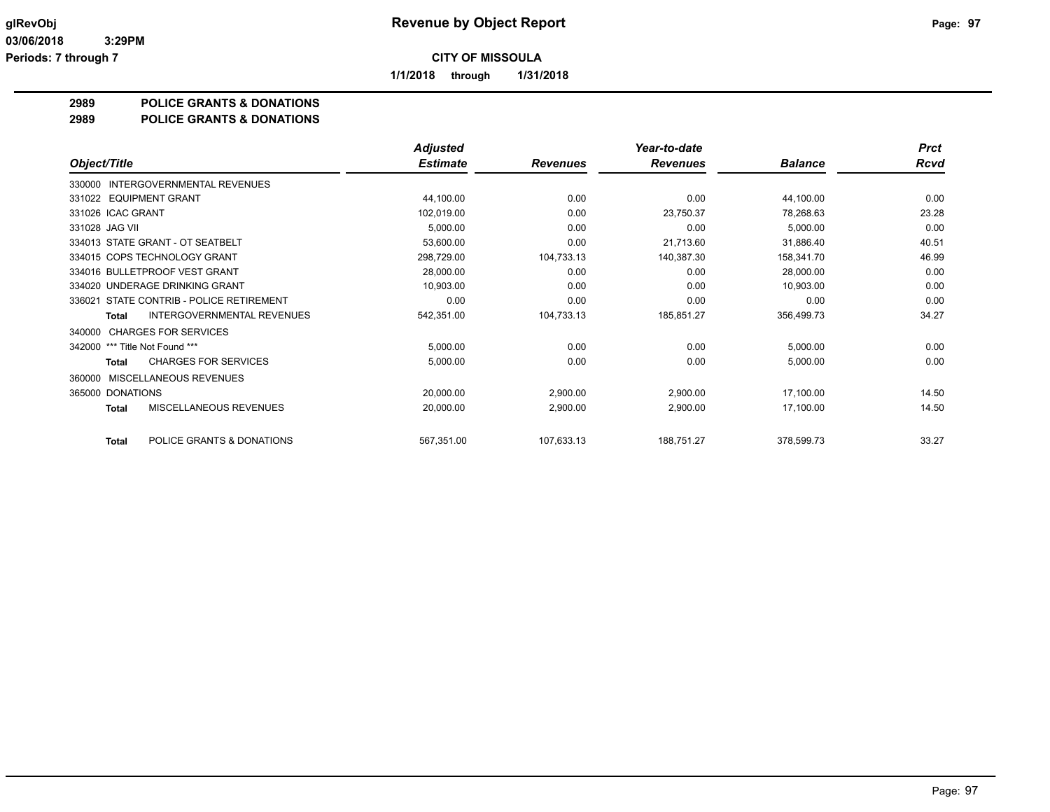glRevObj
03/06/2018 3:29PM
Periods: 7 through 7

# Revenue by Object Report

**CITY OF MISSOULA**

**1/1/2018 through 1/31/2018**

## 2989 POLICE GRANTS & DONATIONS
## 2989 POLICE GRANTS & DONATIONS

| Object/Title | Adjusted Estimate | Revenues | Year-to-date Revenues | Balance | Prct Rcvd |
|---|---|---|---|---|---|
| 330000 INTERGOVERNMENTAL REVENUES | | | | | |
| 331022 EQUIPMENT GRANT | 44,100.00 | 0.00 | 0.00 | 44,100.00 | 0.00 |
| 331026 ICAC GRANT | 102,019.00 | 0.00 | 23,750.37 | 78,268.63 | 23.28 |
| 331028 JAG VII | 5,000.00 | 0.00 | 0.00 | 5,000.00 | 0.00 |
| 334013 STATE GRANT - OT SEATBELT | 53,600.00 | 0.00 | 21,713.60 | 31,886.40 | 40.51 |
| 334015 COPS TECHNOLOGY GRANT | 298,729.00 | 104,733.13 | 140,387.30 | 158,341.70 | 46.99 |
| 334016 BULLETPROOF VEST GRANT | 28,000.00 | 0.00 | 0.00 | 28,000.00 | 0.00 |
| 334020 UNDERAGE DRINKING GRANT | 10,903.00 | 0.00 | 0.00 | 10,903.00 | 0.00 |
| 336021 STATE CONTRIB - POLICE RETIREMENT | 0.00 | 0.00 | 0.00 | 0.00 | 0.00 |
| **Total** INTERGOVERNMENTAL REVENUES | 542,351.00 | 104,733.13 | 185,851.27 | 356,499.73 | 34.27 |
| 340000 CHARGES FOR SERVICES | | | | | |
| 342000 *** Title Not Found *** | 5,000.00 | 0.00 | 0.00 | 5,000.00 | 0.00 |
| **Total** CHARGES FOR SERVICES | 5,000.00 | 0.00 | 0.00 | 5,000.00 | 0.00 |
| 360000 MISCELLANEOUS REVENUES | | | | | |
| 365000 DONATIONS | 20,000.00 | 2,900.00 | 2,900.00 | 17,100.00 | 14.50 |
| **Total** MISCELLANEOUS REVENUES | 20,000.00 | 2,900.00 | 2,900.00 | 17,100.00 | 14.50 |
| **Total** POLICE GRANTS & DONATIONS | 567,351.00 | 107,633.13 | 188,751.27 | 378,599.73 | 33.27 |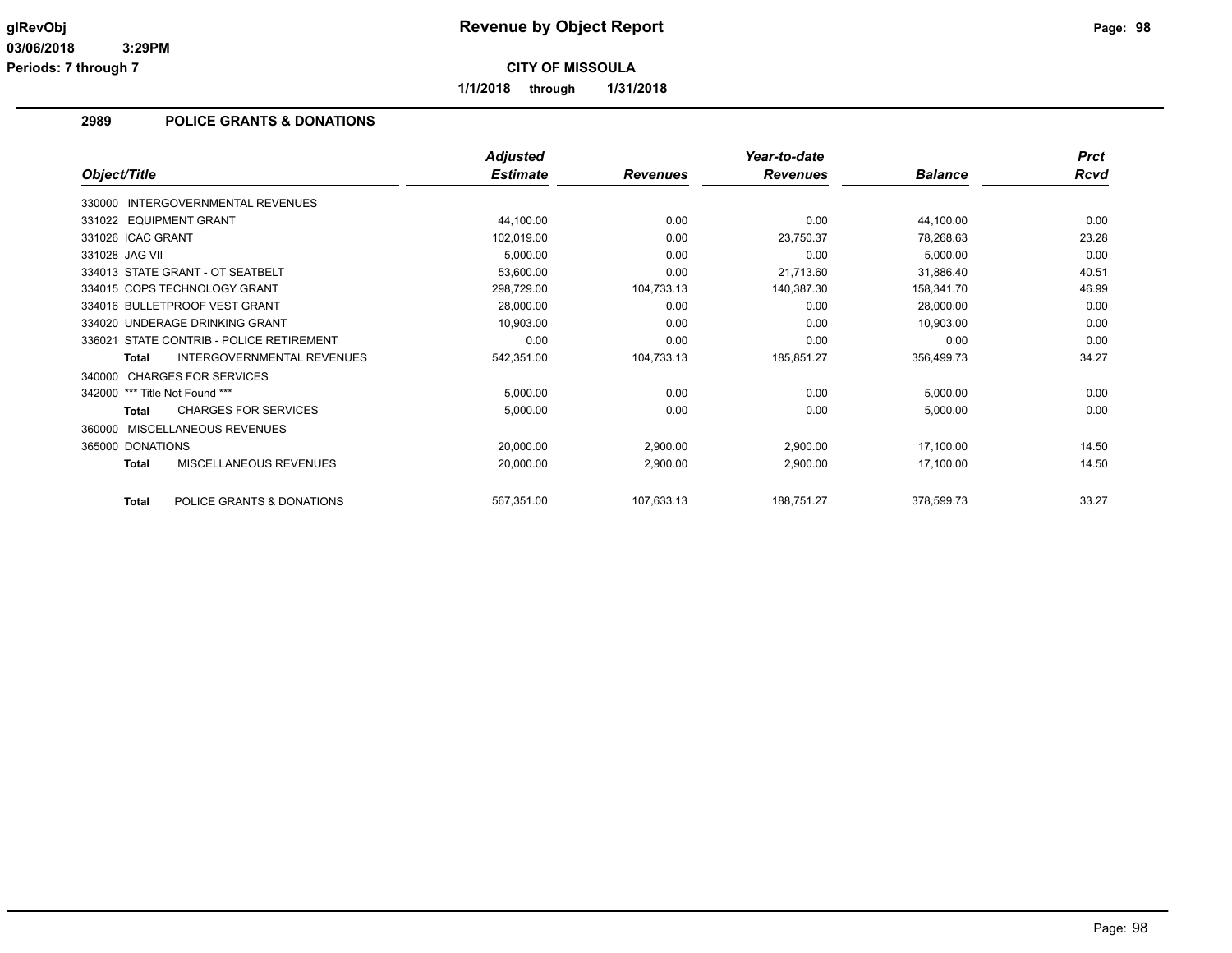# Revenue by Object Report

**CITY OF MISSOULA**

**1/1/2018 through 1/31/2018**

glRevObj
03/06/2018 3:29PM
Periods: 7 through 7

## 2989 POLICE GRANTS & DONATIONS

| Object/Title | Adjusted Estimate | Revenues | Year-to-date Revenues | Balance | Prct Rcvd |
|---|---|---|---|---|---|
| 330000 INTERGOVERNMENTAL REVENUES | | | | | |
| 331022 EQUIPMENT GRANT | 44,100.00 | 0.00 | 0.00 | 44,100.00 | 0.00 |
| 331026 ICAC GRANT | 102,019.00 | 0.00 | 23,750.37 | 78,268.63 | 23.28 |
| 331028 JAG VII | 5,000.00 | 0.00 | 0.00 | 5,000.00 | 0.00 |
| 334013 STATE GRANT - OT SEATBELT | 53,600.00 | 0.00 | 21,713.60 | 31,886.40 | 40.51 |
| 334015 COPS TECHNOLOGY GRANT | 298,729.00 | 104,733.13 | 140,387.30 | 158,341.70 | 46.99 |
| 334016 BULLETPROOF VEST GRANT | 28,000.00 | 0.00 | 0.00 | 28,000.00 | 0.00 |
| 334020 UNDERAGE DRINKING GRANT | 10,903.00 | 0.00 | 0.00 | 10,903.00 | 0.00 |
| 336021 STATE CONTRIB - POLICE RETIREMENT | 0.00 | 0.00 | 0.00 | 0.00 | 0.00 |
| **Total** INTERGOVERNMENTAL REVENUES | 542,351.00 | 104,733.13 | 185,851.27 | 356,499.73 | 34.27 |
| 340000 CHARGES FOR SERVICES | | | | | |
| 342000 *** Title Not Found *** | 5,000.00 | 0.00 | 0.00 | 5,000.00 | 0.00 |
| **Total** CHARGES FOR SERVICES | 5,000.00 | 0.00 | 0.00 | 5,000.00 | 0.00 |
| 360000 MISCELLANEOUS REVENUES | | | | | |
| 365000 DONATIONS | 20,000.00 | 2,900.00 | 2,900.00 | 17,100.00 | 14.50 |
| **Total** MISCELLANEOUS REVENUES | 20,000.00 | 2,900.00 | 2,900.00 | 17,100.00 | 14.50 |
| **Total** POLICE GRANTS & DONATIONS | 567,351.00 | 107,633.13 | 188,751.27 | 378,599.73 | 33.27 |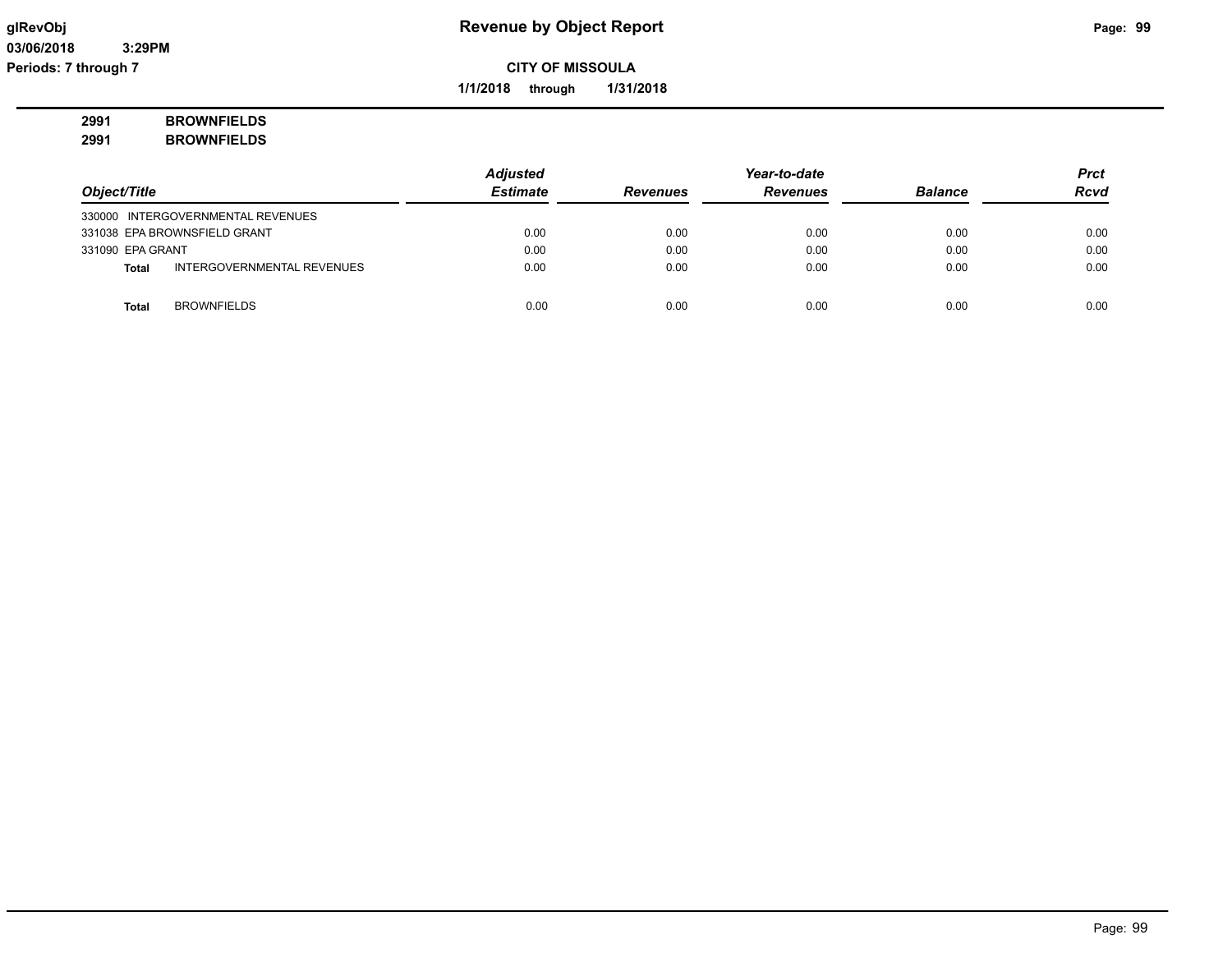# Revenue by Object Report

glRevObj
03/06/2018 3:29PM
Periods: 7 through 7

**CITY OF MISSOULA**

**1/1/2018 through 1/31/2018**

**2991 BROWNFIELDS**
**2991 BROWNFIELDS**

| Object/Title | | Adjusted Estimate | Revenues | Year-to-date Revenues | Balance | Prct Rcvd |
|---|---|---|---|---|---|---|
| 330000 INTERGOVERNMENTAL REVENUES | | | | | | |
| 331038 EPA BROWNSFIELD GRANT | | 0.00 | 0.00 | 0.00 | 0.00 | 0.00 |
| 331090 EPA GRANT | | 0.00 | 0.00 | 0.00 | 0.00 | 0.00 |
| **Total** | INTERGOVERNMENTAL REVENUES | 0.00 | 0.00 | 0.00 | 0.00 | 0.00 |
| | | | | | | |
| **Total** | BROWNFIELDS | 0.00 | 0.00 | 0.00 | 0.00 | 0.00 |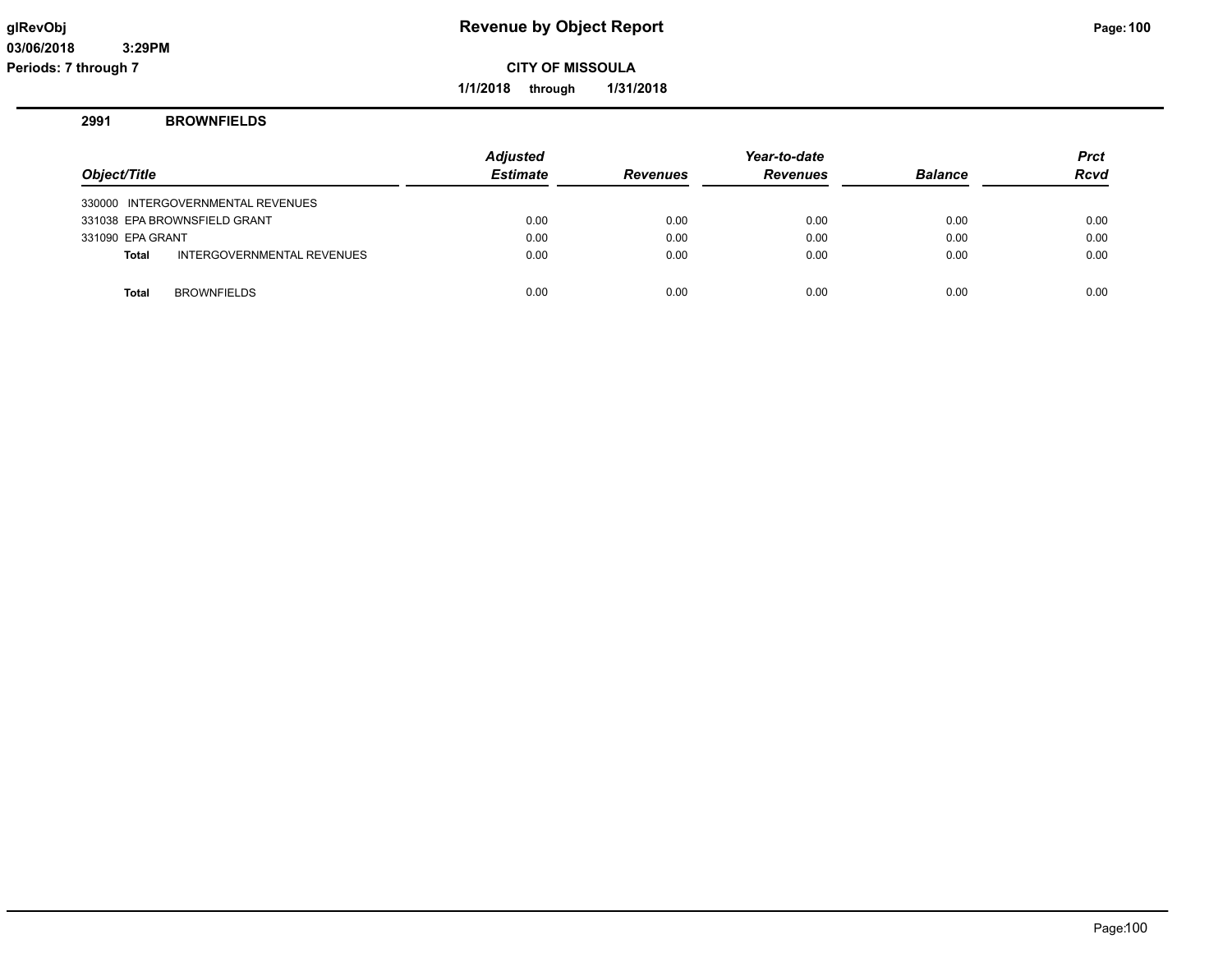# Revenue by Object Report

glRevObj
03/06/2018 3:29PM
Periods: 7 through 7

**CITY OF MISSOULA**

**1/1/2018 through 1/31/2018**

## 2991 BROWNFIELDS

| Object/Title | | Adjusted Estimate | Revenues | Year-to-date Revenues | Balance | Prct Rcvd |
|---|---|---|---|---|---|---|
| 330000 | INTERGOVERNMENTAL REVENUES | | | | | |
| 331038 | EPA BROWNSFIELD GRANT | 0.00 | 0.00 | 0.00 | 0.00 | 0.00 |
| 331090 | EPA GRANT | 0.00 | 0.00 | 0.00 | 0.00 | 0.00 |
| **Total** | INTERGOVERNMENTAL REVENUES | 0.00 | 0.00 | 0.00 | 0.00 | 0.00 |
| **Total** | BROWNFIELDS | 0.00 | 0.00 | 0.00 | 0.00 | 0.00 |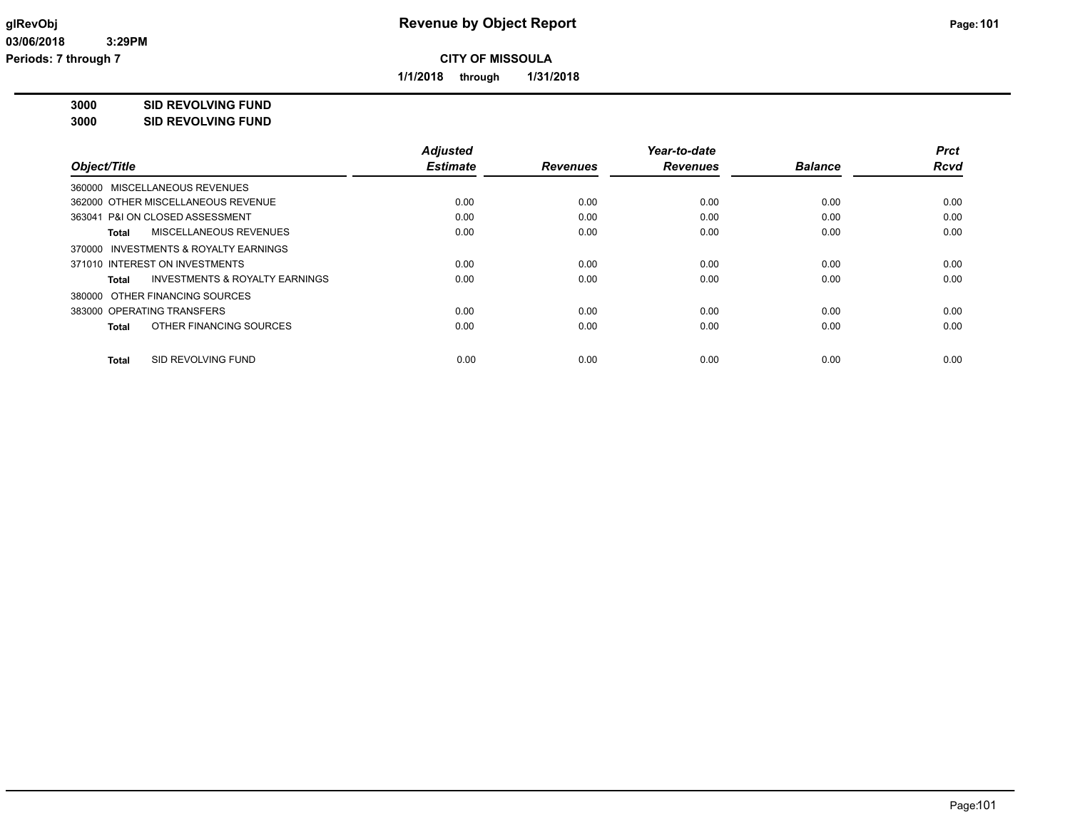# Revenue by Object Report

**CITY OF MISSOULA**

**1/1/2018 through 1/31/2018**

**3000 SID REVOLVING FUND**

**3000 SID REVOLVING FUND**

| Object/Title | Adjusted Estimate | Revenues | Year-to-date Revenues | Balance | Prct Rcvd |
|---|---|---|---|---|---|
| 360000 MISCELLANEOUS REVENUES | | | | | |
| 362000 OTHER MISCELLANEOUS REVENUE | 0.00 | 0.00 | 0.00 | 0.00 | 0.00 |
| 363041 P&I ON CLOSED ASSESSMENT | 0.00 | 0.00 | 0.00 | 0.00 | 0.00 |
| **Total** MISCELLANEOUS REVENUES | 0.00 | 0.00 | 0.00 | 0.00 | 0.00 |
| 370000 INVESTMENTS & ROYALTY EARNINGS | | | | | |
| 371010 INTEREST ON INVESTMENTS | 0.00 | 0.00 | 0.00 | 0.00 | 0.00 |
| **Total** INVESTMENTS & ROYALTY EARNINGS | 0.00 | 0.00 | 0.00 | 0.00 | 0.00 |
| 380000 OTHER FINANCING SOURCES | | | | | |
| 383000 OPERATING TRANSFERS | 0.00 | 0.00 | 0.00 | 0.00 | 0.00 |
| **Total** OTHER FINANCING SOURCES | 0.00 | 0.00 | 0.00 | 0.00 | 0.00 |
| **Total** SID REVOLVING FUND | 0.00 | 0.00 | 0.00 | 0.00 | 0.00 |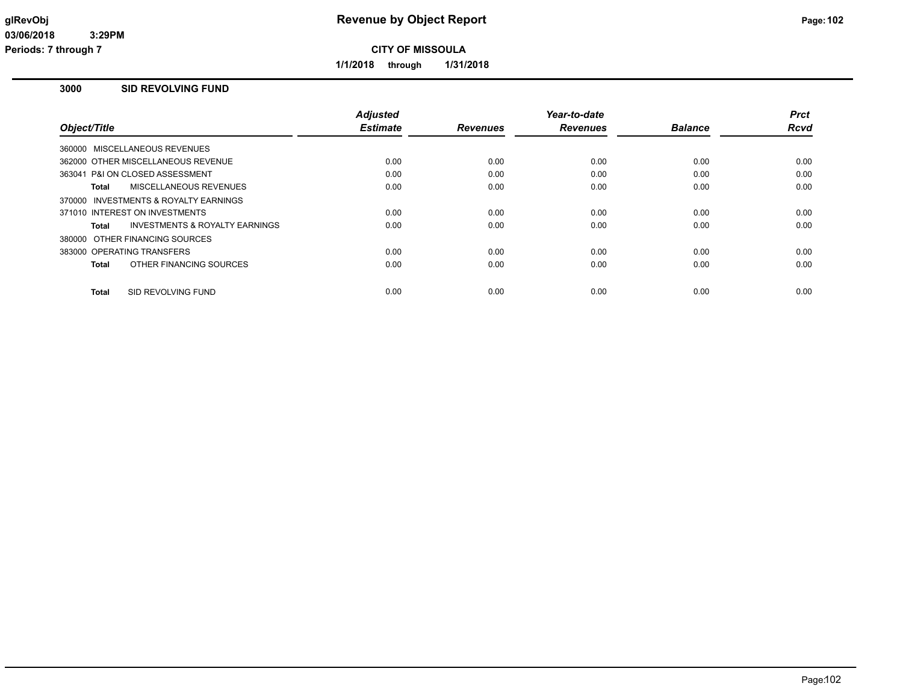# Revenue by Object Report

**CITY OF MISSOULA**

**1/1/2018 through 1/31/2018**

glRevObj
03/06/2018 3:29PM
Periods: 7 through 7

## 3000 SID REVOLVING FUND

| Object/Title | Adjusted Estimate | Revenues | Year-to-date Revenues | Balance | Prct Rcvd |
|---|---|---|---|---|---|
| 360000 MISCELLANEOUS REVENUES | | | | | |
| 362000 OTHER MISCELLANEOUS REVENUE | 0.00 | 0.00 | 0.00 | 0.00 | 0.00 |
| 363041 P&I ON CLOSED ASSESSMENT | 0.00 | 0.00 | 0.00 | 0.00 | 0.00 |
| **Total** MISCELLANEOUS REVENUES | 0.00 | 0.00 | 0.00 | 0.00 | 0.00 |
| 370000 INVESTMENTS & ROYALTY EARNINGS | | | | | |
| 371010 INTEREST ON INVESTMENTS | 0.00 | 0.00 | 0.00 | 0.00 | 0.00 |
| **Total** INVESTMENTS & ROYALTY EARNINGS | 0.00 | 0.00 | 0.00 | 0.00 | 0.00 |
| 380000 OTHER FINANCING SOURCES | | | | | |
| 383000 OPERATING TRANSFERS | 0.00 | 0.00 | 0.00 | 0.00 | 0.00 |
| **Total** OTHER FINANCING SOURCES | 0.00 | 0.00 | 0.00 | 0.00 | 0.00 |
| **Total** SID REVOLVING FUND | 0.00 | 0.00 | 0.00 | 0.00 | 0.00 |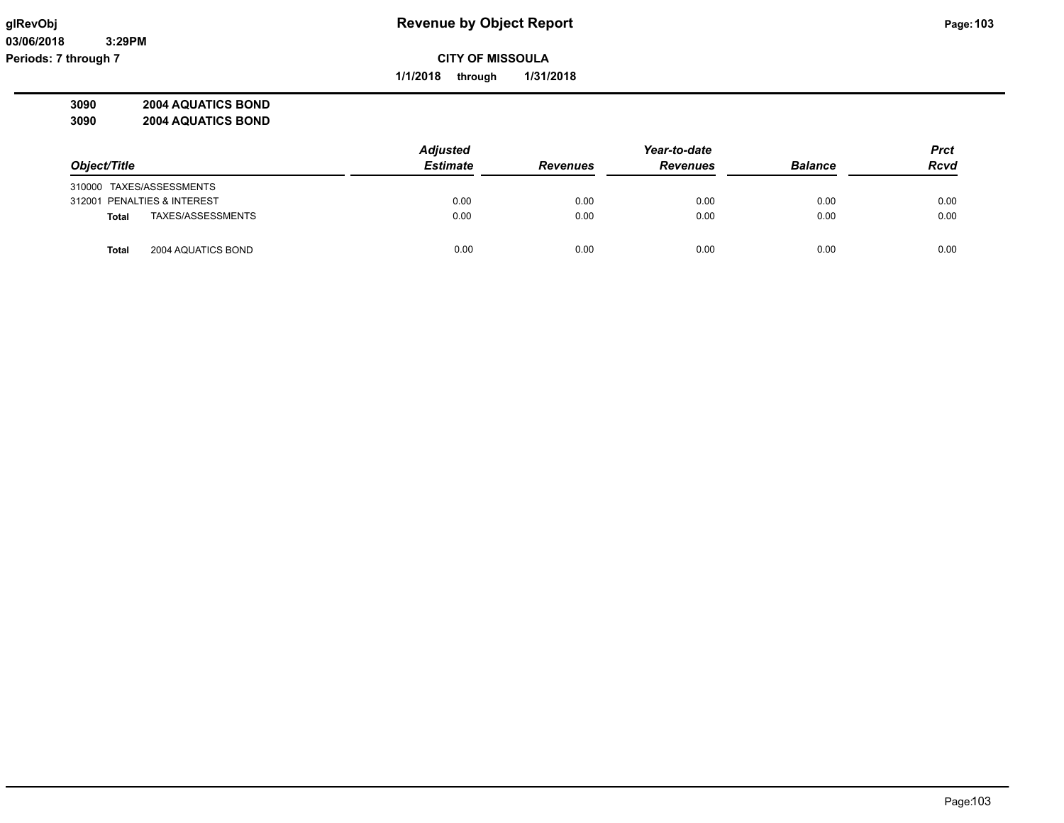# Revenue by Object Report

**CITY OF MISSOULA**

**1/1/2018 through 1/31/2018**

glRevObj
03/06/2018 3:29PM
Periods: 7 through 7

**3090 2004 AQUATICS BOND**
**3090 2004 AQUATICS BOND**

| Object/Title | | Adjusted Estimate | Revenues | Year-to-date Revenues | Balance | Prct Rcvd |
|---|---|---|---|---|---|---|
| 310000 TAXES/ASSESSMENTS | | | | | | |
| 312001 PENALTIES & INTEREST | | 0.00 | 0.00 | 0.00 | 0.00 | 0.00 |
| **Total** | TAXES/ASSESSMENTS | 0.00 | 0.00 | 0.00 | 0.00 | 0.00 |
| | | | | | | |
| **Total** | 2004 AQUATICS BOND | 0.00 | 0.00 | 0.00 | 0.00 | 0.00 |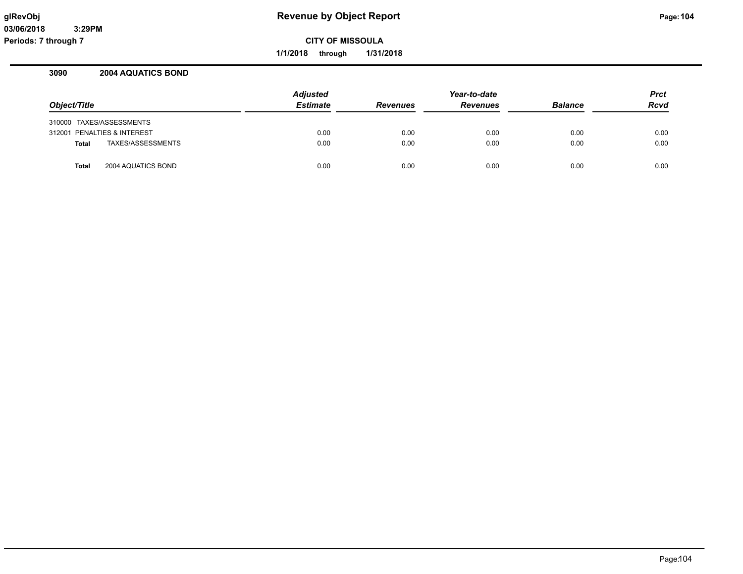glRevObj  
03/06/2018 3:29PM  
Periods: 7 through 7

# Revenue by Object Report

**CITY OF MISSOULA**

**1/1/2018 through 1/31/2018**

## 3090 2004 AQUATICS BOND

| Object/Title | Adjusted Estimate | Revenues | Year-to-date Revenues | Balance | Prct Rcvd |
|---|---|---|---|---|---|
| 310000 TAXES/ASSESSMENTS | | | | | |
| 312001 PENALTIES & INTEREST | 0.00 | 0.00 | 0.00 | 0.00 | 0.00 |
| **Total** TAXES/ASSESSMENTS | 0.00 | 0.00 | 0.00 | 0.00 | 0.00 |
| **Total** 2004 AQUATICS BOND | 0.00 | 0.00 | 0.00 | 0.00 | 0.00 |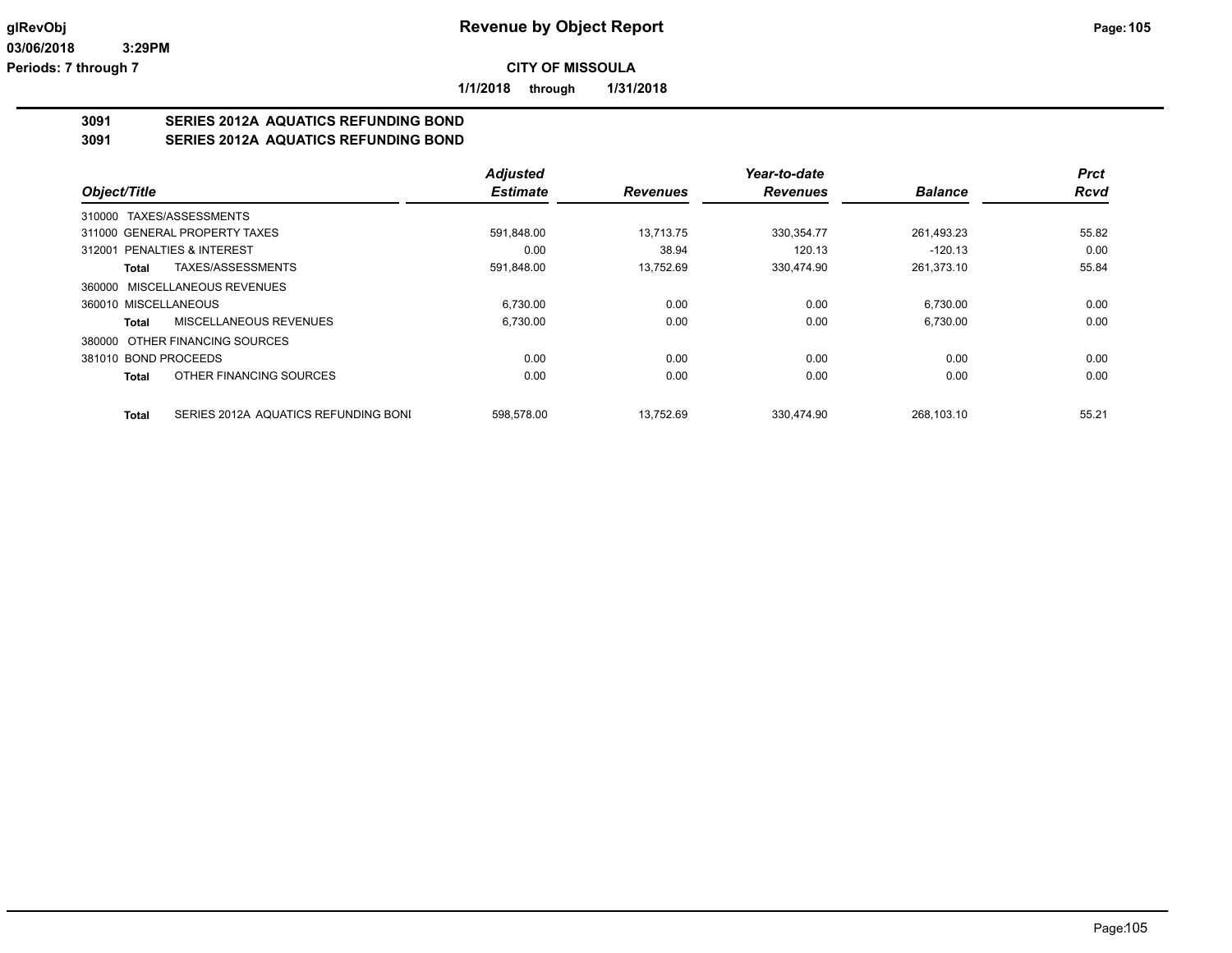**glRevObj** | **Revenue by Object Report**

**03/06/2018 3:29PM**

**Periods: 7 through 7**

**CITY OF MISSOULA**

**1/1/2018 through 1/31/2018**

## 3091 SERIES 2012A AQUATICS REFUNDING BOND
## 3091 SERIES 2012A AQUATICS REFUNDING BOND

| Object/Title | Adjusted Estimate | Revenues | Year-to-date Revenues | Balance | Prct Rcvd |
|---|---|---|---|---|---|
| 310000 TAXES/ASSESSMENTS | | | | | |
| 311000 GENERAL PROPERTY TAXES | 591,848.00 | 13,713.75 | 330,354.77 | 261,493.23 | 55.82 |
| 312001 PENALTIES & INTEREST | 0.00 | 38.94 | 120.13 | -120.13 | 0.00 |
| **Total** TAXES/ASSESSMENTS | 591,848.00 | 13,752.69 | 330,474.90 | 261,373.10 | 55.84 |
| 360000 MISCELLANEOUS REVENUES | | | | | |
| 360010 MISCELLANEOUS | 6,730.00 | 0.00 | 0.00 | 6,730.00 | 0.00 |
| **Total** MISCELLANEOUS REVENUES | 6,730.00 | 0.00 | 0.00 | 6,730.00 | 0.00 |
| 380000 OTHER FINANCING SOURCES | | | | | |
| 381010 BOND PROCEEDS | 0.00 | 0.00 | 0.00 | 0.00 | 0.00 |
| **Total** OTHER FINANCING SOURCES | 0.00 | 0.00 | 0.00 | 0.00 | 0.00 |
| **Total** SERIES 2012A AQUATICS REFUNDING BONI | 598,578.00 | 13,752.69 | 330,474.90 | 268,103.10 | 55.21 |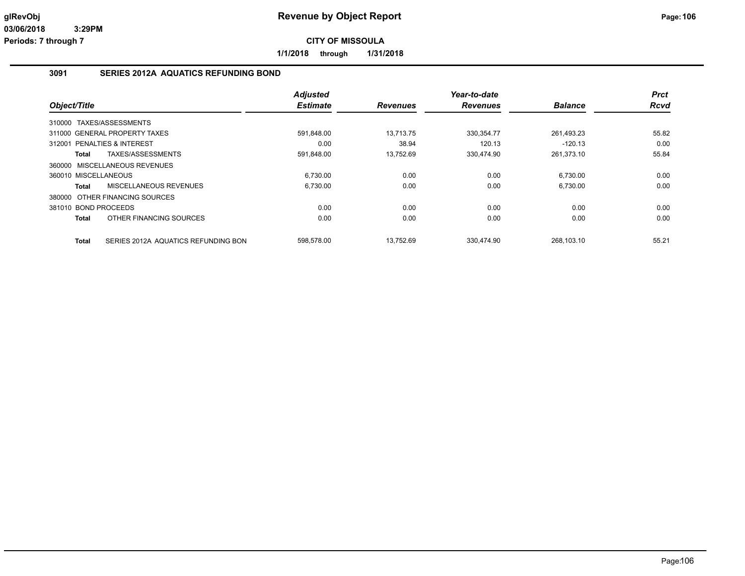# Revenue by Object Report

**CITY OF MISSOULA**

**1/1/2018 through 1/31/2018**

glRevObj
03/06/2018 3:29PM
Periods: 7 through 7

## 3091 SERIES 2012A AQUATICS REFUNDING BOND

| Object/Title | Adjusted Estimate | Revenues | Year-to-date Revenues | Balance | Prct Rcvd |
|---|---|---|---|---|---|
| 310000 TAXES/ASSESSMENTS | | | | | |
| 311000 GENERAL PROPERTY TAXES | 591,848.00 | 13,713.75 | 330,354.77 | 261,493.23 | 55.82 |
| 312001 PENALTIES & INTEREST | 0.00 | 38.94 | 120.13 | -120.13 | 0.00 |
| **Total** TAXES/ASSESSMENTS | 591,848.00 | 13,752.69 | 330,474.90 | 261,373.10 | 55.84 |
| 360000 MISCELLANEOUS REVENUES | | | | | |
| 360010 MISCELLANEOUS | 6,730.00 | 0.00 | 0.00 | 6,730.00 | 0.00 |
| **Total** MISCELLANEOUS REVENUES | 6,730.00 | 0.00 | 0.00 | 6,730.00 | 0.00 |
| 380000 OTHER FINANCING SOURCES | | | | | |
| 381010 BOND PROCEEDS | 0.00 | 0.00 | 0.00 | 0.00 | 0.00 |
| **Total** OTHER FINANCING SOURCES | 0.00 | 0.00 | 0.00 | 0.00 | 0.00 |
| **Total** SERIES 2012A AQUATICS REFUNDING BON | 598,578.00 | 13,752.69 | 330,474.90 | 268,103.10 | 55.21 |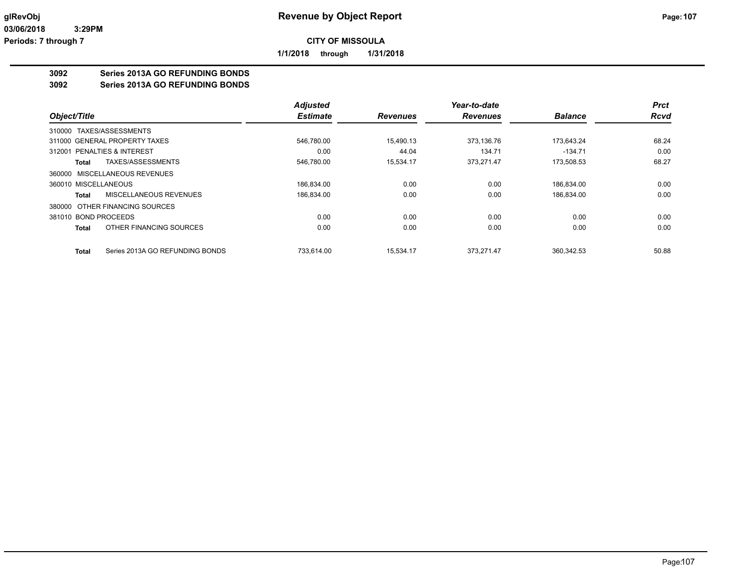**glRevObj** | **Revenue by Object Report**

**03/06/2018 3:29PM**

**Periods: 7 through 7**

**CITY OF MISSOULA**

**1/1/2018 through 1/31/2018**

**3092 Series 2013A GO REFUNDING BONDS**

**3092 Series 2013A GO REFUNDING BONDS**

| Object/Title | | Adjusted Estimate | Revenues | Year-to-date Revenues | Balance | Prct Rcvd |
|---|---|---|---|---|---|---|
| 310000 TAXES/ASSESSMENTS | | | | | | |
| 311000 GENERAL PROPERTY TAXES | | 546,780.00 | 15,490.13 | 373,136.76 | 173,643.24 | 68.24 |
| 312001 PENALTIES & INTEREST | | 0.00 | 44.04 | 134.71 | -134.71 | 0.00 |
| **Total** | TAXES/ASSESSMENTS | 546,780.00 | 15,534.17 | 373,271.47 | 173,508.53 | 68.27 |
| 360000 MISCELLANEOUS REVENUES | | | | | | |
| 360010 MISCELLANEOUS | | 186,834.00 | 0.00 | 0.00 | 186,834.00 | 0.00 |
| **Total** | MISCELLANEOUS REVENUES | 186,834.00 | 0.00 | 0.00 | 186,834.00 | 0.00 |
| 380000 OTHER FINANCING SOURCES | | | | | | |
| 381010 BOND PROCEEDS | | 0.00 | 0.00 | 0.00 | 0.00 | 0.00 |
| **Total** | OTHER FINANCING SOURCES | 0.00 | 0.00 | 0.00 | 0.00 | 0.00 |
| **Total** | Series 2013A GO REFUNDING BONDS | 733,614.00 | 15,534.17 | 373,271.47 | 360,342.53 | 50.88 |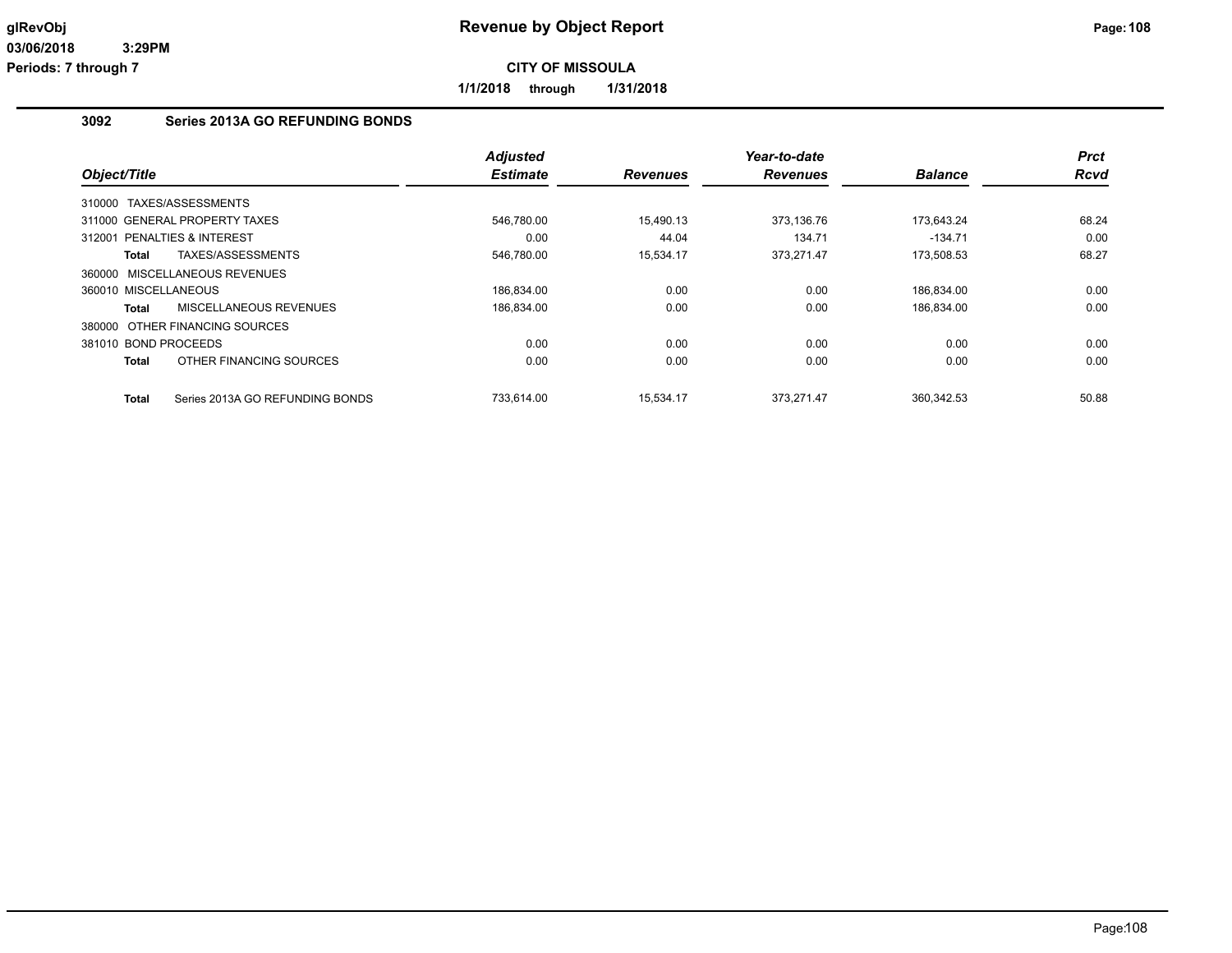**glRevObj**
**03/06/2018 3:29PM**
**Periods: 7 through 7**

# Revenue by Object Report

**CITY OF MISSOULA**

**1/1/2018 through 1/31/2018**

## 3092 Series 2013A GO REFUNDING BONDS

| Object/Title | Adjusted Estimate | Revenues | Year-to-date Revenues | Balance | Prct Rcvd |
|---|---|---|---|---|---|
| 310000 TAXES/ASSESSMENTS | | | | | |
| 311000 GENERAL PROPERTY TAXES | 546,780.00 | 15,490.13 | 373,136.76 | 173,643.24 | 68.24 |
| 312001 PENALTIES & INTEREST | 0.00 | 44.04 | 134.71 | -134.71 | 0.00 |
| **Total** TAXES/ASSESSMENTS | 546,780.00 | 15,534.17 | 373,271.47 | 173,508.53 | 68.27 |
| 360000 MISCELLANEOUS REVENUES | | | | | |
| 360010 MISCELLANEOUS | 186,834.00 | 0.00 | 0.00 | 186,834.00 | 0.00 |
| **Total** MISCELLANEOUS REVENUES | 186,834.00 | 0.00 | 0.00 | 186,834.00 | 0.00 |
| 380000 OTHER FINANCING SOURCES | | | | | |
| 381010 BOND PROCEEDS | 0.00 | 0.00 | 0.00 | 0.00 | 0.00 |
| **Total** OTHER FINANCING SOURCES | 0.00 | 0.00 | 0.00 | 0.00 | 0.00 |
| **Total** Series 2013A GO REFUNDING BONDS | 733,614.00 | 15,534.17 | 373,271.47 | 360,342.53 | 50.88 |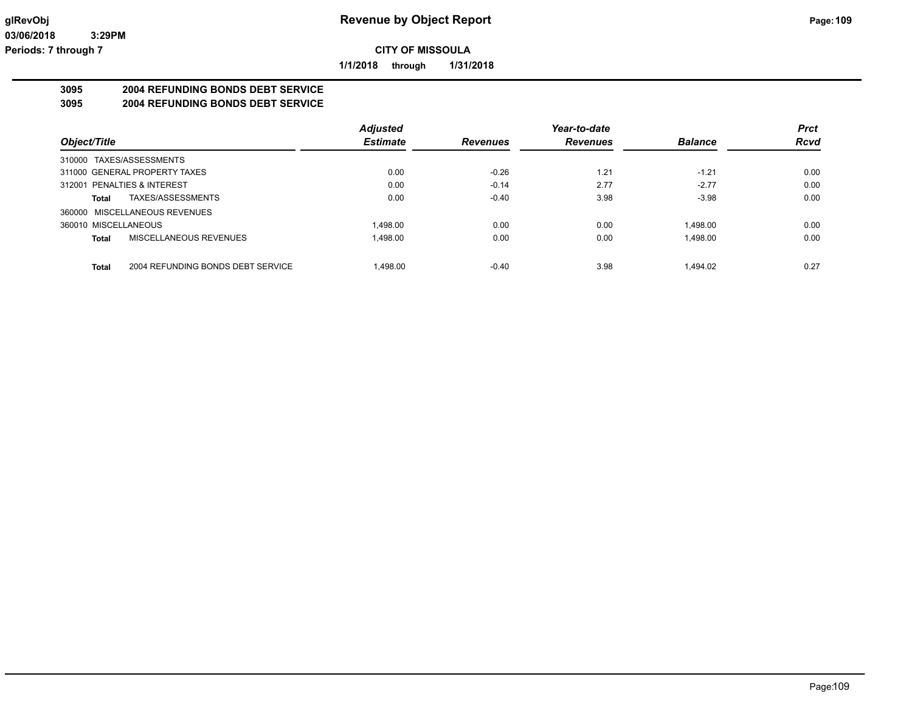# Revenue by Object Report

**CITY OF MISSOULA**

**1/1/2018 through 1/31/2018**

glRevObj
03/06/2018 3:29PM
Periods: 7 through 7

## 3095 2004 REFUNDING BONDS DEBT SERVICE
## 3095 2004 REFUNDING BONDS DEBT SERVICE

| Object/Title | | Adjusted Estimate | Revenues | Year-to-date Revenues | Balance | Prct Rcvd |
|---|---|---|---|---|---|---|
| 310000 TAXES/ASSESSMENTS | | | | | | |
| 311000 GENERAL PROPERTY TAXES | | 0.00 | -0.26 | 1.21 | -1.21 | 0.00 |
| 312001 PENALTIES & INTEREST | | 0.00 | -0.14 | 2.77 | -2.77 | 0.00 |
| **Total** | TAXES/ASSESSMENTS | 0.00 | -0.40 | 3.98 | -3.98 | 0.00 |
| 360000 MISCELLANEOUS REVENUES | | | | | | |
| 360010 MISCELLANEOUS | | 1,498.00 | 0.00 | 0.00 | 1,498.00 | 0.00 |
| **Total** | MISCELLANEOUS REVENUES | 1,498.00 | 0.00 | 0.00 | 1,498.00 | 0.00 |
| **Total** | 2004 REFUNDING BONDS DEBT SERVICE | 1,498.00 | -0.40 | 3.98 | 1,494.02 | 0.27 |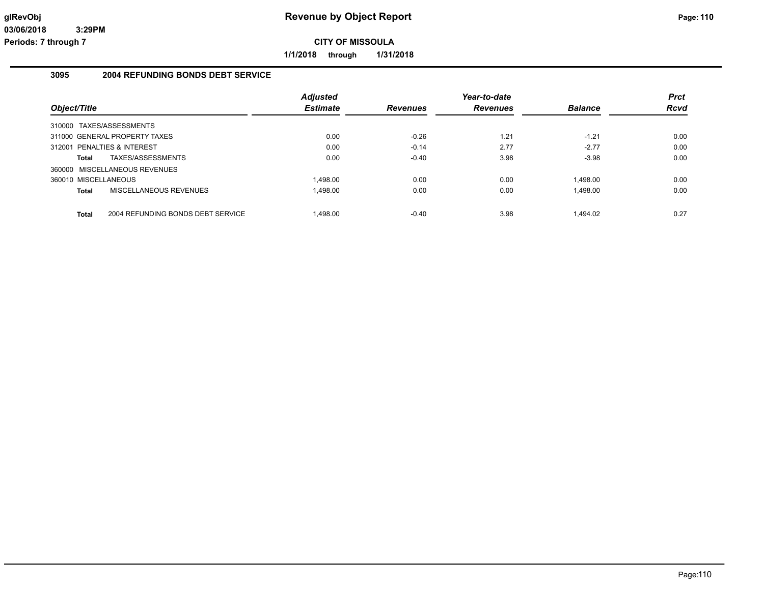# Revenue by Object Report

glRevObj
03/06/2018 3:29PM
Periods: 7 through 7

**CITY OF MISSOULA**

**1/1/2018 through 1/31/2018**

## 3095 2004 REFUNDING BONDS DEBT SERVICE

| Object/Title | | Adjusted Estimate | Revenues | Year-to-date Revenues | Balance | Prct Rcvd |
|---|---|---|---|---|---|---|
| 310000 TAXES/ASSESSMENTS | | | | | | |
| 311000 GENERAL PROPERTY TAXES | | 0.00 | -0.26 | 1.21 | -1.21 | 0.00 |
| 312001 PENALTIES & INTEREST | | 0.00 | -0.14 | 2.77 | -2.77 | 0.00 |
| **Total** | TAXES/ASSESSMENTS | 0.00 | -0.40 | 3.98 | -3.98 | 0.00 |
| 360000 MISCELLANEOUS REVENUES | | | | | | |
| 360010 MISCELLANEOUS | | 1,498.00 | 0.00 | 0.00 | 1,498.00 | 0.00 |
| **Total** | MISCELLANEOUS REVENUES | 1,498.00 | 0.00 | 0.00 | 1,498.00 | 0.00 |
| **Total** | 2004 REFUNDING BONDS DEBT SERVICE | 1,498.00 | -0.40 | 3.98 | 1,494.02 | 0.27 |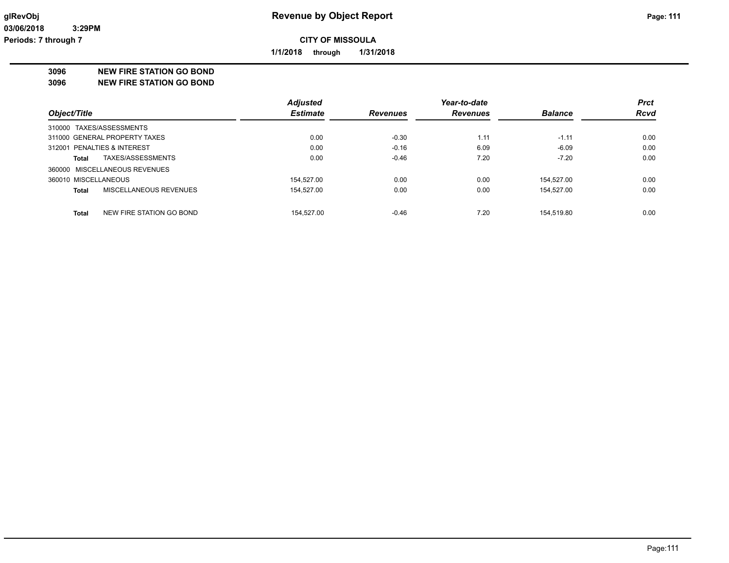# Revenue by Object Report

**CITY OF MISSOULA**

**1/1/2018 through 1/31/2018**

glRevObj
03/06/2018 3:29PM
Periods: 7 through 7

## 3096 NEW FIRE STATION GO BOND
## 3096 NEW FIRE STATION GO BOND

| Object/Title | | Adjusted Estimate | Revenues | Year-to-date Revenues | Balance | Prct Rcvd |
|---|---|---|---|---|---|---|
| 310000 TAXES/ASSESSMENTS | | | | | | |
| 311000 GENERAL PROPERTY TAXES | | 0.00 | -0.30 | 1.11 | -1.11 | 0.00 |
| 312001 PENALTIES & INTEREST | | 0.00 | -0.16 | 6.09 | -6.09 | 0.00 |
| Total | TAXES/ASSESSMENTS | 0.00 | -0.46 | 7.20 | -7.20 | 0.00 |
| 360000 MISCELLANEOUS REVENUES | | | | | | |
| 360010 MISCELLANEOUS | | 154,527.00 | 0.00 | 0.00 | 154,527.00 | 0.00 |
| Total | MISCELLANEOUS REVENUES | 154,527.00 | 0.00 | 0.00 | 154,527.00 | 0.00 |
| Total | NEW FIRE STATION GO BOND | 154,527.00 | -0.46 | 7.20 | 154,519.80 | 0.00 |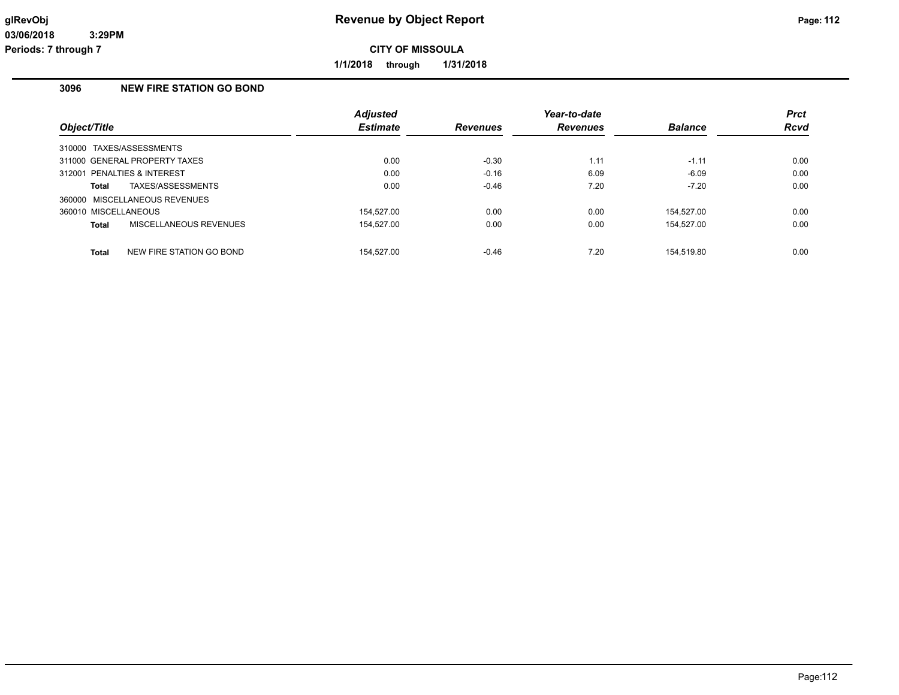# Revenue by Object Report

glRevObj
03/06/2018 3:29PM
Periods: 7 through 7

**CITY OF MISSOULA**

**1/1/2018 through 1/31/2018**

## 3096 NEW FIRE STATION GO BOND

| Object/Title | Adjusted Estimate | Revenues | Year-to-date Revenues | Balance | Prct Rcvd |
|---|---|---|---|---|---|
| 310000 TAXES/ASSESSMENTS | | | | | |
| 311000 GENERAL PROPERTY TAXES | 0.00 | -0.30 | 1.11 | -1.11 | 0.00 |
| 312001 PENALTIES & INTEREST | 0.00 | -0.16 | 6.09 | -6.09 | 0.00 |
| **Total** TAXES/ASSESSMENTS | 0.00 | -0.46 | 7.20 | -7.20 | 0.00 |
| 360000 MISCELLANEOUS REVENUES | | | | | |
| 360010 MISCELLANEOUS | 154,527.00 | 0.00 | 0.00 | 154,527.00 | 0.00 |
| **Total** MISCELLANEOUS REVENUES | 154,527.00 | 0.00 | 0.00 | 154,527.00 | 0.00 |
| **Total** NEW FIRE STATION GO BOND | 154,527.00 | -0.46 | 7.20 | 154,519.80 | 0.00 |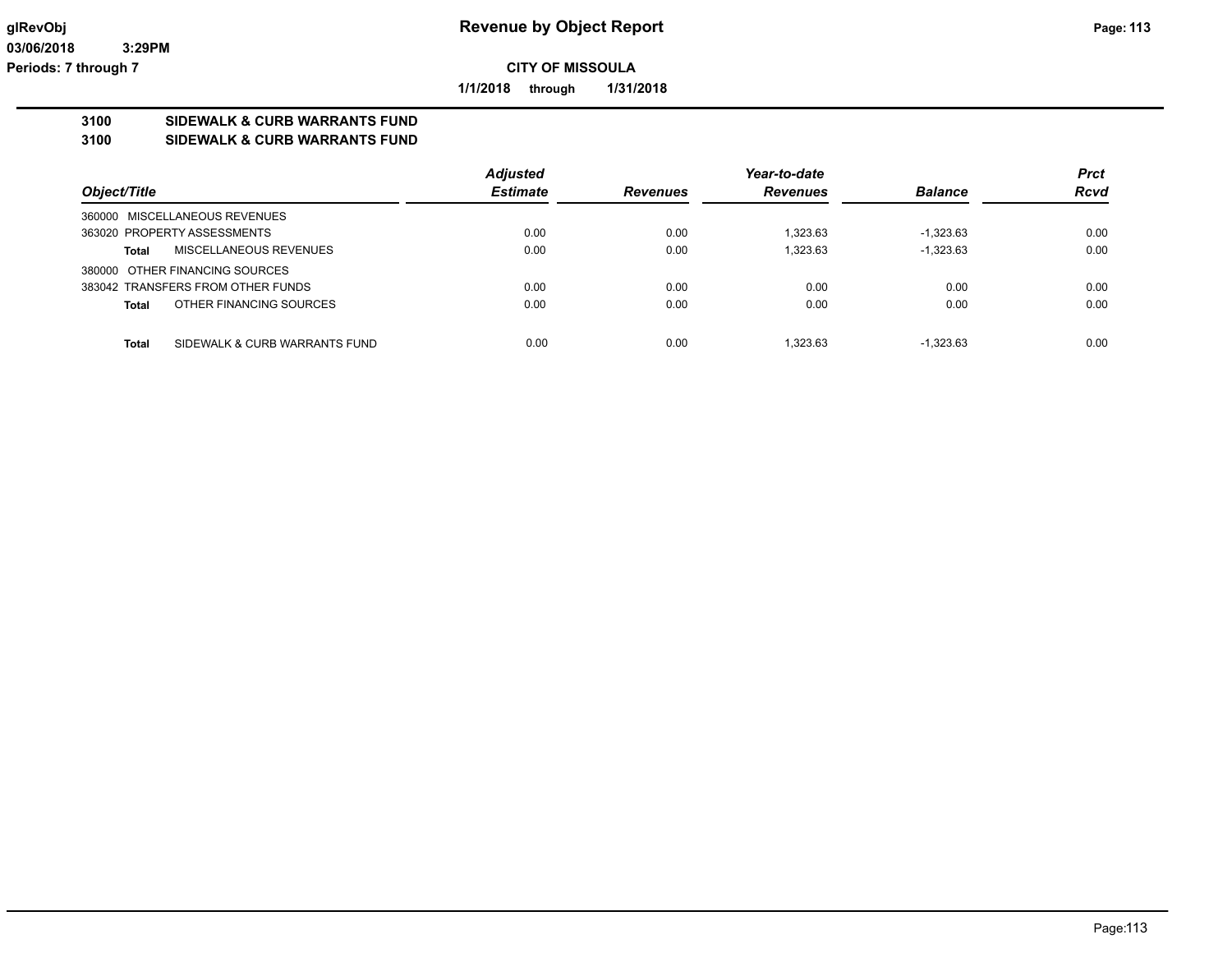**Revenue by Object Report**

**CITY OF MISSOULA**

**1/1/2018 through 1/31/2018**

**3100 SIDEWALK & CURB WARRANTS FUND**

**3100 SIDEWALK & CURB WARRANTS FUND**

| Object/Title | Adjusted Estimate | Revenues | Year-to-date Revenues | Balance | Prct Rcvd |
|---|---|---|---|---|---|
| 360000 MISCELLANEOUS REVENUES | | | | | |
| 363020 PROPERTY ASSESSMENTS | 0.00 | 0.00 | 1,323.63 | -1,323.63 | 0.00 |
| **Total** MISCELLANEOUS REVENUES | 0.00 | 0.00 | 1,323.63 | -1,323.63 | 0.00 |
| 380000 OTHER FINANCING SOURCES | | | | | |
| 383042 TRANSFERS FROM OTHER FUNDS | 0.00 | 0.00 | 0.00 | 0.00 | 0.00 |
| **Total** OTHER FINANCING SOURCES | 0.00 | 0.00 | 0.00 | 0.00 | 0.00 |
| **Total** SIDEWALK & CURB WARRANTS FUND | 0.00 | 0.00 | 1,323.63 | -1,323.63 | 0.00 |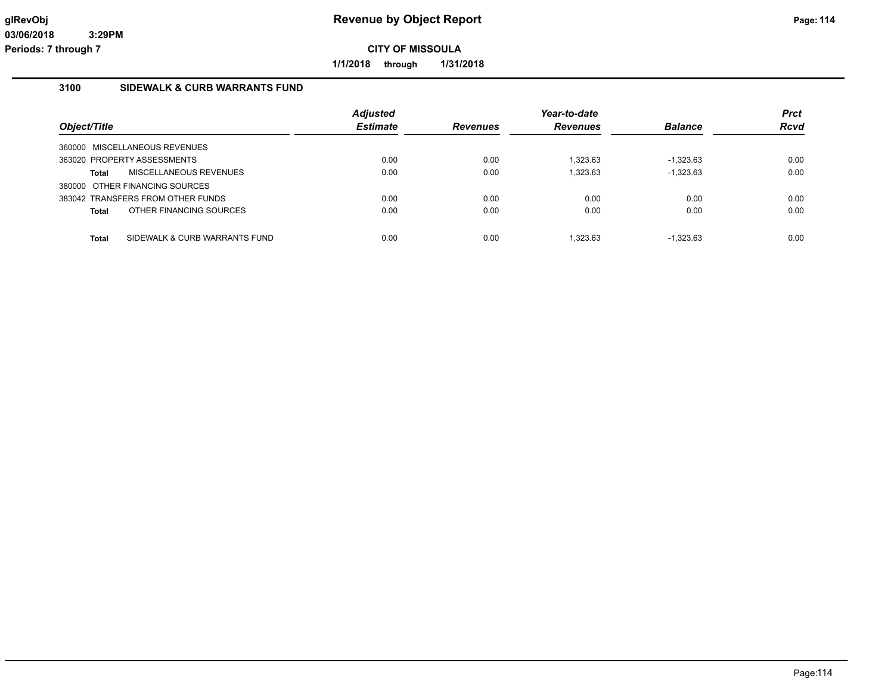# Revenue by Object Report

glRevObj
03/06/2018 3:29PM
Periods: 7 through 7

**CITY OF MISSOULA**

**1/1/2018 through 1/31/2018**

## 3100 SIDEWALK & CURB WARRANTS FUND

| Object/Title | Adjusted Estimate | Revenues | Year-to-date Revenues | Balance | Prct Rcvd |
|---|---|---|---|---|---|
| 360000 MISCELLANEOUS REVENUES | | | | | |
| 363020 PROPERTY ASSESSMENTS | 0.00 | 0.00 | 1,323.63 | -1,323.63 | 0.00 |
| **Total** MISCELLANEOUS REVENUES | 0.00 | 0.00 | 1,323.63 | -1,323.63 | 0.00 |
| 380000 OTHER FINANCING SOURCES | | | | | |
| 383042 TRANSFERS FROM OTHER FUNDS | 0.00 | 0.00 | 0.00 | 0.00 | 0.00 |
| **Total** OTHER FINANCING SOURCES | 0.00 | 0.00 | 0.00 | 0.00 | 0.00 |
| **Total** SIDEWALK & CURB WARRANTS FUND | 0.00 | 0.00 | 1,323.63 | -1,323.63 | 0.00 |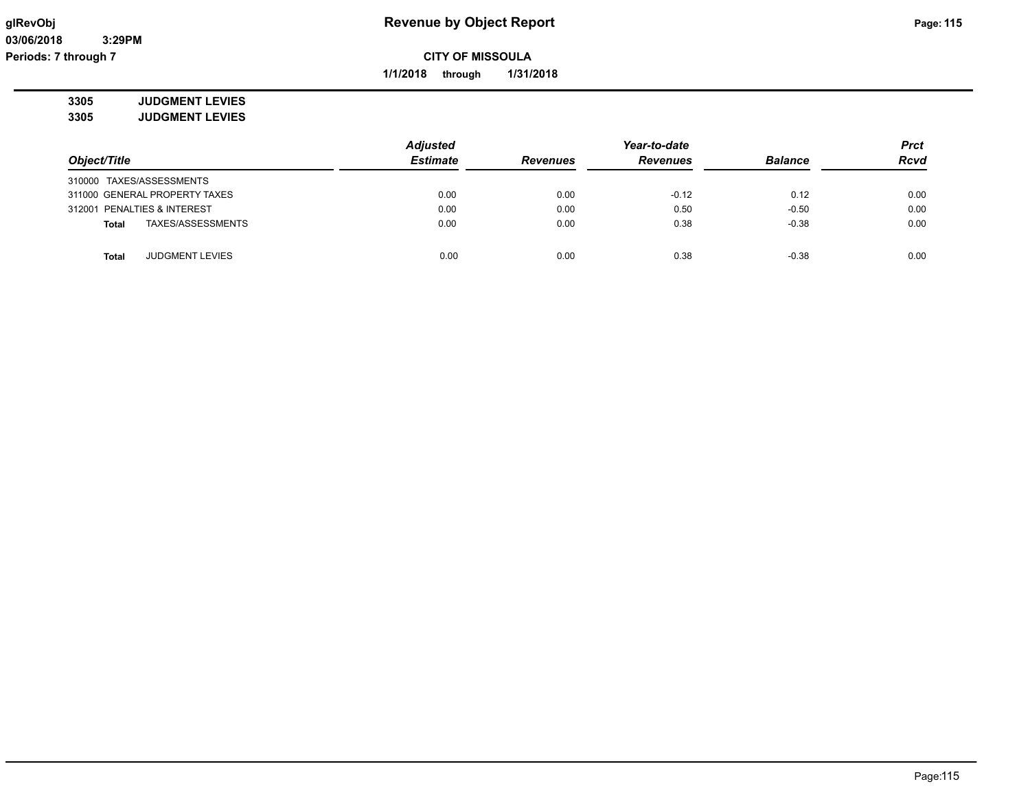**Revenue by Object Report**

**CITY OF MISSOULA**

**1/1/2018 through 1/31/2018**

glRevObj
03/06/2018 3:29PM
Periods: 7 through 7

**3305 JUDGMENT LEVIES**
**3305 JUDGMENT LEVIES**

| Object/Title | Adjusted Estimate | Revenues | Year-to-date Revenues | Balance | Prct Rcvd |
|---|---|---|---|---|---|
| 310000 TAXES/ASSESSMENTS | | | | | |
| 311000 GENERAL PROPERTY TAXES | 0.00 | 0.00 | -0.12 | 0.12 | 0.00 |
| 312001 PENALTIES & INTEREST | 0.00 | 0.00 | 0.50 | -0.50 | 0.00 |
| **Total** TAXES/ASSESSMENTS | 0.00 | 0.00 | 0.38 | -0.38 | 0.00 |
| **Total** JUDGMENT LEVIES | 0.00 | 0.00 | 0.38 | -0.38 | 0.00 |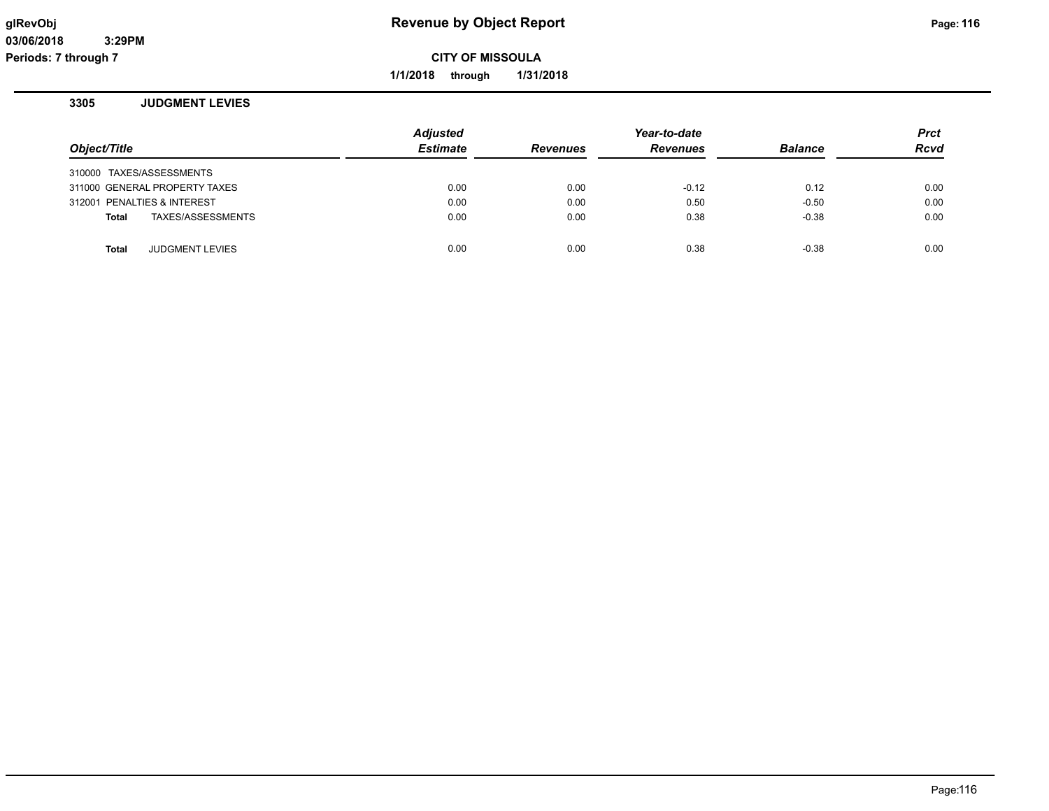**glRevObj** **Revenue by Object Report**

**03/06/2018 3:29PM**

**Periods: 7 through 7**

**CITY OF MISSOULA**

**1/1/2018 through 1/31/2018**

### 3305 JUDGMENT LEVIES

| Object/Title | Adjusted Estimate | Revenues | Year-to-date Revenues | Balance | Prct Rcvd |
|---|---|---|---|---|---|
| 310000 TAXES/ASSESSMENTS | | | | | |
| 311000 GENERAL PROPERTY TAXES | 0.00 | 0.00 | -0.12 | 0.12 | 0.00 |
| 312001 PENALTIES & INTEREST | 0.00 | 0.00 | 0.50 | -0.50 | 0.00 |
| **Total** TAXES/ASSESSMENTS | 0.00 | 0.00 | 0.38 | -0.38 | 0.00 |
| **Total** JUDGMENT LEVIES | 0.00 | 0.00 | 0.38 | -0.38 | 0.00 |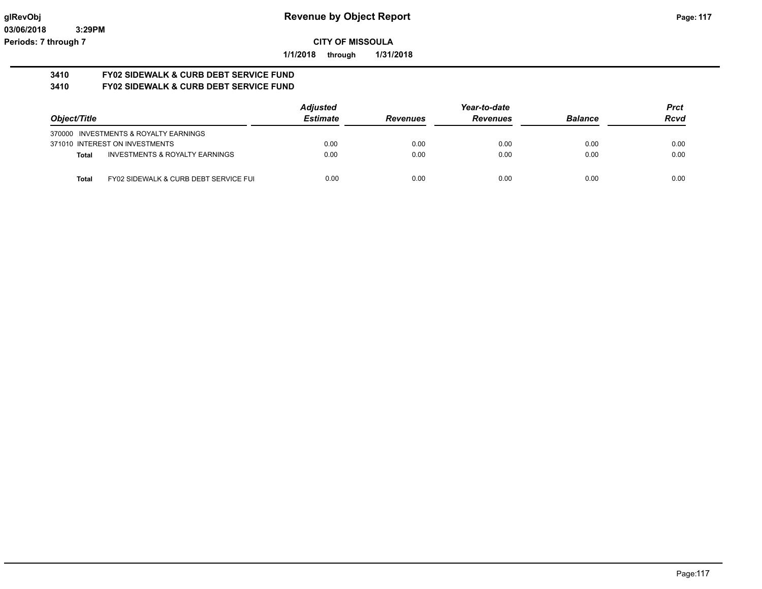**glRevObj** **Revenue by Object Report**

**03/06/2018 3:29PM**

**Periods: 7 through 7**

**CITY OF MISSOULA**

**1/1/2018 through 1/31/2018**

**3410 FY02 SIDEWALK & CURB DEBT SERVICE FUND**

**3410 FY02 SIDEWALK & CURB DEBT SERVICE FUND**

| *Object/Title* | *Adjusted Estimate* | *Revenues* | *Year-to-date Revenues* | *Balance* | *Prct Rcvd* |
|---|---|---|---|---|---|
| 370000 INVESTMENTS & ROYALTY EARNINGS | | | | | |
| 371010 INTEREST ON INVESTMENTS | 0.00 | 0.00 | 0.00 | 0.00 | 0.00 |
| **Total** INVESTMENTS & ROYALTY EARNINGS | 0.00 | 0.00 | 0.00 | 0.00 | 0.00 |
| **Total** FY02 SIDEWALK & CURB DEBT SERVICE FUI | 0.00 | 0.00 | 0.00 | 0.00 | 0.00 |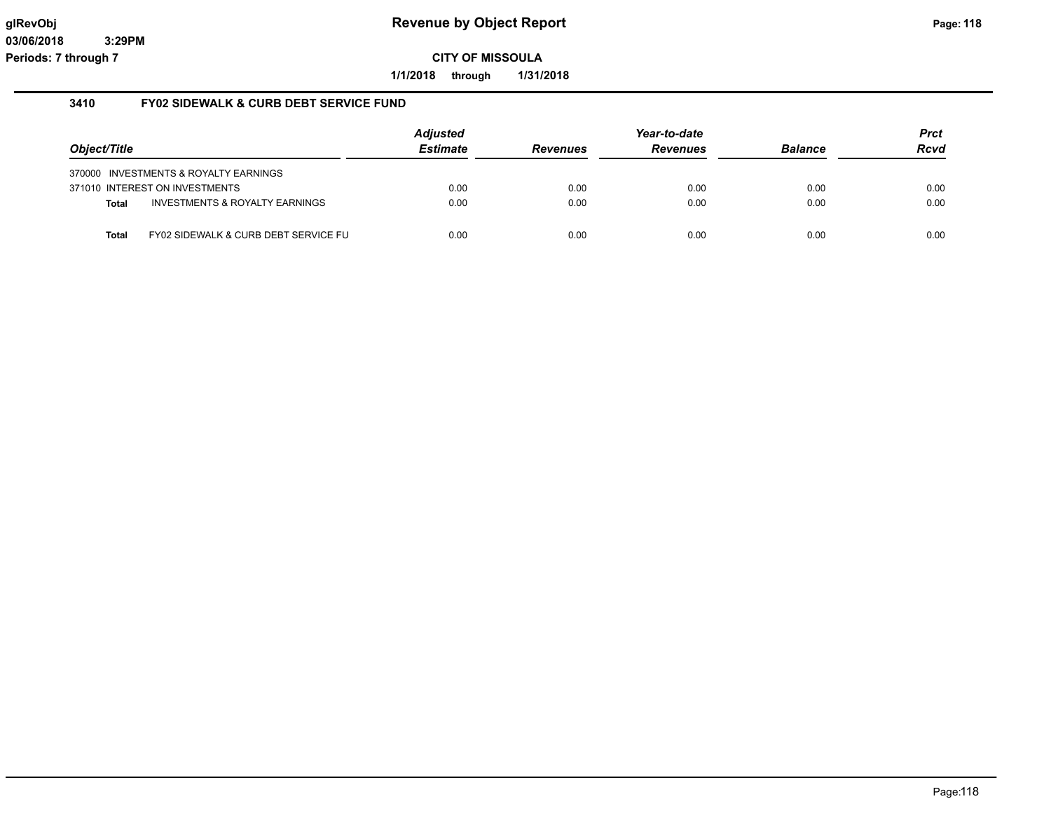# Revenue by Object Report

**CITY OF MISSOULA**

**1/1/2018 through 1/31/2018**

glRevObj
03/06/2018 3:29PM
Periods: 7 through 7

## 3410 FY02 SIDEWALK & CURB DEBT SERVICE FUND

| Object/Title | | Adjusted Estimate | Revenues | Year-to-date Revenues | Balance | Prct Rcvd |
|---|---|---|---|---|---|---|
| 370000 INVESTMENTS & ROYALTY EARNINGS | | | | | | |
| 371010 INTEREST ON INVESTMENTS | | 0.00 | 0.00 | 0.00 | 0.00 | 0.00 |
| **Total** | INVESTMENTS & ROYALTY EARNINGS | 0.00 | 0.00 | 0.00 | 0.00 | 0.00 |
| **Total** | FY02 SIDEWALK & CURB DEBT SERVICE FU | 0.00 | 0.00 | 0.00 | 0.00 | 0.00 |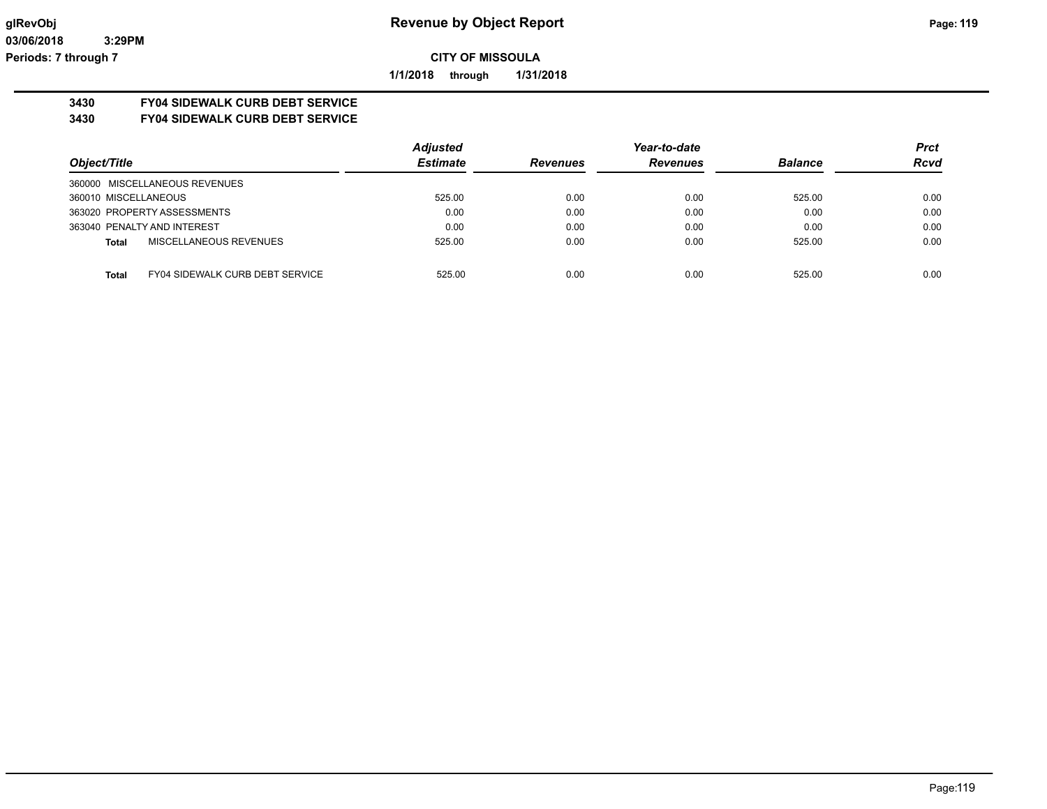**CITY OF MISSOULA**

**1/1/2018 through 1/31/2018**

**3430 FY04 SIDEWALK CURB DEBT SERVICE**

**3430 FY04 SIDEWALK CURB DEBT SERVICE**

| Object/Title | Adjusted Estimate | Revenues | Year-to-date Revenues | Balance | Prct Rcvd |
|---|---|---|---|---|---|
| 360000 MISCELLANEOUS REVENUES | | | | | |
| 360010 MISCELLANEOUS | 525.00 | 0.00 | 0.00 | 525.00 | 0.00 |
| 363020 PROPERTY ASSESSMENTS | 0.00 | 0.00 | 0.00 | 0.00 | 0.00 |
| 363040 PENALTY AND INTEREST | 0.00 | 0.00 | 0.00 | 0.00 | 0.00 |
| **Total** MISCELLANEOUS REVENUES | 525.00 | 0.00 | 0.00 | 525.00 | 0.00 |
| **Total** FY04 SIDEWALK CURB DEBT SERVICE | 525.00 | 0.00 | 0.00 | 525.00 | 0.00 |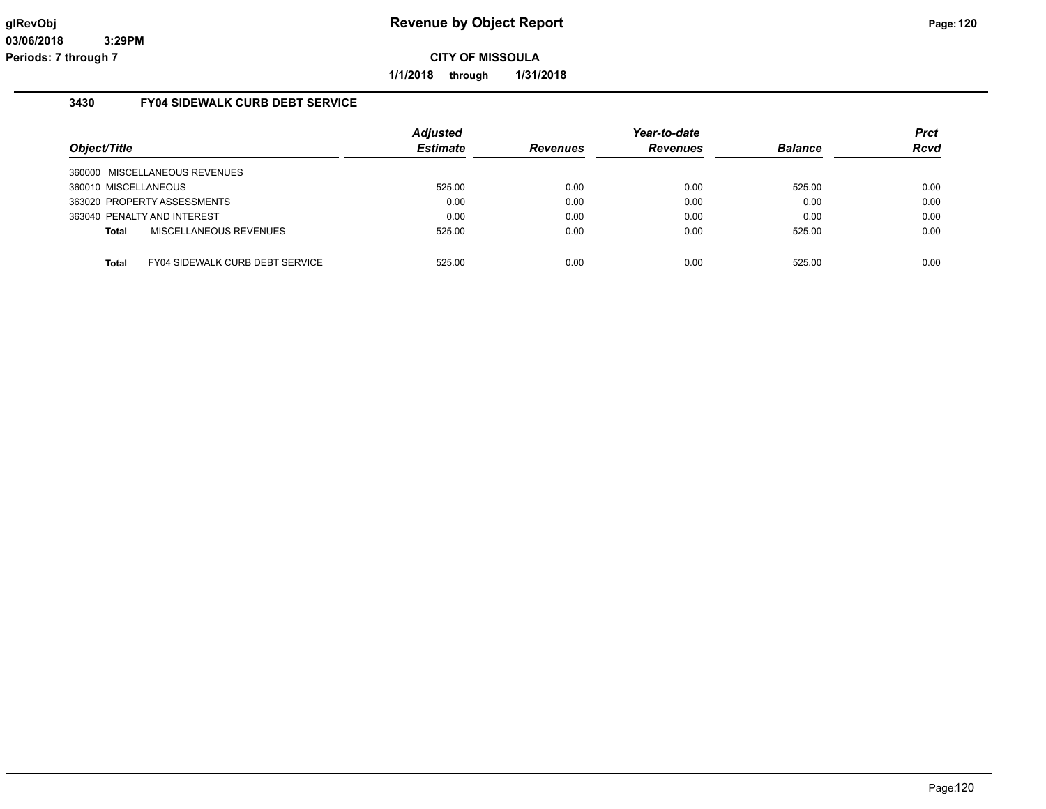# Revenue by Object Report

glRevObj
03/06/2018 3:29PM
Periods: 7 through 7

**CITY OF MISSOULA**

**1/1/2018 through 1/31/2018**

## 3430 FY04 SIDEWALK CURB DEBT SERVICE

| Object/Title | Adjusted Estimate | Revenues | Year-to-date Revenues | Balance | Prct Rcvd |
|---|---|---|---|---|---|
| 360000 MISCELLANEOUS REVENUES | | | | | |
| 360010 MISCELLANEOUS | 525.00 | 0.00 | 0.00 | 525.00 | 0.00 |
| 363020 PROPERTY ASSESSMENTS | 0.00 | 0.00 | 0.00 | 0.00 | 0.00 |
| 363040 PENALTY AND INTEREST | 0.00 | 0.00 | 0.00 | 0.00 | 0.00 |
| **Total** MISCELLANEOUS REVENUES | 525.00 | 0.00 | 0.00 | 525.00 | 0.00 |
| **Total** FY04 SIDEWALK CURB DEBT SERVICE | 525.00 | 0.00 | 0.00 | 525.00 | 0.00 |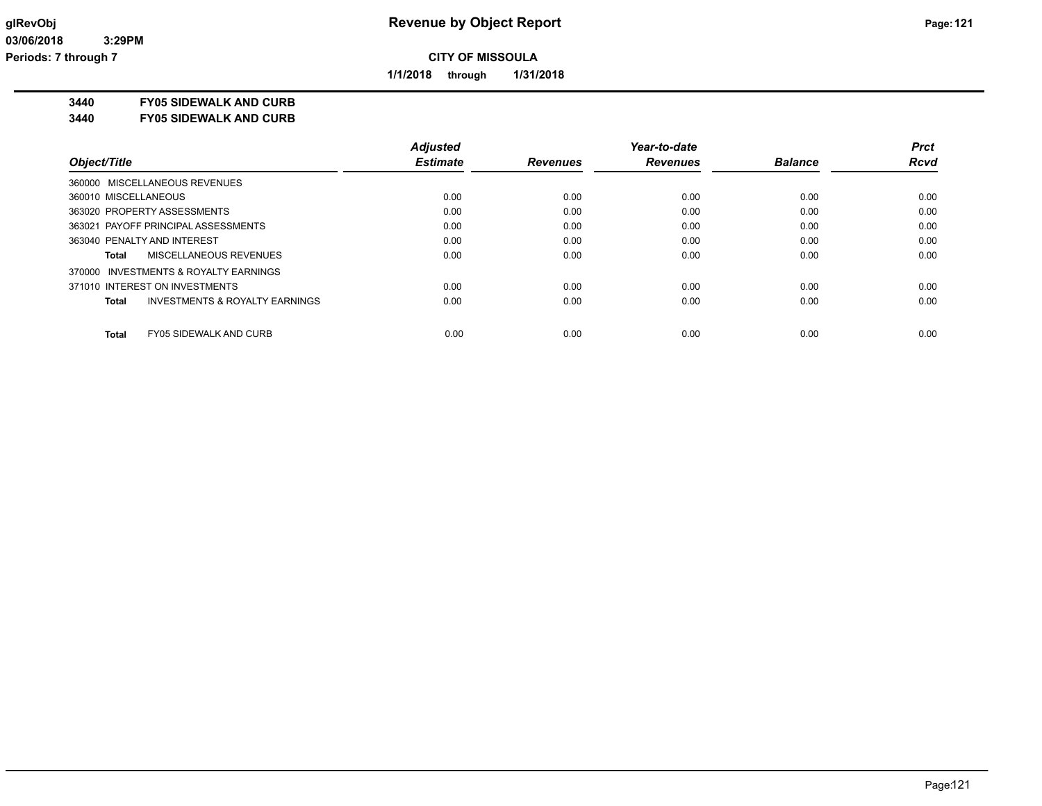# Revenue by Object Report

**CITY OF MISSOULA**

**1/1/2018 through 1/31/2018**

glRevObj
03/06/2018 3:29PM
Periods: 7 through 7

**3440 FY05 SIDEWALK AND CURB**
**3440 FY05 SIDEWALK AND CURB**

| Object/Title | Adjusted Estimate | Revenues | Year-to-date Revenues | Balance | Prct Rcvd |
|---|---|---|---|---|---|
| 360000 MISCELLANEOUS REVENUES | | | | | |
| 360010 MISCELLANEOUS | 0.00 | 0.00 | 0.00 | 0.00 | 0.00 |
| 363020 PROPERTY ASSESSMENTS | 0.00 | 0.00 | 0.00 | 0.00 | 0.00 |
| 363021 PAYOFF PRINCIPAL ASSESSMENTS | 0.00 | 0.00 | 0.00 | 0.00 | 0.00 |
| 363040 PENALTY AND INTEREST | 0.00 | 0.00 | 0.00 | 0.00 | 0.00 |
| **Total** MISCELLANEOUS REVENUES | 0.00 | 0.00 | 0.00 | 0.00 | 0.00 |
| 370000 INVESTMENTS & ROYALTY EARNINGS | | | | | |
| 371010 INTEREST ON INVESTMENTS | 0.00 | 0.00 | 0.00 | 0.00 | 0.00 |
| **Total** INVESTMENTS & ROYALTY EARNINGS | 0.00 | 0.00 | 0.00 | 0.00 | 0.00 |
| **Total** FY05 SIDEWALK AND CURB | 0.00 | 0.00 | 0.00 | 0.00 | 0.00 |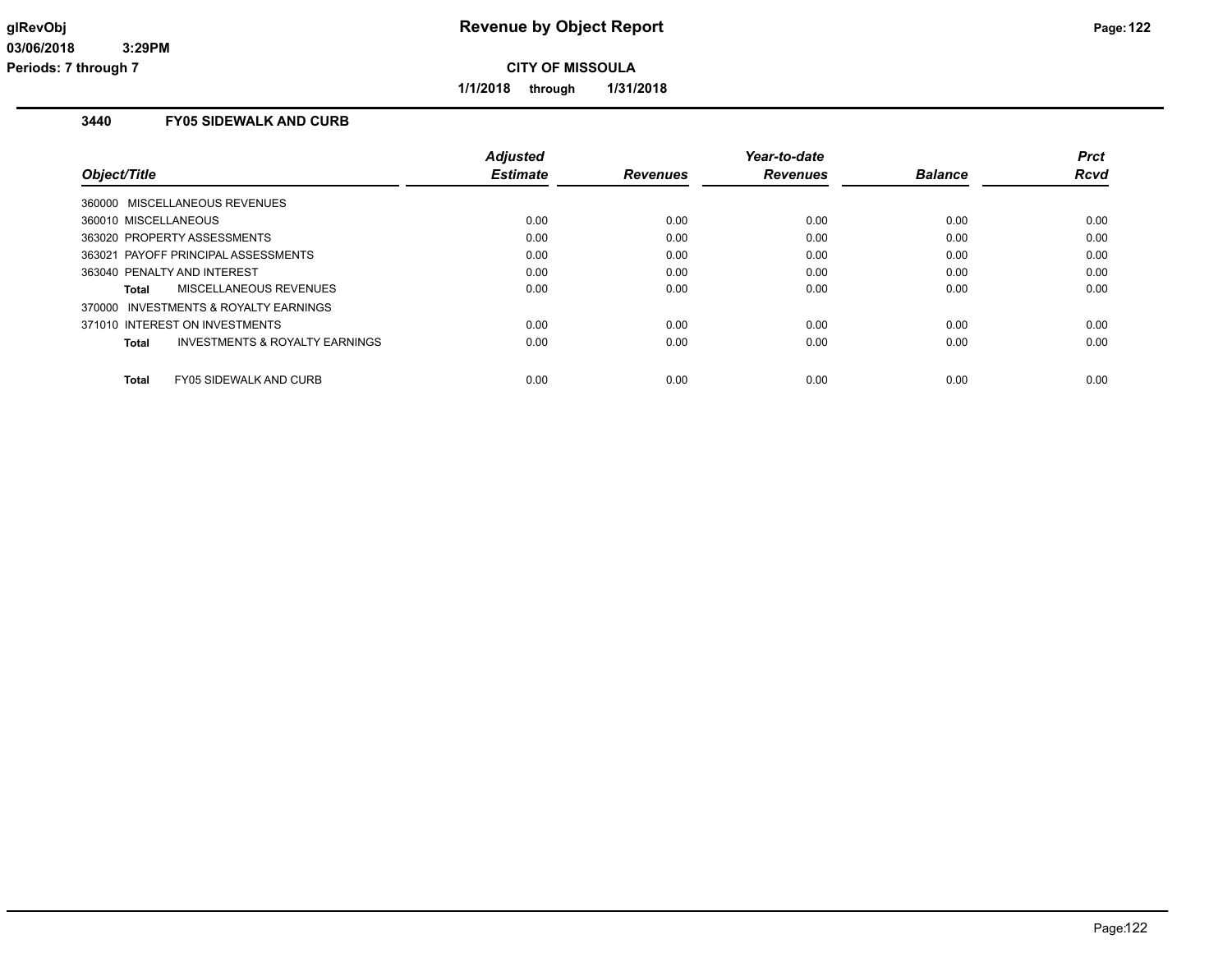# Revenue by Object Report

**CITY OF MISSOULA**

**1/1/2018 through 1/31/2018**

glRevObj
03/06/2018 3:29PM
Periods: 7 through 7

## 3440 FY05 SIDEWALK AND CURB

| Object/Title | Adjusted Estimate | Revenues | Year-to-date Revenues | Balance | Prct Rcvd |
|---|---|---|---|---|---|
| 360000 MISCELLANEOUS REVENUES | | | | | |
| 360010 MISCELLANEOUS | 0.00 | 0.00 | 0.00 | 0.00 | 0.00 |
| 363020 PROPERTY ASSESSMENTS | 0.00 | 0.00 | 0.00 | 0.00 | 0.00 |
| 363021 PAYOFF PRINCIPAL ASSESSMENTS | 0.00 | 0.00 | 0.00 | 0.00 | 0.00 |
| 363040 PENALTY AND INTEREST | 0.00 | 0.00 | 0.00 | 0.00 | 0.00 |
| **Total** MISCELLANEOUS REVENUES | 0.00 | 0.00 | 0.00 | 0.00 | 0.00 |
| 370000 INVESTMENTS & ROYALTY EARNINGS | | | | | |
| 371010 INTEREST ON INVESTMENTS | 0.00 | 0.00 | 0.00 | 0.00 | 0.00 |
| **Total** INVESTMENTS & ROYALTY EARNINGS | 0.00 | 0.00 | 0.00 | 0.00 | 0.00 |
| **Total** FY05 SIDEWALK AND CURB | 0.00 | 0.00 | 0.00 | 0.00 | 0.00 |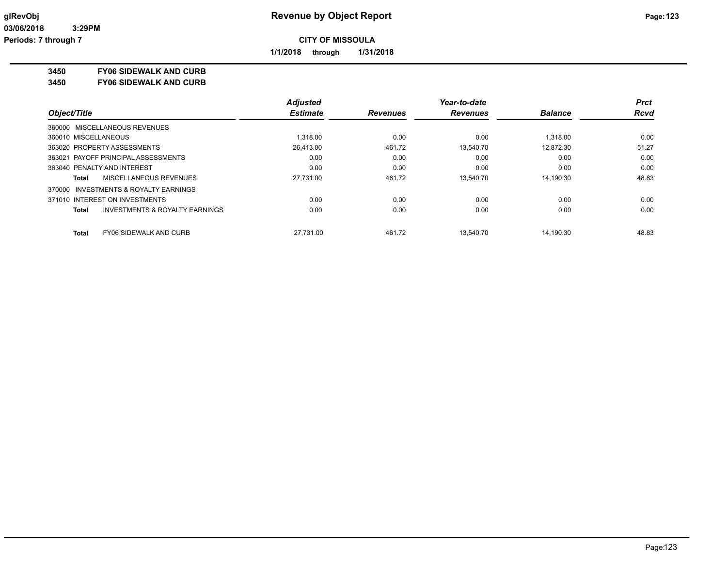**Revenue by Object Report**

**CITY OF MISSOULA**

**1/1/2018 through 1/31/2018**

glRevObj
03/06/2018 3:29PM
Periods: 7 through 7

**3450 FY06 SIDEWALK AND CURB**
**3450 FY06 SIDEWALK AND CURB**

| Object/Title | Adjusted Estimate | Revenues | Year-to-date Revenues | Balance | Prct Rcvd |
|---|---|---|---|---|---|
| 360000 MISCELLANEOUS REVENUES | | | | | |
| 360010 MISCELLANEOUS | 1,318.00 | 0.00 | 0.00 | 1,318.00 | 0.00 |
| 363020 PROPERTY ASSESSMENTS | 26,413.00 | 461.72 | 13,540.70 | 12,872.30 | 51.27 |
| 363021 PAYOFF PRINCIPAL ASSESSMENTS | 0.00 | 0.00 | 0.00 | 0.00 | 0.00 |
| 363040 PENALTY AND INTEREST | 0.00 | 0.00 | 0.00 | 0.00 | 0.00 |
| **Total** MISCELLANEOUS REVENUES | 27,731.00 | 461.72 | 13,540.70 | 14,190.30 | 48.83 |
| 370000 INVESTMENTS & ROYALTY EARNINGS | | | | | |
| 371010 INTEREST ON INVESTMENTS | 0.00 | 0.00 | 0.00 | 0.00 | 0.00 |
| **Total** INVESTMENTS & ROYALTY EARNINGS | 0.00 | 0.00 | 0.00 | 0.00 | 0.00 |
| **Total** FY06 SIDEWALK AND CURB | 27,731.00 | 461.72 | 13,540.70 | 14,190.30 | 48.83 |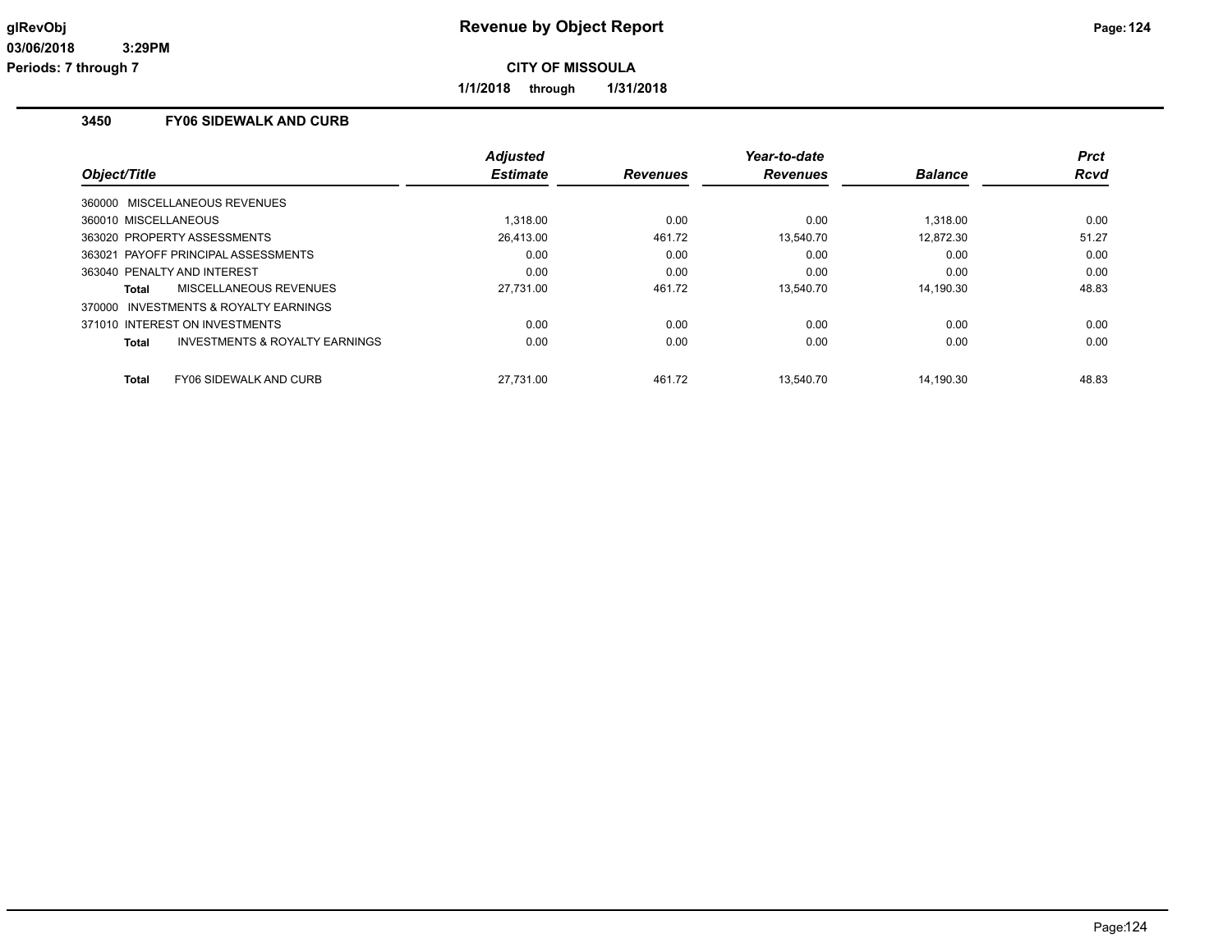# Revenue by Object Report

**CITY OF MISSOULA**

**1/1/2018 through 1/31/2018**

glRevObj
03/06/2018 3:29PM
Periods: 7 through 7

## 3450 FY06 SIDEWALK AND CURB

| Object/Title | Adjusted Estimate | Revenues | Year-to-date Revenues | Balance | Prct Rcvd |
|---|---|---|---|---|---|
| 360000 MISCELLANEOUS REVENUES | | | | | |
| 360010 MISCELLANEOUS | 1,318.00 | 0.00 | 0.00 | 1,318.00 | 0.00 |
| 363020 PROPERTY ASSESSMENTS | 26,413.00 | 461.72 | 13,540.70 | 12,872.30 | 51.27 |
| 363021 PAYOFF PRINCIPAL ASSESSMENTS | 0.00 | 0.00 | 0.00 | 0.00 | 0.00 |
| 363040 PENALTY AND INTEREST | 0.00 | 0.00 | 0.00 | 0.00 | 0.00 |
| **Total** MISCELLANEOUS REVENUES | 27,731.00 | 461.72 | 13,540.70 | 14,190.30 | 48.83 |
| 370000 INVESTMENTS & ROYALTY EARNINGS | | | | | |
| 371010 INTEREST ON INVESTMENTS | 0.00 | 0.00 | 0.00 | 0.00 | 0.00 |
| **Total** INVESTMENTS & ROYALTY EARNINGS | 0.00 | 0.00 | 0.00 | 0.00 | 0.00 |
| **Total** FY06 SIDEWALK AND CURB | 27,731.00 | 461.72 | 13,540.70 | 14,190.30 | 48.83 |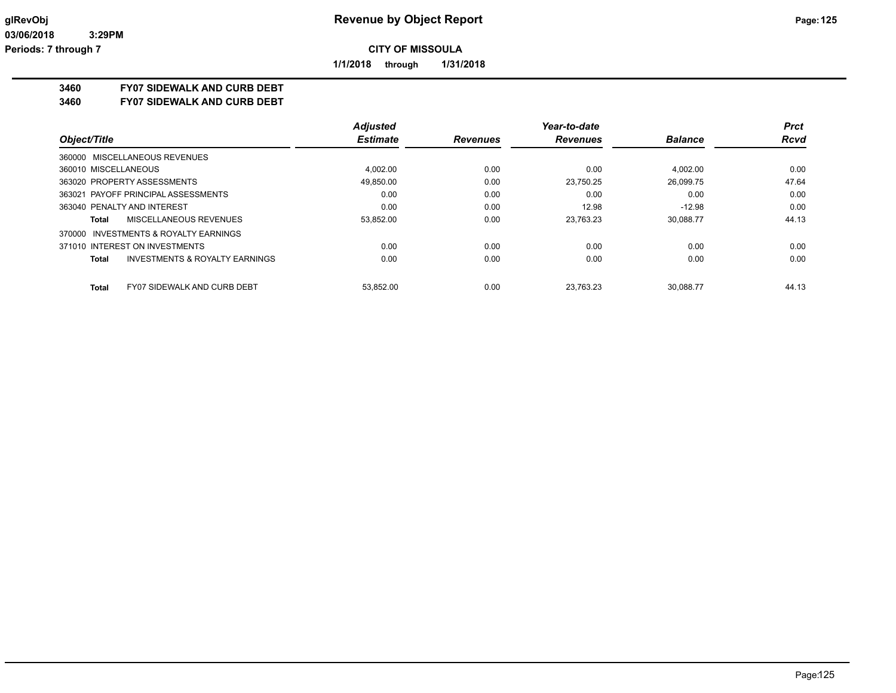**Revenue by Object Report**

**CITY OF MISSOULA**

**1/1/2018 through 1/31/2018**

glRevObj
03/06/2018 3:29PM
Periods: 7 through 7

## 3460 FY07 SIDEWALK AND CURB DEBT
## 3460 FY07 SIDEWALK AND CURB DEBT

| Object/Title | Adjusted Estimate | Revenues | Year-to-date Revenues | Balance | Prct Rcvd |
|---|---|---|---|---|---|
| 360000 MISCELLANEOUS REVENUES | | | | | |
| 360010 MISCELLANEOUS | 4,002.00 | 0.00 | 0.00 | 4,002.00 | 0.00 |
| 363020 PROPERTY ASSESSMENTS | 49,850.00 | 0.00 | 23,750.25 | 26,099.75 | 47.64 |
| 363021 PAYOFF PRINCIPAL ASSESSMENTS | 0.00 | 0.00 | 0.00 | 0.00 | 0.00 |
| 363040 PENALTY AND INTEREST | 0.00 | 0.00 | 12.98 | -12.98 | 0.00 |
| **Total** MISCELLANEOUS REVENUES | 53,852.00 | 0.00 | 23,763.23 | 30,088.77 | 44.13 |
| 370000 INVESTMENTS & ROYALTY EARNINGS | | | | | |
| 371010 INTEREST ON INVESTMENTS | 0.00 | 0.00 | 0.00 | 0.00 | 0.00 |
| **Total** INVESTMENTS & ROYALTY EARNINGS | 0.00 | 0.00 | 0.00 | 0.00 | 0.00 |
| **Total** FY07 SIDEWALK AND CURB DEBT | 53,852.00 | 0.00 | 23,763.23 | 30,088.77 | 44.13 |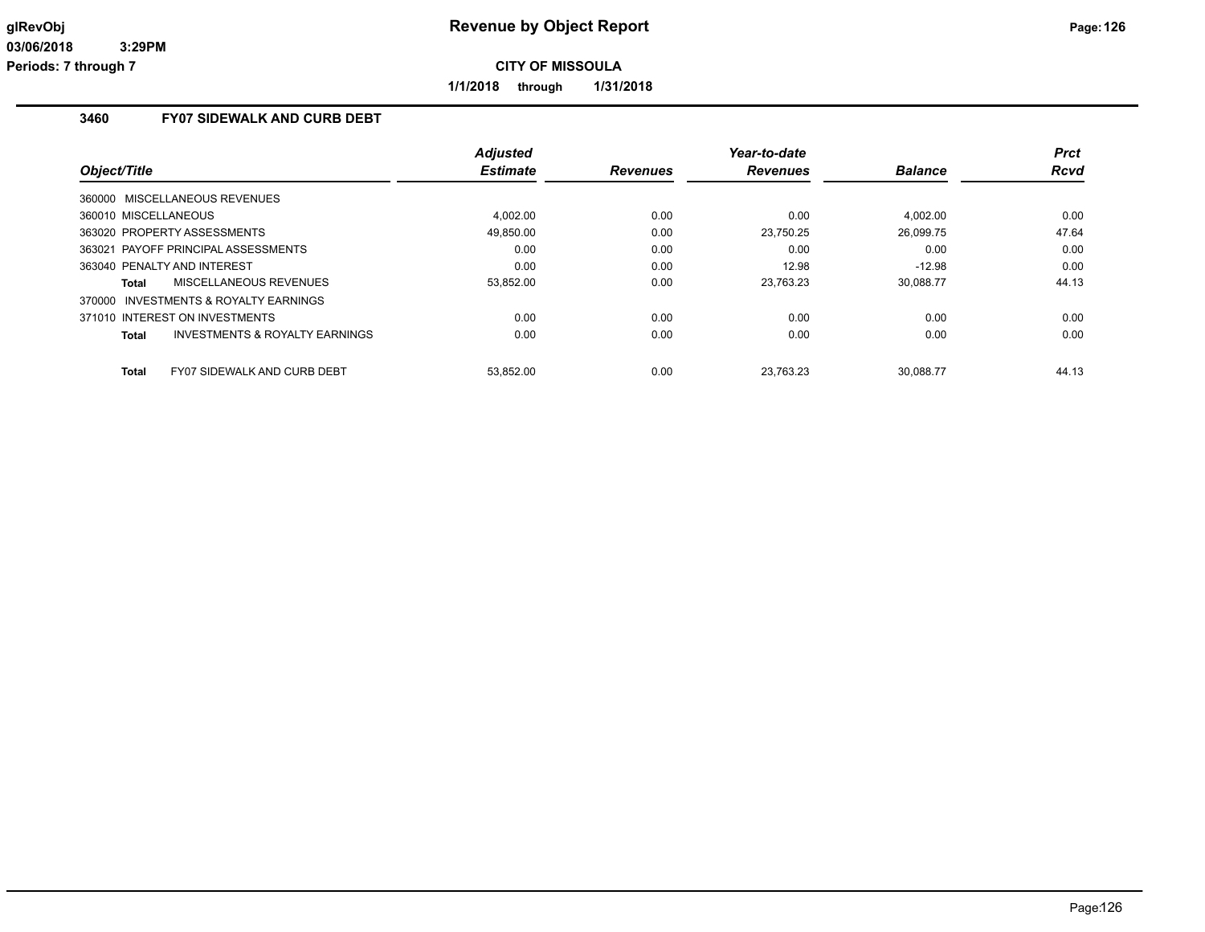**glRevObj**
**03/06/2018 3:29PM**
**Periods: 7 through 7**

# Revenue by Object Report

**CITY OF MISSOULA**

**1/1/2018 through 1/31/2018**

## 3460 FY07 SIDEWALK AND CURB DEBT

| Object/Title | Adjusted Estimate | Revenues | Year-to-date Revenues | Balance | Prct Rcvd |
|---|---|---|---|---|---|
| 360000 MISCELLANEOUS REVENUES | | | | | |
| 360010 MISCELLANEOUS | 4,002.00 | 0.00 | 0.00 | 4,002.00 | 0.00 |
| 363020 PROPERTY ASSESSMENTS | 49,850.00 | 0.00 | 23,750.25 | 26,099.75 | 47.64 |
| 363021 PAYOFF PRINCIPAL ASSESSMENTS | 0.00 | 0.00 | 0.00 | 0.00 | 0.00 |
| 363040 PENALTY AND INTEREST | 0.00 | 0.00 | 12.98 | -12.98 | 0.00 |
| **Total** MISCELLANEOUS REVENUES | 53,852.00 | 0.00 | 23,763.23 | 30,088.77 | 44.13 |
| 370000 INVESTMENTS & ROYALTY EARNINGS | | | | | |
| 371010 INTEREST ON INVESTMENTS | 0.00 | 0.00 | 0.00 | 0.00 | 0.00 |
| **Total** INVESTMENTS & ROYALTY EARNINGS | 0.00 | 0.00 | 0.00 | 0.00 | 0.00 |
| **Total** FY07 SIDEWALK AND CURB DEBT | 53,852.00 | 0.00 | 23,763.23 | 30,088.77 | 44.13 |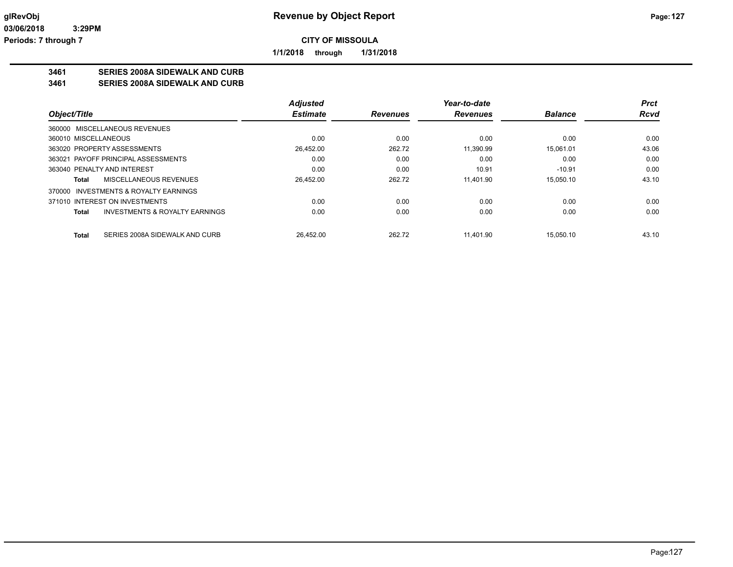**CITY OF MISSOULA**

**1/1/2018 through 1/31/2018**

**3461 SERIES 2008A SIDEWALK AND CURB**

**3461 SERIES 2008A SIDEWALK AND CURB**

| Object/Title | Adjusted Estimate | Revenues | Year-to-date Revenues | Balance | Prct Rcvd |
|---|---|---|---|---|---|
| 360000 MISCELLANEOUS REVENUES | | | | | |
| 360010 MISCELLANEOUS | 0.00 | 0.00 | 0.00 | 0.00 | 0.00 |
| 363020 PROPERTY ASSESSMENTS | 26,452.00 | 262.72 | 11,390.99 | 15,061.01 | 43.06 |
| 363021 PAYOFF PRINCIPAL ASSESSMENTS | 0.00 | 0.00 | 0.00 | 0.00 | 0.00 |
| 363040 PENALTY AND INTEREST | 0.00 | 0.00 | 10.91 | -10.91 | 0.00 |
| **Total** MISCELLANEOUS REVENUES | 26,452.00 | 262.72 | 11,401.90 | 15,050.10 | 43.10 |
| 370000 INVESTMENTS & ROYALTY EARNINGS | | | | | |
| 371010 INTEREST ON INVESTMENTS | 0.00 | 0.00 | 0.00 | 0.00 | 0.00 |
| **Total** INVESTMENTS & ROYALTY EARNINGS | 0.00 | 0.00 | 0.00 | 0.00 | 0.00 |
| **Total** SERIES 2008A SIDEWALK AND CURB | 26,452.00 | 262.72 | 11,401.90 | 15,050.10 | 43.10 |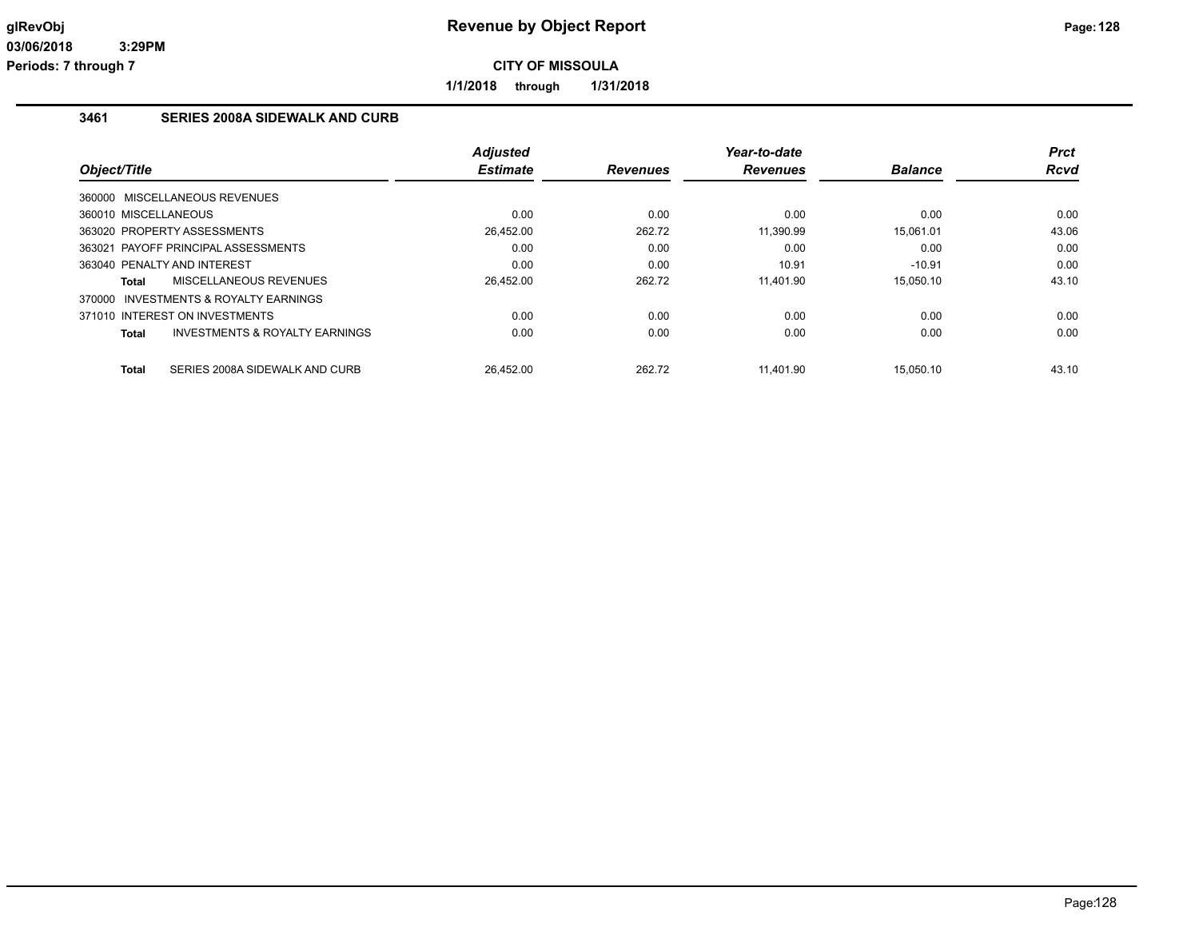glRevObj
03/06/2018 3:29PM
Periods: 7 through 7

# Revenue by Object Report

**CITY OF MISSOULA**

**1/1/2018 through 1/31/2018**

## 3461 SERIES 2008A SIDEWALK AND CURB

| Object/Title | Adjusted Estimate | Revenues | Year-to-date Revenues | Balance | Prct Rcvd |
|---|---|---|---|---|---|
| 360000 MISCELLANEOUS REVENUES | | | | | |
| 360010 MISCELLANEOUS | 0.00 | 0.00 | 0.00 | 0.00 | 0.00 |
| 363020 PROPERTY ASSESSMENTS | 26,452.00 | 262.72 | 11,390.99 | 15,061.01 | 43.06 |
| 363021 PAYOFF PRINCIPAL ASSESSMENTS | 0.00 | 0.00 | 0.00 | 0.00 | 0.00 |
| 363040 PENALTY AND INTEREST | 0.00 | 0.00 | 10.91 | -10.91 | 0.00 |
| **Total** MISCELLANEOUS REVENUES | 26,452.00 | 262.72 | 11,401.90 | 15,050.10 | 43.10 |
| 370000 INVESTMENTS & ROYALTY EARNINGS | | | | | |
| 371010 INTEREST ON INVESTMENTS | 0.00 | 0.00 | 0.00 | 0.00 | 0.00 |
| **Total** INVESTMENTS & ROYALTY EARNINGS | 0.00 | 0.00 | 0.00 | 0.00 | 0.00 |
| **Total** SERIES 2008A SIDEWALK AND CURB | 26,452.00 | 262.72 | 11,401.90 | 15,050.10 | 43.10 |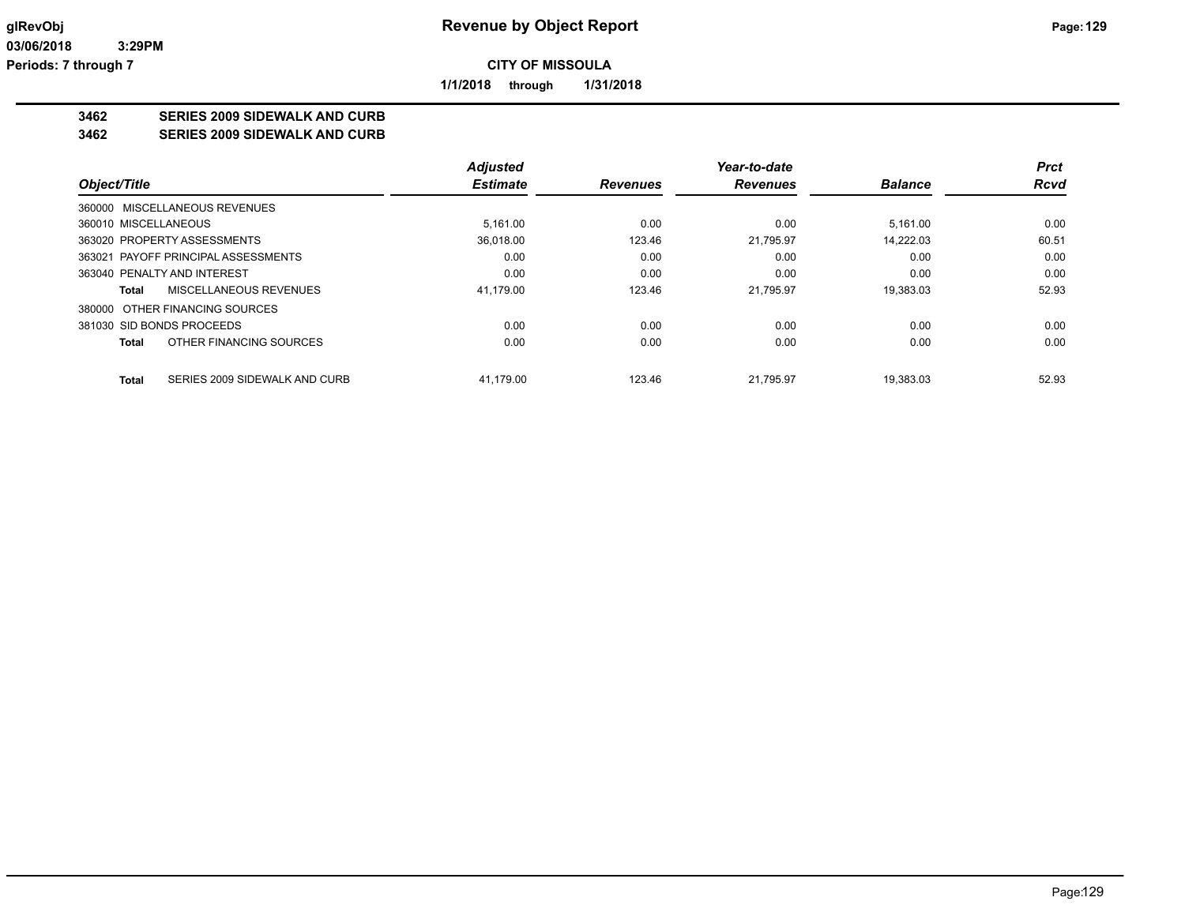# Revenue by Object Report

**CITY OF MISSOULA**

**1/1/2018 through 1/31/2018**

glRevObj
03/06/2018 3:29PM
Periods: 7 through 7

**3462 SERIES 2009 SIDEWALK AND CURB**
**3462 SERIES 2009 SIDEWALK AND CURB**

| Object/Title | | Adjusted Estimate | Revenues | Year-to-date Revenues | Balance | Prct Rcvd |
|---|---|---|---|---|---|---|
| 360000 MISCELLANEOUS REVENUES | | | | | | |
| 360010 MISCELLANEOUS | | 5,161.00 | 0.00 | 0.00 | 5,161.00 | 0.00 |
| 363020 PROPERTY ASSESSMENTS | | 36,018.00 | 123.46 | 21,795.97 | 14,222.03 | 60.51 |
| 363021 PAYOFF PRINCIPAL ASSESSMENTS | | 0.00 | 0.00 | 0.00 | 0.00 | 0.00 |
| 363040 PENALTY AND INTEREST | | 0.00 | 0.00 | 0.00 | 0.00 | 0.00 |
| **Total** | MISCELLANEOUS REVENUES | 41,179.00 | 123.46 | 21,795.97 | 19,383.03 | 52.93 |
| 380000 OTHER FINANCING SOURCES | | | | | | |
| 381030 SID BONDS PROCEEDS | | 0.00 | 0.00 | 0.00 | 0.00 | 0.00 |
| **Total** | OTHER FINANCING SOURCES | 0.00 | 0.00 | 0.00 | 0.00 | 0.00 |
| **Total** | SERIES 2009 SIDEWALK AND CURB | 41,179.00 | 123.46 | 21,795.97 | 19,383.03 | 52.93 |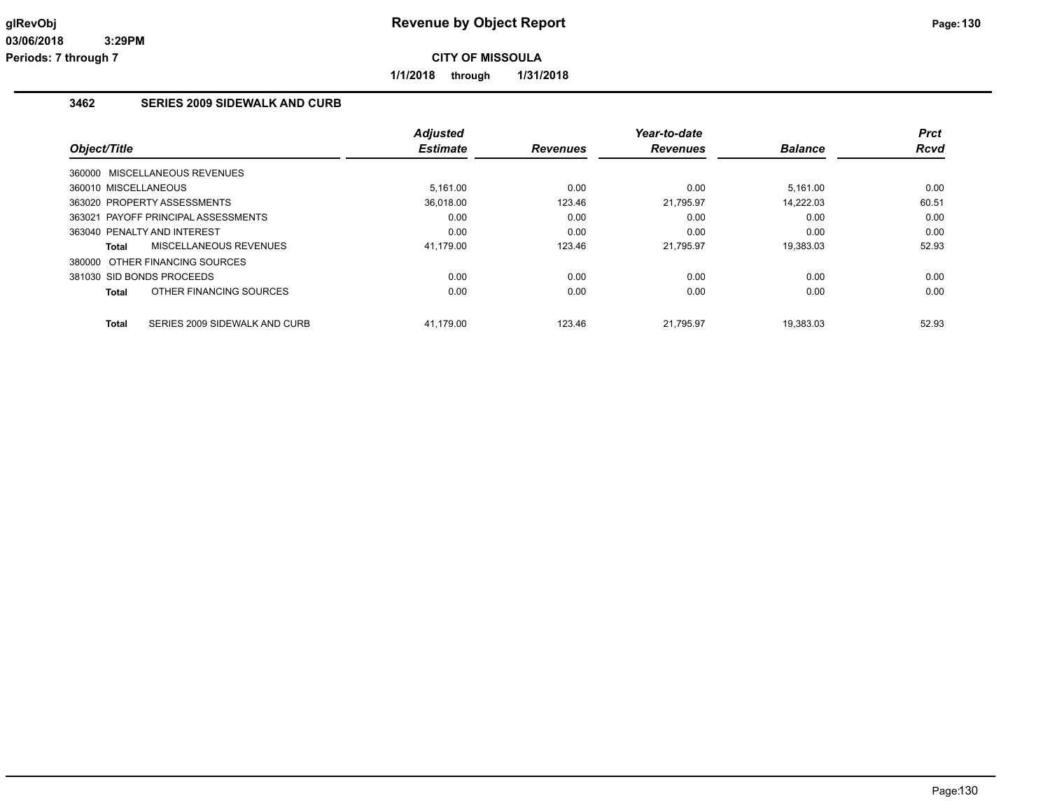# Revenue by Object Report

**CITY OF MISSOULA**

**1/1/2018 through 1/31/2018**

## 3462 SERIES 2009 SIDEWALK AND CURB

| Object/Title | Adjusted Estimate | Revenues | Year-to-date Revenues | Balance | Prct Rcvd |
|---|---|---|---|---|---|
| 360000 MISCELLANEOUS REVENUES | | | | | |
| 360010 MISCELLANEOUS | 5,161.00 | 0.00 | 0.00 | 5,161.00 | 0.00 |
| 363020 PROPERTY ASSESSMENTS | 36,018.00 | 123.46 | 21,795.97 | 14,222.03 | 60.51 |
| 363021 PAYOFF PRINCIPAL ASSESSMENTS | 0.00 | 0.00 | 0.00 | 0.00 | 0.00 |
| 363040 PENALTY AND INTEREST | 0.00 | 0.00 | 0.00 | 0.00 | 0.00 |
| **Total** MISCELLANEOUS REVENUES | 41,179.00 | 123.46 | 21,795.97 | 19,383.03 | 52.93 |
| 380000 OTHER FINANCING SOURCES | | | | | |
| 381030 SID BONDS PROCEEDS | 0.00 | 0.00 | 0.00 | 0.00 | 0.00 |
| **Total** OTHER FINANCING SOURCES | 0.00 | 0.00 | 0.00 | 0.00 | 0.00 |
| **Total** SERIES 2009 SIDEWALK AND CURB | 41,179.00 | 123.46 | 21,795.97 | 19,383.03 | 52.93 |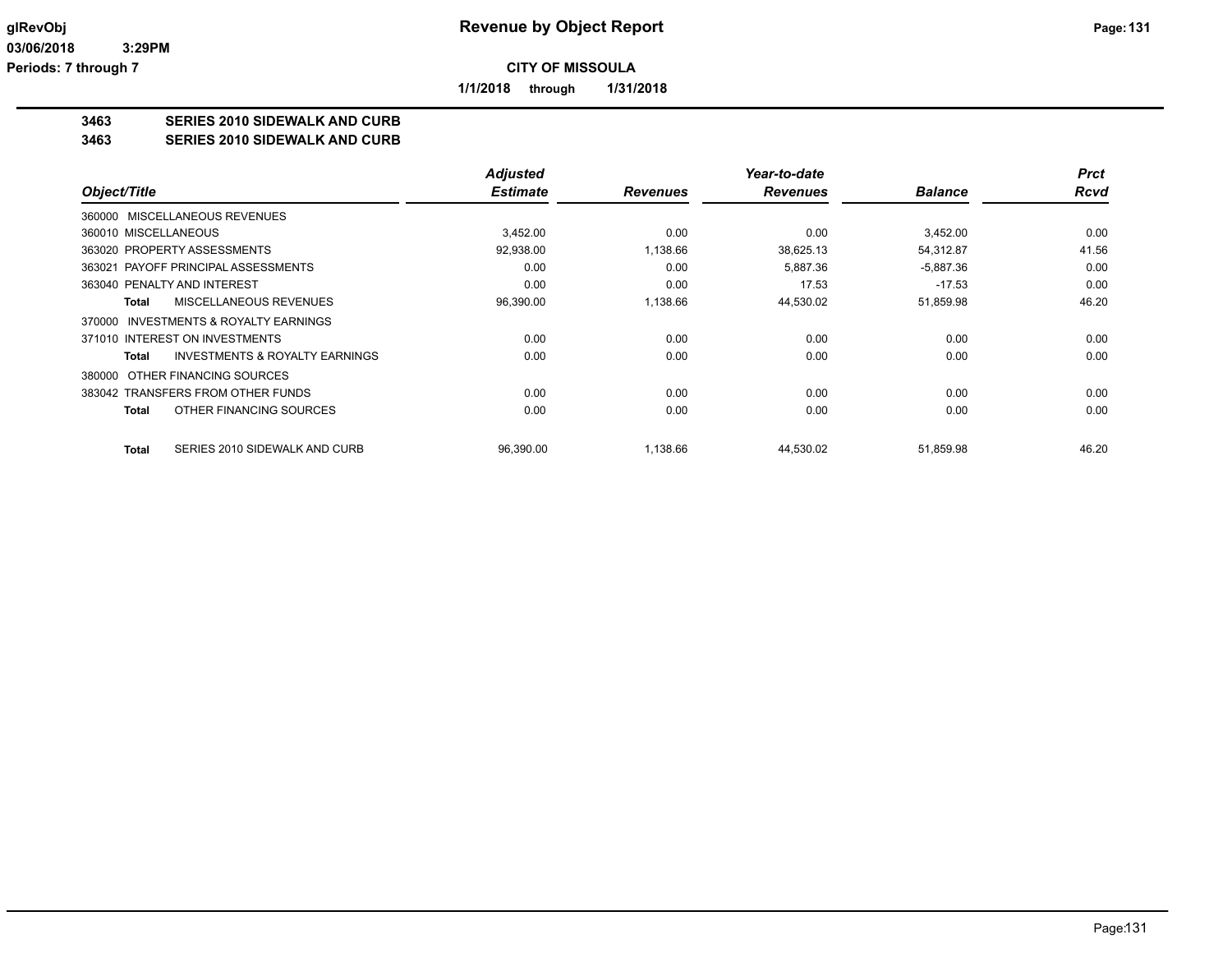glRevObj

03/06/2018 3:29PM

Periods: 7 through 7

# Revenue by Object Report

**CITY OF MISSOULA**

**1/1/2018 through 1/31/2018**

**3463 SERIES 2010 SIDEWALK AND CURB**

**3463 SERIES 2010 SIDEWALK AND CURB**

| Object/Title | Adjusted Estimate | Revenues | Year-to-date Revenues | Balance | Prct Rcvd |
|---|---|---|---|---|---|
| 360000 MISCELLANEOUS REVENUES | | | | | |
| 360010 MISCELLANEOUS | 3,452.00 | 0.00 | 0.00 | 3,452.00 | 0.00 |
| 363020 PROPERTY ASSESSMENTS | 92,938.00 | 1,138.66 | 38,625.13 | 54,312.87 | 41.56 |
| 363021 PAYOFF PRINCIPAL ASSESSMENTS | 0.00 | 0.00 | 5,887.36 | -5,887.36 | 0.00 |
| 363040 PENALTY AND INTEREST | 0.00 | 0.00 | 17.53 | -17.53 | 0.00 |
| **Total** MISCELLANEOUS REVENUES | 96,390.00 | 1,138.66 | 44,530.02 | 51,859.98 | 46.20 |
| 370000 INVESTMENTS & ROYALTY EARNINGS | | | | | |
| 371010 INTEREST ON INVESTMENTS | 0.00 | 0.00 | 0.00 | 0.00 | 0.00 |
| **Total** INVESTMENTS & ROYALTY EARNINGS | 0.00 | 0.00 | 0.00 | 0.00 | 0.00 |
| 380000 OTHER FINANCING SOURCES | | | | | |
| 383042 TRANSFERS FROM OTHER FUNDS | 0.00 | 0.00 | 0.00 | 0.00 | 0.00 |
| **Total** OTHER FINANCING SOURCES | 0.00 | 0.00 | 0.00 | 0.00 | 0.00 |
| **Total** SERIES 2010 SIDEWALK AND CURB | 96,390.00 | 1,138.66 | 44,530.02 | 51,859.98 | 46.20 |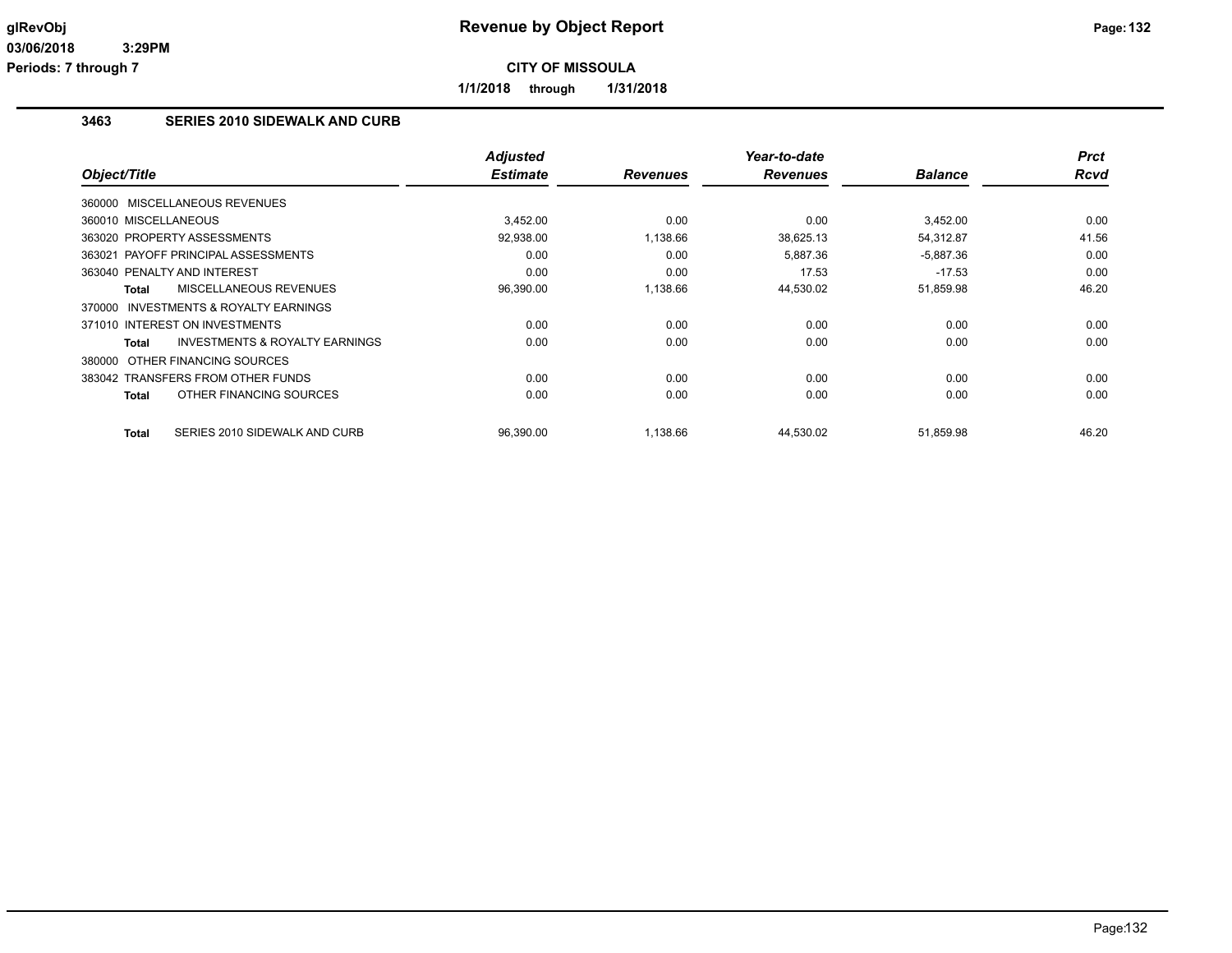# Revenue by Object Report

glRevObj
03/06/2018 3:29PM
Periods: 7 through 7

**CITY OF MISSOULA**

**1/1/2018 through 1/31/2018**

## 3463 SERIES 2010 SIDEWALK AND CURB

| Object/Title | Adjusted Estimate | Revenues | Year-to-date Revenues | Balance | Prct Rcvd |
|---|---|---|---|---|---|
| 360000 MISCELLANEOUS REVENUES | | | | | |
| 360010 MISCELLANEOUS | 3,452.00 | 0.00 | 0.00 | 3,452.00 | 0.00 |
| 363020 PROPERTY ASSESSMENTS | 92,938.00 | 1,138.66 | 38,625.13 | 54,312.87 | 41.56 |
| 363021 PAYOFF PRINCIPAL ASSESSMENTS | 0.00 | 0.00 | 5,887.36 | -5,887.36 | 0.00 |
| 363040 PENALTY AND INTEREST | 0.00 | 0.00 | 17.53 | -17.53 | 0.00 |
| **Total** MISCELLANEOUS REVENUES | 96,390.00 | 1,138.66 | 44,530.02 | 51,859.98 | 46.20 |
| 370000 INVESTMENTS & ROYALTY EARNINGS | | | | | |
| 371010 INTEREST ON INVESTMENTS | 0.00 | 0.00 | 0.00 | 0.00 | 0.00 |
| **Total** INVESTMENTS & ROYALTY EARNINGS | 0.00 | 0.00 | 0.00 | 0.00 | 0.00 |
| 380000 OTHER FINANCING SOURCES | | | | | |
| 383042 TRANSFERS FROM OTHER FUNDS | 0.00 | 0.00 | 0.00 | 0.00 | 0.00 |
| **Total** OTHER FINANCING SOURCES | 0.00 | 0.00 | 0.00 | 0.00 | 0.00 |
| **Total** SERIES 2010 SIDEWALK AND CURB | 96,390.00 | 1,138.66 | 44,530.02 | 51,859.98 | 46.20 |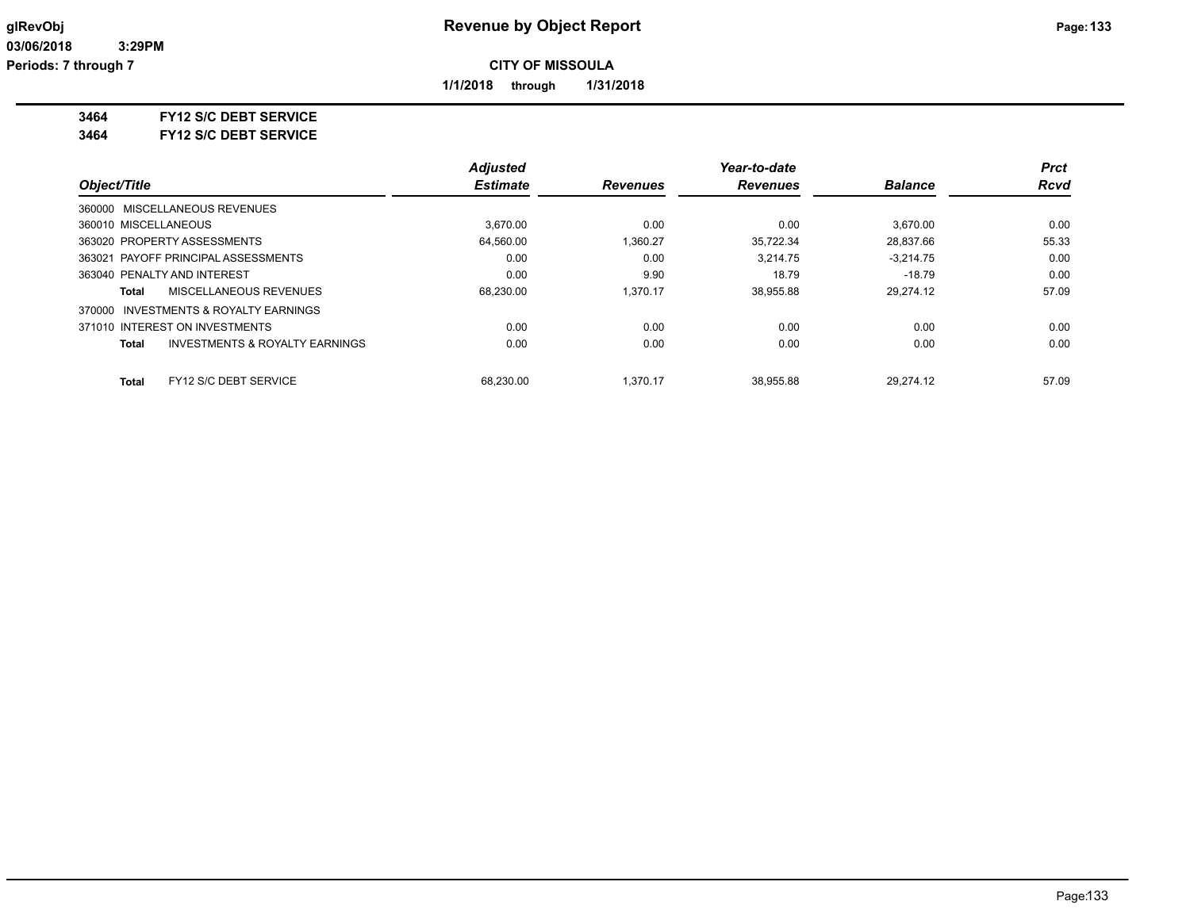**glRevObj**
**03/06/2018 3:29PM**
**Periods: 7 through 7**

# Revenue by Object Report

**CITY OF MISSOULA**

**1/1/2018 through 1/31/2018**

**3464 FY12 S/C DEBT SERVICE**
**3464 FY12 S/C DEBT SERVICE**

| Object/Title | Adjusted Estimate | Revenues | Year-to-date Revenues | Balance | Prct Rcvd |
|---|---|---|---|---|---|
| 360000 MISCELLANEOUS REVENUES | | | | | |
| 360010 MISCELLANEOUS | 3,670.00 | 0.00 | 0.00 | 3,670.00 | 0.00 |
| 363020 PROPERTY ASSESSMENTS | 64,560.00 | 1,360.27 | 35,722.34 | 28,837.66 | 55.33 |
| 363021 PAYOFF PRINCIPAL ASSESSMENTS | 0.00 | 0.00 | 3,214.75 | -3,214.75 | 0.00 |
| 363040 PENALTY AND INTEREST | 0.00 | 9.90 | 18.79 | -18.79 | 0.00 |
| **Total** MISCELLANEOUS REVENUES | 68,230.00 | 1,370.17 | 38,955.88 | 29,274.12 | 57.09 |
| 370000 INVESTMENTS & ROYALTY EARNINGS | | | | | |
| 371010 INTEREST ON INVESTMENTS | 0.00 | 0.00 | 0.00 | 0.00 | 0.00 |
| **Total** INVESTMENTS & ROYALTY EARNINGS | 0.00 | 0.00 | 0.00 | 0.00 | 0.00 |
| **Total** FY12 S/C DEBT SERVICE | 68,230.00 | 1,370.17 | 38,955.88 | 29,274.12 | 57.09 |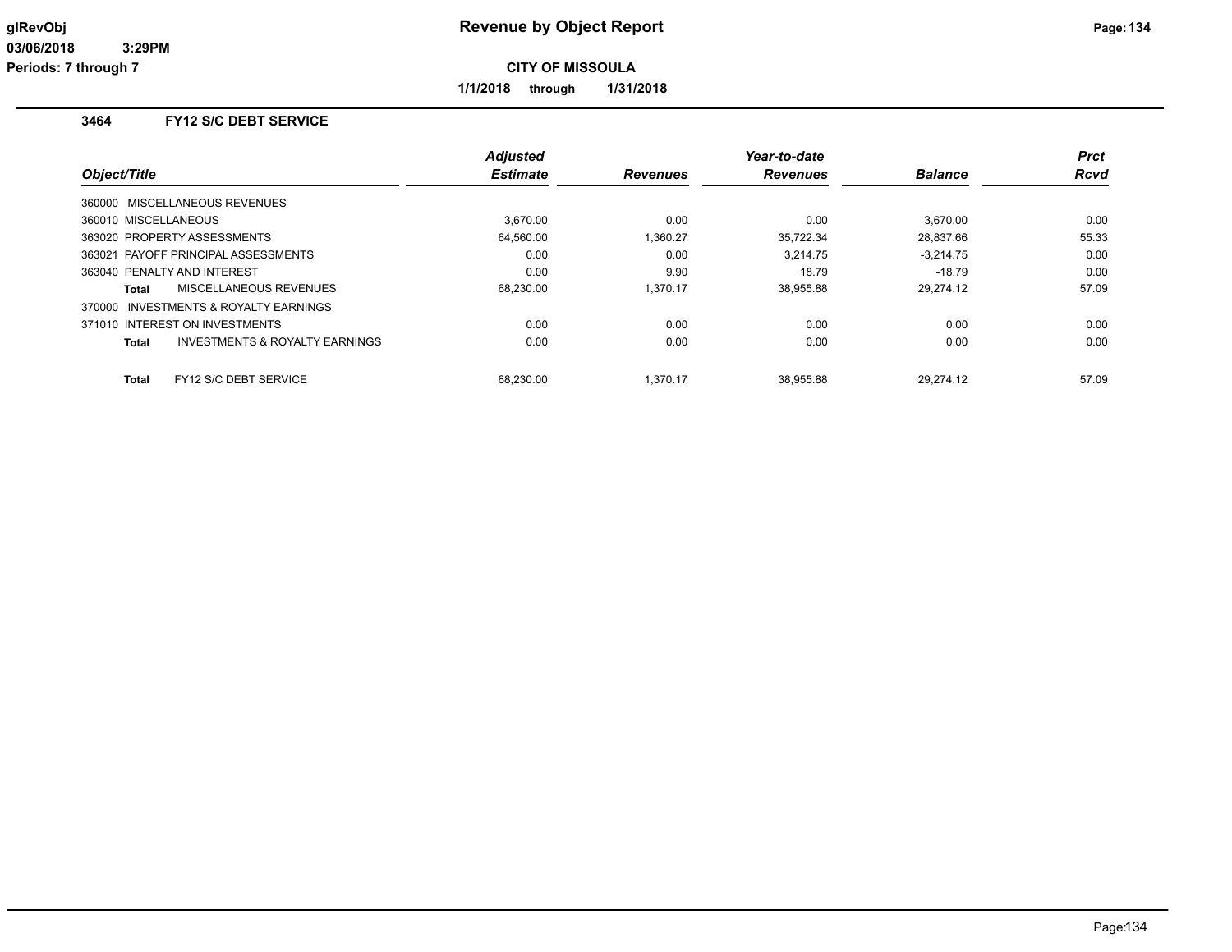# Revenue by Object Report

**CITY OF MISSOULA**

**1/1/2018 through 1/31/2018**

glRevObj
03/06/2018 3:29PM
Periods: 7 through 7

## 3464 FY12 S/C DEBT SERVICE

| Object/Title | Adjusted Estimate | Revenues | Year-to-date Revenues | Balance | Prct Rcvd |
|---|---|---|---|---|---|
| 360000 MISCELLANEOUS REVENUES | | | | | |
| 360010 MISCELLANEOUS | 3,670.00 | 0.00 | 0.00 | 3,670.00 | 0.00 |
| 363020 PROPERTY ASSESSMENTS | 64,560.00 | 1,360.27 | 35,722.34 | 28,837.66 | 55.33 |
| 363021 PAYOFF PRINCIPAL ASSESSMENTS | 0.00 | 0.00 | 3,214.75 | -3,214.75 | 0.00 |
| 363040 PENALTY AND INTEREST | 0.00 | 9.90 | 18.79 | -18.79 | 0.00 |
| **Total** MISCELLANEOUS REVENUES | 68,230.00 | 1,370.17 | 38,955.88 | 29,274.12 | 57.09 |
| 370000 INVESTMENTS & ROYALTY EARNINGS | | | | | |
| 371010 INTEREST ON INVESTMENTS | 0.00 | 0.00 | 0.00 | 0.00 | 0.00 |
| **Total** INVESTMENTS & ROYALTY EARNINGS | 0.00 | 0.00 | 0.00 | 0.00 | 0.00 |
| **Total** FY12 S/C DEBT SERVICE | 68,230.00 | 1,370.17 | 38,955.88 | 29,274.12 | 57.09 |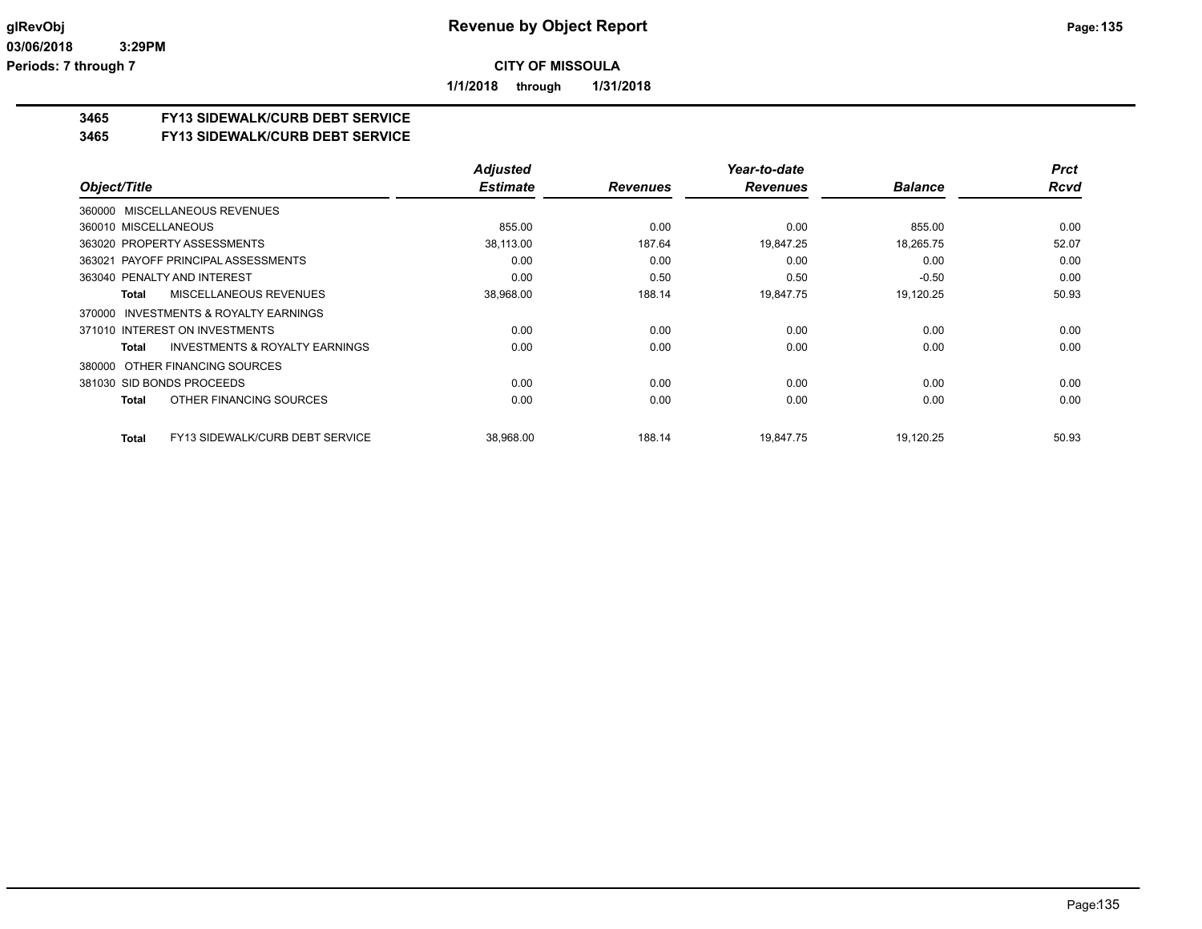# Revenue by Object Report

**CITY OF MISSOULA**

**1/1/2018 through 1/31/2018**

glRevObj
03/06/2018 3:29PM
Periods: 7 through 7

## 3465 FY13 SIDEWALK/CURB DEBT SERVICE
## 3465 FY13 SIDEWALK/CURB DEBT SERVICE

| Object/Title | Adjusted Estimate | Revenues | Year-to-date Revenues | Balance | Prct Rcvd |
|---|---|---|---|---|---|
| 360000 MISCELLANEOUS REVENUES | | | | | |
| 360010 MISCELLANEOUS | 855.00 | 0.00 | 0.00 | 855.00 | 0.00 |
| 363020 PROPERTY ASSESSMENTS | 38,113.00 | 187.64 | 19,847.25 | 18,265.75 | 52.07 |
| 363021 PAYOFF PRINCIPAL ASSESSMENTS | 0.00 | 0.00 | 0.00 | 0.00 | 0.00 |
| 363040 PENALTY AND INTEREST | 0.00 | 0.50 | 0.50 | -0.50 | 0.00 |
| **Total** MISCELLANEOUS REVENUES | 38,968.00 | 188.14 | 19,847.75 | 19,120.25 | 50.93 |
| 370000 INVESTMENTS & ROYALTY EARNINGS | | | | | |
| 371010 INTEREST ON INVESTMENTS | 0.00 | 0.00 | 0.00 | 0.00 | 0.00 |
| **Total** INVESTMENTS & ROYALTY EARNINGS | 0.00 | 0.00 | 0.00 | 0.00 | 0.00 |
| 380000 OTHER FINANCING SOURCES | | | | | |
| 381030 SID BONDS PROCEEDS | 0.00 | 0.00 | 0.00 | 0.00 | 0.00 |
| **Total** OTHER FINANCING SOURCES | 0.00 | 0.00 | 0.00 | 0.00 | 0.00 |
| **Total** FY13 SIDEWALK/CURB DEBT SERVICE | 38,968.00 | 188.14 | 19,847.75 | 19,120.25 | 50.93 |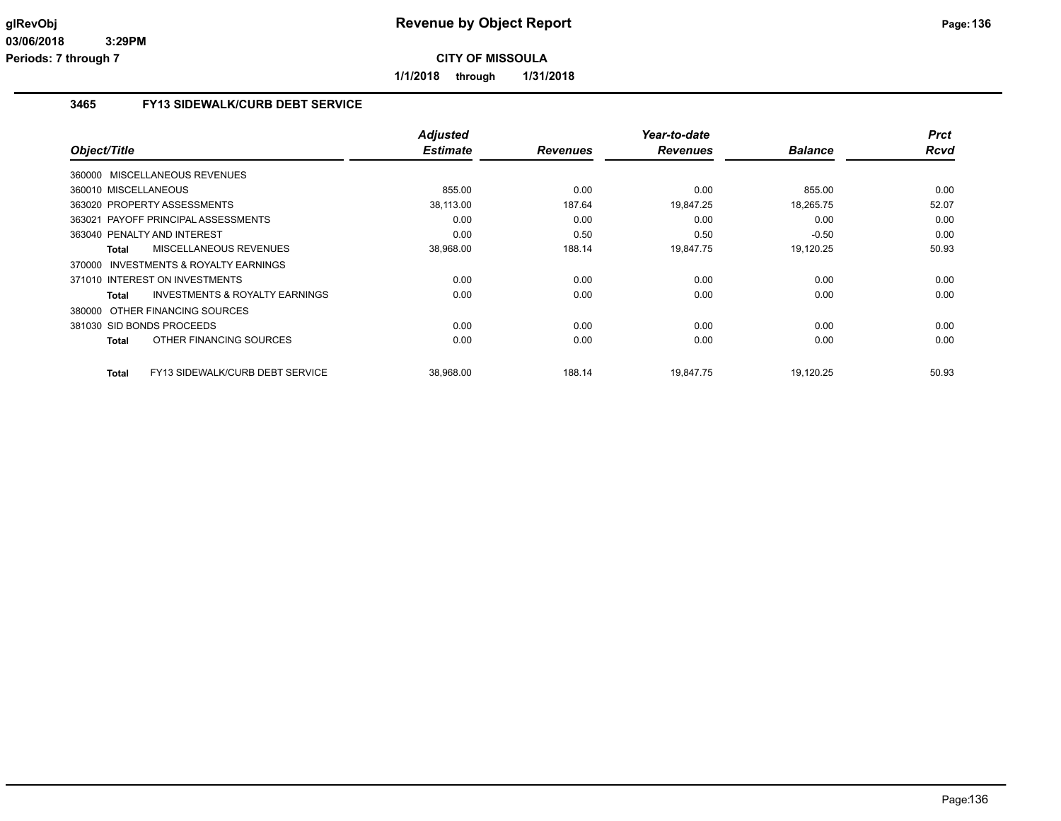# Revenue by Object Report

**CITY OF MISSOULA**

**1/1/2018 through 1/31/2018**

glRevObj
03/06/2018 3:29PM
Periods: 7 through 7

## 3465 FY13 SIDEWALK/CURB DEBT SERVICE

| Object/Title | Adjusted Estimate | Revenues | Year-to-date Revenues | Balance | Prct Rcvd |
|---|---|---|---|---|---|
| 360000 MISCELLANEOUS REVENUES | | | | | |
| 360010 MISCELLANEOUS | 855.00 | 0.00 | 0.00 | 855.00 | 0.00 |
| 363020 PROPERTY ASSESSMENTS | 38,113.00 | 187.64 | 19,847.25 | 18,265.75 | 52.07 |
| 363021 PAYOFF PRINCIPAL ASSESSMENTS | 0.00 | 0.00 | 0.00 | 0.00 | 0.00 |
| 363040 PENALTY AND INTEREST | 0.00 | 0.50 | 0.50 | -0.50 | 0.00 |
| **Total** MISCELLANEOUS REVENUES | 38,968.00 | 188.14 | 19,847.75 | 19,120.25 | 50.93 |
| 370000 INVESTMENTS & ROYALTY EARNINGS | | | | | |
| 371010 INTEREST ON INVESTMENTS | 0.00 | 0.00 | 0.00 | 0.00 | 0.00 |
| **Total** INVESTMENTS & ROYALTY EARNINGS | 0.00 | 0.00 | 0.00 | 0.00 | 0.00 |
| 380000 OTHER FINANCING SOURCES | | | | | |
| 381030 SID BONDS PROCEEDS | 0.00 | 0.00 | 0.00 | 0.00 | 0.00 |
| **Total** OTHER FINANCING SOURCES | 0.00 | 0.00 | 0.00 | 0.00 | 0.00 |
| **Total** FY13 SIDEWALK/CURB DEBT SERVICE | 38,968.00 | 188.14 | 19,847.75 | 19,120.25 | 50.93 |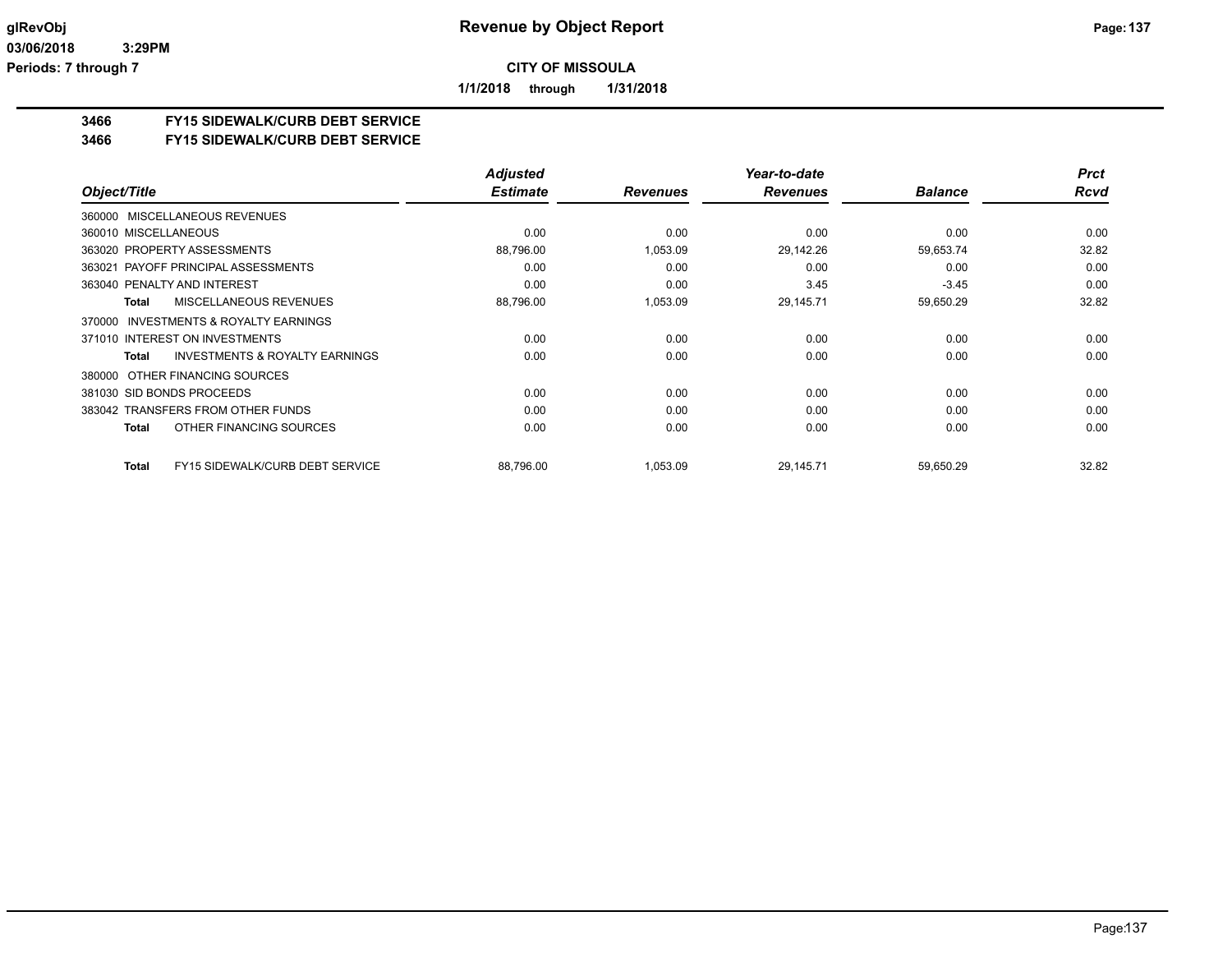# Revenue by Object Report

**CITY OF MISSOULA**

**1/1/2018 through 1/31/2018**

glRevObj
03/06/2018 3:29PM
Periods: 7 through 7

## 3466 FY15 SIDEWALK/CURB DEBT SERVICE
## 3466 FY15 SIDEWALK/CURB DEBT SERVICE

| Object/Title | Adjusted Estimate | Revenues | Year-to-date Revenues | Balance | Prct Rcvd |
|---|---|---|---|---|---|
| 360000 MISCELLANEOUS REVENUES | | | | | |
| 360010 MISCELLANEOUS | 0.00 | 0.00 | 0.00 | 0.00 | 0.00 |
| 363020 PROPERTY ASSESSMENTS | 88,796.00 | 1,053.09 | 29,142.26 | 59,653.74 | 32.82 |
| 363021 PAYOFF PRINCIPAL ASSESSMENTS | 0.00 | 0.00 | 0.00 | 0.00 | 0.00 |
| 363040 PENALTY AND INTEREST | 0.00 | 0.00 | 3.45 | -3.45 | 0.00 |
| **Total** MISCELLANEOUS REVENUES | 88,796.00 | 1,053.09 | 29,145.71 | 59,650.29 | 32.82 |
| 370000 INVESTMENTS & ROYALTY EARNINGS | | | | | |
| 371010 INTEREST ON INVESTMENTS | 0.00 | 0.00 | 0.00 | 0.00 | 0.00 |
| **Total** INVESTMENTS & ROYALTY EARNINGS | 0.00 | 0.00 | 0.00 | 0.00 | 0.00 |
| 380000 OTHER FINANCING SOURCES | | | | | |
| 381030 SID BONDS PROCEEDS | 0.00 | 0.00 | 0.00 | 0.00 | 0.00 |
| 383042 TRANSFERS FROM OTHER FUNDS | 0.00 | 0.00 | 0.00 | 0.00 | 0.00 |
| **Total** OTHER FINANCING SOURCES | 0.00 | 0.00 | 0.00 | 0.00 | 0.00 |
| **Total** FY15 SIDEWALK/CURB DEBT SERVICE | 88,796.00 | 1,053.09 | 29,145.71 | 59,650.29 | 32.82 |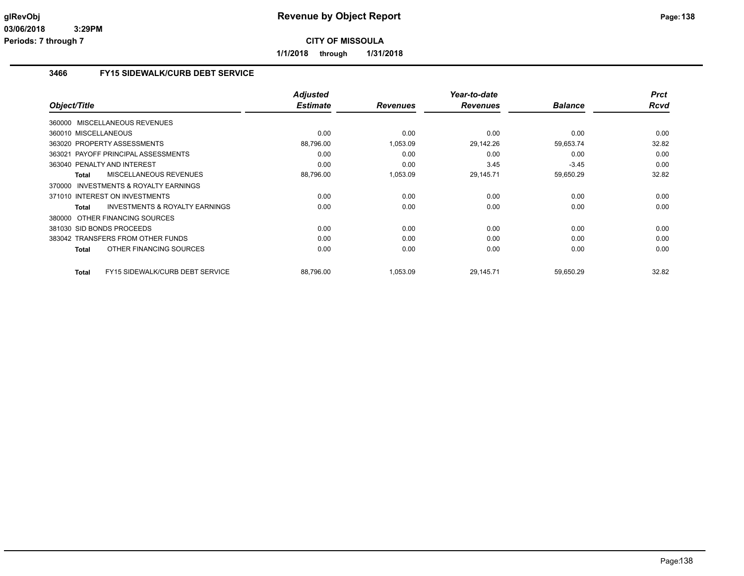**Revenue by Object Report**

**CITY OF MISSOULA**

**1/1/2018 through 1/31/2018**

glRevObj
03/06/2018 3:29PM
Periods: 7 through 7

### 3466 FY15 SIDEWALK/CURB DEBT SERVICE

| Object/Title | | Adjusted Estimate | Revenues | Year-to-date Revenues | Balance | Prct Rcvd |
|---|---|---|---|---|---|---|
| 360000 MISCELLANEOUS REVENUES | | | | | | |
| 360010 MISCELLANEOUS | | 0.00 | 0.00 | 0.00 | 0.00 | 0.00 |
| 363020 PROPERTY ASSESSMENTS | | 88,796.00 | 1,053.09 | 29,142.26 | 59,653.74 | 32.82 |
| 363021 PAYOFF PRINCIPAL ASSESSMENTS | | 0.00 | 0.00 | 0.00 | 0.00 | 0.00 |
| 363040 PENALTY AND INTEREST | | 0.00 | 0.00 | 3.45 | -3.45 | 0.00 |
| **Total** | MISCELLANEOUS REVENUES | 88,796.00 | 1,053.09 | 29,145.71 | 59,650.29 | 32.82 |
| 370000 INVESTMENTS & ROYALTY EARNINGS | | | | | | |
| 371010 INTEREST ON INVESTMENTS | | 0.00 | 0.00 | 0.00 | 0.00 | 0.00 |
| **Total** | INVESTMENTS & ROYALTY EARNINGS | 0.00 | 0.00 | 0.00 | 0.00 | 0.00 |
| 380000 OTHER FINANCING SOURCES | | | | | | |
| 381030 SID BONDS PROCEEDS | | 0.00 | 0.00 | 0.00 | 0.00 | 0.00 |
| 383042 TRANSFERS FROM OTHER FUNDS | | 0.00 | 0.00 | 0.00 | 0.00 | 0.00 |
| **Total** | OTHER FINANCING SOURCES | 0.00 | 0.00 | 0.00 | 0.00 | 0.00 |
| **Total** | FY15 SIDEWALK/CURB DEBT SERVICE | 88,796.00 | 1,053.09 | 29,145.71 | 59,650.29 | 32.82 |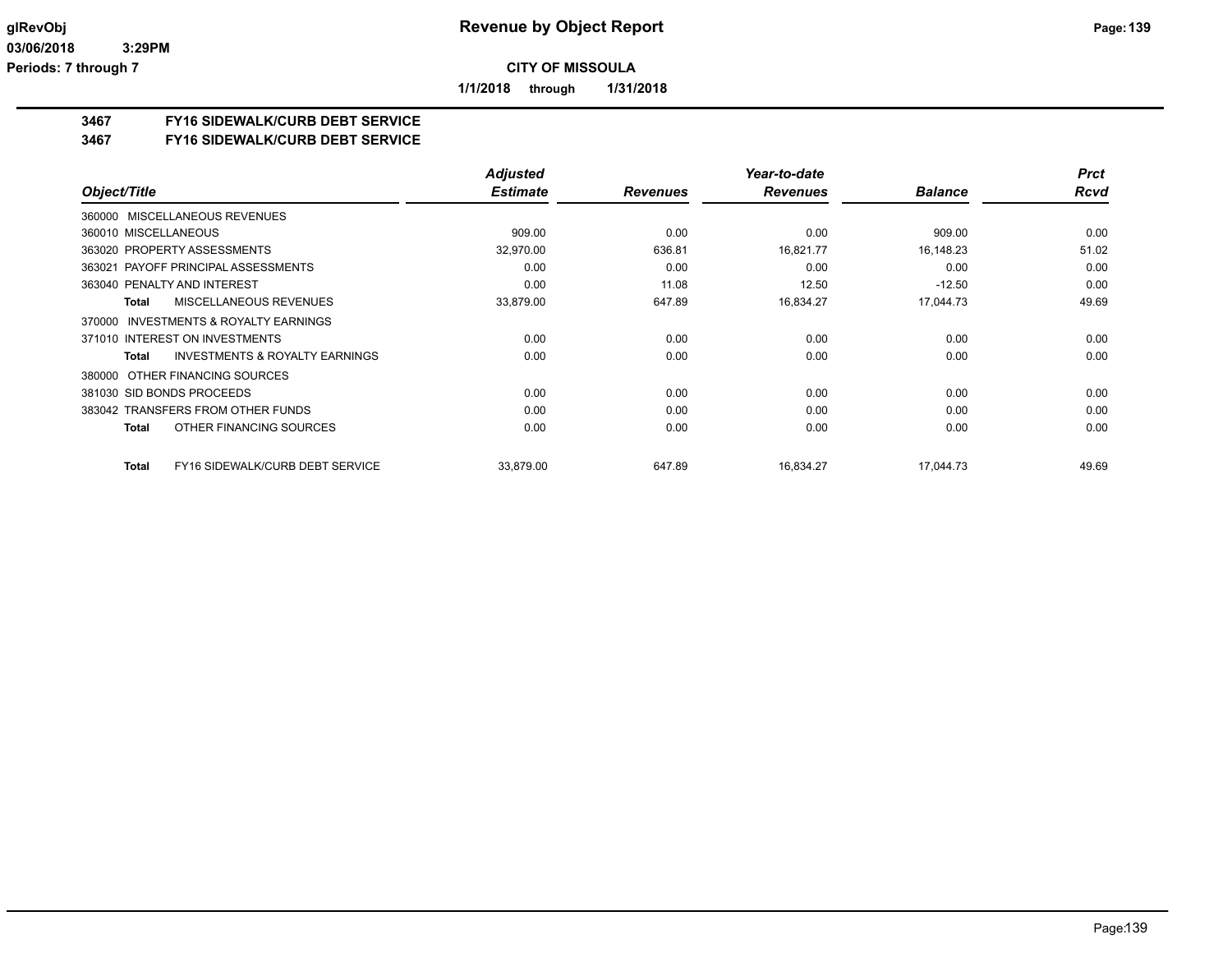# CITY OF MISSOULA

## Revenue by Object Report

glRevObj
03/06/2018 3:29PM
Periods: 7 through 7

**1/1/2018 through 1/31/2018**

### 3467 FY16 SIDEWALK/CURB DEBT SERVICE
### 3467 FY16 SIDEWALK/CURB DEBT SERVICE

| Object/Title | Adjusted Estimate | Revenues | Year-to-date Revenues | Balance | Prct Rcvd |
|---|---|---|---|---|---|
| 360000 MISCELLANEOUS REVENUES | | | | | |
| 360010 MISCELLANEOUS | 909.00 | 0.00 | 0.00 | 909.00 | 0.00 |
| 363020 PROPERTY ASSESSMENTS | 32,970.00 | 636.81 | 16,821.77 | 16,148.23 | 51.02 |
| 363021 PAYOFF PRINCIPAL ASSESSMENTS | 0.00 | 0.00 | 0.00 | 0.00 | 0.00 |
| 363040 PENALTY AND INTEREST | 0.00 | 11.08 | 12.50 | -12.50 | 0.00 |
| **Total** MISCELLANEOUS REVENUES | 33,879.00 | 647.89 | 16,834.27 | 17,044.73 | 49.69 |
| 370000 INVESTMENTS & ROYALTY EARNINGS | | | | | |
| 371010 INTEREST ON INVESTMENTS | 0.00 | 0.00 | 0.00 | 0.00 | 0.00 |
| **Total** INVESTMENTS & ROYALTY EARNINGS | 0.00 | 0.00 | 0.00 | 0.00 | 0.00 |
| 380000 OTHER FINANCING SOURCES | | | | | |
| 381030 SID BONDS PROCEEDS | 0.00 | 0.00 | 0.00 | 0.00 | 0.00 |
| 383042 TRANSFERS FROM OTHER FUNDS | 0.00 | 0.00 | 0.00 | 0.00 | 0.00 |
| **Total** OTHER FINANCING SOURCES | 0.00 | 0.00 | 0.00 | 0.00 | 0.00 |
| **Total** FY16 SIDEWALK/CURB DEBT SERVICE | 33,879.00 | 647.89 | 16,834.27 | 17,044.73 | 49.69 |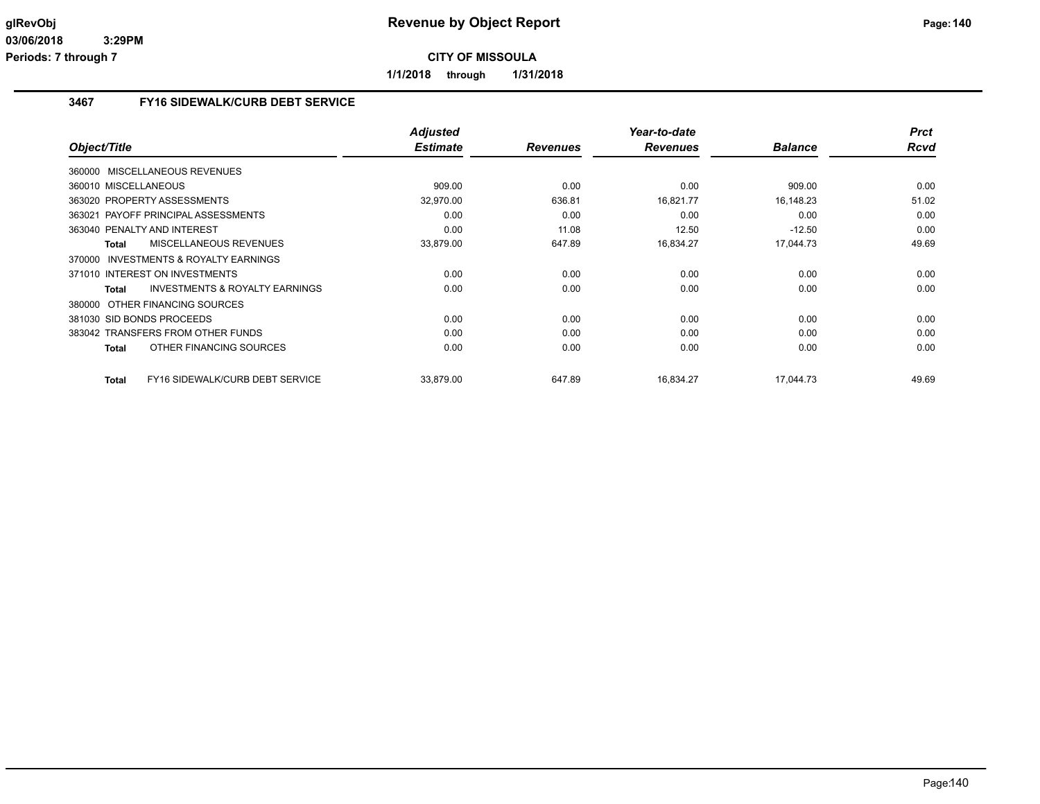# Revenue by Object Report

**CITY OF MISSOULA**

**1/1/2018 through 1/31/2018**

glRevObj
03/06/2018 3:29PM
Periods: 7 through 7

## 3467 FY16 SIDEWALK/CURB DEBT SERVICE

| Object/Title | Adjusted Estimate | Revenues | Year-to-date Revenues | Balance | Prct Rcvd |
|---|---|---|---|---|---|
| 360000 MISCELLANEOUS REVENUES | | | | | |
| 360010 MISCELLANEOUS | 909.00 | 0.00 | 0.00 | 909.00 | 0.00 |
| 363020 PROPERTY ASSESSMENTS | 32,970.00 | 636.81 | 16,821.77 | 16,148.23 | 51.02 |
| 363021 PAYOFF PRINCIPAL ASSESSMENTS | 0.00 | 0.00 | 0.00 | 0.00 | 0.00 |
| 363040 PENALTY AND INTEREST | 0.00 | 11.08 | 12.50 | -12.50 | 0.00 |
| **Total** MISCELLANEOUS REVENUES | 33,879.00 | 647.89 | 16,834.27 | 17,044.73 | 49.69 |
| 370000 INVESTMENTS & ROYALTY EARNINGS | | | | | |
| 371010 INTEREST ON INVESTMENTS | 0.00 | 0.00 | 0.00 | 0.00 | 0.00 |
| **Total** INVESTMENTS & ROYALTY EARNINGS | 0.00 | 0.00 | 0.00 | 0.00 | 0.00 |
| 380000 OTHER FINANCING SOURCES | | | | | |
| 381030 SID BONDS PROCEEDS | 0.00 | 0.00 | 0.00 | 0.00 | 0.00 |
| 383042 TRANSFERS FROM OTHER FUNDS | 0.00 | 0.00 | 0.00 | 0.00 | 0.00 |
| **Total** OTHER FINANCING SOURCES | 0.00 | 0.00 | 0.00 | 0.00 | 0.00 |
| **Total** FY16 SIDEWALK/CURB DEBT SERVICE | 33,879.00 | 647.89 | 16,834.27 | 17,044.73 | 49.69 |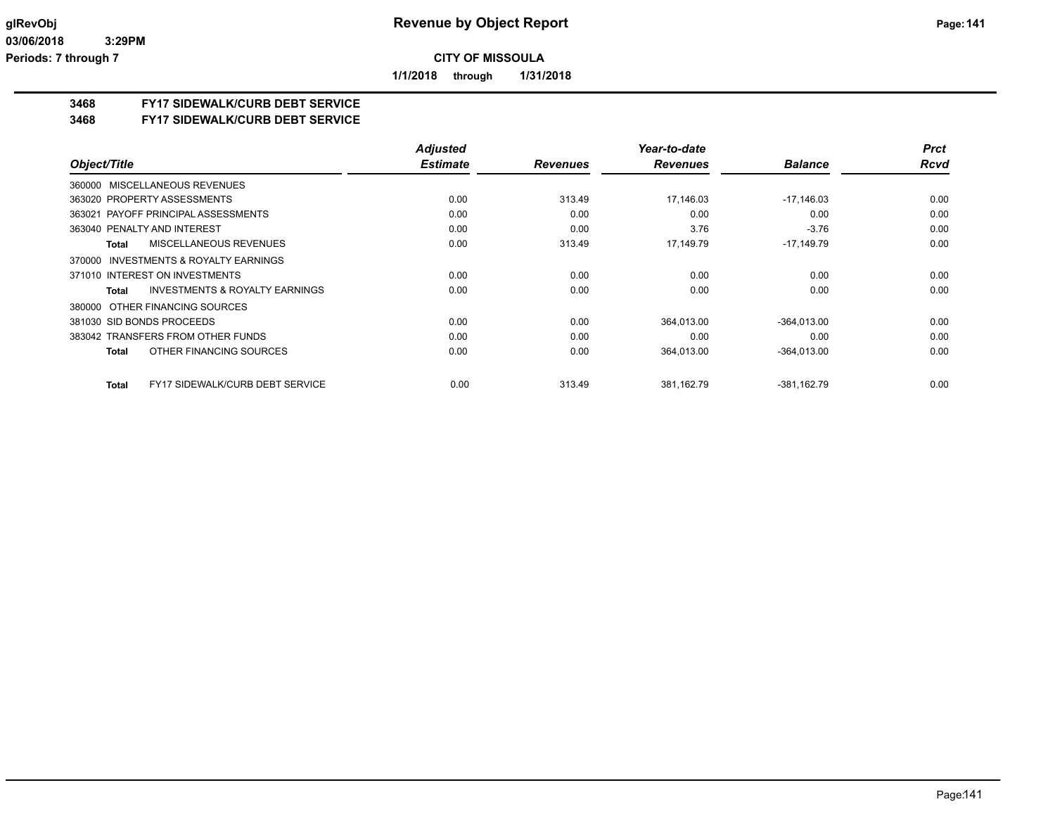# Revenue by Object Report

**CITY OF MISSOULA**

1/1/2018 through 1/31/2018

## 3468 FY17 SIDEWALK/CURB DEBT SERVICE
## 3468 FY17 SIDEWALK/CURB DEBT SERVICE

| Object/Title | Adjusted Estimate | Revenues | Year-to-date Revenues | Balance | Prct Rcvd |
|---|---|---|---|---|---|
| 360000 MISCELLANEOUS REVENUES | | | | | |
| 363020 PROPERTY ASSESSMENTS | 0.00 | 313.49 | 17,146.03 | -17,146.03 | 0.00 |
| 363021 PAYOFF PRINCIPAL ASSESSMENTS | 0.00 | 0.00 | 0.00 | 0.00 | 0.00 |
| 363040 PENALTY AND INTEREST | 0.00 | 0.00 | 3.76 | -3.76 | 0.00 |
| Total MISCELLANEOUS REVENUES | 0.00 | 313.49 | 17,149.79 | -17,149.79 | 0.00 |
| 370000 INVESTMENTS & ROYALTY EARNINGS | | | | | |
| 371010 INTEREST ON INVESTMENTS | 0.00 | 0.00 | 0.00 | 0.00 | 0.00 |
| Total INVESTMENTS & ROYALTY EARNINGS | 0.00 | 0.00 | 0.00 | 0.00 | 0.00 |
| 380000 OTHER FINANCING SOURCES | | | | | |
| 381030 SID BONDS PROCEEDS | 0.00 | 0.00 | 364,013.00 | -364,013.00 | 0.00 |
| 383042 TRANSFERS FROM OTHER FUNDS | 0.00 | 0.00 | 0.00 | 0.00 | 0.00 |
| Total OTHER FINANCING SOURCES | 0.00 | 0.00 | 364,013.00 | -364,013.00 | 0.00 |
| Total FY17 SIDEWALK/CURB DEBT SERVICE | 0.00 | 313.49 | 381,162.79 | -381,162.79 | 0.00 |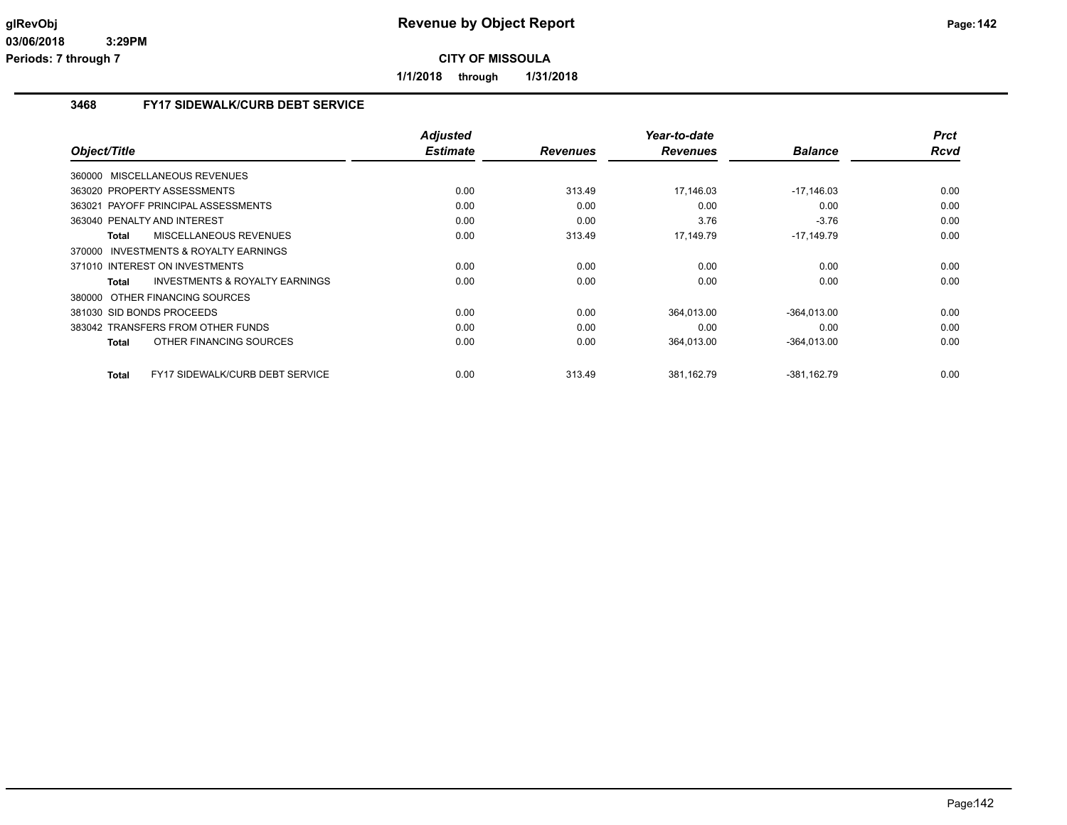**CITY OF MISSOULA**

**1/1/2018 through 1/31/2018**

## 3468 FY17 SIDEWALK/CURB DEBT SERVICE

| Object/Title | Adjusted Estimate | Revenues | Year-to-date Revenues | Balance | Prct Rcvd |
|---|---|---|---|---|---|
| 360000 MISCELLANEOUS REVENUES | | | | | |
| 363020 PROPERTY ASSESSMENTS | 0.00 | 313.49 | 17,146.03 | -17,146.03 | 0.00 |
| 363021 PAYOFF PRINCIPAL ASSESSMENTS | 0.00 | 0.00 | 0.00 | 0.00 | 0.00 |
| 363040 PENALTY AND INTEREST | 0.00 | 0.00 | 3.76 | -3.76 | 0.00 |
| **Total** MISCELLANEOUS REVENUES | 0.00 | 313.49 | 17,149.79 | -17,149.79 | 0.00 |
| 370000 INVESTMENTS & ROYALTY EARNINGS | | | | | |
| 371010 INTEREST ON INVESTMENTS | 0.00 | 0.00 | 0.00 | 0.00 | 0.00 |
| **Total** INVESTMENTS & ROYALTY EARNINGS | 0.00 | 0.00 | 0.00 | 0.00 | 0.00 |
| 380000 OTHER FINANCING SOURCES | | | | | |
| 381030 SID BONDS PROCEEDS | 0.00 | 0.00 | 364,013.00 | -364,013.00 | 0.00 |
| 383042 TRANSFERS FROM OTHER FUNDS | 0.00 | 0.00 | 0.00 | 0.00 | 0.00 |
| **Total** OTHER FINANCING SOURCES | 0.00 | 0.00 | 364,013.00 | -364,013.00 | 0.00 |
| **Total** FY17 SIDEWALK/CURB DEBT SERVICE | 0.00 | 313.49 | 381,162.79 | -381,162.79 | 0.00 |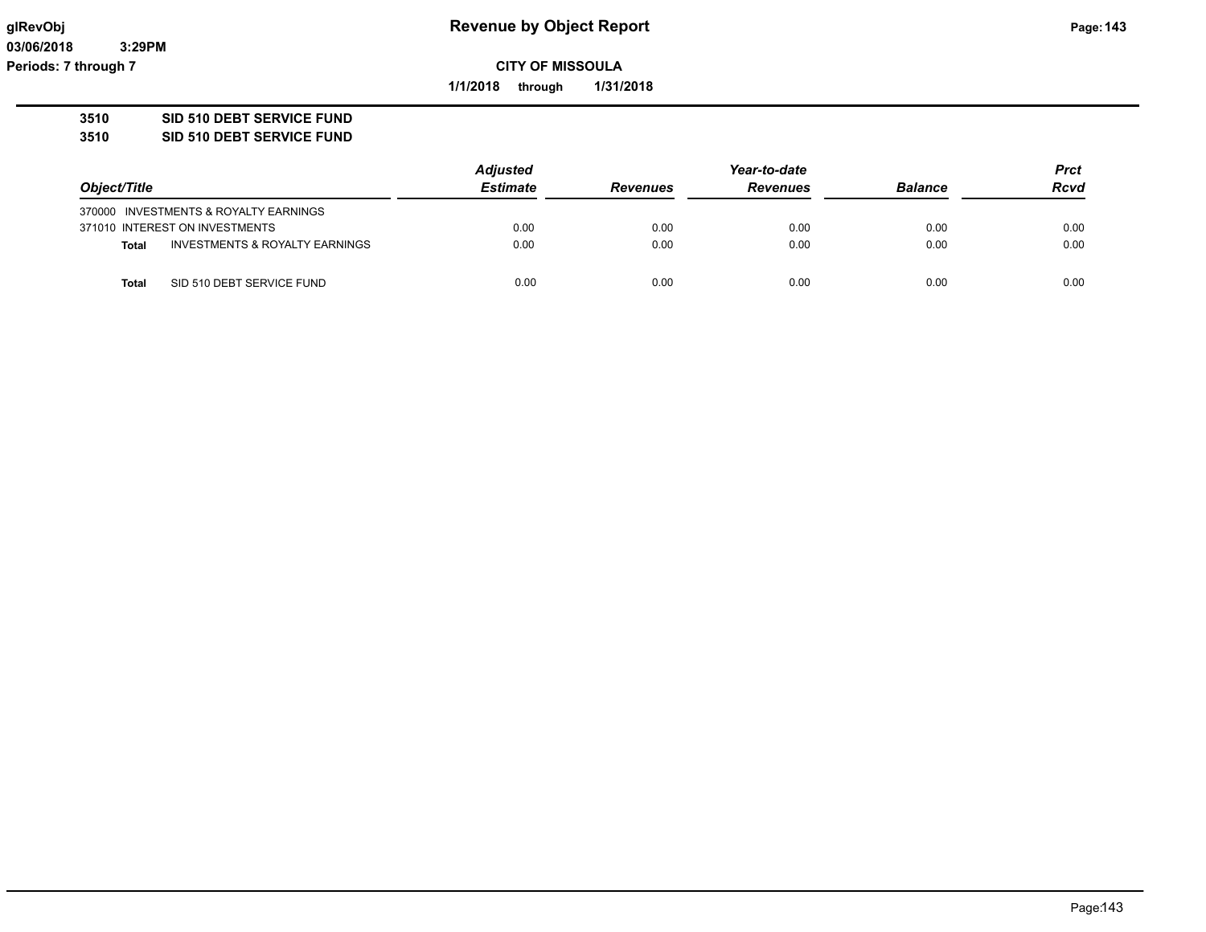glRevObj
03/06/2018 3:29PM
Periods: 7 through 7

# Revenue by Object Report

**CITY OF MISSOULA**

1/1/2018 through 1/31/2018

**3510 SID 510 DEBT SERVICE FUND**
**3510 SID 510 DEBT SERVICE FUND**

| Object/Title | Adjusted Estimate | Revenues | Year-to-date Revenues | Balance | Prct Rcvd |
|---|---|---|---|---|---|
| 370000 INVESTMENTS & ROYALTY EARNINGS | | | | | |
| 371010 INTEREST ON INVESTMENTS | 0.00 | 0.00 | 0.00 | 0.00 | 0.00 |
| **Total** INVESTMENTS & ROYALTY EARNINGS | 0.00 | 0.00 | 0.00 | 0.00 | 0.00 |
| **Total** SID 510 DEBT SERVICE FUND | 0.00 | 0.00 | 0.00 | 0.00 | 0.00 |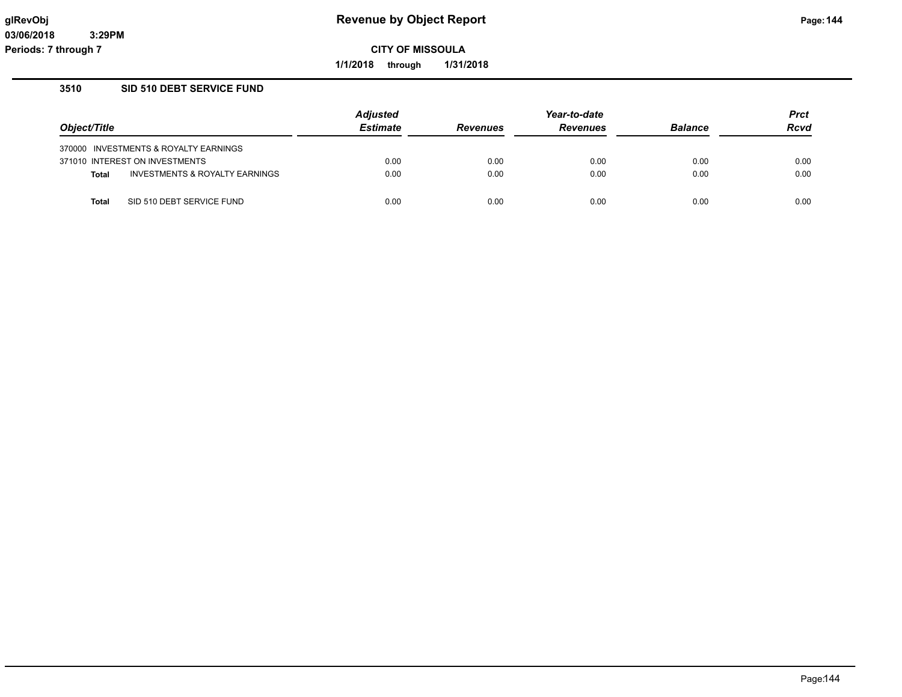# Revenue by Object Report

**CITY OF MISSOULA**

**1/1/2018 through 1/31/2018**

glRevObj
03/06/2018 3:29PM
Periods: 7 through 7

## 3510 SID 510 DEBT SERVICE FUND

| Object/Title | Adjusted Estimate | Revenues | Year-to-date Revenues | Balance | Prct Rcvd |
|---|---|---|---|---|---|
| 370000 INVESTMENTS & ROYALTY EARNINGS | | | | | |
| 371010 INTEREST ON INVESTMENTS | 0.00 | 0.00 | 0.00 | 0.00 | 0.00 |
| **Total** INVESTMENTS & ROYALTY EARNINGS | 0.00 | 0.00 | 0.00 | 0.00 | 0.00 |
| **Total** SID 510 DEBT SERVICE FUND | 0.00 | 0.00 | 0.00 | 0.00 | 0.00 |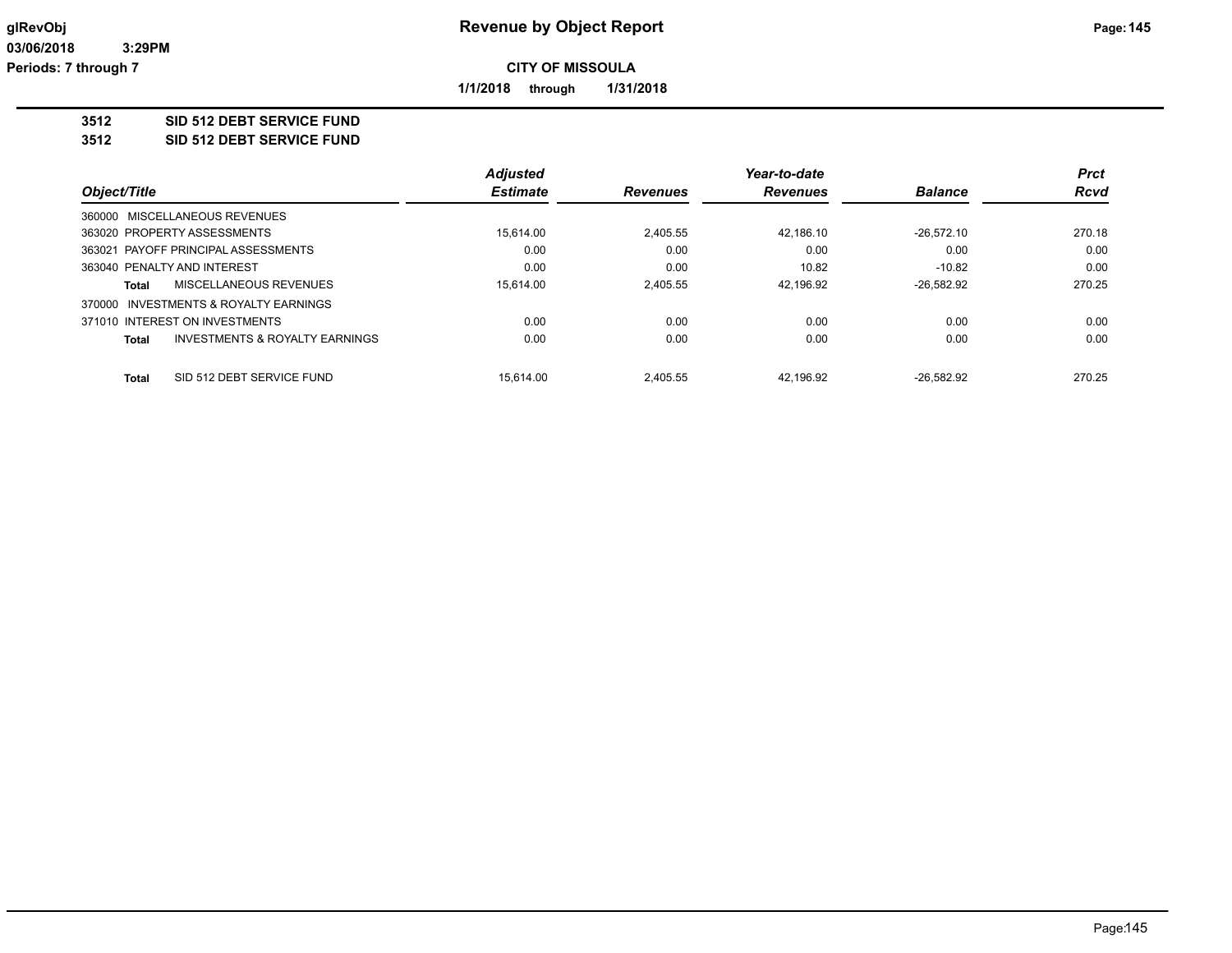**glRevObj**
**03/06/2018 3:29PM**
**Periods: 7 through 7**

# Revenue by Object Report

**CITY OF MISSOULA**

**1/1/2018 through 1/31/2018**

## 3512 SID 512 DEBT SERVICE FUND
## 3512 SID 512 DEBT SERVICE FUND

| Object/Title | Adjusted Estimate | Revenues | Year-to-date Revenues | Balance | Prct Rcvd |
|---|---|---|---|---|---|
| 360000 MISCELLANEOUS REVENUES | | | | | |
| 363020 PROPERTY ASSESSMENTS | 15,614.00 | 2,405.55 | 42,186.10 | -26,572.10 | 270.18 |
| 363021 PAYOFF PRINCIPAL ASSESSMENTS | 0.00 | 0.00 | 0.00 | 0.00 | 0.00 |
| 363040 PENALTY AND INTEREST | 0.00 | 0.00 | 10.82 | -10.82 | 0.00 |
| **Total** MISCELLANEOUS REVENUES | 15,614.00 | 2,405.55 | 42,196.92 | -26,582.92 | 270.25 |
| 370000 INVESTMENTS & ROYALTY EARNINGS | | | | | |
| 371010 INTEREST ON INVESTMENTS | 0.00 | 0.00 | 0.00 | 0.00 | 0.00 |
| **Total** INVESTMENTS & ROYALTY EARNINGS | 0.00 | 0.00 | 0.00 | 0.00 | 0.00 |
| **Total** SID 512 DEBT SERVICE FUND | 15,614.00 | 2,405.55 | 42,196.92 | -26,582.92 | 270.25 |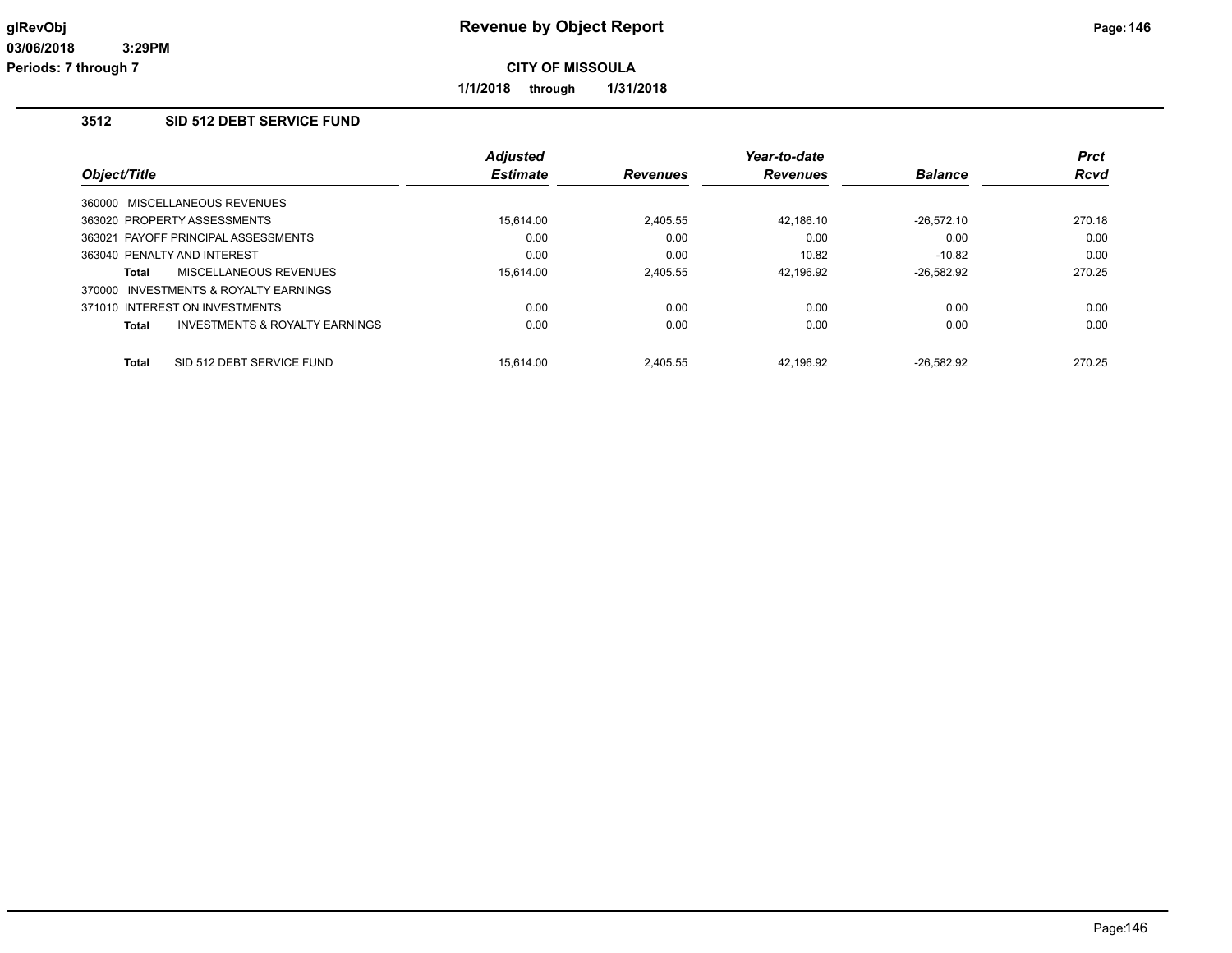# Revenue by Object Report

**CITY OF MISSOULA**

**1/1/2018 through 1/31/2018**

glRevObj
03/06/2018 3:29PM
Periods: 7 through 7

## 3512 SID 512 DEBT SERVICE FUND

| Object/Title | | Adjusted Estimate | Revenues | Year-to-date Revenues | Balance | Prct Rcvd |
|---|---|---|---|---|---|---|
| 360000 MISCELLANEOUS REVENUES | | | | | | |
| 363020 PROPERTY ASSESSMENTS | | 15,614.00 | 2,405.55 | 42,186.10 | -26,572.10 | 270.18 |
| 363021 PAYOFF PRINCIPAL ASSESSMENTS | | 0.00 | 0.00 | 0.00 | 0.00 | 0.00 |
| 363040 PENALTY AND INTEREST | | 0.00 | 0.00 | 10.82 | -10.82 | 0.00 |
| **Total** | MISCELLANEOUS REVENUES | 15,614.00 | 2,405.55 | 42,196.92 | -26,582.92 | 270.25 |
| 370000 INVESTMENTS & ROYALTY EARNINGS | | | | | | |
| 371010 INTEREST ON INVESTMENTS | | 0.00 | 0.00 | 0.00 | 0.00 | 0.00 |
| **Total** | INVESTMENTS & ROYALTY EARNINGS | 0.00 | 0.00 | 0.00 | 0.00 | 0.00 |
| **Total** | SID 512 DEBT SERVICE FUND | 15,614.00 | 2,405.55 | 42,196.92 | -26,582.92 | 270.25 |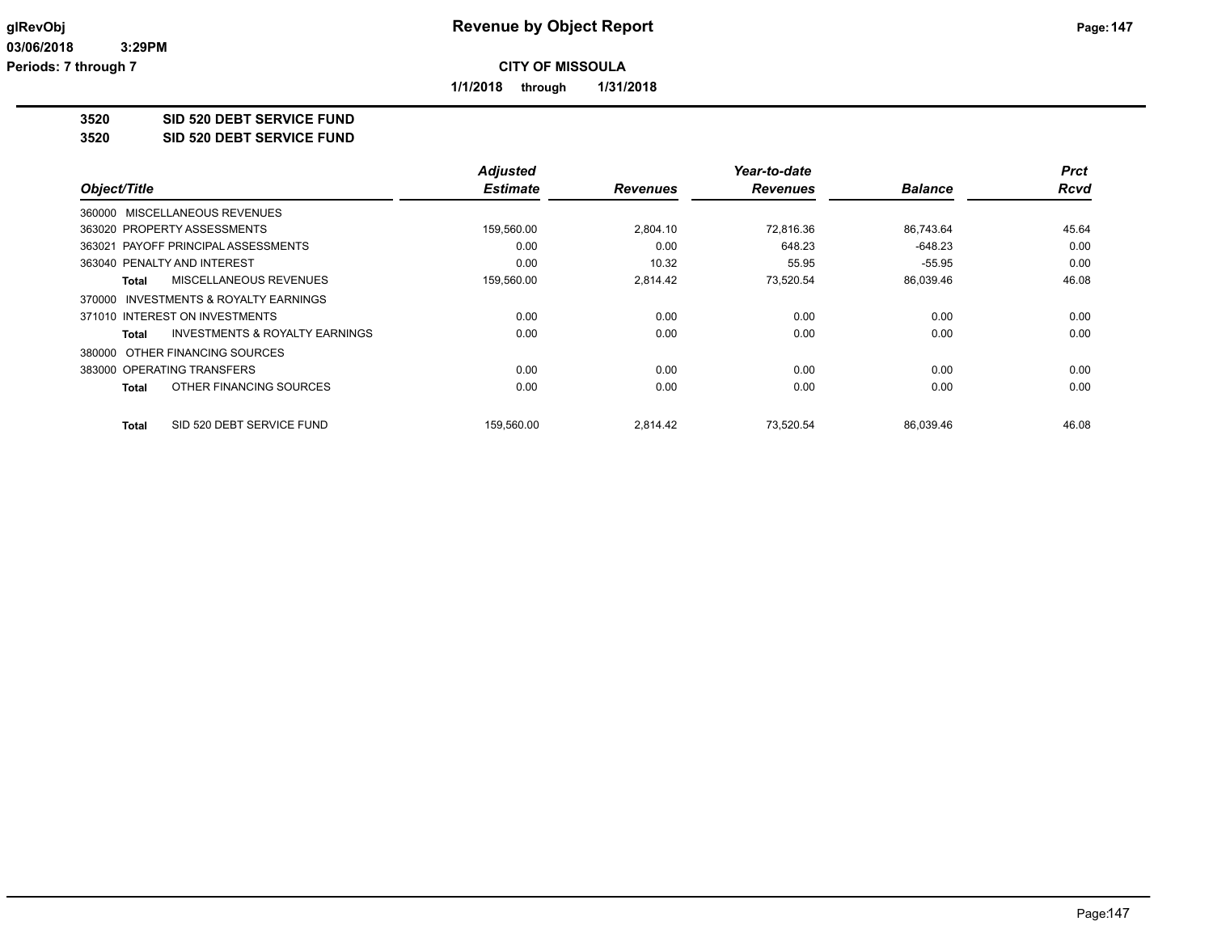# Revenue by Object Report

**CITY OF MISSOULA**

**1/1/2018 through 1/31/2018**

glRevObj
03/06/2018 3:29PM
Periods: 7 through 7

## 3520 SID 520 DEBT SERVICE FUND
## 3520 SID 520 DEBT SERVICE FUND

| Object/Title | Adjusted Estimate | Revenues | Year-to-date Revenues | Balance | Prct Rcvd |
|---|---|---|---|---|---|
| 360000 MISCELLANEOUS REVENUES | | | | | |
| 363020 PROPERTY ASSESSMENTS | 159,560.00 | 2,804.10 | 72,816.36 | 86,743.64 | 45.64 |
| 363021 PAYOFF PRINCIPAL ASSESSMENTS | 0.00 | 0.00 | 648.23 | -648.23 | 0.00 |
| 363040 PENALTY AND INTEREST | 0.00 | 10.32 | 55.95 | -55.95 | 0.00 |
| **Total** MISCELLANEOUS REVENUES | 159,560.00 | 2,814.42 | 73,520.54 | 86,039.46 | 46.08 |
| 370000 INVESTMENTS & ROYALTY EARNINGS | | | | | |
| 371010 INTEREST ON INVESTMENTS | 0.00 | 0.00 | 0.00 | 0.00 | 0.00 |
| **Total** INVESTMENTS & ROYALTY EARNINGS | 0.00 | 0.00 | 0.00 | 0.00 | 0.00 |
| 380000 OTHER FINANCING SOURCES | | | | | |
| 383000 OPERATING TRANSFERS | 0.00 | 0.00 | 0.00 | 0.00 | 0.00 |
| **Total** OTHER FINANCING SOURCES | 0.00 | 0.00 | 0.00 | 0.00 | 0.00 |
| **Total** SID 520 DEBT SERVICE FUND | 159,560.00 | 2,814.42 | 73,520.54 | 86,039.46 | 46.08 |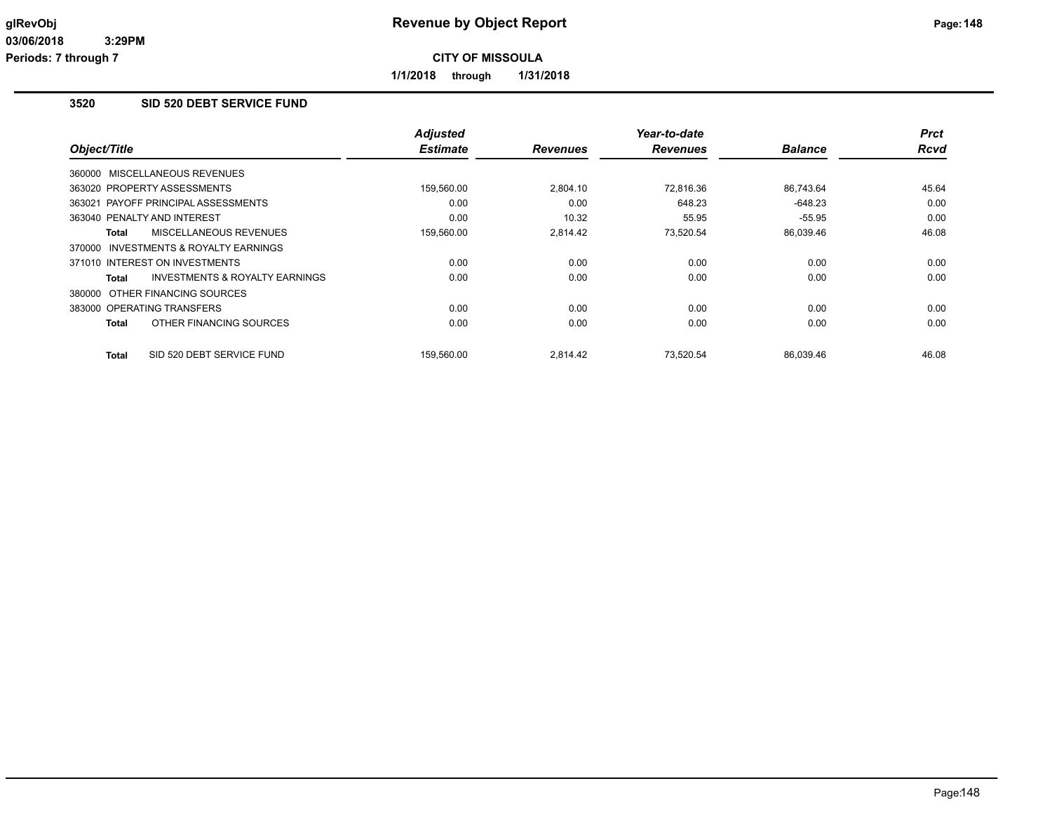# Revenue by Object Report

**CITY OF MISSOULA**

**1/1/2018 through 1/31/2018**

glRevObj
03/06/2018 3:29PM
Periods: 7 through 7

## 3520 SID 520 DEBT SERVICE FUND

| Object/Title | Adjusted Estimate | Revenues | Year-to-date Revenues | Balance | Prct Rcvd |
|---|---|---|---|---|---|
| 360000 MISCELLANEOUS REVENUES | | | | | |
| 363020 PROPERTY ASSESSMENTS | 159,560.00 | 2,804.10 | 72,816.36 | 86,743.64 | 45.64 |
| 363021 PAYOFF PRINCIPAL ASSESSMENTS | 0.00 | 0.00 | 648.23 | -648.23 | 0.00 |
| 363040 PENALTY AND INTEREST | 0.00 | 10.32 | 55.95 | -55.95 | 0.00 |
| **Total** MISCELLANEOUS REVENUES | 159,560.00 | 2,814.42 | 73,520.54 | 86,039.46 | 46.08 |
| 370000 INVESTMENTS & ROYALTY EARNINGS | | | | | |
| 371010 INTEREST ON INVESTMENTS | 0.00 | 0.00 | 0.00 | 0.00 | 0.00 |
| **Total** INVESTMENTS & ROYALTY EARNINGS | 0.00 | 0.00 | 0.00 | 0.00 | 0.00 |
| 380000 OTHER FINANCING SOURCES | | | | | |
| 383000 OPERATING TRANSFERS | 0.00 | 0.00 | 0.00 | 0.00 | 0.00 |
| **Total** OTHER FINANCING SOURCES | 0.00 | 0.00 | 0.00 | 0.00 | 0.00 |
| **Total** SID 520 DEBT SERVICE FUND | 159,560.00 | 2,814.42 | 73,520.54 | 86,039.46 | 46.08 |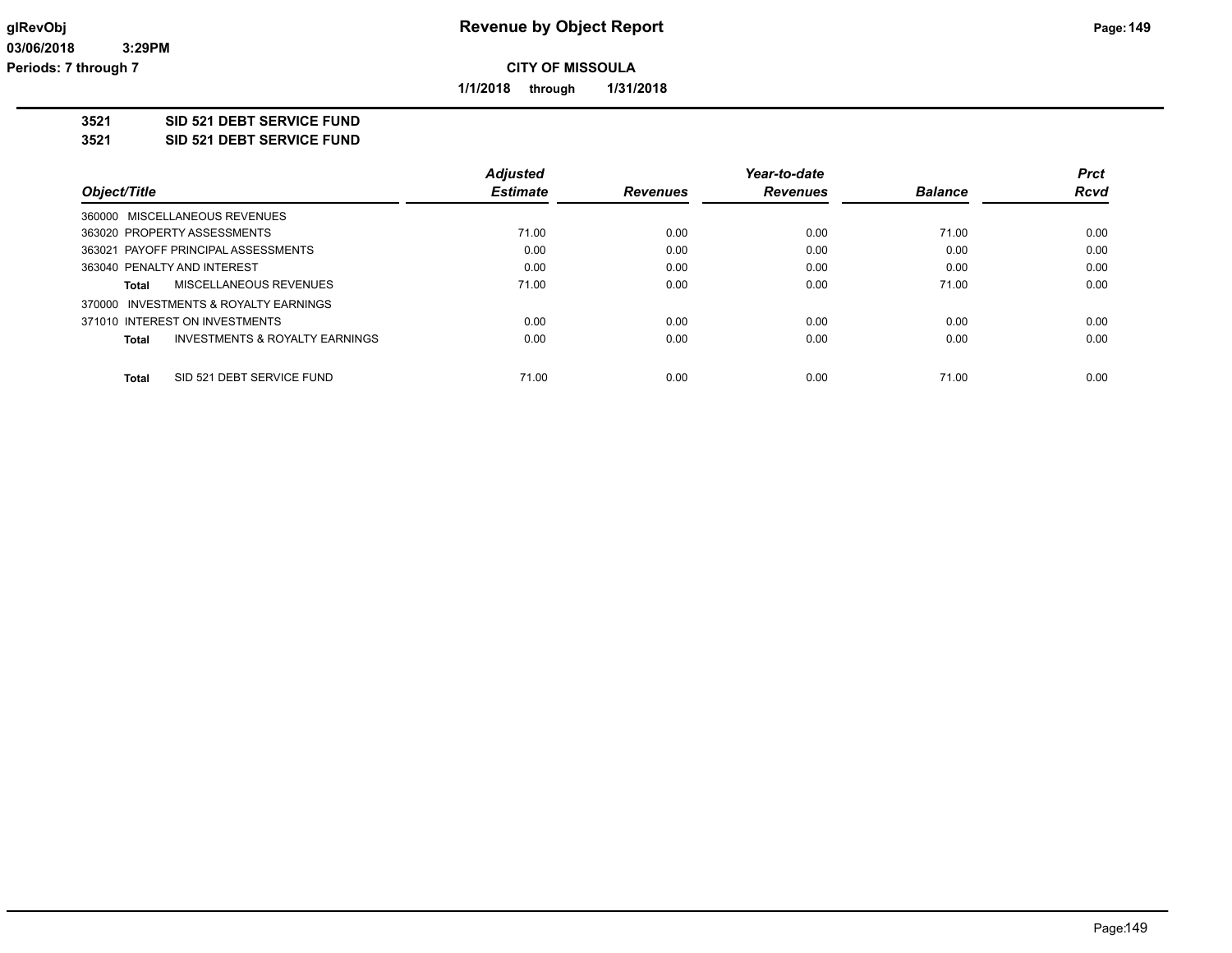# Revenue by Object Report

**CITY OF MISSOULA**

**1/1/2018 through 1/31/2018**

glRevObj
03/06/2018 3:29PM
Periods: 7 through 7

**3521 SID 521 DEBT SERVICE FUND**

**3521 SID 521 DEBT SERVICE FUND**

| Object/Title | Adjusted Estimate | Revenues | Year-to-date Revenues | Balance | Prct Rcvd |
|---|---|---|---|---|---|
| 360000 MISCELLANEOUS REVENUES | | | | | |
| 363020 PROPERTY ASSESSMENTS | 71.00 | 0.00 | 0.00 | 71.00 | 0.00 |
| 363021 PAYOFF PRINCIPAL ASSESSMENTS | 0.00 | 0.00 | 0.00 | 0.00 | 0.00 |
| 363040 PENALTY AND INTEREST | 0.00 | 0.00 | 0.00 | 0.00 | 0.00 |
| **Total** MISCELLANEOUS REVENUES | 71.00 | 0.00 | 0.00 | 71.00 | 0.00 |
| 370000 INVESTMENTS & ROYALTY EARNINGS | | | | | |
| 371010 INTEREST ON INVESTMENTS | 0.00 | 0.00 | 0.00 | 0.00 | 0.00 |
| **Total** INVESTMENTS & ROYALTY EARNINGS | 0.00 | 0.00 | 0.00 | 0.00 | 0.00 |
| **Total** SID 521 DEBT SERVICE FUND | 71.00 | 0.00 | 0.00 | 71.00 | 0.00 |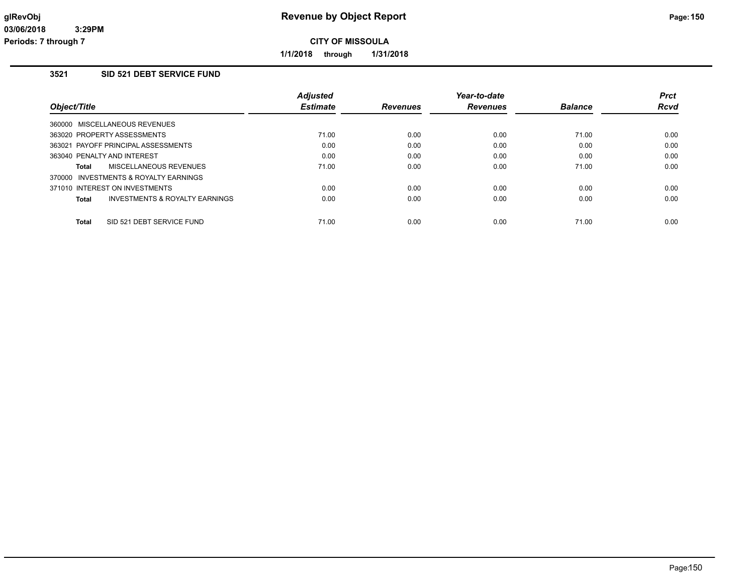# Revenue by Object Report

**CITY OF MISSOULA**

**1/1/2018 through 1/31/2018**

## 3521 SID 521 DEBT SERVICE FUND

| Object/Title | Adjusted Estimate | Revenues | Year-to-date Revenues | Balance | Prct Rcvd |
|---|---|---|---|---|---|
| 360000 MISCELLANEOUS REVENUES | | | | | |
| 363020 PROPERTY ASSESSMENTS | 71.00 | 0.00 | 0.00 | 71.00 | 0.00 |
| 363021 PAYOFF PRINCIPAL ASSESSMENTS | 0.00 | 0.00 | 0.00 | 0.00 | 0.00 |
| 363040 PENALTY AND INTEREST | 0.00 | 0.00 | 0.00 | 0.00 | 0.00 |
| **Total** MISCELLANEOUS REVENUES | 71.00 | 0.00 | 0.00 | 71.00 | 0.00 |
| 370000 INVESTMENTS & ROYALTY EARNINGS | | | | | |
| 371010 INTEREST ON INVESTMENTS | 0.00 | 0.00 | 0.00 | 0.00 | 0.00 |
| **Total** INVESTMENTS & ROYALTY EARNINGS | 0.00 | 0.00 | 0.00 | 0.00 | 0.00 |
| **Total** SID 521 DEBT SERVICE FUND | 71.00 | 0.00 | 0.00 | 71.00 | 0.00 |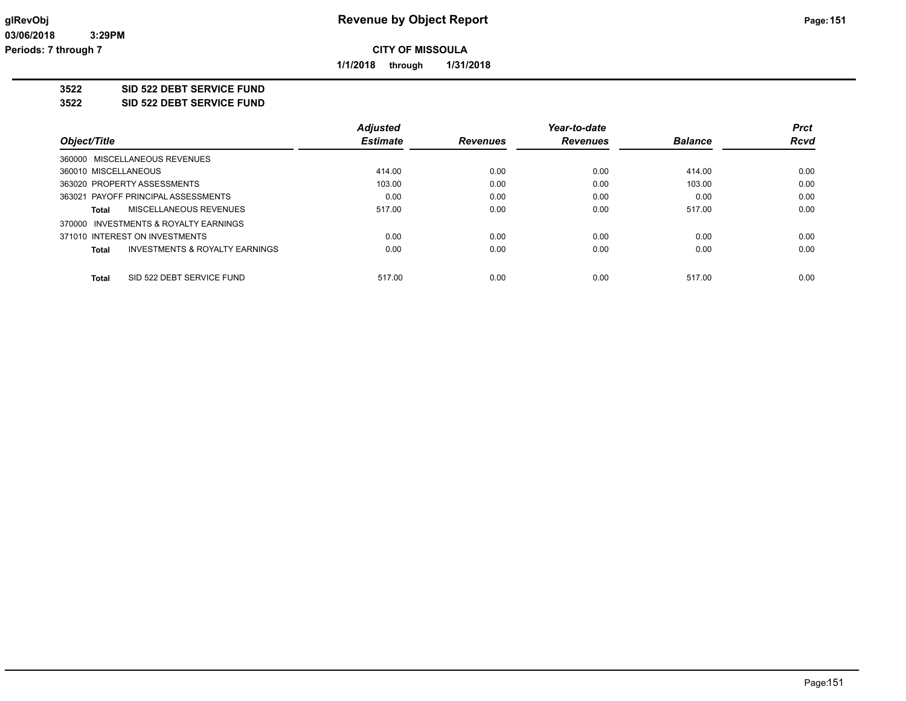# Revenue by Object Report

**CITY OF MISSOULA**

**1/1/2018 through 1/31/2018**

glRevObj
03/06/2018 3:29PM
Periods: 7 through 7

**3522 SID 522 DEBT SERVICE FUND**

**3522 SID 522 DEBT SERVICE FUND**

| Object/Title | Adjusted Estimate | Revenues | Year-to-date Revenues | Balance | Prct Rcvd |
|---|---|---|---|---|---|
| 360000 MISCELLANEOUS REVENUES | | | | | |
| 360010 MISCELLANEOUS | 414.00 | 0.00 | 0.00 | 414.00 | 0.00 |
| 363020 PROPERTY ASSESSMENTS | 103.00 | 0.00 | 0.00 | 103.00 | 0.00 |
| 363021 PAYOFF PRINCIPAL ASSESSMENTS | 0.00 | 0.00 | 0.00 | 0.00 | 0.00 |
| **Total** MISCELLANEOUS REVENUES | 517.00 | 0.00 | 0.00 | 517.00 | 0.00 |
| 370000 INVESTMENTS & ROYALTY EARNINGS | | | | | |
| 371010 INTEREST ON INVESTMENTS | 0.00 | 0.00 | 0.00 | 0.00 | 0.00 |
| **Total** INVESTMENTS & ROYALTY EARNINGS | 0.00 | 0.00 | 0.00 | 0.00 | 0.00 |
| **Total** SID 522 DEBT SERVICE FUND | 517.00 | 0.00 | 0.00 | 517.00 | 0.00 |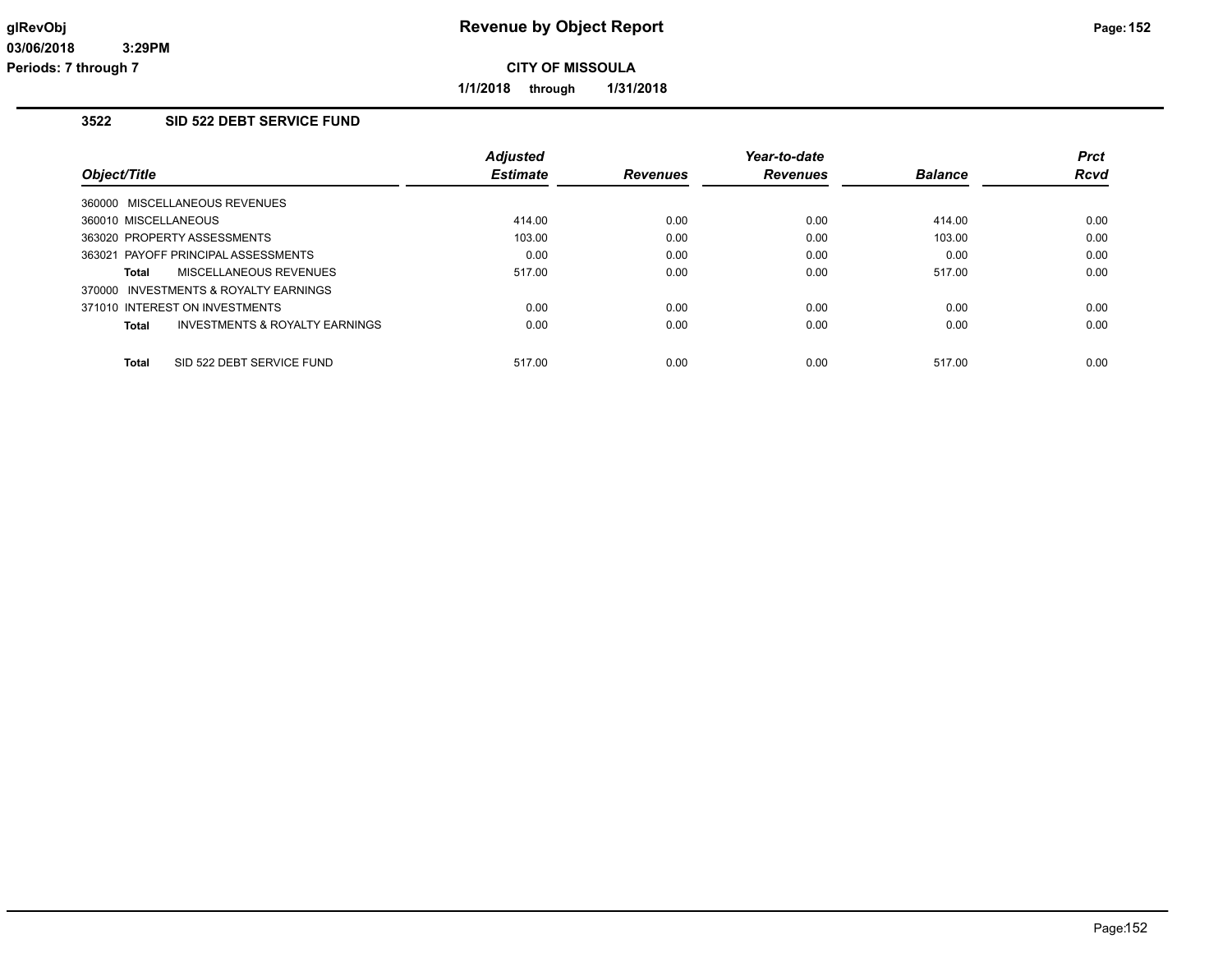# Revenue by Object Report

**CITY OF MISSOULA**

**1/1/2018 through 1/31/2018**

## 3522 SID 522 DEBT SERVICE FUND

| Object/Title | Adjusted Estimate | Revenues | Year-to-date Revenues | Balance | Prct Rcvd |
|---|---|---|---|---|---|
| 360000 MISCELLANEOUS REVENUES | | | | | |
| 360010 MISCELLANEOUS | 414.00 | 0.00 | 0.00 | 414.00 | 0.00 |
| 363020 PROPERTY ASSESSMENTS | 103.00 | 0.00 | 0.00 | 103.00 | 0.00 |
| 363021 PAYOFF PRINCIPAL ASSESSMENTS | 0.00 | 0.00 | 0.00 | 0.00 | 0.00 |
| **Total** MISCELLANEOUS REVENUES | 517.00 | 0.00 | 0.00 | 517.00 | 0.00 |
| 370000 INVESTMENTS & ROYALTY EARNINGS | | | | | |
| 371010 INTEREST ON INVESTMENTS | 0.00 | 0.00 | 0.00 | 0.00 | 0.00 |
| **Total** INVESTMENTS & ROYALTY EARNINGS | 0.00 | 0.00 | 0.00 | 0.00 | 0.00 |
| **Total** SID 522 DEBT SERVICE FUND | 517.00 | 0.00 | 0.00 | 517.00 | 0.00 |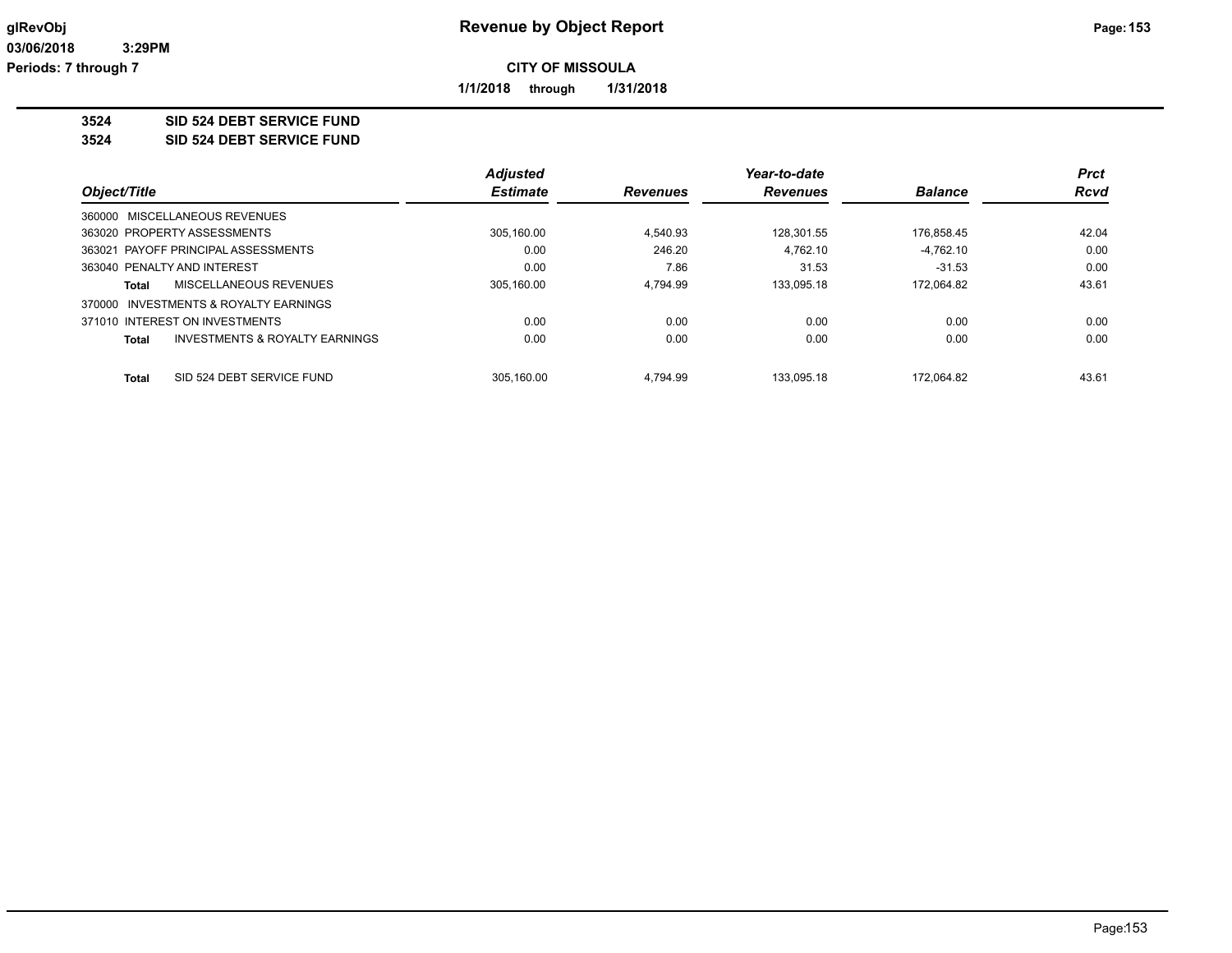**CITY OF MISSOULA**

**1/1/2018 through 1/31/2018**

**3524 SID 524 DEBT SERVICE FUND**

**3524 SID 524 DEBT SERVICE FUND**

| Object/Title | Adjusted Estimate | Revenues | Year-to-date Revenues | Balance | Prct Rcvd |
|---|---|---|---|---|---|
| 360000 MISCELLANEOUS REVENUES | | | | | |
| 363020 PROPERTY ASSESSMENTS | 305,160.00 | 4,540.93 | 128,301.55 | 176,858.45 | 42.04 |
| 363021 PAYOFF PRINCIPAL ASSESSMENTS | 0.00 | 246.20 | 4,762.10 | -4,762.10 | 0.00 |
| 363040 PENALTY AND INTEREST | 0.00 | 7.86 | 31.53 | -31.53 | 0.00 |
| Total MISCELLANEOUS REVENUES | 305,160.00 | 4,794.99 | 133,095.18 | 172,064.82 | 43.61 |
| 370000 INVESTMENTS & ROYALTY EARNINGS | | | | | |
| 371010 INTEREST ON INVESTMENTS | 0.00 | 0.00 | 0.00 | 0.00 | 0.00 |
| Total INVESTMENTS & ROYALTY EARNINGS | 0.00 | 0.00 | 0.00 | 0.00 | 0.00 |
| Total SID 524 DEBT SERVICE FUND | 305,160.00 | 4,794.99 | 133,095.18 | 172,064.82 | 43.61 |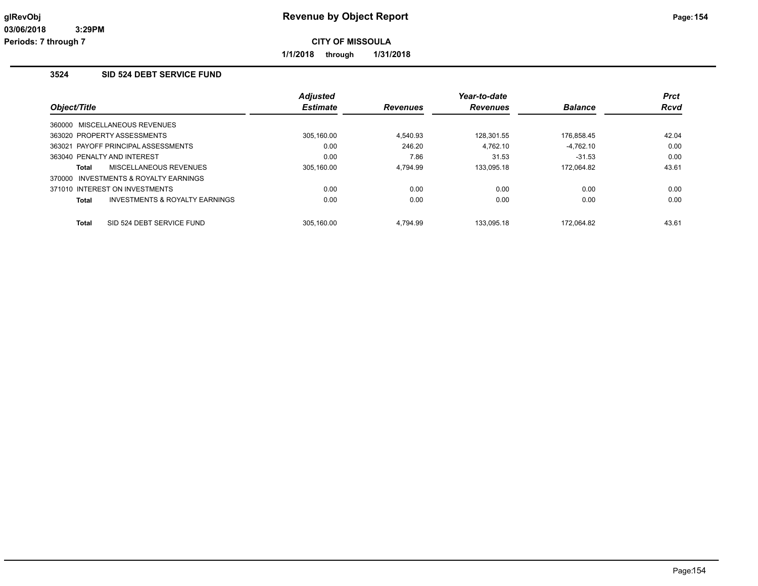**glRevObj**
**03/06/2018 3:29PM**
**Periods: 7 through 7**

# Revenue by Object Report

**CITY OF MISSOULA**

**1/1/2018 through 1/31/2018**

## 3524 SID 524 DEBT SERVICE FUND

| Object/Title | Adjusted Estimate | Revenues | Year-to-date Revenues | Balance | Prct Rcvd |
|---|---|---|---|---|---|
| 360000 MISCELLANEOUS REVENUES | | | | | |
| 363020 PROPERTY ASSESSMENTS | 305,160.00 | 4,540.93 | 128,301.55 | 176,858.45 | 42.04 |
| 363021 PAYOFF PRINCIPAL ASSESSMENTS | 0.00 | 246.20 | 4,762.10 | -4,762.10 | 0.00 |
| 363040 PENALTY AND INTEREST | 0.00 | 7.86 | 31.53 | -31.53 | 0.00 |
| **Total** MISCELLANEOUS REVENUES | 305,160.00 | 4,794.99 | 133,095.18 | 172,064.82 | 43.61 |
| 370000 INVESTMENTS & ROYALTY EARNINGS | | | | | |
| 371010 INTEREST ON INVESTMENTS | 0.00 | 0.00 | 0.00 | 0.00 | 0.00 |
| **Total** INVESTMENTS & ROYALTY EARNINGS | 0.00 | 0.00 | 0.00 | 0.00 | 0.00 |
| **Total** SID 524 DEBT SERVICE FUND | 305,160.00 | 4,794.99 | 133,095.18 | 172,064.82 | 43.61 |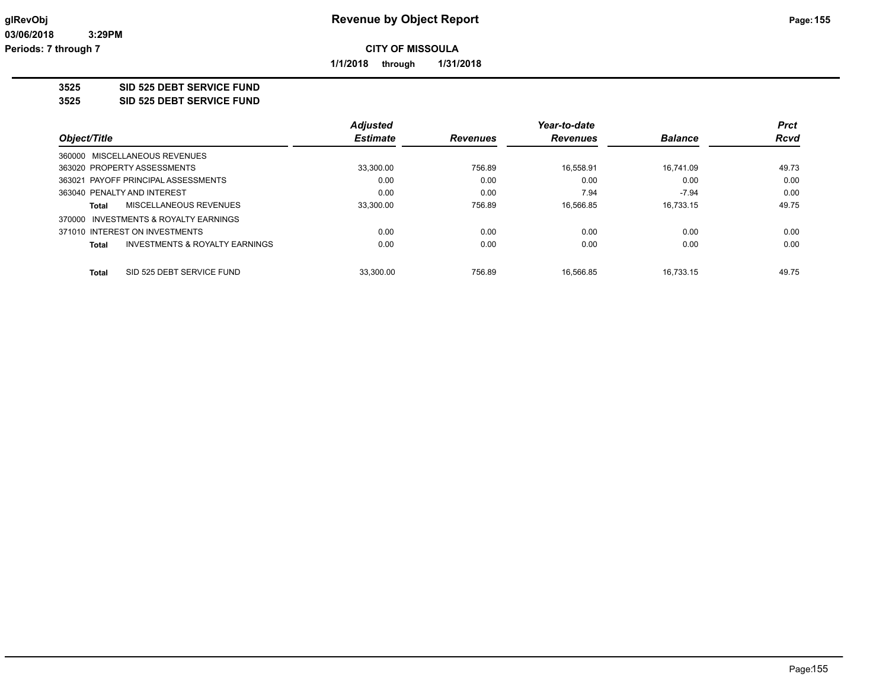# Revenue by Object Report

**CITY OF MISSOULA**

**1/1/2018 through 1/31/2018**

glRevObj
03/06/2018 3:29PM
Periods: 7 through 7

## 3525 SID 525 DEBT SERVICE FUND
## 3525 SID 525 DEBT SERVICE FUND

| Object/Title | Adjusted Estimate | Revenues | Year-to-date Revenues | Balance | Prct Rcvd |
|---|---|---|---|---|---|
| 360000 MISCELLANEOUS REVENUES | | | | | |
| 363020 PROPERTY ASSESSMENTS | 33,300.00 | 756.89 | 16,558.91 | 16,741.09 | 49.73 |
| 363021 PAYOFF PRINCIPAL ASSESSMENTS | 0.00 | 0.00 | 0.00 | 0.00 | 0.00 |
| 363040 PENALTY AND INTEREST | 0.00 | 0.00 | 7.94 | -7.94 | 0.00 |
| **Total** MISCELLANEOUS REVENUES | 33,300.00 | 756.89 | 16,566.85 | 16,733.15 | 49.75 |
| 370000 INVESTMENTS & ROYALTY EARNINGS | | | | | |
| 371010 INTEREST ON INVESTMENTS | 0.00 | 0.00 | 0.00 | 0.00 | 0.00 |
| **Total** INVESTMENTS & ROYALTY EARNINGS | 0.00 | 0.00 | 0.00 | 0.00 | 0.00 |
| **Total** SID 525 DEBT SERVICE FUND | 33,300.00 | 756.89 | 16,566.85 | 16,733.15 | 49.75 |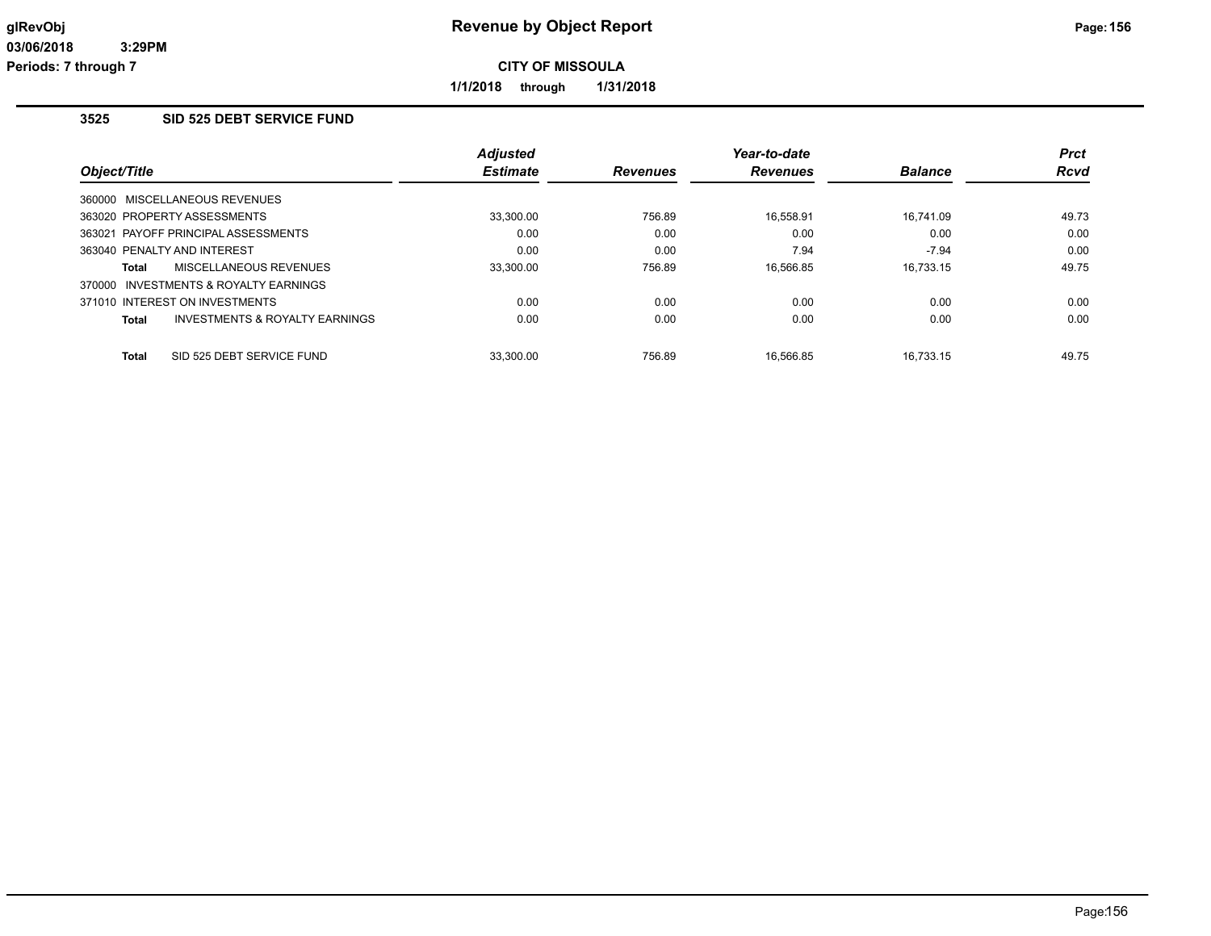# Revenue by Object Report

**CITY OF MISSOULA**

**1/1/2018 through 1/31/2018**

glRevObj
03/06/2018 3:29PM
Periods: 7 through 7

## 3525 SID 525 DEBT SERVICE FUND

| Object/Title | Adjusted Estimate | Revenues | Year-to-date Revenues | Balance | Prct Rcvd |
|---|---|---|---|---|---|
| 360000 MISCELLANEOUS REVENUES | | | | | |
| 363020 PROPERTY ASSESSMENTS | 33,300.00 | 756.89 | 16,558.91 | 16,741.09 | 49.73 |
| 363021 PAYOFF PRINCIPAL ASSESSMENTS | 0.00 | 0.00 | 0.00 | 0.00 | 0.00 |
| 363040 PENALTY AND INTEREST | 0.00 | 0.00 | 7.94 | -7.94 | 0.00 |
| **Total** MISCELLANEOUS REVENUES | 33,300.00 | 756.89 | 16,566.85 | 16,733.15 | 49.75 |
| 370000 INVESTMENTS & ROYALTY EARNINGS | | | | | |
| 371010 INTEREST ON INVESTMENTS | 0.00 | 0.00 | 0.00 | 0.00 | 0.00 |
| **Total** INVESTMENTS & ROYALTY EARNINGS | 0.00 | 0.00 | 0.00 | 0.00 | 0.00 |
| **Total** SID 525 DEBT SERVICE FUND | 33,300.00 | 756.89 | 16,566.85 | 16,733.15 | 49.75 |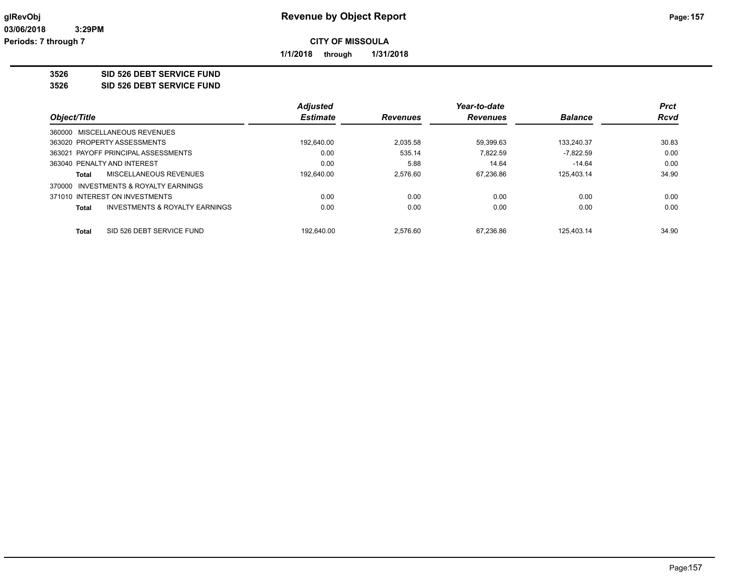**CITY OF MISSOULA**

**1/1/2018 through 1/31/2018**

**3526 SID 526 DEBT SERVICE FUND**

**3526 SID 526 DEBT SERVICE FUND**

| Object/Title | Adjusted Estimate | Revenues | Year-to-date Revenues | Balance | Prct Rcvd |
|---|---|---|---|---|---|
| 360000 MISCELLANEOUS REVENUES | | | | | |
| 363020 PROPERTY ASSESSMENTS | 192,640.00 | 2,035.58 | 59,399.63 | 133,240.37 | 30.83 |
| 363021 PAYOFF PRINCIPAL ASSESSMENTS | 0.00 | 535.14 | 7,822.59 | -7,822.59 | 0.00 |
| 363040 PENALTY AND INTEREST | 0.00 | 5.88 | 14.64 | -14.64 | 0.00 |
| Total MISCELLANEOUS REVENUES | 192,640.00 | 2,576.60 | 67,236.86 | 125,403.14 | 34.90 |
| 370000 INVESTMENTS & ROYALTY EARNINGS | | | | | |
| 371010 INTEREST ON INVESTMENTS | 0.00 | 0.00 | 0.00 | 0.00 | 0.00 |
| Total INVESTMENTS & ROYALTY EARNINGS | 0.00 | 0.00 | 0.00 | 0.00 | 0.00 |
| Total SID 526 DEBT SERVICE FUND | 192,640.00 | 2,576.60 | 67,236.86 | 125,403.14 | 34.90 |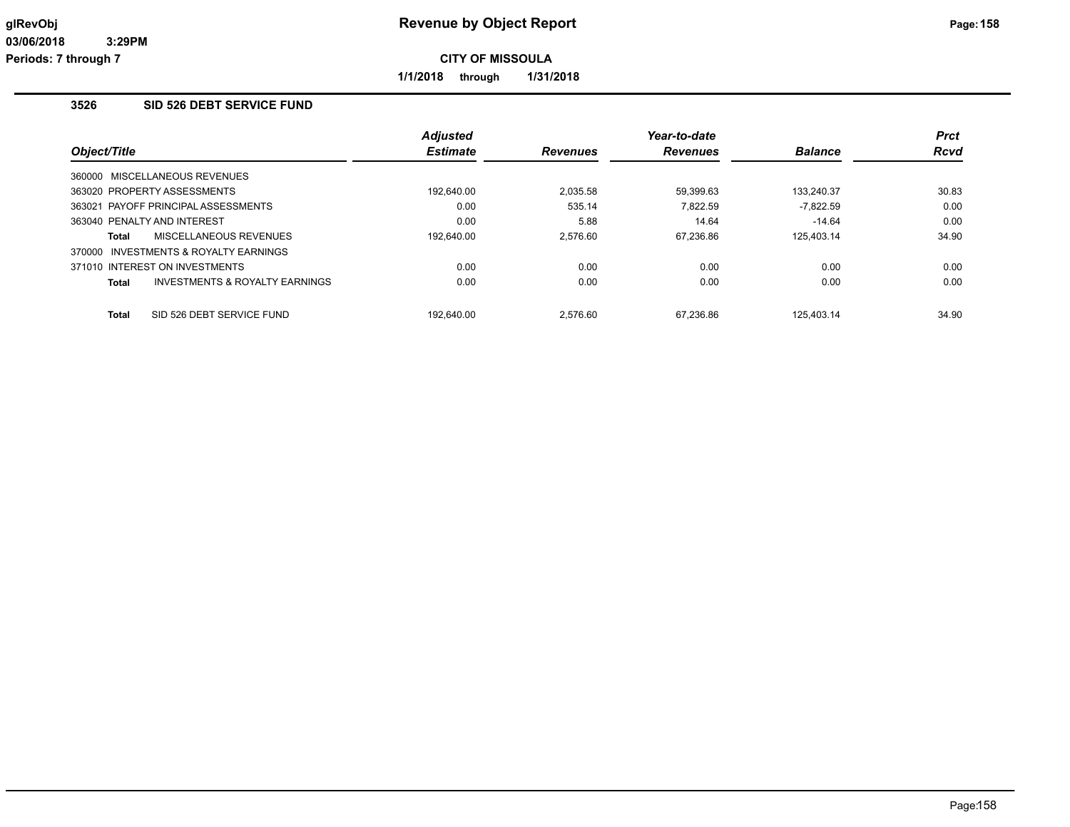**CITY OF MISSOULA**

**1/1/2018 through 1/31/2018**

### 3526 SID 526 DEBT SERVICE FUND

| Object/Title | Adjusted Estimate | Revenues | Year-to-date Revenues | Balance | Prct Rcvd |
|---|---|---|---|---|---|
| 360000 MISCELLANEOUS REVENUES | | | | | |
| 363020 PROPERTY ASSESSMENTS | 192,640.00 | 2,035.58 | 59,399.63 | 133,240.37 | 30.83 |
| 363021 PAYOFF PRINCIPAL ASSESSMENTS | 0.00 | 535.14 | 7,822.59 | -7,822.59 | 0.00 |
| 363040 PENALTY AND INTEREST | 0.00 | 5.88 | 14.64 | -14.64 | 0.00 |
| **Total** MISCELLANEOUS REVENUES | 192,640.00 | 2,576.60 | 67,236.86 | 125,403.14 | 34.90 |
| 370000 INVESTMENTS & ROYALTY EARNINGS | | | | | |
| 371010 INTEREST ON INVESTMENTS | 0.00 | 0.00 | 0.00 | 0.00 | 0.00 |
| **Total** INVESTMENTS & ROYALTY EARNINGS | 0.00 | 0.00 | 0.00 | 0.00 | 0.00 |
| **Total** SID 526 DEBT SERVICE FUND | 192,640.00 | 2,576.60 | 67,236.86 | 125,403.14 | 34.90 |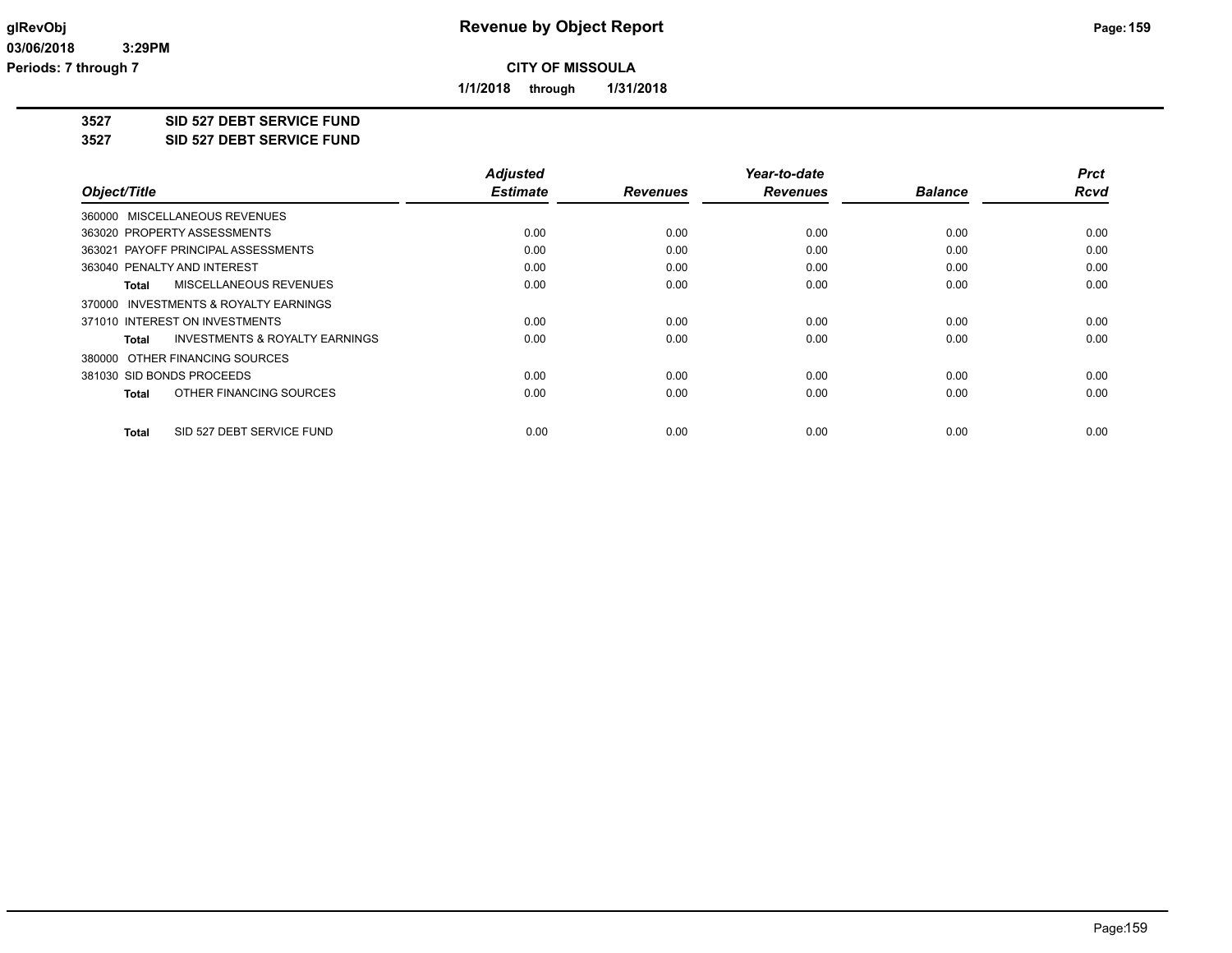# Revenue by Object Report

**CITY OF MISSOULA**

**1/1/2018 through 1/31/2018**

glRevObj
03/06/2018 3:29PM
Periods: 7 through 7

**3527 SID 527 DEBT SERVICE FUND**
**3527 SID 527 DEBT SERVICE FUND**

| Object/Title | Adjusted Estimate | Revenues | Year-to-date Revenues | Balance | Prct Rcvd |
|---|---|---|---|---|---|
| 360000 MISCELLANEOUS REVENUES | | | | | |
| 363020 PROPERTY ASSESSMENTS | 0.00 | 0.00 | 0.00 | 0.00 | 0.00 |
| 363021 PAYOFF PRINCIPAL ASSESSMENTS | 0.00 | 0.00 | 0.00 | 0.00 | 0.00 |
| 363040 PENALTY AND INTEREST | 0.00 | 0.00 | 0.00 | 0.00 | 0.00 |
| **Total** MISCELLANEOUS REVENUES | 0.00 | 0.00 | 0.00 | 0.00 | 0.00 |
| 370000 INVESTMENTS & ROYALTY EARNINGS | | | | | |
| 371010 INTEREST ON INVESTMENTS | 0.00 | 0.00 | 0.00 | 0.00 | 0.00 |
| **Total** INVESTMENTS & ROYALTY EARNINGS | 0.00 | 0.00 | 0.00 | 0.00 | 0.00 |
| 380000 OTHER FINANCING SOURCES | | | | | |
| 381030 SID BONDS PROCEEDS | 0.00 | 0.00 | 0.00 | 0.00 | 0.00 |
| **Total** OTHER FINANCING SOURCES | 0.00 | 0.00 | 0.00 | 0.00 | 0.00 |
| **Total** SID 527 DEBT SERVICE FUND | 0.00 | 0.00 | 0.00 | 0.00 | 0.00 |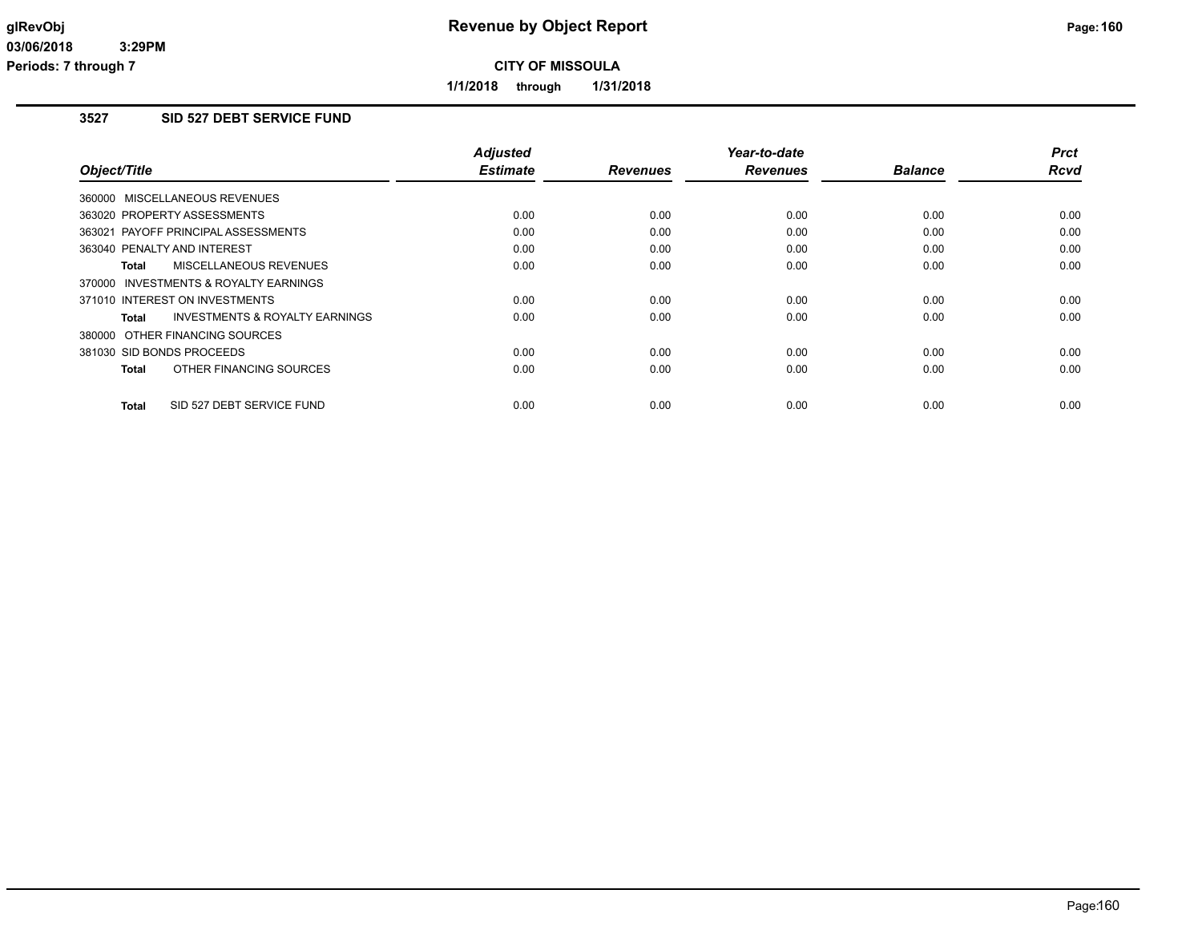# Revenue by Object Report

**CITY OF MISSOULA**

**1/1/2018 through 1/31/2018**

glRevObj
03/06/2018 3:29PM
Periods: 7 through 7

### 3527 SID 527 DEBT SERVICE FUND

| Object/Title | Adjusted Estimate | Revenues | Year-to-date Revenues | Balance | Prct Rcvd |
|---|---|---|---|---|---|
| 360000 MISCELLANEOUS REVENUES | | | | | |
| 363020 PROPERTY ASSESSMENTS | 0.00 | 0.00 | 0.00 | 0.00 | 0.00 |
| 363021 PAYOFF PRINCIPAL ASSESSMENTS | 0.00 | 0.00 | 0.00 | 0.00 | 0.00 |
| 363040 PENALTY AND INTEREST | 0.00 | 0.00 | 0.00 | 0.00 | 0.00 |
| **Total** MISCELLANEOUS REVENUES | 0.00 | 0.00 | 0.00 | 0.00 | 0.00 |
| 370000 INVESTMENTS & ROYALTY EARNINGS | | | | | |
| 371010 INTEREST ON INVESTMENTS | 0.00 | 0.00 | 0.00 | 0.00 | 0.00 |
| **Total** INVESTMENTS & ROYALTY EARNINGS | 0.00 | 0.00 | 0.00 | 0.00 | 0.00 |
| 380000 OTHER FINANCING SOURCES | | | | | |
| 381030 SID BONDS PROCEEDS | 0.00 | 0.00 | 0.00 | 0.00 | 0.00 |
| **Total** OTHER FINANCING SOURCES | 0.00 | 0.00 | 0.00 | 0.00 | 0.00 |
| **Total** SID 527 DEBT SERVICE FUND | 0.00 | 0.00 | 0.00 | 0.00 | 0.00 |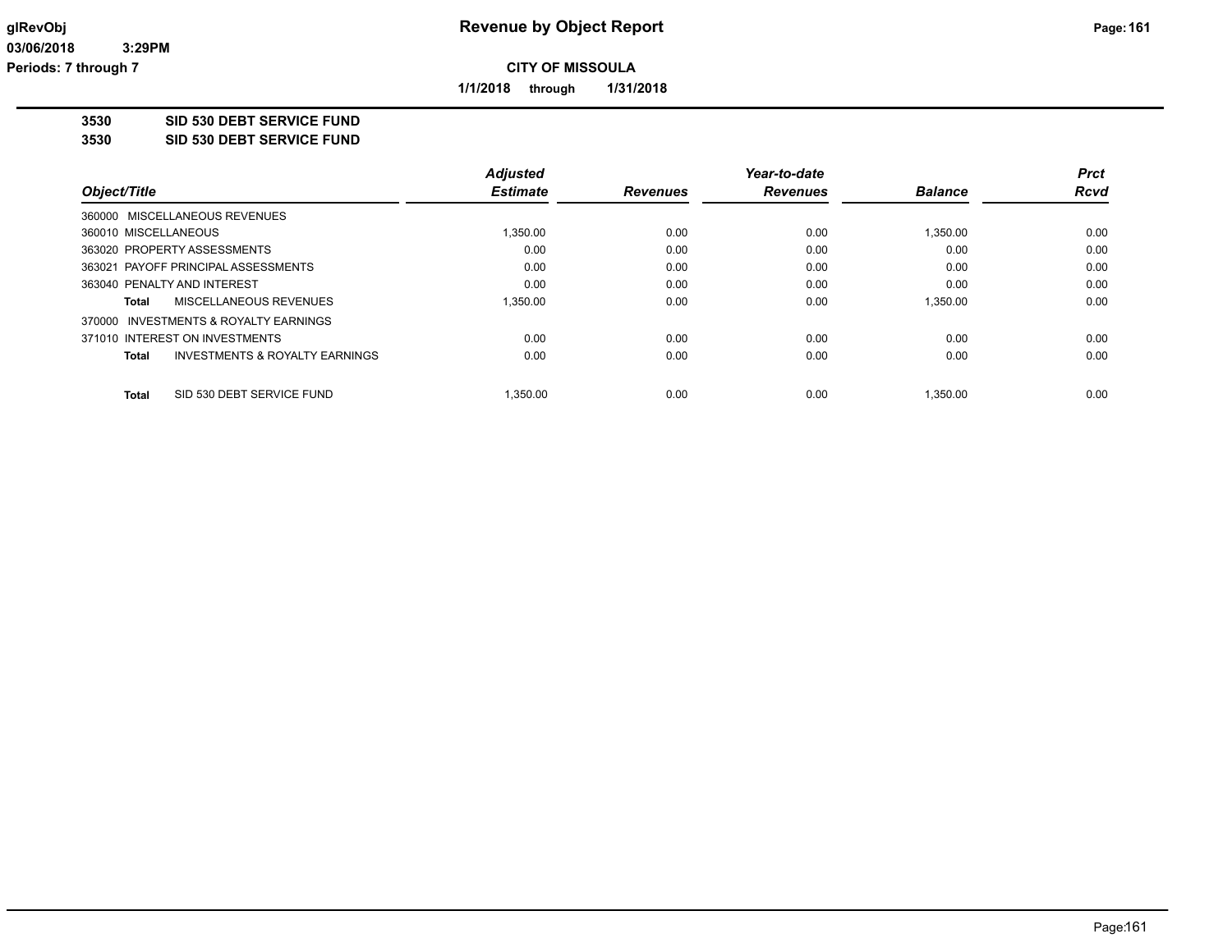**Revenue by Object Report**

**CITY OF MISSOULA**

**1/1/2018 through 1/31/2018**

glRevObj
03/06/2018 3:29PM
Periods: 7 through 7

**3530 SID 530 DEBT SERVICE FUND**

**3530 SID 530 DEBT SERVICE FUND**

| Object/Title | Adjusted Estimate | Revenues | Year-to-date Revenues | Balance | Prct Rcvd |
|---|---|---|---|---|---|
| 360000 MISCELLANEOUS REVENUES | | | | | |
| 360010 MISCELLANEOUS | 1,350.00 | 0.00 | 0.00 | 1,350.00 | 0.00 |
| 363020 PROPERTY ASSESSMENTS | 0.00 | 0.00 | 0.00 | 0.00 | 0.00 |
| 363021 PAYOFF PRINCIPAL ASSESSMENTS | 0.00 | 0.00 | 0.00 | 0.00 | 0.00 |
| 363040 PENALTY AND INTEREST | 0.00 | 0.00 | 0.00 | 0.00 | 0.00 |
| **Total** MISCELLANEOUS REVENUES | 1,350.00 | 0.00 | 0.00 | 1,350.00 | 0.00 |
| 370000 INVESTMENTS & ROYALTY EARNINGS | | | | | |
| 371010 INTEREST ON INVESTMENTS | 0.00 | 0.00 | 0.00 | 0.00 | 0.00 |
| **Total** INVESTMENTS & ROYALTY EARNINGS | 0.00 | 0.00 | 0.00 | 0.00 | 0.00 |
| **Total** SID 530 DEBT SERVICE FUND | 1,350.00 | 0.00 | 0.00 | 1,350.00 | 0.00 |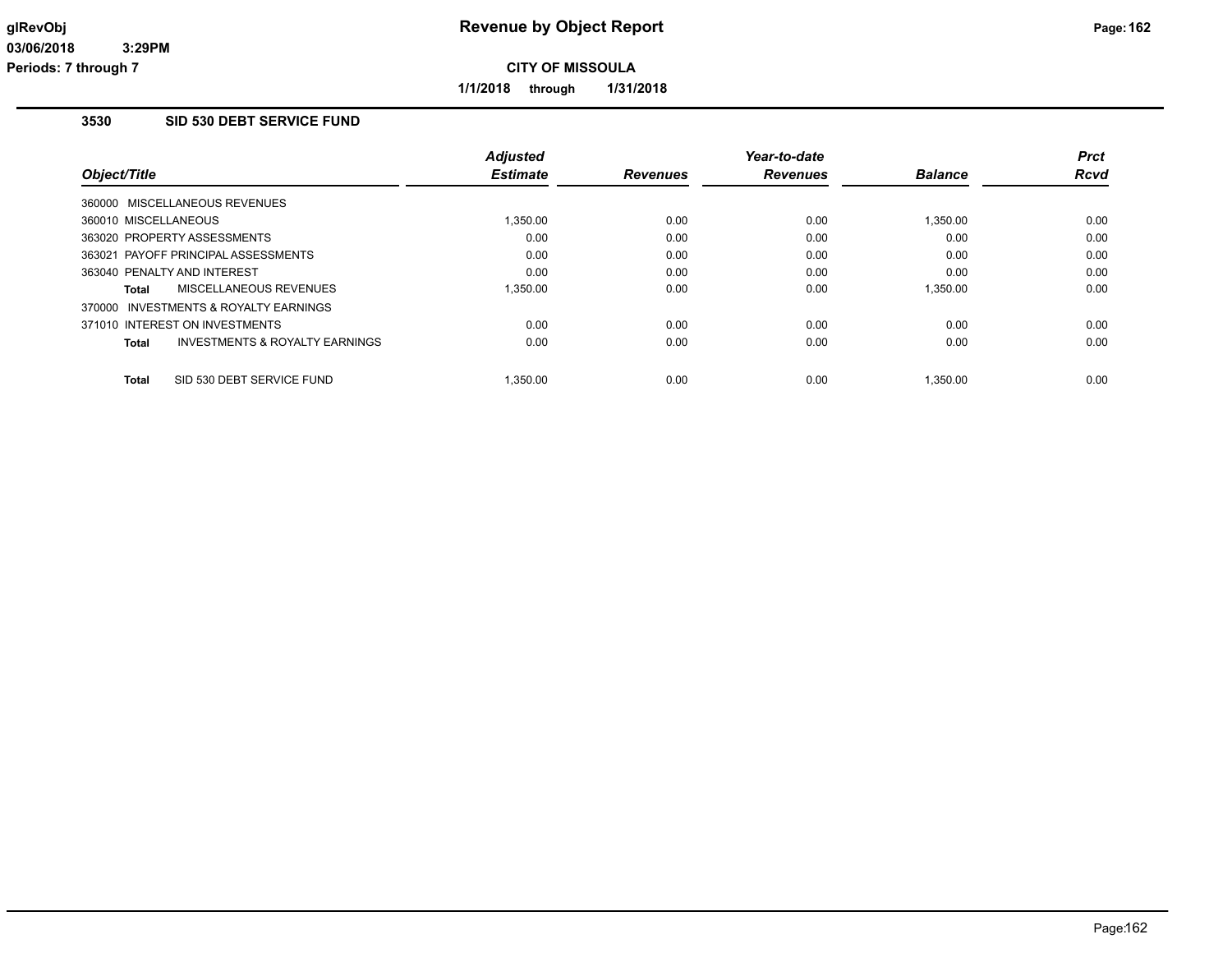# Revenue by Object Report

**CITY OF MISSOULA**

**1/1/2018 through 1/31/2018**

glRevObj
03/06/2018 3:29PM
Periods: 7 through 7

## 3530 SID 530 DEBT SERVICE FUND

| Object/Title | Adjusted Estimate | Revenues | Year-to-date Revenues | Balance | Prct Rcvd |
|---|---|---|---|---|---|
| 360000 MISCELLANEOUS REVENUES | | | | | |
| 360010 MISCELLANEOUS | 1,350.00 | 0.00 | 0.00 | 1,350.00 | 0.00 |
| 363020 PROPERTY ASSESSMENTS | 0.00 | 0.00 | 0.00 | 0.00 | 0.00 |
| 363021 PAYOFF PRINCIPAL ASSESSMENTS | 0.00 | 0.00 | 0.00 | 0.00 | 0.00 |
| 363040 PENALTY AND INTEREST | 0.00 | 0.00 | 0.00 | 0.00 | 0.00 |
| **Total** MISCELLANEOUS REVENUES | 1,350.00 | 0.00 | 0.00 | 1,350.00 | 0.00 |
| 370000 INVESTMENTS & ROYALTY EARNINGS | | | | | |
| 371010 INTEREST ON INVESTMENTS | 0.00 | 0.00 | 0.00 | 0.00 | 0.00 |
| **Total** INVESTMENTS & ROYALTY EARNINGS | 0.00 | 0.00 | 0.00 | 0.00 | 0.00 |
| **Total** SID 530 DEBT SERVICE FUND | 1,350.00 | 0.00 | 0.00 | 1,350.00 | 0.00 |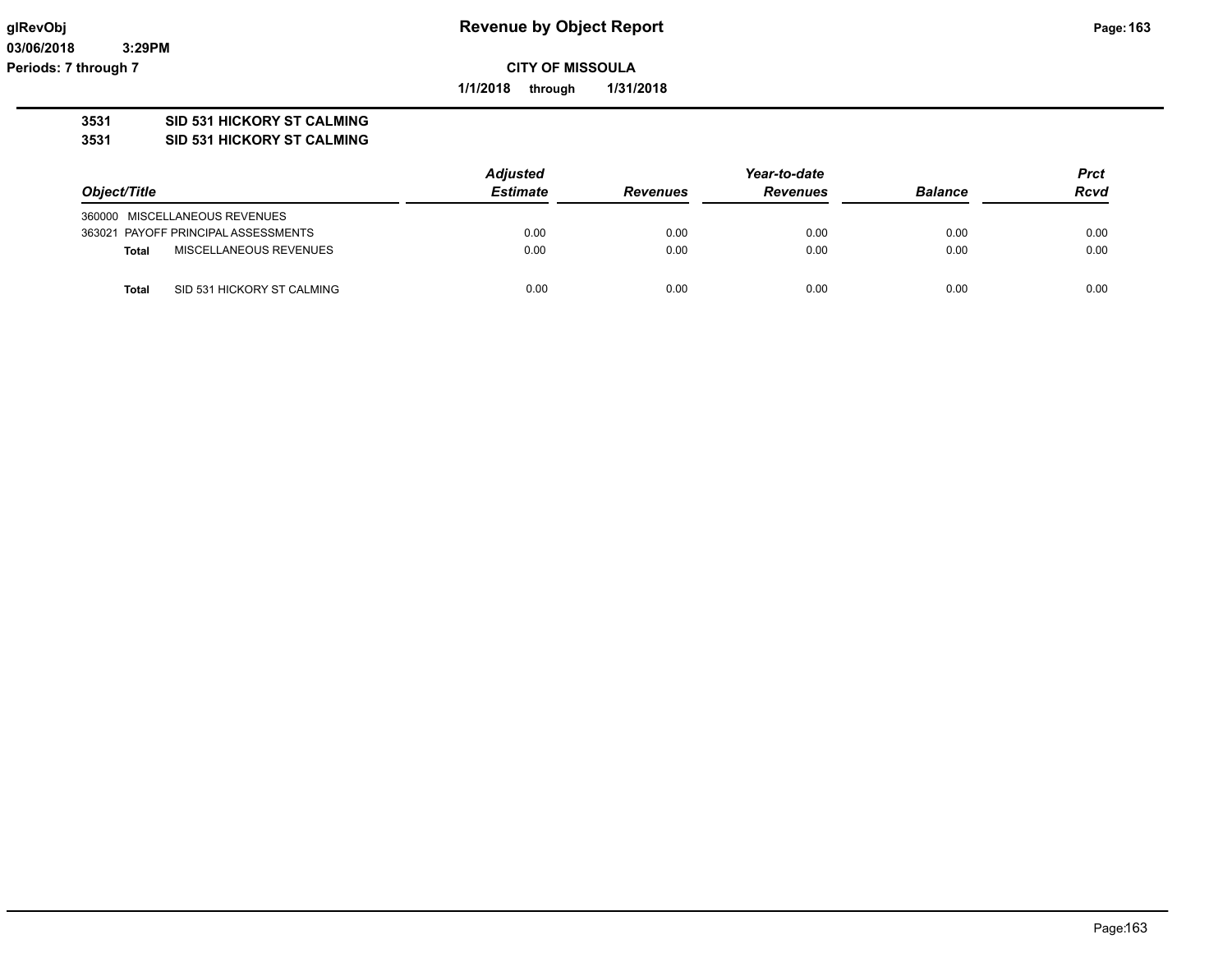**Revenue by Object Report**

**CITY OF MISSOULA**

**1/1/2018 through 1/31/2018**

glRevObj
03/06/2018 3:29PM
Periods: 7 through 7

## 3531 SID 531 HICKORY ST CALMING
## 3531 SID 531 HICKORY ST CALMING

| Object/Title | | Adjusted Estimate | Revenues | Year-to-date Revenues | Balance | Prct Rcvd |
|---|---|---|---|---|---|---|
| 360000 MISCELLANEOUS REVENUES | | | | | | |
| 363021 PAYOFF PRINCIPAL ASSESSMENTS | | 0.00 | 0.00 | 0.00 | 0.00 | 0.00 |
| **Total** | MISCELLANEOUS REVENUES | 0.00 | 0.00 | 0.00 | 0.00 | 0.00 |
| **Total** | SID 531 HICKORY ST CALMING | 0.00 | 0.00 | 0.00 | 0.00 | 0.00 |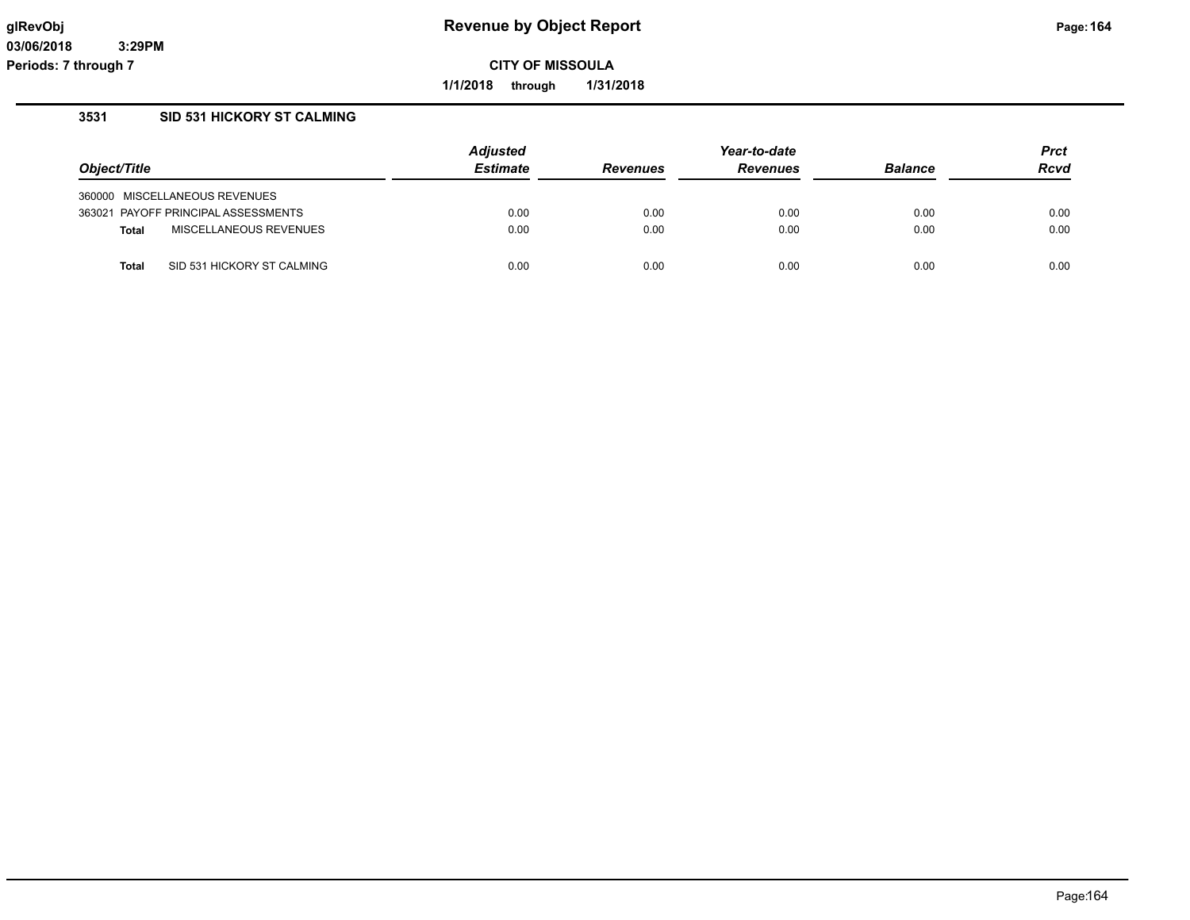# Revenue by Object Report

**CITY OF MISSOULA**

**1/1/2018 through 1/31/2018**

glRevObj
03/06/2018 3:29PM
Periods: 7 through 7

### 3531 SID 531 HICKORY ST CALMING

| Object/Title | | Adjusted Estimate | Revenues | Year-to-date Revenues | Balance | Prct Rcvd |
|---|---|---|---|---|---|---|
| 360000 | MISCELLANEOUS REVENUES | | | | | |
| 363021 | PAYOFF PRINCIPAL ASSESSMENTS | 0.00 | 0.00 | 0.00 | 0.00 | 0.00 |
| **Total** | MISCELLANEOUS REVENUES | 0.00 | 0.00 | 0.00 | 0.00 | 0.00 |
| **Total** | SID 531 HICKORY ST CALMING | 0.00 | 0.00 | 0.00 | 0.00 | 0.00 |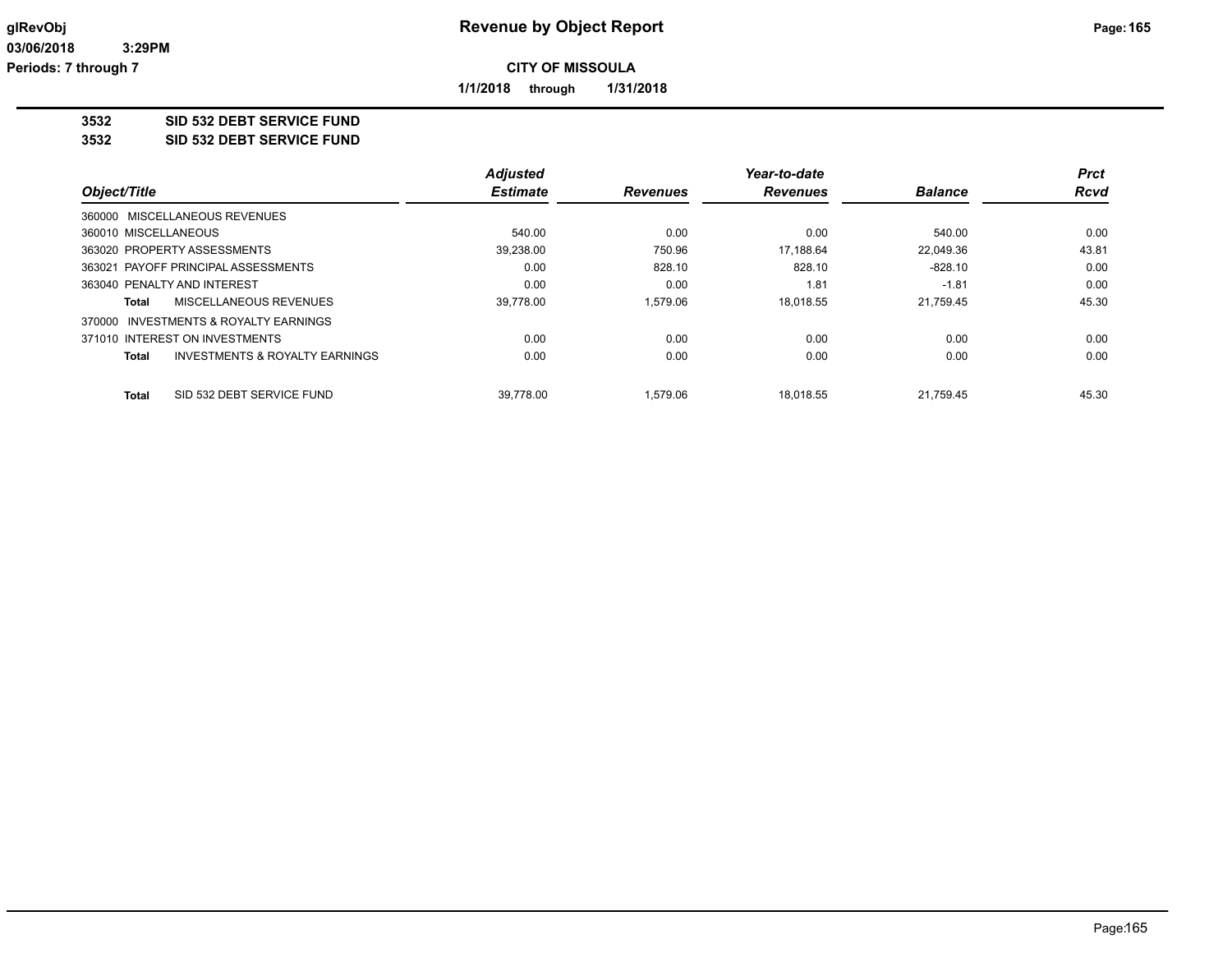# Revenue by Object Report

**CITY OF MISSOULA**

**1/1/2018 through 1/31/2018**

glRevObj
03/06/2018 3:29PM
Periods: 7 through 7

## 3532 SID 532 DEBT SERVICE FUND
## 3532 SID 532 DEBT SERVICE FUND

| Object/Title | Adjusted Estimate | Revenues | Year-to-date Revenues | Balance | Prct Rcvd |
|---|---|---|---|---|---|
| 360000 MISCELLANEOUS REVENUES | | | | | |
| 360010 MISCELLANEOUS | 540.00 | 0.00 | 0.00 | 540.00 | 0.00 |
| 363020 PROPERTY ASSESSMENTS | 39,238.00 | 750.96 | 17,188.64 | 22,049.36 | 43.81 |
| 363021 PAYOFF PRINCIPAL ASSESSMENTS | 0.00 | 828.10 | 828.10 | -828.10 | 0.00 |
| 363040 PENALTY AND INTEREST | 0.00 | 0.00 | 1.81 | -1.81 | 0.00 |
| **Total** MISCELLANEOUS REVENUES | 39,778.00 | 1,579.06 | 18,018.55 | 21,759.45 | 45.30 |
| 370000 INVESTMENTS & ROYALTY EARNINGS | | | | | |
| 371010 INTEREST ON INVESTMENTS | 0.00 | 0.00 | 0.00 | 0.00 | 0.00 |
| **Total** INVESTMENTS & ROYALTY EARNINGS | 0.00 | 0.00 | 0.00 | 0.00 | 0.00 |
| **Total** SID 532 DEBT SERVICE FUND | 39,778.00 | 1,579.06 | 18,018.55 | 21,759.45 | 45.30 |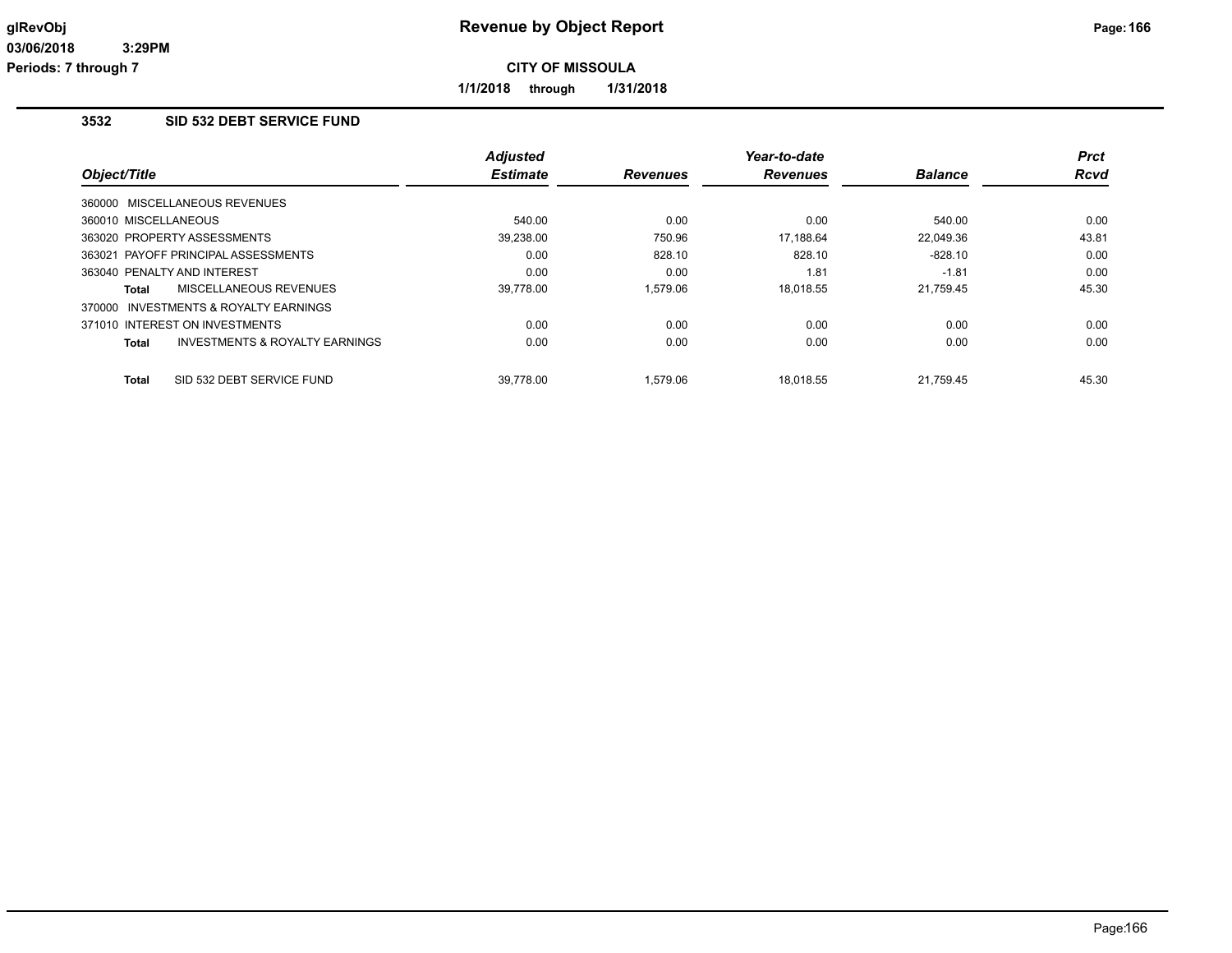# Revenue by Object Report

**CITY OF MISSOULA**

**1/1/2018 through 1/31/2018**

glRevObj
03/06/2018 3:29PM
Periods: 7 through 7

## 3532 SID 532 DEBT SERVICE FUND

| Object/Title | Adjusted Estimate | Revenues | Year-to-date Revenues | Balance | Prct Rcvd |
|---|---|---|---|---|---|
| 360000 MISCELLANEOUS REVENUES | | | | | |
| 360010 MISCELLANEOUS | 540.00 | 0.00 | 0.00 | 540.00 | 0.00 |
| 363020 PROPERTY ASSESSMENTS | 39,238.00 | 750.96 | 17,188.64 | 22,049.36 | 43.81 |
| 363021 PAYOFF PRINCIPAL ASSESSMENTS | 0.00 | 828.10 | 828.10 | -828.10 | 0.00 |
| 363040 PENALTY AND INTEREST | 0.00 | 0.00 | 1.81 | -1.81 | 0.00 |
| **Total** MISCELLANEOUS REVENUES | 39,778.00 | 1,579.06 | 18,018.55 | 21,759.45 | 45.30 |
| 370000 INVESTMENTS & ROYALTY EARNINGS | | | | | |
| 371010 INTEREST ON INVESTMENTS | 0.00 | 0.00 | 0.00 | 0.00 | 0.00 |
| **Total** INVESTMENTS & ROYALTY EARNINGS | 0.00 | 0.00 | 0.00 | 0.00 | 0.00 |
| **Total** SID 532 DEBT SERVICE FUND | 39,778.00 | 1,579.06 | 18,018.55 | 21,759.45 | 45.30 |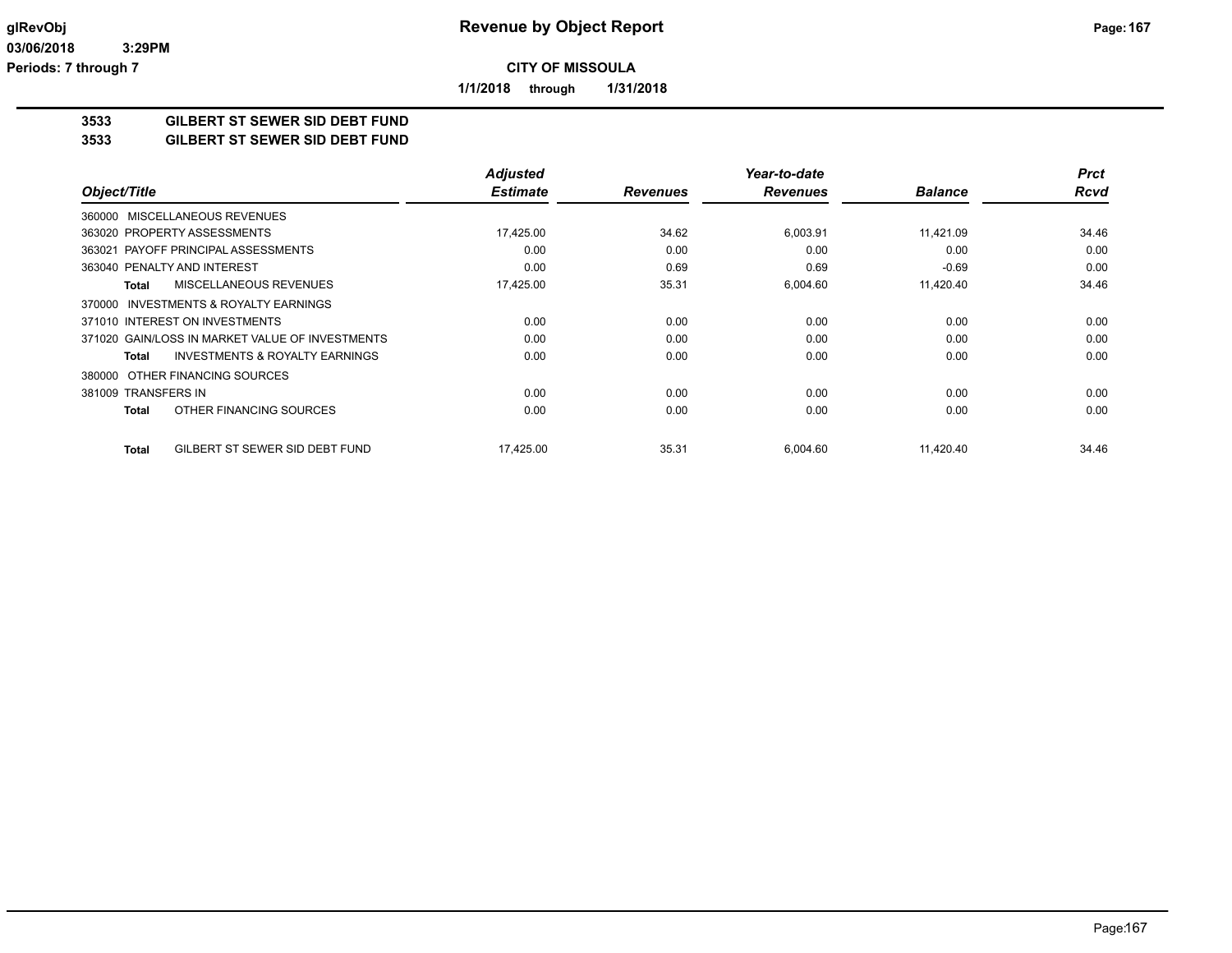# Revenue by Object Report

**CITY OF MISSOULA**

**1/1/2018 through 1/31/2018**

glRevObj
03/06/2018 3:29PM
Periods: 7 through 7

## 3533 GILBERT ST SEWER SID DEBT FUND
## 3533 GILBERT ST SEWER SID DEBT FUND

| Object/Title | Adjusted Estimate | Revenues | Year-to-date Revenues | Balance | Prct Rcvd |
|---|---|---|---|---|---|
| 360000 MISCELLANEOUS REVENUES | | | | | |
| 363020 PROPERTY ASSESSMENTS | 17,425.00 | 34.62 | 6,003.91 | 11,421.09 | 34.46 |
| 363021 PAYOFF PRINCIPAL ASSESSMENTS | 0.00 | 0.00 | 0.00 | 0.00 | 0.00 |
| 363040 PENALTY AND INTEREST | 0.00 | 0.69 | 0.69 | -0.69 | 0.00 |
| **Total** MISCELLANEOUS REVENUES | 17,425.00 | 35.31 | 6,004.60 | 11,420.40 | 34.46 |
| 370000 INVESTMENTS & ROYALTY EARNINGS | | | | | |
| 371010 INTEREST ON INVESTMENTS | 0.00 | 0.00 | 0.00 | 0.00 | 0.00 |
| 371020 GAIN/LOSS IN MARKET VALUE OF INVESTMENTS | 0.00 | 0.00 | 0.00 | 0.00 | 0.00 |
| **Total** INVESTMENTS & ROYALTY EARNINGS | 0.00 | 0.00 | 0.00 | 0.00 | 0.00 |
| 380000 OTHER FINANCING SOURCES | | | | | |
| 381009 TRANSFERS IN | 0.00 | 0.00 | 0.00 | 0.00 | 0.00 |
| **Total** OTHER FINANCING SOURCES | 0.00 | 0.00 | 0.00 | 0.00 | 0.00 |
| **Total** GILBERT ST SEWER SID DEBT FUND | 17,425.00 | 35.31 | 6,004.60 | 11,420.40 | 34.46 |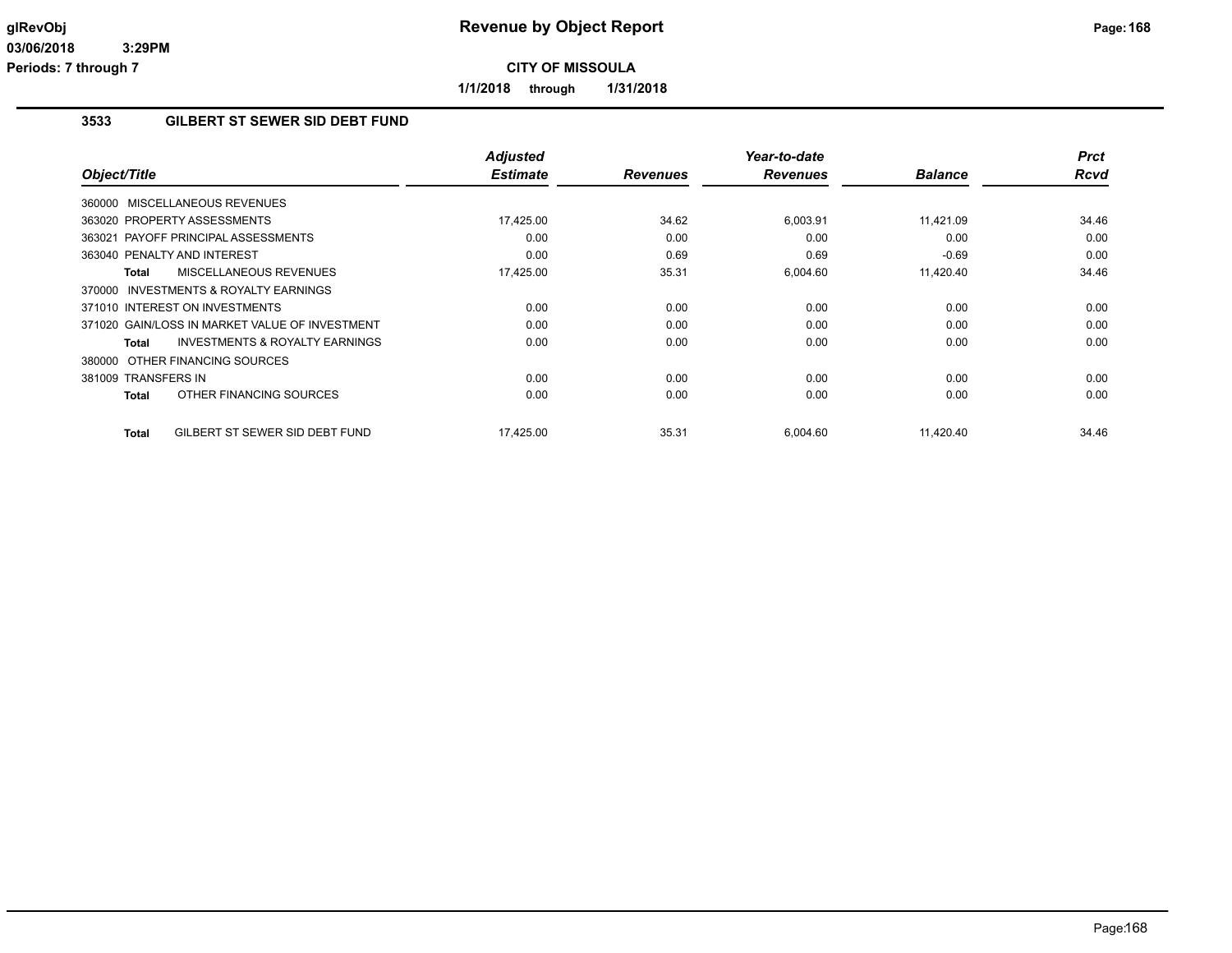**glRevObj**
**03/06/2018 3:29PM**
**Periods: 7 through 7**

# Revenue by Object Report

**CITY OF MISSOULA**

**1/1/2018 through 1/31/2018**

## 3533 GILBERT ST SEWER SID DEBT FUND

| Object/Title | Adjusted Estimate | Revenues | Year-to-date Revenues | Balance | Prct Rcvd |
|---|---|---|---|---|---|
| 360000 MISCELLANEOUS REVENUES | | | | | |
| 363020 PROPERTY ASSESSMENTS | 17,425.00 | 34.62 | 6,003.91 | 11,421.09 | 34.46 |
| 363021 PAYOFF PRINCIPAL ASSESSMENTS | 0.00 | 0.00 | 0.00 | 0.00 | 0.00 |
| 363040 PENALTY AND INTEREST | 0.00 | 0.69 | 0.69 | -0.69 | 0.00 |
| **Total** MISCELLANEOUS REVENUES | 17,425.00 | 35.31 | 6,004.60 | 11,420.40 | 34.46 |
| 370000 INVESTMENTS & ROYALTY EARNINGS | | | | | |
| 371010 INTEREST ON INVESTMENTS | 0.00 | 0.00 | 0.00 | 0.00 | 0.00 |
| 371020 GAIN/LOSS IN MARKET VALUE OF INVESTMENT | 0.00 | 0.00 | 0.00 | 0.00 | 0.00 |
| **Total** INVESTMENTS & ROYALTY EARNINGS | 0.00 | 0.00 | 0.00 | 0.00 | 0.00 |
| 380000 OTHER FINANCING SOURCES | | | | | |
| 381009 TRANSFERS IN | 0.00 | 0.00 | 0.00 | 0.00 | 0.00 |
| **Total** OTHER FINANCING SOURCES | 0.00 | 0.00 | 0.00 | 0.00 | 0.00 |
| **Total** GILBERT ST SEWER SID DEBT FUND | 17,425.00 | 35.31 | 6,004.60 | 11,420.40 | 34.46 |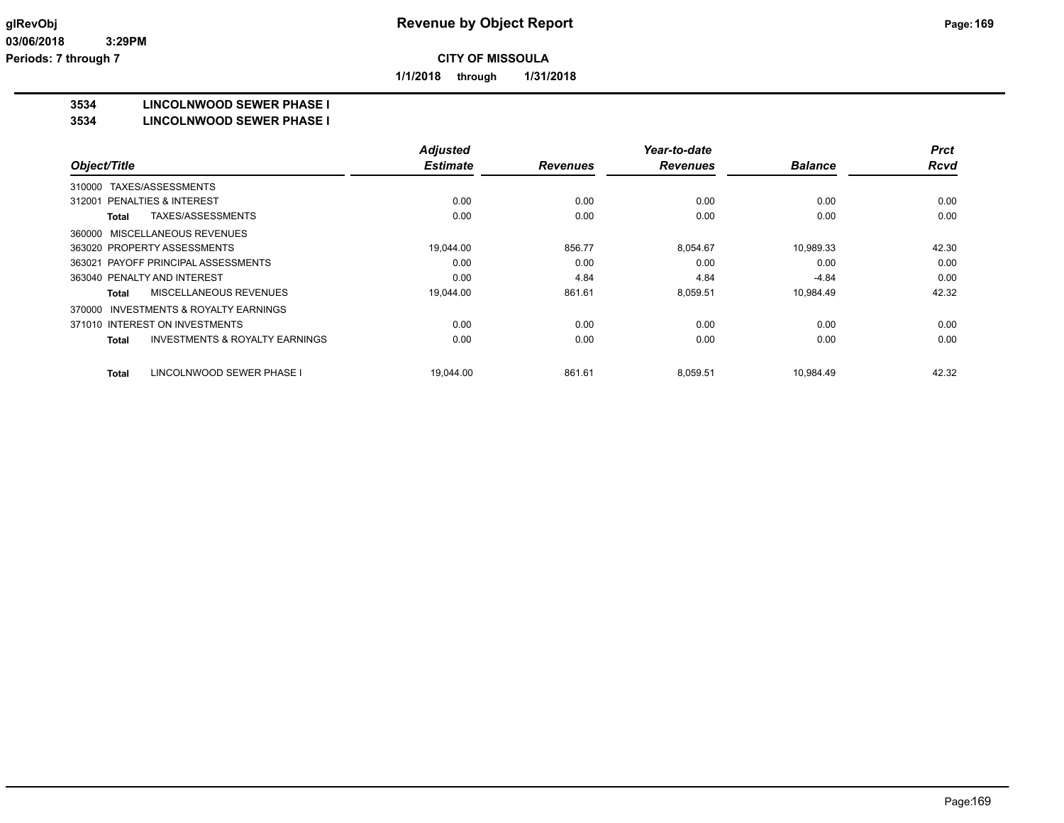# Revenue by Object Report

glRevObj
03/06/2018 3:29PM
Periods: 7 through 7

**CITY OF MISSOULA**

**1/1/2018 through 1/31/2018**

## 3534 LINCOLNWOOD SEWER PHASE I
## 3534 LINCOLNWOOD SEWER PHASE I

| Object/Title | Adjusted Estimate | Revenues | Year-to-date Revenues | Balance | Prct Rcvd |
|---|---|---|---|---|---|
| 310000 TAXES/ASSESSMENTS | | | | | |
| 312001 PENALTIES & INTEREST | 0.00 | 0.00 | 0.00 | 0.00 | 0.00 |
| **Total** TAXES/ASSESSMENTS | 0.00 | 0.00 | 0.00 | 0.00 | 0.00 |
| 360000 MISCELLANEOUS REVENUES | | | | | |
| 363020 PROPERTY ASSESSMENTS | 19,044.00 | 856.77 | 8,054.67 | 10,989.33 | 42.30 |
| 363021 PAYOFF PRINCIPAL ASSESSMENTS | 0.00 | 0.00 | 0.00 | 0.00 | 0.00 |
| 363040 PENALTY AND INTEREST | 0.00 | 4.84 | 4.84 | -4.84 | 0.00 |
| **Total** MISCELLANEOUS REVENUES | 19,044.00 | 861.61 | 8,059.51 | 10,984.49 | 42.32 |
| 370000 INVESTMENTS & ROYALTY EARNINGS | | | | | |
| 371010 INTEREST ON INVESTMENTS | 0.00 | 0.00 | 0.00 | 0.00 | 0.00 |
| **Total** INVESTMENTS & ROYALTY EARNINGS | 0.00 | 0.00 | 0.00 | 0.00 | 0.00 |
| **Total** LINCOLNWOOD SEWER PHASE I | 19,044.00 | 861.61 | 8,059.51 | 10,984.49 | 42.32 |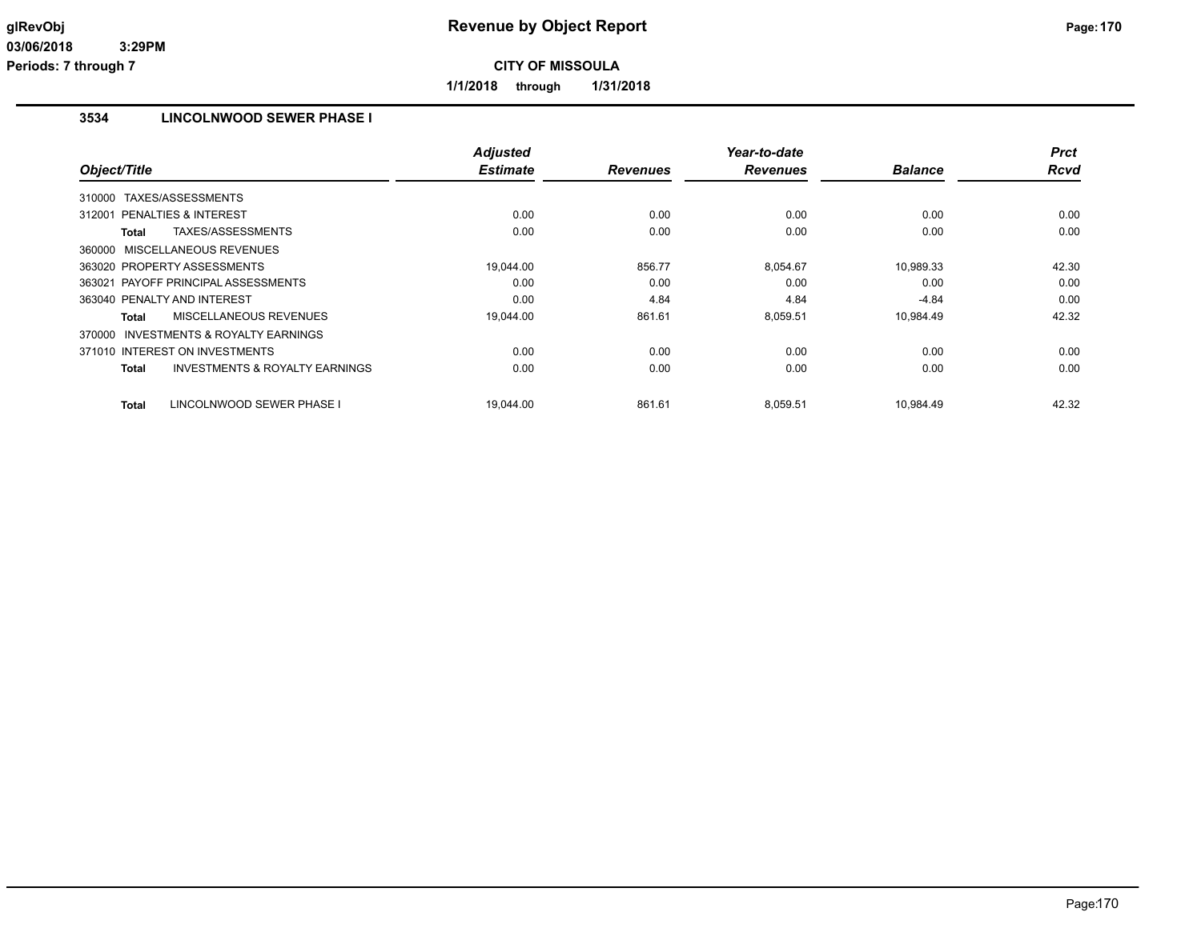# Revenue by Object Report

glRevObj
03/06/2018 3:29PM
Periods: 7 through 7

**CITY OF MISSOULA**

**1/1/2018 through 1/31/2018**

## 3534 LINCOLNWOOD SEWER PHASE I

| Object/Title | Adjusted Estimate | Revenues | Year-to-date Revenues | Balance | Prct Rcvd |
|---|---|---|---|---|---|
| 310000 TAXES/ASSESSMENTS | | | | | |
| 312001 PENALTIES & INTEREST | 0.00 | 0.00 | 0.00 | 0.00 | 0.00 |
| **Total** TAXES/ASSESSMENTS | 0.00 | 0.00 | 0.00 | 0.00 | 0.00 |
| 360000 MISCELLANEOUS REVENUES | | | | | |
| 363020 PROPERTY ASSESSMENTS | 19,044.00 | 856.77 | 8,054.67 | 10,989.33 | 42.30 |
| 363021 PAYOFF PRINCIPAL ASSESSMENTS | 0.00 | 0.00 | 0.00 | 0.00 | 0.00 |
| 363040 PENALTY AND INTEREST | 0.00 | 4.84 | 4.84 | -4.84 | 0.00 |
| **Total** MISCELLANEOUS REVENUES | 19,044.00 | 861.61 | 8,059.51 | 10,984.49 | 42.32 |
| 370000 INVESTMENTS & ROYALTY EARNINGS | | | | | |
| 371010 INTEREST ON INVESTMENTS | 0.00 | 0.00 | 0.00 | 0.00 | 0.00 |
| **Total** INVESTMENTS & ROYALTY EARNINGS | 0.00 | 0.00 | 0.00 | 0.00 | 0.00 |
| **Total** LINCOLNWOOD SEWER PHASE I | 19,044.00 | 861.61 | 8,059.51 | 10,984.49 | 42.32 |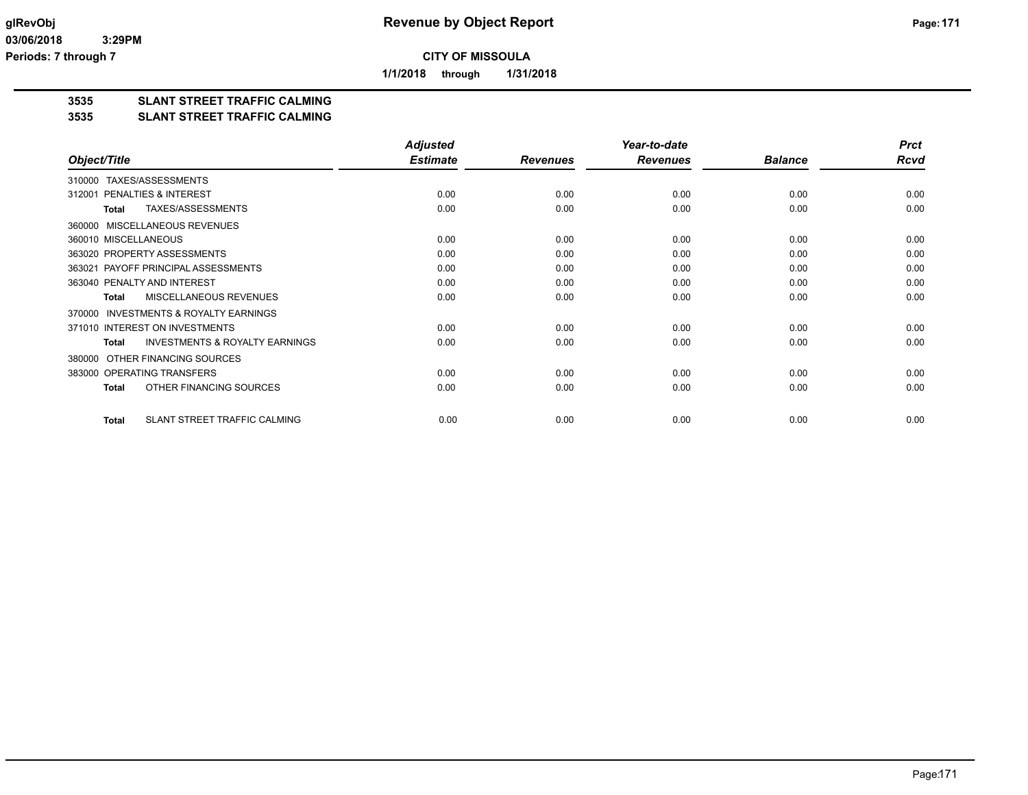# Revenue by Object Report

**CITY OF MISSOULA**

**1/1/2018 through 1/31/2018**

## 3535 SLANT STREET TRAFFIC CALMING
## 3535 SLANT STREET TRAFFIC CALMING

| Object/Title | Adjusted Estimate | Revenues | Year-to-date Revenues | Balance | Prct Rcvd |
|---|---|---|---|---|---|
| 310000 TAXES/ASSESSMENTS | | | | | |
| 312001 PENALTIES & INTEREST | 0.00 | 0.00 | 0.00 | 0.00 | 0.00 |
| **Total** TAXES/ASSESSMENTS | 0.00 | 0.00 | 0.00 | 0.00 | 0.00 |
| 360000 MISCELLANEOUS REVENUES | | | | | |
| 360010 MISCELLANEOUS | 0.00 | 0.00 | 0.00 | 0.00 | 0.00 |
| 363020 PROPERTY ASSESSMENTS | 0.00 | 0.00 | 0.00 | 0.00 | 0.00 |
| 363021 PAYOFF PRINCIPAL ASSESSMENTS | 0.00 | 0.00 | 0.00 | 0.00 | 0.00 |
| 363040 PENALTY AND INTEREST | 0.00 | 0.00 | 0.00 | 0.00 | 0.00 |
| **Total** MISCELLANEOUS REVENUES | 0.00 | 0.00 | 0.00 | 0.00 | 0.00 |
| 370000 INVESTMENTS & ROYALTY EARNINGS | | | | | |
| 371010 INTEREST ON INVESTMENTS | 0.00 | 0.00 | 0.00 | 0.00 | 0.00 |
| **Total** INVESTMENTS & ROYALTY EARNINGS | 0.00 | 0.00 | 0.00 | 0.00 | 0.00 |
| 380000 OTHER FINANCING SOURCES | | | | | |
| 383000 OPERATING TRANSFERS | 0.00 | 0.00 | 0.00 | 0.00 | 0.00 |
| **Total** OTHER FINANCING SOURCES | 0.00 | 0.00 | 0.00 | 0.00 | 0.00 |
| **Total** SLANT STREET TRAFFIC CALMING | 0.00 | 0.00 | 0.00 | 0.00 | 0.00 |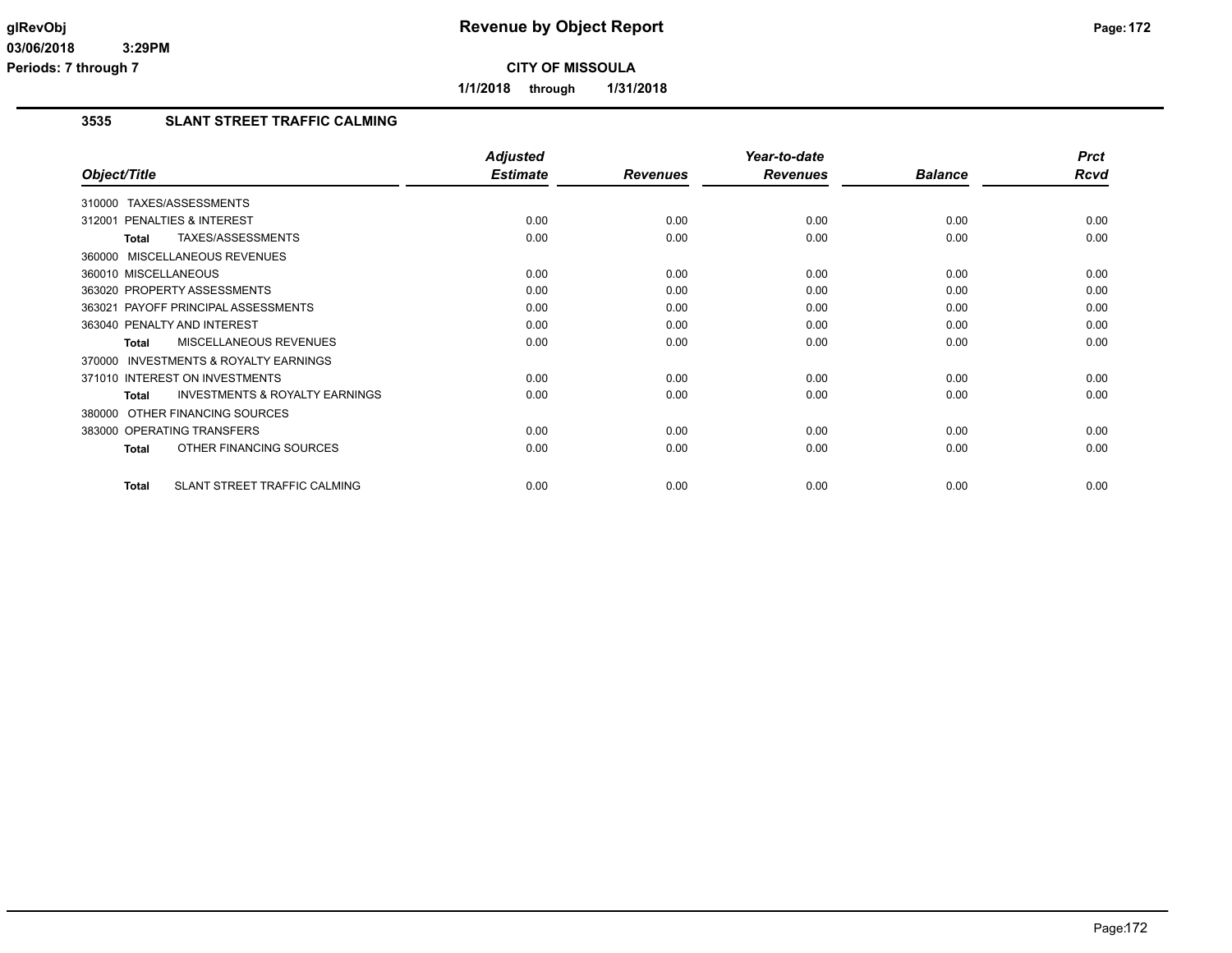glRevObj
03/06/2018 3:29PM
Periods: 7 through 7

# Revenue by Object Report

**CITY OF MISSOULA**

**1/1/2018 through 1/31/2018**

## 3535 SLANT STREET TRAFFIC CALMING

| Object/Title | Adjusted Estimate | Revenues | Year-to-date Revenues | Balance | Prct Rcvd |
|---|---|---|---|---|---|
| 310000 TAXES/ASSESSMENTS | | | | | |
| 312001 PENALTIES & INTEREST | 0.00 | 0.00 | 0.00 | 0.00 | 0.00 |
| **Total** TAXES/ASSESSMENTS | 0.00 | 0.00 | 0.00 | 0.00 | 0.00 |
| 360000 MISCELLANEOUS REVENUES | | | | | |
| 360010 MISCELLANEOUS | 0.00 | 0.00 | 0.00 | 0.00 | 0.00 |
| 363020 PROPERTY ASSESSMENTS | 0.00 | 0.00 | 0.00 | 0.00 | 0.00 |
| 363021 PAYOFF PRINCIPAL ASSESSMENTS | 0.00 | 0.00 | 0.00 | 0.00 | 0.00 |
| 363040 PENALTY AND INTEREST | 0.00 | 0.00 | 0.00 | 0.00 | 0.00 |
| **Total** MISCELLANEOUS REVENUES | 0.00 | 0.00 | 0.00 | 0.00 | 0.00 |
| 370000 INVESTMENTS & ROYALTY EARNINGS | | | | | |
| 371010 INTEREST ON INVESTMENTS | 0.00 | 0.00 | 0.00 | 0.00 | 0.00 |
| **Total** INVESTMENTS & ROYALTY EARNINGS | 0.00 | 0.00 | 0.00 | 0.00 | 0.00 |
| 380000 OTHER FINANCING SOURCES | | | | | |
| 383000 OPERATING TRANSFERS | 0.00 | 0.00 | 0.00 | 0.00 | 0.00 |
| **Total** OTHER FINANCING SOURCES | 0.00 | 0.00 | 0.00 | 0.00 | 0.00 |
| **Total** SLANT STREET TRAFFIC CALMING | 0.00 | 0.00 | 0.00 | 0.00 | 0.00 |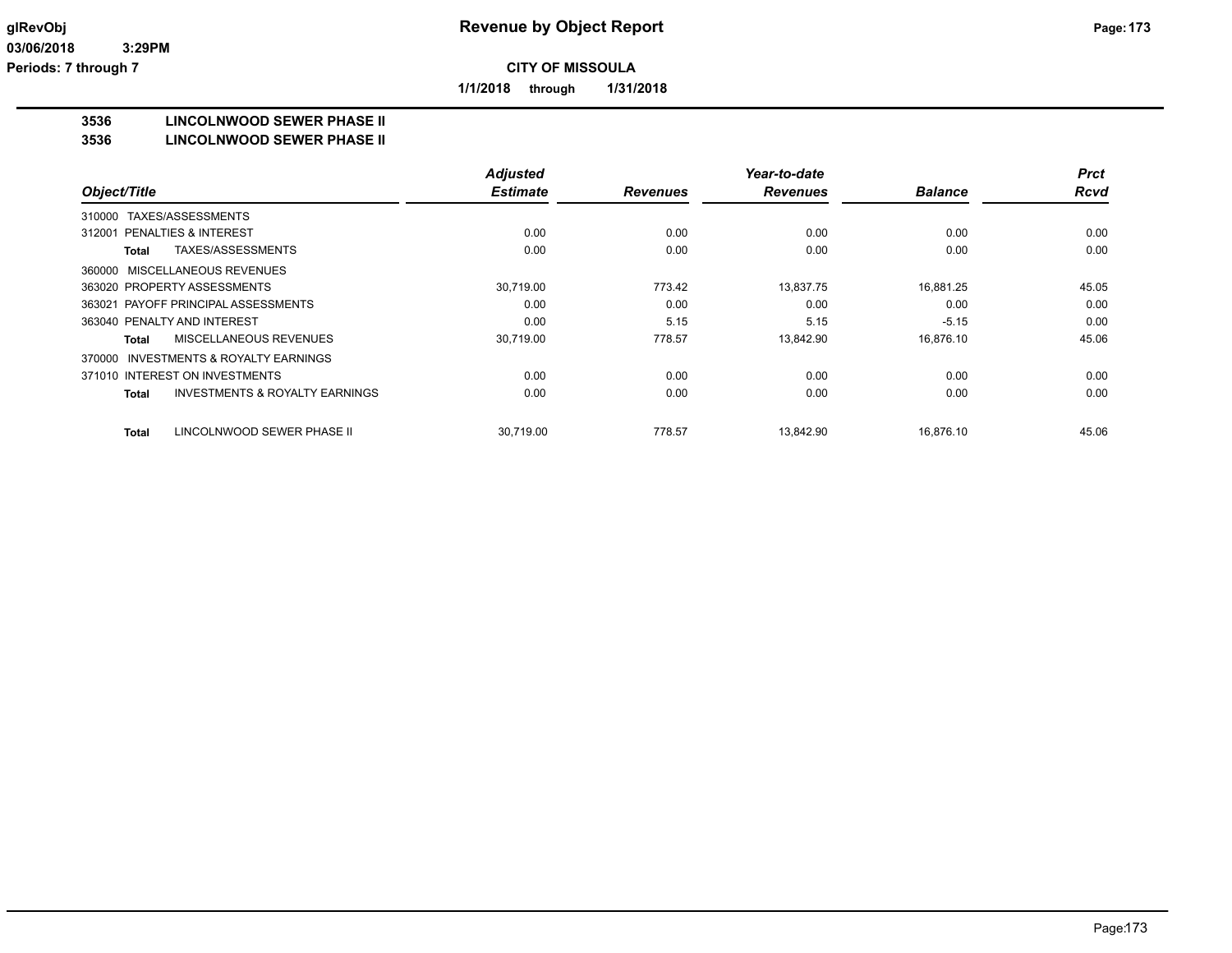**Revenue by Object Report**

**CITY OF MISSOULA**

**1/1/2018 through 1/31/2018**

glRevObj
03/06/2018 3:29PM
Periods: 7 through 7

## 3536 LINCOLNWOOD SEWER PHASE II
## 3536 LINCOLNWOOD SEWER PHASE II

| Object/Title | Adjusted Estimate | Revenues | Year-to-date Revenues | Balance | Prct Rcvd |
|---|---|---|---|---|---|
| 310000 TAXES/ASSESSMENTS | | | | | |
| 312001 PENALTIES & INTEREST | 0.00 | 0.00 | 0.00 | 0.00 | 0.00 |
| **Total** TAXES/ASSESSMENTS | 0.00 | 0.00 | 0.00 | 0.00 | 0.00 |
| 360000 MISCELLANEOUS REVENUES | | | | | |
| 363020 PROPERTY ASSESSMENTS | 30,719.00 | 773.42 | 13,837.75 | 16,881.25 | 45.05 |
| 363021 PAYOFF PRINCIPAL ASSESSMENTS | 0.00 | 0.00 | 0.00 | 0.00 | 0.00 |
| 363040 PENALTY AND INTEREST | 0.00 | 5.15 | 5.15 | -5.15 | 0.00 |
| **Total** MISCELLANEOUS REVENUES | 30,719.00 | 778.57 | 13,842.90 | 16,876.10 | 45.06 |
| 370000 INVESTMENTS & ROYALTY EARNINGS | | | | | |
| 371010 INTEREST ON INVESTMENTS | 0.00 | 0.00 | 0.00 | 0.00 | 0.00 |
| **Total** INVESTMENTS & ROYALTY EARNINGS | 0.00 | 0.00 | 0.00 | 0.00 | 0.00 |
| **Total** LINCOLNWOOD SEWER PHASE II | 30,719.00 | 778.57 | 13,842.90 | 16,876.10 | 45.06 |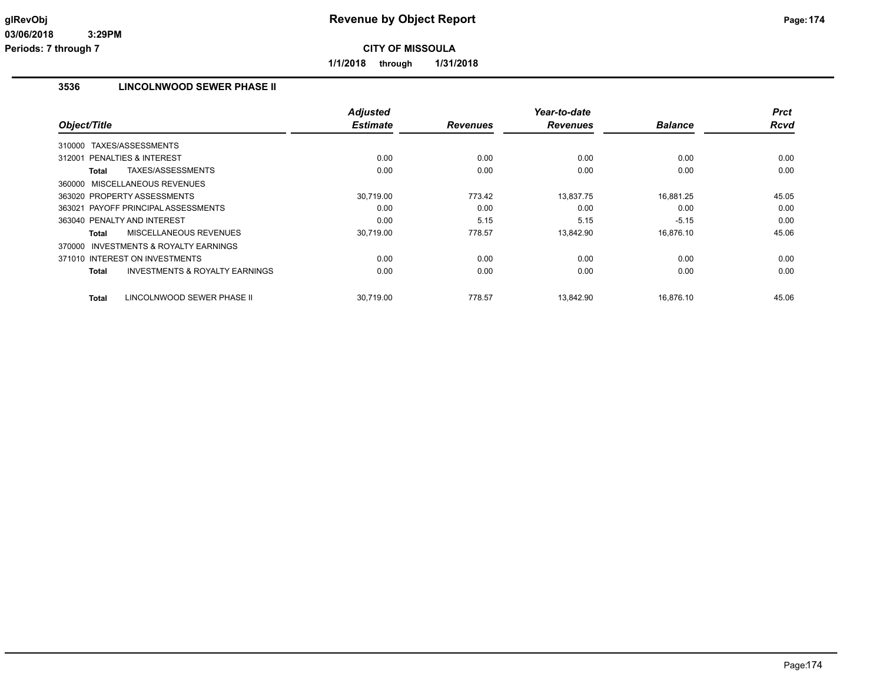# Revenue by Object Report

**CITY OF MISSOULA**

**1/1/2018 through 1/31/2018**

glRevObj
03/06/2018 3:29PM
Periods: 7 through 7

### 3536 LINCOLNWOOD SEWER PHASE II

| Object/Title | Adjusted Estimate | Revenues | Year-to-date Revenues | Balance | Prct Rcvd |
|---|---|---|---|---|---|
| 310000 TAXES/ASSESSMENTS | | | | | |
| 312001 PENALTIES & INTEREST | 0.00 | 0.00 | 0.00 | 0.00 | 0.00 |
| **Total** TAXES/ASSESSMENTS | 0.00 | 0.00 | 0.00 | 0.00 | 0.00 |
| 360000 MISCELLANEOUS REVENUES | | | | | |
| 363020 PROPERTY ASSESSMENTS | 30,719.00 | 773.42 | 13,837.75 | 16,881.25 | 45.05 |
| 363021 PAYOFF PRINCIPAL ASSESSMENTS | 0.00 | 0.00 | 0.00 | 0.00 | 0.00 |
| 363040 PENALTY AND INTEREST | 0.00 | 5.15 | 5.15 | -5.15 | 0.00 |
| **Total** MISCELLANEOUS REVENUES | 30,719.00 | 778.57 | 13,842.90 | 16,876.10 | 45.06 |
| 370000 INVESTMENTS & ROYALTY EARNINGS | | | | | |
| 371010 INTEREST ON INVESTMENTS | 0.00 | 0.00 | 0.00 | 0.00 | 0.00 |
| **Total** INVESTMENTS & ROYALTY EARNINGS | 0.00 | 0.00 | 0.00 | 0.00 | 0.00 |
| **Total** LINCOLNWOOD SEWER PHASE II | 30,719.00 | 778.57 | 13,842.90 | 16,876.10 | 45.06 |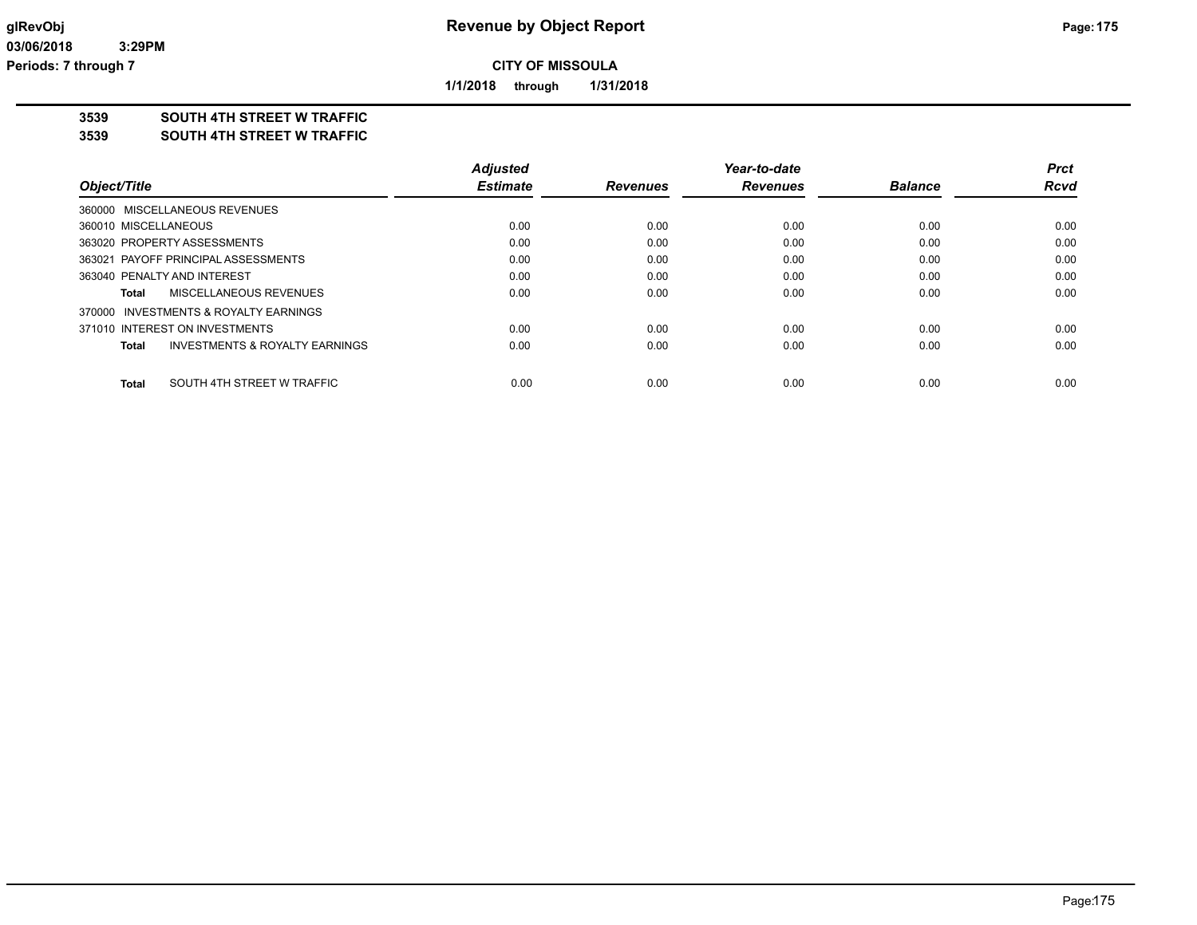# Revenue by Object Report

**CITY OF MISSOULA**

**1/1/2018 through 1/31/2018**

glRevObj
03/06/2018 3:29PM
Periods: 7 through 7

**3539 SOUTH 4TH STREET W TRAFFIC**
**3539 SOUTH 4TH STREET W TRAFFIC**

| Object/Title | Adjusted Estimate | Revenues | Year-to-date Revenues | Balance | Prct Rcvd |
|---|---|---|---|---|---|
| 360000 MISCELLANEOUS REVENUES | | | | | |
| 360010 MISCELLANEOUS | 0.00 | 0.00 | 0.00 | 0.00 | 0.00 |
| 363020 PROPERTY ASSESSMENTS | 0.00 | 0.00 | 0.00 | 0.00 | 0.00 |
| 363021 PAYOFF PRINCIPAL ASSESSMENTS | 0.00 | 0.00 | 0.00 | 0.00 | 0.00 |
| 363040 PENALTY AND INTEREST | 0.00 | 0.00 | 0.00 | 0.00 | 0.00 |
| **Total** MISCELLANEOUS REVENUES | 0.00 | 0.00 | 0.00 | 0.00 | 0.00 |
| 370000 INVESTMENTS & ROYALTY EARNINGS | | | | | |
| 371010 INTEREST ON INVESTMENTS | 0.00 | 0.00 | 0.00 | 0.00 | 0.00 |
| **Total** INVESTMENTS & ROYALTY EARNINGS | 0.00 | 0.00 | 0.00 | 0.00 | 0.00 |
| **Total** SOUTH 4TH STREET W TRAFFIC | 0.00 | 0.00 | 0.00 | 0.00 | 0.00 |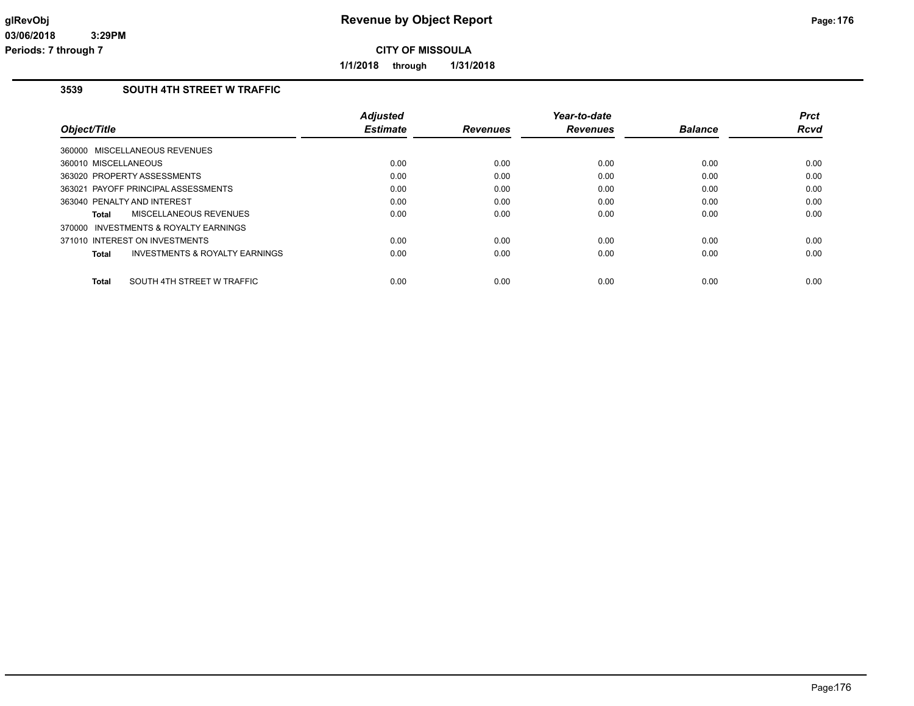# Revenue by Object Report

**CITY OF MISSOULA**

**1/1/2018 through 1/31/2018**

**Periods: 7 through 7**

## 3539 SOUTH 4TH STREET W TRAFFIC

| Object/Title | Adjusted Estimate | Revenues | Year-to-date Revenues | Balance | Prct Rcvd |
|---|---|---|---|---|---|
| 360000 MISCELLANEOUS REVENUES | | | | | |
| 360010 MISCELLANEOUS | 0.00 | 0.00 | 0.00 | 0.00 | 0.00 |
| 363020 PROPERTY ASSESSMENTS | 0.00 | 0.00 | 0.00 | 0.00 | 0.00 |
| 363021 PAYOFF PRINCIPAL ASSESSMENTS | 0.00 | 0.00 | 0.00 | 0.00 | 0.00 |
| 363040 PENALTY AND INTEREST | 0.00 | 0.00 | 0.00 | 0.00 | 0.00 |
| **Total** MISCELLANEOUS REVENUES | 0.00 | 0.00 | 0.00 | 0.00 | 0.00 |
| 370000 INVESTMENTS & ROYALTY EARNINGS | | | | | |
| 371010 INTEREST ON INVESTMENTS | 0.00 | 0.00 | 0.00 | 0.00 | 0.00 |
| **Total** INVESTMENTS & ROYALTY EARNINGS | 0.00 | 0.00 | 0.00 | 0.00 | 0.00 |
| **Total** SOUTH 4TH STREET W TRAFFIC | 0.00 | 0.00 | 0.00 | 0.00 | 0.00 |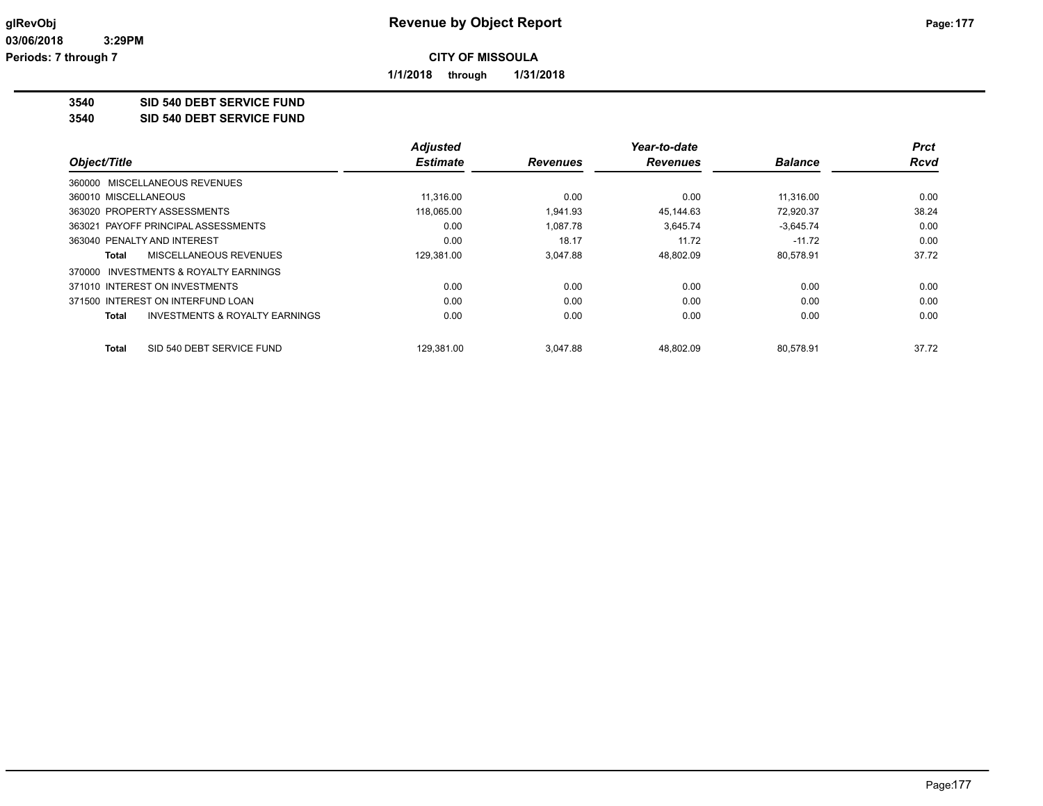# Revenue by Object Report

**CITY OF MISSOULA**

**1/1/2018 through 1/31/2018**

glRevObj
03/06/2018 3:29PM
Periods: 7 through 7

## 3540 SID 540 DEBT SERVICE FUND
## 3540 SID 540 DEBT SERVICE FUND

| Object/Title | Adjusted Estimate | Revenues | Year-to-date Revenues | Balance | Prct Rcvd |
|---|---|---|---|---|---|
| 360000 MISCELLANEOUS REVENUES | | | | | |
| 360010 MISCELLANEOUS | 11,316.00 | 0.00 | 0.00 | 11,316.00 | 0.00 |
| 363020 PROPERTY ASSESSMENTS | 118,065.00 | 1,941.93 | 45,144.63 | 72,920.37 | 38.24 |
| 363021 PAYOFF PRINCIPAL ASSESSMENTS | 0.00 | 1,087.78 | 3,645.74 | -3,645.74 | 0.00 |
| 363040 PENALTY AND INTEREST | 0.00 | 18.17 | 11.72 | -11.72 | 0.00 |
| **Total** MISCELLANEOUS REVENUES | 129,381.00 | 3,047.88 | 48,802.09 | 80,578.91 | 37.72 |
| 370000 INVESTMENTS & ROYALTY EARNINGS | | | | | |
| 371010 INTEREST ON INVESTMENTS | 0.00 | 0.00 | 0.00 | 0.00 | 0.00 |
| 371500 INTEREST ON INTERFUND LOAN | 0.00 | 0.00 | 0.00 | 0.00 | 0.00 |
| **Total** INVESTMENTS & ROYALTY EARNINGS | 0.00 | 0.00 | 0.00 | 0.00 | 0.00 |
| **Total** SID 540 DEBT SERVICE FUND | 129,381.00 | 3,047.88 | 48,802.09 | 80,578.91 | 37.72 |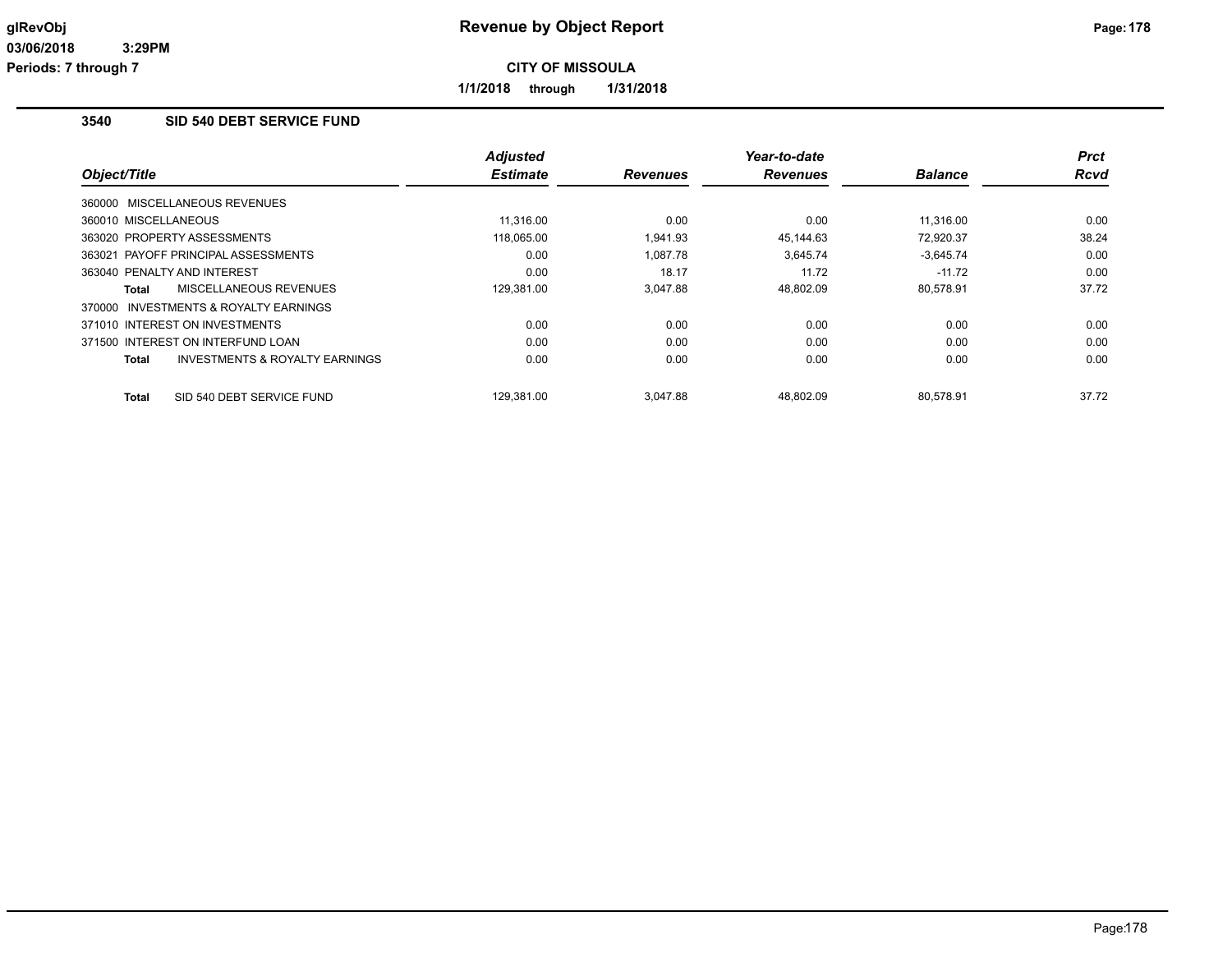**glRevObj**
**03/06/2018 3:29PM**
**Periods: 7 through 7**

# Revenue by Object Report

**CITY OF MISSOULA**

**1/1/2018 through 1/31/2018**

## 3540 SID 540 DEBT SERVICE FUND

| Object/Title | Adjusted Estimate | Revenues | Year-to-date Revenues | Balance | Prct Rcvd |
|---|---|---|---|---|---|
| 360000 MISCELLANEOUS REVENUES | | | | | |
| 360010 MISCELLANEOUS | 11,316.00 | 0.00 | 0.00 | 11,316.00 | 0.00 |
| 363020 PROPERTY ASSESSMENTS | 118,065.00 | 1,941.93 | 45,144.63 | 72,920.37 | 38.24 |
| 363021 PAYOFF PRINCIPAL ASSESSMENTS | 0.00 | 1,087.78 | 3,645.74 | -3,645.74 | 0.00 |
| 363040 PENALTY AND INTEREST | 0.00 | 18.17 | 11.72 | -11.72 | 0.00 |
| **Total** MISCELLANEOUS REVENUES | 129,381.00 | 3,047.88 | 48,802.09 | 80,578.91 | 37.72 |
| 370000 INVESTMENTS & ROYALTY EARNINGS | | | | | |
| 371010 INTEREST ON INVESTMENTS | 0.00 | 0.00 | 0.00 | 0.00 | 0.00 |
| 371500 INTEREST ON INTERFUND LOAN | 0.00 | 0.00 | 0.00 | 0.00 | 0.00 |
| **Total** INVESTMENTS & ROYALTY EARNINGS | 0.00 | 0.00 | 0.00 | 0.00 | 0.00 |
| **Total** SID 540 DEBT SERVICE FUND | 129,381.00 | 3,047.88 | 48,802.09 | 80,578.91 | 37.72 |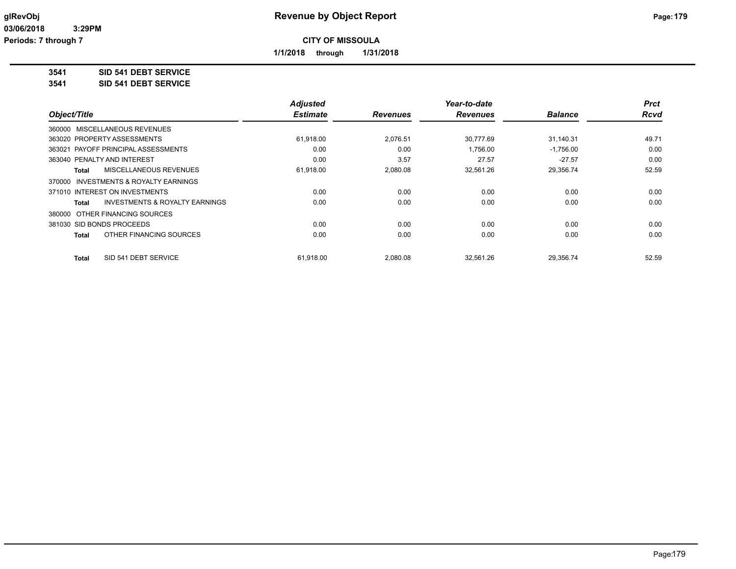# Revenue by Object Report

glRevObj
03/06/2018 3:29PM
Periods: 7 through 7

**CITY OF MISSOULA**

**1/1/2018 through 1/31/2018**

**3541 SID 541 DEBT SERVICE**
**3541 SID 541 DEBT SERVICE**

| Object/Title | Adjusted Estimate | Revenues | Year-to-date Revenues | Balance | Prct Rcvd |
|---|---|---|---|---|---|
| 360000 MISCELLANEOUS REVENUES | | | | | |
| 363020 PROPERTY ASSESSMENTS | 61,918.00 | 2,076.51 | 30,777.69 | 31,140.31 | 49.71 |
| 363021 PAYOFF PRINCIPAL ASSESSMENTS | 0.00 | 0.00 | 1,756.00 | -1,756.00 | 0.00 |
| 363040 PENALTY AND INTEREST | 0.00 | 3.57 | 27.57 | -27.57 | 0.00 |
| **Total** MISCELLANEOUS REVENUES | 61,918.00 | 2,080.08 | 32,561.26 | 29,356.74 | 52.59 |
| 370000 INVESTMENTS & ROYALTY EARNINGS | | | | | |
| 371010 INTEREST ON INVESTMENTS | 0.00 | 0.00 | 0.00 | 0.00 | 0.00 |
| **Total** INVESTMENTS & ROYALTY EARNINGS | 0.00 | 0.00 | 0.00 | 0.00 | 0.00 |
| 380000 OTHER FINANCING SOURCES | | | | | |
| 381030 SID BONDS PROCEEDS | 0.00 | 0.00 | 0.00 | 0.00 | 0.00 |
| **Total** OTHER FINANCING SOURCES | 0.00 | 0.00 | 0.00 | 0.00 | 0.00 |
| **Total** SID 541 DEBT SERVICE | 61,918.00 | 2,080.08 | 32,561.26 | 29,356.74 | 52.59 |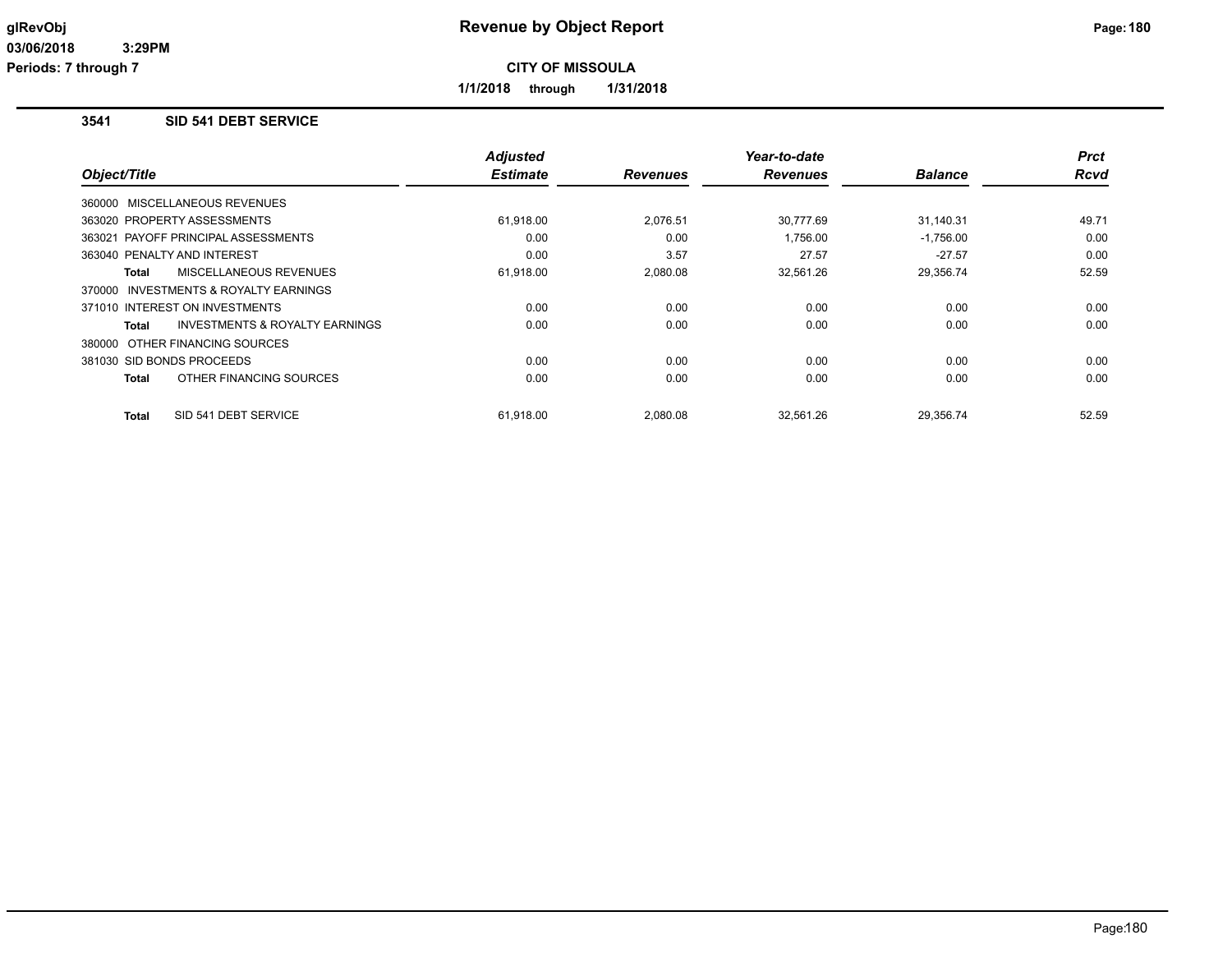**Revenue by Object Report**

**CITY OF MISSOULA**

**1/1/2018 through 1/31/2018**

### 3541 SID 541 DEBT SERVICE

| Object/Title | Adjusted Estimate | Revenues | Year-to-date Revenues | Balance | Prct Rcvd |
|---|---|---|---|---|---|
| 360000 MISCELLANEOUS REVENUES | | | | | |
| 363020 PROPERTY ASSESSMENTS | 61,918.00 | 2,076.51 | 30,777.69 | 31,140.31 | 49.71 |
| 363021 PAYOFF PRINCIPAL ASSESSMENTS | 0.00 | 0.00 | 1,756.00 | -1,756.00 | 0.00 |
| 363040 PENALTY AND INTEREST | 0.00 | 3.57 | 27.57 | -27.57 | 0.00 |
| **Total** MISCELLANEOUS REVENUES | 61,918.00 | 2,080.08 | 32,561.26 | 29,356.74 | 52.59 |
| 370000 INVESTMENTS & ROYALTY EARNINGS | | | | | |
| 371010 INTEREST ON INVESTMENTS | 0.00 | 0.00 | 0.00 | 0.00 | 0.00 |
| **Total** INVESTMENTS & ROYALTY EARNINGS | 0.00 | 0.00 | 0.00 | 0.00 | 0.00 |
| 380000 OTHER FINANCING SOURCES | | | | | |
| 381030 SID BONDS PROCEEDS | 0.00 | 0.00 | 0.00 | 0.00 | 0.00 |
| **Total** OTHER FINANCING SOURCES | 0.00 | 0.00 | 0.00 | 0.00 | 0.00 |
| **Total** SID 541 DEBT SERVICE | 61,918.00 | 2,080.08 | 32,561.26 | 29,356.74 | 52.59 |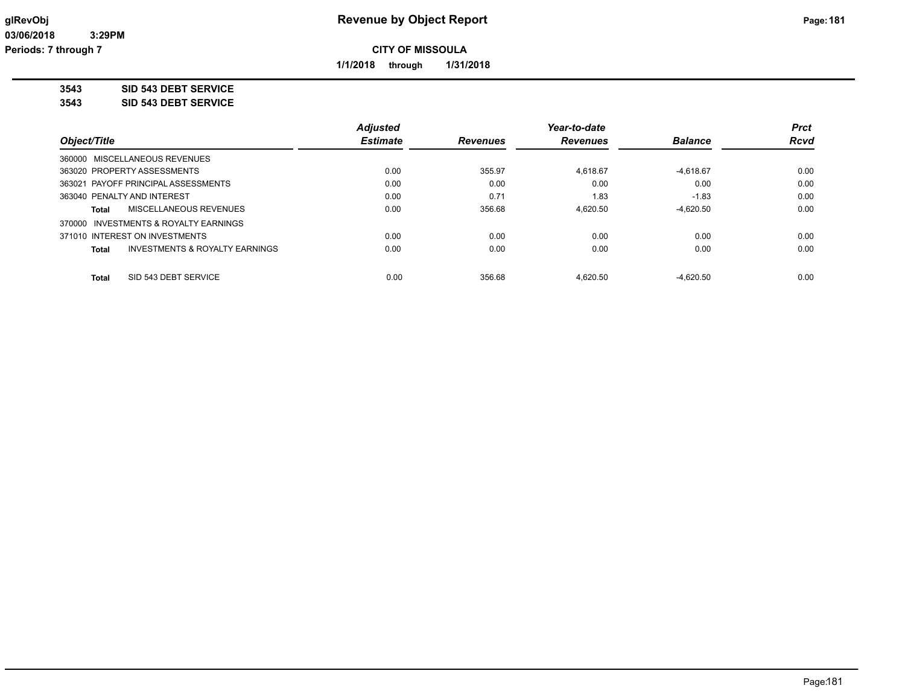# Revenue by Object Report

**CITY OF MISSOULA**

**1/1/2018 through 1/31/2018**

glRevObj
03/06/2018 3:29PM
Periods: 7 through 7

**3543 SID 543 DEBT SERVICE**

**3543 SID 543 DEBT SERVICE**

| Object/Title | Adjusted Estimate | Revenues | Year-to-date Revenues | Balance | Prct Rcvd |
|---|---|---|---|---|---|
| 360000 MISCELLANEOUS REVENUES | | | | | |
| 363020 PROPERTY ASSESSMENTS | 0.00 | 355.97 | 4,618.67 | -4,618.67 | 0.00 |
| 363021 PAYOFF PRINCIPAL ASSESSMENTS | 0.00 | 0.00 | 0.00 | 0.00 | 0.00 |
| 363040 PENALTY AND INTEREST | 0.00 | 0.71 | 1.83 | -1.83 | 0.00 |
| **Total** MISCELLANEOUS REVENUES | 0.00 | 356.68 | 4,620.50 | -4,620.50 | 0.00 |
| 370000 INVESTMENTS & ROYALTY EARNINGS | | | | | |
| 371010 INTEREST ON INVESTMENTS | 0.00 | 0.00 | 0.00 | 0.00 | 0.00 |
| **Total** INVESTMENTS & ROYALTY EARNINGS | 0.00 | 0.00 | 0.00 | 0.00 | 0.00 |
| **Total** SID 543 DEBT SERVICE | 0.00 | 356.68 | 4,620.50 | -4,620.50 | 0.00 |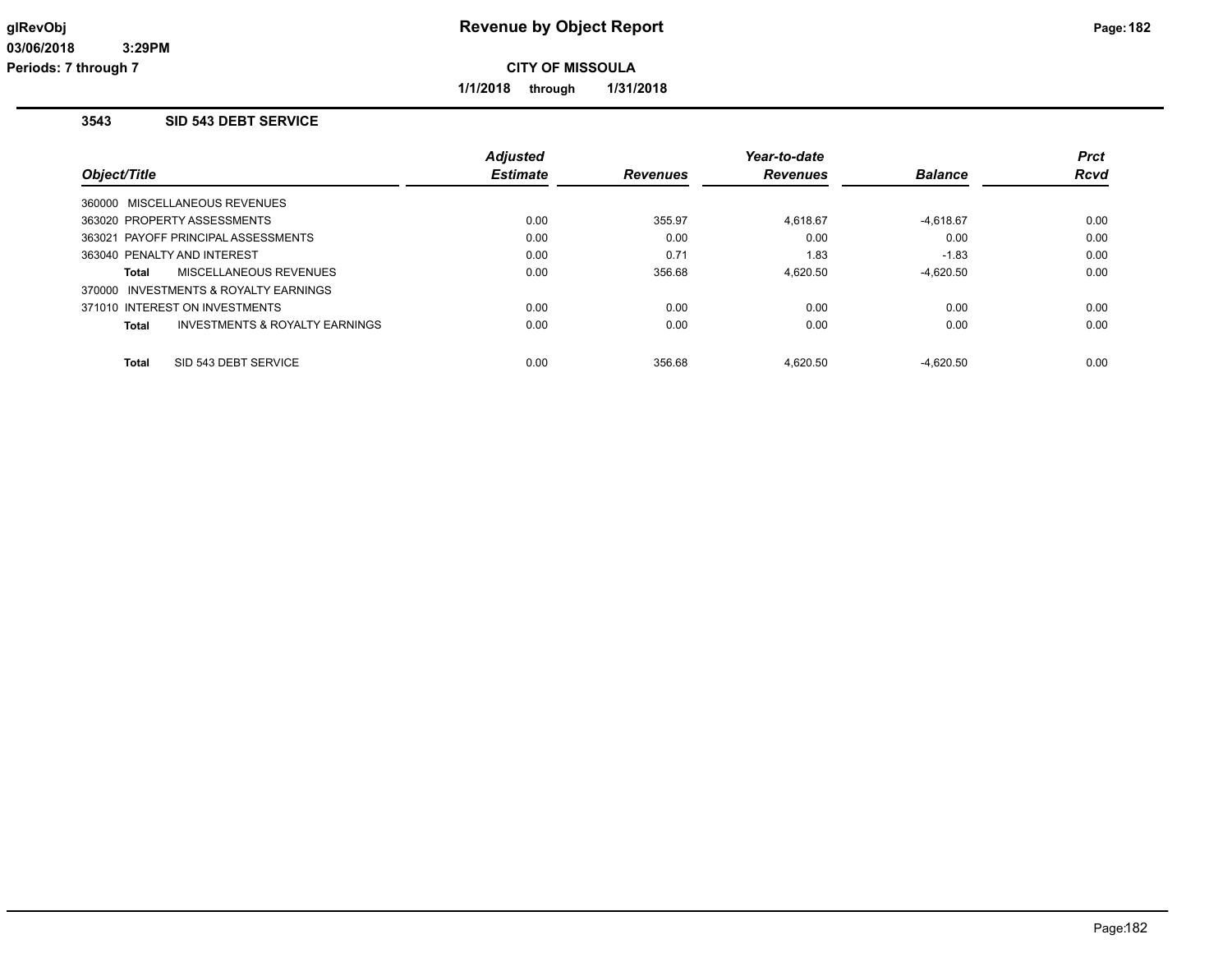**glRevObj**
**03/06/2018 3:29PM**
**Periods: 7 through 7**

# Revenue by Object Report

**CITY OF MISSOULA**

**1/1/2018 through 1/31/2018**

## 3543 SID 543 DEBT SERVICE

| Object/Title | Adjusted Estimate | Revenues | Year-to-date Revenues | Balance | Prct Rcvd |
|---|---|---|---|---|---|
| 360000 MISCELLANEOUS REVENUES | | | | | |
| 363020 PROPERTY ASSESSMENTS | 0.00 | 355.97 | 4,618.67 | -4,618.67 | 0.00 |
| 363021 PAYOFF PRINCIPAL ASSESSMENTS | 0.00 | 0.00 | 0.00 | 0.00 | 0.00 |
| 363040 PENALTY AND INTEREST | 0.00 | 0.71 | 1.83 | -1.83 | 0.00 |
| **Total** MISCELLANEOUS REVENUES | 0.00 | 356.68 | 4,620.50 | -4,620.50 | 0.00 |
| 370000 INVESTMENTS & ROYALTY EARNINGS | | | | | |
| 371010 INTEREST ON INVESTMENTS | 0.00 | 0.00 | 0.00 | 0.00 | 0.00 |
| **Total** INVESTMENTS & ROYALTY EARNINGS | 0.00 | 0.00 | 0.00 | 0.00 | 0.00 |
| **Total** SID 543 DEBT SERVICE | 0.00 | 356.68 | 4,620.50 | -4,620.50 | 0.00 |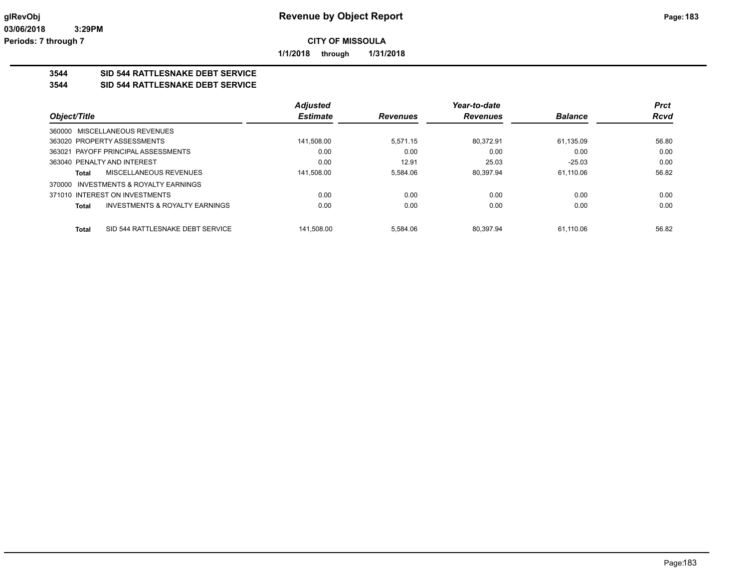**CITY OF MISSOULA**

**1/1/2018 through 1/31/2018**

## 3544 SID 544 RATTLESNAKE DEBT SERVICE

## 3544 SID 544 RATTLESNAKE DEBT SERVICE

| Object/Title | | Adjusted Estimate | Revenues | Year-to-date Revenues | Balance | Prct Rcvd |
|---|---|---|---|---|---|---|
| 360000 MISCELLANEOUS REVENUES | | | | | | |
| 363020 PROPERTY ASSESSMENTS | | 141,508.00 | 5,571.15 | 80,372.91 | 61,135.09 | 56.80 |
| 363021 PAYOFF PRINCIPAL ASSESSMENTS | | 0.00 | 0.00 | 0.00 | 0.00 | 0.00 |
| 363040 PENALTY AND INTEREST | | 0.00 | 12.91 | 25.03 | -25.03 | 0.00 |
| **Total** | MISCELLANEOUS REVENUES | 141,508.00 | 5,584.06 | 80,397.94 | 61,110.06 | 56.82 |
| 370000 INVESTMENTS & ROYALTY EARNINGS | | | | | | |
| 371010 INTEREST ON INVESTMENTS | | 0.00 | 0.00 | 0.00 | 0.00 | 0.00 |
| **Total** | INVESTMENTS & ROYALTY EARNINGS | 0.00 | 0.00 | 0.00 | 0.00 | 0.00 |
| **Total** | SID 544 RATTLESNAKE DEBT SERVICE | 141,508.00 | 5,584.06 | 80,397.94 | 61,110.06 | 56.82 |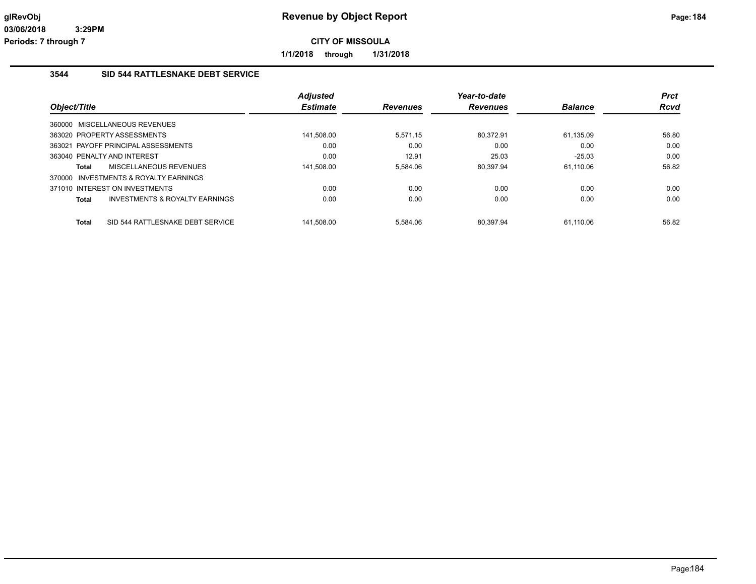# Revenue by Object Report

**CITY OF MISSOULA**

**1/1/2018 through 1/31/2018**

glRevObj
03/06/2018 3:29PM
Periods: 7 through 7

## 3544 SID 544 RATTLESNAKE DEBT SERVICE

| Object/Title | Adjusted Estimate | Revenues | Year-to-date Revenues | Balance | Prct Rcvd |
|---|---|---|---|---|---|
| 360000 MISCELLANEOUS REVENUES | | | | | |
| 363020 PROPERTY ASSESSMENTS | 141,508.00 | 5,571.15 | 80,372.91 | 61,135.09 | 56.80 |
| 363021 PAYOFF PRINCIPAL ASSESSMENTS | 0.00 | 0.00 | 0.00 | 0.00 | 0.00 |
| 363040 PENALTY AND INTEREST | 0.00 | 12.91 | 25.03 | -25.03 | 0.00 |
| **Total** MISCELLANEOUS REVENUES | 141,508.00 | 5,584.06 | 80,397.94 | 61,110.06 | 56.82 |
| 370000 INVESTMENTS & ROYALTY EARNINGS | | | | | |
| 371010 INTEREST ON INVESTMENTS | 0.00 | 0.00 | 0.00 | 0.00 | 0.00 |
| **Total** INVESTMENTS & ROYALTY EARNINGS | 0.00 | 0.00 | 0.00 | 0.00 | 0.00 |
| **Total** SID 544 RATTLESNAKE DEBT SERVICE | 141,508.00 | 5,584.06 | 80,397.94 | 61,110.06 | 56.82 |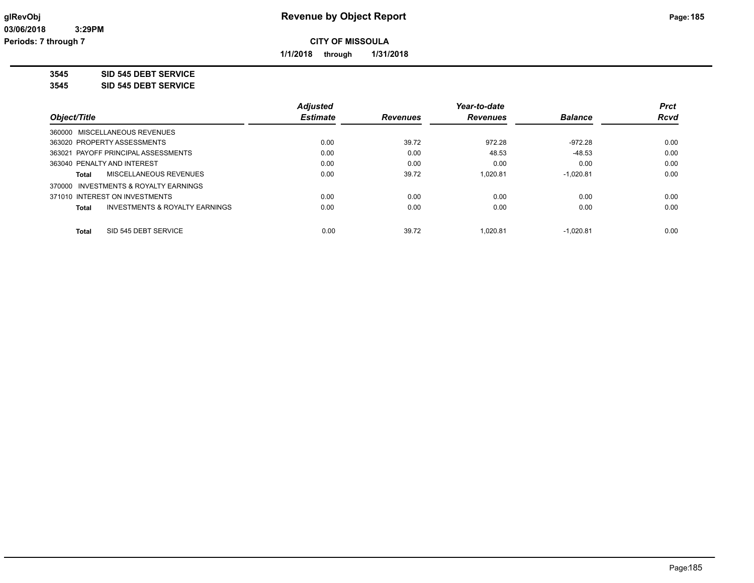# Revenue by Object Report

**CITY OF MISSOULA**

**1/1/2018 through 1/31/2018**

glRevObj
03/06/2018 3:29PM
Periods: 7 through 7

**3545 SID 545 DEBT SERVICE**

**3545 SID 545 DEBT SERVICE**

| Object/Title | Adjusted Estimate | Revenues | Year-to-date Revenues | Balance | Prct Rcvd |
|---|---|---|---|---|---|
| 360000 MISCELLANEOUS REVENUES | | | | | |
| 363020 PROPERTY ASSESSMENTS | 0.00 | 39.72 | 972.28 | -972.28 | 0.00 |
| 363021 PAYOFF PRINCIPAL ASSESSMENTS | 0.00 | 0.00 | 48.53 | -48.53 | 0.00 |
| 363040 PENALTY AND INTEREST | 0.00 | 0.00 | 0.00 | 0.00 | 0.00 |
| **Total** MISCELLANEOUS REVENUES | 0.00 | 39.72 | 1,020.81 | -1,020.81 | 0.00 |
| 370000 INVESTMENTS & ROYALTY EARNINGS | | | | | |
| 371010 INTEREST ON INVESTMENTS | 0.00 | 0.00 | 0.00 | 0.00 | 0.00 |
| **Total** INVESTMENTS & ROYALTY EARNINGS | 0.00 | 0.00 | 0.00 | 0.00 | 0.00 |
| **Total** SID 545 DEBT SERVICE | 0.00 | 39.72 | 1,020.81 | -1,020.81 | 0.00 |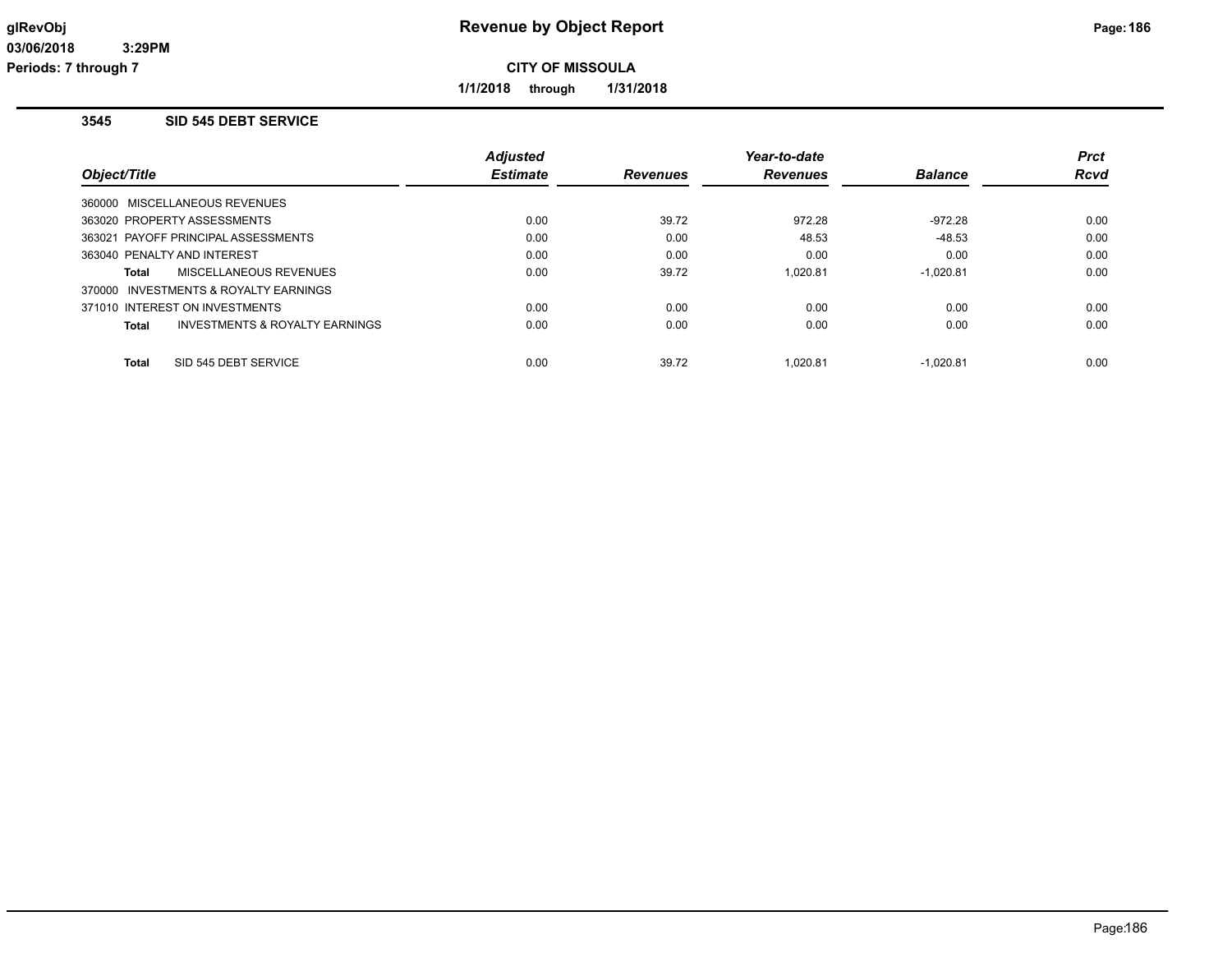# Revenue by Object Report

**CITY OF MISSOULA**

**1/1/2018 through 1/31/2018**

glRevObj
03/06/2018 3:29PM
Periods: 7 through 7

## 3545 SID 545 DEBT SERVICE

| Object/Title | Adjusted Estimate | Revenues | Year-to-date Revenues | Balance | Prct Rcvd |
|---|---|---|---|---|---|
| 360000 MISCELLANEOUS REVENUES | | | | | |
| 363020 PROPERTY ASSESSMENTS | 0.00 | 39.72 | 972.28 | -972.28 | 0.00 |
| 363021 PAYOFF PRINCIPAL ASSESSMENTS | 0.00 | 0.00 | 48.53 | -48.53 | 0.00 |
| 363040 PENALTY AND INTEREST | 0.00 | 0.00 | 0.00 | 0.00 | 0.00 |
| **Total** MISCELLANEOUS REVENUES | 0.00 | 39.72 | 1,020.81 | -1,020.81 | 0.00 |
| 370000 INVESTMENTS & ROYALTY EARNINGS | | | | | |
| 371010 INTEREST ON INVESTMENTS | 0.00 | 0.00 | 0.00 | 0.00 | 0.00 |
| **Total** INVESTMENTS & ROYALTY EARNINGS | 0.00 | 0.00 | 0.00 | 0.00 | 0.00 |
| **Total** SID 545 DEBT SERVICE | 0.00 | 39.72 | 1,020.81 | -1,020.81 | 0.00 |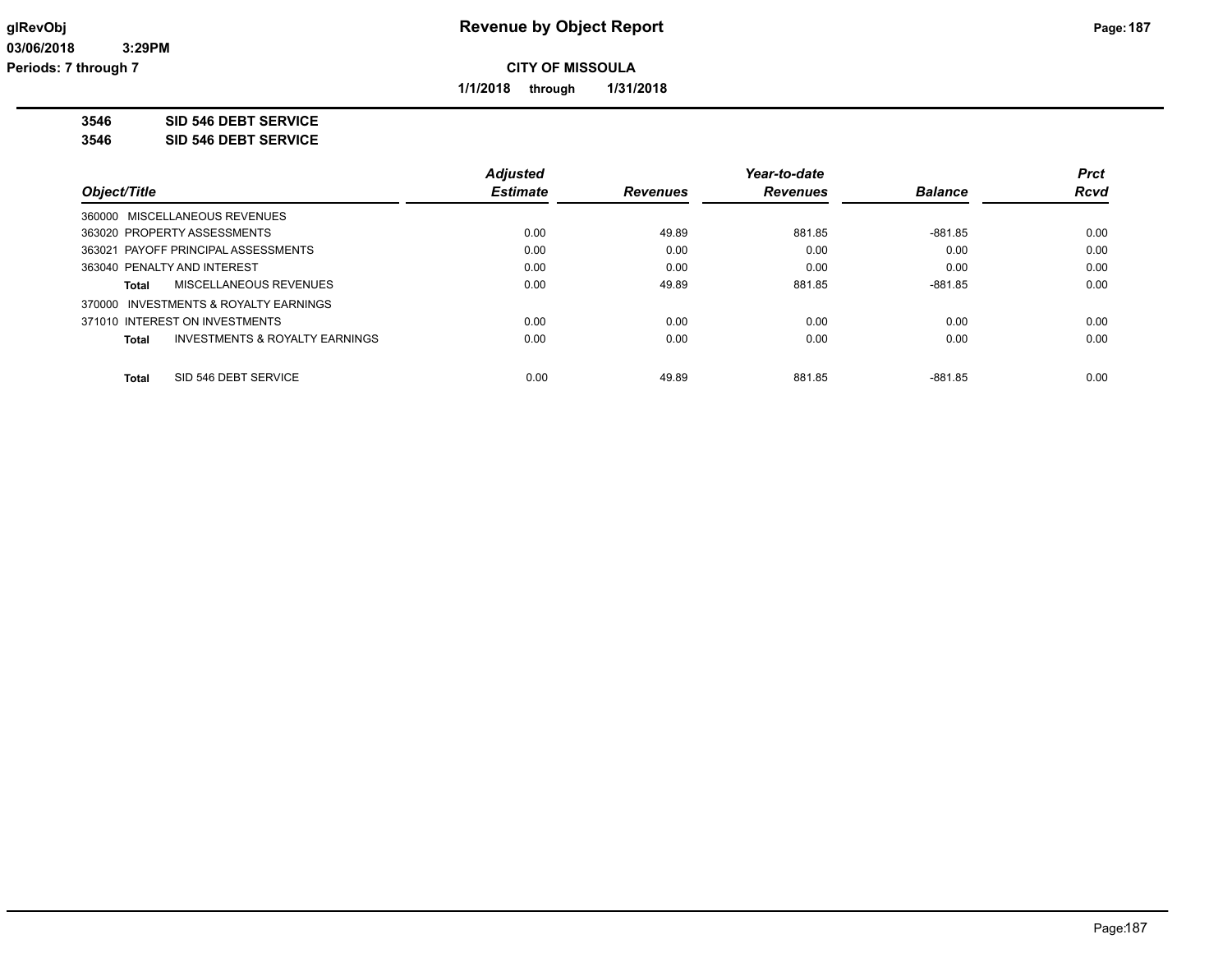# Revenue by Object Report

**CITY OF MISSOULA**

**1/1/2018 through 1/31/2018**

**3546 SID 546 DEBT SERVICE**

**3546 SID 546 DEBT SERVICE**

| Object/Title | | Adjusted Estimate | Revenues | Year-to-date Revenues | Balance | Prct Rcvd |
|---|---|---|---|---|---|---|
| 360000 MISCELLANEOUS REVENUES | | | | | | |
| 363020 PROPERTY ASSESSMENTS | | 0.00 | 49.89 | 881.85 | -881.85 | 0.00 |
| 363021 PAYOFF PRINCIPAL ASSESSMENTS | | 0.00 | 0.00 | 0.00 | 0.00 | 0.00 |
| 363040 PENALTY AND INTEREST | | 0.00 | 0.00 | 0.00 | 0.00 | 0.00 |
| **Total** | MISCELLANEOUS REVENUES | 0.00 | 49.89 | 881.85 | -881.85 | 0.00 |
| 370000 INVESTMENTS & ROYALTY EARNINGS | | | | | | |
| 371010 INTEREST ON INVESTMENTS | | 0.00 | 0.00 | 0.00 | 0.00 | 0.00 |
| **Total** | INVESTMENTS & ROYALTY EARNINGS | 0.00 | 0.00 | 0.00 | 0.00 | 0.00 |
| **Total** | SID 546 DEBT SERVICE | 0.00 | 49.89 | 881.85 | -881.85 | 0.00 |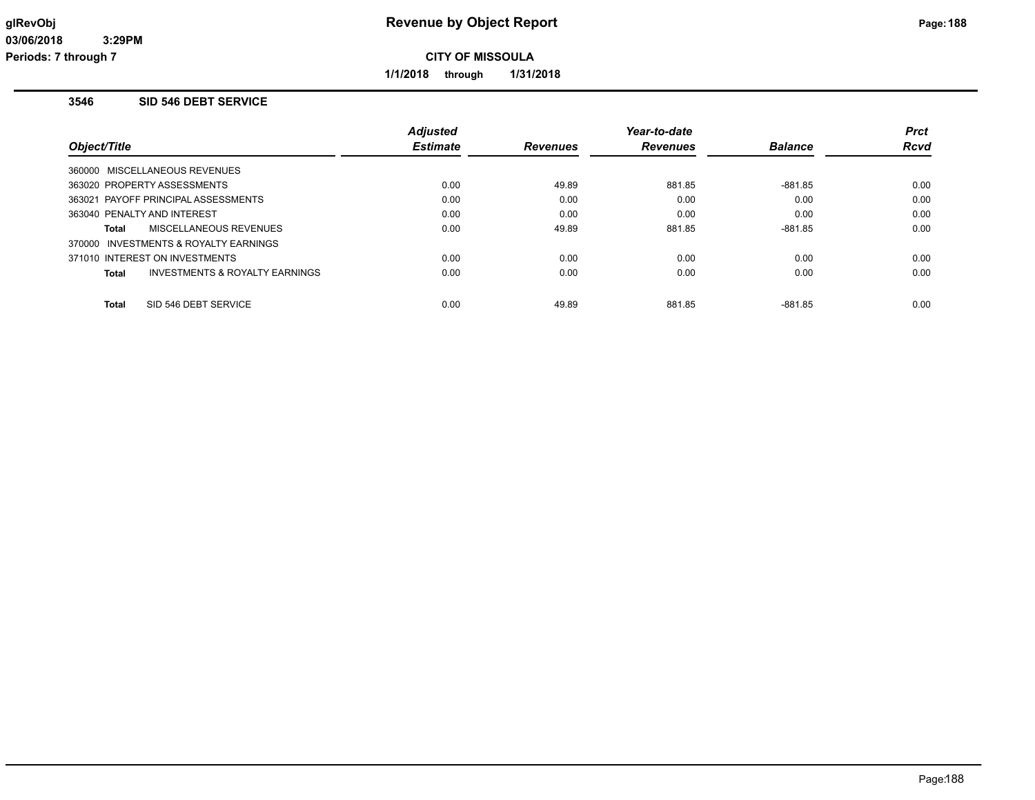# Revenue by Object Report

glRevObj
03/06/2018 3:29PM
Periods: 7 through 7

**CITY OF MISSOULA**

**1/1/2018 through 1/31/2018**

## 3546 SID 546 DEBT SERVICE

| Object/Title | Adjusted Estimate | Revenues | Year-to-date Revenues | Balance | Prct Rcvd |
|---|---|---|---|---|---|
| 360000 MISCELLANEOUS REVENUES | | | | | |
| 363020 PROPERTY ASSESSMENTS | 0.00 | 49.89 | 881.85 | -881.85 | 0.00 |
| 363021 PAYOFF PRINCIPAL ASSESSMENTS | 0.00 | 0.00 | 0.00 | 0.00 | 0.00 |
| 363040 PENALTY AND INTEREST | 0.00 | 0.00 | 0.00 | 0.00 | 0.00 |
| **Total** MISCELLANEOUS REVENUES | 0.00 | 49.89 | 881.85 | -881.85 | 0.00 |
| 370000 INVESTMENTS & ROYALTY EARNINGS | | | | | |
| 371010 INTEREST ON INVESTMENTS | 0.00 | 0.00 | 0.00 | 0.00 | 0.00 |
| **Total** INVESTMENTS & ROYALTY EARNINGS | 0.00 | 0.00 | 0.00 | 0.00 | 0.00 |
| **Total** SID 546 DEBT SERVICE | 0.00 | 49.89 | 881.85 | -881.85 | 0.00 |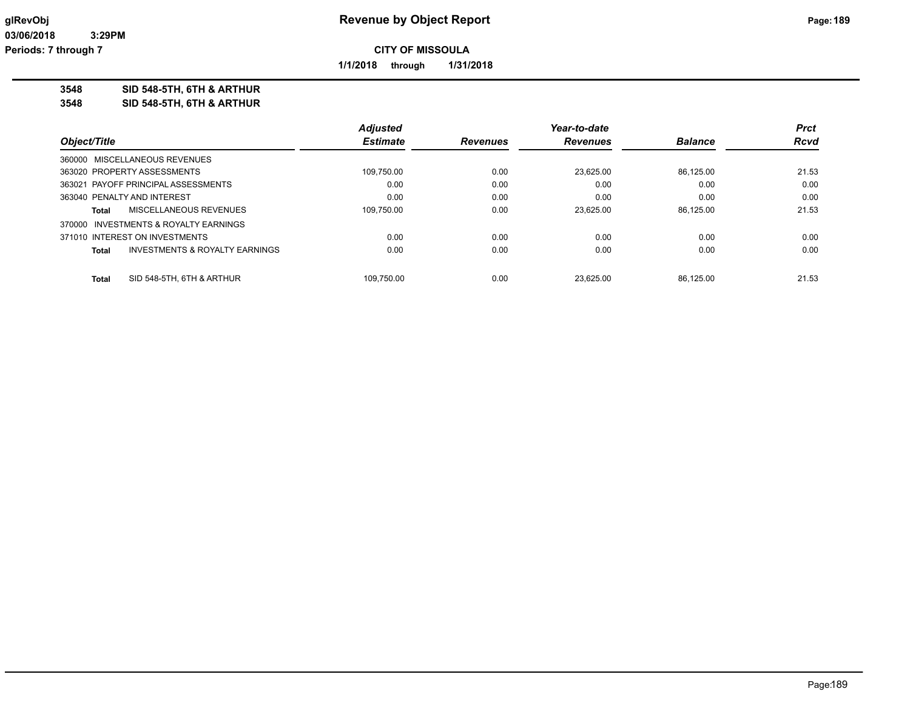# Revenue by Object Report

**CITY OF MISSOULA**

**1/1/2018 through 1/31/2018**

glRevObj
03/06/2018 3:29PM
Periods: 7 through 7

**3548 SID 548-5TH, 6TH & ARTHUR**
**3548 SID 548-5TH, 6TH & ARTHUR**

| Object/Title | Adjusted Estimate | Revenues | Year-to-date Revenues | Balance | Prct Rcvd |
|---|---|---|---|---|---|
| 360000 MISCELLANEOUS REVENUES | | | | | |
| 363020 PROPERTY ASSESSMENTS | 109,750.00 | 0.00 | 23,625.00 | 86,125.00 | 21.53 |
| 363021 PAYOFF PRINCIPAL ASSESSMENTS | 0.00 | 0.00 | 0.00 | 0.00 | 0.00 |
| 363040 PENALTY AND INTEREST | 0.00 | 0.00 | 0.00 | 0.00 | 0.00 |
| **Total** MISCELLANEOUS REVENUES | 109,750.00 | 0.00 | 23,625.00 | 86,125.00 | 21.53 |
| 370000 INVESTMENTS & ROYALTY EARNINGS | | | | | |
| 371010 INTEREST ON INVESTMENTS | 0.00 | 0.00 | 0.00 | 0.00 | 0.00 |
| **Total** INVESTMENTS & ROYALTY EARNINGS | 0.00 | 0.00 | 0.00 | 0.00 | 0.00 |
| **Total** SID 548-5TH, 6TH & ARTHUR | 109,750.00 | 0.00 | 23,625.00 | 86,125.00 | 21.53 |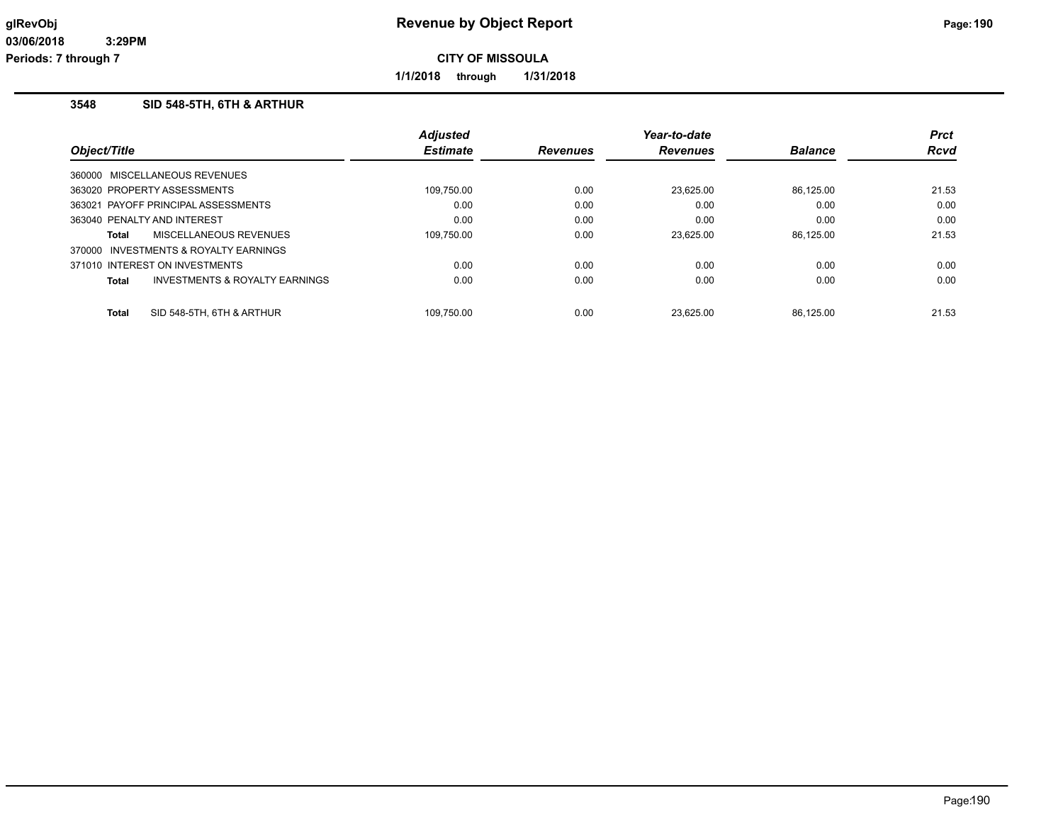# Revenue by Object Report

glRevObj
03/06/2018 3:29PM
Periods: 7 through 7

**CITY OF MISSOULA**

**1/1/2018 through 1/31/2018**

## 3548 SID 548-5TH, 6TH & ARTHUR

| Object/Title | Adjusted Estimate | Revenues | Year-to-date Revenues | Balance | Prct Rcvd |
|---|---|---|---|---|---|
| 360000 MISCELLANEOUS REVENUES | | | | | |
| 363020 PROPERTY ASSESSMENTS | 109,750.00 | 0.00 | 23,625.00 | 86,125.00 | 21.53 |
| 363021 PAYOFF PRINCIPAL ASSESSMENTS | 0.00 | 0.00 | 0.00 | 0.00 | 0.00 |
| 363040 PENALTY AND INTEREST | 0.00 | 0.00 | 0.00 | 0.00 | 0.00 |
| **Total** MISCELLANEOUS REVENUES | 109,750.00 | 0.00 | 23,625.00 | 86,125.00 | 21.53 |
| 370000 INVESTMENTS & ROYALTY EARNINGS | | | | | |
| 371010 INTEREST ON INVESTMENTS | 0.00 | 0.00 | 0.00 | 0.00 | 0.00 |
| **Total** INVESTMENTS & ROYALTY EARNINGS | 0.00 | 0.00 | 0.00 | 0.00 | 0.00 |
| **Total** SID 548-5TH, 6TH & ARTHUR | 109,750.00 | 0.00 | 23,625.00 | 86,125.00 | 21.53 |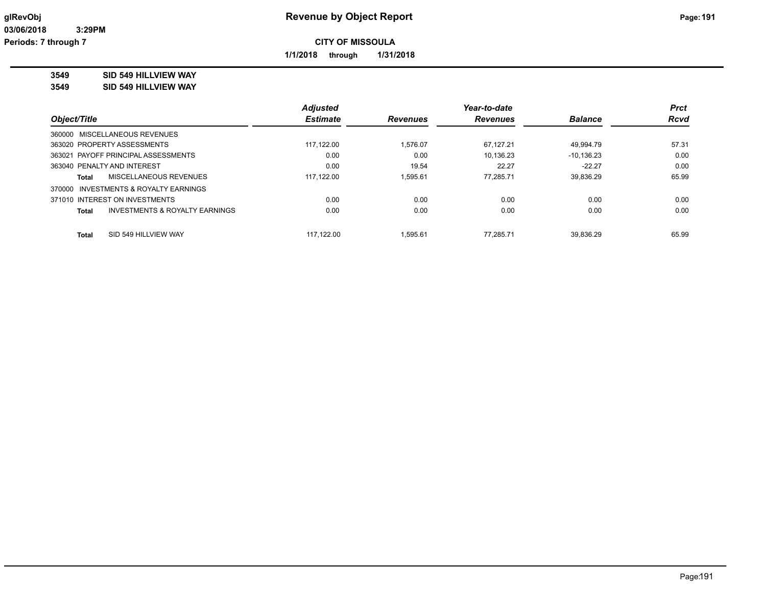**Revenue by Object Report**

**CITY OF MISSOULA**

**1/1/2018 through 1/31/2018**

glRevObj
03/06/2018 3:29PM
Periods: 7 through 7

**3549 SID 549 HILLVIEW WAY**
**3549 SID 549 HILLVIEW WAY**

| Object/Title | | Adjusted Estimate | Revenues | Year-to-date Revenues | Balance | Prct Rcvd |
|---|---|---|---|---|---|---|
| 360000 MISCELLANEOUS REVENUES | | | | | | |
| 363020 PROPERTY ASSESSMENTS | | 117,122.00 | 1,576.07 | 67,127.21 | 49,994.79 | 57.31 |
| 363021 PAYOFF PRINCIPAL ASSESSMENTS | | 0.00 | 0.00 | 10,136.23 | -10,136.23 | 0.00 |
| 363040 PENALTY AND INTEREST | | 0.00 | 19.54 | 22.27 | -22.27 | 0.00 |
| **Total** | MISCELLANEOUS REVENUES | 117,122.00 | 1,595.61 | 77,285.71 | 39,836.29 | 65.99 |
| 370000 INVESTMENTS & ROYALTY EARNINGS | | | | | | |
| 371010 INTEREST ON INVESTMENTS | | 0.00 | 0.00 | 0.00 | 0.00 | 0.00 |
| **Total** | INVESTMENTS & ROYALTY EARNINGS | 0.00 | 0.00 | 0.00 | 0.00 | 0.00 |
| **Total** | SID 549 HILLVIEW WAY | 117,122.00 | 1,595.61 | 77,285.71 | 39,836.29 | 65.99 |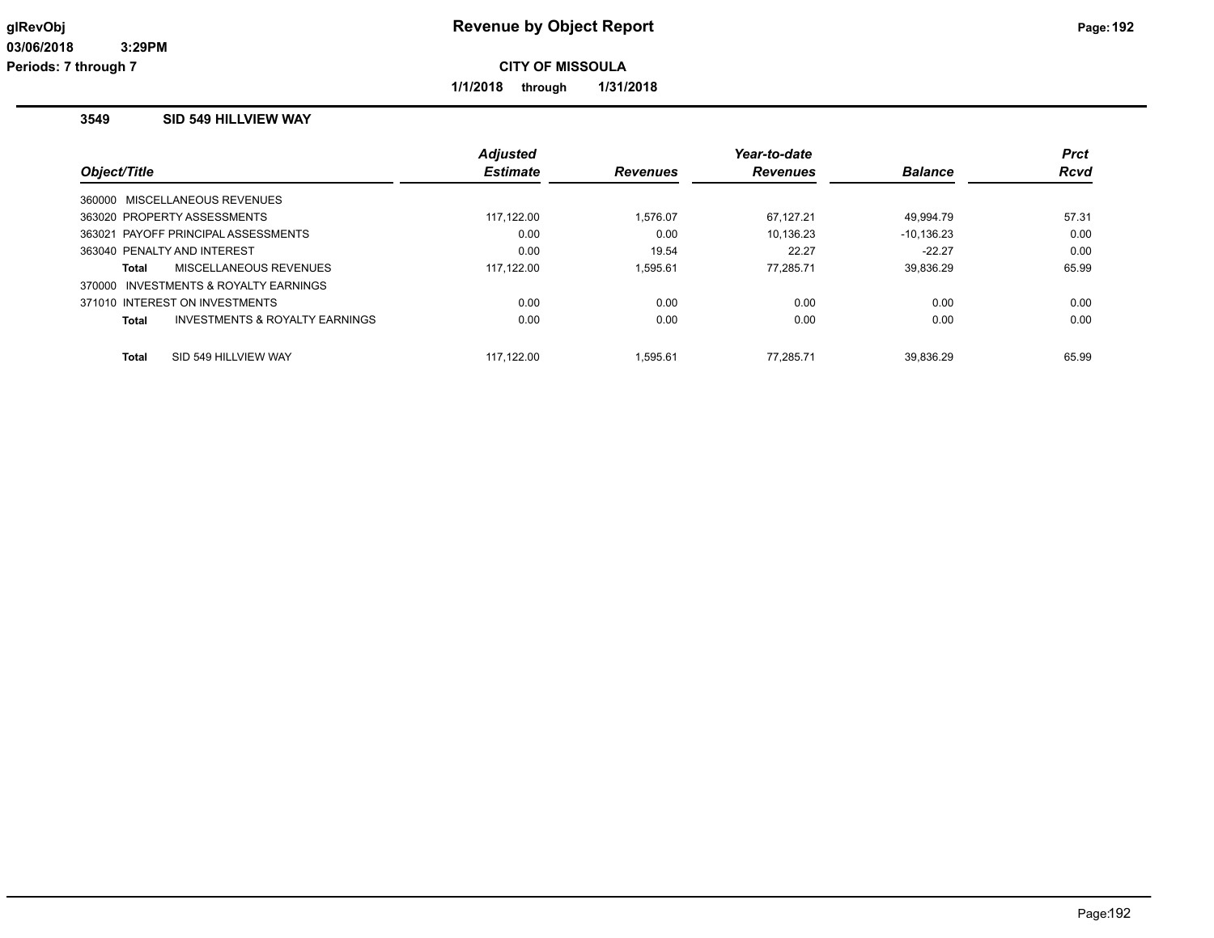# Revenue by Object Report

glRevObj
03/06/2018 3:29PM
Periods: 7 through 7

**CITY OF MISSOULA**

**1/1/2018 through 1/31/2018**

### 3549 SID 549 HILLVIEW WAY

| Object/Title | Adjusted Estimate | Revenues | Year-to-date Revenues | Balance | Prct Rcvd |
|---|---|---|---|---|---|
| 360000 MISCELLANEOUS REVENUES | | | | | |
| 363020 PROPERTY ASSESSMENTS | 117,122.00 | 1,576.07 | 67,127.21 | 49,994.79 | 57.31 |
| 363021 PAYOFF PRINCIPAL ASSESSMENTS | 0.00 | 0.00 | 10,136.23 | -10,136.23 | 0.00 |
| 363040 PENALTY AND INTEREST | 0.00 | 19.54 | 22.27 | -22.27 | 0.00 |
| **Total** MISCELLANEOUS REVENUES | 117,122.00 | 1,595.61 | 77,285.71 | 39,836.29 | 65.99 |
| 370000 INVESTMENTS & ROYALTY EARNINGS | | | | | |
| 371010 INTEREST ON INVESTMENTS | 0.00 | 0.00 | 0.00 | 0.00 | 0.00 |
| **Total** INVESTMENTS & ROYALTY EARNINGS | 0.00 | 0.00 | 0.00 | 0.00 | 0.00 |
| **Total** SID 549 HILLVIEW WAY | 117,122.00 | 1,595.61 | 77,285.71 | 39,836.29 | 65.99 |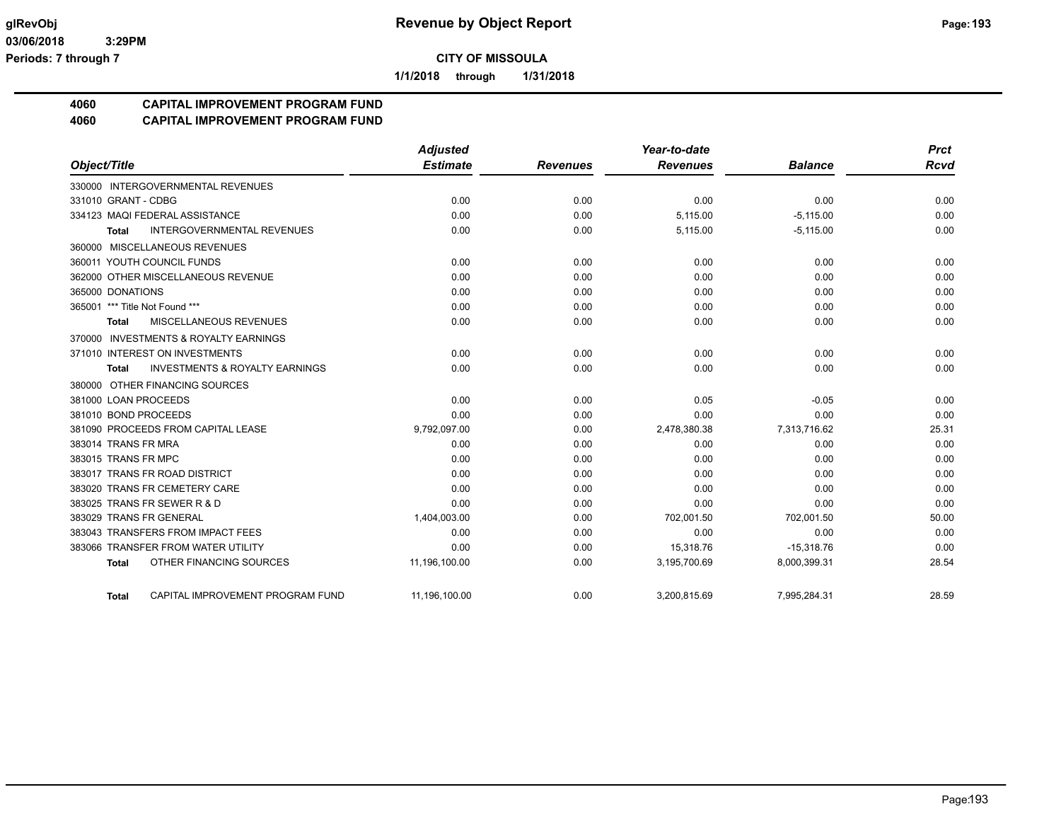**Revenue by Object Report**

**CITY OF MISSOULA**

**1/1/2018 through 1/31/2018**

glRevObj
03/06/2018 3:29PM
Periods: 7 through 7

## 4060 CAPITAL IMPROVEMENT PROGRAM FUND
## 4060 CAPITAL IMPROVEMENT PROGRAM FUND

| Object/Title | Adjusted Estimate | Revenues | Year-to-date Revenues | Balance | Prct Rcvd |
|---|---|---|---|---|---|
| 330000 INTERGOVERNMENTAL REVENUES | | | | | |
| 331010 GRANT - CDBG | 0.00 | 0.00 | 0.00 | 0.00 | 0.00 |
| 334123 MAQI FEDERAL ASSISTANCE | 0.00 | 0.00 | 5,115.00 | -5,115.00 | 0.00 |
| **Total** INTERGOVERNMENTAL REVENUES | 0.00 | 0.00 | 5,115.00 | -5,115.00 | 0.00 |
| 360000 MISCELLANEOUS REVENUES | | | | | |
| 360011 YOUTH COUNCIL FUNDS | 0.00 | 0.00 | 0.00 | 0.00 | 0.00 |
| 362000 OTHER MISCELLANEOUS REVENUE | 0.00 | 0.00 | 0.00 | 0.00 | 0.00 |
| 365000 DONATIONS | 0.00 | 0.00 | 0.00 | 0.00 | 0.00 |
| 365001 *** Title Not Found *** | 0.00 | 0.00 | 0.00 | 0.00 | 0.00 |
| **Total** MISCELLANEOUS REVENUES | 0.00 | 0.00 | 0.00 | 0.00 | 0.00 |
| 370000 INVESTMENTS & ROYALTY EARNINGS | | | | | |
| 371010 INTEREST ON INVESTMENTS | 0.00 | 0.00 | 0.00 | 0.00 | 0.00 |
| **Total** INVESTMENTS & ROYALTY EARNINGS | 0.00 | 0.00 | 0.00 | 0.00 | 0.00 |
| 380000 OTHER FINANCING SOURCES | | | | | |
| 381000 LOAN PROCEEDS | 0.00 | 0.00 | 0.05 | -0.05 | 0.00 |
| 381010 BOND PROCEEDS | 0.00 | 0.00 | 0.00 | 0.00 | 0.00 |
| 381090 PROCEEDS FROM CAPITAL LEASE | 9,792,097.00 | 0.00 | 2,478,380.38 | 7,313,716.62 | 25.31 |
| 383014 TRANS FR MRA | 0.00 | 0.00 | 0.00 | 0.00 | 0.00 |
| 383015 TRANS FR MPC | 0.00 | 0.00 | 0.00 | 0.00 | 0.00 |
| 383017 TRANS FR ROAD DISTRICT | 0.00 | 0.00 | 0.00 | 0.00 | 0.00 |
| 383020 TRANS FR CEMETERY CARE | 0.00 | 0.00 | 0.00 | 0.00 | 0.00 |
| 383025 TRANS FR SEWER R & D | 0.00 | 0.00 | 0.00 | 0.00 | 0.00 |
| 383029 TRANS FR GENERAL | 1,404,003.00 | 0.00 | 702,001.50 | 702,001.50 | 50.00 |
| 383043 TRANSFERS FROM IMPACT FEES | 0.00 | 0.00 | 0.00 | 0.00 | 0.00 |
| 383066 TRANSFER FROM WATER UTILITY | 0.00 | 0.00 | 15,318.76 | -15,318.76 | 0.00 |
| **Total** OTHER FINANCING SOURCES | 11,196,100.00 | 0.00 | 3,195,700.69 | 8,000,399.31 | 28.54 |
| **Total** CAPITAL IMPROVEMENT PROGRAM FUND | 11,196,100.00 | 0.00 | 3,200,815.69 | 7,995,284.31 | 28.59 |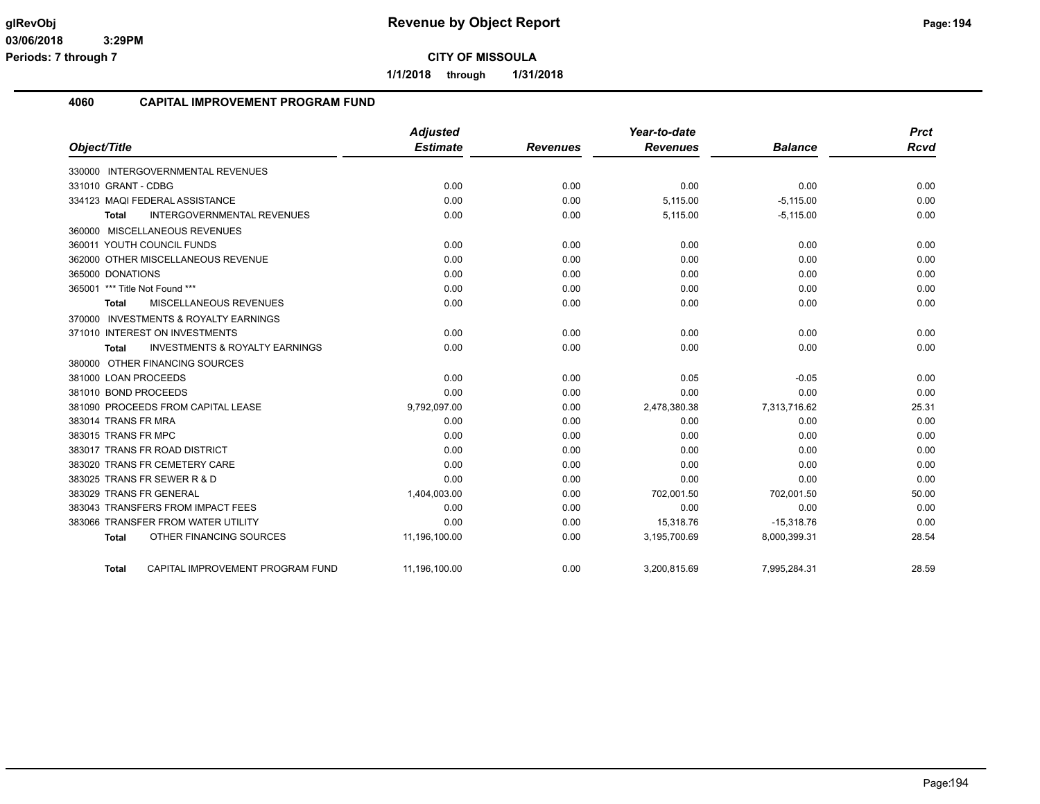**CITY OF MISSOULA**

**1/1/2018 through 1/31/2018**

## 4060 CAPITAL IMPROVEMENT PROGRAM FUND

| Object/Title | Adjusted Estimate | Revenues | Year-to-date Revenues | Balance | Prct Rcvd |
|---|---|---|---|---|---|
| 330000 INTERGOVERNMENTAL REVENUES | | | | | |
| 331010 GRANT - CDBG | 0.00 | 0.00 | 0.00 | 0.00 | 0.00 |
| 334123 MAQI FEDERAL ASSISTANCE | 0.00 | 0.00 | 5,115.00 | -5,115.00 | 0.00 |
| **Total** INTERGOVERNMENTAL REVENUES | 0.00 | 0.00 | 5,115.00 | -5,115.00 | 0.00 |
| 360000 MISCELLANEOUS REVENUES | | | | | |
| 360011 YOUTH COUNCIL FUNDS | 0.00 | 0.00 | 0.00 | 0.00 | 0.00 |
| 362000 OTHER MISCELLANEOUS REVENUE | 0.00 | 0.00 | 0.00 | 0.00 | 0.00 |
| 365000 DONATIONS | 0.00 | 0.00 | 0.00 | 0.00 | 0.00 |
| 365001 *** Title Not Found *** | 0.00 | 0.00 | 0.00 | 0.00 | 0.00 |
| **Total** MISCELLANEOUS REVENUES | 0.00 | 0.00 | 0.00 | 0.00 | 0.00 |
| 370000 INVESTMENTS & ROYALTY EARNINGS | | | | | |
| 371010 INTEREST ON INVESTMENTS | 0.00 | 0.00 | 0.00 | 0.00 | 0.00 |
| **Total** INVESTMENTS & ROYALTY EARNINGS | 0.00 | 0.00 | 0.00 | 0.00 | 0.00 |
| 380000 OTHER FINANCING SOURCES | | | | | |
| 381000 LOAN PROCEEDS | 0.00 | 0.00 | 0.05 | -0.05 | 0.00 |
| 381010 BOND PROCEEDS | 0.00 | 0.00 | 0.00 | 0.00 | 0.00 |
| 381090 PROCEEDS FROM CAPITAL LEASE | 9,792,097.00 | 0.00 | 2,478,380.38 | 7,313,716.62 | 25.31 |
| 383014 TRANS FR MRA | 0.00 | 0.00 | 0.00 | 0.00 | 0.00 |
| 383015 TRANS FR MPC | 0.00 | 0.00 | 0.00 | 0.00 | 0.00 |
| 383017 TRANS FR ROAD DISTRICT | 0.00 | 0.00 | 0.00 | 0.00 | 0.00 |
| 383020 TRANS FR CEMETERY CARE | 0.00 | 0.00 | 0.00 | 0.00 | 0.00 |
| 383025 TRANS FR SEWER R & D | 0.00 | 0.00 | 0.00 | 0.00 | 0.00 |
| 383029 TRANS FR GENERAL | 1,404,003.00 | 0.00 | 702,001.50 | 702,001.50 | 50.00 |
| 383043 TRANSFERS FROM IMPACT FEES | 0.00 | 0.00 | 0.00 | 0.00 | 0.00 |
| 383066 TRANSFER FROM WATER UTILITY | 0.00 | 0.00 | 15,318.76 | -15,318.76 | 0.00 |
| **Total** OTHER FINANCING SOURCES | 11,196,100.00 | 0.00 | 3,195,700.69 | 8,000,399.31 | 28.54 |
| **Total** CAPITAL IMPROVEMENT PROGRAM FUND | 11,196,100.00 | 0.00 | 3,200,815.69 | 7,995,284.31 | 28.59 |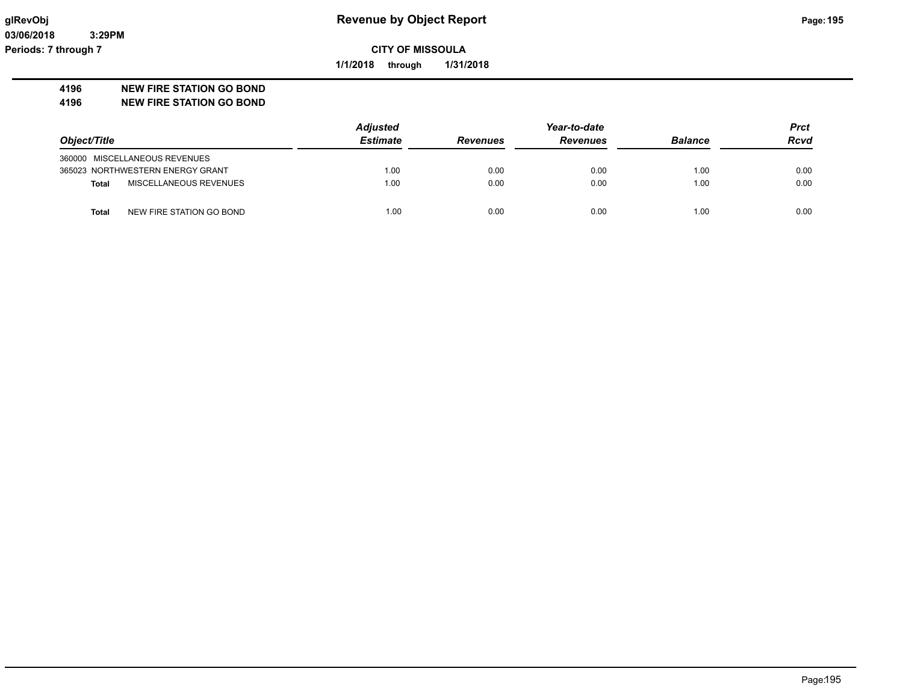**glRevObj** **Revenue by Object Report**

**03/06/2018 3:29PM**

**Periods: 7 through 7**

**CITY OF MISSOULA**

**1/1/2018 through 1/31/2018**

**4196 NEW FIRE STATION GO BOND**

**4196 NEW FIRE STATION GO BOND**

| Object/Title | | Adjusted Estimate | Revenues | Year-to-date Revenues | Balance | Prct Rcvd |
|---|---|---|---|---|---|---|
| 360000 | MISCELLANEOUS REVENUES | | | | | |
| 365023 | NORTHWESTERN ENERGY GRANT | 1.00 | 0.00 | 0.00 | 1.00 | 0.00 |
| **Total** | MISCELLANEOUS REVENUES | 1.00 | 0.00 | 0.00 | 1.00 | 0.00 |
| **Total** | NEW FIRE STATION GO BOND | 1.00 | 0.00 | 0.00 | 1.00 | 0.00 |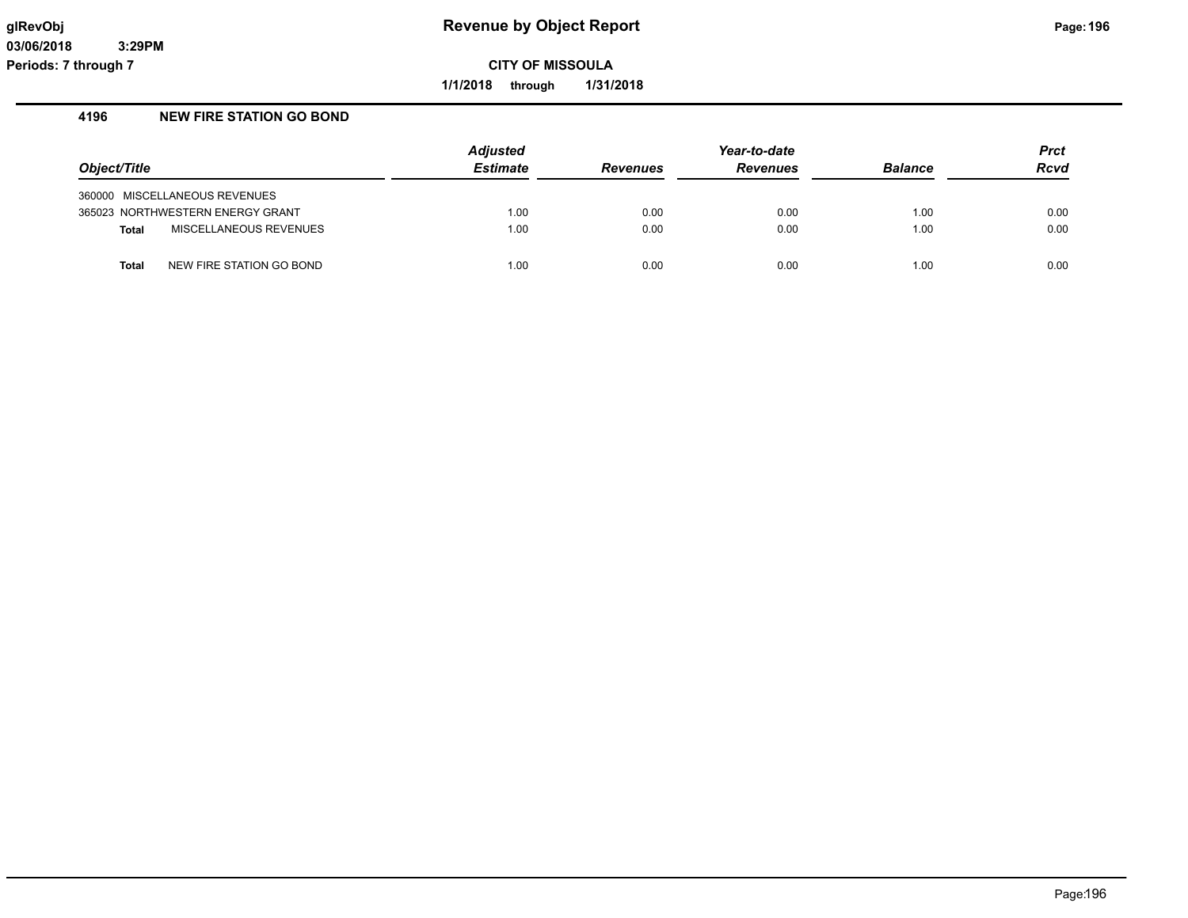**Revenue by Object Report**

**CITY OF MISSOULA**

**1/1/2018 through 1/31/2018**

glRevObj
03/06/2018 3:29PM
Periods: 7 through 7

## 4196 NEW FIRE STATION GO BOND

| Object/Title | Adjusted Estimate | Revenues | Year-to-date Revenues | Balance | Prct Rcvd |
|---|---|---|---|---|---|
| 360000 MISCELLANEOUS REVENUES | | | | | |
| 365023 NORTHWESTERN ENERGY GRANT | 1.00 | 0.00 | 0.00 | 1.00 | 0.00 |
| **Total** MISCELLANEOUS REVENUES | 1.00 | 0.00 | 0.00 | 1.00 | 0.00 |
| **Total** NEW FIRE STATION GO BOND | 1.00 | 0.00 | 0.00 | 1.00 | 0.00 |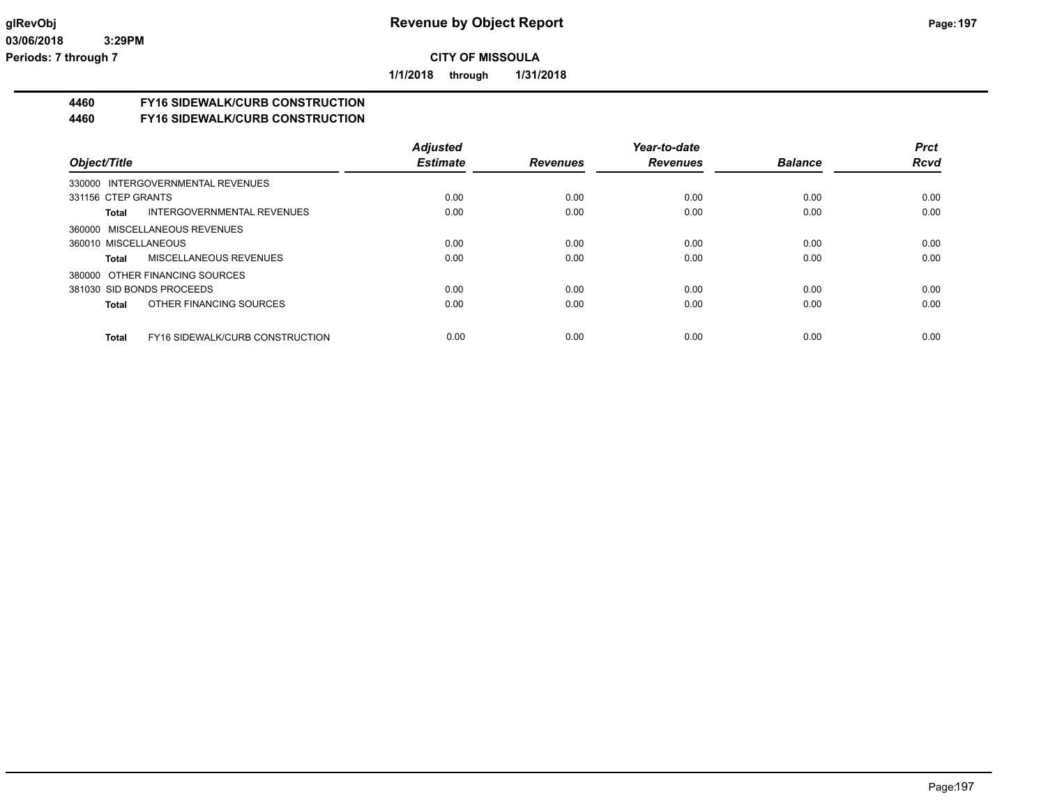# Revenue by Object Report

**CITY OF MISSOULA**

**1/1/2018 through 1/31/2018**

glRevObj
03/06/2018 3:29PM
Periods: 7 through 7

## 4460 FY16 SIDEWALK/CURB CONSTRUCTION
## 4460 FY16 SIDEWALK/CURB CONSTRUCTION

| Object/Title | Adjusted Estimate | Revenues | Year-to-date Revenues | Balance | Prct Rcvd |
|---|---|---|---|---|---|
| 330000 INTERGOVERNMENTAL REVENUES | | | | | |
| 331156 CTEP GRANTS | 0.00 | 0.00 | 0.00 | 0.00 | 0.00 |
| **Total** INTERGOVERNMENTAL REVENUES | 0.00 | 0.00 | 0.00 | 0.00 | 0.00 |
| 360000 MISCELLANEOUS REVENUES | | | | | |
| 360010 MISCELLANEOUS | 0.00 | 0.00 | 0.00 | 0.00 | 0.00 |
| **Total** MISCELLANEOUS REVENUES | 0.00 | 0.00 | 0.00 | 0.00 | 0.00 |
| 380000 OTHER FINANCING SOURCES | | | | | |
| 381030 SID BONDS PROCEEDS | 0.00 | 0.00 | 0.00 | 0.00 | 0.00 |
| **Total** OTHER FINANCING SOURCES | 0.00 | 0.00 | 0.00 | 0.00 | 0.00 |
| **Total** FY16 SIDEWALK/CURB CONSTRUCTION | 0.00 | 0.00 | 0.00 | 0.00 | 0.00 |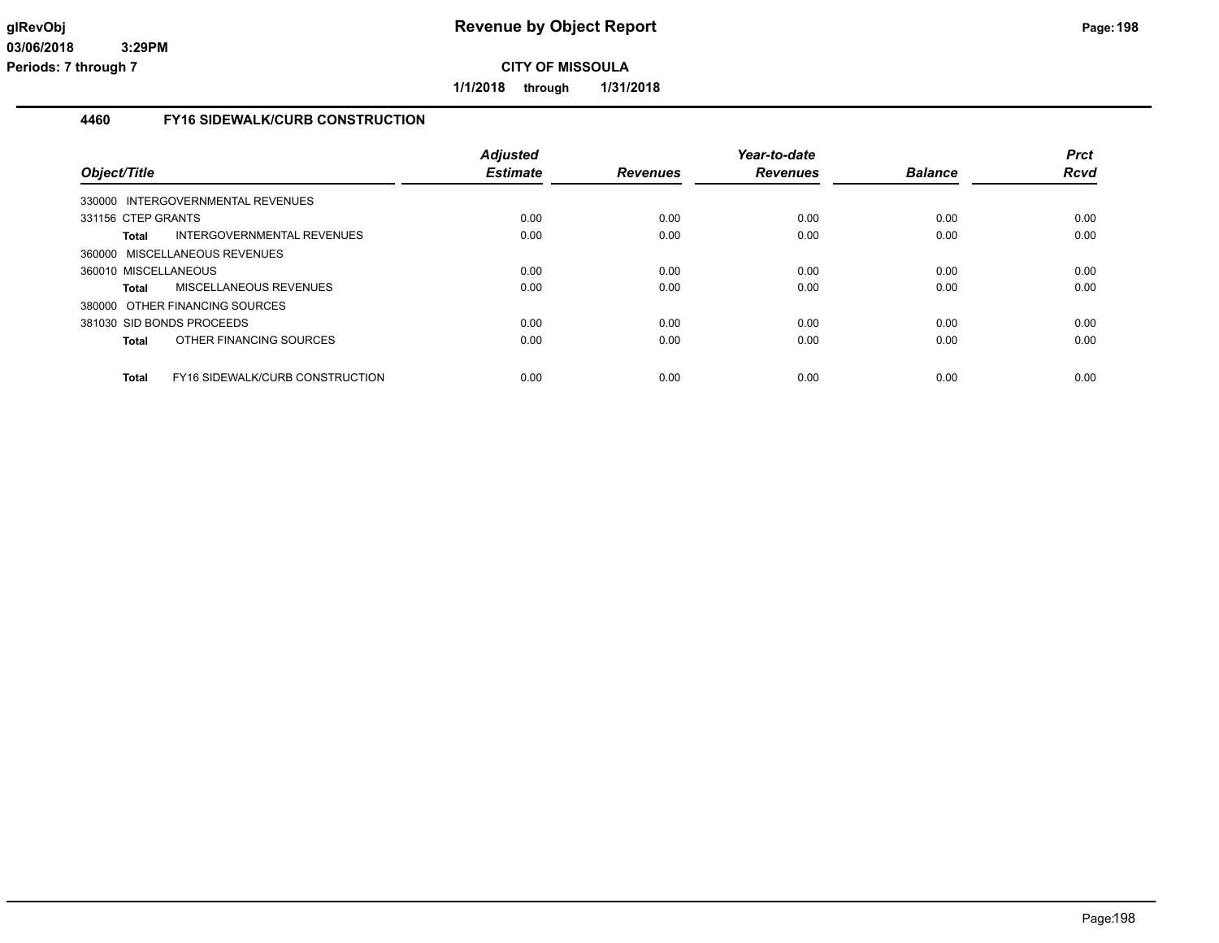**Revenue by Object Report**

**CITY OF MISSOULA**

**1/1/2018 through 1/31/2018**

## 4460 FY16 SIDEWALK/CURB CONSTRUCTION

| Object/Title | Adjusted Estimate | Revenues | Year-to-date Revenues | Balance | Prct Rcvd |
|---|---|---|---|---|---|
| 330000 INTERGOVERNMENTAL REVENUES | | | | | |
| 331156 CTEP GRANTS | 0.00 | 0.00 | 0.00 | 0.00 | 0.00 |
| **Total** INTERGOVERNMENTAL REVENUES | 0.00 | 0.00 | 0.00 | 0.00 | 0.00 |
| 360000 MISCELLANEOUS REVENUES | | | | | |
| 360010 MISCELLANEOUS | 0.00 | 0.00 | 0.00 | 0.00 | 0.00 |
| **Total** MISCELLANEOUS REVENUES | 0.00 | 0.00 | 0.00 | 0.00 | 0.00 |
| 380000 OTHER FINANCING SOURCES | | | | | |
| 381030 SID BONDS PROCEEDS | 0.00 | 0.00 | 0.00 | 0.00 | 0.00 |
| **Total** OTHER FINANCING SOURCES | 0.00 | 0.00 | 0.00 | 0.00 | 0.00 |
| **Total** FY16 SIDEWALK/CURB CONSTRUCTION | 0.00 | 0.00 | 0.00 | 0.00 | 0.00 |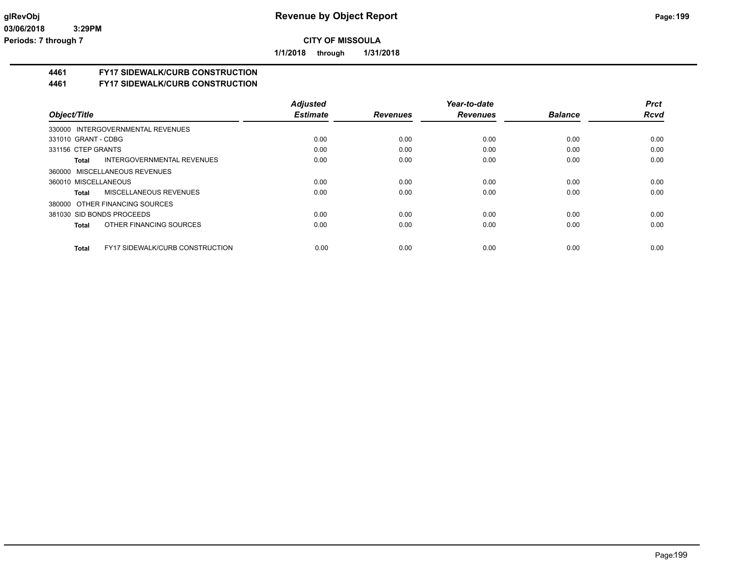**glRevObj** **Revenue by Object Report**

03/06/2018 3:29PM

Periods: 7 through 7

**CITY OF MISSOULA**

**1/1/2018 through 1/31/2018**

## 4461 FY17 SIDEWALK/CURB CONSTRUCTION
## 4461 FY17 SIDEWALK/CURB CONSTRUCTION

| Object/Title | Adjusted Estimate | Revenues | Year-to-date Revenues | Balance | Prct Rcvd |
|---|---|---|---|---|---|
| 330000 INTERGOVERNMENTAL REVENUES | | | | | |
| 331010 GRANT - CDBG | 0.00 | 0.00 | 0.00 | 0.00 | 0.00 |
| 331156 CTEP GRANTS | 0.00 | 0.00 | 0.00 | 0.00 | 0.00 |
| **Total** INTERGOVERNMENTAL REVENUES | 0.00 | 0.00 | 0.00 | 0.00 | 0.00 |
| 360000 MISCELLANEOUS REVENUES | | | | | |
| 360010 MISCELLANEOUS | 0.00 | 0.00 | 0.00 | 0.00 | 0.00 |
| **Total** MISCELLANEOUS REVENUES | 0.00 | 0.00 | 0.00 | 0.00 | 0.00 |
| 380000 OTHER FINANCING SOURCES | | | | | |
| 381030 SID BONDS PROCEEDS | 0.00 | 0.00 | 0.00 | 0.00 | 0.00 |
| **Total** OTHER FINANCING SOURCES | 0.00 | 0.00 | 0.00 | 0.00 | 0.00 |
| **Total** FY17 SIDEWALK/CURB CONSTRUCTION | 0.00 | 0.00 | 0.00 | 0.00 | 0.00 |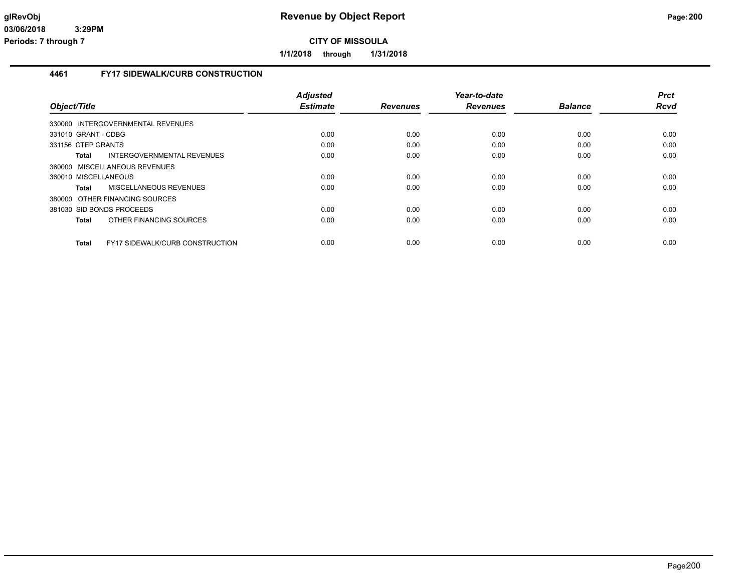# Revenue by Object Report

**CITY OF MISSOULA**

**1/1/2018 through 1/31/2018**

glRevObj
03/06/2018 3:29PM
Periods: 7 through 7

## 4461 FY17 SIDEWALK/CURB CONSTRUCTION

| Object/Title | Adjusted Estimate | Revenues | Year-to-date Revenues | Balance | Prct Rcvd |
|---|---|---|---|---|---|
| 330000 INTERGOVERNMENTAL REVENUES | | | | | |
| 331010 GRANT - CDBG | 0.00 | 0.00 | 0.00 | 0.00 | 0.00 |
| 331156 CTEP GRANTS | 0.00 | 0.00 | 0.00 | 0.00 | 0.00 |
| **Total** INTERGOVERNMENTAL REVENUES | 0.00 | 0.00 | 0.00 | 0.00 | 0.00 |
| 360000 MISCELLANEOUS REVENUES | | | | | |
| 360010 MISCELLANEOUS | 0.00 | 0.00 | 0.00 | 0.00 | 0.00 |
| **Total** MISCELLANEOUS REVENUES | 0.00 | 0.00 | 0.00 | 0.00 | 0.00 |
| 380000 OTHER FINANCING SOURCES | | | | | |
| 381030 SID BONDS PROCEEDS | 0.00 | 0.00 | 0.00 | 0.00 | 0.00 |
| **Total** OTHER FINANCING SOURCES | 0.00 | 0.00 | 0.00 | 0.00 | 0.00 |
| **Total** FY17 SIDEWALK/CURB CONSTRUCTION | 0.00 | 0.00 | 0.00 | 0.00 | 0.00 |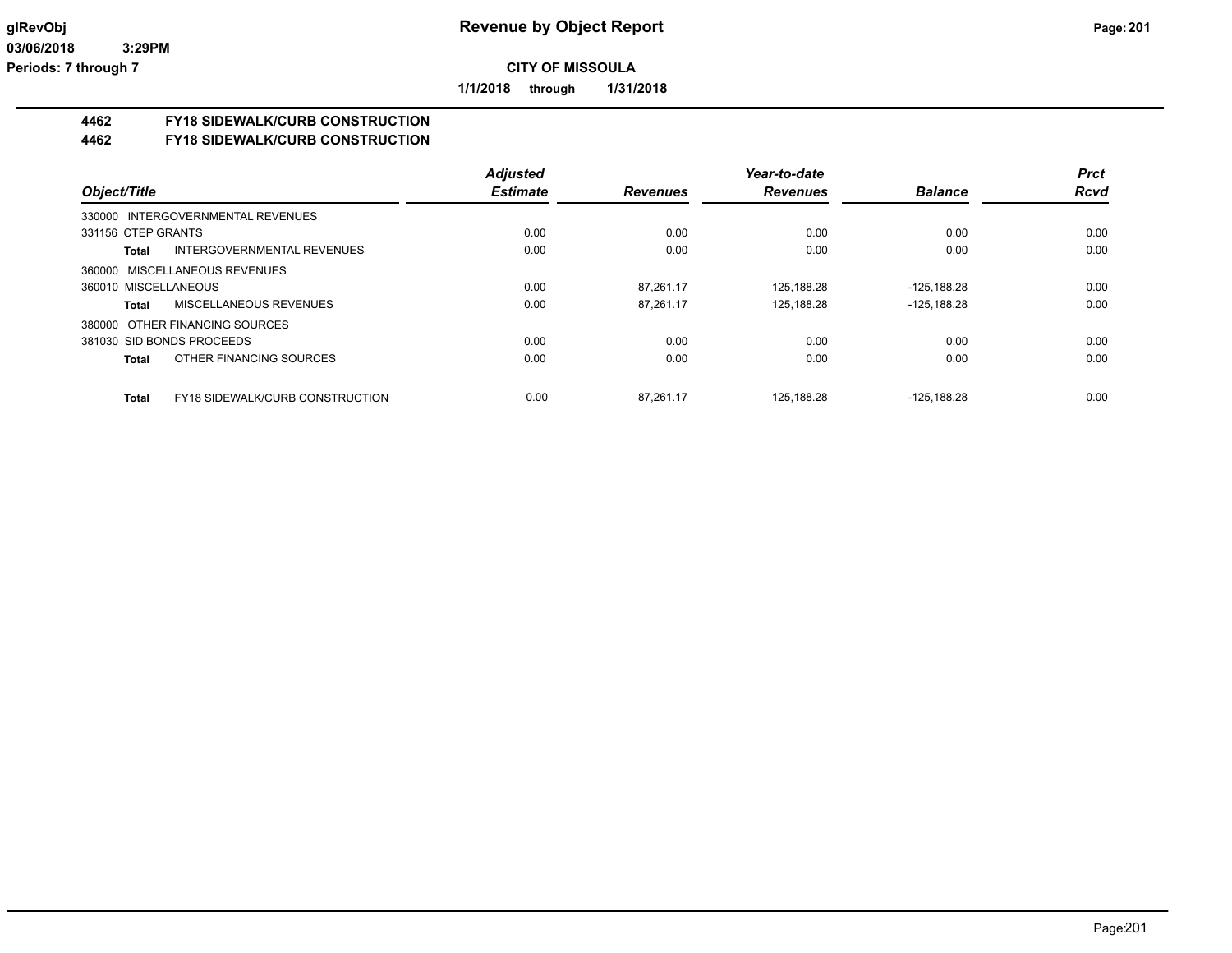**CITY OF MISSOULA**

**1/1/2018 through 1/31/2018**

**4462 FY18 SIDEWALK/CURB CONSTRUCTION**

**4462 FY18 SIDEWALK/CURB CONSTRUCTION**

| Object/Title | Adjusted Estimate | Revenues | Year-to-date Revenues | Balance | Prct Rcvd |
|---|---|---|---|---|---|
| 330000 INTERGOVERNMENTAL REVENUES | | | | | |
| 331156 CTEP GRANTS | 0.00 | 0.00 | 0.00 | 0.00 | 0.00 |
| **Total** INTERGOVERNMENTAL REVENUES | 0.00 | 0.00 | 0.00 | 0.00 | 0.00 |
| 360000 MISCELLANEOUS REVENUES | | | | | |
| 360010 MISCELLANEOUS | 0.00 | 87,261.17 | 125,188.28 | -125,188.28 | 0.00 |
| **Total** MISCELLANEOUS REVENUES | 0.00 | 87,261.17 | 125,188.28 | -125,188.28 | 0.00 |
| 380000 OTHER FINANCING SOURCES | | | | | |
| 381030 SID BONDS PROCEEDS | 0.00 | 0.00 | 0.00 | 0.00 | 0.00 |
| **Total** OTHER FINANCING SOURCES | 0.00 | 0.00 | 0.00 | 0.00 | 0.00 |
| **Total** FY18 SIDEWALK/CURB CONSTRUCTION | 0.00 | 87,261.17 | 125,188.28 | -125,188.28 | 0.00 |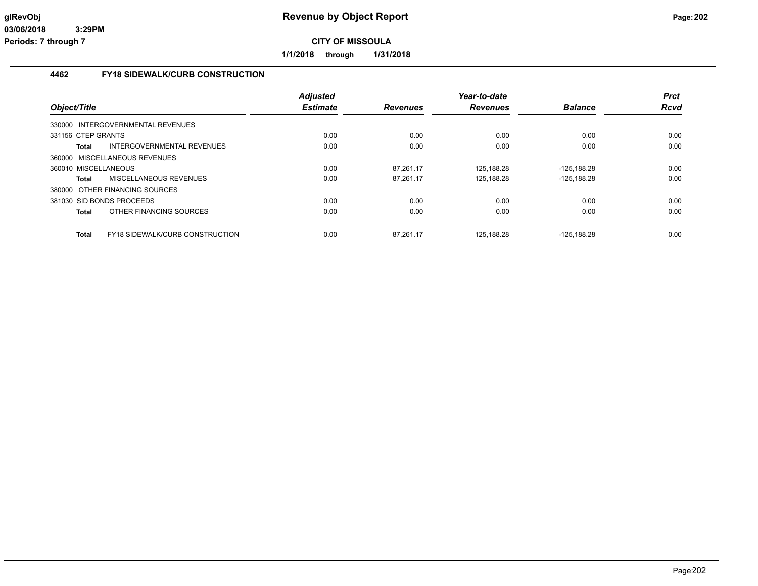**CITY OF MISSOULA**

**1/1/2018 through 1/31/2018**

## 4462 FY18 SIDEWALK/CURB CONSTRUCTION

| Object/Title | | Adjusted Estimate | Revenues | Year-to-date Revenues | Balance | Prct Rcvd |
|---|---|---|---|---|---|---|
| 330000 INTERGOVERNMENTAL REVENUES | | | | | | |
| 331156 CTEP GRANTS | | 0.00 | 0.00 | 0.00 | 0.00 | 0.00 |
| **Total** | INTERGOVERNMENTAL REVENUES | 0.00 | 0.00 | 0.00 | 0.00 | 0.00 |
| 360000 MISCELLANEOUS REVENUES | | | | | | |
| 360010 MISCELLANEOUS | | 0.00 | 87,261.17 | 125,188.28 | -125,188.28 | 0.00 |
| **Total** | MISCELLANEOUS REVENUES | 0.00 | 87,261.17 | 125,188.28 | -125,188.28 | 0.00 |
| 380000 OTHER FINANCING SOURCES | | | | | | |
| 381030 SID BONDS PROCEEDS | | 0.00 | 0.00 | 0.00 | 0.00 | 0.00 |
| **Total** | OTHER FINANCING SOURCES | 0.00 | 0.00 | 0.00 | 0.00 | 0.00 |
| **Total** | FY18 SIDEWALK/CURB CONSTRUCTION | 0.00 | 87,261.17 | 125,188.28 | -125,188.28 | 0.00 |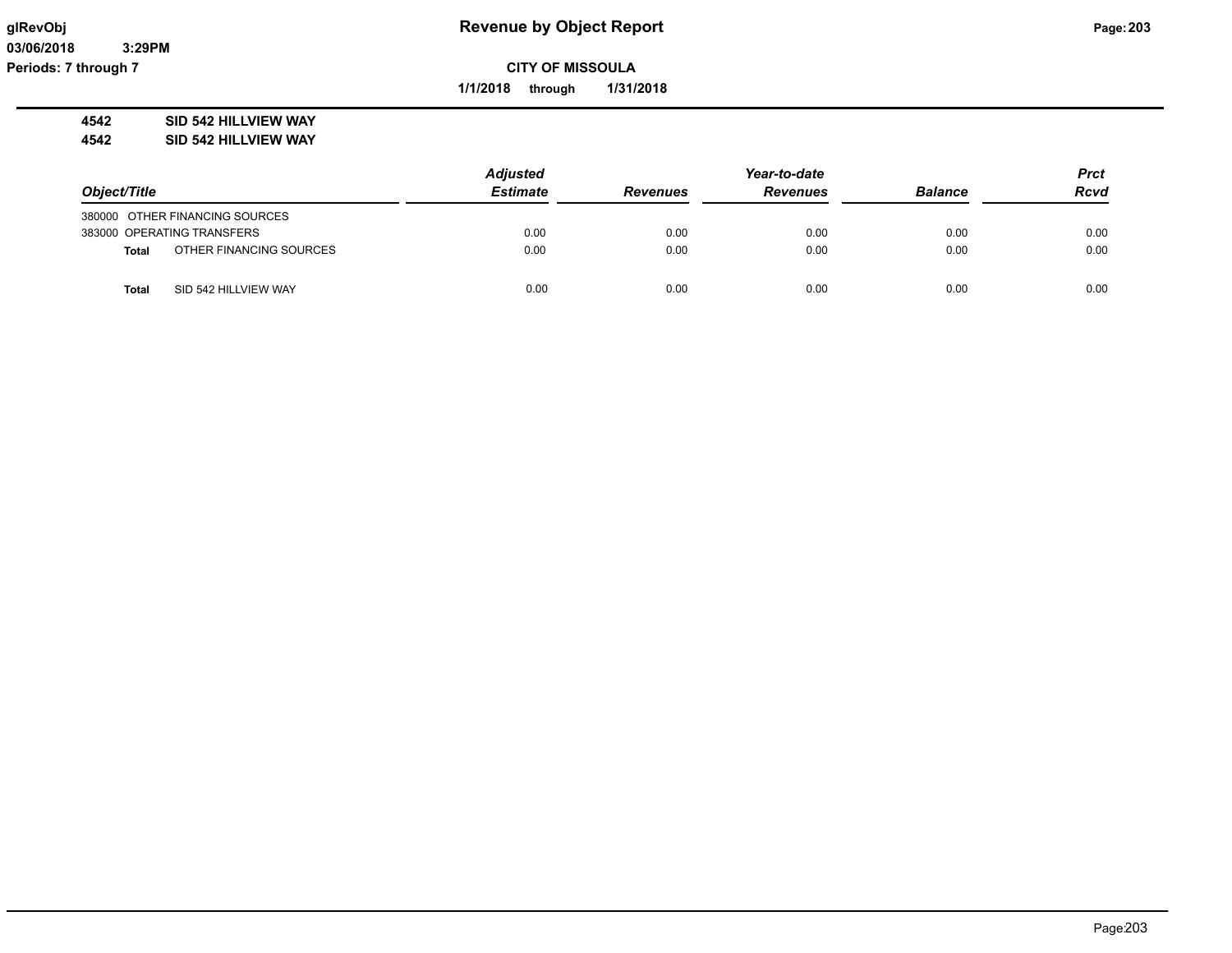# Revenue by Object Report

**CITY OF MISSOULA**

**1/1/2018 through 1/31/2018**

glRevObj
03/06/2018 3:29PM
Periods: 7 through 7

**4542 SID 542 HILLVIEW WAY**
**4542 SID 542 HILLVIEW WAY**

| Object/Title | Adjusted Estimate | Revenues | Year-to-date Revenues | Balance | Prct Rcvd |
|---|---|---|---|---|---|
| 380000 OTHER FINANCING SOURCES | | | | | |
| 383000 OPERATING TRANSFERS | 0.00 | 0.00 | 0.00 | 0.00 | 0.00 |
| **Total** OTHER FINANCING SOURCES | 0.00 | 0.00 | 0.00 | 0.00 | 0.00 |
| **Total** SID 542 HILLVIEW WAY | 0.00 | 0.00 | 0.00 | 0.00 | 0.00 |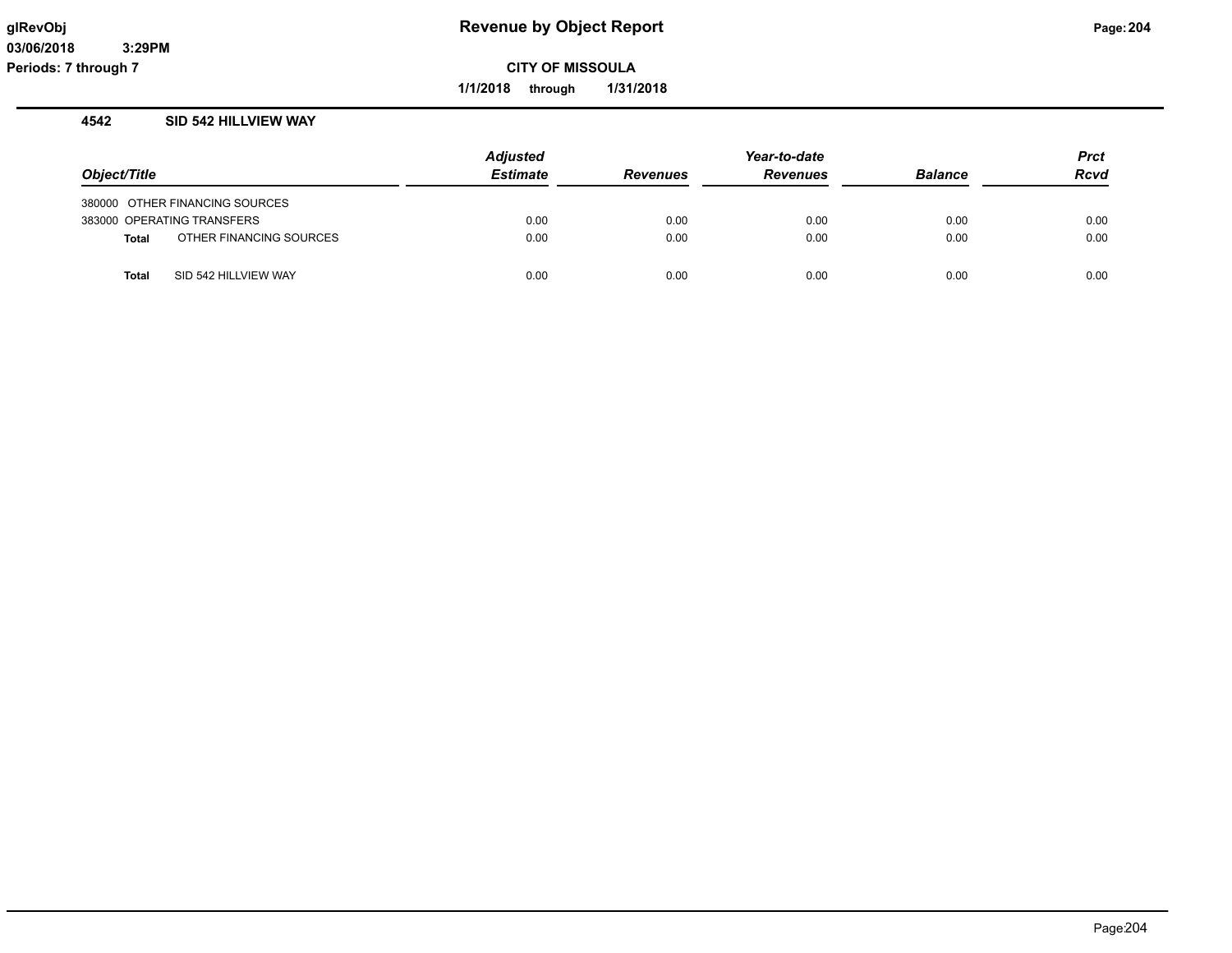# Revenue by Object Report

**CITY OF MISSOULA**

**1/1/2018 through 1/31/2018**

glRevObj
03/06/2018 3:29PM
Periods: 7 through 7

## 4542 SID 542 HILLVIEW WAY

| Object/Title | Adjusted Estimate | Revenues | Year-to-date Revenues | Balance | Prct Rcvd |
|---|---|---|---|---|---|
| 380000 OTHER FINANCING SOURCES | | | | | |
| 383000 OPERATING TRANSFERS | 0.00 | 0.00 | 0.00 | 0.00 | 0.00 |
| **Total** OTHER FINANCING SOURCES | 0.00 | 0.00 | 0.00 | 0.00 | 0.00 |
| **Total** SID 542 HILLVIEW WAY | 0.00 | 0.00 | 0.00 | 0.00 | 0.00 |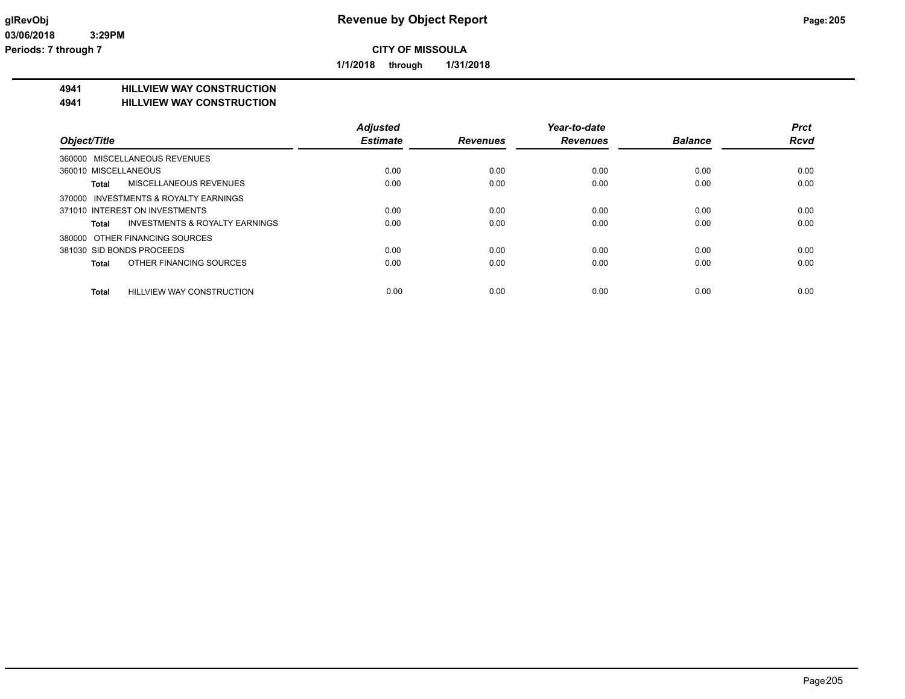# Revenue by Object Report

**CITY OF MISSOULA**

**1/1/2018 through 1/31/2018**

glRevObj
03/06/2018 3:29PM
Periods: 7 through 7

## 4941 HILLVIEW WAY CONSTRUCTION
## 4941 HILLVIEW WAY CONSTRUCTION

| Object/Title | Adjusted Estimate | Revenues | Year-to-date Revenues | Balance | Prct Rcvd |
|---|---|---|---|---|---|
| 360000 MISCELLANEOUS REVENUES | | | | | |
| 360010 MISCELLANEOUS | 0.00 | 0.00 | 0.00 | 0.00 | 0.00 |
| **Total** MISCELLANEOUS REVENUES | 0.00 | 0.00 | 0.00 | 0.00 | 0.00 |
| 370000 INVESTMENTS & ROYALTY EARNINGS | | | | | |
| 371010 INTEREST ON INVESTMENTS | 0.00 | 0.00 | 0.00 | 0.00 | 0.00 |
| **Total** INVESTMENTS & ROYALTY EARNINGS | 0.00 | 0.00 | 0.00 | 0.00 | 0.00 |
| 380000 OTHER FINANCING SOURCES | | | | | |
| 381030 SID BONDS PROCEEDS | 0.00 | 0.00 | 0.00 | 0.00 | 0.00 |
| **Total** OTHER FINANCING SOURCES | 0.00 | 0.00 | 0.00 | 0.00 | 0.00 |
| **Total** HILLVIEW WAY CONSTRUCTION | 0.00 | 0.00 | 0.00 | 0.00 | 0.00 |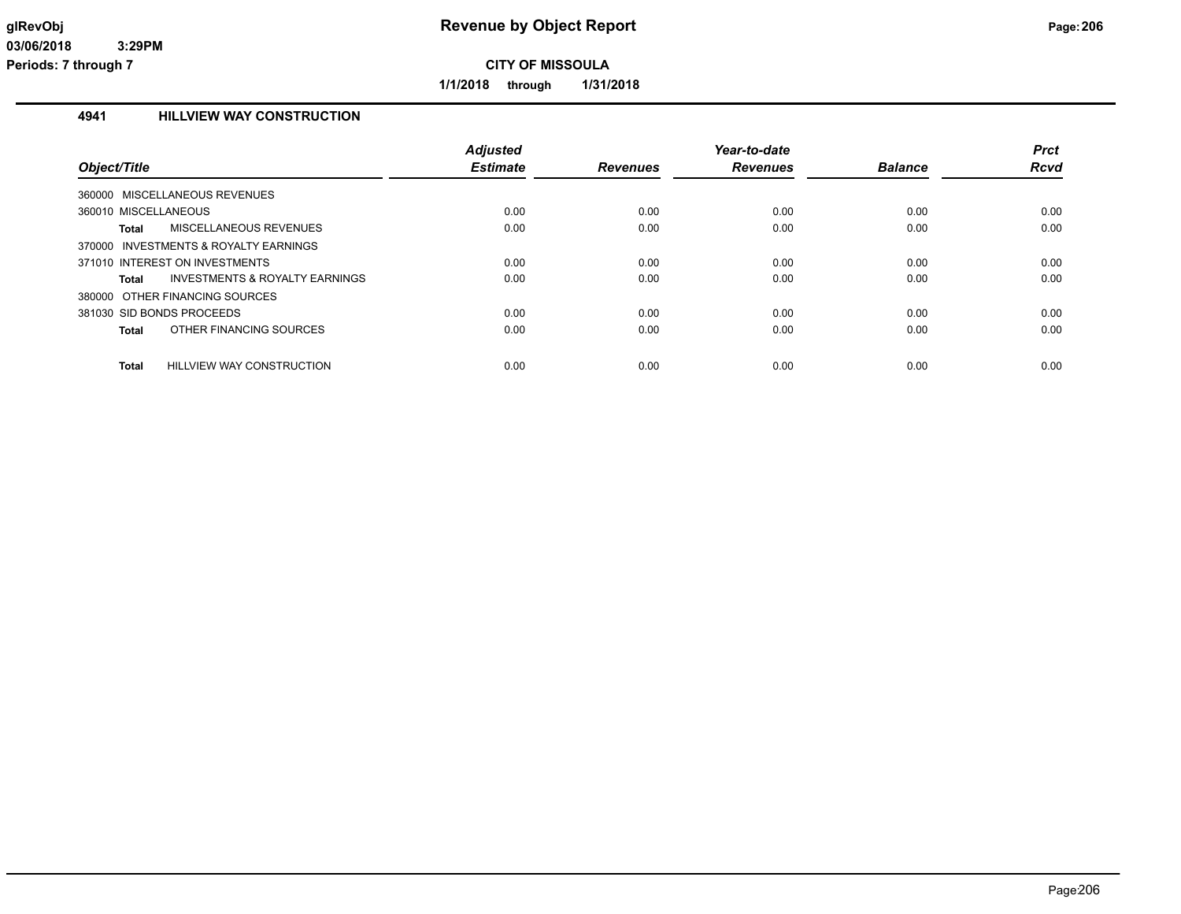# Revenue by Object Report

**CITY OF MISSOULA**

**1/1/2018 through 1/31/2018**

glRevObj
03/06/2018 3:29PM
Periods: 7 through 7

## 4941 HILLVIEW WAY CONSTRUCTION

| Object/Title | | Adjusted Estimate | Revenues | Year-to-date Revenues | Balance | Prct Rcvd |
|---|---|---|---|---|---|---|
| 360000 MISCELLANEOUS REVENUES | | | | | | |
| 360010 MISCELLANEOUS | | 0.00 | 0.00 | 0.00 | 0.00 | 0.00 |
| **Total** | MISCELLANEOUS REVENUES | 0.00 | 0.00 | 0.00 | 0.00 | 0.00 |
| 370000 INVESTMENTS & ROYALTY EARNINGS | | | | | | |
| 371010 INTEREST ON INVESTMENTS | | 0.00 | 0.00 | 0.00 | 0.00 | 0.00 |
| **Total** | INVESTMENTS & ROYALTY EARNINGS | 0.00 | 0.00 | 0.00 | 0.00 | 0.00 |
| 380000 OTHER FINANCING SOURCES | | | | | | |
| 381030 SID BONDS PROCEEDS | | 0.00 | 0.00 | 0.00 | 0.00 | 0.00 |
| **Total** | OTHER FINANCING SOURCES | 0.00 | 0.00 | 0.00 | 0.00 | 0.00 |
| **Total** | HILLVIEW WAY CONSTRUCTION | 0.00 | 0.00 | 0.00 | 0.00 | 0.00 |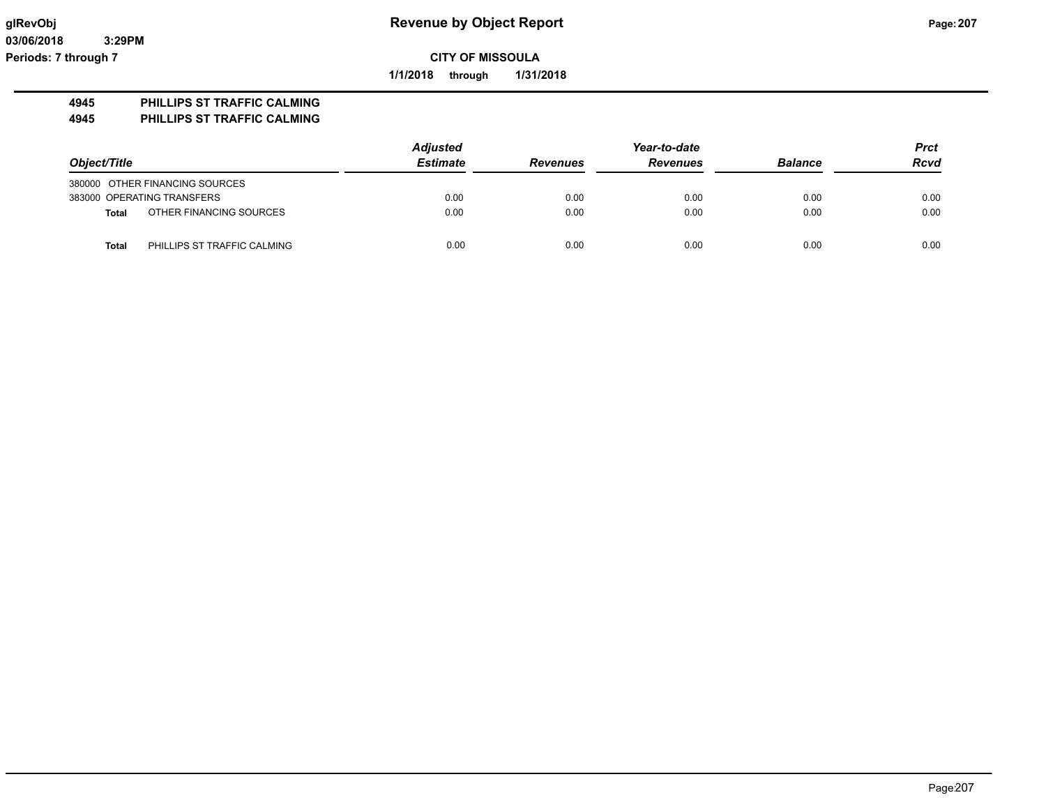**Revenue by Object Report**

**CITY OF MISSOULA**

**1/1/2018 through 1/31/2018**

**4945 PHILLIPS ST TRAFFIC CALMING**

**4945 PHILLIPS ST TRAFFIC CALMING**

| Object/Title | | Adjusted Estimate | Revenues | Year-to-date Revenues | Balance | Prct Rcvd |
|---|---|---|---|---|---|---|
| 380000 OTHER FINANCING SOURCES | | | | | | |
| 383000 OPERATING TRANSFERS | | 0.00 | 0.00 | 0.00 | 0.00 | 0.00 |
| **Total** | OTHER FINANCING SOURCES | 0.00 | 0.00 | 0.00 | 0.00 | 0.00 |
| **Total** | PHILLIPS ST TRAFFIC CALMING | 0.00 | 0.00 | 0.00 | 0.00 | 0.00 |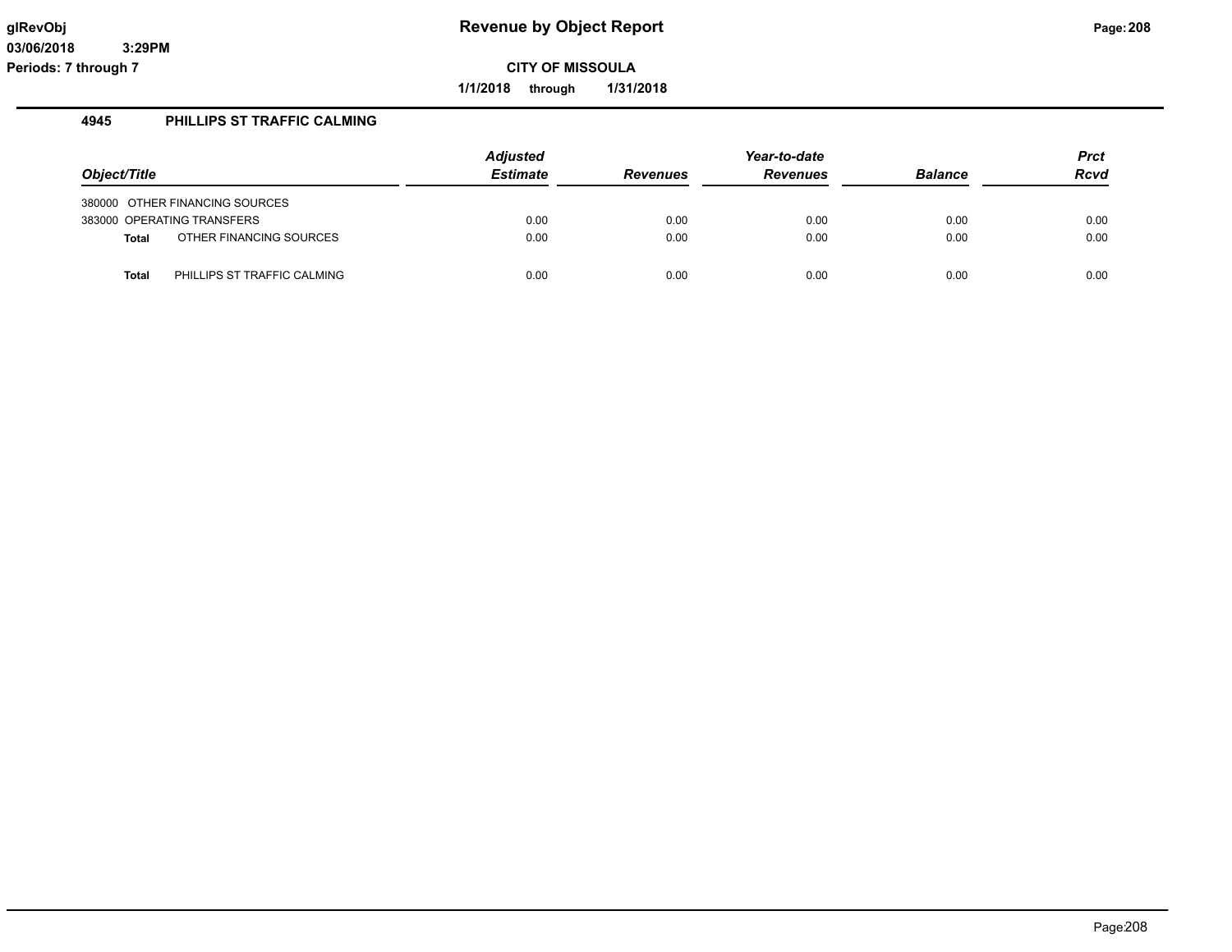**glRevObj**
**03/06/2018 3:29PM**
**Periods: 7 through 7**

# Revenue by Object Report

**CITY OF MISSOULA**

**1/1/2018 through 1/31/2018**

## 4945 PHILLIPS ST TRAFFIC CALMING

| Object/Title | | Adjusted Estimate | Revenues | Year-to-date Revenues | Balance | Prct Rcvd |
|---|---|---|---|---|---|---|
| 380000 | OTHER FINANCING SOURCES | | | | | |
| 383000 | OPERATING TRANSFERS | 0.00 | 0.00 | 0.00 | 0.00 | 0.00 |
| **Total** | OTHER FINANCING SOURCES | 0.00 | 0.00 | 0.00 | 0.00 | 0.00 |
| **Total** | PHILLIPS ST TRAFFIC CALMING | 0.00 | 0.00 | 0.00 | 0.00 | 0.00 |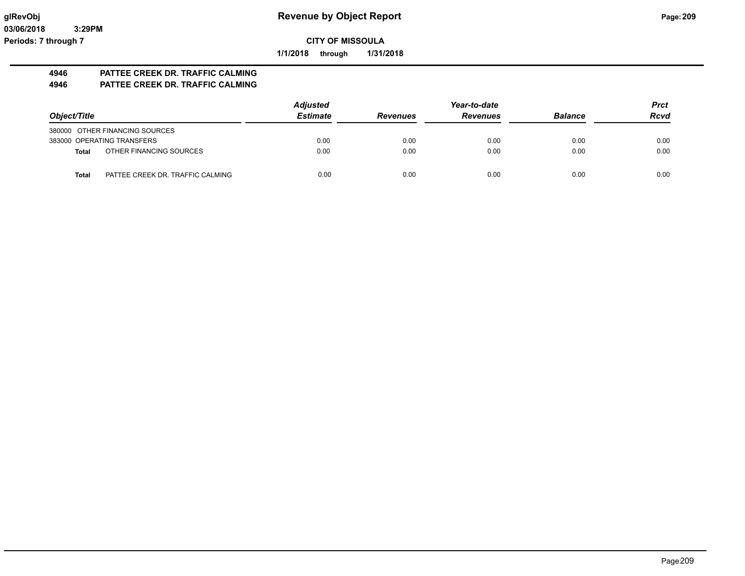**CITY OF MISSOULA**

**1/1/2018 through 1/31/2018**

**4946 PATTEE CREEK DR. TRAFFIC CALMING**

**4946 PATTEE CREEK DR. TRAFFIC CALMING**

| Object/Title | | Adjusted Estimate | Revenues | Year-to-date Revenues | Balance | Prct Rcvd |
|---|---|---|---|---|---|---|
| 380000 OTHER FINANCING SOURCES | | | | | | |
| 383000 OPERATING TRANSFERS | | 0.00 | 0.00 | 0.00 | 0.00 | 0.00 |
| **Total** | OTHER FINANCING SOURCES | 0.00 | 0.00 | 0.00 | 0.00 | 0.00 |
| **Total** | PATTEE CREEK DR. TRAFFIC CALMING | 0.00 | 0.00 | 0.00 | 0.00 | 0.00 |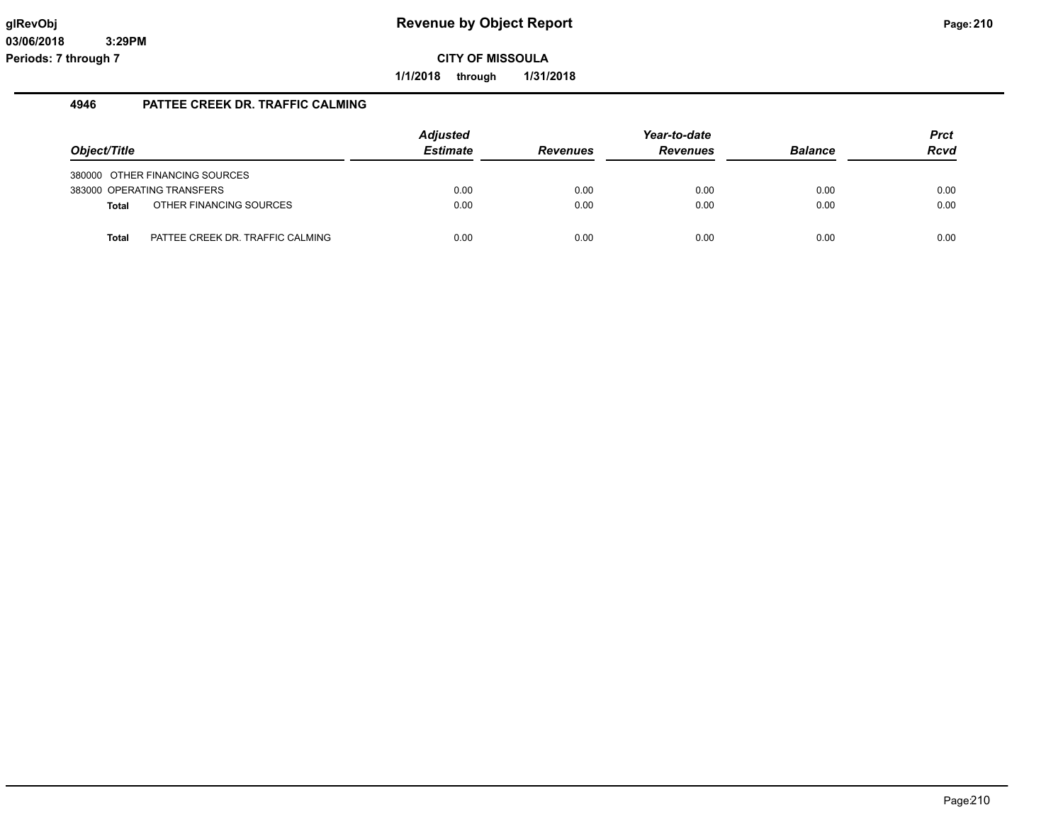## 4946 PATTEE CREEK DR. TRAFFIC CALMING

| Object/Title | | Adjusted Estimate | Revenues | Year-to-date Revenues | Balance | Prct Rcvd |
|---|---|---|---|---|---|---|
| 380000 OTHER FINANCING SOURCES | | | | | | |
| 383000 OPERATING TRANSFERS | | 0.00 | 0.00 | 0.00 | 0.00 | 0.00 |
| **Total** | OTHER FINANCING SOURCES | 0.00 | 0.00 | 0.00 | 0.00 | 0.00 |
| **Total** | PATTEE CREEK DR. TRAFFIC CALMING | 0.00 | 0.00 | 0.00 | 0.00 | 0.00 |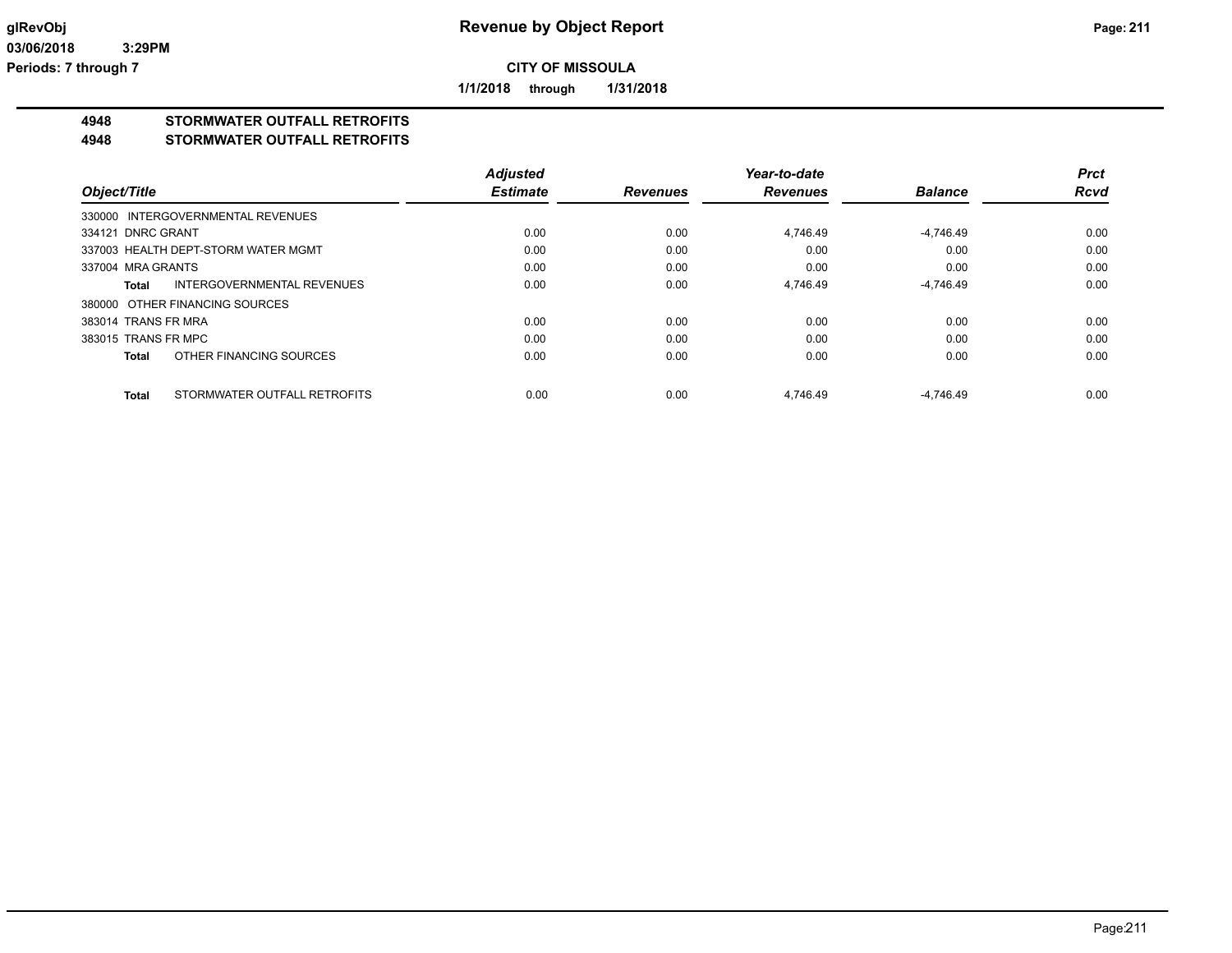**CITY OF MISSOULA**

**1/1/2018 through 1/31/2018**

## 4948 STORMWATER OUTFALL RETROFITS
## 4948 STORMWATER OUTFALL RETROFITS

| Object/Title | Adjusted Estimate | Revenues | Year-to-date Revenues | Balance | Prct Rcvd |
|---|---|---|---|---|---|
| 330000 INTERGOVERNMENTAL REVENUES | | | | | |
| 334121 DNRC GRANT | 0.00 | 0.00 | 4,746.49 | -4,746.49 | 0.00 |
| 337003 HEALTH DEPT-STORM WATER MGMT | 0.00 | 0.00 | 0.00 | 0.00 | 0.00 |
| 337004 MRA GRANTS | 0.00 | 0.00 | 0.00 | 0.00 | 0.00 |
| **Total** INTERGOVERNMENTAL REVENUES | 0.00 | 0.00 | 4,746.49 | -4,746.49 | 0.00 |
| 380000 OTHER FINANCING SOURCES | | | | | |
| 383014 TRANS FR MRA | 0.00 | 0.00 | 0.00 | 0.00 | 0.00 |
| 383015 TRANS FR MPC | 0.00 | 0.00 | 0.00 | 0.00 | 0.00 |
| **Total** OTHER FINANCING SOURCES | 0.00 | 0.00 | 0.00 | 0.00 | 0.00 |
| **Total** STORMWATER OUTFALL RETROFITS | 0.00 | 0.00 | 4,746.49 | -4,746.49 | 0.00 |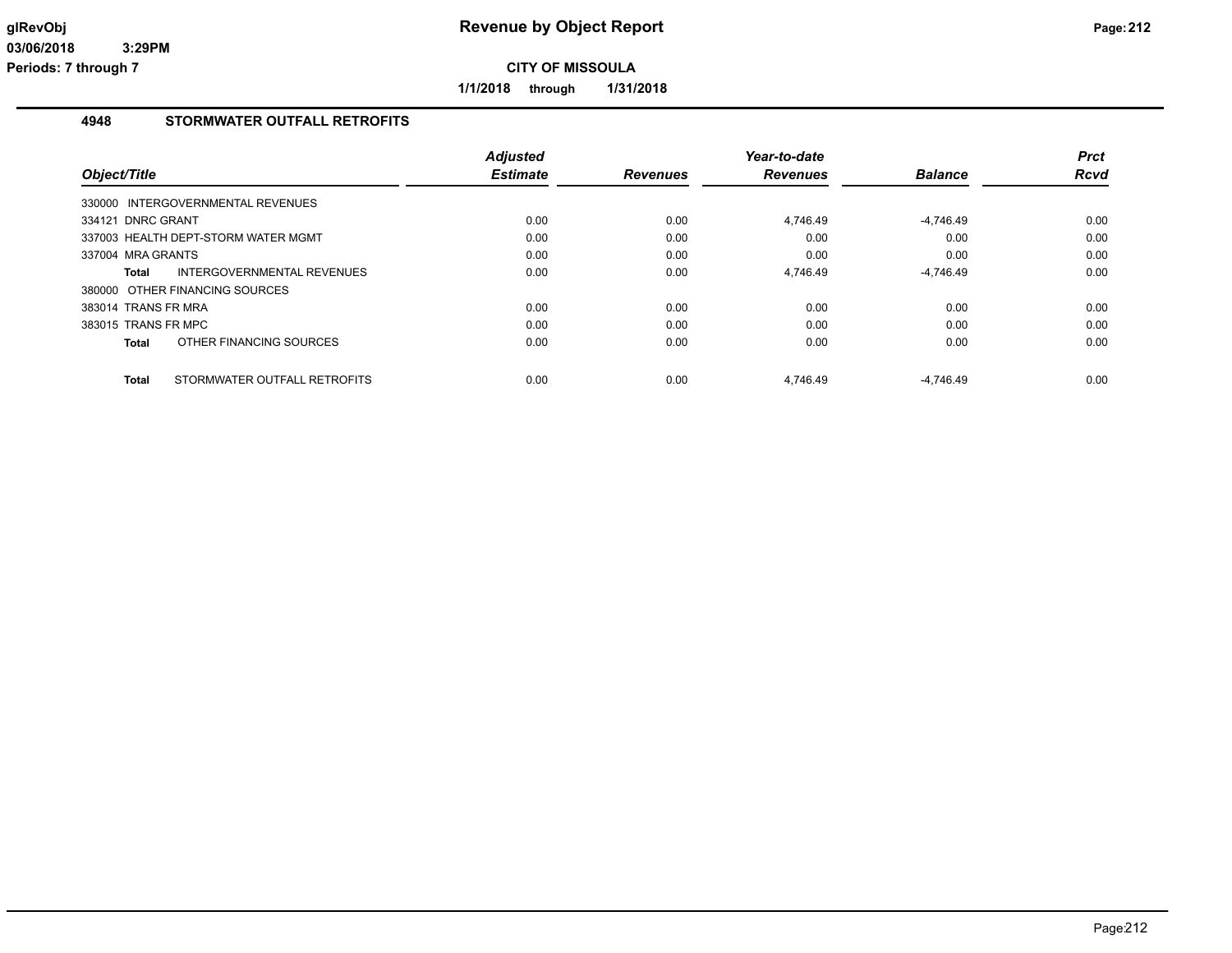**Revenue by Object Report**

**CITY OF MISSOULA**

**1/1/2018 through 1/31/2018**

glRevObj
03/06/2018 3:29PM
Periods: 7 through 7

## 4948 STORMWATER OUTFALL RETROFITS

| Object/Title | Adjusted Estimate | Revenues | Year-to-date Revenues | Balance | Prct Rcvd |
|---|---|---|---|---|---|
| 330000 INTERGOVERNMENTAL REVENUES | | | | | |
| 334121 DNRC GRANT | 0.00 | 0.00 | 4,746.49 | -4,746.49 | 0.00 |
| 337003 HEALTH DEPT-STORM WATER MGMT | 0.00 | 0.00 | 0.00 | 0.00 | 0.00 |
| 337004 MRA GRANTS | 0.00 | 0.00 | 0.00 | 0.00 | 0.00 |
| **Total** INTERGOVERNMENTAL REVENUES | 0.00 | 0.00 | 4,746.49 | -4,746.49 | 0.00 |
| 380000 OTHER FINANCING SOURCES | | | | | |
| 383014 TRANS FR MRA | 0.00 | 0.00 | 0.00 | 0.00 | 0.00 |
| 383015 TRANS FR MPC | 0.00 | 0.00 | 0.00 | 0.00 | 0.00 |
| **Total** OTHER FINANCING SOURCES | 0.00 | 0.00 | 0.00 | 0.00 | 0.00 |
| **Total** STORMWATER OUTFALL RETROFITS | 0.00 | 0.00 | 4,746.49 | -4,746.49 | 0.00 |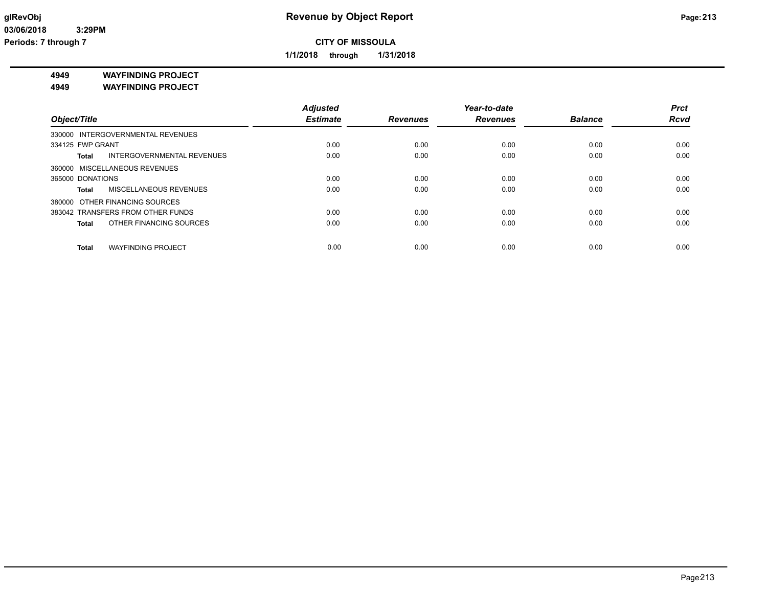**glRevObj**
**03/06/2018 3:29PM**
**Periods: 7 through 7**

# Revenue by Object Report

**CITY OF MISSOULA**

**1/1/2018 through 1/31/2018**

## 4949 WAYFINDING PROJECT
## 4949 WAYFINDING PROJECT

| Object/Title | Adjusted Estimate | Revenues | Year-to-date Revenues | Balance | Prct Rcvd |
|---|---|---|---|---|---|
| 330000 INTERGOVERNMENTAL REVENUES | | | | | |
| 334125 FWP GRANT | 0.00 | 0.00 | 0.00 | 0.00 | 0.00 |
| **Total** INTERGOVERNMENTAL REVENUES | 0.00 | 0.00 | 0.00 | 0.00 | 0.00 |
| 360000 MISCELLANEOUS REVENUES | | | | | |
| 365000 DONATIONS | 0.00 | 0.00 | 0.00 | 0.00 | 0.00 |
| **Total** MISCELLANEOUS REVENUES | 0.00 | 0.00 | 0.00 | 0.00 | 0.00 |
| 380000 OTHER FINANCING SOURCES | | | | | |
| 383042 TRANSFERS FROM OTHER FUNDS | 0.00 | 0.00 | 0.00 | 0.00 | 0.00 |
| **Total** OTHER FINANCING SOURCES | 0.00 | 0.00 | 0.00 | 0.00 | 0.00 |
| **Total** WAYFINDING PROJECT | 0.00 | 0.00 | 0.00 | 0.00 | 0.00 |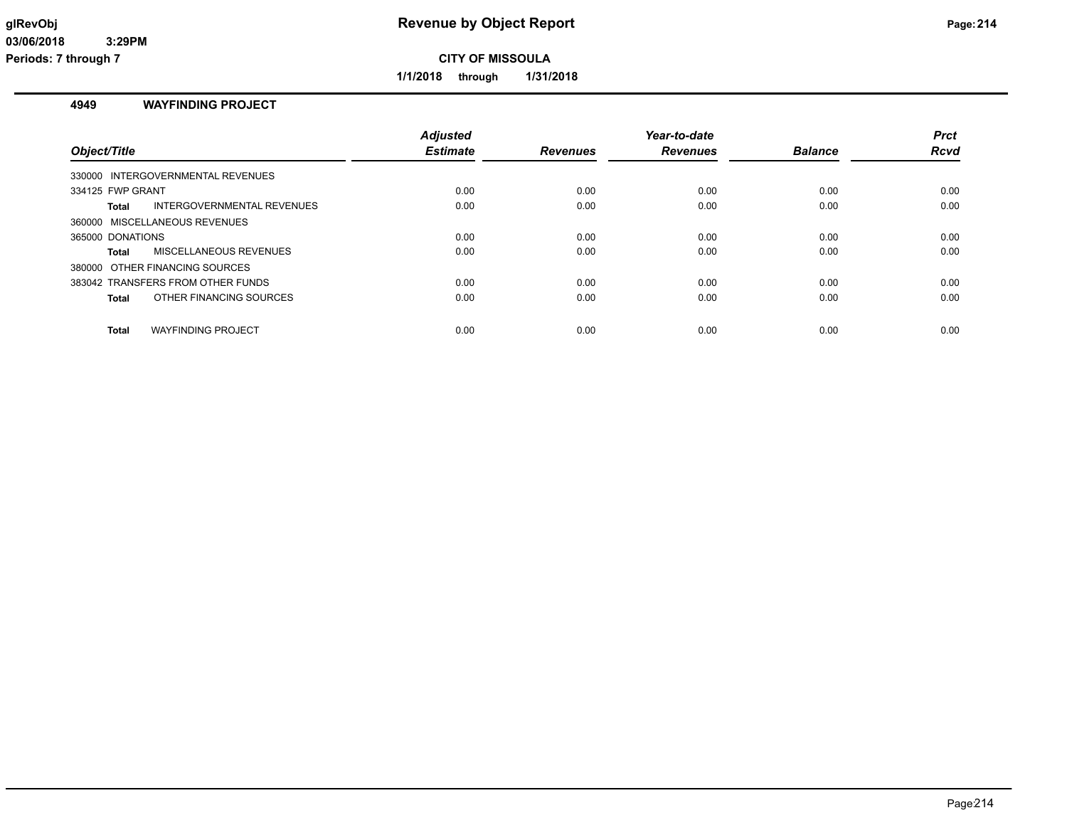# Revenue by Object Report

**CITY OF MISSOULA**

**1/1/2018 through 1/31/2018**

## 4949 WAYFINDING PROJECT

| Object/Title | Adjusted Estimate | Revenues | Year-to-date Revenues | Balance | Prct Rcvd |
|---|---|---|---|---|---|
| 330000 INTERGOVERNMENTAL REVENUES | | | | | |
| 334125 FWP GRANT | 0.00 | 0.00 | 0.00 | 0.00 | 0.00 |
| **Total** INTERGOVERNMENTAL REVENUES | 0.00 | 0.00 | 0.00 | 0.00 | 0.00 |
| 360000 MISCELLANEOUS REVENUES | | | | | |
| 365000 DONATIONS | 0.00 | 0.00 | 0.00 | 0.00 | 0.00 |
| **Total** MISCELLANEOUS REVENUES | 0.00 | 0.00 | 0.00 | 0.00 | 0.00 |
| 380000 OTHER FINANCING SOURCES | | | | | |
| 383042 TRANSFERS FROM OTHER FUNDS | 0.00 | 0.00 | 0.00 | 0.00 | 0.00 |
| **Total** OTHER FINANCING SOURCES | 0.00 | 0.00 | 0.00 | 0.00 | 0.00 |
| **Total** WAYFINDING PROJECT | 0.00 | 0.00 | 0.00 | 0.00 | 0.00 |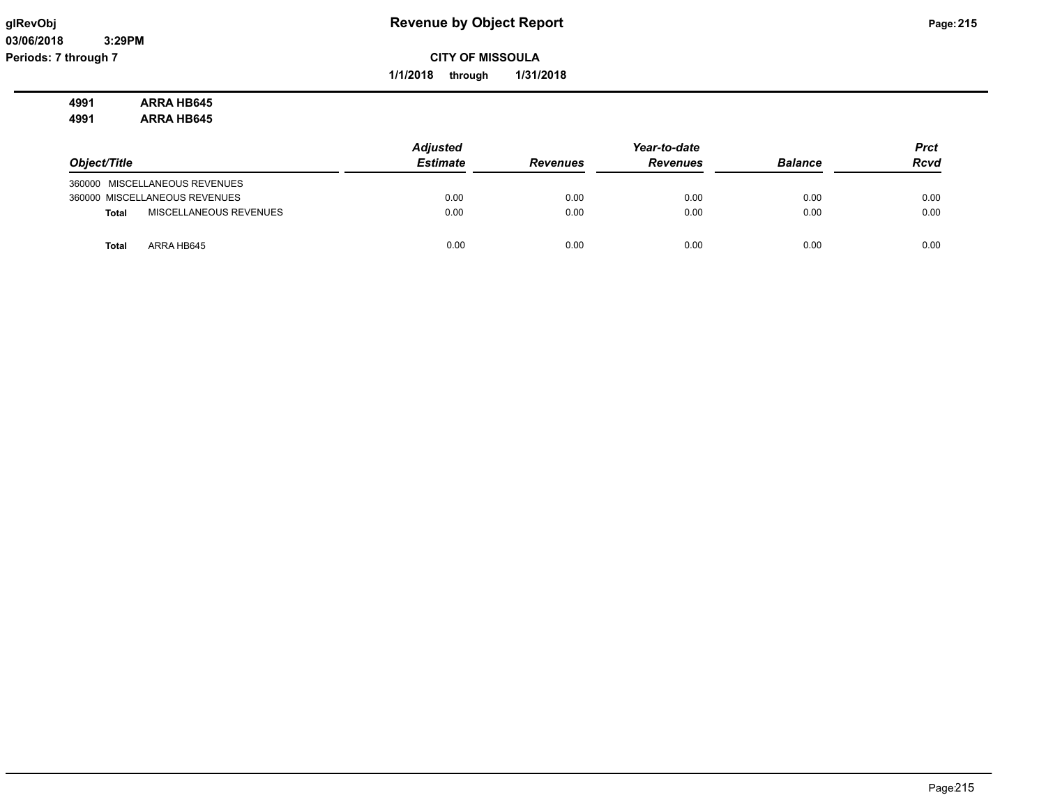**Revenue by Object Report**

glRevObj
03/06/2018 3:29PM
Periods: 7 through 7

**CITY OF MISSOULA**

**1/1/2018 through 1/31/2018**

**4991 ARRA HB645**
**4991 ARRA HB645**

| Object/Title | Adjusted Estimate | Revenues | Year-to-date Revenues | Balance | Prct Rcvd |
|---|---|---|---|---|---|
| 360000 MISCELLANEOUS REVENUES | | | | | |
| 360000 MISCELLANEOUS REVENUES | 0.00 | 0.00 | 0.00 | 0.00 | 0.00 |
| **Total** MISCELLANEOUS REVENUES | 0.00 | 0.00 | 0.00 | 0.00 | 0.00 |
| **Total** ARRA HB645 | 0.00 | 0.00 | 0.00 | 0.00 | 0.00 |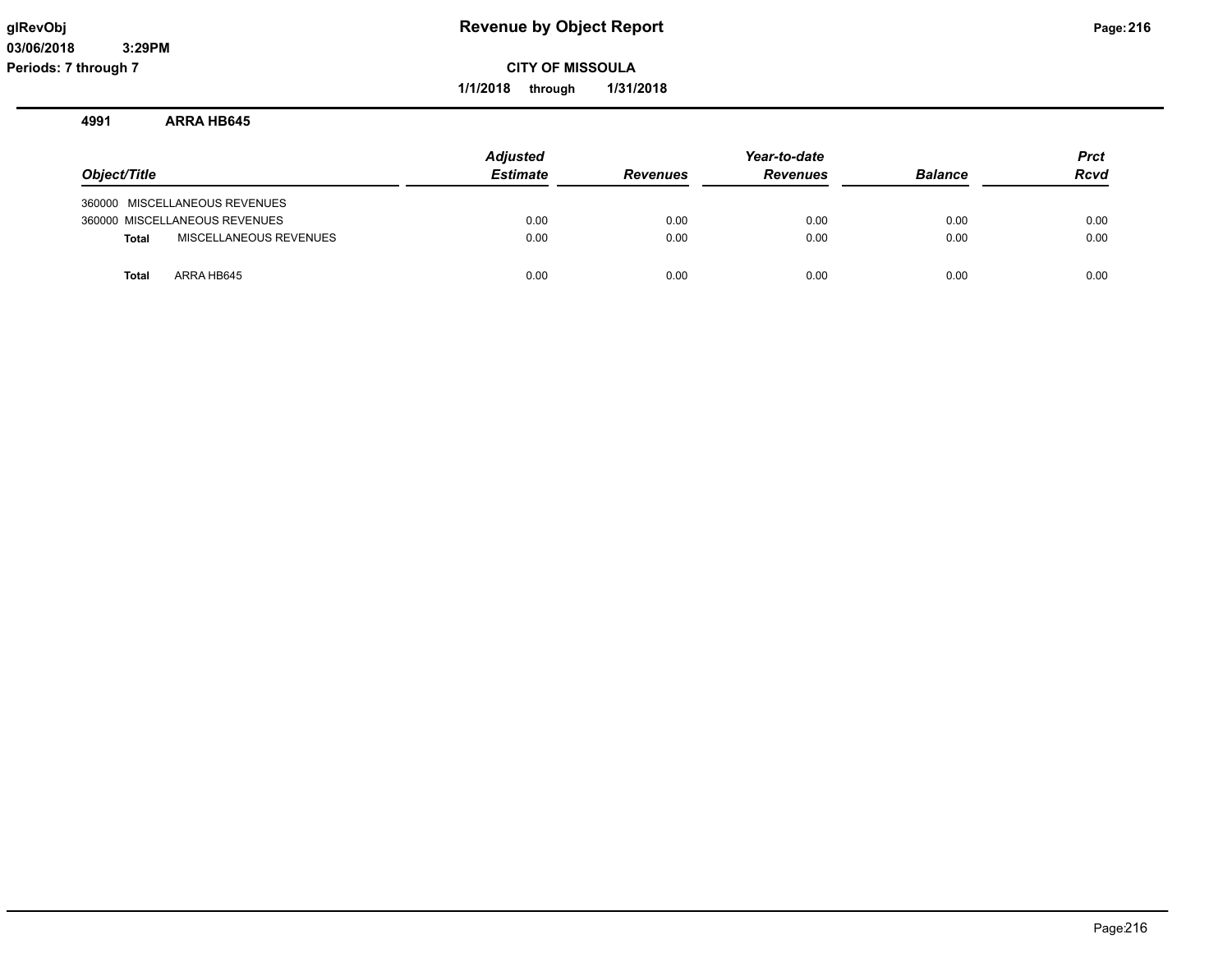# Revenue by Object Report

**CITY OF MISSOULA**

**1/1/2018 through 1/31/2018**

glRevObj
03/06/2018 3:29PM
Periods: 7 through 7

## 4991 ARRA HB645

| Object/Title | Adjusted Estimate | Revenues | Year-to-date Revenues | Balance | Prct Rcvd |
|---|---|---|---|---|---|
| 360000 MISCELLANEOUS REVENUES | | | | | |
| 360000 MISCELLANEOUS REVENUES | 0.00 | 0.00 | 0.00 | 0.00 | 0.00 |
| **Total** MISCELLANEOUS REVENUES | 0.00 | 0.00 | 0.00 | 0.00 | 0.00 |
| **Total** ARRA HB645 | 0.00 | 0.00 | 0.00 | 0.00 | 0.00 |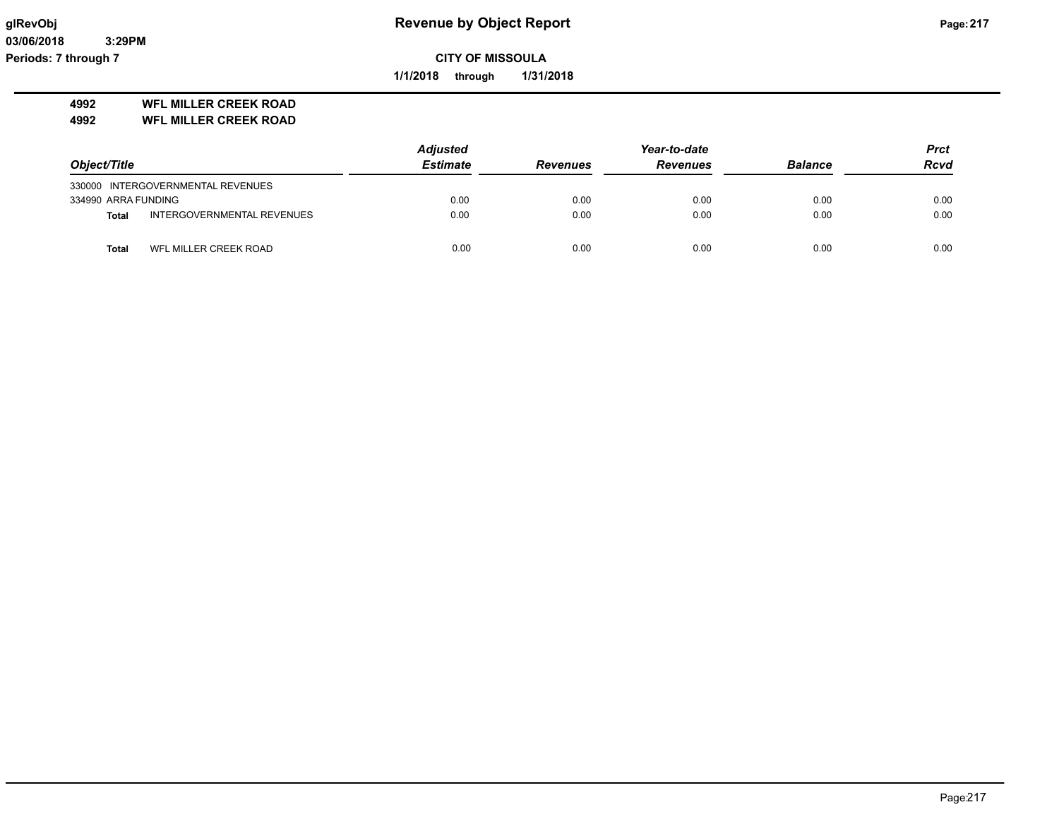# Revenue by Object Report

**CITY OF MISSOULA**

**1/1/2018 through 1/31/2018**

glRevObj
03/06/2018 3:29PM
Periods: 7 through 7

**4992 WFL MILLER CREEK ROAD**
**4992 WFL MILLER CREEK ROAD**

| Object/Title | | Adjusted Estimate | Revenues | Year-to-date Revenues | Balance | Prct Rcvd |
|---|---|---|---|---|---|---|
| 330000 INTERGOVERNMENTAL REVENUES | | | | | | |
| 334990 ARRA FUNDING | | 0.00 | 0.00 | 0.00 | 0.00 | 0.00 |
| **Total** | INTERGOVERNMENTAL REVENUES | 0.00 | 0.00 | 0.00 | 0.00 | 0.00 |
| **Total** | WFL MILLER CREEK ROAD | 0.00 | 0.00 | 0.00 | 0.00 | 0.00 |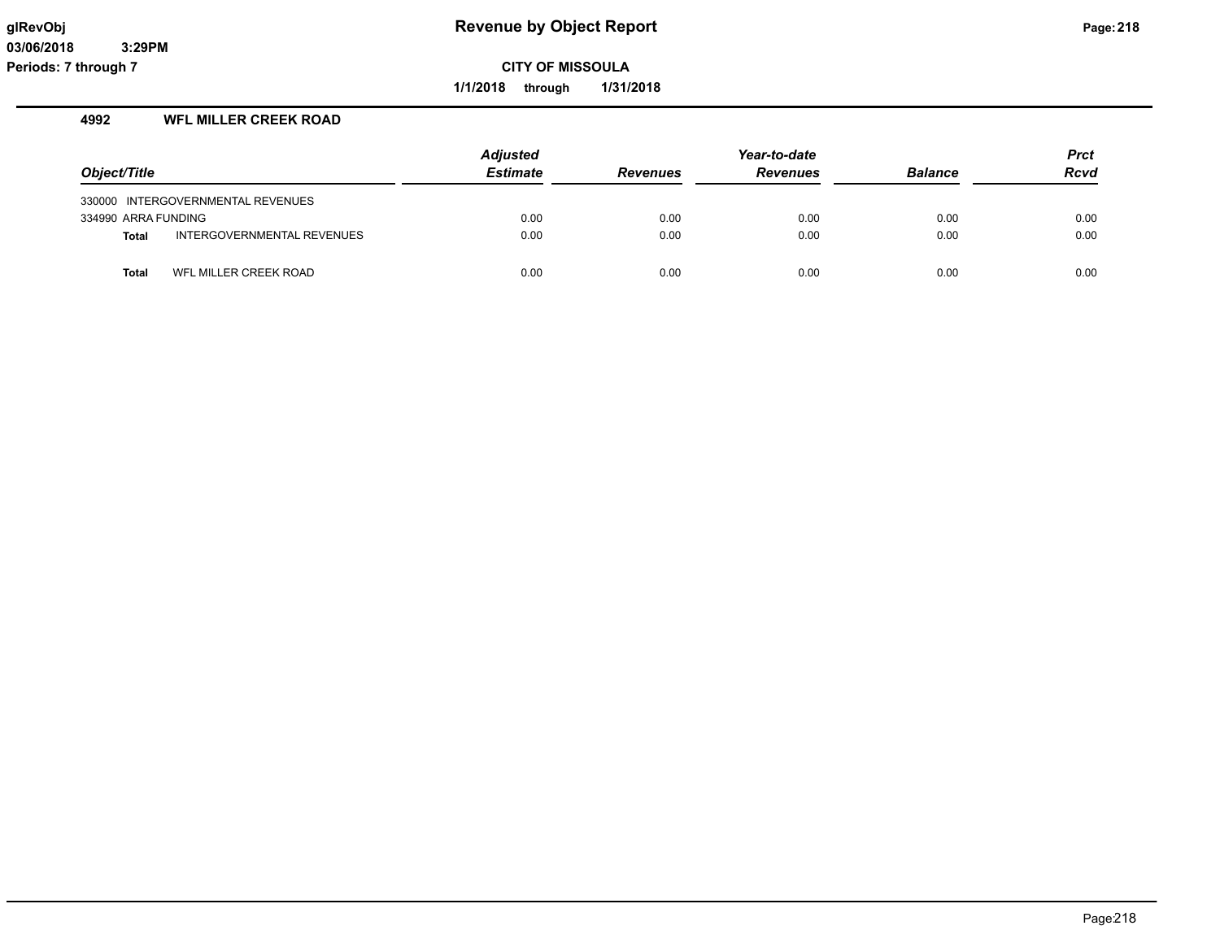# Revenue by Object Report

**CITY OF MISSOULA**

**1/1/2018 through 1/31/2018**

glRevObj
03/06/2018 3:29PM
Periods: 7 through 7

## 4992 WFL MILLER CREEK ROAD

| Object/Title | | Adjusted Estimate | Revenues | Year-to-date Revenues | Balance | Prct Rcvd |
|---|---|---|---|---|---|---|
| 330000 | INTERGOVERNMENTAL REVENUES | | | | | |
| 334990 ARRA FUNDING | | 0.00 | 0.00 | 0.00 | 0.00 | 0.00 |
| **Total** | INTERGOVERNMENTAL REVENUES | 0.00 | 0.00 | 0.00 | 0.00 | 0.00 |
| **Total** | WFL MILLER CREEK ROAD | 0.00 | 0.00 | 0.00 | 0.00 | 0.00 |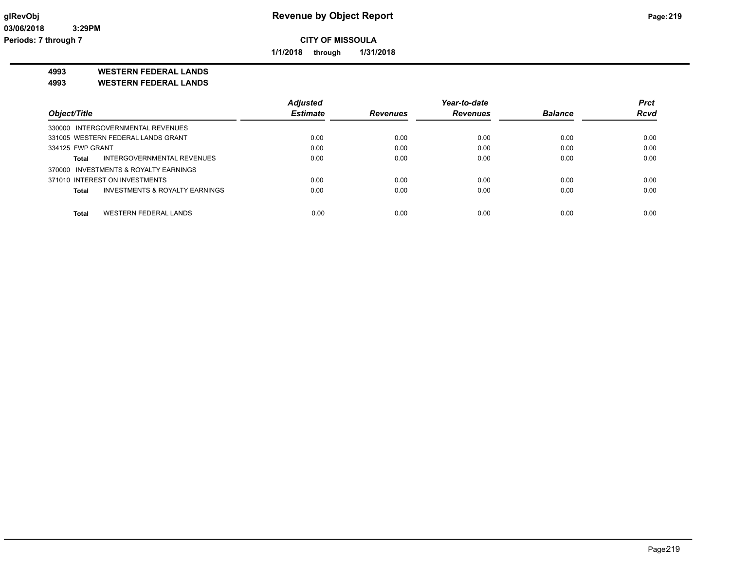# Revenue by Object Report

**CITY OF MISSOULA**

**1/1/2018 through 1/31/2018**

glRevObj
03/06/2018 3:29PM
Periods: 7 through 7

## 4993 WESTERN FEDERAL LANDS
## 4993 WESTERN FEDERAL LANDS

| Object/Title | | Adjusted Estimate | Revenues | Year-to-date Revenues | Balance | Prct Rcvd |
|---|---|---|---|---|---|---|
| 330000 INTERGOVERNMENTAL REVENUES | | | | | | |
| 331005 WESTERN FEDERAL LANDS GRANT | | 0.00 | 0.00 | 0.00 | 0.00 | 0.00 |
| 334125 FWP GRANT | | 0.00 | 0.00 | 0.00 | 0.00 | 0.00 |
| Total | INTERGOVERNMENTAL REVENUES | 0.00 | 0.00 | 0.00 | 0.00 | 0.00 |
| 370000 INVESTMENTS & ROYALTY EARNINGS | | | | | | |
| 371010 INTEREST ON INVESTMENTS | | 0.00 | 0.00 | 0.00 | 0.00 | 0.00 |
| Total | INVESTMENTS & ROYALTY EARNINGS | 0.00 | 0.00 | 0.00 | 0.00 | 0.00 |
| Total | WESTERN FEDERAL LANDS | 0.00 | 0.00 | 0.00 | 0.00 | 0.00 |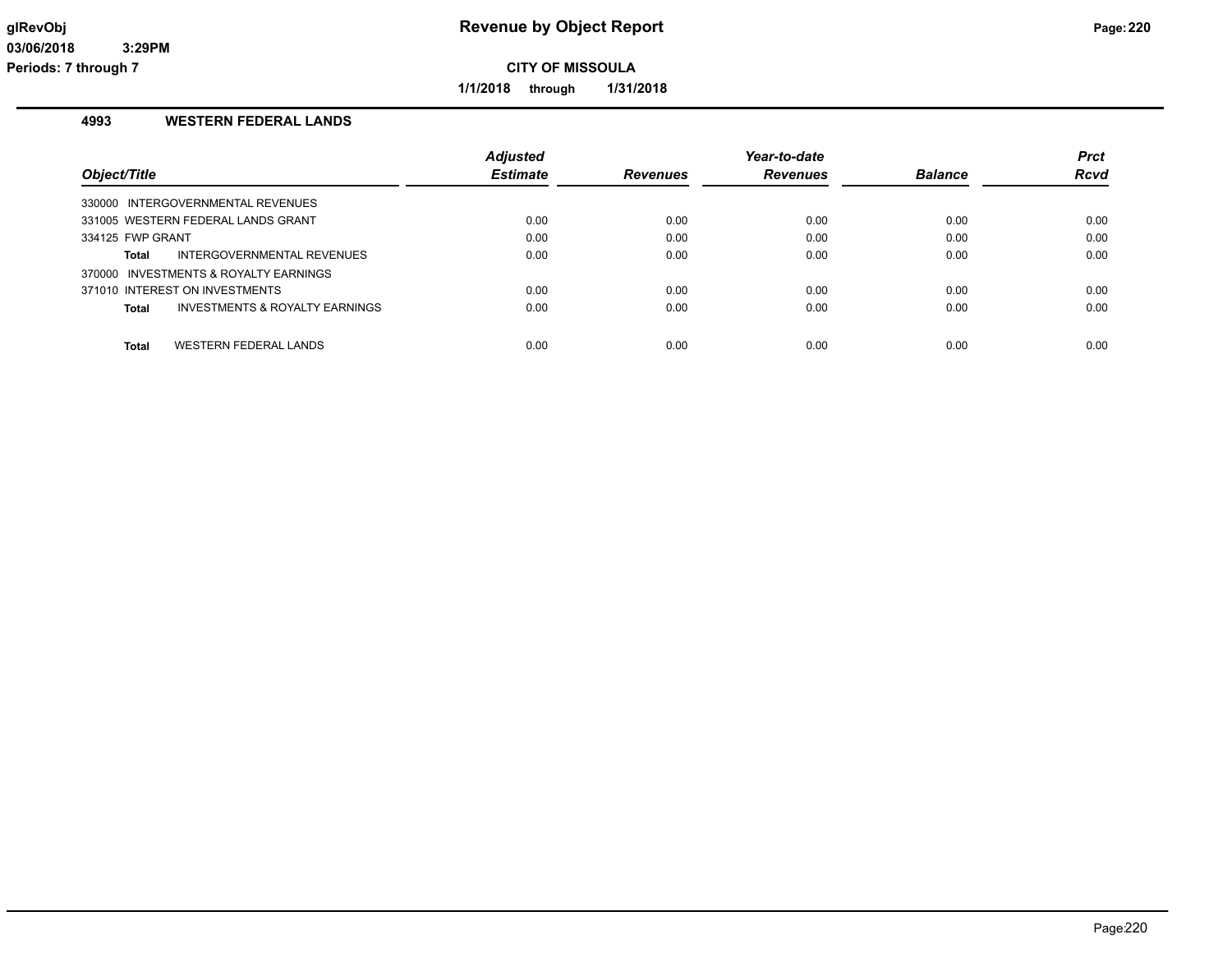# Revenue by Object Report

**CITY OF MISSOULA**

**1/1/2018 through 1/31/2018**

## 4993 WESTERN FEDERAL LANDS

| Object/Title | | Adjusted Estimate | Revenues | Year-to-date Revenues | Balance | Prct Rcvd |
|---|---|---|---|---|---|---|
| 330000 INTERGOVERNMENTAL REVENUES | | | | | | |
| 331005 WESTERN FEDERAL LANDS GRANT | | 0.00 | 0.00 | 0.00 | 0.00 | 0.00 |
| 334125 FWP GRANT | | 0.00 | 0.00 | 0.00 | 0.00 | 0.00 |
| **Total** | INTERGOVERNMENTAL REVENUES | 0.00 | 0.00 | 0.00 | 0.00 | 0.00 |
| 370000 INVESTMENTS & ROYALTY EARNINGS | | | | | | |
| 371010 INTEREST ON INVESTMENTS | | 0.00 | 0.00 | 0.00 | 0.00 | 0.00 |
| **Total** | INVESTMENTS & ROYALTY EARNINGS | 0.00 | 0.00 | 0.00 | 0.00 | 0.00 |
| **Total** | WESTERN FEDERAL LANDS | 0.00 | 0.00 | 0.00 | 0.00 | 0.00 |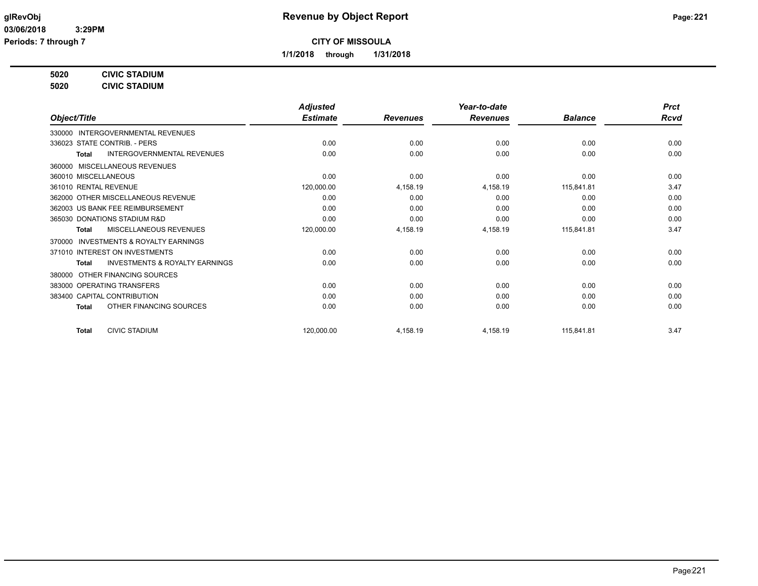# Revenue by Object Report

glRevObj
03/06/2018 3:29PM
Periods: 7 through 7

**CITY OF MISSOULA**

**1/1/2018 through 1/31/2018**

**5020 CIVIC STADIUM**
**5020 CIVIC STADIUM**

| Object/Title | Adjusted Estimate | Revenues | Year-to-date Revenues | Balance | Prct Rcvd |
|---|---|---|---|---|---|
| 330000 INTERGOVERNMENTAL REVENUES | | | | | |
| 336023 STATE CONTRIB. - PERS | 0.00 | 0.00 | 0.00 | 0.00 | 0.00 |
| **Total** INTERGOVERNMENTAL REVENUES | 0.00 | 0.00 | 0.00 | 0.00 | 0.00 |
| 360000 MISCELLANEOUS REVENUES | | | | | |
| 360010 MISCELLANEOUS | 0.00 | 0.00 | 0.00 | 0.00 | 0.00 |
| 361010 RENTAL REVENUE | 120,000.00 | 4,158.19 | 4,158.19 | 115,841.81 | 3.47 |
| 362000 OTHER MISCELLANEOUS REVENUE | 0.00 | 0.00 | 0.00 | 0.00 | 0.00 |
| 362003 US BANK FEE REIMBURSEMENT | 0.00 | 0.00 | 0.00 | 0.00 | 0.00 |
| 365030 DONATIONS STADIUM R&D | 0.00 | 0.00 | 0.00 | 0.00 | 0.00 |
| **Total** MISCELLANEOUS REVENUES | 120,000.00 | 4,158.19 | 4,158.19 | 115,841.81 | 3.47 |
| 370000 INVESTMENTS & ROYALTY EARNINGS | | | | | |
| 371010 INTEREST ON INVESTMENTS | 0.00 | 0.00 | 0.00 | 0.00 | 0.00 |
| **Total** INVESTMENTS & ROYALTY EARNINGS | 0.00 | 0.00 | 0.00 | 0.00 | 0.00 |
| 380000 OTHER FINANCING SOURCES | | | | | |
| 383000 OPERATING TRANSFERS | 0.00 | 0.00 | 0.00 | 0.00 | 0.00 |
| 383400 CAPITAL CONTRIBUTION | 0.00 | 0.00 | 0.00 | 0.00 | 0.00 |
| **Total** OTHER FINANCING SOURCES | 0.00 | 0.00 | 0.00 | 0.00 | 0.00 |
| **Total** CIVIC STADIUM | 120,000.00 | 4,158.19 | 4,158.19 | 115,841.81 | 3.47 |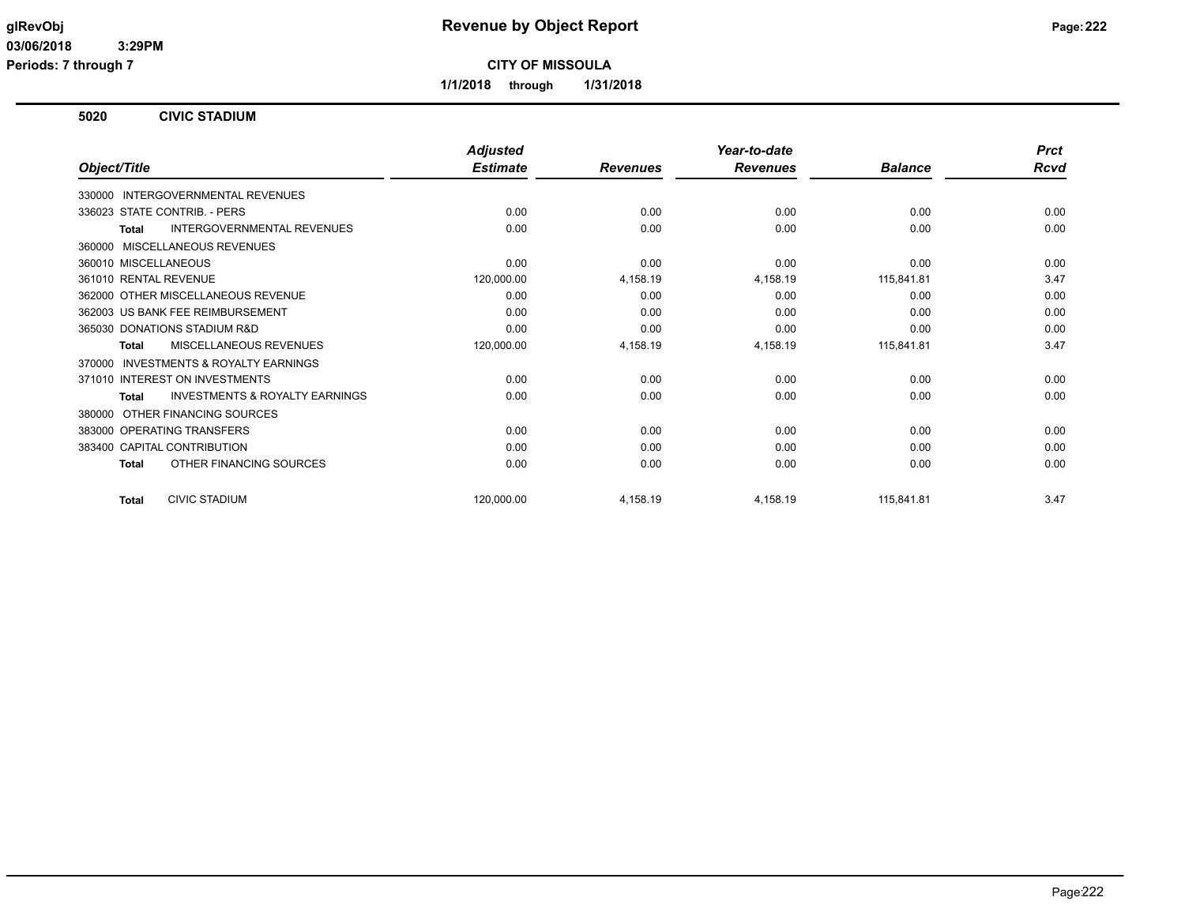# Revenue by Object Report

glRevObj
03/06/2018 3:29PM
Periods: 7 through 7

**CITY OF MISSOULA**

**1/1/2018 through 1/31/2018**

## 5020 CIVIC STADIUM

| Object/Title | | Adjusted Estimate | Revenues | Year-to-date Revenues | Balance | Prct Rcvd |
|---|---|---|---|---|---|---|
| 330000 INTERGOVERNMENTAL REVENUES | | | | | | |
| 336023 STATE CONTRIB. - PERS | | 0.00 | 0.00 | 0.00 | 0.00 | 0.00 |
| **Total** | INTERGOVERNMENTAL REVENUES | 0.00 | 0.00 | 0.00 | 0.00 | 0.00 |
| 360000 MISCELLANEOUS REVENUES | | | | | | |
| 360010 MISCELLANEOUS | | 0.00 | 0.00 | 0.00 | 0.00 | 0.00 |
| 361010 RENTAL REVENUE | | 120,000.00 | 4,158.19 | 4,158.19 | 115,841.81 | 3.47 |
| 362000 OTHER MISCELLANEOUS REVENUE | | 0.00 | 0.00 | 0.00 | 0.00 | 0.00 |
| 362003 US BANK FEE REIMBURSEMENT | | 0.00 | 0.00 | 0.00 | 0.00 | 0.00 |
| 365030 DONATIONS STADIUM R&D | | 0.00 | 0.00 | 0.00 | 0.00 | 0.00 |
| **Total** | MISCELLANEOUS REVENUES | 120,000.00 | 4,158.19 | 4,158.19 | 115,841.81 | 3.47 |
| 370000 INVESTMENTS & ROYALTY EARNINGS | | | | | | |
| 371010 INTEREST ON INVESTMENTS | | 0.00 | 0.00 | 0.00 | 0.00 | 0.00 |
| **Total** | INVESTMENTS & ROYALTY EARNINGS | 0.00 | 0.00 | 0.00 | 0.00 | 0.00 |
| 380000 OTHER FINANCING SOURCES | | | | | | |
| 383000 OPERATING TRANSFERS | | 0.00 | 0.00 | 0.00 | 0.00 | 0.00 |
| 383400 CAPITAL CONTRIBUTION | | 0.00 | 0.00 | 0.00 | 0.00 | 0.00 |
| **Total** | OTHER FINANCING SOURCES | 0.00 | 0.00 | 0.00 | 0.00 | 0.00 |
| **Total** | CIVIC STADIUM | 120,000.00 | 4,158.19 | 4,158.19 | 115,841.81 | 3.47 |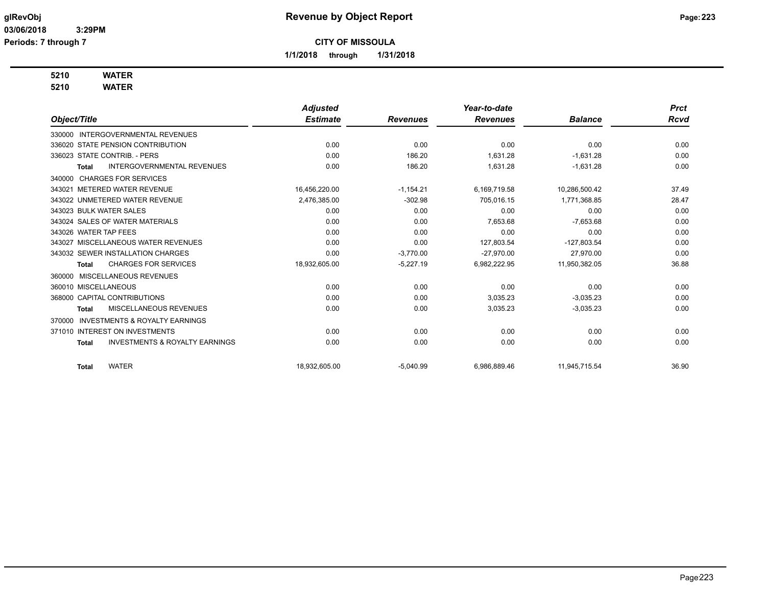**Revenue by Object Report**

**CITY OF MISSOULA**

**1/1/2018 through 1/31/2018**

glRevObj
03/06/2018 3:29PM
Periods: 7 through 7

**5210 WATER**
**5210 WATER**

| Object/Title | Adjusted Estimate | Revenues | Year-to-date Revenues | Balance | Prct Rcvd |
|---|---|---|---|---|---|
| 330000 INTERGOVERNMENTAL REVENUES | | | | | |
| 336020 STATE PENSION CONTRIBUTION | 0.00 | 0.00 | 0.00 | 0.00 | 0.00 |
| 336023 STATE CONTRIB. - PERS | 0.00 | 186.20 | 1,631.28 | -1,631.28 | 0.00 |
| **Total** INTERGOVERNMENTAL REVENUES | 0.00 | 186.20 | 1,631.28 | -1,631.28 | 0.00 |
| 340000 CHARGES FOR SERVICES | | | | | |
| 343021 METERED WATER REVENUE | 16,456,220.00 | -1,154.21 | 6,169,719.58 | 10,286,500.42 | 37.49 |
| 343022 UNMETERED WATER REVENUE | 2,476,385.00 | -302.98 | 705,016.15 | 1,771,368.85 | 28.47 |
| 343023 BULK WATER SALES | 0.00 | 0.00 | 0.00 | 0.00 | 0.00 |
| 343024 SALES OF WATER MATERIALS | 0.00 | 0.00 | 7,653.68 | -7,653.68 | 0.00 |
| 343026 WATER TAP FEES | 0.00 | 0.00 | 0.00 | 0.00 | 0.00 |
| 343027 MISCELLANEOUS WATER REVENUES | 0.00 | 0.00 | 127,803.54 | -127,803.54 | 0.00 |
| 343032 SEWER INSTALLATION CHARGES | 0.00 | -3,770.00 | -27,970.00 | 27,970.00 | 0.00 |
| **Total** CHARGES FOR SERVICES | 18,932,605.00 | -5,227.19 | 6,982,222.95 | 11,950,382.05 | 36.88 |
| 360000 MISCELLANEOUS REVENUES | | | | | |
| 360010 MISCELLANEOUS | 0.00 | 0.00 | 0.00 | 0.00 | 0.00 |
| 368000 CAPITAL CONTRIBUTIONS | 0.00 | 0.00 | 3,035.23 | -3,035.23 | 0.00 |
| **Total** MISCELLANEOUS REVENUES | 0.00 | 0.00 | 3,035.23 | -3,035.23 | 0.00 |
| 370000 INVESTMENTS & ROYALTY EARNINGS | | | | | |
| 371010 INTEREST ON INVESTMENTS | 0.00 | 0.00 | 0.00 | 0.00 | 0.00 |
| **Total** INVESTMENTS & ROYALTY EARNINGS | 0.00 | 0.00 | 0.00 | 0.00 | 0.00 |
| **Total** WATER | 18,932,605.00 | -5,040.99 | 6,986,889.46 | 11,945,715.54 | 36.90 |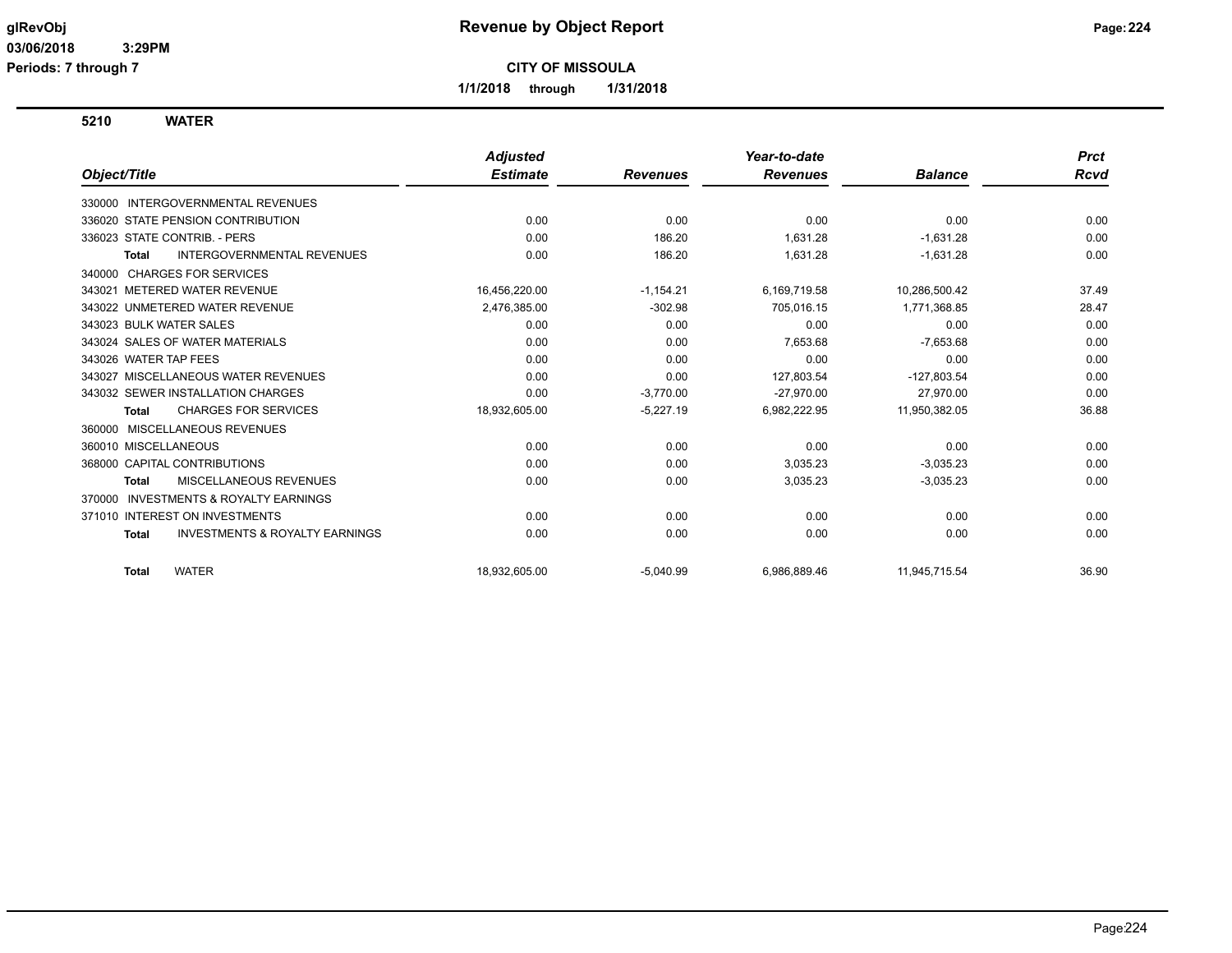**Revenue by Object Report**

**CITY OF MISSOULA**

**1/1/2018 through 1/31/2018**

glRevObj
03/06/2018 3:29PM
Periods: 7 through 7

## 5210 WATER

| Object/Title | Adjusted Estimate | Revenues | Year-to-date Revenues | Balance | Prct Rcvd |
|---|---|---|---|---|---|
| 330000 INTERGOVERNMENTAL REVENUES | | | | | |
| 336020 STATE PENSION CONTRIBUTION | 0.00 | 0.00 | 0.00 | 0.00 | 0.00 |
| 336023 STATE CONTRIB. - PERS | 0.00 | 186.20 | 1,631.28 | -1,631.28 | 0.00 |
| **Total** INTERGOVERNMENTAL REVENUES | 0.00 | 186.20 | 1,631.28 | -1,631.28 | 0.00 |
| 340000 CHARGES FOR SERVICES | | | | | |
| 343021 METERED WATER REVENUE | 16,456,220.00 | -1,154.21 | 6,169,719.58 | 10,286,500.42 | 37.49 |
| 343022 UNMETERED WATER REVENUE | 2,476,385.00 | -302.98 | 705,016.15 | 1,771,368.85 | 28.47 |
| 343023 BULK WATER SALES | 0.00 | 0.00 | 0.00 | 0.00 | 0.00 |
| 343024 SALES OF WATER MATERIALS | 0.00 | 0.00 | 7,653.68 | -7,653.68 | 0.00 |
| 343026 WATER TAP FEES | 0.00 | 0.00 | 0.00 | 0.00 | 0.00 |
| 343027 MISCELLANEOUS WATER REVENUES | 0.00 | 0.00 | 127,803.54 | -127,803.54 | 0.00 |
| 343032 SEWER INSTALLATION CHARGES | 0.00 | -3,770.00 | -27,970.00 | 27,970.00 | 0.00 |
| **Total** CHARGES FOR SERVICES | 18,932,605.00 | -5,227.19 | 6,982,222.95 | 11,950,382.05 | 36.88 |
| 360000 MISCELLANEOUS REVENUES | | | | | |
| 360010 MISCELLANEOUS | 0.00 | 0.00 | 0.00 | 0.00 | 0.00 |
| 368000 CAPITAL CONTRIBUTIONS | 0.00 | 0.00 | 3,035.23 | -3,035.23 | 0.00 |
| **Total** MISCELLANEOUS REVENUES | 0.00 | 0.00 | 3,035.23 | -3,035.23 | 0.00 |
| 370000 INVESTMENTS & ROYALTY EARNINGS | | | | | |
| 371010 INTEREST ON INVESTMENTS | 0.00 | 0.00 | 0.00 | 0.00 | 0.00 |
| **Total** INVESTMENTS & ROYALTY EARNINGS | 0.00 | 0.00 | 0.00 | 0.00 | 0.00 |
| **Total** WATER | 18,932,605.00 | -5,040.99 | 6,986,889.46 | 11,945,715.54 | 36.90 |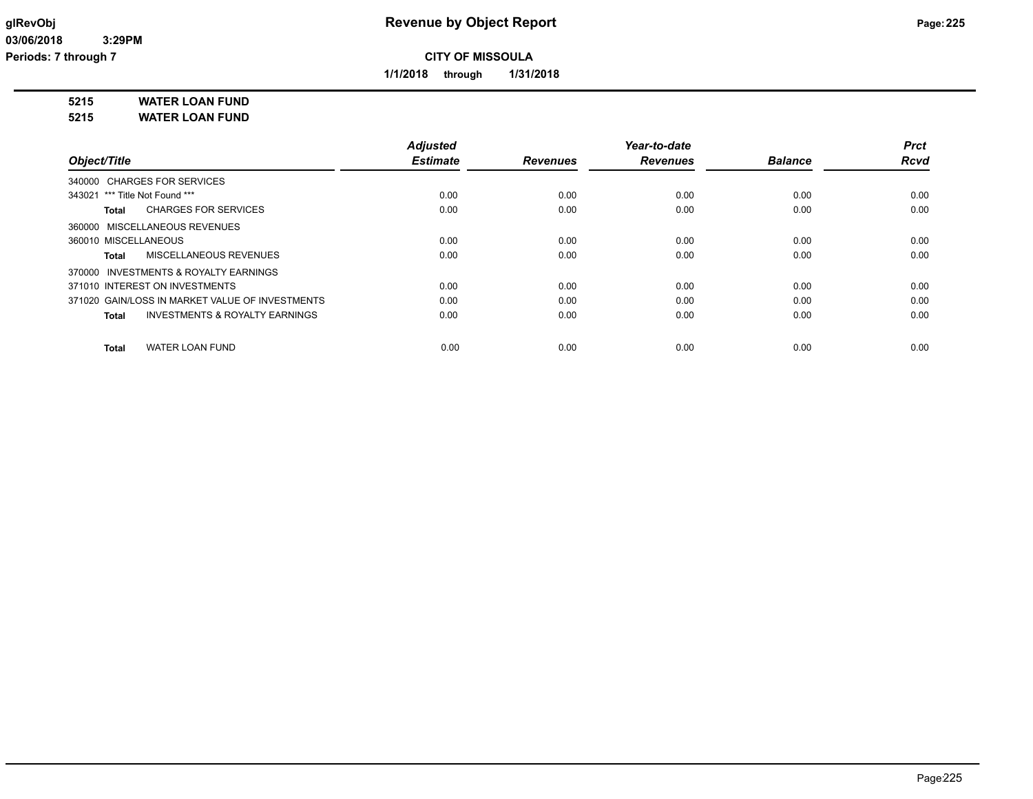# Revenue by Object Report

**CITY OF MISSOULA**

**1/1/2018 through 1/31/2018**

glRevObj
03/06/2018 3:29PM
Periods: 7 through 7

## 5215 WATER LOAN FUND
## 5215 WATER LOAN FUND

| Object/Title | Adjusted Estimate | Revenues | Year-to-date Revenues | Balance | Prct Rcvd |
|---|---|---|---|---|---|
| 340000 CHARGES FOR SERVICES | | | | | |
| 343021 *** Title Not Found *** | 0.00 | 0.00 | 0.00 | 0.00 | 0.00 |
| **Total** CHARGES FOR SERVICES | 0.00 | 0.00 | 0.00 | 0.00 | 0.00 |
| 360000 MISCELLANEOUS REVENUES | | | | | |
| 360010 MISCELLANEOUS | 0.00 | 0.00 | 0.00 | 0.00 | 0.00 |
| **Total** MISCELLANEOUS REVENUES | 0.00 | 0.00 | 0.00 | 0.00 | 0.00 |
| 370000 INVESTMENTS & ROYALTY EARNINGS | | | | | |
| 371010 INTEREST ON INVESTMENTS | 0.00 | 0.00 | 0.00 | 0.00 | 0.00 |
| 371020 GAIN/LOSS IN MARKET VALUE OF INVESTMENTS | 0.00 | 0.00 | 0.00 | 0.00 | 0.00 |
| **Total** INVESTMENTS & ROYALTY EARNINGS | 0.00 | 0.00 | 0.00 | 0.00 | 0.00 |
| **Total** WATER LOAN FUND | 0.00 | 0.00 | 0.00 | 0.00 | 0.00 |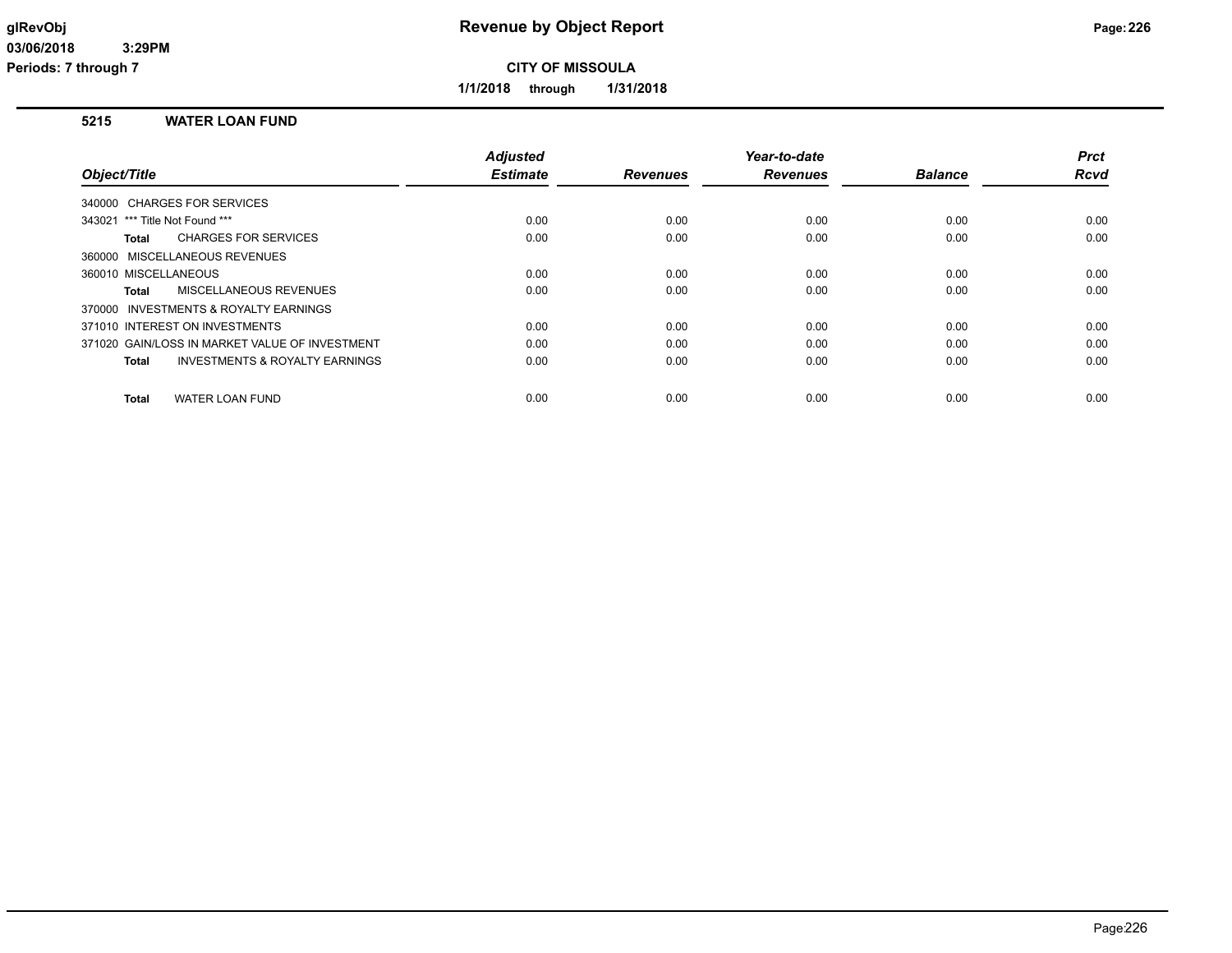# Revenue by Object Report

**CITY OF MISSOULA**

**1/1/2018 through 1/31/2018**

## 5215 WATER LOAN FUND

| Object/Title | Adjusted Estimate | Revenues | Year-to-date Revenues | Balance | Prct Rcvd |
|---|---|---|---|---|---|
| 340000 CHARGES FOR SERVICES | | | | | |
| 343021 *** Title Not Found *** | 0.00 | 0.00 | 0.00 | 0.00 | 0.00 |
| **Total** CHARGES FOR SERVICES | 0.00 | 0.00 | 0.00 | 0.00 | 0.00 |
| 360000 MISCELLANEOUS REVENUES | | | | | |
| 360010 MISCELLANEOUS | 0.00 | 0.00 | 0.00 | 0.00 | 0.00 |
| **Total** MISCELLANEOUS REVENUES | 0.00 | 0.00 | 0.00 | 0.00 | 0.00 |
| 370000 INVESTMENTS & ROYALTY EARNINGS | | | | | |
| 371010 INTEREST ON INVESTMENTS | 0.00 | 0.00 | 0.00 | 0.00 | 0.00 |
| 371020 GAIN/LOSS IN MARKET VALUE OF INVESTMENT | 0.00 | 0.00 | 0.00 | 0.00 | 0.00 |
| **Total** INVESTMENTS & ROYALTY EARNINGS | 0.00 | 0.00 | 0.00 | 0.00 | 0.00 |
| **Total** WATER LOAN FUND | 0.00 | 0.00 | 0.00 | 0.00 | 0.00 |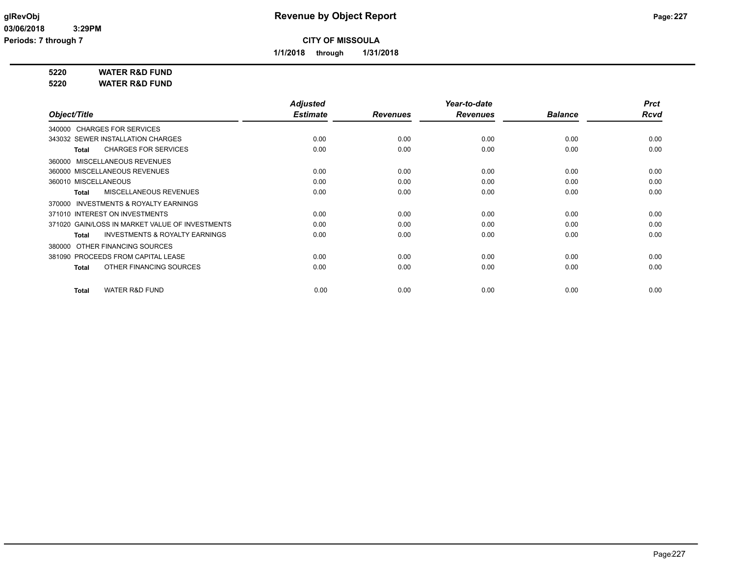**Revenue by Object Report**

**CITY OF MISSOULA**

**1/1/2018 through 1/31/2018**

glRevObj
03/06/2018 3:29PM
Periods: 7 through 7

**5220 WATER R&D FUND**
**5220 WATER R&D FUND**

| Object/Title | Adjusted Estimate | Revenues | Year-to-date Revenues | Balance | Prct Rcvd |
|---|---|---|---|---|---|
| 340000 CHARGES FOR SERVICES | | | | | |
| 343032 SEWER INSTALLATION CHARGES | 0.00 | 0.00 | 0.00 | 0.00 | 0.00 |
| **Total** CHARGES FOR SERVICES | 0.00 | 0.00 | 0.00 | 0.00 | 0.00 |
| 360000 MISCELLANEOUS REVENUES | | | | | |
| 360000 MISCELLANEOUS REVENUES | 0.00 | 0.00 | 0.00 | 0.00 | 0.00 |
| 360010 MISCELLANEOUS | 0.00 | 0.00 | 0.00 | 0.00 | 0.00 |
| **Total** MISCELLANEOUS REVENUES | 0.00 | 0.00 | 0.00 | 0.00 | 0.00 |
| 370000 INVESTMENTS & ROYALTY EARNINGS | | | | | |
| 371010 INTEREST ON INVESTMENTS | 0.00 | 0.00 | 0.00 | 0.00 | 0.00 |
| 371020 GAIN/LOSS IN MARKET VALUE OF INVESTMENTS | 0.00 | 0.00 | 0.00 | 0.00 | 0.00 |
| **Total** INVESTMENTS & ROYALTY EARNINGS | 0.00 | 0.00 | 0.00 | 0.00 | 0.00 |
| 380000 OTHER FINANCING SOURCES | | | | | |
| 381090 PROCEEDS FROM CAPITAL LEASE | 0.00 | 0.00 | 0.00 | 0.00 | 0.00 |
| **Total** OTHER FINANCING SOURCES | 0.00 | 0.00 | 0.00 | 0.00 | 0.00 |
| **Total** WATER R&D FUND | 0.00 | 0.00 | 0.00 | 0.00 | 0.00 |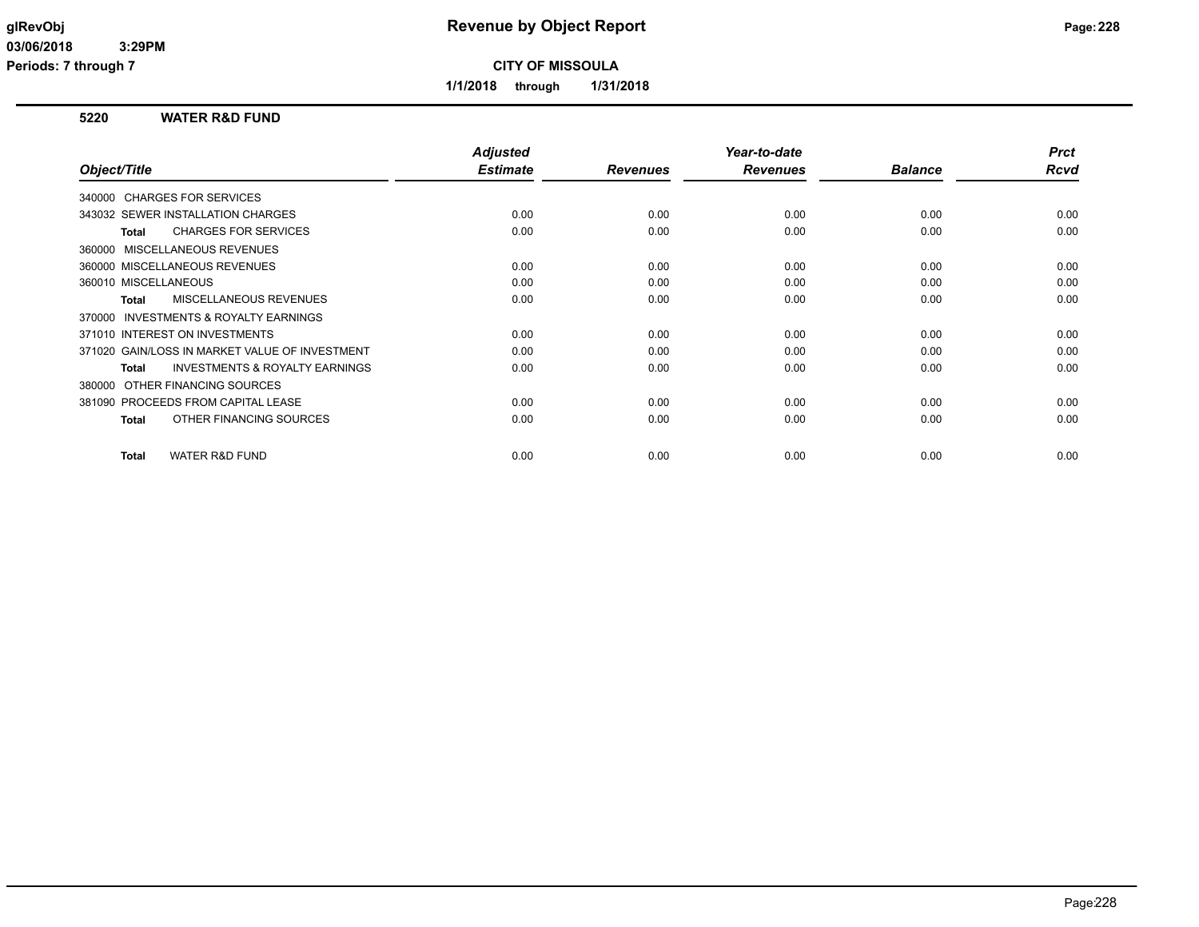# Revenue by Object Report

**CITY OF MISSOULA**

**1/1/2018 through 1/31/2018**

glRevObj
03/06/2018 3:29PM
Periods: 7 through 7

## 5220 WATER R&D FUND

| Object/Title | Adjusted Estimate | Revenues | Year-to-date Revenues | Balance | Prct Rcvd |
|---|---|---|---|---|---|
| 340000 CHARGES FOR SERVICES | | | | | |
| 343032 SEWER INSTALLATION CHARGES | 0.00 | 0.00 | 0.00 | 0.00 | 0.00 |
| **Total** CHARGES FOR SERVICES | 0.00 | 0.00 | 0.00 | 0.00 | 0.00 |
| 360000 MISCELLANEOUS REVENUES | | | | | |
| 360000 MISCELLANEOUS REVENUES | 0.00 | 0.00 | 0.00 | 0.00 | 0.00 |
| 360010 MISCELLANEOUS | 0.00 | 0.00 | 0.00 | 0.00 | 0.00 |
| **Total** MISCELLANEOUS REVENUES | 0.00 | 0.00 | 0.00 | 0.00 | 0.00 |
| 370000 INVESTMENTS & ROYALTY EARNINGS | | | | | |
| 371010 INTEREST ON INVESTMENTS | 0.00 | 0.00 | 0.00 | 0.00 | 0.00 |
| 371020 GAIN/LOSS IN MARKET VALUE OF INVESTMENT | 0.00 | 0.00 | 0.00 | 0.00 | 0.00 |
| **Total** INVESTMENTS & ROYALTY EARNINGS | 0.00 | 0.00 | 0.00 | 0.00 | 0.00 |
| 380000 OTHER FINANCING SOURCES | | | | | |
| 381090 PROCEEDS FROM CAPITAL LEASE | 0.00 | 0.00 | 0.00 | 0.00 | 0.00 |
| **Total** OTHER FINANCING SOURCES | 0.00 | 0.00 | 0.00 | 0.00 | 0.00 |
| **Total** WATER R&D FUND | 0.00 | 0.00 | 0.00 | 0.00 | 0.00 |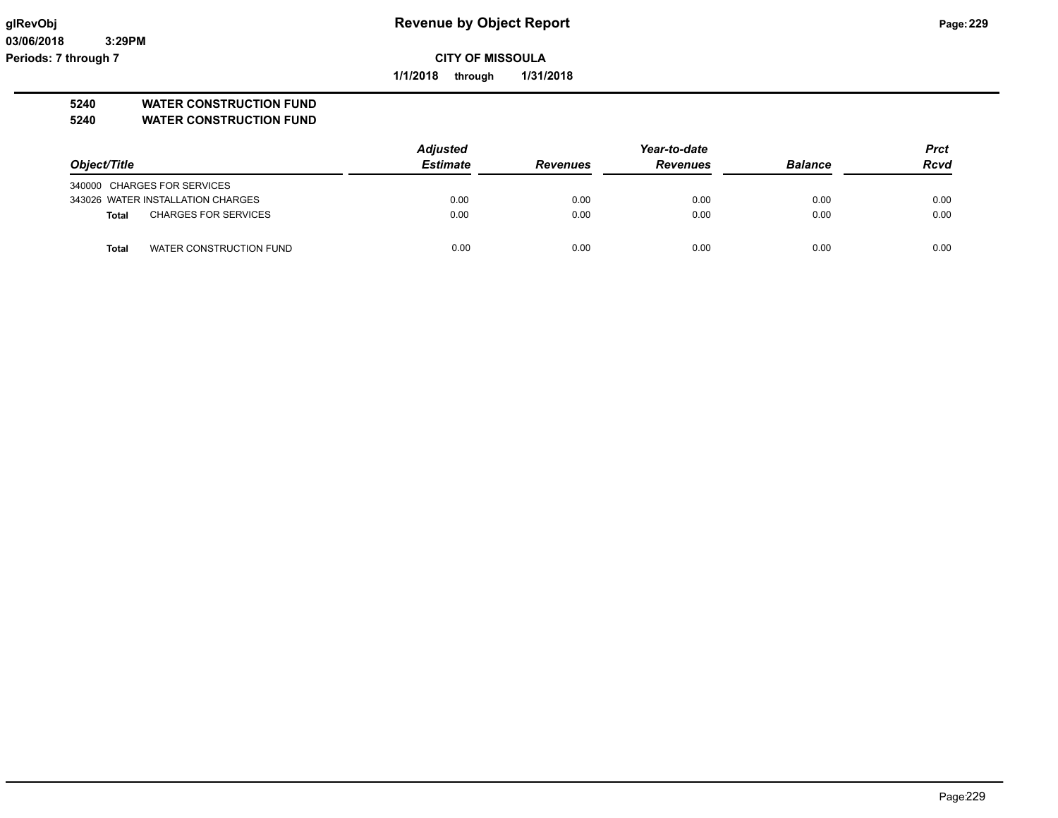**glRevObj** — **Revenue by Object Report**

**03/06/2018 3:29PM**

**Periods: 7 through 7**

**CITY OF MISSOULA**

**1/1/2018 through 1/31/2018**

**5240 WATER CONSTRUCTION FUND**

**5240 WATER CONSTRUCTION FUND**

| Object/Title | Adjusted Estimate | Revenues | Year-to-date Revenues | Balance | Prct Rcvd |
|---|---|---|---|---|---|
| 340000 CHARGES FOR SERVICES | | | | | |
| 343026 WATER INSTALLATION CHARGES | 0.00 | 0.00 | 0.00 | 0.00 | 0.00 |
| **Total** CHARGES FOR SERVICES | 0.00 | 0.00 | 0.00 | 0.00 | 0.00 |
| **Total** WATER CONSTRUCTION FUND | 0.00 | 0.00 | 0.00 | 0.00 | 0.00 |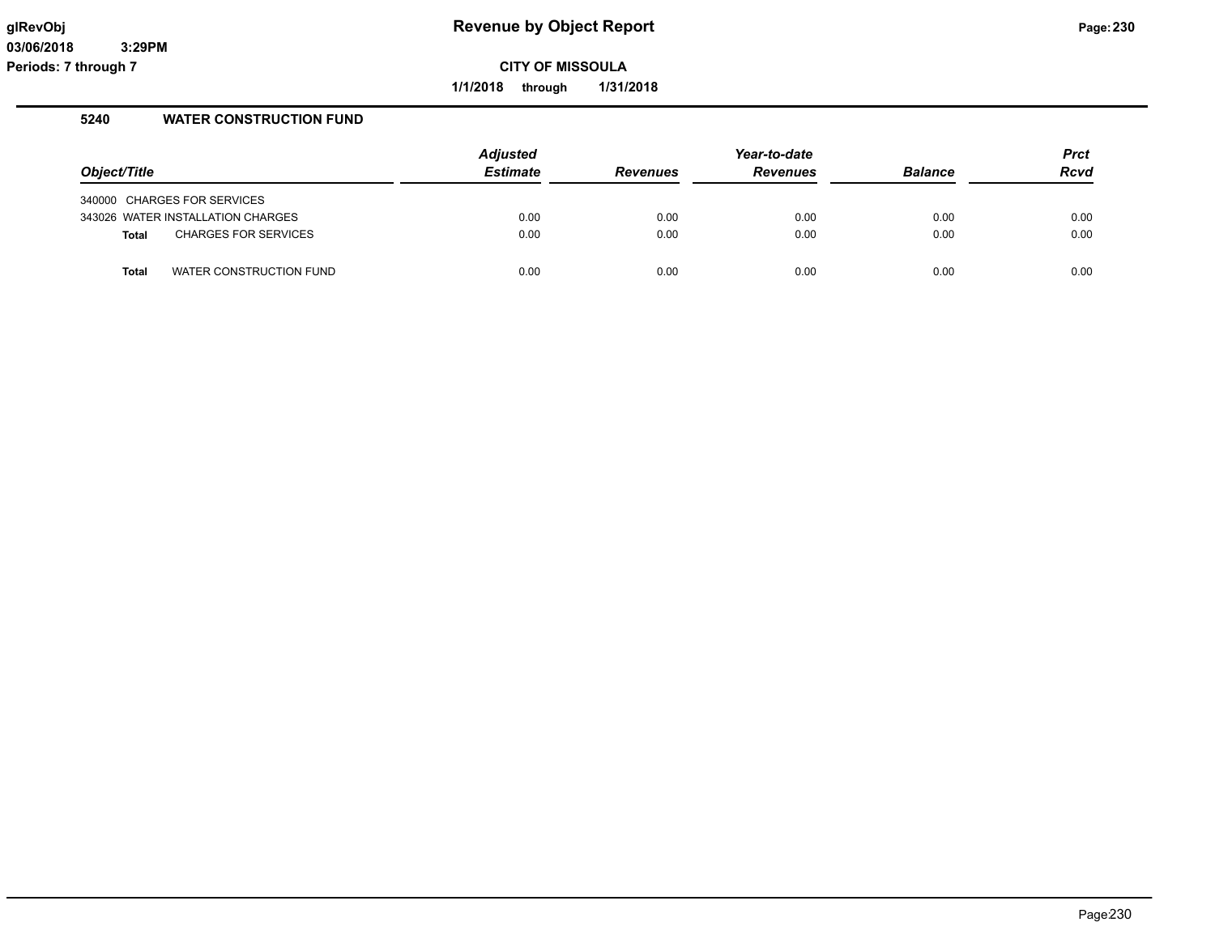# Revenue by Object Report

**CITY OF MISSOULA**

**1/1/2018 through 1/31/2018**

glRevObj
03/06/2018 3:29PM
Periods: 7 through 7

## 5240 WATER CONSTRUCTION FUND

| Object/Title | Adjusted Estimate | Revenues | Year-to-date Revenues | Balance | Prct Rcvd |
|---|---|---|---|---|---|
| 340000 CHARGES FOR SERVICES | | | | | |
| 343026 WATER INSTALLATION CHARGES | 0.00 | 0.00 | 0.00 | 0.00 | 0.00 |
| **Total** CHARGES FOR SERVICES | 0.00 | 0.00 | 0.00 | 0.00 | 0.00 |
| **Total** WATER CONSTRUCTION FUND | 0.00 | 0.00 | 0.00 | 0.00 | 0.00 |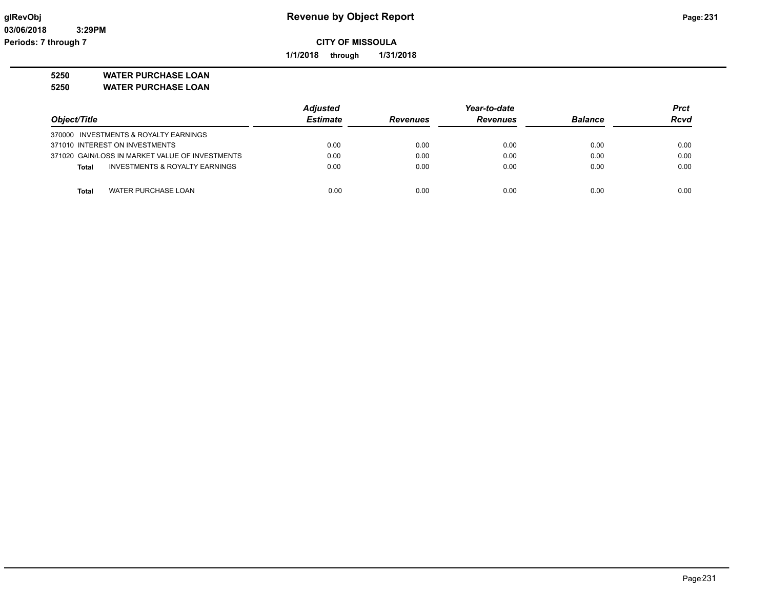# Revenue by Object Report

**CITY OF MISSOULA**

**1/1/2018 through 1/31/2018**

glRevObj
03/06/2018 3:29PM
Periods: 7 through 7

**5250 WATER PURCHASE LOAN**
**5250 WATER PURCHASE LOAN**

| Object/Title | Adjusted Estimate | Revenues | Year-to-date Revenues | Balance | Prct Rcvd |
|---|---|---|---|---|---|
| 370000 INVESTMENTS & ROYALTY EARNINGS | | | | | |
| 371010 INTEREST ON INVESTMENTS | 0.00 | 0.00 | 0.00 | 0.00 | 0.00 |
| 371020 GAIN/LOSS IN MARKET VALUE OF INVESTMENTS | 0.00 | 0.00 | 0.00 | 0.00 | 0.00 |
| **Total** INVESTMENTS & ROYALTY EARNINGS | 0.00 | 0.00 | 0.00 | 0.00 | 0.00 |
| **Total** WATER PURCHASE LOAN | 0.00 | 0.00 | 0.00 | 0.00 | 0.00 |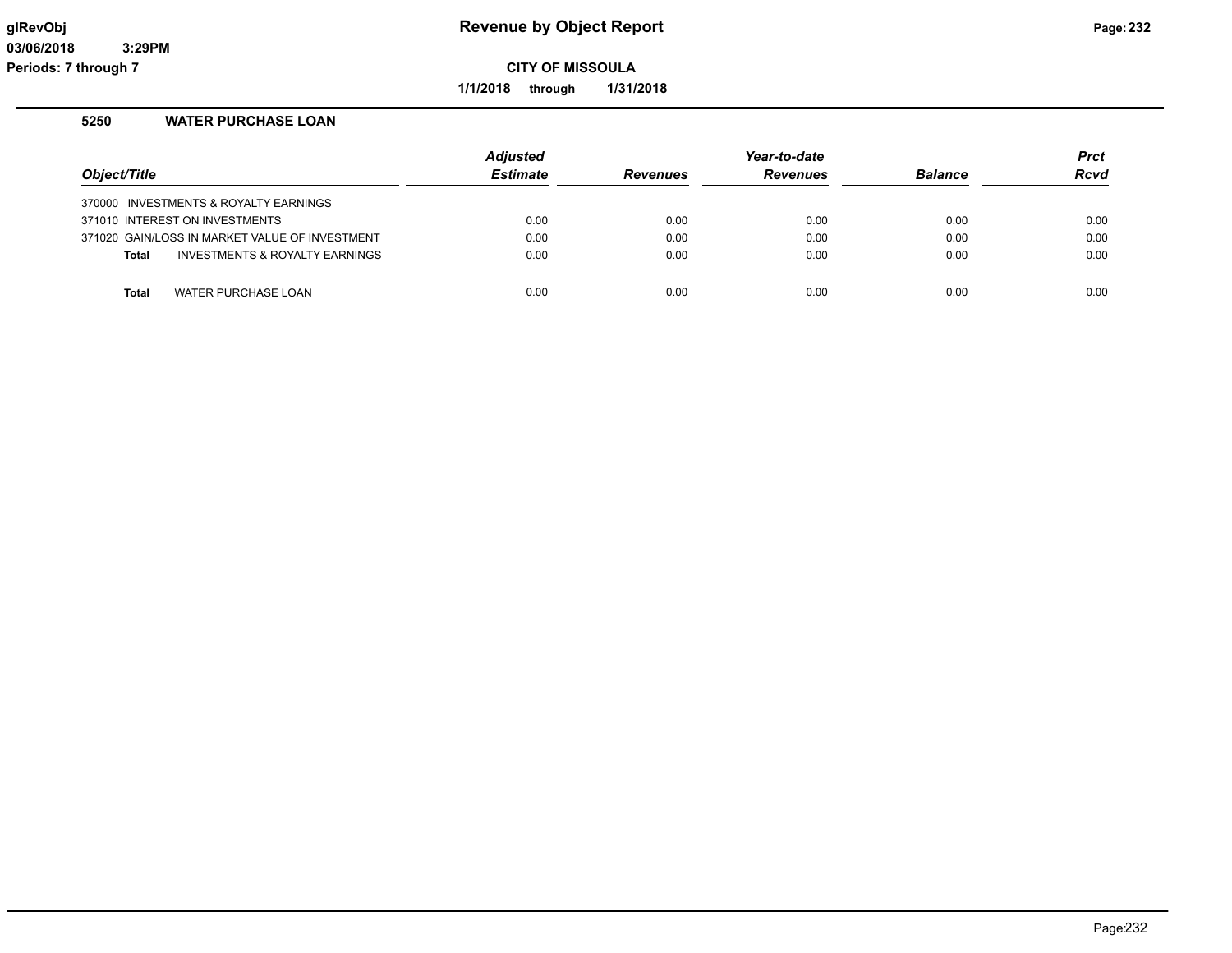# Revenue by Object Report

**CITY OF MISSOULA**

**1/1/2018 through 1/31/2018**

glRevObj
03/06/2018 3:29PM
Periods: 7 through 7

## 5250 WATER PURCHASE LOAN

| Object/Title | Adjusted Estimate | Revenues | Year-to-date Revenues | Balance | Prct Rcvd |
|---|---|---|---|---|---|
| 370000 INVESTMENTS & ROYALTY EARNINGS | | | | | |
| 371010 INTEREST ON INVESTMENTS | 0.00 | 0.00 | 0.00 | 0.00 | 0.00 |
| 371020 GAIN/LOSS IN MARKET VALUE OF INVESTMENT | 0.00 | 0.00 | 0.00 | 0.00 | 0.00 |
| **Total** INVESTMENTS & ROYALTY EARNINGS | 0.00 | 0.00 | 0.00 | 0.00 | 0.00 |
| **Total** WATER PURCHASE LOAN | 0.00 | 0.00 | 0.00 | 0.00 | 0.00 |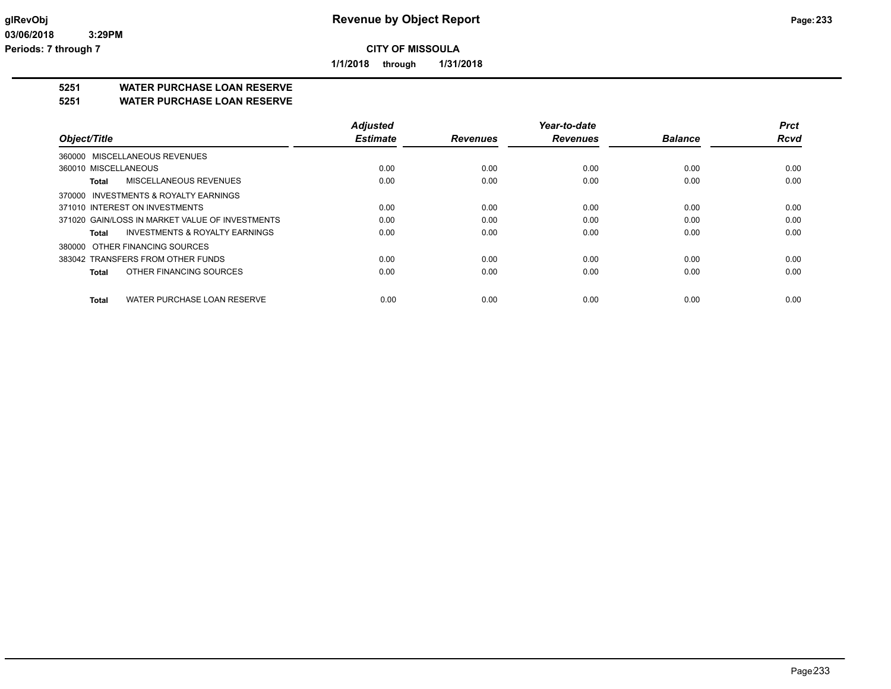**CITY OF MISSOULA**

**1/1/2018 through 1/31/2018**

## 5251 WATER PURCHASE LOAN RESERVE
## 5251 WATER PURCHASE LOAN RESERVE

| Object/Title | Adjusted Estimate | Revenues | Year-to-date Revenues | Balance | Prct Rcvd |
|---|---|---|---|---|---|
| 360000 MISCELLANEOUS REVENUES | | | | | |
| 360010 MISCELLANEOUS | 0.00 | 0.00 | 0.00 | 0.00 | 0.00 |
| **Total** MISCELLANEOUS REVENUES | 0.00 | 0.00 | 0.00 | 0.00 | 0.00 |
| 370000 INVESTMENTS & ROYALTY EARNINGS | | | | | |
| 371010 INTEREST ON INVESTMENTS | 0.00 | 0.00 | 0.00 | 0.00 | 0.00 |
| 371020 GAIN/LOSS IN MARKET VALUE OF INVESTMENTS | 0.00 | 0.00 | 0.00 | 0.00 | 0.00 |
| **Total** INVESTMENTS & ROYALTY EARNINGS | 0.00 | 0.00 | 0.00 | 0.00 | 0.00 |
| 380000 OTHER FINANCING SOURCES | | | | | |
| 383042 TRANSFERS FROM OTHER FUNDS | 0.00 | 0.00 | 0.00 | 0.00 | 0.00 |
| **Total** OTHER FINANCING SOURCES | 0.00 | 0.00 | 0.00 | 0.00 | 0.00 |
| **Total** WATER PURCHASE LOAN RESERVE | 0.00 | 0.00 | 0.00 | 0.00 | 0.00 |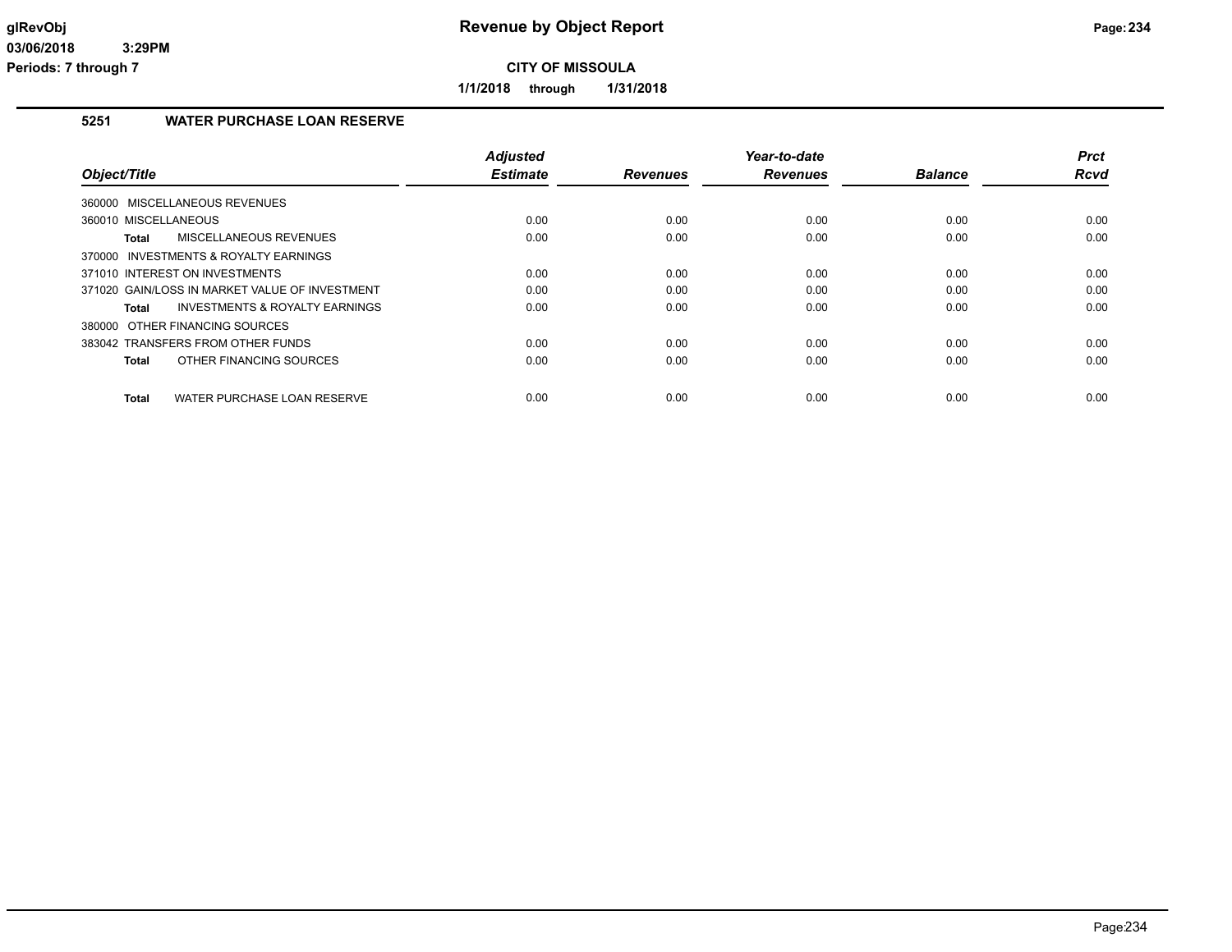# Revenue by Object Report

**CITY OF MISSOULA**

**1/1/2018 through 1/31/2018**

glRevObj
03/06/2018 3:29PM
Periods: 7 through 7

## 5251 WATER PURCHASE LOAN RESERVE

| Object/Title | Adjusted Estimate | Revenues | Year-to-date Revenues | Balance | Prct Rcvd |
|---|---|---|---|---|---|
| 360000 MISCELLANEOUS REVENUES | | | | | |
| 360010 MISCELLANEOUS | 0.00 | 0.00 | 0.00 | 0.00 | 0.00 |
| **Total** MISCELLANEOUS REVENUES | 0.00 | 0.00 | 0.00 | 0.00 | 0.00 |
| 370000 INVESTMENTS & ROYALTY EARNINGS | | | | | |
| 371010 INTEREST ON INVESTMENTS | 0.00 | 0.00 | 0.00 | 0.00 | 0.00 |
| 371020 GAIN/LOSS IN MARKET VALUE OF INVESTMENT | 0.00 | 0.00 | 0.00 | 0.00 | 0.00 |
| **Total** INVESTMENTS & ROYALTY EARNINGS | 0.00 | 0.00 | 0.00 | 0.00 | 0.00 |
| 380000 OTHER FINANCING SOURCES | | | | | |
| 383042 TRANSFERS FROM OTHER FUNDS | 0.00 | 0.00 | 0.00 | 0.00 | 0.00 |
| **Total** OTHER FINANCING SOURCES | 0.00 | 0.00 | 0.00 | 0.00 | 0.00 |
| **Total** WATER PURCHASE LOAN RESERVE | 0.00 | 0.00 | 0.00 | 0.00 | 0.00 |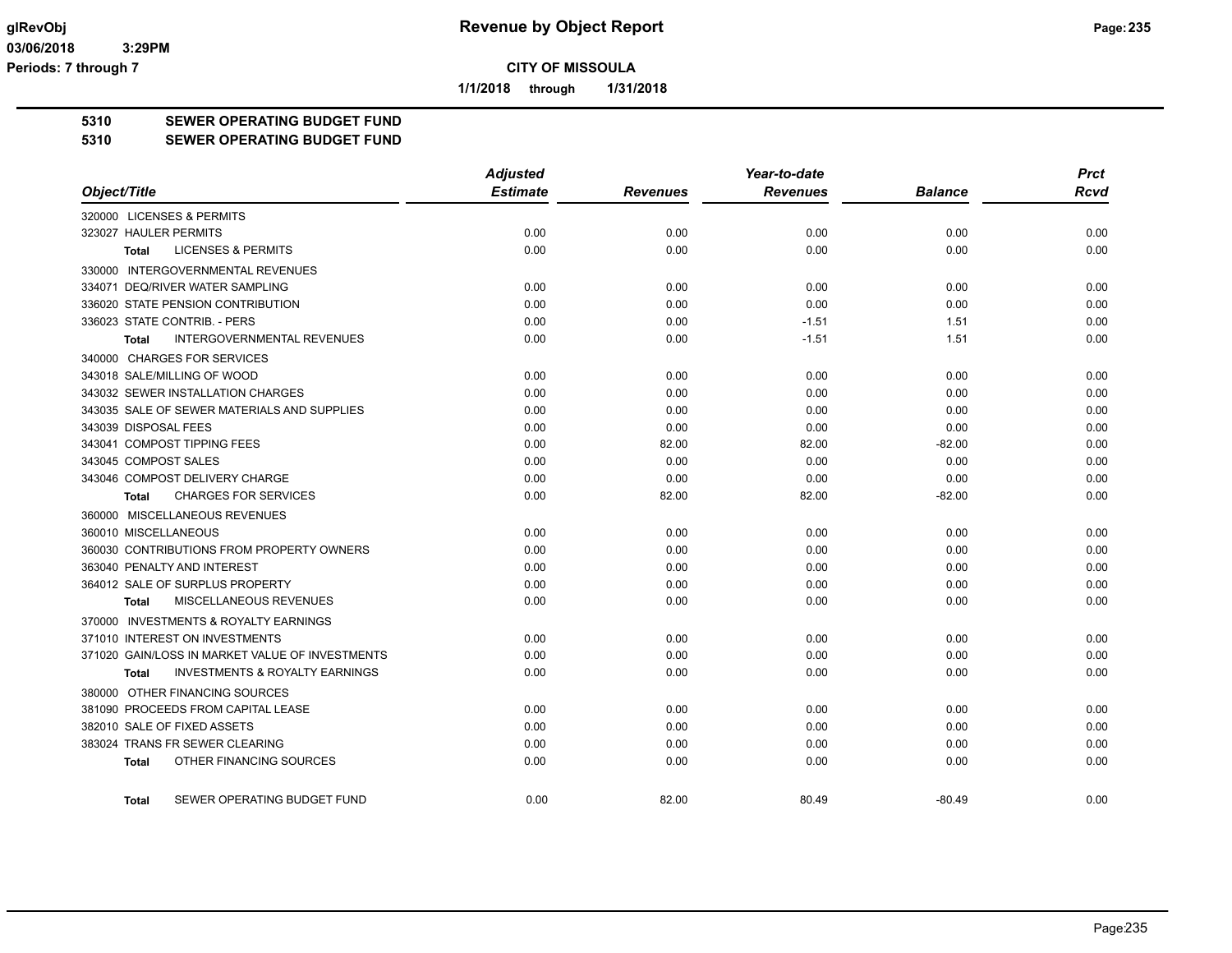**Revenue by Object Report**

**CITY OF MISSOULA**

**1/1/2018 through 1/31/2018**

glRevObj
03/06/2018 3:29PM
Periods: 7 through 7

## 5310 SEWER OPERATING BUDGET FUND
## 5310 SEWER OPERATING BUDGET FUND

| Object/Title | Adjusted Estimate | Revenues | Year-to-date Revenues | Balance | Prct Rcvd |
|---|---|---|---|---|---|
| 320000 LICENSES & PERMITS | | | | | |
| 323027 HAULER PERMITS | 0.00 | 0.00 | 0.00 | 0.00 | 0.00 |
| **Total** LICENSES & PERMITS | 0.00 | 0.00 | 0.00 | 0.00 | 0.00 |
| 330000 INTERGOVERNMENTAL REVENUES | | | | | |
| 334071 DEQ/RIVER WATER SAMPLING | 0.00 | 0.00 | 0.00 | 0.00 | 0.00 |
| 336020 STATE PENSION CONTRIBUTION | 0.00 | 0.00 | 0.00 | 0.00 | 0.00 |
| 336023 STATE CONTRIB. - PERS | 0.00 | 0.00 | -1.51 | 1.51 | 0.00 |
| **Total** INTERGOVERNMENTAL REVENUES | 0.00 | 0.00 | -1.51 | 1.51 | 0.00 |
| 340000 CHARGES FOR SERVICES | | | | | |
| 343018 SALE/MILLING OF WOOD | 0.00 | 0.00 | 0.00 | 0.00 | 0.00 |
| 343032 SEWER INSTALLATION CHARGES | 0.00 | 0.00 | 0.00 | 0.00 | 0.00 |
| 343035 SALE OF SEWER MATERIALS AND SUPPLIES | 0.00 | 0.00 | 0.00 | 0.00 | 0.00 |
| 343039 DISPOSAL FEES | 0.00 | 0.00 | 0.00 | 0.00 | 0.00 |
| 343041 COMPOST TIPPING FEES | 0.00 | 82.00 | 82.00 | -82.00 | 0.00 |
| 343045 COMPOST SALES | 0.00 | 0.00 | 0.00 | 0.00 | 0.00 |
| 343046 COMPOST DELIVERY CHARGE | 0.00 | 0.00 | 0.00 | 0.00 | 0.00 |
| **Total** CHARGES FOR SERVICES | 0.00 | 82.00 | 82.00 | -82.00 | 0.00 |
| 360000 MISCELLANEOUS REVENUES | | | | | |
| 360010 MISCELLANEOUS | 0.00 | 0.00 | 0.00 | 0.00 | 0.00 |
| 360030 CONTRIBUTIONS FROM PROPERTY OWNERS | 0.00 | 0.00 | 0.00 | 0.00 | 0.00 |
| 363040 PENALTY AND INTEREST | 0.00 | 0.00 | 0.00 | 0.00 | 0.00 |
| 364012 SALE OF SURPLUS PROPERTY | 0.00 | 0.00 | 0.00 | 0.00 | 0.00 |
| **Total** MISCELLANEOUS REVENUES | 0.00 | 0.00 | 0.00 | 0.00 | 0.00 |
| 370000 INVESTMENTS & ROYALTY EARNINGS | | | | | |
| 371010 INTEREST ON INVESTMENTS | 0.00 | 0.00 | 0.00 | 0.00 | 0.00 |
| 371020 GAIN/LOSS IN MARKET VALUE OF INVESTMENTS | 0.00 | 0.00 | 0.00 | 0.00 | 0.00 |
| **Total** INVESTMENTS & ROYALTY EARNINGS | 0.00 | 0.00 | 0.00 | 0.00 | 0.00 |
| 380000 OTHER FINANCING SOURCES | | | | | |
| 381090 PROCEEDS FROM CAPITAL LEASE | 0.00 | 0.00 | 0.00 | 0.00 | 0.00 |
| 382010 SALE OF FIXED ASSETS | 0.00 | 0.00 | 0.00 | 0.00 | 0.00 |
| 383024 TRANS FR SEWER CLEARING | 0.00 | 0.00 | 0.00 | 0.00 | 0.00 |
| **Total** OTHER FINANCING SOURCES | 0.00 | 0.00 | 0.00 | 0.00 | 0.00 |
| **Total** SEWER OPERATING BUDGET FUND | 0.00 | 82.00 | 80.49 | -80.49 | 0.00 |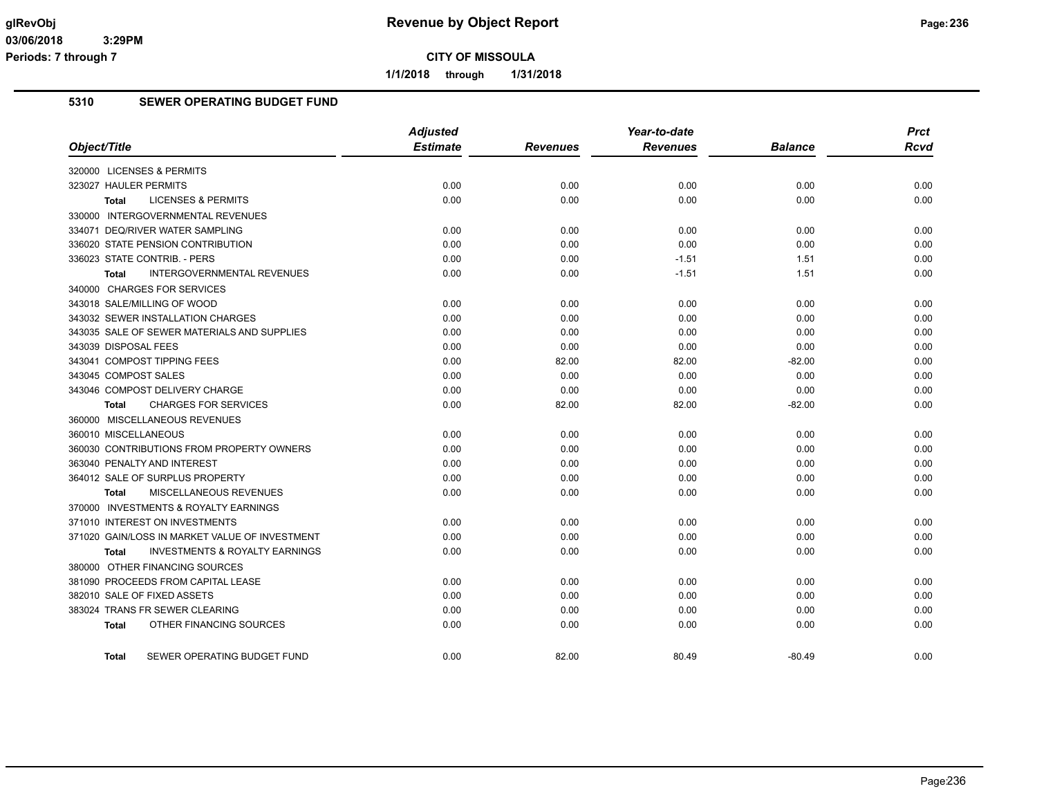# CITY OF MISSOULA

**1/1/2018 through 1/31/2018**

## 5310 SEWER OPERATING BUDGET FUND

| Object/Title | Adjusted Estimate | Revenues | Year-to-date Revenues | Balance | Prct Rcvd |
|---|---|---|---|---|---|
| 320000 LICENSES & PERMITS | | | | | |
| 323027 HAULER PERMITS | 0.00 | 0.00 | 0.00 | 0.00 | 0.00 |
| **Total** LICENSES & PERMITS | 0.00 | 0.00 | 0.00 | 0.00 | 0.00 |
| 330000 INTERGOVERNMENTAL REVENUES | | | | | |
| 334071 DEQ/RIVER WATER SAMPLING | 0.00 | 0.00 | 0.00 | 0.00 | 0.00 |
| 336020 STATE PENSION CONTRIBUTION | 0.00 | 0.00 | 0.00 | 0.00 | 0.00 |
| 336023 STATE CONTRIB. - PERS | 0.00 | 0.00 | -1.51 | 1.51 | 0.00 |
| **Total** INTERGOVERNMENTAL REVENUES | 0.00 | 0.00 | -1.51 | 1.51 | 0.00 |
| 340000 CHARGES FOR SERVICES | | | | | |
| 343018 SALE/MILLING OF WOOD | 0.00 | 0.00 | 0.00 | 0.00 | 0.00 |
| 343032 SEWER INSTALLATION CHARGES | 0.00 | 0.00 | 0.00 | 0.00 | 0.00 |
| 343035 SALE OF SEWER MATERIALS AND SUPPLIES | 0.00 | 0.00 | 0.00 | 0.00 | 0.00 |
| 343039 DISPOSAL FEES | 0.00 | 0.00 | 0.00 | 0.00 | 0.00 |
| 343041 COMPOST TIPPING FEES | 0.00 | 82.00 | 82.00 | -82.00 | 0.00 |
| 343045 COMPOST SALES | 0.00 | 0.00 | 0.00 | 0.00 | 0.00 |
| 343046 COMPOST DELIVERY CHARGE | 0.00 | 0.00 | 0.00 | 0.00 | 0.00 |
| **Total** CHARGES FOR SERVICES | 0.00 | 82.00 | 82.00 | -82.00 | 0.00 |
| 360000 MISCELLANEOUS REVENUES | | | | | |
| 360010 MISCELLANEOUS | 0.00 | 0.00 | 0.00 | 0.00 | 0.00 |
| 360030 CONTRIBUTIONS FROM PROPERTY OWNERS | 0.00 | 0.00 | 0.00 | 0.00 | 0.00 |
| 363040 PENALTY AND INTEREST | 0.00 | 0.00 | 0.00 | 0.00 | 0.00 |
| 364012 SALE OF SURPLUS PROPERTY | 0.00 | 0.00 | 0.00 | 0.00 | 0.00 |
| **Total** MISCELLANEOUS REVENUES | 0.00 | 0.00 | 0.00 | 0.00 | 0.00 |
| 370000 INVESTMENTS & ROYALTY EARNINGS | | | | | |
| 371010 INTEREST ON INVESTMENTS | 0.00 | 0.00 | 0.00 | 0.00 | 0.00 |
| 371020 GAIN/LOSS IN MARKET VALUE OF INVESTMENT | 0.00 | 0.00 | 0.00 | 0.00 | 0.00 |
| **Total** INVESTMENTS & ROYALTY EARNINGS | 0.00 | 0.00 | 0.00 | 0.00 | 0.00 |
| 380000 OTHER FINANCING SOURCES | | | | | |
| 381090 PROCEEDS FROM CAPITAL LEASE | 0.00 | 0.00 | 0.00 | 0.00 | 0.00 |
| 382010 SALE OF FIXED ASSETS | 0.00 | 0.00 | 0.00 | 0.00 | 0.00 |
| 383024 TRANS FR SEWER CLEARING | 0.00 | 0.00 | 0.00 | 0.00 | 0.00 |
| **Total** OTHER FINANCING SOURCES | 0.00 | 0.00 | 0.00 | 0.00 | 0.00 |
| **Total** SEWER OPERATING BUDGET FUND | 0.00 | 82.00 | 80.49 | -80.49 | 0.00 |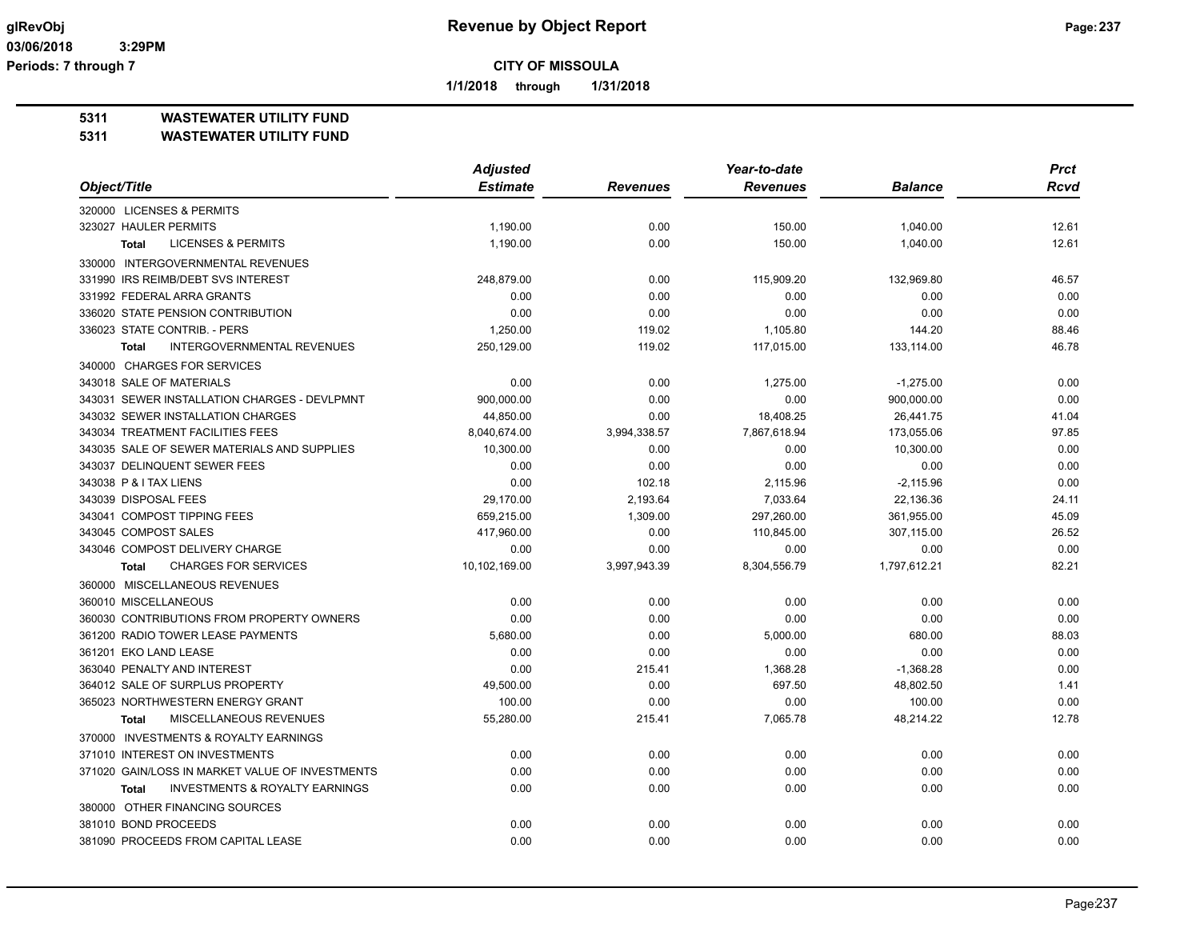**CITY OF MISSOULA**

**1/1/2018 through 1/31/2018**

**Periods: 7 through 7**

## 5311 WASTEWATER UTILITY FUND

## 5311 WASTEWATER UTILITY FUND

| Object/Title | Adjusted Estimate | Revenues | Year-to-date Revenues | Balance | Prct Rcvd |
|---|---|---|---|---|---|
| 320000 LICENSES & PERMITS | | | | | |
| 323027 HAULER PERMITS | 1,190.00 | 0.00 | 150.00 | 1,040.00 | 12.61 |
| **Total** LICENSES & PERMITS | 1,190.00 | 0.00 | 150.00 | 1,040.00 | 12.61 |
| 330000 INTERGOVERNMENTAL REVENUES | | | | | |
| 331990 IRS REIMB/DEBT SVS INTEREST | 248,879.00 | 0.00 | 115,909.20 | 132,969.80 | 46.57 |
| 331992 FEDERAL ARRA GRANTS | 0.00 | 0.00 | 0.00 | 0.00 | 0.00 |
| 336020 STATE PENSION CONTRIBUTION | 0.00 | 0.00 | 0.00 | 0.00 | 0.00 |
| 336023 STATE CONTRIB. - PERS | 1,250.00 | 119.02 | 1,105.80 | 144.20 | 88.46 |
| **Total** INTERGOVERNMENTAL REVENUES | 250,129.00 | 119.02 | 117,015.00 | 133,114.00 | 46.78 |
| 340000 CHARGES FOR SERVICES | | | | | |
| 343018 SALE OF MATERIALS | 0.00 | 0.00 | 1,275.00 | -1,275.00 | 0.00 |
| 343031 SEWER INSTALLATION CHARGES - DEVLPMNT | 900,000.00 | 0.00 | 0.00 | 900,000.00 | 0.00 |
| 343032 SEWER INSTALLATION CHARGES | 44,850.00 | 0.00 | 18,408.25 | 26,441.75 | 41.04 |
| 343034 TREATMENT FACILITIES FEES | 8,040,674.00 | 3,994,338.57 | 7,867,618.94 | 173,055.06 | 97.85 |
| 343035 SALE OF SEWER MATERIALS AND SUPPLIES | 10,300.00 | 0.00 | 0.00 | 10,300.00 | 0.00 |
| 343037 DELINQUENT SEWER FEES | 0.00 | 0.00 | 0.00 | 0.00 | 0.00 |
| 343038 P & I TAX LIENS | 0.00 | 102.18 | 2,115.96 | -2,115.96 | 0.00 |
| 343039 DISPOSAL FEES | 29,170.00 | 2,193.64 | 7,033.64 | 22,136.36 | 24.11 |
| 343041 COMPOST TIPPING FEES | 659,215.00 | 1,309.00 | 297,260.00 | 361,955.00 | 45.09 |
| 343045 COMPOST SALES | 417,960.00 | 0.00 | 110,845.00 | 307,115.00 | 26.52 |
| 343046 COMPOST DELIVERY CHARGE | 0.00 | 0.00 | 0.00 | 0.00 | 0.00 |
| **Total** CHARGES FOR SERVICES | 10,102,169.00 | 3,997,943.39 | 8,304,556.79 | 1,797,612.21 | 82.21 |
| 360000 MISCELLANEOUS REVENUES | | | | | |
| 360010 MISCELLANEOUS | 0.00 | 0.00 | 0.00 | 0.00 | 0.00 |
| 360030 CONTRIBUTIONS FROM PROPERTY OWNERS | 0.00 | 0.00 | 0.00 | 0.00 | 0.00 |
| 361200 RADIO TOWER LEASE PAYMENTS | 5,680.00 | 0.00 | 5,000.00 | 680.00 | 88.03 |
| 361201 EKO LAND LEASE | 0.00 | 0.00 | 0.00 | 0.00 | 0.00 |
| 363040 PENALTY AND INTEREST | 0.00 | 215.41 | 1,368.28 | -1,368.28 | 0.00 |
| 364012 SALE OF SURPLUS PROPERTY | 49,500.00 | 0.00 | 697.50 | 48,802.50 | 1.41 |
| 365023 NORTHWESTERN ENERGY GRANT | 100.00 | 0.00 | 0.00 | 100.00 | 0.00 |
| **Total** MISCELLANEOUS REVENUES | 55,280.00 | 215.41 | 7,065.78 | 48,214.22 | 12.78 |
| 370000 INVESTMENTS & ROYALTY EARNINGS | | | | | |
| 371010 INTEREST ON INVESTMENTS | 0.00 | 0.00 | 0.00 | 0.00 | 0.00 |
| 371020 GAIN/LOSS IN MARKET VALUE OF INVESTMENTS | 0.00 | 0.00 | 0.00 | 0.00 | 0.00 |
| **Total** INVESTMENTS & ROYALTY EARNINGS | 0.00 | 0.00 | 0.00 | 0.00 | 0.00 |
| 380000 OTHER FINANCING SOURCES | | | | | |
| 381010 BOND PROCEEDS | 0.00 | 0.00 | 0.00 | 0.00 | 0.00 |
| 381090 PROCEEDS FROM CAPITAL LEASE | 0.00 | 0.00 | 0.00 | 0.00 | 0.00 |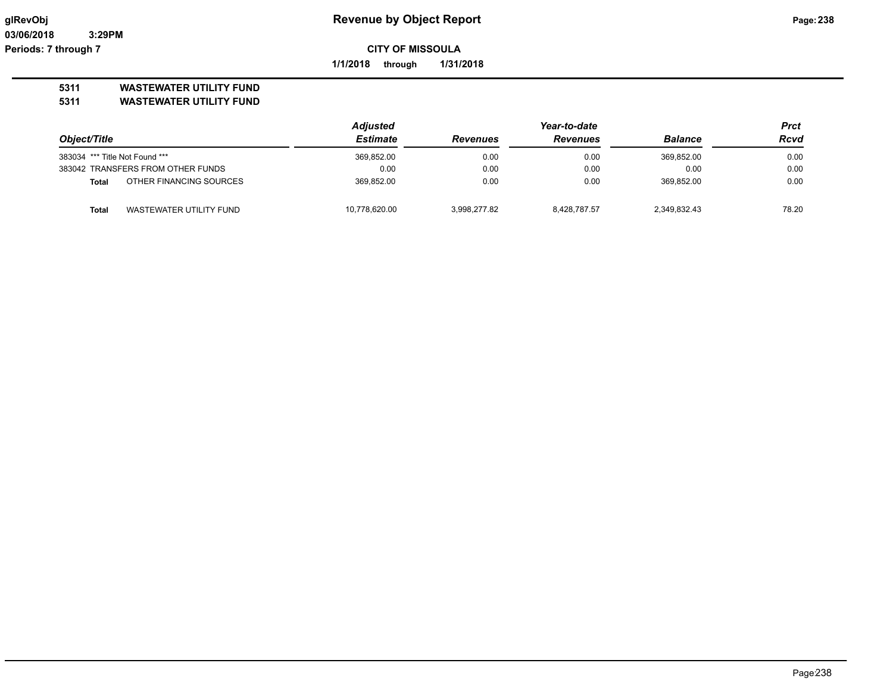**glRevObj**
**03/06/2018 3:29PM**
**Periods: 7 through 7**

# Revenue by Object Report

**CITY OF MISSOULA**

**1/1/2018 through 1/31/2018**

## 5311 WASTEWATER UTILITY FUND
## 5311 WASTEWATER UTILITY FUND

| Object/Title | | Adjusted Estimate | Revenues | Year-to-date Revenues | Balance | Prct Rcvd |
|---|---|---|---|---|---|---|
| 383034 | *** Title Not Found *** | 369,852.00 | 0.00 | 0.00 | 369,852.00 | 0.00 |
| 383042 | TRANSFERS FROM OTHER FUNDS | 0.00 | 0.00 | 0.00 | 0.00 | 0.00 |
| **Total** | OTHER FINANCING SOURCES | 369,852.00 | 0.00 | 0.00 | 369,852.00 | 0.00 |
| **Total** | WASTEWATER UTILITY FUND | 10,778,620.00 | 3,998,277.82 | 8,428,787.57 | 2,349,832.43 | 78.20 |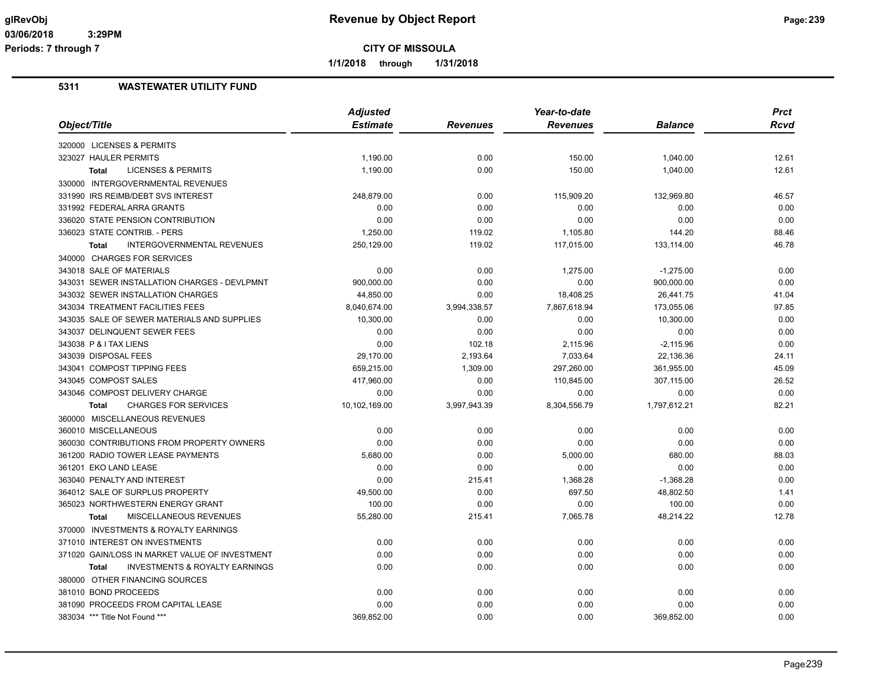**Revenue by Object Report**

**CITY OF MISSOULA**

1/1/2018 through 1/31/2018

glRevObj
03/06/2018 3:29PM
Periods: 7 through 7

## 5311 WASTEWATER UTILITY FUND

| Object/Title | Adjusted Estimate | Revenues | Year-to-date Revenues | Balance | Prct Rcvd |
|---|---|---|---|---|---|
| 320000 LICENSES & PERMITS | | | | | |
| 323027 HAULER PERMITS | 1,190.00 | 0.00 | 150.00 | 1,040.00 | 12.61 |
| **Total** LICENSES & PERMITS | 1,190.00 | 0.00 | 150.00 | 1,040.00 | 12.61 |
| 330000 INTERGOVERNMENTAL REVENUES | | | | | |
| 331990 IRS REIMB/DEBT SVS INTEREST | 248,879.00 | 0.00 | 115,909.20 | 132,969.80 | 46.57 |
| 331992 FEDERAL ARRA GRANTS | 0.00 | 0.00 | 0.00 | 0.00 | 0.00 |
| 336020 STATE PENSION CONTRIBUTION | 0.00 | 0.00 | 0.00 | 0.00 | 0.00 |
| 336023 STATE CONTRIB. - PERS | 1,250.00 | 119.02 | 1,105.80 | 144.20 | 88.46 |
| **Total** INTERGOVERNMENTAL REVENUES | 250,129.00 | 119.02 | 117,015.00 | 133,114.00 | 46.78 |
| 340000 CHARGES FOR SERVICES | | | | | |
| 343018 SALE OF MATERIALS | 0.00 | 0.00 | 1,275.00 | -1,275.00 | 0.00 |
| 343031 SEWER INSTALLATION CHARGES - DEVLPMNT | 900,000.00 | 0.00 | 0.00 | 900,000.00 | 0.00 |
| 343032 SEWER INSTALLATION CHARGES | 44,850.00 | 0.00 | 18,408.25 | 26,441.75 | 41.04 |
| 343034 TREATMENT FACILITIES FEES | 8,040,674.00 | 3,994,338.57 | 7,867,618.94 | 173,055.06 | 97.85 |
| 343035 SALE OF SEWER MATERIALS AND SUPPLIES | 10,300.00 | 0.00 | 0.00 | 10,300.00 | 0.00 |
| 343037 DELINQUENT SEWER FEES | 0.00 | 0.00 | 0.00 | 0.00 | 0.00 |
| 343038 P & I TAX LIENS | 0.00 | 102.18 | 2,115.96 | -2,115.96 | 0.00 |
| 343039 DISPOSAL FEES | 29,170.00 | 2,193.64 | 7,033.64 | 22,136.36 | 24.11 |
| 343041 COMPOST TIPPING FEES | 659,215.00 | 1,309.00 | 297,260.00 | 361,955.00 | 45.09 |
| 343045 COMPOST SALES | 417,960.00 | 0.00 | 110,845.00 | 307,115.00 | 26.52 |
| 343046 COMPOST DELIVERY CHARGE | 0.00 | 0.00 | 0.00 | 0.00 | 0.00 |
| **Total** CHARGES FOR SERVICES | 10,102,169.00 | 3,997,943.39 | 8,304,556.79 | 1,797,612.21 | 82.21 |
| 360000 MISCELLANEOUS REVENUES | | | | | |
| 360010 MISCELLANEOUS | 0.00 | 0.00 | 0.00 | 0.00 | 0.00 |
| 360030 CONTRIBUTIONS FROM PROPERTY OWNERS | 0.00 | 0.00 | 0.00 | 0.00 | 0.00 |
| 361200 RADIO TOWER LEASE PAYMENTS | 5,680.00 | 0.00 | 5,000.00 | 680.00 | 88.03 |
| 361201 EKO LAND LEASE | 0.00 | 0.00 | 0.00 | 0.00 | 0.00 |
| 363040 PENALTY AND INTEREST | 0.00 | 215.41 | 1,368.28 | -1,368.28 | 0.00 |
| 364012 SALE OF SURPLUS PROPERTY | 49,500.00 | 0.00 | 697.50 | 48,802.50 | 1.41 |
| 365023 NORTHWESTERN ENERGY GRANT | 100.00 | 0.00 | 0.00 | 100.00 | 0.00 |
| **Total** MISCELLANEOUS REVENUES | 55,280.00 | 215.41 | 7,065.78 | 48,214.22 | 12.78 |
| 370000 INVESTMENTS & ROYALTY EARNINGS | | | | | |
| 371010 INTEREST ON INVESTMENTS | 0.00 | 0.00 | 0.00 | 0.00 | 0.00 |
| 371020 GAIN/LOSS IN MARKET VALUE OF INVESTMENT | 0.00 | 0.00 | 0.00 | 0.00 | 0.00 |
| **Total** INVESTMENTS & ROYALTY EARNINGS | 0.00 | 0.00 | 0.00 | 0.00 | 0.00 |
| 380000 OTHER FINANCING SOURCES | | | | | |
| 381010 BOND PROCEEDS | 0.00 | 0.00 | 0.00 | 0.00 | 0.00 |
| 381090 PROCEEDS FROM CAPITAL LEASE | 0.00 | 0.00 | 0.00 | 0.00 | 0.00 |
| 383034 *** Title Not Found *** | 369,852.00 | 0.00 | 0.00 | 369,852.00 | 0.00 |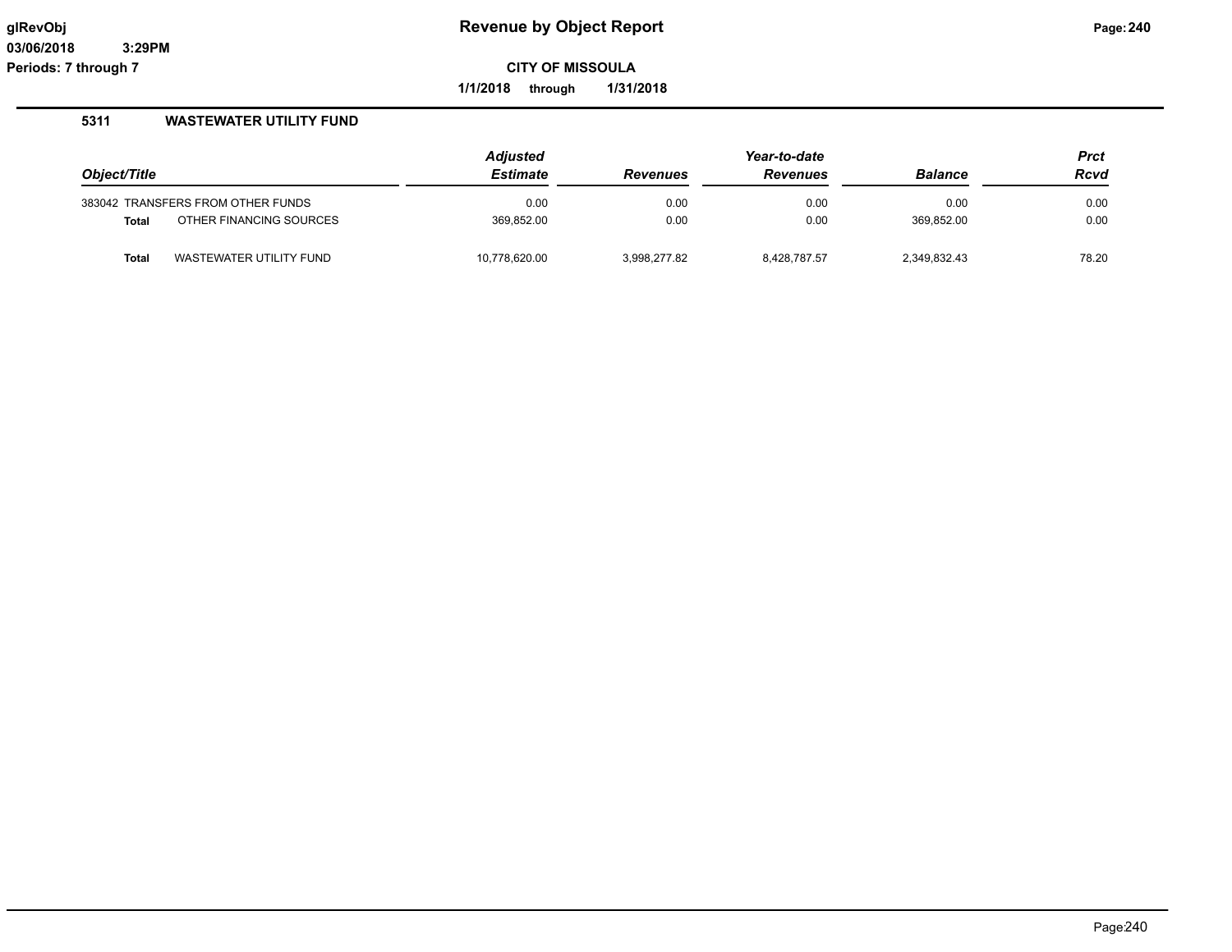# Revenue by Object Report

glRevObj
03/06/2018 3:29PM
Periods: 7 through 7

**CITY OF MISSOULA**

**1/1/2018 through 1/31/2018**

## 5311 WASTEWATER UTILITY FUND

| Object/Title | | Adjusted Estimate | Revenues | Year-to-date Revenues | Balance | Prct Rcvd |
|---|---|---|---|---|---|---|
| 383042 | TRANSFERS FROM OTHER FUNDS | 0.00 | 0.00 | 0.00 | 0.00 | 0.00 |
| **Total** | OTHER FINANCING SOURCES | 369,852.00 | 0.00 | 0.00 | 369,852.00 | 0.00 |
| **Total** | WASTEWATER UTILITY FUND | 10,778,620.00 | 3,998,277.82 | 8,428,787.57 | 2,349,832.43 | 78.20 |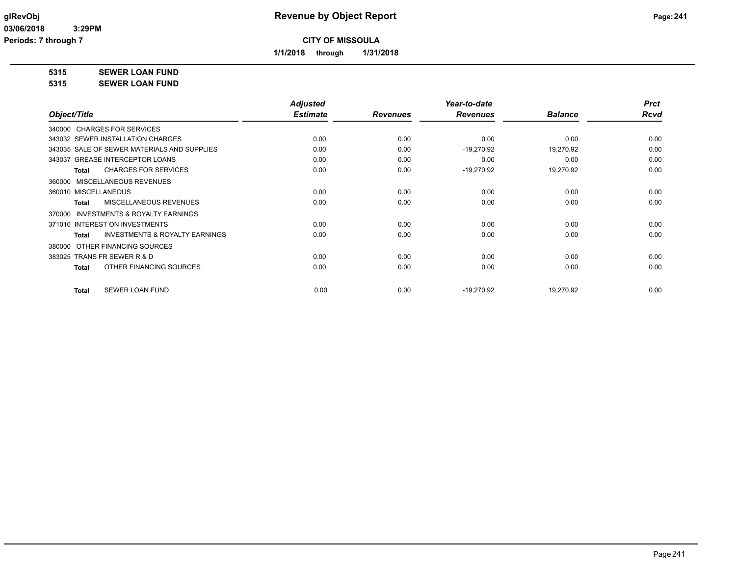**Revenue by Object Report**

**CITY OF MISSOULA**

**1/1/2018 through 1/31/2018**

glRevObj
03/06/2018 3:29PM
Periods: 7 through 7

**5315 SEWER LOAN FUND**

**5315 SEWER LOAN FUND**

| Object/Title | Adjusted Estimate | Revenues | Year-to-date Revenues | Balance | Prct Rcvd |
|---|---|---|---|---|---|
| 340000 CHARGES FOR SERVICES | | | | | |
| 343032 SEWER INSTALLATION CHARGES | 0.00 | 0.00 | 0.00 | 0.00 | 0.00 |
| 343035 SALE OF SEWER MATERIALS AND SUPPLIES | 0.00 | 0.00 | -19,270.92 | 19,270.92 | 0.00 |
| 343037 GREASE INTERCEPTOR LOANS | 0.00 | 0.00 | 0.00 | 0.00 | 0.00 |
| **Total** CHARGES FOR SERVICES | 0.00 | 0.00 | -19,270.92 | 19,270.92 | 0.00 |
| 360000 MISCELLANEOUS REVENUES | | | | | |
| 360010 MISCELLANEOUS | 0.00 | 0.00 | 0.00 | 0.00 | 0.00 |
| **Total** MISCELLANEOUS REVENUES | 0.00 | 0.00 | 0.00 | 0.00 | 0.00 |
| 370000 INVESTMENTS & ROYALTY EARNINGS | | | | | |
| 371010 INTEREST ON INVESTMENTS | 0.00 | 0.00 | 0.00 | 0.00 | 0.00 |
| **Total** INVESTMENTS & ROYALTY EARNINGS | 0.00 | 0.00 | 0.00 | 0.00 | 0.00 |
| 380000 OTHER FINANCING SOURCES | | | | | |
| 383025 TRANS FR SEWER R & D | 0.00 | 0.00 | 0.00 | 0.00 | 0.00 |
| **Total** OTHER FINANCING SOURCES | 0.00 | 0.00 | 0.00 | 0.00 | 0.00 |
| **Total** SEWER LOAN FUND | 0.00 | 0.00 | -19,270.92 | 19,270.92 | 0.00 |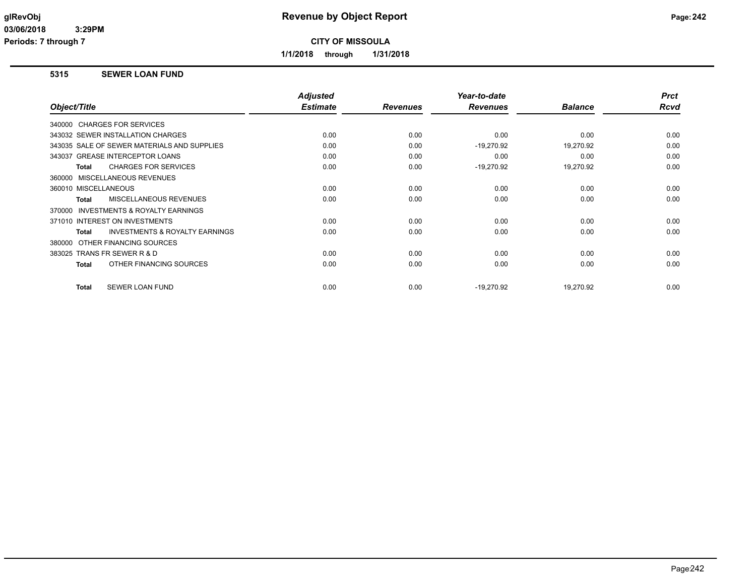# Revenue by Object Report

**CITY OF MISSOULA**

**1/1/2018 through 1/31/2018**

glRevObj
03/06/2018 3:29PM
Periods: 7 through 7

## 5315 SEWER LOAN FUND

| Object/Title | Adjusted Estimate | Revenues | Year-to-date Revenues | Balance | Prct Rcvd |
|---|---|---|---|---|---|
| 340000 CHARGES FOR SERVICES | | | | | |
| 343032 SEWER INSTALLATION CHARGES | 0.00 | 0.00 | 0.00 | 0.00 | 0.00 |
| 343035 SALE OF SEWER MATERIALS AND SUPPLIES | 0.00 | 0.00 | -19,270.92 | 19,270.92 | 0.00 |
| 343037 GREASE INTERCEPTOR LOANS | 0.00 | 0.00 | 0.00 | 0.00 | 0.00 |
| **Total** CHARGES FOR SERVICES | 0.00 | 0.00 | -19,270.92 | 19,270.92 | 0.00 |
| 360000 MISCELLANEOUS REVENUES | | | | | |
| 360010 MISCELLANEOUS | 0.00 | 0.00 | 0.00 | 0.00 | 0.00 |
| **Total** MISCELLANEOUS REVENUES | 0.00 | 0.00 | 0.00 | 0.00 | 0.00 |
| 370000 INVESTMENTS & ROYALTY EARNINGS | | | | | |
| 371010 INTEREST ON INVESTMENTS | 0.00 | 0.00 | 0.00 | 0.00 | 0.00 |
| **Total** INVESTMENTS & ROYALTY EARNINGS | 0.00 | 0.00 | 0.00 | 0.00 | 0.00 |
| 380000 OTHER FINANCING SOURCES | | | | | |
| 383025 TRANS FR SEWER R & D | 0.00 | 0.00 | 0.00 | 0.00 | 0.00 |
| **Total** OTHER FINANCING SOURCES | 0.00 | 0.00 | 0.00 | 0.00 | 0.00 |
| **Total** SEWER LOAN FUND | 0.00 | 0.00 | -19,270.92 | 19,270.92 | 0.00 |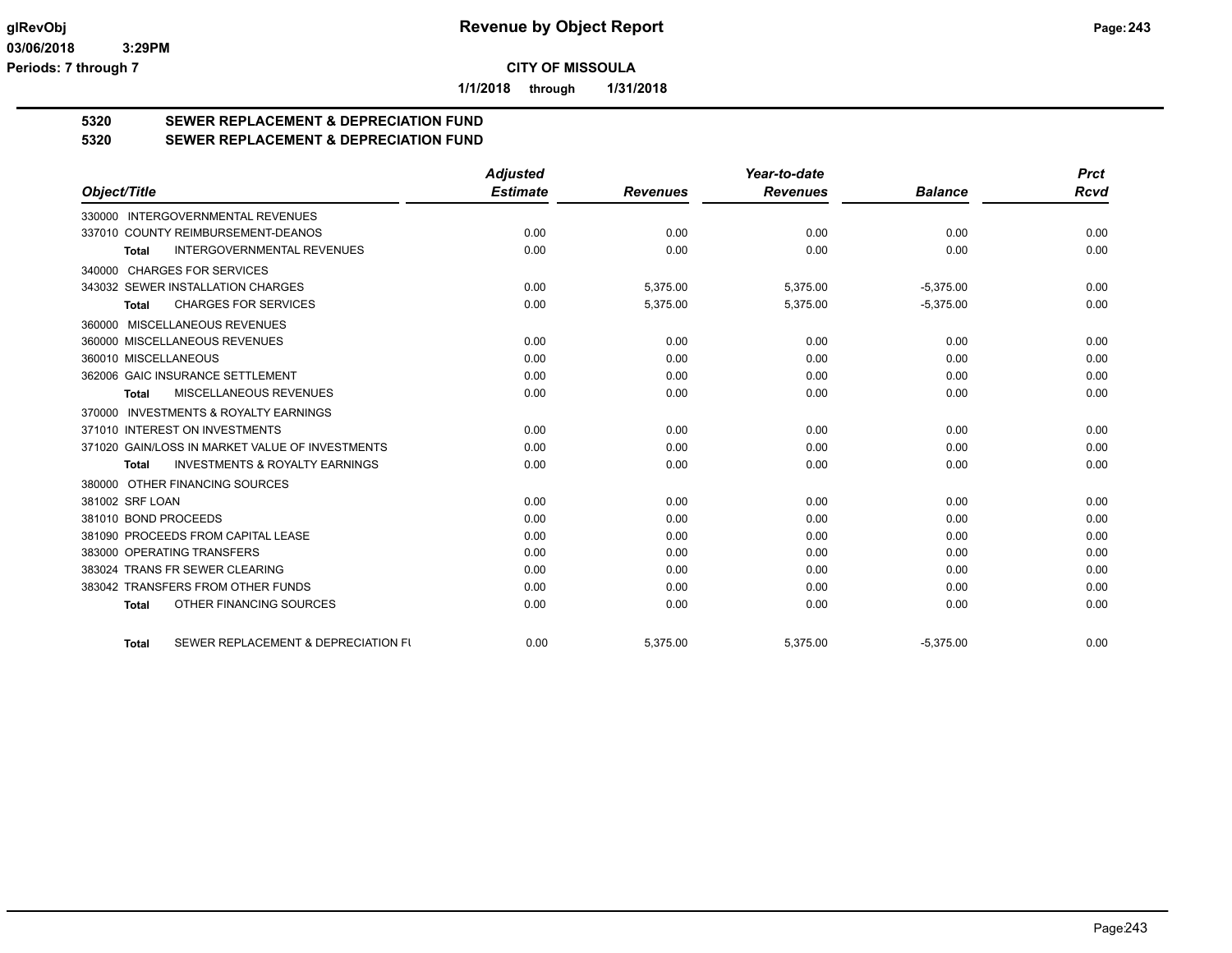glRevObj — Revenue by Object Report

03/06/2018 3:29PM

Periods: 7 through 7

**CITY OF MISSOULA**

**1/1/2018 through 1/31/2018**

## 5320 SEWER REPLACEMENT & DEPRECIATION FUND
## 5320 SEWER REPLACEMENT & DEPRECIATION FUND

| Object/Title | Adjusted Estimate | Revenues | Year-to-date Revenues | Balance | Prct Rcvd |
|---|---|---|---|---|---|
| 330000 INTERGOVERNMENTAL REVENUES | | | | | |
| 337010 COUNTY REIMBURSEMENT-DEANOS | 0.00 | 0.00 | 0.00 | 0.00 | 0.00 |
| **Total** INTERGOVERNMENTAL REVENUES | 0.00 | 0.00 | 0.00 | 0.00 | 0.00 |
| 340000 CHARGES FOR SERVICES | | | | | |
| 343032 SEWER INSTALLATION CHARGES | 0.00 | 5,375.00 | 5,375.00 | -5,375.00 | 0.00 |
| **Total** CHARGES FOR SERVICES | 0.00 | 5,375.00 | 5,375.00 | -5,375.00 | 0.00 |
| 360000 MISCELLANEOUS REVENUES | | | | | |
| 360000 MISCELLANEOUS REVENUES | 0.00 | 0.00 | 0.00 | 0.00 | 0.00 |
| 360010 MISCELLANEOUS | 0.00 | 0.00 | 0.00 | 0.00 | 0.00 |
| 362006 GAIC INSURANCE SETTLEMENT | 0.00 | 0.00 | 0.00 | 0.00 | 0.00 |
| **Total** MISCELLANEOUS REVENUES | 0.00 | 0.00 | 0.00 | 0.00 | 0.00 |
| 370000 INVESTMENTS & ROYALTY EARNINGS | | | | | |
| 371010 INTEREST ON INVESTMENTS | 0.00 | 0.00 | 0.00 | 0.00 | 0.00 |
| 371020 GAIN/LOSS IN MARKET VALUE OF INVESTMENTS | 0.00 | 0.00 | 0.00 | 0.00 | 0.00 |
| **Total** INVESTMENTS & ROYALTY EARNINGS | 0.00 | 0.00 | 0.00 | 0.00 | 0.00 |
| 380000 OTHER FINANCING SOURCES | | | | | |
| 381002 SRF LOAN | 0.00 | 0.00 | 0.00 | 0.00 | 0.00 |
| 381010 BOND PROCEEDS | 0.00 | 0.00 | 0.00 | 0.00 | 0.00 |
| 381090 PROCEEDS FROM CAPITAL LEASE | 0.00 | 0.00 | 0.00 | 0.00 | 0.00 |
| 383000 OPERATING TRANSFERS | 0.00 | 0.00 | 0.00 | 0.00 | 0.00 |
| 383024 TRANS FR SEWER CLEARING | 0.00 | 0.00 | 0.00 | 0.00 | 0.00 |
| 383042 TRANSFERS FROM OTHER FUNDS | 0.00 | 0.00 | 0.00 | 0.00 | 0.00 |
| **Total** OTHER FINANCING SOURCES | 0.00 | 0.00 | 0.00 | 0.00 | 0.00 |
| **Total** SEWER REPLACEMENT & DEPRECIATION FU | 0.00 | 5,375.00 | 5,375.00 | -5,375.00 | 0.00 |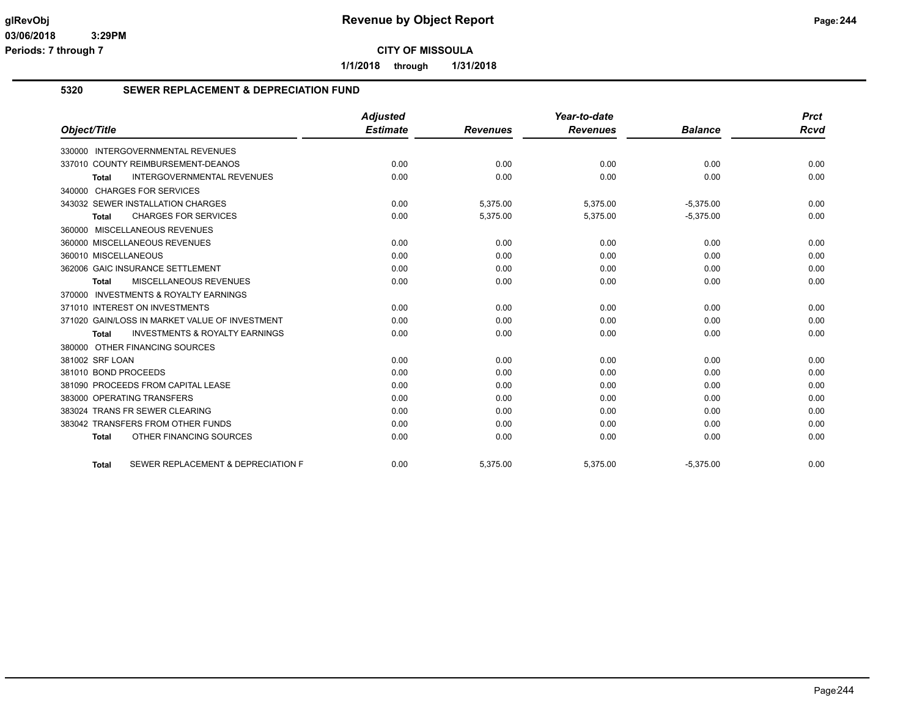glRevObj
03/06/2018 3:29PM
Periods: 7 through 7

# Revenue by Object Report

**CITY OF MISSOULA**

**1/1/2018 through 1/31/2018**

## 5320 SEWER REPLACEMENT & DEPRECIATION FUND

| Object/Title | Adjusted Estimate | Revenues | Year-to-date Revenues | Balance | Prct Rcvd |
|---|---|---|---|---|---|
| 330000 INTERGOVERNMENTAL REVENUES | | | | | |
| 337010 COUNTY REIMBURSEMENT-DEANOS | 0.00 | 0.00 | 0.00 | 0.00 | 0.00 |
| **Total** INTERGOVERNMENTAL REVENUES | 0.00 | 0.00 | 0.00 | 0.00 | 0.00 |
| 340000 CHARGES FOR SERVICES | | | | | |
| 343032 SEWER INSTALLATION CHARGES | 0.00 | 5,375.00 | 5,375.00 | -5,375.00 | 0.00 |
| **Total** CHARGES FOR SERVICES | 0.00 | 5,375.00 | 5,375.00 | -5,375.00 | 0.00 |
| 360000 MISCELLANEOUS REVENUES | | | | | |
| 360000 MISCELLANEOUS REVENUES | 0.00 | 0.00 | 0.00 | 0.00 | 0.00 |
| 360010 MISCELLANEOUS | 0.00 | 0.00 | 0.00 | 0.00 | 0.00 |
| 362006 GAIC INSURANCE SETTLEMENT | 0.00 | 0.00 | 0.00 | 0.00 | 0.00 |
| **Total** MISCELLANEOUS REVENUES | 0.00 | 0.00 | 0.00 | 0.00 | 0.00 |
| 370000 INVESTMENTS & ROYALTY EARNINGS | | | | | |
| 371010 INTEREST ON INVESTMENTS | 0.00 | 0.00 | 0.00 | 0.00 | 0.00 |
| 371020 GAIN/LOSS IN MARKET VALUE OF INVESTMENT | 0.00 | 0.00 | 0.00 | 0.00 | 0.00 |
| **Total** INVESTMENTS & ROYALTY EARNINGS | 0.00 | 0.00 | 0.00 | 0.00 | 0.00 |
| 380000 OTHER FINANCING SOURCES | | | | | |
| 381002 SRF LOAN | 0.00 | 0.00 | 0.00 | 0.00 | 0.00 |
| 381010 BOND PROCEEDS | 0.00 | 0.00 | 0.00 | 0.00 | 0.00 |
| 381090 PROCEEDS FROM CAPITAL LEASE | 0.00 | 0.00 | 0.00 | 0.00 | 0.00 |
| 383000 OPERATING TRANSFERS | 0.00 | 0.00 | 0.00 | 0.00 | 0.00 |
| 383024 TRANS FR SEWER CLEARING | 0.00 | 0.00 | 0.00 | 0.00 | 0.00 |
| 383042 TRANSFERS FROM OTHER FUNDS | 0.00 | 0.00 | 0.00 | 0.00 | 0.00 |
| **Total** OTHER FINANCING SOURCES | 0.00 | 0.00 | 0.00 | 0.00 | 0.00 |
| **Total** SEWER REPLACEMENT & DEPRECIATION F | 0.00 | 5,375.00 | 5,375.00 | -5,375.00 | 0.00 |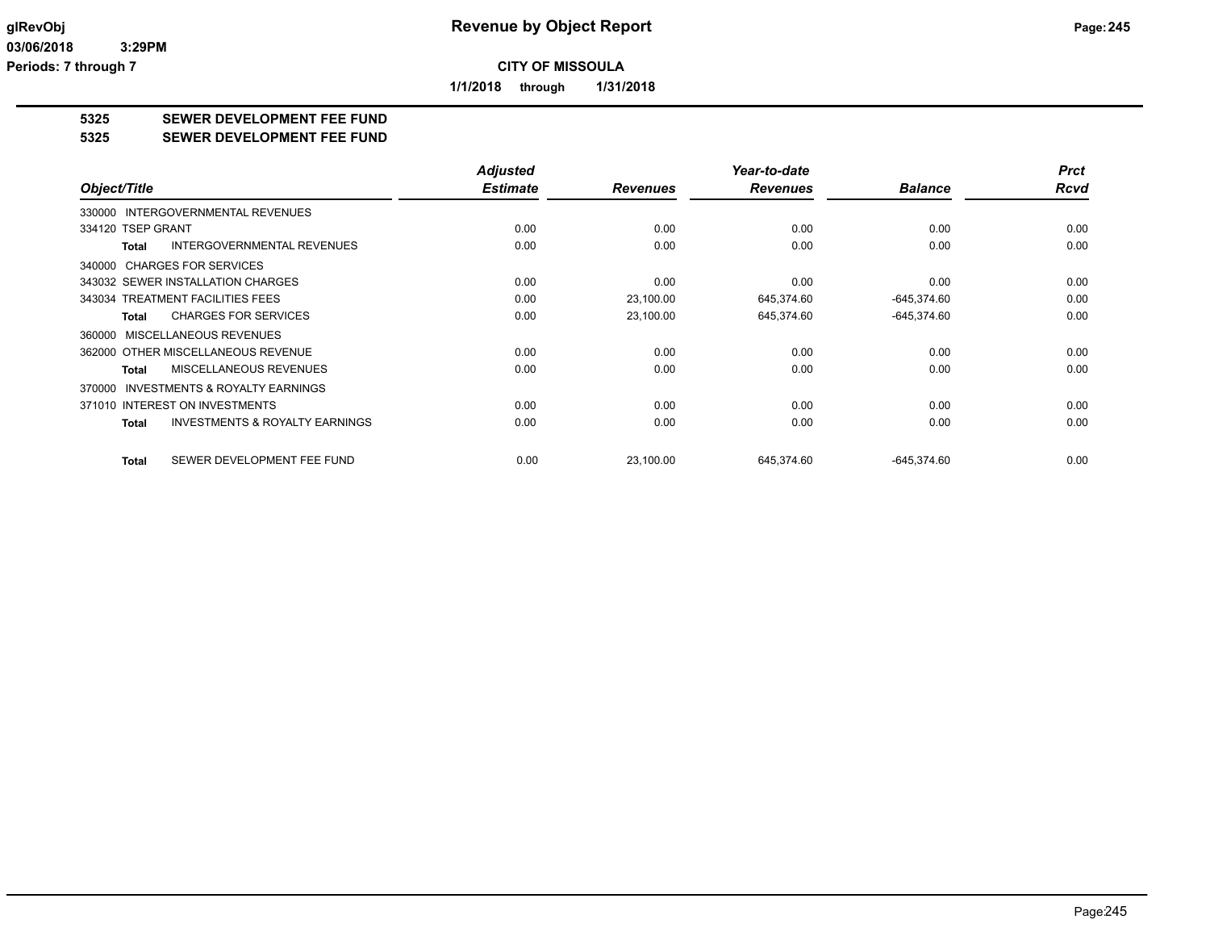# Revenue by Object Report

**CITY OF MISSOULA**

**1/1/2018 through 1/31/2018**

glRevObj
03/06/2018 3:29PM
Periods: 7 through 7

## 5325 SEWER DEVELOPMENT FEE FUND
## 5325 SEWER DEVELOPMENT FEE FUND

| Object/Title | Adjusted Estimate | Revenues | Year-to-date Revenues | Balance | Prct Rcvd |
|---|---|---|---|---|---|
| 330000 INTERGOVERNMENTAL REVENUES | | | | | |
| 334120 TSEP GRANT | 0.00 | 0.00 | 0.00 | 0.00 | 0.00 |
| **Total** INTERGOVERNMENTAL REVENUES | 0.00 | 0.00 | 0.00 | 0.00 | 0.00 |
| 340000 CHARGES FOR SERVICES | | | | | |
| 343032 SEWER INSTALLATION CHARGES | 0.00 | 0.00 | 0.00 | 0.00 | 0.00 |
| 343034 TREATMENT FACILITIES FEES | 0.00 | 23,100.00 | 645,374.60 | -645,374.60 | 0.00 |
| **Total** CHARGES FOR SERVICES | 0.00 | 23,100.00 | 645,374.60 | -645,374.60 | 0.00 |
| 360000 MISCELLANEOUS REVENUES | | | | | |
| 362000 OTHER MISCELLANEOUS REVENUE | 0.00 | 0.00 | 0.00 | 0.00 | 0.00 |
| **Total** MISCELLANEOUS REVENUES | 0.00 | 0.00 | 0.00 | 0.00 | 0.00 |
| 370000 INVESTMENTS & ROYALTY EARNINGS | | | | | |
| 371010 INTEREST ON INVESTMENTS | 0.00 | 0.00 | 0.00 | 0.00 | 0.00 |
| **Total** INVESTMENTS & ROYALTY EARNINGS | 0.00 | 0.00 | 0.00 | 0.00 | 0.00 |
| **Total** SEWER DEVELOPMENT FEE FUND | 0.00 | 23,100.00 | 645,374.60 | -645,374.60 | 0.00 |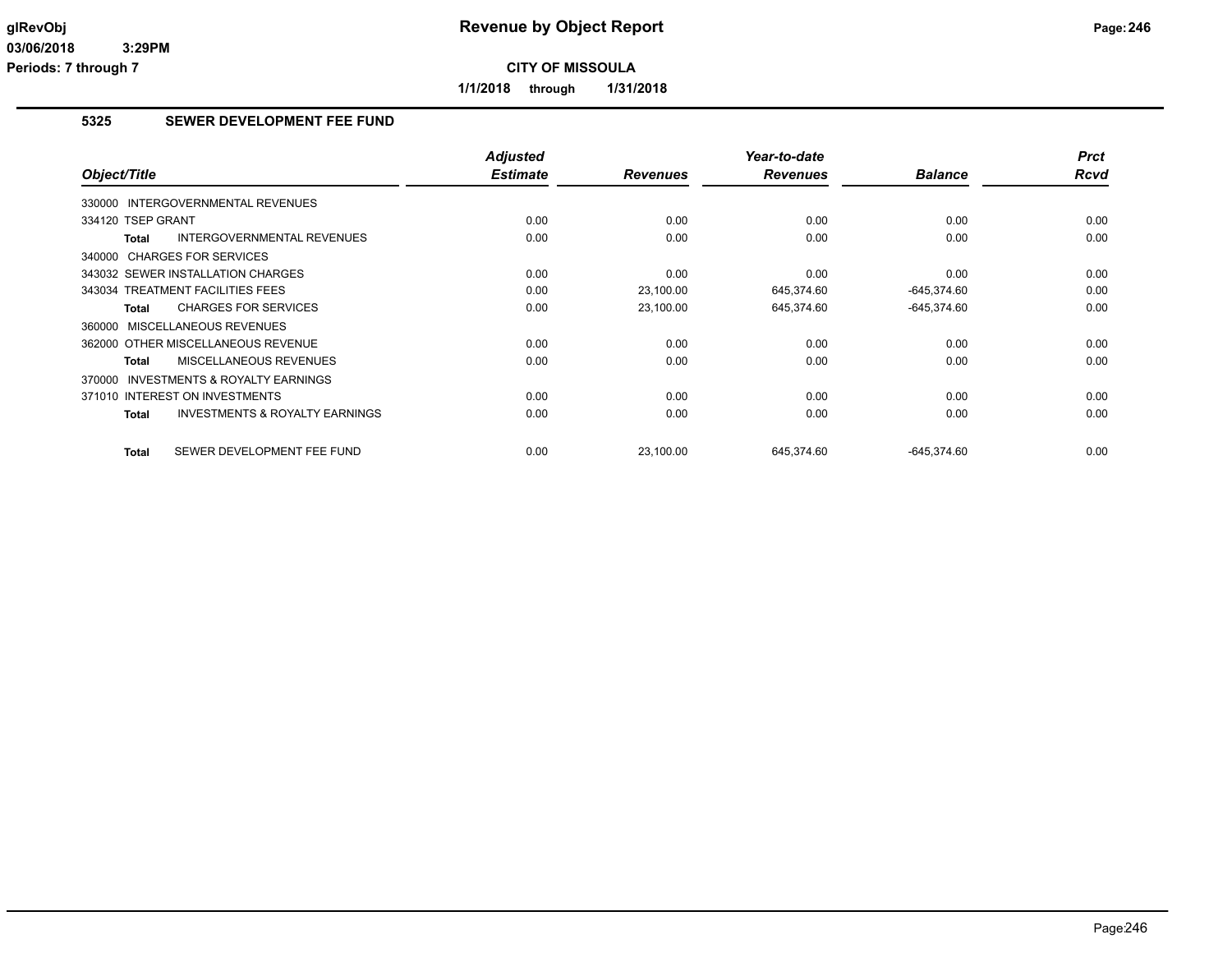# Revenue by Object Report

**CITY OF MISSOULA**

**1/1/2018 through 1/31/2018**

glRevObj
03/06/2018 3:29PM
Periods: 7 through 7

## 5325 SEWER DEVELOPMENT FEE FUND

| Object/Title | Adjusted Estimate | Revenues | Year-to-date Revenues | Balance | Prct Rcvd |
|---|---|---|---|---|---|
| 330000 INTERGOVERNMENTAL REVENUES | | | | | |
| 334120 TSEP GRANT | 0.00 | 0.00 | 0.00 | 0.00 | 0.00 |
| **Total** INTERGOVERNMENTAL REVENUES | 0.00 | 0.00 | 0.00 | 0.00 | 0.00 |
| 340000 CHARGES FOR SERVICES | | | | | |
| 343032 SEWER INSTALLATION CHARGES | 0.00 | 0.00 | 0.00 | 0.00 | 0.00 |
| 343034 TREATMENT FACILITIES FEES | 0.00 | 23,100.00 | 645,374.60 | -645,374.60 | 0.00 |
| **Total** CHARGES FOR SERVICES | 0.00 | 23,100.00 | 645,374.60 | -645,374.60 | 0.00 |
| 360000 MISCELLANEOUS REVENUES | | | | | |
| 362000 OTHER MISCELLANEOUS REVENUE | 0.00 | 0.00 | 0.00 | 0.00 | 0.00 |
| **Total** MISCELLANEOUS REVENUES | 0.00 | 0.00 | 0.00 | 0.00 | 0.00 |
| 370000 INVESTMENTS & ROYALTY EARNINGS | | | | | |
| 371010 INTEREST ON INVESTMENTS | 0.00 | 0.00 | 0.00 | 0.00 | 0.00 |
| **Total** INVESTMENTS & ROYALTY EARNINGS | 0.00 | 0.00 | 0.00 | 0.00 | 0.00 |
| **Total** SEWER DEVELOPMENT FEE FUND | 0.00 | 23,100.00 | 645,374.60 | -645,374.60 | 0.00 |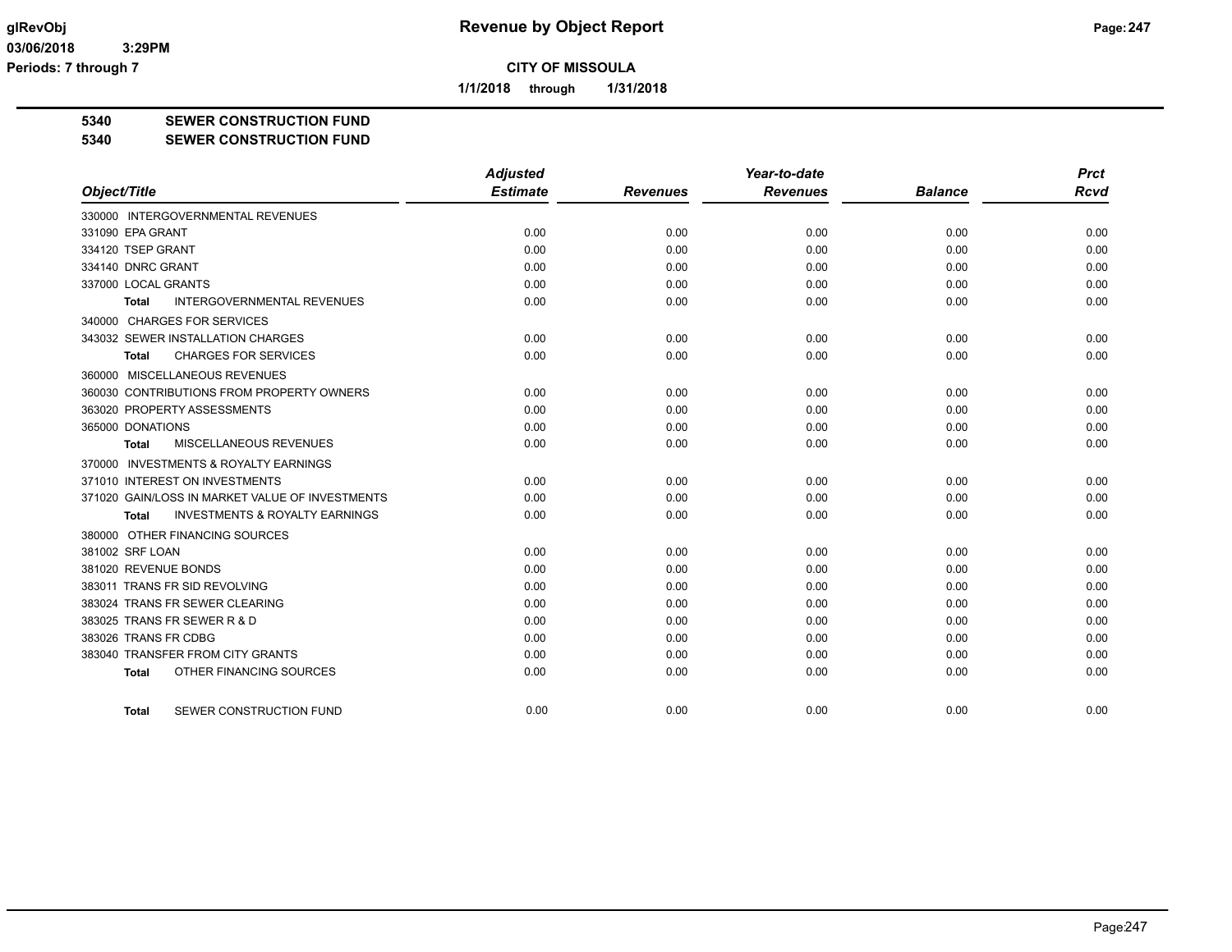**Revenue by Object Report**

**CITY OF MISSOULA**

**1/1/2018 through 1/31/2018**

glRevObj
03/06/2018 3:29PM
Periods: 7 through 7

## 5340 SEWER CONSTRUCTION FUND
## 5340 SEWER CONSTRUCTION FUND

| Object/Title | Adjusted Estimate | Revenues | Year-to-date Revenues | Balance | Prct Rcvd |
|---|---|---|---|---|---|
| 330000 INTERGOVERNMENTAL REVENUES | | | | | |
| 331090 EPA GRANT | 0.00 | 0.00 | 0.00 | 0.00 | 0.00 |
| 334120 TSEP GRANT | 0.00 | 0.00 | 0.00 | 0.00 | 0.00 |
| 334140 DNRC GRANT | 0.00 | 0.00 | 0.00 | 0.00 | 0.00 |
| 337000 LOCAL GRANTS | 0.00 | 0.00 | 0.00 | 0.00 | 0.00 |
| **Total** INTERGOVERNMENTAL REVENUES | 0.00 | 0.00 | 0.00 | 0.00 | 0.00 |
| 340000 CHARGES FOR SERVICES | | | | | |
| 343032 SEWER INSTALLATION CHARGES | 0.00 | 0.00 | 0.00 | 0.00 | 0.00 |
| **Total** CHARGES FOR SERVICES | 0.00 | 0.00 | 0.00 | 0.00 | 0.00 |
| 360000 MISCELLANEOUS REVENUES | | | | | |
| 360030 CONTRIBUTIONS FROM PROPERTY OWNERS | 0.00 | 0.00 | 0.00 | 0.00 | 0.00 |
| 363020 PROPERTY ASSESSMENTS | 0.00 | 0.00 | 0.00 | 0.00 | 0.00 |
| 365000 DONATIONS | 0.00 | 0.00 | 0.00 | 0.00 | 0.00 |
| **Total** MISCELLANEOUS REVENUES | 0.00 | 0.00 | 0.00 | 0.00 | 0.00 |
| 370000 INVESTMENTS & ROYALTY EARNINGS | | | | | |
| 371010 INTEREST ON INVESTMENTS | 0.00 | 0.00 | 0.00 | 0.00 | 0.00 |
| 371020 GAIN/LOSS IN MARKET VALUE OF INVESTMENTS | 0.00 | 0.00 | 0.00 | 0.00 | 0.00 |
| **Total** INVESTMENTS & ROYALTY EARNINGS | 0.00 | 0.00 | 0.00 | 0.00 | 0.00 |
| 380000 OTHER FINANCING SOURCES | | | | | |
| 381002 SRF LOAN | 0.00 | 0.00 | 0.00 | 0.00 | 0.00 |
| 381020 REVENUE BONDS | 0.00 | 0.00 | 0.00 | 0.00 | 0.00 |
| 383011 TRANS FR SID REVOLVING | 0.00 | 0.00 | 0.00 | 0.00 | 0.00 |
| 383024 TRANS FR SEWER CLEARING | 0.00 | 0.00 | 0.00 | 0.00 | 0.00 |
| 383025 TRANS FR SEWER R & D | 0.00 | 0.00 | 0.00 | 0.00 | 0.00 |
| 383026 TRANS FR CDBG | 0.00 | 0.00 | 0.00 | 0.00 | 0.00 |
| 383040 TRANSFER FROM CITY GRANTS | 0.00 | 0.00 | 0.00 | 0.00 | 0.00 |
| **Total** OTHER FINANCING SOURCES | 0.00 | 0.00 | 0.00 | 0.00 | 0.00 |
| **Total** SEWER CONSTRUCTION FUND | 0.00 | 0.00 | 0.00 | 0.00 | 0.00 |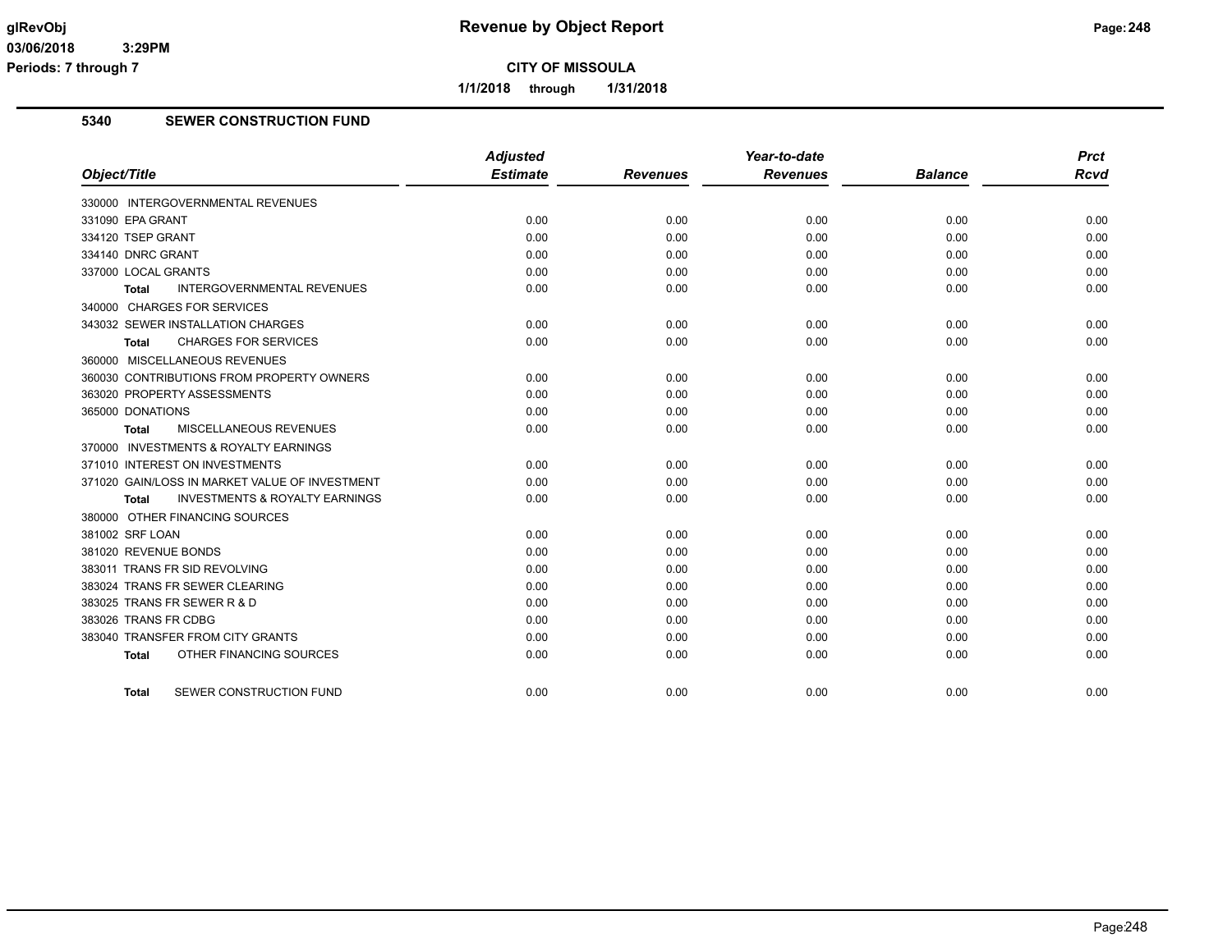# Revenue by Object Report

**CITY OF MISSOULA**

**1/1/2018 through 1/31/2018**

glRevObj
03/06/2018 3:29PM
Periods: 7 through 7

## 5340 SEWER CONSTRUCTION FUND

| Object/Title | Adjusted Estimate | Revenues | Year-to-date Revenues | Balance | Prct Rcvd |
|---|---|---|---|---|---|
| 330000 INTERGOVERNMENTAL REVENUES | | | | | |
| 331090 EPA GRANT | 0.00 | 0.00 | 0.00 | 0.00 | 0.00 |
| 334120 TSEP GRANT | 0.00 | 0.00 | 0.00 | 0.00 | 0.00 |
| 334140 DNRC GRANT | 0.00 | 0.00 | 0.00 | 0.00 | 0.00 |
| 337000 LOCAL GRANTS | 0.00 | 0.00 | 0.00 | 0.00 | 0.00 |
| **Total** INTERGOVERNMENTAL REVENUES | 0.00 | 0.00 | 0.00 | 0.00 | 0.00 |
| 340000 CHARGES FOR SERVICES | | | | | |
| 343032 SEWER INSTALLATION CHARGES | 0.00 | 0.00 | 0.00 | 0.00 | 0.00 |
| **Total** CHARGES FOR SERVICES | 0.00 | 0.00 | 0.00 | 0.00 | 0.00 |
| 360000 MISCELLANEOUS REVENUES | | | | | |
| 360030 CONTRIBUTIONS FROM PROPERTY OWNERS | 0.00 | 0.00 | 0.00 | 0.00 | 0.00 |
| 363020 PROPERTY ASSESSMENTS | 0.00 | 0.00 | 0.00 | 0.00 | 0.00 |
| 365000 DONATIONS | 0.00 | 0.00 | 0.00 | 0.00 | 0.00 |
| **Total** MISCELLANEOUS REVENUES | 0.00 | 0.00 | 0.00 | 0.00 | 0.00 |
| 370000 INVESTMENTS & ROYALTY EARNINGS | | | | | |
| 371010 INTEREST ON INVESTMENTS | 0.00 | 0.00 | 0.00 | 0.00 | 0.00 |
| 371020 GAIN/LOSS IN MARKET VALUE OF INVESTMENT | 0.00 | 0.00 | 0.00 | 0.00 | 0.00 |
| **Total** INVESTMENTS & ROYALTY EARNINGS | 0.00 | 0.00 | 0.00 | 0.00 | 0.00 |
| 380000 OTHER FINANCING SOURCES | | | | | |
| 381002 SRF LOAN | 0.00 | 0.00 | 0.00 | 0.00 | 0.00 |
| 381020 REVENUE BONDS | 0.00 | 0.00 | 0.00 | 0.00 | 0.00 |
| 383011 TRANS FR SID REVOLVING | 0.00 | 0.00 | 0.00 | 0.00 | 0.00 |
| 383024 TRANS FR SEWER CLEARING | 0.00 | 0.00 | 0.00 | 0.00 | 0.00 |
| 383025 TRANS FR SEWER R & D | 0.00 | 0.00 | 0.00 | 0.00 | 0.00 |
| 383026 TRANS FR CDBG | 0.00 | 0.00 | 0.00 | 0.00 | 0.00 |
| 383040 TRANSFER FROM CITY GRANTS | 0.00 | 0.00 | 0.00 | 0.00 | 0.00 |
| **Total** OTHER FINANCING SOURCES | 0.00 | 0.00 | 0.00 | 0.00 | 0.00 |
| **Total** SEWER CONSTRUCTION FUND | 0.00 | 0.00 | 0.00 | 0.00 | 0.00 |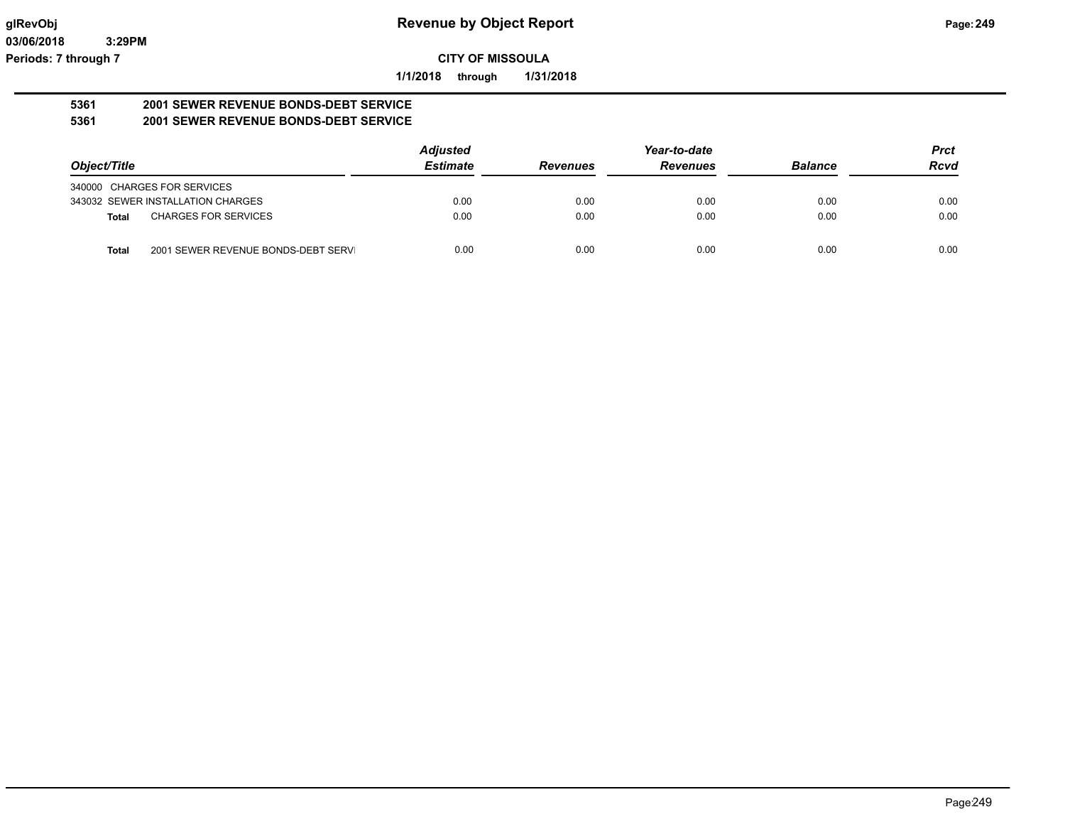**CITY OF MISSOULA**

**1/1/2018 through 1/31/2018**

## 5361 2001 SEWER REVENUE BONDS-DEBT SERVICE

## 5361 2001 SEWER REVENUE BONDS-DEBT SERVICE

| Object/Title | | Adjusted Estimate | Revenues | Year-to-date Revenues | Balance | Prct Rcvd |
|---|---|---|---|---|---|---|
| 340000 CHARGES FOR SERVICES | | | | | | |
| 343032 SEWER INSTALLATION CHARGES | | 0.00 | 0.00 | 0.00 | 0.00 | 0.00 |
| **Total** | CHARGES FOR SERVICES | 0.00 | 0.00 | 0.00 | 0.00 | 0.00 |
| **Total** | 2001 SEWER REVENUE BONDS-DEBT SERVI | 0.00 | 0.00 | 0.00 | 0.00 | 0.00 |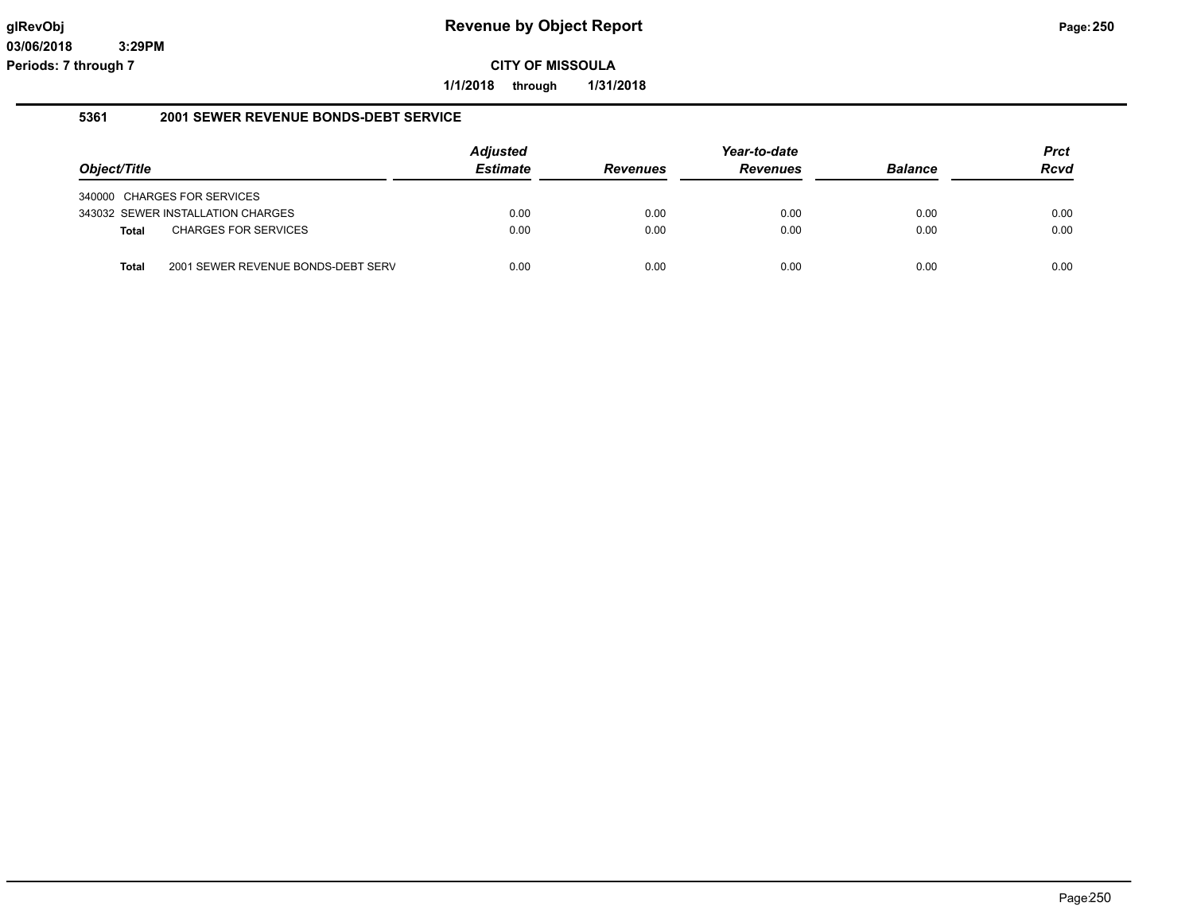# Revenue by Object Report

glRevObj
03/06/2018 3:29PM
Periods: 7 through 7

**CITY OF MISSOULA**

**1/1/2018 through 1/31/2018**

## 5361 2001 SEWER REVENUE BONDS-DEBT SERVICE

| Object/Title | Adjusted Estimate | Revenues | Year-to-date Revenues | Balance | Prct Rcvd |
|---|---|---|---|---|---|
| 340000 CHARGES FOR SERVICES | | | | | |
| 343032 SEWER INSTALLATION CHARGES | 0.00 | 0.00 | 0.00 | 0.00 | 0.00 |
| **Total** CHARGES FOR SERVICES | 0.00 | 0.00 | 0.00 | 0.00 | 0.00 |
| **Total** 2001 SEWER REVENUE BONDS-DEBT SERV | 0.00 | 0.00 | 0.00 | 0.00 | 0.00 |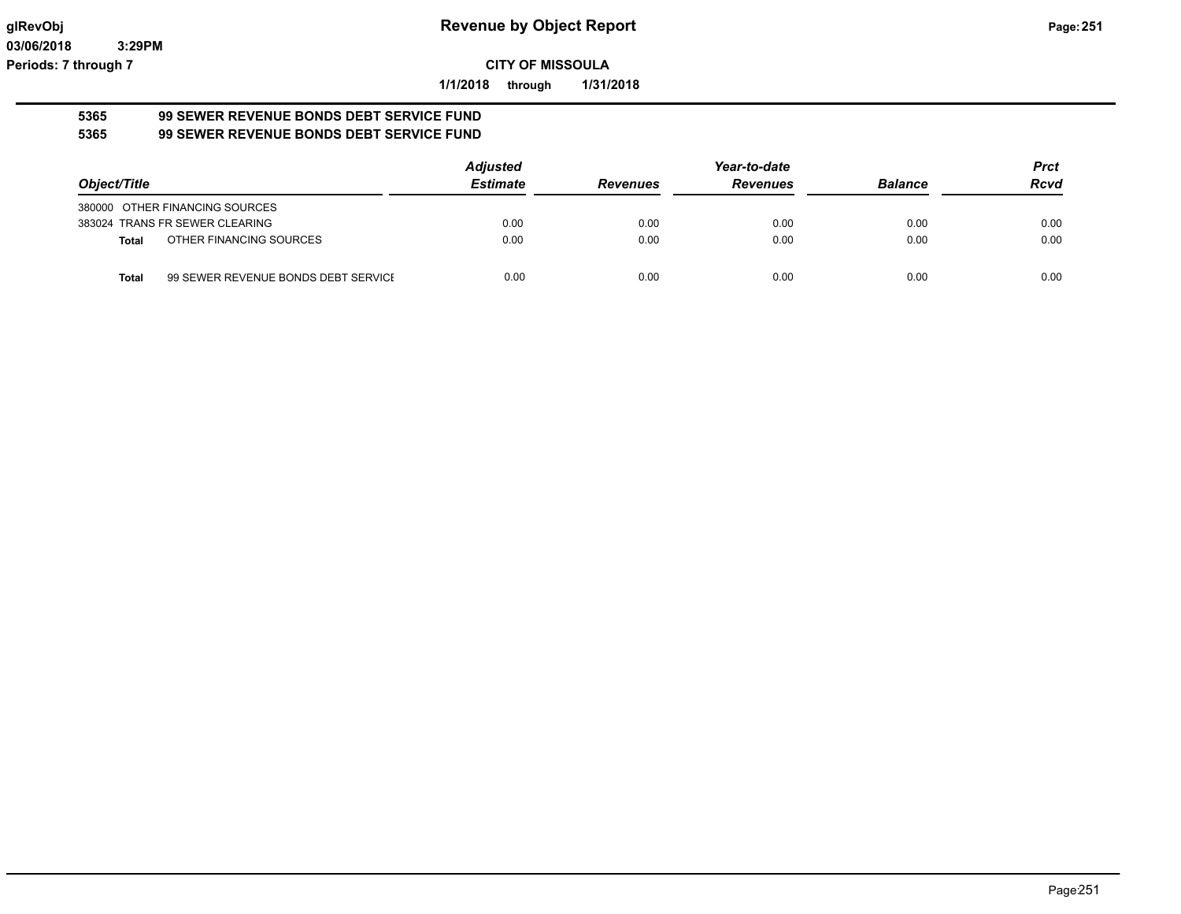**Revenue by Object Report**

**CITY OF MISSOULA**

**1/1/2018 through 1/31/2018**

glRevObj
03/06/2018 3:29PM
Periods: 7 through 7

**5365 99 SEWER REVENUE BONDS DEBT SERVICE FUND**
**5365 99 SEWER REVENUE BONDS DEBT SERVICE FUND**

| Object/Title | | Adjusted Estimate | Revenues | Year-to-date Revenues | Balance | Prct Rcvd |
|---|---|---|---|---|---|---|
| 380000 OTHER FINANCING SOURCES | | | | | | |
| 383024 TRANS FR SEWER CLEARING | | 0.00 | 0.00 | 0.00 | 0.00 | 0.00 |
| **Total** | OTHER FINANCING SOURCES | 0.00 | 0.00 | 0.00 | 0.00 | 0.00 |
| **Total** | 99 SEWER REVENUE BONDS DEBT SERVICE | 0.00 | 0.00 | 0.00 | 0.00 | 0.00 |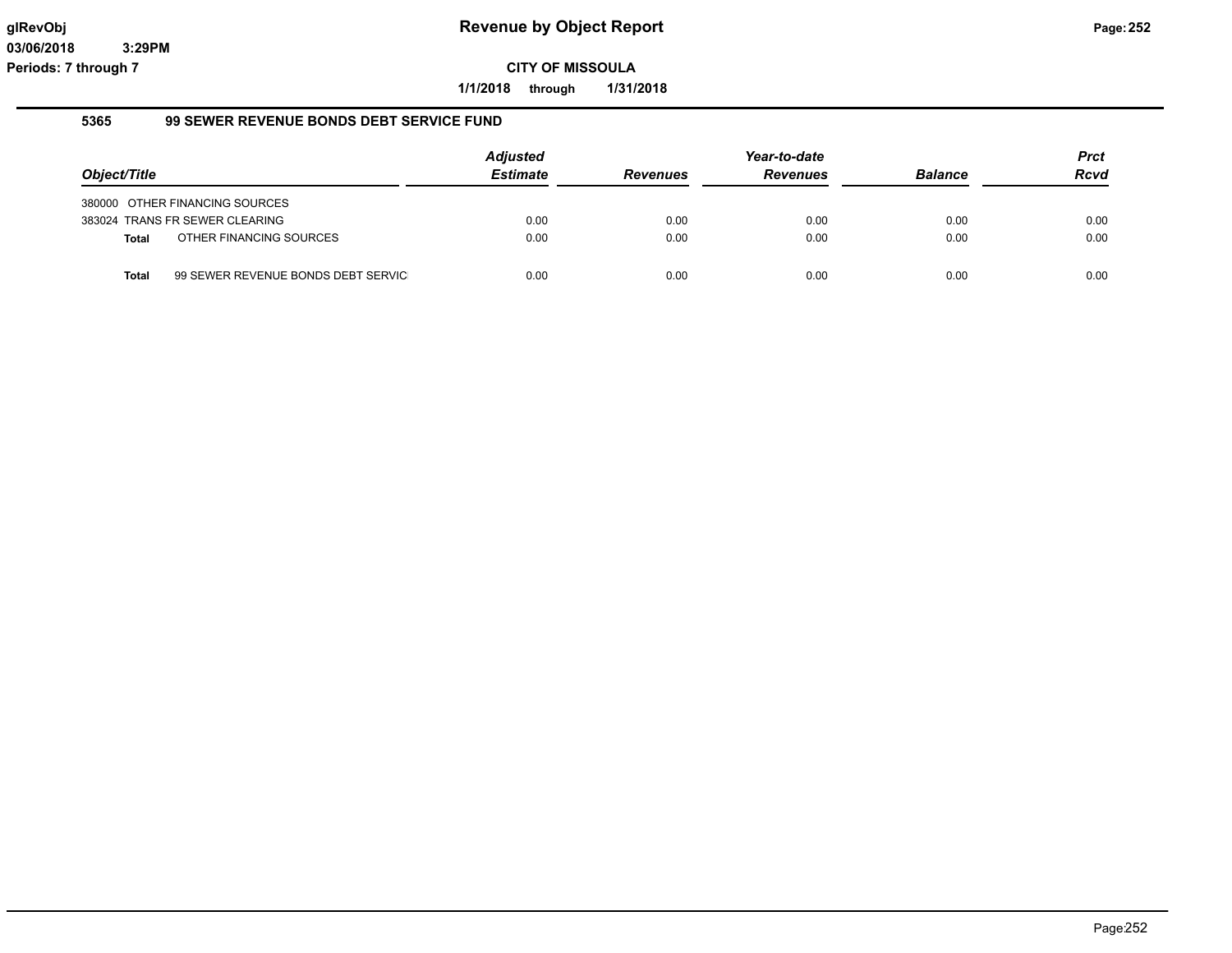# Revenue by Object Report

**CITY OF MISSOULA**

**1/1/2018 through 1/31/2018**

glRevObj
03/06/2018 3:29PM
Periods: 7 through 7

### 5365 99 SEWER REVENUE BONDS DEBT SERVICE FUND

| Object/Title | Adjusted Estimate | Revenues | Year-to-date Revenues | Balance | Prct Rcvd |
|---|---|---|---|---|---|
| 380000 OTHER FINANCING SOURCES | | | | | |
| 383024 TRANS FR SEWER CLEARING | 0.00 | 0.00 | 0.00 | 0.00 | 0.00 |
| **Total** OTHER FINANCING SOURCES | 0.00 | 0.00 | 0.00 | 0.00 | 0.00 |
| **Total** 99 SEWER REVENUE BONDS DEBT SERVIC | 0.00 | 0.00 | 0.00 | 0.00 | 0.00 |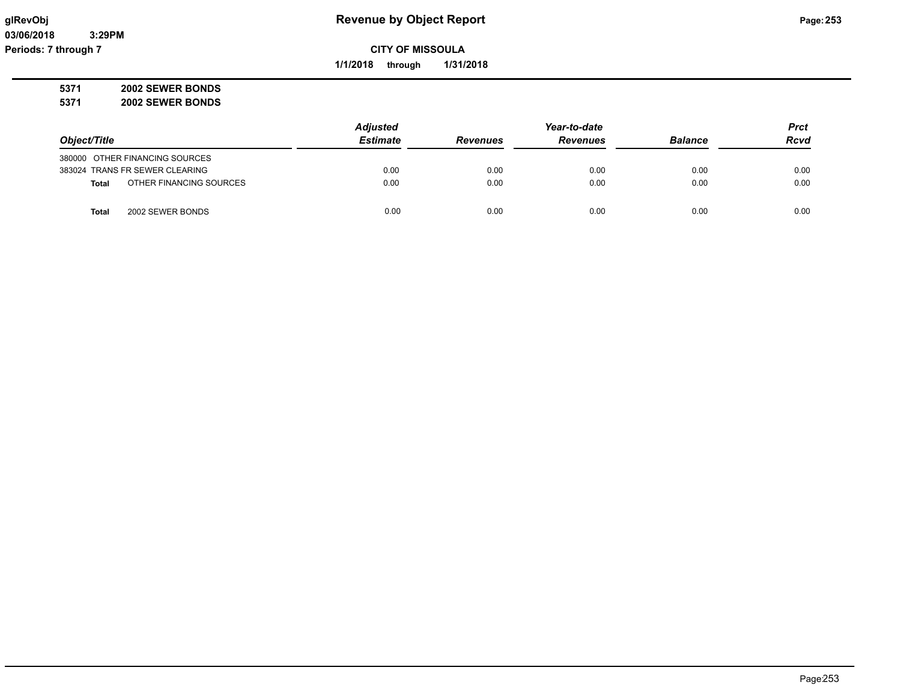**Revenue by Object Report**

**CITY OF MISSOULA**

**1/1/2018 through 1/31/2018**

glRevObj
03/06/2018 3:29PM
Periods: 7 through 7

**5371 2002 SEWER BONDS**

**5371 2002 SEWER BONDS**

| Object/Title | Adjusted Estimate | Revenues | Year-to-date Revenues | Balance | Prct Rcvd |
|---|---|---|---|---|---|
| 380000 OTHER FINANCING SOURCES | | | | | |
| 383024 TRANS FR SEWER CLEARING | 0.00 | 0.00 | 0.00 | 0.00 | 0.00 |
| **Total** OTHER FINANCING SOURCES | 0.00 | 0.00 | 0.00 | 0.00 | 0.00 |
| **Total** 2002 SEWER BONDS | 0.00 | 0.00 | 0.00 | 0.00 | 0.00 |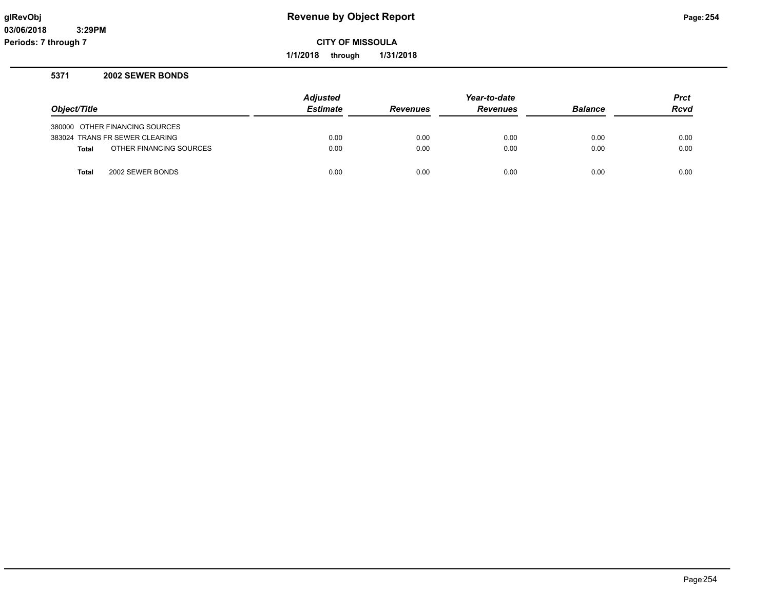# Revenue by Object Report

**CITY OF MISSOULA**

**1/1/2018 through 1/31/2018**

glRevObj
03/06/2018 3:29PM
Periods: 7 through 7

## 5371 2002 SEWER BONDS

| Object/Title | | Adjusted Estimate | Revenues | Year-to-date Revenues | Balance | Prct Rcvd |
|---|---|---|---|---|---|---|
| 380000 | OTHER FINANCING SOURCES | | | | | |
| 383024 | TRANS FR SEWER CLEARING | 0.00 | 0.00 | 0.00 | 0.00 | 0.00 |
| **Total** | OTHER FINANCING SOURCES | 0.00 | 0.00 | 0.00 | 0.00 | 0.00 |
| **Total** | 2002 SEWER BONDS | 0.00 | 0.00 | 0.00 | 0.00 | 0.00 |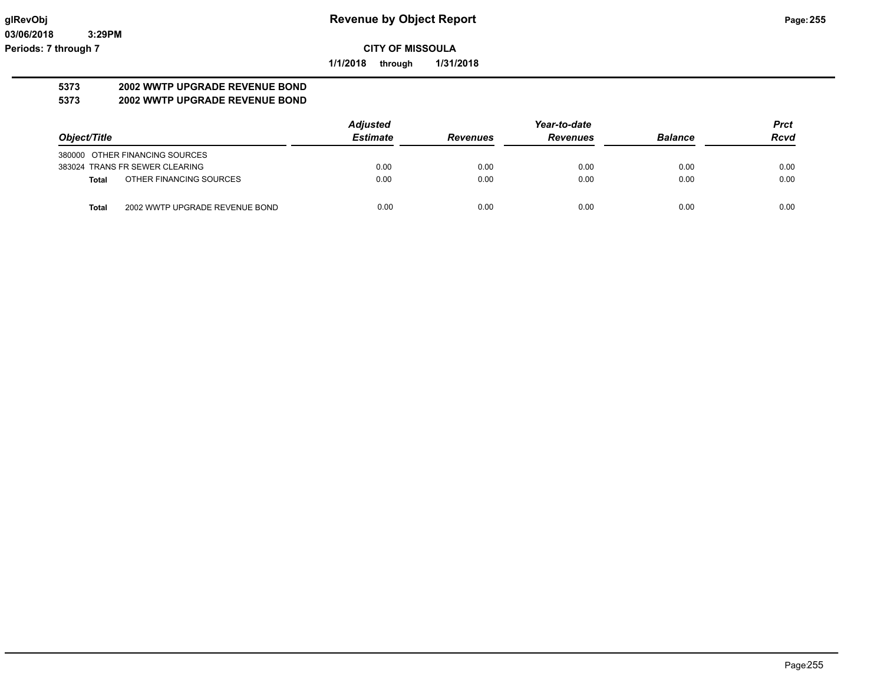**glRevObj** | **Revenue by Object Report**

**03/06/2018 3:29PM**

**Periods: 7 through 7**

**CITY OF MISSOULA**

**1/1/2018 through 1/31/2018**

## 5373 2002 WWTP UPGRADE REVENUE BOND
## 5373 2002 WWTP UPGRADE REVENUE BOND

| Object/Title | | Adjusted Estimate | Revenues | Year-to-date Revenues | Balance | Prct Rcvd |
|---|---|---|---|---|---|---|
| 380000 OTHER FINANCING SOURCES | | | | | | |
| 383024 TRANS FR SEWER CLEARING | | 0.00 | 0.00 | 0.00 | 0.00 | 0.00 |
| **Total** | OTHER FINANCING SOURCES | 0.00 | 0.00 | 0.00 | 0.00 | 0.00 |
| **Total** | 2002 WWTP UPGRADE REVENUE BOND | 0.00 | 0.00 | 0.00 | 0.00 | 0.00 |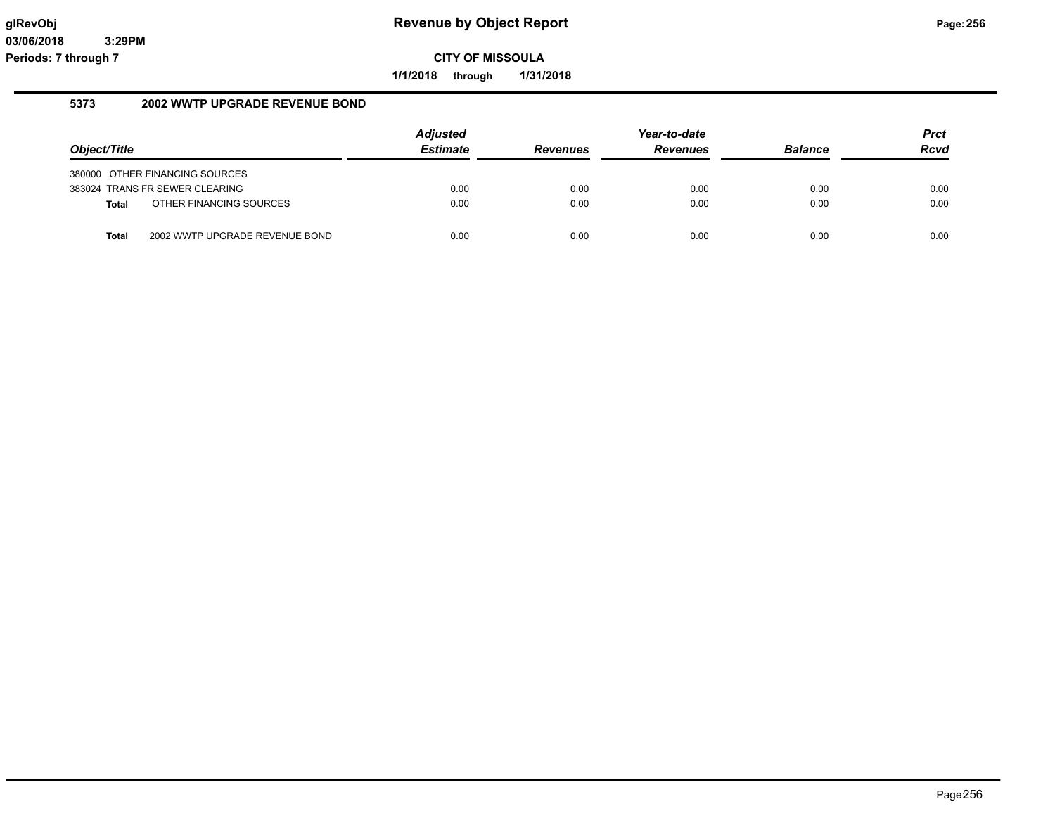# Revenue by Object Report

**CITY OF MISSOULA**

**1/1/2018 through 1/31/2018**

glRevObj
03/06/2018 3:29PM
Periods: 7 through 7

## 5373 2002 WWTP UPGRADE REVENUE BOND

| Object/Title | Adjusted Estimate | Revenues | Year-to-date Revenues | Balance | Prct Rcvd |
|---|---|---|---|---|---|
| 380000 OTHER FINANCING SOURCES | | | | | |
| 383024 TRANS FR SEWER CLEARING | 0.00 | 0.00 | 0.00 | 0.00 | 0.00 |
| **Total** OTHER FINANCING SOURCES | 0.00 | 0.00 | 0.00 | 0.00 | 0.00 |
| **Total** 2002 WWTP UPGRADE REVENUE BOND | 0.00 | 0.00 | 0.00 | 0.00 | 0.00 |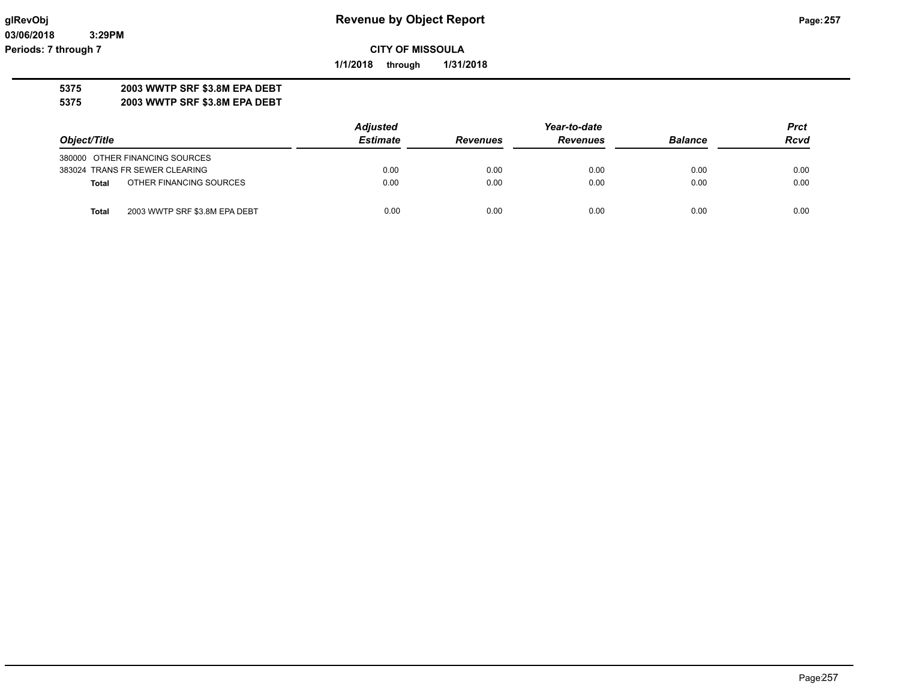**5375 2003 WWTP SRF $3.8M EPA DEBT**
**5375 2003 WWTP SRF $3.8M EPA DEBT**

| Object/Title | Adjusted Estimate | Revenues | Year-to-date Revenues | Balance | Prct Rcvd |
|---|---|---|---|---|---|
| 380000 OTHER FINANCING SOURCES | | | | | |
| 383024 TRANS FR SEWER CLEARING | 0.00 | 0.00 | 0.00 | 0.00 | 0.00 |
| **Total** OTHER FINANCING SOURCES | 0.00 | 0.00 | 0.00 | 0.00 | 0.00 |
| | | | | | |
| **Total** 2003 WWTP SRF $3.8M EPA DEBT | 0.00 | 0.00 | 0.00 | 0.00 | 0.00 |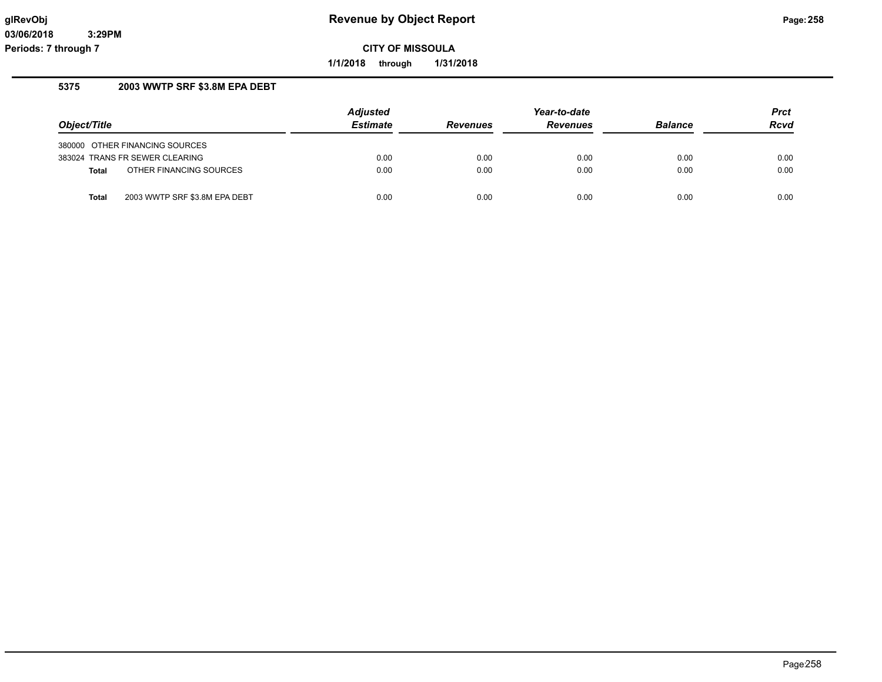# Revenue by Object Report

**CITY OF MISSOULA**

**1/1/2018 through 1/31/2018**

glRevObj
03/06/2018 3:29PM
Periods: 7 through 7

## 5375 2003 WWTP SRF $3.8M EPA DEBT

| Object/Title | Adjusted Estimate | Revenues | Year-to-date Revenues | Balance | Prct Rcvd |
|---|---|---|---|---|---|
| 380000 OTHER FINANCING SOURCES | | | | | |
| 383024 TRANS FR SEWER CLEARING | 0.00 | 0.00 | 0.00 | 0.00 | 0.00 |
| **Total** OTHER FINANCING SOURCES | 0.00 | 0.00 | 0.00 | 0.00 | 0.00 |
| **Total** 2003 WWTP SRF $3.8M EPA DEBT | 0.00 | 0.00 | 0.00 | 0.00 | 0.00 |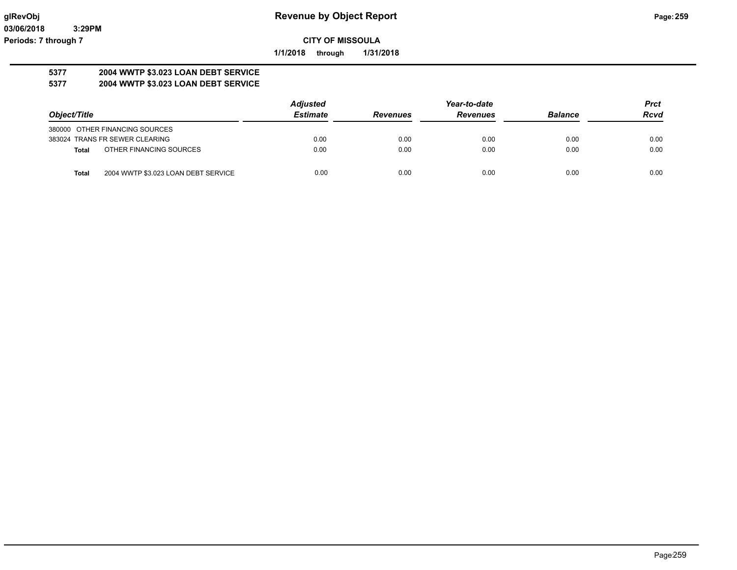**Revenue by Object Report**

**CITY OF MISSOULA**

**1/1/2018 through 1/31/2018**

**5377 2004 WWTP $3.023 LOAN DEBT SERVICE**

**5377 2004 WWTP $3.023 LOAN DEBT SERVICE**

| Object/Title | | Adjusted Estimate | Revenues | Year-to-date Revenues | Balance | Prct Rcvd |
|---|---|---|---|---|---|---|
| 380000 OTHER FINANCING SOURCES | | | | | | |
| 383024 TRANS FR SEWER CLEARING | | 0.00 | 0.00 | 0.00 | 0.00 | 0.00 |
| **Total** | OTHER FINANCING SOURCES | 0.00 | 0.00 | 0.00 | 0.00 | 0.00 |
| **Total** | 2004 WWTP $3.023 LOAN DEBT SERVICE | 0.00 | 0.00 | 0.00 | 0.00 | 0.00 |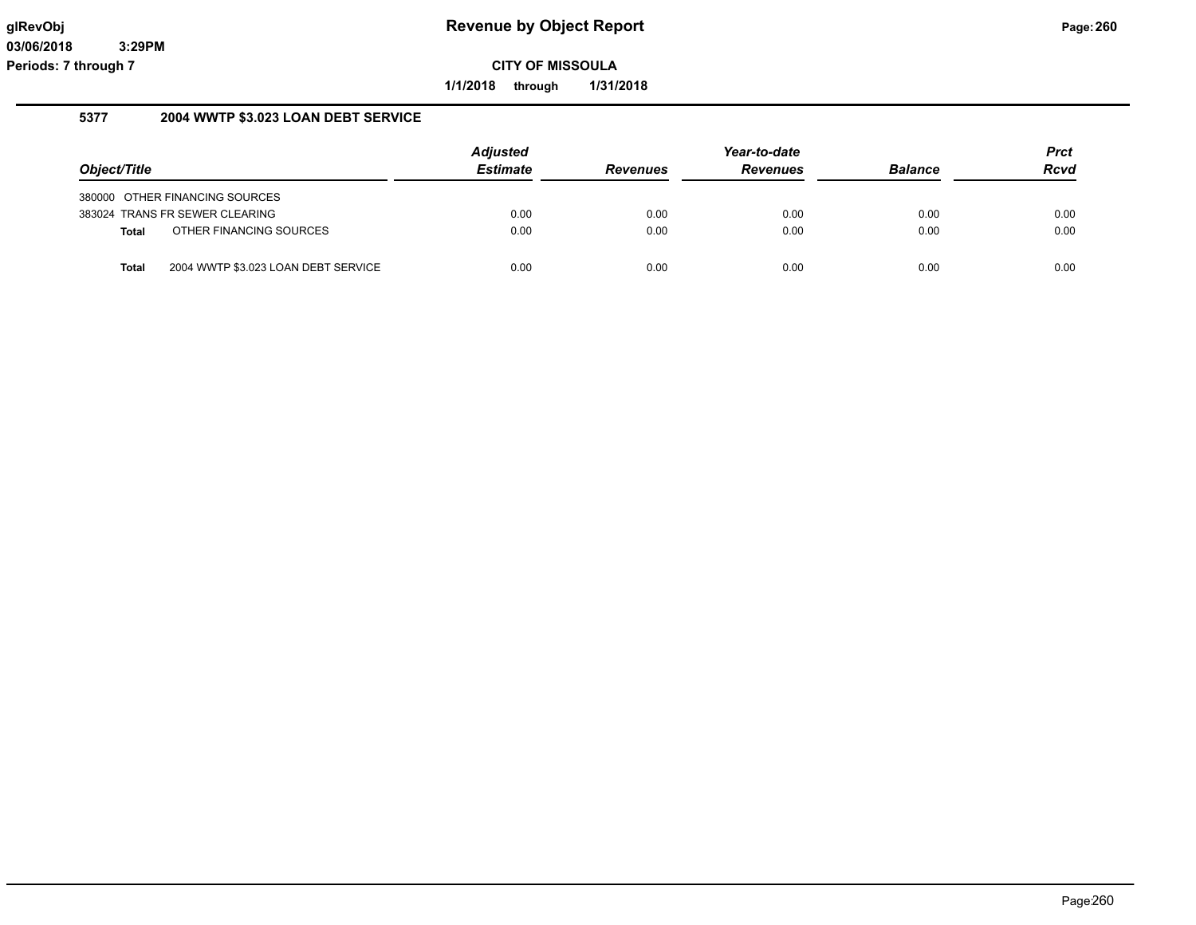# Revenue by Object Report

**CITY OF MISSOULA**

**1/1/2018 through 1/31/2018**

glRevObj
03/06/2018 3:29PM
Periods: 7 through 7

## 5377 2004 WWTP $3.023 LOAN DEBT SERVICE

| Object/Title | | Adjusted Estimate | Revenues | Year-to-date Revenues | Balance | Prct Rcvd |
|---|---|---|---|---|---|---|
| 380000 | OTHER FINANCING SOURCES | | | | | |
| 383024 | TRANS FR SEWER CLEARING | 0.00 | 0.00 | 0.00 | 0.00 | 0.00 |
| **Total** | OTHER FINANCING SOURCES | 0.00 | 0.00 | 0.00 | 0.00 | 0.00 |
| **Total** | 2004 WWTP $3.023 LOAN DEBT SERVICE | 0.00 | 0.00 | 0.00 | 0.00 | 0.00 |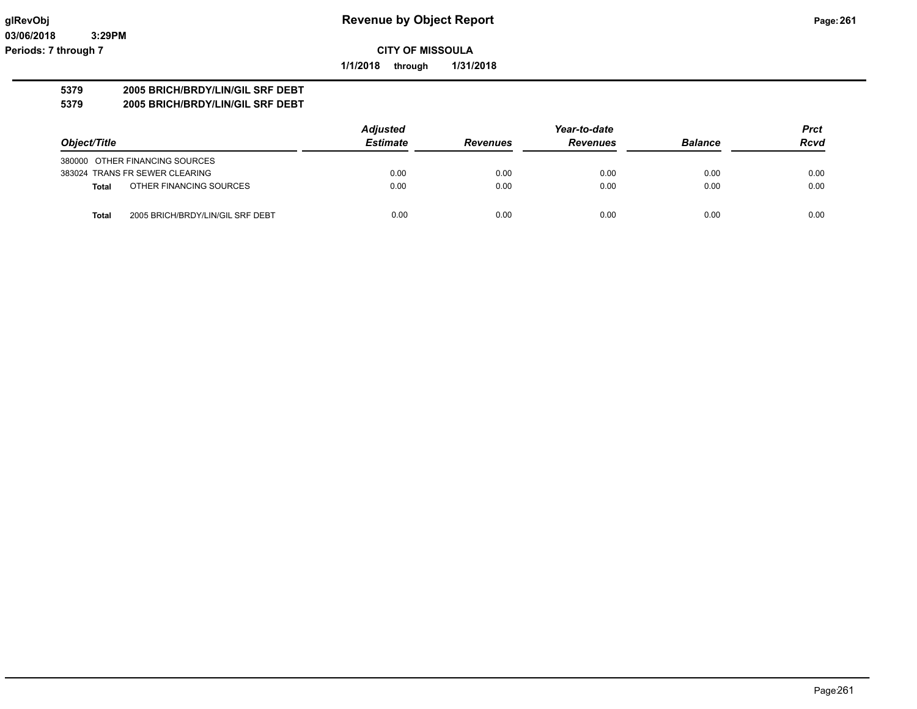**Revenue by Object Report**

**CITY OF MISSOULA**

**1/1/2018 through 1/31/2018**

**5379 2005 BRICH/BRDY/LIN/GIL SRF DEBT**

**5379 2005 BRICH/BRDY/LIN/GIL SRF DEBT**

| Object/Title | | Adjusted Estimate | Revenues | Year-to-date Revenues | Balance | Prct Rcvd |
|---|---|---|---|---|---|---|
| 380000 OTHER FINANCING SOURCES | | | | | | |
| 383024 TRANS FR SEWER CLEARING | | 0.00 | 0.00 | 0.00 | 0.00 | 0.00 |
| **Total** | OTHER FINANCING SOURCES | 0.00 | 0.00 | 0.00 | 0.00 | 0.00 |
| **Total** | 2005 BRICH/BRDY/LIN/GIL SRF DEBT | 0.00 | 0.00 | 0.00 | 0.00 | 0.00 |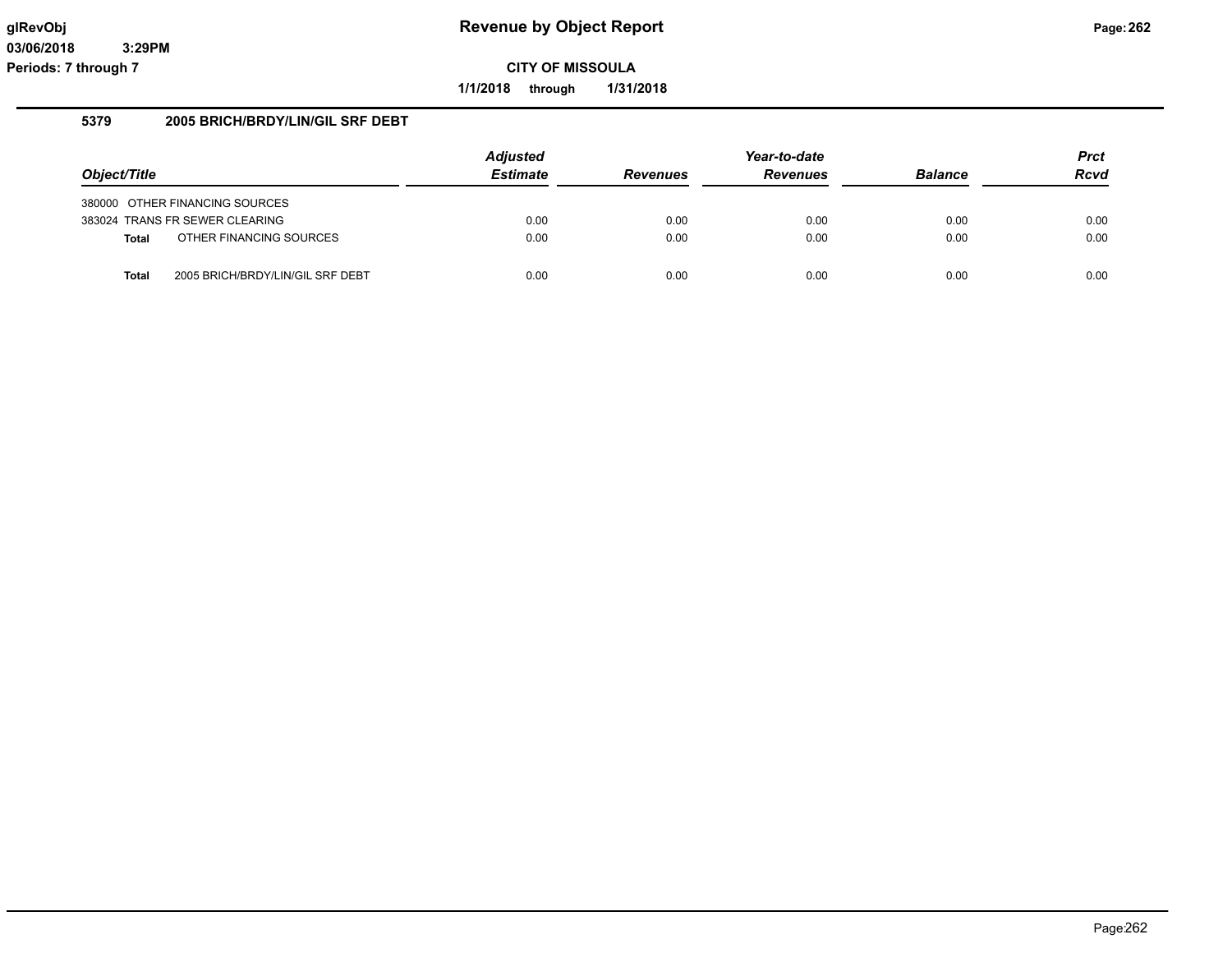# Revenue by Object Report

**CITY OF MISSOULA**

**1/1/2018 through 1/31/2018**

glRevObj
03/06/2018 3:29PM
Periods: 7 through 7

## 5379 2005 BRICH/BRDY/LIN/GIL SRF DEBT

| Object/Title | Adjusted Estimate | Revenues | Year-to-date Revenues | Balance | Prct Rcvd |
|---|---|---|---|---|---|
| 380000 OTHER FINANCING SOURCES | | | | | |
| 383024 TRANS FR SEWER CLEARING | 0.00 | 0.00 | 0.00 | 0.00 | 0.00 |
| **Total** OTHER FINANCING SOURCES | 0.00 | 0.00 | 0.00 | 0.00 | 0.00 |
| **Total** 2005 BRICH/BRDY/LIN/GIL SRF DEBT | 0.00 | 0.00 | 0.00 | 0.00 | 0.00 |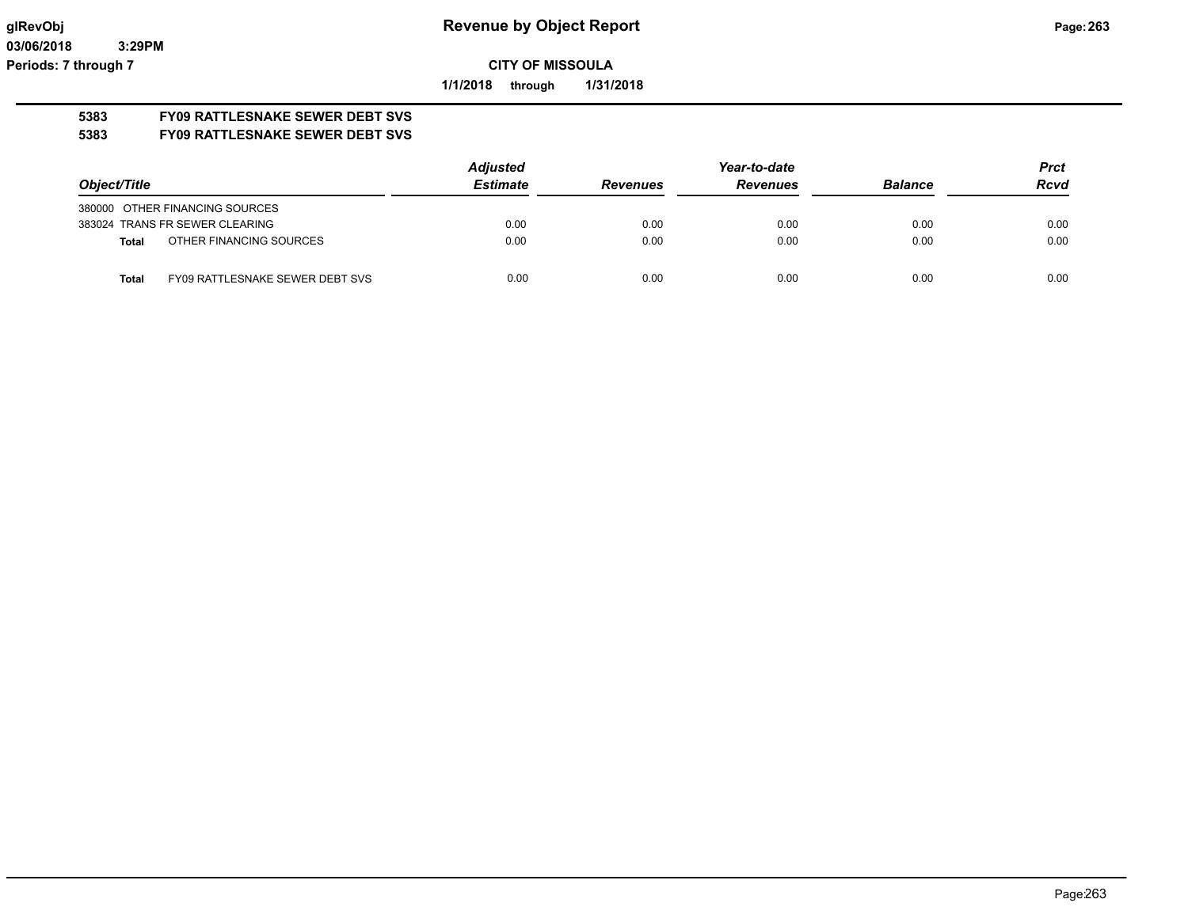# Revenue by Object Report

glRevObj
03/06/2018 3:29PM
Periods: 7 through 7

**CITY OF MISSOULA**

**1/1/2018 through 1/31/2018**

**5383 FY09 RATTLESNAKE SEWER DEBT SVS**
**5383 FY09 RATTLESNAKE SEWER DEBT SVS**

| Object/Title | Adjusted Estimate | Revenues | Year-to-date Revenues | Balance | Prct Rcvd |
|---|---|---|---|---|---|
| 380000 OTHER FINANCING SOURCES | | | | | |
| 383024 TRANS FR SEWER CLEARING | 0.00 | 0.00 | 0.00 | 0.00 | 0.00 |
| **Total** OTHER FINANCING SOURCES | 0.00 | 0.00 | 0.00 | 0.00 | 0.00 |
| **Total** FY09 RATTLESNAKE SEWER DEBT SVS | 0.00 | 0.00 | 0.00 | 0.00 | 0.00 |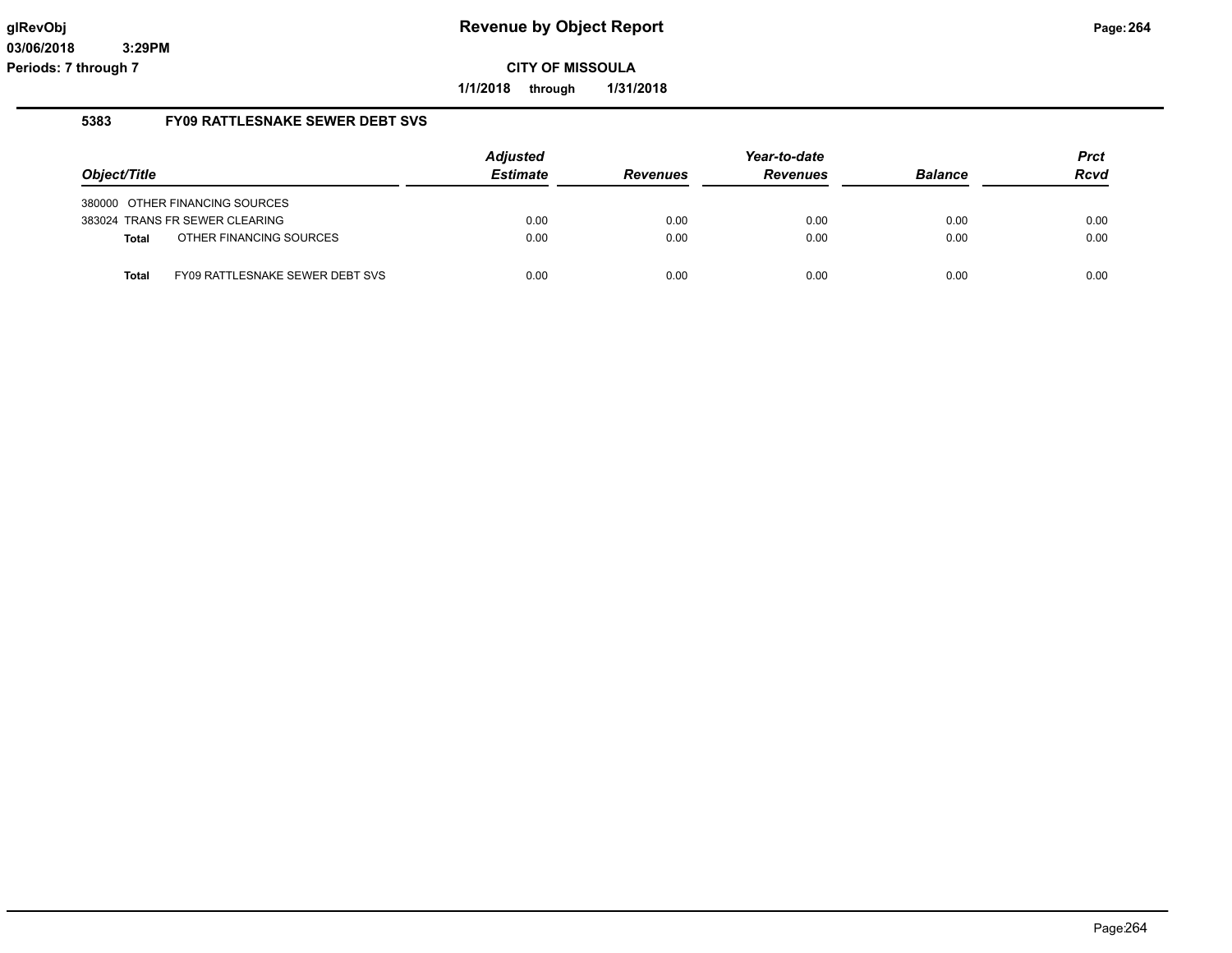# Revenue by Object Report

**CITY OF MISSOULA**

**1/1/2018 through 1/31/2018**

glRevObj
03/06/2018 3:29PM
Periods: 7 through 7

## 5383 FY09 RATTLESNAKE SEWER DEBT SVS

| Object/Title | Adjusted Estimate | Revenues | Year-to-date Revenues | Balance | Prct Rcvd |
|---|---|---|---|---|---|
| 380000 OTHER FINANCING SOURCES | | | | | |
| 383024 TRANS FR SEWER CLEARING | 0.00 | 0.00 | 0.00 | 0.00 | 0.00 |
| **Total** OTHER FINANCING SOURCES | 0.00 | 0.00 | 0.00 | 0.00 | 0.00 |
| **Total** FY09 RATTLESNAKE SEWER DEBT SVS | 0.00 | 0.00 | 0.00 | 0.00 | 0.00 |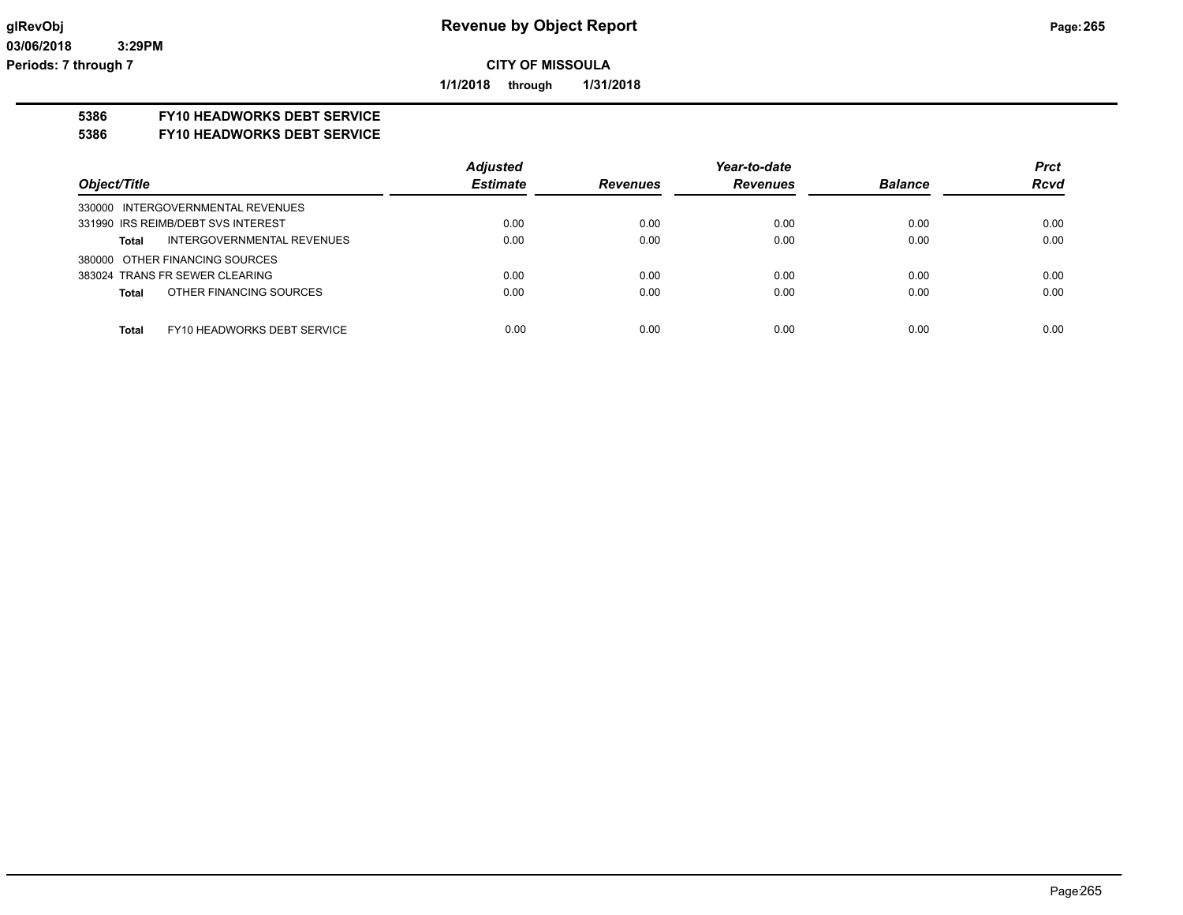**Revenue by Object Report**

**CITY OF MISSOULA**

**1/1/2018 through 1/31/2018**

glRevObj
03/06/2018 3:29PM
Periods: 7 through 7

## 5386 FY10 HEADWORKS DEBT SERVICE
## 5386 FY10 HEADWORKS DEBT SERVICE

| Object/Title | Adjusted Estimate | Revenues | Year-to-date Revenues | Balance | Prct Rcvd |
|---|---|---|---|---|---|
| 330000 INTERGOVERNMENTAL REVENUES | | | | | |
| 331990 IRS REIMB/DEBT SVS INTEREST | 0.00 | 0.00 | 0.00 | 0.00 | 0.00 |
| **Total** INTERGOVERNMENTAL REVENUES | 0.00 | 0.00 | 0.00 | 0.00 | 0.00 |
| 380000 OTHER FINANCING SOURCES | | | | | |
| 383024 TRANS FR SEWER CLEARING | 0.00 | 0.00 | 0.00 | 0.00 | 0.00 |
| **Total** OTHER FINANCING SOURCES | 0.00 | 0.00 | 0.00 | 0.00 | 0.00 |
| **Total** FY10 HEADWORKS DEBT SERVICE | 0.00 | 0.00 | 0.00 | 0.00 | 0.00 |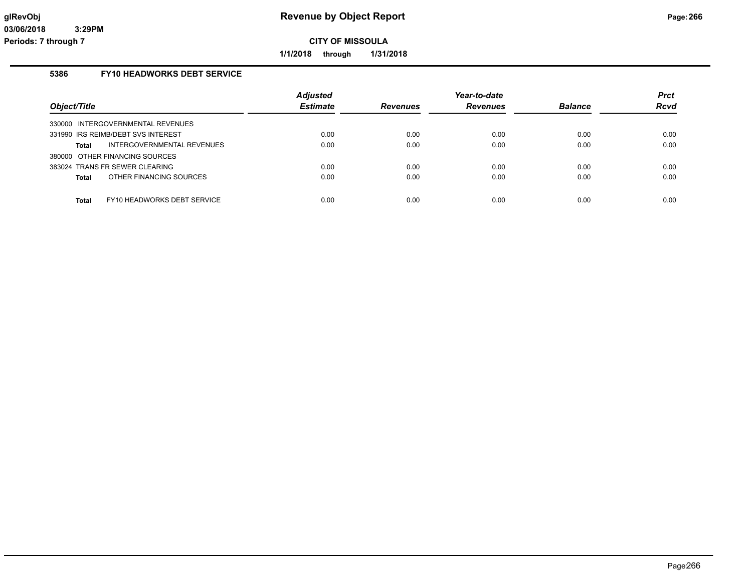**Revenue by Object Report**

**CITY OF MISSOULA**

**1/1/2018 through 1/31/2018**

## 5386 FY10 HEADWORKS DEBT SERVICE

| *Object/Title* | *Adjusted Estimate* | *Revenues* | *Year-to-date Revenues* | *Balance* | *Prct Rcvd* |
|---|---|---|---|---|---|
| 330000 INTERGOVERNMENTAL REVENUES | | | | | |
| 331990 IRS REIMB/DEBT SVS INTEREST | 0.00 | 0.00 | 0.00 | 0.00 | 0.00 |
| **Total** INTERGOVERNMENTAL REVENUES | 0.00 | 0.00 | 0.00 | 0.00 | 0.00 |
| 380000 OTHER FINANCING SOURCES | | | | | |
| 383024 TRANS FR SEWER CLEARING | 0.00 | 0.00 | 0.00 | 0.00 | 0.00 |
| **Total** OTHER FINANCING SOURCES | 0.00 | 0.00 | 0.00 | 0.00 | 0.00 |
| **Total** FY10 HEADWORKS DEBT SERVICE | 0.00 | 0.00 | 0.00 | 0.00 | 0.00 |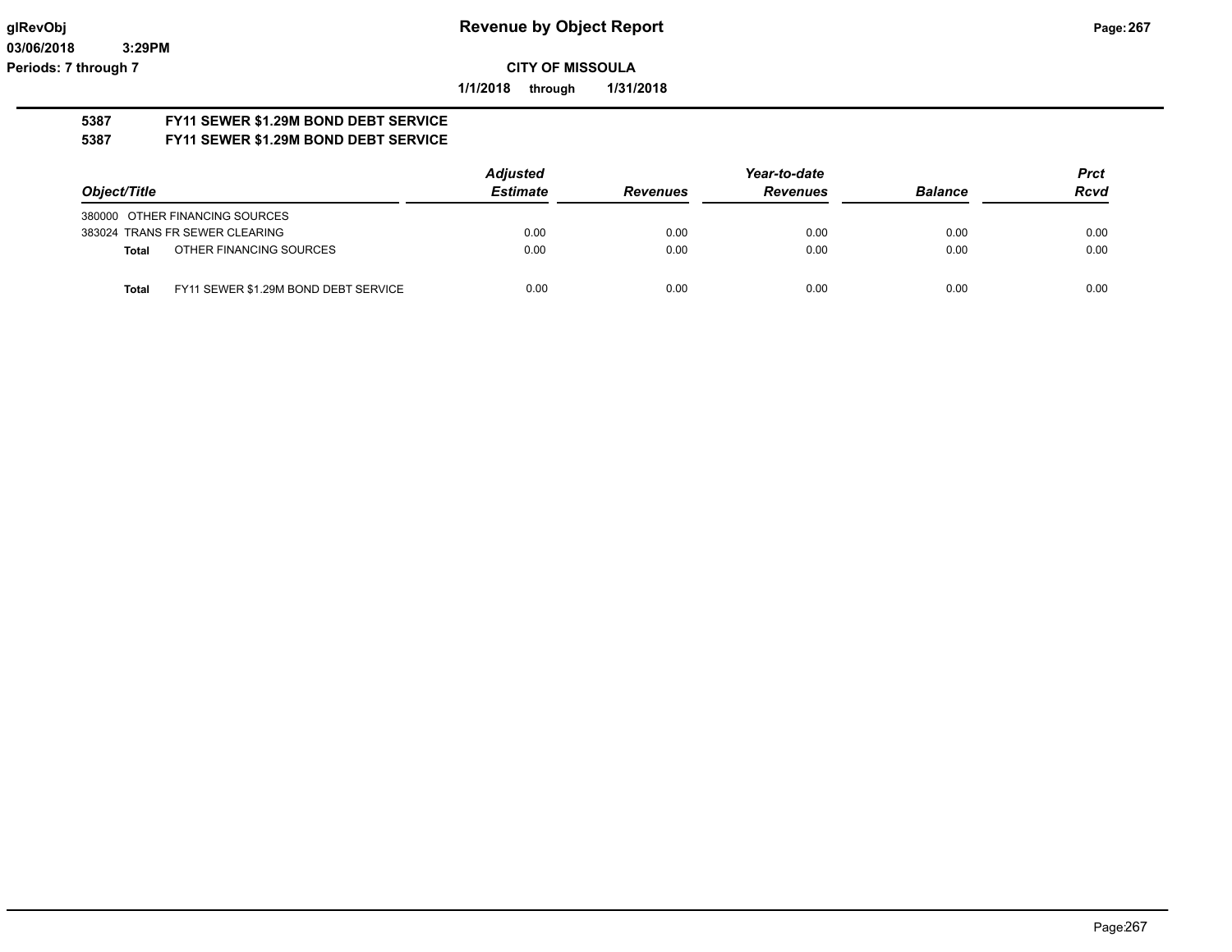**glRevObj**
**03/06/2018 3:29PM**
**Periods: 7 through 7**

# Revenue by Object Report

**CITY OF MISSOULA**

**1/1/2018 through 1/31/2018**

**5387 FY11 SEWER $1.29M BOND DEBT SERVICE**
**5387 FY11 SEWER $1.29M BOND DEBT SERVICE**

| Object/Title | | Adjusted Estimate | Revenues | Year-to-date Revenues | Balance | Prct Rcvd |
|---|---|---|---|---|---|---|
| 380000 OTHER FINANCING SOURCES | | | | | | |
| 383024 TRANS FR SEWER CLEARING | | 0.00 | 0.00 | 0.00 | 0.00 | 0.00 |
| **Total** | OTHER FINANCING SOURCES | 0.00 | 0.00 | 0.00 | 0.00 | 0.00 |
| **Total** | FY11 SEWER $1.29M BOND DEBT SERVICE | 0.00 | 0.00 | 0.00 | 0.00 | 0.00 |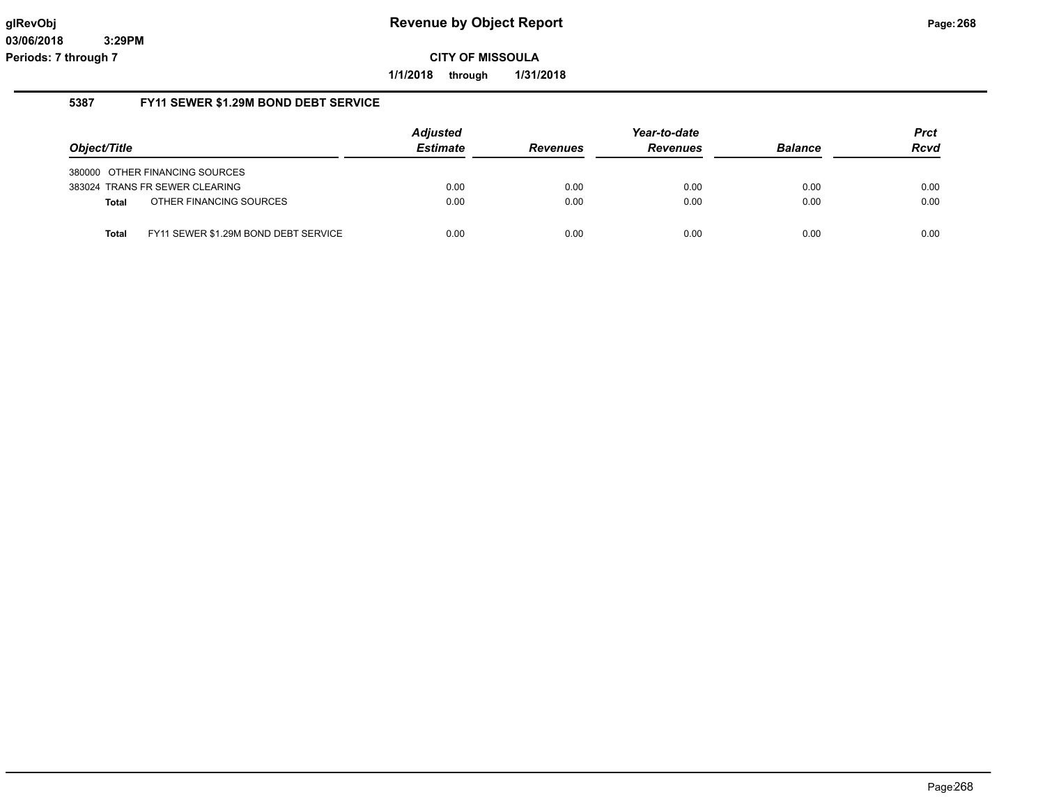**Revenue by Object Report**

**CITY OF MISSOULA**

**1/1/2018 through 1/31/2018**

**Periods: 7 through 7**

## 5387 FY11 SEWER $1.29M BOND DEBT SERVICE

| Object/Title | Adjusted Estimate | Revenues | Year-to-date Revenues | Balance | Prct Rcvd |
|---|---|---|---|---|---|
| 380000 OTHER FINANCING SOURCES | | | | | |
| 383024 TRANS FR SEWER CLEARING | 0.00 | 0.00 | 0.00 | 0.00 | 0.00 |
| **Total** OTHER FINANCING SOURCES | 0.00 | 0.00 | 0.00 | 0.00 | 0.00 |
| **Total** FY11 SEWER $1.29M BOND DEBT SERVICE | 0.00 | 0.00 | 0.00 | 0.00 | 0.00 |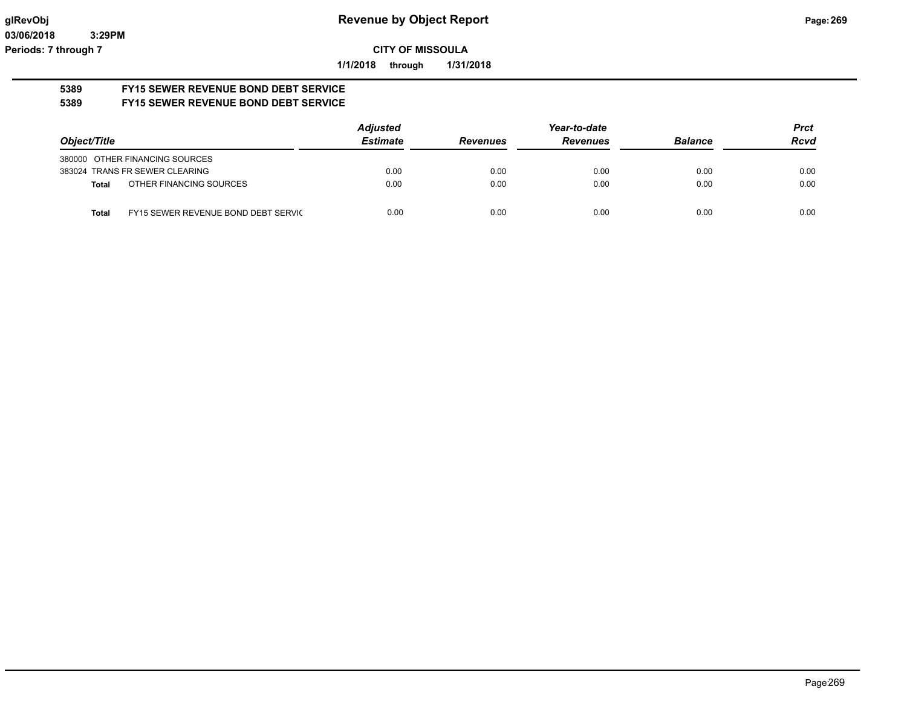**glRevObj**
**03/06/2018 3:29PM**
**Periods: 7 through 7**

# Revenue by Object Report

**CITY OF MISSOULA**

**1/1/2018 through 1/31/2018**

## 5389 FY15 SEWER REVENUE BOND DEBT SERVICE
## 5389 FY15 SEWER REVENUE BOND DEBT SERVICE

| *Object/Title* | | *Adjusted Estimate* | *Revenues* | *Year-to-date Revenues* | *Balance* | *Prct Rcvd* |
|---|---|---|---|---|---|---|
| 380000 OTHER FINANCING SOURCES | | | | | | |
| 383024 TRANS FR SEWER CLEARING | | 0.00 | 0.00 | 0.00 | 0.00 | 0.00 |
| **Total** | OTHER FINANCING SOURCES | 0.00 | 0.00 | 0.00 | 0.00 | 0.00 |
| **Total** | FY15 SEWER REVENUE BOND DEBT SERVIC | 0.00 | 0.00 | 0.00 | 0.00 | 0.00 |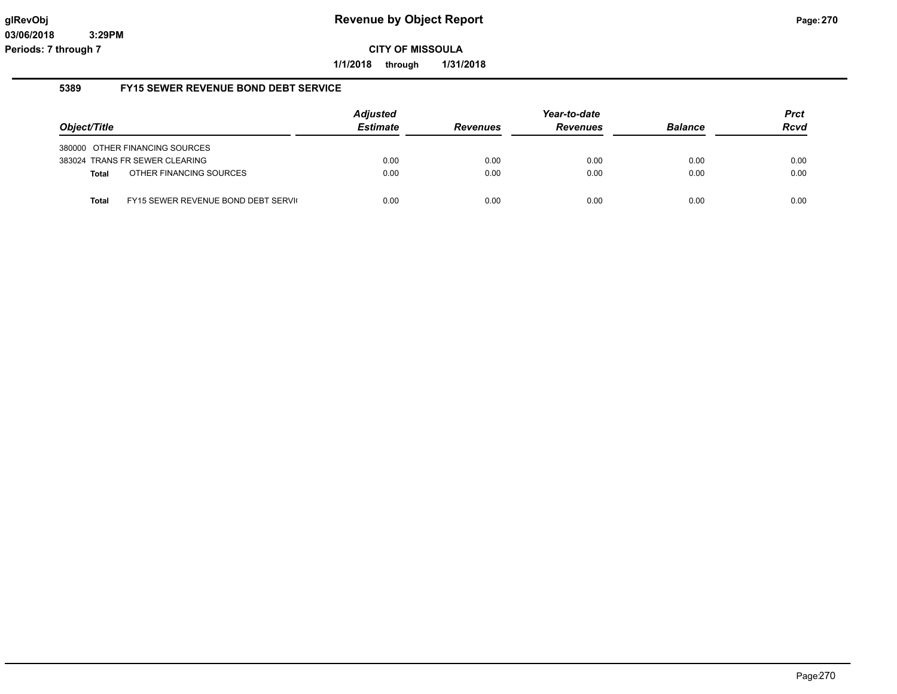**Revenue by Object Report**

**CITY OF MISSOULA**

**1/1/2018 through 1/31/2018**

glRevObj
03/06/2018 3:29PM
Periods: 7 through 7

### 5389 FY15 SEWER REVENUE BOND DEBT SERVICE

| Object/Title | | Adjusted Estimate | Revenues | Year-to-date Revenues | Balance | Prct Rcvd |
|---|---|---|---|---|---|---|
| 380000 | OTHER FINANCING SOURCES | | | | | |
| 383024 | TRANS FR SEWER CLEARING | 0.00 | 0.00 | 0.00 | 0.00 | 0.00 |
| **Total** | OTHER FINANCING SOURCES | 0.00 | 0.00 | 0.00 | 0.00 | 0.00 |
| **Total** | FY15 SEWER REVENUE BOND DEBT SERVI( | 0.00 | 0.00 | 0.00 | 0.00 | 0.00 |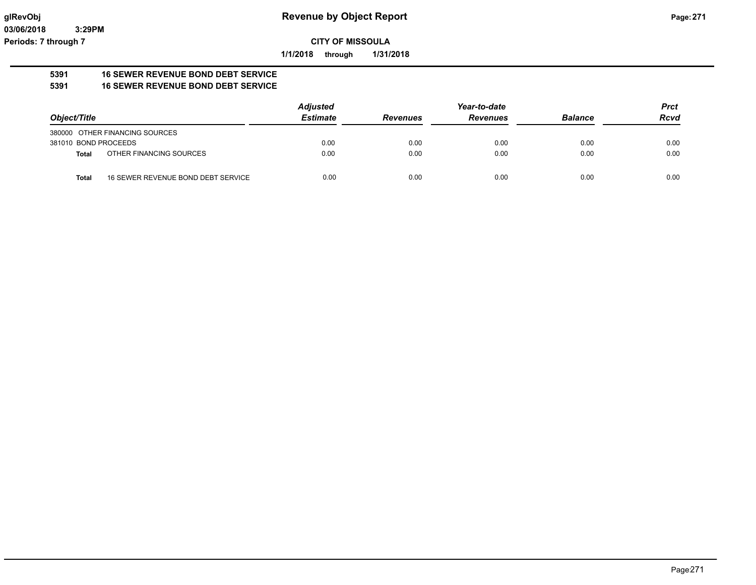**Revenue by Object Report**

**CITY OF MISSOULA**

**1/1/2018 through 1/31/2018**

**glRevObj**
**03/06/2018 3:29PM**
**Periods: 7 through 7**

## 5391 16 SEWER REVENUE BOND DEBT SERVICE
## 5391 16 SEWER REVENUE BOND DEBT SERVICE

| Object/Title | | Adjusted Estimate | Revenues | Year-to-date Revenues | Balance | Prct Rcvd |
|---|---|---|---|---|---|---|
| 380000 OTHER FINANCING SOURCES | | | | | | |
| 381010 BOND PROCEEDS | | 0.00 | 0.00 | 0.00 | 0.00 | 0.00 |
| **Total** | OTHER FINANCING SOURCES | 0.00 | 0.00 | 0.00 | 0.00 | 0.00 |
| **Total** | 16 SEWER REVENUE BOND DEBT SERVICE | 0.00 | 0.00 | 0.00 | 0.00 | 0.00 |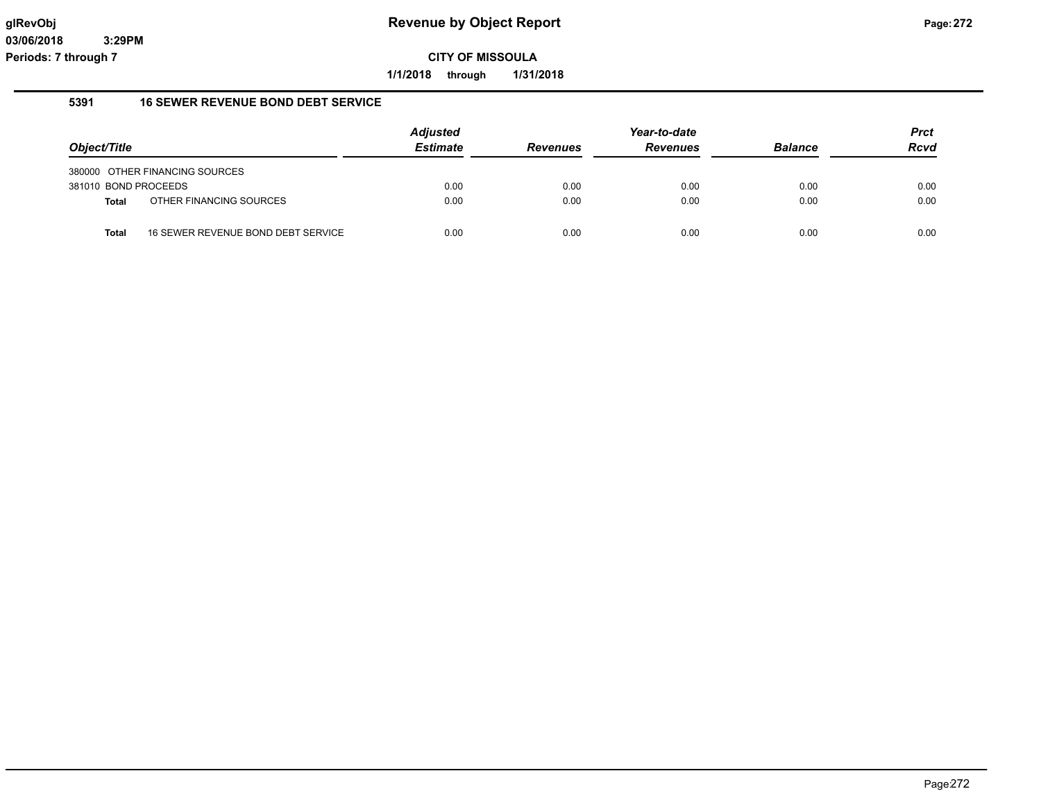glRevObj
03/06/2018 3:29PM
Periods: 7 through 7

# Revenue by Object Report

**CITY OF MISSOULA**

**1/1/2018 through 1/31/2018**

## 5391 16 SEWER REVENUE BOND DEBT SERVICE

| Object/Title | | Adjusted Estimate | Revenues | Year-to-date Revenues | Balance | Prct Rcvd |
|---|---|---|---|---|---|---|
| 380000 OTHER FINANCING SOURCES | | | | | | |
| 381010 BOND PROCEEDS | | 0.00 | 0.00 | 0.00 | 0.00 | 0.00 |
| **Total** | OTHER FINANCING SOURCES | 0.00 | 0.00 | 0.00 | 0.00 | 0.00 |
| **Total** | 16 SEWER REVENUE BOND DEBT SERVICE | 0.00 | 0.00 | 0.00 | 0.00 | 0.00 |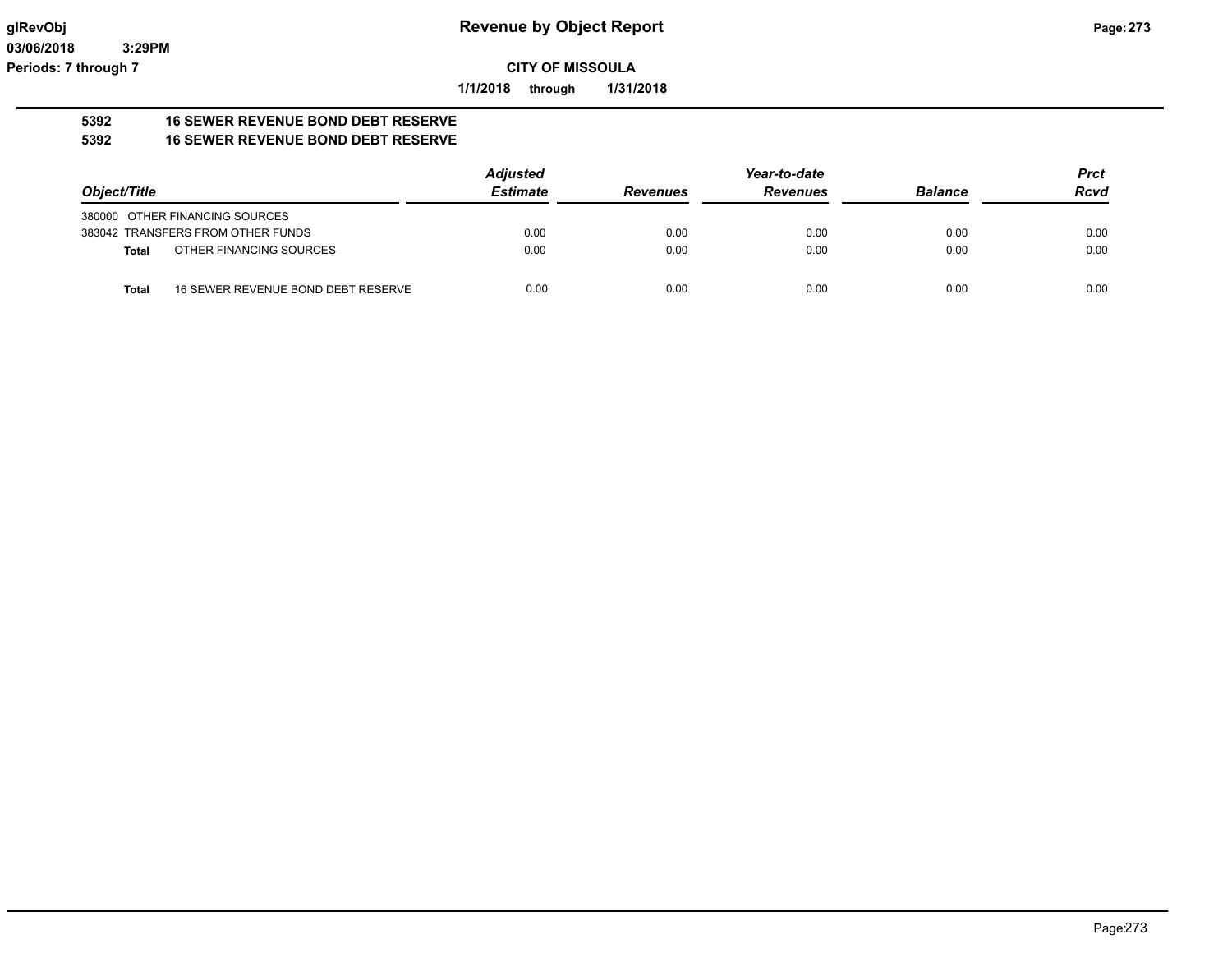**glRevObj**
**03/06/2018 3:29PM**
**Periods: 7 through 7**

# Revenue by Object Report

**CITY OF MISSOULA**

**1/1/2018 through 1/31/2018**

**5392 16 SEWER REVENUE BOND DEBT RESERVE**
**5392 16 SEWER REVENUE BOND DEBT RESERVE**

| Object/Title | | Adjusted Estimate | Revenues | Year-to-date Revenues | Balance | Prct Rcvd |
|---|---|---|---|---|---|---|
| 380000 OTHER FINANCING SOURCES | | | | | | |
| 383042 TRANSFERS FROM OTHER FUNDS | | 0.00 | 0.00 | 0.00 | 0.00 | 0.00 |
| **Total** | OTHER FINANCING SOURCES | 0.00 | 0.00 | 0.00 | 0.00 | 0.00 |
| **Total** | 16 SEWER REVENUE BOND DEBT RESERVE | 0.00 | 0.00 | 0.00 | 0.00 | 0.00 |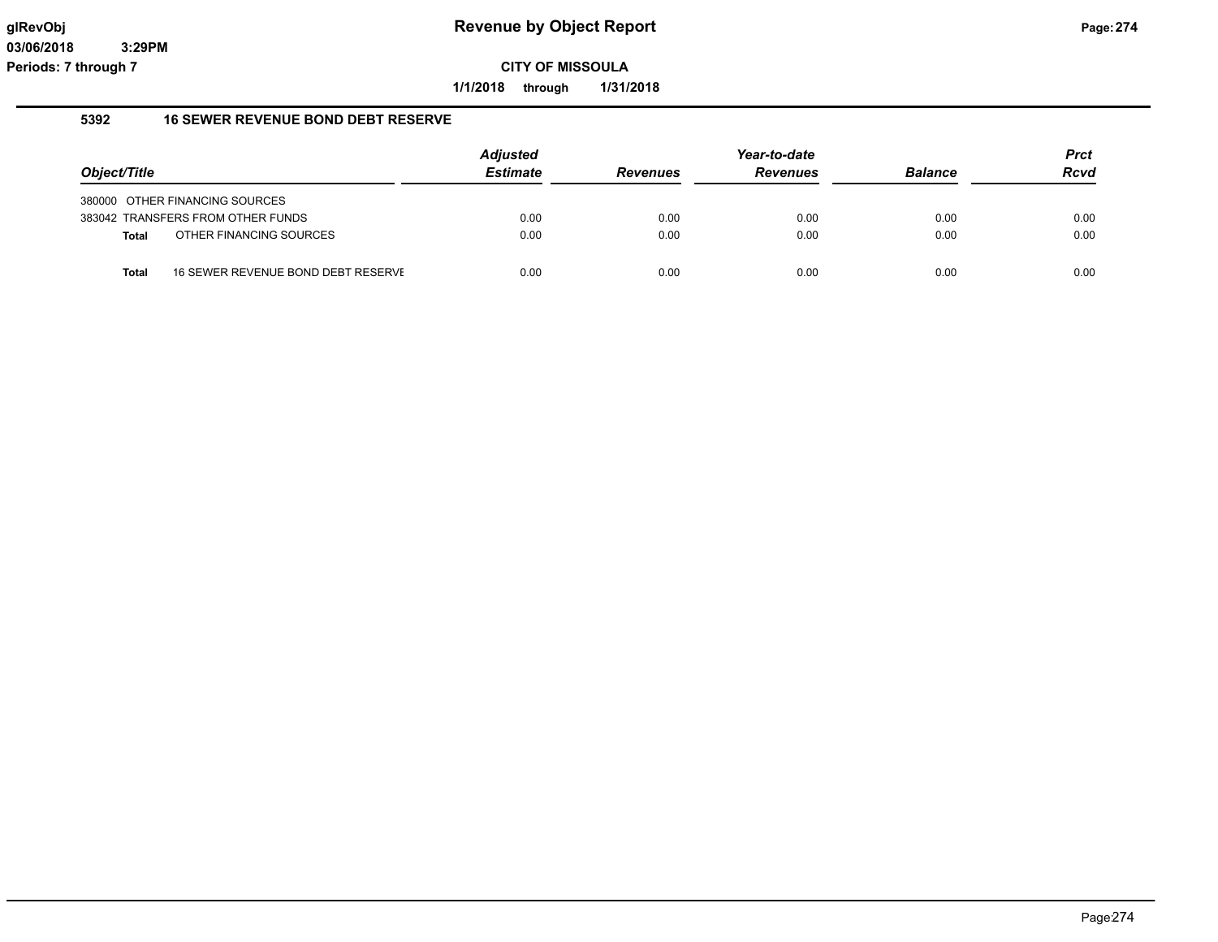# Revenue by Object Report

**CITY OF MISSOULA**

**1/1/2018 through 1/31/2018**

glRevObj
03/06/2018 3:29PM
Periods: 7 through 7

## 5392 16 SEWER REVENUE BOND DEBT RESERVE

| Object/Title | | Adjusted Estimate | Revenues | Year-to-date Revenues | Balance | Prct Rcvd |
|---|---|---|---|---|---|---|
| 380000 | OTHER FINANCING SOURCES | | | | | |
| 383042 | TRANSFERS FROM OTHER FUNDS | 0.00 | 0.00 | 0.00 | 0.00 | 0.00 |
| **Total** | OTHER FINANCING SOURCES | 0.00 | 0.00 | 0.00 | 0.00 | 0.00 |
| **Total** | 16 SEWER REVENUE BOND DEBT RESERVE | 0.00 | 0.00 | 0.00 | 0.00 | 0.00 |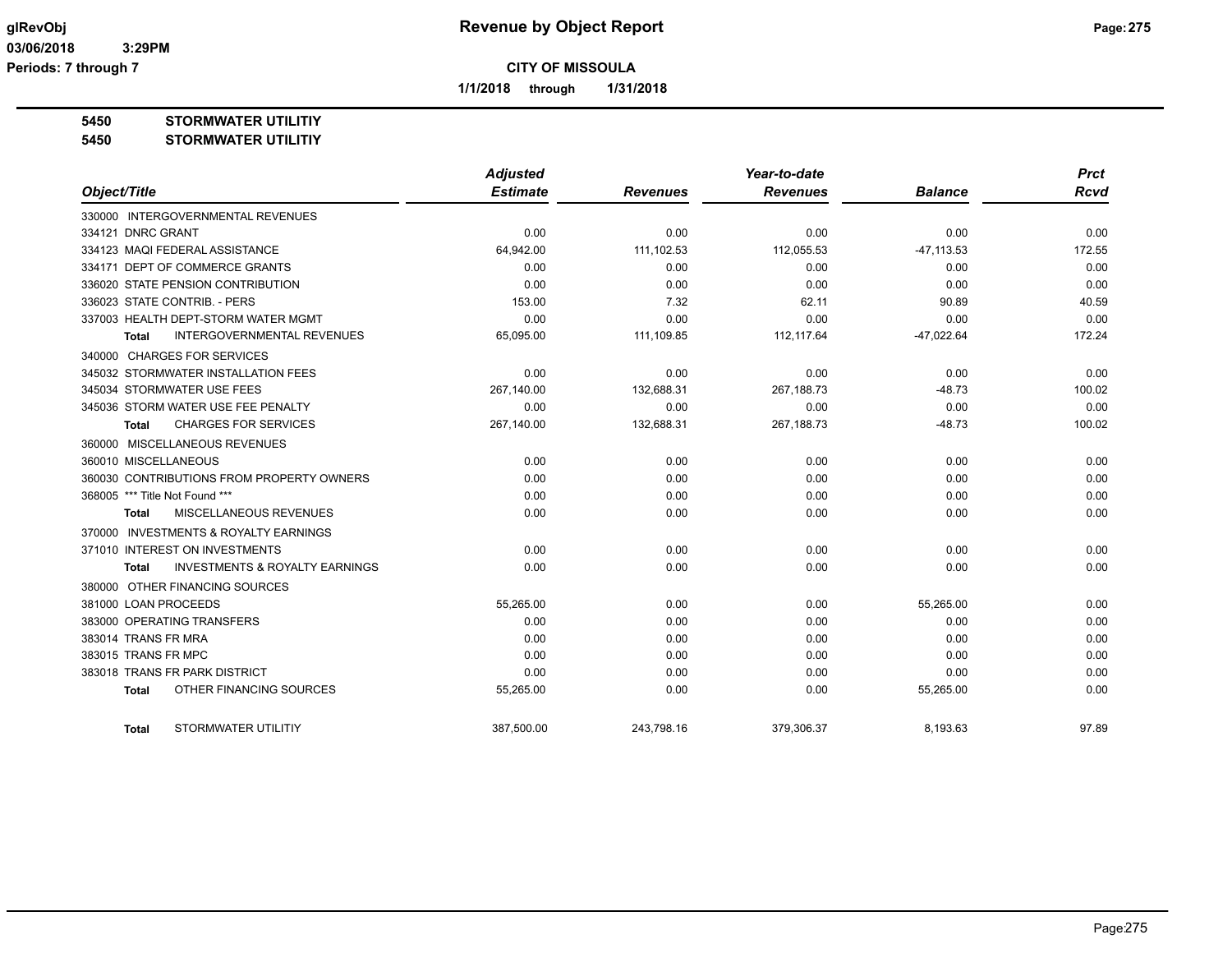**CITY OF MISSOULA**

**1/1/2018 through 1/31/2018**

**5450 STORMWATER UTILITIY**

**5450 STORMWATER UTILITIY**

| Object/Title | Adjusted Estimate | Revenues | Year-to-date Revenues | Balance | Prct Rcvd |
|---|---|---|---|---|---|
| 330000 INTERGOVERNMENTAL REVENUES | | | | | |
| 334121 DNRC GRANT | 0.00 | 0.00 | 0.00 | 0.00 | 0.00 |
| 334123 MAQI FEDERAL ASSISTANCE | 64,942.00 | 111,102.53 | 112,055.53 | -47,113.53 | 172.55 |
| 334171 DEPT OF COMMERCE GRANTS | 0.00 | 0.00 | 0.00 | 0.00 | 0.00 |
| 336020 STATE PENSION CONTRIBUTION | 0.00 | 0.00 | 0.00 | 0.00 | 0.00 |
| 336023 STATE CONTRIB. - PERS | 153.00 | 7.32 | 62.11 | 90.89 | 40.59 |
| 337003 HEALTH DEPT-STORM WATER MGMT | 0.00 | 0.00 | 0.00 | 0.00 | 0.00 |
| **Total** INTERGOVERNMENTAL REVENUES | 65,095.00 | 111,109.85 | 112,117.64 | -47,022.64 | 172.24 |
| 340000 CHARGES FOR SERVICES | | | | | |
| 345032 STORMWATER INSTALLATION FEES | 0.00 | 0.00 | 0.00 | 0.00 | 0.00 |
| 345034 STORMWATER USE FEES | 267,140.00 | 132,688.31 | 267,188.73 | -48.73 | 100.02 |
| 345036 STORM WATER USE FEE PENALTY | 0.00 | 0.00 | 0.00 | 0.00 | 0.00 |
| **Total** CHARGES FOR SERVICES | 267,140.00 | 132,688.31 | 267,188.73 | -48.73 | 100.02 |
| 360000 MISCELLANEOUS REVENUES | | | | | |
| 360010 MISCELLANEOUS | 0.00 | 0.00 | 0.00 | 0.00 | 0.00 |
| 360030 CONTRIBUTIONS FROM PROPERTY OWNERS | 0.00 | 0.00 | 0.00 | 0.00 | 0.00 |
| 368005 *** Title Not Found *** | 0.00 | 0.00 | 0.00 | 0.00 | 0.00 |
| **Total** MISCELLANEOUS REVENUES | 0.00 | 0.00 | 0.00 | 0.00 | 0.00 |
| 370000 INVESTMENTS & ROYALTY EARNINGS | | | | | |
| 371010 INTEREST ON INVESTMENTS | 0.00 | 0.00 | 0.00 | 0.00 | 0.00 |
| **Total** INVESTMENTS & ROYALTY EARNINGS | 0.00 | 0.00 | 0.00 | 0.00 | 0.00 |
| 380000 OTHER FINANCING SOURCES | | | | | |
| 381000 LOAN PROCEEDS | 55,265.00 | 0.00 | 0.00 | 55,265.00 | 0.00 |
| 383000 OPERATING TRANSFERS | 0.00 | 0.00 | 0.00 | 0.00 | 0.00 |
| 383014 TRANS FR MRA | 0.00 | 0.00 | 0.00 | 0.00 | 0.00 |
| 383015 TRANS FR MPC | 0.00 | 0.00 | 0.00 | 0.00 | 0.00 |
| 383018 TRANS FR PARK DISTRICT | 0.00 | 0.00 | 0.00 | 0.00 | 0.00 |
| **Total** OTHER FINANCING SOURCES | 55,265.00 | 0.00 | 0.00 | 55,265.00 | 0.00 |
| **Total** STORMWATER UTILITIY | 387,500.00 | 243,798.16 | 379,306.37 | 8,193.63 | 97.89 |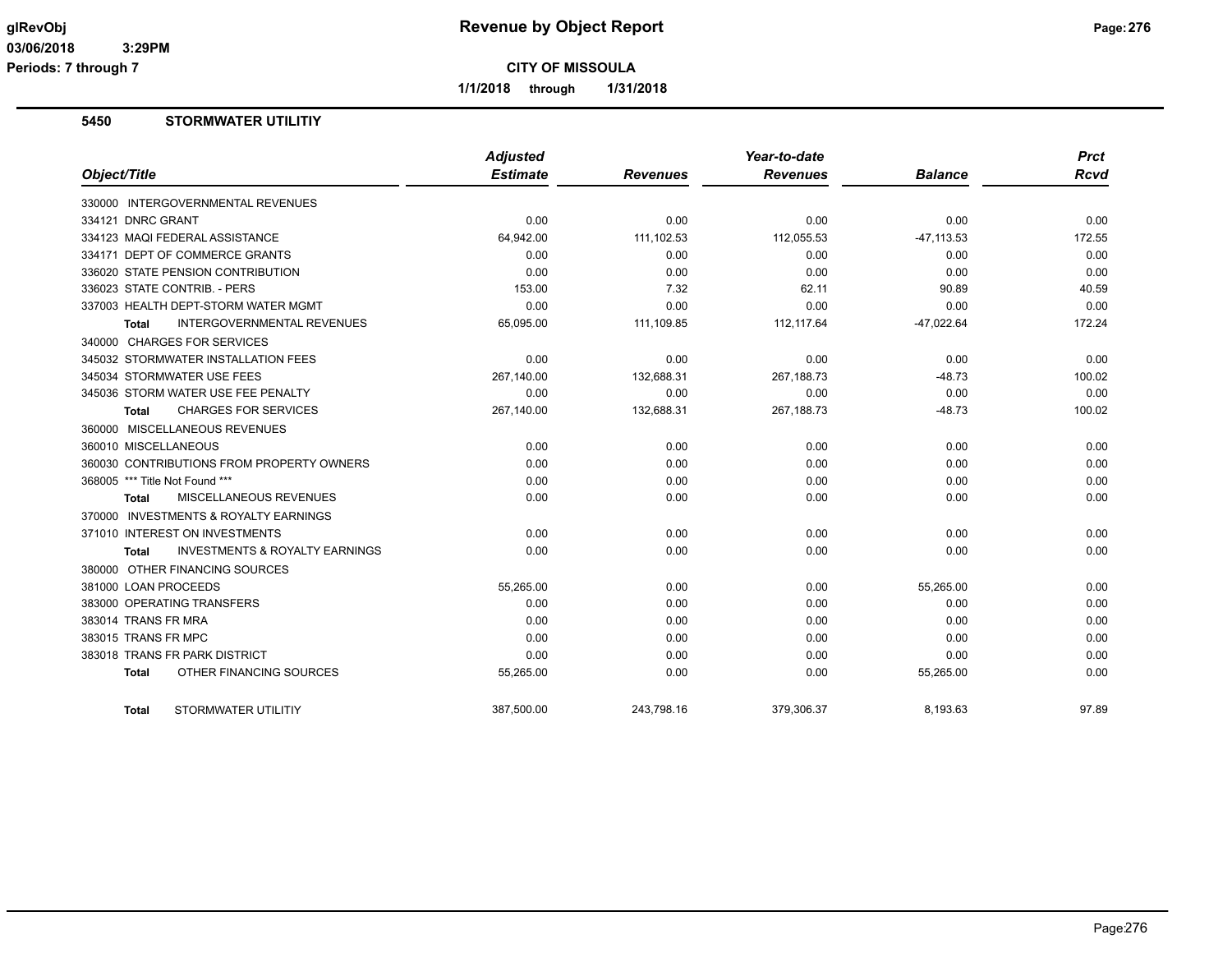# Revenue by Object Report

glRevObj
03/06/2018 3:29PM
Periods: 7 through 7

**CITY OF MISSOULA**

1/1/2018 through 1/31/2018

## 5450 STORMWATER UTILITIY

| Object/Title | Adjusted Estimate | Revenues | Year-to-date Revenues | Balance | Prct Rcvd |
|---|---|---|---|---|---|
| 330000 INTERGOVERNMENTAL REVENUES | | | | | |
| 334121 DNRC GRANT | 0.00 | 0.00 | 0.00 | 0.00 | 0.00 |
| 334123 MAQI FEDERAL ASSISTANCE | 64,942.00 | 111,102.53 | 112,055.53 | -47,113.53 | 172.55 |
| 334171 DEPT OF COMMERCE GRANTS | 0.00 | 0.00 | 0.00 | 0.00 | 0.00 |
| 336020 STATE PENSION CONTRIBUTION | 0.00 | 0.00 | 0.00 | 0.00 | 0.00 |
| 336023 STATE CONTRIB. - PERS | 153.00 | 7.32 | 62.11 | 90.89 | 40.59 |
| 337003 HEALTH DEPT-STORM WATER MGMT | 0.00 | 0.00 | 0.00 | 0.00 | 0.00 |
| **Total** INTERGOVERNMENTAL REVENUES | 65,095.00 | 111,109.85 | 112,117.64 | -47,022.64 | 172.24 |
| 340000 CHARGES FOR SERVICES | | | | | |
| 345032 STORMWATER INSTALLATION FEES | 0.00 | 0.00 | 0.00 | 0.00 | 0.00 |
| 345034 STORMWATER USE FEES | 267,140.00 | 132,688.31 | 267,188.73 | -48.73 | 100.02 |
| 345036 STORM WATER USE FEE PENALTY | 0.00 | 0.00 | 0.00 | 0.00 | 0.00 |
| **Total** CHARGES FOR SERVICES | 267,140.00 | 132,688.31 | 267,188.73 | -48.73 | 100.02 |
| 360000 MISCELLANEOUS REVENUES | | | | | |
| 360010 MISCELLANEOUS | 0.00 | 0.00 | 0.00 | 0.00 | 0.00 |
| 360030 CONTRIBUTIONS FROM PROPERTY OWNERS | 0.00 | 0.00 | 0.00 | 0.00 | 0.00 |
| 368005 *** Title Not Found *** | 0.00 | 0.00 | 0.00 | 0.00 | 0.00 |
| **Total** MISCELLANEOUS REVENUES | 0.00 | 0.00 | 0.00 | 0.00 | 0.00 |
| 370000 INVESTMENTS & ROYALTY EARNINGS | | | | | |
| 371010 INTEREST ON INVESTMENTS | 0.00 | 0.00 | 0.00 | 0.00 | 0.00 |
| **Total** INVESTMENTS & ROYALTY EARNINGS | 0.00 | 0.00 | 0.00 | 0.00 | 0.00 |
| 380000 OTHER FINANCING SOURCES | | | | | |
| 381000 LOAN PROCEEDS | 55,265.00 | 0.00 | 0.00 | 55,265.00 | 0.00 |
| 383000 OPERATING TRANSFERS | 0.00 | 0.00 | 0.00 | 0.00 | 0.00 |
| 383014 TRANS FR MRA | 0.00 | 0.00 | 0.00 | 0.00 | 0.00 |
| 383015 TRANS FR MPC | 0.00 | 0.00 | 0.00 | 0.00 | 0.00 |
| 383018 TRANS FR PARK DISTRICT | 0.00 | 0.00 | 0.00 | 0.00 | 0.00 |
| **Total** OTHER FINANCING SOURCES | 55,265.00 | 0.00 | 0.00 | 55,265.00 | 0.00 |
| **Total** STORMWATER UTILITIY | 387,500.00 | 243,798.16 | 379,306.37 | 8,193.63 | 97.89 |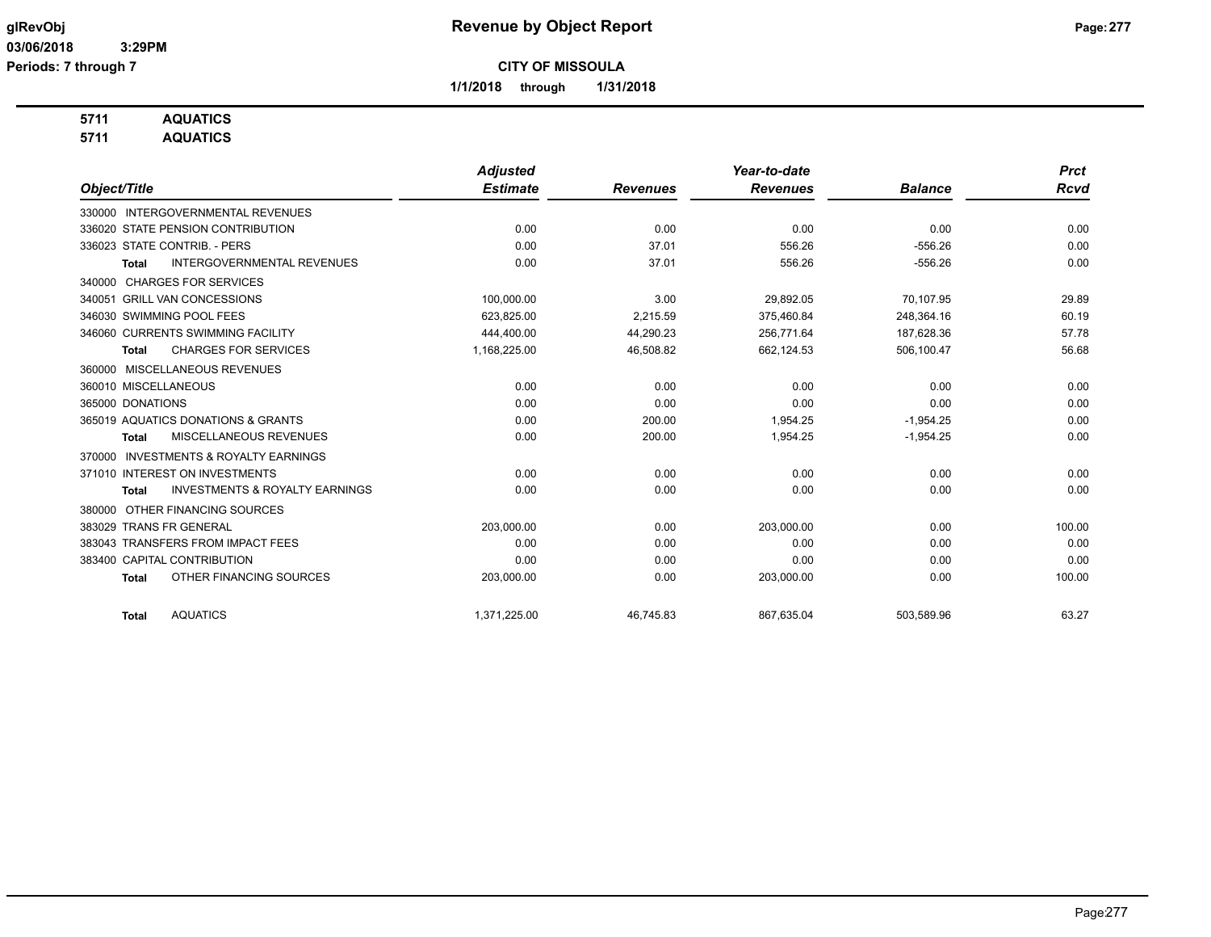# Revenue by Object Report

**CITY OF MISSOULA**

**1/1/2018 through 1/31/2018**

glRevObj
03/06/2018 3:29PM
Periods: 7 through 7

**5711 AQUATICS**
**5711 AQUATICS**

| Object/Title | Adjusted Estimate | Revenues | Year-to-date Revenues | Balance | Prct Rcvd |
|---|---|---|---|---|---|
| 330000 INTERGOVERNMENTAL REVENUES | | | | | |
| 336020 STATE PENSION CONTRIBUTION | 0.00 | 0.00 | 0.00 | 0.00 | 0.00 |
| 336023 STATE CONTRIB. - PERS | 0.00 | 37.01 | 556.26 | -556.26 | 0.00 |
| Total INTERGOVERNMENTAL REVENUES | 0.00 | 37.01 | 556.26 | -556.26 | 0.00 |
| 340000 CHARGES FOR SERVICES | | | | | |
| 340051 GRILL VAN CONCESSIONS | 100,000.00 | 3.00 | 29,892.05 | 70,107.95 | 29.89 |
| 346030 SWIMMING POOL FEES | 623,825.00 | 2,215.59 | 375,460.84 | 248,364.16 | 60.19 |
| 346060 CURRENTS SWIMMING FACILITY | 444,400.00 | 44,290.23 | 256,771.64 | 187,628.36 | 57.78 |
| Total CHARGES FOR SERVICES | 1,168,225.00 | 46,508.82 | 662,124.53 | 506,100.47 | 56.68 |
| 360000 MISCELLANEOUS REVENUES | | | | | |
| 360010 MISCELLANEOUS | 0.00 | 0.00 | 0.00 | 0.00 | 0.00 |
| 365000 DONATIONS | 0.00 | 0.00 | 0.00 | 0.00 | 0.00 |
| 365019 AQUATICS DONATIONS & GRANTS | 0.00 | 200.00 | 1,954.25 | -1,954.25 | 0.00 |
| Total MISCELLANEOUS REVENUES | 0.00 | 200.00 | 1,954.25 | -1,954.25 | 0.00 |
| 370000 INVESTMENTS & ROYALTY EARNINGS | | | | | |
| 371010 INTEREST ON INVESTMENTS | 0.00 | 0.00 | 0.00 | 0.00 | 0.00 |
| Total INVESTMENTS & ROYALTY EARNINGS | 0.00 | 0.00 | 0.00 | 0.00 | 0.00 |
| 380000 OTHER FINANCING SOURCES | | | | | |
| 383029 TRANS FR GENERAL | 203,000.00 | 0.00 | 203,000.00 | 0.00 | 100.00 |
| 383043 TRANSFERS FROM IMPACT FEES | 0.00 | 0.00 | 0.00 | 0.00 | 0.00 |
| 383400 CAPITAL CONTRIBUTION | 0.00 | 0.00 | 0.00 | 0.00 | 0.00 |
| Total OTHER FINANCING SOURCES | 203,000.00 | 0.00 | 203,000.00 | 0.00 | 100.00 |
| Total AQUATICS | 1,371,225.00 | 46,745.83 | 867,635.04 | 503,589.96 | 63.27 |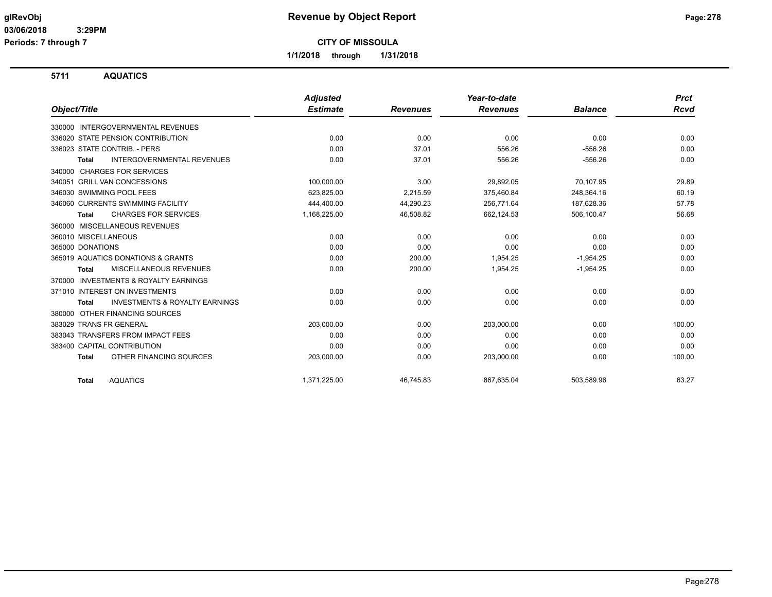**CITY OF MISSOULA**

**1/1/2018 through 1/31/2018**

## 5711 AQUATICS

| Object/Title | Adjusted Estimate | Revenues | Year-to-date Revenues | Balance | Prct Rcvd |
|---|---|---|---|---|---|
| 330000 INTERGOVERNMENTAL REVENUES | | | | | |
| 336020 STATE PENSION CONTRIBUTION | 0.00 | 0.00 | 0.00 | 0.00 | 0.00 |
| 336023 STATE CONTRIB. - PERS | 0.00 | 37.01 | 556.26 | -556.26 | 0.00 |
| **Total** INTERGOVERNMENTAL REVENUES | 0.00 | 37.01 | 556.26 | -556.26 | 0.00 |
| 340000 CHARGES FOR SERVICES | | | | | |
| 340051 GRILL VAN CONCESSIONS | 100,000.00 | 3.00 | 29,892.05 | 70,107.95 | 29.89 |
| 346030 SWIMMING POOL FEES | 623,825.00 | 2,215.59 | 375,460.84 | 248,364.16 | 60.19 |
| 346060 CURRENTS SWIMMING FACILITY | 444,400.00 | 44,290.23 | 256,771.64 | 187,628.36 | 57.78 |
| **Total** CHARGES FOR SERVICES | 1,168,225.00 | 46,508.82 | 662,124.53 | 506,100.47 | 56.68 |
| 360000 MISCELLANEOUS REVENUES | | | | | |
| 360010 MISCELLANEOUS | 0.00 | 0.00 | 0.00 | 0.00 | 0.00 |
| 365000 DONATIONS | 0.00 | 0.00 | 0.00 | 0.00 | 0.00 |
| 365019 AQUATICS DONATIONS & GRANTS | 0.00 | 200.00 | 1,954.25 | -1,954.25 | 0.00 |
| **Total** MISCELLANEOUS REVENUES | 0.00 | 200.00 | 1,954.25 | -1,954.25 | 0.00 |
| 370000 INVESTMENTS & ROYALTY EARNINGS | | | | | |
| 371010 INTEREST ON INVESTMENTS | 0.00 | 0.00 | 0.00 | 0.00 | 0.00 |
| **Total** INVESTMENTS & ROYALTY EARNINGS | 0.00 | 0.00 | 0.00 | 0.00 | 0.00 |
| 380000 OTHER FINANCING SOURCES | | | | | |
| 383029 TRANS FR GENERAL | 203,000.00 | 0.00 | 203,000.00 | 0.00 | 100.00 |
| 383043 TRANSFERS FROM IMPACT FEES | 0.00 | 0.00 | 0.00 | 0.00 | 0.00 |
| 383400 CAPITAL CONTRIBUTION | 0.00 | 0.00 | 0.00 | 0.00 | 0.00 |
| **Total** OTHER FINANCING SOURCES | 203,000.00 | 0.00 | 203,000.00 | 0.00 | 100.00 |
| **Total** AQUATICS | 1,371,225.00 | 46,745.83 | 867,635.04 | 503,589.96 | 63.27 |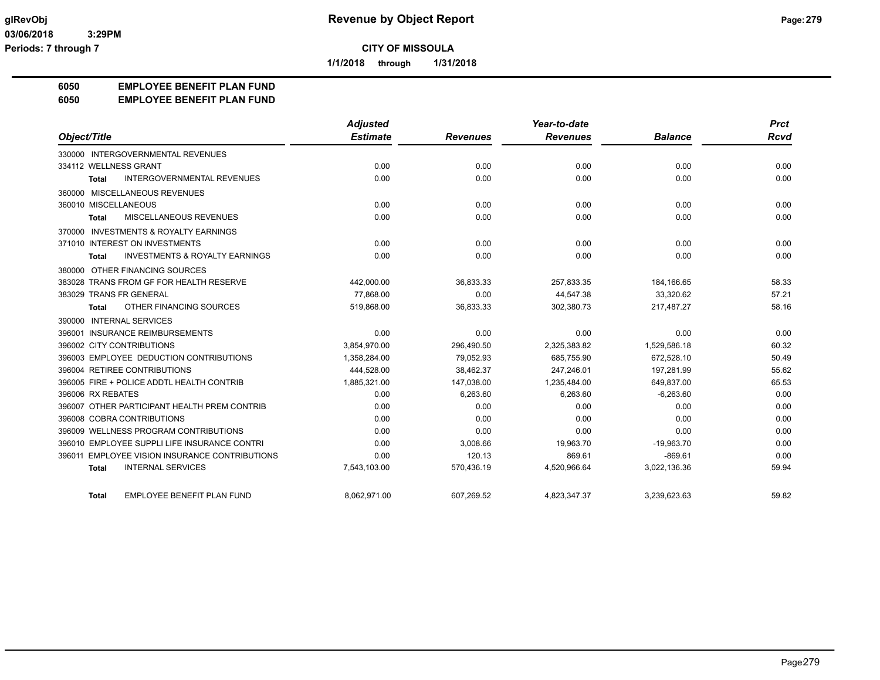**glRevObj** — 03/06/2018 3:29PM — Periods: 7 through 7

# Revenue by Object Report

**CITY OF MISSOULA**

**1/1/2018 through 1/31/2018**

## 6050 EMPLOYEE BENEFIT PLAN FUND
## 6050 EMPLOYEE BENEFIT PLAN FUND

| Object/Title | Adjusted Estimate | Revenues | Year-to-date Revenues | Balance | Prct Rcvd |
|---|---|---|---|---|---|
| 330000 INTERGOVERNMENTAL REVENUES | | | | | |
| 334112 WELLNESS GRANT | 0.00 | 0.00 | 0.00 | 0.00 | 0.00 |
| **Total** INTERGOVERNMENTAL REVENUES | 0.00 | 0.00 | 0.00 | 0.00 | 0.00 |
| 360000 MISCELLANEOUS REVENUES | | | | | |
| 360010 MISCELLANEOUS | 0.00 | 0.00 | 0.00 | 0.00 | 0.00 |
| **Total** MISCELLANEOUS REVENUES | 0.00 | 0.00 | 0.00 | 0.00 | 0.00 |
| 370000 INVESTMENTS & ROYALTY EARNINGS | | | | | |
| 371010 INTEREST ON INVESTMENTS | 0.00 | 0.00 | 0.00 | 0.00 | 0.00 |
| **Total** INVESTMENTS & ROYALTY EARNINGS | 0.00 | 0.00 | 0.00 | 0.00 | 0.00 |
| 380000 OTHER FINANCING SOURCES | | | | | |
| 383028 TRANS FROM GF FOR HEALTH RESERVE | 442,000.00 | 36,833.33 | 257,833.35 | 184,166.65 | 58.33 |
| 383029 TRANS FR GENERAL | 77,868.00 | 0.00 | 44,547.38 | 33,320.62 | 57.21 |
| **Total** OTHER FINANCING SOURCES | 519,868.00 | 36,833.33 | 302,380.73 | 217,487.27 | 58.16 |
| 390000 INTERNAL SERVICES | | | | | |
| 396001 INSURANCE REIMBURSEMENTS | 0.00 | 0.00 | 0.00 | 0.00 | 0.00 |
| 396002 CITY CONTRIBUTIONS | 3,854,970.00 | 296,490.50 | 2,325,383.82 | 1,529,586.18 | 60.32 |
| 396003 EMPLOYEE DEDUCTION CONTRIBUTIONS | 1,358,284.00 | 79,052.93 | 685,755.90 | 672,528.10 | 50.49 |
| 396004 RETIREE CONTRIBUTIONS | 444,528.00 | 38,462.37 | 247,246.01 | 197,281.99 | 55.62 |
| 396005 FIRE + POLICE ADDTL HEALTH CONTRIB | 1,885,321.00 | 147,038.00 | 1,235,484.00 | 649,837.00 | 65.53 |
| 396006 RX REBATES | 0.00 | 6,263.60 | 6,263.60 | -6,263.60 | 0.00 |
| 396007 OTHER PARTICIPANT HEALTH PREM CONTRIB | 0.00 | 0.00 | 0.00 | 0.00 | 0.00 |
| 396008 COBRA CONTRIBUTIONS | 0.00 | 0.00 | 0.00 | 0.00 | 0.00 |
| 396009 WELLNESS PROGRAM CONTRIBUTIONS | 0.00 | 0.00 | 0.00 | 0.00 | 0.00 |
| 396010 EMPLOYEE SUPPLI LIFE INSURANCE CONTRI | 0.00 | 3,008.66 | 19,963.70 | -19,963.70 | 0.00 |
| 396011 EMPLOYEE VISION INSURANCE CONTRIBUTIONS | 0.00 | 120.13 | 869.61 | -869.61 | 0.00 |
| **Total** INTERNAL SERVICES | 7,543,103.00 | 570,436.19 | 4,520,966.64 | 3,022,136.36 | 59.94 |
| **Total** EMPLOYEE BENEFIT PLAN FUND | 8,062,971.00 | 607,269.52 | 4,823,347.37 | 3,239,623.63 | 59.82 |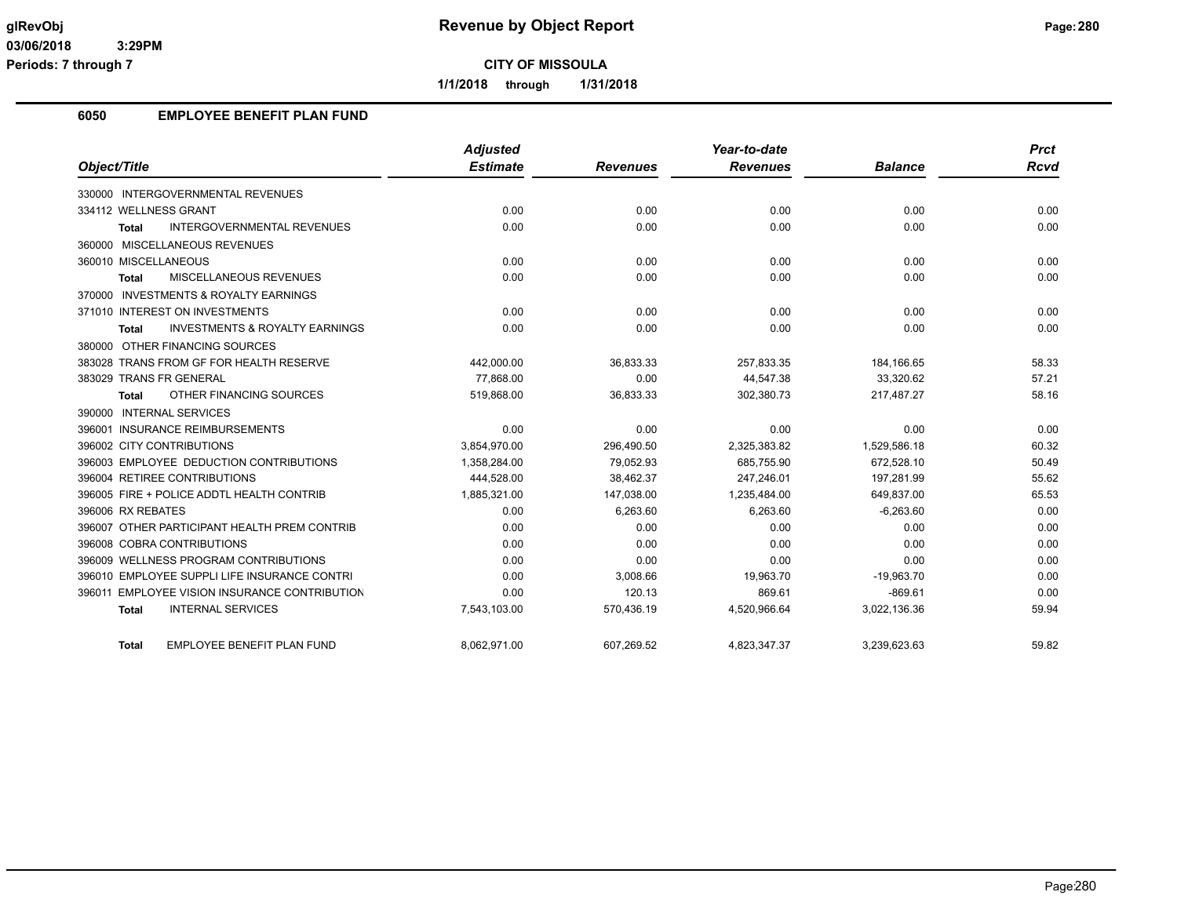# Revenue by Object Report

**CITY OF MISSOULA**

**1/1/2018 through 1/31/2018**

glRevObj
03/06/2018 3:29PM
Periods: 7 through 7

## 6050 EMPLOYEE BENEFIT PLAN FUND

| Object/Title | Adjusted Estimate | Revenues | Year-to-date Revenues | Balance | Prct Rcvd |
|---|---|---|---|---|---|
| 330000 INTERGOVERNMENTAL REVENUES | | | | | |
| 334112 WELLNESS GRANT | 0.00 | 0.00 | 0.00 | 0.00 | 0.00 |
| **Total** INTERGOVERNMENTAL REVENUES | 0.00 | 0.00 | 0.00 | 0.00 | 0.00 |
| 360000 MISCELLANEOUS REVENUES | | | | | |
| 360010 MISCELLANEOUS | 0.00 | 0.00 | 0.00 | 0.00 | 0.00 |
| **Total** MISCELLANEOUS REVENUES | 0.00 | 0.00 | 0.00 | 0.00 | 0.00 |
| 370000 INVESTMENTS & ROYALTY EARNINGS | | | | | |
| 371010 INTEREST ON INVESTMENTS | 0.00 | 0.00 | 0.00 | 0.00 | 0.00 |
| **Total** INVESTMENTS & ROYALTY EARNINGS | 0.00 | 0.00 | 0.00 | 0.00 | 0.00 |
| 380000 OTHER FINANCING SOURCES | | | | | |
| 383028 TRANS FROM GF FOR HEALTH RESERVE | 442,000.00 | 36,833.33 | 257,833.35 | 184,166.65 | 58.33 |
| 383029 TRANS FR GENERAL | 77,868.00 | 0.00 | 44,547.38 | 33,320.62 | 57.21 |
| **Total** OTHER FINANCING SOURCES | 519,868.00 | 36,833.33 | 302,380.73 | 217,487.27 | 58.16 |
| 390000 INTERNAL SERVICES | | | | | |
| 396001 INSURANCE REIMBURSEMENTS | 0.00 | 0.00 | 0.00 | 0.00 | 0.00 |
| 396002 CITY CONTRIBUTIONS | 3,854,970.00 | 296,490.50 | 2,325,383.82 | 1,529,586.18 | 60.32 |
| 396003 EMPLOYEE DEDUCTION CONTRIBUTIONS | 1,358,284.00 | 79,052.93 | 685,755.90 | 672,528.10 | 50.49 |
| 396004 RETIREE CONTRIBUTIONS | 444,528.00 | 38,462.37 | 247,246.01 | 197,281.99 | 55.62 |
| 396005 FIRE + POLICE ADDTL HEALTH CONTRIB | 1,885,321.00 | 147,038.00 | 1,235,484.00 | 649,837.00 | 65.53 |
| 396006 RX REBATES | 0.00 | 6,263.60 | 6,263.60 | -6,263.60 | 0.00 |
| 396007 OTHER PARTICIPANT HEALTH PREM CONTRIB | 0.00 | 0.00 | 0.00 | 0.00 | 0.00 |
| 396008 COBRA CONTRIBUTIONS | 0.00 | 0.00 | 0.00 | 0.00 | 0.00 |
| 396009 WELLNESS PROGRAM CONTRIBUTIONS | 0.00 | 0.00 | 0.00 | 0.00 | 0.00 |
| 396010 EMPLOYEE SUPPLI LIFE INSURANCE CONTRI | 0.00 | 3,008.66 | 19,963.70 | -19,963.70 | 0.00 |
| 396011 EMPLOYEE VISION INSURANCE CONTRIBUTION | 0.00 | 120.13 | 869.61 | -869.61 | 0.00 |
| **Total** INTERNAL SERVICES | 7,543,103.00 | 570,436.19 | 4,520,966.64 | 3,022,136.36 | 59.94 |
| **Total** EMPLOYEE BENEFIT PLAN FUND | 8,062,971.00 | 607,269.52 | 4,823,347.37 | 3,239,623.63 | 59.82 |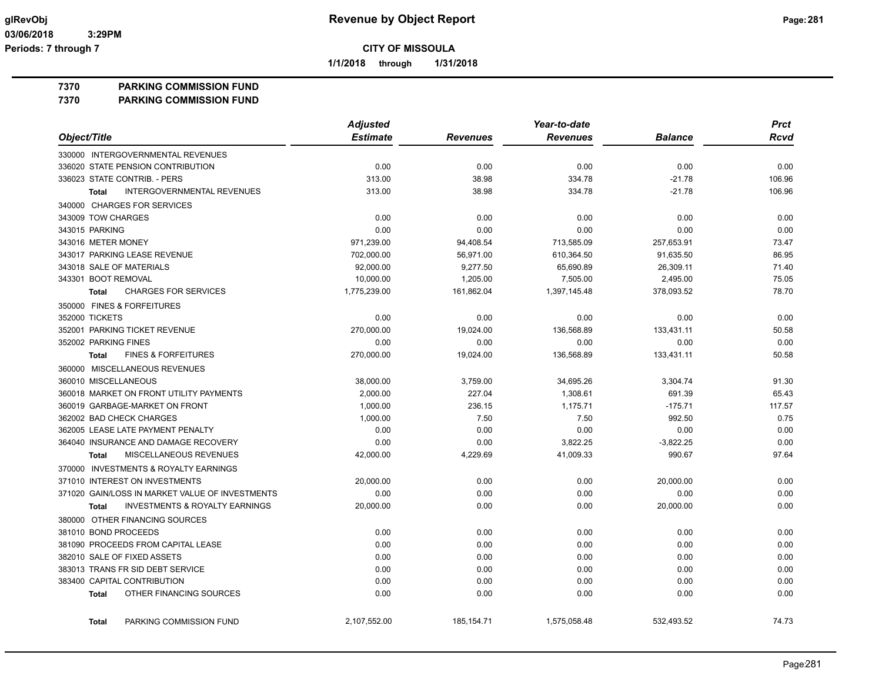**CITY OF MISSOULA**

**1/1/2018 through 1/31/2018**

**7370 PARKING COMMISSION FUND**

**7370 PARKING COMMISSION FUND**

| Object/Title | Adjusted Estimate | Revenues | Year-to-date Revenues | Balance | Prct Rcvd |
|---|---|---|---|---|---|
| 330000 INTERGOVERNMENTAL REVENUES | | | | | |
| 336020 STATE PENSION CONTRIBUTION | 0.00 | 0.00 | 0.00 | 0.00 | 0.00 |
| 336023 STATE CONTRIB. - PERS | 313.00 | 38.98 | 334.78 | -21.78 | 106.96 |
| **Total** INTERGOVERNMENTAL REVENUES | 313.00 | 38.98 | 334.78 | -21.78 | 106.96 |
| 340000 CHARGES FOR SERVICES | | | | | |
| 343009 TOW CHARGES | 0.00 | 0.00 | 0.00 | 0.00 | 0.00 |
| 343015 PARKING | 0.00 | 0.00 | 0.00 | 0.00 | 0.00 |
| 343016 METER MONEY | 971,239.00 | 94,408.54 | 713,585.09 | 257,653.91 | 73.47 |
| 343017 PARKING LEASE REVENUE | 702,000.00 | 56,971.00 | 610,364.50 | 91,635.50 | 86.95 |
| 343018 SALE OF MATERIALS | 92,000.00 | 9,277.50 | 65,690.89 | 26,309.11 | 71.40 |
| 343301 BOOT REMOVAL | 10,000.00 | 1,205.00 | 7,505.00 | 2,495.00 | 75.05 |
| **Total** CHARGES FOR SERVICES | 1,775,239.00 | 161,862.04 | 1,397,145.48 | 378,093.52 | 78.70 |
| 350000 FINES & FORFEITURES | | | | | |
| 352000 TICKETS | 0.00 | 0.00 | 0.00 | 0.00 | 0.00 |
| 352001 PARKING TICKET REVENUE | 270,000.00 | 19,024.00 | 136,568.89 | 133,431.11 | 50.58 |
| 352002 PARKING FINES | 0.00 | 0.00 | 0.00 | 0.00 | 0.00 |
| **Total** FINES & FORFEITURES | 270,000.00 | 19,024.00 | 136,568.89 | 133,431.11 | 50.58 |
| 360000 MISCELLANEOUS REVENUES | | | | | |
| 360010 MISCELLANEOUS | 38,000.00 | 3,759.00 | 34,695.26 | 3,304.74 | 91.30 |
| 360018 MARKET ON FRONT UTILITY PAYMENTS | 2,000.00 | 227.04 | 1,308.61 | 691.39 | 65.43 |
| 360019 GARBAGE-MARKET ON FRONT | 1,000.00 | 236.15 | 1,175.71 | -175.71 | 117.57 |
| 362002 BAD CHECK CHARGES | 1,000.00 | 7.50 | 7.50 | 992.50 | 0.75 |
| 362005 LEASE LATE PAYMENT PENALTY | 0.00 | 0.00 | 0.00 | 0.00 | 0.00 |
| 364040 INSURANCE AND DAMAGE RECOVERY | 0.00 | 0.00 | 3,822.25 | -3,822.25 | 0.00 |
| **Total** MISCELLANEOUS REVENUES | 42,000.00 | 4,229.69 | 41,009.33 | 990.67 | 97.64 |
| 370000 INVESTMENTS & ROYALTY EARNINGS | | | | | |
| 371010 INTEREST ON INVESTMENTS | 20,000.00 | 0.00 | 0.00 | 20,000.00 | 0.00 |
| 371020 GAIN/LOSS IN MARKET VALUE OF INVESTMENTS | 0.00 | 0.00 | 0.00 | 0.00 | 0.00 |
| **Total** INVESTMENTS & ROYALTY EARNINGS | 20,000.00 | 0.00 | 0.00 | 20,000.00 | 0.00 |
| 380000 OTHER FINANCING SOURCES | | | | | |
| 381010 BOND PROCEEDS | 0.00 | 0.00 | 0.00 | 0.00 | 0.00 |
| 381090 PROCEEDS FROM CAPITAL LEASE | 0.00 | 0.00 | 0.00 | 0.00 | 0.00 |
| 382010 SALE OF FIXED ASSETS | 0.00 | 0.00 | 0.00 | 0.00 | 0.00 |
| 383013 TRANS FR SID DEBT SERVICE | 0.00 | 0.00 | 0.00 | 0.00 | 0.00 |
| 383400 CAPITAL CONTRIBUTION | 0.00 | 0.00 | 0.00 | 0.00 | 0.00 |
| **Total** OTHER FINANCING SOURCES | 0.00 | 0.00 | 0.00 | 0.00 | 0.00 |
| **Total** PARKING COMMISSION FUND | 2,107,552.00 | 185,154.71 | 1,575,058.48 | 532,493.52 | 74.73 |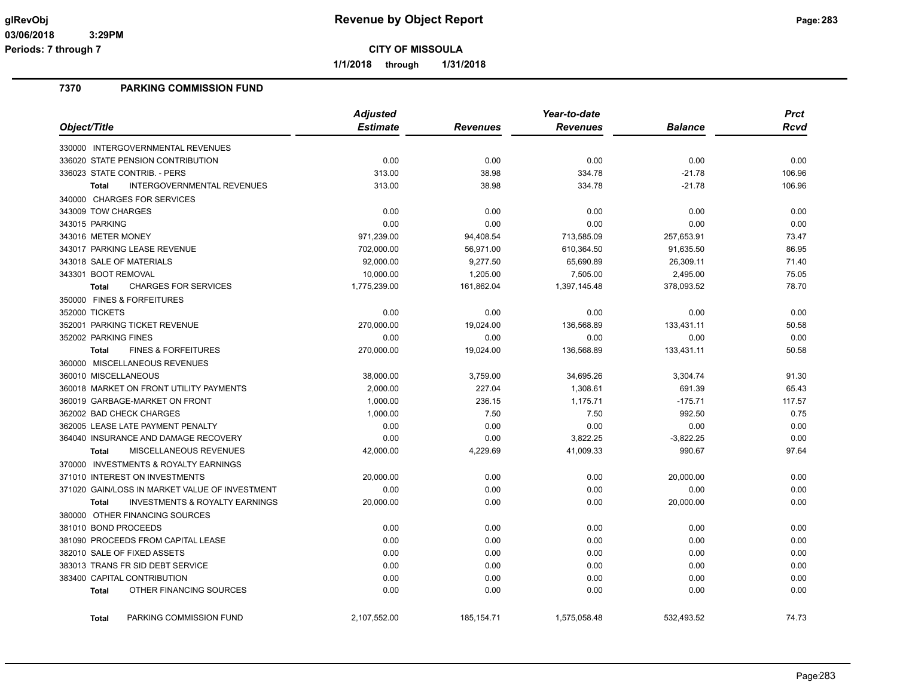**Revenue by Object Report**

**CITY OF MISSOULA**

**1/1/2018 through 1/31/2018**

glRevObj
03/06/2018 3:29PM
Periods: 7 through 7

## 7370 PARKING COMMISSION FUND

| Object/Title | Adjusted Estimate | Revenues | Year-to-date Revenues | Balance | Prct Rcvd |
|---|---|---|---|---|---|
| 330000 INTERGOVERNMENTAL REVENUES | | | | | |
| 336020 STATE PENSION CONTRIBUTION | 0.00 | 0.00 | 0.00 | 0.00 | 0.00 |
| 336023 STATE CONTRIB. - PERS | 313.00 | 38.98 | 334.78 | -21.78 | 106.96 |
| **Total** INTERGOVERNMENTAL REVENUES | 313.00 | 38.98 | 334.78 | -21.78 | 106.96 |
| 340000 CHARGES FOR SERVICES | | | | | |
| 343009 TOW CHARGES | 0.00 | 0.00 | 0.00 | 0.00 | 0.00 |
| 343015 PARKING | 0.00 | 0.00 | 0.00 | 0.00 | 0.00 |
| 343016 METER MONEY | 971,239.00 | 94,408.54 | 713,585.09 | 257,653.91 | 73.47 |
| 343017 PARKING LEASE REVENUE | 702,000.00 | 56,971.00 | 610,364.50 | 91,635.50 | 86.95 |
| 343018 SALE OF MATERIALS | 92,000.00 | 9,277.50 | 65,690.89 | 26,309.11 | 71.40 |
| 343301 BOOT REMOVAL | 10,000.00 | 1,205.00 | 7,505.00 | 2,495.00 | 75.05 |
| **Total** CHARGES FOR SERVICES | 1,775,239.00 | 161,862.04 | 1,397,145.48 | 378,093.52 | 78.70 |
| 350000 FINES & FORFEITURES | | | | | |
| 352000 TICKETS | 0.00 | 0.00 | 0.00 | 0.00 | 0.00 |
| 352001 PARKING TICKET REVENUE | 270,000.00 | 19,024.00 | 136,568.89 | 133,431.11 | 50.58 |
| 352002 PARKING FINES | 0.00 | 0.00 | 0.00 | 0.00 | 0.00 |
| **Total** FINES & FORFEITURES | 270,000.00 | 19,024.00 | 136,568.89 | 133,431.11 | 50.58 |
| 360000 MISCELLANEOUS REVENUES | | | | | |
| 360010 MISCELLANEOUS | 38,000.00 | 3,759.00 | 34,695.26 | 3,304.74 | 91.30 |
| 360018 MARKET ON FRONT UTILITY PAYMENTS | 2,000.00 | 227.04 | 1,308.61 | 691.39 | 65.43 |
| 360019 GARBAGE-MARKET ON FRONT | 1,000.00 | 236.15 | 1,175.71 | -175.71 | 117.57 |
| 362002 BAD CHECK CHARGES | 1,000.00 | 7.50 | 7.50 | 992.50 | 0.75 |
| 362005 LEASE LATE PAYMENT PENALTY | 0.00 | 0.00 | 0.00 | 0.00 | 0.00 |
| 364040 INSURANCE AND DAMAGE RECOVERY | 0.00 | 0.00 | 3,822.25 | -3,822.25 | 0.00 |
| **Total** MISCELLANEOUS REVENUES | 42,000.00 | 4,229.69 | 41,009.33 | 990.67 | 97.64 |
| 370000 INVESTMENTS & ROYALTY EARNINGS | | | | | |
| 371010 INTEREST ON INVESTMENTS | 20,000.00 | 0.00 | 0.00 | 20,000.00 | 0.00 |
| 371020 GAIN/LOSS IN MARKET VALUE OF INVESTMENT | 0.00 | 0.00 | 0.00 | 0.00 | 0.00 |
| **Total** INVESTMENTS & ROYALTY EARNINGS | 20,000.00 | 0.00 | 0.00 | 20,000.00 | 0.00 |
| 380000 OTHER FINANCING SOURCES | | | | | |
| 381010 BOND PROCEEDS | 0.00 | 0.00 | 0.00 | 0.00 | 0.00 |
| 381090 PROCEEDS FROM CAPITAL LEASE | 0.00 | 0.00 | 0.00 | 0.00 | 0.00 |
| 382010 SALE OF FIXED ASSETS | 0.00 | 0.00 | 0.00 | 0.00 | 0.00 |
| 383013 TRANS FR SID DEBT SERVICE | 0.00 | 0.00 | 0.00 | 0.00 | 0.00 |
| 383400 CAPITAL CONTRIBUTION | 0.00 | 0.00 | 0.00 | 0.00 | 0.00 |
| **Total** OTHER FINANCING SOURCES | 0.00 | 0.00 | 0.00 | 0.00 | 0.00 |
| **Total** PARKING COMMISSION FUND | 2,107,552.00 | 185,154.71 | 1,575,058.48 | 532,493.52 | 74.73 |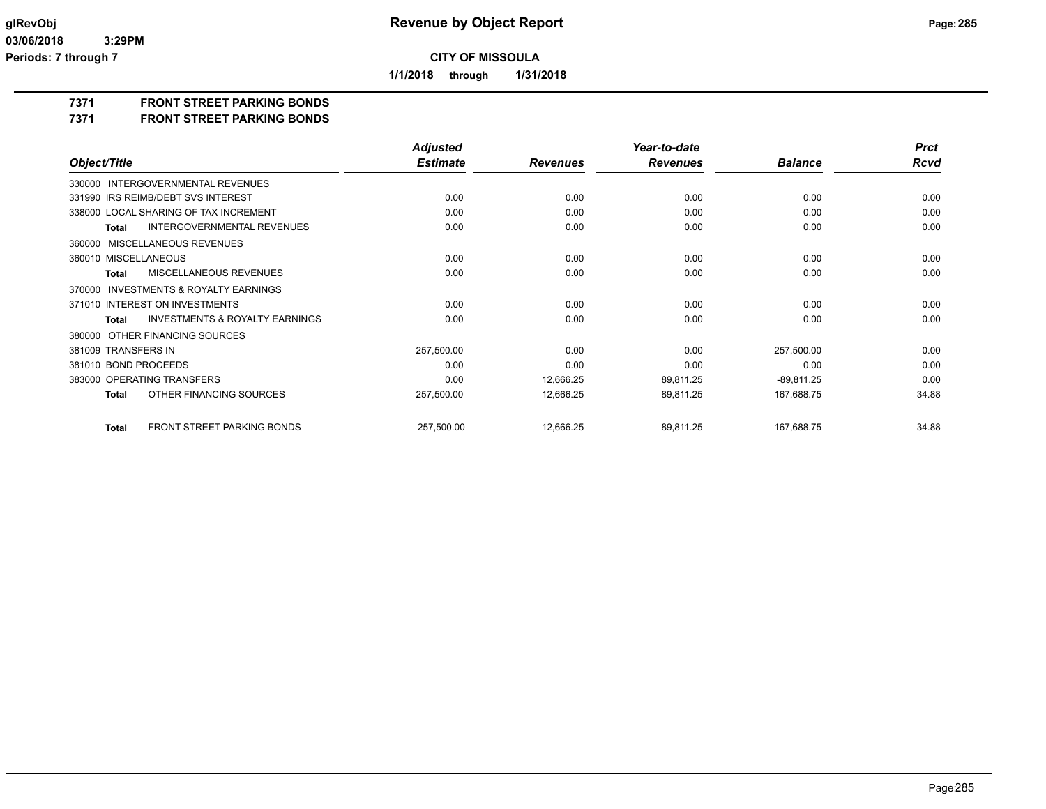# Revenue by Object Report

**CITY OF MISSOULA**

**1/1/2018 through 1/31/2018**

glRevObj
03/06/2018 3:29PM
Periods: 7 through 7

## 7371 FRONT STREET PARKING BONDS
## 7371 FRONT STREET PARKING BONDS

| Object/Title | | Adjusted Estimate | Revenues | Year-to-date Revenues | Balance | Prct Rcvd |
|---|---|---|---|---|---|---|
| 330000 INTERGOVERNMENTAL REVENUES | | | | | | |
| 331990 IRS REIMB/DEBT SVS INTEREST | | 0.00 | 0.00 | 0.00 | 0.00 | 0.00 |
| 338000 LOCAL SHARING OF TAX INCREMENT | | 0.00 | 0.00 | 0.00 | 0.00 | 0.00 |
| Total | INTERGOVERNMENTAL REVENUES | 0.00 | 0.00 | 0.00 | 0.00 | 0.00 |
| 360000 MISCELLANEOUS REVENUES | | | | | | |
| 360010 MISCELLANEOUS | | 0.00 | 0.00 | 0.00 | 0.00 | 0.00 |
| Total | MISCELLANEOUS REVENUES | 0.00 | 0.00 | 0.00 | 0.00 | 0.00 |
| 370000 INVESTMENTS & ROYALTY EARNINGS | | | | | | |
| 371010 INTEREST ON INVESTMENTS | | 0.00 | 0.00 | 0.00 | 0.00 | 0.00 |
| Total | INVESTMENTS & ROYALTY EARNINGS | 0.00 | 0.00 | 0.00 | 0.00 | 0.00 |
| 380000 OTHER FINANCING SOURCES | | | | | | |
| 381009 TRANSFERS IN | | 257,500.00 | 0.00 | 0.00 | 257,500.00 | 0.00 |
| 381010 BOND PROCEEDS | | 0.00 | 0.00 | 0.00 | 0.00 | 0.00 |
| 383000 OPERATING TRANSFERS | | 0.00 | 12,666.25 | 89,811.25 | -89,811.25 | 0.00 |
| Total | OTHER FINANCING SOURCES | 257,500.00 | 12,666.25 | 89,811.25 | 167,688.75 | 34.88 |
| Total | FRONT STREET PARKING BONDS | 257,500.00 | 12,666.25 | 89,811.25 | 167,688.75 | 34.88 |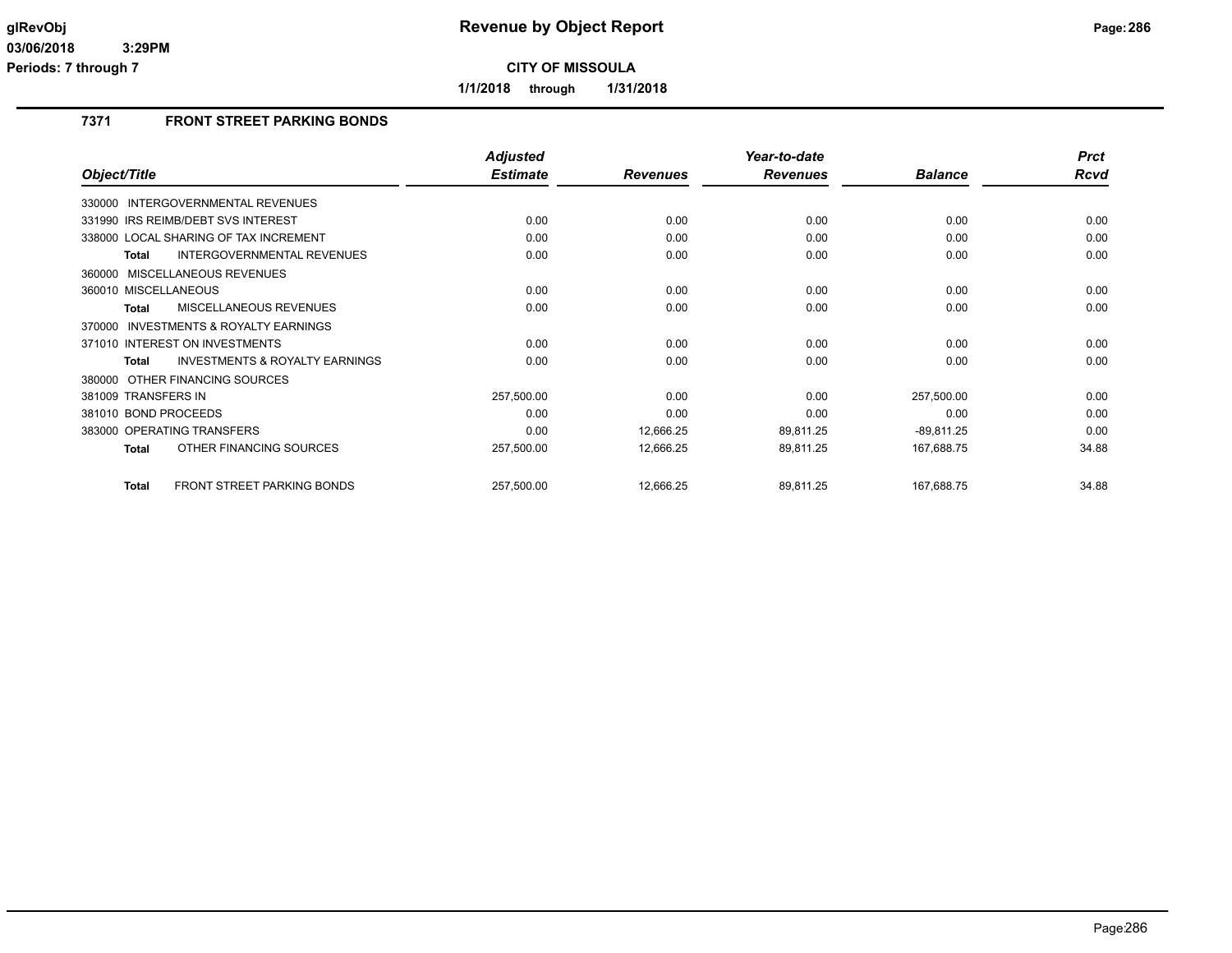# Revenue by Object Report

**CITY OF MISSOULA**

**1/1/2018 through 1/31/2018**

## 7371 FRONT STREET PARKING BONDS

| Object/Title | Adjusted Estimate | Revenues | Year-to-date Revenues | Balance | Prct Rcvd |
|---|---|---|---|---|---|
| 330000 INTERGOVERNMENTAL REVENUES | | | | | |
| 331990 IRS REIMB/DEBT SVS INTEREST | 0.00 | 0.00 | 0.00 | 0.00 | 0.00 |
| 338000 LOCAL SHARING OF TAX INCREMENT | 0.00 | 0.00 | 0.00 | 0.00 | 0.00 |
| **Total** INTERGOVERNMENTAL REVENUES | 0.00 | 0.00 | 0.00 | 0.00 | 0.00 |
| 360000 MISCELLANEOUS REVENUES | | | | | |
| 360010 MISCELLANEOUS | 0.00 | 0.00 | 0.00 | 0.00 | 0.00 |
| **Total** MISCELLANEOUS REVENUES | 0.00 | 0.00 | 0.00 | 0.00 | 0.00 |
| 370000 INVESTMENTS & ROYALTY EARNINGS | | | | | |
| 371010 INTEREST ON INVESTMENTS | 0.00 | 0.00 | 0.00 | 0.00 | 0.00 |
| **Total** INVESTMENTS & ROYALTY EARNINGS | 0.00 | 0.00 | 0.00 | 0.00 | 0.00 |
| 380000 OTHER FINANCING SOURCES | | | | | |
| 381009 TRANSFERS IN | 257,500.00 | 0.00 | 0.00 | 257,500.00 | 0.00 |
| 381010 BOND PROCEEDS | 0.00 | 0.00 | 0.00 | 0.00 | 0.00 |
| 383000 OPERATING TRANSFERS | 0.00 | 12,666.25 | 89,811.25 | -89,811.25 | 0.00 |
| **Total** OTHER FINANCING SOURCES | 257,500.00 | 12,666.25 | 89,811.25 | 167,688.75 | 34.88 |
| **Total** FRONT STREET PARKING BONDS | 257,500.00 | 12,666.25 | 89,811.25 | 167,688.75 | 34.88 |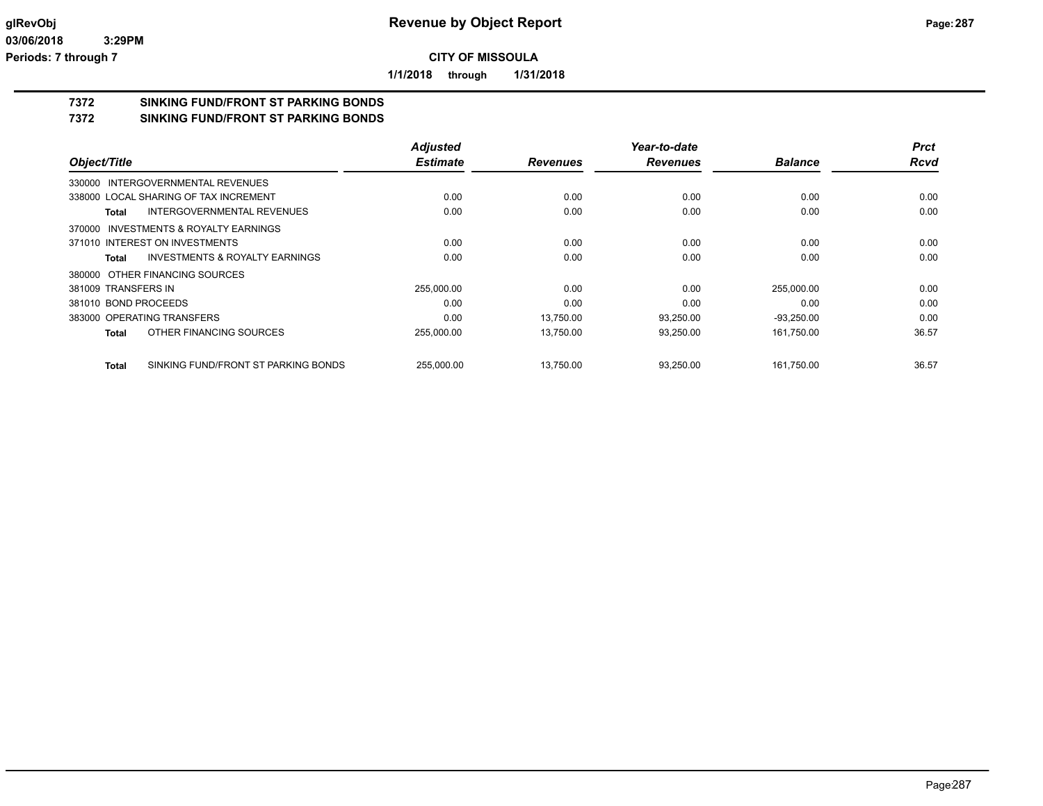**CITY OF MISSOULA**

**1/1/2018 through 1/31/2018**

**7372 SINKING FUND/FRONT ST PARKING BONDS**

**7372 SINKING FUND/FRONT ST PARKING BONDS**

| Object/Title | Adjusted Estimate | Revenues | Year-to-date Revenues | Balance | Prct Rcvd |
|---|---|---|---|---|---|
| 330000 INTERGOVERNMENTAL REVENUES | | | | | |
| 338000 LOCAL SHARING OF TAX INCREMENT | 0.00 | 0.00 | 0.00 | 0.00 | 0.00 |
| **Total** INTERGOVERNMENTAL REVENUES | 0.00 | 0.00 | 0.00 | 0.00 | 0.00 |
| 370000 INVESTMENTS & ROYALTY EARNINGS | | | | | |
| 371010 INTEREST ON INVESTMENTS | 0.00 | 0.00 | 0.00 | 0.00 | 0.00 |
| **Total** INVESTMENTS & ROYALTY EARNINGS | 0.00 | 0.00 | 0.00 | 0.00 | 0.00 |
| 380000 OTHER FINANCING SOURCES | | | | | |
| 381009 TRANSFERS IN | 255,000.00 | 0.00 | 0.00 | 255,000.00 | 0.00 |
| 381010 BOND PROCEEDS | 0.00 | 0.00 | 0.00 | 0.00 | 0.00 |
| 383000 OPERATING TRANSFERS | 0.00 | 13,750.00 | 93,250.00 | -93,250.00 | 0.00 |
| **Total** OTHER FINANCING SOURCES | 255,000.00 | 13,750.00 | 93,250.00 | 161,750.00 | 36.57 |
| **Total** SINKING FUND/FRONT ST PARKING BONDS | 255,000.00 | 13,750.00 | 93,250.00 | 161,750.00 | 36.57 |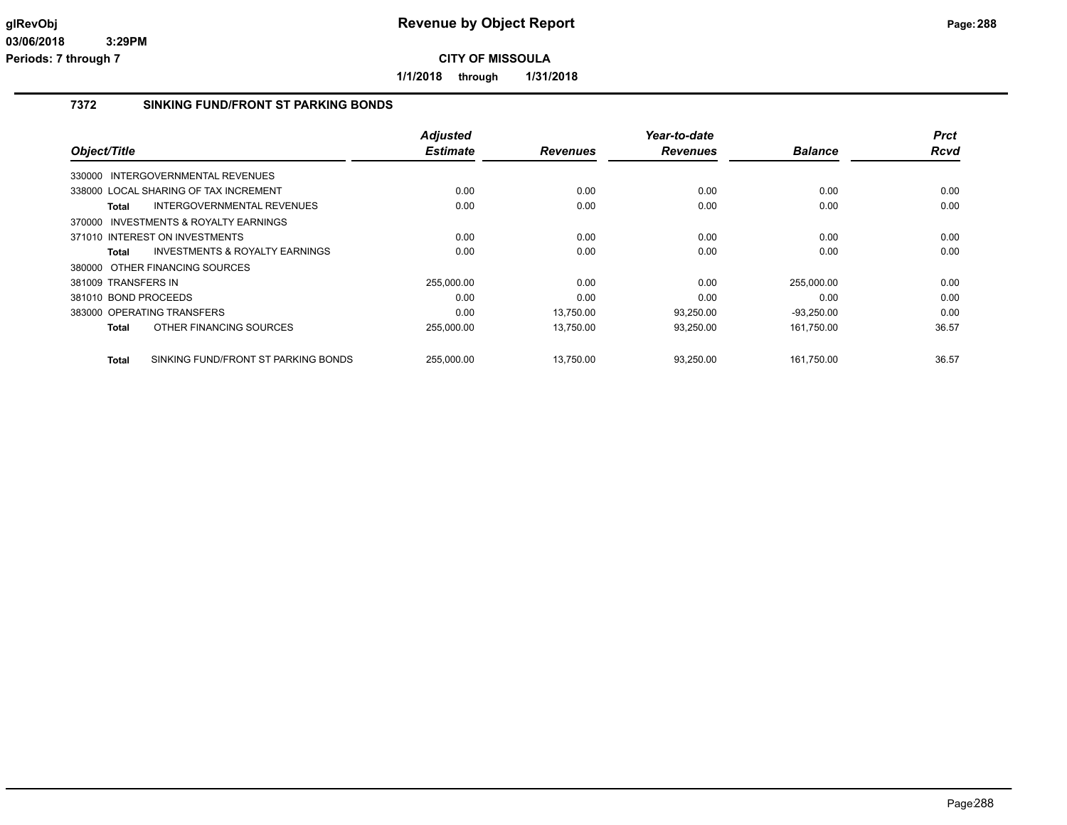# Revenue by Object Report

**CITY OF MISSOULA**

**1/1/2018 through 1/31/2018**

glRevObj
03/06/2018 3:29PM
Periods: 7 through 7

## 7372 SINKING FUND/FRONT ST PARKING BONDS

| Object/Title | Adjusted Estimate | Revenues | Year-to-date Revenues | Balance | Prct Rcvd |
|---|---|---|---|---|---|
| 330000 INTERGOVERNMENTAL REVENUES | | | | | |
| 338000 LOCAL SHARING OF TAX INCREMENT | 0.00 | 0.00 | 0.00 | 0.00 | 0.00 |
| **Total** INTERGOVERNMENTAL REVENUES | 0.00 | 0.00 | 0.00 | 0.00 | 0.00 |
| 370000 INVESTMENTS & ROYALTY EARNINGS | | | | | |
| 371010 INTEREST ON INVESTMENTS | 0.00 | 0.00 | 0.00 | 0.00 | 0.00 |
| **Total** INVESTMENTS & ROYALTY EARNINGS | 0.00 | 0.00 | 0.00 | 0.00 | 0.00 |
| 380000 OTHER FINANCING SOURCES | | | | | |
| 381009 TRANSFERS IN | 255,000.00 | 0.00 | 0.00 | 255,000.00 | 0.00 |
| 381010 BOND PROCEEDS | 0.00 | 0.00 | 0.00 | 0.00 | 0.00 |
| 383000 OPERATING TRANSFERS | 0.00 | 13,750.00 | 93,250.00 | -93,250.00 | 0.00 |
| **Total** OTHER FINANCING SOURCES | 255,000.00 | 13,750.00 | 93,250.00 | 161,750.00 | 36.57 |
| **Total** SINKING FUND/FRONT ST PARKING BONDS | 255,000.00 | 13,750.00 | 93,250.00 | 161,750.00 | 36.57 |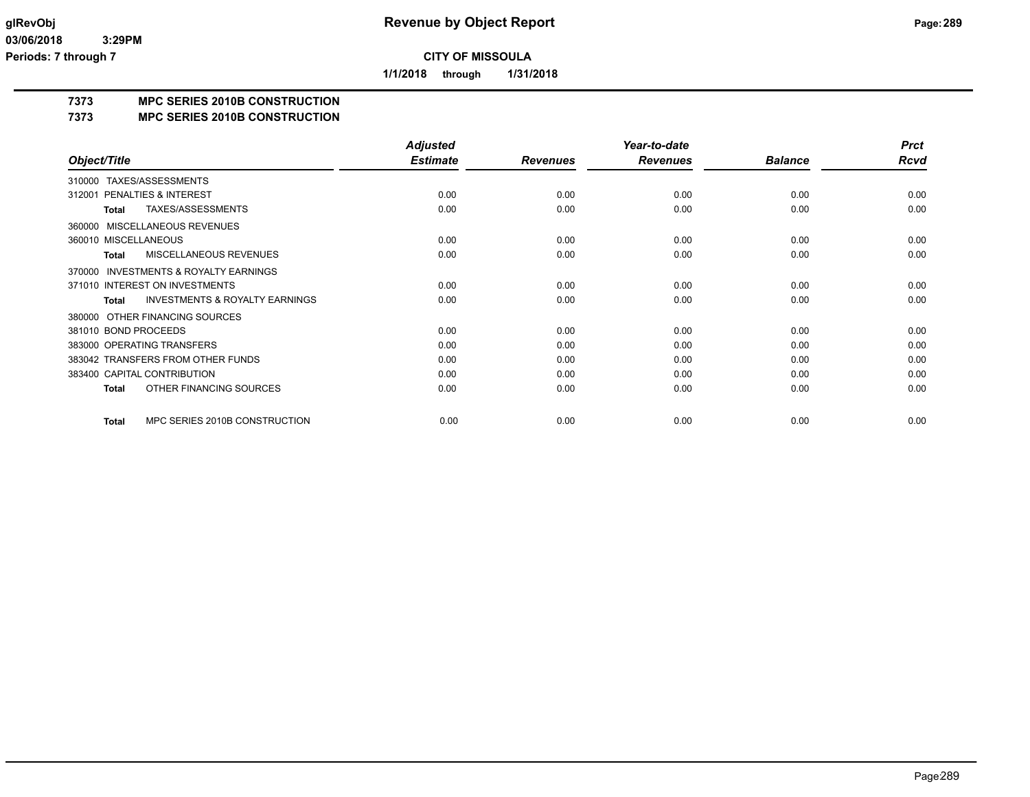# Revenue by Object Report

**CITY OF MISSOULA**

**1/1/2018 through 1/31/2018**

**7373 MPC SERIES 2010B CONSTRUCTION**

**7373 MPC SERIES 2010B CONSTRUCTION**

| Object/Title | Adjusted Estimate | Revenues | Year-to-date Revenues | Balance | Prct Rcvd |
|---|---|---|---|---|---|
| 310000 TAXES/ASSESSMENTS | | | | | |
| 312001 PENALTIES & INTEREST | 0.00 | 0.00 | 0.00 | 0.00 | 0.00 |
| **Total** TAXES/ASSESSMENTS | 0.00 | 0.00 | 0.00 | 0.00 | 0.00 |
| 360000 MISCELLANEOUS REVENUES | | | | | |
| 360010 MISCELLANEOUS | 0.00 | 0.00 | 0.00 | 0.00 | 0.00 |
| **Total** MISCELLANEOUS REVENUES | 0.00 | 0.00 | 0.00 | 0.00 | 0.00 |
| 370000 INVESTMENTS & ROYALTY EARNINGS | | | | | |
| 371010 INTEREST ON INVESTMENTS | 0.00 | 0.00 | 0.00 | 0.00 | 0.00 |
| **Total** INVESTMENTS & ROYALTY EARNINGS | 0.00 | 0.00 | 0.00 | 0.00 | 0.00 |
| 380000 OTHER FINANCING SOURCES | | | | | |
| 381010 BOND PROCEEDS | 0.00 | 0.00 | 0.00 | 0.00 | 0.00 |
| 383000 OPERATING TRANSFERS | 0.00 | 0.00 | 0.00 | 0.00 | 0.00 |
| 383042 TRANSFERS FROM OTHER FUNDS | 0.00 | 0.00 | 0.00 | 0.00 | 0.00 |
| 383400 CAPITAL CONTRIBUTION | 0.00 | 0.00 | 0.00 | 0.00 | 0.00 |
| **Total** OTHER FINANCING SOURCES | 0.00 | 0.00 | 0.00 | 0.00 | 0.00 |
| **Total** MPC SERIES 2010B CONSTRUCTION | 0.00 | 0.00 | 0.00 | 0.00 | 0.00 |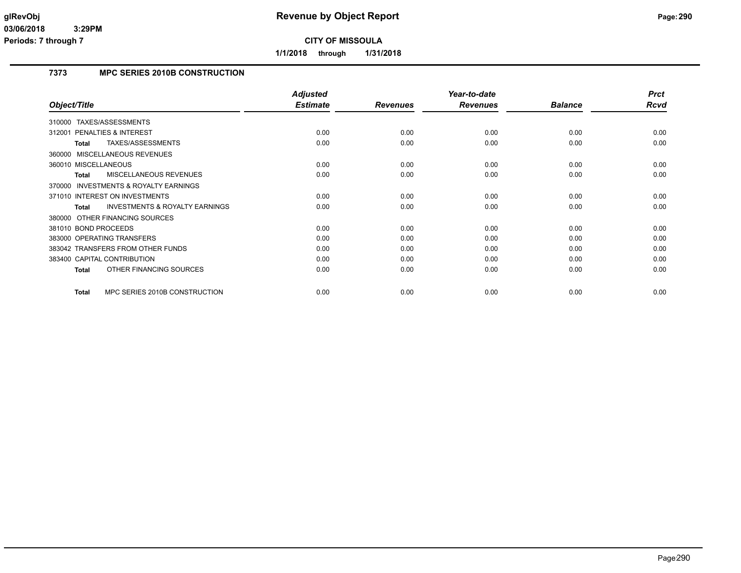# Revenue by Object Report

**CITY OF MISSOULA**

**1/1/2018 through 1/31/2018**

glRevObj
03/06/2018 3:29PM
Periods: 7 through 7

## 7373 MPC SERIES 2010B CONSTRUCTION

| Object/Title | Adjusted Estimate | Revenues | Year-to-date Revenues | Balance | Prct Rcvd |
|---|---|---|---|---|---|
| 310000 TAXES/ASSESSMENTS | | | | | |
| 312001 PENALTIES & INTEREST | 0.00 | 0.00 | 0.00 | 0.00 | 0.00 |
| **Total** TAXES/ASSESSMENTS | 0.00 | 0.00 | 0.00 | 0.00 | 0.00 |
| 360000 MISCELLANEOUS REVENUES | | | | | |
| 360010 MISCELLANEOUS | 0.00 | 0.00 | 0.00 | 0.00 | 0.00 |
| **Total** MISCELLANEOUS REVENUES | 0.00 | 0.00 | 0.00 | 0.00 | 0.00 |
| 370000 INVESTMENTS & ROYALTY EARNINGS | | | | | |
| 371010 INTEREST ON INVESTMENTS | 0.00 | 0.00 | 0.00 | 0.00 | 0.00 |
| **Total** INVESTMENTS & ROYALTY EARNINGS | 0.00 | 0.00 | 0.00 | 0.00 | 0.00 |
| 380000 OTHER FINANCING SOURCES | | | | | |
| 381010 BOND PROCEEDS | 0.00 | 0.00 | 0.00 | 0.00 | 0.00 |
| 383000 OPERATING TRANSFERS | 0.00 | 0.00 | 0.00 | 0.00 | 0.00 |
| 383042 TRANSFERS FROM OTHER FUNDS | 0.00 | 0.00 | 0.00 | 0.00 | 0.00 |
| 383400 CAPITAL CONTRIBUTION | 0.00 | 0.00 | 0.00 | 0.00 | 0.00 |
| **Total** OTHER FINANCING SOURCES | 0.00 | 0.00 | 0.00 | 0.00 | 0.00 |
| **Total** MPC SERIES 2010B CONSTRUCTION | 0.00 | 0.00 | 0.00 | 0.00 | 0.00 |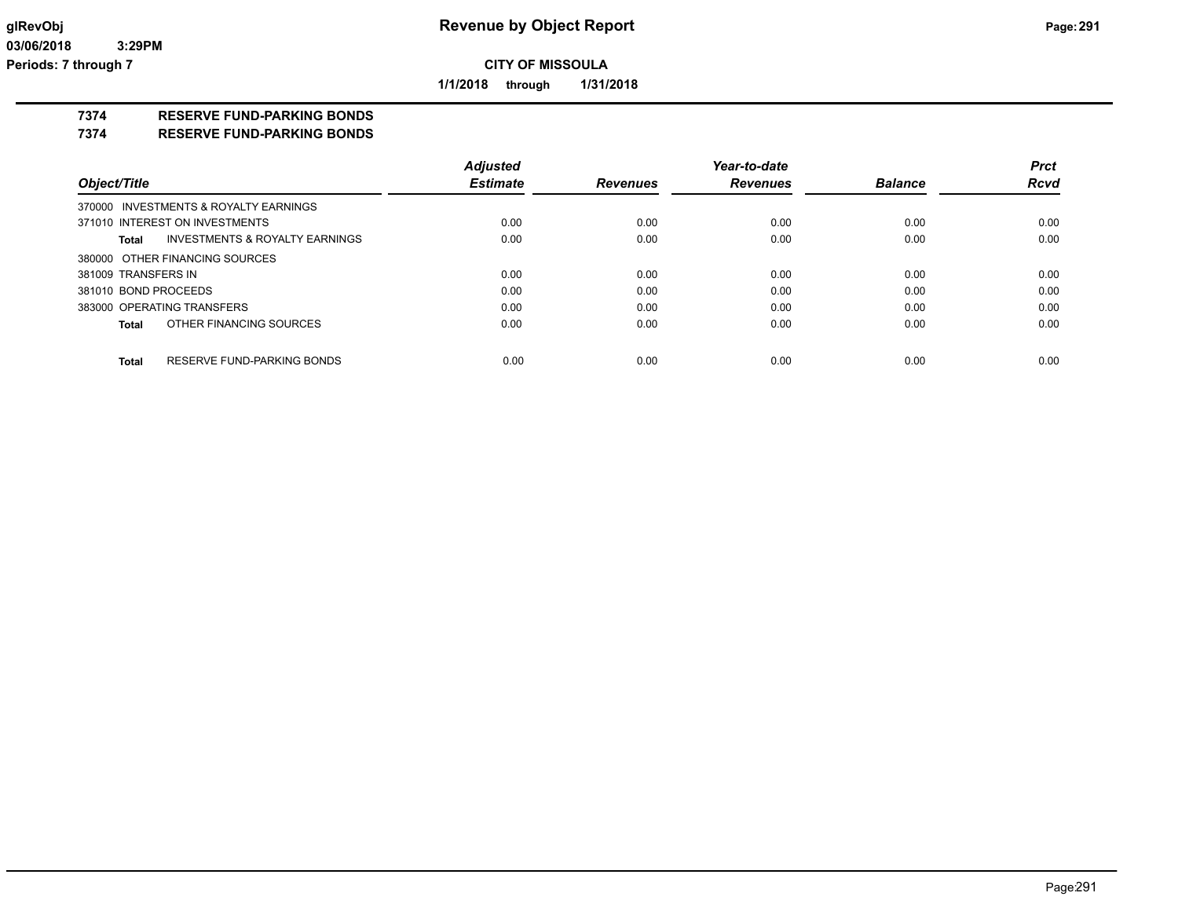# Revenue by Object Report

**CITY OF MISSOULA**

**1/1/2018 through 1/31/2018**

**7374 RESERVE FUND-PARKING BONDS**

**7374 RESERVE FUND-PARKING BONDS**

| Object/Title | Adjusted Estimate | Revenues | Year-to-date Revenues | Balance | Prct Rcvd |
|---|---|---|---|---|---|
| 370000 INVESTMENTS & ROYALTY EARNINGS | | | | | |
| 371010 INTEREST ON INVESTMENTS | 0.00 | 0.00 | 0.00 | 0.00 | 0.00 |
| **Total** INVESTMENTS & ROYALTY EARNINGS | 0.00 | 0.00 | 0.00 | 0.00 | 0.00 |
| 380000 OTHER FINANCING SOURCES | | | | | |
| 381009 TRANSFERS IN | 0.00 | 0.00 | 0.00 | 0.00 | 0.00 |
| 381010 BOND PROCEEDS | 0.00 | 0.00 | 0.00 | 0.00 | 0.00 |
| 383000 OPERATING TRANSFERS | 0.00 | 0.00 | 0.00 | 0.00 | 0.00 |
| **Total** OTHER FINANCING SOURCES | 0.00 | 0.00 | 0.00 | 0.00 | 0.00 |
| **Total** RESERVE FUND-PARKING BONDS | 0.00 | 0.00 | 0.00 | 0.00 | 0.00 |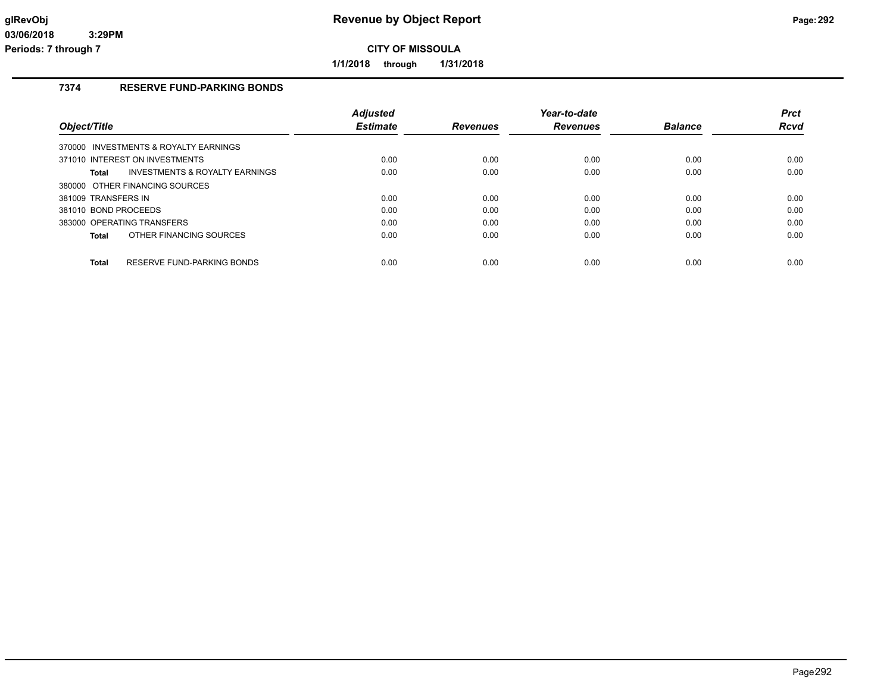# Revenue by Object Report

**CITY OF MISSOULA**

**1/1/2018 through 1/31/2018**

glRevObj
03/06/2018 3:29PM
Periods: 7 through 7

## 7374 RESERVE FUND-PARKING BONDS

| Object/Title | Adjusted Estimate | Revenues | Year-to-date Revenues | Balance | Prct Rcvd |
|---|---|---|---|---|---|
| 370000 INVESTMENTS & ROYALTY EARNINGS | | | | | |
| 371010 INTEREST ON INVESTMENTS | 0.00 | 0.00 | 0.00 | 0.00 | 0.00 |
| **Total** INVESTMENTS & ROYALTY EARNINGS | 0.00 | 0.00 | 0.00 | 0.00 | 0.00 |
| 380000 OTHER FINANCING SOURCES | | | | | |
| 381009 TRANSFERS IN | 0.00 | 0.00 | 0.00 | 0.00 | 0.00 |
| 381010 BOND PROCEEDS | 0.00 | 0.00 | 0.00 | 0.00 | 0.00 |
| 383000 OPERATING TRANSFERS | 0.00 | 0.00 | 0.00 | 0.00 | 0.00 |
| **Total** OTHER FINANCING SOURCES | 0.00 | 0.00 | 0.00 | 0.00 | 0.00 |
| **Total** RESERVE FUND-PARKING BONDS | 0.00 | 0.00 | 0.00 | 0.00 | 0.00 |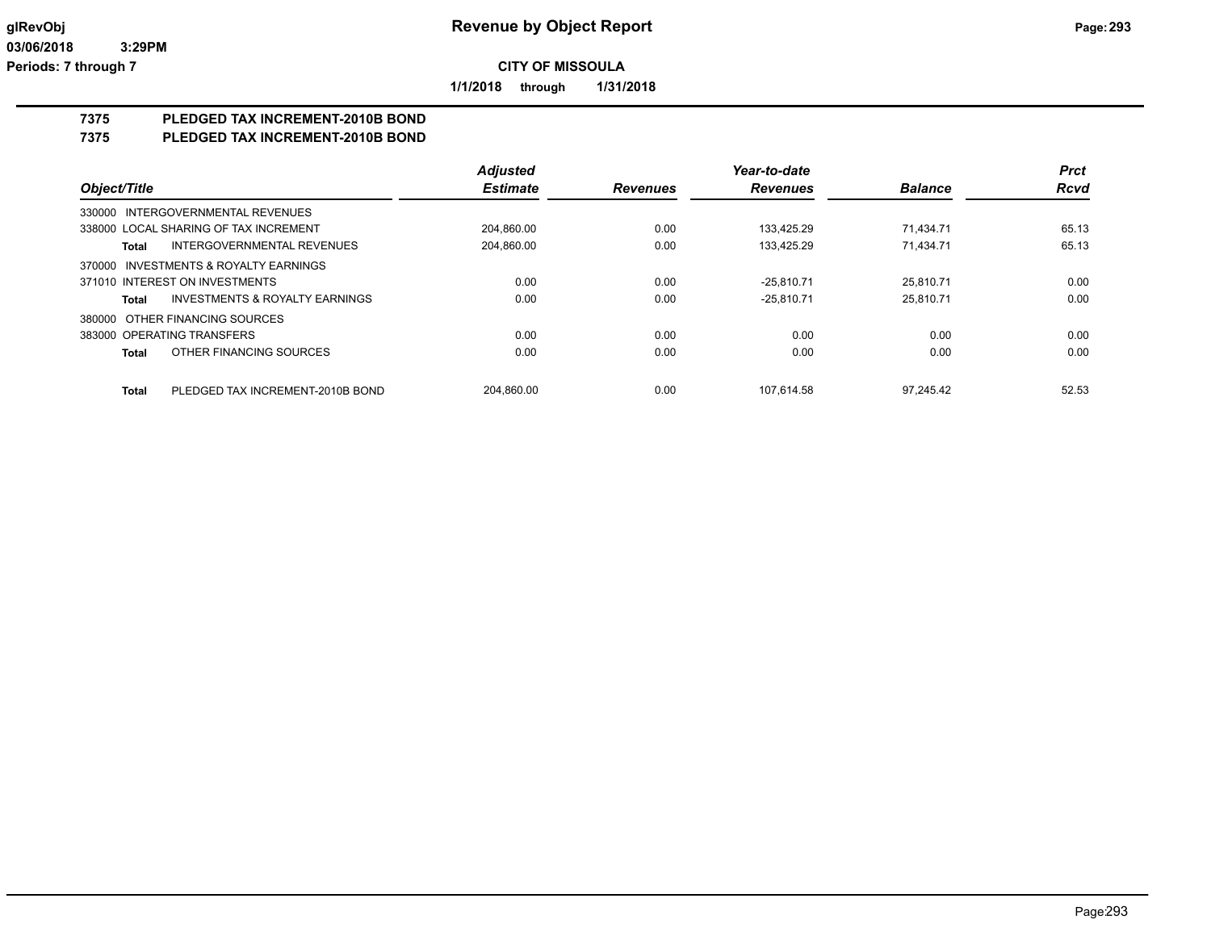**glRevObj**
**03/06/2018 3:29PM**
**Periods: 7 through 7**

# Revenue by Object Report

**CITY OF MISSOULA**

**1/1/2018 through 1/31/2018**

## 7375 PLEDGED TAX INCREMENT-2010B BOND
## 7375 PLEDGED TAX INCREMENT-2010B BOND

| Object/Title | Adjusted Estimate | Revenues | Year-to-date Revenues | Balance | Prct Rcvd |
|---|---|---|---|---|---|
| 330000 INTERGOVERNMENTAL REVENUES | | | | | |
| 338000 LOCAL SHARING OF TAX INCREMENT | 204,860.00 | 0.00 | 133,425.29 | 71,434.71 | 65.13 |
| **Total** INTERGOVERNMENTAL REVENUES | 204,860.00 | 0.00 | 133,425.29 | 71,434.71 | 65.13 |
| 370000 INVESTMENTS & ROYALTY EARNINGS | | | | | |
| 371010 INTEREST ON INVESTMENTS | 0.00 | 0.00 | -25,810.71 | 25,810.71 | 0.00 |
| **Total** INVESTMENTS & ROYALTY EARNINGS | 0.00 | 0.00 | -25,810.71 | 25,810.71 | 0.00 |
| 380000 OTHER FINANCING SOURCES | | | | | |
| 383000 OPERATING TRANSFERS | 0.00 | 0.00 | 0.00 | 0.00 | 0.00 |
| **Total** OTHER FINANCING SOURCES | 0.00 | 0.00 | 0.00 | 0.00 | 0.00 |
| **Total** PLEDGED TAX INCREMENT-2010B BOND | 204,860.00 | 0.00 | 107,614.58 | 97,245.42 | 52.53 |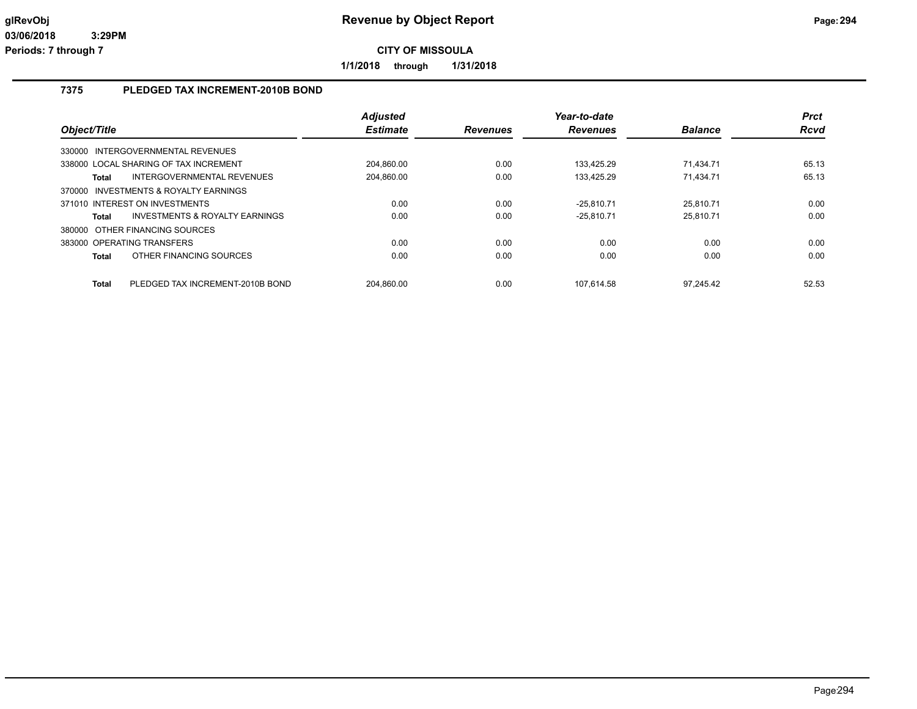# Revenue by Object Report

**CITY OF MISSOULA**

**1/1/2018 through 1/31/2018**

glRevObj
03/06/2018 3:29PM
Periods: 7 through 7

## 7375 PLEDGED TAX INCREMENT-2010B BOND

| Object/Title | Adjusted Estimate | Revenues | Year-to-date Revenues | Balance | Prct Rcvd |
|---|---|---|---|---|---|
| 330000 INTERGOVERNMENTAL REVENUES | | | | | |
| 338000 LOCAL SHARING OF TAX INCREMENT | 204,860.00 | 0.00 | 133,425.29 | 71,434.71 | 65.13 |
| **Total** INTERGOVERNMENTAL REVENUES | 204,860.00 | 0.00 | 133,425.29 | 71,434.71 | 65.13 |
| 370000 INVESTMENTS & ROYALTY EARNINGS | | | | | |
| 371010 INTEREST ON INVESTMENTS | 0.00 | 0.00 | -25,810.71 | 25,810.71 | 0.00 |
| **Total** INVESTMENTS & ROYALTY EARNINGS | 0.00 | 0.00 | -25,810.71 | 25,810.71 | 0.00 |
| 380000 OTHER FINANCING SOURCES | | | | | |
| 383000 OPERATING TRANSFERS | 0.00 | 0.00 | 0.00 | 0.00 | 0.00 |
| **Total** OTHER FINANCING SOURCES | 0.00 | 0.00 | 0.00 | 0.00 | 0.00 |
| **Total** PLEDGED TAX INCREMENT-2010B BOND | 204,860.00 | 0.00 | 107,614.58 | 97,245.42 | 52.53 |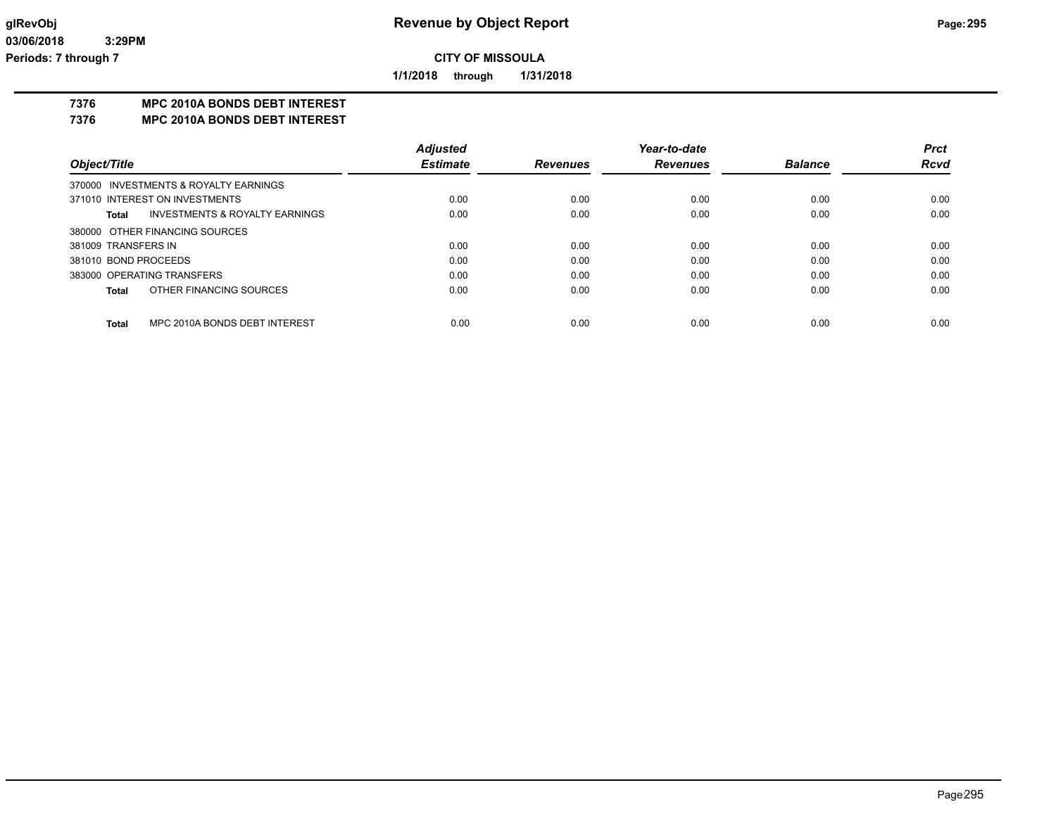**Revenue by Object Report**

**CITY OF MISSOULA**

**1/1/2018 through 1/31/2018**

glRevObj
03/06/2018 3:29PM
Periods: 7 through 7

**7376 MPC 2010A BONDS DEBT INTEREST**

**7376 MPC 2010A BONDS DEBT INTEREST**

| Object/Title | Adjusted Estimate | Revenues | Year-to-date Revenues | Balance | Prct Rcvd |
|---|---|---|---|---|---|
| 370000 INVESTMENTS & ROYALTY EARNINGS | | | | | |
| 371010 INTEREST ON INVESTMENTS | 0.00 | 0.00 | 0.00 | 0.00 | 0.00 |
| **Total** INVESTMENTS & ROYALTY EARNINGS | 0.00 | 0.00 | 0.00 | 0.00 | 0.00 |
| 380000 OTHER FINANCING SOURCES | | | | | |
| 381009 TRANSFERS IN | 0.00 | 0.00 | 0.00 | 0.00 | 0.00 |
| 381010 BOND PROCEEDS | 0.00 | 0.00 | 0.00 | 0.00 | 0.00 |
| 383000 OPERATING TRANSFERS | 0.00 | 0.00 | 0.00 | 0.00 | 0.00 |
| **Total** OTHER FINANCING SOURCES | 0.00 | 0.00 | 0.00 | 0.00 | 0.00 |
| **Total** MPC 2010A BONDS DEBT INTEREST | 0.00 | 0.00 | 0.00 | 0.00 | 0.00 |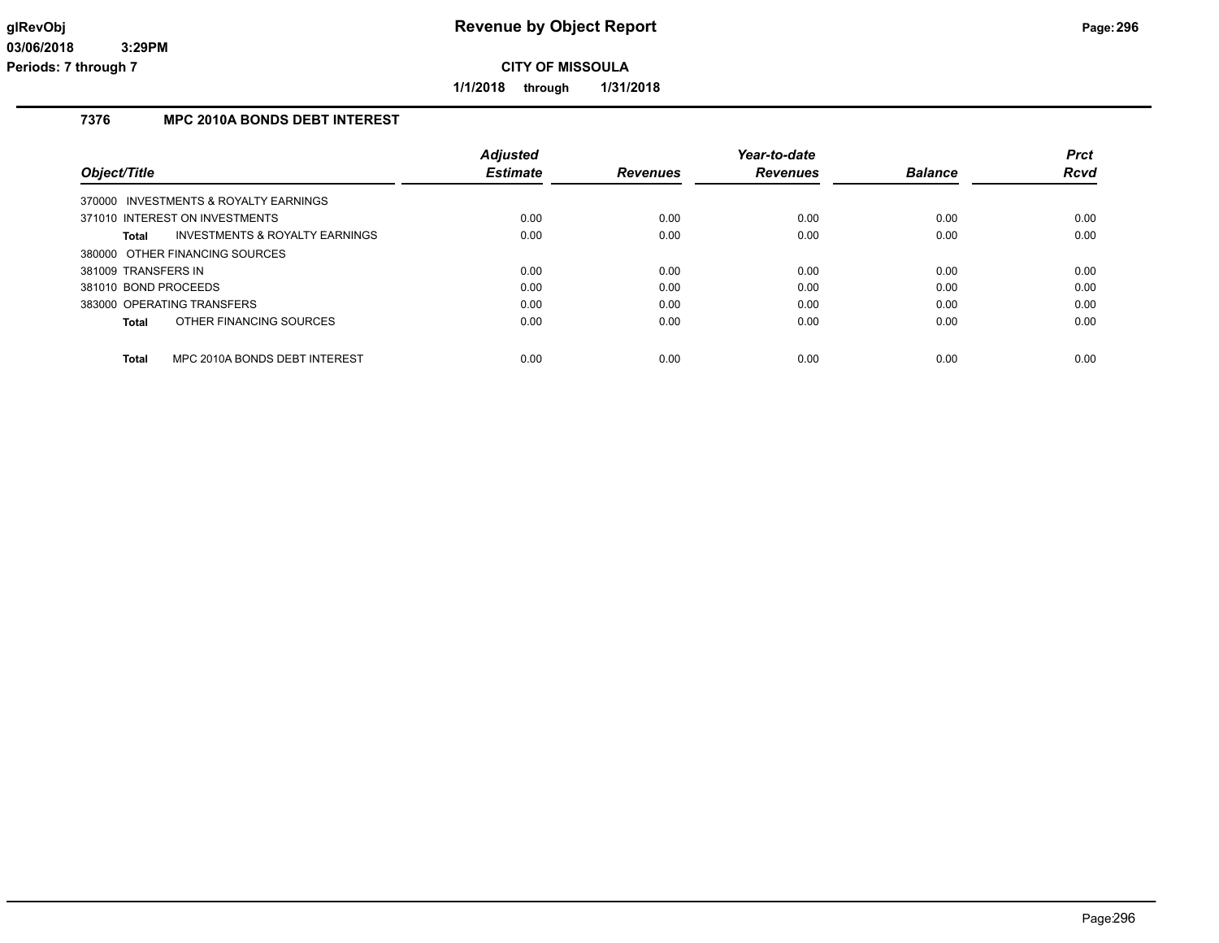**Revenue by Object Report**

**CITY OF MISSOULA**

**1/1/2018 through 1/31/2018**

glRevObj
03/06/2018 3:29PM
Periods: 7 through 7

## 7376 MPC 2010A BONDS DEBT INTEREST

| Object/Title | Adjusted Estimate | Revenues | Year-to-date Revenues | Balance | Prct Rcvd |
|---|---|---|---|---|---|
| 370000 INVESTMENTS & ROYALTY EARNINGS | | | | | |
| 371010 INTEREST ON INVESTMENTS | 0.00 | 0.00 | 0.00 | 0.00 | 0.00 |
| **Total** INVESTMENTS & ROYALTY EARNINGS | 0.00 | 0.00 | 0.00 | 0.00 | 0.00 |
| 380000 OTHER FINANCING SOURCES | | | | | |
| 381009 TRANSFERS IN | 0.00 | 0.00 | 0.00 | 0.00 | 0.00 |
| 381010 BOND PROCEEDS | 0.00 | 0.00 | 0.00 | 0.00 | 0.00 |
| 383000 OPERATING TRANSFERS | 0.00 | 0.00 | 0.00 | 0.00 | 0.00 |
| **Total** OTHER FINANCING SOURCES | 0.00 | 0.00 | 0.00 | 0.00 | 0.00 |
| **Total** MPC 2010A BONDS DEBT INTEREST | 0.00 | 0.00 | 0.00 | 0.00 | 0.00 |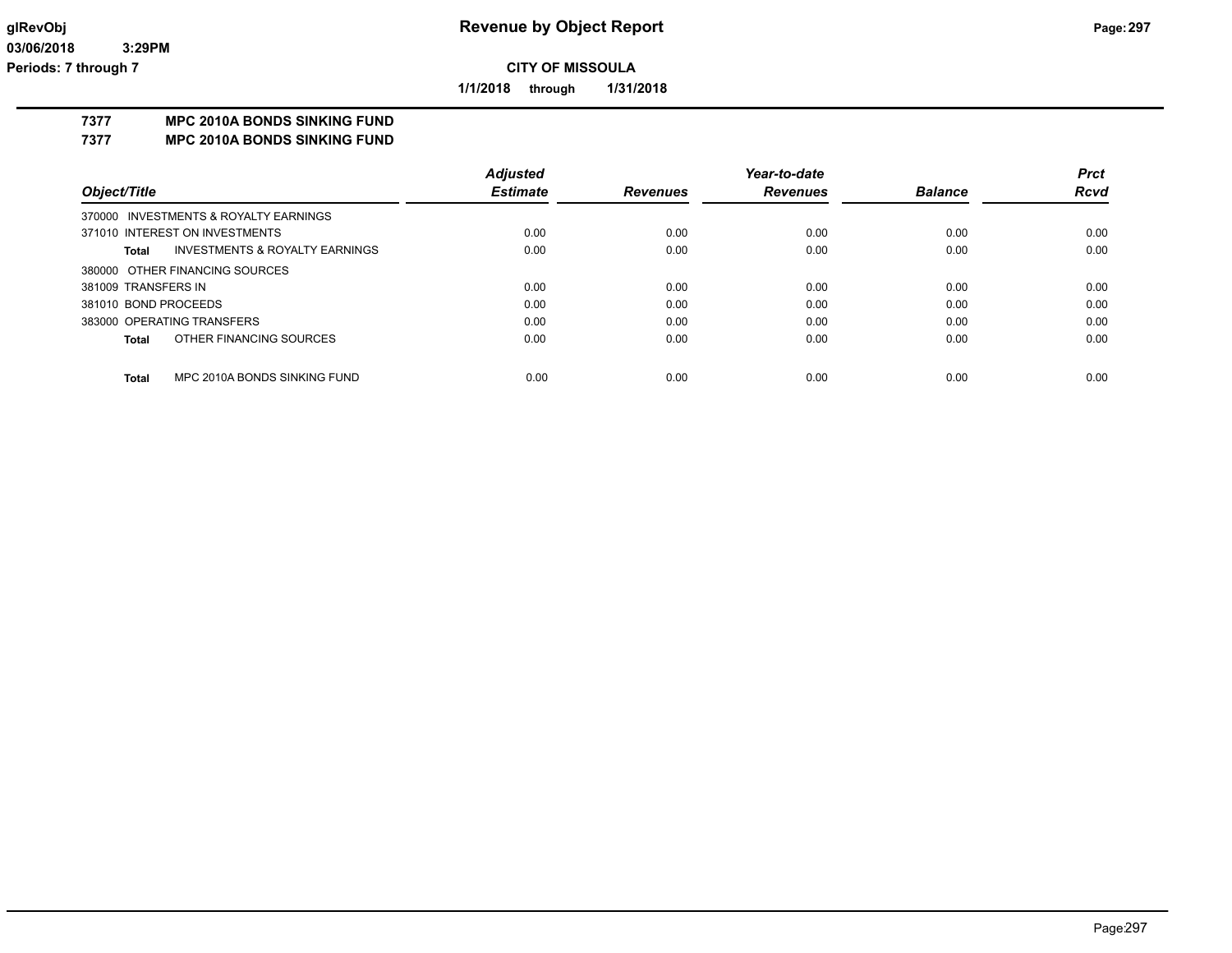**Revenue by Object Report**

**CITY OF MISSOULA**

**1/1/2018 through 1/31/2018**

glRevObj
03/06/2018 3:29PM
Periods: 7 through 7

## 7377 MPC 2010A BONDS SINKING FUND
## 7377 MPC 2010A BONDS SINKING FUND

| Object/Title | Adjusted Estimate | Revenues | Year-to-date Revenues | Balance | Prct Rcvd |
|---|---|---|---|---|---|
| 370000 INVESTMENTS & ROYALTY EARNINGS | | | | | |
| 371010 INTEREST ON INVESTMENTS | 0.00 | 0.00 | 0.00 | 0.00 | 0.00 |
| **Total** INVESTMENTS & ROYALTY EARNINGS | 0.00 | 0.00 | 0.00 | 0.00 | 0.00 |
| 380000 OTHER FINANCING SOURCES | | | | | |
| 381009 TRANSFERS IN | 0.00 | 0.00 | 0.00 | 0.00 | 0.00 |
| 381010 BOND PROCEEDS | 0.00 | 0.00 | 0.00 | 0.00 | 0.00 |
| 383000 OPERATING TRANSFERS | 0.00 | 0.00 | 0.00 | 0.00 | 0.00 |
| **Total** OTHER FINANCING SOURCES | 0.00 | 0.00 | 0.00 | 0.00 | 0.00 |
| **Total** MPC 2010A BONDS SINKING FUND | 0.00 | 0.00 | 0.00 | 0.00 | 0.00 |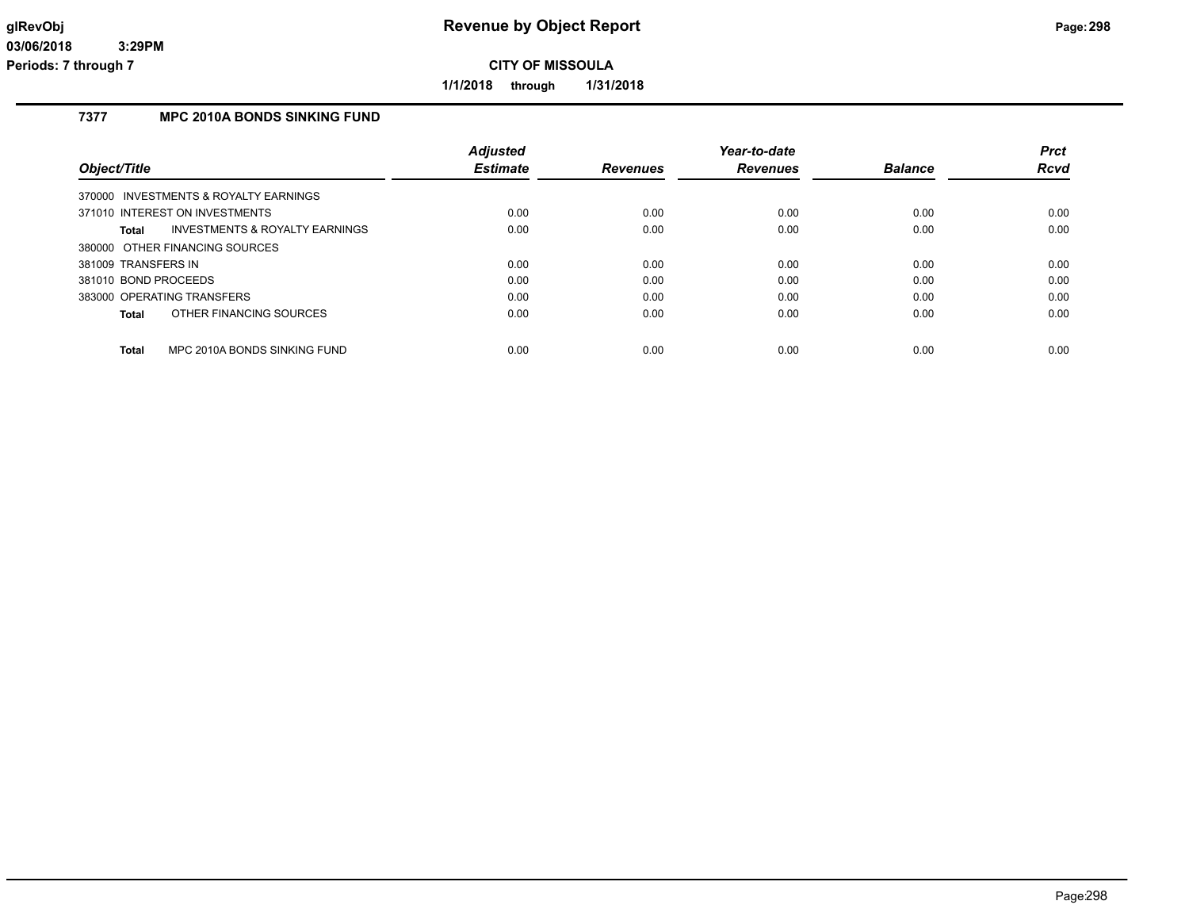**CITY OF MISSOULA**

**1/1/2018 through 1/31/2018**

## 7377 MPC 2010A BONDS SINKING FUND

| Object/Title | Adjusted Estimate | Revenues | Year-to-date Revenues | Balance | Prct Rcvd |
|---|---|---|---|---|---|
| 370000 INVESTMENTS & ROYALTY EARNINGS | | | | | |
| 371010 INTEREST ON INVESTMENTS | 0.00 | 0.00 | 0.00 | 0.00 | 0.00 |
| **Total** INVESTMENTS & ROYALTY EARNINGS | 0.00 | 0.00 | 0.00 | 0.00 | 0.00 |
| 380000 OTHER FINANCING SOURCES | | | | | |
| 381009 TRANSFERS IN | 0.00 | 0.00 | 0.00 | 0.00 | 0.00 |
| 381010 BOND PROCEEDS | 0.00 | 0.00 | 0.00 | 0.00 | 0.00 |
| 383000 OPERATING TRANSFERS | 0.00 | 0.00 | 0.00 | 0.00 | 0.00 |
| **Total** OTHER FINANCING SOURCES | 0.00 | 0.00 | 0.00 | 0.00 | 0.00 |
| **Total** MPC 2010A BONDS SINKING FUND | 0.00 | 0.00 | 0.00 | 0.00 | 0.00 |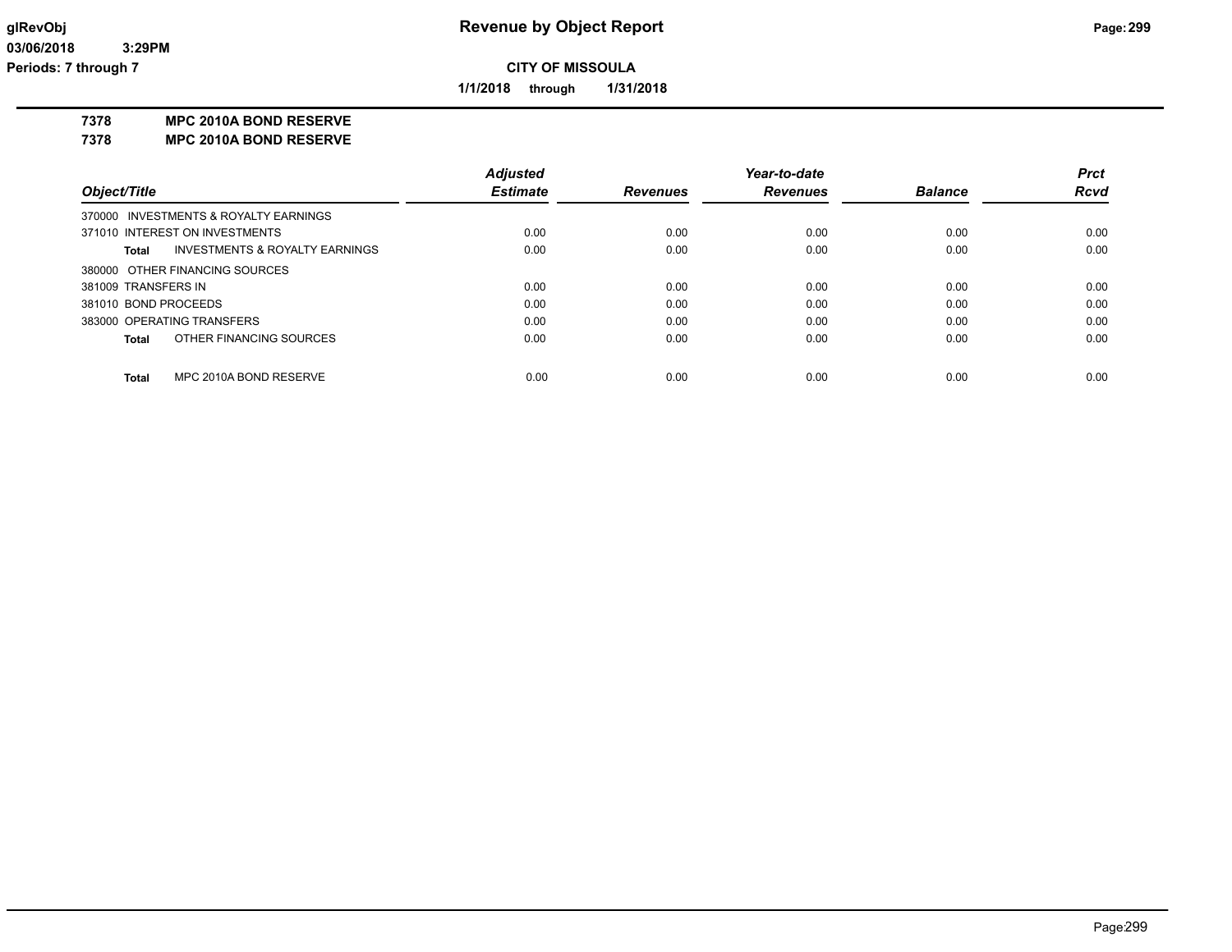# Revenue by Object Report

**CITY OF MISSOULA**

**1/1/2018 through 1/31/2018**

glRevObj
03/06/2018 3:29PM
Periods: 7 through 7

**7378 MPC 2010A BOND RESERVE**
**7378 MPC 2010A BOND RESERVE**

| Object/Title | Adjusted Estimate | Revenues | Year-to-date Revenues | Balance | Prct Rcvd |
|---|---|---|---|---|---|
| 370000 INVESTMENTS & ROYALTY EARNINGS | | | | | |
| 371010 INTEREST ON INVESTMENTS | 0.00 | 0.00 | 0.00 | 0.00 | 0.00 |
| **Total** INVESTMENTS & ROYALTY EARNINGS | 0.00 | 0.00 | 0.00 | 0.00 | 0.00 |
| 380000 OTHER FINANCING SOURCES | | | | | |
| 381009 TRANSFERS IN | 0.00 | 0.00 | 0.00 | 0.00 | 0.00 |
| 381010 BOND PROCEEDS | 0.00 | 0.00 | 0.00 | 0.00 | 0.00 |
| 383000 OPERATING TRANSFERS | 0.00 | 0.00 | 0.00 | 0.00 | 0.00 |
| **Total** OTHER FINANCING SOURCES | 0.00 | 0.00 | 0.00 | 0.00 | 0.00 |
| **Total** MPC 2010A BOND RESERVE | 0.00 | 0.00 | 0.00 | 0.00 | 0.00 |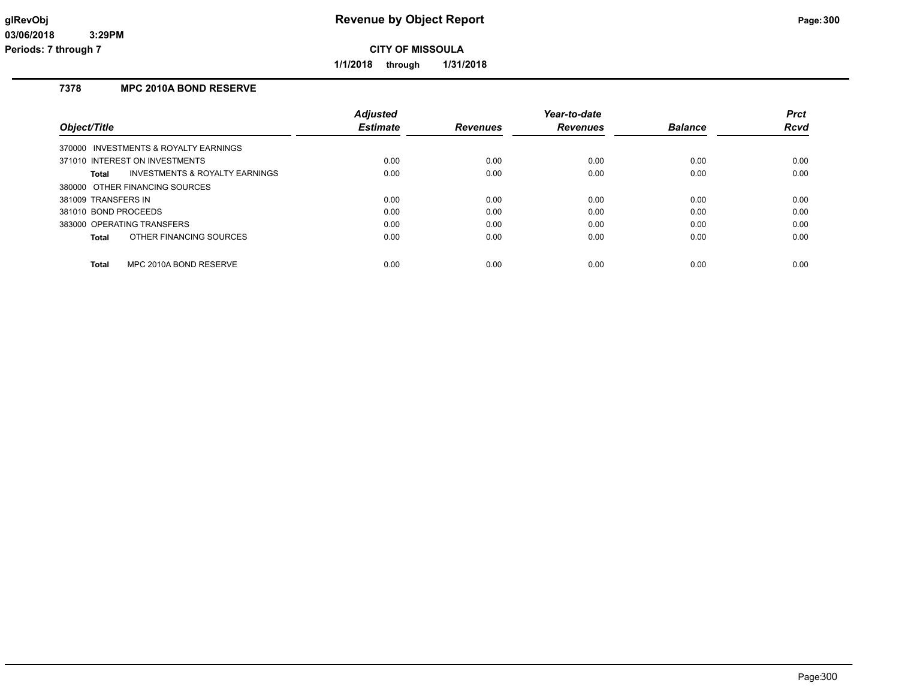# Revenue by Object Report

**CITY OF MISSOULA**

**1/1/2018 through 1/31/2018**

glRevObj
03/06/2018 3:29PM
Periods: 7 through 7

## 7378 MPC 2010A BOND RESERVE

| Object/Title | Adjusted Estimate | Revenues | Year-to-date Revenues | Balance | Prct Rcvd |
|---|---|---|---|---|---|
| 370000 INVESTMENTS & ROYALTY EARNINGS | | | | | |
| 371010 INTEREST ON INVESTMENTS | 0.00 | 0.00 | 0.00 | 0.00 | 0.00 |
| **Total** INVESTMENTS & ROYALTY EARNINGS | 0.00 | 0.00 | 0.00 | 0.00 | 0.00 |
| 380000 OTHER FINANCING SOURCES | | | | | |
| 381009 TRANSFERS IN | 0.00 | 0.00 | 0.00 | 0.00 | 0.00 |
| 381010 BOND PROCEEDS | 0.00 | 0.00 | 0.00 | 0.00 | 0.00 |
| 383000 OPERATING TRANSFERS | 0.00 | 0.00 | 0.00 | 0.00 | 0.00 |
| **Total** OTHER FINANCING SOURCES | 0.00 | 0.00 | 0.00 | 0.00 | 0.00 |
| **Total** MPC 2010A BOND RESERVE | 0.00 | 0.00 | 0.00 | 0.00 | 0.00 |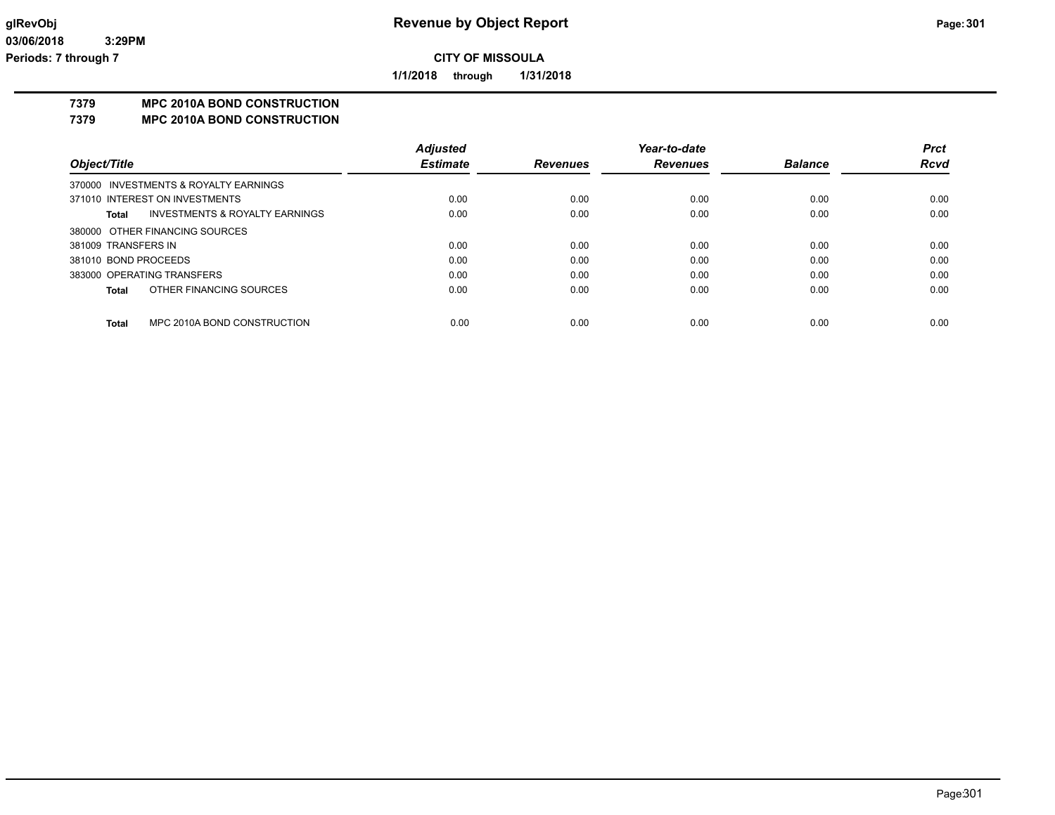**CITY OF MISSOULA**

**1/1/2018 through 1/31/2018**

**7379 MPC 2010A BOND CONSTRUCTION**

**7379 MPC 2010A BOND CONSTRUCTION**

| Object/Title | Adjusted Estimate | Revenues | Year-to-date Revenues | Balance | Prct Rcvd |
|---|---|---|---|---|---|
| 370000 INVESTMENTS & ROYALTY EARNINGS | | | | | |
| 371010 INTEREST ON INVESTMENTS | 0.00 | 0.00 | 0.00 | 0.00 | 0.00 |
| **Total** INVESTMENTS & ROYALTY EARNINGS | 0.00 | 0.00 | 0.00 | 0.00 | 0.00 |
| 380000 OTHER FINANCING SOURCES | | | | | |
| 381009 TRANSFERS IN | 0.00 | 0.00 | 0.00 | 0.00 | 0.00 |
| 381010 BOND PROCEEDS | 0.00 | 0.00 | 0.00 | 0.00 | 0.00 |
| 383000 OPERATING TRANSFERS | 0.00 | 0.00 | 0.00 | 0.00 | 0.00 |
| **Total** OTHER FINANCING SOURCES | 0.00 | 0.00 | 0.00 | 0.00 | 0.00 |
| **Total** MPC 2010A BOND CONSTRUCTION | 0.00 | 0.00 | 0.00 | 0.00 | 0.00 |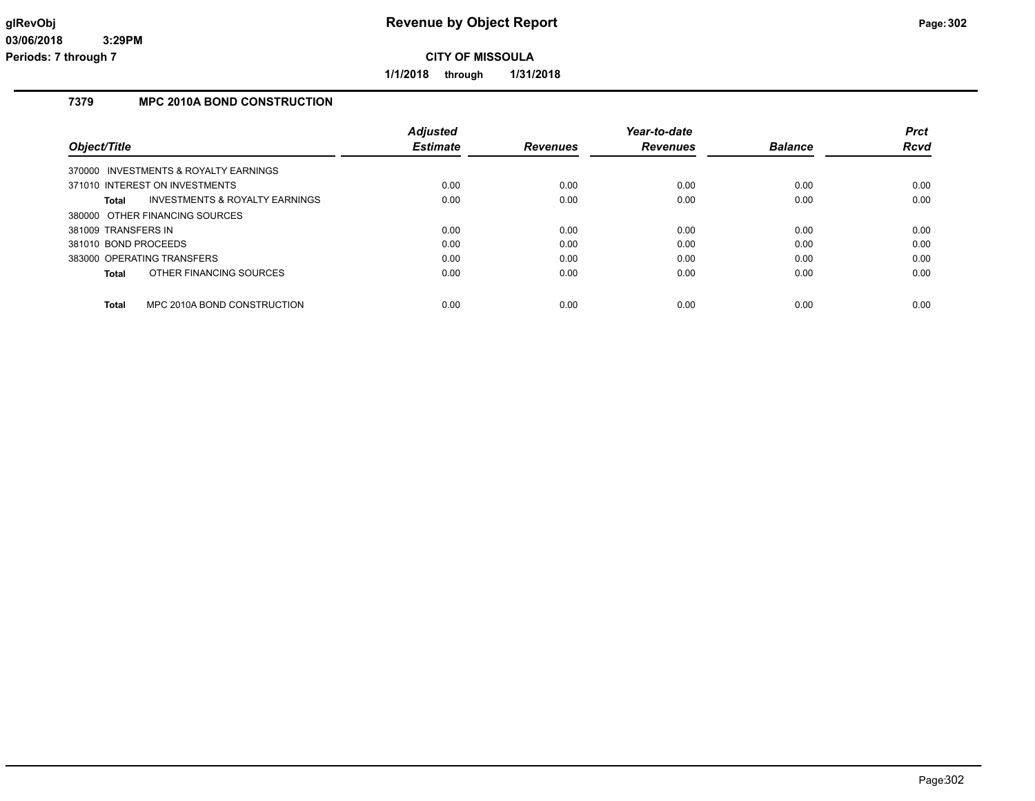# Revenue by Object Report

**CITY OF MISSOULA**

**1/1/2018 through 1/31/2018**

## 7379 MPC 2010A BOND CONSTRUCTION

| Object/Title | Adjusted Estimate | Revenues | Year-to-date Revenues | Balance | Prct Rcvd |
|---|---|---|---|---|---|
| 370000 INVESTMENTS & ROYALTY EARNINGS | | | | | |
| 371010 INTEREST ON INVESTMENTS | 0.00 | 0.00 | 0.00 | 0.00 | 0.00 |
| **Total** INVESTMENTS & ROYALTY EARNINGS | 0.00 | 0.00 | 0.00 | 0.00 | 0.00 |
| 380000 OTHER FINANCING SOURCES | | | | | |
| 381009 TRANSFERS IN | 0.00 | 0.00 | 0.00 | 0.00 | 0.00 |
| 381010 BOND PROCEEDS | 0.00 | 0.00 | 0.00 | 0.00 | 0.00 |
| 383000 OPERATING TRANSFERS | 0.00 | 0.00 | 0.00 | 0.00 | 0.00 |
| **Total** OTHER FINANCING SOURCES | 0.00 | 0.00 | 0.00 | 0.00 | 0.00 |
| **Total** MPC 2010A BOND CONSTRUCTION | 0.00 | 0.00 | 0.00 | 0.00 | 0.00 |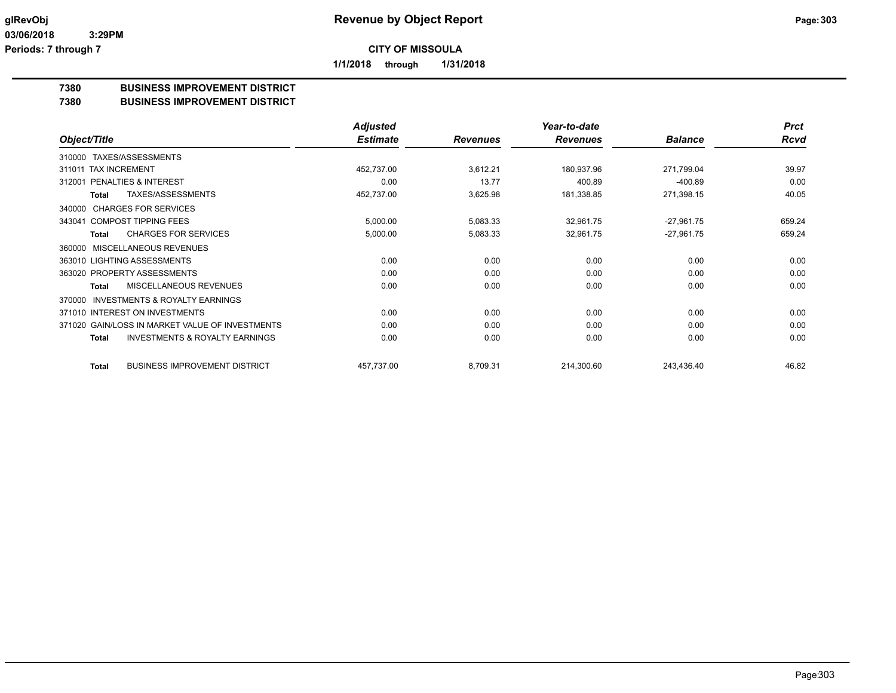**Revenue by Object Report**

**CITY OF MISSOULA**

**1/1/2018 through 1/31/2018**

glRevObj
03/06/2018 3:29PM
Periods: 7 through 7

## 7380 BUSINESS IMPROVEMENT DISTRICT
## 7380 BUSINESS IMPROVEMENT DISTRICT

| Object/Title | Adjusted Estimate | Revenues | Year-to-date Revenues | Balance | Prct Rcvd |
|---|---|---|---|---|---|
| 310000 TAXES/ASSESSMENTS | | | | | |
| 311011 TAX INCREMENT | 452,737.00 | 3,612.21 | 180,937.96 | 271,799.04 | 39.97 |
| 312001 PENALTIES & INTEREST | 0.00 | 13.77 | 400.89 | -400.89 | 0.00 |
| **Total** TAXES/ASSESSMENTS | 452,737.00 | 3,625.98 | 181,338.85 | 271,398.15 | 40.05 |
| 340000 CHARGES FOR SERVICES | | | | | |
| 343041 COMPOST TIPPING FEES | 5,000.00 | 5,083.33 | 32,961.75 | -27,961.75 | 659.24 |
| **Total** CHARGES FOR SERVICES | 5,000.00 | 5,083.33 | 32,961.75 | -27,961.75 | 659.24 |
| 360000 MISCELLANEOUS REVENUES | | | | | |
| 363010 LIGHTING ASSESSMENTS | 0.00 | 0.00 | 0.00 | 0.00 | 0.00 |
| 363020 PROPERTY ASSESSMENTS | 0.00 | 0.00 | 0.00 | 0.00 | 0.00 |
| **Total** MISCELLANEOUS REVENUES | 0.00 | 0.00 | 0.00 | 0.00 | 0.00 |
| 370000 INVESTMENTS & ROYALTY EARNINGS | | | | | |
| 371010 INTEREST ON INVESTMENTS | 0.00 | 0.00 | 0.00 | 0.00 | 0.00 |
| 371020 GAIN/LOSS IN MARKET VALUE OF INVESTMENTS | 0.00 | 0.00 | 0.00 | 0.00 | 0.00 |
| **Total** INVESTMENTS & ROYALTY EARNINGS | 0.00 | 0.00 | 0.00 | 0.00 | 0.00 |
| **Total** BUSINESS IMPROVEMENT DISTRICT | 457,737.00 | 8,709.31 | 214,300.60 | 243,436.40 | 46.82 |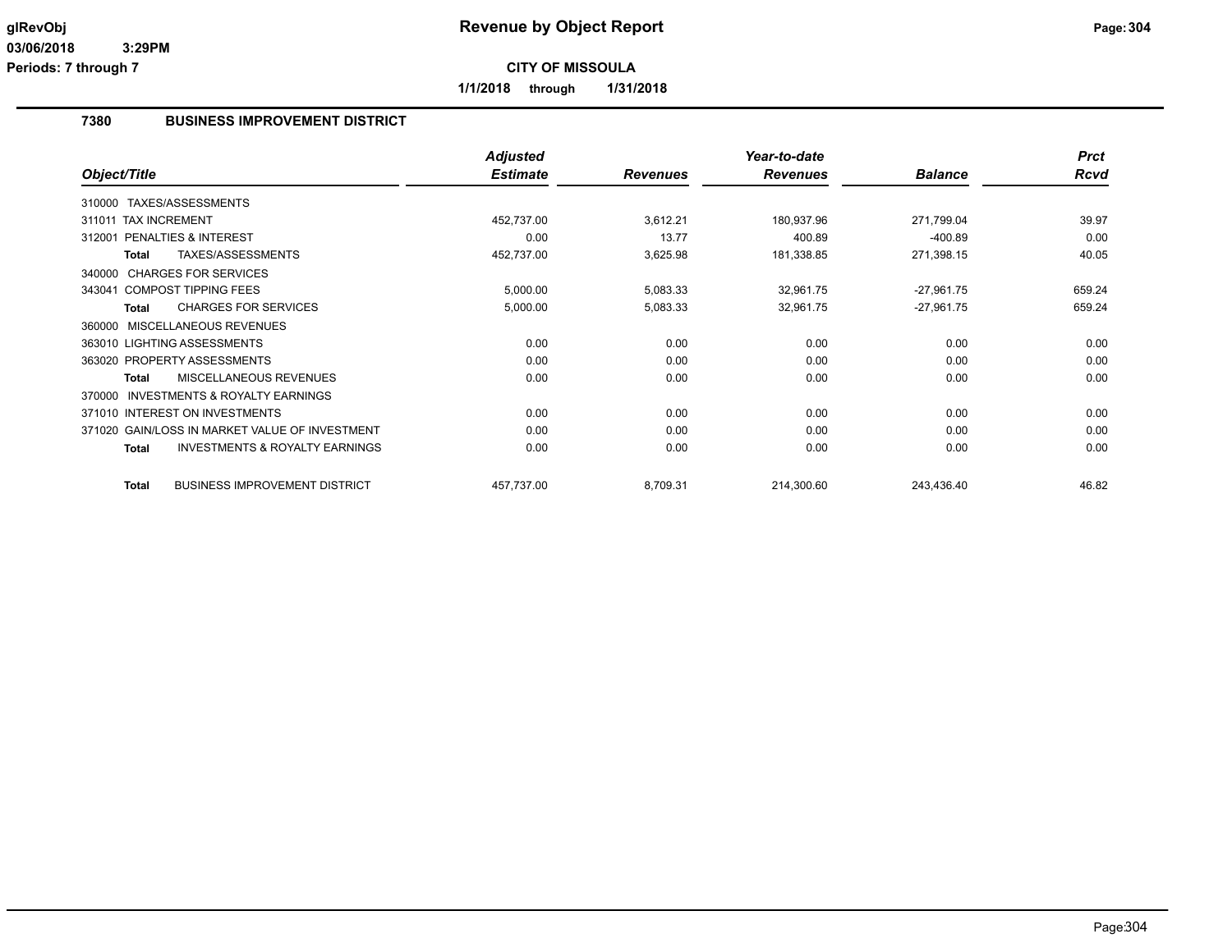# Revenue by Object Report

**CITY OF MISSOULA**

**1/1/2018 through 1/31/2018**

glRevObj
03/06/2018 3:29PM
Periods: 7 through 7

## 7380 BUSINESS IMPROVEMENT DISTRICT

| Object/Title | Adjusted Estimate | Revenues | Year-to-date Revenues | Balance | Prct Rcvd |
|---|---|---|---|---|---|
| 310000 TAXES/ASSESSMENTS | | | | | |
| 311011 TAX INCREMENT | 452,737.00 | 3,612.21 | 180,937.96 | 271,799.04 | 39.97 |
| 312001 PENALTIES & INTEREST | 0.00 | 13.77 | 400.89 | -400.89 | 0.00 |
| **Total** TAXES/ASSESSMENTS | 452,737.00 | 3,625.98 | 181,338.85 | 271,398.15 | 40.05 |
| 340000 CHARGES FOR SERVICES | | | | | |
| 343041 COMPOST TIPPING FEES | 5,000.00 | 5,083.33 | 32,961.75 | -27,961.75 | 659.24 |
| **Total** CHARGES FOR SERVICES | 5,000.00 | 5,083.33 | 32,961.75 | -27,961.75 | 659.24 |
| 360000 MISCELLANEOUS REVENUES | | | | | |
| 363010 LIGHTING ASSESSMENTS | 0.00 | 0.00 | 0.00 | 0.00 | 0.00 |
| 363020 PROPERTY ASSESSMENTS | 0.00 | 0.00 | 0.00 | 0.00 | 0.00 |
| **Total** MISCELLANEOUS REVENUES | 0.00 | 0.00 | 0.00 | 0.00 | 0.00 |
| 370000 INVESTMENTS & ROYALTY EARNINGS | | | | | |
| 371010 INTEREST ON INVESTMENTS | 0.00 | 0.00 | 0.00 | 0.00 | 0.00 |
| 371020 GAIN/LOSS IN MARKET VALUE OF INVESTMENT | 0.00 | 0.00 | 0.00 | 0.00 | 0.00 |
| **Total** INVESTMENTS & ROYALTY EARNINGS | 0.00 | 0.00 | 0.00 | 0.00 | 0.00 |
| **Total** BUSINESS IMPROVEMENT DISTRICT | 457,737.00 | 8,709.31 | 214,300.60 | 243,436.40 | 46.82 |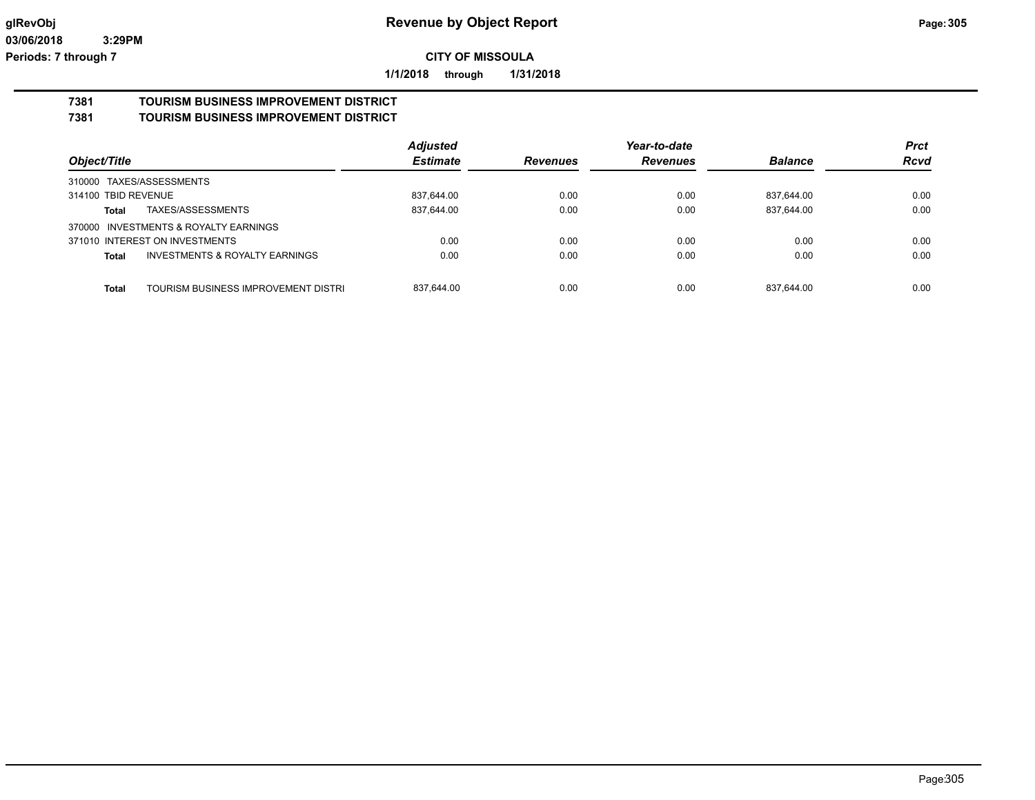**glRevObj** | **Revenue by Object Report**

**03/06/2018 3:29PM**

**Periods: 7 through 7**

**CITY OF MISSOULA**

**1/1/2018 through 1/31/2018**

## 7381 TOURISM BUSINESS IMPROVEMENT DISTRICT

## 7381 TOURISM BUSINESS IMPROVEMENT DISTRICT

| Object/Title | | Adjusted Estimate | Revenues | Year-to-date Revenues | Balance | Prct Rcvd |
|---|---|---|---|---|---|---|
| 310000 TAXES/ASSESSMENTS | | | | | | |
| 314100 TBID REVENUE | | 837,644.00 | 0.00 | 0.00 | 837,644.00 | 0.00 |
| **Total** | TAXES/ASSESSMENTS | 837,644.00 | 0.00 | 0.00 | 837,644.00 | 0.00 |
| 370000 INVESTMENTS & ROYALTY EARNINGS | | | | | | |
| 371010 INTEREST ON INVESTMENTS | | 0.00 | 0.00 | 0.00 | 0.00 | 0.00 |
| **Total** | INVESTMENTS & ROYALTY EARNINGS | 0.00 | 0.00 | 0.00 | 0.00 | 0.00 |
| **Total** | TOURISM BUSINESS IMPROVEMENT DISTRI | 837,644.00 | 0.00 | 0.00 | 837,644.00 | 0.00 |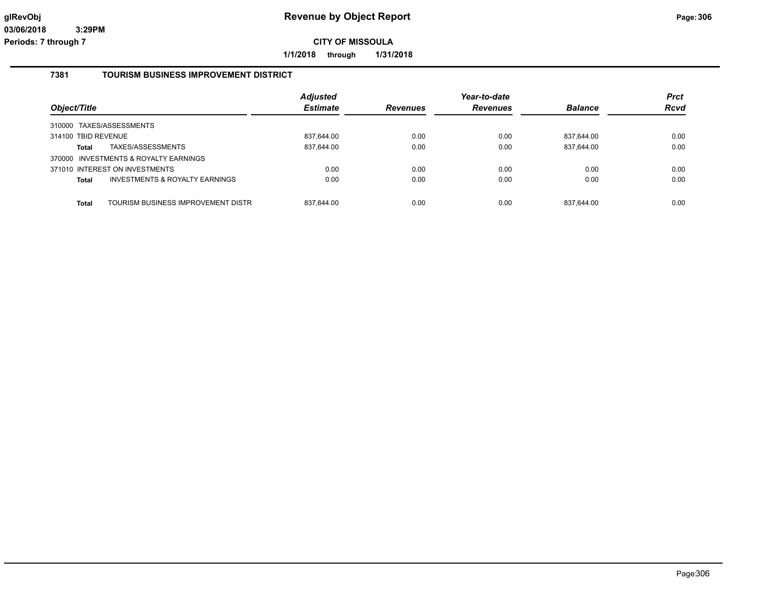# Revenue by Object Report

**CITY OF MISSOULA**

**1/1/2018 through 1/31/2018**

glRevObj
03/06/2018 3:29PM
Periods: 7 through 7

## 7381 TOURISM BUSINESS IMPROVEMENT DISTRICT

| Object/Title | | Adjusted Estimate | Revenues | Year-to-date Revenues | Balance | Prct Rcvd |
|---|---|---|---|---|---|---|
| 310000 TAXES/ASSESSMENTS | | | | | | |
| 314100 TBID REVENUE | | 837,644.00 | 0.00 | 0.00 | 837,644.00 | 0.00 |
| **Total** | TAXES/ASSESSMENTS | 837,644.00 | 0.00 | 0.00 | 837,644.00 | 0.00 |
| 370000 INVESTMENTS & ROYALTY EARNINGS | | | | | | |
| 371010 INTEREST ON INVESTMENTS | | 0.00 | 0.00 | 0.00 | 0.00 | 0.00 |
| **Total** | INVESTMENTS & ROYALTY EARNINGS | 0.00 | 0.00 | 0.00 | 0.00 | 0.00 |
| **Total** | TOURISM BUSINESS IMPROVEMENT DISTR | 837,644.00 | 0.00 | 0.00 | 837,644.00 | 0.00 |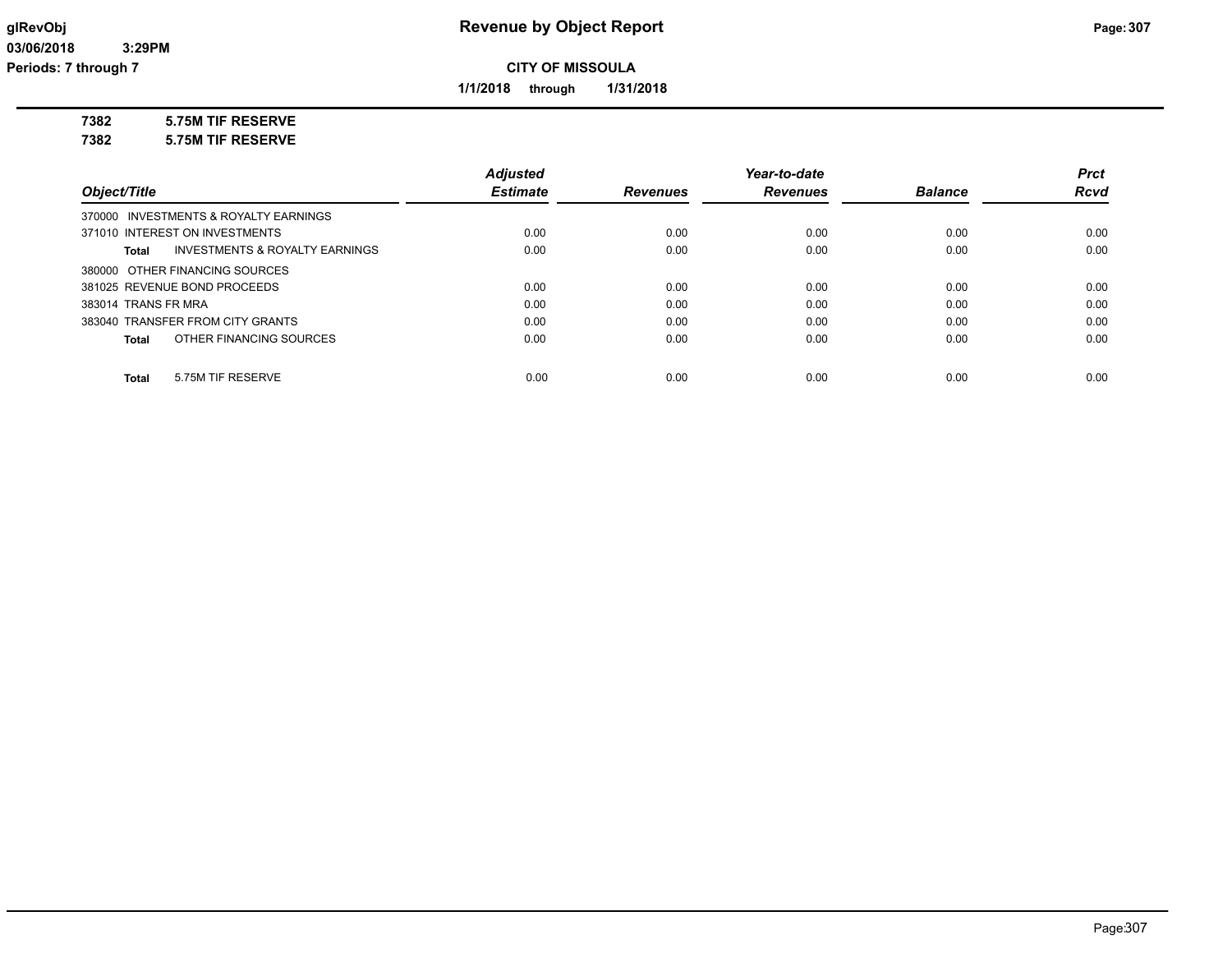# Revenue by Object Report

**CITY OF MISSOULA**

**1/1/2018 through 1/31/2018**

glRevObj
03/06/2018 3:29PM
Periods: 7 through 7

**7382 5.75M TIF RESERVE**

**7382 5.75M TIF RESERVE**

| Object/Title | Adjusted Estimate | Revenues | Year-to-date Revenues | Balance | Prct Rcvd |
|---|---|---|---|---|---|
| 370000 INVESTMENTS & ROYALTY EARNINGS | | | | | |
| 371010 INTEREST ON INVESTMENTS | 0.00 | 0.00 | 0.00 | 0.00 | 0.00 |
| **Total** INVESTMENTS & ROYALTY EARNINGS | 0.00 | 0.00 | 0.00 | 0.00 | 0.00 |
| 380000 OTHER FINANCING SOURCES | | | | | |
| 381025 REVENUE BOND PROCEEDS | 0.00 | 0.00 | 0.00 | 0.00 | 0.00 |
| 383014 TRANS FR MRA | 0.00 | 0.00 | 0.00 | 0.00 | 0.00 |
| 383040 TRANSFER FROM CITY GRANTS | 0.00 | 0.00 | 0.00 | 0.00 | 0.00 |
| **Total** OTHER FINANCING SOURCES | 0.00 | 0.00 | 0.00 | 0.00 | 0.00 |
| **Total** 5.75M TIF RESERVE | 0.00 | 0.00 | 0.00 | 0.00 | 0.00 |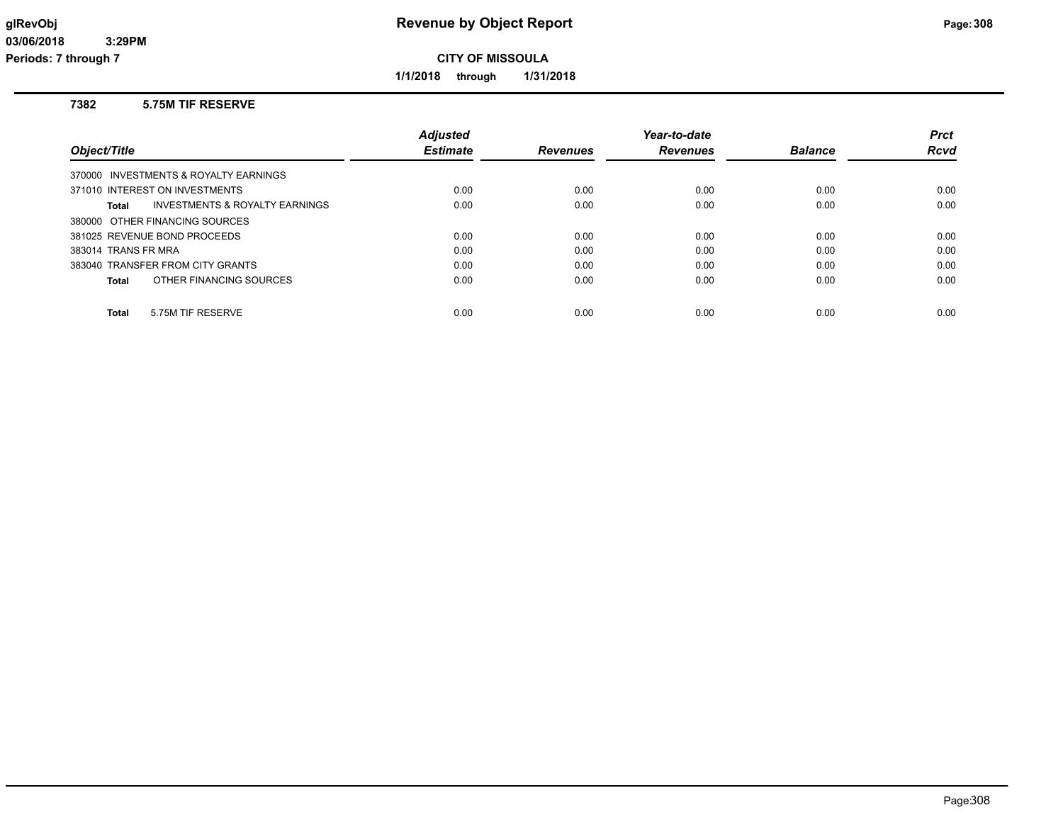# Revenue by Object Report

**CITY OF MISSOULA**

**1/1/2018 through 1/31/2018**

glRevObj
03/06/2018 3:29PM
Periods: 7 through 7

## 7382 5.75M TIF RESERVE

| Object/Title | Adjusted Estimate | Revenues | Year-to-date Revenues | Balance | Prct Rcvd |
|---|---|---|---|---|---|
| 370000 INVESTMENTS & ROYALTY EARNINGS | | | | | |
| 371010 INTEREST ON INVESTMENTS | 0.00 | 0.00 | 0.00 | 0.00 | 0.00 |
| **Total** INVESTMENTS & ROYALTY EARNINGS | 0.00 | 0.00 | 0.00 | 0.00 | 0.00 |
| 380000 OTHER FINANCING SOURCES | | | | | |
| 381025 REVENUE BOND PROCEEDS | 0.00 | 0.00 | 0.00 | 0.00 | 0.00 |
| 383014 TRANS FR MRA | 0.00 | 0.00 | 0.00 | 0.00 | 0.00 |
| 383040 TRANSFER FROM CITY GRANTS | 0.00 | 0.00 | 0.00 | 0.00 | 0.00 |
| **Total** OTHER FINANCING SOURCES | 0.00 | 0.00 | 0.00 | 0.00 | 0.00 |
| **Total** 5.75M TIF RESERVE | 0.00 | 0.00 | 0.00 | 0.00 | 0.00 |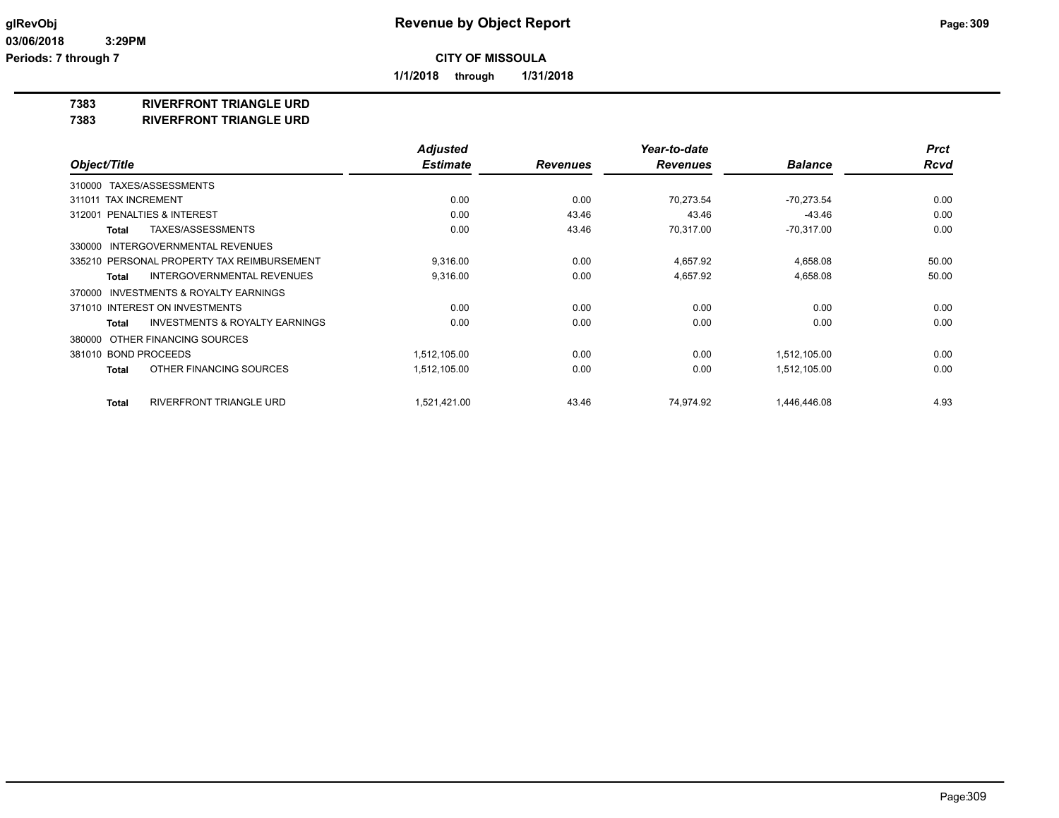glRevObj
03/06/2018 3:29PM
Periods: 7 through 7

# Revenue by Object Report

**CITY OF MISSOULA**

**1/1/2018 through 1/31/2018**

**7383 RIVERFRONT TRIANGLE URD**
**7383 RIVERFRONT TRIANGLE URD**

| Object/Title | Adjusted Estimate | Revenues | Year-to-date Revenues | Balance | Prct Rcvd |
|---|---|---|---|---|---|
| 310000 TAXES/ASSESSMENTS | | | | | |
| 311011 TAX INCREMENT | 0.00 | 0.00 | 70,273.54 | -70,273.54 | 0.00 |
| 312001 PENALTIES & INTEREST | 0.00 | 43.46 | 43.46 | -43.46 | 0.00 |
| **Total** TAXES/ASSESSMENTS | 0.00 | 43.46 | 70,317.00 | -70,317.00 | 0.00 |
| 330000 INTERGOVERNMENTAL REVENUES | | | | | |
| 335210 PERSONAL PROPERTY TAX REIMBURSEMENT | 9,316.00 | 0.00 | 4,657.92 | 4,658.08 | 50.00 |
| **Total** INTERGOVERNMENTAL REVENUES | 9,316.00 | 0.00 | 4,657.92 | 4,658.08 | 50.00 |
| 370000 INVESTMENTS & ROYALTY EARNINGS | | | | | |
| 371010 INTEREST ON INVESTMENTS | 0.00 | 0.00 | 0.00 | 0.00 | 0.00 |
| **Total** INVESTMENTS & ROYALTY EARNINGS | 0.00 | 0.00 | 0.00 | 0.00 | 0.00 |
| 380000 OTHER FINANCING SOURCES | | | | | |
| 381010 BOND PROCEEDS | 1,512,105.00 | 0.00 | 0.00 | 1,512,105.00 | 0.00 |
| **Total** OTHER FINANCING SOURCES | 1,512,105.00 | 0.00 | 0.00 | 1,512,105.00 | 0.00 |
| **Total** RIVERFRONT TRIANGLE URD | 1,521,421.00 | 43.46 | 74,974.92 | 1,446,446.08 | 4.93 |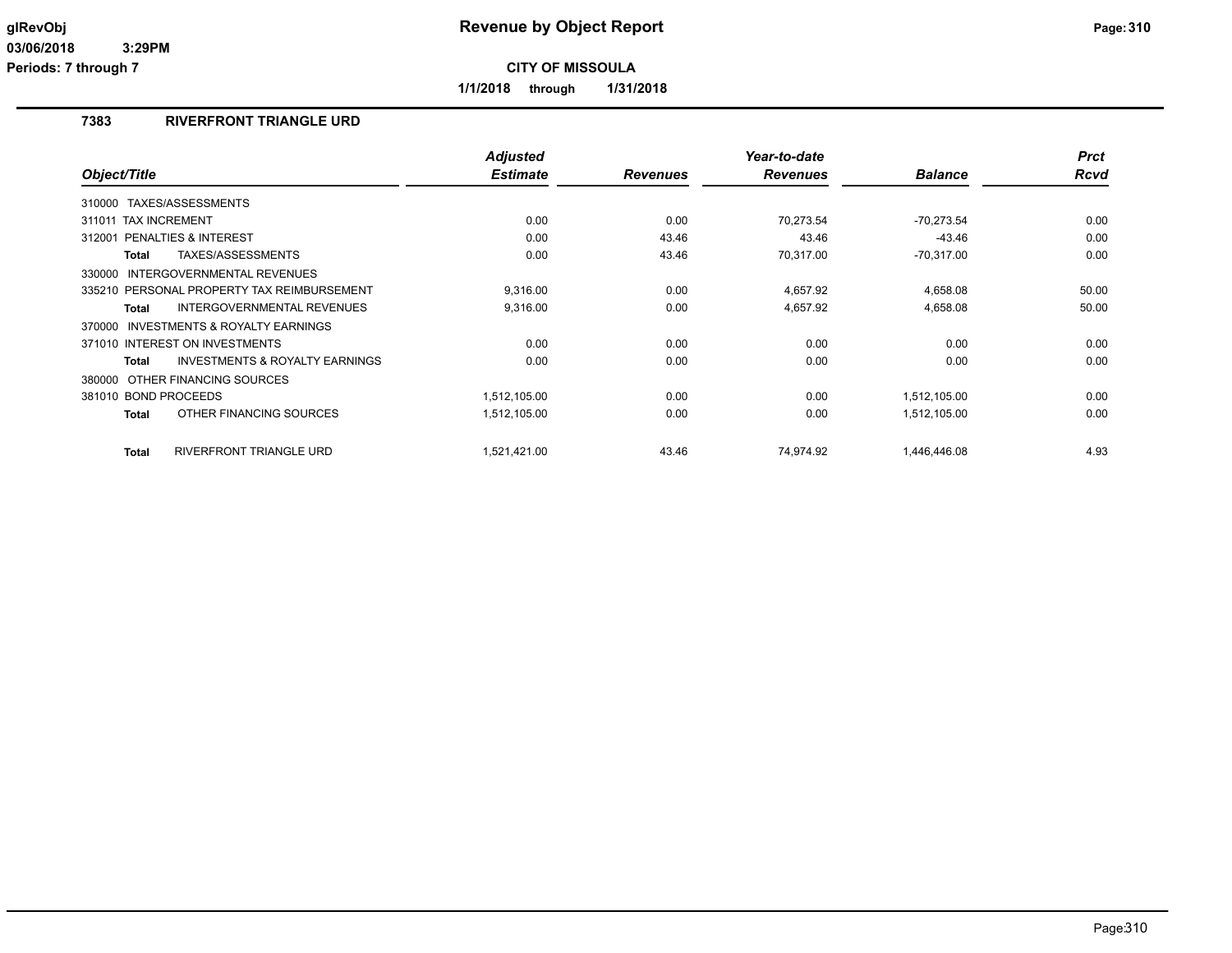**glRevObj** **Revenue by Object Report**

03/06/2018 3:29PM

Periods: 7 through 7

**CITY OF MISSOULA**

**1/1/2018 through 1/31/2018**

## 7383 RIVERFRONT TRIANGLE URD

| Object/Title | Adjusted Estimate | Revenues | Year-to-date Revenues | Balance | Prct Rcvd |
|---|---|---|---|---|---|
| 310000 TAXES/ASSESSMENTS | | | | | |
| 311011 TAX INCREMENT | 0.00 | 0.00 | 70,273.54 | -70,273.54 | 0.00 |
| 312001 PENALTIES & INTEREST | 0.00 | 43.46 | 43.46 | -43.46 | 0.00 |
| **Total** TAXES/ASSESSMENTS | 0.00 | 43.46 | 70,317.00 | -70,317.00 | 0.00 |
| 330000 INTERGOVERNMENTAL REVENUES | | | | | |
| 335210 PERSONAL PROPERTY TAX REIMBURSEMENT | 9,316.00 | 0.00 | 4,657.92 | 4,658.08 | 50.00 |
| **Total** INTERGOVERNMENTAL REVENUES | 9,316.00 | 0.00 | 4,657.92 | 4,658.08 | 50.00 |
| 370000 INVESTMENTS & ROYALTY EARNINGS | | | | | |
| 371010 INTEREST ON INVESTMENTS | 0.00 | 0.00 | 0.00 | 0.00 | 0.00 |
| **Total** INVESTMENTS & ROYALTY EARNINGS | 0.00 | 0.00 | 0.00 | 0.00 | 0.00 |
| 380000 OTHER FINANCING SOURCES | | | | | |
| 381010 BOND PROCEEDS | 1,512,105.00 | 0.00 | 0.00 | 1,512,105.00 | 0.00 |
| **Total** OTHER FINANCING SOURCES | 1,512,105.00 | 0.00 | 0.00 | 1,512,105.00 | 0.00 |
| **Total** RIVERFRONT TRIANGLE URD | 1,521,421.00 | 43.46 | 74,974.92 | 1,446,446.08 | 4.93 |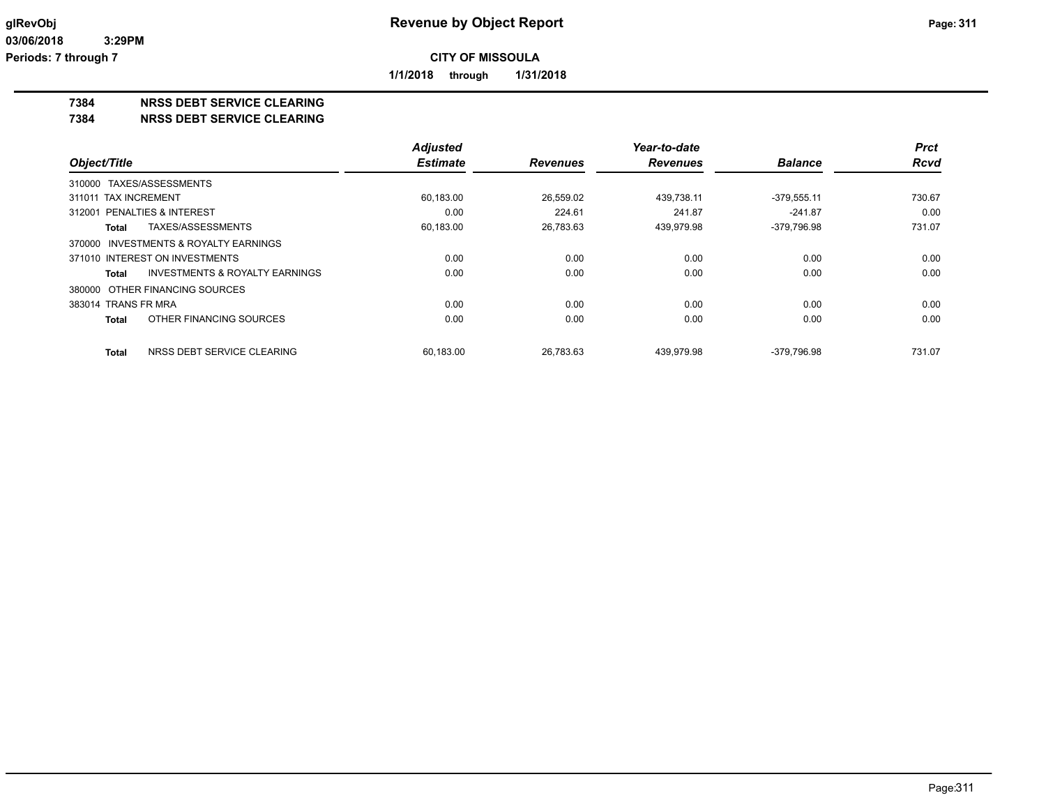**CITY OF MISSOULA**

**1/1/2018 through 1/31/2018**

## 7384 NRSS DEBT SERVICE CLEARING

## 7384 NRSS DEBT SERVICE CLEARING

| Object/Title | Adjusted Estimate | Revenues | Year-to-date Revenues | Balance | Prct Rcvd |
|---|---|---|---|---|---|
| 310000 TAXES/ASSESSMENTS | | | | | |
| 311011 TAX INCREMENT | 60,183.00 | 26,559.02 | 439,738.11 | -379,555.11 | 730.67 |
| 312001 PENALTIES & INTEREST | 0.00 | 224.61 | 241.87 | -241.87 | 0.00 |
| **Total** TAXES/ASSESSMENTS | 60,183.00 | 26,783.63 | 439,979.98 | -379,796.98 | 731.07 |
| 370000 INVESTMENTS & ROYALTY EARNINGS | | | | | |
| 371010 INTEREST ON INVESTMENTS | 0.00 | 0.00 | 0.00 | 0.00 | 0.00 |
| **Total** INVESTMENTS & ROYALTY EARNINGS | 0.00 | 0.00 | 0.00 | 0.00 | 0.00 |
| 380000 OTHER FINANCING SOURCES | | | | | |
| 383014 TRANS FR MRA | 0.00 | 0.00 | 0.00 | 0.00 | 0.00 |
| **Total** OTHER FINANCING SOURCES | 0.00 | 0.00 | 0.00 | 0.00 | 0.00 |
| **Total** NRSS DEBT SERVICE CLEARING | 60,183.00 | 26,783.63 | 439,979.98 | -379,796.98 | 731.07 |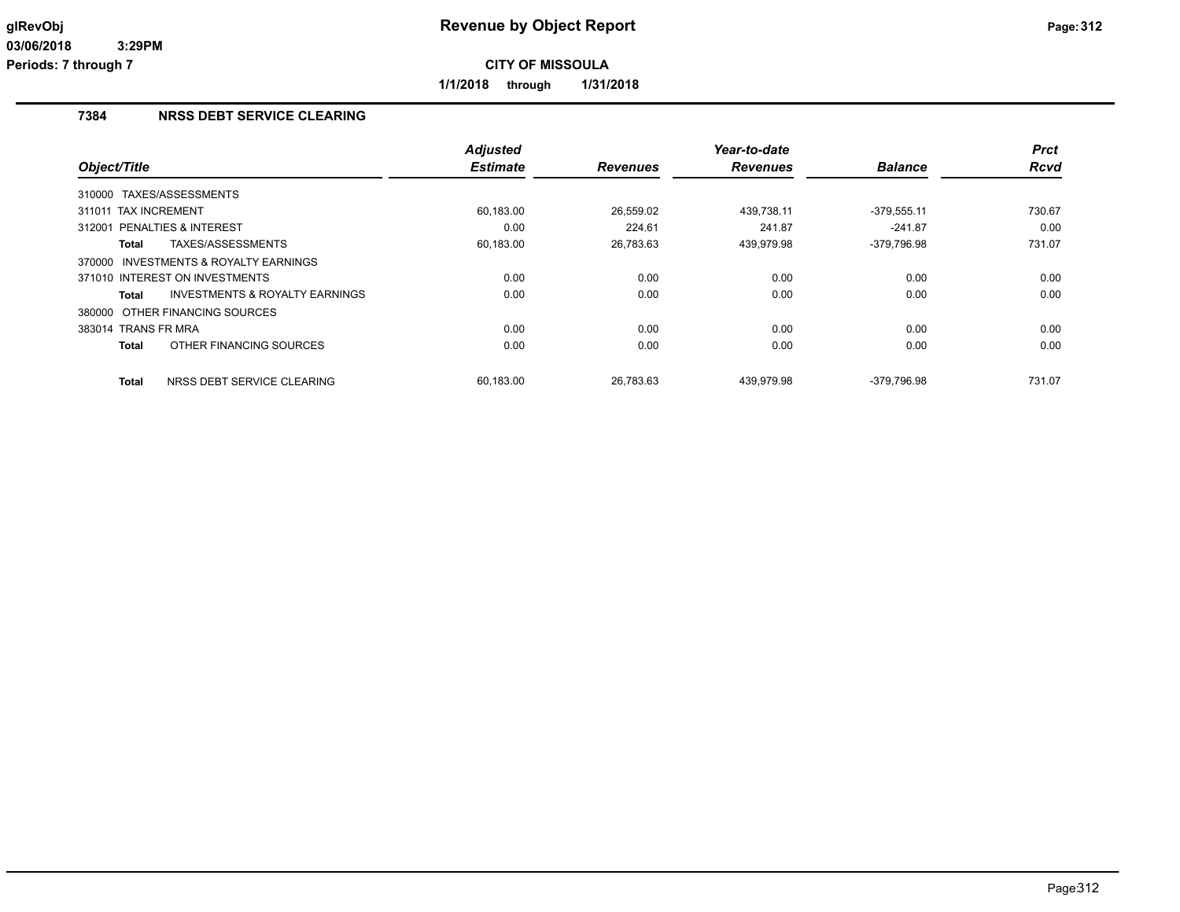# Revenue by Object Report

**CITY OF MISSOULA**

**1/1/2018 through 1/31/2018**

glRevObj
03/06/2018 3:29PM
Periods: 7 through 7

## 7384 NRSS DEBT SERVICE CLEARING

| Object/Title | Adjusted Estimate | Revenues | Year-to-date Revenues | Balance | Prct Rcvd |
|---|---|---|---|---|---|
| 310000 TAXES/ASSESSMENTS | | | | | |
| 311011 TAX INCREMENT | 60,183.00 | 26,559.02 | 439,738.11 | -379,555.11 | 730.67 |
| 312001 PENALTIES & INTEREST | 0.00 | 224.61 | 241.87 | -241.87 | 0.00 |
| **Total** TAXES/ASSESSMENTS | 60,183.00 | 26,783.63 | 439,979.98 | -379,796.98 | 731.07 |
| 370000 INVESTMENTS & ROYALTY EARNINGS | | | | | |
| 371010 INTEREST ON INVESTMENTS | 0.00 | 0.00 | 0.00 | 0.00 | 0.00 |
| **Total** INVESTMENTS & ROYALTY EARNINGS | 0.00 | 0.00 | 0.00 | 0.00 | 0.00 |
| 380000 OTHER FINANCING SOURCES | | | | | |
| 383014 TRANS FR MRA | 0.00 | 0.00 | 0.00 | 0.00 | 0.00 |
| **Total** OTHER FINANCING SOURCES | 0.00 | 0.00 | 0.00 | 0.00 | 0.00 |
| **Total** NRSS DEBT SERVICE CLEARING | 60,183.00 | 26,783.63 | 439,979.98 | -379,796.98 | 731.07 |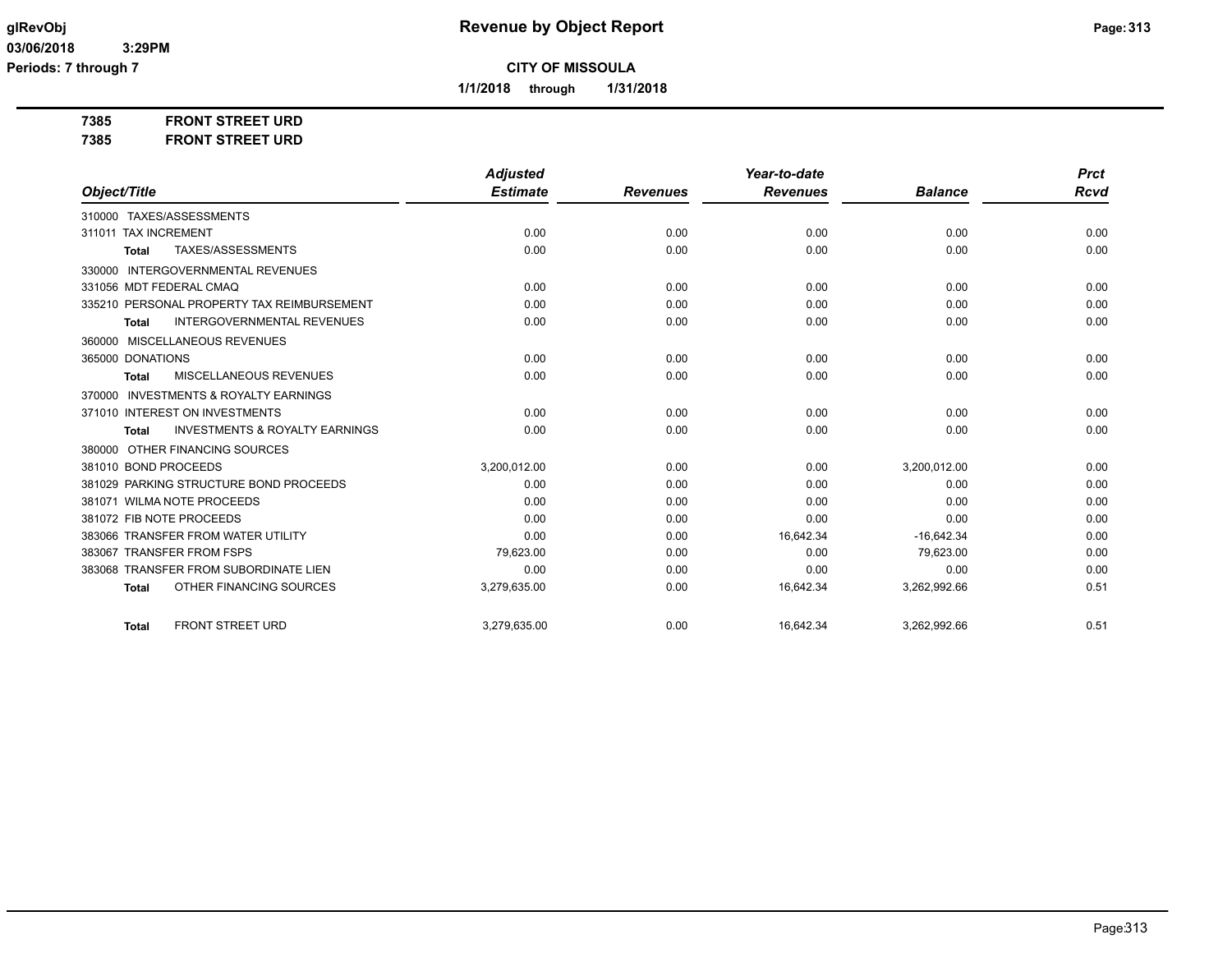# Revenue by Object Report

**CITY OF MISSOULA**

**1/1/2018 through 1/31/2018**

glRevObj
03/06/2018 3:29PM
Periods: 7 through 7

**7385 FRONT STREET URD**
**7385 FRONT STREET URD**

| Object/Title | Adjusted Estimate | Revenues | Year-to-date Revenues | Balance | Prct Rcvd |
|---|---|---|---|---|---|
| 310000 TAXES/ASSESSMENTS | | | | | |
| 311011 TAX INCREMENT | 0.00 | 0.00 | 0.00 | 0.00 | 0.00 |
| **Total** TAXES/ASSESSMENTS | 0.00 | 0.00 | 0.00 | 0.00 | 0.00 |
| 330000 INTERGOVERNMENTAL REVENUES | | | | | |
| 331056 MDT FEDERAL CMAQ | 0.00 | 0.00 | 0.00 | 0.00 | 0.00 |
| 335210 PERSONAL PROPERTY TAX REIMBURSEMENT | 0.00 | 0.00 | 0.00 | 0.00 | 0.00 |
| **Total** INTERGOVERNMENTAL REVENUES | 0.00 | 0.00 | 0.00 | 0.00 | 0.00 |
| 360000 MISCELLANEOUS REVENUES | | | | | |
| 365000 DONATIONS | 0.00 | 0.00 | 0.00 | 0.00 | 0.00 |
| **Total** MISCELLANEOUS REVENUES | 0.00 | 0.00 | 0.00 | 0.00 | 0.00 |
| 370000 INVESTMENTS & ROYALTY EARNINGS | | | | | |
| 371010 INTEREST ON INVESTMENTS | 0.00 | 0.00 | 0.00 | 0.00 | 0.00 |
| **Total** INVESTMENTS & ROYALTY EARNINGS | 0.00 | 0.00 | 0.00 | 0.00 | 0.00 |
| 380000 OTHER FINANCING SOURCES | | | | | |
| 381010 BOND PROCEEDS | 3,200,012.00 | 0.00 | 0.00 | 3,200,012.00 | 0.00 |
| 381029 PARKING STRUCTURE BOND PROCEEDS | 0.00 | 0.00 | 0.00 | 0.00 | 0.00 |
| 381071 WILMA NOTE PROCEEDS | 0.00 | 0.00 | 0.00 | 0.00 | 0.00 |
| 381072 FIB NOTE PROCEEDS | 0.00 | 0.00 | 0.00 | 0.00 | 0.00 |
| 383066 TRANSFER FROM WATER UTILITY | 0.00 | 0.00 | 16,642.34 | -16,642.34 | 0.00 |
| 383067 TRANSFER FROM FSPS | 79,623.00 | 0.00 | 0.00 | 79,623.00 | 0.00 |
| 383068 TRANSFER FROM SUBORDINATE LIEN | 0.00 | 0.00 | 0.00 | 0.00 | 0.00 |
| **Total** OTHER FINANCING SOURCES | 3,279,635.00 | 0.00 | 16,642.34 | 3,262,992.66 | 0.51 |
| **Total** FRONT STREET URD | 3,279,635.00 | 0.00 | 16,642.34 | 3,262,992.66 | 0.51 |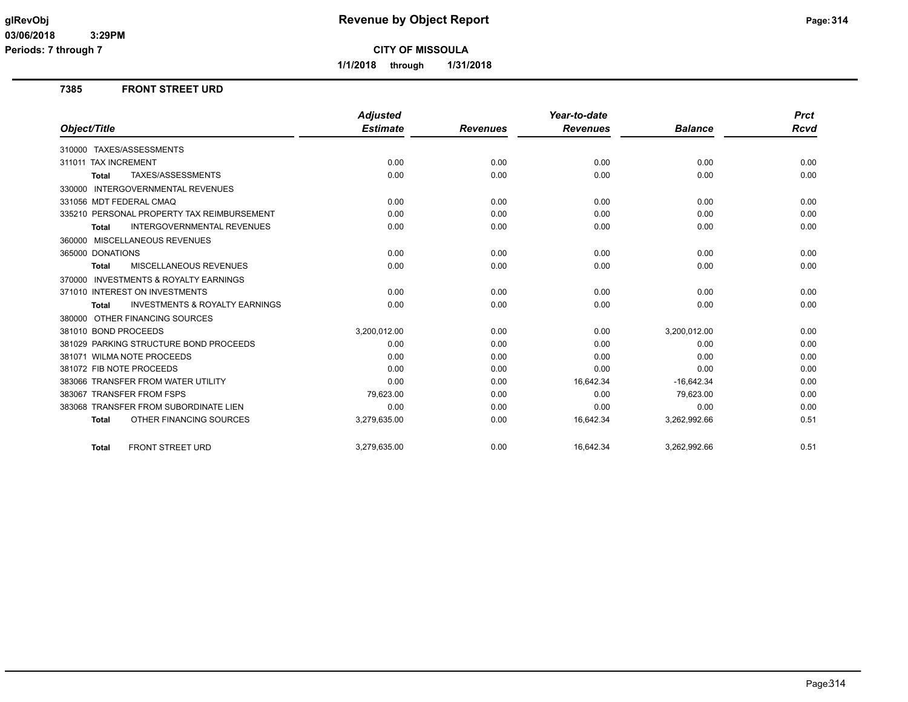**Revenue by Object Report**

**CITY OF MISSOULA**

**1/1/2018 through 1/31/2018**

glRevObj
03/06/2018 3:29PM
Periods: 7 through 7

## 7385 FRONT STREET URD

| Object/Title | Adjusted Estimate | Revenues | Year-to-date Revenues | Balance | Prct Rcvd |
|---|---|---|---|---|---|
| 310000 TAXES/ASSESSMENTS | | | | | |
| 311011 TAX INCREMENT | 0.00 | 0.00 | 0.00 | 0.00 | 0.00 |
| **Total** TAXES/ASSESSMENTS | 0.00 | 0.00 | 0.00 | 0.00 | 0.00 |
| 330000 INTERGOVERNMENTAL REVENUES | | | | | |
| 331056 MDT FEDERAL CMAQ | 0.00 | 0.00 | 0.00 | 0.00 | 0.00 |
| 335210 PERSONAL PROPERTY TAX REIMBURSEMENT | 0.00 | 0.00 | 0.00 | 0.00 | 0.00 |
| **Total** INTERGOVERNMENTAL REVENUES | 0.00 | 0.00 | 0.00 | 0.00 | 0.00 |
| 360000 MISCELLANEOUS REVENUES | | | | | |
| 365000 DONATIONS | 0.00 | 0.00 | 0.00 | 0.00 | 0.00 |
| **Total** MISCELLANEOUS REVENUES | 0.00 | 0.00 | 0.00 | 0.00 | 0.00 |
| 370000 INVESTMENTS & ROYALTY EARNINGS | | | | | |
| 371010 INTEREST ON INVESTMENTS | 0.00 | 0.00 | 0.00 | 0.00 | 0.00 |
| **Total** INVESTMENTS & ROYALTY EARNINGS | 0.00 | 0.00 | 0.00 | 0.00 | 0.00 |
| 380000 OTHER FINANCING SOURCES | | | | | |
| 381010 BOND PROCEEDS | 3,200,012.00 | 0.00 | 0.00 | 3,200,012.00 | 0.00 |
| 381029 PARKING STRUCTURE BOND PROCEEDS | 0.00 | 0.00 | 0.00 | 0.00 | 0.00 |
| 381071 WILMA NOTE PROCEEDS | 0.00 | 0.00 | 0.00 | 0.00 | 0.00 |
| 381072 FIB NOTE PROCEEDS | 0.00 | 0.00 | 0.00 | 0.00 | 0.00 |
| 383066 TRANSFER FROM WATER UTILITY | 0.00 | 0.00 | 16,642.34 | -16,642.34 | 0.00 |
| 383067 TRANSFER FROM FSPS | 79,623.00 | 0.00 | 0.00 | 79,623.00 | 0.00 |
| 383068 TRANSFER FROM SUBORDINATE LIEN | 0.00 | 0.00 | 0.00 | 0.00 | 0.00 |
| **Total** OTHER FINANCING SOURCES | 3,279,635.00 | 0.00 | 16,642.34 | 3,262,992.66 | 0.51 |
| **Total** FRONT STREET URD | 3,279,635.00 | 0.00 | 16,642.34 | 3,262,992.66 | 0.51 |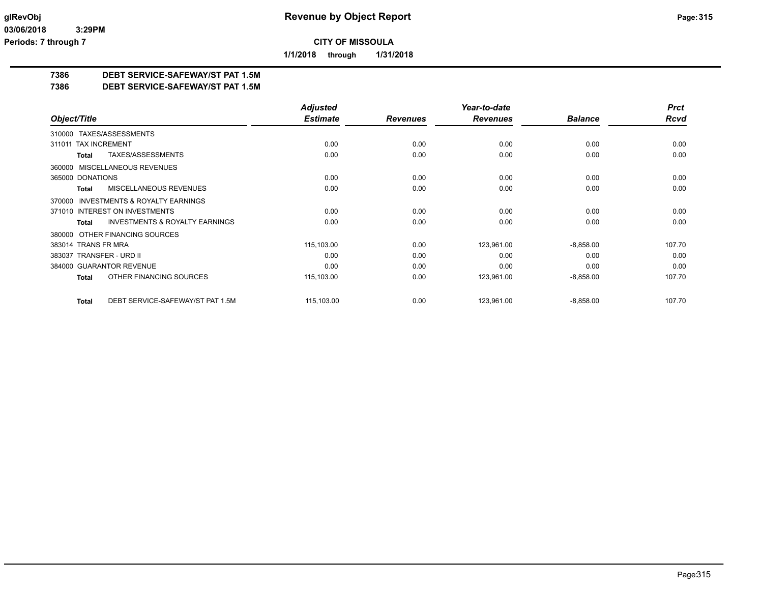**CITY OF MISSOULA**

**1/1/2018 through 1/31/2018**

# 7386 DEBT SERVICE-SAFEWAY/ST PAT 1.5M

## 7386 DEBT SERVICE-SAFEWAY/ST PAT 1.5M

| Object/Title | Adjusted Estimate | Revenues | Year-to-date Revenues | Balance | Prct Rcvd |
|---|---|---|---|---|---|
| 310000 TAXES/ASSESSMENTS | | | | | |
| 311011 TAX INCREMENT | 0.00 | 0.00 | 0.00 | 0.00 | 0.00 |
| **Total** TAXES/ASSESSMENTS | 0.00 | 0.00 | 0.00 | 0.00 | 0.00 |
| 360000 MISCELLANEOUS REVENUES | | | | | |
| 365000 DONATIONS | 0.00 | 0.00 | 0.00 | 0.00 | 0.00 |
| **Total** MISCELLANEOUS REVENUES | 0.00 | 0.00 | 0.00 | 0.00 | 0.00 |
| 370000 INVESTMENTS & ROYALTY EARNINGS | | | | | |
| 371010 INTEREST ON INVESTMENTS | 0.00 | 0.00 | 0.00 | 0.00 | 0.00 |
| **Total** INVESTMENTS & ROYALTY EARNINGS | 0.00 | 0.00 | 0.00 | 0.00 | 0.00 |
| 380000 OTHER FINANCING SOURCES | | | | | |
| 383014 TRANS FR MRA | 115,103.00 | 0.00 | 123,961.00 | -8,858.00 | 107.70 |
| 383037 TRANSFER - URD II | 0.00 | 0.00 | 0.00 | 0.00 | 0.00 |
| 384000 GUARANTOR REVENUE | 0.00 | 0.00 | 0.00 | 0.00 | 0.00 |
| **Total** OTHER FINANCING SOURCES | 115,103.00 | 0.00 | 123,961.00 | -8,858.00 | 107.70 |
| **Total** DEBT SERVICE-SAFEWAY/ST PAT 1.5M | 115,103.00 | 0.00 | 123,961.00 | -8,858.00 | 107.70 |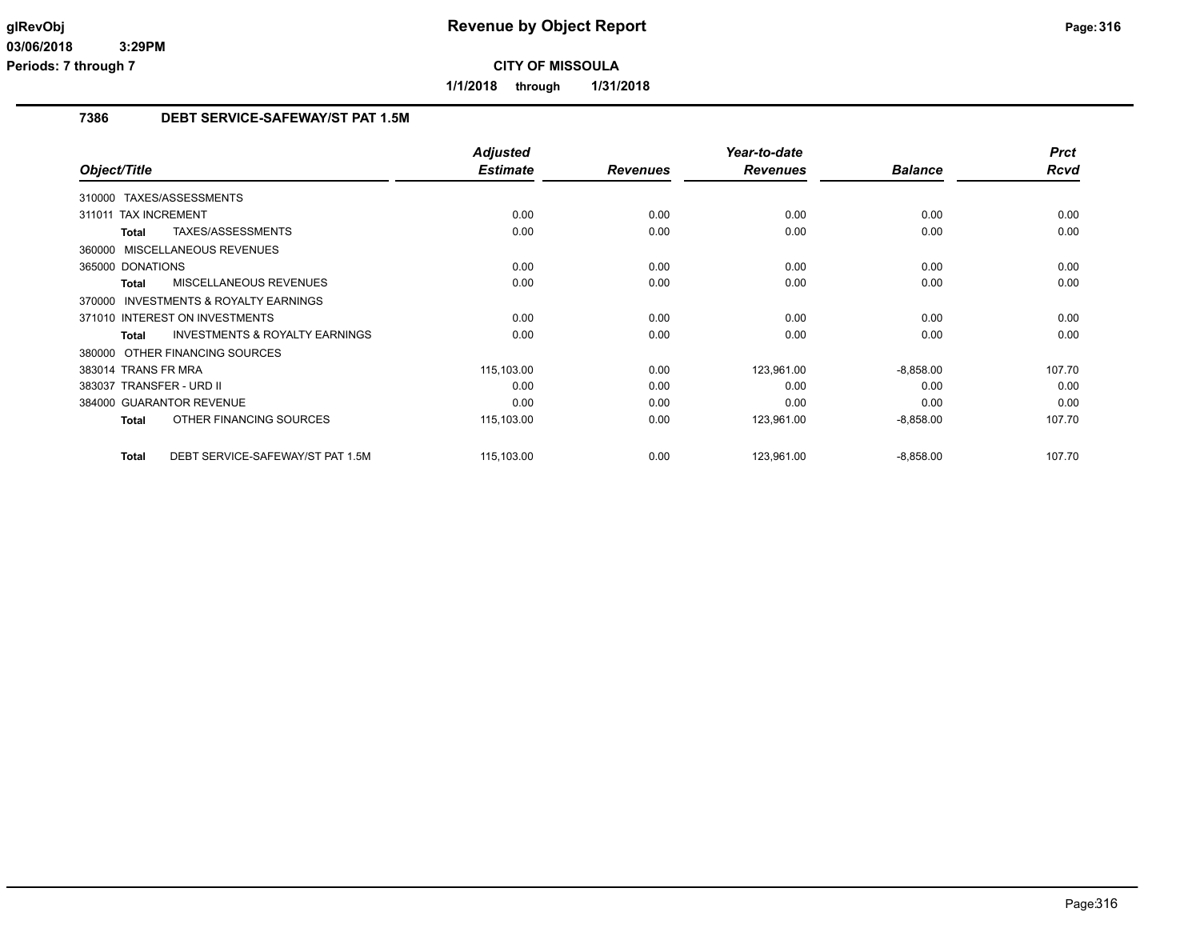# Revenue by Object Report

**CITY OF MISSOULA**

**1/1/2018 through 1/31/2018**

glRevObj
03/06/2018 3:29PM
Periods: 7 through 7

## 7386 DEBT SERVICE-SAFEWAY/ST PAT 1.5M

| Object/Title | | Adjusted Estimate | Revenues | Year-to-date Revenues | Balance | Prct Rcvd |
|---|---|---|---|---|---|---|
| 310000 TAXES/ASSESSMENTS | | | | | | |
| 311011 TAX INCREMENT | | 0.00 | 0.00 | 0.00 | 0.00 | 0.00 |
| Total | TAXES/ASSESSMENTS | 0.00 | 0.00 | 0.00 | 0.00 | 0.00 |
| 360000 MISCELLANEOUS REVENUES | | | | | | |
| 365000 DONATIONS | | 0.00 | 0.00 | 0.00 | 0.00 | 0.00 |
| Total | MISCELLANEOUS REVENUES | 0.00 | 0.00 | 0.00 | 0.00 | 0.00 |
| 370000 INVESTMENTS & ROYALTY EARNINGS | | | | | | |
| 371010 INTEREST ON INVESTMENTS | | 0.00 | 0.00 | 0.00 | 0.00 | 0.00 |
| Total | INVESTMENTS & ROYALTY EARNINGS | 0.00 | 0.00 | 0.00 | 0.00 | 0.00 |
| 380000 OTHER FINANCING SOURCES | | | | | | |
| 383014 TRANS FR MRA | | 115,103.00 | 0.00 | 123,961.00 | -8,858.00 | 107.70 |
| 383037 TRANSFER - URD II | | 0.00 | 0.00 | 0.00 | 0.00 | 0.00 |
| 384000 GUARANTOR REVENUE | | 0.00 | 0.00 | 0.00 | 0.00 | 0.00 |
| Total | OTHER FINANCING SOURCES | 115,103.00 | 0.00 | 123,961.00 | -8,858.00 | 107.70 |
| Total | DEBT SERVICE-SAFEWAY/ST PAT 1.5M | 115,103.00 | 0.00 | 123,961.00 | -8,858.00 | 107.70 |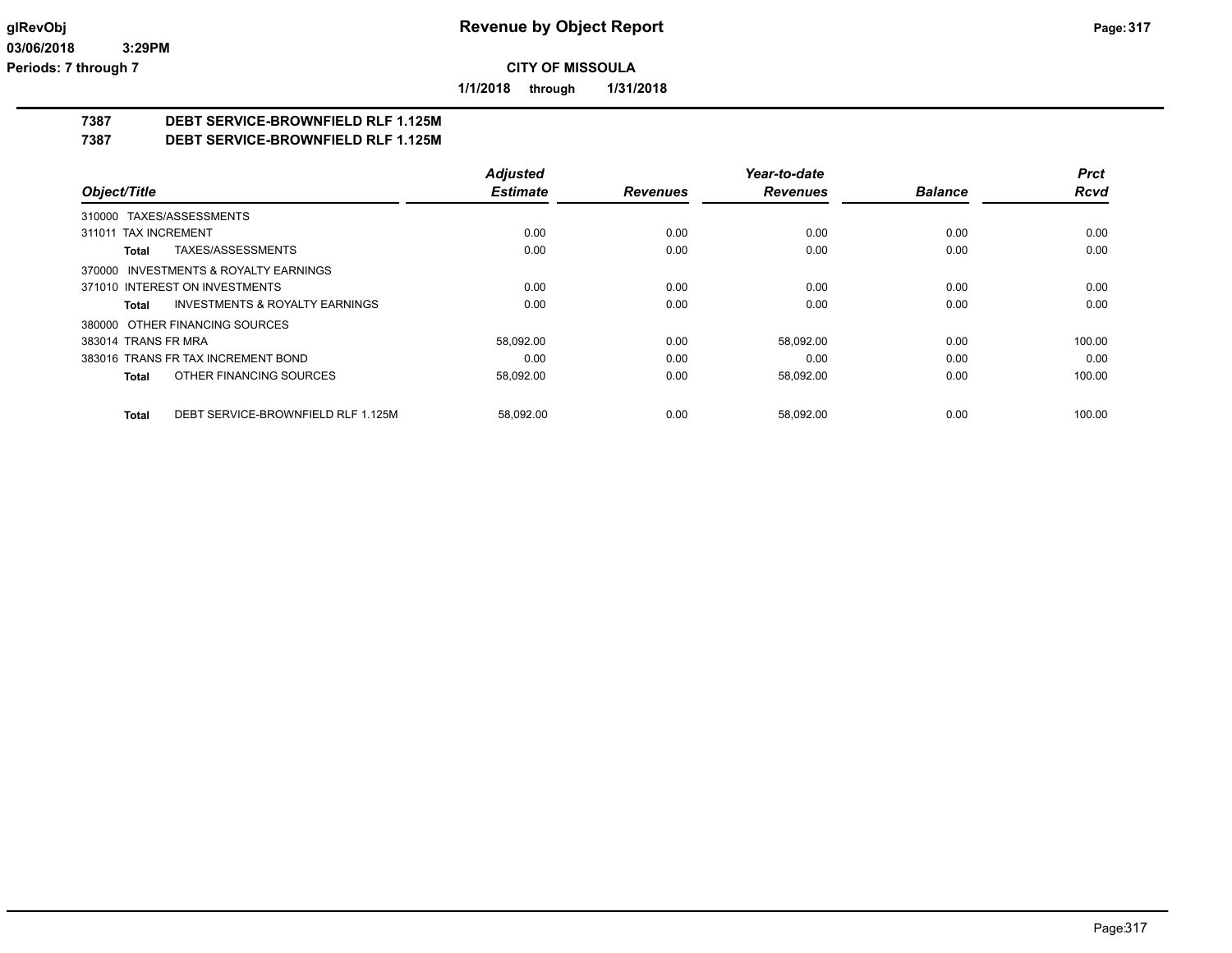**CITY OF MISSOULA**

**1/1/2018 through 1/31/2018**

## 7387 DEBT SERVICE-BROWNFIELD RLF 1.125M
## 7387 DEBT SERVICE-BROWNFIELD RLF 1.125M

| Object/Title | Adjusted Estimate | Revenues | Year-to-date Revenues | Balance | Prct Rcvd |
|---|---|---|---|---|---|
| 310000 TAXES/ASSESSMENTS | | | | | |
| 311011 TAX INCREMENT | 0.00 | 0.00 | 0.00 | 0.00 | 0.00 |
| **Total** TAXES/ASSESSMENTS | 0.00 | 0.00 | 0.00 | 0.00 | 0.00 |
| 370000 INVESTMENTS & ROYALTY EARNINGS | | | | | |
| 371010 INTEREST ON INVESTMENTS | 0.00 | 0.00 | 0.00 | 0.00 | 0.00 |
| **Total** INVESTMENTS & ROYALTY EARNINGS | 0.00 | 0.00 | 0.00 | 0.00 | 0.00 |
| 380000 OTHER FINANCING SOURCES | | | | | |
| 383014 TRANS FR MRA | 58,092.00 | 0.00 | 58,092.00 | 0.00 | 100.00 |
| 383016 TRANS FR TAX INCREMENT BOND | 0.00 | 0.00 | 0.00 | 0.00 | 0.00 |
| **Total** OTHER FINANCING SOURCES | 58,092.00 | 0.00 | 58,092.00 | 0.00 | 100.00 |
| **Total** DEBT SERVICE-BROWNFIELD RLF 1.125M | 58,092.00 | 0.00 | 58,092.00 | 0.00 | 100.00 |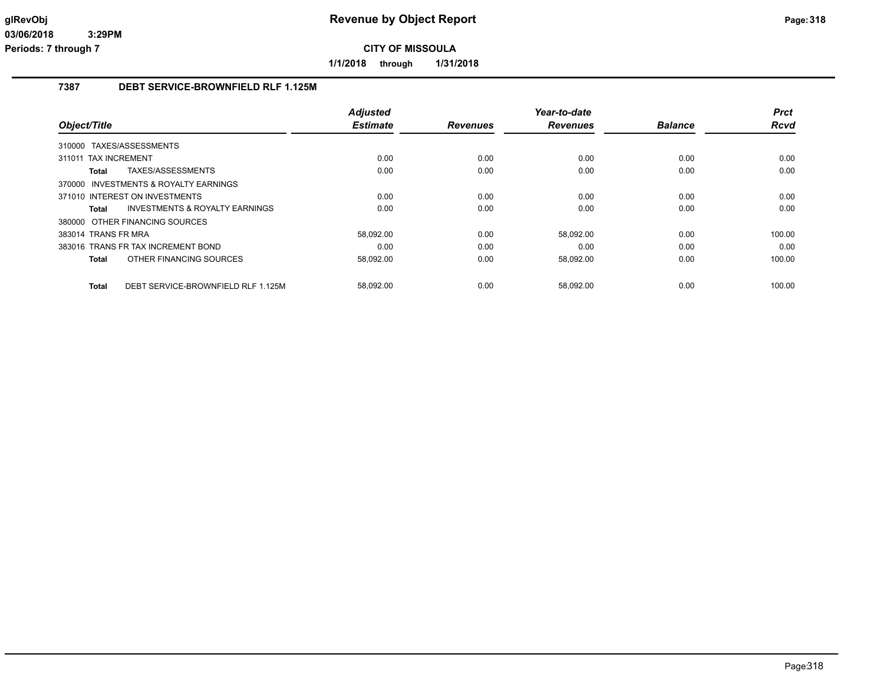# Revenue by Object Report

**glRevObj**
**03/06/2018 3:29PM**
**Periods: 7 through 7**

**CITY OF MISSOULA**

**1/1/2018 through 1/31/2018**

## 7387 DEBT SERVICE-BROWNFIELD RLF 1.125M

| Object/Title | Adjusted Estimate | Revenues | Year-to-date Revenues | Balance | Prct Rcvd |
|---|---|---|---|---|---|
| 310000 TAXES/ASSESSMENTS | | | | | |
| 311011 TAX INCREMENT | 0.00 | 0.00 | 0.00 | 0.00 | 0.00 |
| **Total** TAXES/ASSESSMENTS | 0.00 | 0.00 | 0.00 | 0.00 | 0.00 |
| 370000 INVESTMENTS & ROYALTY EARNINGS | | | | | |
| 371010 INTEREST ON INVESTMENTS | 0.00 | 0.00 | 0.00 | 0.00 | 0.00 |
| **Total** INVESTMENTS & ROYALTY EARNINGS | 0.00 | 0.00 | 0.00 | 0.00 | 0.00 |
| 380000 OTHER FINANCING SOURCES | | | | | |
| 383014 TRANS FR MRA | 58,092.00 | 0.00 | 58,092.00 | 0.00 | 100.00 |
| 383016 TRANS FR TAX INCREMENT BOND | 0.00 | 0.00 | 0.00 | 0.00 | 0.00 |
| **Total** OTHER FINANCING SOURCES | 58,092.00 | 0.00 | 58,092.00 | 0.00 | 100.00 |
| **Total** DEBT SERVICE-BROWNFIELD RLF 1.125M | 58,092.00 | 0.00 | 58,092.00 | 0.00 | 100.00 |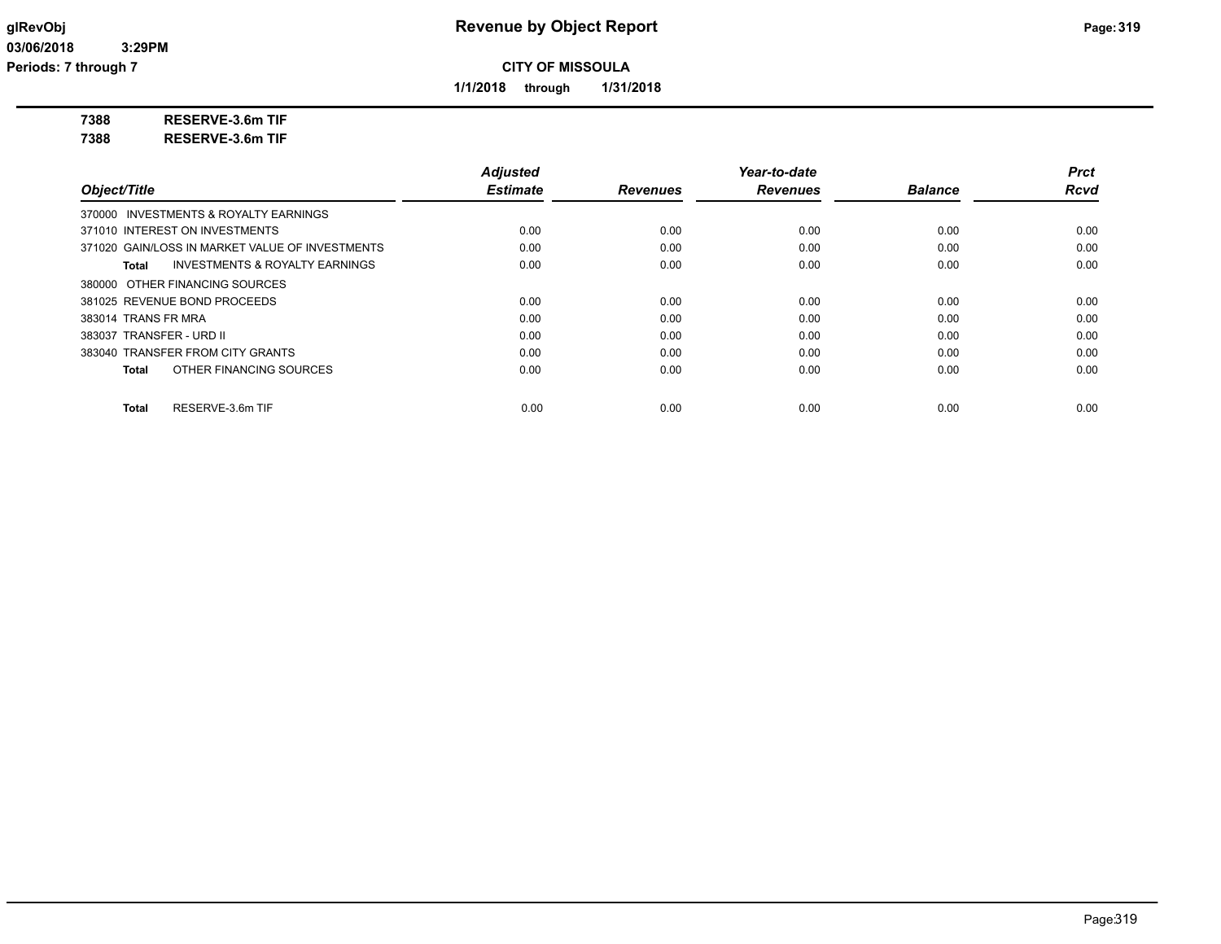**CITY OF MISSOULA**

**1/1/2018 through 1/31/2018**

**7388 RESERVE-3.6m TIF**

**7388 RESERVE-3.6m TIF**

| Object/Title | Adjusted Estimate | Revenues | Year-to-date Revenues | Balance | Prct Rcvd |
|---|---|---|---|---|---|
| 370000 INVESTMENTS & ROYALTY EARNINGS | | | | | |
| 371010 INTEREST ON INVESTMENTS | 0.00 | 0.00 | 0.00 | 0.00 | 0.00 |
| 371020 GAIN/LOSS IN MARKET VALUE OF INVESTMENTS | 0.00 | 0.00 | 0.00 | 0.00 | 0.00 |
| **Total** INVESTMENTS & ROYALTY EARNINGS | 0.00 | 0.00 | 0.00 | 0.00 | 0.00 |
| 380000 OTHER FINANCING SOURCES | | | | | |
| 381025 REVENUE BOND PROCEEDS | 0.00 | 0.00 | 0.00 | 0.00 | 0.00 |
| 383014 TRANS FR MRA | 0.00 | 0.00 | 0.00 | 0.00 | 0.00 |
| 383037 TRANSFER - URD II | 0.00 | 0.00 | 0.00 | 0.00 | 0.00 |
| 383040 TRANSFER FROM CITY GRANTS | 0.00 | 0.00 | 0.00 | 0.00 | 0.00 |
| **Total** OTHER FINANCING SOURCES | 0.00 | 0.00 | 0.00 | 0.00 | 0.00 |
| **Total** RESERVE-3.6m TIF | 0.00 | 0.00 | 0.00 | 0.00 | 0.00 |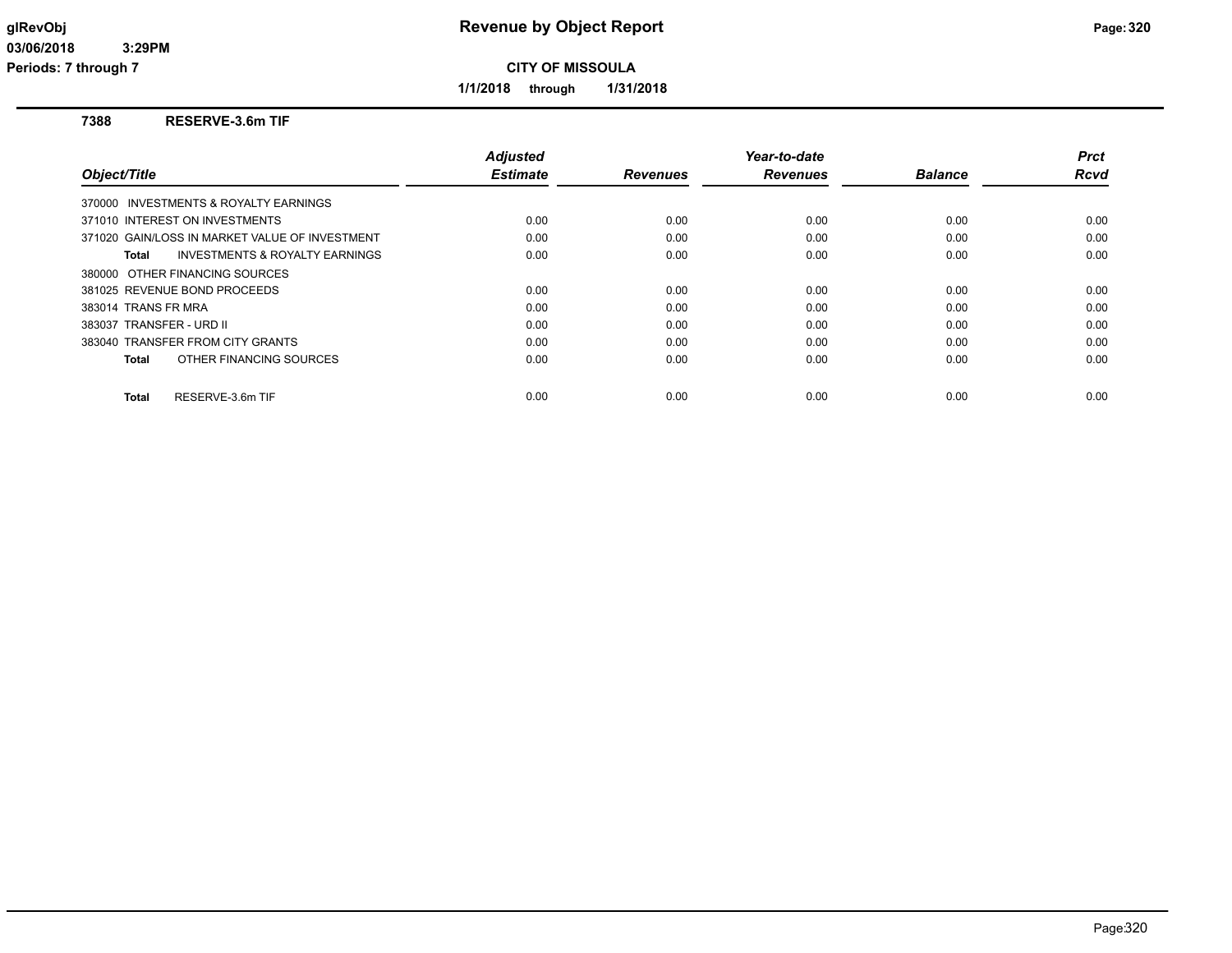# Revenue by Object Report

**CITY OF MISSOULA**

**1/1/2018 through 1/31/2018**

glRevObj
03/06/2018 3:29PM
Periods: 7 through 7

## 7388 RESERVE-3.6m TIF

| Object/Title | Adjusted Estimate | Revenues | Year-to-date Revenues | Balance | Prct Rcvd |
|---|---|---|---|---|---|
| 370000 INVESTMENTS & ROYALTY EARNINGS | | | | | |
| 371010 INTEREST ON INVESTMENTS | 0.00 | 0.00 | 0.00 | 0.00 | 0.00 |
| 371020 GAIN/LOSS IN MARKET VALUE OF INVESTMENT | 0.00 | 0.00 | 0.00 | 0.00 | 0.00 |
| **Total** INVESTMENTS & ROYALTY EARNINGS | 0.00 | 0.00 | 0.00 | 0.00 | 0.00 |
| 380000 OTHER FINANCING SOURCES | | | | | |
| 381025 REVENUE BOND PROCEEDS | 0.00 | 0.00 | 0.00 | 0.00 | 0.00 |
| 383014 TRANS FR MRA | 0.00 | 0.00 | 0.00 | 0.00 | 0.00 |
| 383037 TRANSFER - URD II | 0.00 | 0.00 | 0.00 | 0.00 | 0.00 |
| 383040 TRANSFER FROM CITY GRANTS | 0.00 | 0.00 | 0.00 | 0.00 | 0.00 |
| **Total** OTHER FINANCING SOURCES | 0.00 | 0.00 | 0.00 | 0.00 | 0.00 |
| **Total** RESERVE-3.6m TIF | 0.00 | 0.00 | 0.00 | 0.00 | 0.00 |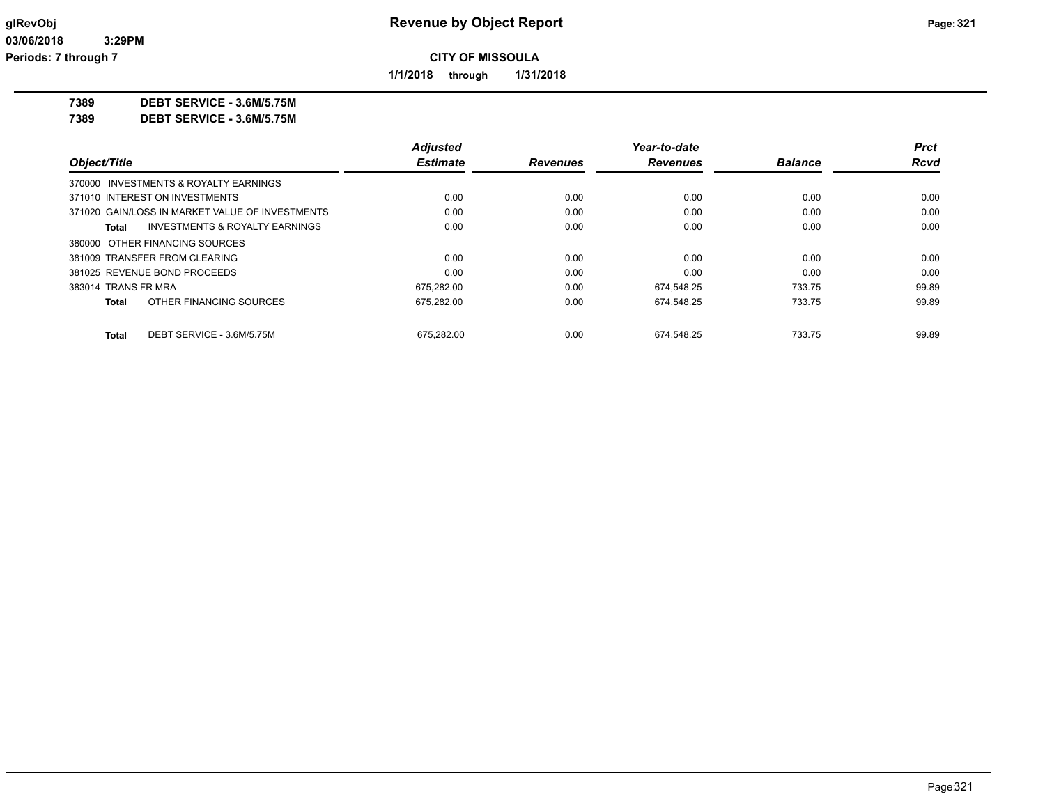**glRevObj** **Revenue by Object Report**

**03/06/2018 3:29PM**

**Periods: 7 through 7**

**CITY OF MISSOULA**

**1/1/2018 through 1/31/2018**

**7389 DEBT SERVICE - 3.6M/5.75M**

**7389 DEBT SERVICE - 3.6M/5.75M**

| Object/Title | Adjusted Estimate | Revenues | Year-to-date Revenues | Balance | Prct Rcvd |
|---|---|---|---|---|---|
| 370000 INVESTMENTS & ROYALTY EARNINGS | | | | | |
| 371010 INTEREST ON INVESTMENTS | 0.00 | 0.00 | 0.00 | 0.00 | 0.00 |
| 371020 GAIN/LOSS IN MARKET VALUE OF INVESTMENTS | 0.00 | 0.00 | 0.00 | 0.00 | 0.00 |
| **Total** INVESTMENTS & ROYALTY EARNINGS | 0.00 | 0.00 | 0.00 | 0.00 | 0.00 |
| 380000 OTHER FINANCING SOURCES | | | | | |
| 381009 TRANSFER FROM CLEARING | 0.00 | 0.00 | 0.00 | 0.00 | 0.00 |
| 381025 REVENUE BOND PROCEEDS | 0.00 | 0.00 | 0.00 | 0.00 | 0.00 |
| 383014 TRANS FR MRA | 675,282.00 | 0.00 | 674,548.25 | 733.75 | 99.89 |
| **Total** OTHER FINANCING SOURCES | 675,282.00 | 0.00 | 674,548.25 | 733.75 | 99.89 |
| **Total** DEBT SERVICE - 3.6M/5.75M | 675,282.00 | 0.00 | 674,548.25 | 733.75 | 99.89 |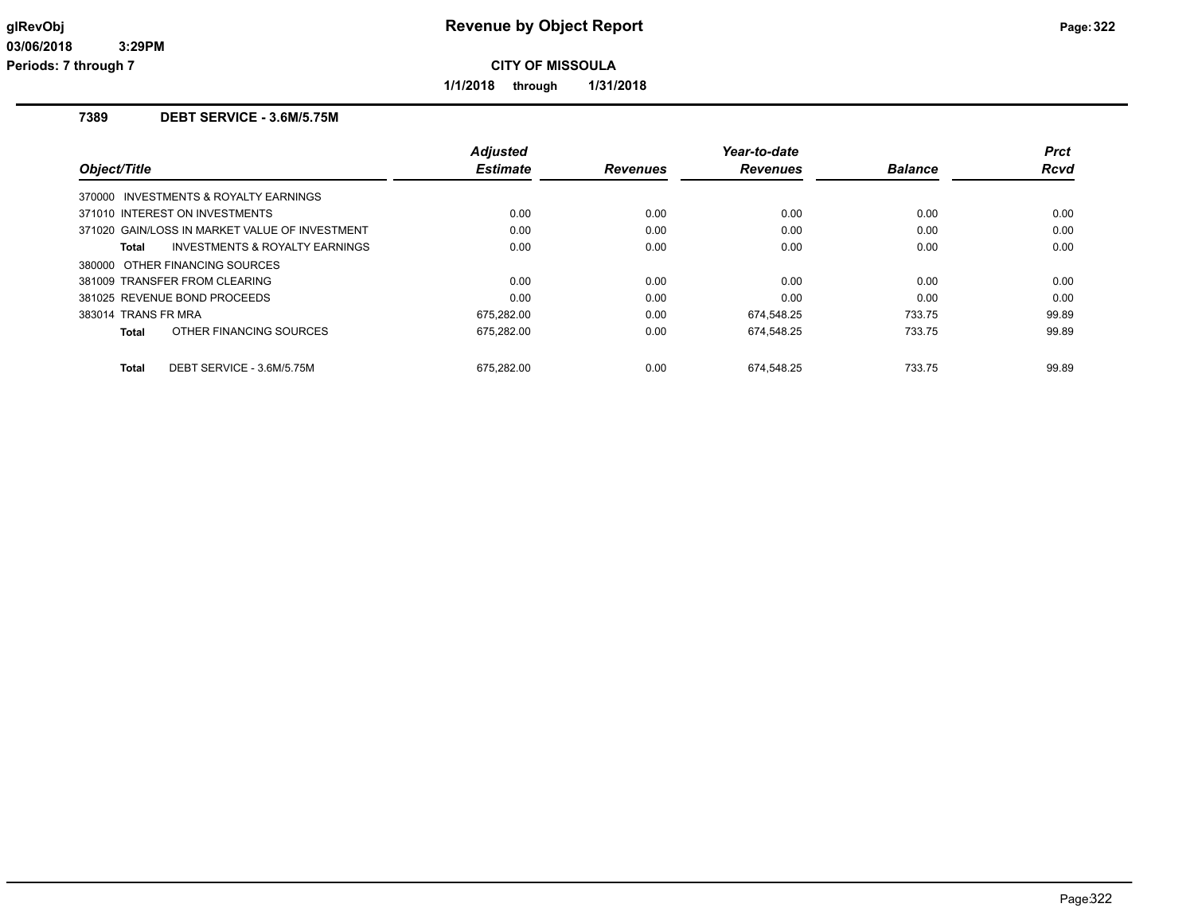# Revenue by Object Report

**CITY OF MISSOULA**

**1/1/2018 through 1/31/2018**

glRevObj
03/06/2018 3:29PM
Periods: 7 through 7

## 7389 DEBT SERVICE - 3.6M/5.75M

| Object/Title | Adjusted Estimate | Revenues | Year-to-date Revenues | Balance | Prct Rcvd |
|---|---|---|---|---|---|
| 370000 INVESTMENTS & ROYALTY EARNINGS | | | | | |
| 371010 INTEREST ON INVESTMENTS | 0.00 | 0.00 | 0.00 | 0.00 | 0.00 |
| 371020 GAIN/LOSS IN MARKET VALUE OF INVESTMENT | 0.00 | 0.00 | 0.00 | 0.00 | 0.00 |
| **Total** INVESTMENTS & ROYALTY EARNINGS | 0.00 | 0.00 | 0.00 | 0.00 | 0.00 |
| 380000 OTHER FINANCING SOURCES | | | | | |
| 381009 TRANSFER FROM CLEARING | 0.00 | 0.00 | 0.00 | 0.00 | 0.00 |
| 381025 REVENUE BOND PROCEEDS | 0.00 | 0.00 | 0.00 | 0.00 | 0.00 |
| 383014 TRANS FR MRA | 675,282.00 | 0.00 | 674,548.25 | 733.75 | 99.89 |
| **Total** OTHER FINANCING SOURCES | 675,282.00 | 0.00 | 674,548.25 | 733.75 | 99.89 |
| **Total** DEBT SERVICE - 3.6M/5.75M | 675,282.00 | 0.00 | 674,548.25 | 733.75 | 99.89 |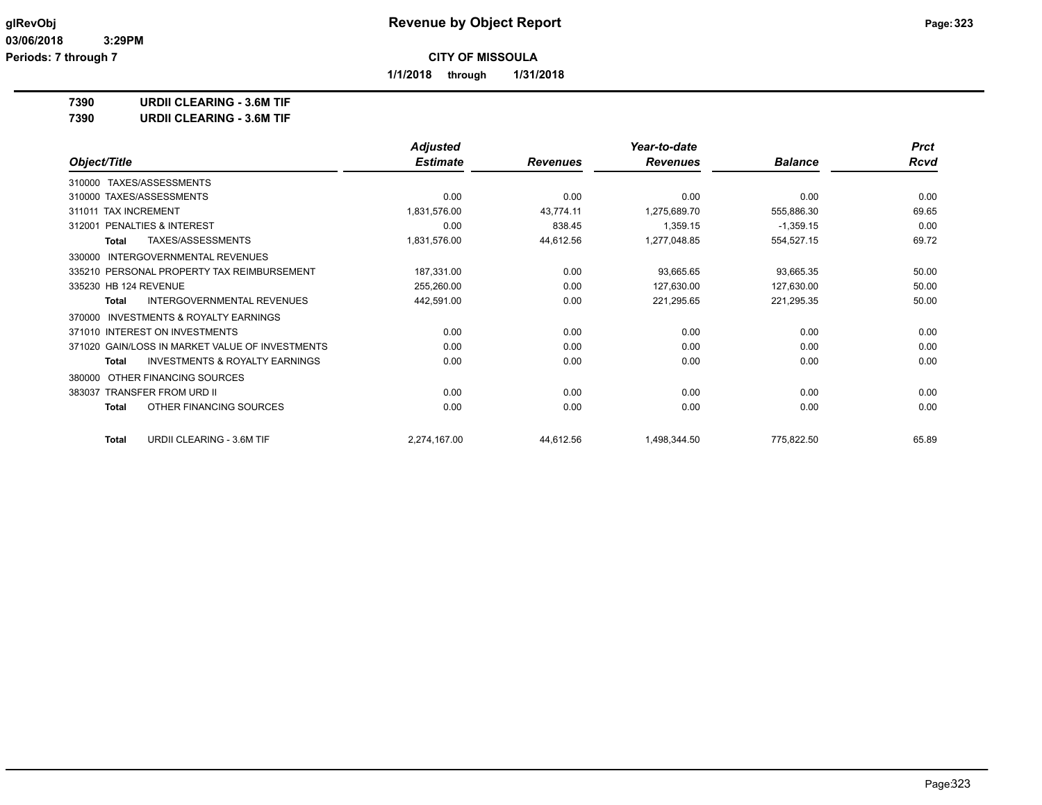**CITY OF MISSOULA**

**1/1/2018 through 1/31/2018**

**7390 URDII CLEARING - 3.6M TIF**

**7390 URDII CLEARING - 3.6M TIF**

| Object/Title | Adjusted Estimate | Revenues | Year-to-date Revenues | Balance | Prct Rcvd |
|---|---|---|---|---|---|
| 310000 TAXES/ASSESSMENTS | | | | | |
| 310000 TAXES/ASSESSMENTS | 0.00 | 0.00 | 0.00 | 0.00 | 0.00 |
| 311011 TAX INCREMENT | 1,831,576.00 | 43,774.11 | 1,275,689.70 | 555,886.30 | 69.65 |
| 312001 PENALTIES & INTEREST | 0.00 | 838.45 | 1,359.15 | -1,359.15 | 0.00 |
| **Total** TAXES/ASSESSMENTS | 1,831,576.00 | 44,612.56 | 1,277,048.85 | 554,527.15 | 69.72 |
| 330000 INTERGOVERNMENTAL REVENUES | | | | | |
| 335210 PERSONAL PROPERTY TAX REIMBURSEMENT | 187,331.00 | 0.00 | 93,665.65 | 93,665.35 | 50.00 |
| 335230 HB 124 REVENUE | 255,260.00 | 0.00 | 127,630.00 | 127,630.00 | 50.00 |
| **Total** INTERGOVERNMENTAL REVENUES | 442,591.00 | 0.00 | 221,295.65 | 221,295.35 | 50.00 |
| 370000 INVESTMENTS & ROYALTY EARNINGS | | | | | |
| 371010 INTEREST ON INVESTMENTS | 0.00 | 0.00 | 0.00 | 0.00 | 0.00 |
| 371020 GAIN/LOSS IN MARKET VALUE OF INVESTMENTS | 0.00 | 0.00 | 0.00 | 0.00 | 0.00 |
| **Total** INVESTMENTS & ROYALTY EARNINGS | 0.00 | 0.00 | 0.00 | 0.00 | 0.00 |
| 380000 OTHER FINANCING SOURCES | | | | | |
| 383037 TRANSFER FROM URD II | 0.00 | 0.00 | 0.00 | 0.00 | 0.00 |
| **Total** OTHER FINANCING SOURCES | 0.00 | 0.00 | 0.00 | 0.00 | 0.00 |
| **Total** URDII CLEARING - 3.6M TIF | 2,274,167.00 | 44,612.56 | 1,498,344.50 | 775,822.50 | 65.89 |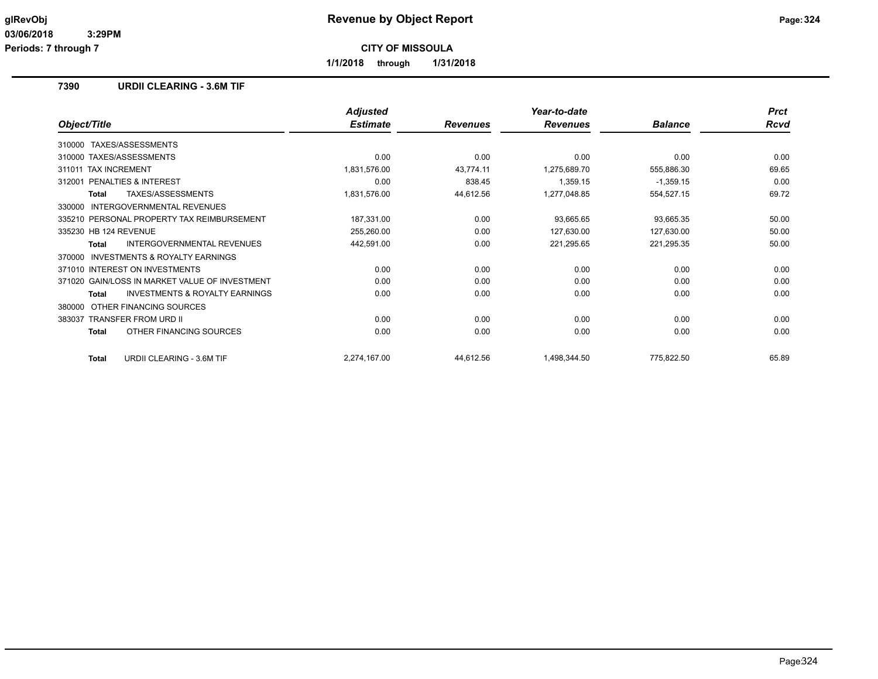glRevObj

03/06/2018 3:29PM

Periods: 7 through 7

# Revenue by Object Report

**CITY OF MISSOULA**

**1/1/2018 through 1/31/2018**

## 7390 URDII CLEARING - 3.6M TIF

| Object/Title | Adjusted Estimate | Revenues | Year-to-date Revenues | Balance | Prct Rcvd |
|---|---|---|---|---|---|
| 310000 TAXES/ASSESSMENTS | | | | | |
| 310000 TAXES/ASSESSMENTS | 0.00 | 0.00 | 0.00 | 0.00 | 0.00 |
| 311011 TAX INCREMENT | 1,831,576.00 | 43,774.11 | 1,275,689.70 | 555,886.30 | 69.65 |
| 312001 PENALTIES & INTEREST | 0.00 | 838.45 | 1,359.15 | -1,359.15 | 0.00 |
| **Total** TAXES/ASSESSMENTS | 1,831,576.00 | 44,612.56 | 1,277,048.85 | 554,527.15 | 69.72 |
| 330000 INTERGOVERNMENTAL REVENUES | | | | | |
| 335210 PERSONAL PROPERTY TAX REIMBURSEMENT | 187,331.00 | 0.00 | 93,665.65 | 93,665.35 | 50.00 |
| 335230 HB 124 REVENUE | 255,260.00 | 0.00 | 127,630.00 | 127,630.00 | 50.00 |
| **Total** INTERGOVERNMENTAL REVENUES | 442,591.00 | 0.00 | 221,295.65 | 221,295.35 | 50.00 |
| 370000 INVESTMENTS & ROYALTY EARNINGS | | | | | |
| 371010 INTEREST ON INVESTMENTS | 0.00 | 0.00 | 0.00 | 0.00 | 0.00 |
| 371020 GAIN/LOSS IN MARKET VALUE OF INVESTMENT | 0.00 | 0.00 | 0.00 | 0.00 | 0.00 |
| **Total** INVESTMENTS & ROYALTY EARNINGS | 0.00 | 0.00 | 0.00 | 0.00 | 0.00 |
| 380000 OTHER FINANCING SOURCES | | | | | |
| 383037 TRANSFER FROM URD II | 0.00 | 0.00 | 0.00 | 0.00 | 0.00 |
| **Total** OTHER FINANCING SOURCES | 0.00 | 0.00 | 0.00 | 0.00 | 0.00 |
| **Total** URDII CLEARING - 3.6M TIF | 2,274,167.00 | 44,612.56 | 1,498,344.50 | 775,822.50 | 65.89 |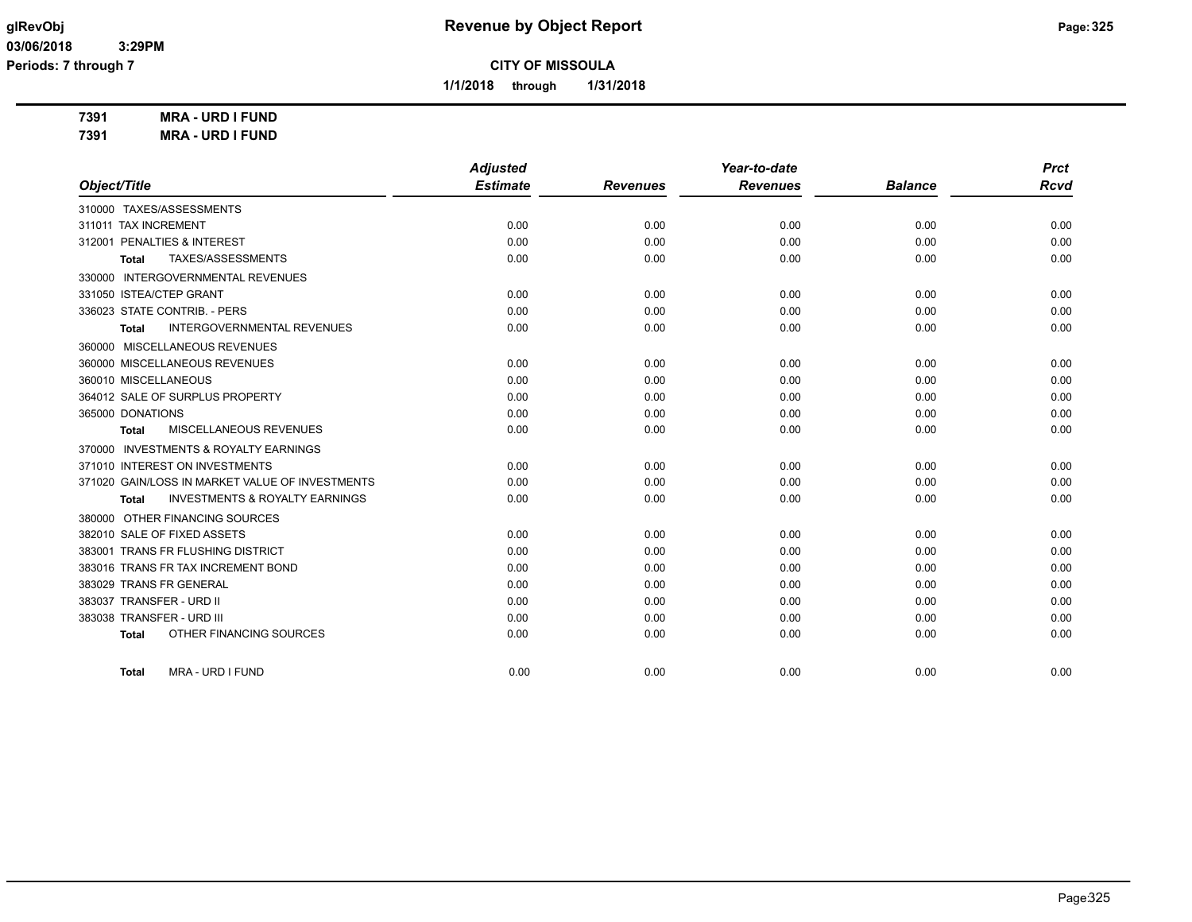**glRevObj**
**03/06/2018 3:29PM**
**Periods: 7 through 7**

# Revenue by Object Report

**CITY OF MISSOULA**

**1/1/2018 through 1/31/2018**

**7391 MRA - URD I FUND**
**7391 MRA - URD I FUND**

| Object/Title | Adjusted Estimate | Revenues | Year-to-date Revenues | Balance | Prct Rcvd |
|---|---|---|---|---|---|
| 310000 TAXES/ASSESSMENTS | | | | | |
| 311011 TAX INCREMENT | 0.00 | 0.00 | 0.00 | 0.00 | 0.00 |
| 312001 PENALTIES & INTEREST | 0.00 | 0.00 | 0.00 | 0.00 | 0.00 |
| **Total** TAXES/ASSESSMENTS | 0.00 | 0.00 | 0.00 | 0.00 | 0.00 |
| 330000 INTERGOVERNMENTAL REVENUES | | | | | |
| 331050 ISTEA/CTEP GRANT | 0.00 | 0.00 | 0.00 | 0.00 | 0.00 |
| 336023 STATE CONTRIB. - PERS | 0.00 | 0.00 | 0.00 | 0.00 | 0.00 |
| **Total** INTERGOVERNMENTAL REVENUES | 0.00 | 0.00 | 0.00 | 0.00 | 0.00 |
| 360000 MISCELLANEOUS REVENUES | | | | | |
| 360000 MISCELLANEOUS REVENUES | 0.00 | 0.00 | 0.00 | 0.00 | 0.00 |
| 360010 MISCELLANEOUS | 0.00 | 0.00 | 0.00 | 0.00 | 0.00 |
| 364012 SALE OF SURPLUS PROPERTY | 0.00 | 0.00 | 0.00 | 0.00 | 0.00 |
| 365000 DONATIONS | 0.00 | 0.00 | 0.00 | 0.00 | 0.00 |
| **Total** MISCELLANEOUS REVENUES | 0.00 | 0.00 | 0.00 | 0.00 | 0.00 |
| 370000 INVESTMENTS & ROYALTY EARNINGS | | | | | |
| 371010 INTEREST ON INVESTMENTS | 0.00 | 0.00 | 0.00 | 0.00 | 0.00 |
| 371020 GAIN/LOSS IN MARKET VALUE OF INVESTMENTS | 0.00 | 0.00 | 0.00 | 0.00 | 0.00 |
| **Total** INVESTMENTS & ROYALTY EARNINGS | 0.00 | 0.00 | 0.00 | 0.00 | 0.00 |
| 380000 OTHER FINANCING SOURCES | | | | | |
| 382010 SALE OF FIXED ASSETS | 0.00 | 0.00 | 0.00 | 0.00 | 0.00 |
| 383001 TRANS FR FLUSHING DISTRICT | 0.00 | 0.00 | 0.00 | 0.00 | 0.00 |
| 383016 TRANS FR TAX INCREMENT BOND | 0.00 | 0.00 | 0.00 | 0.00 | 0.00 |
| 383029 TRANS FR GENERAL | 0.00 | 0.00 | 0.00 | 0.00 | 0.00 |
| 383037 TRANSFER - URD II | 0.00 | 0.00 | 0.00 | 0.00 | 0.00 |
| 383038 TRANSFER - URD III | 0.00 | 0.00 | 0.00 | 0.00 | 0.00 |
| **Total** OTHER FINANCING SOURCES | 0.00 | 0.00 | 0.00 | 0.00 | 0.00 |
| **Total** MRA - URD I FUND | 0.00 | 0.00 | 0.00 | 0.00 | 0.00 |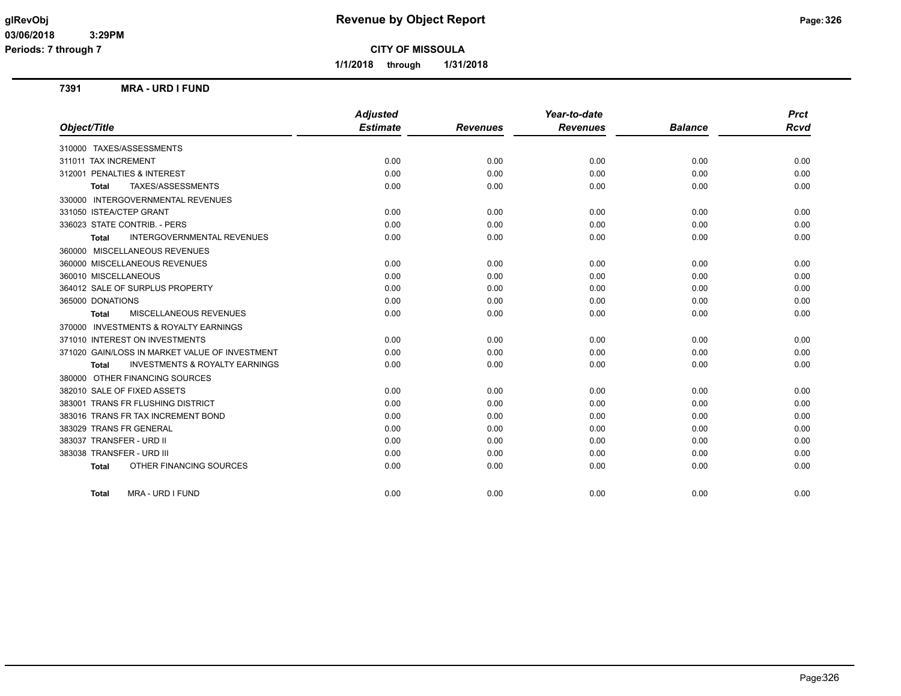**Revenue by Object Report**

**CITY OF MISSOULA**

**1/1/2018 through 1/31/2018**

glRevObj
03/06/2018 3:29PM
Periods: 7 through 7

## 7391 MRA - URD I FUND

| Object/Title | Adjusted Estimate | Revenues | Year-to-date Revenues | Balance | Prct Rcvd |
|---|---|---|---|---|---|
| 310000 TAXES/ASSESSMENTS | | | | | |
| 311011 TAX INCREMENT | 0.00 | 0.00 | 0.00 | 0.00 | 0.00 |
| 312001 PENALTIES & INTEREST | 0.00 | 0.00 | 0.00 | 0.00 | 0.00 |
| **Total** TAXES/ASSESSMENTS | 0.00 | 0.00 | 0.00 | 0.00 | 0.00 |
| 330000 INTERGOVERNMENTAL REVENUES | | | | | |
| 331050 ISTEA/CTEP GRANT | 0.00 | 0.00 | 0.00 | 0.00 | 0.00 |
| 336023 STATE CONTRIB. - PERS | 0.00 | 0.00 | 0.00 | 0.00 | 0.00 |
| **Total** INTERGOVERNMENTAL REVENUES | 0.00 | 0.00 | 0.00 | 0.00 | 0.00 |
| 360000 MISCELLANEOUS REVENUES | | | | | |
| 360000 MISCELLANEOUS REVENUES | 0.00 | 0.00 | 0.00 | 0.00 | 0.00 |
| 360010 MISCELLANEOUS | 0.00 | 0.00 | 0.00 | 0.00 | 0.00 |
| 364012 SALE OF SURPLUS PROPERTY | 0.00 | 0.00 | 0.00 | 0.00 | 0.00 |
| 365000 DONATIONS | 0.00 | 0.00 | 0.00 | 0.00 | 0.00 |
| **Total** MISCELLANEOUS REVENUES | 0.00 | 0.00 | 0.00 | 0.00 | 0.00 |
| 370000 INVESTMENTS & ROYALTY EARNINGS | | | | | |
| 371010 INTEREST ON INVESTMENTS | 0.00 | 0.00 | 0.00 | 0.00 | 0.00 |
| 371020 GAIN/LOSS IN MARKET VALUE OF INVESTMENT | 0.00 | 0.00 | 0.00 | 0.00 | 0.00 |
| **Total** INVESTMENTS & ROYALTY EARNINGS | 0.00 | 0.00 | 0.00 | 0.00 | 0.00 |
| 380000 OTHER FINANCING SOURCES | | | | | |
| 382010 SALE OF FIXED ASSETS | 0.00 | 0.00 | 0.00 | 0.00 | 0.00 |
| 383001 TRANS FR FLUSHING DISTRICT | 0.00 | 0.00 | 0.00 | 0.00 | 0.00 |
| 383016 TRANS FR TAX INCREMENT BOND | 0.00 | 0.00 | 0.00 | 0.00 | 0.00 |
| 383029 TRANS FR GENERAL | 0.00 | 0.00 | 0.00 | 0.00 | 0.00 |
| 383037 TRANSFER - URD II | 0.00 | 0.00 | 0.00 | 0.00 | 0.00 |
| 383038 TRANSFER - URD III | 0.00 | 0.00 | 0.00 | 0.00 | 0.00 |
| **Total** OTHER FINANCING SOURCES | 0.00 | 0.00 | 0.00 | 0.00 | 0.00 |
| **Total** MRA - URD I FUND | 0.00 | 0.00 | 0.00 | 0.00 | 0.00 |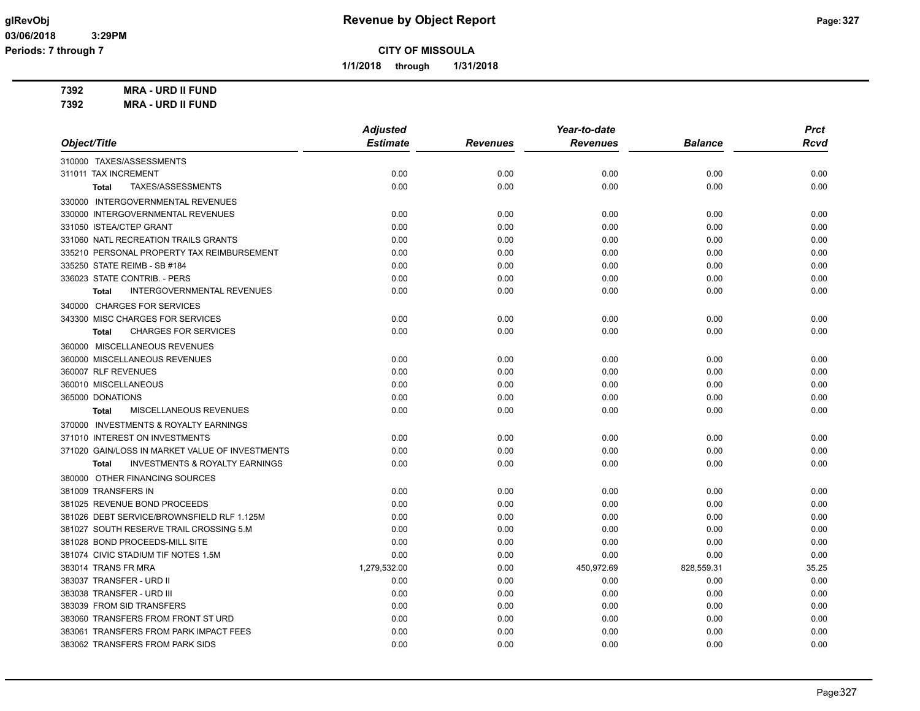**Revenue by Object Report**

**CITY OF MISSOULA**

**1/1/2018 through 1/31/2018**

glRevObj
03/06/2018 3:29PM
Periods: 7 through 7

**7392 MRA - URD II FUND**
**7392 MRA - URD II FUND**

| Object/Title | Adjusted Estimate | Revenues | Year-to-date Revenues | Balance | Prct Rcvd |
|---|---|---|---|---|---|
| 310000 TAXES/ASSESSMENTS | | | | | |
| 311011 TAX INCREMENT | 0.00 | 0.00 | 0.00 | 0.00 | 0.00 |
| **Total** TAXES/ASSESSMENTS | 0.00 | 0.00 | 0.00 | 0.00 | 0.00 |
| 330000 INTERGOVERNMENTAL REVENUES | | | | | |
| 330000 INTERGOVERNMENTAL REVENUES | 0.00 | 0.00 | 0.00 | 0.00 | 0.00 |
| 331050 ISTEA/CTEP GRANT | 0.00 | 0.00 | 0.00 | 0.00 | 0.00 |
| 331060 NATL RECREATION TRAILS GRANTS | 0.00 | 0.00 | 0.00 | 0.00 | 0.00 |
| 335210 PERSONAL PROPERTY TAX REIMBURSEMENT | 0.00 | 0.00 | 0.00 | 0.00 | 0.00 |
| 335250 STATE REIMB - SB #184 | 0.00 | 0.00 | 0.00 | 0.00 | 0.00 |
| 336023 STATE CONTRIB. - PERS | 0.00 | 0.00 | 0.00 | 0.00 | 0.00 |
| **Total** INTERGOVERNMENTAL REVENUES | 0.00 | 0.00 | 0.00 | 0.00 | 0.00 |
| 340000 CHARGES FOR SERVICES | | | | | |
| 343300 MISC CHARGES FOR SERVICES | 0.00 | 0.00 | 0.00 | 0.00 | 0.00 |
| **Total** CHARGES FOR SERVICES | 0.00 | 0.00 | 0.00 | 0.00 | 0.00 |
| 360000 MISCELLANEOUS REVENUES | | | | | |
| 360000 MISCELLANEOUS REVENUES | 0.00 | 0.00 | 0.00 | 0.00 | 0.00 |
| 360007 RLF REVENUES | 0.00 | 0.00 | 0.00 | 0.00 | 0.00 |
| 360010 MISCELLANEOUS | 0.00 | 0.00 | 0.00 | 0.00 | 0.00 |
| 365000 DONATIONS | 0.00 | 0.00 | 0.00 | 0.00 | 0.00 |
| **Total** MISCELLANEOUS REVENUES | 0.00 | 0.00 | 0.00 | 0.00 | 0.00 |
| 370000 INVESTMENTS & ROYALTY EARNINGS | | | | | |
| 371010 INTEREST ON INVESTMENTS | 0.00 | 0.00 | 0.00 | 0.00 | 0.00 |
| 371020 GAIN/LOSS IN MARKET VALUE OF INVESTMENTS | 0.00 | 0.00 | 0.00 | 0.00 | 0.00 |
| **Total** INVESTMENTS & ROYALTY EARNINGS | 0.00 | 0.00 | 0.00 | 0.00 | 0.00 |
| 380000 OTHER FINANCING SOURCES | | | | | |
| 381009 TRANSFERS IN | 0.00 | 0.00 | 0.00 | 0.00 | 0.00 |
| 381025 REVENUE BOND PROCEEDS | 0.00 | 0.00 | 0.00 | 0.00 | 0.00 |
| 381026 DEBT SERVICE/BROWNSFIELD RLF 1.125M | 0.00 | 0.00 | 0.00 | 0.00 | 0.00 |
| 381027 SOUTH RESERVE TRAIL CROSSING 5.M | 0.00 | 0.00 | 0.00 | 0.00 | 0.00 |
| 381028 BOND PROCEEDS-MILL SITE | 0.00 | 0.00 | 0.00 | 0.00 | 0.00 |
| 381074 CIVIC STADIUM TIF NOTES 1.5M | 0.00 | 0.00 | 0.00 | 0.00 | 0.00 |
| 383014 TRANS FR MRA | 1,279,532.00 | 0.00 | 450,972.69 | 828,559.31 | 35.25 |
| 383037 TRANSFER - URD II | 0.00 | 0.00 | 0.00 | 0.00 | 0.00 |
| 383038 TRANSFER - URD III | 0.00 | 0.00 | 0.00 | 0.00 | 0.00 |
| 383039 FROM SID TRANSFERS | 0.00 | 0.00 | 0.00 | 0.00 | 0.00 |
| 383060 TRANSFERS FROM FRONT ST URD | 0.00 | 0.00 | 0.00 | 0.00 | 0.00 |
| 383061 TRANSFERS FROM PARK IMPACT FEES | 0.00 | 0.00 | 0.00 | 0.00 | 0.00 |
| 383062 TRANSFERS FROM PARK SIDS | 0.00 | 0.00 | 0.00 | 0.00 | 0.00 |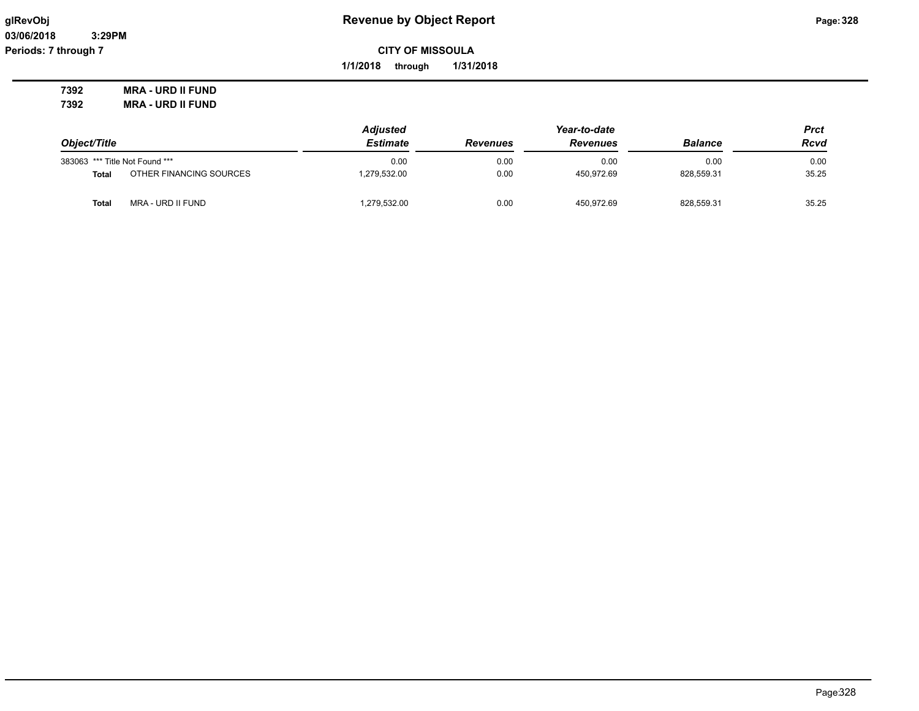# Revenue by Object Report

**CITY OF MISSOULA**

**1/1/2018 through 1/31/2018**

**7392 MRA - URD II FUND**
**7392 MRA - URD II FUND**

| Object/Title | | Adjusted Estimate | Revenues | Year-to-date Revenues | Balance | Prct Rcvd |
|---|---|---|---|---|---|---|
| 383063 | *** Title Not Found *** | 0.00 | 0.00 | 0.00 | 0.00 | 0.00 |
| **Total** | OTHER FINANCING SOURCES | 1,279,532.00 | 0.00 | 450,972.69 | 828,559.31 | 35.25 |
| **Total** | MRA - URD II FUND | 1,279,532.00 | 0.00 | 450,972.69 | 828,559.31 | 35.25 |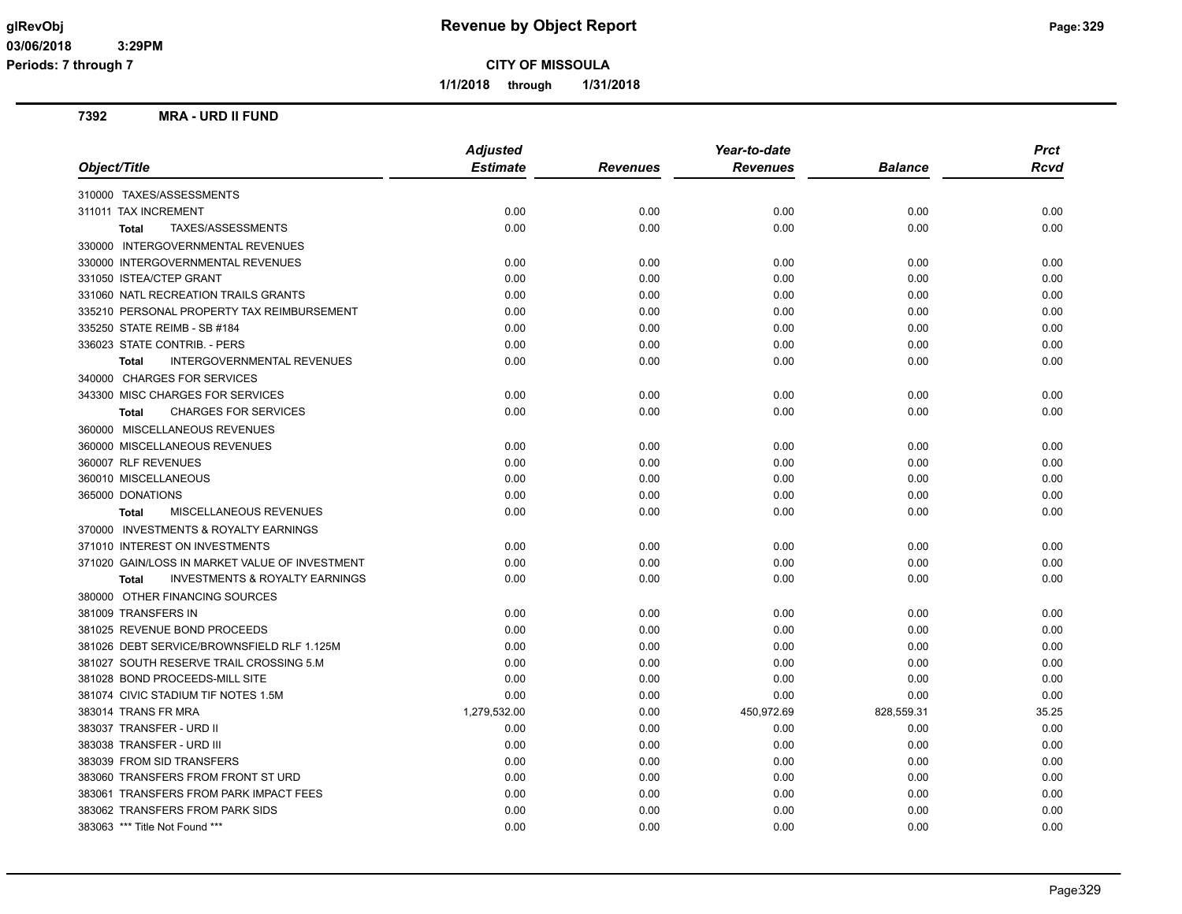**Revenue by Object Report**

**CITY OF MISSOULA**

**1/1/2018 through 1/31/2018**

glRevObj
03/06/2018 3:29PM
Periods: 7 through 7

## 7392 MRA - URD II FUND

| Object/Title | Adjusted Estimate | Revenues | Year-to-date Revenues | Balance | Prct Rcvd |
|---|---|---|---|---|---|
| 310000 TAXES/ASSESSMENTS | | | | | |
| 311011 TAX INCREMENT | 0.00 | 0.00 | 0.00 | 0.00 | 0.00 |
| **Total** TAXES/ASSESSMENTS | 0.00 | 0.00 | 0.00 | 0.00 | 0.00 |
| 330000 INTERGOVERNMENTAL REVENUES | | | | | |
| 330000 INTERGOVERNMENTAL REVENUES | 0.00 | 0.00 | 0.00 | 0.00 | 0.00 |
| 331050 ISTEA/CTEP GRANT | 0.00 | 0.00 | 0.00 | 0.00 | 0.00 |
| 331060 NATL RECREATION TRAILS GRANTS | 0.00 | 0.00 | 0.00 | 0.00 | 0.00 |
| 335210 PERSONAL PROPERTY TAX REIMBURSEMENT | 0.00 | 0.00 | 0.00 | 0.00 | 0.00 |
| 335250 STATE REIMB - SB #184 | 0.00 | 0.00 | 0.00 | 0.00 | 0.00 |
| 336023 STATE CONTRIB. - PERS | 0.00 | 0.00 | 0.00 | 0.00 | 0.00 |
| **Total** INTERGOVERNMENTAL REVENUES | 0.00 | 0.00 | 0.00 | 0.00 | 0.00 |
| 340000 CHARGES FOR SERVICES | | | | | |
| 343300 MISC CHARGES FOR SERVICES | 0.00 | 0.00 | 0.00 | 0.00 | 0.00 |
| **Total** CHARGES FOR SERVICES | 0.00 | 0.00 | 0.00 | 0.00 | 0.00 |
| 360000 MISCELLANEOUS REVENUES | | | | | |
| 360000 MISCELLANEOUS REVENUES | 0.00 | 0.00 | 0.00 | 0.00 | 0.00 |
| 360007 RLF REVENUES | 0.00 | 0.00 | 0.00 | 0.00 | 0.00 |
| 360010 MISCELLANEOUS | 0.00 | 0.00 | 0.00 | 0.00 | 0.00 |
| 365000 DONATIONS | 0.00 | 0.00 | 0.00 | 0.00 | 0.00 |
| **Total** MISCELLANEOUS REVENUES | 0.00 | 0.00 | 0.00 | 0.00 | 0.00 |
| 370000 INVESTMENTS & ROYALTY EARNINGS | | | | | |
| 371010 INTEREST ON INVESTMENTS | 0.00 | 0.00 | 0.00 | 0.00 | 0.00 |
| 371020 GAIN/LOSS IN MARKET VALUE OF INVESTMENT | 0.00 | 0.00 | 0.00 | 0.00 | 0.00 |
| **Total** INVESTMENTS & ROYALTY EARNINGS | 0.00 | 0.00 | 0.00 | 0.00 | 0.00 |
| 380000 OTHER FINANCING SOURCES | | | | | |
| 381009 TRANSFERS IN | 0.00 | 0.00 | 0.00 | 0.00 | 0.00 |
| 381025 REVENUE BOND PROCEEDS | 0.00 | 0.00 | 0.00 | 0.00 | 0.00 |
| 381026 DEBT SERVICE/BROWNSFIELD RLF 1.125M | 0.00 | 0.00 | 0.00 | 0.00 | 0.00 |
| 381027 SOUTH RESERVE TRAIL CROSSING 5.M | 0.00 | 0.00 | 0.00 | 0.00 | 0.00 |
| 381028 BOND PROCEEDS-MILL SITE | 0.00 | 0.00 | 0.00 | 0.00 | 0.00 |
| 381074 CIVIC STADIUM TIF NOTES 1.5M | 0.00 | 0.00 | 0.00 | 0.00 | 0.00 |
| 383014 TRANS FR MRA | 1,279,532.00 | 0.00 | 450,972.69 | 828,559.31 | 35.25 |
| 383037 TRANSFER - URD II | 0.00 | 0.00 | 0.00 | 0.00 | 0.00 |
| 383038 TRANSFER - URD III | 0.00 | 0.00 | 0.00 | 0.00 | 0.00 |
| 383039 FROM SID TRANSFERS | 0.00 | 0.00 | 0.00 | 0.00 | 0.00 |
| 383060 TRANSFERS FROM FRONT ST URD | 0.00 | 0.00 | 0.00 | 0.00 | 0.00 |
| 383061 TRANSFERS FROM PARK IMPACT FEES | 0.00 | 0.00 | 0.00 | 0.00 | 0.00 |
| 383062 TRANSFERS FROM PARK SIDS | 0.00 | 0.00 | 0.00 | 0.00 | 0.00 |
| 383063 *** Title Not Found *** | 0.00 | 0.00 | 0.00 | 0.00 | 0.00 |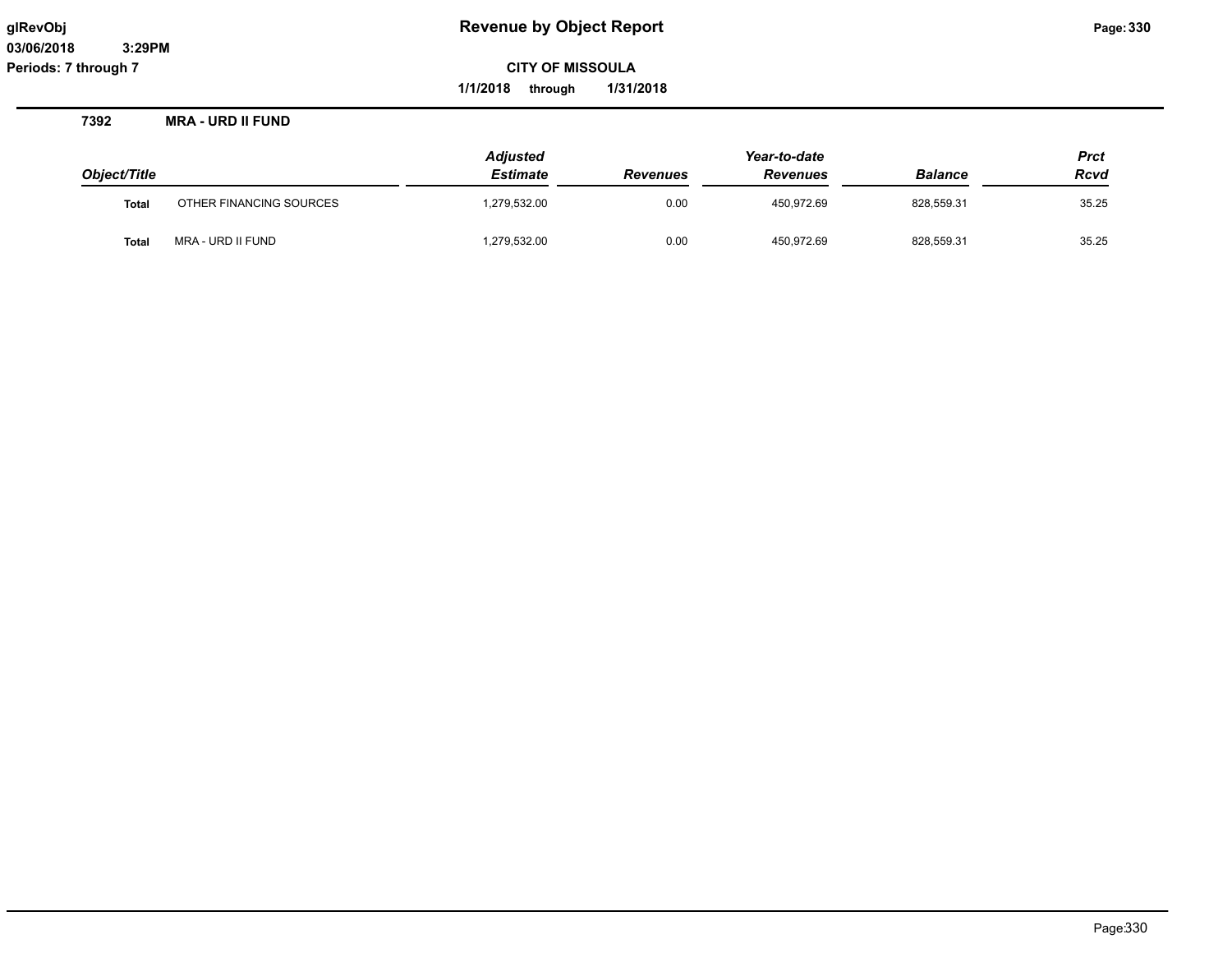# Revenue by Object Report

glRevObj
03/06/2018 3:29PM
Periods: 7 through 7

**CITY OF MISSOULA**

**1/1/2018 through 1/31/2018**

## 7392 MRA - URD II FUND

| Object/Title | | Adjusted Estimate | Revenues | Year-to-date Revenues | Balance | Prct Rcvd |
|---|---|---|---|---|---|---|
| **Total** | OTHER FINANCING SOURCES | 1,279,532.00 | 0.00 | 450,972.69 | 828,559.31 | 35.25 |
| **Total** | MRA - URD II FUND | 1,279,532.00 | 0.00 | 450,972.69 | 828,559.31 | 35.25 |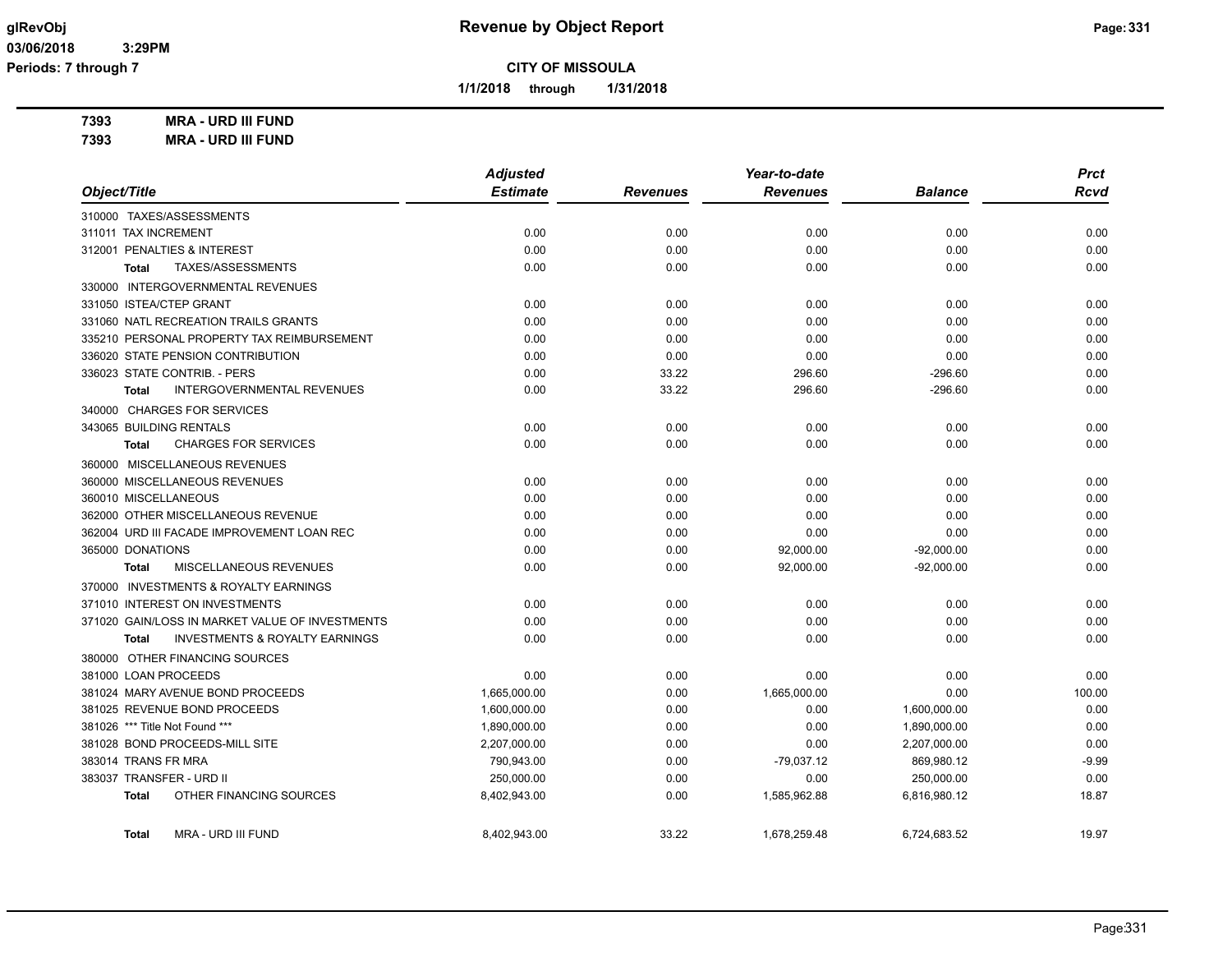# Revenue by Object Report

**CITY OF MISSOULA**

**1/1/2018 through 1/31/2018**

glRevObj
03/06/2018 3:29PM
Periods: 7 through 7

**7393 MRA - URD III FUND**
**7393 MRA - URD III FUND**

| Object/Title | Adjusted Estimate | Revenues | Year-to-date Revenues | Balance | Prct Rcvd |
|---|---|---|---|---|---|
| 310000 TAXES/ASSESSMENTS | | | | | |
| 311011 TAX INCREMENT | 0.00 | 0.00 | 0.00 | 0.00 | 0.00 |
| 312001 PENALTIES & INTEREST | 0.00 | 0.00 | 0.00 | 0.00 | 0.00 |
| **Total** TAXES/ASSESSMENTS | 0.00 | 0.00 | 0.00 | 0.00 | 0.00 |
| 330000 INTERGOVERNMENTAL REVENUES | | | | | |
| 331050 ISTEA/CTEP GRANT | 0.00 | 0.00 | 0.00 | 0.00 | 0.00 |
| 331060 NATL RECREATION TRAILS GRANTS | 0.00 | 0.00 | 0.00 | 0.00 | 0.00 |
| 335210 PERSONAL PROPERTY TAX REIMBURSEMENT | 0.00 | 0.00 | 0.00 | 0.00 | 0.00 |
| 336020 STATE PENSION CONTRIBUTION | 0.00 | 0.00 | 0.00 | 0.00 | 0.00 |
| 336023 STATE CONTRIB. - PERS | 0.00 | 33.22 | 296.60 | -296.60 | 0.00 |
| **Total** INTERGOVERNMENTAL REVENUES | 0.00 | 33.22 | 296.60 | -296.60 | 0.00 |
| 340000 CHARGES FOR SERVICES | | | | | |
| 343065 BUILDING RENTALS | 0.00 | 0.00 | 0.00 | 0.00 | 0.00 |
| **Total** CHARGES FOR SERVICES | 0.00 | 0.00 | 0.00 | 0.00 | 0.00 |
| 360000 MISCELLANEOUS REVENUES | | | | | |
| 360000 MISCELLANEOUS REVENUES | 0.00 | 0.00 | 0.00 | 0.00 | 0.00 |
| 360010 MISCELLANEOUS | 0.00 | 0.00 | 0.00 | 0.00 | 0.00 |
| 362000 OTHER MISCELLANEOUS REVENUE | 0.00 | 0.00 | 0.00 | 0.00 | 0.00 |
| 362004 URD III FACADE IMPROVEMENT LOAN REC | 0.00 | 0.00 | 0.00 | 0.00 | 0.00 |
| 365000 DONATIONS | 0.00 | 0.00 | 92,000.00 | -92,000.00 | 0.00 |
| **Total** MISCELLANEOUS REVENUES | 0.00 | 0.00 | 92,000.00 | -92,000.00 | 0.00 |
| 370000 INVESTMENTS & ROYALTY EARNINGS | | | | | |
| 371010 INTEREST ON INVESTMENTS | 0.00 | 0.00 | 0.00 | 0.00 | 0.00 |
| 371020 GAIN/LOSS IN MARKET VALUE OF INVESTMENTS | 0.00 | 0.00 | 0.00 | 0.00 | 0.00 |
| **Total** INVESTMENTS & ROYALTY EARNINGS | 0.00 | 0.00 | 0.00 | 0.00 | 0.00 |
| 380000 OTHER FINANCING SOURCES | | | | | |
| 381000 LOAN PROCEEDS | 0.00 | 0.00 | 0.00 | 0.00 | 0.00 |
| 381024 MARY AVENUE BOND PROCEEDS | 1,665,000.00 | 0.00 | 1,665,000.00 | 0.00 | 100.00 |
| 381025 REVENUE BOND PROCEEDS | 1,600,000.00 | 0.00 | 0.00 | 1,600,000.00 | 0.00 |
| 381026 *** Title Not Found *** | 1,890,000.00 | 0.00 | 0.00 | 1,890,000.00 | 0.00 |
| 381028 BOND PROCEEDS-MILL SITE | 2,207,000.00 | 0.00 | 0.00 | 2,207,000.00 | 0.00 |
| 383014 TRANS FR MRA | 790,943.00 | 0.00 | -79,037.12 | 869,980.12 | -9.99 |
| 383037 TRANSFER - URD II | 250,000.00 | 0.00 | 0.00 | 250,000.00 | 0.00 |
| **Total** OTHER FINANCING SOURCES | 8,402,943.00 | 0.00 | 1,585,962.88 | 6,816,980.12 | 18.87 |
| **Total** MRA - URD III FUND | 8,402,943.00 | 33.22 | 1,678,259.48 | 6,724,683.52 | 19.97 |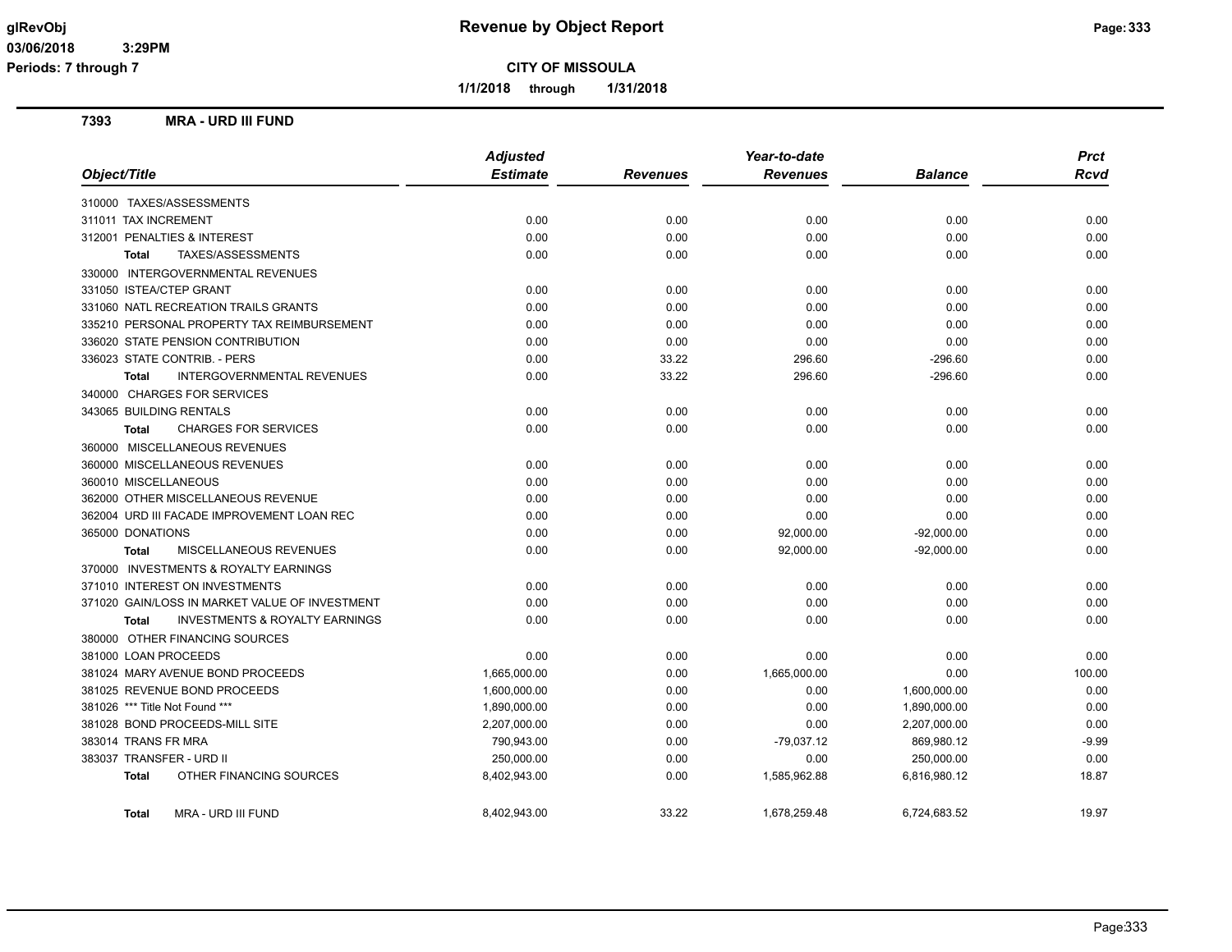**CITY OF MISSOULA**

**1/1/2018 through 1/31/2018**

## 7393 MRA - URD III FUND

| Object/Title | Adjusted Estimate | Revenues | Year-to-date Revenues | Balance | Prct Rcvd |
|---|---|---|---|---|---|
| 310000 TAXES/ASSESSMENTS | | | | | |
| 311011 TAX INCREMENT | 0.00 | 0.00 | 0.00 | 0.00 | 0.00 |
| 312001 PENALTIES & INTEREST | 0.00 | 0.00 | 0.00 | 0.00 | 0.00 |
| **Total** TAXES/ASSESSMENTS | 0.00 | 0.00 | 0.00 | 0.00 | 0.00 |
| 330000 INTERGOVERNMENTAL REVENUES | | | | | |
| 331050 ISTEA/CTEP GRANT | 0.00 | 0.00 | 0.00 | 0.00 | 0.00 |
| 331060 NATL RECREATION TRAILS GRANTS | 0.00 | 0.00 | 0.00 | 0.00 | 0.00 |
| 335210 PERSONAL PROPERTY TAX REIMBURSEMENT | 0.00 | 0.00 | 0.00 | 0.00 | 0.00 |
| 336020 STATE PENSION CONTRIBUTION | 0.00 | 0.00 | 0.00 | 0.00 | 0.00 |
| 336023 STATE CONTRIB. - PERS | 0.00 | 33.22 | 296.60 | -296.60 | 0.00 |
| **Total** INTERGOVERNMENTAL REVENUES | 0.00 | 33.22 | 296.60 | -296.60 | 0.00 |
| 340000 CHARGES FOR SERVICES | | | | | |
| 343065 BUILDING RENTALS | 0.00 | 0.00 | 0.00 | 0.00 | 0.00 |
| **Total** CHARGES FOR SERVICES | 0.00 | 0.00 | 0.00 | 0.00 | 0.00 |
| 360000 MISCELLANEOUS REVENUES | | | | | |
| 360000 MISCELLANEOUS REVENUES | 0.00 | 0.00 | 0.00 | 0.00 | 0.00 |
| 360010 MISCELLANEOUS | 0.00 | 0.00 | 0.00 | 0.00 | 0.00 |
| 362000 OTHER MISCELLANEOUS REVENUE | 0.00 | 0.00 | 0.00 | 0.00 | 0.00 |
| 362004 URD III FACADE IMPROVEMENT LOAN REC | 0.00 | 0.00 | 0.00 | 0.00 | 0.00 |
| 365000 DONATIONS | 0.00 | 0.00 | 92,000.00 | -92,000.00 | 0.00 |
| **Total** MISCELLANEOUS REVENUES | 0.00 | 0.00 | 92,000.00 | -92,000.00 | 0.00 |
| 370000 INVESTMENTS & ROYALTY EARNINGS | | | | | |
| 371010 INTEREST ON INVESTMENTS | 0.00 | 0.00 | 0.00 | 0.00 | 0.00 |
| 371020 GAIN/LOSS IN MARKET VALUE OF INVESTMENT | 0.00 | 0.00 | 0.00 | 0.00 | 0.00 |
| **Total** INVESTMENTS & ROYALTY EARNINGS | 0.00 | 0.00 | 0.00 | 0.00 | 0.00 |
| 380000 OTHER FINANCING SOURCES | | | | | |
| 381000 LOAN PROCEEDS | 0.00 | 0.00 | 0.00 | 0.00 | 0.00 |
| 381024 MARY AVENUE BOND PROCEEDS | 1,665,000.00 | 0.00 | 1,665,000.00 | 0.00 | 100.00 |
| 381025 REVENUE BOND PROCEEDS | 1,600,000.00 | 0.00 | 0.00 | 1,600,000.00 | 0.00 |
| 381026 *** Title Not Found *** | 1,890,000.00 | 0.00 | 0.00 | 1,890,000.00 | 0.00 |
| 381028 BOND PROCEEDS-MILL SITE | 2,207,000.00 | 0.00 | 0.00 | 2,207,000.00 | 0.00 |
| 383014 TRANS FR MRA | 790,943.00 | 0.00 | -79,037.12 | 869,980.12 | -9.99 |
| 383037 TRANSFER - URD II | 250,000.00 | 0.00 | 0.00 | 250,000.00 | 0.00 |
| **Total** OTHER FINANCING SOURCES | 8,402,943.00 | 0.00 | 1,585,962.88 | 6,816,980.12 | 18.87 |
| **Total** MRA - URD III FUND | 8,402,943.00 | 33.22 | 1,678,259.48 | 6,724,683.52 | 19.97 |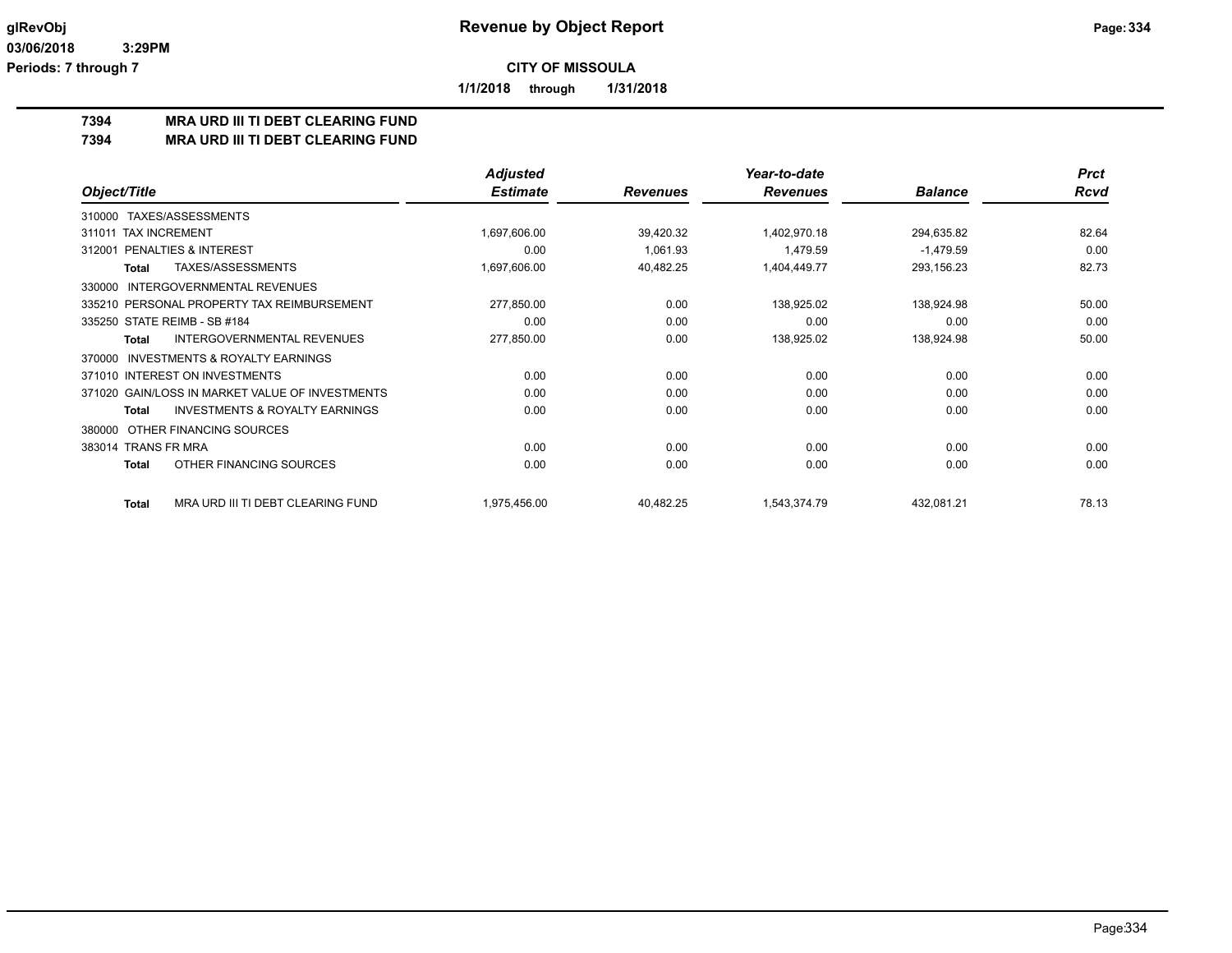**CITY OF MISSOULA**

**1/1/2018 through 1/31/2018**

**Revenue by Object Report**

glRevObj
03/06/2018 3:29PM
Periods: 7 through 7

## 7394 MRA URD III TI DEBT CLEARING FUND
## 7394 MRA URD III TI DEBT CLEARING FUND

| Object/Title | Adjusted Estimate | Revenues | Year-to-date Revenues | Balance | Prct Rcvd |
|---|---|---|---|---|---|
| 310000 TAXES/ASSESSMENTS | | | | | |
| 311011 TAX INCREMENT | 1,697,606.00 | 39,420.32 | 1,402,970.18 | 294,635.82 | 82.64 |
| 312001 PENALTIES & INTEREST | 0.00 | 1,061.93 | 1,479.59 | -1,479.59 | 0.00 |
| **Total** TAXES/ASSESSMENTS | 1,697,606.00 | 40,482.25 | 1,404,449.77 | 293,156.23 | 82.73 |
| 330000 INTERGOVERNMENTAL REVENUES | | | | | |
| 335210 PERSONAL PROPERTY TAX REIMBURSEMENT | 277,850.00 | 0.00 | 138,925.02 | 138,924.98 | 50.00 |
| 335250 STATE REIMB - SB #184 | 0.00 | 0.00 | 0.00 | 0.00 | 0.00 |
| **Total** INTERGOVERNMENTAL REVENUES | 277,850.00 | 0.00 | 138,925.02 | 138,924.98 | 50.00 |
| 370000 INVESTMENTS & ROYALTY EARNINGS | | | | | |
| 371010 INTEREST ON INVESTMENTS | 0.00 | 0.00 | 0.00 | 0.00 | 0.00 |
| 371020 GAIN/LOSS IN MARKET VALUE OF INVESTMENTS | 0.00 | 0.00 | 0.00 | 0.00 | 0.00 |
| **Total** INVESTMENTS & ROYALTY EARNINGS | 0.00 | 0.00 | 0.00 | 0.00 | 0.00 |
| 380000 OTHER FINANCING SOURCES | | | | | |
| 383014 TRANS FR MRA | 0.00 | 0.00 | 0.00 | 0.00 | 0.00 |
| **Total** OTHER FINANCING SOURCES | 0.00 | 0.00 | 0.00 | 0.00 | 0.00 |
| **Total** MRA URD III TI DEBT CLEARING FUND | 1,975,456.00 | 40,482.25 | 1,543,374.79 | 432,081.21 | 78.13 |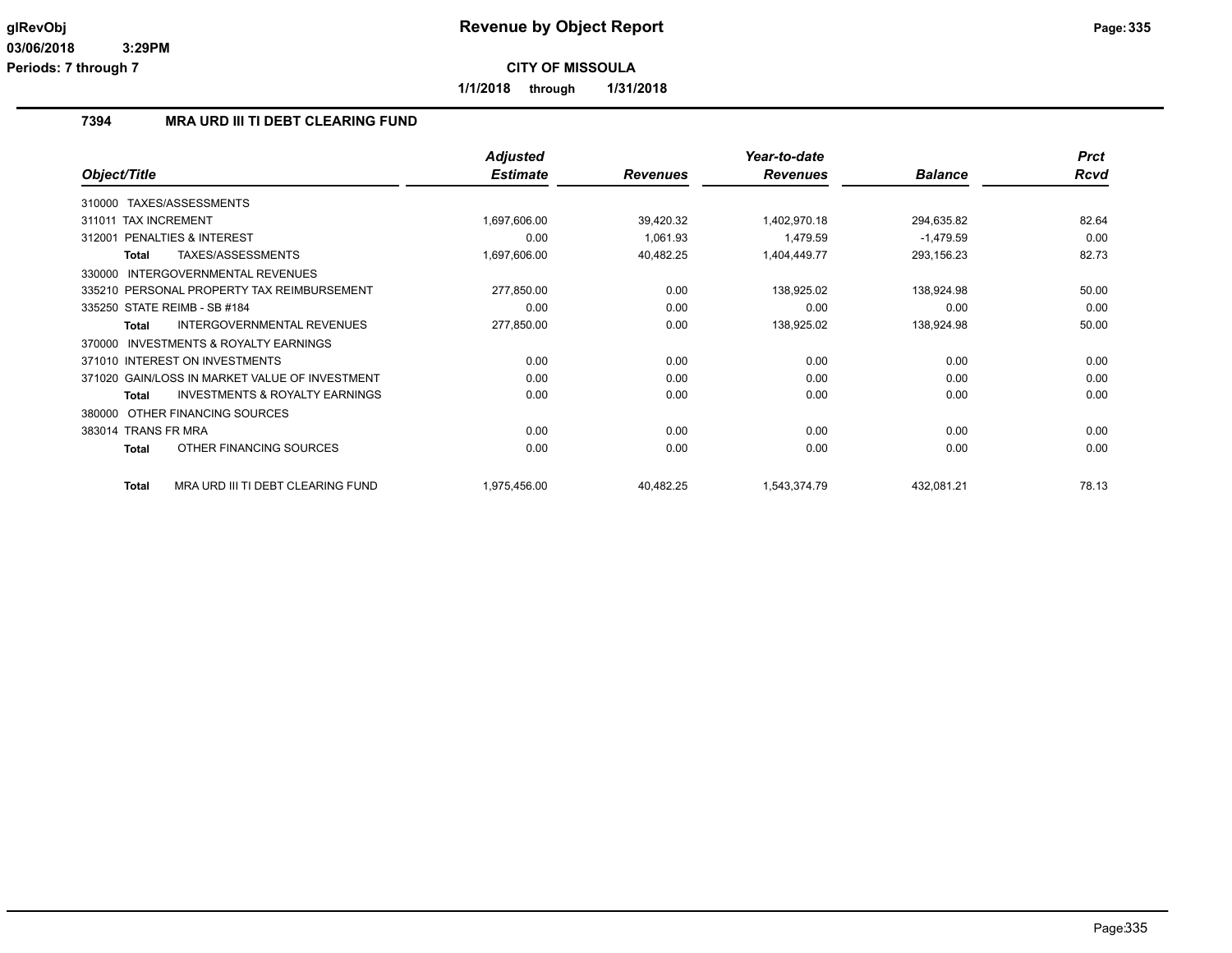**Revenue by Object Report**

**CITY OF MISSOULA**

**1/1/2018 through 1/31/2018**

## 7394 MRA URD III TI DEBT CLEARING FUND

| Object/Title | Adjusted Estimate | Revenues | Year-to-date Revenues | Balance | Prct Rcvd |
|---|---|---|---|---|---|
| 310000 TAXES/ASSESSMENTS | | | | | |
| 311011 TAX INCREMENT | 1,697,606.00 | 39,420.32 | 1,402,970.18 | 294,635.82 | 82.64 |
| 312001 PENALTIES & INTEREST | 0.00 | 1,061.93 | 1,479.59 | -1,479.59 | 0.00 |
| **Total** TAXES/ASSESSMENTS | 1,697,606.00 | 40,482.25 | 1,404,449.77 | 293,156.23 | 82.73 |
| 330000 INTERGOVERNMENTAL REVENUES | | | | | |
| 335210 PERSONAL PROPERTY TAX REIMBURSEMENT | 277,850.00 | 0.00 | 138,925.02 | 138,924.98 | 50.00 |
| 335250 STATE REIMB - SB #184 | 0.00 | 0.00 | 0.00 | 0.00 | 0.00 |
| **Total** INTERGOVERNMENTAL REVENUES | 277,850.00 | 0.00 | 138,925.02 | 138,924.98 | 50.00 |
| 370000 INVESTMENTS & ROYALTY EARNINGS | | | | | |
| 371010 INTEREST ON INVESTMENTS | 0.00 | 0.00 | 0.00 | 0.00 | 0.00 |
| 371020 GAIN/LOSS IN MARKET VALUE OF INVESTMENT | 0.00 | 0.00 | 0.00 | 0.00 | 0.00 |
| **Total** INVESTMENTS & ROYALTY EARNINGS | 0.00 | 0.00 | 0.00 | 0.00 | 0.00 |
| 380000 OTHER FINANCING SOURCES | | | | | |
| 383014 TRANS FR MRA | 0.00 | 0.00 | 0.00 | 0.00 | 0.00 |
| **Total** OTHER FINANCING SOURCES | 0.00 | 0.00 | 0.00 | 0.00 | 0.00 |
| **Total** MRA URD III TI DEBT CLEARING FUND | 1,975,456.00 | 40,482.25 | 1,543,374.79 | 432,081.21 | 78.13 |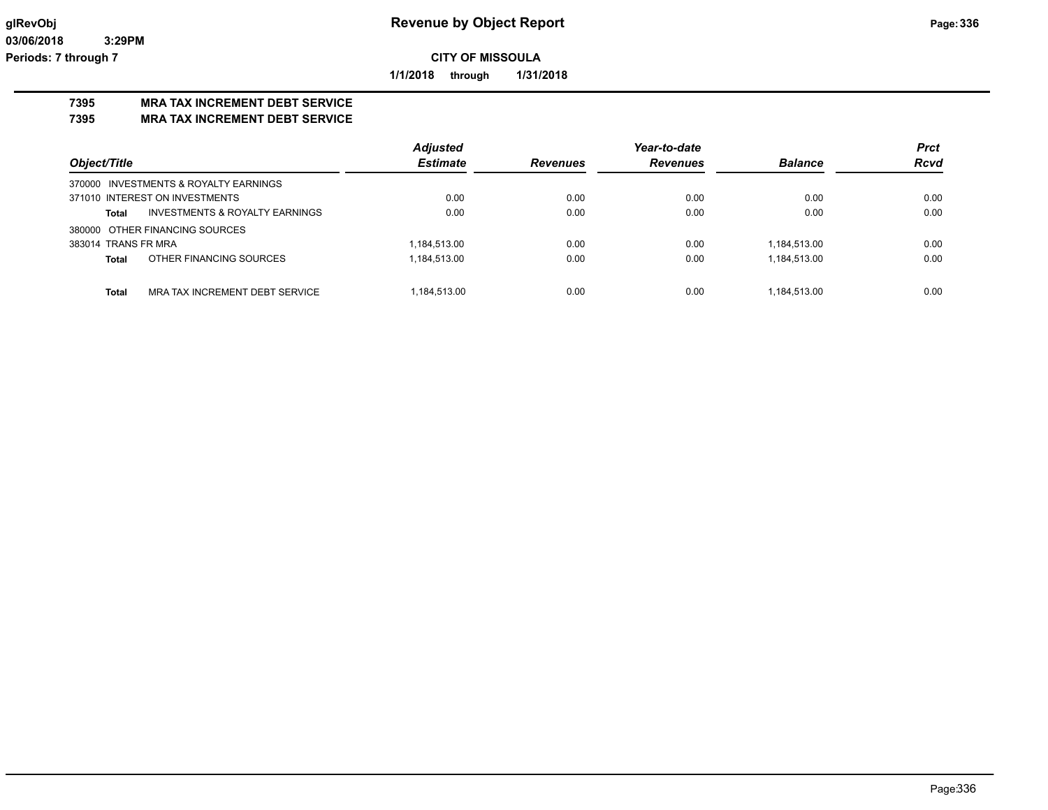# Revenue by Object Report

glRevObj
03/06/2018 3:29PM
Periods: 7 through 7

**CITY OF MISSOULA**

**1/1/2018 through 1/31/2018**

## 7395 MRA TAX INCREMENT DEBT SERVICE
## 7395 MRA TAX INCREMENT DEBT SERVICE

| Object/Title | | Adjusted Estimate | Revenues | Year-to-date Revenues | Balance | Prct Rcvd |
|---|---|---|---|---|---|---|
| 370000 INVESTMENTS & ROYALTY EARNINGS | | | | | | |
| 371010 INTEREST ON INVESTMENTS | | 0.00 | 0.00 | 0.00 | 0.00 | 0.00 |
| **Total** | INVESTMENTS & ROYALTY EARNINGS | 0.00 | 0.00 | 0.00 | 0.00 | 0.00 |
| 380000 OTHER FINANCING SOURCES | | | | | | |
| 383014 TRANS FR MRA | | 1,184,513.00 | 0.00 | 0.00 | 1,184,513.00 | 0.00 |
| **Total** | OTHER FINANCING SOURCES | 1,184,513.00 | 0.00 | 0.00 | 1,184,513.00 | 0.00 |
| **Total** | MRA TAX INCREMENT DEBT SERVICE | 1,184,513.00 | 0.00 | 0.00 | 1,184,513.00 | 0.00 |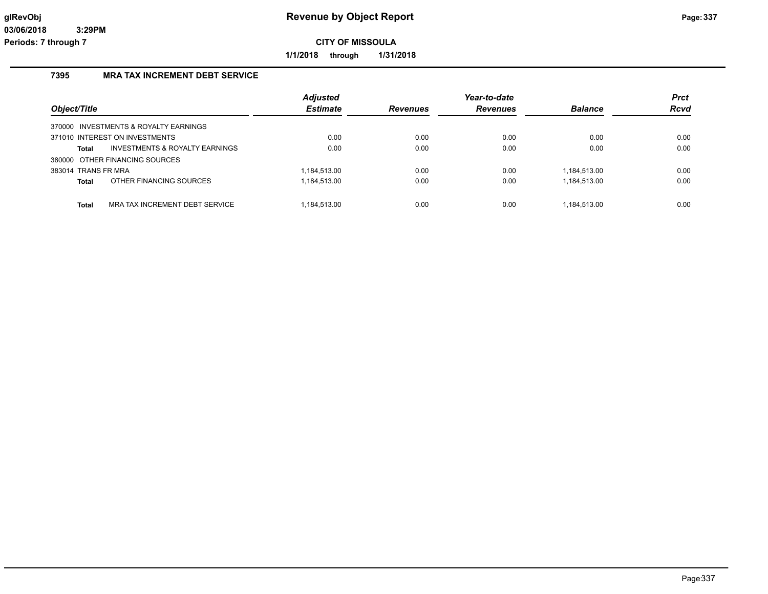# CITY OF MISSOULA

**1/1/2018 through 1/31/2018**

## 7395 MRA TAX INCREMENT DEBT SERVICE

| Object/Title | | Adjusted Estimate | Revenues | Year-to-date Revenues | Balance | Prct Rcvd |
|---|---|---|---|---|---|---|
| 370000 INVESTMENTS & ROYALTY EARNINGS | | | | | | |
| 371010 INTEREST ON INVESTMENTS | | 0.00 | 0.00 | 0.00 | 0.00 | 0.00 |
| **Total** | INVESTMENTS & ROYALTY EARNINGS | 0.00 | 0.00 | 0.00 | 0.00 | 0.00 |
| 380000 OTHER FINANCING SOURCES | | | | | | |
| 383014 TRANS FR MRA | | 1,184,513.00 | 0.00 | 0.00 | 1,184,513.00 | 0.00 |
| **Total** | OTHER FINANCING SOURCES | 1,184,513.00 | 0.00 | 0.00 | 1,184,513.00 | 0.00 |
| **Total** | MRA TAX INCREMENT DEBT SERVICE | 1,184,513.00 | 0.00 | 0.00 | 1,184,513.00 | 0.00 |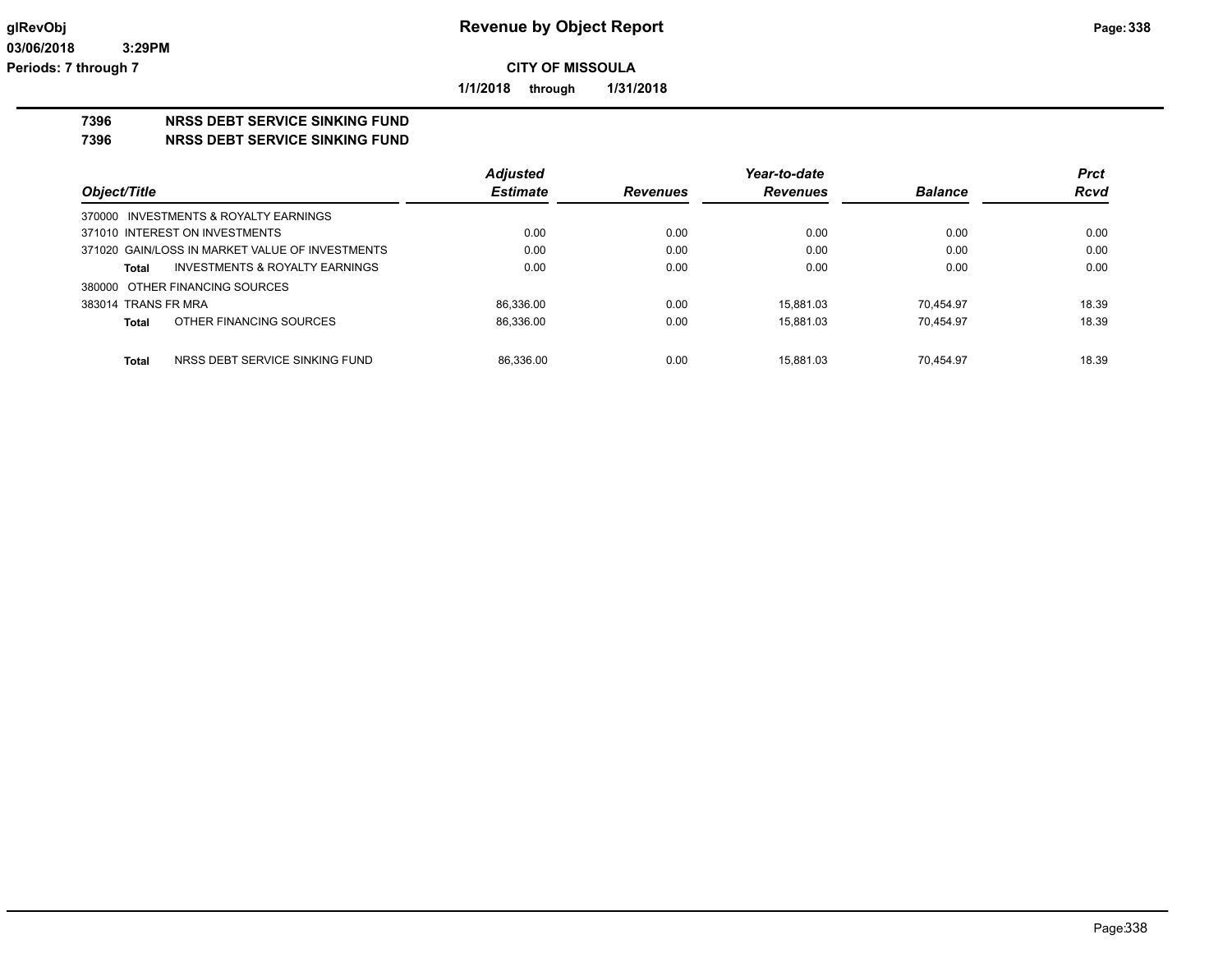**glRevObj** — **Revenue by Object Report**

**03/06/2018 3:29PM**

**Periods: 7 through 7**

**CITY OF MISSOULA**

**1/1/2018 through 1/31/2018**

## 7396 NRSS DEBT SERVICE SINKING FUND
## 7396 NRSS DEBT SERVICE SINKING FUND

| Object/Title | Adjusted Estimate | Revenues | Year-to-date Revenues | Balance | Prct Rcvd |
|---|---|---|---|---|---|
| 370000 INVESTMENTS & ROYALTY EARNINGS | | | | | |
| 371010 INTEREST ON INVESTMENTS | 0.00 | 0.00 | 0.00 | 0.00 | 0.00 |
| 371020 GAIN/LOSS IN MARKET VALUE OF INVESTMENTS | 0.00 | 0.00 | 0.00 | 0.00 | 0.00 |
| **Total** INVESTMENTS & ROYALTY EARNINGS | 0.00 | 0.00 | 0.00 | 0.00 | 0.00 |
| 380000 OTHER FINANCING SOURCES | | | | | |
| 383014 TRANS FR MRA | 86,336.00 | 0.00 | 15,881.03 | 70,454.97 | 18.39 |
| **Total** OTHER FINANCING SOURCES | 86,336.00 | 0.00 | 15,881.03 | 70,454.97 | 18.39 |
| **Total** NRSS DEBT SERVICE SINKING FUND | 86,336.00 | 0.00 | 15,881.03 | 70,454.97 | 18.39 |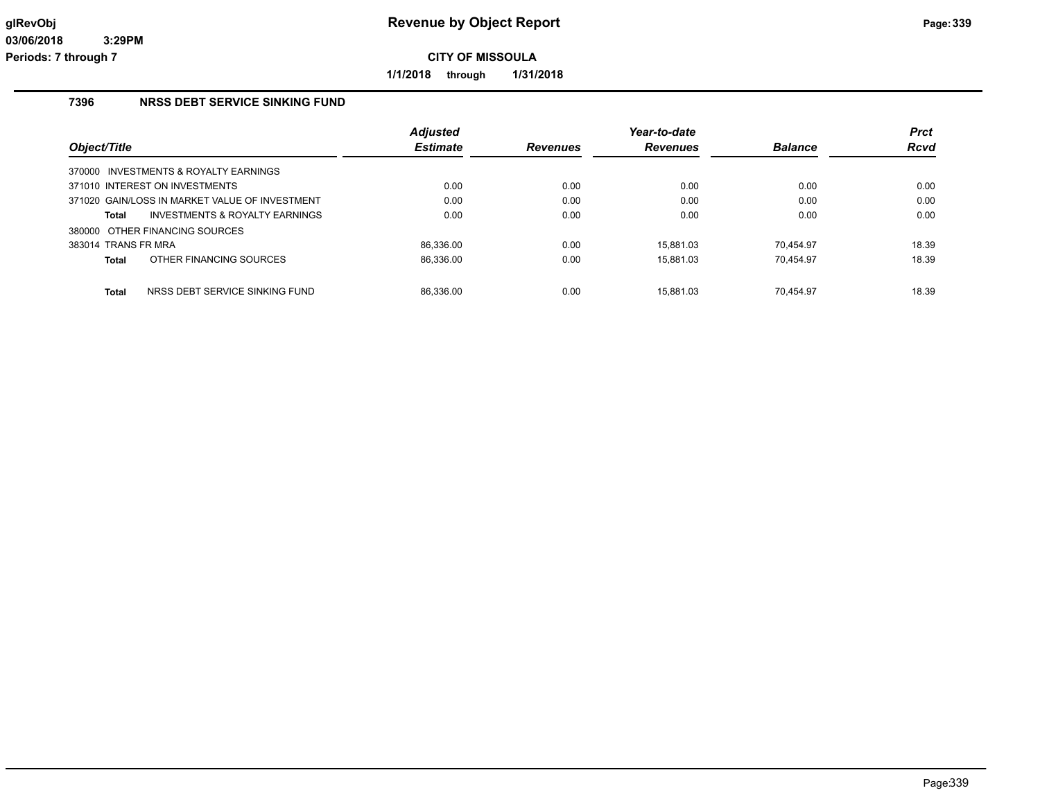# Revenue by Object Report

glRevObj
03/06/2018 3:29PM
Periods: 7 through 7

**CITY OF MISSOULA**

**1/1/2018 through 1/31/2018**

## 7396 NRSS DEBT SERVICE SINKING FUND

| Object/Title | Adjusted Estimate | Revenues | Year-to-date Revenues | Balance | Prct Rcvd |
|---|---|---|---|---|---|
| 370000 INVESTMENTS & ROYALTY EARNINGS | | | | | |
| 371010 INTEREST ON INVESTMENTS | 0.00 | 0.00 | 0.00 | 0.00 | 0.00 |
| 371020 GAIN/LOSS IN MARKET VALUE OF INVESTMENT | 0.00 | 0.00 | 0.00 | 0.00 | 0.00 |
| **Total** INVESTMENTS & ROYALTY EARNINGS | 0.00 | 0.00 | 0.00 | 0.00 | 0.00 |
| 380000 OTHER FINANCING SOURCES | | | | | |
| 383014 TRANS FR MRA | 86,336.00 | 0.00 | 15,881.03 | 70,454.97 | 18.39 |
| **Total** OTHER FINANCING SOURCES | 86,336.00 | 0.00 | 15,881.03 | 70,454.97 | 18.39 |
| **Total** NRSS DEBT SERVICE SINKING FUND | 86,336.00 | 0.00 | 15,881.03 | 70,454.97 | 18.39 |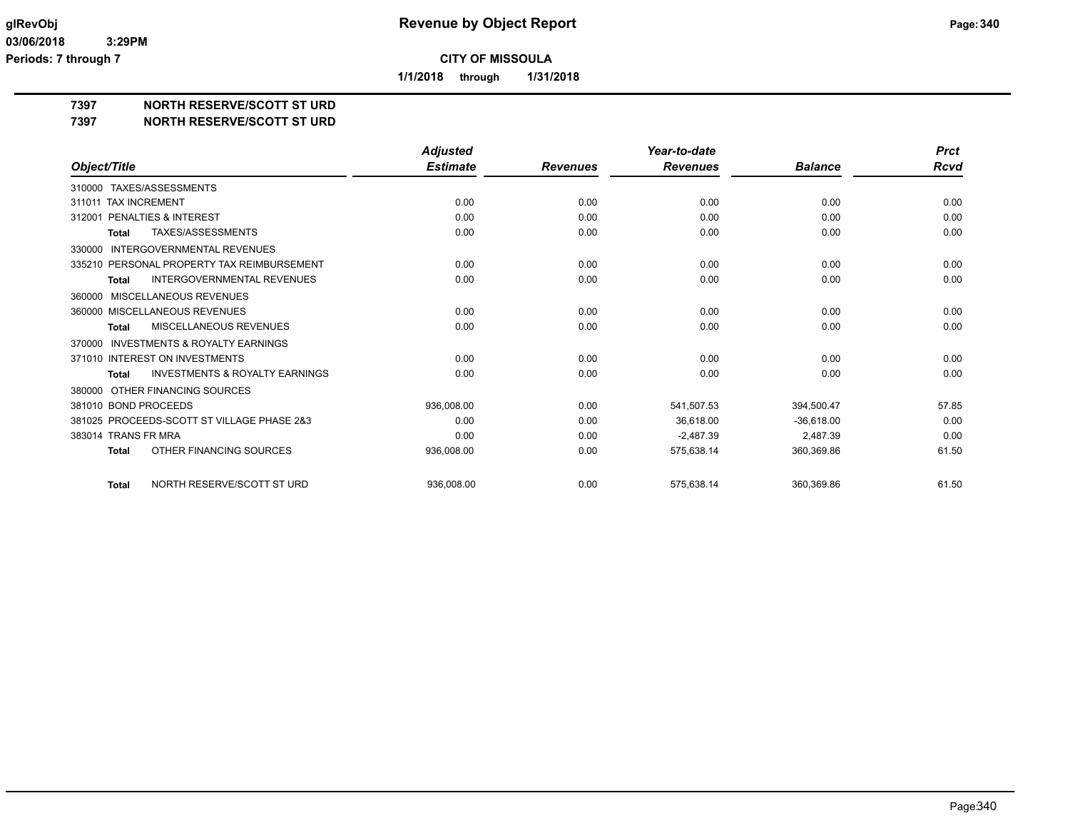# Revenue by Object Report

**CITY OF MISSOULA**

**1/1/2018 through 1/31/2018**

glRevObj
03/06/2018 3:29PM
Periods: 7 through 7

## 7397 NORTH RESERVE/SCOTT ST URD
## 7397 NORTH RESERVE/SCOTT ST URD

| Object/Title | Adjusted Estimate | Revenues | Year-to-date Revenues | Balance | Prct Rcvd |
|---|---|---|---|---|---|
| 310000 TAXES/ASSESSMENTS | | | | | |
| 311011 TAX INCREMENT | 0.00 | 0.00 | 0.00 | 0.00 | 0.00 |
| 312001 PENALTIES & INTEREST | 0.00 | 0.00 | 0.00 | 0.00 | 0.00 |
| **Total** TAXES/ASSESSMENTS | 0.00 | 0.00 | 0.00 | 0.00 | 0.00 |
| 330000 INTERGOVERNMENTAL REVENUES | | | | | |
| 335210 PERSONAL PROPERTY TAX REIMBURSEMENT | 0.00 | 0.00 | 0.00 | 0.00 | 0.00 |
| **Total** INTERGOVERNMENTAL REVENUES | 0.00 | 0.00 | 0.00 | 0.00 | 0.00 |
| 360000 MISCELLANEOUS REVENUES | | | | | |
| 360000 MISCELLANEOUS REVENUES | 0.00 | 0.00 | 0.00 | 0.00 | 0.00 |
| **Total** MISCELLANEOUS REVENUES | 0.00 | 0.00 | 0.00 | 0.00 | 0.00 |
| 370000 INVESTMENTS & ROYALTY EARNINGS | | | | | |
| 371010 INTEREST ON INVESTMENTS | 0.00 | 0.00 | 0.00 | 0.00 | 0.00 |
| **Total** INVESTMENTS & ROYALTY EARNINGS | 0.00 | 0.00 | 0.00 | 0.00 | 0.00 |
| 380000 OTHER FINANCING SOURCES | | | | | |
| 381010 BOND PROCEEDS | 936,008.00 | 0.00 | 541,507.53 | 394,500.47 | 57.85 |
| 381025 PROCEEDS-SCOTT ST VILLAGE PHASE 2&3 | 0.00 | 0.00 | 36,618.00 | -36,618.00 | 0.00 |
| 383014 TRANS FR MRA | 0.00 | 0.00 | -2,487.39 | 2,487.39 | 0.00 |
| **Total** OTHER FINANCING SOURCES | 936,008.00 | 0.00 | 575,638.14 | 360,369.86 | 61.50 |
| **Total** NORTH RESERVE/SCOTT ST URD | 936,008.00 | 0.00 | 575,638.14 | 360,369.86 | 61.50 |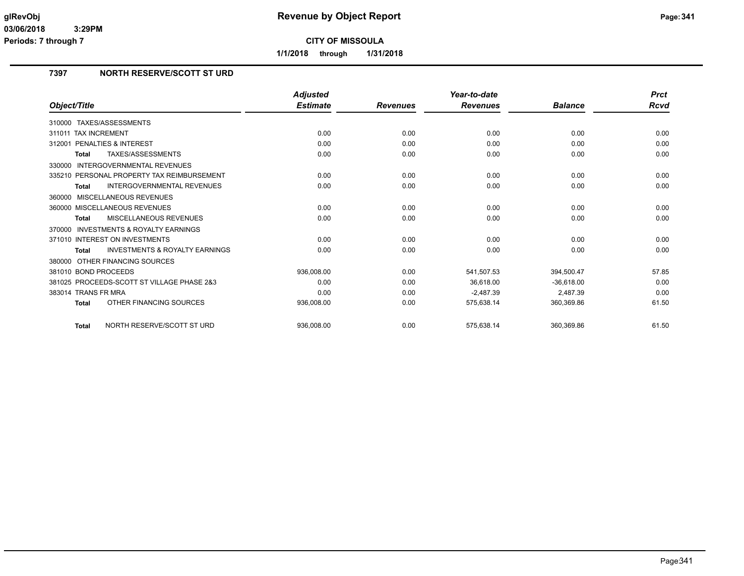# Revenue by Object Report

glRevObj
03/06/2018 3:29PM
Periods: 7 through 7

**CITY OF MISSOULA**

**1/1/2018 through 1/31/2018**

## 7397 NORTH RESERVE/SCOTT ST URD

| Object/Title | Adjusted Estimate | Revenues | Year-to-date Revenues | Balance | Prct Rcvd |
|---|---|---|---|---|---|
| 310000 TAXES/ASSESSMENTS | | | | | |
| 311011 TAX INCREMENT | 0.00 | 0.00 | 0.00 | 0.00 | 0.00 |
| 312001 PENALTIES & INTEREST | 0.00 | 0.00 | 0.00 | 0.00 | 0.00 |
| **Total** TAXES/ASSESSMENTS | 0.00 | 0.00 | 0.00 | 0.00 | 0.00 |
| 330000 INTERGOVERNMENTAL REVENUES | | | | | |
| 335210 PERSONAL PROPERTY TAX REIMBURSEMENT | 0.00 | 0.00 | 0.00 | 0.00 | 0.00 |
| **Total** INTERGOVERNMENTAL REVENUES | 0.00 | 0.00 | 0.00 | 0.00 | 0.00 |
| 360000 MISCELLANEOUS REVENUES | | | | | |
| 360000 MISCELLANEOUS REVENUES | 0.00 | 0.00 | 0.00 | 0.00 | 0.00 |
| **Total** MISCELLANEOUS REVENUES | 0.00 | 0.00 | 0.00 | 0.00 | 0.00 |
| 370000 INVESTMENTS & ROYALTY EARNINGS | | | | | |
| 371010 INTEREST ON INVESTMENTS | 0.00 | 0.00 | 0.00 | 0.00 | 0.00 |
| **Total** INVESTMENTS & ROYALTY EARNINGS | 0.00 | 0.00 | 0.00 | 0.00 | 0.00 |
| 380000 OTHER FINANCING SOURCES | | | | | |
| 381010 BOND PROCEEDS | 936,008.00 | 0.00 | 541,507.53 | 394,500.47 | 57.85 |
| 381025 PROCEEDS-SCOTT ST VILLAGE PHASE 2&3 | 0.00 | 0.00 | 36,618.00 | -36,618.00 | 0.00 |
| 383014 TRANS FR MRA | 0.00 | 0.00 | -2,487.39 | 2,487.39 | 0.00 |
| **Total** OTHER FINANCING SOURCES | 936,008.00 | 0.00 | 575,638.14 | 360,369.86 | 61.50 |
| **Total** NORTH RESERVE/SCOTT ST URD | 936,008.00 | 0.00 | 575,638.14 | 360,369.86 | 61.50 |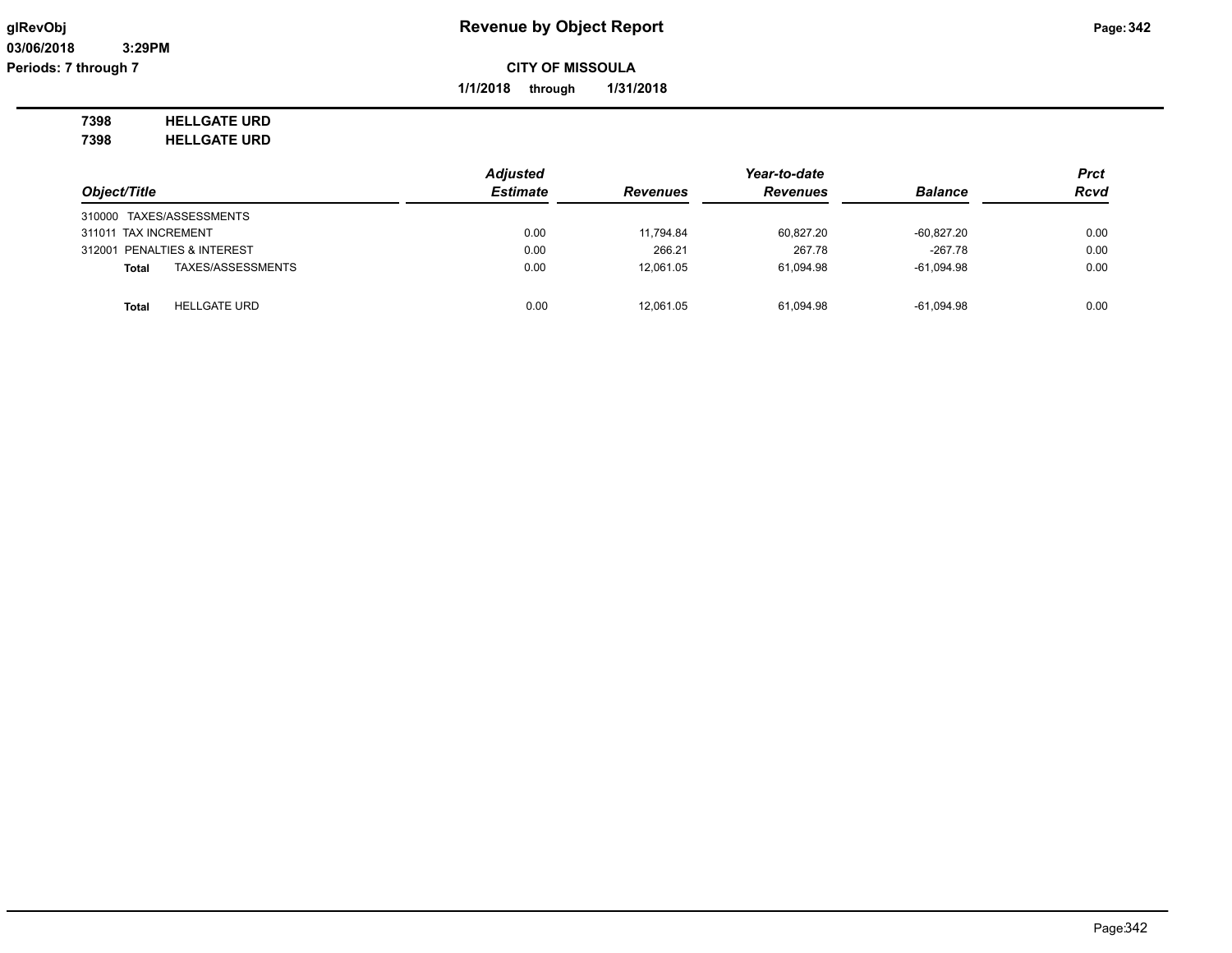# Revenue by Object Report

**CITY OF MISSOULA**

**1/1/2018 through 1/31/2018**

**7398 HELLGATE URD**
**7398 HELLGATE URD**

| Object/Title | Adjusted Estimate | Revenues | Year-to-date Revenues | Balance | Prct Rcvd |
|---|---|---|---|---|---|
| 310000 TAXES/ASSESSMENTS | | | | | |
| 311011 TAX INCREMENT | 0.00 | 11,794.84 | 60,827.20 | -60,827.20 | 0.00 |
| 312001 PENALTIES & INTEREST | 0.00 | 266.21 | 267.78 | -267.78 | 0.00 |
| **Total** TAXES/ASSESSMENTS | 0.00 | 12,061.05 | 61,094.98 | -61,094.98 | 0.00 |
| **Total** HELLGATE URD | 0.00 | 12,061.05 | 61,094.98 | -61,094.98 | 0.00 |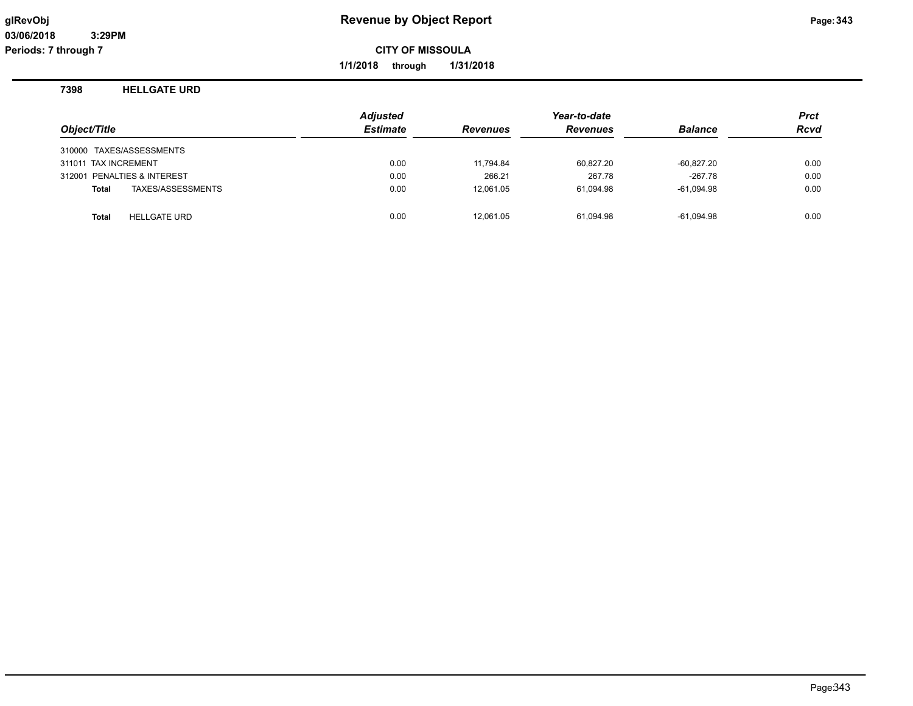# Revenue by Object Report

glRevObj
03/06/2018 3:29PM
Periods: 7 through 7

**CITY OF MISSOULA**

**1/1/2018 through 1/31/2018**

## 7398 HELLGATE URD

| Object/Title | Adjusted Estimate | Revenues | Year-to-date Revenues | Balance | Prct Rcvd |
|---|---|---|---|---|---|
| 310000 TAXES/ASSESSMENTS | | | | | |
| 311011 TAX INCREMENT | 0.00 | 11,794.84 | 60,827.20 | -60,827.20 | 0.00 |
| 312001 PENALTIES & INTEREST | 0.00 | 266.21 | 267.78 | -267.78 | 0.00 |
| **Total** TAXES/ASSESSMENTS | 0.00 | 12,061.05 | 61,094.98 | -61,094.98 | 0.00 |
| **Total** HELLGATE URD | 0.00 | 12,061.05 | 61,094.98 | -61,094.98 | 0.00 |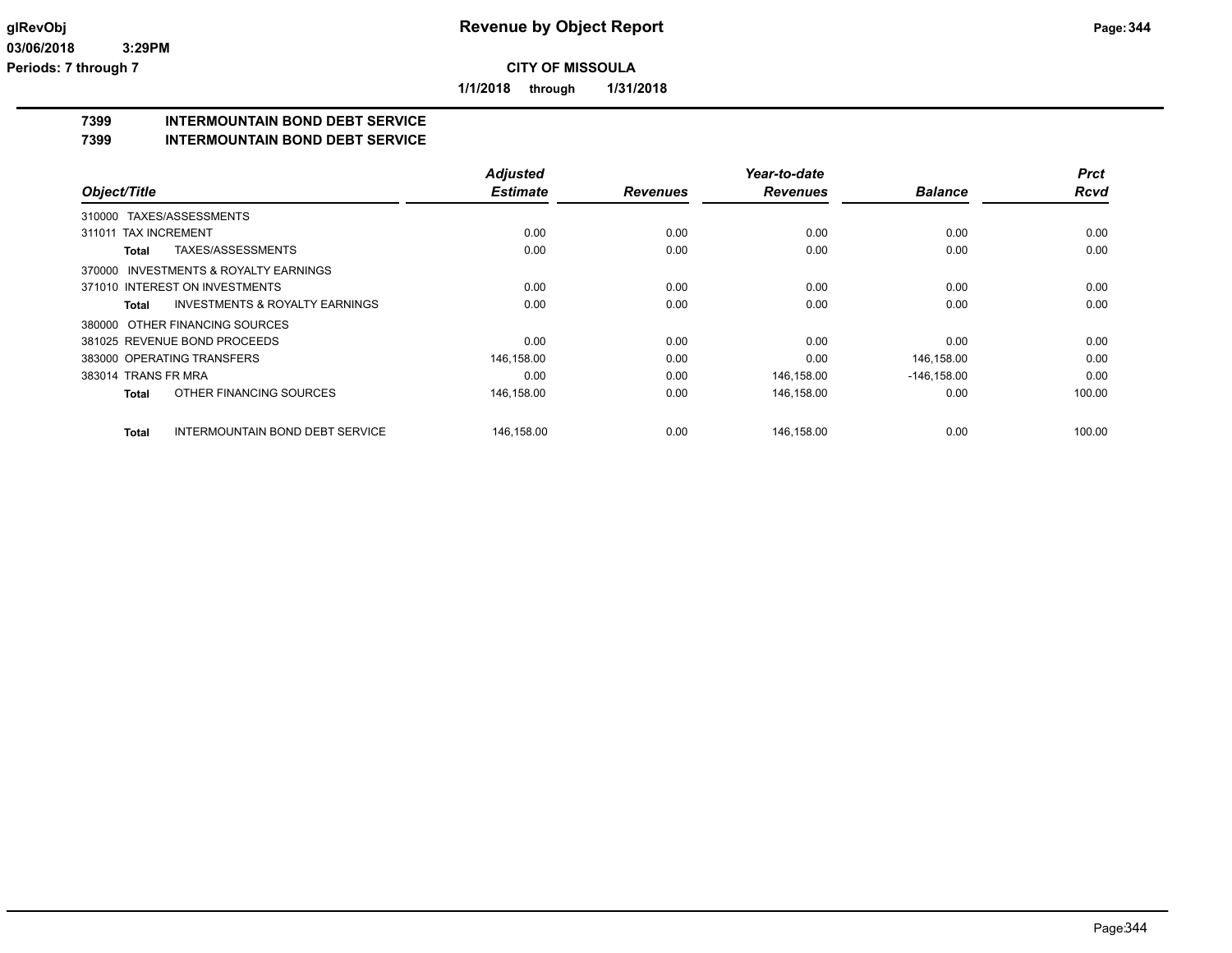**CITY OF MISSOULA**

**1/1/2018 through 1/31/2018**

## 7399 INTERMOUNTAIN BOND DEBT SERVICE

## 7399 INTERMOUNTAIN BOND DEBT SERVICE

| Object/Title | Adjusted Estimate | Revenues | Year-to-date Revenues | Balance | Prct Rcvd |
|---|---|---|---|---|---|
| 310000 TAXES/ASSESSMENTS | | | | | |
| 311011 TAX INCREMENT | 0.00 | 0.00 | 0.00 | 0.00 | 0.00 |
| **Total** TAXES/ASSESSMENTS | 0.00 | 0.00 | 0.00 | 0.00 | 0.00 |
| 370000 INVESTMENTS & ROYALTY EARNINGS | | | | | |
| 371010 INTEREST ON INVESTMENTS | 0.00 | 0.00 | 0.00 | 0.00 | 0.00 |
| **Total** INVESTMENTS & ROYALTY EARNINGS | 0.00 | 0.00 | 0.00 | 0.00 | 0.00 |
| 380000 OTHER FINANCING SOURCES | | | | | |
| 381025 REVENUE BOND PROCEEDS | 0.00 | 0.00 | 0.00 | 0.00 | 0.00 |
| 383000 OPERATING TRANSFERS | 146,158.00 | 0.00 | 0.00 | 146,158.00 | 0.00 |
| 383014 TRANS FR MRA | 0.00 | 0.00 | 146,158.00 | -146,158.00 | 0.00 |
| **Total** OTHER FINANCING SOURCES | 146,158.00 | 0.00 | 146,158.00 | 0.00 | 100.00 |
| **Total** INTERMOUNTAIN BOND DEBT SERVICE | 146,158.00 | 0.00 | 146,158.00 | 0.00 | 100.00 |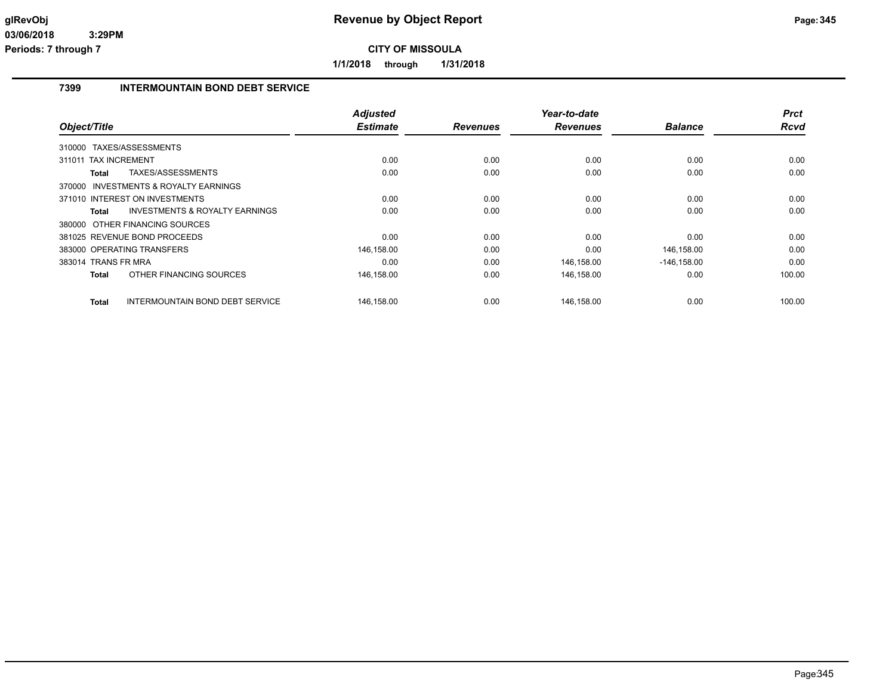# Revenue by Object Report

glRevObj
03/06/2018 3:29PM
Periods: 7 through 7

**CITY OF MISSOULA**

**1/1/2018 through 1/31/2018**

## 7399 INTERMOUNTAIN BOND DEBT SERVICE

| Object/Title | Adjusted Estimate | Revenues | Year-to-date Revenues | Balance | Prct Rcvd |
|---|---|---|---|---|---|
| 310000 TAXES/ASSESSMENTS | | | | | |
| 311011 TAX INCREMENT | 0.00 | 0.00 | 0.00 | 0.00 | 0.00 |
| **Total** TAXES/ASSESSMENTS | 0.00 | 0.00 | 0.00 | 0.00 | 0.00 |
| 370000 INVESTMENTS & ROYALTY EARNINGS | | | | | |
| 371010 INTEREST ON INVESTMENTS | 0.00 | 0.00 | 0.00 | 0.00 | 0.00 |
| **Total** INVESTMENTS & ROYALTY EARNINGS | 0.00 | 0.00 | 0.00 | 0.00 | 0.00 |
| 380000 OTHER FINANCING SOURCES | | | | | |
| 381025 REVENUE BOND PROCEEDS | 0.00 | 0.00 | 0.00 | 0.00 | 0.00 |
| 383000 OPERATING TRANSFERS | 146,158.00 | 0.00 | 0.00 | 146,158.00 | 0.00 |
| 383014 TRANS FR MRA | 0.00 | 0.00 | 146,158.00 | -146,158.00 | 0.00 |
| **Total** OTHER FINANCING SOURCES | 146,158.00 | 0.00 | 146,158.00 | 0.00 | 100.00 |
| **Total** INTERMOUNTAIN BOND DEBT SERVICE | 146,158.00 | 0.00 | 146,158.00 | 0.00 | 100.00 |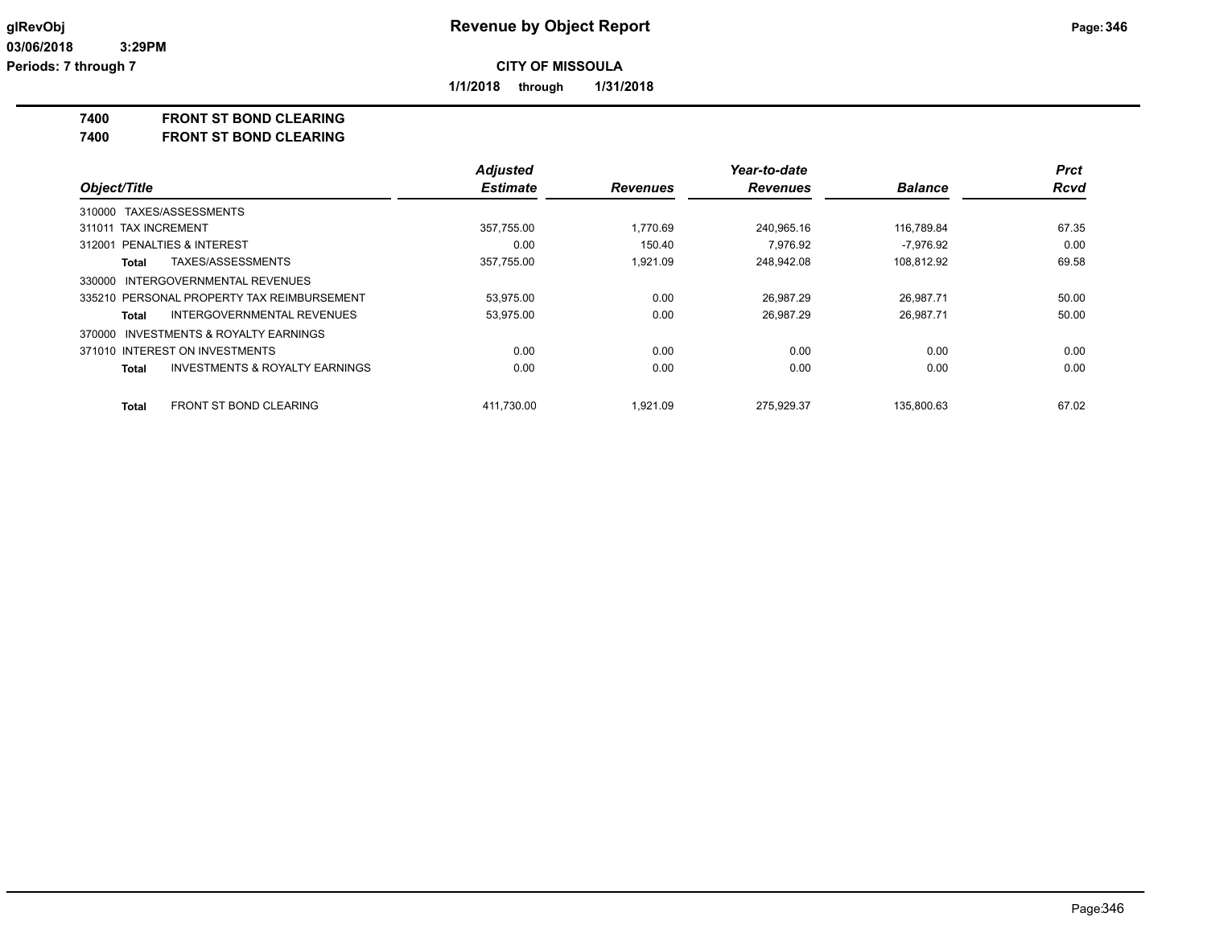**Revenue by Object Report**

**CITY OF MISSOULA**

**1/1/2018 through 1/31/2018**

**glRevObj**
**03/06/2018 3:29PM**
**Periods: 7 through 7**

## 7400 FRONT ST BOND CLEARING
## 7400 FRONT ST BOND CLEARING

| Object/Title | Adjusted Estimate | Revenues | Year-to-date Revenues | Balance | Prct Rcvd |
|---|---|---|---|---|---|
| 310000 TAXES/ASSESSMENTS | | | | | |
| 311011 TAX INCREMENT | 357,755.00 | 1,770.69 | 240,965.16 | 116,789.84 | 67.35 |
| 312001 PENALTIES & INTEREST | 0.00 | 150.40 | 7,976.92 | -7,976.92 | 0.00 |
| **Total** TAXES/ASSESSMENTS | 357,755.00 | 1,921.09 | 248,942.08 | 108,812.92 | 69.58 |
| 330000 INTERGOVERNMENTAL REVENUES | | | | | |
| 335210 PERSONAL PROPERTY TAX REIMBURSEMENT | 53,975.00 | 0.00 | 26,987.29 | 26,987.71 | 50.00 |
| **Total** INTERGOVERNMENTAL REVENUES | 53,975.00 | 0.00 | 26,987.29 | 26,987.71 | 50.00 |
| 370000 INVESTMENTS & ROYALTY EARNINGS | | | | | |
| 371010 INTEREST ON INVESTMENTS | 0.00 | 0.00 | 0.00 | 0.00 | 0.00 |
| **Total** INVESTMENTS & ROYALTY EARNINGS | 0.00 | 0.00 | 0.00 | 0.00 | 0.00 |
| **Total** FRONT ST BOND CLEARING | 411,730.00 | 1,921.09 | 275,929.37 | 135,800.63 | 67.02 |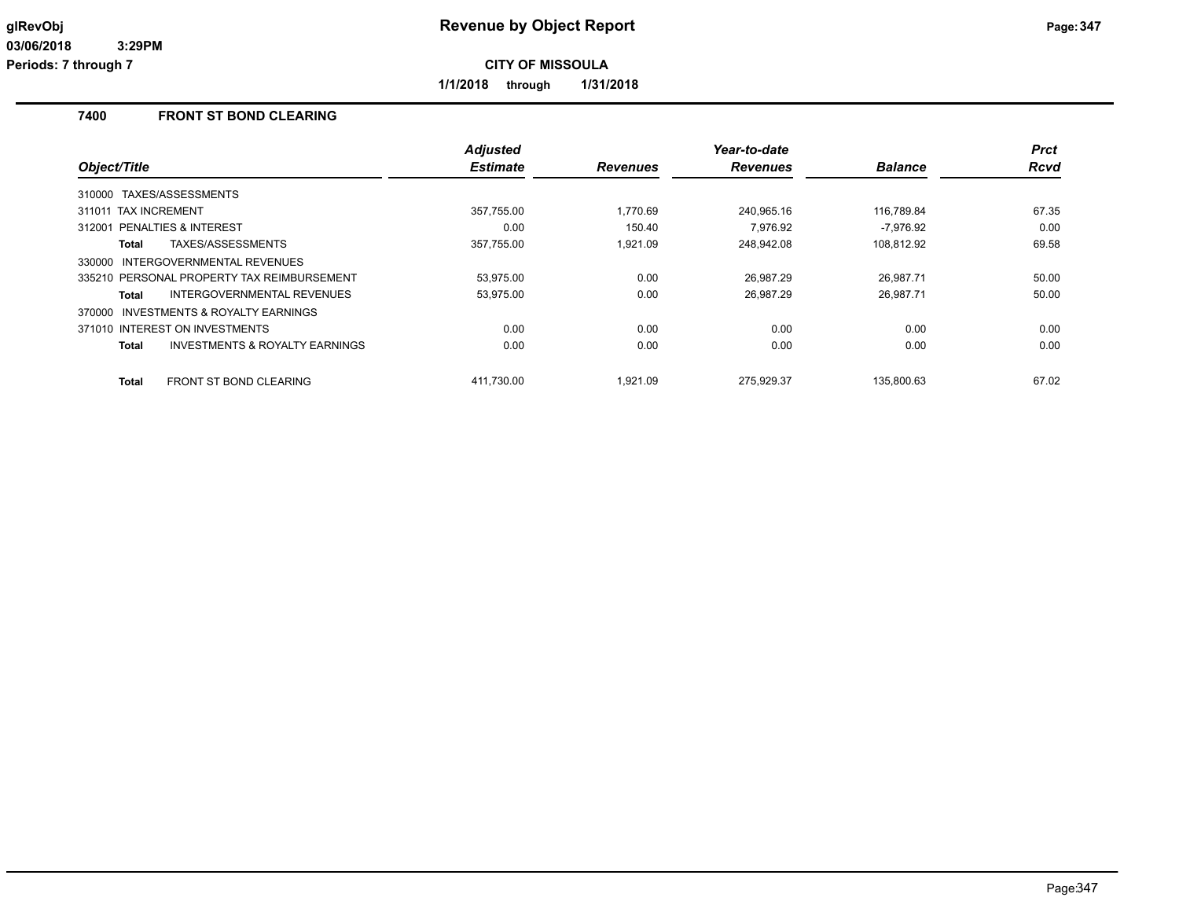# Revenue by Object Report

**CITY OF MISSOULA**

**1/1/2018 through 1/31/2018**

glRevObj
03/06/2018 3:29PM
Periods: 7 through 7

## 7400 FRONT ST BOND CLEARING

| Object/Title | Adjusted Estimate | Revenues | Year-to-date Revenues | Balance | Prct Rcvd |
|---|---|---|---|---|---|
| 310000 TAXES/ASSESSMENTS | | | | | |
| 311011 TAX INCREMENT | 357,755.00 | 1,770.69 | 240,965.16 | 116,789.84 | 67.35 |
| 312001 PENALTIES & INTEREST | 0.00 | 150.40 | 7,976.92 | -7,976.92 | 0.00 |
| **Total** TAXES/ASSESSMENTS | 357,755.00 | 1,921.09 | 248,942.08 | 108,812.92 | 69.58 |
| 330000 INTERGOVERNMENTAL REVENUES | | | | | |
| 335210 PERSONAL PROPERTY TAX REIMBURSEMENT | 53,975.00 | 0.00 | 26,987.29 | 26,987.71 | 50.00 |
| **Total** INTERGOVERNMENTAL REVENUES | 53,975.00 | 0.00 | 26,987.29 | 26,987.71 | 50.00 |
| 370000 INVESTMENTS & ROYALTY EARNINGS | | | | | |
| 371010 INTEREST ON INVESTMENTS | 0.00 | 0.00 | 0.00 | 0.00 | 0.00 |
| **Total** INVESTMENTS & ROYALTY EARNINGS | 0.00 | 0.00 | 0.00 | 0.00 | 0.00 |
| **Total** FRONT ST BOND CLEARING | 411,730.00 | 1,921.09 | 275,929.37 | 135,800.63 | 67.02 |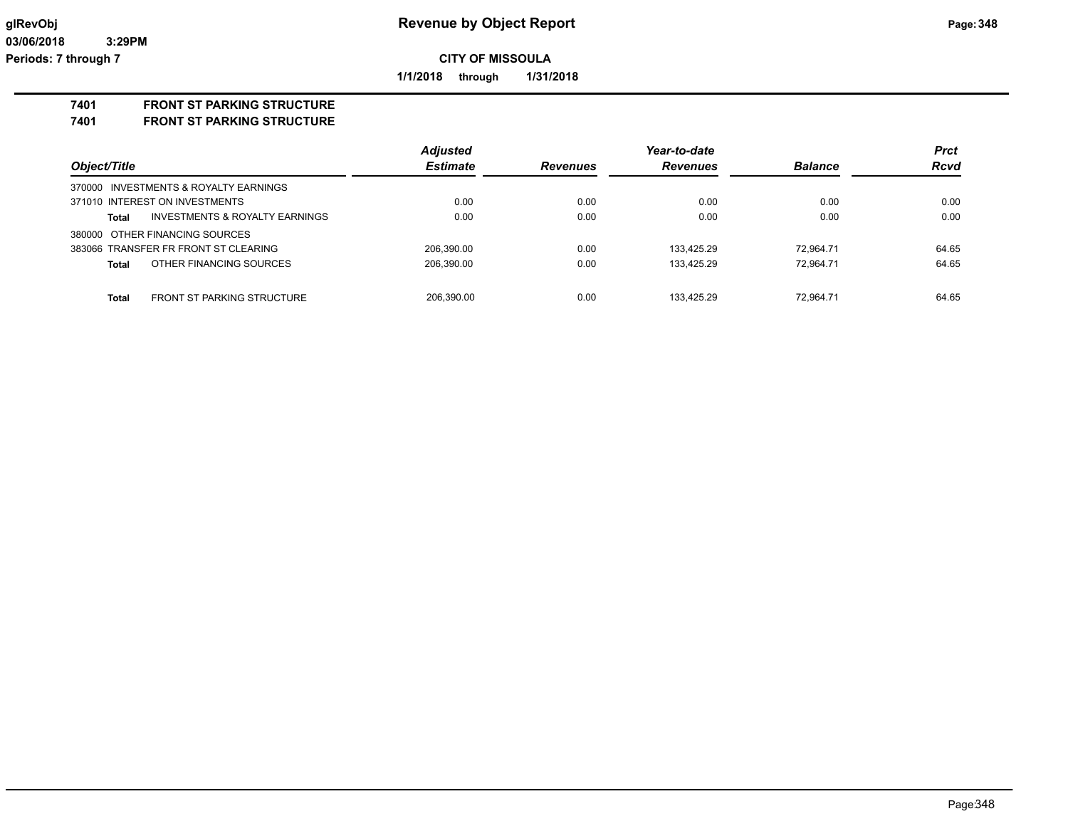# Revenue by Object Report

**CITY OF MISSOULA**

**1/1/2018 through 1/31/2018**

glRevObj
03/06/2018 3:29PM
Periods: 7 through 7

## 7401 FRONT ST PARKING STRUCTURE
## 7401 FRONT ST PARKING STRUCTURE

| Object/Title | | Adjusted Estimate | Revenues | Year-to-date Revenues | Balance | Prct Rcvd |
|---|---|---|---|---|---|---|
| 370000 INVESTMENTS & ROYALTY EARNINGS | | | | | | |
| 371010 INTEREST ON INVESTMENTS | | 0.00 | 0.00 | 0.00 | 0.00 | 0.00 |
| **Total** | INVESTMENTS & ROYALTY EARNINGS | 0.00 | 0.00 | 0.00 | 0.00 | 0.00 |
| 380000 OTHER FINANCING SOURCES | | | | | | |
| 383066 TRANSFER FR FRONT ST CLEARING | | 206,390.00 | 0.00 | 133,425.29 | 72,964.71 | 64.65 |
| **Total** | OTHER FINANCING SOURCES | 206,390.00 | 0.00 | 133,425.29 | 72,964.71 | 64.65 |
| **Total** | FRONT ST PARKING STRUCTURE | 206,390.00 | 0.00 | 133,425.29 | 72,964.71 | 64.65 |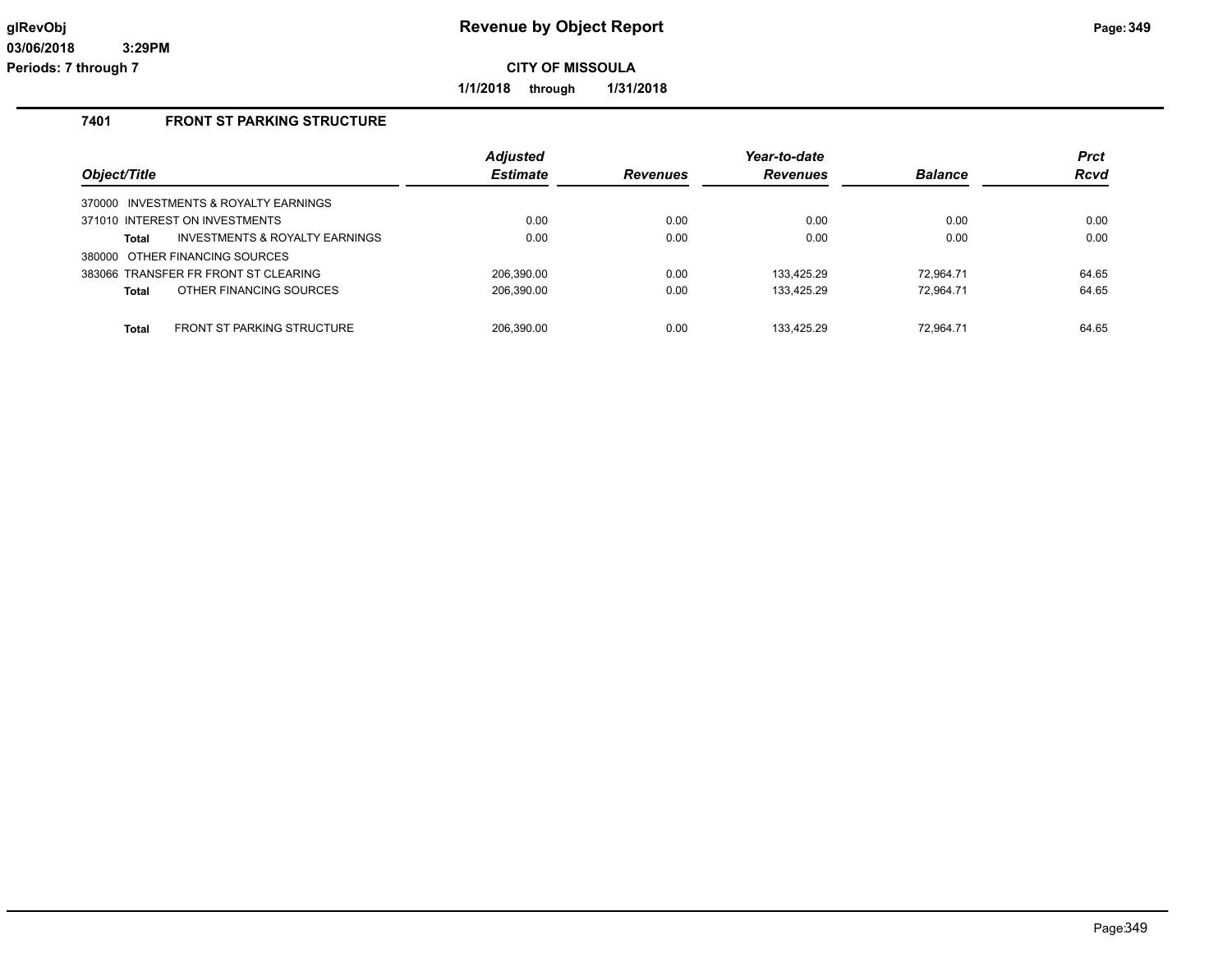# Revenue by Object Report

**CITY OF MISSOULA**

**1/1/2018 through 1/31/2018**

glRevObj
03/06/2018 3:29PM
Periods: 7 through 7

## 7401 FRONT ST PARKING STRUCTURE

| Object/Title | Adjusted Estimate | Revenues | Year-to-date Revenues | Balance | Prct Rcvd |
|---|---|---|---|---|---|
| 370000 INVESTMENTS & ROYALTY EARNINGS | | | | | |
| 371010 INTEREST ON INVESTMENTS | 0.00 | 0.00 | 0.00 | 0.00 | 0.00 |
| **Total** INVESTMENTS & ROYALTY EARNINGS | 0.00 | 0.00 | 0.00 | 0.00 | 0.00 |
| 380000 OTHER FINANCING SOURCES | | | | | |
| 383066 TRANSFER FR FRONT ST CLEARING | 206,390.00 | 0.00 | 133,425.29 | 72,964.71 | 64.65 |
| **Total** OTHER FINANCING SOURCES | 206,390.00 | 0.00 | 133,425.29 | 72,964.71 | 64.65 |
| **Total** FRONT ST PARKING STRUCTURE | 206,390.00 | 0.00 | 133,425.29 | 72,964.71 | 64.65 |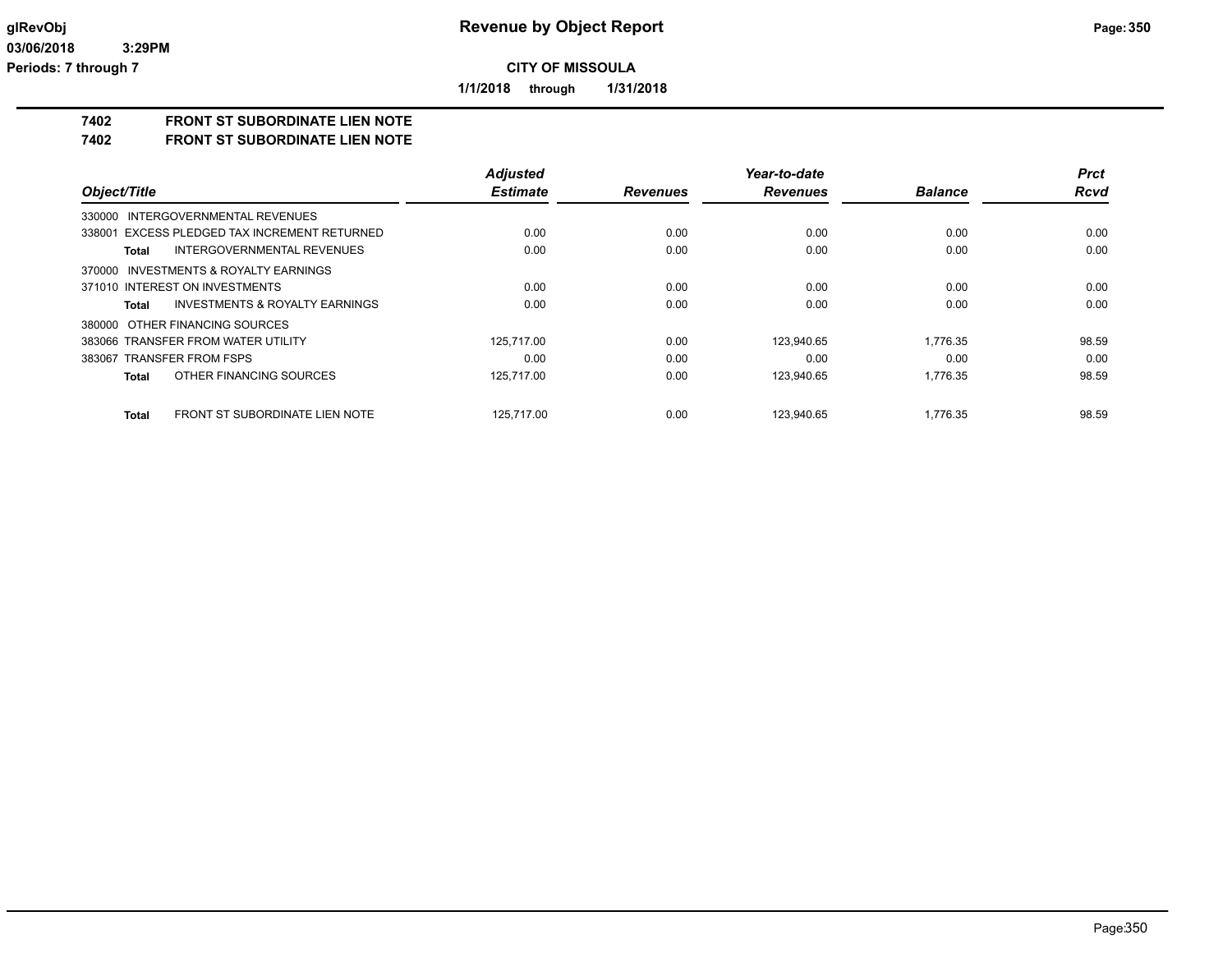**CITY OF MISSOULA**

**1/1/2018 through 1/31/2018**

## 7402 FRONT ST SUBORDINATE LIEN NOTE
## 7402 FRONT ST SUBORDINATE LIEN NOTE

| Object/Title | Adjusted Estimate | Revenues | Year-to-date Revenues | Balance | Prct Rcvd |
|---|---|---|---|---|---|
| 330000 INTERGOVERNMENTAL REVENUES | | | | | |
| 338001 EXCESS PLEDGED TAX INCREMENT RETURNED | 0.00 | 0.00 | 0.00 | 0.00 | 0.00 |
| **Total** INTERGOVERNMENTAL REVENUES | 0.00 | 0.00 | 0.00 | 0.00 | 0.00 |
| 370000 INVESTMENTS & ROYALTY EARNINGS | | | | | |
| 371010 INTEREST ON INVESTMENTS | 0.00 | 0.00 | 0.00 | 0.00 | 0.00 |
| **Total** INVESTMENTS & ROYALTY EARNINGS | 0.00 | 0.00 | 0.00 | 0.00 | 0.00 |
| 380000 OTHER FINANCING SOURCES | | | | | |
| 383066 TRANSFER FROM WATER UTILITY | 125,717.00 | 0.00 | 123,940.65 | 1,776.35 | 98.59 |
| 383067 TRANSFER FROM FSPS | 0.00 | 0.00 | 0.00 | 0.00 | 0.00 |
| **Total** OTHER FINANCING SOURCES | 125,717.00 | 0.00 | 123,940.65 | 1,776.35 | 98.59 |
| **Total** FRONT ST SUBORDINATE LIEN NOTE | 125,717.00 | 0.00 | 123,940.65 | 1,776.35 | 98.59 |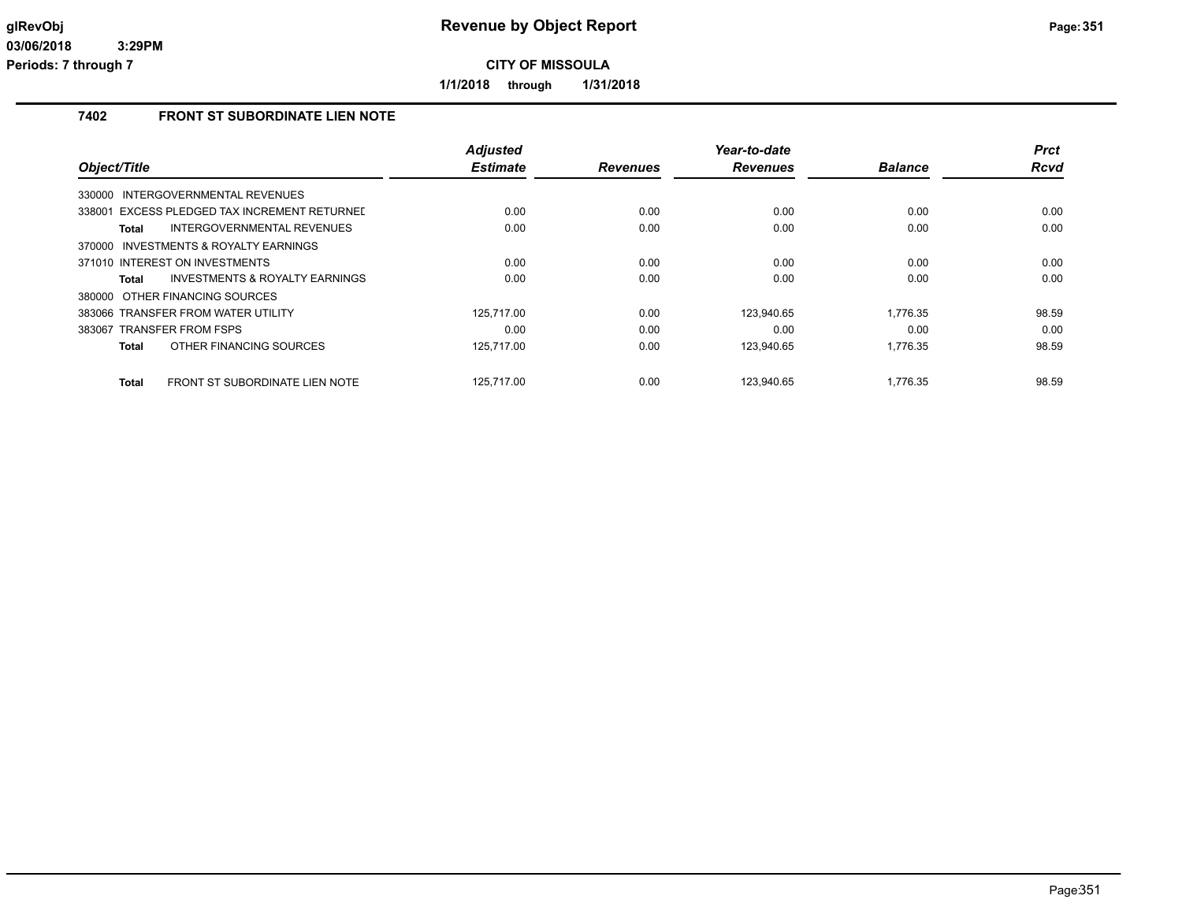**CITY OF MISSOULA**

**1/1/2018 through 1/31/2018**

## 7402 FRONT ST SUBORDINATE LIEN NOTE

| Object/Title | Adjusted Estimate | Revenues | Year-to-date Revenues | Balance | Prct Rcvd |
|---|---|---|---|---|---|
| 330000 INTERGOVERNMENTAL REVENUES | | | | | |
| 338001 EXCESS PLEDGED TAX INCREMENT RETURNED | 0.00 | 0.00 | 0.00 | 0.00 | 0.00 |
| **Total** INTERGOVERNMENTAL REVENUES | 0.00 | 0.00 | 0.00 | 0.00 | 0.00 |
| 370000 INVESTMENTS & ROYALTY EARNINGS | | | | | |
| 371010 INTEREST ON INVESTMENTS | 0.00 | 0.00 | 0.00 | 0.00 | 0.00 |
| **Total** INVESTMENTS & ROYALTY EARNINGS | 0.00 | 0.00 | 0.00 | 0.00 | 0.00 |
| 380000 OTHER FINANCING SOURCES | | | | | |
| 383066 TRANSFER FROM WATER UTILITY | 125,717.00 | 0.00 | 123,940.65 | 1,776.35 | 98.59 |
| 383067 TRANSFER FROM FSPS | 0.00 | 0.00 | 0.00 | 0.00 | 0.00 |
| **Total** OTHER FINANCING SOURCES | 125,717.00 | 0.00 | 123,940.65 | 1,776.35 | 98.59 |
| **Total** FRONT ST SUBORDINATE LIEN NOTE | 125,717.00 | 0.00 | 123,940.65 | 1,776.35 | 98.59 |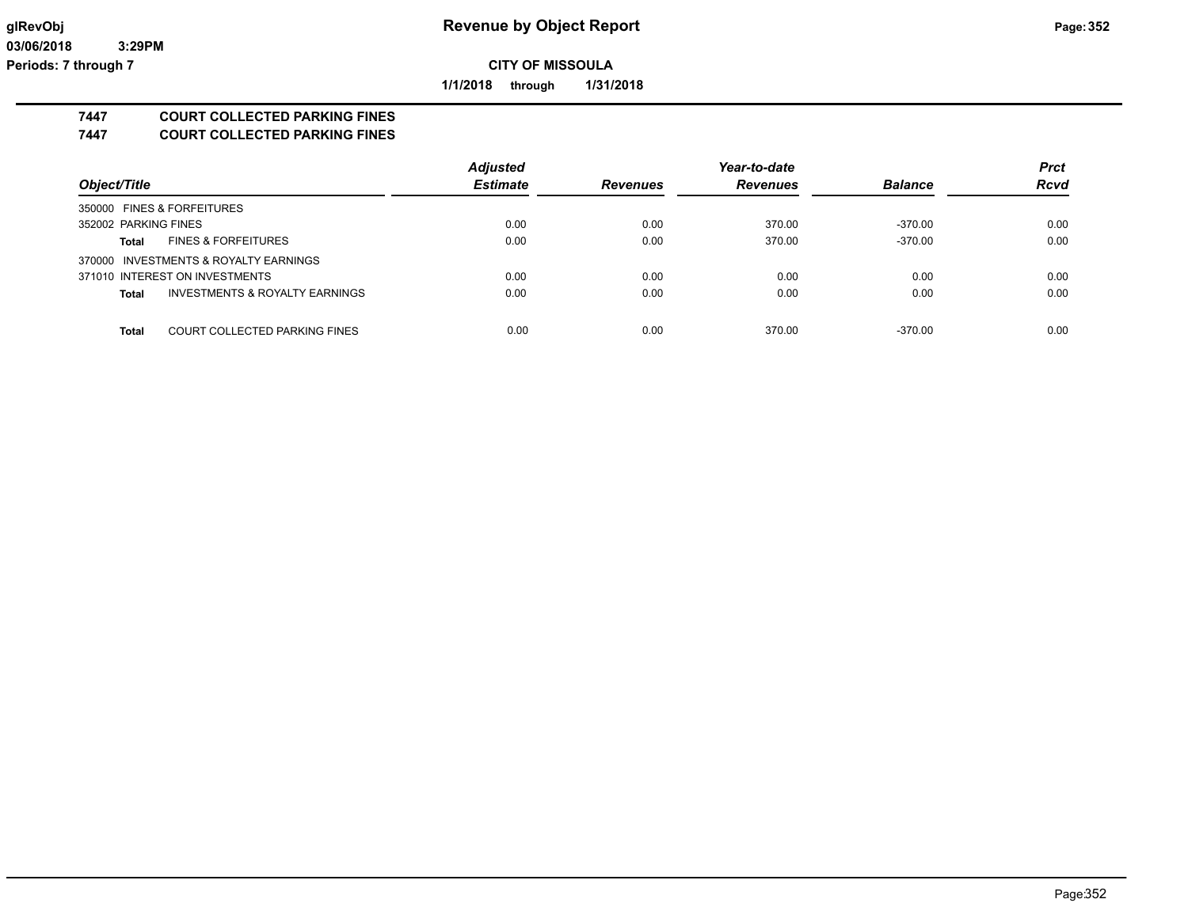**glRevObj** **Revenue by Object Report**

**03/06/2018 3:29PM**

**Periods: 7 through 7**

**CITY OF MISSOULA**

**1/1/2018 through 1/31/2018**

## 7447 COURT COLLECTED PARKING FINES
## 7447 COURT COLLECTED PARKING FINES

| Object/Title | Adjusted Estimate | Revenues | Year-to-date Revenues | Balance | Prct Rcvd |
|---|---|---|---|---|---|
| 350000 FINES & FORFEITURES | | | | | |
| 352002 PARKING FINES | 0.00 | 0.00 | 370.00 | -370.00 | 0.00 |
| **Total** FINES & FORFEITURES | 0.00 | 0.00 | 370.00 | -370.00 | 0.00 |
| 370000 INVESTMENTS & ROYALTY EARNINGS | | | | | |
| 371010 INTEREST ON INVESTMENTS | 0.00 | 0.00 | 0.00 | 0.00 | 0.00 |
| **Total** INVESTMENTS & ROYALTY EARNINGS | 0.00 | 0.00 | 0.00 | 0.00 | 0.00 |
| **Total** COURT COLLECTED PARKING FINES | 0.00 | 0.00 | 370.00 | -370.00 | 0.00 |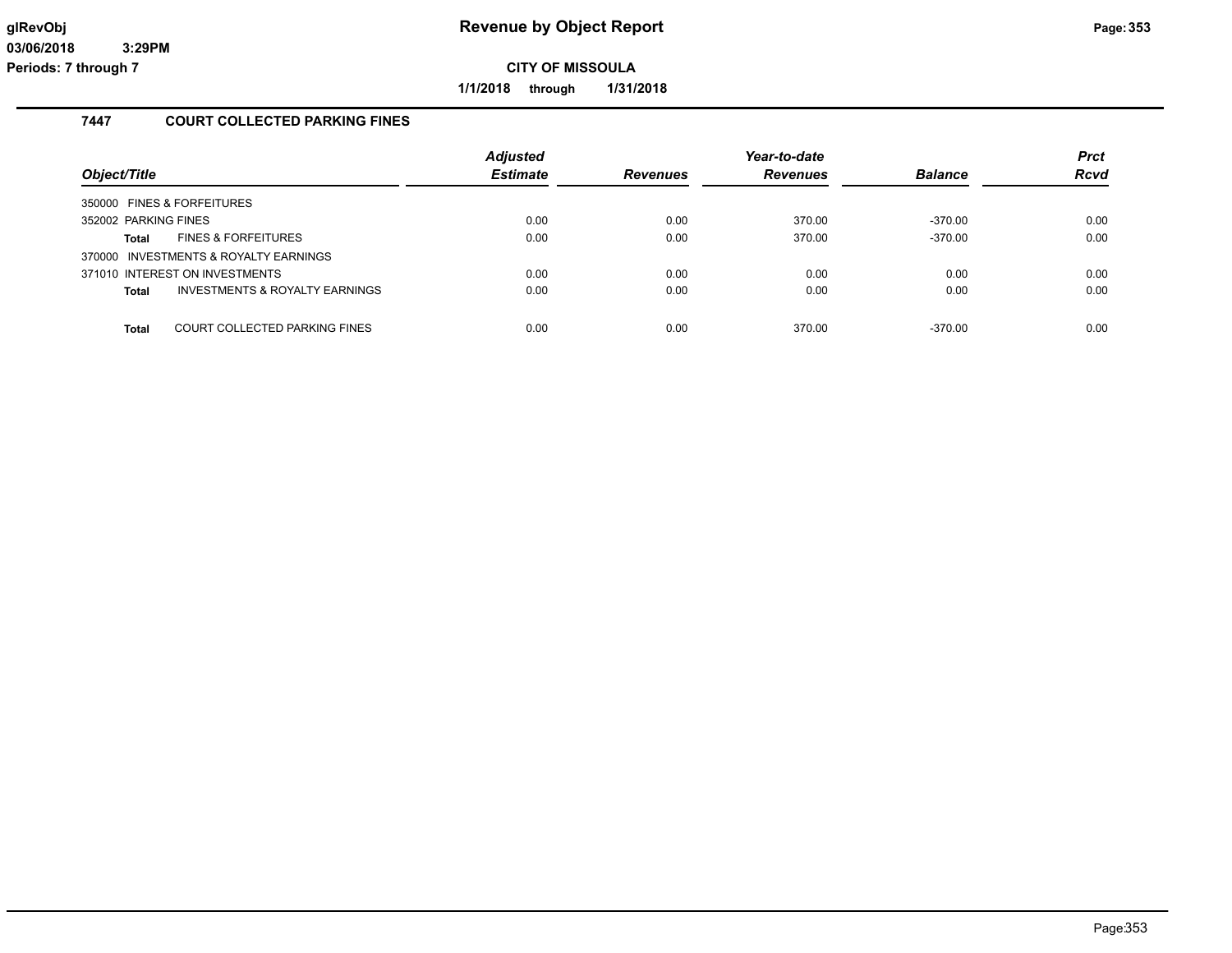**CITY OF MISSOULA**

**1/1/2018 through 1/31/2018**

## 7447 COURT COLLECTED PARKING FINES

| Object/Title | | Adjusted Estimate | Revenues | Year-to-date Revenues | Balance | Prct Rcvd |
|---|---|---|---|---|---|---|
| 350000 FINES & FORFEITURES | | | | | | |
| 352002 PARKING FINES | | 0.00 | 0.00 | 370.00 | -370.00 | 0.00 |
| **Total** | FINES & FORFEITURES | 0.00 | 0.00 | 370.00 | -370.00 | 0.00 |
| 370000 INVESTMENTS & ROYALTY EARNINGS | | | | | | |
| 371010 INTEREST ON INVESTMENTS | | 0.00 | 0.00 | 0.00 | 0.00 | 0.00 |
| **Total** | INVESTMENTS & ROYALTY EARNINGS | 0.00 | 0.00 | 0.00 | 0.00 | 0.00 |
| **Total** | COURT COLLECTED PARKING FINES | 0.00 | 0.00 | 370.00 | -370.00 | 0.00 |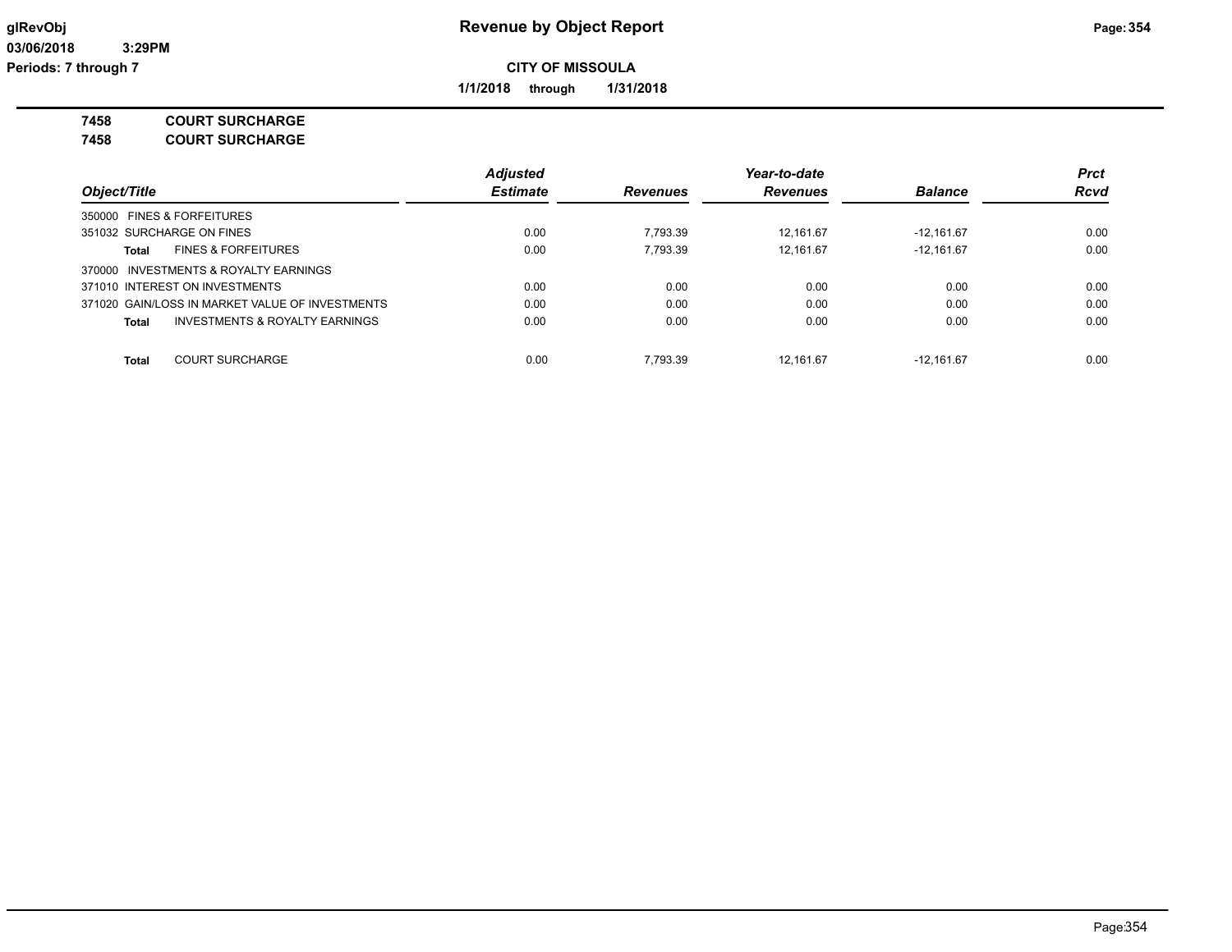# Revenue by Object Report

**CITY OF MISSOULA**

**1/1/2018 through 1/31/2018**

**7458 COURT SURCHARGE**

**7458 COURT SURCHARGE**

| Object/Title | Adjusted Estimate | Revenues | Year-to-date Revenues | Balance | Prct Rcvd |
|---|---|---|---|---|---|
| 350000 FINES & FORFEITURES | | | | | |
| 351032 SURCHARGE ON FINES | 0.00 | 7,793.39 | 12,161.67 | -12,161.67 | 0.00 |
| **Total** FINES & FORFEITURES | 0.00 | 7,793.39 | 12,161.67 | -12,161.67 | 0.00 |
| 370000 INVESTMENTS & ROYALTY EARNINGS | | | | | |
| 371010 INTEREST ON INVESTMENTS | 0.00 | 0.00 | 0.00 | 0.00 | 0.00 |
| 371020 GAIN/LOSS IN MARKET VALUE OF INVESTMENTS | 0.00 | 0.00 | 0.00 | 0.00 | 0.00 |
| **Total** INVESTMENTS & ROYALTY EARNINGS | 0.00 | 0.00 | 0.00 | 0.00 | 0.00 |
| **Total** COURT SURCHARGE | 0.00 | 7,793.39 | 12,161.67 | -12,161.67 | 0.00 |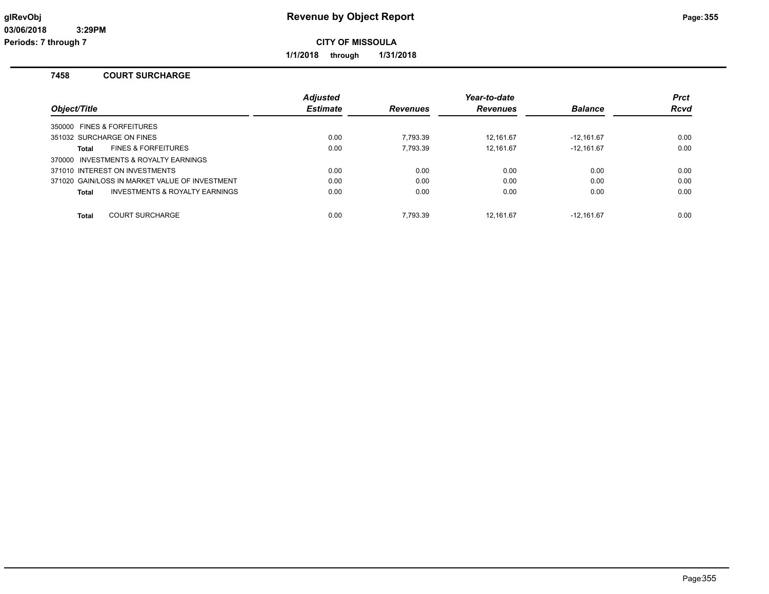# Revenue by Object Report

**CITY OF MISSOULA**

**1/1/2018 through 1/31/2018**

## 7458 COURT SURCHARGE

| Object/Title | Adjusted Estimate | Revenues | Year-to-date Revenues | Balance | Prct Rcvd |
|---|---|---|---|---|---|
| 350000 FINES & FORFEITURES | | | | | |
| 351032 SURCHARGE ON FINES | 0.00 | 7,793.39 | 12,161.67 | -12,161.67 | 0.00 |
| **Total** FINES & FORFEITURES | 0.00 | 7,793.39 | 12,161.67 | -12,161.67 | 0.00 |
| 370000 INVESTMENTS & ROYALTY EARNINGS | | | | | |
| 371010 INTEREST ON INVESTMENTS | 0.00 | 0.00 | 0.00 | 0.00 | 0.00 |
| 371020 GAIN/LOSS IN MARKET VALUE OF INVESTMENT | 0.00 | 0.00 | 0.00 | 0.00 | 0.00 |
| **Total** INVESTMENTS & ROYALTY EARNINGS | 0.00 | 0.00 | 0.00 | 0.00 | 0.00 |
| **Total** COURT SURCHARGE | 0.00 | 7,793.39 | 12,161.67 | -12,161.67 | 0.00 |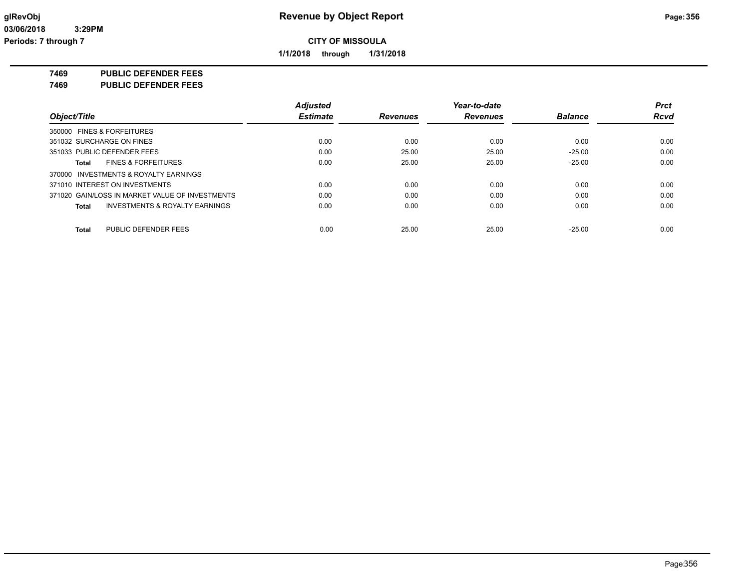**glRevObj** **Revenue by Object Report**

**03/06/2018 3:29PM**

**Periods: 7 through 7**

**CITY OF MISSOULA**

**1/1/2018 through 1/31/2018**

**7469 PUBLIC DEFENDER FEES**

**7469 PUBLIC DEFENDER FEES**

| Object/Title | Adjusted Estimate | Revenues | Year-to-date Revenues | Balance | Prct Rcvd |
|---|---|---|---|---|---|
| 350000 FINES & FORFEITURES | | | | | |
| 351032 SURCHARGE ON FINES | 0.00 | 0.00 | 0.00 | 0.00 | 0.00 |
| 351033 PUBLIC DEFENDER FEES | 0.00 | 25.00 | 25.00 | -25.00 | 0.00 |
| **Total** FINES & FORFEITURES | 0.00 | 25.00 | 25.00 | -25.00 | 0.00 |
| 370000 INVESTMENTS & ROYALTY EARNINGS | | | | | |
| 371010 INTEREST ON INVESTMENTS | 0.00 | 0.00 | 0.00 | 0.00 | 0.00 |
| 371020 GAIN/LOSS IN MARKET VALUE OF INVESTMENTS | 0.00 | 0.00 | 0.00 | 0.00 | 0.00 |
| **Total** INVESTMENTS & ROYALTY EARNINGS | 0.00 | 0.00 | 0.00 | 0.00 | 0.00 |
| **Total** PUBLIC DEFENDER FEES | 0.00 | 25.00 | 25.00 | -25.00 | 0.00 |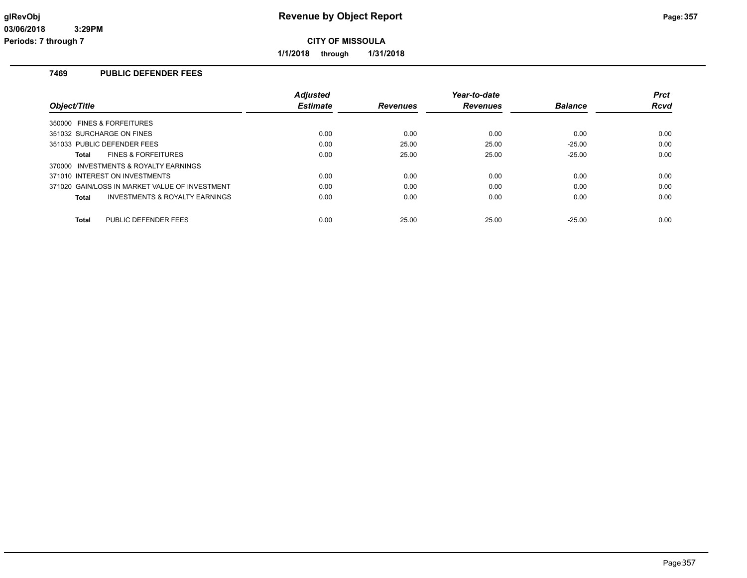# Revenue by Object Report

**CITY OF MISSOULA**

**1/1/2018 through 1/31/2018**

glRevObj
03/06/2018 3:29PM
Periods: 7 through 7

## 7469 PUBLIC DEFENDER FEES

| Object/Title | Adjusted Estimate | Revenues | Year-to-date Revenues | Balance | Prct Rcvd |
|---|---|---|---|---|---|
| 350000 FINES & FORFEITURES | | | | | |
| 351032 SURCHARGE ON FINES | 0.00 | 0.00 | 0.00 | 0.00 | 0.00 |
| 351033 PUBLIC DEFENDER FEES | 0.00 | 25.00 | 25.00 | -25.00 | 0.00 |
| **Total** FINES & FORFEITURES | 0.00 | 25.00 | 25.00 | -25.00 | 0.00 |
| 370000 INVESTMENTS & ROYALTY EARNINGS | | | | | |
| 371010 INTEREST ON INVESTMENTS | 0.00 | 0.00 | 0.00 | 0.00 | 0.00 |
| 371020 GAIN/LOSS IN MARKET VALUE OF INVESTMENT | 0.00 | 0.00 | 0.00 | 0.00 | 0.00 |
| **Total** INVESTMENTS & ROYALTY EARNINGS | 0.00 | 0.00 | 0.00 | 0.00 | 0.00 |
| **Total** PUBLIC DEFENDER FEES | 0.00 | 25.00 | 25.00 | -25.00 | 0.00 |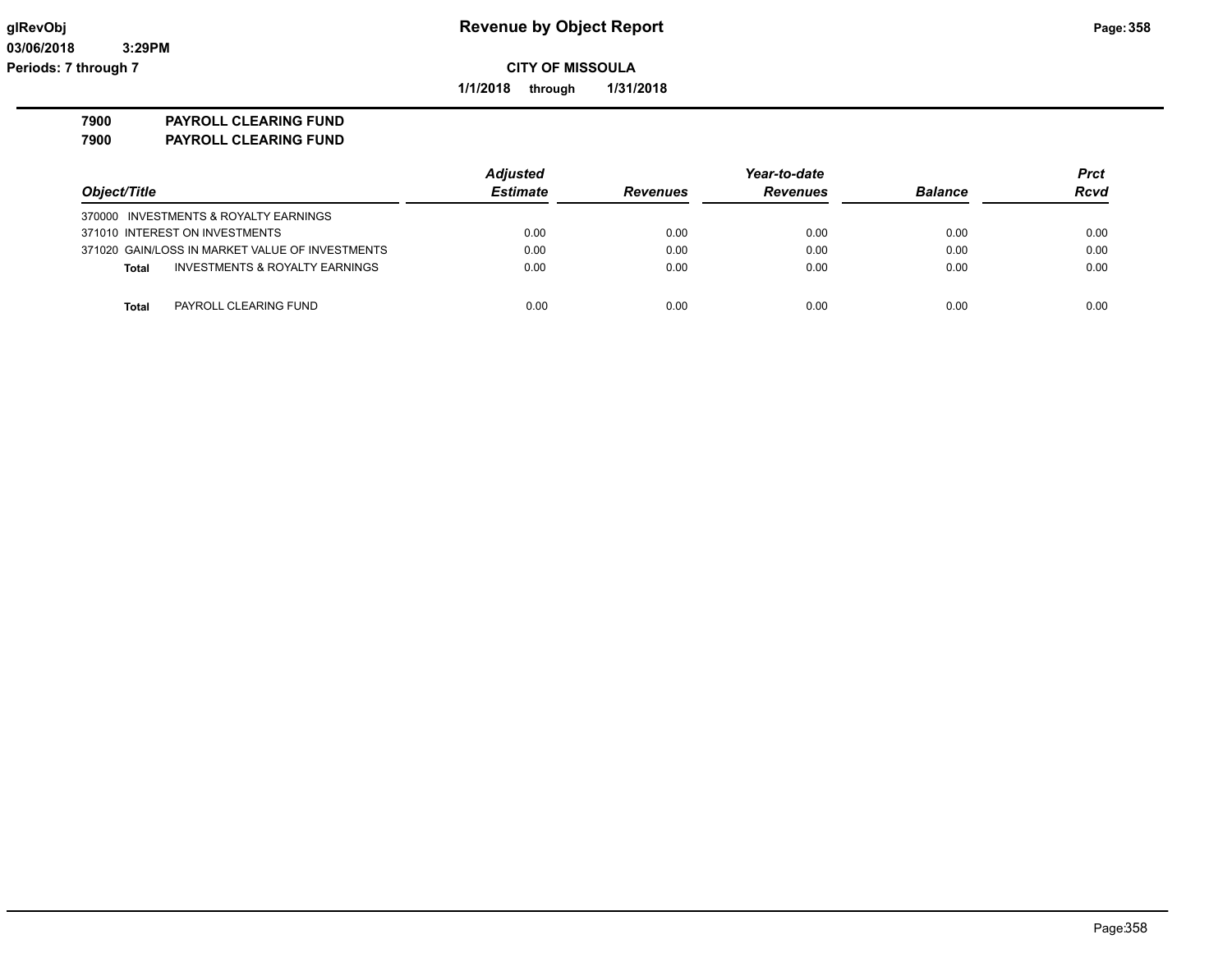**Revenue by Object Report**

**CITY OF MISSOULA**

**1/1/2018 through 1/31/2018**

glRevObj
03/06/2018 3:29PM
Periods: 7 through 7

**7900 PAYROLL CLEARING FUND**
**7900 PAYROLL CLEARING FUND**

| *Object/Title* | *Adjusted Estimate* | *Revenues* | *Year-to-date Revenues* | *Balance* | *Prct Rcvd* |
|---|---|---|---|---|---|
| 370000 INVESTMENTS & ROYALTY EARNINGS | | | | | |
| 371010 INTEREST ON INVESTMENTS | 0.00 | 0.00 | 0.00 | 0.00 | 0.00 |
| 371020 GAIN/LOSS IN MARKET VALUE OF INVESTMENTS | 0.00 | 0.00 | 0.00 | 0.00 | 0.00 |
| **Total** INVESTMENTS & ROYALTY EARNINGS | 0.00 | 0.00 | 0.00 | 0.00 | 0.00 |
| **Total** PAYROLL CLEARING FUND | 0.00 | 0.00 | 0.00 | 0.00 | 0.00 |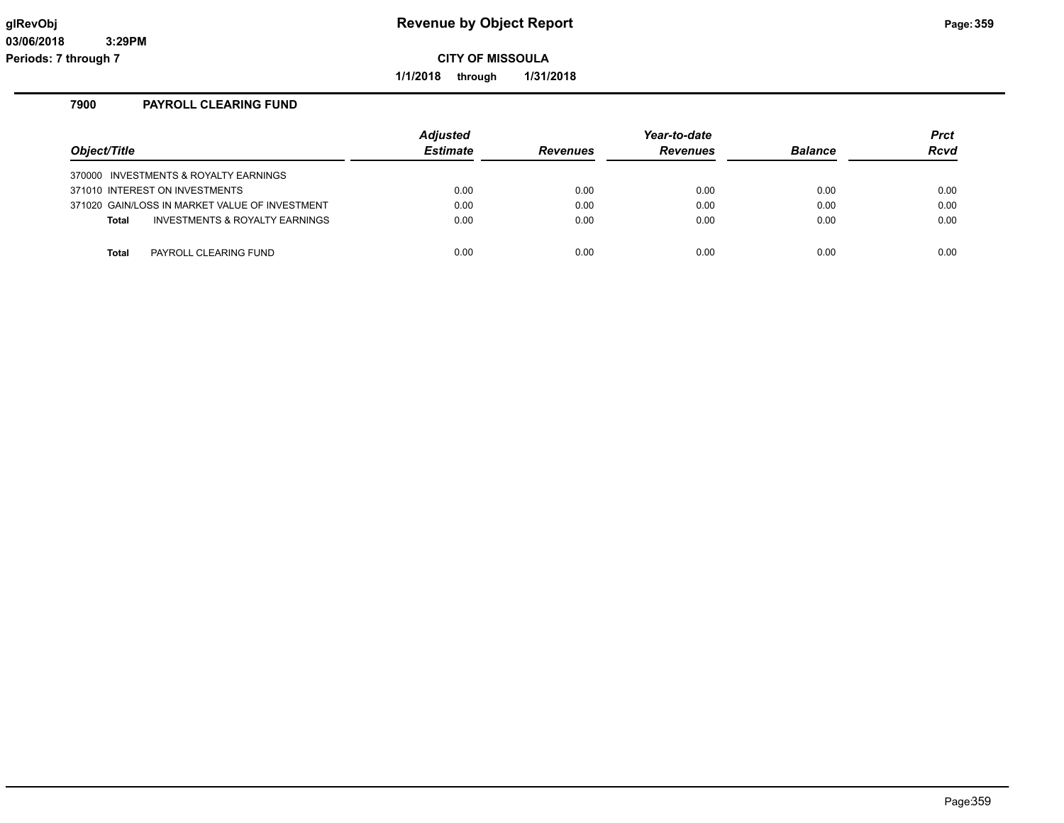# Revenue by Object Report

**CITY OF MISSOULA**

**1/1/2018 through 1/31/2018**

glRevObj
03/06/2018 3:29PM
Periods: 7 through 7

## 7900 PAYROLL CLEARING FUND

| Object/Title | Adjusted Estimate | Revenues | Year-to-date Revenues | Balance | Prct Rcvd |
|---|---|---|---|---|---|
| 370000 INVESTMENTS & ROYALTY EARNINGS | | | | | |
| 371010 INTEREST ON INVESTMENTS | 0.00 | 0.00 | 0.00 | 0.00 | 0.00 |
| 371020 GAIN/LOSS IN MARKET VALUE OF INVESTMENT | 0.00 | 0.00 | 0.00 | 0.00 | 0.00 |
| **Total** INVESTMENTS & ROYALTY EARNINGS | 0.00 | 0.00 | 0.00 | 0.00 | 0.00 |
| **Total** PAYROLL CLEARING FUND | 0.00 | 0.00 | 0.00 | 0.00 | 0.00 |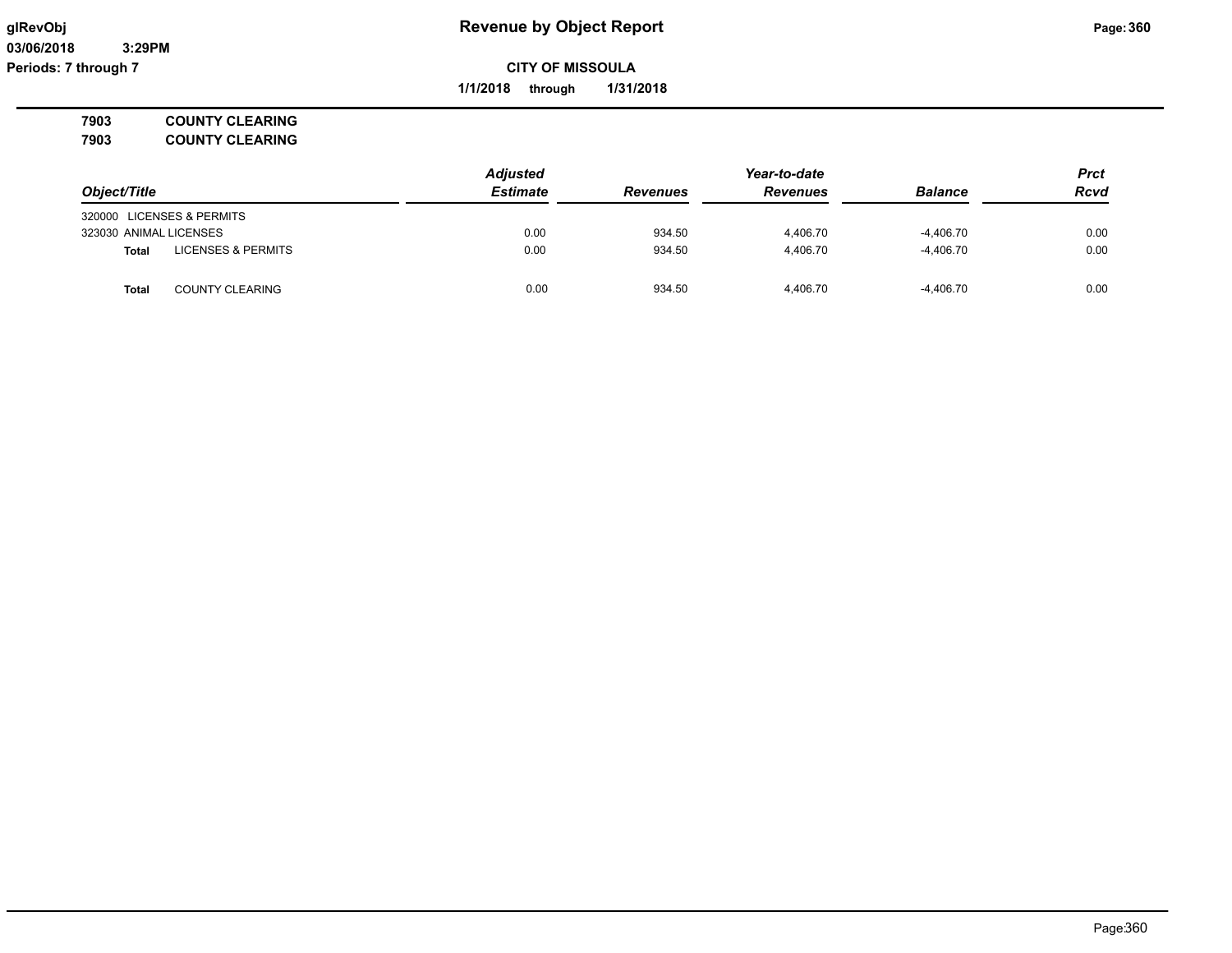**glRevObj** — **Revenue by Object Report**

**03/06/2018 3:29PM**

**Periods: 7 through 7**

**CITY OF MISSOULA**

**1/1/2018 through 1/31/2018**

**7903 COUNTY CLEARING**

**7903 COUNTY CLEARING**

| Object/Title | | Adjusted Estimate | Revenues | Year-to-date Revenues | Balance | Prct Rcvd |
|---|---|---|---|---|---|---|
| 320000 LICENSES & PERMITS | | | | | | |
| 323030 ANIMAL LICENSES | | 0.00 | 934.50 | 4,406.70 | -4,406.70 | 0.00 |
| **Total** | LICENSES & PERMITS | 0.00 | 934.50 | 4,406.70 | -4,406.70 | 0.00 |
| | | | | | | |
| **Total** | COUNTY CLEARING | 0.00 | 934.50 | 4,406.70 | -4,406.70 | 0.00 |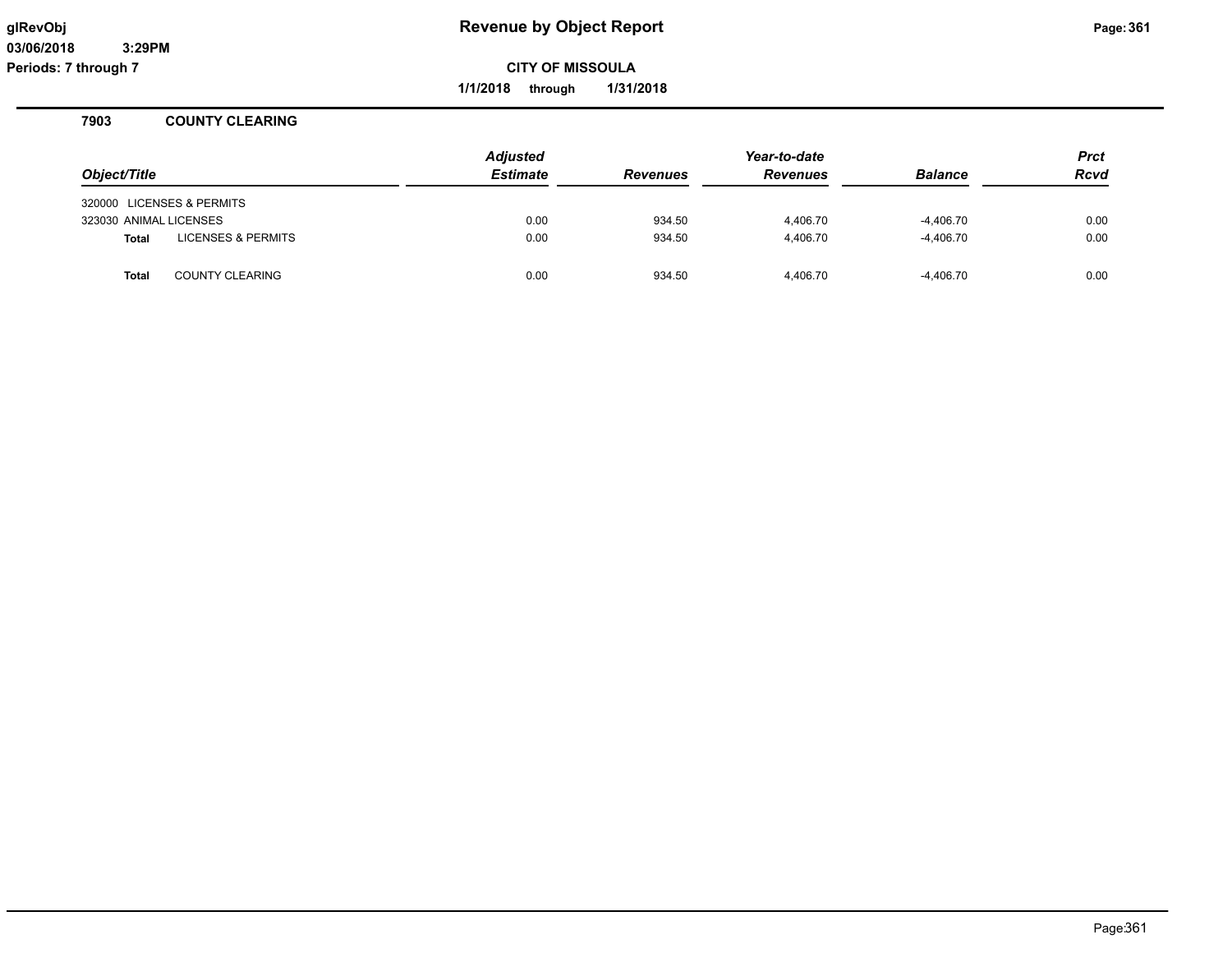**glRevObj**
**03/06/2018 3:29PM**
**Periods: 7 through 7**

# Revenue by Object Report

**CITY OF MISSOULA**

**1/1/2018 through 1/31/2018**

## 7903 COUNTY CLEARING

| Object/Title | Adjusted Estimate | Revenues | Year-to-date Revenues | Balance | Prct Rcvd |
|---|---|---|---|---|---|
| 320000 LICENSES & PERMITS | | | | | |
| 323030 ANIMAL LICENSES | 0.00 | 934.50 | 4,406.70 | -4,406.70 | 0.00 |
| **Total** LICENSES & PERMITS | 0.00 | 934.50 | 4,406.70 | -4,406.70 | 0.00 |
| **Total** COUNTY CLEARING | 0.00 | 934.50 | 4,406.70 | -4,406.70 | 0.00 |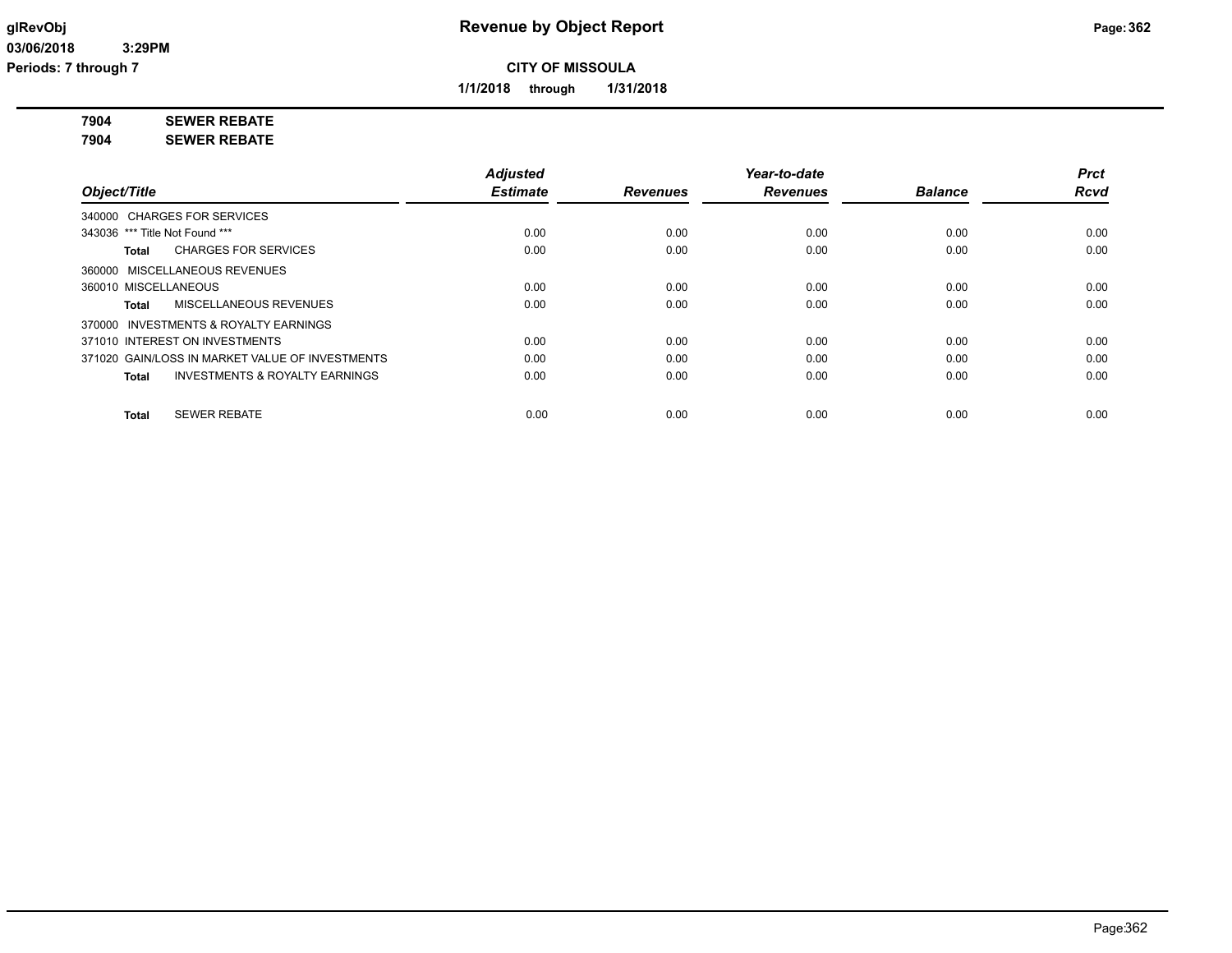# Revenue by Object Report

**CITY OF MISSOULA**

**1/1/2018 through 1/31/2018**

glRevObj
03/06/2018 3:29PM
Periods: 7 through 7

**7904 SEWER REBATE**

**7904 SEWER REBATE**

| Object/Title | Adjusted Estimate | Revenues | Year-to-date Revenues | Balance | Prct Rcvd |
|---|---|---|---|---|---|
| 340000 CHARGES FOR SERVICES | | | | | |
| 343036 *** Title Not Found *** | 0.00 | 0.00 | 0.00 | 0.00 | 0.00 |
| **Total** CHARGES FOR SERVICES | 0.00 | 0.00 | 0.00 | 0.00 | 0.00 |
| 360000 MISCELLANEOUS REVENUES | | | | | |
| 360010 MISCELLANEOUS | 0.00 | 0.00 | 0.00 | 0.00 | 0.00 |
| **Total** MISCELLANEOUS REVENUES | 0.00 | 0.00 | 0.00 | 0.00 | 0.00 |
| 370000 INVESTMENTS & ROYALTY EARNINGS | | | | | |
| 371010 INTEREST ON INVESTMENTS | 0.00 | 0.00 | 0.00 | 0.00 | 0.00 |
| 371020 GAIN/LOSS IN MARKET VALUE OF INVESTMENTS | 0.00 | 0.00 | 0.00 | 0.00 | 0.00 |
| **Total** INVESTMENTS & ROYALTY EARNINGS | 0.00 | 0.00 | 0.00 | 0.00 | 0.00 |
| **Total** SEWER REBATE | 0.00 | 0.00 | 0.00 | 0.00 | 0.00 |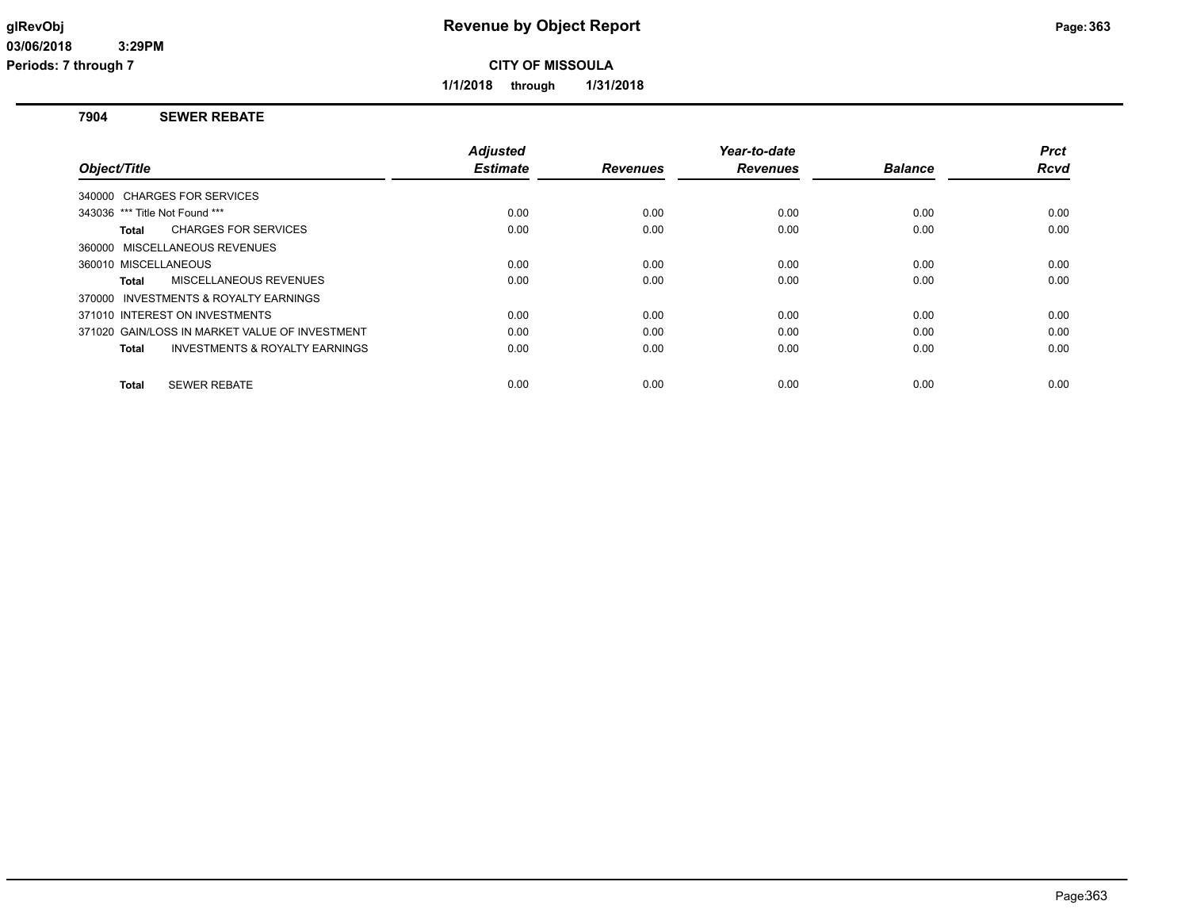# Revenue by Object Report

**CITY OF MISSOULA**

**1/1/2018 through 1/31/2018**

glRevObj
03/06/2018 3:29PM
Periods: 7 through 7

## 7904 SEWER REBATE

| Object/Title | Adjusted Estimate | Revenues | Year-to-date Revenues | Balance | Prct Rcvd |
|---|---|---|---|---|---|
| 340000 CHARGES FOR SERVICES | | | | | |
| 343036 *** Title Not Found *** | 0.00 | 0.00 | 0.00 | 0.00 | 0.00 |
| **Total** CHARGES FOR SERVICES | 0.00 | 0.00 | 0.00 | 0.00 | 0.00 |
| 360000 MISCELLANEOUS REVENUES | | | | | |
| 360010 MISCELLANEOUS | 0.00 | 0.00 | 0.00 | 0.00 | 0.00 |
| **Total** MISCELLANEOUS REVENUES | 0.00 | 0.00 | 0.00 | 0.00 | 0.00 |
| 370000 INVESTMENTS & ROYALTY EARNINGS | | | | | |
| 371010 INTEREST ON INVESTMENTS | 0.00 | 0.00 | 0.00 | 0.00 | 0.00 |
| 371020 GAIN/LOSS IN MARKET VALUE OF INVESTMENT | 0.00 | 0.00 | 0.00 | 0.00 | 0.00 |
| **Total** INVESTMENTS & ROYALTY EARNINGS | 0.00 | 0.00 | 0.00 | 0.00 | 0.00 |
| **Total** SEWER REBATE | 0.00 | 0.00 | 0.00 | 0.00 | 0.00 |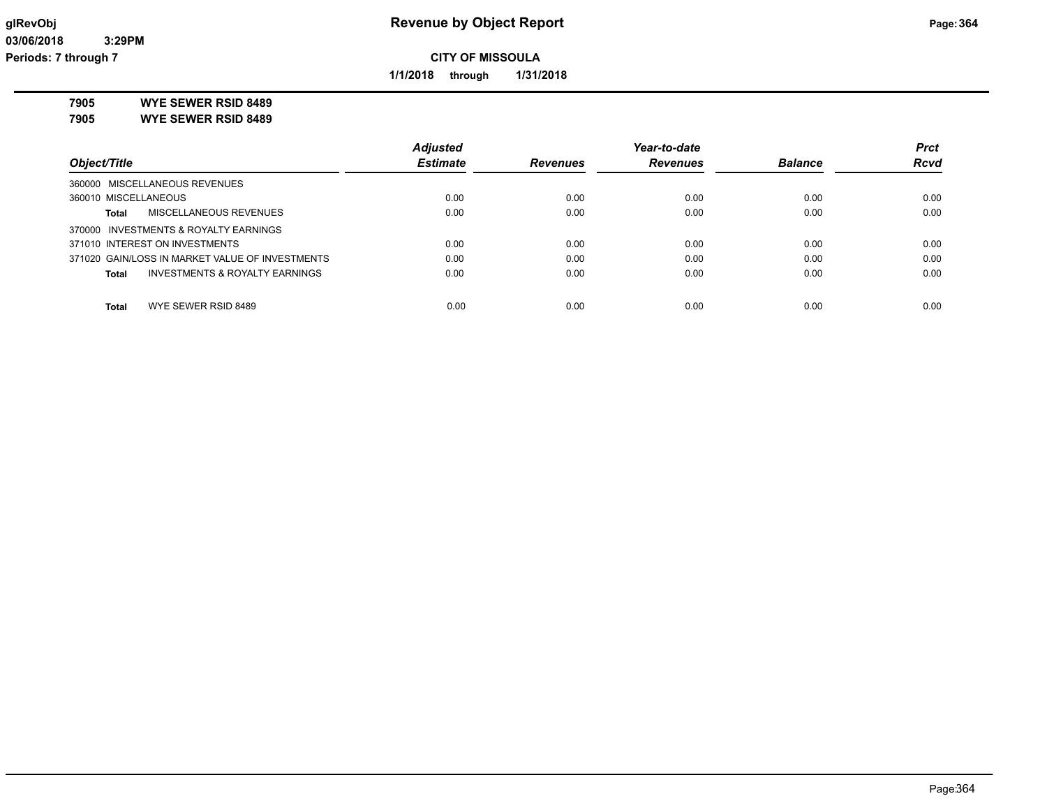**glRevObj**
**03/06/2018 3:29PM**
**Periods: 7 through 7**

# Revenue by Object Report

**CITY OF MISSOULA**

**1/1/2018 through 1/31/2018**

**7905 WYE SEWER RSID 8489**
**7905 WYE SEWER RSID 8489**

| Object/Title | Adjusted Estimate | Revenues | Year-to-date Revenues | Balance | Prct Rcvd |
|---|---|---|---|---|---|
| 360000 MISCELLANEOUS REVENUES | | | | | |
| 360010 MISCELLANEOUS | 0.00 | 0.00 | 0.00 | 0.00 | 0.00 |
| **Total** MISCELLANEOUS REVENUES | 0.00 | 0.00 | 0.00 | 0.00 | 0.00 |
| 370000 INVESTMENTS & ROYALTY EARNINGS | | | | | |
| 371010 INTEREST ON INVESTMENTS | 0.00 | 0.00 | 0.00 | 0.00 | 0.00 |
| 371020 GAIN/LOSS IN MARKET VALUE OF INVESTMENTS | 0.00 | 0.00 | 0.00 | 0.00 | 0.00 |
| **Total** INVESTMENTS & ROYALTY EARNINGS | 0.00 | 0.00 | 0.00 | 0.00 | 0.00 |
| **Total** WYE SEWER RSID 8489 | 0.00 | 0.00 | 0.00 | 0.00 | 0.00 |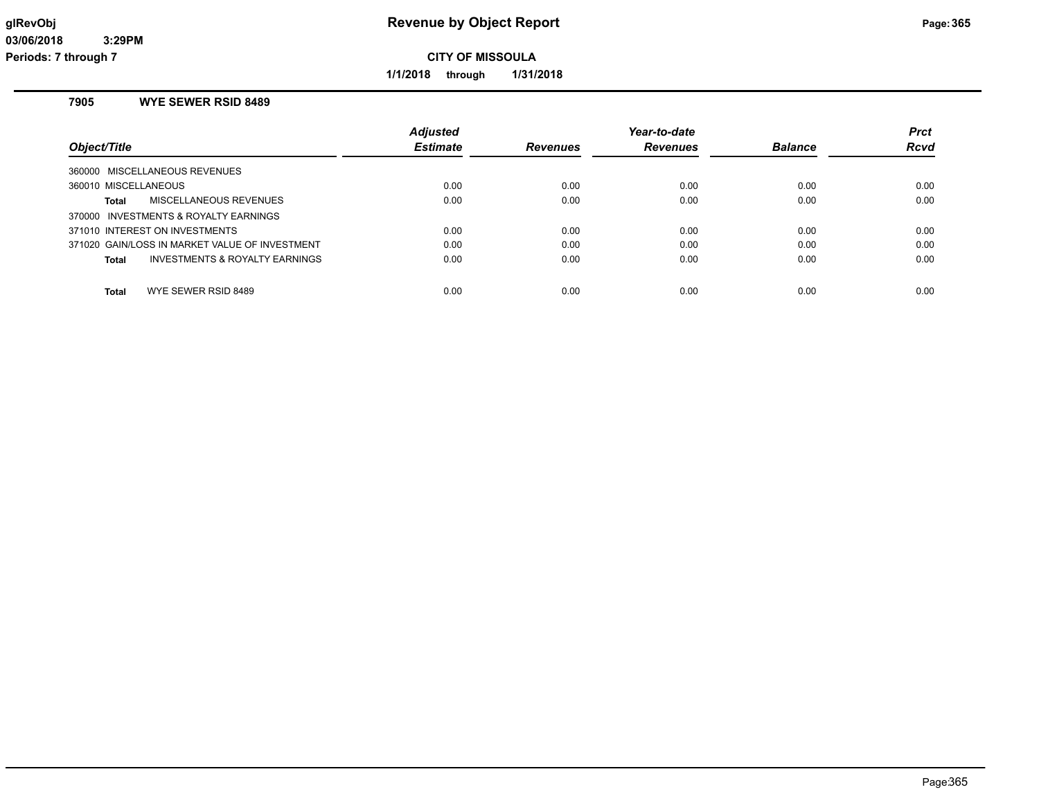# Revenue by Object Report

**CITY OF MISSOULA**

**1/1/2018 through 1/31/2018**

glRevObj
03/06/2018 3:29PM
Periods: 7 through 7

## 7905 WYE SEWER RSID 8489

| Object/Title | Adjusted Estimate | Revenues | Year-to-date Revenues | Balance | Prct Rcvd |
|---|---|---|---|---|---|
| 360000 MISCELLANEOUS REVENUES | | | | | |
| 360010 MISCELLANEOUS | 0.00 | 0.00 | 0.00 | 0.00 | 0.00 |
| **Total** MISCELLANEOUS REVENUES | 0.00 | 0.00 | 0.00 | 0.00 | 0.00 |
| 370000 INVESTMENTS & ROYALTY EARNINGS | | | | | |
| 371010 INTEREST ON INVESTMENTS | 0.00 | 0.00 | 0.00 | 0.00 | 0.00 |
| 371020 GAIN/LOSS IN MARKET VALUE OF INVESTMENT | 0.00 | 0.00 | 0.00 | 0.00 | 0.00 |
| **Total** INVESTMENTS & ROYALTY EARNINGS | 0.00 | 0.00 | 0.00 | 0.00 | 0.00 |
| **Total** WYE SEWER RSID 8489 | 0.00 | 0.00 | 0.00 | 0.00 | 0.00 |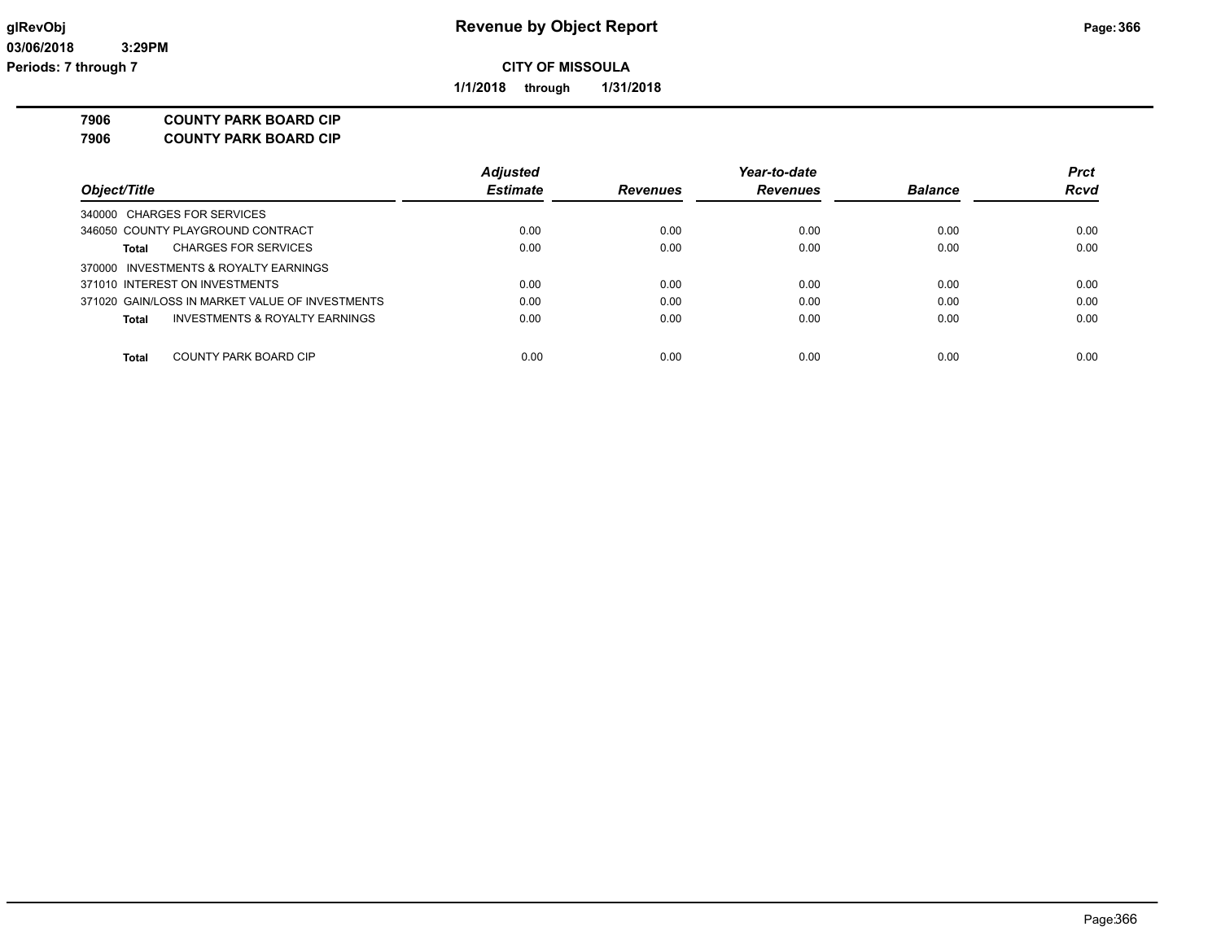**CITY OF MISSOULA**

**1/1/2018 through 1/31/2018**

**7906 COUNTY PARK BOARD CIP**

**7906 COUNTY PARK BOARD CIP**

| Object/Title | Adjusted Estimate | Revenues | Year-to-date Revenues | Balance | Prct Rcvd |
|---|---|---|---|---|---|
| 340000 CHARGES FOR SERVICES | | | | | |
| 346050 COUNTY PLAYGROUND CONTRACT | 0.00 | 0.00 | 0.00 | 0.00 | 0.00 |
| **Total** CHARGES FOR SERVICES | 0.00 | 0.00 | 0.00 | 0.00 | 0.00 |
| 370000 INVESTMENTS & ROYALTY EARNINGS | | | | | |
| 371010 INTEREST ON INVESTMENTS | 0.00 | 0.00 | 0.00 | 0.00 | 0.00 |
| 371020 GAIN/LOSS IN MARKET VALUE OF INVESTMENTS | 0.00 | 0.00 | 0.00 | 0.00 | 0.00 |
| **Total** INVESTMENTS & ROYALTY EARNINGS | 0.00 | 0.00 | 0.00 | 0.00 | 0.00 |
| **Total** COUNTY PARK BOARD CIP | 0.00 | 0.00 | 0.00 | 0.00 | 0.00 |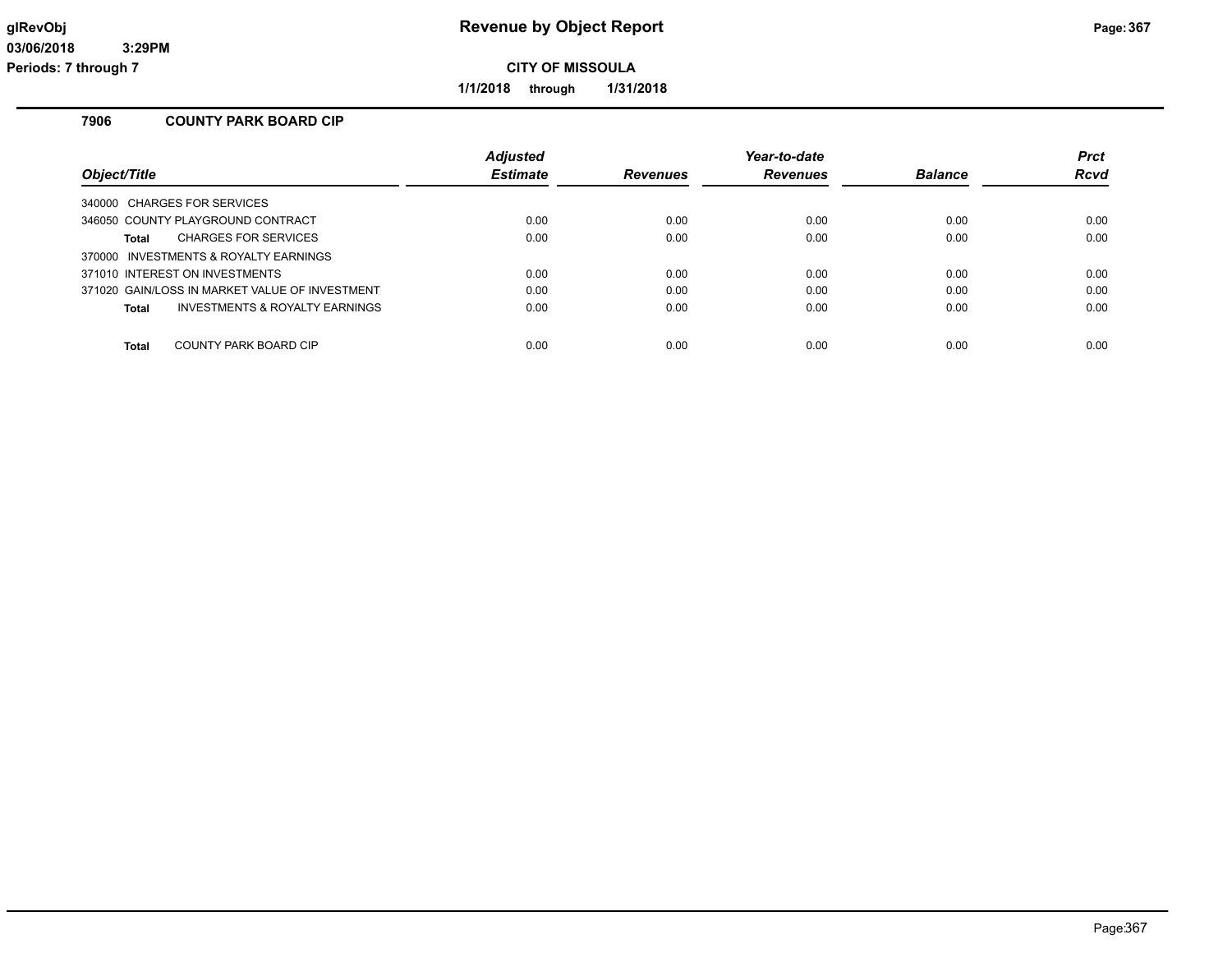**Revenue by Object Report**

**CITY OF MISSOULA**

**1/1/2018 through 1/31/2018**

glRevObj
03/06/2018 3:29PM
Periods: 7 through 7

## 7906 COUNTY PARK BOARD CIP

| Object/Title | Adjusted Estimate | Revenues | Year-to-date Revenues | Balance | Prct Rcvd |
|---|---|---|---|---|---|
| 340000 CHARGES FOR SERVICES | | | | | |
| 346050 COUNTY PLAYGROUND CONTRACT | 0.00 | 0.00 | 0.00 | 0.00 | 0.00 |
| **Total** CHARGES FOR SERVICES | 0.00 | 0.00 | 0.00 | 0.00 | 0.00 |
| 370000 INVESTMENTS & ROYALTY EARNINGS | | | | | |
| 371010 INTEREST ON INVESTMENTS | 0.00 | 0.00 | 0.00 | 0.00 | 0.00 |
| 371020 GAIN/LOSS IN MARKET VALUE OF INVESTMENT | 0.00 | 0.00 | 0.00 | 0.00 | 0.00 |
| **Total** INVESTMENTS & ROYALTY EARNINGS | 0.00 | 0.00 | 0.00 | 0.00 | 0.00 |
| **Total** COUNTY PARK BOARD CIP | 0.00 | 0.00 | 0.00 | 0.00 | 0.00 |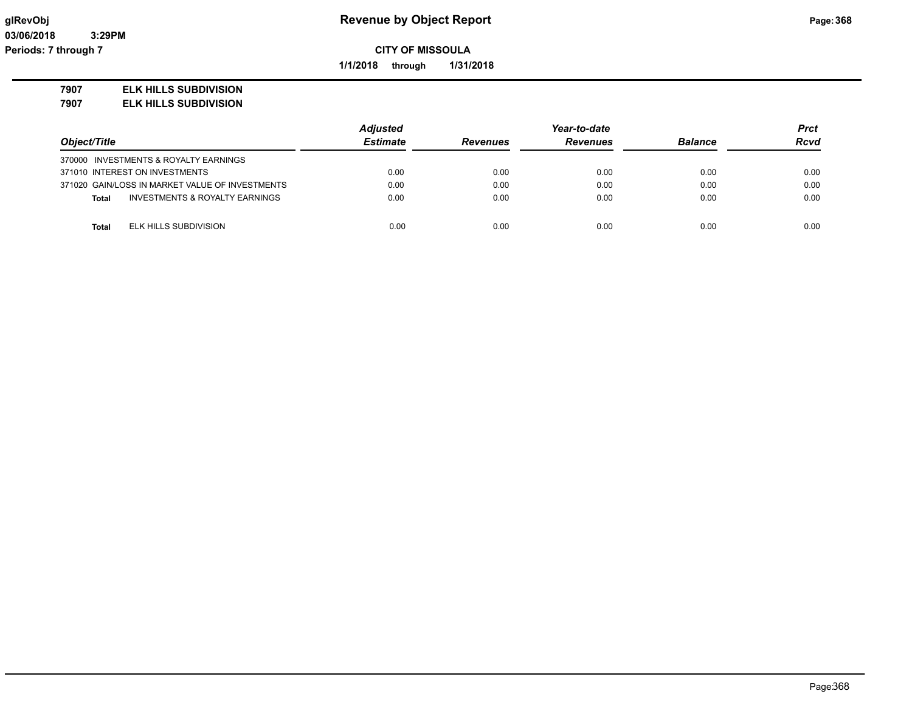# Revenue by Object Report

**CITY OF MISSOULA**

**1/1/2018 through 1/31/2018**

glRevObj
03/06/2018 3:29PM
Periods: 7 through 7

**7907 ELK HILLS SUBDIVISION**
**7907 ELK HILLS SUBDIVISION**

| Object/Title | Adjusted Estimate | Revenues | Year-to-date Revenues | Balance | Prct Rcvd |
|---|---|---|---|---|---|
| 370000 INVESTMENTS & ROYALTY EARNINGS | | | | | |
| 371010 INTEREST ON INVESTMENTS | 0.00 | 0.00 | 0.00 | 0.00 | 0.00 |
| 371020 GAIN/LOSS IN MARKET VALUE OF INVESTMENTS | 0.00 | 0.00 | 0.00 | 0.00 | 0.00 |
| **Total** INVESTMENTS & ROYALTY EARNINGS | 0.00 | 0.00 | 0.00 | 0.00 | 0.00 |
| **Total** ELK HILLS SUBDIVISION | 0.00 | 0.00 | 0.00 | 0.00 | 0.00 |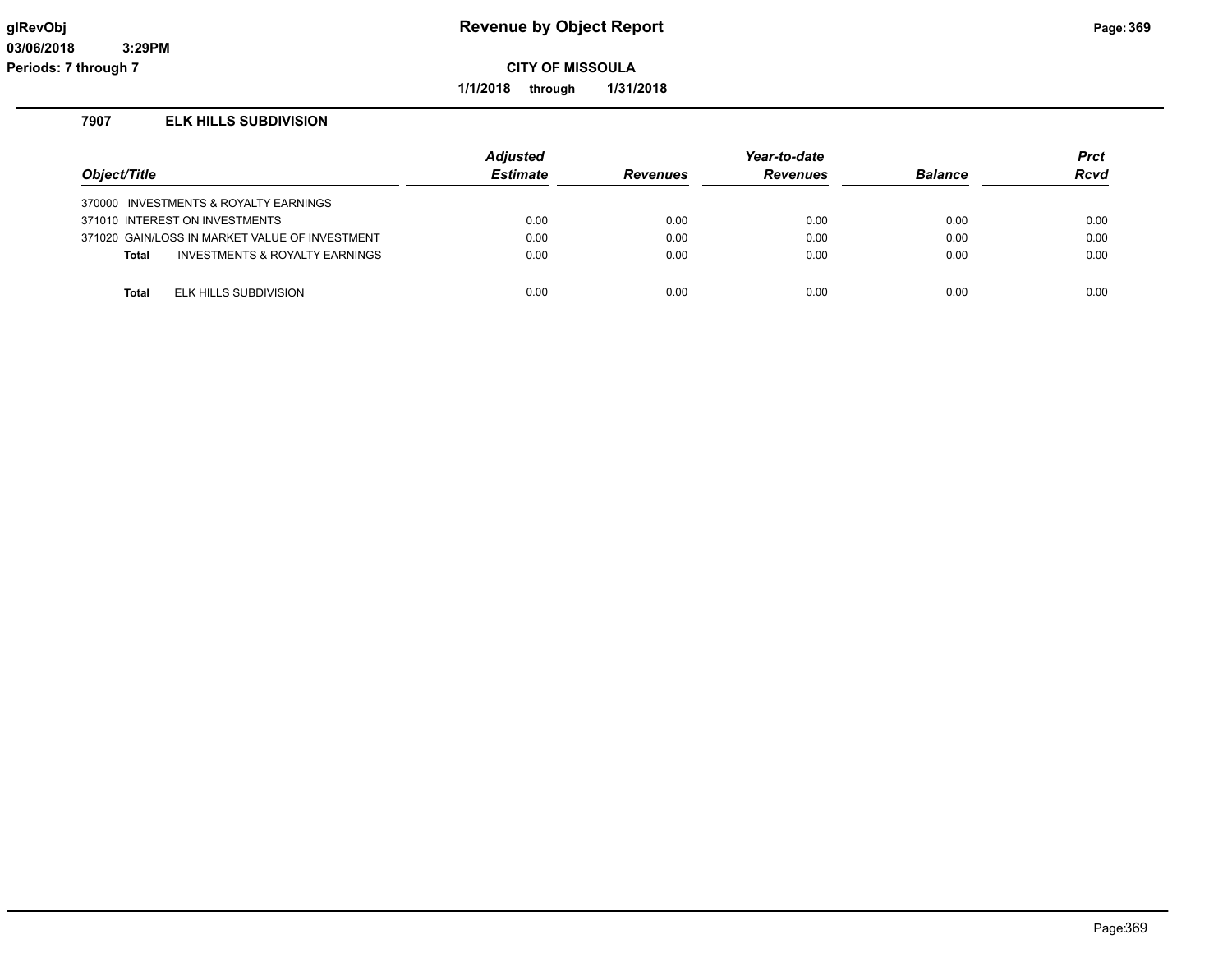# Revenue by Object Report

glRevObj
03/06/2018 3:29PM
Periods: 7 through 7

**CITY OF MISSOULA**

**1/1/2018 through 1/31/2018**

## 7907 ELK HILLS SUBDIVISION

| Object/Title | Adjusted Estimate | Revenues | Year-to-date Revenues | Balance | Prct Rcvd |
|---|---|---|---|---|---|
| 370000 INVESTMENTS & ROYALTY EARNINGS | | | | | |
| 371010 INTEREST ON INVESTMENTS | 0.00 | 0.00 | 0.00 | 0.00 | 0.00 |
| 371020 GAIN/LOSS IN MARKET VALUE OF INVESTMENT | 0.00 | 0.00 | 0.00 | 0.00 | 0.00 |
| **Total** INVESTMENTS & ROYALTY EARNINGS | 0.00 | 0.00 | 0.00 | 0.00 | 0.00 |
| **Total** ELK HILLS SUBDIVISION | 0.00 | 0.00 | 0.00 | 0.00 | 0.00 |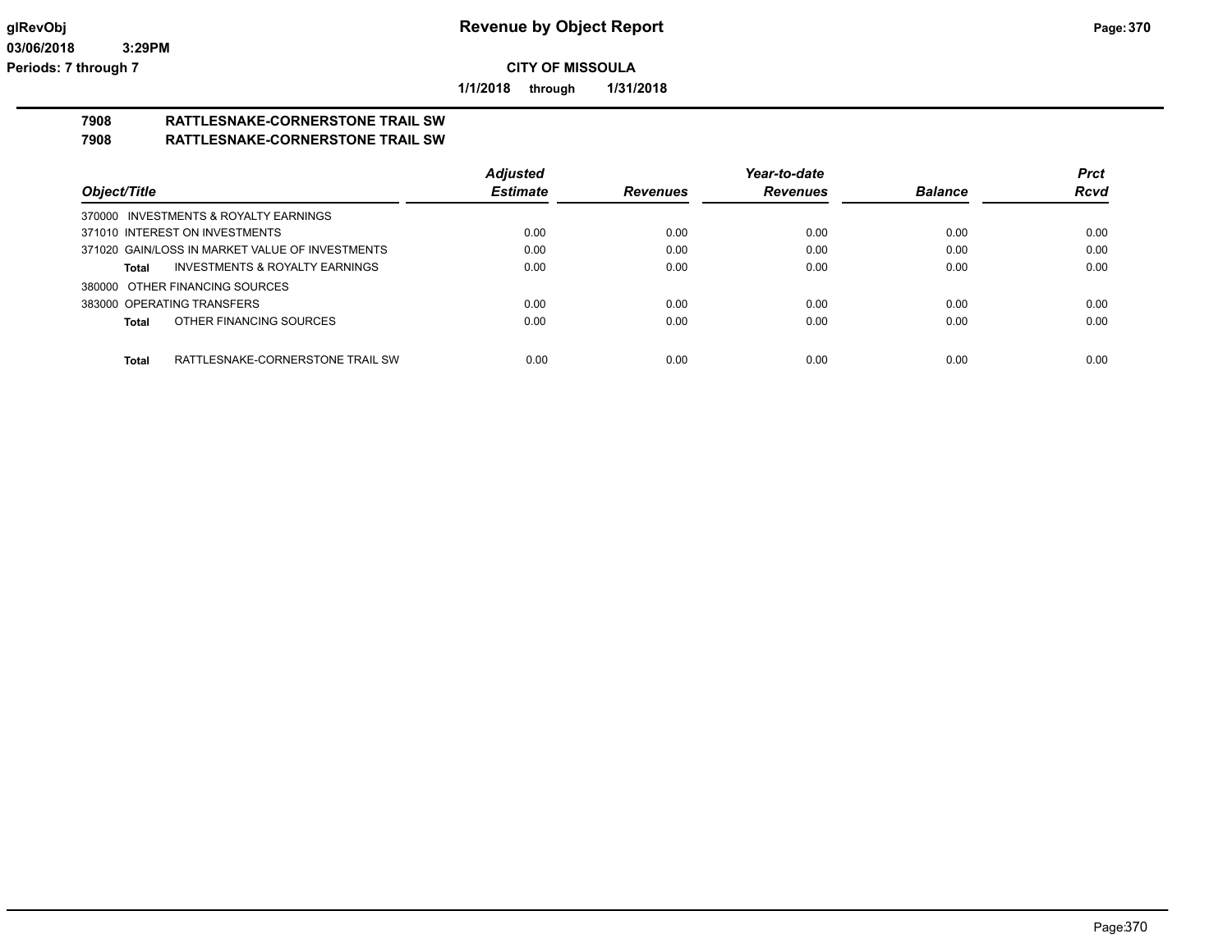**CITY OF MISSOULA**

**1/1/2018 through 1/31/2018**

**7908 RATTLESNAKE-CORNERSTONE TRAIL SW**

**7908 RATTLESNAKE-CORNERSTONE TRAIL SW**

| Object/Title | Adjusted Estimate | Revenues | Year-to-date Revenues | Balance | Prct Rcvd |
|---|---|---|---|---|---|
| 370000 INVESTMENTS & ROYALTY EARNINGS | | | | | |
| 371010 INTEREST ON INVESTMENTS | 0.00 | 0.00 | 0.00 | 0.00 | 0.00 |
| 371020 GAIN/LOSS IN MARKET VALUE OF INVESTMENTS | 0.00 | 0.00 | 0.00 | 0.00 | 0.00 |
| **Total** INVESTMENTS & ROYALTY EARNINGS | 0.00 | 0.00 | 0.00 | 0.00 | 0.00 |
| 380000 OTHER FINANCING SOURCES | | | | | |
| 383000 OPERATING TRANSFERS | 0.00 | 0.00 | 0.00 | 0.00 | 0.00 |
| **Total** OTHER FINANCING SOURCES | 0.00 | 0.00 | 0.00 | 0.00 | 0.00 |
| **Total** RATTLESNAKE-CORNERSTONE TRAIL SW | 0.00 | 0.00 | 0.00 | 0.00 | 0.00 |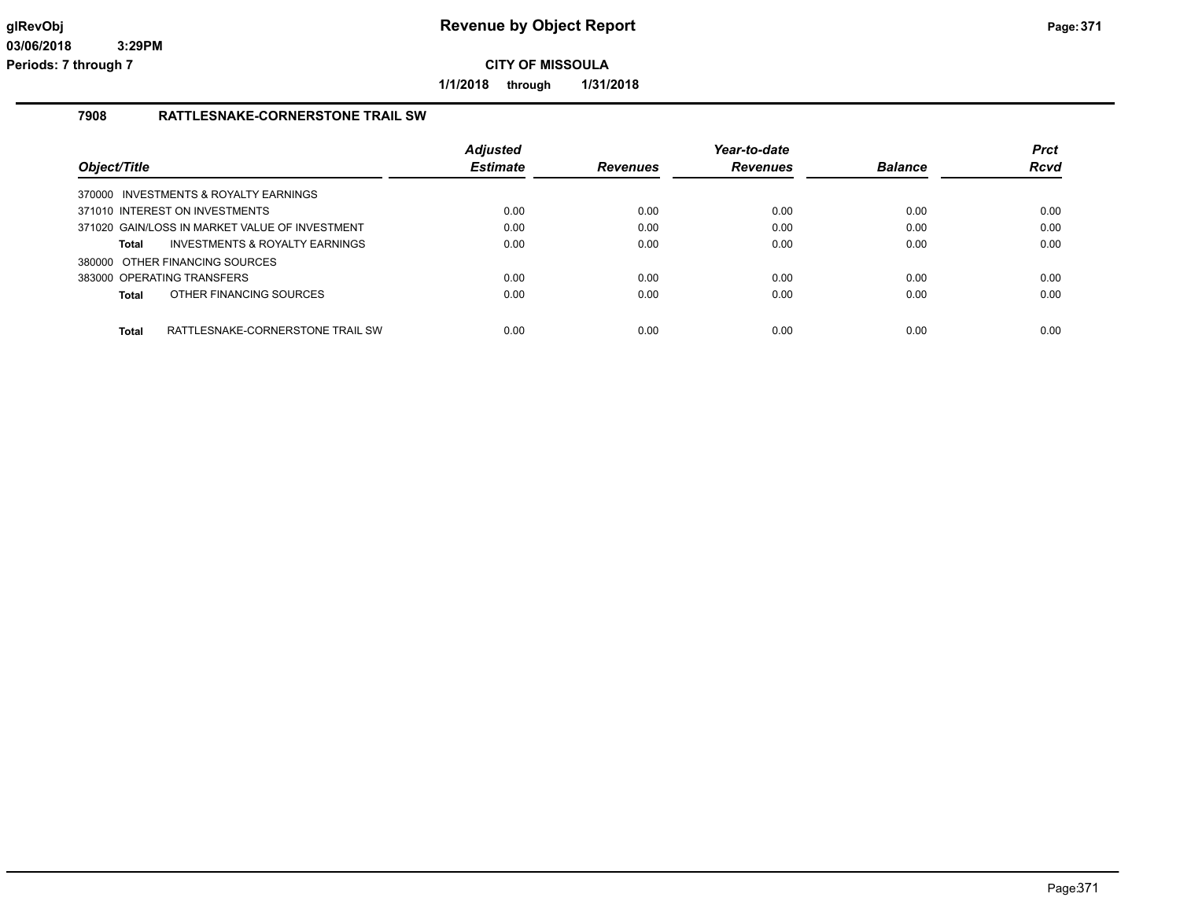**CITY OF MISSOULA**

**1/1/2018 through 1/31/2018**

## 7908 RATTLESNAKE-CORNERSTONE TRAIL SW

| Object/Title | | Adjusted Estimate | Revenues | Year-to-date Revenues | Balance | Prct Rcvd |
|---|---|---|---|---|---|---|
| 370000 INVESTMENTS & ROYALTY EARNINGS | | | | | | |
| 371010 INTEREST ON INVESTMENTS | | 0.00 | 0.00 | 0.00 | 0.00 | 0.00 |
| 371020 GAIN/LOSS IN MARKET VALUE OF INVESTMENT | | 0.00 | 0.00 | 0.00 | 0.00 | 0.00 |
| **Total** | INVESTMENTS & ROYALTY EARNINGS | 0.00 | 0.00 | 0.00 | 0.00 | 0.00 |
| 380000 OTHER FINANCING SOURCES | | | | | | |
| 383000 OPERATING TRANSFERS | | 0.00 | 0.00 | 0.00 | 0.00 | 0.00 |
| **Total** | OTHER FINANCING SOURCES | 0.00 | 0.00 | 0.00 | 0.00 | 0.00 |
| **Total** | RATTLESNAKE-CORNERSTONE TRAIL SW | 0.00 | 0.00 | 0.00 | 0.00 | 0.00 |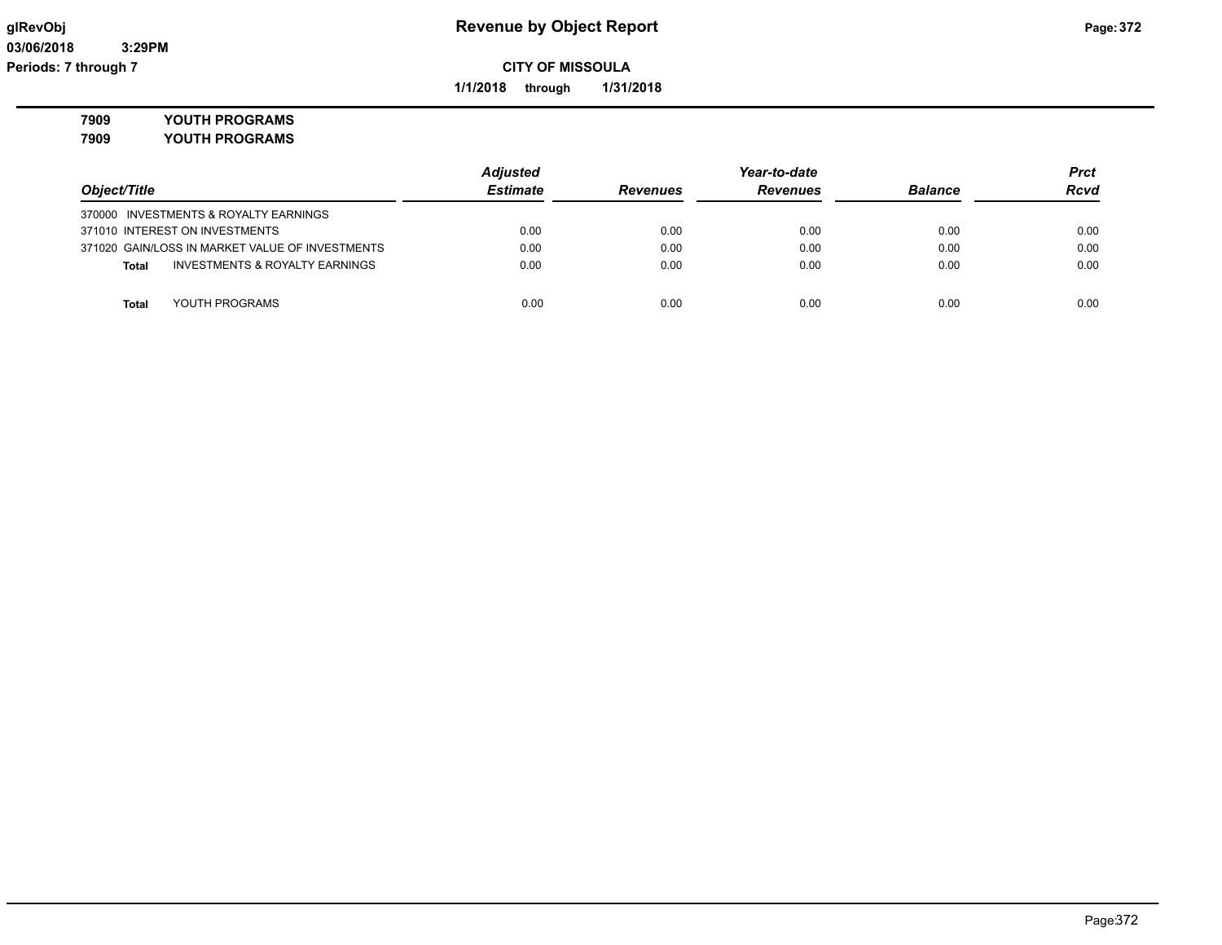# Revenue by Object Report

**CITY OF MISSOULA**

**1/1/2018 through 1/31/2018**

glRevObj
03/06/2018 3:29PM
Periods: 7 through 7

**7909 YOUTH PROGRAMS**
**7909 YOUTH PROGRAMS**

| Object/Title | Adjusted Estimate | Revenues | Year-to-date Revenues | Balance | Prct Rcvd |
|---|---|---|---|---|---|
| 370000 INVESTMENTS & ROYALTY EARNINGS | | | | | |
| 371010 INTEREST ON INVESTMENTS | 0.00 | 0.00 | 0.00 | 0.00 | 0.00 |
| 371020 GAIN/LOSS IN MARKET VALUE OF INVESTMENTS | 0.00 | 0.00 | 0.00 | 0.00 | 0.00 |
| **Total** INVESTMENTS & ROYALTY EARNINGS | 0.00 | 0.00 | 0.00 | 0.00 | 0.00 |
| **Total** YOUTH PROGRAMS | 0.00 | 0.00 | 0.00 | 0.00 | 0.00 |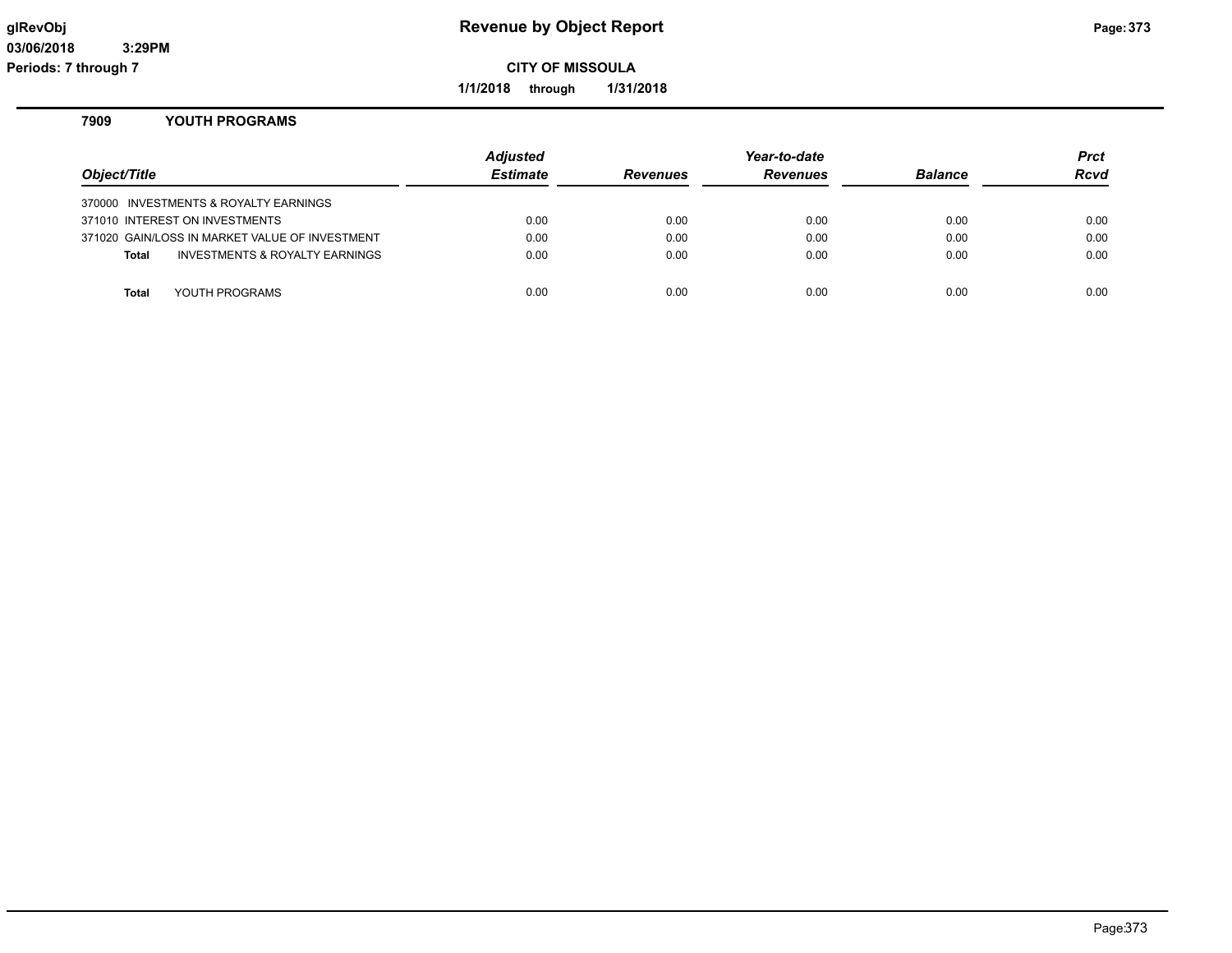# Revenue by Object Report

glRevObj
03/06/2018 3:29PM
Periods: 7 through 7

**CITY OF MISSOULA**

**1/1/2018 through 1/31/2018**

## 7909 YOUTH PROGRAMS

| Object/Title | Adjusted Estimate | Revenues | Year-to-date Revenues | Balance | Prct Rcvd |
|---|---|---|---|---|---|
| 370000 INVESTMENTS & ROYALTY EARNINGS | | | | | |
| 371010 INTEREST ON INVESTMENTS | 0.00 | 0.00 | 0.00 | 0.00 | 0.00 |
| 371020 GAIN/LOSS IN MARKET VALUE OF INVESTMENT | 0.00 | 0.00 | 0.00 | 0.00 | 0.00 |
| **Total** INVESTMENTS & ROYALTY EARNINGS | 0.00 | 0.00 | 0.00 | 0.00 | 0.00 |
| **Total** YOUTH PROGRAMS | 0.00 | 0.00 | 0.00 | 0.00 | 0.00 |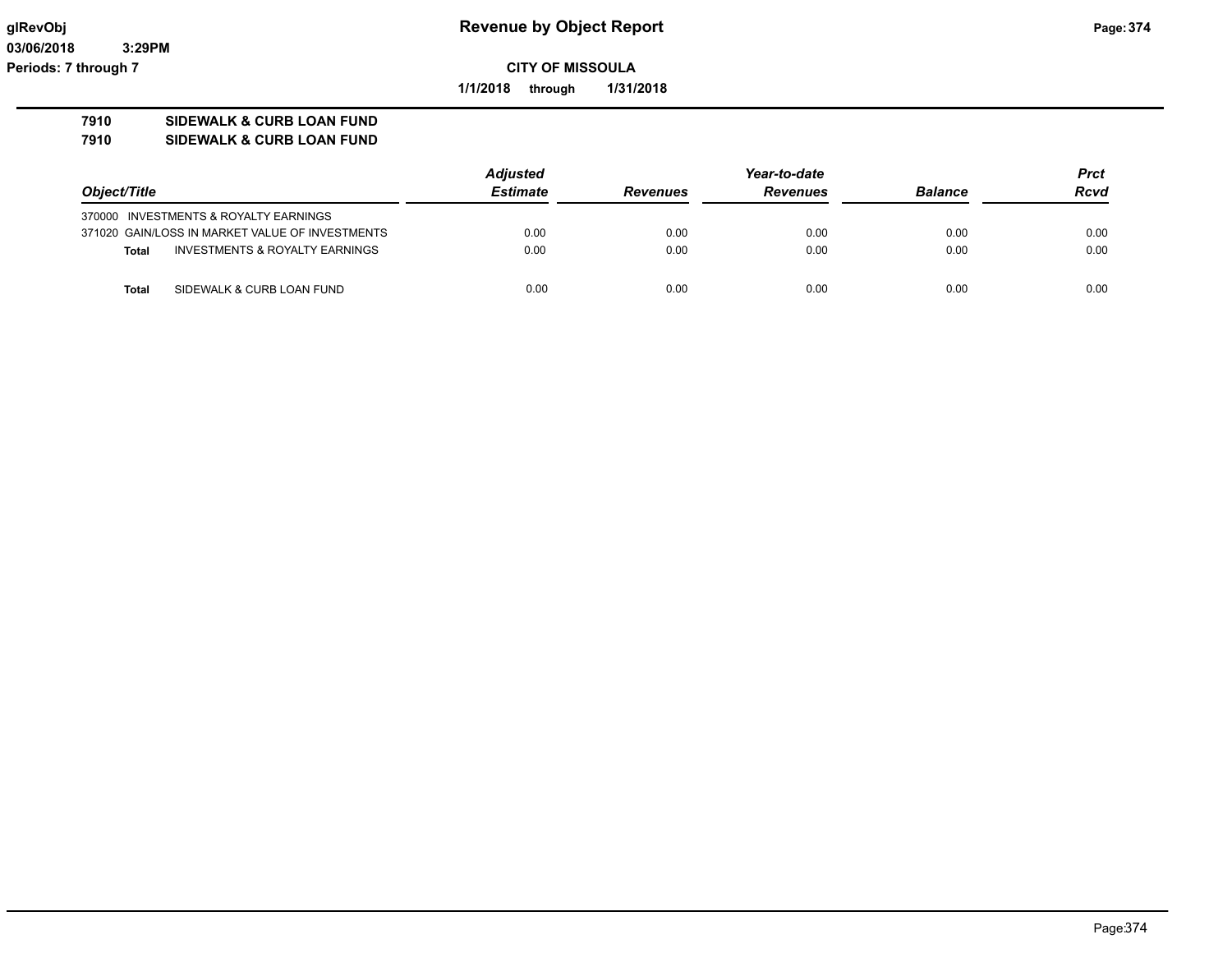glRevObj
03/06/2018 3:29PM
Periods: 7 through 7

# Revenue by Object Report

**CITY OF MISSOULA**

**1/1/2018 through 1/31/2018**

**7910 SIDEWALK & CURB LOAN FUND**
**7910 SIDEWALK & CURB LOAN FUND**

| *Object/Title* | | *Adjusted Estimate* | *Revenues* | *Year-to-date Revenues* | *Balance* | *Prct Rcvd* |
|---|---|---|---|---|---|---|
| 370000 | INVESTMENTS & ROYALTY EARNINGS | | | | | |
| 371020 | GAIN/LOSS IN MARKET VALUE OF INVESTMENTS | 0.00 | 0.00 | 0.00 | 0.00 | 0.00 |
| **Total** | INVESTMENTS & ROYALTY EARNINGS | 0.00 | 0.00 | 0.00 | 0.00 | 0.00 |
| **Total** | SIDEWALK & CURB LOAN FUND | 0.00 | 0.00 | 0.00 | 0.00 | 0.00 |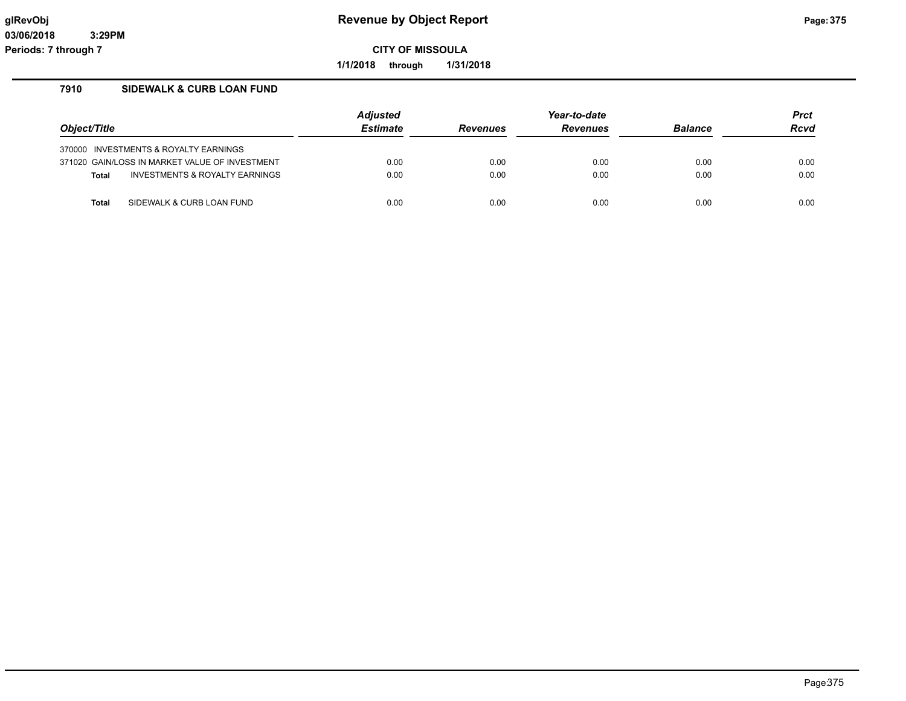# Revenue by Object Report

**CITY OF MISSOULA**

**1/1/2018 through 1/31/2018**

glRevObj
03/06/2018 3:29PM
Periods: 7 through 7

## 7910 SIDEWALK & CURB LOAN FUND

| Object/Title | Adjusted Estimate | Revenues | Year-to-date Revenues | Balance | Prct Rcvd |
|---|---|---|---|---|---|
| 370000 INVESTMENTS & ROYALTY EARNINGS | | | | | |
| 371020 GAIN/LOSS IN MARKET VALUE OF INVESTMENT | 0.00 | 0.00 | 0.00 | 0.00 | 0.00 |
| **Total** INVESTMENTS & ROYALTY EARNINGS | 0.00 | 0.00 | 0.00 | 0.00 | 0.00 |
| **Total** SIDEWALK & CURB LOAN FUND | 0.00 | 0.00 | 0.00 | 0.00 | 0.00 |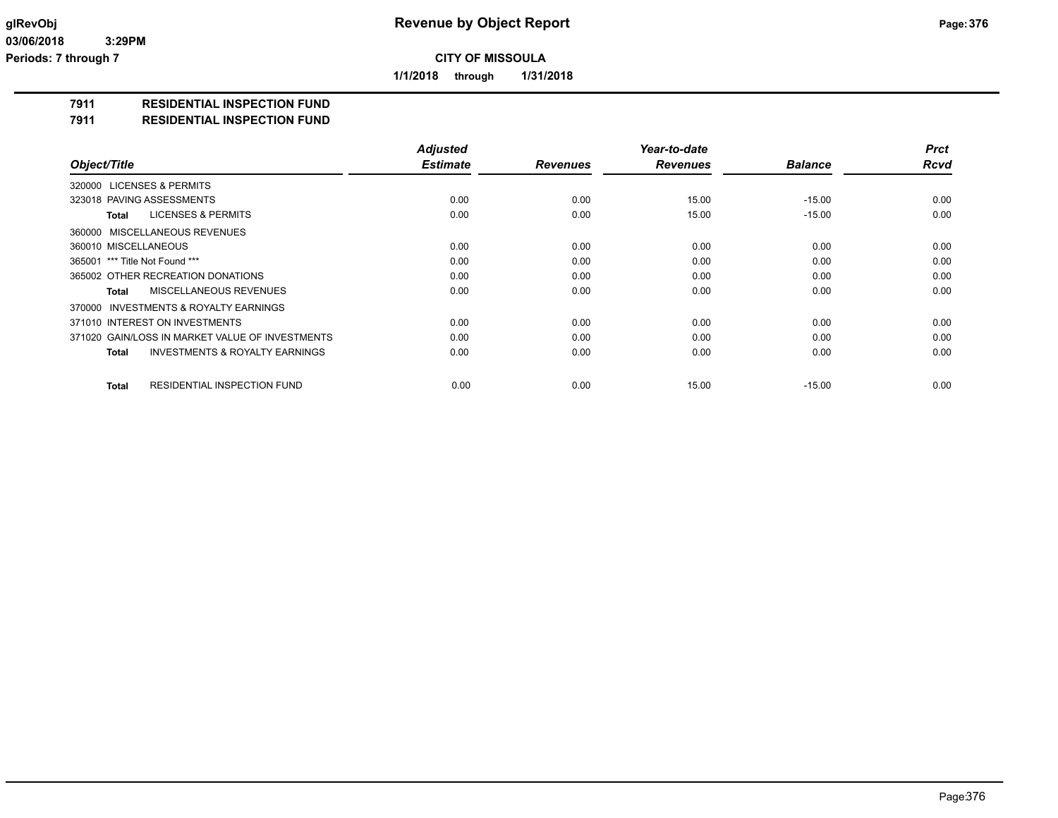**CITY OF MISSOULA**

**1/1/2018 through 1/31/2018**

## 7911 RESIDENTIAL INSPECTION FUND
## 7911 RESIDENTIAL INSPECTION FUND

| Object/Title | Adjusted Estimate | Revenues | Year-to-date Revenues | Balance | Prct Rcvd |
|---|---|---|---|---|---|
| 320000 LICENSES & PERMITS | | | | | |
| 323018 PAVING ASSESSMENTS | 0.00 | 0.00 | 15.00 | -15.00 | 0.00 |
| **Total** LICENSES & PERMITS | 0.00 | 0.00 | 15.00 | -15.00 | 0.00 |
| 360000 MISCELLANEOUS REVENUES | | | | | |
| 360010 MISCELLANEOUS | 0.00 | 0.00 | 0.00 | 0.00 | 0.00 |
| 365001 *** Title Not Found *** | 0.00 | 0.00 | 0.00 | 0.00 | 0.00 |
| 365002 OTHER RECREATION DONATIONS | 0.00 | 0.00 | 0.00 | 0.00 | 0.00 |
| **Total** MISCELLANEOUS REVENUES | 0.00 | 0.00 | 0.00 | 0.00 | 0.00 |
| 370000 INVESTMENTS & ROYALTY EARNINGS | | | | | |
| 371010 INTEREST ON INVESTMENTS | 0.00 | 0.00 | 0.00 | 0.00 | 0.00 |
| 371020 GAIN/LOSS IN MARKET VALUE OF INVESTMENTS | 0.00 | 0.00 | 0.00 | 0.00 | 0.00 |
| **Total** INVESTMENTS & ROYALTY EARNINGS | 0.00 | 0.00 | 0.00 | 0.00 | 0.00 |
| **Total** RESIDENTIAL INSPECTION FUND | 0.00 | 0.00 | 15.00 | -15.00 | 0.00 |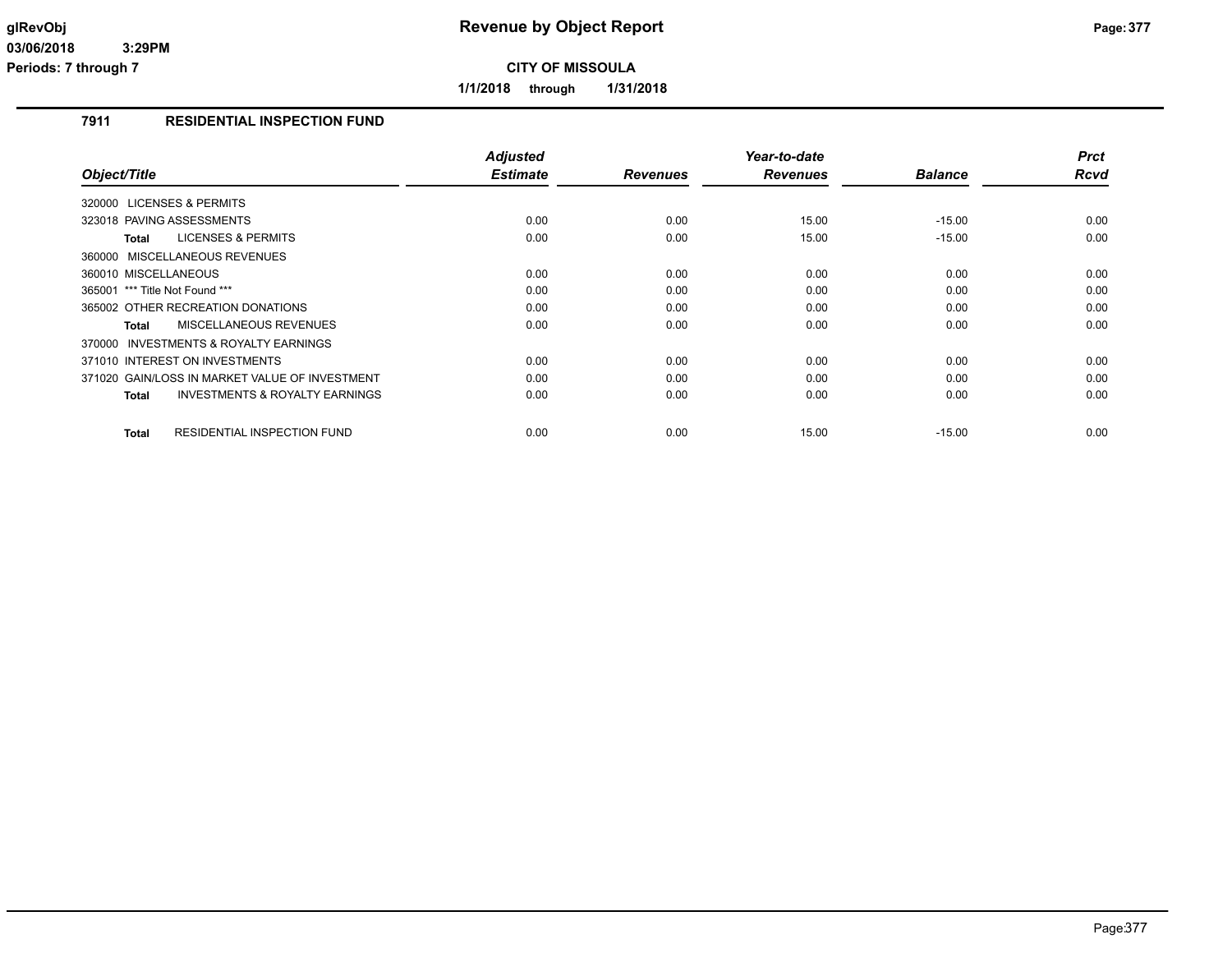# Revenue by Object Report

**CITY OF MISSOULA**

**1/1/2018 through 1/31/2018**

glRevObj
03/06/2018 3:29PM
Periods: 7 through 7

## 7911 RESIDENTIAL INSPECTION FUND

| Object/Title | Adjusted Estimate | Revenues | Year-to-date Revenues | Balance | Prct Rcvd |
|---|---|---|---|---|---|
| 320000 LICENSES & PERMITS | | | | | |
| 323018 PAVING ASSESSMENTS | 0.00 | 0.00 | 15.00 | -15.00 | 0.00 |
| **Total** LICENSES & PERMITS | 0.00 | 0.00 | 15.00 | -15.00 | 0.00 |
| 360000 MISCELLANEOUS REVENUES | | | | | |
| 360010 MISCELLANEOUS | 0.00 | 0.00 | 0.00 | 0.00 | 0.00 |
| 365001 *** Title Not Found *** | 0.00 | 0.00 | 0.00 | 0.00 | 0.00 |
| 365002 OTHER RECREATION DONATIONS | 0.00 | 0.00 | 0.00 | 0.00 | 0.00 |
| **Total** MISCELLANEOUS REVENUES | 0.00 | 0.00 | 0.00 | 0.00 | 0.00 |
| 370000 INVESTMENTS & ROYALTY EARNINGS | | | | | |
| 371010 INTEREST ON INVESTMENTS | 0.00 | 0.00 | 0.00 | 0.00 | 0.00 |
| 371020 GAIN/LOSS IN MARKET VALUE OF INVESTMENT | 0.00 | 0.00 | 0.00 | 0.00 | 0.00 |
| **Total** INVESTMENTS & ROYALTY EARNINGS | 0.00 | 0.00 | 0.00 | 0.00 | 0.00 |
| **Total** RESIDENTIAL INSPECTION FUND | 0.00 | 0.00 | 15.00 | -15.00 | 0.00 |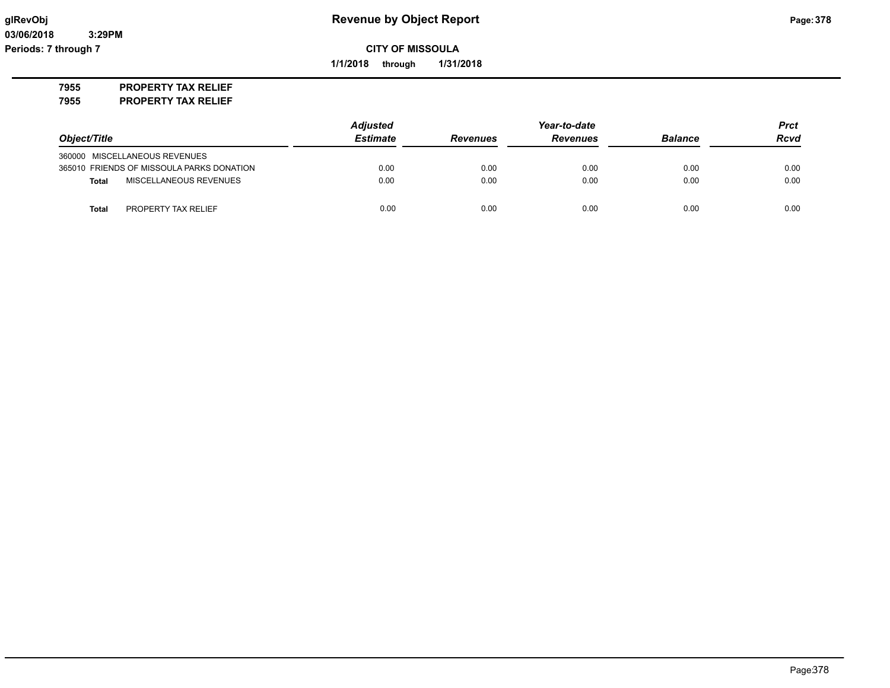# Revenue by Object Report

**CITY OF MISSOULA**

**1/1/2018 through 1/31/2018**

glRevObj
03/06/2018 3:29PM
Periods: 7 through 7

**7955 PROPERTY TAX RELIEF**
**7955 PROPERTY TAX RELIEF**

| Object/Title | | Adjusted Estimate | Revenues | Year-to-date Revenues | Balance | Prct Rcvd |
|---|---|---|---|---|---|---|
| 360000 MISCELLANEOUS REVENUES | | | | | | |
| 365010 FRIENDS OF MISSOULA PARKS DONATION | | 0.00 | 0.00 | 0.00 | 0.00 | 0.00 |
| **Total** | MISCELLANEOUS REVENUES | 0.00 | 0.00 | 0.00 | 0.00 | 0.00 |
| **Total** | PROPERTY TAX RELIEF | 0.00 | 0.00 | 0.00 | 0.00 | 0.00 |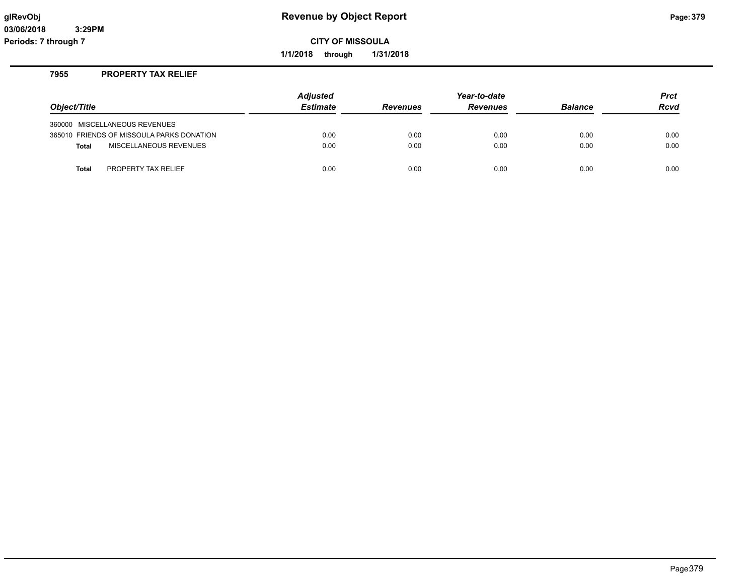# Revenue by Object Report

glRevObj
03/06/2018 3:29PM
Periods: 7 through 7

**CITY OF MISSOULA**

**1/1/2018 through 1/31/2018**

## 7955 PROPERTY TAX RELIEF

| Object/Title | Adjusted Estimate | Revenues | Year-to-date Revenues | Balance | Prct Rcvd |
|---|---|---|---|---|---|
| 360000 MISCELLANEOUS REVENUES | | | | | |
| 365010 FRIENDS OF MISSOULA PARKS DONATION | 0.00 | 0.00 | 0.00 | 0.00 | 0.00 |
| **Total** MISCELLANEOUS REVENUES | 0.00 | 0.00 | 0.00 | 0.00 | 0.00 |
| **Total** PROPERTY TAX RELIEF | 0.00 | 0.00 | 0.00 | 0.00 | 0.00 |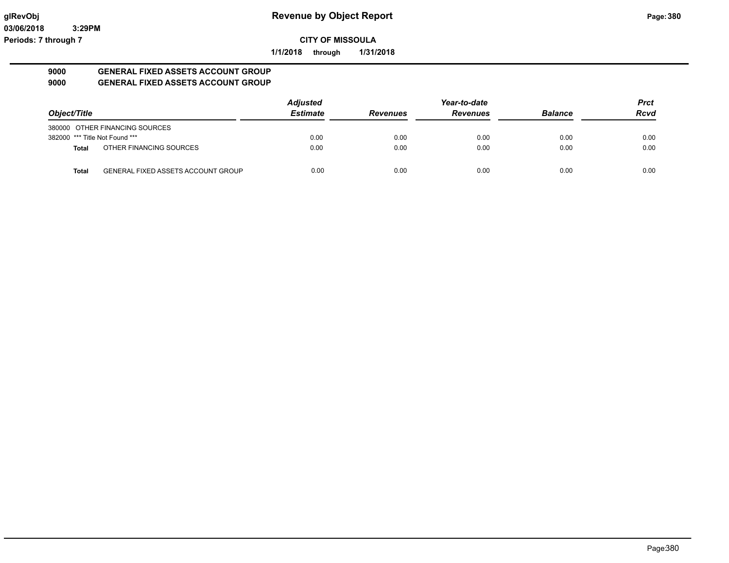glRevObj
03/06/2018 3:29PM
Periods: 7 through 7

# Revenue by Object Report

**CITY OF MISSOULA**

**1/1/2018 through 1/31/2018**

## 9000 GENERAL FIXED ASSETS ACCOUNT GROUP
## 9000 GENERAL FIXED ASSETS ACCOUNT GROUP

| Object/Title | | Adjusted Estimate | Revenues | Year-to-date Revenues | Balance | Prct Rcvd |
|---|---|---|---|---|---|---|
| 380000 | OTHER FINANCING SOURCES | | | | | |
| 382000 | *** Title Not Found *** | 0.00 | 0.00 | 0.00 | 0.00 | 0.00 |
| **Total** | OTHER FINANCING SOURCES | 0.00 | 0.00 | 0.00 | 0.00 | 0.00 |
| **Total** | GENERAL FIXED ASSETS ACCOUNT GROUP | 0.00 | 0.00 | 0.00 | 0.00 | 0.00 |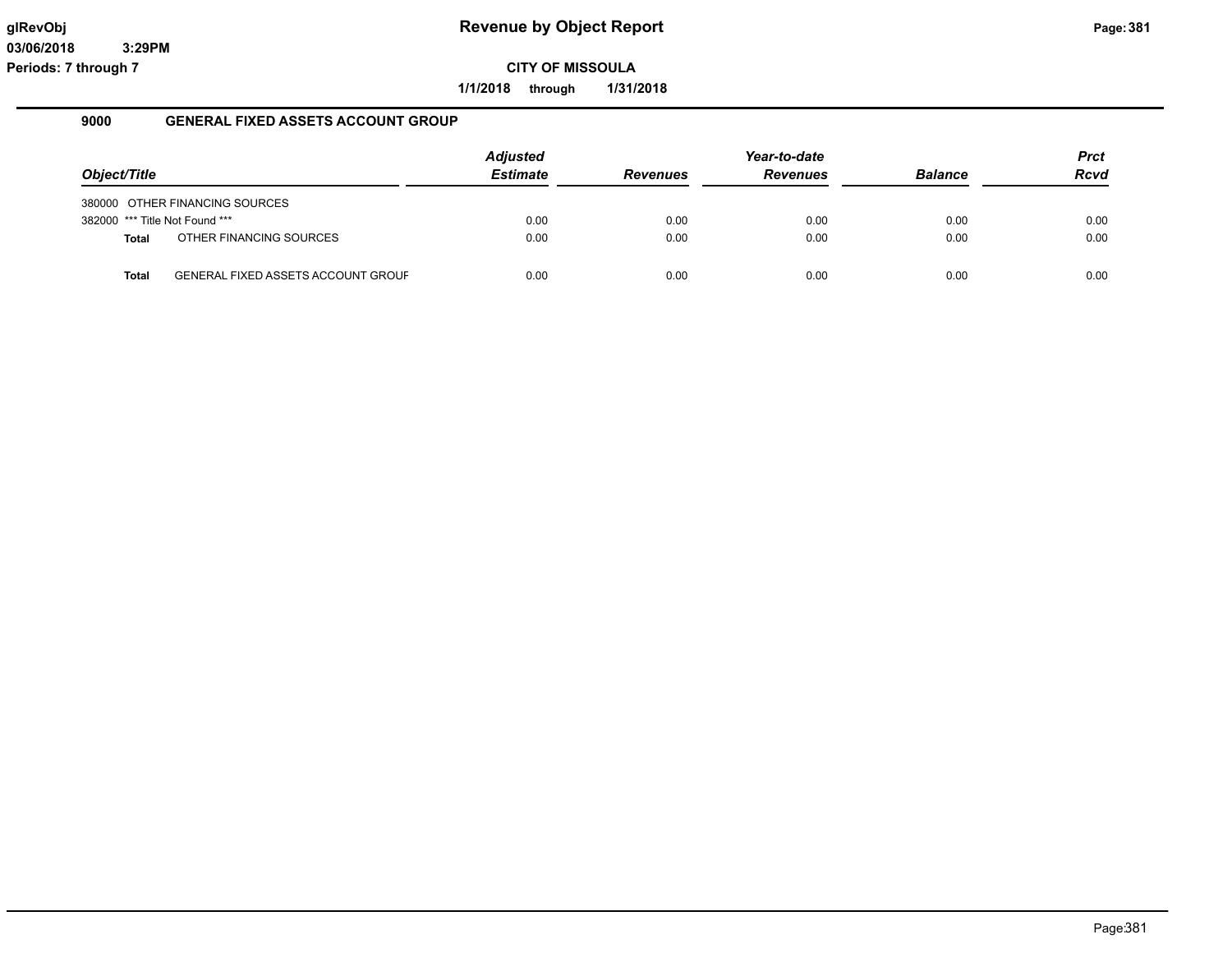# Revenue by Object Report

**CITY OF MISSOULA**

**1/1/2018 through 1/31/2018**

glRevObj
03/06/2018 3:29PM
Periods: 7 through 7

## 9000 GENERAL FIXED ASSETS ACCOUNT GROUP

| Object/Title | | Adjusted Estimate | Revenues | Year-to-date Revenues | Balance | Prct Rcvd |
|---|---|---|---|---|---|---|
| 380000 | OTHER FINANCING SOURCES | | | | | |
| 382000 | *** Title Not Found *** | 0.00 | 0.00 | 0.00 | 0.00 | 0.00 |
| **Total** | OTHER FINANCING SOURCES | 0.00 | 0.00 | 0.00 | 0.00 | 0.00 |
| **Total** | GENERAL FIXED ASSETS ACCOUNT GROUF | 0.00 | 0.00 | 0.00 | 0.00 | 0.00 |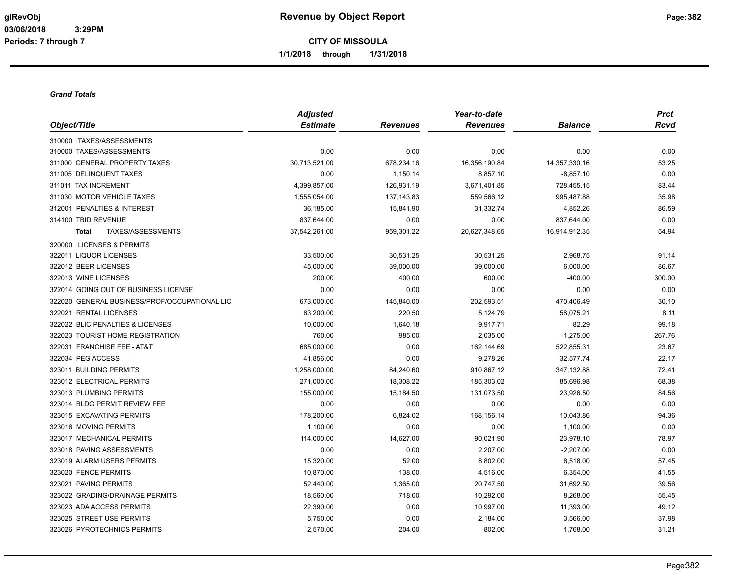# Revenue by Object Report

**CITY OF MISSOULA**

**1/1/2018 through 1/31/2018**

glRevObj
03/06/2018 3:29PM
Periods: 7 through 7

*Grand Totals*

| Object/Title | Adjusted Estimate | Revenues | Year-to-date Revenues | Balance | Prct Rcvd |
|---|---|---|---|---|---|
| 310000 TAXES/ASSESSMENTS | | | | | |
| 310000 TAXES/ASSESSMENTS | 0.00 | 0.00 | 0.00 | 0.00 | 0.00 |
| 311000 GENERAL PROPERTY TAXES | 30,713,521.00 | 678,234.16 | 16,356,190.84 | 14,357,330.16 | 53.25 |
| 311005 DELINQUENT TAXES | 0.00 | 1,150.14 | 8,857.10 | -8,857.10 | 0.00 |
| 311011 TAX INCREMENT | 4,399,857.00 | 126,931.19 | 3,671,401.85 | 728,455.15 | 83.44 |
| 311030 MOTOR VEHICLE TAXES | 1,555,054.00 | 137,143.83 | 559,566.12 | 995,487.88 | 35.98 |
| 312001 PENALTIES & INTEREST | 36,185.00 | 15,841.90 | 31,332.74 | 4,852.26 | 86.59 |
| 314100 TBID REVENUE | 837,644.00 | 0.00 | 0.00 | 837,644.00 | 0.00 |
| **Total** TAXES/ASSESSMENTS | 37,542,261.00 | 959,301.22 | 20,627,348.65 | 16,914,912.35 | 54.94 |
| 320000 LICENSES & PERMITS | | | | | |
| 322011 LIQUOR LICENSES | 33,500.00 | 30,531.25 | 30,531.25 | 2,968.75 | 91.14 |
| 322012 BEER LICENSES | 45,000.00 | 39,000.00 | 39,000.00 | 6,000.00 | 86.67 |
| 322013 WINE LICENSES | 200.00 | 400.00 | 600.00 | -400.00 | 300.00 |
| 322014 GOING OUT OF BUSINESS LICENSE | 0.00 | 0.00 | 0.00 | 0.00 | 0.00 |
| 322020 GENERAL BUSINESS/PROF/OCCUPATIONAL LIC | 673,000.00 | 145,840.00 | 202,593.51 | 470,406.49 | 30.10 |
| 322021 RENTAL LICENSES | 63,200.00 | 220.50 | 5,124.79 | 58,075.21 | 8.11 |
| 322022 BLIC PENALTIES & LICENSES | 10,000.00 | 1,640.18 | 9,917.71 | 82.29 | 99.18 |
| 322023 TOURIST HOME REGISTRATION | 760.00 | 985.00 | 2,035.00 | -1,275.00 | 267.76 |
| 322031 FRANCHISE FEE - AT&T | 685,000.00 | 0.00 | 162,144.69 | 522,855.31 | 23.67 |
| 322034 PEG ACCESS | 41,856.00 | 0.00 | 9,278.26 | 32,577.74 | 22.17 |
| 323011 BUILDING PERMITS | 1,258,000.00 | 84,240.60 | 910,867.12 | 347,132.88 | 72.41 |
| 323012 ELECTRICAL PERMITS | 271,000.00 | 18,308.22 | 185,303.02 | 85,696.98 | 68.38 |
| 323013 PLUMBING PERMITS | 155,000.00 | 15,184.50 | 131,073.50 | 23,926.50 | 84.56 |
| 323014 BLDG PERMIT REVIEW FEE | 0.00 | 0.00 | 0.00 | 0.00 | 0.00 |
| 323015 EXCAVATING PERMITS | 178,200.00 | 6,824.02 | 168,156.14 | 10,043.86 | 94.36 |
| 323016 MOVING PERMITS | 1,100.00 | 0.00 | 0.00 | 1,100.00 | 0.00 |
| 323017 MECHANICAL PERMITS | 114,000.00 | 14,627.00 | 90,021.90 | 23,978.10 | 78.97 |
| 323018 PAVING ASSESSMENTS | 0.00 | 0.00 | 2,207.00 | -2,207.00 | 0.00 |
| 323019 ALARM USERS PERMITS | 15,320.00 | 52.00 | 8,802.00 | 6,518.00 | 57.45 |
| 323020 FENCE PERMITS | 10,870.00 | 138.00 | 4,516.00 | 6,354.00 | 41.55 |
| 323021 PAVING PERMITS | 52,440.00 | 1,365.00 | 20,747.50 | 31,692.50 | 39.56 |
| 323022 GRADING/DRAINAGE PERMITS | 18,560.00 | 718.00 | 10,292.00 | 8,268.00 | 55.45 |
| 323023 ADA ACCESS PERMITS | 22,390.00 | 0.00 | 10,997.00 | 11,393.00 | 49.12 |
| 323025 STREET USE PERMITS | 5,750.00 | 0.00 | 2,184.00 | 3,566.00 | 37.98 |
| 323026 PYROTECHNICS PERMITS | 2,570.00 | 204.00 | 802.00 | 1,768.00 | 31.21 |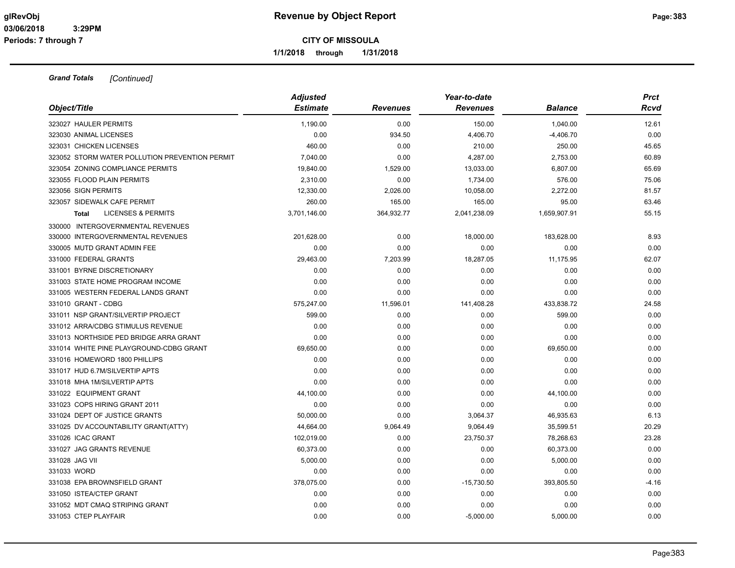# Revenue by Object Report

glRevObj
03/06/2018 3:29PM
Periods: 7 through 7

**CITY OF MISSOULA**

**1/1/2018 through 1/31/2018**

***Grand Totals*** *[Continued]*

| Object/Title | Adjusted Estimate | Revenues | Year-to-date Revenues | Balance | Prct Rcvd |
|---|---|---|---|---|---|
| 323027 HAULER PERMITS | 1,190.00 | 0.00 | 150.00 | 1,040.00 | 12.61 |
| 323030 ANIMAL LICENSES | 0.00 | 934.50 | 4,406.70 | -4,406.70 | 0.00 |
| 323031 CHICKEN LICENSES | 460.00 | 0.00 | 210.00 | 250.00 | 45.65 |
| 323052 STORM WATER POLLUTION PREVENTION PERMIT | 7,040.00 | 0.00 | 4,287.00 | 2,753.00 | 60.89 |
| 323054 ZONING COMPLIANCE PERMITS | 19,840.00 | 1,529.00 | 13,033.00 | 6,807.00 | 65.69 |
| 323055 FLOOD PLAIN PERMITS | 2,310.00 | 0.00 | 1,734.00 | 576.00 | 75.06 |
| 323056 SIGN PERMITS | 12,330.00 | 2,026.00 | 10,058.00 | 2,272.00 | 81.57 |
| 323057 SIDEWALK CAFE PERMIT | 260.00 | 165.00 | 165.00 | 95.00 | 63.46 |
| **Total** LICENSES & PERMITS | 3,701,146.00 | 364,932.77 | 2,041,238.09 | 1,659,907.91 | 55.15 |
| 330000 INTERGOVERNMENTAL REVENUES | | | | | |
| 330000 INTERGOVERNMENTAL REVENUES | 201,628.00 | 0.00 | 18,000.00 | 183,628.00 | 8.93 |
| 330005 MUTD GRANT ADMIN FEE | 0.00 | 0.00 | 0.00 | 0.00 | 0.00 |
| 331000 FEDERAL GRANTS | 29,463.00 | 7,203.99 | 18,287.05 | 11,175.95 | 62.07 |
| 331001 BYRNE DISCRETIONARY | 0.00 | 0.00 | 0.00 | 0.00 | 0.00 |
| 331003 STATE HOME PROGRAM INCOME | 0.00 | 0.00 | 0.00 | 0.00 | 0.00 |
| 331005 WESTERN FEDERAL LANDS GRANT | 0.00 | 0.00 | 0.00 | 0.00 | 0.00 |
| 331010 GRANT - CDBG | 575,247.00 | 11,596.01 | 141,408.28 | 433,838.72 | 24.58 |
| 331011 NSP GRANT/SILVERTIP PROJECT | 599.00 | 0.00 | 0.00 | 599.00 | 0.00 |
| 331012 ARRA/CDBG STIMULUS REVENUE | 0.00 | 0.00 | 0.00 | 0.00 | 0.00 |
| 331013 NORTHSIDE PED BRIDGE ARRA GRANT | 0.00 | 0.00 | 0.00 | 0.00 | 0.00 |
| 331014 WHITE PINE PLAYGROUND-CDBG GRANT | 69,650.00 | 0.00 | 0.00 | 69,650.00 | 0.00 |
| 331016 HOMEWORD 1800 PHILLIPS | 0.00 | 0.00 | 0.00 | 0.00 | 0.00 |
| 331017 HUD 6.7M/SILVERTIP APTS | 0.00 | 0.00 | 0.00 | 0.00 | 0.00 |
| 331018 MHA 1M/SILVERTIP APTS | 0.00 | 0.00 | 0.00 | 0.00 | 0.00 |
| 331022 EQUIPMENT GRANT | 44,100.00 | 0.00 | 0.00 | 44,100.00 | 0.00 |
| 331023 COPS HIRING GRANT 2011 | 0.00 | 0.00 | 0.00 | 0.00 | 0.00 |
| 331024 DEPT OF JUSTICE GRANTS | 50,000.00 | 0.00 | 3,064.37 | 46,935.63 | 6.13 |
| 331025 DV ACCOUNTABILITY GRANT(ATTY) | 44,664.00 | 9,064.49 | 9,064.49 | 35,599.51 | 20.29 |
| 331026 ICAC GRANT | 102,019.00 | 0.00 | 23,750.37 | 78,268.63 | 23.28 |
| 331027 JAG GRANTS REVENUE | 60,373.00 | 0.00 | 0.00 | 60,373.00 | 0.00 |
| 331028 JAG VII | 5,000.00 | 0.00 | 0.00 | 5,000.00 | 0.00 |
| 331033 WORD | 0.00 | 0.00 | 0.00 | 0.00 | 0.00 |
| 331038 EPA BROWNSFIELD GRANT | 378,075.00 | 0.00 | -15,730.50 | 393,805.50 | -4.16 |
| 331050 ISTEA/CTEP GRANT | 0.00 | 0.00 | 0.00 | 0.00 | 0.00 |
| 331052 MDT CMAQ STRIPING GRANT | 0.00 | 0.00 | 0.00 | 0.00 | 0.00 |
| 331053 CTEP PLAYFAIR | 0.00 | 0.00 | -5,000.00 | 5,000.00 | 0.00 |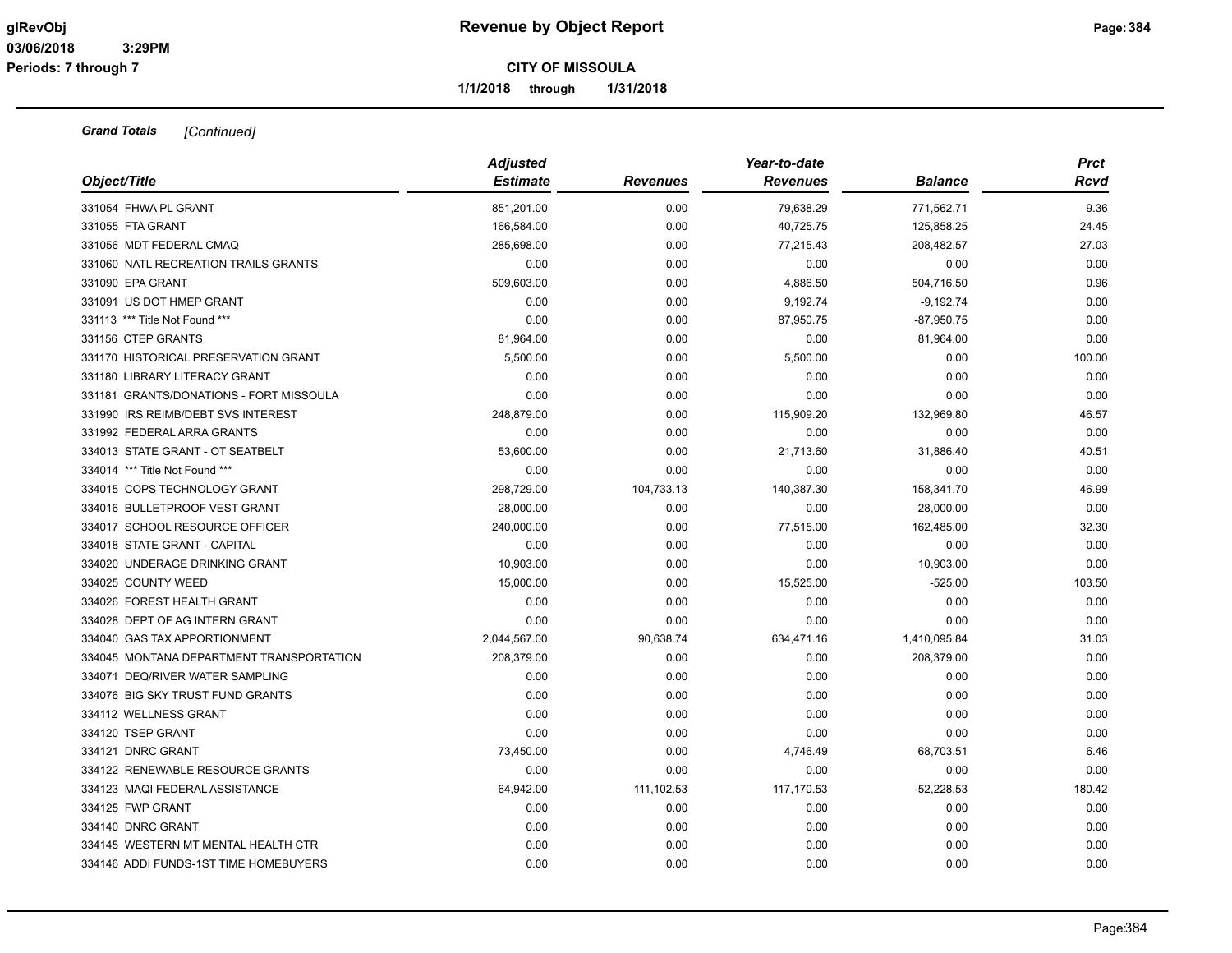# Revenue by Object Report

**CITY OF MISSOULA**

**1/1/2018 through 1/31/2018**

***Grand Totals*** *[Continued]*

| Object/Title | Adjusted Estimate | Revenues | Year-to-date Revenues | Balance | Prct Rcvd |
|---|---|---|---|---|---|
| 331054 FHWA PL GRANT | 851,201.00 | 0.00 | 79,638.29 | 771,562.71 | 9.36 |
| 331055 FTA GRANT | 166,584.00 | 0.00 | 40,725.75 | 125,858.25 | 24.45 |
| 331056 MDT FEDERAL CMAQ | 285,698.00 | 0.00 | 77,215.43 | 208,482.57 | 27.03 |
| 331060 NATL RECREATION TRAILS GRANTS | 0.00 | 0.00 | 0.00 | 0.00 | 0.00 |
| 331090 EPA GRANT | 509,603.00 | 0.00 | 4,886.50 | 504,716.50 | 0.96 |
| 331091 US DOT HMEP GRANT | 0.00 | 0.00 | 9,192.74 | -9,192.74 | 0.00 |
| 331113 *** Title Not Found *** | 0.00 | 0.00 | 87,950.75 | -87,950.75 | 0.00 |
| 331156 CTEP GRANTS | 81,964.00 | 0.00 | 0.00 | 81,964.00 | 0.00 |
| 331170 HISTORICAL PRESERVATION GRANT | 5,500.00 | 0.00 | 5,500.00 | 0.00 | 100.00 |
| 331180 LIBRARY LITERACY GRANT | 0.00 | 0.00 | 0.00 | 0.00 | 0.00 |
| 331181 GRANTS/DONATIONS - FORT MISSOULA | 0.00 | 0.00 | 0.00 | 0.00 | 0.00 |
| 331990 IRS REIMB/DEBT SVS INTEREST | 248,879.00 | 0.00 | 115,909.20 | 132,969.80 | 46.57 |
| 331992 FEDERAL ARRA GRANTS | 0.00 | 0.00 | 0.00 | 0.00 | 0.00 |
| 334013 STATE GRANT - OT SEATBELT | 53,600.00 | 0.00 | 21,713.60 | 31,886.40 | 40.51 |
| 334014 *** Title Not Found *** | 0.00 | 0.00 | 0.00 | 0.00 | 0.00 |
| 334015 COPS TECHNOLOGY GRANT | 298,729.00 | 104,733.13 | 140,387.30 | 158,341.70 | 46.99 |
| 334016 BULLETPROOF VEST GRANT | 28,000.00 | 0.00 | 0.00 | 28,000.00 | 0.00 |
| 334017 SCHOOL RESOURCE OFFICER | 240,000.00 | 0.00 | 77,515.00 | 162,485.00 | 32.30 |
| 334018 STATE GRANT - CAPITAL | 0.00 | 0.00 | 0.00 | 0.00 | 0.00 |
| 334020 UNDERAGE DRINKING GRANT | 10,903.00 | 0.00 | 0.00 | 10,903.00 | 0.00 |
| 334025 COUNTY WEED | 15,000.00 | 0.00 | 15,525.00 | -525.00 | 103.50 |
| 334026 FOREST HEALTH GRANT | 0.00 | 0.00 | 0.00 | 0.00 | 0.00 |
| 334028 DEPT OF AG INTERN GRANT | 0.00 | 0.00 | 0.00 | 0.00 | 0.00 |
| 334040 GAS TAX APPORTIONMENT | 2,044,567.00 | 90,638.74 | 634,471.16 | 1,410,095.84 | 31.03 |
| 334045 MONTANA DEPARTMENT TRANSPORTATION | 208,379.00 | 0.00 | 0.00 | 208,379.00 | 0.00 |
| 334071 DEQ/RIVER WATER SAMPLING | 0.00 | 0.00 | 0.00 | 0.00 | 0.00 |
| 334076 BIG SKY TRUST FUND GRANTS | 0.00 | 0.00 | 0.00 | 0.00 | 0.00 |
| 334112 WELLNESS GRANT | 0.00 | 0.00 | 0.00 | 0.00 | 0.00 |
| 334120 TSEP GRANT | 0.00 | 0.00 | 0.00 | 0.00 | 0.00 |
| 334121 DNRC GRANT | 73,450.00 | 0.00 | 4,746.49 | 68,703.51 | 6.46 |
| 334122 RENEWABLE RESOURCE GRANTS | 0.00 | 0.00 | 0.00 | 0.00 | 0.00 |
| 334123 MAQI FEDERAL ASSISTANCE | 64,942.00 | 111,102.53 | 117,170.53 | -52,228.53 | 180.42 |
| 334125 FWP GRANT | 0.00 | 0.00 | 0.00 | 0.00 | 0.00 |
| 334140 DNRC GRANT | 0.00 | 0.00 | 0.00 | 0.00 | 0.00 |
| 334145 WESTERN MT MENTAL HEALTH CTR | 0.00 | 0.00 | 0.00 | 0.00 | 0.00 |
| 334146 ADDI FUNDS-1ST TIME HOMEBUYERS | 0.00 | 0.00 | 0.00 | 0.00 | 0.00 |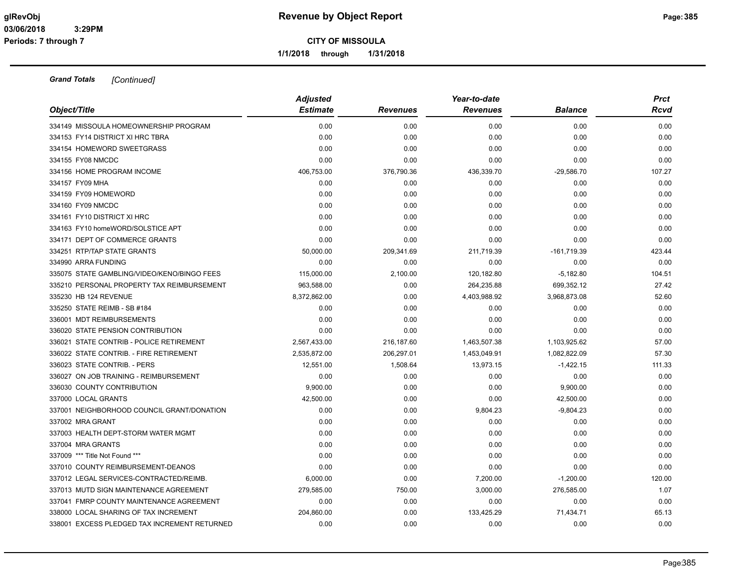**Grand Totals** *[Continued]*

| Object/Title | Adjusted Estimate | Revenues | Year-to-date Revenues | Balance | Prct Rcvd |
|---|---|---|---|---|---|
| 334149 MISSOULA HOMEOWNERSHIP PROGRAM | 0.00 | 0.00 | 0.00 | 0.00 | 0.00 |
| 334153 FY14 DISTRICT XI HRC TBRA | 0.00 | 0.00 | 0.00 | 0.00 | 0.00 |
| 334154 HOMEWORD SWEETGRASS | 0.00 | 0.00 | 0.00 | 0.00 | 0.00 |
| 334155 FY08 NMCDC | 0.00 | 0.00 | 0.00 | 0.00 | 0.00 |
| 334156 HOME PROGRAM INCOME | 406,753.00 | 376,790.36 | 436,339.70 | -29,586.70 | 107.27 |
| 334157 FY09 MHA | 0.00 | 0.00 | 0.00 | 0.00 | 0.00 |
| 334159 FY09 HOMEWORD | 0.00 | 0.00 | 0.00 | 0.00 | 0.00 |
| 334160 FY09 NMCDC | 0.00 | 0.00 | 0.00 | 0.00 | 0.00 |
| 334161 FY10 DISTRICT XI HRC | 0.00 | 0.00 | 0.00 | 0.00 | 0.00 |
| 334163 FY10 homeWORD/SOLSTICE APT | 0.00 | 0.00 | 0.00 | 0.00 | 0.00 |
| 334171 DEPT OF COMMERCE GRANTS | 0.00 | 0.00 | 0.00 | 0.00 | 0.00 |
| 334251 RTP/TAP STATE GRANTS | 50,000.00 | 209,341.69 | 211,719.39 | -161,719.39 | 423.44 |
| 334990 ARRA FUNDING | 0.00 | 0.00 | 0.00 | 0.00 | 0.00 |
| 335075 STATE GAMBLING/VIDEO/KENO/BINGO FEES | 115,000.00 | 2,100.00 | 120,182.80 | -5,182.80 | 104.51 |
| 335210 PERSONAL PROPERTY TAX REIMBURSEMENT | 963,588.00 | 0.00 | 264,235.88 | 699,352.12 | 27.42 |
| 335230 HB 124 REVENUE | 8,372,862.00 | 0.00 | 4,403,988.92 | 3,968,873.08 | 52.60 |
| 335250 STATE REIMB - SB #184 | 0.00 | 0.00 | 0.00 | 0.00 | 0.00 |
| 336001 MDT REIMBURSEMENTS | 0.00 | 0.00 | 0.00 | 0.00 | 0.00 |
| 336020 STATE PENSION CONTRIBUTION | 0.00 | 0.00 | 0.00 | 0.00 | 0.00 |
| 336021 STATE CONTRIB - POLICE RETIREMENT | 2,567,433.00 | 216,187.60 | 1,463,507.38 | 1,103,925.62 | 57.00 |
| 336022 STATE CONTRIB. - FIRE RETIREMENT | 2,535,872.00 | 206,297.01 | 1,453,049.91 | 1,082,822.09 | 57.30 |
| 336023 STATE CONTRIB. - PERS | 12,551.00 | 1,508.64 | 13,973.15 | -1,422.15 | 111.33 |
| 336027 ON JOB TRAINING - REIMBURSEMENT | 0.00 | 0.00 | 0.00 | 0.00 | 0.00 |
| 336030 COUNTY CONTRIBUTION | 9,900.00 | 0.00 | 0.00 | 9,900.00 | 0.00 |
| 337000 LOCAL GRANTS | 42,500.00 | 0.00 | 0.00 | 42,500.00 | 0.00 |
| 337001 NEIGHBORHOOD COUNCIL GRANT/DONATION | 0.00 | 0.00 | 9,804.23 | -9,804.23 | 0.00 |
| 337002 MRA GRANT | 0.00 | 0.00 | 0.00 | 0.00 | 0.00 |
| 337003 HEALTH DEPT-STORM WATER MGMT | 0.00 | 0.00 | 0.00 | 0.00 | 0.00 |
| 337004 MRA GRANTS | 0.00 | 0.00 | 0.00 | 0.00 | 0.00 |
| 337009 *** Title Not Found *** | 0.00 | 0.00 | 0.00 | 0.00 | 0.00 |
| 337010 COUNTY REIMBURSEMENT-DEANOS | 0.00 | 0.00 | 0.00 | 0.00 | 0.00 |
| 337012 LEGAL SERVICES-CONTRACTED/REIMB. | 6,000.00 | 0.00 | 7,200.00 | -1,200.00 | 120.00 |
| 337013 MUTD SIGN MAINTENANCE AGREEMENT | 279,585.00 | 750.00 | 3,000.00 | 276,585.00 | 1.07 |
| 337041 FMRP COUNTY MAINTENANCE AGREEMENT | 0.00 | 0.00 | 0.00 | 0.00 | 0.00 |
| 338000 LOCAL SHARING OF TAX INCREMENT | 204,860.00 | 0.00 | 133,425.29 | 71,434.71 | 65.13 |
| 338001 EXCESS PLEDGED TAX INCREMENT RETURNED | 0.00 | 0.00 | 0.00 | 0.00 | 0.00 |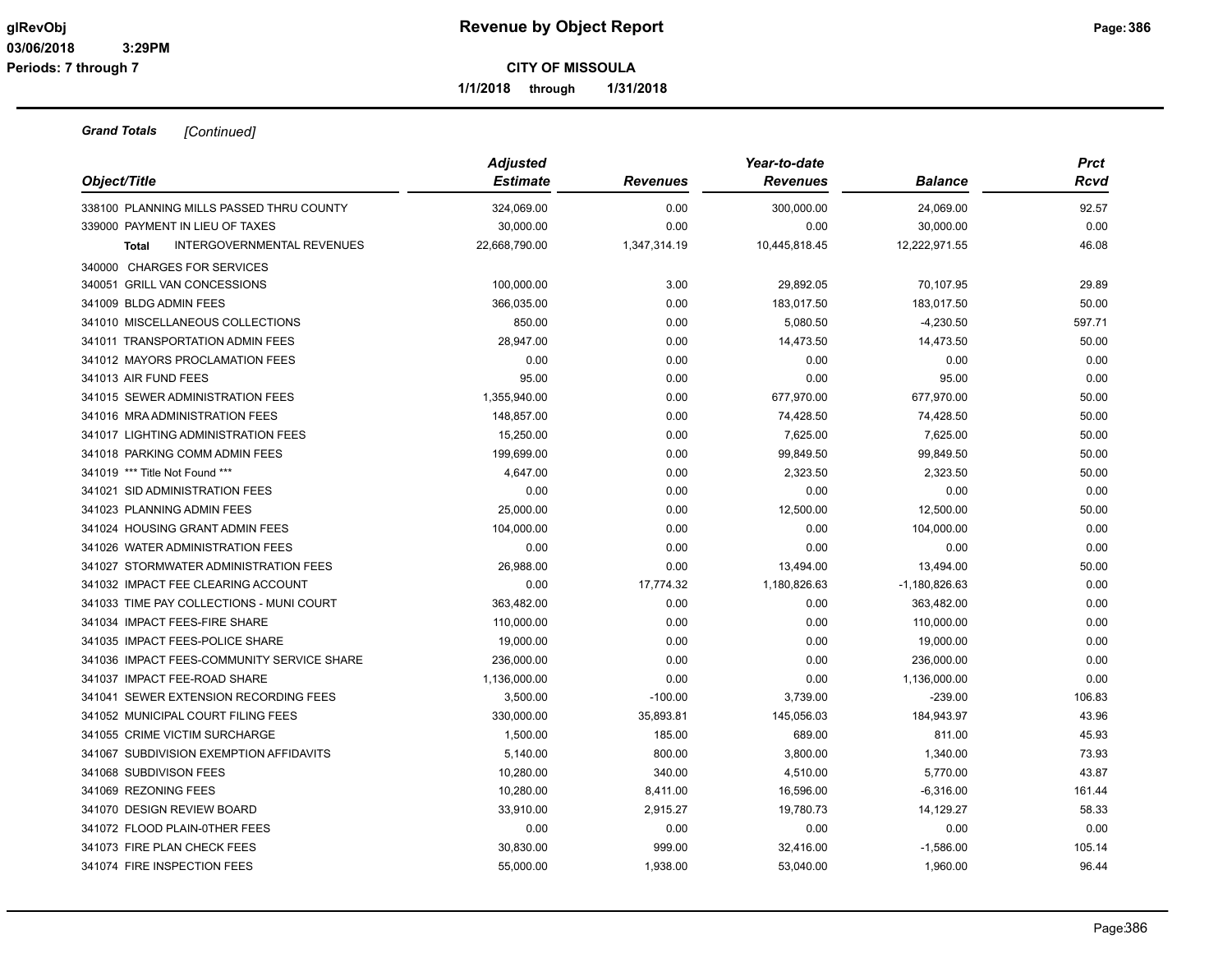**Revenue by Object Report**

**CITY OF MISSOULA**

**1/1/2018 through 1/31/2018**

glRevObj
03/06/2018 3:29PM
Periods: 7 through 7

***Grand Totals*** *[Continued]*

| Object/Title | Adjusted Estimate | Revenues | Year-to-date Revenues | Balance | Prct Rcvd |
|---|---|---|---|---|---|
| 338100 PLANNING MILLS PASSED THRU COUNTY | 324,069.00 | 0.00 | 300,000.00 | 24,069.00 | 92.57 |
| 339000 PAYMENT IN LIEU OF TAXES | 30,000.00 | 0.00 | 0.00 | 30,000.00 | 0.00 |
| **Total** INTERGOVERNMENTAL REVENUES | 22,668,790.00 | 1,347,314.19 | 10,445,818.45 | 12,222,971.55 | 46.08 |
| 340000 CHARGES FOR SERVICES | | | | | |
| 340051 GRILL VAN CONCESSIONS | 100,000.00 | 3.00 | 29,892.05 | 70,107.95 | 29.89 |
| 341009 BLDG ADMIN FEES | 366,035.00 | 0.00 | 183,017.50 | 183,017.50 | 50.00 |
| 341010 MISCELLANEOUS COLLECTIONS | 850.00 | 0.00 | 5,080.50 | -4,230.50 | 597.71 |
| 341011 TRANSPORTATION ADMIN FEES | 28,947.00 | 0.00 | 14,473.50 | 14,473.50 | 50.00 |
| 341012 MAYORS PROCLAMATION FEES | 0.00 | 0.00 | 0.00 | 0.00 | 0.00 |
| 341013 AIR FUND FEES | 95.00 | 0.00 | 0.00 | 95.00 | 0.00 |
| 341015 SEWER ADMINISTRATION FEES | 1,355,940.00 | 0.00 | 677,970.00 | 677,970.00 | 50.00 |
| 341016 MRA ADMINISTRATION FEES | 148,857.00 | 0.00 | 74,428.50 | 74,428.50 | 50.00 |
| 341017 LIGHTING ADMINISTRATION FEES | 15,250.00 | 0.00 | 7,625.00 | 7,625.00 | 50.00 |
| 341018 PARKING COMM ADMIN FEES | 199,699.00 | 0.00 | 99,849.50 | 99,849.50 | 50.00 |
| 341019 *** Title Not Found *** | 4,647.00 | 0.00 | 2,323.50 | 2,323.50 | 50.00 |
| 341021 SID ADMINISTRATION FEES | 0.00 | 0.00 | 0.00 | 0.00 | 0.00 |
| 341023 PLANNING ADMIN FEES | 25,000.00 | 0.00 | 12,500.00 | 12,500.00 | 50.00 |
| 341024 HOUSING GRANT ADMIN FEES | 104,000.00 | 0.00 | 0.00 | 104,000.00 | 0.00 |
| 341026 WATER ADMINISTRATION FEES | 0.00 | 0.00 | 0.00 | 0.00 | 0.00 |
| 341027 STORMWATER ADMINISTRATION FEES | 26,988.00 | 0.00 | 13,494.00 | 13,494.00 | 50.00 |
| 341032 IMPACT FEE CLEARING ACCOUNT | 0.00 | 17,774.32 | 1,180,826.63 | -1,180,826.63 | 0.00 |
| 341033 TIME PAY COLLECTIONS - MUNI COURT | 363,482.00 | 0.00 | 0.00 | 363,482.00 | 0.00 |
| 341034 IMPACT FEES-FIRE SHARE | 110,000.00 | 0.00 | 0.00 | 110,000.00 | 0.00 |
| 341035 IMPACT FEES-POLICE SHARE | 19,000.00 | 0.00 | 0.00 | 19,000.00 | 0.00 |
| 341036 IMPACT FEES-COMMUNITY SERVICE SHARE | 236,000.00 | 0.00 | 0.00 | 236,000.00 | 0.00 |
| 341037 IMPACT FEE-ROAD SHARE | 1,136,000.00 | 0.00 | 0.00 | 1,136,000.00 | 0.00 |
| 341041 SEWER EXTENSION RECORDING FEES | 3,500.00 | -100.00 | 3,739.00 | -239.00 | 106.83 |
| 341052 MUNICIPAL COURT FILING FEES | 330,000.00 | 35,893.81 | 145,056.03 | 184,943.97 | 43.96 |
| 341055 CRIME VICTIM SURCHARGE | 1,500.00 | 185.00 | 689.00 | 811.00 | 45.93 |
| 341067 SUBDIVISION EXEMPTION AFFIDAVITS | 5,140.00 | 800.00 | 3,800.00 | 1,340.00 | 73.93 |
| 341068 SUBDIVISON FEES | 10,280.00 | 340.00 | 4,510.00 | 5,770.00 | 43.87 |
| 341069 REZONING FEES | 10,280.00 | 8,411.00 | 16,596.00 | -6,316.00 | 161.44 |
| 341070 DESIGN REVIEW BOARD | 33,910.00 | 2,915.27 | 19,780.73 | 14,129.27 | 58.33 |
| 341072 FLOOD PLAIN-0THER FEES | 0.00 | 0.00 | 0.00 | 0.00 | 0.00 |
| 341073 FIRE PLAN CHECK FEES | 30,830.00 | 999.00 | 32,416.00 | -1,586.00 | 105.14 |
| 341074 FIRE INSPECTION FEES | 55,000.00 | 1,938.00 | 53,040.00 | 1,960.00 | 96.44 |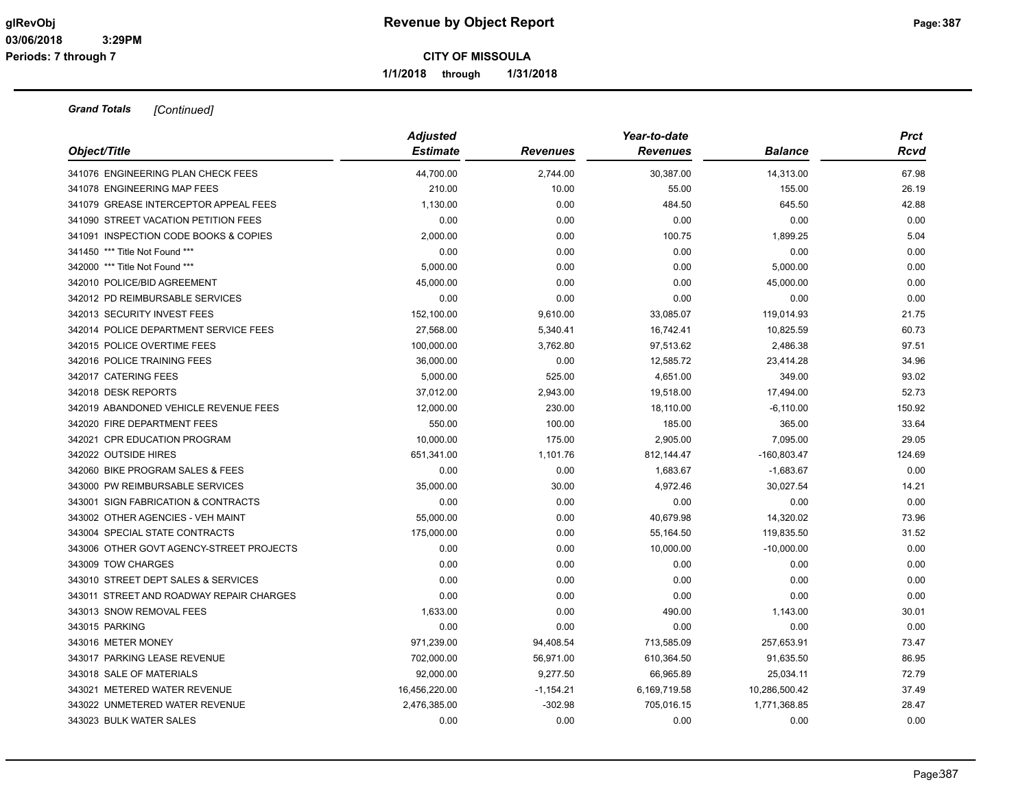**Grand Totals** *[Continued]*

| Object/Title | Adjusted Estimate | Revenues | Year-to-date Revenues | Balance | Prct Rcvd |
|---|---|---|---|---|---|
| 341076 ENGINEERING PLAN CHECK FEES | 44,700.00 | 2,744.00 | 30,387.00 | 14,313.00 | 67.98 |
| 341078 ENGINEERING MAP FEES | 210.00 | 10.00 | 55.00 | 155.00 | 26.19 |
| 341079 GREASE INTERCEPTOR APPEAL FEES | 1,130.00 | 0.00 | 484.50 | 645.50 | 42.88 |
| 341090 STREET VACATION PETITION FEES | 0.00 | 0.00 | 0.00 | 0.00 | 0.00 |
| 341091 INSPECTION CODE BOOKS & COPIES | 2,000.00 | 0.00 | 100.75 | 1,899.25 | 5.04 |
| 341450 *** Title Not Found *** | 0.00 | 0.00 | 0.00 | 0.00 | 0.00 |
| 342000 *** Title Not Found *** | 5,000.00 | 0.00 | 0.00 | 5,000.00 | 0.00 |
| 342010 POLICE/BID AGREEMENT | 45,000.00 | 0.00 | 0.00 | 45,000.00 | 0.00 |
| 342012 PD REIMBURSABLE SERVICES | 0.00 | 0.00 | 0.00 | 0.00 | 0.00 |
| 342013 SECURITY INVEST FEES | 152,100.00 | 9,610.00 | 33,085.07 | 119,014.93 | 21.75 |
| 342014 POLICE DEPARTMENT SERVICE FEES | 27,568.00 | 5,340.41 | 16,742.41 | 10,825.59 | 60.73 |
| 342015 POLICE OVERTIME FEES | 100,000.00 | 3,762.80 | 97,513.62 | 2,486.38 | 97.51 |
| 342016 POLICE TRAINING FEES | 36,000.00 | 0.00 | 12,585.72 | 23,414.28 | 34.96 |
| 342017 CATERING FEES | 5,000.00 | 525.00 | 4,651.00 | 349.00 | 93.02 |
| 342018 DESK REPORTS | 37,012.00 | 2,943.00 | 19,518.00 | 17,494.00 | 52.73 |
| 342019 ABANDONED VEHICLE REVENUE FEES | 12,000.00 | 230.00 | 18,110.00 | -6,110.00 | 150.92 |
| 342020 FIRE DEPARTMENT FEES | 550.00 | 100.00 | 185.00 | 365.00 | 33.64 |
| 342021 CPR EDUCATION PROGRAM | 10,000.00 | 175.00 | 2,905.00 | 7,095.00 | 29.05 |
| 342022 OUTSIDE HIRES | 651,341.00 | 1,101.76 | 812,144.47 | -160,803.47 | 124.69 |
| 342060 BIKE PROGRAM SALES & FEES | 0.00 | 0.00 | 1,683.67 | -1,683.67 | 0.00 |
| 343000 PW REIMBURSABLE SERVICES | 35,000.00 | 30.00 | 4,972.46 | 30,027.54 | 14.21 |
| 343001 SIGN FABRICATION & CONTRACTS | 0.00 | 0.00 | 0.00 | 0.00 | 0.00 |
| 343002 OTHER AGENCIES - VEH MAINT | 55,000.00 | 0.00 | 40,679.98 | 14,320.02 | 73.96 |
| 343004 SPECIAL STATE CONTRACTS | 175,000.00 | 0.00 | 55,164.50 | 119,835.50 | 31.52 |
| 343006 OTHER GOVT AGENCY-STREET PROJECTS | 0.00 | 0.00 | 10,000.00 | -10,000.00 | 0.00 |
| 343009 TOW CHARGES | 0.00 | 0.00 | 0.00 | 0.00 | 0.00 |
| 343010 STREET DEPT SALES & SERVICES | 0.00 | 0.00 | 0.00 | 0.00 | 0.00 |
| 343011 STREET AND ROADWAY REPAIR CHARGES | 0.00 | 0.00 | 0.00 | 0.00 | 0.00 |
| 343013 SNOW REMOVAL FEES | 1,633.00 | 0.00 | 490.00 | 1,143.00 | 30.01 |
| 343015 PARKING | 0.00 | 0.00 | 0.00 | 0.00 | 0.00 |
| 343016 METER MONEY | 971,239.00 | 94,408.54 | 713,585.09 | 257,653.91 | 73.47 |
| 343017 PARKING LEASE REVENUE | 702,000.00 | 56,971.00 | 610,364.50 | 91,635.50 | 86.95 |
| 343018 SALE OF MATERIALS | 92,000.00 | 9,277.50 | 66,965.89 | 25,034.11 | 72.79 |
| 343021 METERED WATER REVENUE | 16,456,220.00 | -1,154.21 | 6,169,719.58 | 10,286,500.42 | 37.49 |
| 343022 UNMETERED WATER REVENUE | 2,476,385.00 | -302.98 | 705,016.15 | 1,771,368.85 | 28.47 |
| 343023 BULK WATER SALES | 0.00 | 0.00 | 0.00 | 0.00 | 0.00 |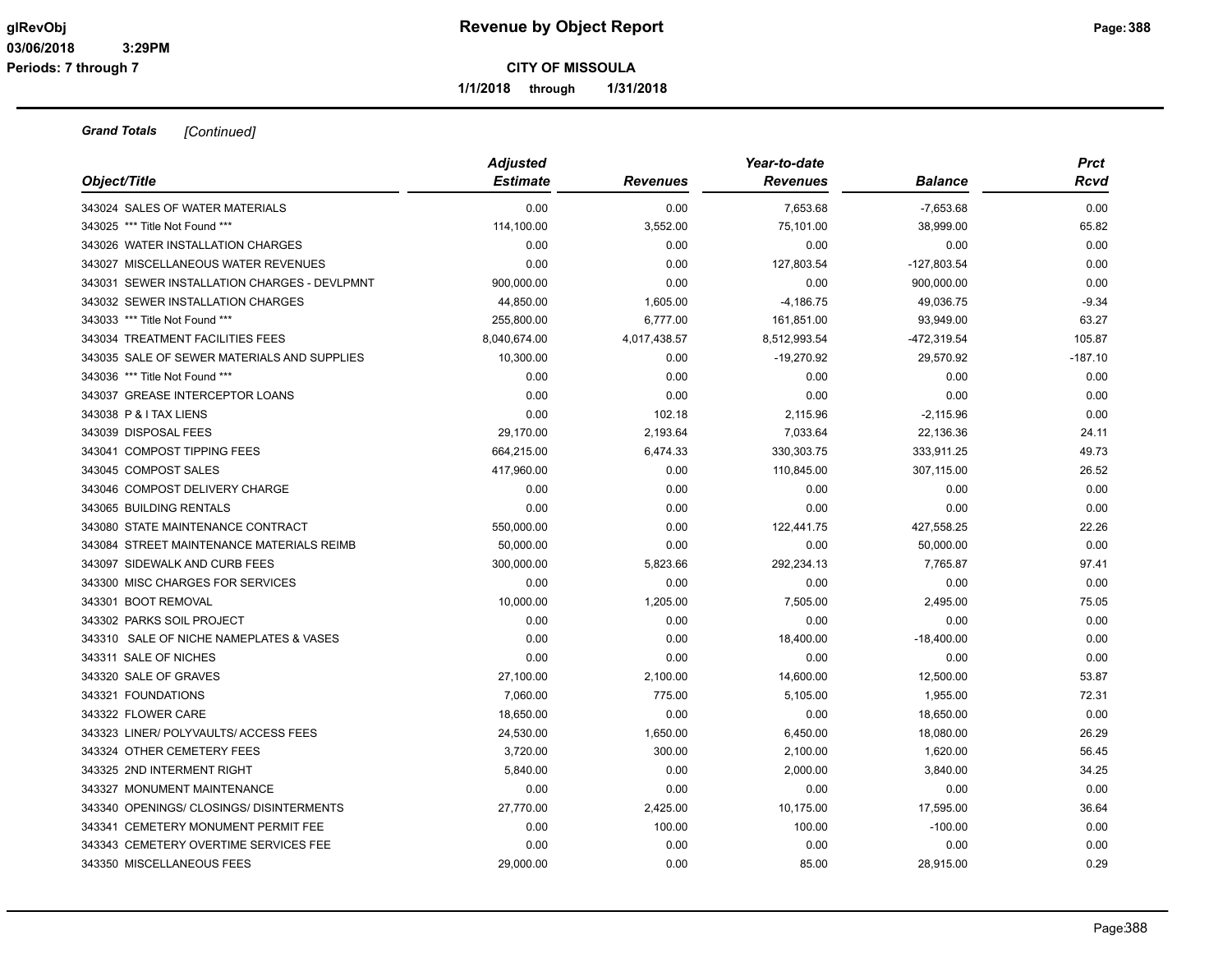**CITY OF MISSOULA**

**1/1/2018 through 1/31/2018**

***Grand Totals*** *[Continued]*

| Object/Title | Adjusted Estimate | Revenues | Year-to-date Revenues | Balance | Prct Rcvd |
|---|---|---|---|---|---|
| 343024 SALES OF WATER MATERIALS | 0.00 | 0.00 | 7,653.68 | -7,653.68 | 0.00 |
| 343025 *** Title Not Found *** | 114,100.00 | 3,552.00 | 75,101.00 | 38,999.00 | 65.82 |
| 343026 WATER INSTALLATION CHARGES | 0.00 | 0.00 | 0.00 | 0.00 | 0.00 |
| 343027 MISCELLANEOUS WATER REVENUES | 0.00 | 0.00 | 127,803.54 | -127,803.54 | 0.00 |
| 343031 SEWER INSTALLATION CHARGES - DEVLPMNT | 900,000.00 | 0.00 | 0.00 | 900,000.00 | 0.00 |
| 343032 SEWER INSTALLATION CHARGES | 44,850.00 | 1,605.00 | -4,186.75 | 49,036.75 | -9.34 |
| 343033 *** Title Not Found *** | 255,800.00 | 6,777.00 | 161,851.00 | 93,949.00 | 63.27 |
| 343034 TREATMENT FACILITIES FEES | 8,040,674.00 | 4,017,438.57 | 8,512,993.54 | -472,319.54 | 105.87 |
| 343035 SALE OF SEWER MATERIALS AND SUPPLIES | 10,300.00 | 0.00 | -19,270.92 | 29,570.92 | -187.10 |
| 343036 *** Title Not Found *** | 0.00 | 0.00 | 0.00 | 0.00 | 0.00 |
| 343037 GREASE INTERCEPTOR LOANS | 0.00 | 0.00 | 0.00 | 0.00 | 0.00 |
| 343038 P & I TAX LIENS | 0.00 | 102.18 | 2,115.96 | -2,115.96 | 0.00 |
| 343039 DISPOSAL FEES | 29,170.00 | 2,193.64 | 7,033.64 | 22,136.36 | 24.11 |
| 343041 COMPOST TIPPING FEES | 664,215.00 | 6,474.33 | 330,303.75 | 333,911.25 | 49.73 |
| 343045 COMPOST SALES | 417,960.00 | 0.00 | 110,845.00 | 307,115.00 | 26.52 |
| 343046 COMPOST DELIVERY CHARGE | 0.00 | 0.00 | 0.00 | 0.00 | 0.00 |
| 343065 BUILDING RENTALS | 0.00 | 0.00 | 0.00 | 0.00 | 0.00 |
| 343080 STATE MAINTENANCE CONTRACT | 550,000.00 | 0.00 | 122,441.75 | 427,558.25 | 22.26 |
| 343084 STREET MAINTENANCE MATERIALS REIMB | 50,000.00 | 0.00 | 0.00 | 50,000.00 | 0.00 |
| 343097 SIDEWALK AND CURB FEES | 300,000.00 | 5,823.66 | 292,234.13 | 7,765.87 | 97.41 |
| 343300 MISC CHARGES FOR SERVICES | 0.00 | 0.00 | 0.00 | 0.00 | 0.00 |
| 343301 BOOT REMOVAL | 10,000.00 | 1,205.00 | 7,505.00 | 2,495.00 | 75.05 |
| 343302 PARKS SOIL PROJECT | 0.00 | 0.00 | 0.00 | 0.00 | 0.00 |
| 343310 SALE OF NICHE NAMEPLATES & VASES | 0.00 | 0.00 | 18,400.00 | -18,400.00 | 0.00 |
| 343311 SALE OF NICHES | 0.00 | 0.00 | 0.00 | 0.00 | 0.00 |
| 343320 SALE OF GRAVES | 27,100.00 | 2,100.00 | 14,600.00 | 12,500.00 | 53.87 |
| 343321 FOUNDATIONS | 7,060.00 | 775.00 | 5,105.00 | 1,955.00 | 72.31 |
| 343322 FLOWER CARE | 18,650.00 | 0.00 | 0.00 | 18,650.00 | 0.00 |
| 343323 LINER/ POLYVAULTS/ ACCESS FEES | 24,530.00 | 1,650.00 | 6,450.00 | 18,080.00 | 26.29 |
| 343324 OTHER CEMETERY FEES | 3,720.00 | 300.00 | 2,100.00 | 1,620.00 | 56.45 |
| 343325 2ND INTERMENT RIGHT | 5,840.00 | 0.00 | 2,000.00 | 3,840.00 | 34.25 |
| 343327 MONUMENT MAINTENANCE | 0.00 | 0.00 | 0.00 | 0.00 | 0.00 |
| 343340 OPENINGS/ CLOSINGS/ DISINTERMENTS | 27,770.00 | 2,425.00 | 10,175.00 | 17,595.00 | 36.64 |
| 343341 CEMETERY MONUMENT PERMIT FEE | 0.00 | 100.00 | 100.00 | -100.00 | 0.00 |
| 343343 CEMETERY OVERTIME SERVICES FEE | 0.00 | 0.00 | 0.00 | 0.00 | 0.00 |
| 343350 MISCELLANEOUS FEES | 29,000.00 | 0.00 | 85.00 | 28,915.00 | 0.29 |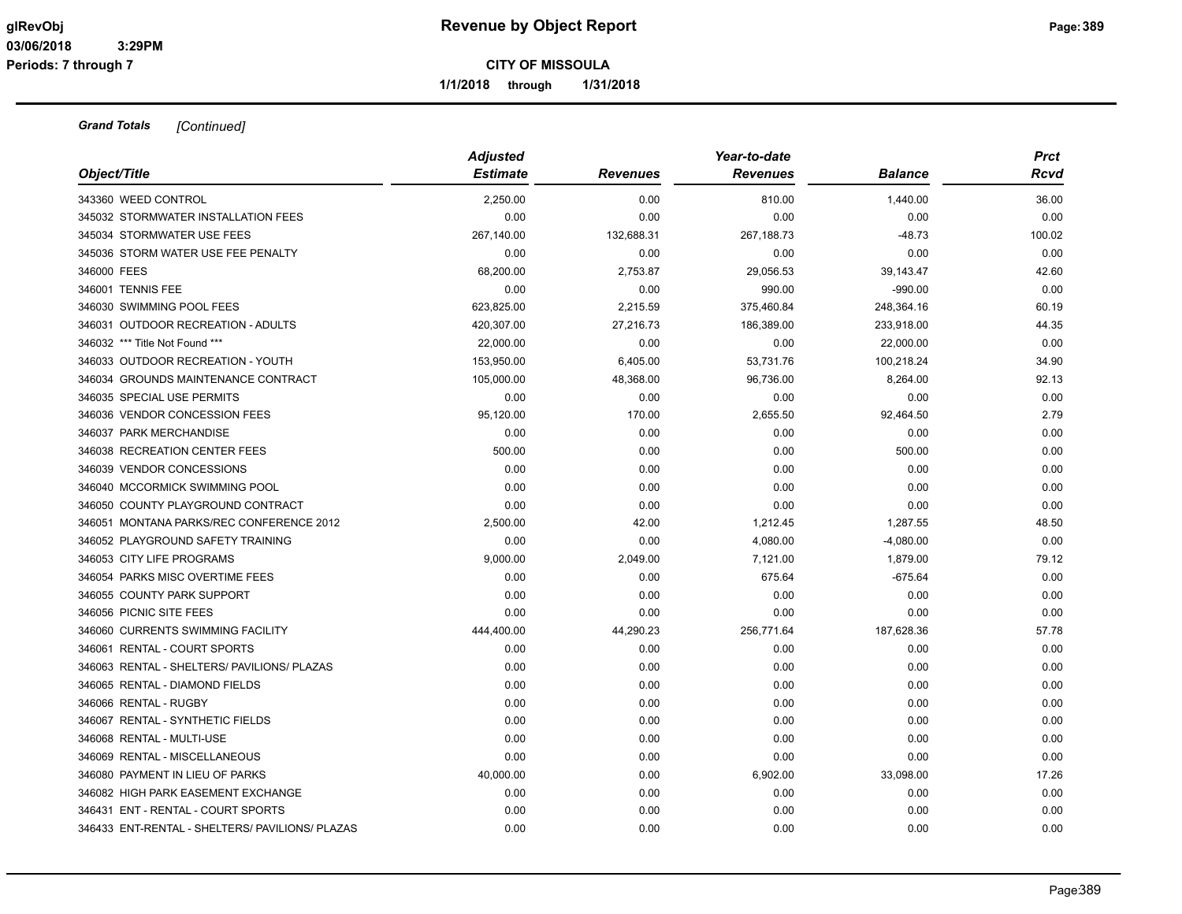# Revenue by Object Report

**CITY OF MISSOULA**

**1/1/2018 through 1/31/2018**

glRevObj
03/06/2018 3:29PM
Periods: 7 through 7

***Grand Totals*** *[Continued]*

| *Object/Title* | *Adjusted Estimate* | *Revenues* | *Year-to-date Revenues* | *Balance* | *Prct Rcvd* |
|---|---|---|---|---|---|
| 343360 WEED CONTROL | 2,250.00 | 0.00 | 810.00 | 1,440.00 | 36.00 |
| 345032 STORMWATER INSTALLATION FEES | 0.00 | 0.00 | 0.00 | 0.00 | 0.00 |
| 345034 STORMWATER USE FEES | 267,140.00 | 132,688.31 | 267,188.73 | -48.73 | 100.02 |
| 345036 STORM WATER USE FEE PENALTY | 0.00 | 0.00 | 0.00 | 0.00 | 0.00 |
| 346000 FEES | 68,200.00 | 2,753.87 | 29,056.53 | 39,143.47 | 42.60 |
| 346001 TENNIS FEE | 0.00 | 0.00 | 990.00 | -990.00 | 0.00 |
| 346030 SWIMMING POOL FEES | 623,825.00 | 2,215.59 | 375,460.84 | 248,364.16 | 60.19 |
| 346031 OUTDOOR RECREATION - ADULTS | 420,307.00 | 27,216.73 | 186,389.00 | 233,918.00 | 44.35 |
| 346032 *** Title Not Found *** | 22,000.00 | 0.00 | 0.00 | 22,000.00 | 0.00 |
| 346033 OUTDOOR RECREATION - YOUTH | 153,950.00 | 6,405.00 | 53,731.76 | 100,218.24 | 34.90 |
| 346034 GROUNDS MAINTENANCE CONTRACT | 105,000.00 | 48,368.00 | 96,736.00 | 8,264.00 | 92.13 |
| 346035 SPECIAL USE PERMITS | 0.00 | 0.00 | 0.00 | 0.00 | 0.00 |
| 346036 VENDOR CONCESSION FEES | 95,120.00 | 170.00 | 2,655.50 | 92,464.50 | 2.79 |
| 346037 PARK MERCHANDISE | 0.00 | 0.00 | 0.00 | 0.00 | 0.00 |
| 346038 RECREATION CENTER FEES | 500.00 | 0.00 | 0.00 | 500.00 | 0.00 |
| 346039 VENDOR CONCESSIONS | 0.00 | 0.00 | 0.00 | 0.00 | 0.00 |
| 346040 MCCORMICK SWIMMING POOL | 0.00 | 0.00 | 0.00 | 0.00 | 0.00 |
| 346050 COUNTY PLAYGROUND CONTRACT | 0.00 | 0.00 | 0.00 | 0.00 | 0.00 |
| 346051 MONTANA PARKS/REC CONFERENCE 2012 | 2,500.00 | 42.00 | 1,212.45 | 1,287.55 | 48.50 |
| 346052 PLAYGROUND SAFETY TRAINING | 0.00 | 0.00 | 4,080.00 | -4,080.00 | 0.00 |
| 346053 CITY LIFE PROGRAMS | 9,000.00 | 2,049.00 | 7,121.00 | 1,879.00 | 79.12 |
| 346054 PARKS MISC OVERTIME FEES | 0.00 | 0.00 | 675.64 | -675.64 | 0.00 |
| 346055 COUNTY PARK SUPPORT | 0.00 | 0.00 | 0.00 | 0.00 | 0.00 |
| 346056 PICNIC SITE FEES | 0.00 | 0.00 | 0.00 | 0.00 | 0.00 |
| 346060 CURRENTS SWIMMING FACILITY | 444,400.00 | 44,290.23 | 256,771.64 | 187,628.36 | 57.78 |
| 346061 RENTAL - COURT SPORTS | 0.00 | 0.00 | 0.00 | 0.00 | 0.00 |
| 346063 RENTAL - SHELTERS/ PAVILIONS/ PLAZAS | 0.00 | 0.00 | 0.00 | 0.00 | 0.00 |
| 346065 RENTAL - DIAMOND FIELDS | 0.00 | 0.00 | 0.00 | 0.00 | 0.00 |
| 346066 RENTAL - RUGBY | 0.00 | 0.00 | 0.00 | 0.00 | 0.00 |
| 346067 RENTAL - SYNTHETIC FIELDS | 0.00 | 0.00 | 0.00 | 0.00 | 0.00 |
| 346068 RENTAL - MULTI-USE | 0.00 | 0.00 | 0.00 | 0.00 | 0.00 |
| 346069 RENTAL - MISCELLANEOUS | 0.00 | 0.00 | 0.00 | 0.00 | 0.00 |
| 346080 PAYMENT IN LIEU OF PARKS | 40,000.00 | 0.00 | 6,902.00 | 33,098.00 | 17.26 |
| 346082 HIGH PARK EASEMENT EXCHANGE | 0.00 | 0.00 | 0.00 | 0.00 | 0.00 |
| 346431 ENT - RENTAL - COURT SPORTS | 0.00 | 0.00 | 0.00 | 0.00 | 0.00 |
| 346433 ENT-RENTAL - SHELTERS/ PAVILIONS/ PLAZAS | 0.00 | 0.00 | 0.00 | 0.00 | 0.00 |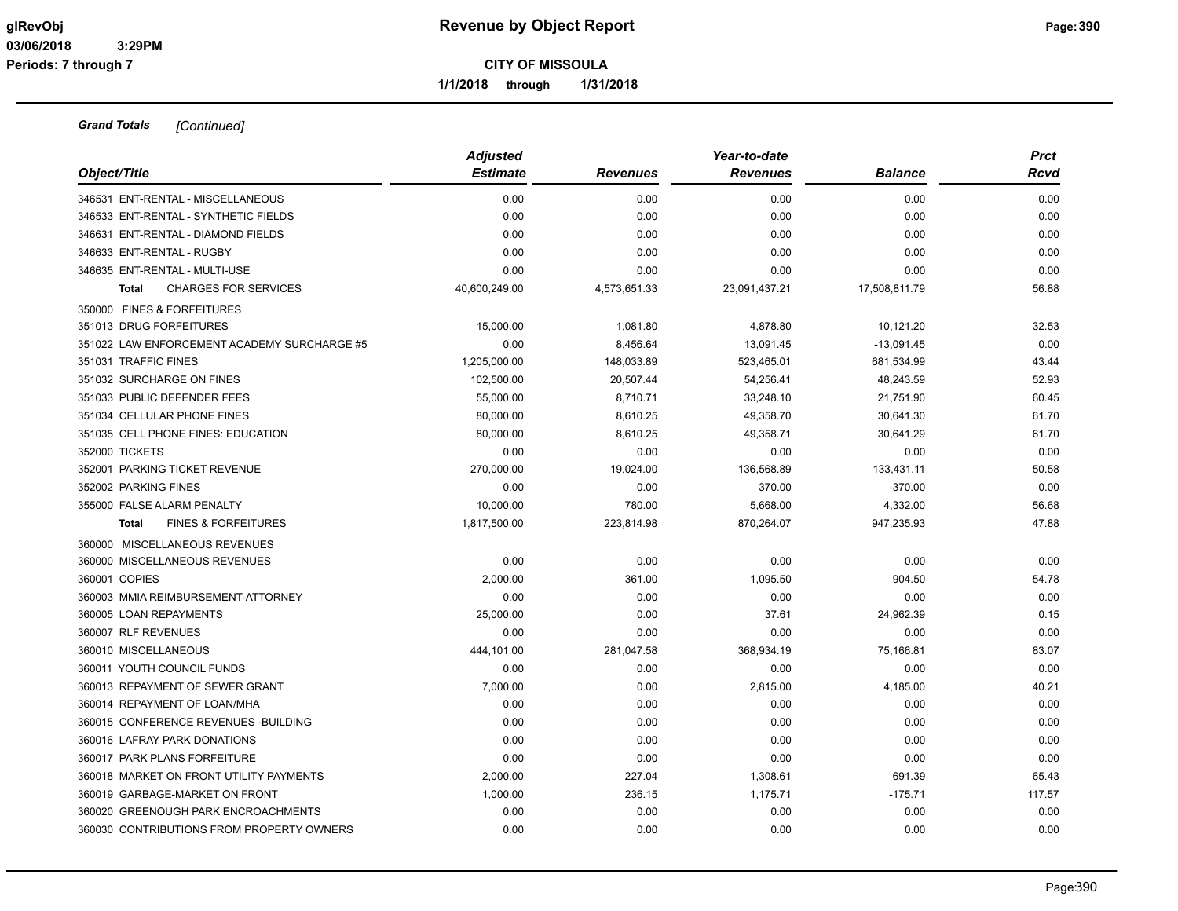**Revenue by Object Report**

**CITY OF MISSOULA**

**1/1/2018 through 1/31/2018**

***Grand Totals*** *[Continued]*

| Object/Title | Adjusted Estimate | Revenues | Year-to-date Revenues | Balance | Prct Rcvd |
|---|---|---|---|---|---|
| 346531 ENT-RENTAL - MISCELLANEOUS | 0.00 | 0.00 | 0.00 | 0.00 | 0.00 |
| 346533 ENT-RENTAL - SYNTHETIC FIELDS | 0.00 | 0.00 | 0.00 | 0.00 | 0.00 |
| 346631 ENT-RENTAL - DIAMOND FIELDS | 0.00 | 0.00 | 0.00 | 0.00 | 0.00 |
| 346633 ENT-RENTAL - RUGBY | 0.00 | 0.00 | 0.00 | 0.00 | 0.00 |
| 346635 ENT-RENTAL - MULTI-USE | 0.00 | 0.00 | 0.00 | 0.00 | 0.00 |
| **Total** CHARGES FOR SERVICES | 40,600,249.00 | 4,573,651.33 | 23,091,437.21 | 17,508,811.79 | 56.88 |
| 350000 FINES & FORFEITURES | | | | | |
| 351013 DRUG FORFEITURES | 15,000.00 | 1,081.80 | 4,878.80 | 10,121.20 | 32.53 |
| 351022 LAW ENFORCEMENT ACADEMY SURCHARGE #5 | 0.00 | 8,456.64 | 13,091.45 | -13,091.45 | 0.00 |
| 351031 TRAFFIC FINES | 1,205,000.00 | 148,033.89 | 523,465.01 | 681,534.99 | 43.44 |
| 351032 SURCHARGE ON FINES | 102,500.00 | 20,507.44 | 54,256.41 | 48,243.59 | 52.93 |
| 351033 PUBLIC DEFENDER FEES | 55,000.00 | 8,710.71 | 33,248.10 | 21,751.90 | 60.45 |
| 351034 CELLULAR PHONE FINES | 80,000.00 | 8,610.25 | 49,358.70 | 30,641.30 | 61.70 |
| 351035 CELL PHONE FINES: EDUCATION | 80,000.00 | 8,610.25 | 49,358.71 | 30,641.29 | 61.70 |
| 352000 TICKETS | 0.00 | 0.00 | 0.00 | 0.00 | 0.00 |
| 352001 PARKING TICKET REVENUE | 270,000.00 | 19,024.00 | 136,568.89 | 133,431.11 | 50.58 |
| 352002 PARKING FINES | 0.00 | 0.00 | 370.00 | -370.00 | 0.00 |
| 355000 FALSE ALARM PENALTY | 10,000.00 | 780.00 | 5,668.00 | 4,332.00 | 56.68 |
| **Total** FINES & FORFEITURES | 1,817,500.00 | 223,814.98 | 870,264.07 | 947,235.93 | 47.88 |
| 360000 MISCELLANEOUS REVENUES | | | | | |
| 360000 MISCELLANEOUS REVENUES | 0.00 | 0.00 | 0.00 | 0.00 | 0.00 |
| 360001 COPIES | 2,000.00 | 361.00 | 1,095.50 | 904.50 | 54.78 |
| 360003 MMIA REIMBURSEMENT-ATTORNEY | 0.00 | 0.00 | 0.00 | 0.00 | 0.00 |
| 360005 LOAN REPAYMENTS | 25,000.00 | 0.00 | 37.61 | 24,962.39 | 0.15 |
| 360007 RLF REVENUES | 0.00 | 0.00 | 0.00 | 0.00 | 0.00 |
| 360010 MISCELLANEOUS | 444,101.00 | 281,047.58 | 368,934.19 | 75,166.81 | 83.07 |
| 360011 YOUTH COUNCIL FUNDS | 0.00 | 0.00 | 0.00 | 0.00 | 0.00 |
| 360013 REPAYMENT OF SEWER GRANT | 7,000.00 | 0.00 | 2,815.00 | 4,185.00 | 40.21 |
| 360014 REPAYMENT OF LOAN/MHA | 0.00 | 0.00 | 0.00 | 0.00 | 0.00 |
| 360015 CONFERENCE REVENUES -BUILDING | 0.00 | 0.00 | 0.00 | 0.00 | 0.00 |
| 360016 LAFRAY PARK DONATIONS | 0.00 | 0.00 | 0.00 | 0.00 | 0.00 |
| 360017 PARK PLANS FORFEITURE | 0.00 | 0.00 | 0.00 | 0.00 | 0.00 |
| 360018 MARKET ON FRONT UTILITY PAYMENTS | 2,000.00 | 227.04 | 1,308.61 | 691.39 | 65.43 |
| 360019 GARBAGE-MARKET ON FRONT | 1,000.00 | 236.15 | 1,175.71 | -175.71 | 117.57 |
| 360020 GREENOUGH PARK ENCROACHMENTS | 0.00 | 0.00 | 0.00 | 0.00 | 0.00 |
| 360030 CONTRIBUTIONS FROM PROPERTY OWNERS | 0.00 | 0.00 | 0.00 | 0.00 | 0.00 |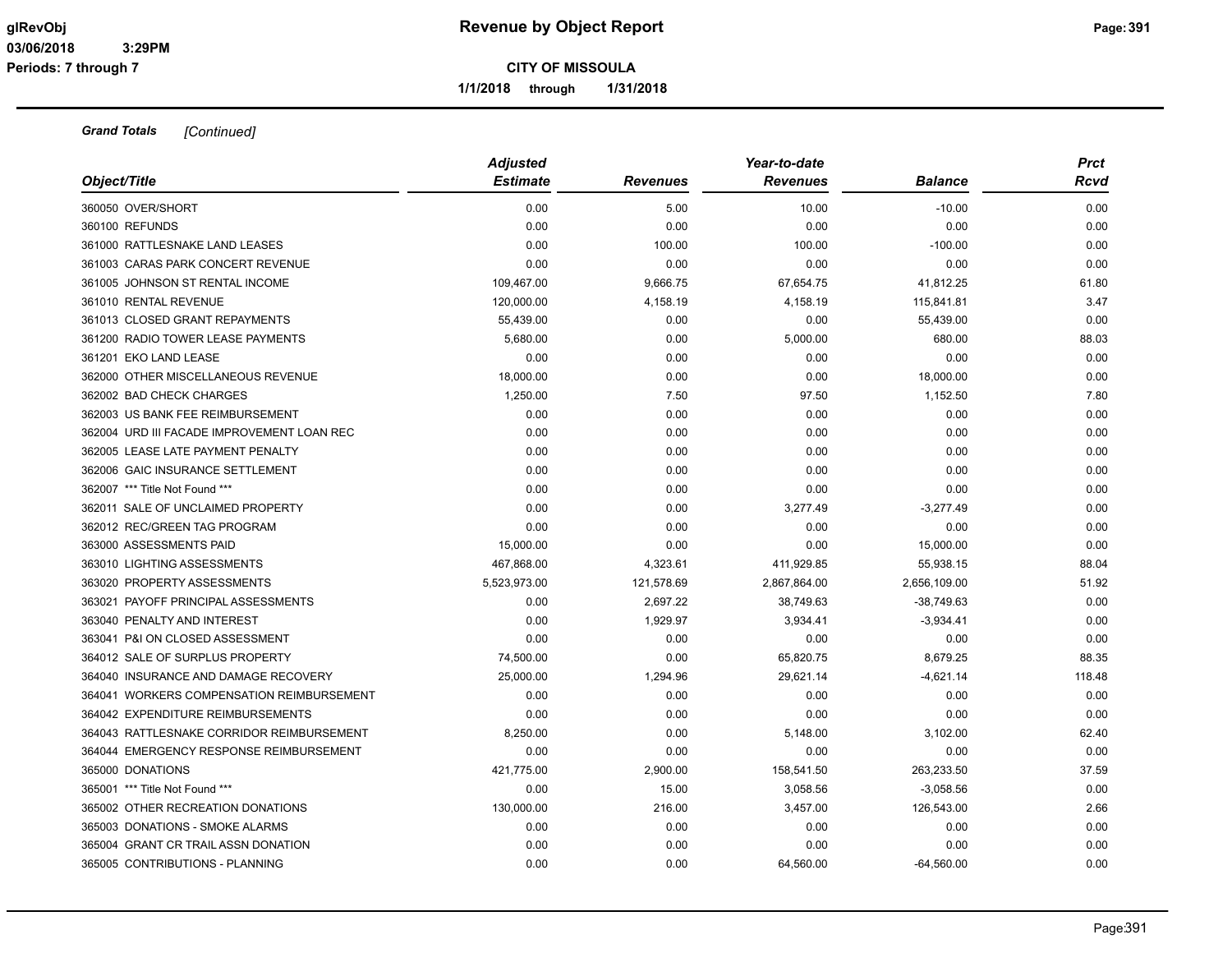# Revenue by Object Report

**CITY OF MISSOULA**

**1/1/2018 through 1/31/2018**

glRevObj
03/06/2018 3:29PM
Periods: 7 through 7

***Grand Totals*** *[Continued]*

| Object/Title | Adjusted Estimate | Revenues | Year-to-date Revenues | Balance | Prct Rcvd |
|---|---|---|---|---|---|
| 360050 OVER/SHORT | 0.00 | 5.00 | 10.00 | -10.00 | 0.00 |
| 360100 REFUNDS | 0.00 | 0.00 | 0.00 | 0.00 | 0.00 |
| 361000 RATTLESNAKE LAND LEASES | 0.00 | 100.00 | 100.00 | -100.00 | 0.00 |
| 361003 CARAS PARK CONCERT REVENUE | 0.00 | 0.00 | 0.00 | 0.00 | 0.00 |
| 361005 JOHNSON ST RENTAL INCOME | 109,467.00 | 9,666.75 | 67,654.75 | 41,812.25 | 61.80 |
| 361010 RENTAL REVENUE | 120,000.00 | 4,158.19 | 4,158.19 | 115,841.81 | 3.47 |
| 361013 CLOSED GRANT REPAYMENTS | 55,439.00 | 0.00 | 0.00 | 55,439.00 | 0.00 |
| 361200 RADIO TOWER LEASE PAYMENTS | 5,680.00 | 0.00 | 5,000.00 | 680.00 | 88.03 |
| 361201 EKO LAND LEASE | 0.00 | 0.00 | 0.00 | 0.00 | 0.00 |
| 362000 OTHER MISCELLANEOUS REVENUE | 18,000.00 | 0.00 | 0.00 | 18,000.00 | 0.00 |
| 362002 BAD CHECK CHARGES | 1,250.00 | 7.50 | 97.50 | 1,152.50 | 7.80 |
| 362003 US BANK FEE REIMBURSEMENT | 0.00 | 0.00 | 0.00 | 0.00 | 0.00 |
| 362004 URD III FACADE IMPROVEMENT LOAN REC | 0.00 | 0.00 | 0.00 | 0.00 | 0.00 |
| 362005 LEASE LATE PAYMENT PENALTY | 0.00 | 0.00 | 0.00 | 0.00 | 0.00 |
| 362006 GAIC INSURANCE SETTLEMENT | 0.00 | 0.00 | 0.00 | 0.00 | 0.00 |
| 362007 *** Title Not Found *** | 0.00 | 0.00 | 0.00 | 0.00 | 0.00 |
| 362011 SALE OF UNCLAIMED PROPERTY | 0.00 | 0.00 | 3,277.49 | -3,277.49 | 0.00 |
| 362012 REC/GREEN TAG PROGRAM | 0.00 | 0.00 | 0.00 | 0.00 | 0.00 |
| 363000 ASSESSMENTS PAID | 15,000.00 | 0.00 | 0.00 | 15,000.00 | 0.00 |
| 363010 LIGHTING ASSESSMENTS | 467,868.00 | 4,323.61 | 411,929.85 | 55,938.15 | 88.04 |
| 363020 PROPERTY ASSESSMENTS | 5,523,973.00 | 121,578.69 | 2,867,864.00 | 2,656,109.00 | 51.92 |
| 363021 PAYOFF PRINCIPAL ASSESSMENTS | 0.00 | 2,697.22 | 38,749.63 | -38,749.63 | 0.00 |
| 363040 PENALTY AND INTEREST | 0.00 | 1,929.97 | 3,934.41 | -3,934.41 | 0.00 |
| 363041 P&I ON CLOSED ASSESSMENT | 0.00 | 0.00 | 0.00 | 0.00 | 0.00 |
| 364012 SALE OF SURPLUS PROPERTY | 74,500.00 | 0.00 | 65,820.75 | 8,679.25 | 88.35 |
| 364040 INSURANCE AND DAMAGE RECOVERY | 25,000.00 | 1,294.96 | 29,621.14 | -4,621.14 | 118.48 |
| 364041 WORKERS COMPENSATION REIMBURSEMENT | 0.00 | 0.00 | 0.00 | 0.00 | 0.00 |
| 364042 EXPENDITURE REIMBURSEMENTS | 0.00 | 0.00 | 0.00 | 0.00 | 0.00 |
| 364043 RATTLESNAKE CORRIDOR REIMBURSEMENT | 8,250.00 | 0.00 | 5,148.00 | 3,102.00 | 62.40 |
| 364044 EMERGENCY RESPONSE REIMBURSEMENT | 0.00 | 0.00 | 0.00 | 0.00 | 0.00 |
| 365000 DONATIONS | 421,775.00 | 2,900.00 | 158,541.50 | 263,233.50 | 37.59 |
| 365001 *** Title Not Found *** | 0.00 | 15.00 | 3,058.56 | -3,058.56 | 0.00 |
| 365002 OTHER RECREATION DONATIONS | 130,000.00 | 216.00 | 3,457.00 | 126,543.00 | 2.66 |
| 365003 DONATIONS - SMOKE ALARMS | 0.00 | 0.00 | 0.00 | 0.00 | 0.00 |
| 365004 GRANT CR TRAIL ASSN DONATION | 0.00 | 0.00 | 0.00 | 0.00 | 0.00 |
| 365005 CONTRIBUTIONS - PLANNING | 0.00 | 0.00 | 64,560.00 | -64,560.00 | 0.00 |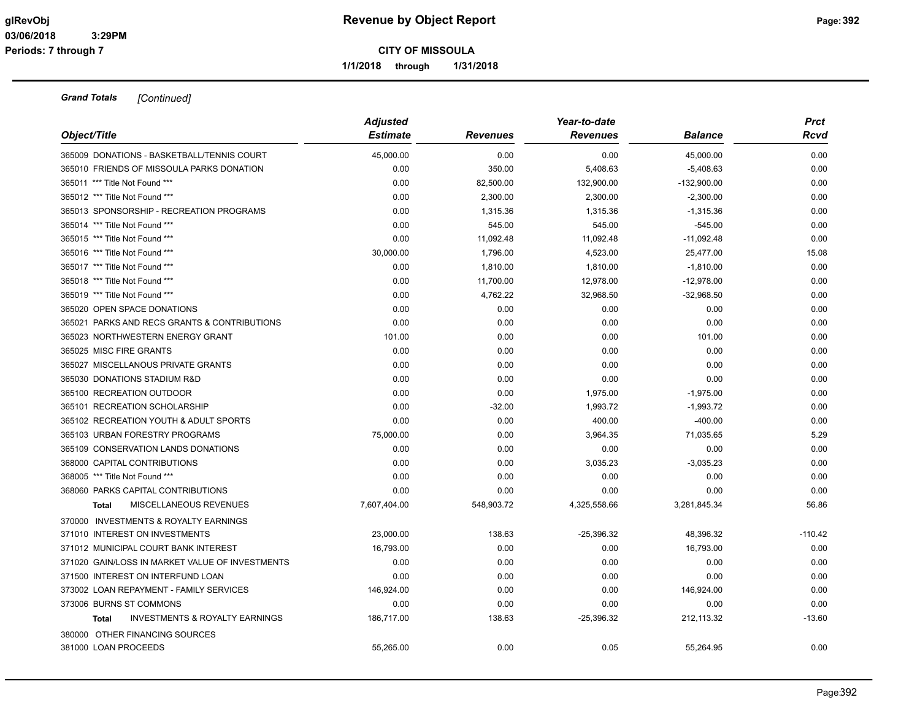**Revenue by Object Report**

**CITY OF MISSOULA**

**1/1/2018 through 1/31/2018**

glRevObj
03/06/2018 3:29PM
Periods: 7 through 7

***Grand Totals*** *[Continued]*

| Object/Title | Adjusted Estimate | Revenues | Year-to-date Revenues | Balance | Prct Rcvd |
|---|---|---|---|---|---|
| 365009 DONATIONS - BASKETBALL/TENNIS COURT | 45,000.00 | 0.00 | 0.00 | 45,000.00 | 0.00 |
| 365010 FRIENDS OF MISSOULA PARKS DONATION | 0.00 | 350.00 | 5,408.63 | -5,408.63 | 0.00 |
| 365011 *** Title Not Found *** | 0.00 | 82,500.00 | 132,900.00 | -132,900.00 | 0.00 |
| 365012 *** Title Not Found *** | 0.00 | 2,300.00 | 2,300.00 | -2,300.00 | 0.00 |
| 365013 SPONSORSHIP - RECREATION PROGRAMS | 0.00 | 1,315.36 | 1,315.36 | -1,315.36 | 0.00 |
| 365014 *** Title Not Found *** | 0.00 | 545.00 | 545.00 | -545.00 | 0.00 |
| 365015 *** Title Not Found *** | 0.00 | 11,092.48 | 11,092.48 | -11,092.48 | 0.00 |
| 365016 *** Title Not Found *** | 30,000.00 | 1,796.00 | 4,523.00 | 25,477.00 | 15.08 |
| 365017 *** Title Not Found *** | 0.00 | 1,810.00 | 1,810.00 | -1,810.00 | 0.00 |
| 365018 *** Title Not Found *** | 0.00 | 11,700.00 | 12,978.00 | -12,978.00 | 0.00 |
| 365019 *** Title Not Found *** | 0.00 | 4,762.22 | 32,968.50 | -32,968.50 | 0.00 |
| 365020 OPEN SPACE DONATIONS | 0.00 | 0.00 | 0.00 | 0.00 | 0.00 |
| 365021 PARKS AND RECS GRANTS & CONTRIBUTIONS | 0.00 | 0.00 | 0.00 | 0.00 | 0.00 |
| 365023 NORTHWESTERN ENERGY GRANT | 101.00 | 0.00 | 0.00 | 101.00 | 0.00 |
| 365025 MISC FIRE GRANTS | 0.00 | 0.00 | 0.00 | 0.00 | 0.00 |
| 365027 MISCELLANOUS PRIVATE GRANTS | 0.00 | 0.00 | 0.00 | 0.00 | 0.00 |
| 365030 DONATIONS STADIUM R&D | 0.00 | 0.00 | 0.00 | 0.00 | 0.00 |
| 365100 RECREATION OUTDOOR | 0.00 | 0.00 | 1,975.00 | -1,975.00 | 0.00 |
| 365101 RECREATION SCHOLARSHIP | 0.00 | -32.00 | 1,993.72 | -1,993.72 | 0.00 |
| 365102 RECREATION YOUTH & ADULT SPORTS | 0.00 | 0.00 | 400.00 | -400.00 | 0.00 |
| 365103 URBAN FORESTRY PROGRAMS | 75,000.00 | 0.00 | 3,964.35 | 71,035.65 | 5.29 |
| 365109 CONSERVATION LANDS DONATIONS | 0.00 | 0.00 | 0.00 | 0.00 | 0.00 |
| 368000 CAPITAL CONTRIBUTIONS | 0.00 | 0.00 | 3,035.23 | -3,035.23 | 0.00 |
| 368005 *** Title Not Found *** | 0.00 | 0.00 | 0.00 | 0.00 | 0.00 |
| 368060 PARKS CAPITAL CONTRIBUTIONS | 0.00 | 0.00 | 0.00 | 0.00 | 0.00 |
| **Total** MISCELLANEOUS REVENUES | 7,607,404.00 | 548,903.72 | 4,325,558.66 | 3,281,845.34 | 56.86 |
| 370000 INVESTMENTS & ROYALTY EARNINGS | | | | | |
| 371010 INTEREST ON INVESTMENTS | 23,000.00 | 138.63 | -25,396.32 | 48,396.32 | -110.42 |
| 371012 MUNICIPAL COURT BANK INTEREST | 16,793.00 | 0.00 | 0.00 | 16,793.00 | 0.00 |
| 371020 GAIN/LOSS IN MARKET VALUE OF INVESTMENTS | 0.00 | 0.00 | 0.00 | 0.00 | 0.00 |
| 371500 INTEREST ON INTERFUND LOAN | 0.00 | 0.00 | 0.00 | 0.00 | 0.00 |
| 373002 LOAN REPAYMENT - FAMILY SERVICES | 146,924.00 | 0.00 | 0.00 | 146,924.00 | 0.00 |
| 373006 BURNS ST COMMONS | 0.00 | 0.00 | 0.00 | 0.00 | 0.00 |
| **Total** INVESTMENTS & ROYALTY EARNINGS | 186,717.00 | 138.63 | -25,396.32 | 212,113.32 | -13.60 |
| 380000 OTHER FINANCING SOURCES | | | | | |
| 381000 LOAN PROCEEDS | 55,265.00 | 0.00 | 0.05 | 55,264.95 | 0.00 |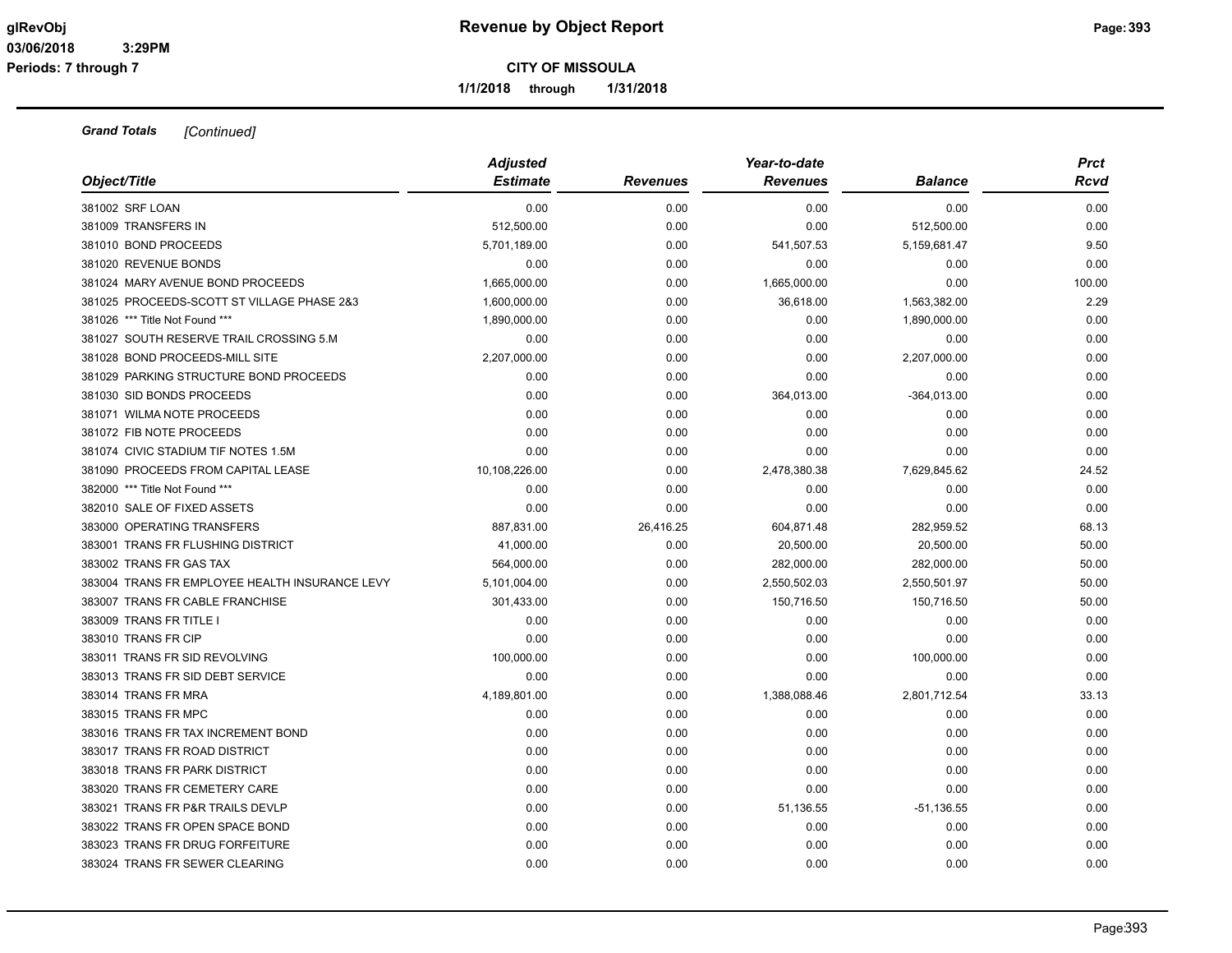# Revenue by Object Report

**CITY OF MISSOULA**

**1/1/2018 through 1/31/2018**

glRevObj
03/06/2018 3:29PM
Periods: 7 through 7

***Grand Totals*** *[Continued]*

| Object/Title | Adjusted Estimate | Revenues | Year-to-date Revenues | Balance | Prct Rcvd |
|---|---|---|---|---|---|
| 381002 SRF LOAN | 0.00 | 0.00 | 0.00 | 0.00 | 0.00 |
| 381009 TRANSFERS IN | 512,500.00 | 0.00 | 0.00 | 512,500.00 | 0.00 |
| 381010 BOND PROCEEDS | 5,701,189.00 | 0.00 | 541,507.53 | 5,159,681.47 | 9.50 |
| 381020 REVENUE BONDS | 0.00 | 0.00 | 0.00 | 0.00 | 0.00 |
| 381024 MARY AVENUE BOND PROCEEDS | 1,665,000.00 | 0.00 | 1,665,000.00 | 0.00 | 100.00 |
| 381025 PROCEEDS-SCOTT ST VILLAGE PHASE 2&3 | 1,600,000.00 | 0.00 | 36,618.00 | 1,563,382.00 | 2.29 |
| 381026 *** Title Not Found *** | 1,890,000.00 | 0.00 | 0.00 | 1,890,000.00 | 0.00 |
| 381027 SOUTH RESERVE TRAIL CROSSING 5.M | 0.00 | 0.00 | 0.00 | 0.00 | 0.00 |
| 381028 BOND PROCEEDS-MILL SITE | 2,207,000.00 | 0.00 | 0.00 | 2,207,000.00 | 0.00 |
| 381029 PARKING STRUCTURE BOND PROCEEDS | 0.00 | 0.00 | 0.00 | 0.00 | 0.00 |
| 381030 SID BONDS PROCEEDS | 0.00 | 0.00 | 364,013.00 | -364,013.00 | 0.00 |
| 381071 WILMA NOTE PROCEEDS | 0.00 | 0.00 | 0.00 | 0.00 | 0.00 |
| 381072 FIB NOTE PROCEEDS | 0.00 | 0.00 | 0.00 | 0.00 | 0.00 |
| 381074 CIVIC STADIUM TIF NOTES 1.5M | 0.00 | 0.00 | 0.00 | 0.00 | 0.00 |
| 381090 PROCEEDS FROM CAPITAL LEASE | 10,108,226.00 | 0.00 | 2,478,380.38 | 7,629,845.62 | 24.52 |
| 382000 *** Title Not Found *** | 0.00 | 0.00 | 0.00 | 0.00 | 0.00 |
| 382010 SALE OF FIXED ASSETS | 0.00 | 0.00 | 0.00 | 0.00 | 0.00 |
| 383000 OPERATING TRANSFERS | 887,831.00 | 26,416.25 | 604,871.48 | 282,959.52 | 68.13 |
| 383001 TRANS FR FLUSHING DISTRICT | 41,000.00 | 0.00 | 20,500.00 | 20,500.00 | 50.00 |
| 383002 TRANS FR GAS TAX | 564,000.00 | 0.00 | 282,000.00 | 282,000.00 | 50.00 |
| 383004 TRANS FR EMPLOYEE HEALTH INSURANCE LEVY | 5,101,004.00 | 0.00 | 2,550,502.03 | 2,550,501.97 | 50.00 |
| 383007 TRANS FR CABLE FRANCHISE | 301,433.00 | 0.00 | 150,716.50 | 150,716.50 | 50.00 |
| 383009 TRANS FR TITLE I | 0.00 | 0.00 | 0.00 | 0.00 | 0.00 |
| 383010 TRANS FR CIP | 0.00 | 0.00 | 0.00 | 0.00 | 0.00 |
| 383011 TRANS FR SID REVOLVING | 100,000.00 | 0.00 | 0.00 | 100,000.00 | 0.00 |
| 383013 TRANS FR SID DEBT SERVICE | 0.00 | 0.00 | 0.00 | 0.00 | 0.00 |
| 383014 TRANS FR MRA | 4,189,801.00 | 0.00 | 1,388,088.46 | 2,801,712.54 | 33.13 |
| 383015 TRANS FR MPC | 0.00 | 0.00 | 0.00 | 0.00 | 0.00 |
| 383016 TRANS FR TAX INCREMENT BOND | 0.00 | 0.00 | 0.00 | 0.00 | 0.00 |
| 383017 TRANS FR ROAD DISTRICT | 0.00 | 0.00 | 0.00 | 0.00 | 0.00 |
| 383018 TRANS FR PARK DISTRICT | 0.00 | 0.00 | 0.00 | 0.00 | 0.00 |
| 383020 TRANS FR CEMETERY CARE | 0.00 | 0.00 | 0.00 | 0.00 | 0.00 |
| 383021 TRANS FR P&R TRAILS DEVLP | 0.00 | 0.00 | 51,136.55 | -51,136.55 | 0.00 |
| 383022 TRANS FR OPEN SPACE BOND | 0.00 | 0.00 | 0.00 | 0.00 | 0.00 |
| 383023 TRANS FR DRUG FORFEITURE | 0.00 | 0.00 | 0.00 | 0.00 | 0.00 |
| 383024 TRANS FR SEWER CLEARING | 0.00 | 0.00 | 0.00 | 0.00 | 0.00 |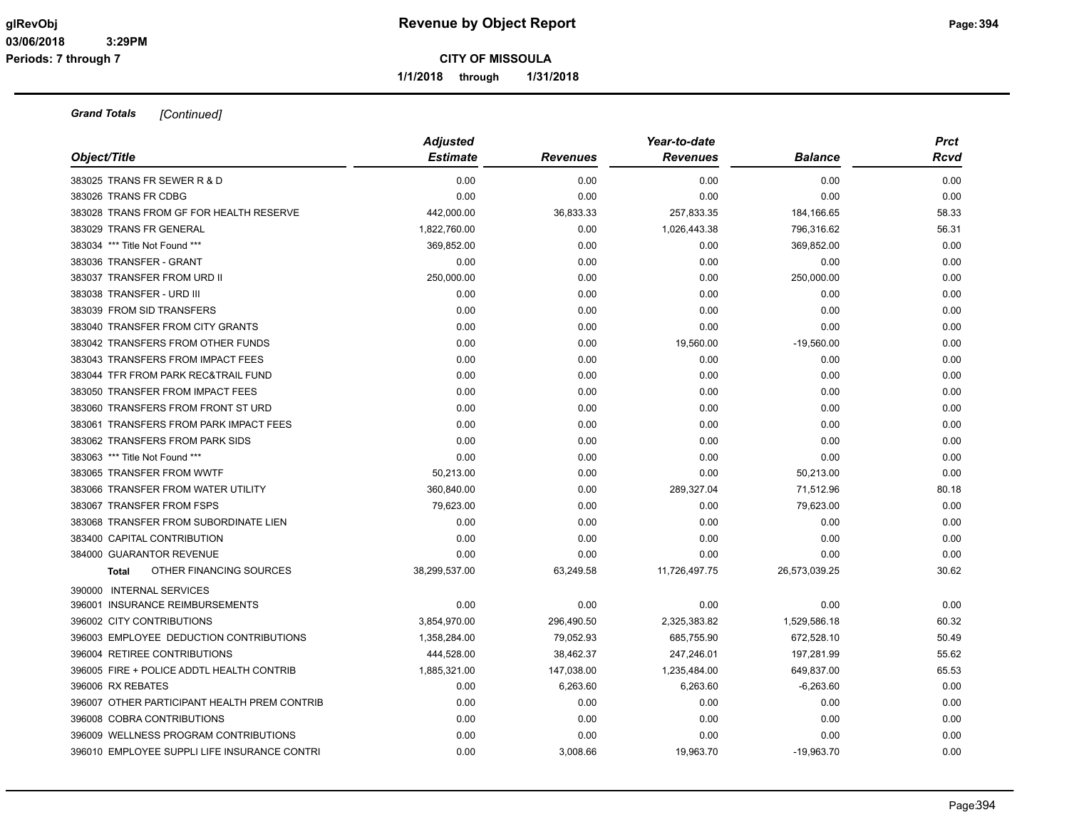**Grand Totals** *[Continued]*

| Object/Title | Adjusted Estimate | Revenues | Year-to-date Revenues | Balance | Prct Rcvd |
|---|---|---|---|---|---|
| 383025 TRANS FR SEWER R & D | 0.00 | 0.00 | 0.00 | 0.00 | 0.00 |
| 383026 TRANS FR CDBG | 0.00 | 0.00 | 0.00 | 0.00 | 0.00 |
| 383028 TRANS FROM GF FOR HEALTH RESERVE | 442,000.00 | 36,833.33 | 257,833.35 | 184,166.65 | 58.33 |
| 383029 TRANS FR GENERAL | 1,822,760.00 | 0.00 | 1,026,443.38 | 796,316.62 | 56.31 |
| 383034 *** Title Not Found *** | 369,852.00 | 0.00 | 0.00 | 369,852.00 | 0.00 |
| 383036 TRANSFER - GRANT | 0.00 | 0.00 | 0.00 | 0.00 | 0.00 |
| 383037 TRANSFER FROM URD II | 250,000.00 | 0.00 | 0.00 | 250,000.00 | 0.00 |
| 383038 TRANSFER - URD III | 0.00 | 0.00 | 0.00 | 0.00 | 0.00 |
| 383039 FROM SID TRANSFERS | 0.00 | 0.00 | 0.00 | 0.00 | 0.00 |
| 383040 TRANSFER FROM CITY GRANTS | 0.00 | 0.00 | 0.00 | 0.00 | 0.00 |
| 383042 TRANSFERS FROM OTHER FUNDS | 0.00 | 0.00 | 19,560.00 | -19,560.00 | 0.00 |
| 383043 TRANSFERS FROM IMPACT FEES | 0.00 | 0.00 | 0.00 | 0.00 | 0.00 |
| 383044 TFR FROM PARK REC&TRAIL FUND | 0.00 | 0.00 | 0.00 | 0.00 | 0.00 |
| 383050 TRANSFER FROM IMPACT FEES | 0.00 | 0.00 | 0.00 | 0.00 | 0.00 |
| 383060 TRANSFERS FROM FRONT ST URD | 0.00 | 0.00 | 0.00 | 0.00 | 0.00 |
| 383061 TRANSFERS FROM PARK IMPACT FEES | 0.00 | 0.00 | 0.00 | 0.00 | 0.00 |
| 383062 TRANSFERS FROM PARK SIDS | 0.00 | 0.00 | 0.00 | 0.00 | 0.00 |
| 383063 *** Title Not Found *** | 0.00 | 0.00 | 0.00 | 0.00 | 0.00 |
| 383065 TRANSFER FROM WWTF | 50,213.00 | 0.00 | 0.00 | 50,213.00 | 0.00 |
| 383066 TRANSFER FROM WATER UTILITY | 360,840.00 | 0.00 | 289,327.04 | 71,512.96 | 80.18 |
| 383067 TRANSFER FROM FSPS | 79,623.00 | 0.00 | 0.00 | 79,623.00 | 0.00 |
| 383068 TRANSFER FROM SUBORDINATE LIEN | 0.00 | 0.00 | 0.00 | 0.00 | 0.00 |
| 383400 CAPITAL CONTRIBUTION | 0.00 | 0.00 | 0.00 | 0.00 | 0.00 |
| 384000 GUARANTOR REVENUE | 0.00 | 0.00 | 0.00 | 0.00 | 0.00 |
| **Total** OTHER FINANCING SOURCES | 38,299,537.00 | 63,249.58 | 11,726,497.75 | 26,573,039.25 | 30.62 |
| 390000 INTERNAL SERVICES | | | | | |
| 396001 INSURANCE REIMBURSEMENTS | 0.00 | 0.00 | 0.00 | 0.00 | 0.00 |
| 396002 CITY CONTRIBUTIONS | 3,854,970.00 | 296,490.50 | 2,325,383.82 | 1,529,586.18 | 60.32 |
| 396003 EMPLOYEE DEDUCTION CONTRIBUTIONS | 1,358,284.00 | 79,052.93 | 685,755.90 | 672,528.10 | 50.49 |
| 396004 RETIREE CONTRIBUTIONS | 444,528.00 | 38,462.37 | 247,246.01 | 197,281.99 | 55.62 |
| 396005 FIRE + POLICE ADDTL HEALTH CONTRIB | 1,885,321.00 | 147,038.00 | 1,235,484.00 | 649,837.00 | 65.53 |
| 396006 RX REBATES | 0.00 | 6,263.60 | 6,263.60 | -6,263.60 | 0.00 |
| 396007 OTHER PARTICIPANT HEALTH PREM CONTRIB | 0.00 | 0.00 | 0.00 | 0.00 | 0.00 |
| 396008 COBRA CONTRIBUTIONS | 0.00 | 0.00 | 0.00 | 0.00 | 0.00 |
| 396009 WELLNESS PROGRAM CONTRIBUTIONS | 0.00 | 0.00 | 0.00 | 0.00 | 0.00 |
| 396010 EMPLOYEE SUPPLI LIFE INSURANCE CONTRI | 0.00 | 3,008.66 | 19,963.70 | -19,963.70 | 0.00 |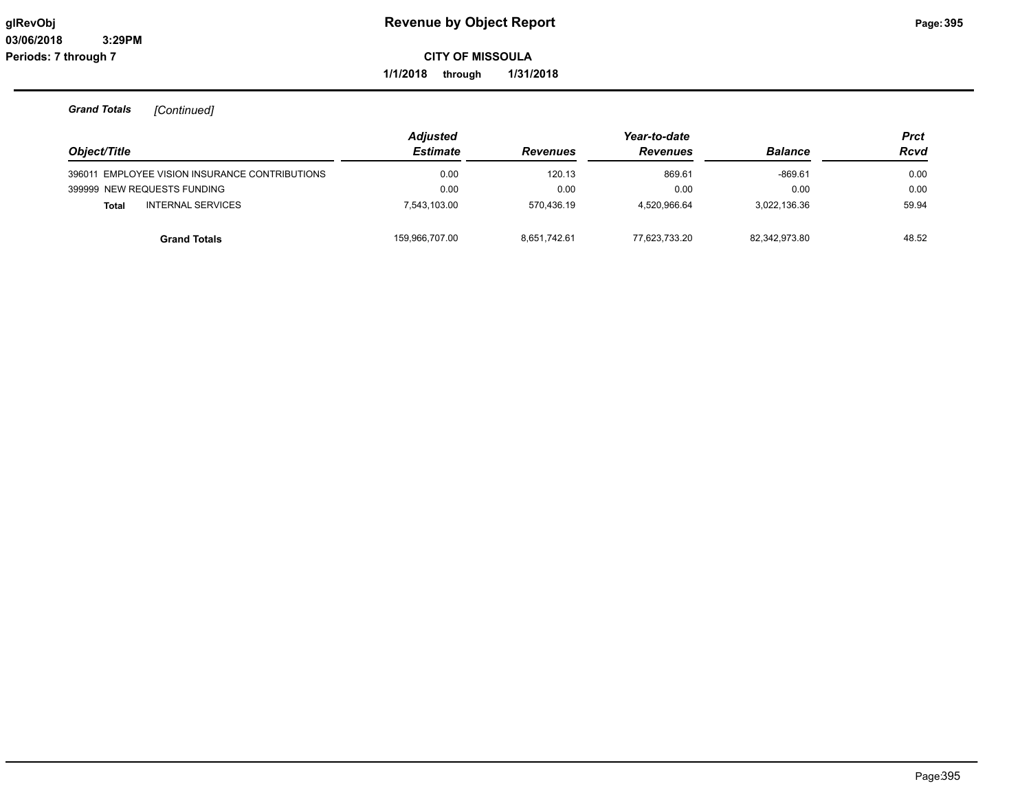**Grand Totals** *[Continued]*

| Object/Title | Adjusted Estimate | Revenues | Year-to-date Revenues | Balance | Prct Rcvd |
|---|---|---|---|---|---|
| 396011 EMPLOYEE VISION INSURANCE CONTRIBUTIONS | 0.00 | 120.13 | 869.61 | -869.61 | 0.00 |
| 399999 NEW REQUESTS FUNDING | 0.00 | 0.00 | 0.00 | 0.00 | 0.00 |
| **Total** INTERNAL SERVICES | 7,543,103.00 | 570,436.19 | 4,520,966.64 | 3,022,136.36 | 59.94 |
| **Grand Totals** | 159,966,707.00 | 8,651,742.61 | 77,623,733.20 | 82,342,973.80 | 48.52 |